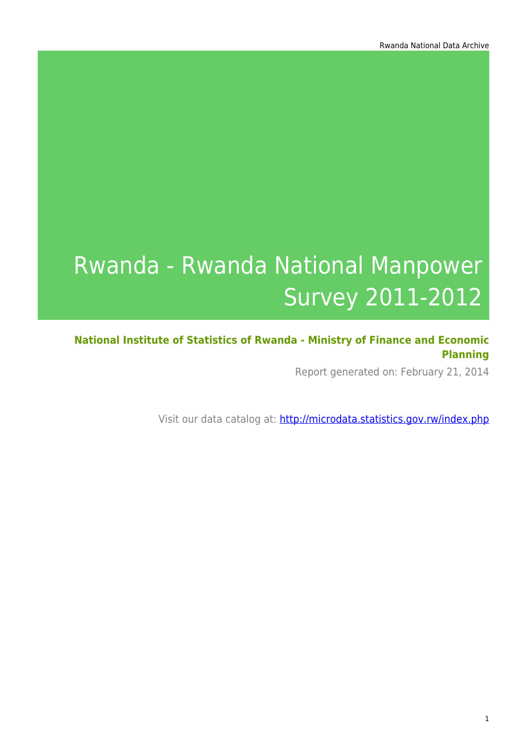# Rwanda - Rwanda National Manpower Survey 2011-2012

**National Institute of Statistics of Rwanda - Ministry of Finance and Economic Planning**

Report generated on: February 21, 2014

Visit our data catalog at: http://microdata.statistics.gov.rw/index.php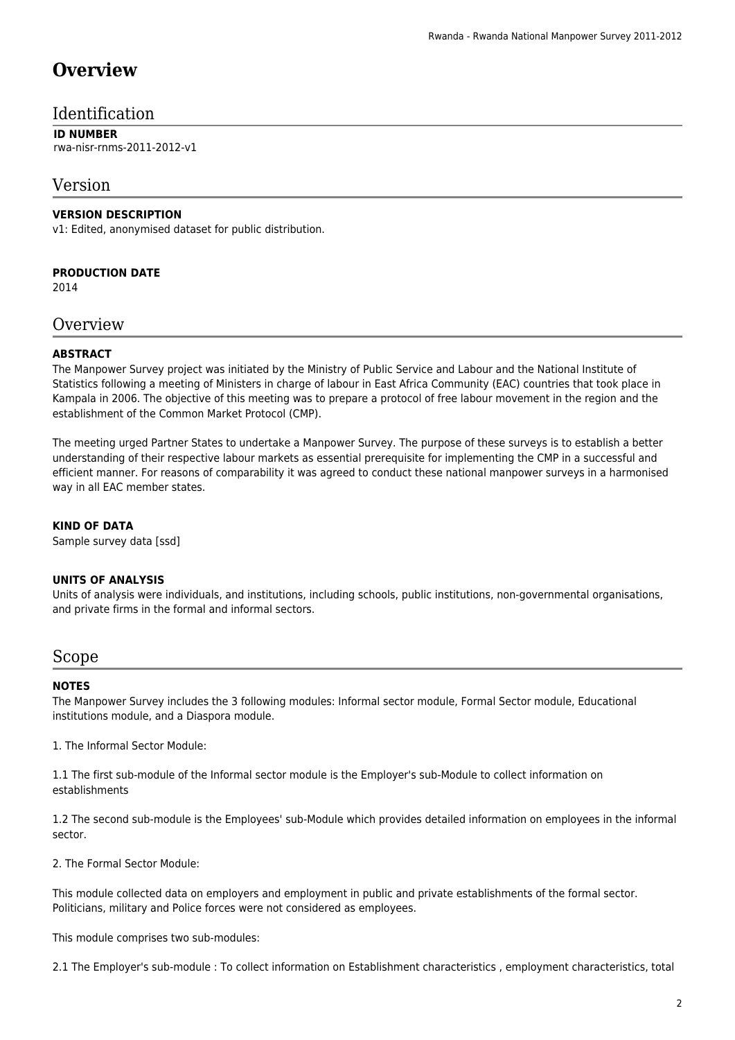# Overview

## Identification

**ID NUMBER**

rwa-nisr-rnms-2011-2012-v1

## Version

**VERSION DESCRIPTION**

v1: Edited, anonymised dataset for public distribution.

**PRODUCTION DATE**

2014

## Overview

**ABSTRACT**

The Manpower Survey project was initiated by the Ministry of Public Service and Labour and the National Institute of Statistics following a meeting of Ministers in charge of labour in East Africa Community (EAC) countries that took place in Kampala in 2006. The objective of this meeting was to prepare a protocol of free labour movement in the region and the establishment of the Common Market Protocol (CMP).

The meeting urged Partner States to undertake a Manpower Survey. The purpose of these surveys is to establish a better understanding of their respective labour markets as essential prerequisite for implementing the CMP in a successful and efficient manner. For reasons of comparability it was agreed to conduct these national manpower surveys in a harmonised way in all EAC member states.

**KIND OF DATA**

Sample survey data [ssd]

**UNITS OF ANALYSIS**

Units of analysis were individuals, and institutions, including schools, public institutions, non-governmental organisations, and private firms in the formal and informal sectors.

## Scope

**NOTES**

The Manpower Survey includes the 3 following modules: Informal sector module, Formal Sector module, Educational institutions module, and a Diaspora module.

1. The Informal Sector Module:

1.1 The first sub-module of the Informal sector module is the Employer's sub-Module to collect information on establishments

1.2 The second sub-module is the Employees' sub-Module which provides detailed information on employees in the informal sector.

2. The Formal Sector Module:

This module collected data on employers and employment in public and private establishments of the formal sector. Politicians, military and Police forces were not considered as employees.

This module comprises two sub-modules:

2.1 The Employer's sub-module : To collect information on Establishment characteristics , employment characteristics, total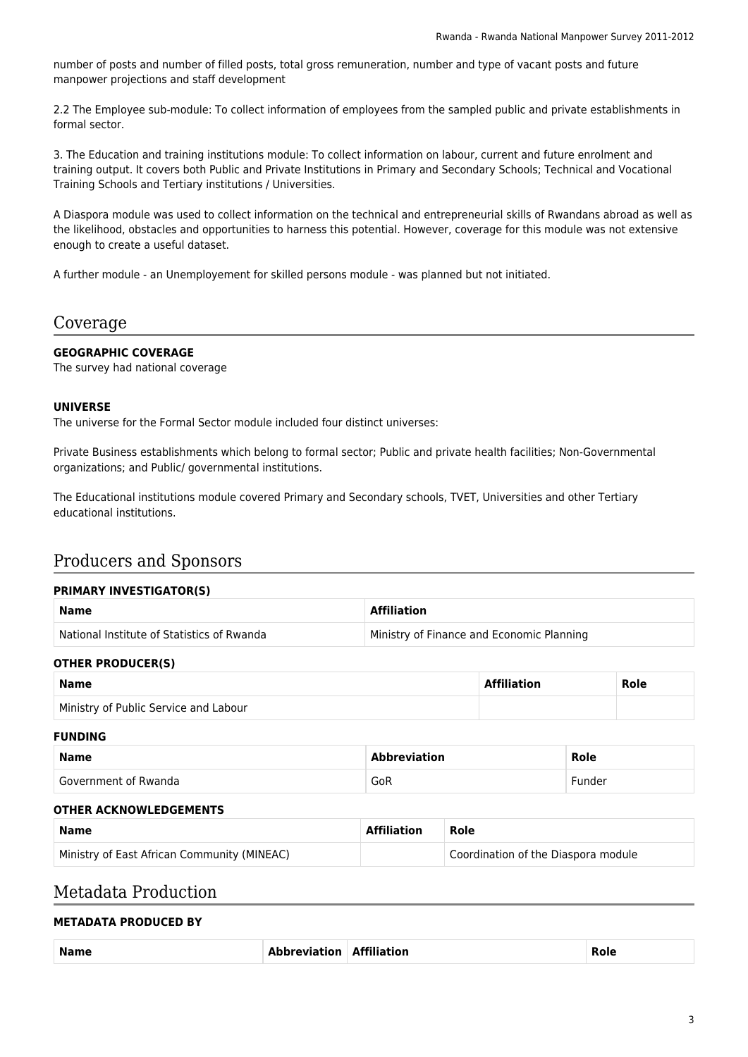number of posts and number of filled posts, total gross remuneration, number and type of vacant posts and future manpower projections and staff development

2.2 The Employee sub-module: To collect information of employees from the sampled public and private establishments in formal sector.

3. The Education and training institutions module: To collect information on labour, current and future enrolment and training output. It covers both Public and Private Institutions in Primary and Secondary Schools; Technical and Vocational Training Schools and Tertiary institutions / Universities.

A Diaspora module was used to collect information on the technical and entrepreneurial skills of Rwandans abroad as well as the likelihood, obstacles and opportunities to harness this potential. However, coverage for this module was not extensive enough to create a useful dataset.

A further module - an Unemployement for skilled persons module - was planned but not initiated.

## Coverage

**GEOGRAPHIC COVERAGE**

The survey had national coverage

**UNIVERSE**

The universe for the Formal Sector module included four distinct universes:

Private Business establishments which belong to formal sector; Public and private health facilities; Non-Governmental organizations; and Public/ governmental institutions.

The Educational institutions module covered Primary and Secondary schools, TVET, Universities and other Tertiary educational institutions.

## Producers and Sponsors

**PRIMARY INVESTIGATOR(S)**

| Name | Affiliation |
|---|---|
| National Institute of Statistics of Rwanda | Ministry of Finance and Economic Planning |

**OTHER PRODUCER(S)**

| Name | Affiliation | Role |
|---|---|---|
| Ministry of Public Service and Labour | | |

**FUNDING**

| Name | Abbreviation | Role |
|---|---|---|
| Government of Rwanda | GoR | Funder |

**OTHER ACKNOWLEDGEMENTS**

| Name | Affiliation | Role |
|---|---|---|
| Ministry of East African Community (MINEAC) | | Coordination of the Diaspora module |

## Metadata Production

**METADATA PRODUCED BY**

| Name | Abbreviation | Affiliation | Role |
|---|---|---|---|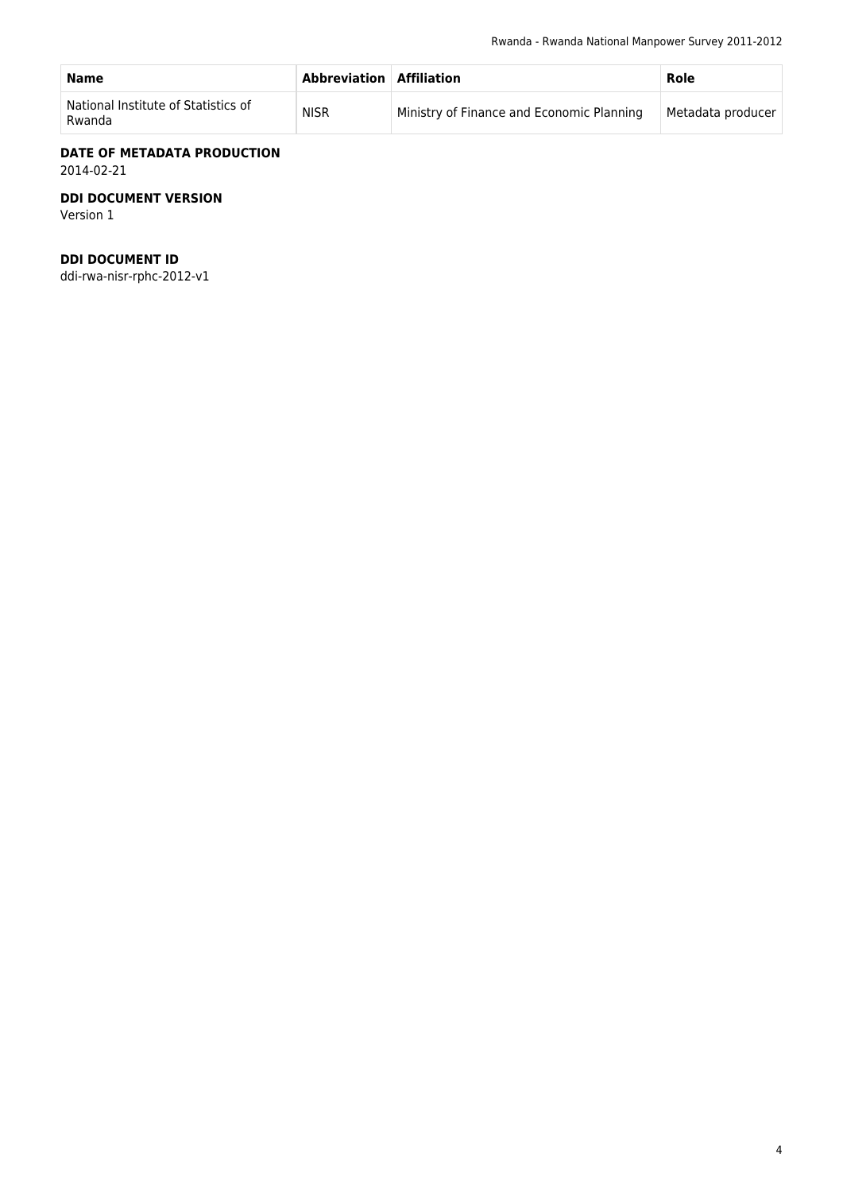| Name | Abbreviation | Affiliation | Role |
|---|---|---|---|
| National Institute of Statistics of Rwanda | NISR | Ministry of Finance and Economic Planning | Metadata producer |

**DATE OF METADATA PRODUCTION**

2014-02-21

**DDI DOCUMENT VERSION**

Version 1

**DDI DOCUMENT ID**

ddi-rwa-nisr-rphc-2012-v1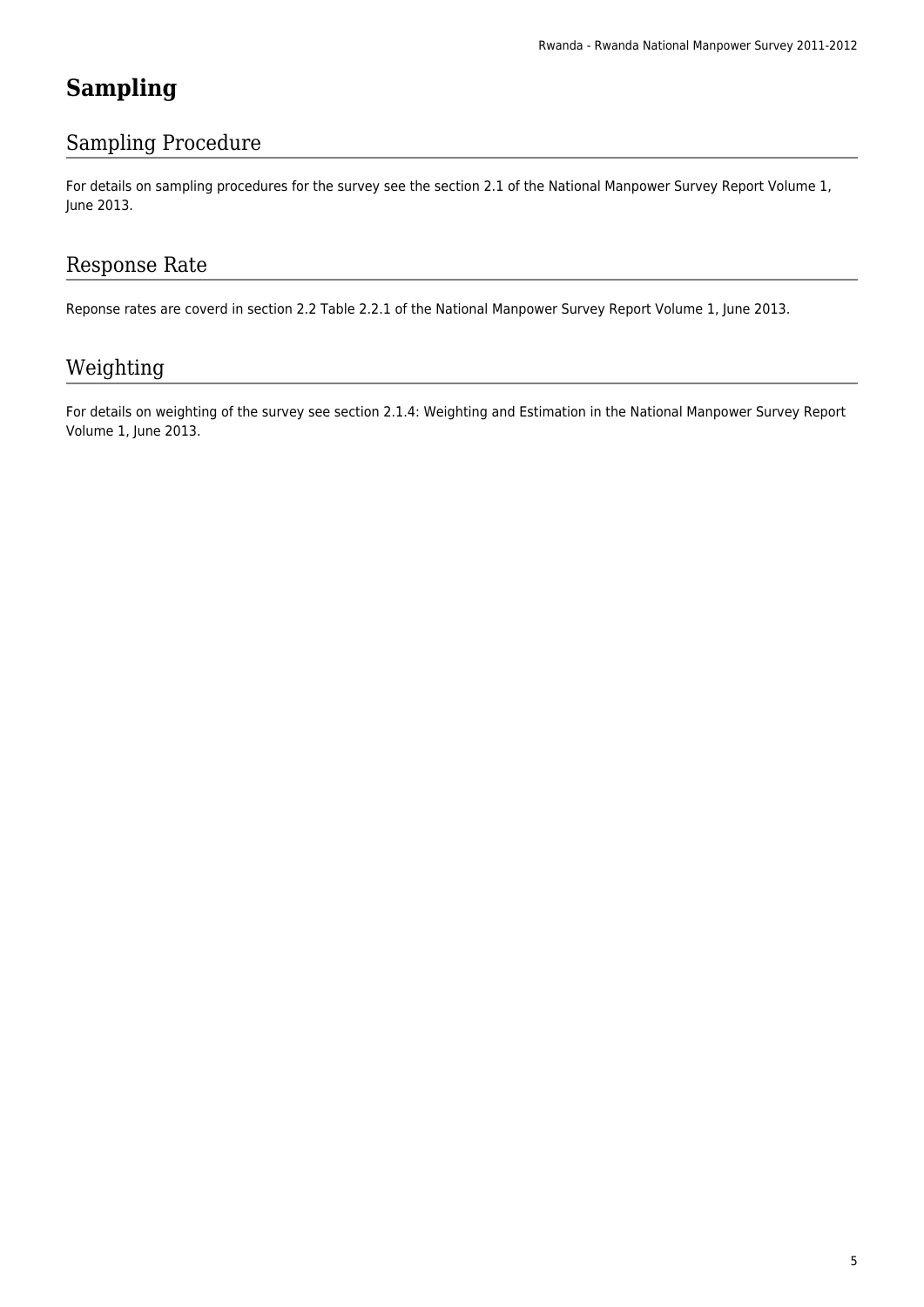# Sampling

## Sampling Procedure

For details on sampling procedures for the survey see the section 2.1 of the National Manpower Survey Report Volume 1, June 2013.

## Response Rate

Reponse rates are coverd in section 2.2 Table 2.2.1 of the National Manpower Survey Report Volume 1, June 2013.

## Weighting

For details on weighting of the survey see section 2.1.4: Weighting and Estimation in the National Manpower Survey Report Volume 1, June 2013.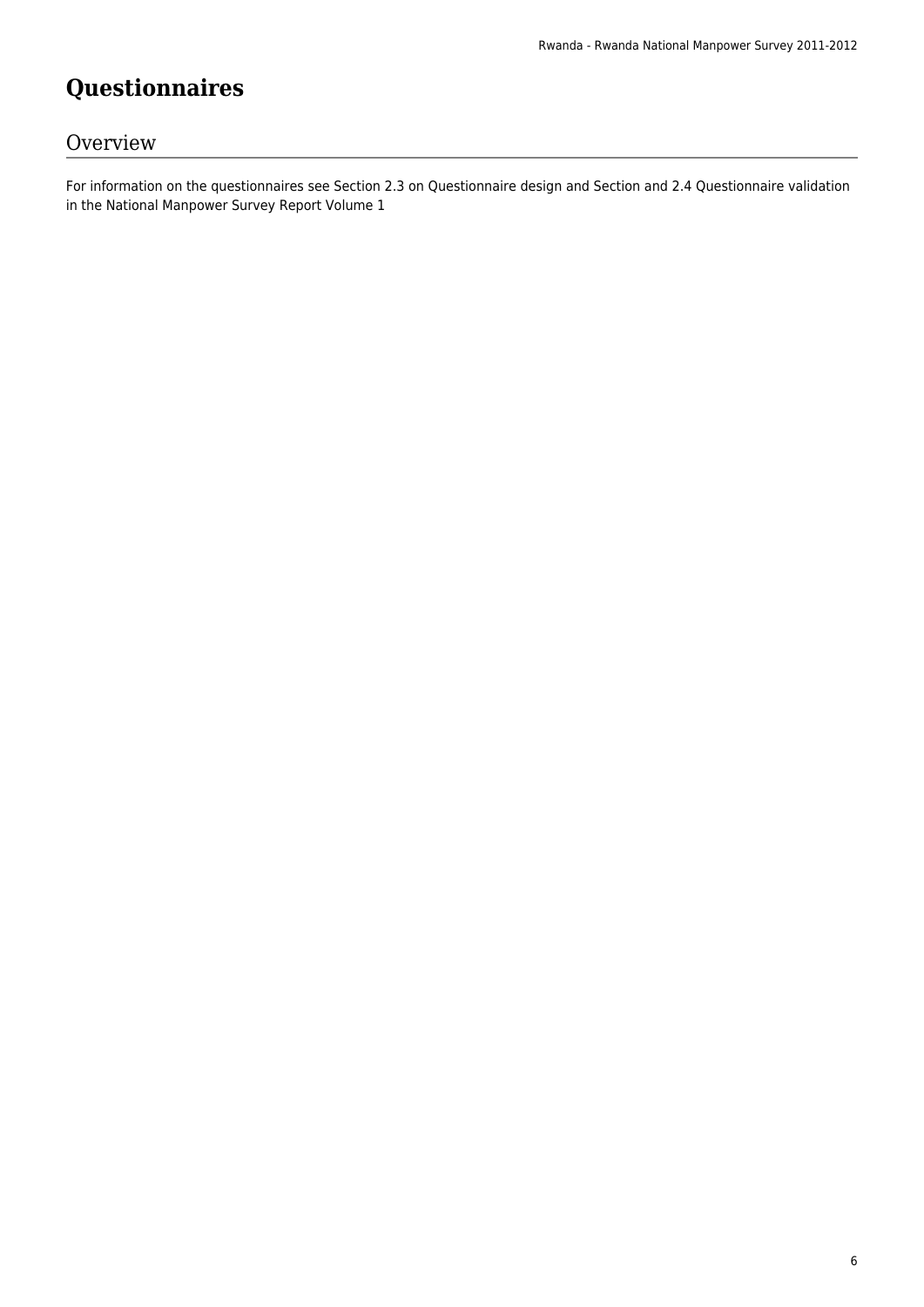# Questionnaires

## Overview

For information on the questionnaires see Section 2.3 on Questionnaire design and Section and 2.4 Questionnaire validation in the National Manpower Survey Report Volume 1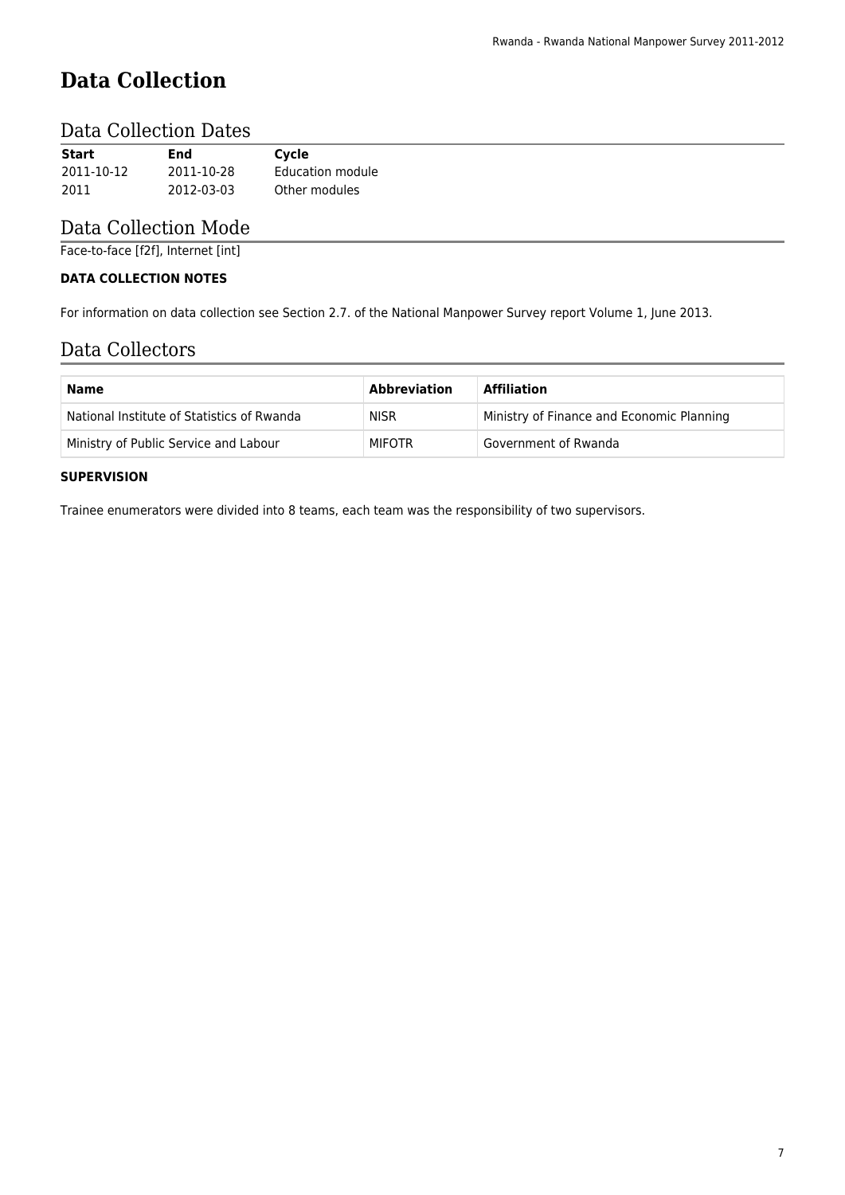# Data Collection

## Data Collection Dates

| Start | End | Cycle |
|---|---|---|
| 2011-10-12 | 2011-10-28 | Education module |
| 2011 | 2012-03-03 | Other modules |

## Data Collection Mode

Face-to-face [f2f], Internet [int]

### DATA COLLECTION NOTES

For information on data collection see Section 2.7. of the National Manpower Survey report Volume 1, June 2013.

## Data Collectors

| Name | Abbreviation | Affiliation |
|---|---|---|
| National Institute of Statistics of Rwanda | NISR | Ministry of Finance and Economic Planning |
| Ministry of Public Service and Labour | MIFOTR | Government of Rwanda |

### SUPERVISION

Trainee enumerators were divided into 8 teams, each team was the responsibility of two supervisors.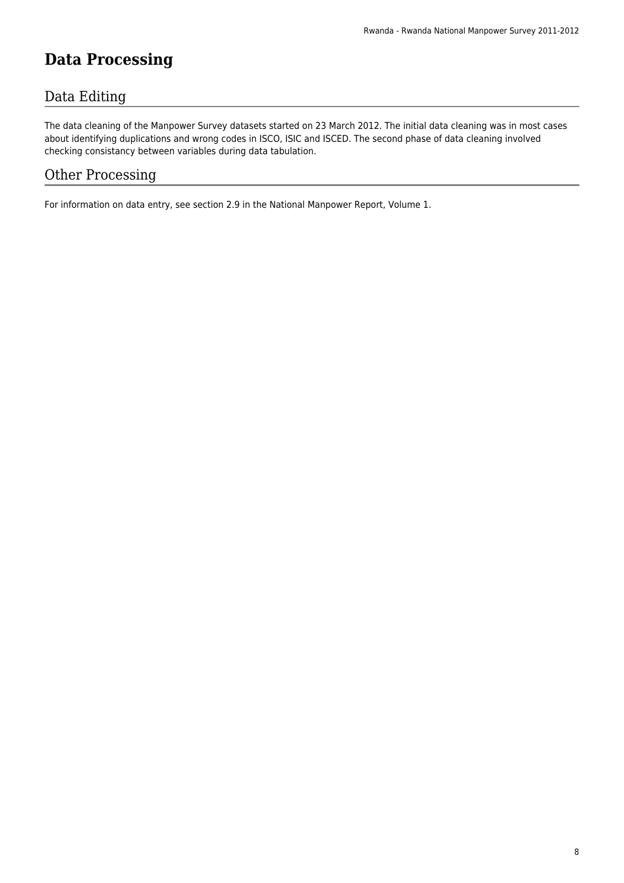# Data Processing

## Data Editing

The data cleaning of the Manpower Survey datasets started on 23 March 2012. The initial data cleaning was in most cases about identifying duplications and wrong codes in ISCO, ISIC and ISCED. The second phase of data cleaning involved checking consistancy between variables during data tabulation.

## Other Processing

For information on data entry, see section 2.9 in the National Manpower Report, Volume 1.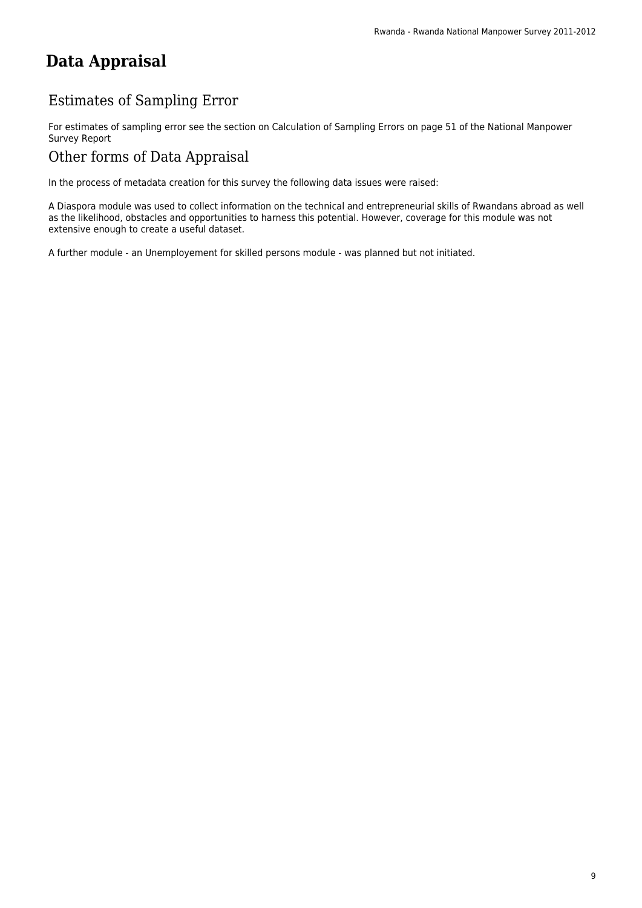# Data Appraisal

## Estimates of Sampling Error

For estimates of sampling error see the section on Calculation of Sampling Errors on page 51 of the National Manpower Survey Report

## Other forms of Data Appraisal

In the process of metadata creation for this survey the following data issues were raised:

A Diaspora module was used to collect information on the technical and entrepreneurial skills of Rwandans abroad as well as the likelihood, obstacles and opportunities to harness this potential. However, coverage for this module was not extensive enough to create a useful dataset.

A further module - an Unemployement for skilled persons module - was planned but not initiated.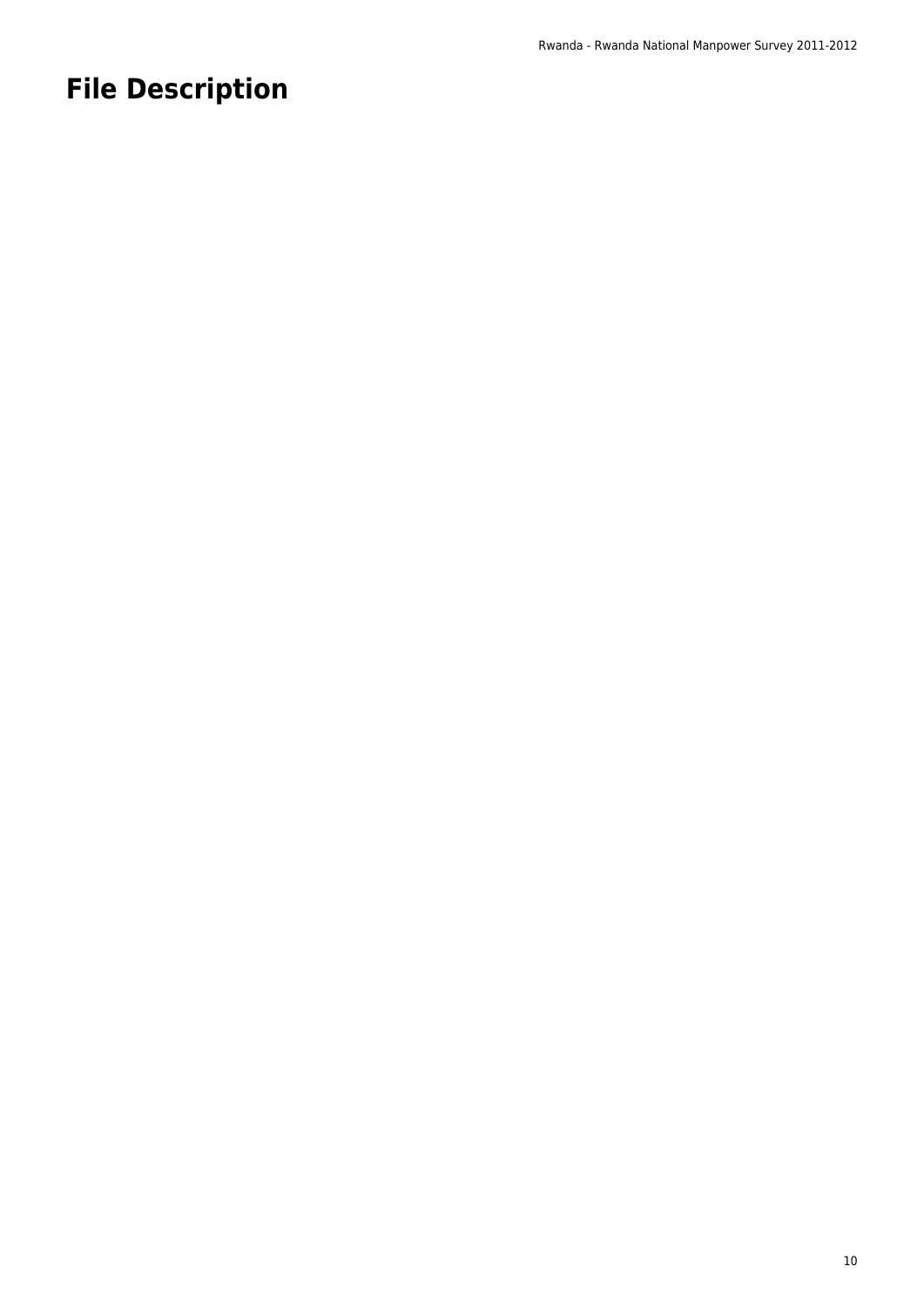# File Description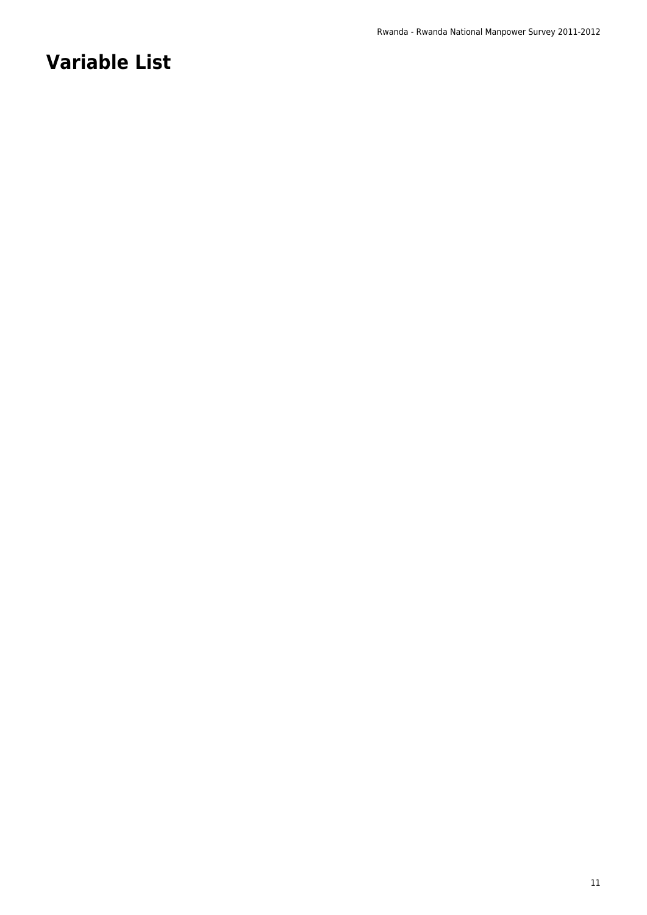# Variable List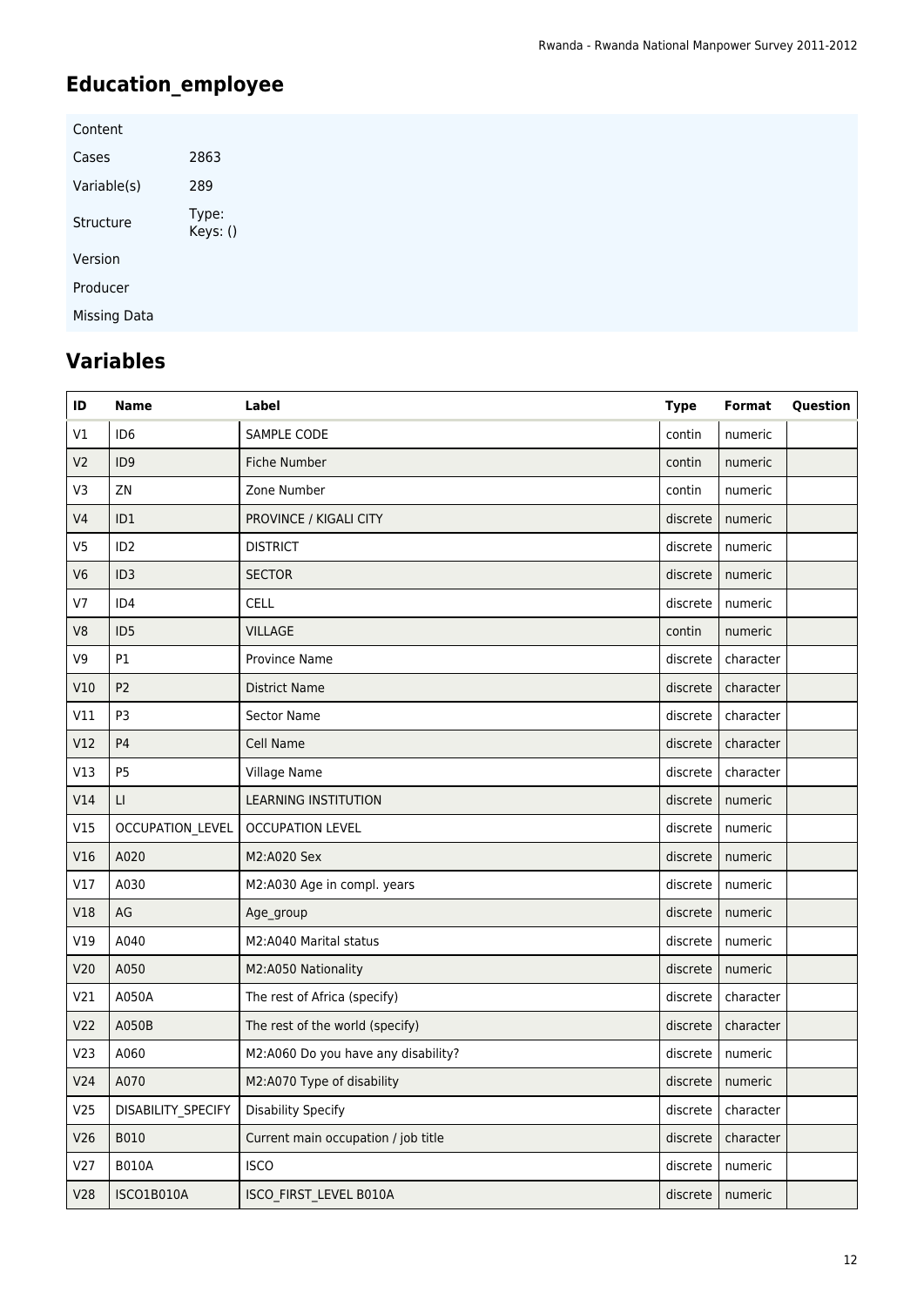# Education_employee

| Content | |
|---|---|
| Cases | 2863 |
| Variable(s) | 289 |
| Structure | Type:<br>Keys: () |
| Version | |
| Producer | |
| Missing Data | |

## Variables

| ID | Name | Label | Type | Format | Question |
|---|---|---|---|---|---|
| V1 | ID6 | SAMPLE CODE | contin | numeric | |
| V2 | ID9 | Fiche Number | contin | numeric | |
| V3 | ZN | Zone Number | contin | numeric | |
| V4 | ID1 | PROVINCE / KIGALI CITY | discrete | numeric | |
| V5 | ID2 | DISTRICT | discrete | numeric | |
| V6 | ID3 | SECTOR | discrete | numeric | |
| V7 | ID4 | CELL | discrete | numeric | |
| V8 | ID5 | VILLAGE | contin | numeric | |
| V9 | P1 | Province Name | discrete | character | |
| V10 | P2 | District Name | discrete | character | |
| V11 | P3 | Sector Name | discrete | character | |
| V12 | P4 | Cell Name | discrete | character | |
| V13 | P5 | Village Name | discrete | character | |
| V14 | LI | LEARNING INSTITUTION | discrete | numeric | |
| V15 | OCCUPATION_LEVEL | OCCUPATION LEVEL | discrete | numeric | |
| V16 | A020 | M2:A020 Sex | discrete | numeric | |
| V17 | A030 | M2:A030 Age in compl. years | discrete | numeric | |
| V18 | AG | Age_group | discrete | numeric | |
| V19 | A040 | M2:A040 Marital status | discrete | numeric | |
| V20 | A050 | M2:A050 Nationality | discrete | numeric | |
| V21 | A050A | The rest of Africa (specify) | discrete | character | |
| V22 | A050B | The rest of the world (specify) | discrete | character | |
| V23 | A060 | M2:A060 Do you have any disability? | discrete | numeric | |
| V24 | A070 | M2:A070 Type of disability | discrete | numeric | |
| V25 | DISABILITY_SPECIFY | Disability Specify | discrete | character | |
| V26 | B010 | Current main occupation / job title | discrete | character | |
| V27 | B010A | ISCO | discrete | numeric | |
| V28 | ISCO1B010A | ISCO_FIRST_LEVEL B010A | discrete | numeric | |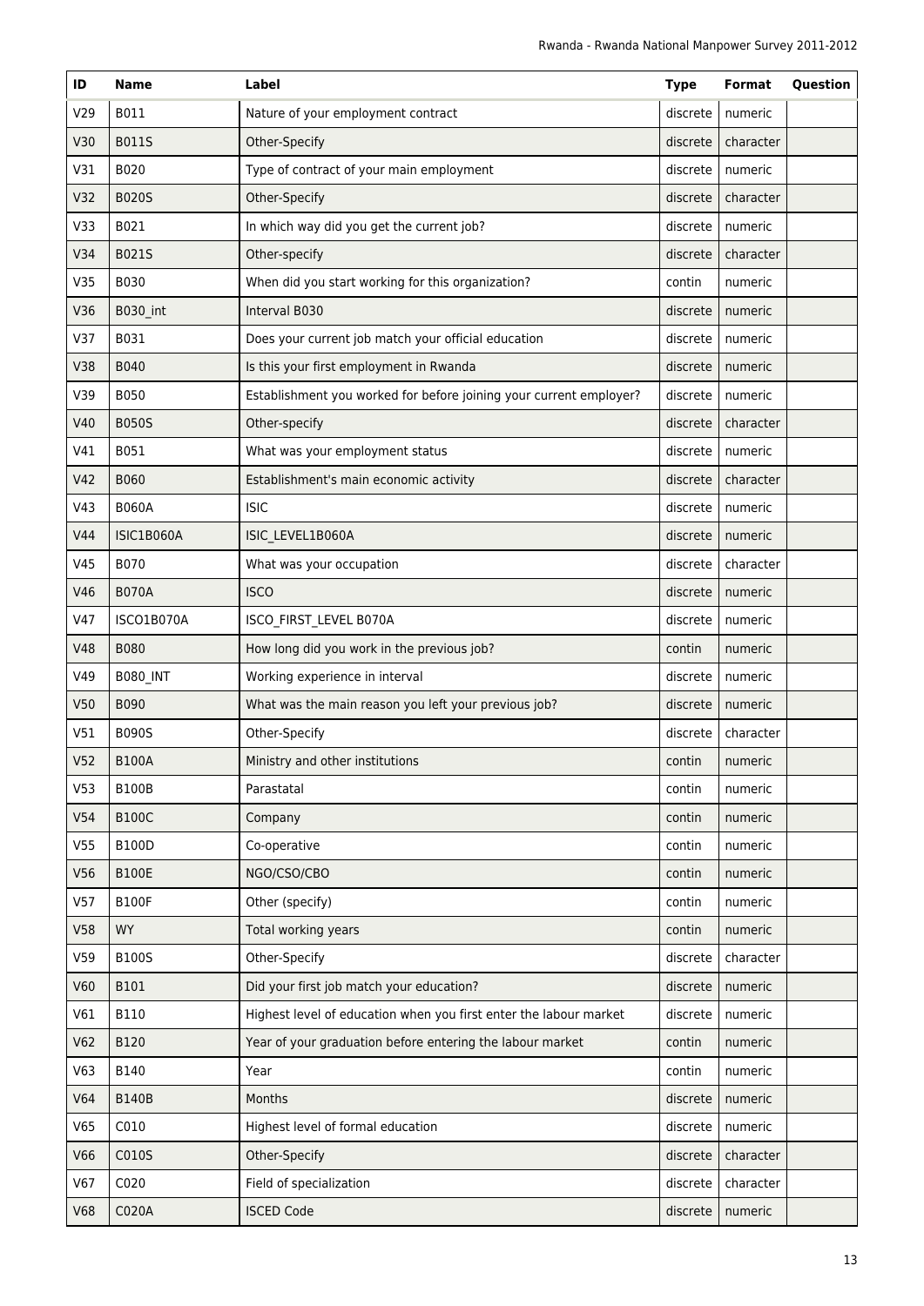| ID | Name | Label | Type | Format | Question |
| --- | --- | --- | --- | --- | --- |
| V29 | B011 | Nature of your employment contract | discrete | numeric | |
| V30 | B011S | Other-Specify | discrete | character | |
| V31 | B020 | Type of contract of your main employment | discrete | numeric | |
| V32 | B020S | Other-Specify | discrete | character | |
| V33 | B021 | In which way did you get the current job? | discrete | numeric | |
| V34 | B021S | Other-specify | discrete | character | |
| V35 | B030 | When did you start working for this organization? | contin | numeric | |
| V36 | B030_int | Interval B030 | discrete | numeric | |
| V37 | B031 | Does your current job match your official education | discrete | numeric | |
| V38 | B040 | Is this your first employment in Rwanda | discrete | numeric | |
| V39 | B050 | Establishment you worked for before joining your current employer? | discrete | numeric | |
| V40 | B050S | Other-specify | discrete | character | |
| V41 | B051 | What was your employment status | discrete | numeric | |
| V42 | B060 | Establishment's main economic activity | discrete | character | |
| V43 | B060A | ISIC | discrete | numeric | |
| V44 | ISIC1B060A | ISIC_LEVEL1B060A | discrete | numeric | |
| V45 | B070 | What was your occupation | discrete | character | |
| V46 | B070A | ISCO | discrete | numeric | |
| V47 | ISCO1B070A | ISCO_FIRST_LEVEL B070A | discrete | numeric | |
| V48 | B080 | How long did you work in the previous job? | contin | numeric | |
| V49 | B080_INT | Working experience in interval | discrete | numeric | |
| V50 | B090 | What was the main reason you left your previous job? | discrete | numeric | |
| V51 | B090S | Other-Specify | discrete | character | |
| V52 | B100A | Ministry and other institutions | contin | numeric | |
| V53 | B100B | Parastatal | contin | numeric | |
| V54 | B100C | Company | contin | numeric | |
| V55 | B100D | Co-operative | contin | numeric | |
| V56 | B100E | NGO/CSO/CBO | contin | numeric | |
| V57 | B100F | Other (specify) | contin | numeric | |
| V58 | WY | Total working years | contin | numeric | |
| V59 | B100S | Other-Specify | discrete | character | |
| V60 | B101 | Did your first job match your education? | discrete | numeric | |
| V61 | B110 | Highest level of education when you first enter the labour market | discrete | numeric | |
| V62 | B120 | Year of your graduation before entering the labour market | contin | numeric | |
| V63 | B140 | Year | contin | numeric | |
| V64 | B140B | Months | discrete | numeric | |
| V65 | C010 | Highest level of formal education | discrete | numeric | |
| V66 | C010S | Other-Specify | discrete | character | |
| V67 | C020 | Field of specialization | discrete | character | |
| V68 | C020A | ISCED Code | discrete | numeric | |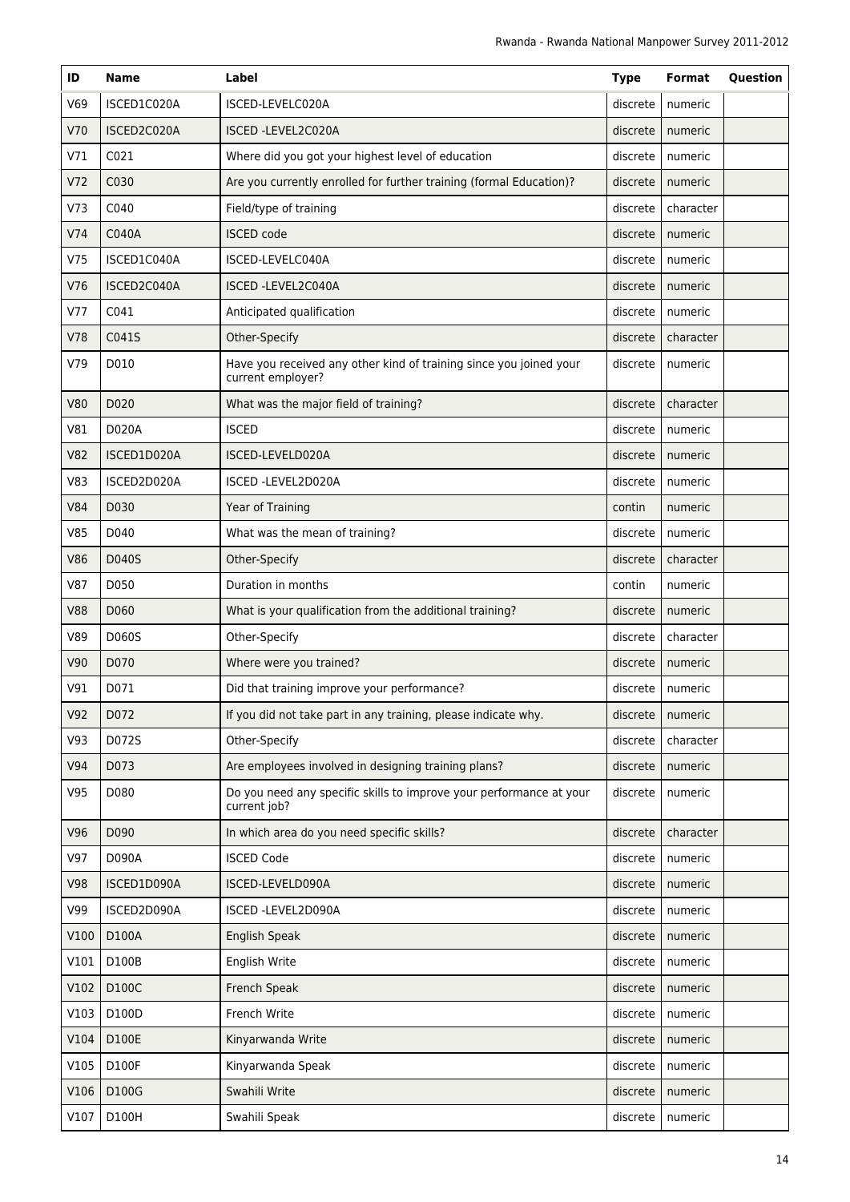| ID | Name | Label | Type | Format | Question |
|---|---|---|---|---|---|
| V69 | ISCED1C020A | ISCED-LEVELC020A | discrete | numeric | |
| V70 | ISCED2C020A | ISCED -LEVEL2C020A | discrete | numeric | |
| V71 | C021 | Where did you got your highest level of education | discrete | numeric | |
| V72 | C030 | Are you currently enrolled for further training (formal Education)? | discrete | numeric | |
| V73 | C040 | Field/type of training | discrete | character | |
| V74 | C040A | ISCED code | discrete | numeric | |
| V75 | ISCED1C040A | ISCED-LEVELC040A | discrete | numeric | |
| V76 | ISCED2C040A | ISCED -LEVEL2C040A | discrete | numeric | |
| V77 | C041 | Anticipated qualification | discrete | numeric | |
| V78 | C041S | Other-Specify | discrete | character | |
| V79 | D010 | Have you received any other kind of training since you joined your current employer? | discrete | numeric | |
| V80 | D020 | What was the major field of training? | discrete | character | |
| V81 | D020A | ISCED | discrete | numeric | |
| V82 | ISCED1D020A | ISCED-LEVELD020A | discrete | numeric | |
| V83 | ISCED2D020A | ISCED -LEVEL2D020A | discrete | numeric | |
| V84 | D030 | Year of Training | contin | numeric | |
| V85 | D040 | What was the mean of training? | discrete | numeric | |
| V86 | D040S | Other-Specify | discrete | character | |
| V87 | D050 | Duration in months | contin | numeric | |
| V88 | D060 | What is your qualification from the additional training? | discrete | numeric | |
| V89 | D060S | Other-Specify | discrete | character | |
| V90 | D070 | Where were you trained? | discrete | numeric | |
| V91 | D071 | Did that training improve your performance? | discrete | numeric | |
| V92 | D072 | If you did not take part in any training, please indicate why. | discrete | numeric | |
| V93 | D072S | Other-Specify | discrete | character | |
| V94 | D073 | Are employees involved in designing training plans? | discrete | numeric | |
| V95 | D080 | Do you need any specific skills to improve your performance at your current job? | discrete | numeric | |
| V96 | D090 | In which area do you need specific skills? | discrete | character | |
| V97 | D090A | ISCED Code | discrete | numeric | |
| V98 | ISCED1D090A | ISCED-LEVELD090A | discrete | numeric | |
| V99 | ISCED2D090A | ISCED -LEVEL2D090A | discrete | numeric | |
| V100 | D100A | English Speak | discrete | numeric | |
| V101 | D100B | English Write | discrete | numeric | |
| V102 | D100C | French Speak | discrete | numeric | |
| V103 | D100D | French Write | discrete | numeric | |
| V104 | D100E | Kinyarwanda Write | discrete | numeric | |
| V105 | D100F | Kinyarwanda Speak | discrete | numeric | |
| V106 | D100G | Swahili Write | discrete | numeric | |
| V107 | D100H | Swahili Speak | discrete | numeric | |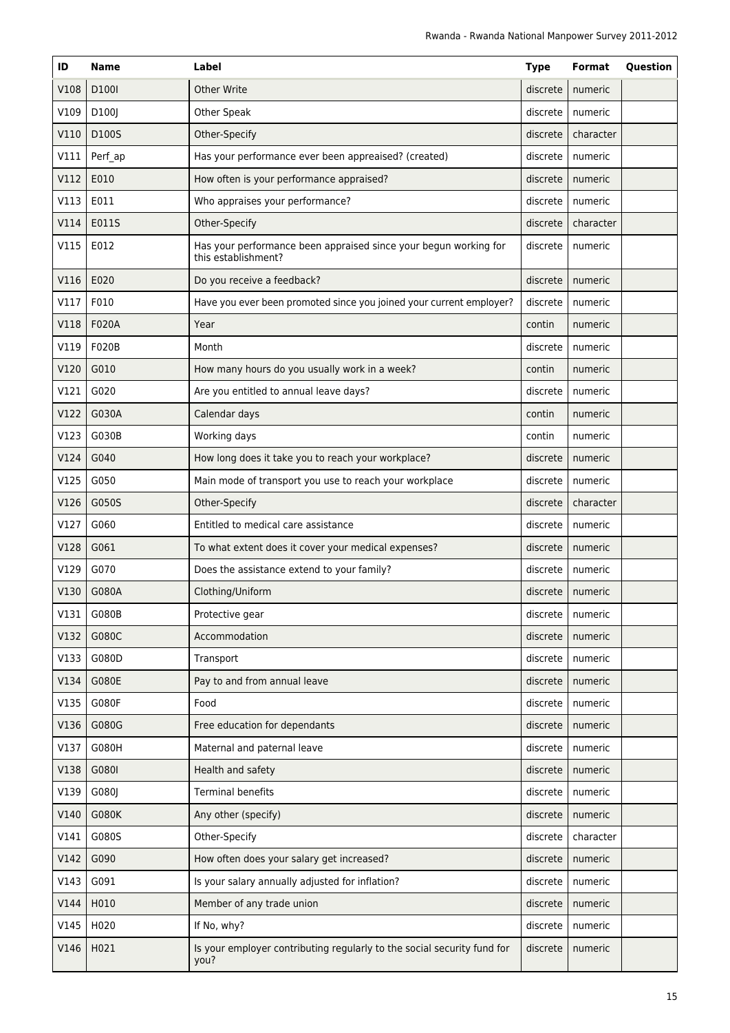| ID | Name | Label | Type | Format | Question |
|---|---|---|---|---|---|
| V108 | D100I | Other Write | discrete | numeric | |
| V109 | D100J | Other Speak | discrete | numeric | |
| V110 | D100S | Other-Specify | discrete | character | |
| V111 | Perf_ap | Has your performance ever been appreaised? (created) | discrete | numeric | |
| V112 | E010 | How often is your performance appraised? | discrete | numeric | |
| V113 | E011 | Who appraises your performance? | discrete | numeric | |
| V114 | E011S | Other-Specify | discrete | character | |
| V115 | E012 | Has your performance been appraised since your begun working for this establishment? | discrete | numeric | |
| V116 | E020 | Do you receive a feedback? | discrete | numeric | |
| V117 | F010 | Have you ever been promoted since you joined your current employer? | discrete | numeric | |
| V118 | F020A | Year | contin | numeric | |
| V119 | F020B | Month | discrete | numeric | |
| V120 | G010 | How many hours do you usually work in a week? | contin | numeric | |
| V121 | G020 | Are you entitled to annual leave days? | discrete | numeric | |
| V122 | G030A | Calendar days | contin | numeric | |
| V123 | G030B | Working days | contin | numeric | |
| V124 | G040 | How long does it take you to reach your workplace? | discrete | numeric | |
| V125 | G050 | Main mode of transport you use to reach your workplace | discrete | numeric | |
| V126 | G050S | Other-Specify | discrete | character | |
| V127 | G060 | Entitled to medical care assistance | discrete | numeric | |
| V128 | G061 | To what extent does it cover your medical expenses? | discrete | numeric | |
| V129 | G070 | Does the assistance extend to your family? | discrete | numeric | |
| V130 | G080A | Clothing/Uniform | discrete | numeric | |
| V131 | G080B | Protective gear | discrete | numeric | |
| V132 | G080C | Accommodation | discrete | numeric | |
| V133 | G080D | Transport | discrete | numeric | |
| V134 | G080E | Pay to and from annual leave | discrete | numeric | |
| V135 | G080F | Food | discrete | numeric | |
| V136 | G080G | Free education for dependants | discrete | numeric | |
| V137 | G080H | Maternal and paternal leave | discrete | numeric | |
| V138 | G080I | Health and safety | discrete | numeric | |
| V139 | G080J | Terminal benefits | discrete | numeric | |
| V140 | G080K | Any other (specify) | discrete | numeric | |
| V141 | G080S | Other-Specify | discrete | character | |
| V142 | G090 | How often does your salary get increased? | discrete | numeric | |
| V143 | G091 | Is your salary annually adjusted for inflation? | discrete | numeric | |
| V144 | H010 | Member of any trade union | discrete | numeric | |
| V145 | H020 | If No, why? | discrete | numeric | |
| V146 | H021 | Is your employer contributing regularly to the social security fund for you? | discrete | numeric | |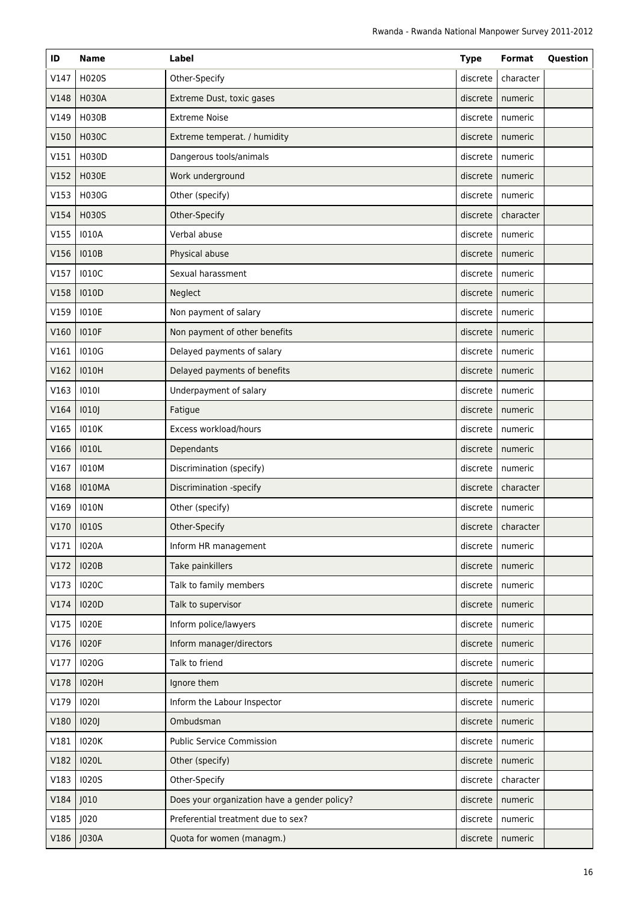| ID | Name | Label | Type | Format | Question |
|---|---|---|---|---|---|
| V147 | H020S | Other-Specify | discrete | character | |
| V148 | H030A | Extreme Dust, toxic gases | discrete | numeric | |
| V149 | H030B | Extreme Noise | discrete | numeric | |
| V150 | H030C | Extreme temperat. / humidity | discrete | numeric | |
| V151 | H030D | Dangerous tools/animals | discrete | numeric | |
| V152 | H030E | Work underground | discrete | numeric | |
| V153 | H030G | Other (specify) | discrete | numeric | |
| V154 | H030S | Other-Specify | discrete | character | |
| V155 | I010A | Verbal abuse | discrete | numeric | |
| V156 | I010B | Physical abuse | discrete | numeric | |
| V157 | I010C | Sexual harassment | discrete | numeric | |
| V158 | I010D | Neglect | discrete | numeric | |
| V159 | I010E | Non payment of salary | discrete | numeric | |
| V160 | I010F | Non payment of other benefits | discrete | numeric | |
| V161 | I010G | Delayed payments of salary | discrete | numeric | |
| V162 | I010H | Delayed payments of benefits | discrete | numeric | |
| V163 | I010I | Underpayment of salary | discrete | numeric | |
| V164 | I010J | Fatigue | discrete | numeric | |
| V165 | I010K | Excess workload/hours | discrete | numeric | |
| V166 | I010L | Dependants | discrete | numeric | |
| V167 | I010M | Discrimination (specify) | discrete | numeric | |
| V168 | I010MA | Discrimination -specify | discrete | character | |
| V169 | I010N | Other (specify) | discrete | numeric | |
| V170 | I010S | Other-Specify | discrete | character | |
| V171 | I020A | Inform HR management | discrete | numeric | |
| V172 | I020B | Take painkillers | discrete | numeric | |
| V173 | I020C | Talk to family members | discrete | numeric | |
| V174 | I020D | Talk to supervisor | discrete | numeric | |
| V175 | I020E | Inform police/lawyers | discrete | numeric | |
| V176 | I020F | Inform manager/directors | discrete | numeric | |
| V177 | I020G | Talk to friend | discrete | numeric | |
| V178 | I020H | Ignore them | discrete | numeric | |
| V179 | I020I | Inform the Labour Inspector | discrete | numeric | |
| V180 | I020J | Ombudsman | discrete | numeric | |
| V181 | I020K | Public Service Commission | discrete | numeric | |
| V182 | I020L | Other (specify) | discrete | numeric | |
| V183 | I020S | Other-Specify | discrete | character | |
| V184 | J010 | Does your organization have a gender policy? | discrete | numeric | |
| V185 | J020 | Preferential treatment due to sex? | discrete | numeric | |
| V186 | J030A | Quota for women (managm.) | discrete | numeric | |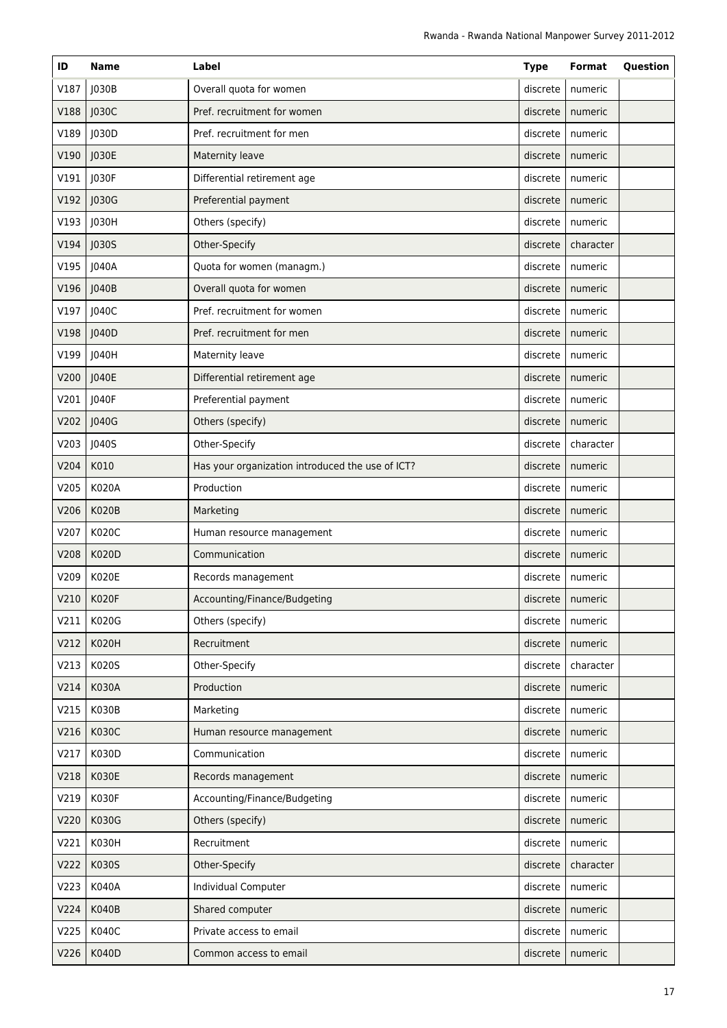| ID | Name | Label | Type | Format | Question |
|---|---|---|---|---|---|
| V187 | J030B | Overall quota for women | discrete | numeric | |
| V188 | J030C | Pref. recruitment for women | discrete | numeric | |
| V189 | J030D | Pref. recruitment for men | discrete | numeric | |
| V190 | J030E | Maternity leave | discrete | numeric | |
| V191 | J030F | Differential retirement age | discrete | numeric | |
| V192 | J030G | Preferential payment | discrete | numeric | |
| V193 | J030H | Others (specify) | discrete | numeric | |
| V194 | J030S | Other-Specify | discrete | character | |
| V195 | J040A | Quota for women (managm.) | discrete | numeric | |
| V196 | J040B | Overall quota for women | discrete | numeric | |
| V197 | J040C | Pref. recruitment for women | discrete | numeric | |
| V198 | J040D | Pref. recruitment for men | discrete | numeric | |
| V199 | J040H | Maternity leave | discrete | numeric | |
| V200 | J040E | Differential retirement age | discrete | numeric | |
| V201 | J040F | Preferential payment | discrete | numeric | |
| V202 | J040G | Others (specify) | discrete | numeric | |
| V203 | J040S | Other-Specify | discrete | character | |
| V204 | K010 | Has your organization introduced the use of ICT? | discrete | numeric | |
| V205 | K020A | Production | discrete | numeric | |
| V206 | K020B | Marketing | discrete | numeric | |
| V207 | K020C | Human resource management | discrete | numeric | |
| V208 | K020D | Communication | discrete | numeric | |
| V209 | K020E | Records management | discrete | numeric | |
| V210 | K020F | Accounting/Finance/Budgeting | discrete | numeric | |
| V211 | K020G | Others (specify) | discrete | numeric | |
| V212 | K020H | Recruitment | discrete | numeric | |
| V213 | K020S | Other-Specify | discrete | character | |
| V214 | K030A | Production | discrete | numeric | |
| V215 | K030B | Marketing | discrete | numeric | |
| V216 | K030C | Human resource management | discrete | numeric | |
| V217 | K030D | Communication | discrete | numeric | |
| V218 | K030E | Records management | discrete | numeric | |
| V219 | K030F | Accounting/Finance/Budgeting | discrete | numeric | |
| V220 | K030G | Others (specify) | discrete | numeric | |
| V221 | K030H | Recruitment | discrete | numeric | |
| V222 | K030S | Other-Specify | discrete | character | |
| V223 | K040A | Individual Computer | discrete | numeric | |
| V224 | K040B | Shared computer | discrete | numeric | |
| V225 | K040C | Private access to email | discrete | numeric | |
| V226 | K040D | Common access to email | discrete | numeric | |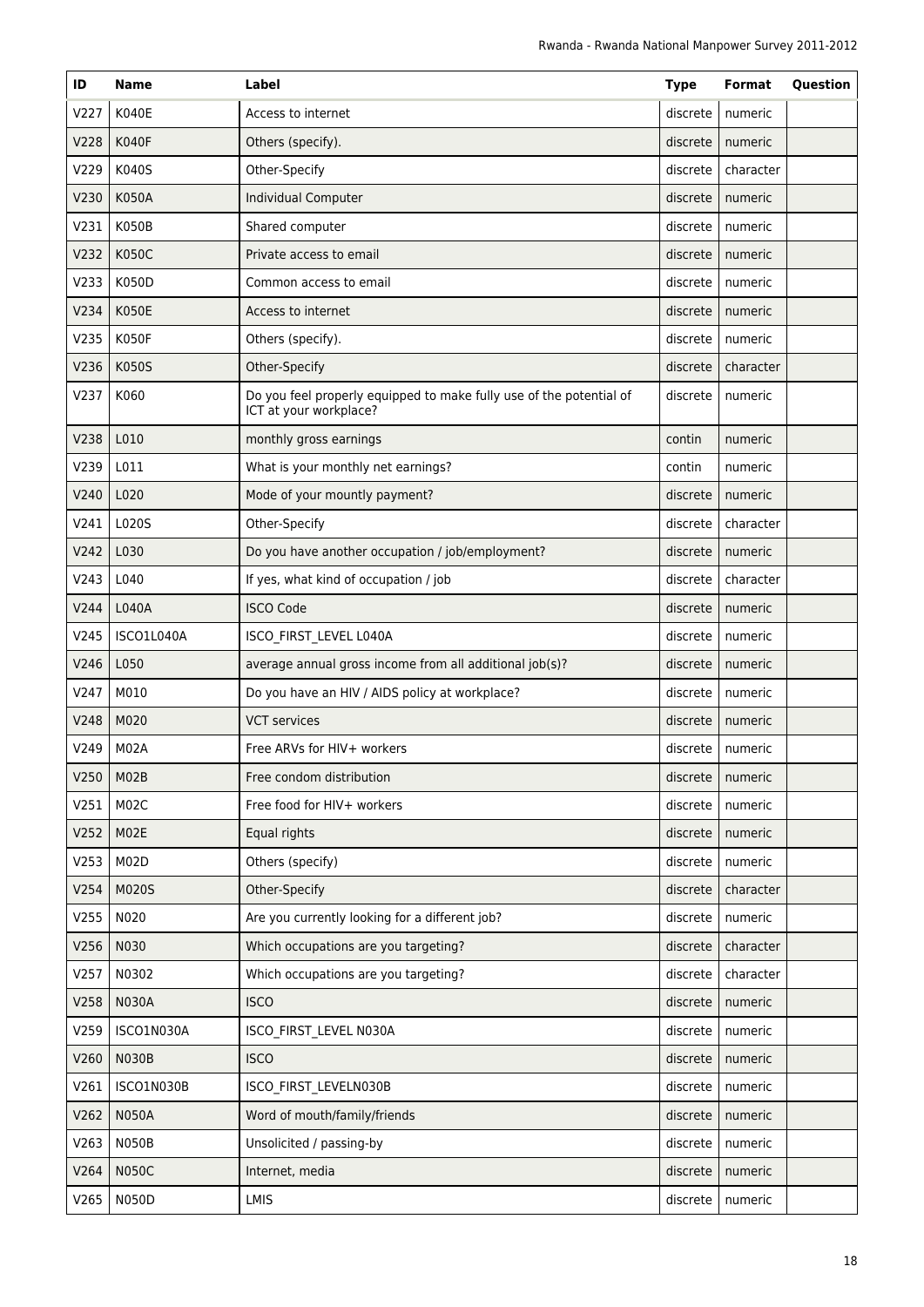| ID | Name | Label | Type | Format | Question |
|---|---|---|---|---|---|
| V227 | K040E | Access to internet | discrete | numeric | |
| V228 | K040F | Others (specify). | discrete | numeric | |
| V229 | K040S | Other-Specify | discrete | character | |
| V230 | K050A | Individual Computer | discrete | numeric | |
| V231 | K050B | Shared computer | discrete | numeric | |
| V232 | K050C | Private access to email | discrete | numeric | |
| V233 | K050D | Common access to email | discrete | numeric | |
| V234 | K050E | Access to internet | discrete | numeric | |
| V235 | K050F | Others (specify). | discrete | numeric | |
| V236 | K050S | Other-Specify | discrete | character | |
| V237 | K060 | Do you feel properly equipped to make fully use of the potential of ICT at your workplace? | discrete | numeric | |
| V238 | L010 | monthly gross earnings | contin | numeric | |
| V239 | L011 | What is your monthly net earnings? | contin | numeric | |
| V240 | L020 | Mode of your mountly payment? | discrete | numeric | |
| V241 | L020S | Other-Specify | discrete | character | |
| V242 | L030 | Do you have another occupation / job/employment? | discrete | numeric | |
| V243 | L040 | If yes, what kind of occupation / job | discrete | character | |
| V244 | L040A | ISCO Code | discrete | numeric | |
| V245 | ISCO1L040A | ISCO_FIRST_LEVEL L040A | discrete | numeric | |
| V246 | L050 | average annual gross income from all additional job(s)? | discrete | numeric | |
| V247 | M010 | Do you have an HIV / AIDS policy at workplace? | discrete | numeric | |
| V248 | M020 | VCT services | discrete | numeric | |
| V249 | M02A | Free ARVs for HIV+ workers | discrete | numeric | |
| V250 | M02B | Free condom distribution | discrete | numeric | |
| V251 | M02C | Free food for HIV+ workers | discrete | numeric | |
| V252 | M02E | Equal rights | discrete | numeric | |
| V253 | M02D | Others (specify) | discrete | numeric | |
| V254 | M020S | Other-Specify | discrete | character | |
| V255 | N020 | Are you currently looking for a different job? | discrete | numeric | |
| V256 | N030 | Which occupations are you targeting? | discrete | character | |
| V257 | N0302 | Which occupations are you targeting? | discrete | character | |
| V258 | N030A | ISCO | discrete | numeric | |
| V259 | ISCO1N030A | ISCO_FIRST_LEVEL N030A | discrete | numeric | |
| V260 | N030B | ISCO | discrete | numeric | |
| V261 | ISCO1N030B | ISCO_FIRST_LEVELN030B | discrete | numeric | |
| V262 | N050A | Word of mouth/family/friends | discrete | numeric | |
| V263 | N050B | Unsolicited / passing-by | discrete | numeric | |
| V264 | N050C | Internet, media | discrete | numeric | |
| V265 | N050D | LMIS | discrete | numeric | |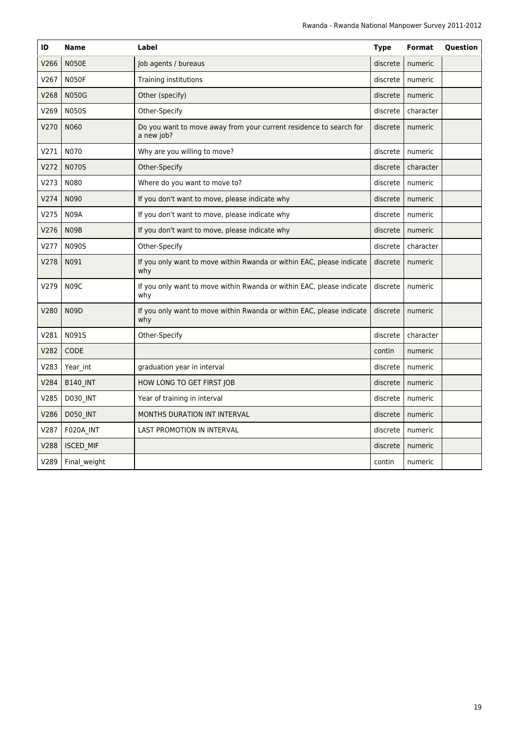| ID | Name | Label | Type | Format | Question |
|---|---|---|---|---|---|
| V266 | N050E | Job agents / bureaus | discrete | numeric | |
| V267 | N050F | Training institutions | discrete | numeric | |
| V268 | N050G | Other (specify) | discrete | numeric | |
| V269 | N050S | Other-Specify | discrete | character | |
| V270 | N060 | Do you want to move away from your current residence to search for a new job? | discrete | numeric | |
| V271 | N070 | Why are you willing to move? | discrete | numeric | |
| V272 | N070S | Other-Specify | discrete | character | |
| V273 | N080 | Where do you want to move to? | discrete | numeric | |
| V274 | N090 | If you don't want to move, please indicate why | discrete | numeric | |
| V275 | N09A | If you don't want to move, please indicate why | discrete | numeric | |
| V276 | N09B | If you don't want to move, please indicate why | discrete | numeric | |
| V277 | N090S | Other-Specify | discrete | character | |
| V278 | N091 | If you only want to move within Rwanda or within EAC, please indicate why | discrete | numeric | |
| V279 | N09C | If you only want to move within Rwanda or within EAC, please indicate why | discrete | numeric | |
| V280 | N09D | If you only want to move within Rwanda or within EAC, please indicate why | discrete | numeric | |
| V281 | N091S | Other-Specify | discrete | character | |
| V282 | CODE | | contin | numeric | |
| V283 | Year_int | graduation year in interval | discrete | numeric | |
| V284 | B140_INT | HOW LONG TO GET FIRST JOB | discrete | numeric | |
| V285 | D030_INT | Year of training in interval | discrete | numeric | |
| V286 | D050_INT | MONTHS DURATION INT INTERVAL | discrete | numeric | |
| V287 | F020A_INT | LAST PROMOTION IN INTERVAL | discrete | numeric | |
| V288 | ISCED_MIF | | discrete | numeric | |
| V289 | Final_weight | | contin | numeric | |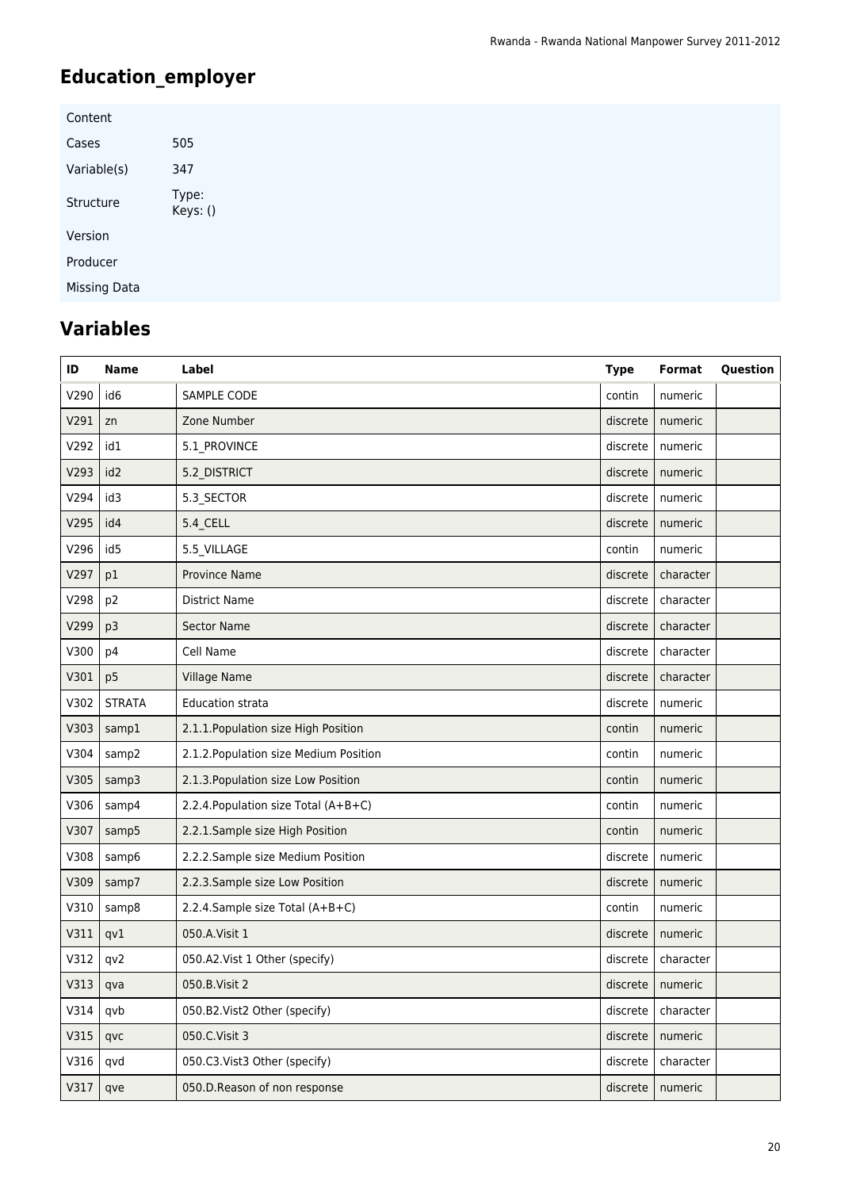# Education_employer

| Content | |
|---|---|
| Cases | 505 |
| Variable(s) | 347 |
| Structure | Type: Keys: () |
| Version | |
| Producer | |
| Missing Data | |

## Variables

| ID | Name | Label | Type | Format | Question |
|---|---|---|---|---|---|
| V290 | id6 | SAMPLE CODE | contin | numeric | |
| V291 | zn | Zone Number | discrete | numeric | |
| V292 | id1 | 5.1_PROVINCE | discrete | numeric | |
| V293 | id2 | 5.2_DISTRICT | discrete | numeric | |
| V294 | id3 | 5.3_SECTOR | discrete | numeric | |
| V295 | id4 | 5.4_CELL | discrete | numeric | |
| V296 | id5 | 5.5_VILLAGE | contin | numeric | |
| V297 | p1 | Province Name | discrete | character | |
| V298 | p2 | District Name | discrete | character | |
| V299 | p3 | Sector Name | discrete | character | |
| V300 | p4 | Cell Name | discrete | character | |
| V301 | p5 | Village Name | discrete | character | |
| V302 | STRATA | Education strata | discrete | numeric | |
| V303 | samp1 | 2.1.1.Population size High Position | contin | numeric | |
| V304 | samp2 | 2.1.2.Population size Medium Position | contin | numeric | |
| V305 | samp3 | 2.1.3.Population size Low Position | contin | numeric | |
| V306 | samp4 | 2.2.4.Population size Total (A+B+C) | contin | numeric | |
| V307 | samp5 | 2.2.1.Sample size High Position | contin | numeric | |
| V308 | samp6 | 2.2.2.Sample size Medium Position | discrete | numeric | |
| V309 | samp7 | 2.2.3.Sample size Low Position | discrete | numeric | |
| V310 | samp8 | 2.2.4.Sample size Total (A+B+C) | contin | numeric | |
| V311 | qv1 | 050.A.Visit 1 | discrete | numeric | |
| V312 | qv2 | 050.A2.Vist 1 Other (specify) | discrete | character | |
| V313 | qva | 050.B.Visit 2 | discrete | numeric | |
| V314 | qvb | 050.B2.Vist2 Other (specify) | discrete | character | |
| V315 | qvc | 050.C.Visit 3 | discrete | numeric | |
| V316 | qvd | 050.C3.Vist3 Other (specify) | discrete | character | |
| V317 | qve | 050.D.Reason of non response | discrete | numeric | |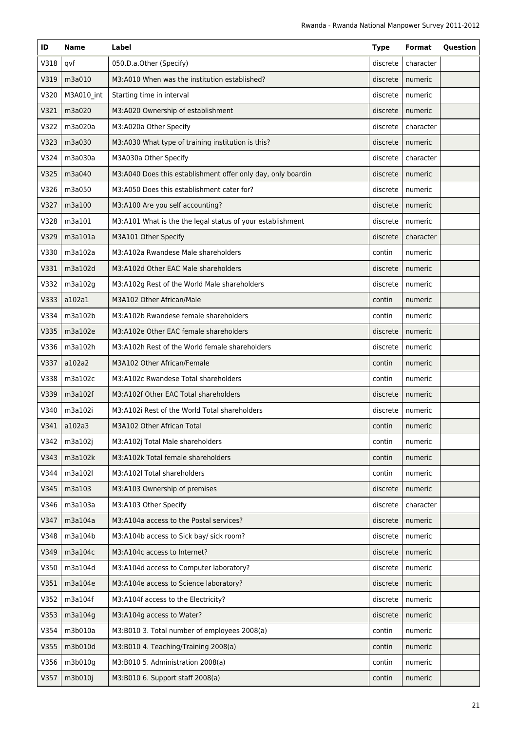| ID | Name | Label | Type | Format | Question |
|---|---|---|---|---|---|
| V318 | qvf | 050.D.a.Other (Specify) | discrete | character | |
| V319 | m3a010 | M3:A010 When was the institution established? | discrete | numeric | |
| V320 | M3A010_int | Starting time in interval | discrete | numeric | |
| V321 | m3a020 | M3:A020 Ownership of establishment | discrete | numeric | |
| V322 | m3a020a | M3:A020a Other Specify | discrete | character | |
| V323 | m3a030 | M3:A030 What type of training institution is this? | discrete | numeric | |
| V324 | m3a030a | M3A030a Other Specify | discrete | character | |
| V325 | m3a040 | M3:A040 Does this establishment offer only day, only boardin | discrete | numeric | |
| V326 | m3a050 | M3:A050 Does this establishment cater for? | discrete | numeric | |
| V327 | m3a100 | M3:A100 Are you self accounting? | discrete | numeric | |
| V328 | m3a101 | M3:A101 What is the the legal status of your establishment | discrete | numeric | |
| V329 | m3a101a | M3A101 Other Specify | discrete | character | |
| V330 | m3a102a | M3:A102a Rwandese Male shareholders | contin | numeric | |
| V331 | m3a102d | M3:A102d Other EAC Male shareholders | discrete | numeric | |
| V332 | m3a102g | M3:A102g Rest of the World Male shareholders | discrete | numeric | |
| V333 | a102a1 | M3A102 Other African/Male | contin | numeric | |
| V334 | m3a102b | M3:A102b Rwandese female shareholders | contin | numeric | |
| V335 | m3a102e | M3:A102e Other EAC female shareholders | discrete | numeric | |
| V336 | m3a102h | M3:A102h Rest of the World female shareholders | discrete | numeric | |
| V337 | a102a2 | M3A102 Other African/Female | contin | numeric | |
| V338 | m3a102c | M3:A102c Rwandese Total shareholders | contin | numeric | |
| V339 | m3a102f | M3:A102f Other EAC Total shareholders | discrete | numeric | |
| V340 | m3a102i | M3:A102i Rest of the World Total shareholders | discrete | numeric | |
| V341 | a102a3 | M3A102 Other African Total | contin | numeric | |
| V342 | m3a102j | M3:A102j Total Male shareholders | contin | numeric | |
| V343 | m3a102k | M3:A102k Total female shareholders | contin | numeric | |
| V344 | m3a102l | M3:A102l Total shareholders | contin | numeric | |
| V345 | m3a103 | M3:A103 Ownership of premises | discrete | numeric | |
| V346 | m3a103a | M3:A103 Other Specify | discrete | character | |
| V347 | m3a104a | M3:A104a access to the Postal services? | discrete | numeric | |
| V348 | m3a104b | M3:A104b access to Sick bay/ sick room? | discrete | numeric | |
| V349 | m3a104c | M3:A104c access to Internet? | discrete | numeric | |
| V350 | m3a104d | M3:A104d access to Computer laboratory? | discrete | numeric | |
| V351 | m3a104e | M3:A104e access to Science laboratory? | discrete | numeric | |
| V352 | m3a104f | M3:A104f access to the Electricity? | discrete | numeric | |
| V353 | m3a104g | M3:A104g access to Water? | discrete | numeric | |
| V354 | m3b010a | M3:B010 3. Total number of employees 2008(a) | contin | numeric | |
| V355 | m3b010d | M3:B010 4. Teaching/Training 2008(a) | contin | numeric | |
| V356 | m3b010g | M3:B010 5. Administration 2008(a) | contin | numeric | |
| V357 | m3b010j | M3:B010 6. Support staff 2008(a) | contin | numeric | |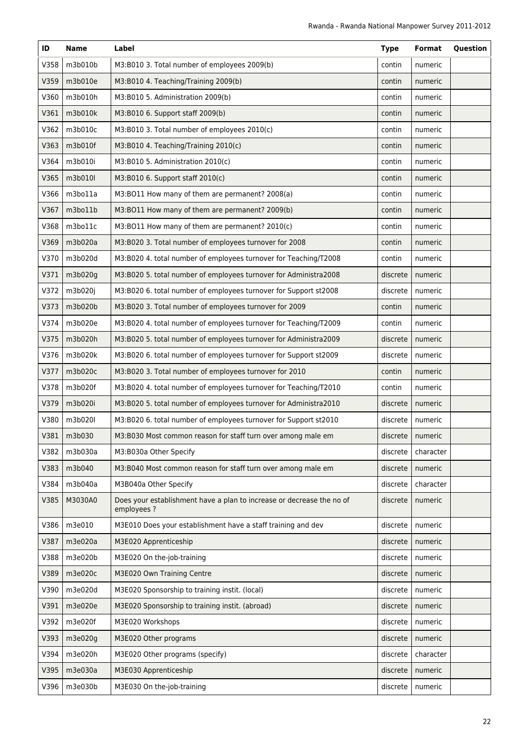| ID | Name | Label | Type | Format | Question |
|---|---|---|---|---|---|
| V358 | m3b010b | M3:B010 3. Total number of employees 2009(b) | contin | numeric | |
| V359 | m3b010e | M3:B010 4. Teaching/Training 2009(b) | contin | numeric | |
| V360 | m3b010h | M3:B010 5. Administration 2009(b) | contin | numeric | |
| V361 | m3b010k | M3:B010 6. Support staff 2009(b) | contin | numeric | |
| V362 | m3b010c | M3:B010 3. Total number of employees 2010(c) | contin | numeric | |
| V363 | m3b010f | M3:B010 4. Teaching/Training 2010(c) | contin | numeric | |
| V364 | m3b010i | M3:B010 5. Administration 2010(c) | contin | numeric | |
| V365 | m3b010l | M3:B010 6. Support staff 2010(c) | contin | numeric | |
| V366 | m3bo11a | M3:BO11 How many of them are permanent? 2008(a) | contin | numeric | |
| V367 | m3bo11b | M3:BO11 How many of them are permanent? 2009(b) | contin | numeric | |
| V368 | m3bo11c | M3:BO11 How many of them are permanent? 2010(c) | contin | numeric | |
| V369 | m3b020a | M3:B020 3. Total number of employees turnover for 2008 | contin | numeric | |
| V370 | m3b020d | M3:B020 4. total number of employees turnover for Teaching/T2008 | contin | numeric | |
| V371 | m3b020g | M3:B020 5. total number of employees turnover for Administra2008 | discrete | numeric | |
| V372 | m3b020j | M3:B020 6. total number of employees turnover for Support st2008 | discrete | numeric | |
| V373 | m3b020b | M3:B020 3. Total number of employees turnover for 2009 | contin | numeric | |
| V374 | m3b020e | M3:B020 4. total number of employees turnover for Teaching/T2009 | contin | numeric | |
| V375 | m3b020h | M3:B020 5. total number of employees turnover for Administra2009 | discrete | numeric | |
| V376 | m3b020k | M3:B020 6. total number of employees turnover for Support st2009 | discrete | numeric | |
| V377 | m3b020c | M3:B020 3. Total number of employees turnover for 2010 | contin | numeric | |
| V378 | m3b020f | M3:B020 4. total number of employees turnover for Teaching/T2010 | contin | numeric | |
| V379 | m3b020i | M3:B020 5. total number of employees turnover for Administra2010 | discrete | numeric | |
| V380 | m3b020l | M3:B020 6. total number of employees turnover for Support st2010 | discrete | numeric | |
| V381 | m3b030 | M3:B030 Most common reason for staff turn over among male em | discrete | numeric | |
| V382 | m3b030a | M3:B030a Other Specify | discrete | character | |
| V383 | m3b040 | M3:B040 Most common reason for staff turn over among male em | discrete | numeric | |
| V384 | m3b040a | M3B040a Other Specify | discrete | character | |
| V385 | M3030A0 | Does your establishment have a plan to increase or decrease the no of employees ? | discrete | numeric | |
| V386 | m3e010 | M3E010 Does your establishment have a staff training and dev | discrete | numeric | |
| V387 | m3e020a | M3E020 Apprenticeship | discrete | numeric | |
| V388 | m3e020b | M3E020 On the-job-training | discrete | numeric | |
| V389 | m3e020c | M3E020 Own Training Centre | discrete | numeric | |
| V390 | m3e020d | M3E020 Sponsorship to training instit. (local) | discrete | numeric | |
| V391 | m3e020e | M3E020 Sponsorship to training instit. (abroad) | discrete | numeric | |
| V392 | m3e020f | M3E020 Workshops | discrete | numeric | |
| V393 | m3e020g | M3E020 Other programs | discrete | numeric | |
| V394 | m3e020h | M3E020 Other programs (specify) | discrete | character | |
| V395 | m3e030a | M3E030 Apprenticeship | discrete | numeric | |
| V396 | m3e030b | M3E030 On the-job-training | discrete | numeric | |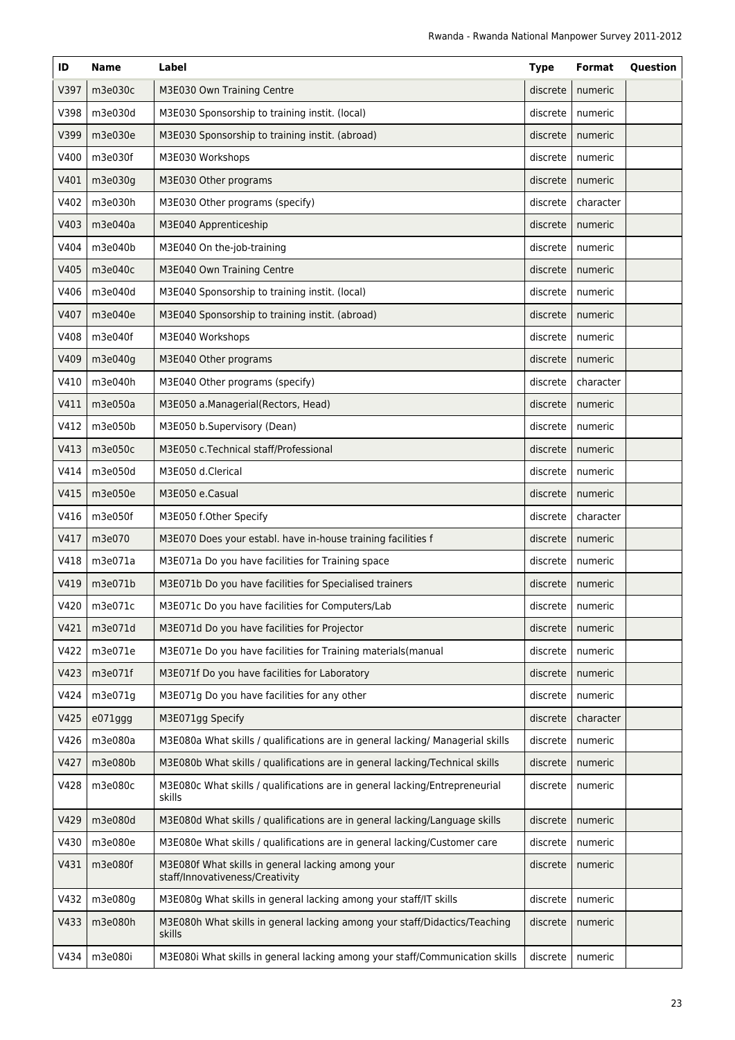| ID | Name | Label | Type | Format | Question |
|---|---|---|---|---|---|
| V397 | m3e030c | M3E030 Own Training Centre | discrete | numeric | |
| V398 | m3e030d | M3E030 Sponsorship to training instit. (local) | discrete | numeric | |
| V399 | m3e030e | M3E030 Sponsorship to training instit. (abroad) | discrete | numeric | |
| V400 | m3e030f | M3E030 Workshops | discrete | numeric | |
| V401 | m3e030g | M3E030 Other programs | discrete | numeric | |
| V402 | m3e030h | M3E030 Other programs (specify) | discrete | character | |
| V403 | m3e040a | M3E040 Apprenticeship | discrete | numeric | |
| V404 | m3e040b | M3E040 On the-job-training | discrete | numeric | |
| V405 | m3e040c | M3E040 Own Training Centre | discrete | numeric | |
| V406 | m3e040d | M3E040 Sponsorship to training instit. (local) | discrete | numeric | |
| V407 | m3e040e | M3E040 Sponsorship to training instit. (abroad) | discrete | numeric | |
| V408 | m3e040f | M3E040 Workshops | discrete | numeric | |
| V409 | m3e040g | M3E040 Other programs | discrete | numeric | |
| V410 | m3e040h | M3E040 Other programs (specify) | discrete | character | |
| V411 | m3e050a | M3E050 a.Managerial(Rectors, Head) | discrete | numeric | |
| V412 | m3e050b | M3E050 b.Supervisory (Dean) | discrete | numeric | |
| V413 | m3e050c | M3E050 c.Technical staff/Professional | discrete | numeric | |
| V414 | m3e050d | M3E050 d.Clerical | discrete | numeric | |
| V415 | m3e050e | M3E050 e.Casual | discrete | numeric | |
| V416 | m3e050f | M3E050 f.Other Specify | discrete | character | |
| V417 | m3e070 | M3E070 Does your establ. have in-house training facilities f | discrete | numeric | |
| V418 | m3e071a | M3E071a Do you have facilities for Training space | discrete | numeric | |
| V419 | m3e071b | M3E071b Do you have facilities for Specialised trainers | discrete | numeric | |
| V420 | m3e071c | M3E071c Do you have facilities for Computers/Lab | discrete | numeric | |
| V421 | m3e071d | M3E071d Do you have facilities for Projector | discrete | numeric | |
| V422 | m3e071e | M3E071e Do you have facilities for Training materials(manual | discrete | numeric | |
| V423 | m3e071f | M3E071f Do you have facilities for Laboratory | discrete | numeric | |
| V424 | m3e071g | M3E071g Do you have facilities for any other | discrete | numeric | |
| V425 | e071ggg | M3E071gg Specify | discrete | character | |
| V426 | m3e080a | M3E080a What skills / qualifications are in general lacking/ Managerial skills | discrete | numeric | |
| V427 | m3e080b | M3E080b What skills / qualifications are in general lacking/Technical skills | discrete | numeric | |
| V428 | m3e080c | M3E080c What skills / qualifications are in general lacking/Entrepreneurial skills | discrete | numeric | |
| V429 | m3e080d | M3E080d What skills / qualifications are in general lacking/Language skills | discrete | numeric | |
| V430 | m3e080e | M3E080e What skills / qualifications are in general lacking/Customer care | discrete | numeric | |
| V431 | m3e080f | M3E080f What skills in general lacking among your staff/Innovativeness/Creativity | discrete | numeric | |
| V432 | m3e080g | M3E080g What skills in general lacking among your staff/IT skills | discrete | numeric | |
| V433 | m3e080h | M3E080h What skills in general lacking among your staff/Didactics/Teaching skills | discrete | numeric | |
| V434 | m3e080i | M3E080i What skills in general lacking among your staff/Communication skills | discrete | numeric | |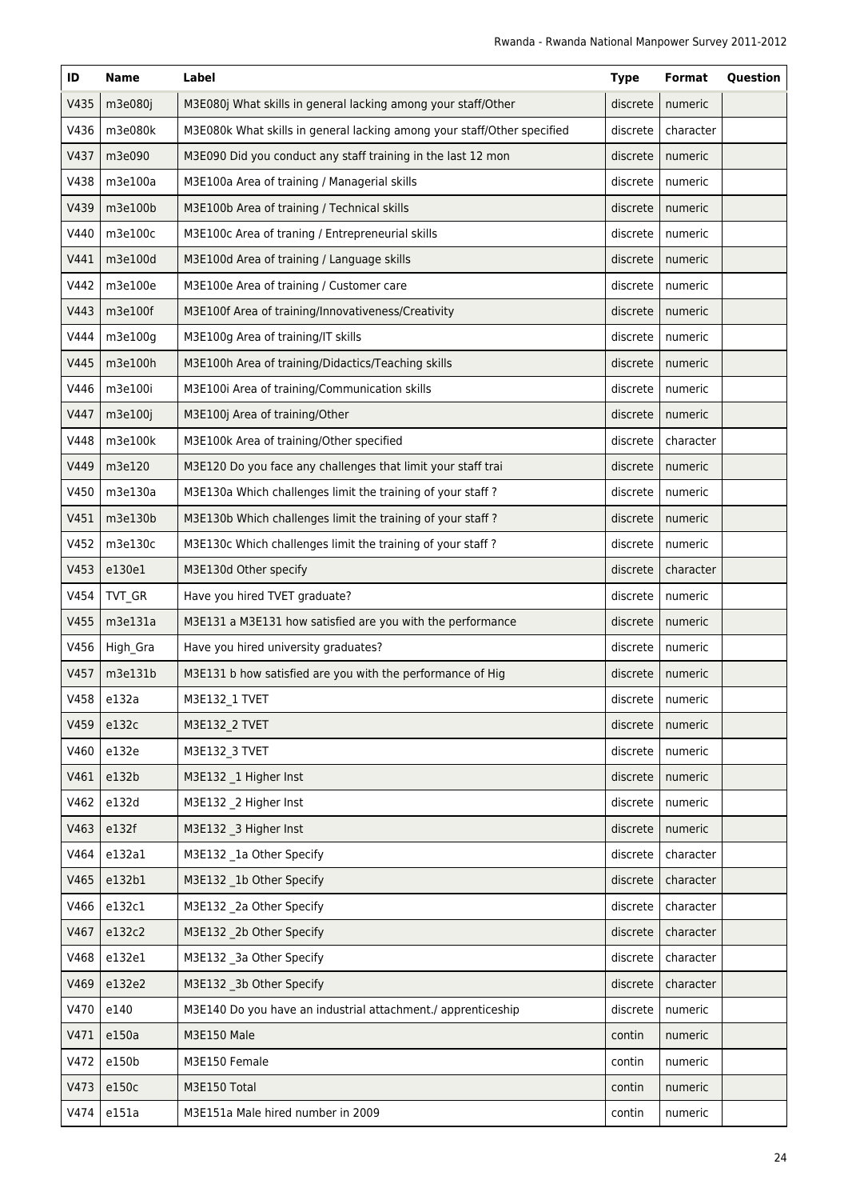| ID | Name | Label | Type | Format | Question |
|---|---|---|---|---|---|
| V435 | m3e080j | M3E080j What skills in general lacking among your staff/Other | discrete | numeric | |
| V436 | m3e080k | M3E080k What skills in general lacking among your staff/Other specified | discrete | character | |
| V437 | m3e090 | M3E090 Did you conduct any staff training in the last 12 mon | discrete | numeric | |
| V438 | m3e100a | M3E100a Area of training / Managerial skills | discrete | numeric | |
| V439 | m3e100b | M3E100b Area of training / Technical skills | discrete | numeric | |
| V440 | m3e100c | M3E100c Area of traning / Entrepreneurial skills | discrete | numeric | |
| V441 | m3e100d | M3E100d Area of training / Language skills | discrete | numeric | |
| V442 | m3e100e | M3E100e Area of training / Customer care | discrete | numeric | |
| V443 | m3e100f | M3E100f Area of training/Innovativeness/Creativity | discrete | numeric | |
| V444 | m3e100g | M3E100g Area of training/IT skills | discrete | numeric | |
| V445 | m3e100h | M3E100h Area of training/Didactics/Teaching skills | discrete | numeric | |
| V446 | m3e100i | M3E100i Area of training/Communication skills | discrete | numeric | |
| V447 | m3e100j | M3E100j Area of training/Other | discrete | numeric | |
| V448 | m3e100k | M3E100k Area of training/Other specified | discrete | character | |
| V449 | m3e120 | M3E120 Do you face any challenges that limit your staff trai | discrete | numeric | |
| V450 | m3e130a | M3E130a Which challenges limit the training of your staff ? | discrete | numeric | |
| V451 | m3e130b | M3E130b Which challenges limit the training of your staff ? | discrete | numeric | |
| V452 | m3e130c | M3E130c Which challenges limit the training of your staff ? | discrete | numeric | |
| V453 | e130e1 | M3E130d Other specify | discrete | character | |
| V454 | TVT_GR | Have you hired TVET graduate? | discrete | numeric | |
| V455 | m3e131a | M3E131 a M3E131 how satisfied are you with the performance | discrete | numeric | |
| V456 | High_Gra | Have you hired university graduates? | discrete | numeric | |
| V457 | m3e131b | M3E131 b how satisfied are you with the performance of Hig | discrete | numeric | |
| V458 | e132a | M3E132_1 TVET | discrete | numeric | |
| V459 | e132c | M3E132_2 TVET | discrete | numeric | |
| V460 | e132e | M3E132_3 TVET | discrete | numeric | |
| V461 | e132b | M3E132 _1 Higher Inst | discrete | numeric | |
| V462 | e132d | M3E132 _2 Higher Inst | discrete | numeric | |
| V463 | e132f | M3E132 _3 Higher Inst | discrete | numeric | |
| V464 | e132a1 | M3E132 _1a Other Specify | discrete | character | |
| V465 | e132b1 | M3E132 _1b Other Specify | discrete | character | |
| V466 | e132c1 | M3E132 _2a Other Specify | discrete | character | |
| V467 | e132c2 | M3E132 _2b Other Specify | discrete | character | |
| V468 | e132e1 | M3E132 _3a Other Specify | discrete | character | |
| V469 | e132e2 | M3E132 _3b Other Specify | discrete | character | |
| V470 | e140 | M3E140 Do you have an industrial attachment./ apprenticeship | discrete | numeric | |
| V471 | e150a | M3E150 Male | contin | numeric | |
| V472 | e150b | M3E150 Female | contin | numeric | |
| V473 | e150c | M3E150 Total | contin | numeric | |
| V474 | e151a | M3E151a Male hired number in 2009 | contin | numeric | |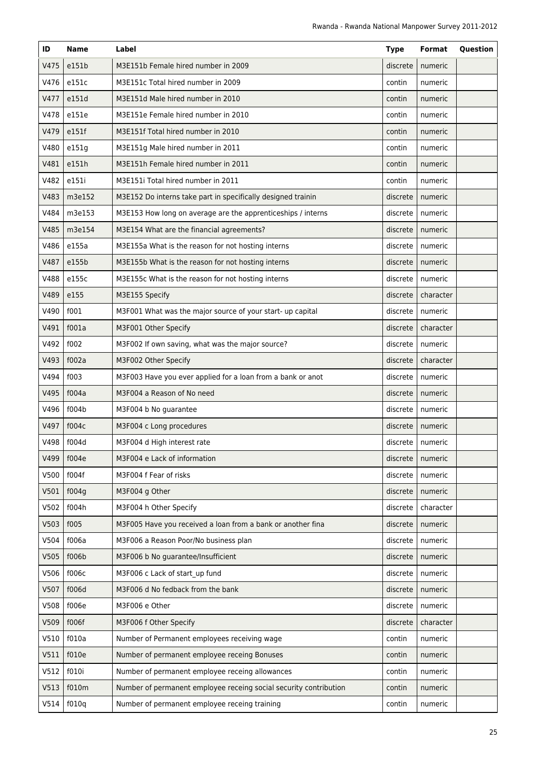| ID | Name | Label | Type | Format | Question |
|---|---|---|---|---|---|
| V475 | e151b | M3E151b Female hired number in 2009 | discrete | numeric | |
| V476 | e151c | M3E151c Total hired number in 2009 | contin | numeric | |
| V477 | e151d | M3E151d Male hired number in 2010 | contin | numeric | |
| V478 | e151e | M3E151e Female hired number in 2010 | contin | numeric | |
| V479 | e151f | M3E151f Total hired number in 2010 | contin | numeric | |
| V480 | e151g | M3E151g Male hired number in 2011 | contin | numeric | |
| V481 | e151h | M3E151h Female hired number in 2011 | contin | numeric | |
| V482 | e151i | M3E151i Total hired number in 2011 | contin | numeric | |
| V483 | m3e152 | M3E152 Do interns take part in specifically designed trainin | discrete | numeric | |
| V484 | m3e153 | M3E153 How long on average are the apprenticeships / interns | discrete | numeric | |
| V485 | m3e154 | M3E154 What are the financial agreements? | discrete | numeric | |
| V486 | e155a | M3E155a What is the reason for not hosting interns | discrete | numeric | |
| V487 | e155b | M3E155b What is the reason for not hosting interns | discrete | numeric | |
| V488 | e155c | M3E155c What is the reason for not hosting interns | discrete | numeric | |
| V489 | e155 | M3E155 Specify | discrete | character | |
| V490 | f001 | M3F001 What was the major source of your start- up capital | discrete | numeric | |
| V491 | f001a | M3F001 Other Specify | discrete | character | |
| V492 | f002 | M3F002 If own saving, what was the major source? | discrete | numeric | |
| V493 | f002a | M3F002 Other Specify | discrete | character | |
| V494 | f003 | M3F003 Have you ever applied for a loan from a bank or anot | discrete | numeric | |
| V495 | f004a | M3F004 a Reason of No need | discrete | numeric | |
| V496 | f004b | M3F004 b No guarantee | discrete | numeric | |
| V497 | f004c | M3F004 c Long procedures | discrete | numeric | |
| V498 | f004d | M3F004 d High interest rate | discrete | numeric | |
| V499 | f004e | M3F004 e Lack of information | discrete | numeric | |
| V500 | f004f | M3F004 f Fear of risks | discrete | numeric | |
| V501 | f004g | M3F004 g Other | discrete | numeric | |
| V502 | f004h | M3F004 h Other Specify | discrete | character | |
| V503 | f005 | M3F005 Have you received a loan from a bank or another fina | discrete | numeric | |
| V504 | f006a | M3F006 a Reason Poor/No business plan | discrete | numeric | |
| V505 | f006b | M3F006 b No guarantee/Insufficient | discrete | numeric | |
| V506 | f006c | M3F006 c Lack of start_up fund | discrete | numeric | |
| V507 | f006d | M3F006 d No fedback from the bank | discrete | numeric | |
| V508 | f006e | M3F006 e Other | discrete | numeric | |
| V509 | f006f | M3F006 f Other Specify | discrete | character | |
| V510 | f010a | Number of Permanent employees receiving wage | contin | numeric | |
| V511 | f010e | Number of permanent employee receing Bonuses | contin | numeric | |
| V512 | f010i | Number of permanent employee receing allowances | contin | numeric | |
| V513 | f010m | Number of permanent employee receing social security contribution | contin | numeric | |
| V514 | f010q | Number of permanent employee receing training | contin | numeric | |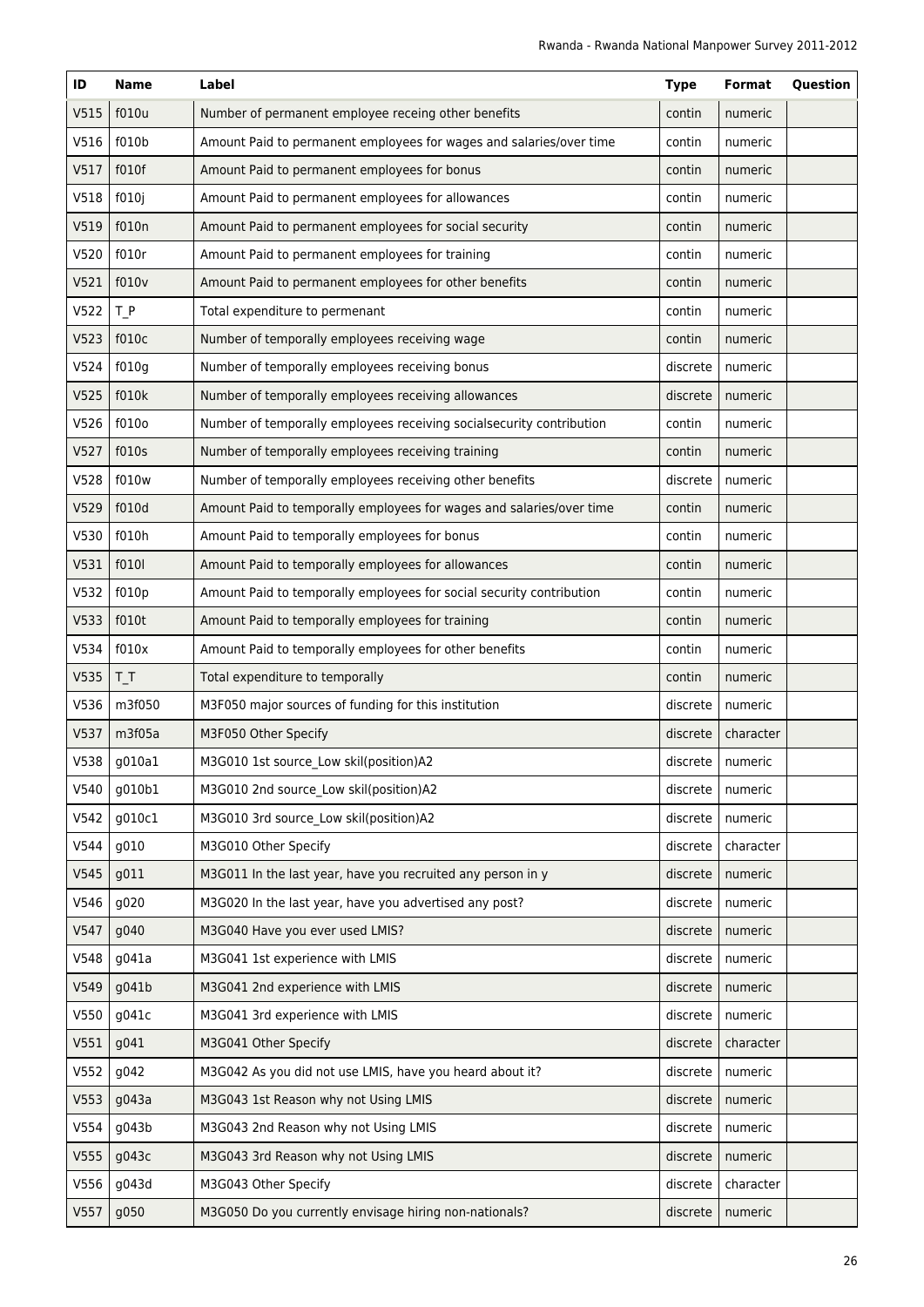| ID | Name | Label | Type | Format | Question |
| --- | --- | --- | --- | --- | --- |
| V515 | f010u | Number of permanent employee receing other benefits | contin | numeric | |
| V516 | f010b | Amount Paid to permanent employees for wages and salaries/over time | contin | numeric | |
| V517 | f010f | Amount Paid to permanent employees for bonus | contin | numeric | |
| V518 | f010j | Amount Paid to permanent employees for allowances | contin | numeric | |
| V519 | f010n | Amount Paid to permanent employees for social security | contin | numeric | |
| V520 | f010r | Amount Paid to permanent employees for training | contin | numeric | |
| V521 | f010v | Amount Paid to permanent employees for other benefits | contin | numeric | |
| V522 | T_P | Total expenditure to permenant | contin | numeric | |
| V523 | f010c | Number of temporally employees receiving wage | contin | numeric | |
| V524 | f010g | Number of temporally employees receiving bonus | discrete | numeric | |
| V525 | f010k | Number of temporally employees receiving allowances | discrete | numeric | |
| V526 | f010o | Number of temporally employees receiving socialsecurity contribution | contin | numeric | |
| V527 | f010s | Number of temporally employees receiving training | contin | numeric | |
| V528 | f010w | Number of temporally employees receiving other benefits | discrete | numeric | |
| V529 | f010d | Amount Paid to temporally employees for wages and salaries/over time | contin | numeric | |
| V530 | f010h | Amount Paid to temporally employees for bonus | contin | numeric | |
| V531 | f010l | Amount Paid to temporally employees for allowances | contin | numeric | |
| V532 | f010p | Amount Paid to temporally employees for social security contribution | contin | numeric | |
| V533 | f010t | Amount Paid to temporally employees for training | contin | numeric | |
| V534 | f010x | Amount Paid to temporally employees for other benefits | contin | numeric | |
| V535 | T_T | Total expenditure to temporally | contin | numeric | |
| V536 | m3f050 | M3F050 major sources of funding for this institution | discrete | numeric | |
| V537 | m3f05a | M3F050 Other Specify | discrete | character | |
| V538 | g010a1 | M3G010 1st source_Low skil(position)A2 | discrete | numeric | |
| V540 | g010b1 | M3G010 2nd source_Low skil(position)A2 | discrete | numeric | |
| V542 | g010c1 | M3G010 3rd source_Low skil(position)A2 | discrete | numeric | |
| V544 | g010 | M3G010 Other Specify | discrete | character | |
| V545 | g011 | M3G011 In the last year, have you recruited any person in y | discrete | numeric | |
| V546 | g020 | M3G020 In the last year, have you advertised any post? | discrete | numeric | |
| V547 | g040 | M3G040 Have you ever used LMIS? | discrete | numeric | |
| V548 | g041a | M3G041 1st experience with LMIS | discrete | numeric | |
| V549 | g041b | M3G041 2nd experience with LMIS | discrete | numeric | |
| V550 | g041c | M3G041 3rd experience with LMIS | discrete | numeric | |
| V551 | g041 | M3G041 Other Specify | discrete | character | |
| V552 | g042 | M3G042 As you did not use LMIS, have you heard about it? | discrete | numeric | |
| V553 | g043a | M3G043 1st Reason why not Using LMIS | discrete | numeric | |
| V554 | g043b | M3G043 2nd Reason why not Using LMIS | discrete | numeric | |
| V555 | g043c | M3G043 3rd Reason why not Using LMIS | discrete | numeric | |
| V556 | g043d | M3G043 Other Specify | discrete | character | |
| V557 | g050 | M3G050 Do you currently envisage hiring non-nationals? | discrete | numeric | |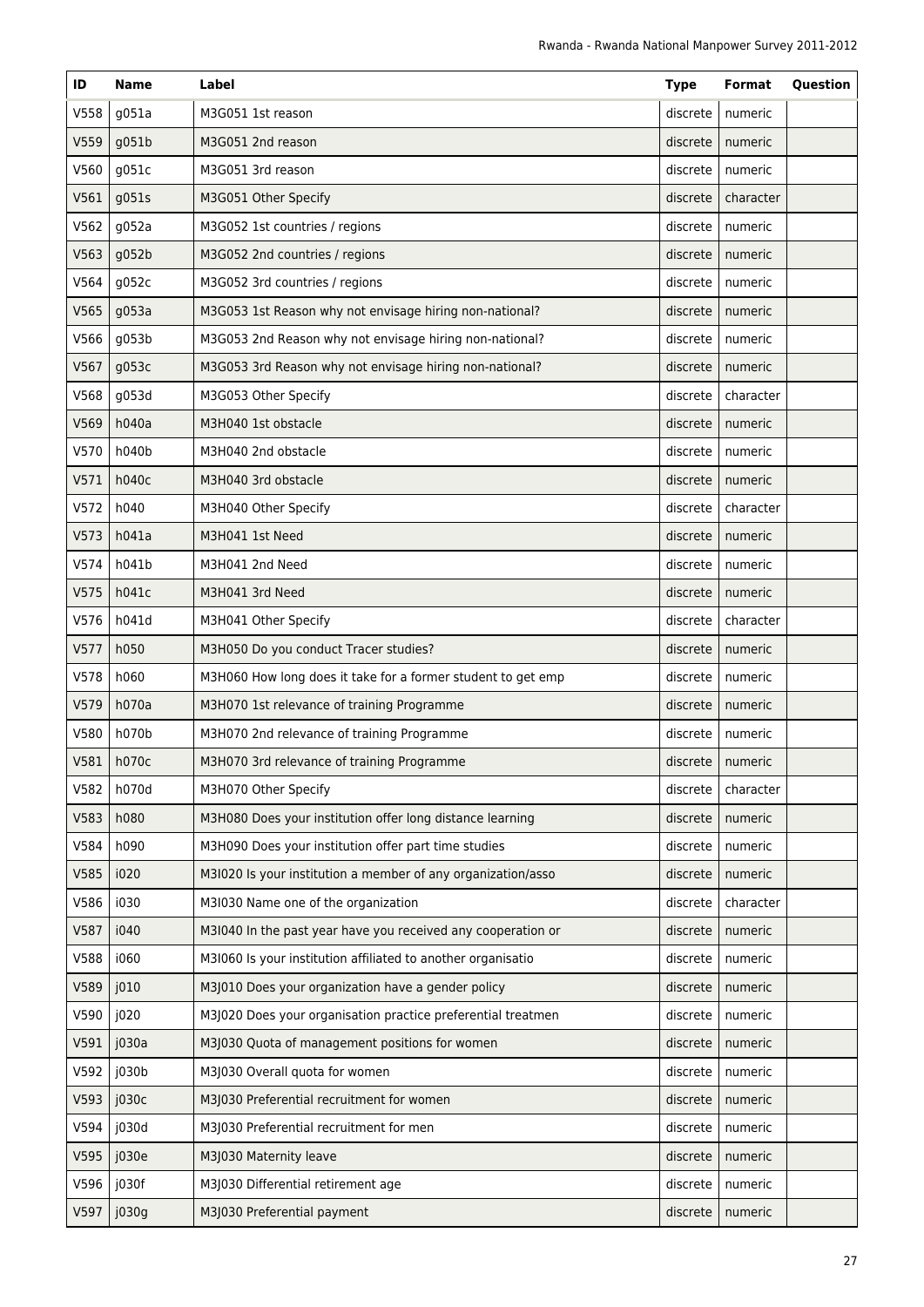| ID | Name | Label | Type | Format | Question |
|---|---|---|---|---|---|
| V558 | g051a | M3G051 1st reason | discrete | numeric | |
| V559 | g051b | M3G051 2nd reason | discrete | numeric | |
| V560 | g051c | M3G051 3rd reason | discrete | numeric | |
| V561 | g051s | M3G051 Other Specify | discrete | character | |
| V562 | g052a | M3G052 1st countries / regions | discrete | numeric | |
| V563 | g052b | M3G052 2nd countries / regions | discrete | numeric | |
| V564 | g052c | M3G052 3rd countries / regions | discrete | numeric | |
| V565 | g053a | M3G053 1st Reason why not envisage hiring non-national? | discrete | numeric | |
| V566 | g053b | M3G053 2nd Reason why not envisage hiring non-national? | discrete | numeric | |
| V567 | g053c | M3G053 3rd Reason why not envisage hiring non-national? | discrete | numeric | |
| V568 | g053d | M3G053 Other Specify | discrete | character | |
| V569 | h040a | M3H040 1st obstacle | discrete | numeric | |
| V570 | h040b | M3H040 2nd obstacle | discrete | numeric | |
| V571 | h040c | M3H040 3rd obstacle | discrete | numeric | |
| V572 | h040 | M3H040 Other Specify | discrete | character | |
| V573 | h041a | M3H041 1st Need | discrete | numeric | |
| V574 | h041b | M3H041 2nd Need | discrete | numeric | |
| V575 | h041c | M3H041 3rd Need | discrete | numeric | |
| V576 | h041d | M3H041 Other Specify | discrete | character | |
| V577 | h050 | M3H050 Do you conduct Tracer studies? | discrete | numeric | |
| V578 | h060 | M3H060 How long does it take for a former student to get emp | discrete | numeric | |
| V579 | h070a | M3H070 1st relevance of training Programme | discrete | numeric | |
| V580 | h070b | M3H070 2nd relevance of training Programme | discrete | numeric | |
| V581 | h070c | M3H070 3rd relevance of training Programme | discrete | numeric | |
| V582 | h070d | M3H070 Other Specify | discrete | character | |
| V583 | h080 | M3H080 Does your institution offer long distance learning | discrete | numeric | |
| V584 | h090 | M3H090 Does your institution offer part time studies | discrete | numeric | |
| V585 | i020 | M3I020 Is your institution a member of any organization/asso | discrete | numeric | |
| V586 | i030 | M3I030 Name one of the organization | discrete | character | |
| V587 | i040 | M3I040 In the past year have you received any cooperation or | discrete | numeric | |
| V588 | i060 | M3I060 Is your institution affiliated to another organisatio | discrete | numeric | |
| V589 | j010 | M3J010 Does your organization have a gender policy | discrete | numeric | |
| V590 | j020 | M3J020 Does your organisation practice preferential treatmen | discrete | numeric | |
| V591 | j030a | M3J030 Quota of management positions for women | discrete | numeric | |
| V592 | j030b | M3J030 Overall quota for women | discrete | numeric | |
| V593 | j030c | M3J030 Preferential recruitment for women | discrete | numeric | |
| V594 | j030d | M3J030 Preferential recruitment for men | discrete | numeric | |
| V595 | j030e | M3J030 Maternity leave | discrete | numeric | |
| V596 | j030f | M3J030 Differential retirement age | discrete | numeric | |
| V597 | j030g | M3J030 Preferential payment | discrete | numeric | |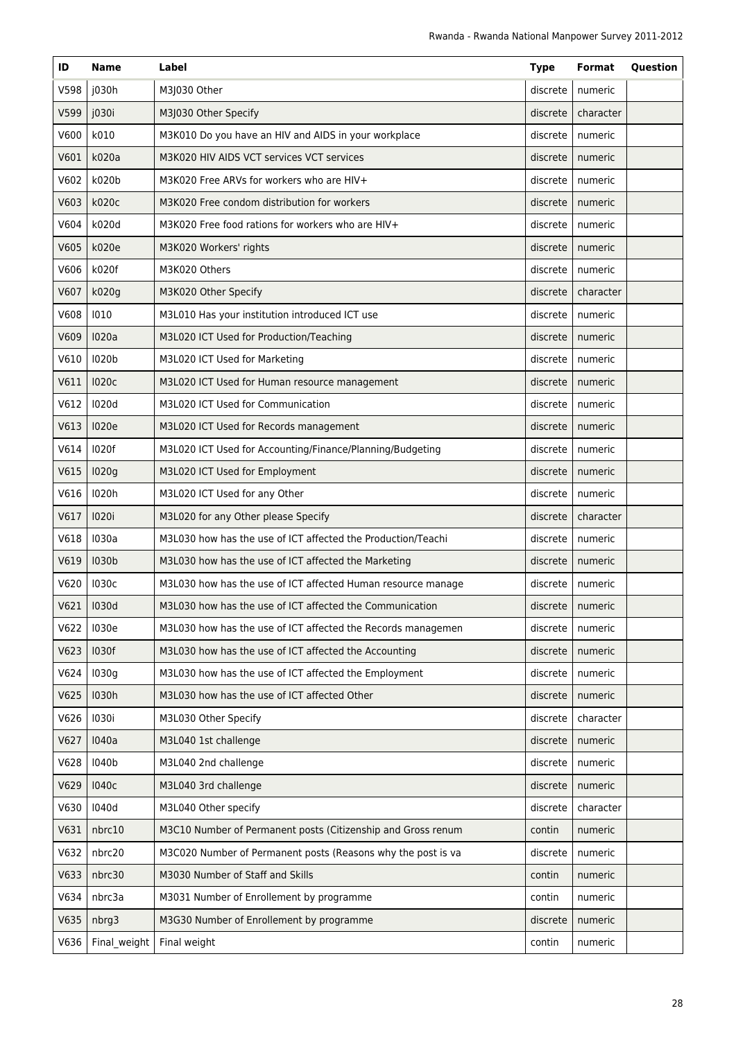| ID | Name | Label | Type | Format | Question |
|---|---|---|---|---|---|
| V598 | j030h | M3J030 Other | discrete | numeric | |
| V599 | j030i | M3J030 Other Specify | discrete | character | |
| V600 | k010 | M3K010 Do you have an HIV and AIDS in your workplace | discrete | numeric | |
| V601 | k020a | M3K020 HIV AIDS VCT services VCT services | discrete | numeric | |
| V602 | k020b | M3K020 Free ARVs for workers who are HIV+ | discrete | numeric | |
| V603 | k020c | M3K020 Free condom distribution for workers | discrete | numeric | |
| V604 | k020d | M3K020 Free food rations for workers who are HIV+ | discrete | numeric | |
| V605 | k020e | M3K020 Workers' rights | discrete | numeric | |
| V606 | k020f | M3K020 Others | discrete | numeric | |
| V607 | k020g | M3K020 Other Specify | discrete | character | |
| V608 | l010 | M3L010 Has your institution introduced ICT use | discrete | numeric | |
| V609 | l020a | M3L020 ICT Used for Production/Teaching | discrete | numeric | |
| V610 | l020b | M3L020 ICT Used for Marketing | discrete | numeric | |
| V611 | l020c | M3L020 ICT Used for Human resource management | discrete | numeric | |
| V612 | l020d | M3L020 ICT Used for Communication | discrete | numeric | |
| V613 | l020e | M3L020 ICT Used for Records management | discrete | numeric | |
| V614 | l020f | M3L020 ICT Used for Accounting/Finance/Planning/Budgeting | discrete | numeric | |
| V615 | l020g | M3L020 ICT Used for Employment | discrete | numeric | |
| V616 | l020h | M3L020 ICT Used for any Other | discrete | numeric | |
| V617 | l020i | M3L020 for any Other please Specify | discrete | character | |
| V618 | l030a | M3L030 how has the use of ICT affected the Production/Teachi | discrete | numeric | |
| V619 | l030b | M3L030 how has the use of ICT affected the Marketing | discrete | numeric | |
| V620 | l030c | M3L030 how has the use of ICT affected Human resource manage | discrete | numeric | |
| V621 | l030d | M3L030 how has the use of ICT affected the Communication | discrete | numeric | |
| V622 | l030e | M3L030 how has the use of ICT affected the Records managemen | discrete | numeric | |
| V623 | l030f | M3L030 how has the use of ICT affected the Accounting | discrete | numeric | |
| V624 | l030g | M3L030 how has the use of ICT affected the Employment | discrete | numeric | |
| V625 | l030h | M3L030 how has the use of ICT affected Other | discrete | numeric | |
| V626 | l030i | M3L030 Other Specify | discrete | character | |
| V627 | l040a | M3L040 1st challenge | discrete | numeric | |
| V628 | l040b | M3L040 2nd challenge | discrete | numeric | |
| V629 | l040c | M3L040 3rd challenge | discrete | numeric | |
| V630 | l040d | M3L040 Other specify | discrete | character | |
| V631 | nbrc10 | M3C10 Number of Permanent posts (Citizenship and Gross renum | contin | numeric | |
| V632 | nbrc20 | M3C020 Number of Permanent posts (Reasons why the post is va | discrete | numeric | |
| V633 | nbrc30 | M3030 Number of Staff and Skills | contin | numeric | |
| V634 | nbrc3a | M3031 Number of Enrollement by programme | contin | numeric | |
| V635 | nbrg3 | M3G30 Number of Enrollement by programme | discrete | numeric | |
| V636 | Final_weight | Final weight | contin | numeric | |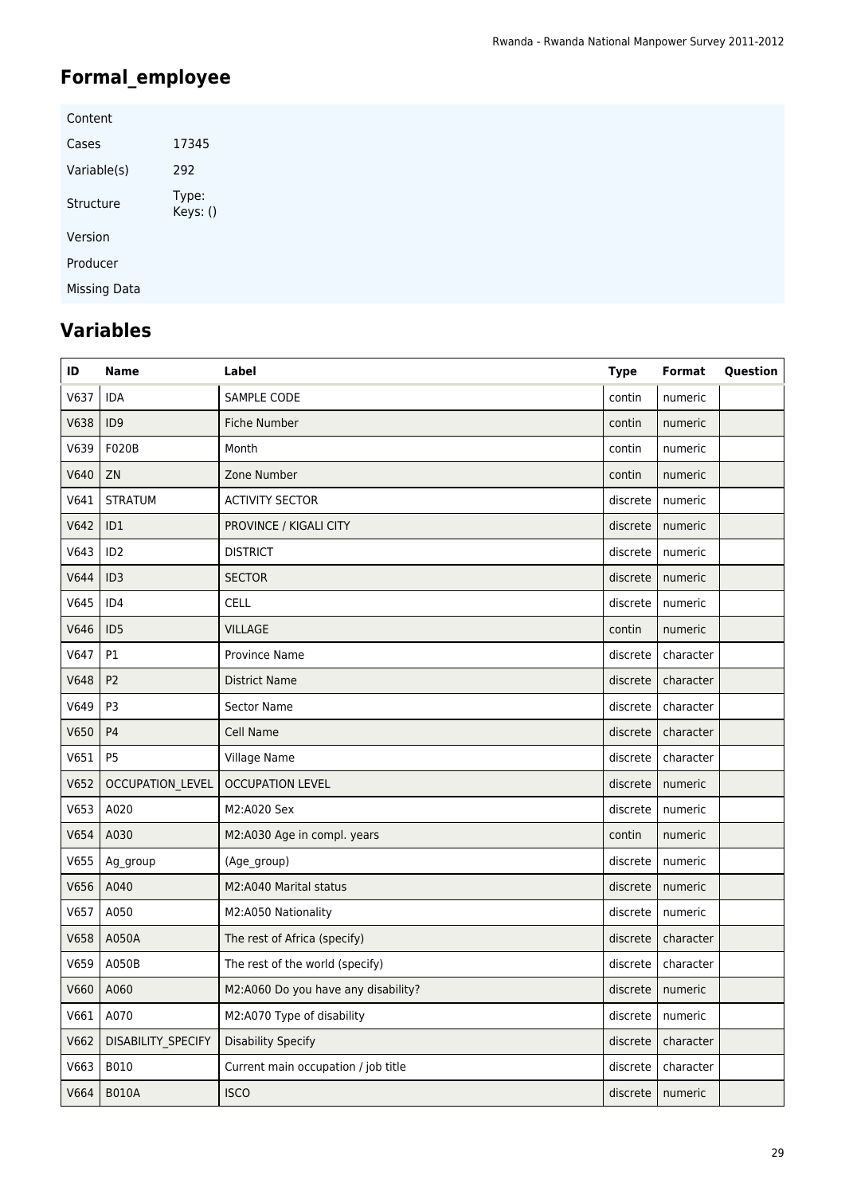# Formal_employee

| | |
|---|---|
| Content | |
| Cases | 17345 |
| Variable(s) | 292 |
| Structure | Type: <br>Keys: () |
| Version | |
| Producer | |
| Missing Data | |

## Variables

| ID | Name | Label | Type | Format | Question |
|---|---|---|---|---|---|
| V637 | IDA | SAMPLE CODE | contin | numeric | |
| V638 | ID9 | Fiche Number | contin | numeric | |
| V639 | F020B | Month | contin | numeric | |
| V640 | ZN | Zone Number | contin | numeric | |
| V641 | STRATUM | ACTIVITY SECTOR | discrete | numeric | |
| V642 | ID1 | PROVINCE / KIGALI CITY | discrete | numeric | |
| V643 | ID2 | DISTRICT | discrete | numeric | |
| V644 | ID3 | SECTOR | discrete | numeric | |
| V645 | ID4 | CELL | discrete | numeric | |
| V646 | ID5 | VILLAGE | contin | numeric | |
| V647 | P1 | Province Name | discrete | character | |
| V648 | P2 | District Name | discrete | character | |
| V649 | P3 | Sector Name | discrete | character | |
| V650 | P4 | Cell Name | discrete | character | |
| V651 | P5 | Village Name | discrete | character | |
| V652 | OCCUPATION_LEVEL | OCCUPATION LEVEL | discrete | numeric | |
| V653 | A020 | M2:A020 Sex | discrete | numeric | |
| V654 | A030 | M2:A030 Age in compl. years | contin | numeric | |
| V655 | Ag_group | (Age_group) | discrete | numeric | |
| V656 | A040 | M2:A040 Marital status | discrete | numeric | |
| V657 | A050 | M2:A050 Nationality | discrete | numeric | |
| V658 | A050A | The rest of Africa (specify) | discrete | character | |
| V659 | A050B | The rest of the world (specify) | discrete | character | |
| V660 | A060 | M2:A060 Do you have any disability? | discrete | numeric | |
| V661 | A070 | M2:A070 Type of disability | discrete | numeric | |
| V662 | DISABILITY_SPECIFY | Disability Specify | discrete | character | |
| V663 | B010 | Current main occupation / job title | discrete | character | |
| V664 | B010A | ISCO | discrete | numeric | |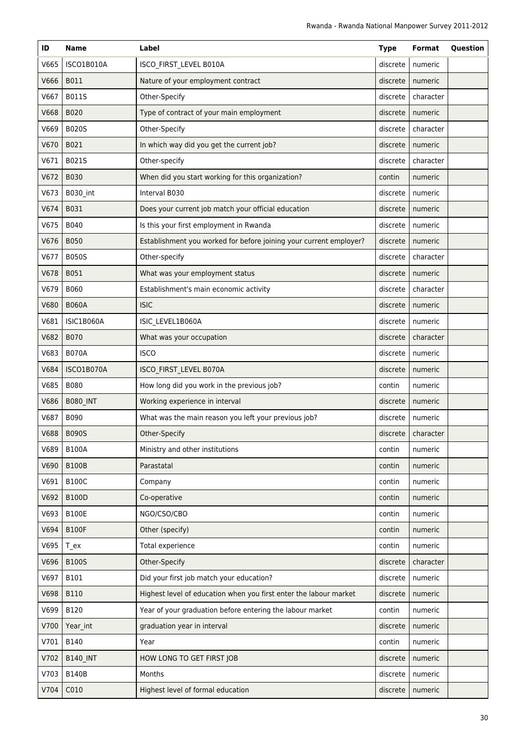| ID | Name | Label | Type | Format | Question |
|---|---|---|---|---|---|
| V665 | ISCO1B010A | ISCO_FIRST_LEVEL B010A | discrete | numeric | |
| V666 | B011 | Nature of your employment contract | discrete | numeric | |
| V667 | B011S | Other-Specify | discrete | character | |
| V668 | B020 | Type of contract of your main employment | discrete | numeric | |
| V669 | B020S | Other-Specify | discrete | character | |
| V670 | B021 | In which way did you get the current job? | discrete | numeric | |
| V671 | B021S | Other-specify | discrete | character | |
| V672 | B030 | When did you start working for this organization? | contin | numeric | |
| V673 | B030_int | Interval B030 | discrete | numeric | |
| V674 | B031 | Does your current job match your official education | discrete | numeric | |
| V675 | B040 | Is this your first employment in Rwanda | discrete | numeric | |
| V676 | B050 | Establishment you worked for before joining your current employer? | discrete | numeric | |
| V677 | B050S | Other-specify | discrete | character | |
| V678 | B051 | What was your employment status | discrete | numeric | |
| V679 | B060 | Establishment's main economic activity | discrete | character | |
| V680 | B060A | ISIC | discrete | numeric | |
| V681 | ISIC1B060A | ISIC_LEVEL1B060A | discrete | numeric | |
| V682 | B070 | What was your occupation | discrete | character | |
| V683 | B070A | ISCO | discrete | numeric | |
| V684 | ISCO1B070A | ISCO_FIRST_LEVEL B070A | discrete | numeric | |
| V685 | B080 | How long did you work in the previous job? | contin | numeric | |
| V686 | B080_INT | Working experience in interval | discrete | numeric | |
| V687 | B090 | What was the main reason you left your previous job? | discrete | numeric | |
| V688 | B090S | Other-Specify | discrete | character | |
| V689 | B100A | Ministry and other institutions | contin | numeric | |
| V690 | B100B | Parastatal | contin | numeric | |
| V691 | B100C | Company | contin | numeric | |
| V692 | B100D | Co-operative | contin | numeric | |
| V693 | B100E | NGO/CSO/CBO | contin | numeric | |
| V694 | B100F | Other (specify) | contin | numeric | |
| V695 | T_ex | Total experience | contin | numeric | |
| V696 | B100S | Other-Specify | discrete | character | |
| V697 | B101 | Did your first job match your education? | discrete | numeric | |
| V698 | B110 | Highest level of education when you first enter the labour market | discrete | numeric | |
| V699 | B120 | Year of your graduation before entering the labour market | contin | numeric | |
| V700 | Year_int | graduation year in interval | discrete | numeric | |
| V701 | B140 | Year | contin | numeric | |
| V702 | B140_INT | HOW LONG TO GET FIRST JOB | discrete | numeric | |
| V703 | B140B | Months | discrete | numeric | |
| V704 | C010 | Highest level of formal education | discrete | numeric | |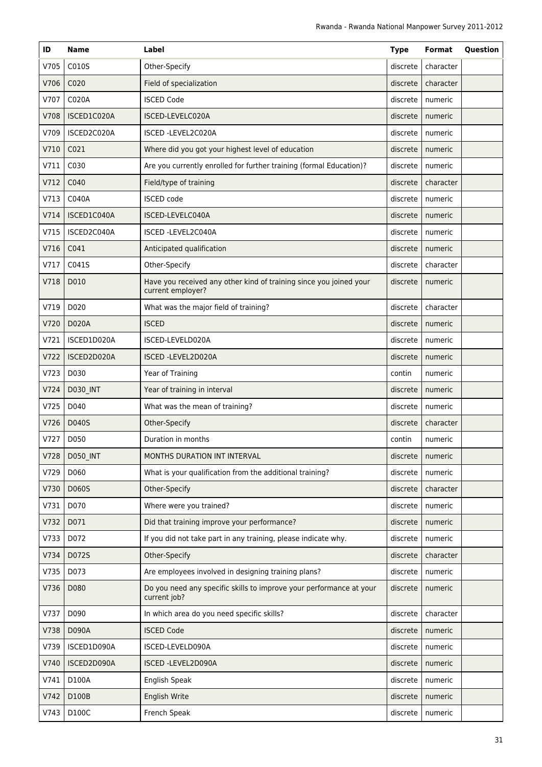| ID | Name | Label | Type | Format | Question |
|---|---|---|---|---|---|
| V705 | C010S | Other-Specify | discrete | character | |
| V706 | C020 | Field of specialization | discrete | character | |
| V707 | C020A | ISCED Code | discrete | numeric | |
| V708 | ISCED1C020A | ISCED-LEVELC020A | discrete | numeric | |
| V709 | ISCED2C020A | ISCED -LEVEL2C020A | discrete | numeric | |
| V710 | C021 | Where did you got your highest level of education | discrete | numeric | |
| V711 | C030 | Are you currently enrolled for further training (formal Education)? | discrete | numeric | |
| V712 | C040 | Field/type of training | discrete | character | |
| V713 | C040A | ISCED code | discrete | numeric | |
| V714 | ISCED1C040A | ISCED-LEVELC040A | discrete | numeric | |
| V715 | ISCED2C040A | ISCED -LEVEL2C040A | discrete | numeric | |
| V716 | C041 | Anticipated qualification | discrete | numeric | |
| V717 | C041S | Other-Specify | discrete | character | |
| V718 | D010 | Have you received any other kind of training since you joined your current employer? | discrete | numeric | |
| V719 | D020 | What was the major field of training? | discrete | character | |
| V720 | D020A | ISCED | discrete | numeric | |
| V721 | ISCED1D020A | ISCED-LEVELD020A | discrete | numeric | |
| V722 | ISCED2D020A | ISCED -LEVEL2D020A | discrete | numeric | |
| V723 | D030 | Year of Training | contin | numeric | |
| V724 | D030_INT | Year of training in interval | discrete | numeric | |
| V725 | D040 | What was the mean of training? | discrete | numeric | |
| V726 | D040S | Other-Specify | discrete | character | |
| V727 | D050 | Duration in months | contin | numeric | |
| V728 | D050_INT | MONTHS DURATION INT INTERVAL | discrete | numeric | |
| V729 | D060 | What is your qualification from the additional training? | discrete | numeric | |
| V730 | D060S | Other-Specify | discrete | character | |
| V731 | D070 | Where were you trained? | discrete | numeric | |
| V732 | D071 | Did that training improve your performance? | discrete | numeric | |
| V733 | D072 | If you did not take part in any training, please indicate why. | discrete | numeric | |
| V734 | D072S | Other-Specify | discrete | character | |
| V735 | D073 | Are employees involved in designing training plans? | discrete | numeric | |
| V736 | D080 | Do you need any specific skills to improve your performance at your current job? | discrete | numeric | |
| V737 | D090 | In which area do you need specific skills? | discrete | character | |
| V738 | D090A | ISCED Code | discrete | numeric | |
| V739 | ISCED1D090A | ISCED-LEVELD090A | discrete | numeric | |
| V740 | ISCED2D090A | ISCED -LEVEL2D090A | discrete | numeric | |
| V741 | D100A | English Speak | discrete | numeric | |
| V742 | D100B | English Write | discrete | numeric | |
| V743 | D100C | French Speak | discrete | numeric | |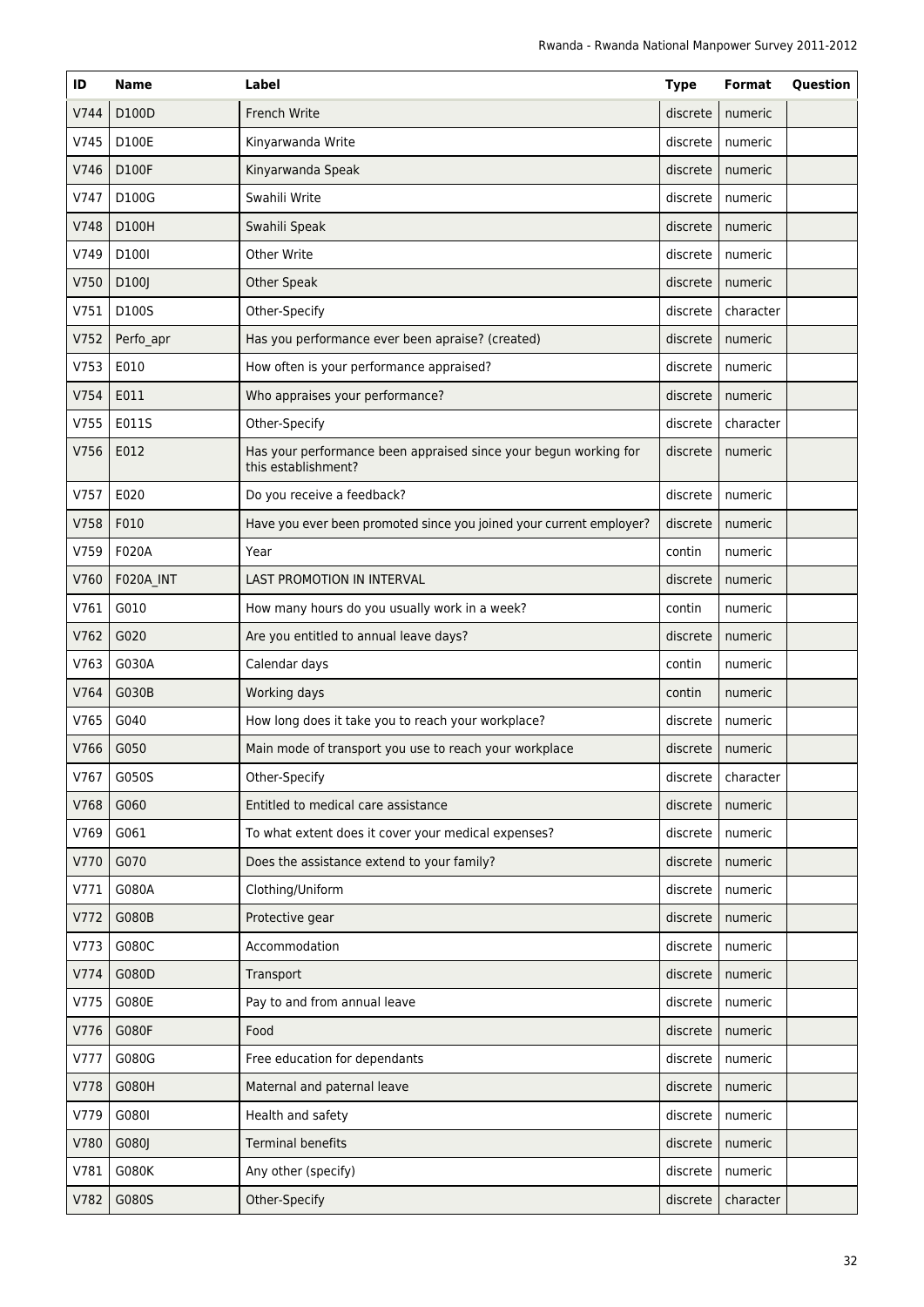| ID | Name | Label | Type | Format | Question |
|---|---|---|---|---|---|
| V744 | D100D | French Write | discrete | numeric | |
| V745 | D100E | Kinyarwanda Write | discrete | numeric | |
| V746 | D100F | Kinyarwanda Speak | discrete | numeric | |
| V747 | D100G | Swahili Write | discrete | numeric | |
| V748 | D100H | Swahili Speak | discrete | numeric | |
| V749 | D100I | Other Write | discrete | numeric | |
| V750 | D100J | Other Speak | discrete | numeric | |
| V751 | D100S | Other-Specify | discrete | character | |
| V752 | Perfo_apr | Has you performance ever been apraise? (created) | discrete | numeric | |
| V753 | E010 | How often is your performance appraised? | discrete | numeric | |
| V754 | E011 | Who appraises your performance? | discrete | numeric | |
| V755 | E011S | Other-Specify | discrete | character | |
| V756 | E012 | Has your performance been appraised since your begun working for this establishment? | discrete | numeric | |
| V757 | E020 | Do you receive a feedback? | discrete | numeric | |
| V758 | F010 | Have you ever been promoted since you joined your current employer? | discrete | numeric | |
| V759 | F020A | Year | contin | numeric | |
| V760 | F020A_INT | LAST PROMOTION IN INTERVAL | discrete | numeric | |
| V761 | G010 | How many hours do you usually work in a week? | contin | numeric | |
| V762 | G020 | Are you entitled to annual leave days? | discrete | numeric | |
| V763 | G030A | Calendar days | contin | numeric | |
| V764 | G030B | Working days | contin | numeric | |
| V765 | G040 | How long does it take you to reach your workplace? | discrete | numeric | |
| V766 | G050 | Main mode of transport you use to reach your workplace | discrete | numeric | |
| V767 | G050S | Other-Specify | discrete | character | |
| V768 | G060 | Entitled to medical care assistance | discrete | numeric | |
| V769 | G061 | To what extent does it cover your medical expenses? | discrete | numeric | |
| V770 | G070 | Does the assistance extend to your family? | discrete | numeric | |
| V771 | G080A | Clothing/Uniform | discrete | numeric | |
| V772 | G080B | Protective gear | discrete | numeric | |
| V773 | G080C | Accommodation | discrete | numeric | |
| V774 | G080D | Transport | discrete | numeric | |
| V775 | G080E | Pay to and from annual leave | discrete | numeric | |
| V776 | G080F | Food | discrete | numeric | |
| V777 | G080G | Free education for dependants | discrete | numeric | |
| V778 | G080H | Maternal and paternal leave | discrete | numeric | |
| V779 | G080I | Health and safety | discrete | numeric | |
| V780 | G080J | Terminal benefits | discrete | numeric | |
| V781 | G080K | Any other (specify) | discrete | numeric | |
| V782 | G080S | Other-Specify | discrete | character | |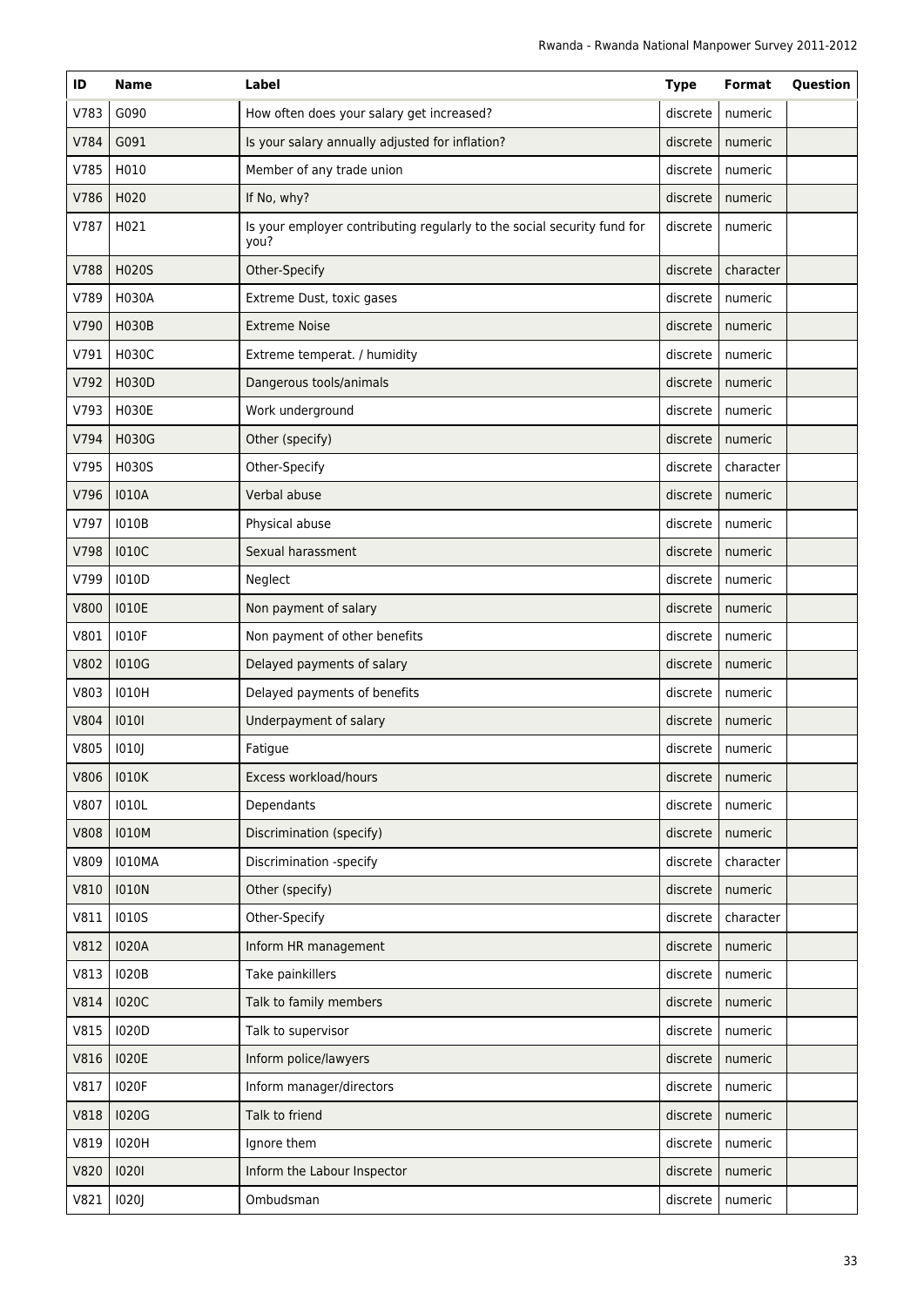| ID | Name | Label | Type | Format | Question |
|---|---|---|---|---|---|
| V783 | G090 | How often does your salary get increased? | discrete | numeric | |
| V784 | G091 | Is your salary annually adjusted for inflation? | discrete | numeric | |
| V785 | H010 | Member of any trade union | discrete | numeric | |
| V786 | H020 | If No, why? | discrete | numeric | |
| V787 | H021 | Is your employer contributing regularly to the social security fund for you? | discrete | numeric | |
| V788 | H020S | Other-Specify | discrete | character | |
| V789 | H030A | Extreme Dust, toxic gases | discrete | numeric | |
| V790 | H030B | Extreme Noise | discrete | numeric | |
| V791 | H030C | Extreme temperat. / humidity | discrete | numeric | |
| V792 | H030D | Dangerous tools/animals | discrete | numeric | |
| V793 | H030E | Work underground | discrete | numeric | |
| V794 | H030G | Other (specify) | discrete | numeric | |
| V795 | H030S | Other-Specify | discrete | character | |
| V796 | I010A | Verbal abuse | discrete | numeric | |
| V797 | I010B | Physical abuse | discrete | numeric | |
| V798 | I010C | Sexual harassment | discrete | numeric | |
| V799 | I010D | Neglect | discrete | numeric | |
| V800 | I010E | Non payment of salary | discrete | numeric | |
| V801 | I010F | Non payment of other benefits | discrete | numeric | |
| V802 | I010G | Delayed payments of salary | discrete | numeric | |
| V803 | I010H | Delayed payments of benefits | discrete | numeric | |
| V804 | I010I | Underpayment of salary | discrete | numeric | |
| V805 | I010J | Fatigue | discrete | numeric | |
| V806 | I010K | Excess workload/hours | discrete | numeric | |
| V807 | I010L | Dependants | discrete | numeric | |
| V808 | I010M | Discrimination (specify) | discrete | numeric | |
| V809 | I010MA | Discrimination -specify | discrete | character | |
| V810 | I010N | Other (specify) | discrete | numeric | |
| V811 | I010S | Other-Specify | discrete | character | |
| V812 | I020A | Inform HR management | discrete | numeric | |
| V813 | I020B | Take painkillers | discrete | numeric | |
| V814 | I020C | Talk to family members | discrete | numeric | |
| V815 | I020D | Talk to supervisor | discrete | numeric | |
| V816 | I020E | Inform police/lawyers | discrete | numeric | |
| V817 | I020F | Inform manager/directors | discrete | numeric | |
| V818 | I020G | Talk to friend | discrete | numeric | |
| V819 | I020H | Ignore them | discrete | numeric | |
| V820 | I020I | Inform the Labour Inspector | discrete | numeric | |
| V821 | I020J | Ombudsman | discrete | numeric | |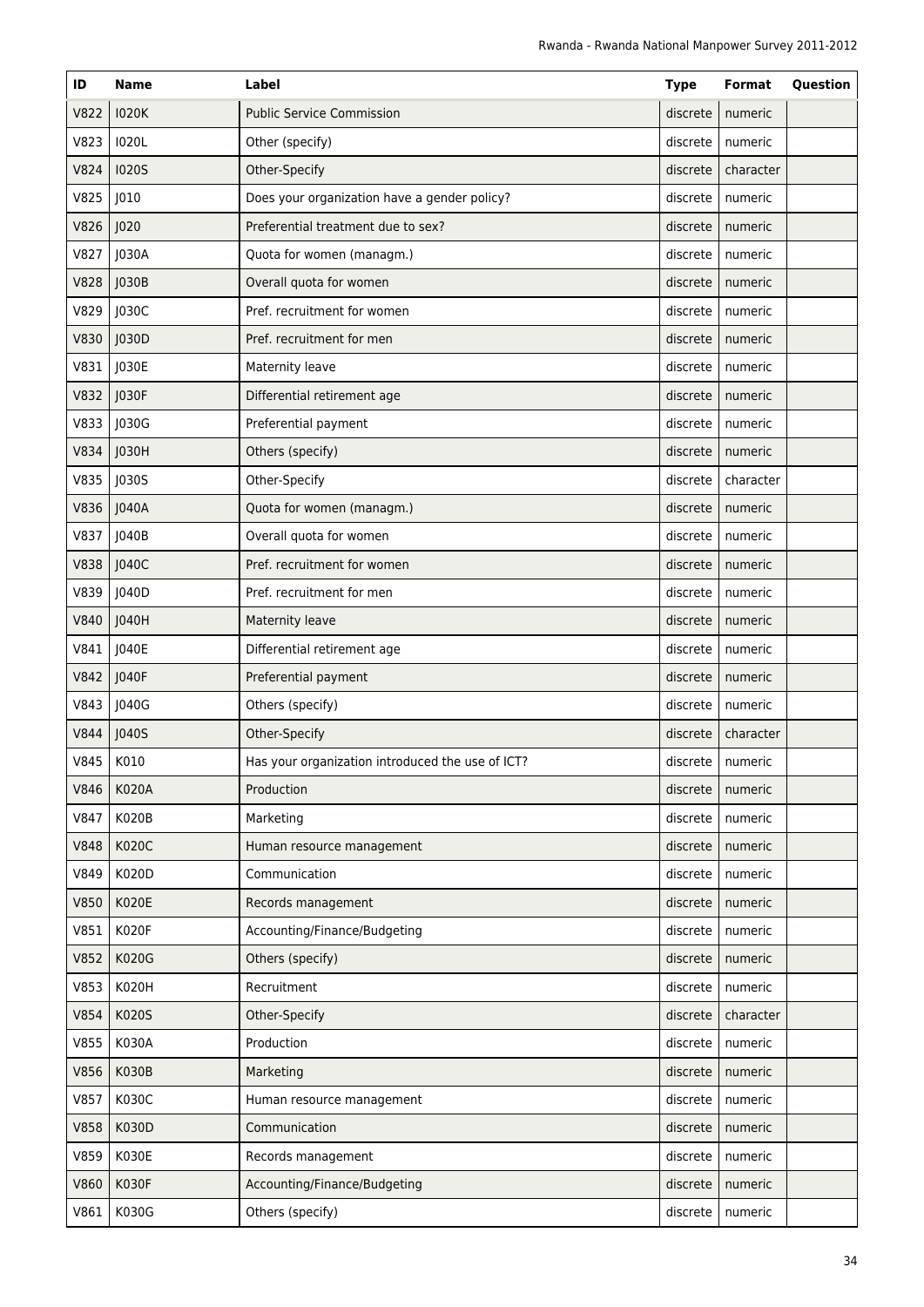| ID | Name | Label | Type | Format | Question |
|---|---|---|---|---|---|
| V822 | I020K | Public Service Commission | discrete | numeric | |
| V823 | I020L | Other (specify) | discrete | numeric | |
| V824 | I020S | Other-Specify | discrete | character | |
| V825 | J010 | Does your organization have a gender policy? | discrete | numeric | |
| V826 | J020 | Preferential treatment due to sex? | discrete | numeric | |
| V827 | J030A | Quota for women (managm.) | discrete | numeric | |
| V828 | J030B | Overall quota for women | discrete | numeric | |
| V829 | J030C | Pref. recruitment for women | discrete | numeric | |
| V830 | J030D | Pref. recruitment for men | discrete | numeric | |
| V831 | J030E | Maternity leave | discrete | numeric | |
| V832 | J030F | Differential retirement age | discrete | numeric | |
| V833 | J030G | Preferential payment | discrete | numeric | |
| V834 | J030H | Others (specify) | discrete | numeric | |
| V835 | J030S | Other-Specify | discrete | character | |
| V836 | J040A | Quota for women (managm.) | discrete | numeric | |
| V837 | J040B | Overall quota for women | discrete | numeric | |
| V838 | J040C | Pref. recruitment for women | discrete | numeric | |
| V839 | J040D | Pref. recruitment for men | discrete | numeric | |
| V840 | J040H | Maternity leave | discrete | numeric | |
| V841 | J040E | Differential retirement age | discrete | numeric | |
| V842 | J040F | Preferential payment | discrete | numeric | |
| V843 | J040G | Others (specify) | discrete | numeric | |
| V844 | J040S | Other-Specify | discrete | character | |
| V845 | K010 | Has your organization introduced the use of ICT? | discrete | numeric | |
| V846 | K020A | Production | discrete | numeric | |
| V847 | K020B | Marketing | discrete | numeric | |
| V848 | K020C | Human resource management | discrete | numeric | |
| V849 | K020D | Communication | discrete | numeric | |
| V850 | K020E | Records management | discrete | numeric | |
| V851 | K020F | Accounting/Finance/Budgeting | discrete | numeric | |
| V852 | K020G | Others (specify) | discrete | numeric | |
| V853 | K020H | Recruitment | discrete | numeric | |
| V854 | K020S | Other-Specify | discrete | character | |
| V855 | K030A | Production | discrete | numeric | |
| V856 | K030B | Marketing | discrete | numeric | |
| V857 | K030C | Human resource management | discrete | numeric | |
| V858 | K030D | Communication | discrete | numeric | |
| V859 | K030E | Records management | discrete | numeric | |
| V860 | K030F | Accounting/Finance/Budgeting | discrete | numeric | |
| V861 | K030G | Others (specify) | discrete | numeric | |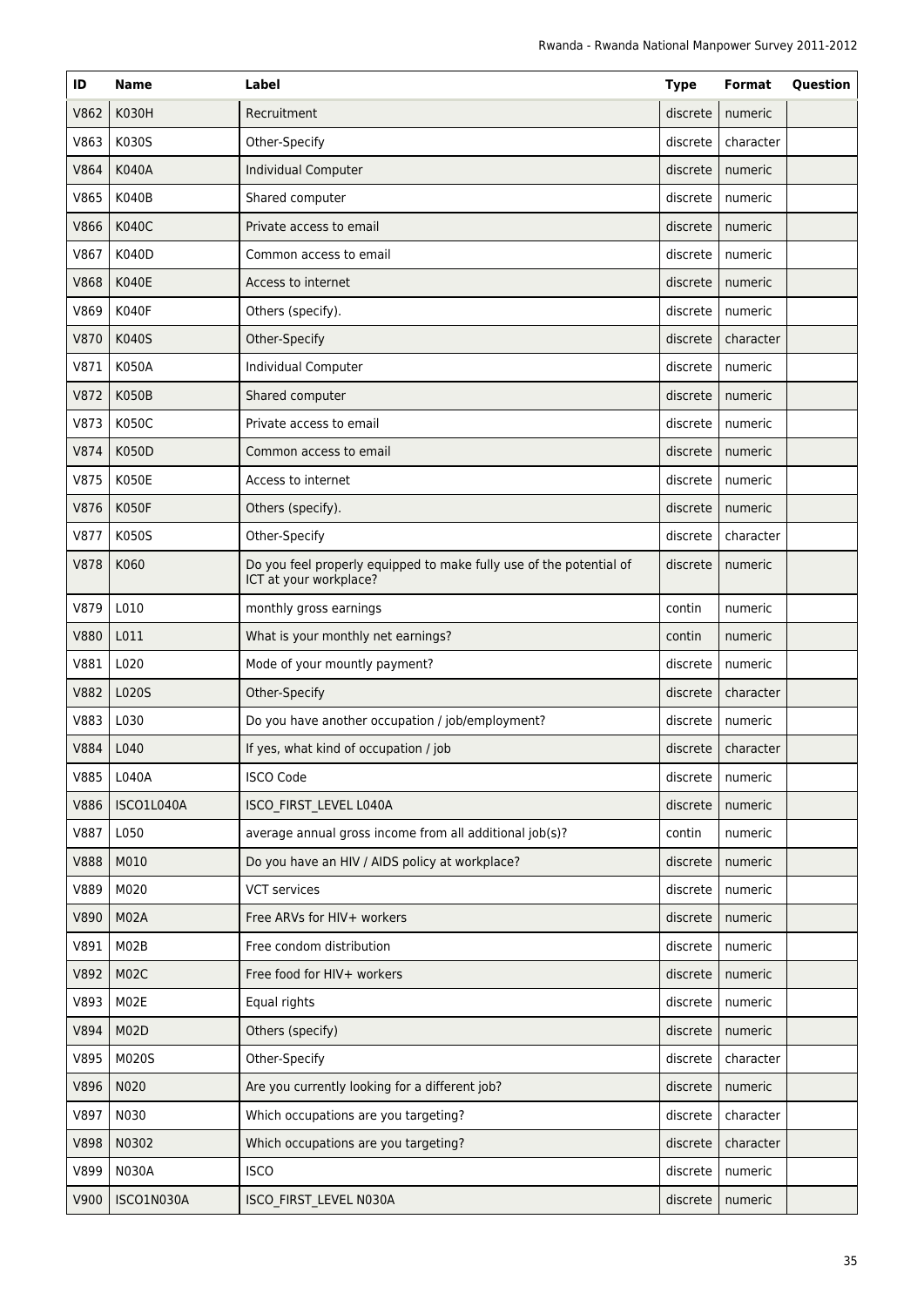| ID | Name | Label | Type | Format | Question |
|---|---|---|---|---|---|
| V862 | K030H | Recruitment | discrete | numeric | |
| V863 | K030S | Other-Specify | discrete | character | |
| V864 | K040A | Individual Computer | discrete | numeric | |
| V865 | K040B | Shared computer | discrete | numeric | |
| V866 | K040C | Private access to email | discrete | numeric | |
| V867 | K040D | Common access to email | discrete | numeric | |
| V868 | K040E | Access to internet | discrete | numeric | |
| V869 | K040F | Others (specify). | discrete | numeric | |
| V870 | K040S | Other-Specify | discrete | character | |
| V871 | K050A | Individual Computer | discrete | numeric | |
| V872 | K050B | Shared computer | discrete | numeric | |
| V873 | K050C | Private access to email | discrete | numeric | |
| V874 | K050D | Common access to email | discrete | numeric | |
| V875 | K050E | Access to internet | discrete | numeric | |
| V876 | K050F | Others (specify). | discrete | numeric | |
| V877 | K050S | Other-Specify | discrete | character | |
| V878 | K060 | Do you feel properly equipped to make fully use of the potential of ICT at your workplace? | discrete | numeric | |
| V879 | L010 | monthly gross earnings | contin | numeric | |
| V880 | L011 | What is your monthly net earnings? | contin | numeric | |
| V881 | L020 | Mode of your mountly payment? | discrete | numeric | |
| V882 | L020S | Other-Specify | discrete | character | |
| V883 | L030 | Do you have another occupation / job/employment? | discrete | numeric | |
| V884 | L040 | If yes, what kind of occupation / job | discrete | character | |
| V885 | L040A | ISCO Code | discrete | numeric | |
| V886 | ISCO1L040A | ISCO_FIRST_LEVEL L040A | discrete | numeric | |
| V887 | L050 | average annual gross income from all additional job(s)? | contin | numeric | |
| V888 | M010 | Do you have an HIV / AIDS policy at workplace? | discrete | numeric | |
| V889 | M020 | VCT services | discrete | numeric | |
| V890 | M02A | Free ARVs for HIV+ workers | discrete | numeric | |
| V891 | M02B | Free condom distribution | discrete | numeric | |
| V892 | M02C | Free food for HIV+ workers | discrete | numeric | |
| V893 | M02E | Equal rights | discrete | numeric | |
| V894 | M02D | Others (specify) | discrete | numeric | |
| V895 | M020S | Other-Specify | discrete | character | |
| V896 | N020 | Are you currently looking for a different job? | discrete | numeric | |
| V897 | N030 | Which occupations are you targeting? | discrete | character | |
| V898 | N0302 | Which occupations are you targeting? | discrete | character | |
| V899 | N030A | ISCO | discrete | numeric | |
| V900 | ISCO1N030A | ISCO_FIRST_LEVEL N030A | discrete | numeric | |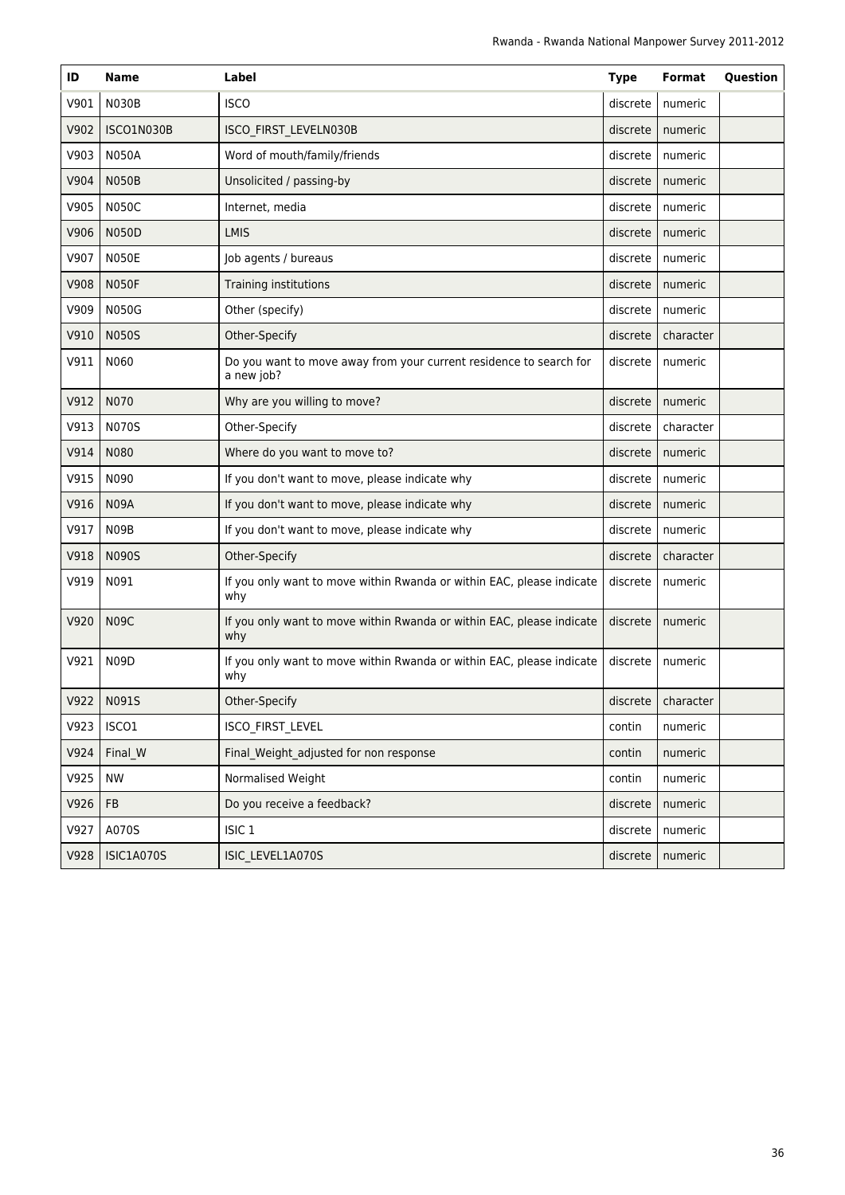| ID | Name | Label | Type | Format | Question |
|---|---|---|---|---|---|
| V901 | N030B | ISCO | discrete | numeric | |
| V902 | ISCO1N030B | ISCO_FIRST_LEVELN030B | discrete | numeric | |
| V903 | N050A | Word of mouth/family/friends | discrete | numeric | |
| V904 | N050B | Unsolicited / passing-by | discrete | numeric | |
| V905 | N050C | Internet, media | discrete | numeric | |
| V906 | N050D | LMIS | discrete | numeric | |
| V907 | N050E | Job agents / bureaus | discrete | numeric | |
| V908 | N050F | Training institutions | discrete | numeric | |
| V909 | N050G | Other (specify) | discrete | numeric | |
| V910 | N050S | Other-Specify | discrete | character | |
| V911 | N060 | Do you want to move away from your current residence to search for a new job? | discrete | numeric | |
| V912 | N070 | Why are you willing to move? | discrete | numeric | |
| V913 | N070S | Other-Specify | discrete | character | |
| V914 | N080 | Where do you want to move to? | discrete | numeric | |
| V915 | N090 | If you don't want to move, please indicate why | discrete | numeric | |
| V916 | N09A | If you don't want to move, please indicate why | discrete | numeric | |
| V917 | N09B | If you don't want to move, please indicate why | discrete | numeric | |
| V918 | N090S | Other-Specify | discrete | character | |
| V919 | N091 | If you only want to move within Rwanda or within EAC, please indicate why | discrete | numeric | |
| V920 | N09C | If you only want to move within Rwanda or within EAC, please indicate why | discrete | numeric | |
| V921 | N09D | If you only want to move within Rwanda or within EAC, please indicate why | discrete | numeric | |
| V922 | N091S | Other-Specify | discrete | character | |
| V923 | ISCO1 | ISCO_FIRST_LEVEL | contin | numeric | |
| V924 | Final_W | Final_Weight_adjusted for non response | contin | numeric | |
| V925 | NW | Normalised Weight | contin | numeric | |
| V926 | FB | Do you receive a feedback? | discrete | numeric | |
| V927 | A070S | ISIC 1 | discrete | numeric | |
| V928 | ISIC1A070S | ISIC_LEVEL1A070S | discrete | numeric | |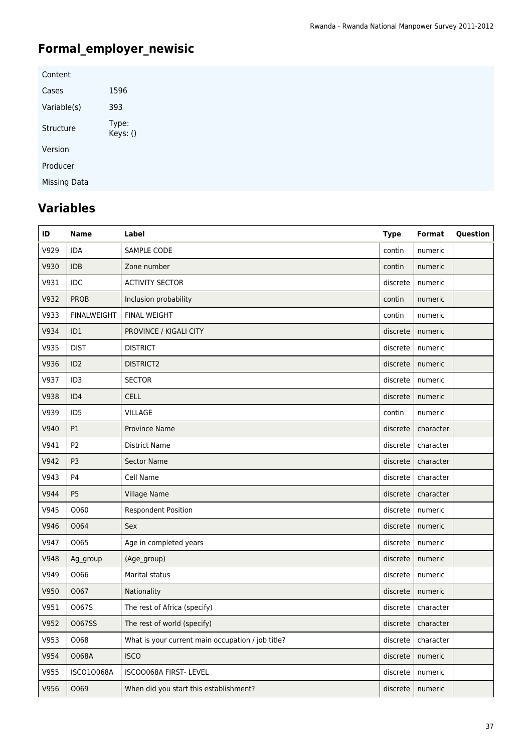# Formal_employer_newisic

| Content | |
|---|---|
| Cases | 1596 |
| Variable(s) | 393 |
| Structure | Type: Keys: () |
| Version | |
| Producer | |
| Missing Data | |

## Variables

| ID | Name | Label | Type | Format | Question |
|---|---|---|---|---|---|
| V929 | IDA | SAMPLE CODE | contin | numeric | |
| V930 | IDB | Zone number | contin | numeric | |
| V931 | IDC | ACTIVITY SECTOR | discrete | numeric | |
| V932 | PROB | Inclusion probability | contin | numeric | |
| V933 | FINALWEIGHT | FINAL WEIGHT | contin | numeric | |
| V934 | ID1 | PROVINCE / KIGALI CITY | discrete | numeric | |
| V935 | DIST | DISTRICT | discrete | numeric | |
| V936 | ID2 | DISTRICT2 | discrete | numeric | |
| V937 | ID3 | SECTOR | discrete | numeric | |
| V938 | ID4 | CELL | discrete | numeric | |
| V939 | ID5 | VILLAGE | contin | numeric | |
| V940 | P1 | Province Name | discrete | character | |
| V941 | P2 | District Name | discrete | character | |
| V942 | P3 | Sector Name | discrete | character | |
| V943 | P4 | Cell Name | discrete | character | |
| V944 | P5 | Village Name | discrete | character | |
| V945 | O060 | Respondent Position | discrete | numeric | |
| V946 | O064 | Sex | discrete | numeric | |
| V947 | O065 | Age in completed years | discrete | numeric | |
| V948 | Ag_group | (Age_group) | discrete | numeric | |
| V949 | O066 | Marital status | discrete | numeric | |
| V950 | O067 | Nationality | discrete | numeric | |
| V951 | O067S | The rest of Africa (specify) | discrete | character | |
| V952 | O067SS | The rest of world (specify) | discrete | character | |
| V953 | O068 | What is your current main occupation / job title? | discrete | character | |
| V954 | O068A | ISCO | discrete | numeric | |
| V955 | ISCO1O068A | ISCOO068A FIRST- LEVEL | discrete | numeric | |
| V956 | O069 | When did you start this establishment? | discrete | numeric | |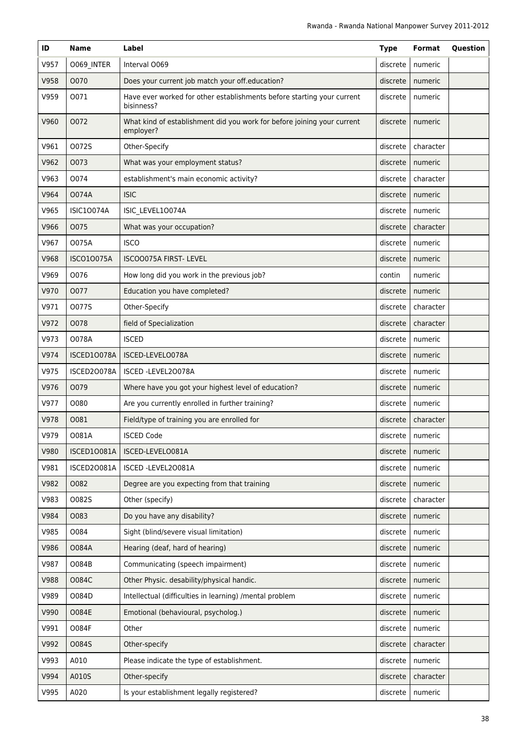| ID | Name | Label | Type | Format | Question |
|---|---|---|---|---|---|
| V957 | O069_INTER | Interval O069 | discrete | numeric | |
| V958 | O070 | Does your current job match your off.education? | discrete | numeric | |
| V959 | O071 | Have ever worked for other establishments before starting your current bisinness? | discrete | numeric | |
| V960 | O072 | What kind of establishment did you work for before joining your current employer? | discrete | numeric | |
| V961 | O072S | Other-Specify | discrete | character | |
| V962 | O073 | What was your employment status? | discrete | numeric | |
| V963 | O074 | establishment's main economic activity? | discrete | character | |
| V964 | O074A | ISIC | discrete | numeric | |
| V965 | ISIC1O074A | ISIC_LEVEL1O074A | discrete | numeric | |
| V966 | O075 | What was your occupation? | discrete | character | |
| V967 | O075A | ISCO | discrete | numeric | |
| V968 | ISCO1O075A | ISCOO075A FIRST- LEVEL | discrete | numeric | |
| V969 | O076 | How long did you work in the previous job? | contin | numeric | |
| V970 | O077 | Education you have completed? | discrete | numeric | |
| V971 | O077S | Other-Specify | discrete | character | |
| V972 | O078 | field of Specialization | discrete | character | |
| V973 | O078A | ISCED | discrete | numeric | |
| V974 | ISCED1O078A | ISCED-LEVELO078A | discrete | numeric | |
| V975 | ISCED2O078A | ISCED -LEVEL2O078A | discrete | numeric | |
| V976 | O079 | Where have you got your highest level of education? | discrete | numeric | |
| V977 | O080 | Are you currently enrolled in further training? | discrete | numeric | |
| V978 | O081 | Field/type of training you are enrolled for | discrete | character | |
| V979 | O081A | ISCED Code | discrete | numeric | |
| V980 | ISCED1O081A | ISCED-LEVELO081A | discrete | numeric | |
| V981 | ISCED2O081A | ISCED -LEVEL2O081A | discrete | numeric | |
| V982 | O082 | Degree are you expecting from that training | discrete | numeric | |
| V983 | O082S | Other (specify) | discrete | character | |
| V984 | O083 | Do you have any disability? | discrete | numeric | |
| V985 | O084 | Sight (blind/severe visual limitation) | discrete | numeric | |
| V986 | O084A | Hearing (deaf, hard of hearing) | discrete | numeric | |
| V987 | O084B | Communicating (speech impairment) | discrete | numeric | |
| V988 | O084C | Other Physic. desability/physical handic. | discrete | numeric | |
| V989 | O084D | Intellectual (difficulties in learning) /mental problem | discrete | numeric | |
| V990 | O084E | Emotional (behavioural, psycholog.) | discrete | numeric | |
| V991 | O084F | Other | discrete | numeric | |
| V992 | O084S | Other-specify | discrete | character | |
| V993 | A010 | Please indicate the type of establishment. | discrete | numeric | |
| V994 | A010S | Other-specify | discrete | character | |
| V995 | A020 | Is your establishment legally registered? | discrete | numeric | |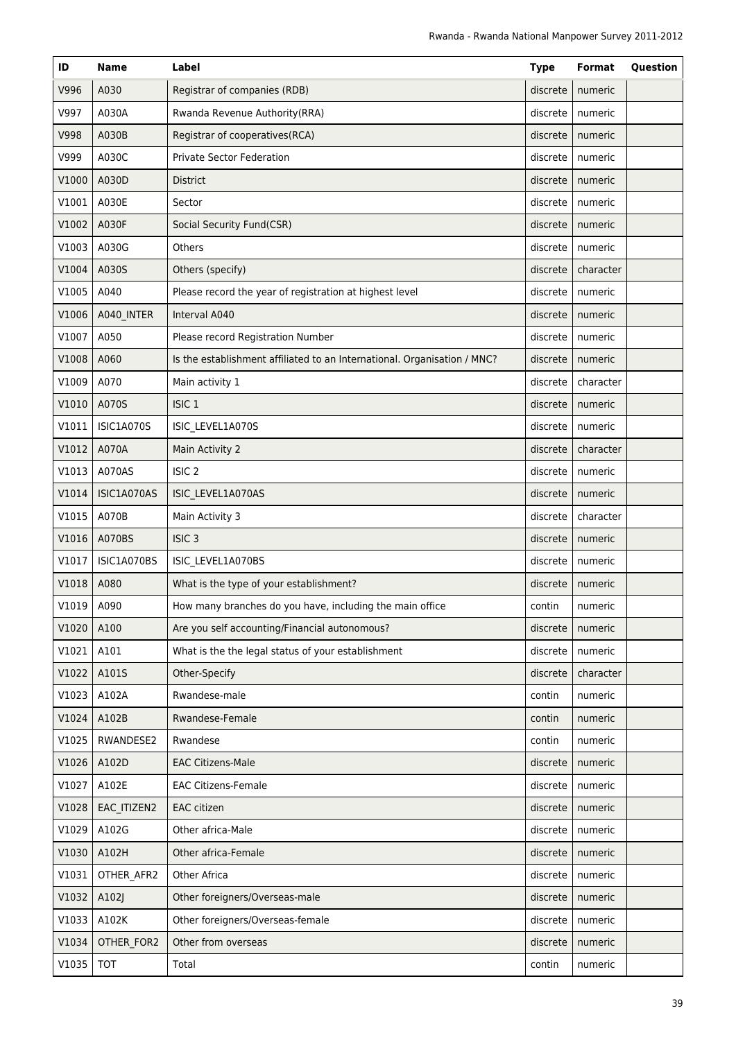| ID | Name | Label | Type | Format | Question |
|---|---|---|---|---|---|
| V996 | A030 | Registrar of companies (RDB) | discrete | numeric | |
| V997 | A030A | Rwanda Revenue Authority(RRA) | discrete | numeric | |
| V998 | A030B | Registrar of cooperatives(RCA) | discrete | numeric | |
| V999 | A030C | Private Sector Federation | discrete | numeric | |
| V1000 | A030D | District | discrete | numeric | |
| V1001 | A030E | Sector | discrete | numeric | |
| V1002 | A030F | Social Security Fund(CSR) | discrete | numeric | |
| V1003 | A030G | Others | discrete | numeric | |
| V1004 | A030S | Others (specify) | discrete | character | |
| V1005 | A040 | Please record the year of registration at highest level | discrete | numeric | |
| V1006 | A040_INTER | Interval A040 | discrete | numeric | |
| V1007 | A050 | Please record Registration Number | discrete | numeric | |
| V1008 | A060 | Is the establishment affiliated to an International. Organisation / MNC? | discrete | numeric | |
| V1009 | A070 | Main activity 1 | discrete | character | |
| V1010 | A070S | ISIC 1 | discrete | numeric | |
| V1011 | ISIC1A070S | ISIC_LEVEL1A070S | discrete | numeric | |
| V1012 | A070A | Main Activity 2 | discrete | character | |
| V1013 | A070AS | ISIC 2 | discrete | numeric | |
| V1014 | ISIC1A070AS | ISIC_LEVEL1A070AS | discrete | numeric | |
| V1015 | A070B | Main Activity 3 | discrete | character | |
| V1016 | A070BS | ISIC 3 | discrete | numeric | |
| V1017 | ISIC1A070BS | ISIC_LEVEL1A070BS | discrete | numeric | |
| V1018 | A080 | What is the type of your establishment? | discrete | numeric | |
| V1019 | A090 | How many branches do you have, including the main office | contin | numeric | |
| V1020 | A100 | Are you self accounting/Financial autonomous? | discrete | numeric | |
| V1021 | A101 | What is the the legal status of your establishment | discrete | numeric | |
| V1022 | A101S | Other-Specify | discrete | character | |
| V1023 | A102A | Rwandese-male | contin | numeric | |
| V1024 | A102B | Rwandese-Female | contin | numeric | |
| V1025 | RWANDESE2 | Rwandese | contin | numeric | |
| V1026 | A102D | EAC Citizens-Male | discrete | numeric | |
| V1027 | A102E | EAC Citizens-Female | discrete | numeric | |
| V1028 | EAC_ITIZEN2 | EAC citizen | discrete | numeric | |
| V1029 | A102G | Other africa-Male | discrete | numeric | |
| V1030 | A102H | Other africa-Female | discrete | numeric | |
| V1031 | OTHER_AFR2 | Other Africa | discrete | numeric | |
| V1032 | A102J | Other foreigners/Overseas-male | discrete | numeric | |
| V1033 | A102K | Other foreigners/Overseas-female | discrete | numeric | |
| V1034 | OTHER_FOR2 | Other from overseas | discrete | numeric | |
| V1035 | TOT | Total | contin | numeric | |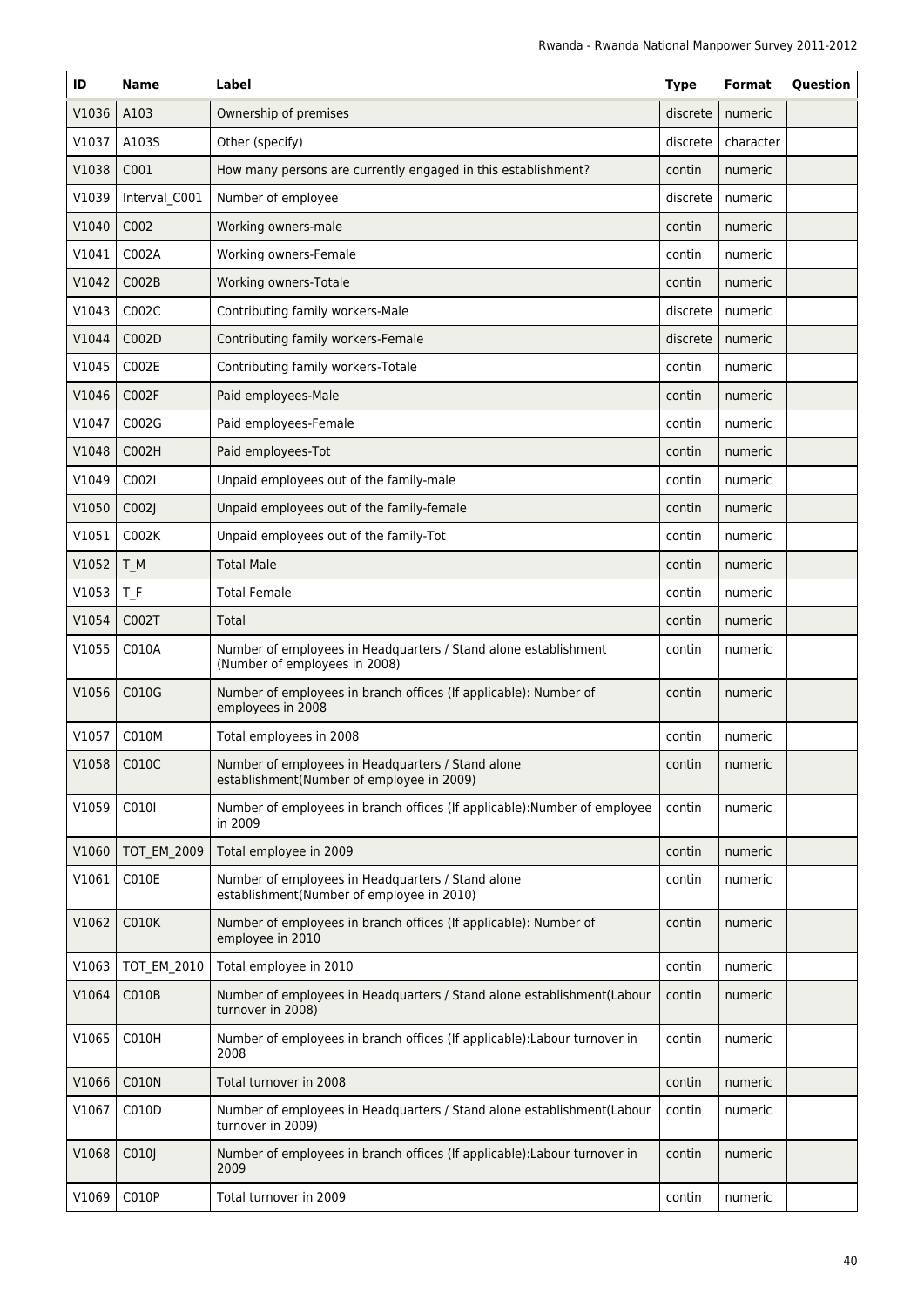| ID | Name | Label | Type | Format | Question |
|---|---|---|---|---|---|
| V1036 | A103 | Ownership of premises | discrete | numeric | |
| V1037 | A103S | Other (specify) | discrete | character | |
| V1038 | C001 | How many persons are currently engaged in this establishment? | contin | numeric | |
| V1039 | Interval_C001 | Number of employee | discrete | numeric | |
| V1040 | C002 | Working owners-male | contin | numeric | |
| V1041 | C002A | Working owners-Female | contin | numeric | |
| V1042 | C002B | Working owners-Totale | contin | numeric | |
| V1043 | C002C | Contributing family workers-Male | discrete | numeric | |
| V1044 | C002D | Contributing family workers-Female | discrete | numeric | |
| V1045 | C002E | Contributing family workers-Totale | contin | numeric | |
| V1046 | C002F | Paid employees-Male | contin | numeric | |
| V1047 | C002G | Paid employees-Female | contin | numeric | |
| V1048 | C002H | Paid employees-Tot | contin | numeric | |
| V1049 | C002I | Unpaid employees out of the family-male | contin | numeric | |
| V1050 | C002J | Unpaid employees out of the family-female | contin | numeric | |
| V1051 | C002K | Unpaid employees out of the family-Tot | contin | numeric | |
| V1052 | T_M | Total Male | contin | numeric | |
| V1053 | T_F | Total Female | contin | numeric | |
| V1054 | C002T | Total | contin | numeric | |
| V1055 | C010A | Number of employees in Headquarters / Stand alone establishment (Number of employees in 2008) | contin | numeric | |
| V1056 | C010G | Number of employees in branch offices (If applicable): Number of employees in 2008 | contin | numeric | |
| V1057 | C010M | Total employees in 2008 | contin | numeric | |
| V1058 | C010C | Number of employees in Headquarters / Stand alone establishment(Number of employee in 2009) | contin | numeric | |
| V1059 | C010I | Number of employees in branch offices (If applicable):Number of employee in 2009 | contin | numeric | |
| V1060 | TOT_EM_2009 | Total employee in 2009 | contin | numeric | |
| V1061 | C010E | Number of employees in Headquarters / Stand alone establishment(Number of employee in 2010) | contin | numeric | |
| V1062 | C010K | Number of employees in branch offices (If applicable): Number of employee in 2010 | contin | numeric | |
| V1063 | TOT_EM_2010 | Total employee in 2010 | contin | numeric | |
| V1064 | C010B | Number of employees in Headquarters / Stand alone establishment(Labour turnover in 2008) | contin | numeric | |
| V1065 | C010H | Number of employees in branch offices (If applicable):Labour turnover in 2008 | contin | numeric | |
| V1066 | C010N | Total turnover in 2008 | contin | numeric | |
| V1067 | C010D | Number of employees in Headquarters / Stand alone establishment(Labour turnover in 2009) | contin | numeric | |
| V1068 | C010J | Number of employees in branch offices (If applicable):Labour turnover in 2009 | contin | numeric | |
| V1069 | C010P | Total turnover in 2009 | contin | numeric | |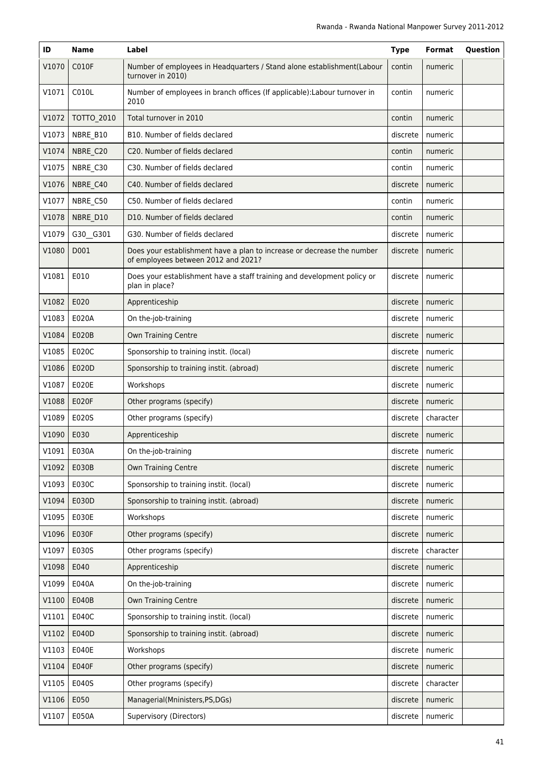| ID | Name | Label | Type | Format | Question |
|---|---|---|---|---|---|
| V1070 | C010F | Number of employees in Headquarters / Stand alone establishment(Labour turnover in 2010) | contin | numeric | |
| V1071 | C010L | Number of employees in branch offices (If applicable):Labour turnover in 2010 | contin | numeric | |
| V1072 | TOTTO_2010 | Total turnover in 2010 | contin | numeric | |
| V1073 | NBRE_B10 | B10. Number of fields declared | discrete | numeric | |
| V1074 | NBRE_C20 | C20. Number of fields declared | contin | numeric | |
| V1075 | NBRE_C30 | C30. Number of fields declared | contin | numeric | |
| V1076 | NBRE_C40 | C40. Number of fields declared | discrete | numeric | |
| V1077 | NBRE_C50 | C50. Number of fields declared | contin | numeric | |
| V1078 | NBRE_D10 | D10. Number of fields declared | contin | numeric | |
| V1079 | G30__G301 | G30. Number of fields declared | discrete | numeric | |
| V1080 | D001 | Does your establishment have a plan to increase or decrease the number of employees between 2012 and 2021? | discrete | numeric | |
| V1081 | E010 | Does your establishment have a staff training and development policy or plan in place? | discrete | numeric | |
| V1082 | E020 | Apprenticeship | discrete | numeric | |
| V1083 | E020A | On the-job-training | discrete | numeric | |
| V1084 | E020B | Own Training Centre | discrete | numeric | |
| V1085 | E020C | Sponsorship to training instit. (local) | discrete | numeric | |
| V1086 | E020D | Sponsorship to training instit. (abroad) | discrete | numeric | |
| V1087 | E020E | Workshops | discrete | numeric | |
| V1088 | E020F | Other programs (specify) | discrete | numeric | |
| V1089 | E020S | Other programs (specify) | discrete | character | |
| V1090 | E030 | Apprenticeship | discrete | numeric | |
| V1091 | E030A | On the-job-training | discrete | numeric | |
| V1092 | E030B | Own Training Centre | discrete | numeric | |
| V1093 | E030C | Sponsorship to training instit. (local) | discrete | numeric | |
| V1094 | E030D | Sponsorship to training instit. (abroad) | discrete | numeric | |
| V1095 | E030E | Workshops | discrete | numeric | |
| V1096 | E030F | Other programs (specify) | discrete | numeric | |
| V1097 | E030S | Other programs (specify) | discrete | character | |
| V1098 | E040 | Apprenticeship | discrete | numeric | |
| V1099 | E040A | On the-job-training | discrete | numeric | |
| V1100 | E040B | Own Training Centre | discrete | numeric | |
| V1101 | E040C | Sponsorship to training instit. (local) | discrete | numeric | |
| V1102 | E040D | Sponsorship to training instit. (abroad) | discrete | numeric | |
| V1103 | E040E | Workshops | discrete | numeric | |
| V1104 | E040F | Other programs (specify) | discrete | numeric | |
| V1105 | E040S | Other programs (specify) | discrete | character | |
| V1106 | E050 | Managerial(Mninisters,PS,DGs) | discrete | numeric | |
| V1107 | E050A | Supervisory (Directors) | discrete | numeric | |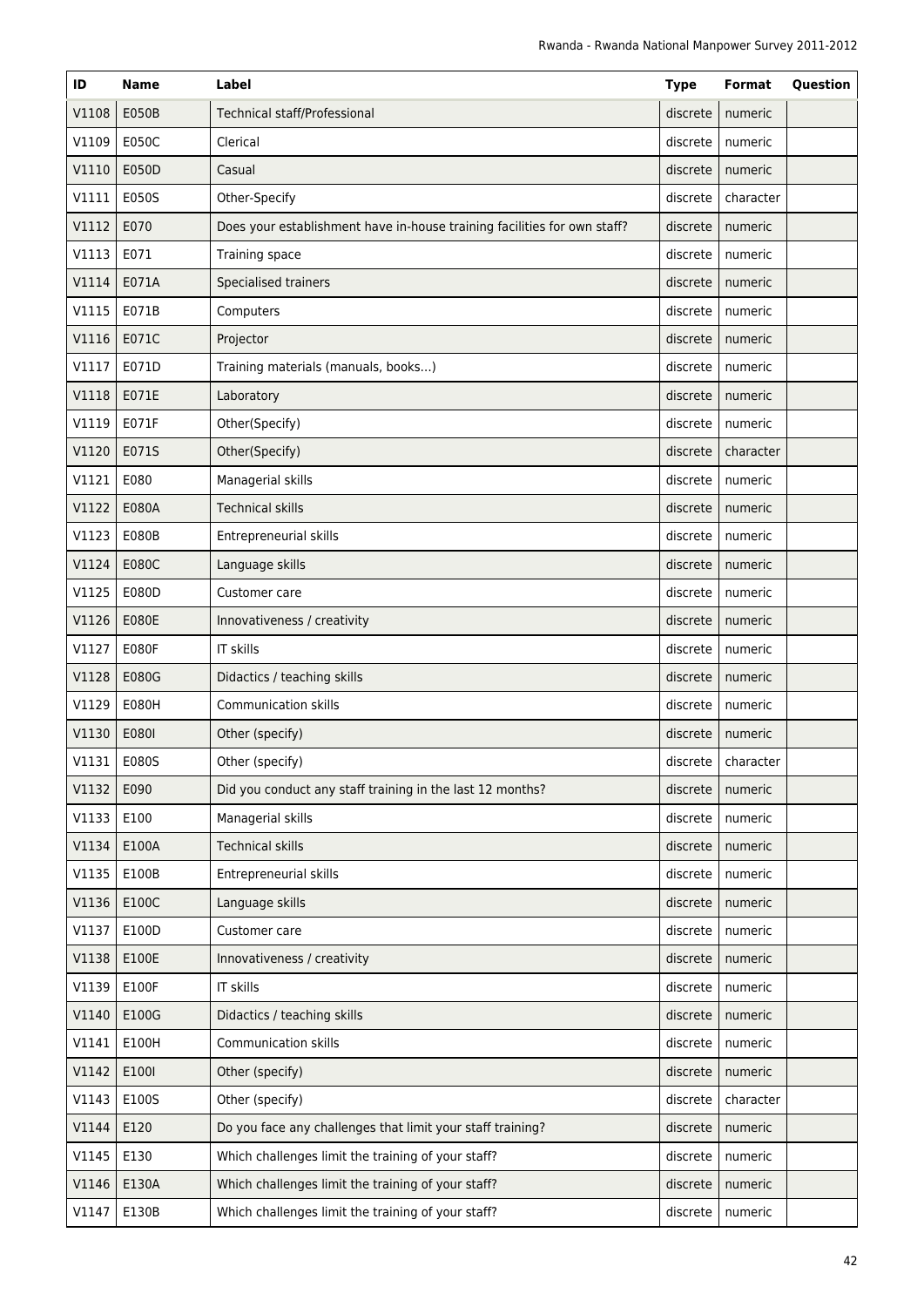| ID | Name | Label | Type | Format | Question |
|---|---|---|---|---|---|
| V1108 | E050B | Technical staff/Professional | discrete | numeric | |
| V1109 | E050C | Clerical | discrete | numeric | |
| V1110 | E050D | Casual | discrete | numeric | |
| V1111 | E050S | Other-Specify | discrete | character | |
| V1112 | E070 | Does your establishment have in-house training facilities for own staff? | discrete | numeric | |
| V1113 | E071 | Training space | discrete | numeric | |
| V1114 | E071A | Specialised trainers | discrete | numeric | |
| V1115 | E071B | Computers | discrete | numeric | |
| V1116 | E071C | Projector | discrete | numeric | |
| V1117 | E071D | Training materials (manuals, books...) | discrete | numeric | |
| V1118 | E071E | Laboratory | discrete | numeric | |
| V1119 | E071F | Other(Specify) | discrete | numeric | |
| V1120 | E071S | Other(Specify) | discrete | character | |
| V1121 | E080 | Managerial skills | discrete | numeric | |
| V1122 | E080A | Technical skills | discrete | numeric | |
| V1123 | E080B | Entrepreneurial skills | discrete | numeric | |
| V1124 | E080C | Language skills | discrete | numeric | |
| V1125 | E080D | Customer care | discrete | numeric | |
| V1126 | E080E | Innovativeness / creativity | discrete | numeric | |
| V1127 | E080F | IT skills | discrete | numeric | |
| V1128 | E080G | Didactics / teaching skills | discrete | numeric | |
| V1129 | E080H | Communication skills | discrete | numeric | |
| V1130 | E080I | Other (specify) | discrete | numeric | |
| V1131 | E080S | Other (specify) | discrete | character | |
| V1132 | E090 | Did you conduct any staff training in the last 12 months? | discrete | numeric | |
| V1133 | E100 | Managerial skills | discrete | numeric | |
| V1134 | E100A | Technical skills | discrete | numeric | |
| V1135 | E100B | Entrepreneurial skills | discrete | numeric | |
| V1136 | E100C | Language skills | discrete | numeric | |
| V1137 | E100D | Customer care | discrete | numeric | |
| V1138 | E100E | Innovativeness / creativity | discrete | numeric | |
| V1139 | E100F | IT skills | discrete | numeric | |
| V1140 | E100G | Didactics / teaching skills | discrete | numeric | |
| V1141 | E100H | Communication skills | discrete | numeric | |
| V1142 | E100I | Other (specify) | discrete | numeric | |
| V1143 | E100S | Other (specify) | discrete | character | |
| V1144 | E120 | Do you face any challenges that limit your staff training? | discrete | numeric | |
| V1145 | E130 | Which challenges limit the training of your staff? | discrete | numeric | |
| V1146 | E130A | Which challenges limit the training of your staff? | discrete | numeric | |
| V1147 | E130B | Which challenges limit the training of your staff? | discrete | numeric | |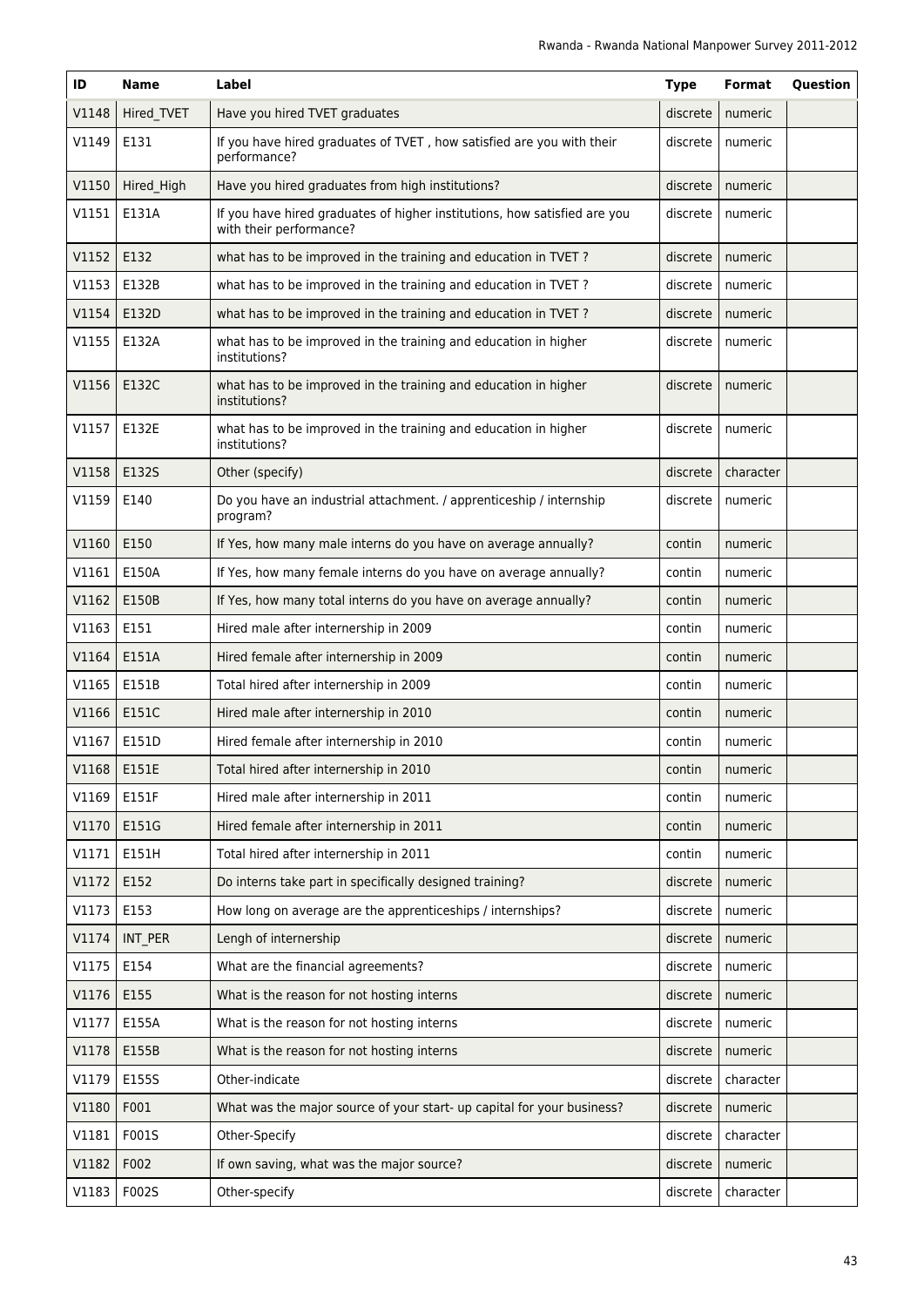| ID | Name | Label | Type | Format | Question |
|---|---|---|---|---|---|
| V1148 | Hired_TVET | Have you hired TVET graduates | discrete | numeric | |
| V1149 | E131 | If you have hired graduates of TVET , how satisfied are you with their performance? | discrete | numeric | |
| V1150 | Hired_High | Have you hired graduates from high institutions? | discrete | numeric | |
| V1151 | E131A | If you have hired graduates of higher institutions, how satisfied are you with their performance? | discrete | numeric | |
| V1152 | E132 | what has to be improved in the training and education in TVET ? | discrete | numeric | |
| V1153 | E132B | what has to be improved in the training and education in TVET ? | discrete | numeric | |
| V1154 | E132D | what has to be improved in the training and education in TVET ? | discrete | numeric | |
| V1155 | E132A | what has to be improved in the training and education in higher institutions? | discrete | numeric | |
| V1156 | E132C | what has to be improved in the training and education in higher institutions? | discrete | numeric | |
| V1157 | E132E | what has to be improved in the training and education in higher institutions? | discrete | numeric | |
| V1158 | E132S | Other (specify) | discrete | character | |
| V1159 | E140 | Do you have an industrial attachment. / apprenticeship / internship program? | discrete | numeric | |
| V1160 | E150 | If Yes, how many male interns do you have on average annually? | contin | numeric | |
| V1161 | E150A | If Yes, how many female interns do you have on average annually? | contin | numeric | |
| V1162 | E150B | If Yes, how many total interns do you have on average annually? | contin | numeric | |
| V1163 | E151 | Hired male after internership in 2009 | contin | numeric | |
| V1164 | E151A | Hired female after internership in 2009 | contin | numeric | |
| V1165 | E151B | Total hired after internership in 2009 | contin | numeric | |
| V1166 | E151C | Hired male after internership in 2010 | contin | numeric | |
| V1167 | E151D | Hired female after internership in 2010 | contin | numeric | |
| V1168 | E151E | Total hired after internership in 2010 | contin | numeric | |
| V1169 | E151F | Hired male after internership in 2011 | contin | numeric | |
| V1170 | E151G | Hired female after internership in 2011 | contin | numeric | |
| V1171 | E151H | Total hired after internership in 2011 | contin | numeric | |
| V1172 | E152 | Do interns take part in specifically designed training? | discrete | numeric | |
| V1173 | E153 | How long on average are the apprenticeships / internships? | discrete | numeric | |
| V1174 | INT_PER | Lengh of internership | discrete | numeric | |
| V1175 | E154 | What are the financial agreements? | discrete | numeric | |
| V1176 | E155 | What is the reason for not hosting interns | discrete | numeric | |
| V1177 | E155A | What is the reason for not hosting interns | discrete | numeric | |
| V1178 | E155B | What is the reason for not hosting interns | discrete | numeric | |
| V1179 | E155S | Other-indicate | discrete | character | |
| V1180 | F001 | What was the major source of your start- up capital for your business? | discrete | numeric | |
| V1181 | F001S | Other-Specify | discrete | character | |
| V1182 | F002 | If own saving, what was the major source? | discrete | numeric | |
| V1183 | F002S | Other-specify | discrete | character | |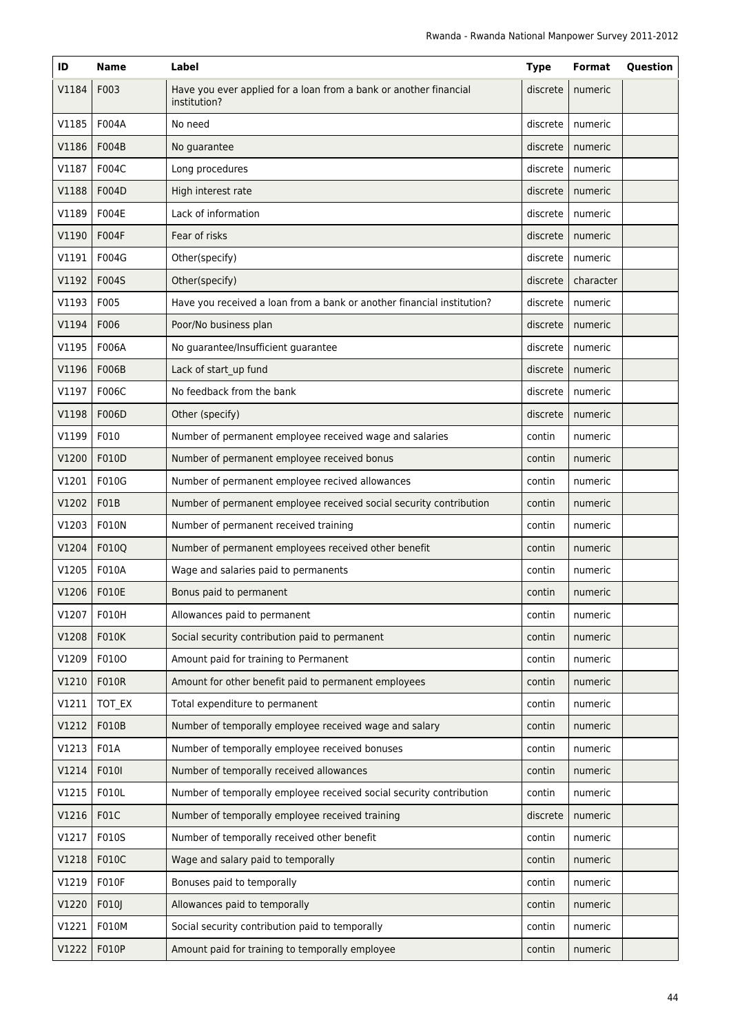| ID | Name | Label | Type | Format | Question |
|---|---|---|---|---|---|
| V1184 | F003 | Have you ever applied for a loan from a bank or another financial institution? | discrete | numeric | |
| V1185 | F004A | No need | discrete | numeric | |
| V1186 | F004B | No guarantee | discrete | numeric | |
| V1187 | F004C | Long procedures | discrete | numeric | |
| V1188 | F004D | High interest rate | discrete | numeric | |
| V1189 | F004E | Lack of information | discrete | numeric | |
| V1190 | F004F | Fear of risks | discrete | numeric | |
| V1191 | F004G | Other(specify) | discrete | numeric | |
| V1192 | F004S | Other(specify) | discrete | character | |
| V1193 | F005 | Have you received a loan from a bank or another financial institution? | discrete | numeric | |
| V1194 | F006 | Poor/No business plan | discrete | numeric | |
| V1195 | F006A | No guarantee/Insufficient guarantee | discrete | numeric | |
| V1196 | F006B | Lack of start_up fund | discrete | numeric | |
| V1197 | F006C | No feedback from the bank | discrete | numeric | |
| V1198 | F006D | Other (specify) | discrete | numeric | |
| V1199 | F010 | Number of permanent employee received wage and salaries | contin | numeric | |
| V1200 | F010D | Number of permanent employee received bonus | contin | numeric | |
| V1201 | F010G | Number of permanent employee recived allowances | contin | numeric | |
| V1202 | F01B | Number of permanent employee received social security contribution | contin | numeric | |
| V1203 | F010N | Number of permanent received training | contin | numeric | |
| V1204 | F010Q | Number of permanent employees received other benefit | contin | numeric | |
| V1205 | F010A | Wage and salaries paid to permanents | contin | numeric | |
| V1206 | F010E | Bonus paid to permanent | contin | numeric | |
| V1207 | F010H | Allowances paid to permanent | contin | numeric | |
| V1208 | F010K | Social security contribution paid to permanent | contin | numeric | |
| V1209 | F010O | Amount paid for training to Permanent | contin | numeric | |
| V1210 | F010R | Amount for other benefit paid to permanent employees | contin | numeric | |
| V1211 | TOT_EX | Total expenditure to permanent | contin | numeric | |
| V1212 | F010B | Number of temporally employee received wage and salary | contin | numeric | |
| V1213 | F01A | Number of temporally employee received bonuses | contin | numeric | |
| V1214 | F010I | Number of temporally received allowances | contin | numeric | |
| V1215 | F010L | Number of temporally employee received social security contribution | contin | numeric | |
| V1216 | F01C | Number of temporally employee received training | discrete | numeric | |
| V1217 | F010S | Number of temporally received other benefit | contin | numeric | |
| V1218 | F010C | Wage and salary paid to temporally | contin | numeric | |
| V1219 | F010F | Bonuses paid to temporally | contin | numeric | |
| V1220 | F010J | Allowances paid to temporally | contin | numeric | |
| V1221 | F010M | Social security contribution paid to temporally | contin | numeric | |
| V1222 | F010P | Amount paid for training to temporally employee | contin | numeric | |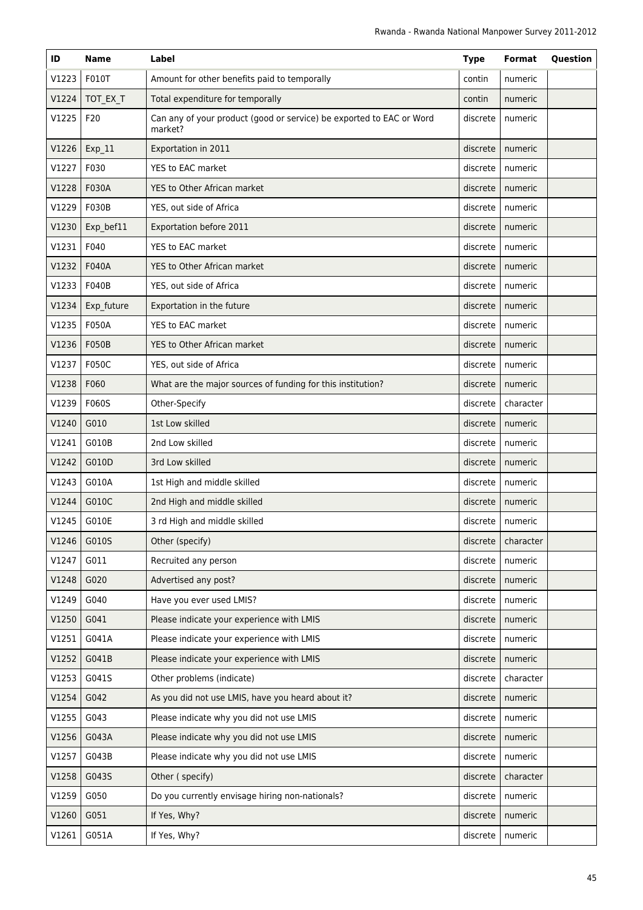| ID | Name | Label | Type | Format | Question |
|---|---|---|---|---|---|
| V1223 | F010T | Amount for other benefits paid to temporally | contin | numeric | |
| V1224 | TOT_EX_T | Total expenditure for temporally | contin | numeric | |
| V1225 | F20 | Can any of your product (good or service) be exported to EAC or Word market? | discrete | numeric | |
| V1226 | Exp_11 | Exportation in 2011 | discrete | numeric | |
| V1227 | F030 | YES to EAC market | discrete | numeric | |
| V1228 | F030A | YES to Other African market | discrete | numeric | |
| V1229 | F030B | YES, out side of Africa | discrete | numeric | |
| V1230 | Exp_bef11 | Exportation before 2011 | discrete | numeric | |
| V1231 | F040 | YES to EAC market | discrete | numeric | |
| V1232 | F040A | YES to Other African market | discrete | numeric | |
| V1233 | F040B | YES, out side of Africa | discrete | numeric | |
| V1234 | Exp_future | Exportation in the future | discrete | numeric | |
| V1235 | F050A | YES to EAC market | discrete | numeric | |
| V1236 | F050B | YES to Other African market | discrete | numeric | |
| V1237 | F050C | YES, out side of Africa | discrete | numeric | |
| V1238 | F060 | What are the major sources of funding for this institution? | discrete | numeric | |
| V1239 | F060S | Other-Specify | discrete | character | |
| V1240 | G010 | 1st Low skilled | discrete | numeric | |
| V1241 | G010B | 2nd Low skilled | discrete | numeric | |
| V1242 | G010D | 3rd Low skilled | discrete | numeric | |
| V1243 | G010A | 1st High and middle skilled | discrete | numeric | |
| V1244 | G010C | 2nd High and middle skilled | discrete | numeric | |
| V1245 | G010E | 3 rd High and middle skilled | discrete | numeric | |
| V1246 | G010S | Other (specify) | discrete | character | |
| V1247 | G011 | Recruited any person | discrete | numeric | |
| V1248 | G020 | Advertised any post? | discrete | numeric | |
| V1249 | G040 | Have you ever used LMIS? | discrete | numeric | |
| V1250 | G041 | Please indicate your experience with LMIS | discrete | numeric | |
| V1251 | G041A | Please indicate your experience with LMIS | discrete | numeric | |
| V1252 | G041B | Please indicate your experience with LMIS | discrete | numeric | |
| V1253 | G041S | Other problems (indicate) | discrete | character | |
| V1254 | G042 | As you did not use LMIS, have you heard about it? | discrete | numeric | |
| V1255 | G043 | Please indicate why you did not use LMIS | discrete | numeric | |
| V1256 | G043A | Please indicate why you did not use LMIS | discrete | numeric | |
| V1257 | G043B | Please indicate why you did not use LMIS | discrete | numeric | |
| V1258 | G043S | Other ( specify) | discrete | character | |
| V1259 | G050 | Do you currently envisage hiring non-nationals? | discrete | numeric | |
| V1260 | G051 | If Yes, Why? | discrete | numeric | |
| V1261 | G051A | If Yes, Why? | discrete | numeric | |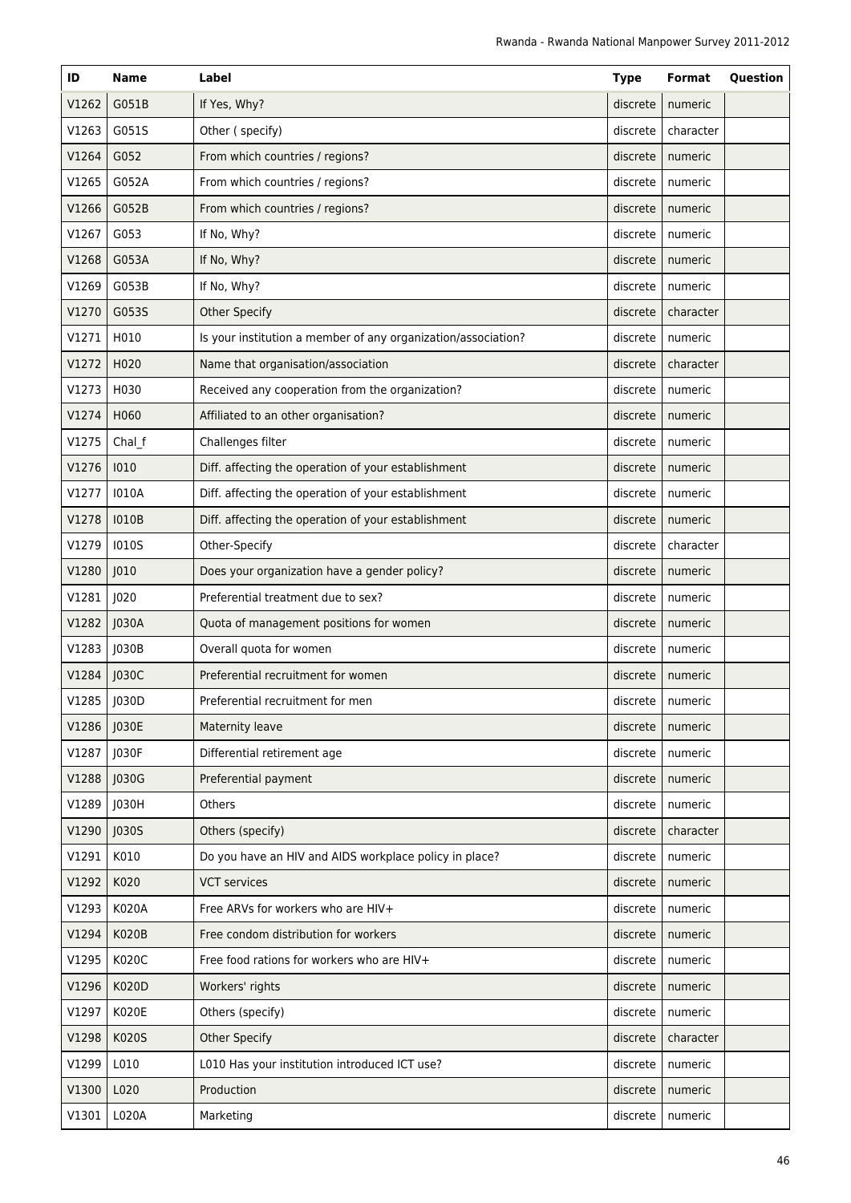| ID | Name | Label | Type | Format | Question |
|---|---|---|---|---|---|
| V1262 | G051B | If Yes, Why? | discrete | numeric | |
| V1263 | G051S | Other ( specify) | discrete | character | |
| V1264 | G052 | From which countries / regions? | discrete | numeric | |
| V1265 | G052A | From which countries / regions? | discrete | numeric | |
| V1266 | G052B | From which countries / regions? | discrete | numeric | |
| V1267 | G053 | If No, Why? | discrete | numeric | |
| V1268 | G053A | If No, Why? | discrete | numeric | |
| V1269 | G053B | If No, Why? | discrete | numeric | |
| V1270 | G053S | Other Specify | discrete | character | |
| V1271 | H010 | Is your institution a member of any organization/association? | discrete | numeric | |
| V1272 | H020 | Name that organisation/association | discrete | character | |
| V1273 | H030 | Received any cooperation from the organization? | discrete | numeric | |
| V1274 | H060 | Affiliated to an other organisation? | discrete | numeric | |
| V1275 | Chal_f | Challenges filter | discrete | numeric | |
| V1276 | I010 | Diff. affecting the operation of your establishment | discrete | numeric | |
| V1277 | I010A | Diff. affecting the operation of your establishment | discrete | numeric | |
| V1278 | I010B | Diff. affecting the operation of your establishment | discrete | numeric | |
| V1279 | I010S | Other-Specify | discrete | character | |
| V1280 | J010 | Does your organization have a gender policy? | discrete | numeric | |
| V1281 | J020 | Preferential treatment due to sex? | discrete | numeric | |
| V1282 | J030A | Quota of management positions for women | discrete | numeric | |
| V1283 | J030B | Overall quota for women | discrete | numeric | |
| V1284 | J030C | Preferential recruitment for women | discrete | numeric | |
| V1285 | J030D | Preferential recruitment for men | discrete | numeric | |
| V1286 | J030E | Maternity leave | discrete | numeric | |
| V1287 | J030F | Differential retirement age | discrete | numeric | |
| V1288 | J030G | Preferential payment | discrete | numeric | |
| V1289 | J030H | Others | discrete | numeric | |
| V1290 | J030S | Others (specify) | discrete | character | |
| V1291 | K010 | Do you have an HIV and AIDS workplace policy in place? | discrete | numeric | |
| V1292 | K020 | VCT services | discrete | numeric | |
| V1293 | K020A | Free ARVs for workers who are HIV+ | discrete | numeric | |
| V1294 | K020B | Free condom distribution for workers | discrete | numeric | |
| V1295 | K020C | Free food rations for workers who are HIV+ | discrete | numeric | |
| V1296 | K020D | Workers' rights | discrete | numeric | |
| V1297 | K020E | Others (specify) | discrete | numeric | |
| V1298 | K020S | Other Specify | discrete | character | |
| V1299 | L010 | L010 Has your institution introduced ICT use? | discrete | numeric | |
| V1300 | L020 | Production | discrete | numeric | |
| V1301 | L020A | Marketing | discrete | numeric | |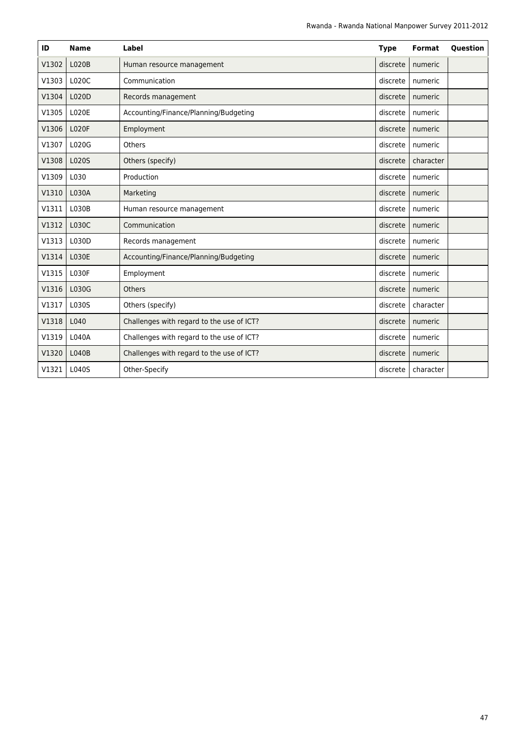| ID | Name | Label | Type | Format | Question |
|---|---|---|---|---|---|
| V1302 | L020B | Human resource management | discrete | numeric | |
| V1303 | L020C | Communication | discrete | numeric | |
| V1304 | L020D | Records management | discrete | numeric | |
| V1305 | L020E | Accounting/Finance/Planning/Budgeting | discrete | numeric | |
| V1306 | L020F | Employment | discrete | numeric | |
| V1307 | L020G | Others | discrete | numeric | |
| V1308 | L020S | Others (specify) | discrete | character | |
| V1309 | L030 | Production | discrete | numeric | |
| V1310 | L030A | Marketing | discrete | numeric | |
| V1311 | L030B | Human resource management | discrete | numeric | |
| V1312 | L030C | Communication | discrete | numeric | |
| V1313 | L030D | Records management | discrete | numeric | |
| V1314 | L030E | Accounting/Finance/Planning/Budgeting | discrete | numeric | |
| V1315 | L030F | Employment | discrete | numeric | |
| V1316 | L030G | Others | discrete | numeric | |
| V1317 | L030S | Others (specify) | discrete | character | |
| V1318 | L040 | Challenges with regard to the use of ICT? | discrete | numeric | |
| V1319 | L040A | Challenges with regard to the use of ICT? | discrete | numeric | |
| V1320 | L040B | Challenges with regard to the use of ICT? | discrete | numeric | |
| V1321 | L040S | Other-Specify | discrete | character | |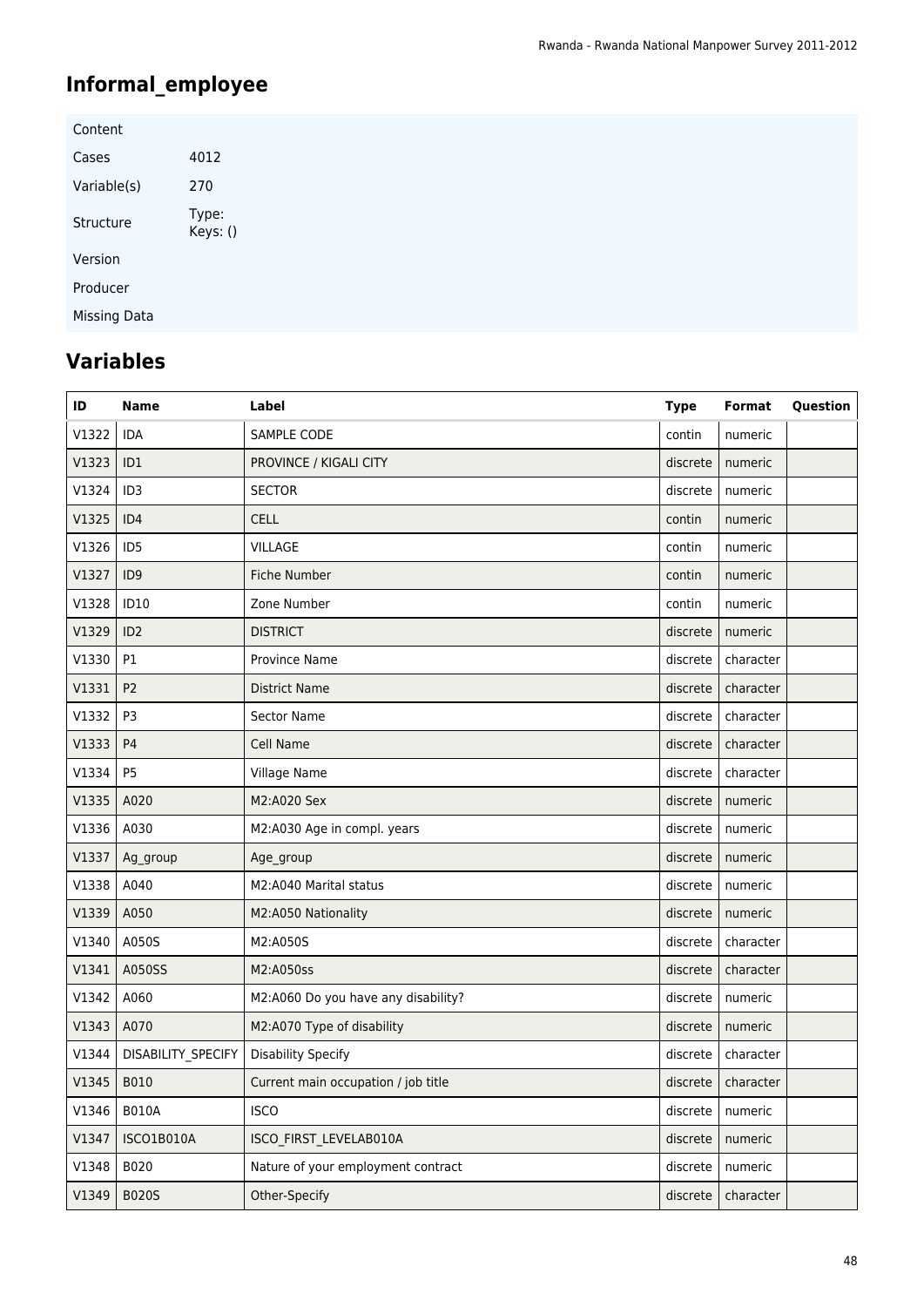# Informal_employee

| | |
|---|---|
| Content | |
| Cases | 4012 |
| Variable(s) | 270 |
| Structure | Type:<br>Keys: () |
| Version | |
| Producer | |
| Missing Data | |

## Variables

| ID | Name | Label | Type | Format | Question |
|---|---|---|---|---|---|
| V1322 | IDA | SAMPLE CODE | contin | numeric | |
| V1323 | ID1 | PROVINCE / KIGALI CITY | discrete | numeric | |
| V1324 | ID3 | SECTOR | discrete | numeric | |
| V1325 | ID4 | CELL | contin | numeric | |
| V1326 | ID5 | VILLAGE | contin | numeric | |
| V1327 | ID9 | Fiche Number | contin | numeric | |
| V1328 | ID10 | Zone Number | contin | numeric | |
| V1329 | ID2 | DISTRICT | discrete | numeric | |
| V1330 | P1 | Province Name | discrete | character | |
| V1331 | P2 | District Name | discrete | character | |
| V1332 | P3 | Sector Name | discrete | character | |
| V1333 | P4 | Cell Name | discrete | character | |
| V1334 | P5 | Village Name | discrete | character | |
| V1335 | A020 | M2:A020 Sex | discrete | numeric | |
| V1336 | A030 | M2:A030 Age in compl. years | discrete | numeric | |
| V1337 | Ag_group | Age_group | discrete | numeric | |
| V1338 | A040 | M2:A040 Marital status | discrete | numeric | |
| V1339 | A050 | M2:A050 Nationality | discrete | numeric | |
| V1340 | A050S | M2:A050S | discrete | character | |
| V1341 | A050SS | M2:A050ss | discrete | character | |
| V1342 | A060 | M2:A060 Do you have any disability? | discrete | numeric | |
| V1343 | A070 | M2:A070 Type of disability | discrete | numeric | |
| V1344 | DISABILITY_SPECIFY | Disability Specify | discrete | character | |
| V1345 | B010 | Current main occupation / job title | discrete | character | |
| V1346 | B010A | ISCO | discrete | numeric | |
| V1347 | ISCO1B010A | ISCO_FIRST_LEVELAB010A | discrete | numeric | |
| V1348 | B020 | Nature of your employment contract | discrete | numeric | |
| V1349 | B020S | Other-Specify | discrete | character | |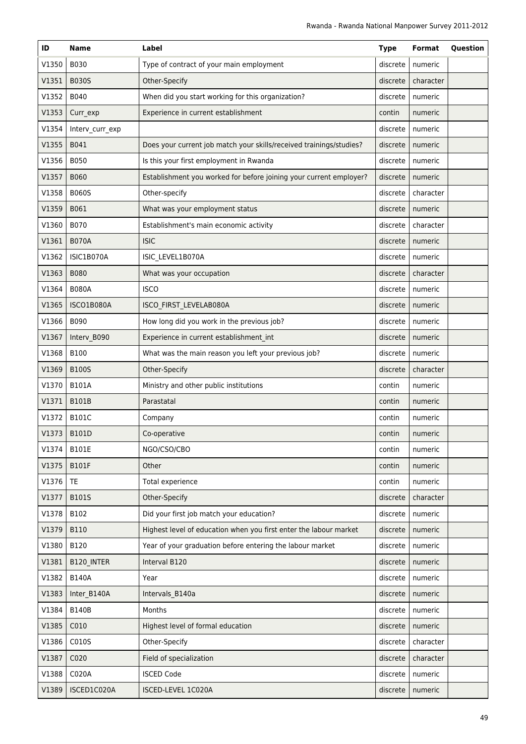| ID | Name | Label | Type | Format | Question |
|---|---|---|---|---|---|
| V1350 | B030 | Type of contract of your main employment | discrete | numeric | |
| V1351 | B030S | Other-Specify | discrete | character | |
| V1352 | B040 | When did you start working for this organization? | discrete | numeric | |
| V1353 | Curr_exp | Experience in current establishment | contin | numeric | |
| V1354 | Interv_curr_exp | | discrete | numeric | |
| V1355 | B041 | Does your current job match your skills/received trainings/studies? | discrete | numeric | |
| V1356 | B050 | Is this your first employment in Rwanda | discrete | numeric | |
| V1357 | B060 | Establishment you worked for before joining your current employer? | discrete | numeric | |
| V1358 | B060S | Other-specify | discrete | character | |
| V1359 | B061 | What was your employment status | discrete | numeric | |
| V1360 | B070 | Establishment's main economic activity | discrete | character | |
| V1361 | B070A | ISIC | discrete | numeric | |
| V1362 | ISIC1B070A | ISIC_LEVEL1B070A | discrete | numeric | |
| V1363 | B080 | What was your occupation | discrete | character | |
| V1364 | B080A | ISCO | discrete | numeric | |
| V1365 | ISCO1B080A | ISCO_FIRST_LEVELAB080A | discrete | numeric | |
| V1366 | B090 | How long did you work in the previous job? | discrete | numeric | |
| V1367 | Interv_B090 | Experience in current establishment_int | discrete | numeric | |
| V1368 | B100 | What was the main reason you left your previous job? | discrete | numeric | |
| V1369 | B100S | Other-Specify | discrete | character | |
| V1370 | B101A | Ministry and other public institutions | contin | numeric | |
| V1371 | B101B | Parastatal | contin | numeric | |
| V1372 | B101C | Company | contin | numeric | |
| V1373 | B101D | Co-operative | contin | numeric | |
| V1374 | B101E | NGO/CSO/CBO | contin | numeric | |
| V1375 | B101F | Other | contin | numeric | |
| V1376 | TE | Total experience | contin | numeric | |
| V1377 | B101S | Other-Specify | discrete | character | |
| V1378 | B102 | Did your first job match your education? | discrete | numeric | |
| V1379 | B110 | Highest level of education when you first enter the labour market | discrete | numeric | |
| V1380 | B120 | Year of your graduation before entering the labour market | discrete | numeric | |
| V1381 | B120_INTER | Interval B120 | discrete | numeric | |
| V1382 | B140A | Year | discrete | numeric | |
| V1383 | Inter_B140A | Intervals_B140a | discrete | numeric | |
| V1384 | B140B | Months | discrete | numeric | |
| V1385 | C010 | Highest level of formal education | discrete | numeric | |
| V1386 | C010S | Other-Specify | discrete | character | |
| V1387 | C020 | Field of specialization | discrete | character | |
| V1388 | C020A | ISCED Code | discrete | numeric | |
| V1389 | ISCED1C020A | ISCED-LEVEL 1C020A | discrete | numeric | |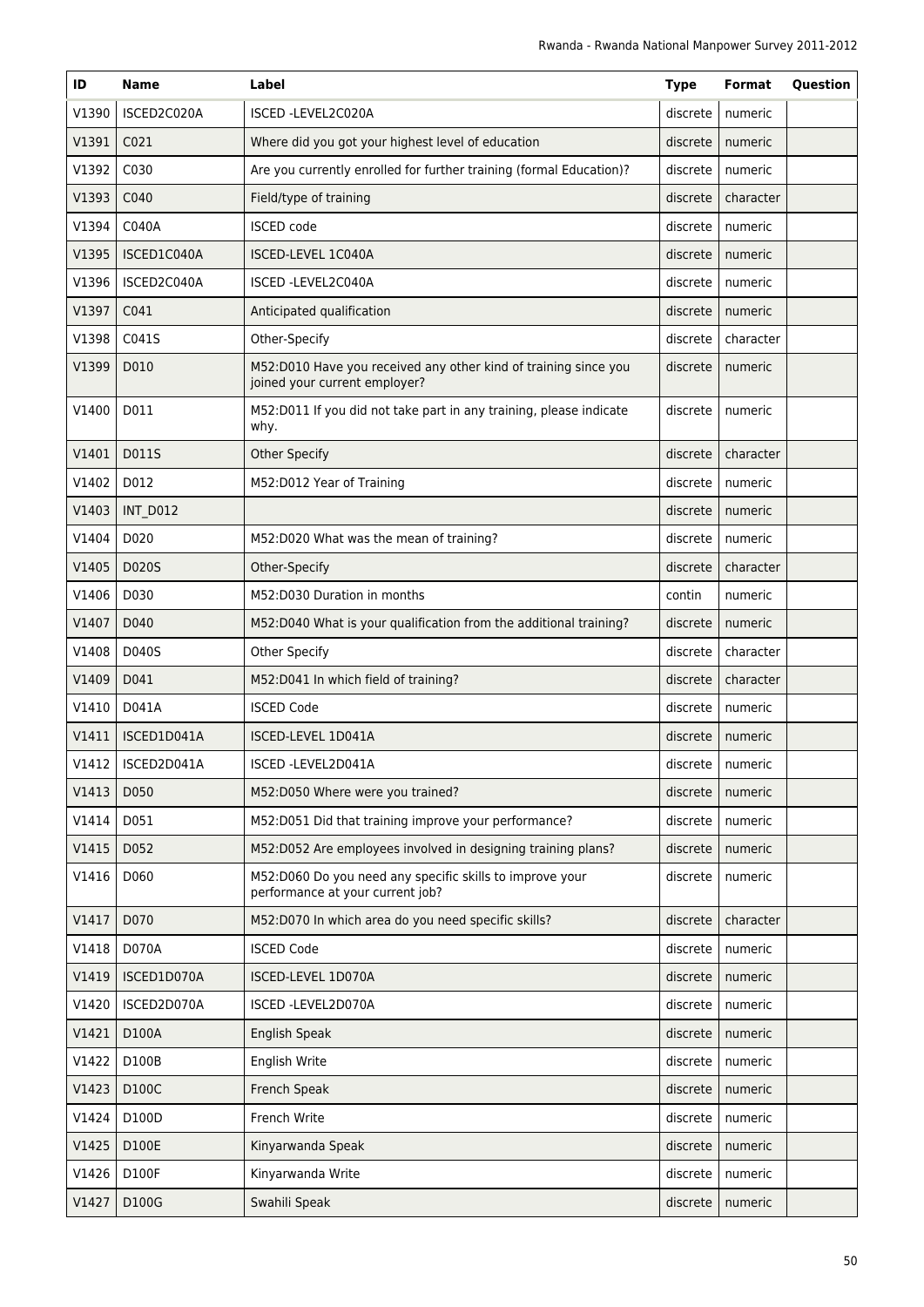| ID | Name | Label | Type | Format | Question |
|---|---|---|---|---|---|
| V1390 | ISCED2C020A | ISCED -LEVEL2C020A | discrete | numeric | |
| V1391 | C021 | Where did you got your highest level of education | discrete | numeric | |
| V1392 | C030 | Are you currently enrolled for further training (formal Education)? | discrete | numeric | |
| V1393 | C040 | Field/type of training | discrete | character | |
| V1394 | C040A | ISCED code | discrete | numeric | |
| V1395 | ISCED1C040A | ISCED-LEVEL 1C040A | discrete | numeric | |
| V1396 | ISCED2C040A | ISCED -LEVEL2C040A | discrete | numeric | |
| V1397 | C041 | Anticipated qualification | discrete | numeric | |
| V1398 | C041S | Other-Specify | discrete | character | |
| V1399 | D010 | M52:D010 Have you received any other kind of training since you joined your current employer? | discrete | numeric | |
| V1400 | D011 | M52:D011 If you did not take part in any training, please indicate why. | discrete | numeric | |
| V1401 | D011S | Other Specify | discrete | character | |
| V1402 | D012 | M52:D012 Year of Training | discrete | numeric | |
| V1403 | INT_D012 | | discrete | numeric | |
| V1404 | D020 | M52:D020 What was the mean of training? | discrete | numeric | |
| V1405 | D020S | Other-Specify | discrete | character | |
| V1406 | D030 | M52:D030 Duration in months | contin | numeric | |
| V1407 | D040 | M52:D040 What is your qualification from the additional training? | discrete | numeric | |
| V1408 | D040S | Other Specify | discrete | character | |
| V1409 | D041 | M52:D041 In which field of training? | discrete | character | |
| V1410 | D041A | ISCED Code | discrete | numeric | |
| V1411 | ISCED1D041A | ISCED-LEVEL 1D041A | discrete | numeric | |
| V1412 | ISCED2D041A | ISCED -LEVEL2D041A | discrete | numeric | |
| V1413 | D050 | M52:D050 Where were you trained? | discrete | numeric | |
| V1414 | D051 | M52:D051 Did that training improve your performance? | discrete | numeric | |
| V1415 | D052 | M52:D052 Are employees involved in designing training plans? | discrete | numeric | |
| V1416 | D060 | M52:D060 Do you need any specific skills to improve your performance at your current job? | discrete | numeric | |
| V1417 | D070 | M52:D070 In which area do you need specific skills? | discrete | character | |
| V1418 | D070A | ISCED Code | discrete | numeric | |
| V1419 | ISCED1D070A | ISCED-LEVEL 1D070A | discrete | numeric | |
| V1420 | ISCED2D070A | ISCED -LEVEL2D070A | discrete | numeric | |
| V1421 | D100A | English Speak | discrete | numeric | |
| V1422 | D100B | English Write | discrete | numeric | |
| V1423 | D100C | French Speak | discrete | numeric | |
| V1424 | D100D | French Write | discrete | numeric | |
| V1425 | D100E | Kinyarwanda Speak | discrete | numeric | |
| V1426 | D100F | Kinyarwanda Write | discrete | numeric | |
| V1427 | D100G | Swahili Speak | discrete | numeric | |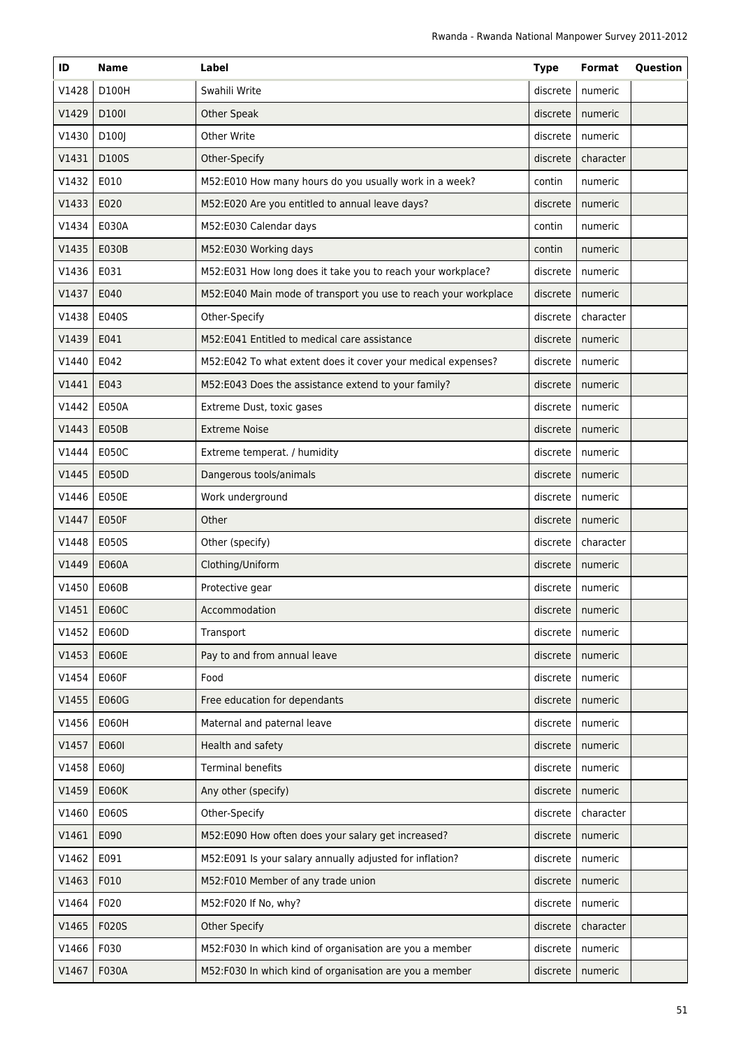| ID | Name | Label | Type | Format | Question |
|---|---|---|---|---|---|
| V1428 | D100H | Swahili Write | discrete | numeric | |
| V1429 | D100I | Other Speak | discrete | numeric | |
| V1430 | D100J | Other Write | discrete | numeric | |
| V1431 | D100S | Other-Specify | discrete | character | |
| V1432 | E010 | M52:E010 How many hours do you usually work in a week? | contin | numeric | |
| V1433 | E020 | M52:E020 Are you entitled to annual leave days? | discrete | numeric | |
| V1434 | E030A | M52:E030 Calendar days | contin | numeric | |
| V1435 | E030B | M52:E030 Working days | contin | numeric | |
| V1436 | E031 | M52:E031 How long does it take you to reach your workplace? | discrete | numeric | |
| V1437 | E040 | M52:E040 Main mode of transport you use to reach your workplace | discrete | numeric | |
| V1438 | E040S | Other-Specify | discrete | character | |
| V1439 | E041 | M52:E041 Entitled to medical care assistance | discrete | numeric | |
| V1440 | E042 | M52:E042 To what extent does it cover your medical expenses? | discrete | numeric | |
| V1441 | E043 | M52:E043 Does the assistance extend to your family? | discrete | numeric | |
| V1442 | E050A | Extreme Dust, toxic gases | discrete | numeric | |
| V1443 | E050B | Extreme Noise | discrete | numeric | |
| V1444 | E050C | Extreme temperat. / humidity | discrete | numeric | |
| V1445 | E050D | Dangerous tools/animals | discrete | numeric | |
| V1446 | E050E | Work underground | discrete | numeric | |
| V1447 | E050F | Other | discrete | numeric | |
| V1448 | E050S | Other (specify) | discrete | character | |
| V1449 | E060A | Clothing/Uniform | discrete | numeric | |
| V1450 | E060B | Protective gear | discrete | numeric | |
| V1451 | E060C | Accommodation | discrete | numeric | |
| V1452 | E060D | Transport | discrete | numeric | |
| V1453 | E060E | Pay to and from annual leave | discrete | numeric | |
| V1454 | E060F | Food | discrete | numeric | |
| V1455 | E060G | Free education for dependants | discrete | numeric | |
| V1456 | E060H | Maternal and paternal leave | discrete | numeric | |
| V1457 | E060I | Health and safety | discrete | numeric | |
| V1458 | E060J | Terminal benefits | discrete | numeric | |
| V1459 | E060K | Any other (specify) | discrete | numeric | |
| V1460 | E060S | Other-Specify | discrete | character | |
| V1461 | E090 | M52:E090 How often does your salary get increased? | discrete | numeric | |
| V1462 | E091 | M52:E091 Is your salary annually adjusted for inflation? | discrete | numeric | |
| V1463 | F010 | M52:F010 Member of any trade union | discrete | numeric | |
| V1464 | F020 | M52:F020 If No, why? | discrete | numeric | |
| V1465 | F020S | Other Specify | discrete | character | |
| V1466 | F030 | M52:F030 In which kind of organisation are you a member | discrete | numeric | |
| V1467 | F030A | M52:F030 In which kind of organisation are you a member | discrete | numeric | |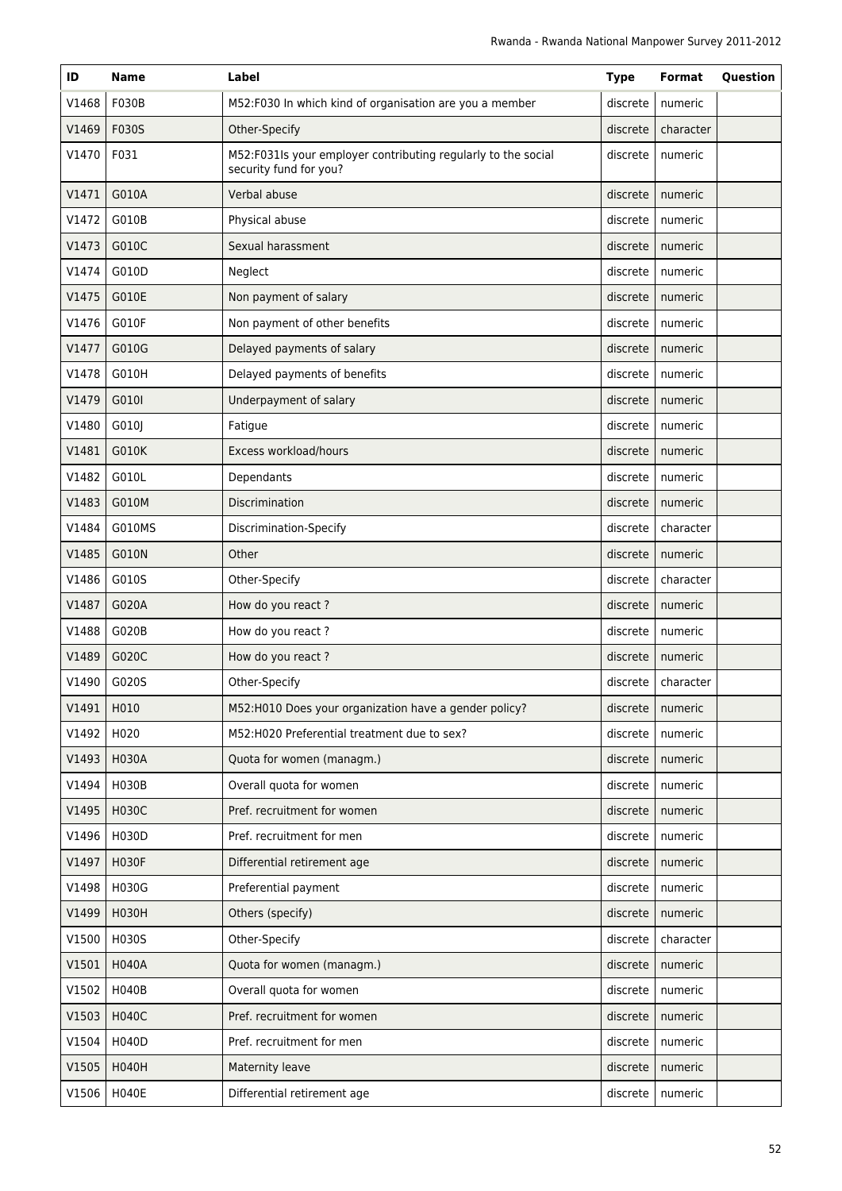| ID | Name | Label | Type | Format | Question |
|---|---|---|---|---|---|
| V1468 | F030B | M52:F030 In which kind of organisation are you a member | discrete | numeric | |
| V1469 | F030S | Other-Specify | discrete | character | |
| V1470 | F031 | M52:F031Is your employer contributing regularly to the social security fund for you? | discrete | numeric | |
| V1471 | G010A | Verbal abuse | discrete | numeric | |
| V1472 | G010B | Physical abuse | discrete | numeric | |
| V1473 | G010C | Sexual harassment | discrete | numeric | |
| V1474 | G010D | Neglect | discrete | numeric | |
| V1475 | G010E | Non payment of salary | discrete | numeric | |
| V1476 | G010F | Non payment of other benefits | discrete | numeric | |
| V1477 | G010G | Delayed payments of salary | discrete | numeric | |
| V1478 | G010H | Delayed payments of benefits | discrete | numeric | |
| V1479 | G010I | Underpayment of salary | discrete | numeric | |
| V1480 | G010J | Fatigue | discrete | numeric | |
| V1481 | G010K | Excess workload/hours | discrete | numeric | |
| V1482 | G010L | Dependants | discrete | numeric | |
| V1483 | G010M | Discrimination | discrete | numeric | |
| V1484 | G010MS | Discrimination-Specify | discrete | character | |
| V1485 | G010N | Other | discrete | numeric | |
| V1486 | G010S | Other-Specify | discrete | character | |
| V1487 | G020A | How do you react ? | discrete | numeric | |
| V1488 | G020B | How do you react ? | discrete | numeric | |
| V1489 | G020C | How do you react ? | discrete | numeric | |
| V1490 | G020S | Other-Specify | discrete | character | |
| V1491 | H010 | M52:H010 Does your organization have a gender policy? | discrete | numeric | |
| V1492 | H020 | M52:H020 Preferential treatment due to sex? | discrete | numeric | |
| V1493 | H030A | Quota for women (managm.) | discrete | numeric | |
| V1494 | H030B | Overall quota for women | discrete | numeric | |
| V1495 | H030C | Pref. recruitment for women | discrete | numeric | |
| V1496 | H030D | Pref. recruitment for men | discrete | numeric | |
| V1497 | H030F | Differential retirement age | discrete | numeric | |
| V1498 | H030G | Preferential payment | discrete | numeric | |
| V1499 | H030H | Others (specify) | discrete | numeric | |
| V1500 | H030S | Other-Specify | discrete | character | |
| V1501 | H040A | Quota for women (managm.) | discrete | numeric | |
| V1502 | H040B | Overall quota for women | discrete | numeric | |
| V1503 | H040C | Pref. recruitment for women | discrete | numeric | |
| V1504 | H040D | Pref. recruitment for men | discrete | numeric | |
| V1505 | H040H | Maternity leave | discrete | numeric | |
| V1506 | H040E | Differential retirement age | discrete | numeric | |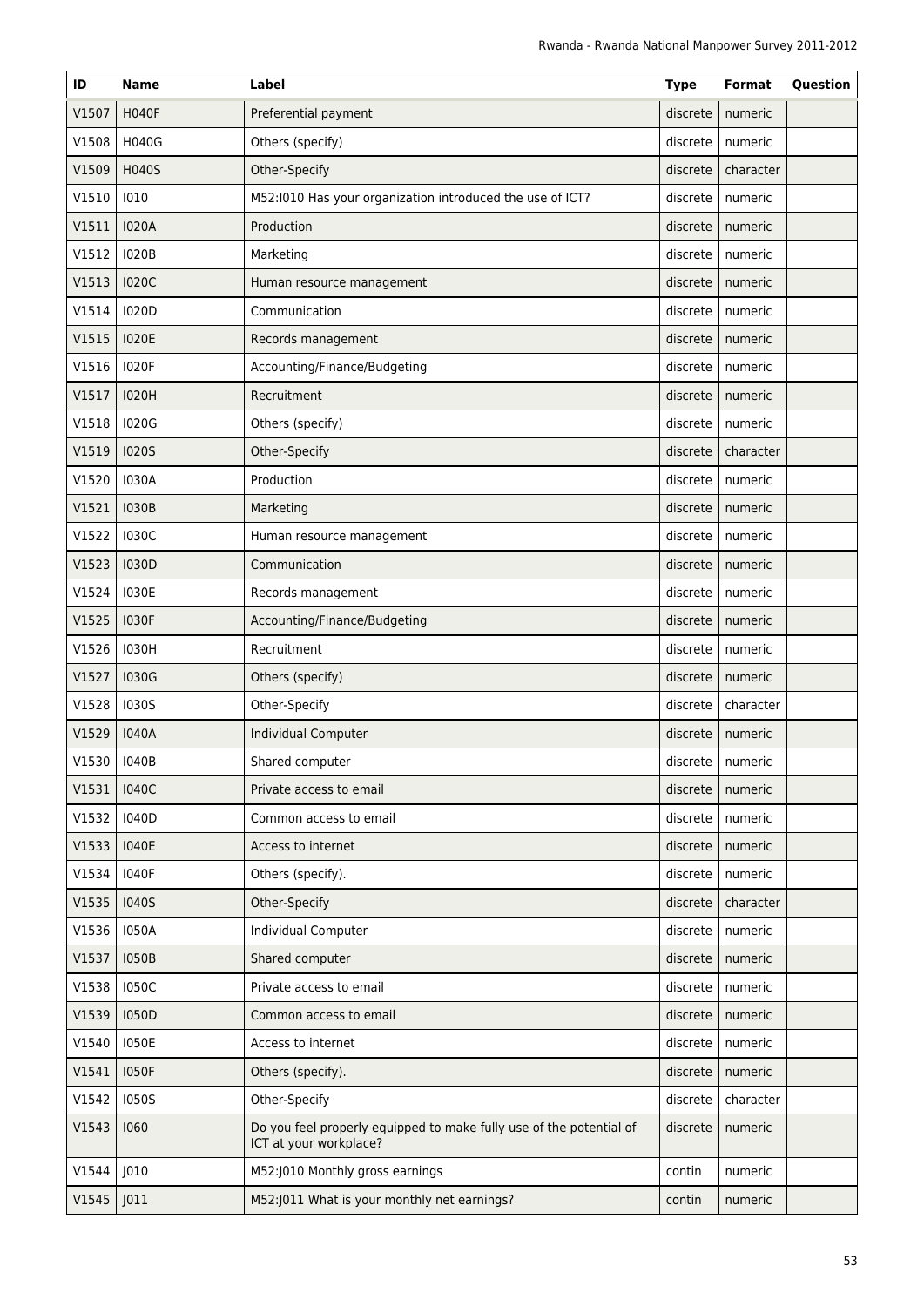| ID | Name | Label | Type | Format | Question |
|---|---|---|---|---|---|
| V1507 | H040F | Preferential payment | discrete | numeric | |
| V1508 | H040G | Others (specify) | discrete | numeric | |
| V1509 | H040S | Other-Specify | discrete | character | |
| V1510 | I010 | M52:I010 Has your organization introduced the use of ICT? | discrete | numeric | |
| V1511 | I020A | Production | discrete | numeric | |
| V1512 | I020B | Marketing | discrete | numeric | |
| V1513 | I020C | Human resource management | discrete | numeric | |
| V1514 | I020D | Communication | discrete | numeric | |
| V1515 | I020E | Records management | discrete | numeric | |
| V1516 | I020F | Accounting/Finance/Budgeting | discrete | numeric | |
| V1517 | I020H | Recruitment | discrete | numeric | |
| V1518 | I020G | Others (specify) | discrete | numeric | |
| V1519 | I020S | Other-Specify | discrete | character | |
| V1520 | I030A | Production | discrete | numeric | |
| V1521 | I030B | Marketing | discrete | numeric | |
| V1522 | I030C | Human resource management | discrete | numeric | |
| V1523 | I030D | Communication | discrete | numeric | |
| V1524 | I030E | Records management | discrete | numeric | |
| V1525 | I030F | Accounting/Finance/Budgeting | discrete | numeric | |
| V1526 | I030H | Recruitment | discrete | numeric | |
| V1527 | I030G | Others (specify) | discrete | numeric | |
| V1528 | I030S | Other-Specify | discrete | character | |
| V1529 | I040A | Individual Computer | discrete | numeric | |
| V1530 | I040B | Shared computer | discrete | numeric | |
| V1531 | I040C | Private access to email | discrete | numeric | |
| V1532 | I040D | Common access to email | discrete | numeric | |
| V1533 | I040E | Access to internet | discrete | numeric | |
| V1534 | I040F | Others (specify). | discrete | numeric | |
| V1535 | I040S | Other-Specify | discrete | character | |
| V1536 | I050A | Individual Computer | discrete | numeric | |
| V1537 | I050B | Shared computer | discrete | numeric | |
| V1538 | I050C | Private access to email | discrete | numeric | |
| V1539 | I050D | Common access to email | discrete | numeric | |
| V1540 | I050E | Access to internet | discrete | numeric | |
| V1541 | I050F | Others (specify). | discrete | numeric | |
| V1542 | I050S | Other-Specify | discrete | character | |
| V1543 | I060 | Do you feel properly equipped to make fully use of the potential of ICT at your workplace? | discrete | numeric | |
| V1544 | J010 | M52:J010 Monthly gross earnings | contin | numeric | |
| V1545 | J011 | M52:J011 What is your monthly net earnings? | contin | numeric | |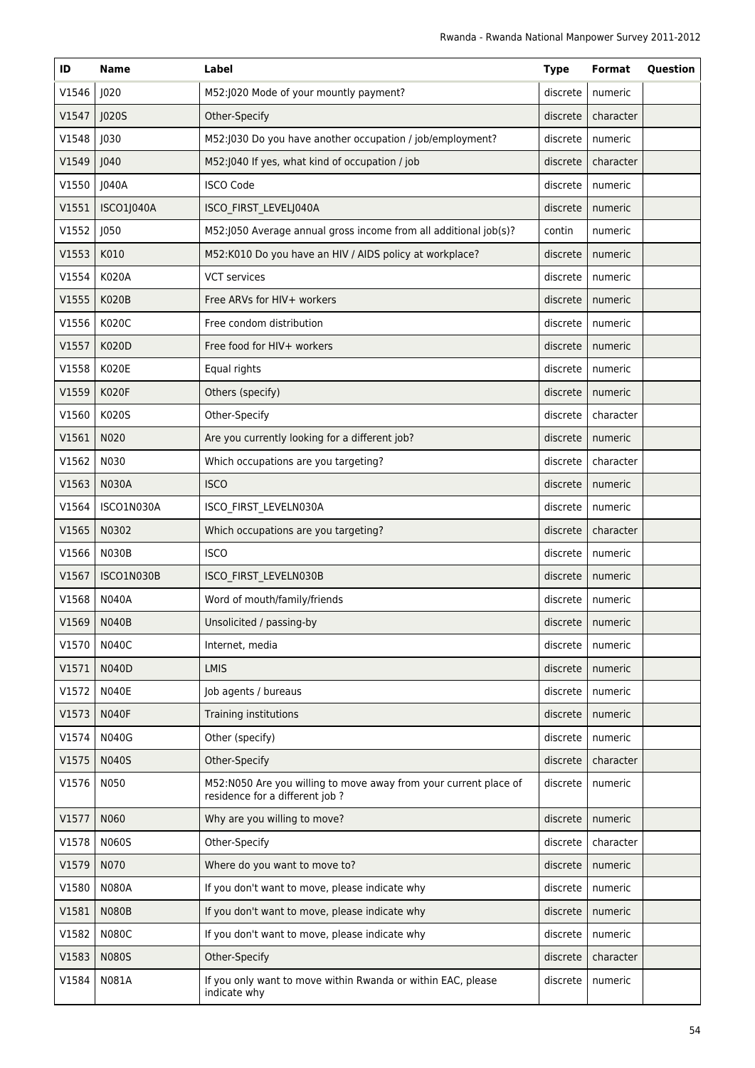| ID | Name | Label | Type | Format | Question |
|---|---|---|---|---|---|
| V1546 | J020 | M52:J020 Mode of your mountly payment? | discrete | numeric | |
| V1547 | J020S | Other-Specify | discrete | character | |
| V1548 | J030 | M52:J030 Do you have another occupation / job/employment? | discrete | numeric | |
| V1549 | J040 | M52:J040 If yes, what kind of occupation / job | discrete | character | |
| V1550 | J040A | ISCO Code | discrete | numeric | |
| V1551 | ISCO1J040A | ISCO_FIRST_LEVELJ040A | discrete | numeric | |
| V1552 | J050 | M52:J050 Average annual gross income from all additional job(s)? | contin | numeric | |
| V1553 | K010 | M52:K010 Do you have an HIV / AIDS policy at workplace? | discrete | numeric | |
| V1554 | K020A | VCT services | discrete | numeric | |
| V1555 | K020B | Free ARVs for HIV+ workers | discrete | numeric | |
| V1556 | K020C | Free condom distribution | discrete | numeric | |
| V1557 | K020D | Free food for HIV+ workers | discrete | numeric | |
| V1558 | K020E | Equal rights | discrete | numeric | |
| V1559 | K020F | Others (specify) | discrete | numeric | |
| V1560 | K020S | Other-Specify | discrete | character | |
| V1561 | N020 | Are you currently looking for a different job? | discrete | numeric | |
| V1562 | N030 | Which occupations are you targeting? | discrete | character | |
| V1563 | N030A | ISCO | discrete | numeric | |
| V1564 | ISCO1N030A | ISCO_FIRST_LEVELN030A | discrete | numeric | |
| V1565 | N0302 | Which occupations are you targeting? | discrete | character | |
| V1566 | N030B | ISCO | discrete | numeric | |
| V1567 | ISCO1N030B | ISCO_FIRST_LEVELN030B | discrete | numeric | |
| V1568 | N040A | Word of mouth/family/friends | discrete | numeric | |
| V1569 | N040B | Unsolicited / passing-by | discrete | numeric | |
| V1570 | N040C | Internet, media | discrete | numeric | |
| V1571 | N040D | LMIS | discrete | numeric | |
| V1572 | N040E | Job agents / bureaus | discrete | numeric | |
| V1573 | N040F | Training institutions | discrete | numeric | |
| V1574 | N040G | Other (specify) | discrete | numeric | |
| V1575 | N040S | Other-Specify | discrete | character | |
| V1576 | N050 | M52:N050 Are you willing to move away from your current place of residence for a different job ? | discrete | numeric | |
| V1577 | N060 | Why are you willing to move? | discrete | numeric | |
| V1578 | N060S | Other-Specify | discrete | character | |
| V1579 | N070 | Where do you want to move to? | discrete | numeric | |
| V1580 | N080A | If you don't want to move, please indicate why | discrete | numeric | |
| V1581 | N080B | If you don't want to move, please indicate why | discrete | numeric | |
| V1582 | N080C | If you don't want to move, please indicate why | discrete | numeric | |
| V1583 | N080S | Other-Specify | discrete | character | |
| V1584 | N081A | If you only want to move within Rwanda or within EAC, please indicate why | discrete | numeric | |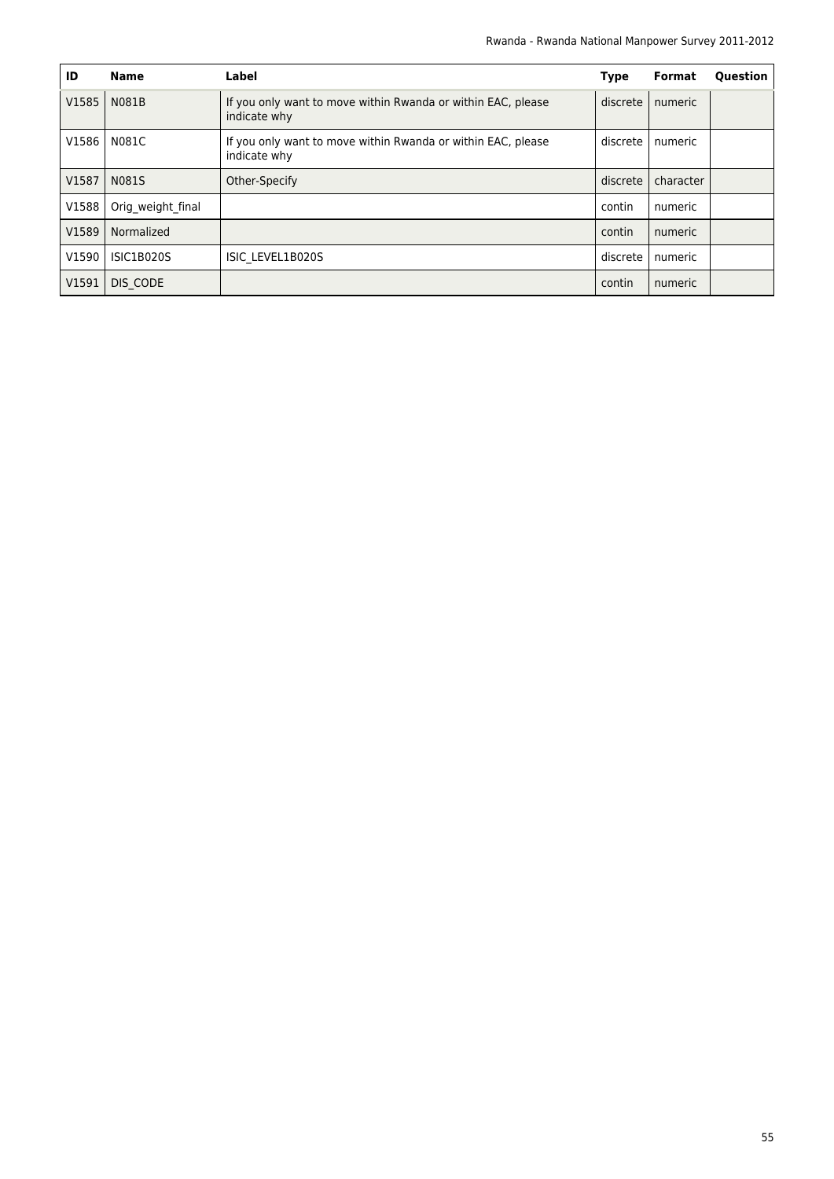| ID | Name | Label | Type | Format | Question |
|---|---|---|---|---|---|
| V1585 | N081B | If you only want to move within Rwanda or within EAC, please indicate why | discrete | numeric | |
| V1586 | N081C | If you only want to move within Rwanda or within EAC, please indicate why | discrete | numeric | |
| V1587 | N081S | Other-Specify | discrete | character | |
| V1588 | Orig_weight_final | | contin | numeric | |
| V1589 | Normalized | | contin | numeric | |
| V1590 | ISIC1B020S | ISIC_LEVEL1B020S | discrete | numeric | |
| V1591 | DIS_CODE | | contin | numeric | |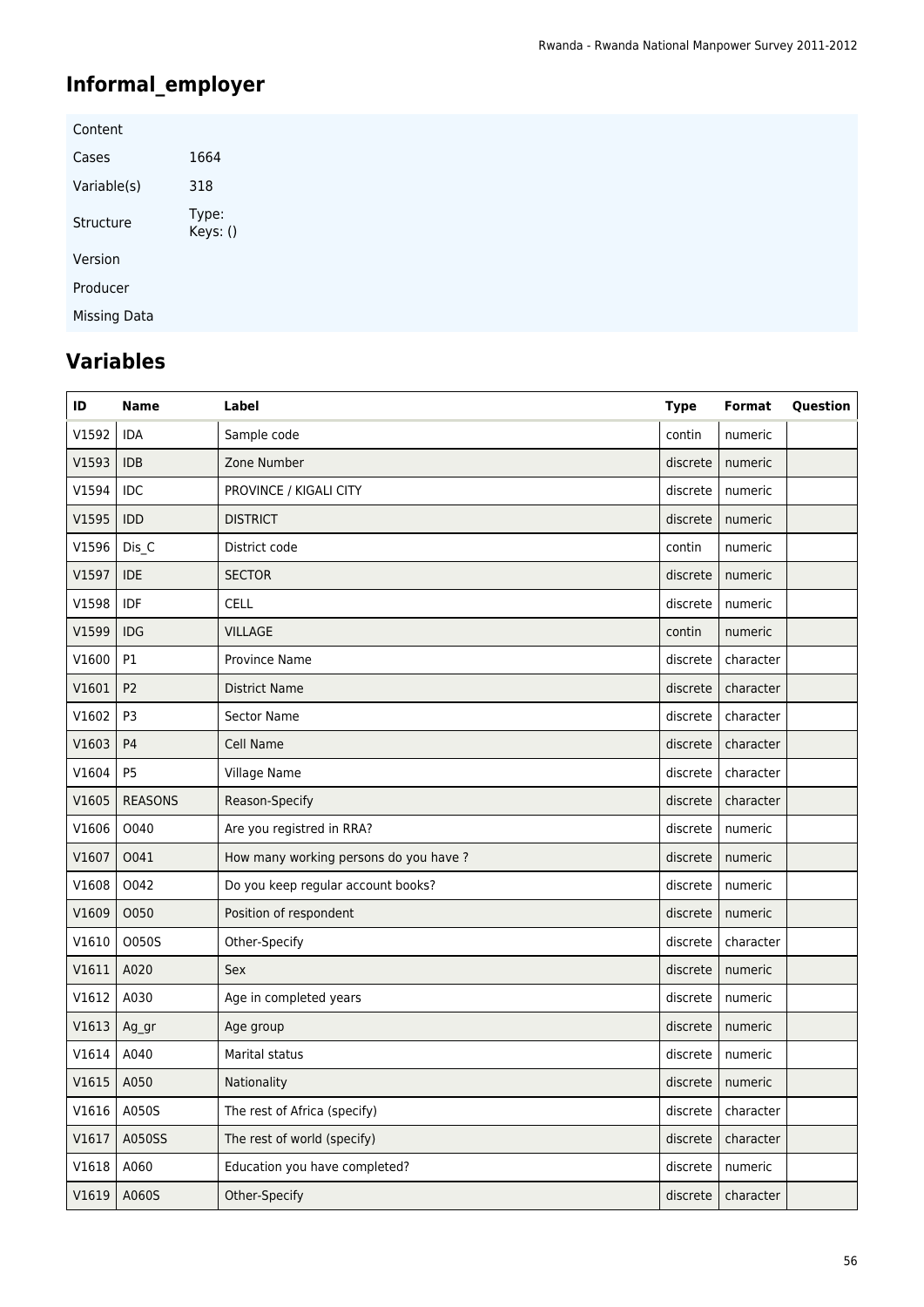# Informal_employer

| | |
|---|---|
| Content | |
| Cases | 1664 |
| Variable(s) | 318 |
| Structure | Type:<br>Keys: () |
| Version | |
| Producer | |
| Missing Data | |

## Variables

| ID | Name | Label | Type | Format | Question |
|---|---|---|---|---|---|
| V1592 | IDA | Sample code | contin | numeric | |
| V1593 | IDB | Zone Number | discrete | numeric | |
| V1594 | IDC | PROVINCE / KIGALI CITY | discrete | numeric | |
| V1595 | IDD | DISTRICT | discrete | numeric | |
| V1596 | Dis_C | District code | contin | numeric | |
| V1597 | IDE | SECTOR | discrete | numeric | |
| V1598 | IDF | CELL | discrete | numeric | |
| V1599 | IDG | VILLAGE | contin | numeric | |
| V1600 | P1 | Province Name | discrete | character | |
| V1601 | P2 | District Name | discrete | character | |
| V1602 | P3 | Sector Name | discrete | character | |
| V1603 | P4 | Cell Name | discrete | character | |
| V1604 | P5 | Village Name | discrete | character | |
| V1605 | REASONS | Reason-Specify | discrete | character | |
| V1606 | O040 | Are you registred in RRA? | discrete | numeric | |
| V1607 | O041 | How many working persons do you have ? | discrete | numeric | |
| V1608 | O042 | Do you keep regular account books? | discrete | numeric | |
| V1609 | O050 | Position of respondent | discrete | numeric | |
| V1610 | O050S | Other-Specify | discrete | character | |
| V1611 | A020 | Sex | discrete | numeric | |
| V1612 | A030 | Age in completed years | discrete | numeric | |
| V1613 | Ag_gr | Age group | discrete | numeric | |
| V1614 | A040 | Marital status | discrete | numeric | |
| V1615 | A050 | Nationality | discrete | numeric | |
| V1616 | A050S | The rest of Africa (specify) | discrete | character | |
| V1617 | A050SS | The rest of world (specify) | discrete | character | |
| V1618 | A060 | Education you have completed? | discrete | numeric | |
| V1619 | A060S | Other-Specify | discrete | character | |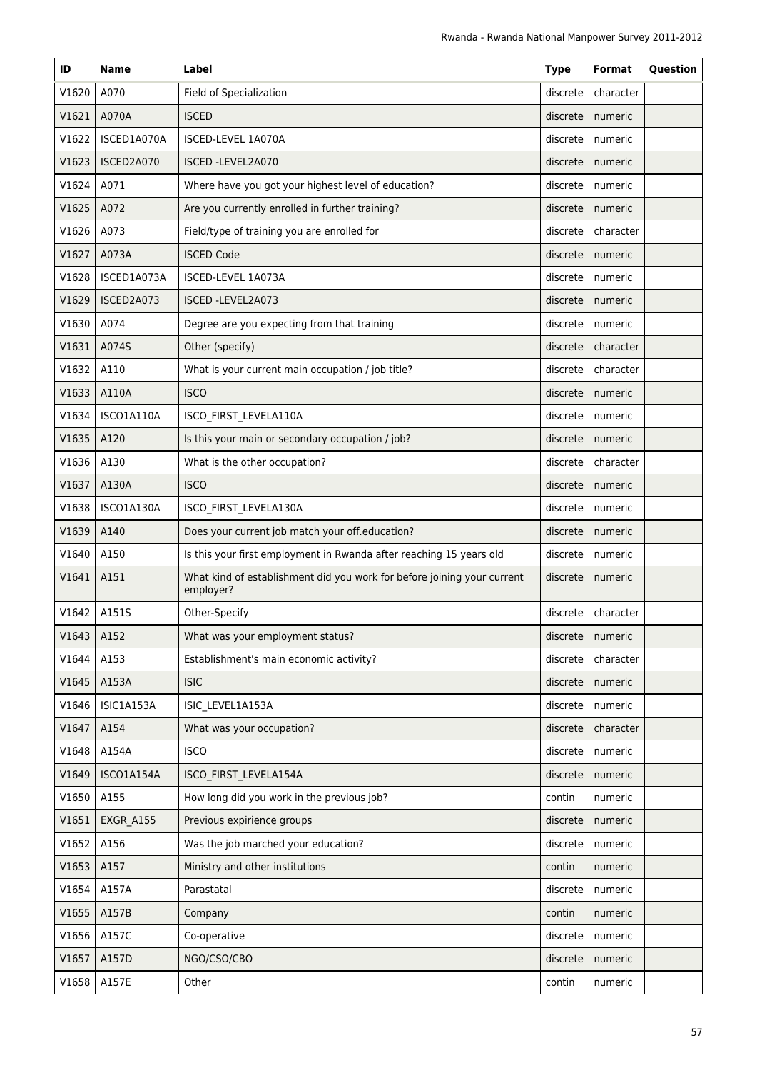| ID | Name | Label | Type | Format | Question |
|---|---|---|---|---|---|
| V1620 | A070 | Field of Specialization | discrete | character | |
| V1621 | A070A | ISCED | discrete | numeric | |
| V1622 | ISCED1A070A | ISCED-LEVEL 1A070A | discrete | numeric | |
| V1623 | ISCED2A070 | ISCED -LEVEL2A070 | discrete | numeric | |
| V1624 | A071 | Where have you got your highest level of education? | discrete | numeric | |
| V1625 | A072 | Are you currently enrolled in further training? | discrete | numeric | |
| V1626 | A073 | Field/type of training you are enrolled for | discrete | character | |
| V1627 | A073A | ISCED Code | discrete | numeric | |
| V1628 | ISCED1A073A | ISCED-LEVEL 1A073A | discrete | numeric | |
| V1629 | ISCED2A073 | ISCED -LEVEL2A073 | discrete | numeric | |
| V1630 | A074 | Degree are you expecting from that training | discrete | numeric | |
| V1631 | A074S | Other (specify) | discrete | character | |
| V1632 | A110 | What is your current main occupation / job title? | discrete | character | |
| V1633 | A110A | ISCO | discrete | numeric | |
| V1634 | ISCO1A110A | ISCO_FIRST_LEVELA110A | discrete | numeric | |
| V1635 | A120 | Is this your main or secondary occupation / job? | discrete | numeric | |
| V1636 | A130 | What is the other occupation? | discrete | character | |
| V1637 | A130A | ISCO | discrete | numeric | |
| V1638 | ISCO1A130A | ISCO_FIRST_LEVELA130A | discrete | numeric | |
| V1639 | A140 | Does your current job match your off.education? | discrete | numeric | |
| V1640 | A150 | Is this your first employment in Rwanda after reaching 15 years old | discrete | numeric | |
| V1641 | A151 | What kind of establishment did you work for before joining your current employer? | discrete | numeric | |
| V1642 | A151S | Other-Specify | discrete | character | |
| V1643 | A152 | What was your employment status? | discrete | numeric | |
| V1644 | A153 | Establishment's main economic activity? | discrete | character | |
| V1645 | A153A | ISIC | discrete | numeric | |
| V1646 | ISIC1A153A | ISIC_LEVEL1A153A | discrete | numeric | |
| V1647 | A154 | What was your occupation? | discrete | character | |
| V1648 | A154A | ISCO | discrete | numeric | |
| V1649 | ISCO1A154A | ISCO_FIRST_LEVELA154A | discrete | numeric | |
| V1650 | A155 | How long did you work in the previous job? | contin | numeric | |
| V1651 | EXGR_A155 | Previous expirience groups | discrete | numeric | |
| V1652 | A156 | Was the job marched your education? | discrete | numeric | |
| V1653 | A157 | Ministry and other institutions | contin | numeric | |
| V1654 | A157A | Parastatal | discrete | numeric | |
| V1655 | A157B | Company | contin | numeric | |
| V1656 | A157C | Co-operative | discrete | numeric | |
| V1657 | A157D | NGO/CSO/CBO | discrete | numeric | |
| V1658 | A157E | Other | contin | numeric | |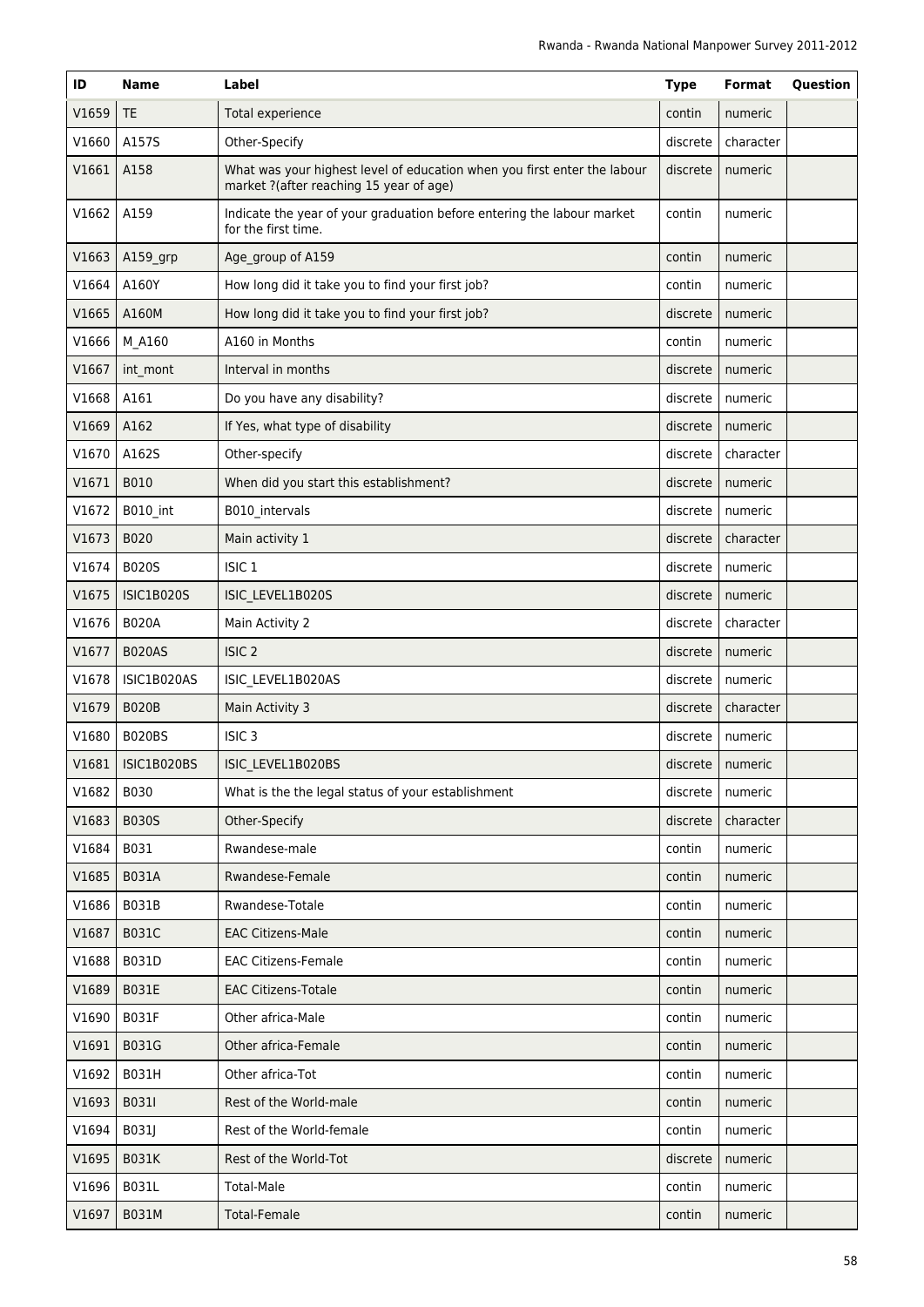| ID | Name | Label | Type | Format | Question |
|---|---|---|---|---|---|
| V1659 | TE | Total experience | contin | numeric | |
| V1660 | A157S | Other-Specify | discrete | character | |
| V1661 | A158 | What was your highest level of education when you first enter the labour market ?(after reaching 15 year of age) | discrete | numeric | |
| V1662 | A159 | Indicate the year of your graduation before entering the labour market for the first time. | contin | numeric | |
| V1663 | A159_grp | Age_group of A159 | contin | numeric | |
| V1664 | A160Y | How long did it take you to find your first job? | contin | numeric | |
| V1665 | A160M | How long did it take you to find your first job? | discrete | numeric | |
| V1666 | M_A160 | A160 in Months | contin | numeric | |
| V1667 | int_mont | Interval in months | discrete | numeric | |
| V1668 | A161 | Do you have any disability? | discrete | numeric | |
| V1669 | A162 | If Yes, what type of disability | discrete | numeric | |
| V1670 | A162S | Other-specify | discrete | character | |
| V1671 | B010 | When did you start this establishment? | discrete | numeric | |
| V1672 | B010_int | B010_intervals | discrete | numeric | |
| V1673 | B020 | Main activity 1 | discrete | character | |
| V1674 | B020S | ISIC 1 | discrete | numeric | |
| V1675 | ISIC1B020S | ISIC_LEVEL1B020S | discrete | numeric | |
| V1676 | B020A | Main Activity 2 | discrete | character | |
| V1677 | B020AS | ISIC 2 | discrete | numeric | |
| V1678 | ISIC1B020AS | ISIC_LEVEL1B020AS | discrete | numeric | |
| V1679 | B020B | Main Activity 3 | discrete | character | |
| V1680 | B020BS | ISIC 3 | discrete | numeric | |
| V1681 | ISIC1B020BS | ISIC_LEVEL1B020BS | discrete | numeric | |
| V1682 | B030 | What is the the legal status of your establishment | discrete | numeric | |
| V1683 | B030S | Other-Specify | discrete | character | |
| V1684 | B031 | Rwandese-male | contin | numeric | |
| V1685 | B031A | Rwandese-Female | contin | numeric | |
| V1686 | B031B | Rwandese-Totale | contin | numeric | |
| V1687 | B031C | EAC Citizens-Male | contin | numeric | |
| V1688 | B031D | EAC Citizens-Female | contin | numeric | |
| V1689 | B031E | EAC Citizens-Totale | contin | numeric | |
| V1690 | B031F | Other africa-Male | contin | numeric | |
| V1691 | B031G | Other africa-Female | contin | numeric | |
| V1692 | B031H | Other africa-Tot | contin | numeric | |
| V1693 | B031I | Rest of the World-male | contin | numeric | |
| V1694 | B031J | Rest of the World-female | contin | numeric | |
| V1695 | B031K | Rest of the World-Tot | discrete | numeric | |
| V1696 | B031L | Total-Male | contin | numeric | |
| V1697 | B031M | Total-Female | contin | numeric | |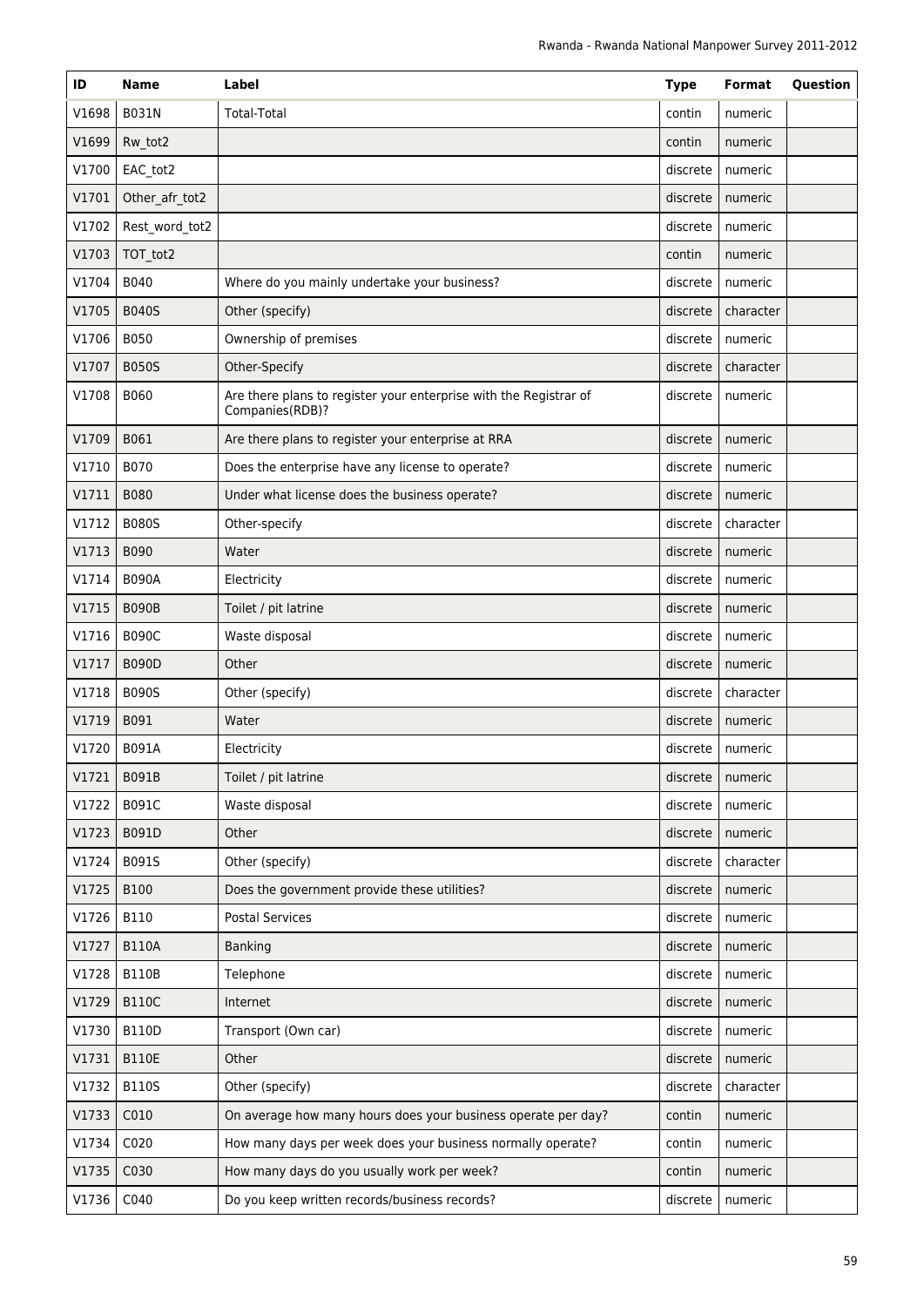| ID | Name | Label | Type | Format | Question |
|---|---|---|---|---|---|
| V1698 | B031N | Total-Total | contin | numeric | |
| V1699 | Rw_tot2 | | contin | numeric | |
| V1700 | EAC_tot2 | | discrete | numeric | |
| V1701 | Other_afr_tot2 | | discrete | numeric | |
| V1702 | Rest_word_tot2 | | discrete | numeric | |
| V1703 | TOT_tot2 | | contin | numeric | |
| V1704 | B040 | Where do you mainly undertake your business? | discrete | numeric | |
| V1705 | B040S | Other (specify) | discrete | character | |
| V1706 | B050 | Ownership of premises | discrete | numeric | |
| V1707 | B050S | Other-Specify | discrete | character | |
| V1708 | B060 | Are there plans to register your enterprise with the Registrar of Companies(RDB)? | discrete | numeric | |
| V1709 | B061 | Are there plans to register your enterprise at RRA | discrete | numeric | |
| V1710 | B070 | Does the enterprise have any license to operate? | discrete | numeric | |
| V1711 | B080 | Under what license does the business operate? | discrete | numeric | |
| V1712 | B080S | Other-specify | discrete | character | |
| V1713 | B090 | Water | discrete | numeric | |
| V1714 | B090A | Electricity | discrete | numeric | |
| V1715 | B090B | Toilet / pit latrine | discrete | numeric | |
| V1716 | B090C | Waste disposal | discrete | numeric | |
| V1717 | B090D | Other | discrete | numeric | |
| V1718 | B090S | Other (specify) | discrete | character | |
| V1719 | B091 | Water | discrete | numeric | |
| V1720 | B091A | Electricity | discrete | numeric | |
| V1721 | B091B | Toilet / pit latrine | discrete | numeric | |
| V1722 | B091C | Waste disposal | discrete | numeric | |
| V1723 | B091D | Other | discrete | numeric | |
| V1724 | B091S | Other (specify) | discrete | character | |
| V1725 | B100 | Does the government provide these utilities? | discrete | numeric | |
| V1726 | B110 | Postal Services | discrete | numeric | |
| V1727 | B110A | Banking | discrete | numeric | |
| V1728 | B110B | Telephone | discrete | numeric | |
| V1729 | B110C | Internet | discrete | numeric | |
| V1730 | B110D | Transport (Own car) | discrete | numeric | |
| V1731 | B110E | Other | discrete | numeric | |
| V1732 | B110S | Other (specify) | discrete | character | |
| V1733 | C010 | On average how many hours does your business operate per day? | contin | numeric | |
| V1734 | C020 | How many days per week does your business normally operate? | contin | numeric | |
| V1735 | C030 | How many days do you usually work per week? | contin | numeric | |
| V1736 | C040 | Do you keep written records/business records? | discrete | numeric | |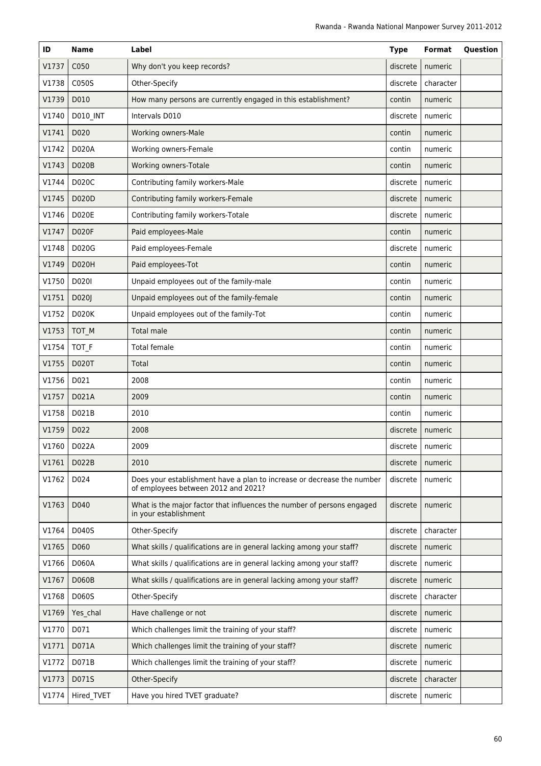| ID | Name | Label | Type | Format | Question |
|---|---|---|---|---|---|
| V1737 | C050 | Why don't you keep records? | discrete | numeric | |
| V1738 | C050S | Other-Specify | discrete | character | |
| V1739 | D010 | How many persons are currently engaged in this establishment? | contin | numeric | |
| V1740 | D010_INT | Intervals D010 | discrete | numeric | |
| V1741 | D020 | Working owners-Male | contin | numeric | |
| V1742 | D020A | Working owners-Female | contin | numeric | |
| V1743 | D020B | Working owners-Totale | contin | numeric | |
| V1744 | D020C | Contributing family workers-Male | discrete | numeric | |
| V1745 | D020D | Contributing family workers-Female | discrete | numeric | |
| V1746 | D020E | Contributing family workers-Totale | discrete | numeric | |
| V1747 | D020F | Paid employees-Male | contin | numeric | |
| V1748 | D020G | Paid employees-Female | discrete | numeric | |
| V1749 | D020H | Paid employees-Tot | contin | numeric | |
| V1750 | D020I | Unpaid employees out of the family-male | contin | numeric | |
| V1751 | D020J | Unpaid employees out of the family-female | contin | numeric | |
| V1752 | D020K | Unpaid employees out of the family-Tot | contin | numeric | |
| V1753 | TOT_M | Total male | contin | numeric | |
| V1754 | TOT_F | Total female | contin | numeric | |
| V1755 | D020T | Total | contin | numeric | |
| V1756 | D021 | 2008 | contin | numeric | |
| V1757 | D021A | 2009 | contin | numeric | |
| V1758 | D021B | 2010 | contin | numeric | |
| V1759 | D022 | 2008 | discrete | numeric | |
| V1760 | D022A | 2009 | discrete | numeric | |
| V1761 | D022B | 2010 | discrete | numeric | |
| V1762 | D024 | Does your establishment have a plan to increase or decrease the number of employees between 2012 and 2021? | discrete | numeric | |
| V1763 | D040 | What is the major factor that influences the number of persons engaged in your establishment | discrete | numeric | |
| V1764 | D040S | Other-Specify | discrete | character | |
| V1765 | D060 | What skills / qualifications are in general lacking among your staff? | discrete | numeric | |
| V1766 | D060A | What skills / qualifications are in general lacking among your staff? | discrete | numeric | |
| V1767 | D060B | What skills / qualifications are in general lacking among your staff? | discrete | numeric | |
| V1768 | D060S | Other-Specify | discrete | character | |
| V1769 | Yes_chal | Have challenge or not | discrete | numeric | |
| V1770 | D071 | Which challenges limit the training of your staff? | discrete | numeric | |
| V1771 | D071A | Which challenges limit the training of your staff? | discrete | numeric | |
| V1772 | D071B | Which challenges limit the training of your staff? | discrete | numeric | |
| V1773 | D071S | Other-Specify | discrete | character | |
| V1774 | Hired_TVET | Have you hired TVET graduate? | discrete | numeric | |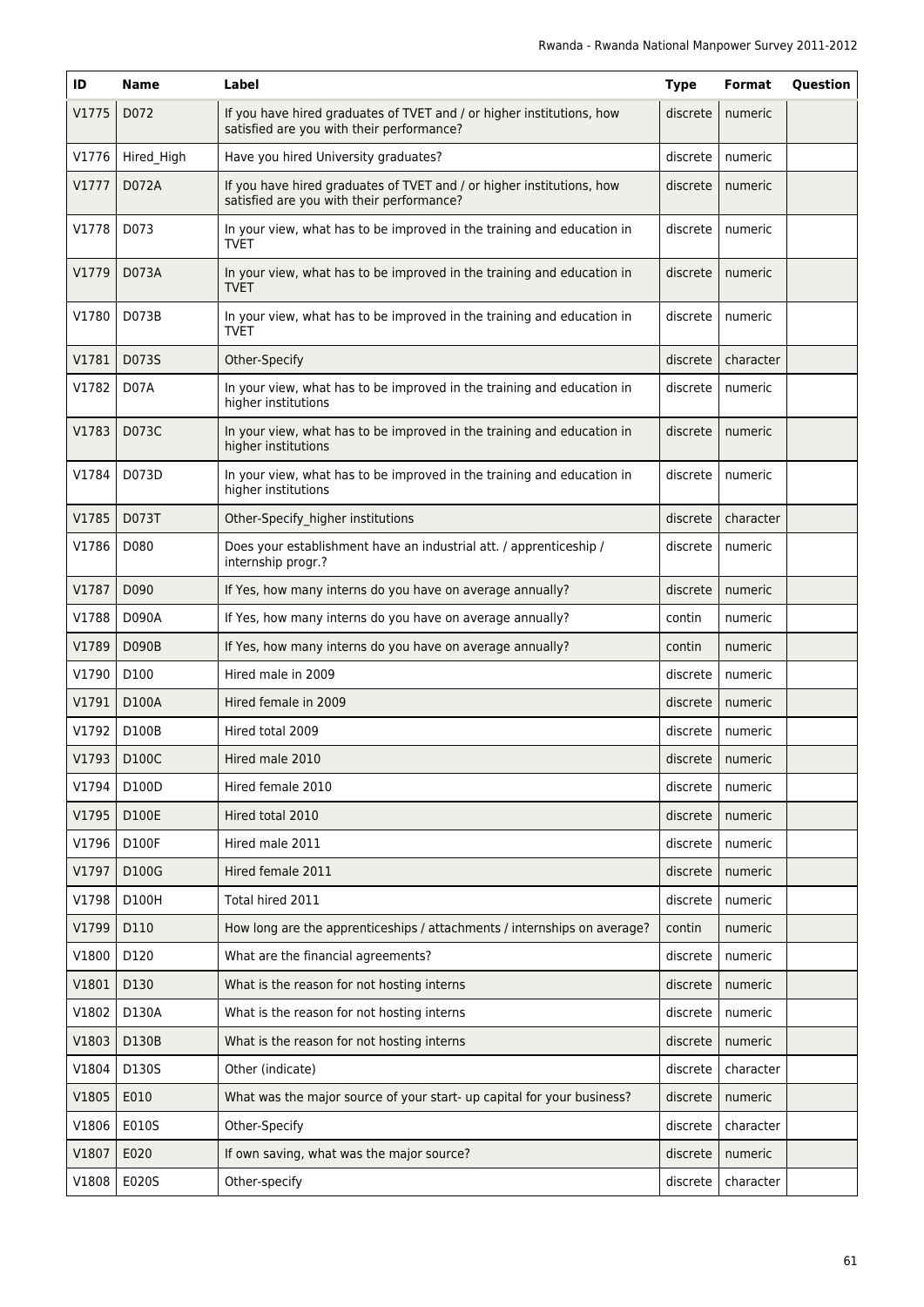| ID | Name | Label | Type | Format | Question |
|---|---|---|---|---|---|
| V1775 | D072 | If you have hired graduates of TVET and / or higher institutions, how satisfied are you with their performance? | discrete | numeric | |
| V1776 | Hired_High | Have you hired University graduates? | discrete | numeric | |
| V1777 | D072A | If you have hired graduates of TVET and / or higher institutions, how satisfied are you with their performance? | discrete | numeric | |
| V1778 | D073 | In your view, what has to be improved in the training and education in TVET | discrete | numeric | |
| V1779 | D073A | In your view, what has to be improved in the training and education in TVET | discrete | numeric | |
| V1780 | D073B | In your view, what has to be improved in the training and education in TVET | discrete | numeric | |
| V1781 | D073S | Other-Specify | discrete | character | |
| V1782 | D07A | In your view, what has to be improved in the training and education in higher institutions | discrete | numeric | |
| V1783 | D073C | In your view, what has to be improved in the training and education in higher institutions | discrete | numeric | |
| V1784 | D073D | In your view, what has to be improved in the training and education in higher institutions | discrete | numeric | |
| V1785 | D073T | Other-Specify_higher institutions | discrete | character | |
| V1786 | D080 | Does your establishment have an industrial att. / apprenticeship / internship progr.? | discrete | numeric | |
| V1787 | D090 | If Yes, how many interns do you have on average annually? | discrete | numeric | |
| V1788 | D090A | If Yes, how many interns do you have on average annually? | contin | numeric | |
| V1789 | D090B | If Yes, how many interns do you have on average annually? | contin | numeric | |
| V1790 | D100 | Hired male in 2009 | discrete | numeric | |
| V1791 | D100A | Hired female in 2009 | discrete | numeric | |
| V1792 | D100B | Hired total 2009 | discrete | numeric | |
| V1793 | D100C | Hired male 2010 | discrete | numeric | |
| V1794 | D100D | Hired female 2010 | discrete | numeric | |
| V1795 | D100E | Hired total 2010 | discrete | numeric | |
| V1796 | D100F | Hired male 2011 | discrete | numeric | |
| V1797 | D100G | Hired female 2011 | discrete | numeric | |
| V1798 | D100H | Total hired 2011 | discrete | numeric | |
| V1799 | D110 | How long are the apprenticeships / attachments / internships on average? | contin | numeric | |
| V1800 | D120 | What are the financial agreements? | discrete | numeric | |
| V1801 | D130 | What is the reason for not hosting interns | discrete | numeric | |
| V1802 | D130A | What is the reason for not hosting interns | discrete | numeric | |
| V1803 | D130B | What is the reason for not hosting interns | discrete | numeric | |
| V1804 | D130S | Other (indicate) | discrete | character | |
| V1805 | E010 | What was the major source of your start- up capital for your business? | discrete | numeric | |
| V1806 | E010S | Other-Specify | discrete | character | |
| V1807 | E020 | If own saving, what was the major source? | discrete | numeric | |
| V1808 | E020S | Other-specify | discrete | character | |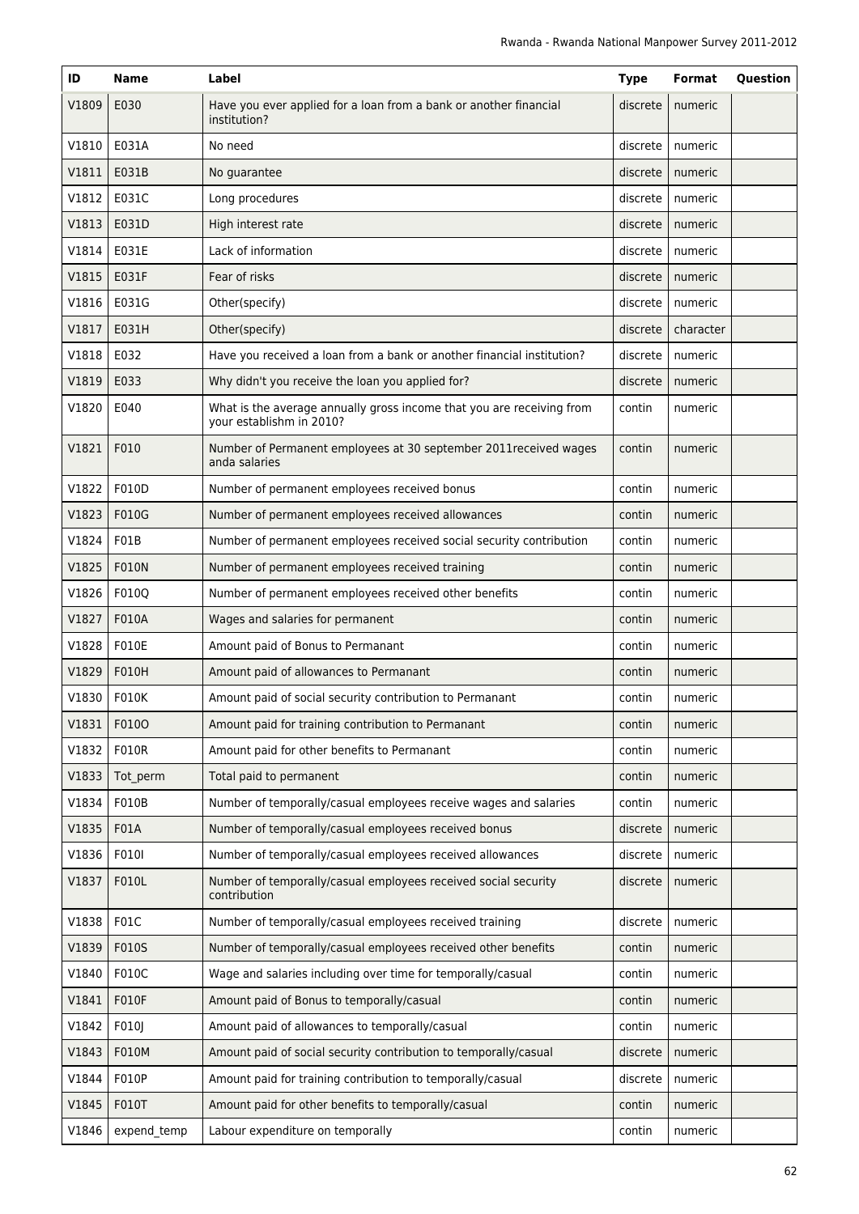| ID | Name | Label | Type | Format | Question |
|---|---|---|---|---|---|
| V1809 | E030 | Have you ever applied for a loan from a bank or another financial institution? | discrete | numeric | |
| V1810 | E031A | No need | discrete | numeric | |
| V1811 | E031B | No guarantee | discrete | numeric | |
| V1812 | E031C | Long procedures | discrete | numeric | |
| V1813 | E031D | High interest rate | discrete | numeric | |
| V1814 | E031E | Lack of information | discrete | numeric | |
| V1815 | E031F | Fear of risks | discrete | numeric | |
| V1816 | E031G | Other(specify) | discrete | numeric | |
| V1817 | E031H | Other(specify) | discrete | character | |
| V1818 | E032 | Have you received a loan from a bank or another financial institution? | discrete | numeric | |
| V1819 | E033 | Why didn't you receive the loan you applied for? | discrete | numeric | |
| V1820 | E040 | What is the average annually gross income that you are receiving from your establishm in 2010? | contin | numeric | |
| V1821 | F010 | Number of Permanent employees at 30 september 2011received wages anda salaries | contin | numeric | |
| V1822 | F010D | Number of permanent employees received bonus | contin | numeric | |
| V1823 | F010G | Number of permanent employees received allowances | contin | numeric | |
| V1824 | F01B | Number of permanent employees received social security contribution | contin | numeric | |
| V1825 | F010N | Number of permanent employees received training | contin | numeric | |
| V1826 | F010Q | Number of permanent employees received other benefits | contin | numeric | |
| V1827 | F010A | Wages and salaries for permanent | contin | numeric | |
| V1828 | F010E | Amount paid of Bonus to Permanant | contin | numeric | |
| V1829 | F010H | Amount paid of allowances to Permanant | contin | numeric | |
| V1830 | F010K | Amount paid of social security contribution to Permanant | contin | numeric | |
| V1831 | F010O | Amount paid for training contribution to Permanant | contin | numeric | |
| V1832 | F010R | Amount paid for other benefits to Permanant | contin | numeric | |
| V1833 | Tot_perm | Total paid to permanent | contin | numeric | |
| V1834 | F010B | Number of temporally/casual employees receive wages and salaries | contin | numeric | |
| V1835 | F01A | Number of temporally/casual employees received bonus | discrete | numeric | |
| V1836 | F010I | Number of temporally/casual employees received allowances | discrete | numeric | |
| V1837 | F010L | Number of temporally/casual employees received social security contribution | discrete | numeric | |
| V1838 | F01C | Number of temporally/casual employees received training | discrete | numeric | |
| V1839 | F010S | Number of temporally/casual employees received other benefits | contin | numeric | |
| V1840 | F010C | Wage and salaries including over time for temporally/casual | contin | numeric | |
| V1841 | F010F | Amount paid of Bonus to temporally/casual | contin | numeric | |
| V1842 | F010J | Amount paid of allowances to temporally/casual | contin | numeric | |
| V1843 | F010M | Amount paid of social security contribution to temporally/casual | discrete | numeric | |
| V1844 | F010P | Amount paid for training contribution to temporally/casual | discrete | numeric | |
| V1845 | F010T | Amount paid for other benefits to temporally/casual | contin | numeric | |
| V1846 | expend_temp | Labour expenditure on temporally | contin | numeric | |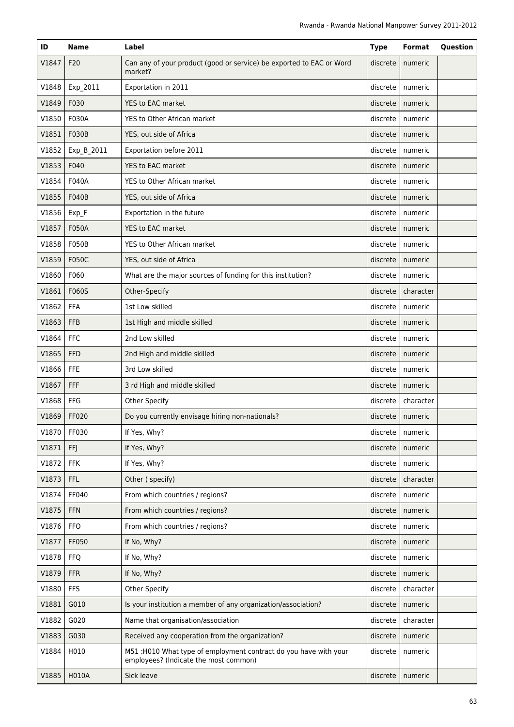| ID | Name | Label | Type | Format | Question |
|---|---|---|---|---|---|
| V1847 | F20 | Can any of your product (good or service) be exported to EAC or Word market? | discrete | numeric | |
| V1848 | Exp_2011 | Exportation in 2011 | discrete | numeric | |
| V1849 | F030 | YES to EAC market | discrete | numeric | |
| V1850 | F030A | YES to Other African market | discrete | numeric | |
| V1851 | F030B | YES, out side of Africa | discrete | numeric | |
| V1852 | Exp_B_2011 | Exportation before 2011 | discrete | numeric | |
| V1853 | F040 | YES to EAC market | discrete | numeric | |
| V1854 | F040A | YES to Other African market | discrete | numeric | |
| V1855 | F040B | YES, out side of Africa | discrete | numeric | |
| V1856 | Exp_F | Exportation in the future | discrete | numeric | |
| V1857 | F050A | YES to EAC market | discrete | numeric | |
| V1858 | F050B | YES to Other African market | discrete | numeric | |
| V1859 | F050C | YES, out side of Africa | discrete | numeric | |
| V1860 | F060 | What are the major sources of funding for this institution? | discrete | numeric | |
| V1861 | F060S | Other-Specify | discrete | character | |
| V1862 | FFA | 1st Low skilled | discrete | numeric | |
| V1863 | FFB | 1st High and middle skilled | discrete | numeric | |
| V1864 | FFC | 2nd Low skilled | discrete | numeric | |
| V1865 | FFD | 2nd High and middle skilled | discrete | numeric | |
| V1866 | FFE | 3rd Low skilled | discrete | numeric | |
| V1867 | FFF | 3 rd High and middle skilled | discrete | numeric | |
| V1868 | FFG | Other Specify | discrete | character | |
| V1869 | FF020 | Do you currently envisage hiring non-nationals? | discrete | numeric | |
| V1870 | FF030 | If Yes, Why? | discrete | numeric | |
| V1871 | FFJ | If Yes, Why? | discrete | numeric | |
| V1872 | FFK | If Yes, Why? | discrete | numeric | |
| V1873 | FFL | Other ( specify) | discrete | character | |
| V1874 | FF040 | From which countries / regions? | discrete | numeric | |
| V1875 | FFN | From which countries / regions? | discrete | numeric | |
| V1876 | FFO | From which countries / regions? | discrete | numeric | |
| V1877 | FF050 | If No, Why? | discrete | numeric | |
| V1878 | FFQ | If No, Why? | discrete | numeric | |
| V1879 | FFR | If No, Why? | discrete | numeric | |
| V1880 | FFS | Other Specify | discrete | character | |
| V1881 | G010 | Is your institution a member of any organization/association? | discrete | numeric | |
| V1882 | G020 | Name that organisation/association | discrete | character | |
| V1883 | G030 | Received any cooperation from the organization? | discrete | numeric | |
| V1884 | H010 | M51 :H010 What type of employment contract do you have with your employees? (Indicate the most common) | discrete | numeric | |
| V1885 | H010A | Sick leave | discrete | numeric | |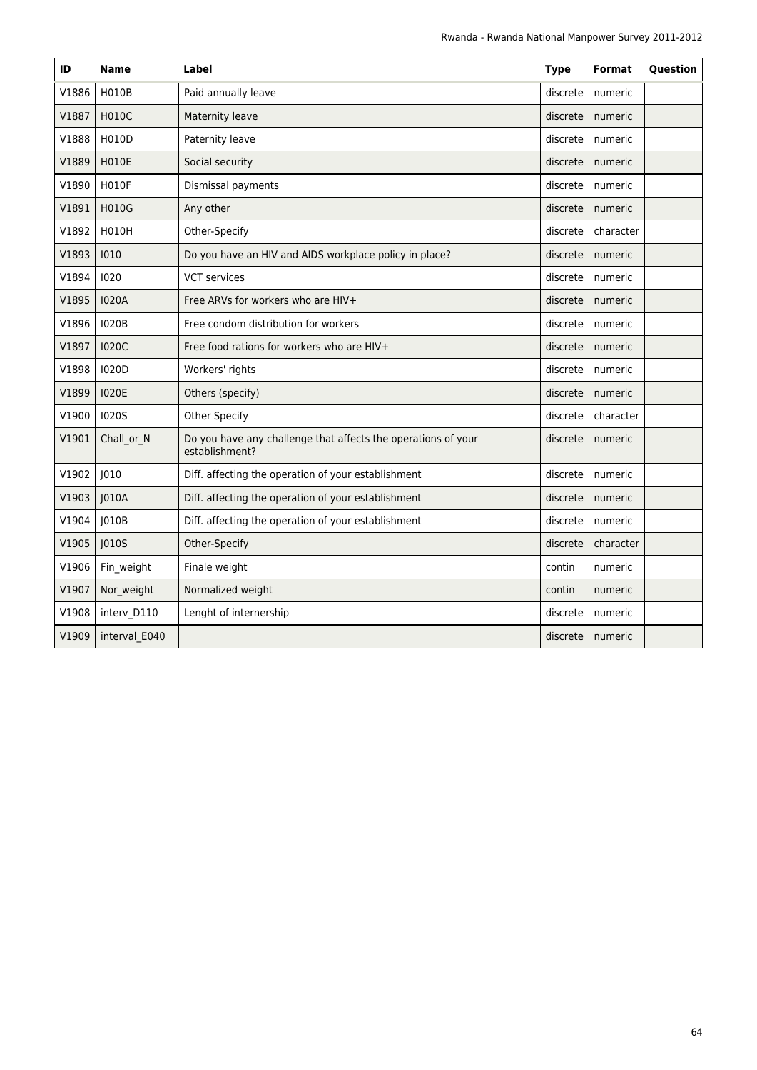| ID | Name | Label | Type | Format | Question |
|---|---|---|---|---|---|
| V1886 | H010B | Paid annually leave | discrete | numeric | |
| V1887 | H010C | Maternity leave | discrete | numeric | |
| V1888 | H010D | Paternity leave | discrete | numeric | |
| V1889 | H010E | Social security | discrete | numeric | |
| V1890 | H010F | Dismissal payments | discrete | numeric | |
| V1891 | H010G | Any other | discrete | numeric | |
| V1892 | H010H | Other-Specify | discrete | character | |
| V1893 | I010 | Do you have an HIV and AIDS workplace policy in place? | discrete | numeric | |
| V1894 | I020 | VCT services | discrete | numeric | |
| V1895 | I020A | Free ARVs for workers who are HIV+ | discrete | numeric | |
| V1896 | I020B | Free condom distribution for workers | discrete | numeric | |
| V1897 | I020C | Free food rations for workers who are HIV+ | discrete | numeric | |
| V1898 | I020D | Workers' rights | discrete | numeric | |
| V1899 | I020E | Others (specify) | discrete | numeric | |
| V1900 | I020S | Other Specify | discrete | character | |
| V1901 | Chall_or_N | Do you have any challenge that affects the operations of your establishment? | discrete | numeric | |
| V1902 | J010 | Diff. affecting the operation of your establishment | discrete | numeric | |
| V1903 | J010A | Diff. affecting the operation of your establishment | discrete | numeric | |
| V1904 | J010B | Diff. affecting the operation of your establishment | discrete | numeric | |
| V1905 | J010S | Other-Specify | discrete | character | |
| V1906 | Fin_weight | Finale weight | contin | numeric | |
| V1907 | Nor_weight | Normalized weight | contin | numeric | |
| V1908 | interv_D110 | Lenght of internership | discrete | numeric | |
| V1909 | interval_E040 | | discrete | numeric | |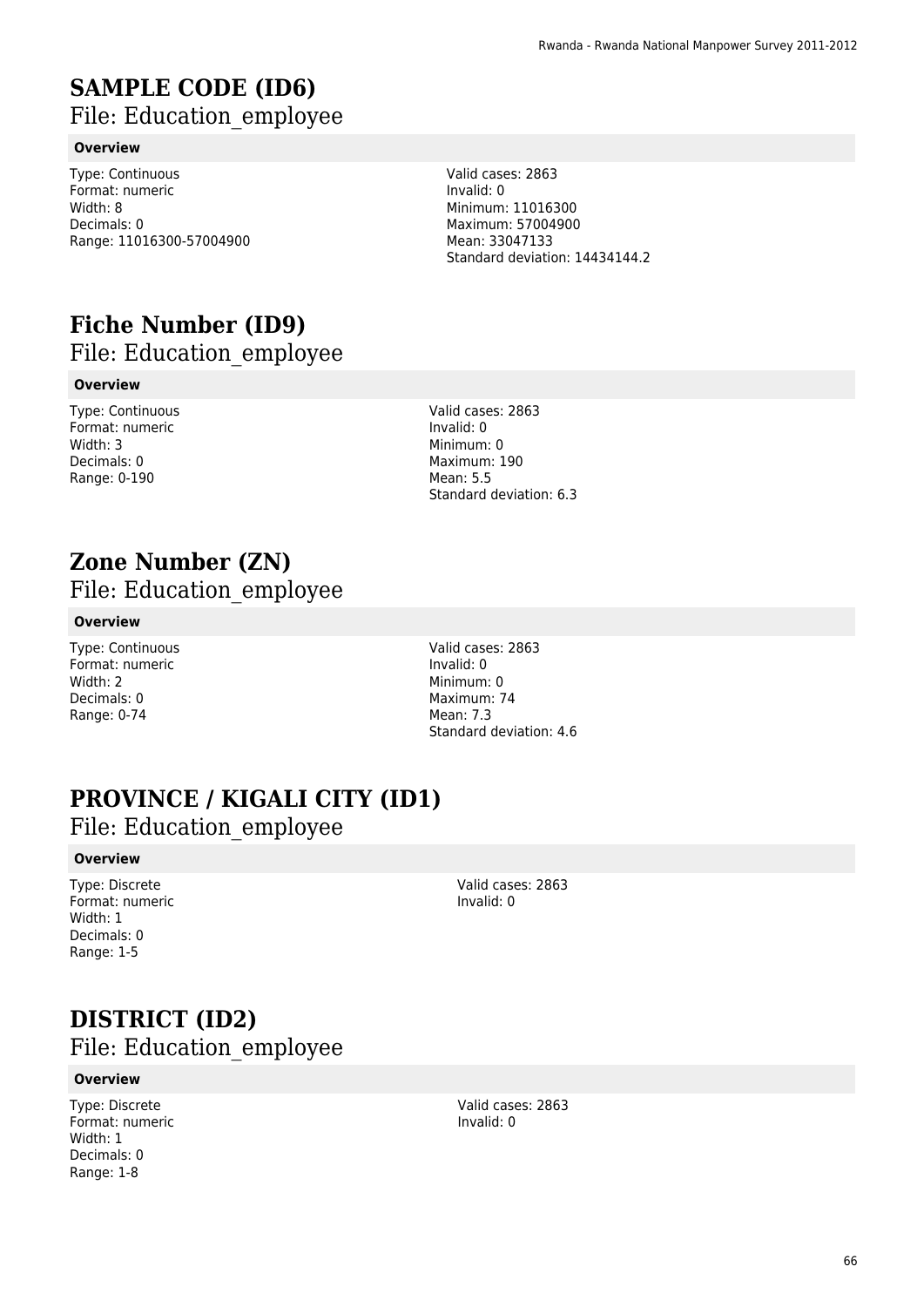# SAMPLE CODE (ID6)

File: Education_employee

**Overview**

Type: Continuous
Format: numeric
Width: 8
Decimals: 0
Range: 11016300-57004900

Valid cases: 2863
Invalid: 0
Minimum: 11016300
Maximum: 57004900
Mean: 33047133
Standard deviation: 14434144.2

# Fiche Number (ID9)

File: Education_employee

**Overview**

Type: Continuous
Format: numeric
Width: 3
Decimals: 0
Range: 0-190

Valid cases: 2863
Invalid: 0
Minimum: 0
Maximum: 190
Mean: 5.5
Standard deviation: 6.3

# Zone Number (ZN)

File: Education_employee

**Overview**

Type: Continuous
Format: numeric
Width: 2
Decimals: 0
Range: 0-74

Valid cases: 2863
Invalid: 0
Minimum: 0
Maximum: 74
Mean: 7.3
Standard deviation: 4.6

# PROVINCE / KIGALI CITY (ID1)

File: Education_employee

**Overview**

Type: Discrete
Format: numeric
Width: 1
Decimals: 0
Range: 1-5

Valid cases: 2863
Invalid: 0

# DISTRICT (ID2)

File: Education_employee

**Overview**

Type: Discrete
Format: numeric
Width: 1
Decimals: 0
Range: 1-8

Valid cases: 2863
Invalid: 0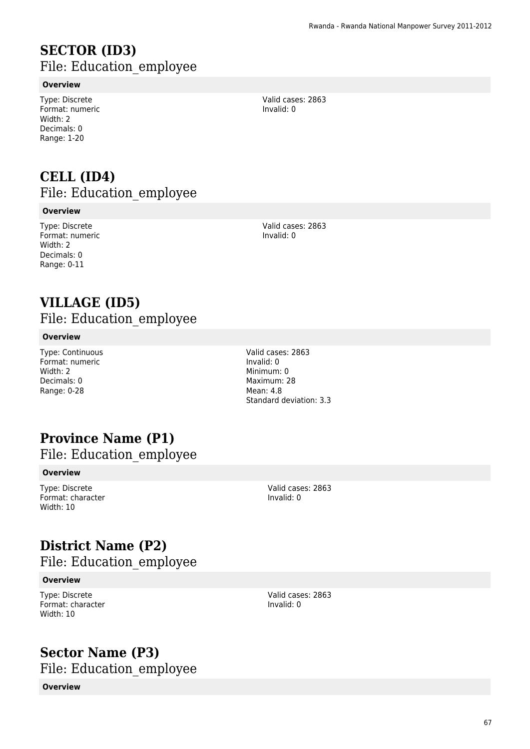# SECTOR (ID3)

File: Education_employee

**Overview**

Type: Discrete
Format: numeric
Width: 2
Decimals: 0
Range: 1-20

Valid cases: 2863
Invalid: 0

# CELL (ID4)

File: Education_employee

**Overview**

Type: Discrete
Format: numeric
Width: 2
Decimals: 0
Range: 0-11

Valid cases: 2863
Invalid: 0

# VILLAGE (ID5)

File: Education_employee

**Overview**

Type: Continuous
Format: numeric
Width: 2
Decimals: 0
Range: 0-28

Valid cases: 2863
Invalid: 0
Minimum: 0
Maximum: 28
Mean: 4.8
Standard deviation: 3.3

# Province Name (P1)

File: Education_employee

**Overview**

Type: Discrete
Format: character
Width: 10

Valid cases: 2863
Invalid: 0

# District Name (P2)

File: Education_employee

**Overview**

Type: Discrete
Format: character
Width: 10

Valid cases: 2863
Invalid: 0

# Sector Name (P3)

File: Education_employee

**Overview**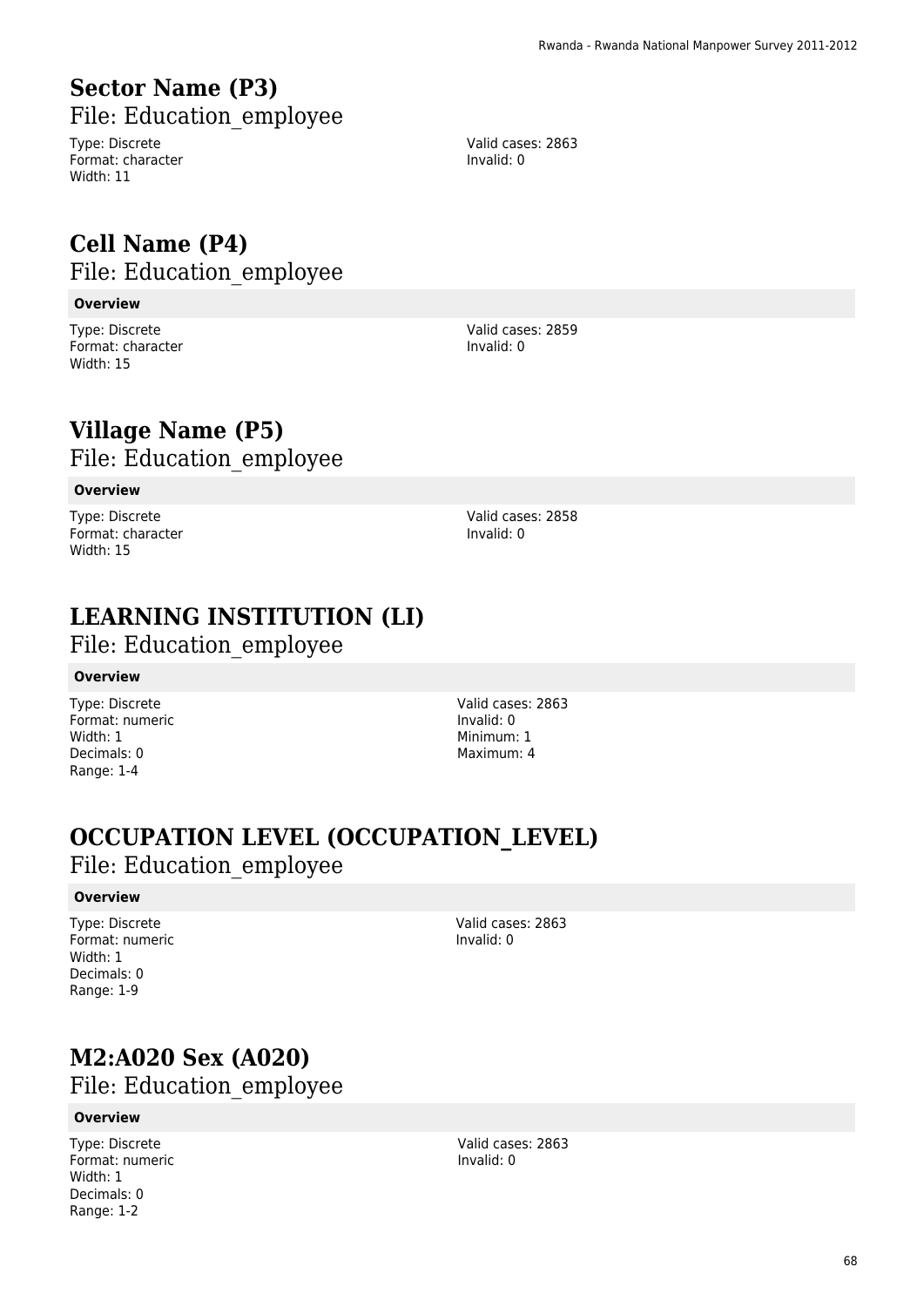# Sector Name (P3)

File: Education_employee

Type: Discrete
Format: character
Width: 11

Valid cases: 2863
Invalid: 0

# Cell Name (P4)

File: Education_employee

**Overview**

Type: Discrete
Format: character
Width: 15

Valid cases: 2859
Invalid: 0

# Village Name (P5)

File: Education_employee

**Overview**

Type: Discrete
Format: character
Width: 15

Valid cases: 2858
Invalid: 0

# LEARNING INSTITUTION (LI)

File: Education_employee

**Overview**

Type: Discrete
Format: numeric
Width: 1
Decimals: 0
Range: 1-4

Valid cases: 2863
Invalid: 0
Minimum: 1
Maximum: 4

# OCCUPATION LEVEL (OCCUPATION_LEVEL)

File: Education_employee

**Overview**

Type: Discrete
Format: numeric
Width: 1
Decimals: 0
Range: 1-9

Valid cases: 2863
Invalid: 0

# M2:A020 Sex (A020)

File: Education_employee

**Overview**

Type: Discrete
Format: numeric
Width: 1
Decimals: 0
Range: 1-2

Valid cases: 2863
Invalid: 0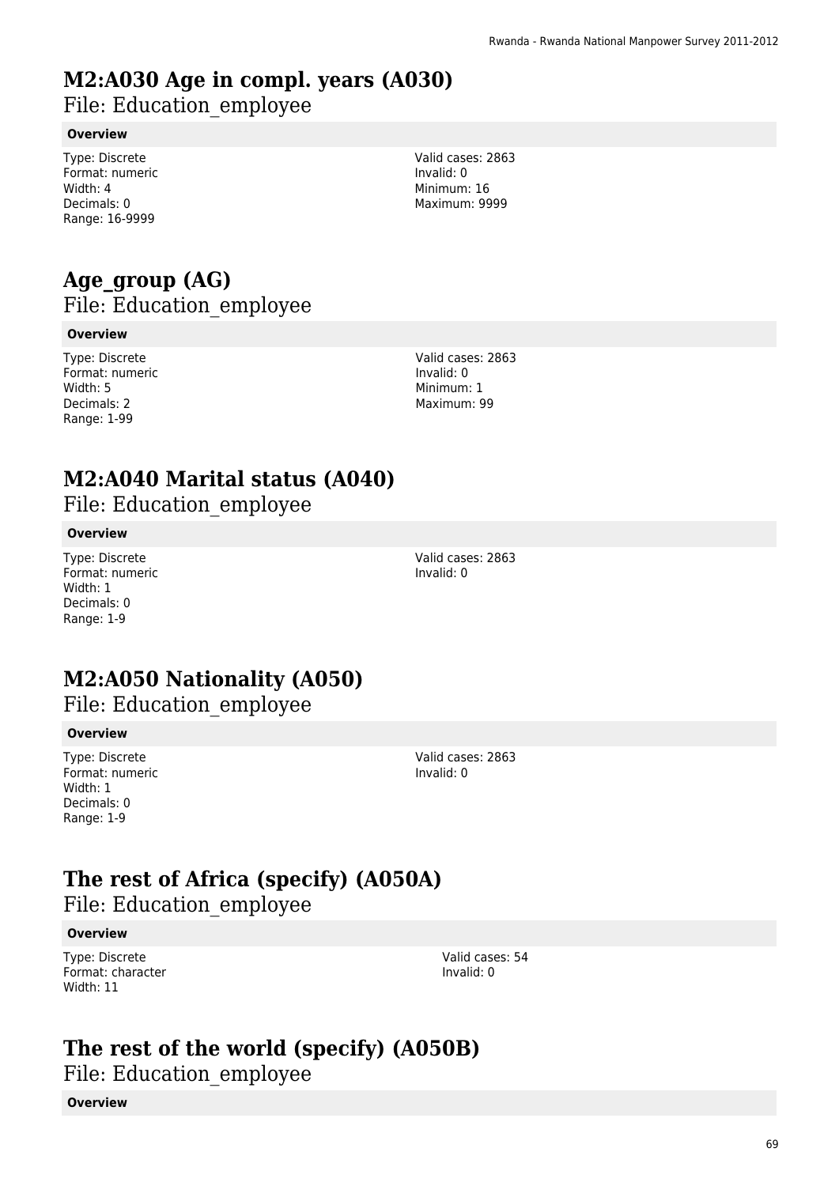## M2:A030 Age in compl. years (A030)

File: Education_employee

**Overview**

Type: Discrete
Format: numeric
Width: 4
Decimals: 0
Range: 16-9999

Valid cases: 2863
Invalid: 0
Minimum: 16
Maximum: 9999

## Age_group (AG)

File: Education_employee

**Overview**

Type: Discrete
Format: numeric
Width: 5
Decimals: 2
Range: 1-99

Valid cases: 2863
Invalid: 0
Minimum: 1
Maximum: 99

## M2:A040 Marital status (A040)

File: Education_employee

**Overview**

Type: Discrete
Format: numeric
Width: 1
Decimals: 0
Range: 1-9

Valid cases: 2863
Invalid: 0

## M2:A050 Nationality (A050)

File: Education_employee

**Overview**

Type: Discrete
Format: numeric
Width: 1
Decimals: 0
Range: 1-9

Valid cases: 2863
Invalid: 0

## The rest of Africa (specify) (A050A)

File: Education_employee

**Overview**

Type: Discrete
Format: character
Width: 11

Valid cases: 54
Invalid: 0

## The rest of the world (specify) (A050B)

File: Education_employee

**Overview**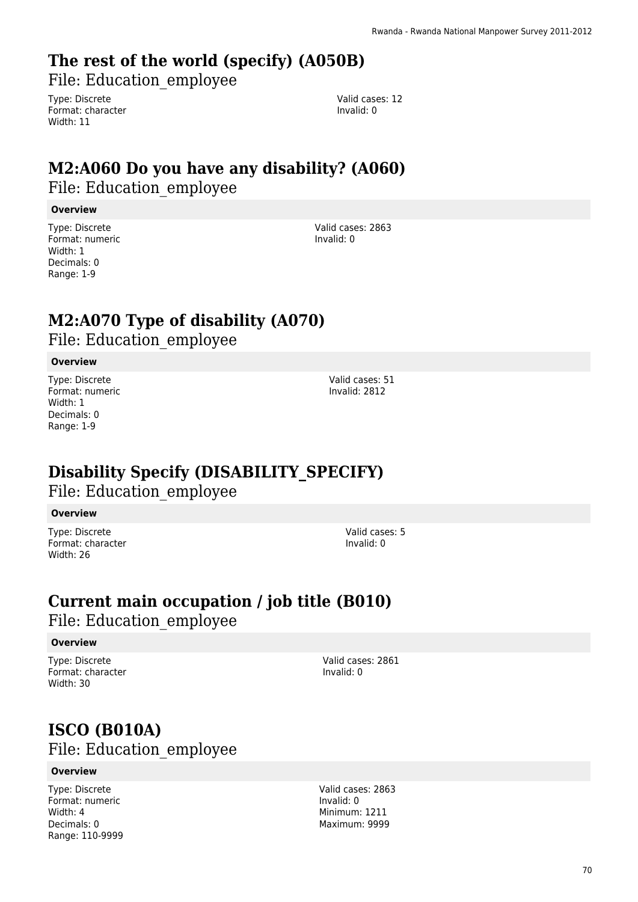# The rest of the world (specify) (A050B)

File: Education_employee

Type: Discrete
Format: character
Width: 11

Valid cases: 12
Invalid: 0

# M2:A060 Do you have any disability? (A060)

File: Education_employee

**Overview**

Type: Discrete
Format: numeric
Width: 1
Decimals: 0
Range: 1-9

Valid cases: 2863
Invalid: 0

# M2:A070 Type of disability (A070)

File: Education_employee

**Overview**

Type: Discrete
Format: numeric
Width: 1
Decimals: 0
Range: 1-9

Valid cases: 51
Invalid: 2812

# Disability Specify (DISABILITY_SPECIFY)

File: Education_employee

**Overview**

Type: Discrete
Format: character
Width: 26

Valid cases: 5
Invalid: 0

# Current main occupation / job title (B010)

File: Education_employee

**Overview**

Type: Discrete
Format: character
Width: 30

Valid cases: 2861
Invalid: 0

# ISCO (B010A)

File: Education_employee

**Overview**

Type: Discrete
Format: numeric
Width: 4
Decimals: 0
Range: 110-9999

Valid cases: 2863
Invalid: 0
Minimum: 1211
Maximum: 9999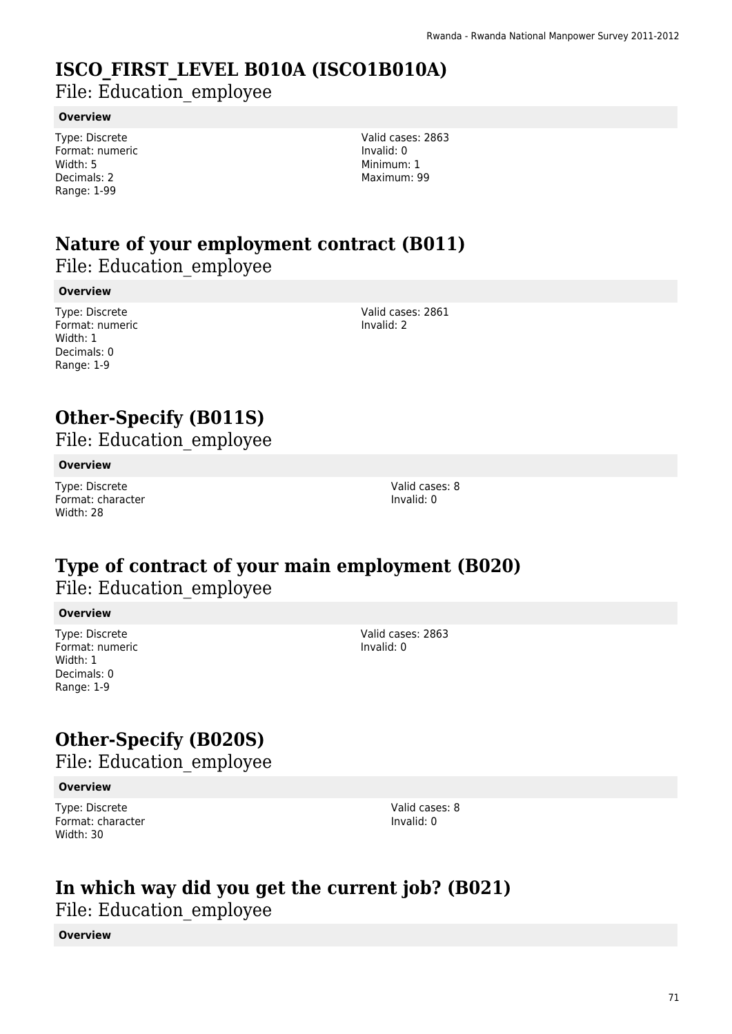# ISCO_FIRST_LEVEL B010A (ISCO1B010A)

File: Education_employee

**Overview**

Type: Discrete
Format: numeric
Width: 5
Decimals: 2
Range: 1-99

Valid cases: 2863
Invalid: 0
Minimum: 1
Maximum: 99

# Nature of your employment contract (B011)

File: Education_employee

**Overview**

Type: Discrete
Format: numeric
Width: 1
Decimals: 0
Range: 1-9

Valid cases: 2861
Invalid: 2

# Other-Specify (B011S)

File: Education_employee

**Overview**

Type: Discrete
Format: character
Width: 28

Valid cases: 8
Invalid: 0

# Type of contract of your main employment (B020)

File: Education_employee

**Overview**

Type: Discrete
Format: numeric
Width: 1
Decimals: 0
Range: 1-9

Valid cases: 2863
Invalid: 0

# Other-Specify (B020S)

File: Education_employee

**Overview**

Type: Discrete
Format: character
Width: 30

Valid cases: 8
Invalid: 0

# In which way did you get the current job? (B021)

File: Education_employee

**Overview**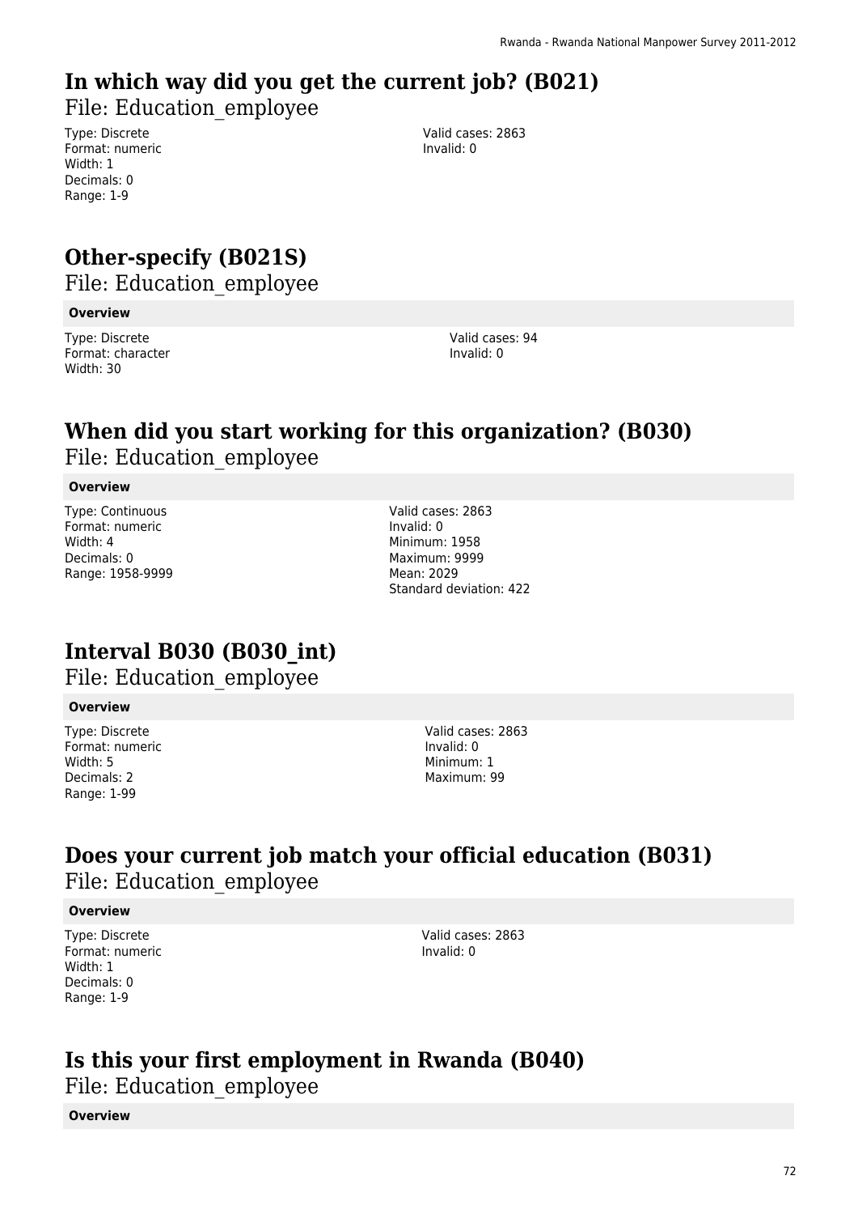## In which way did you get the current job? (B021)

File: Education_employee

Type: Discrete
Format: numeric
Width: 1
Decimals: 0
Range: 1-9

Valid cases: 2863
Invalid: 0

## Other-specify (B021S)

File: Education_employee

**Overview**

Type: Discrete
Format: character
Width: 30

Valid cases: 94
Invalid: 0

## When did you start working for this organization? (B030)

File: Education_employee

**Overview**

Type: Continuous
Format: numeric
Width: 4
Decimals: 0
Range: 1958-9999

Valid cases: 2863
Invalid: 0
Minimum: 1958
Maximum: 9999
Mean: 2029
Standard deviation: 422

## Interval B030 (B030_int)

File: Education_employee

**Overview**

Type: Discrete
Format: numeric
Width: 5
Decimals: 2
Range: 1-99

Valid cases: 2863
Invalid: 0
Minimum: 1
Maximum: 99

## Does your current job match your official education (B031)

File: Education_employee

**Overview**

Type: Discrete
Format: numeric
Width: 1
Decimals: 0
Range: 1-9

Valid cases: 2863
Invalid: 0

## Is this your first employment in Rwanda (B040)

File: Education_employee

**Overview**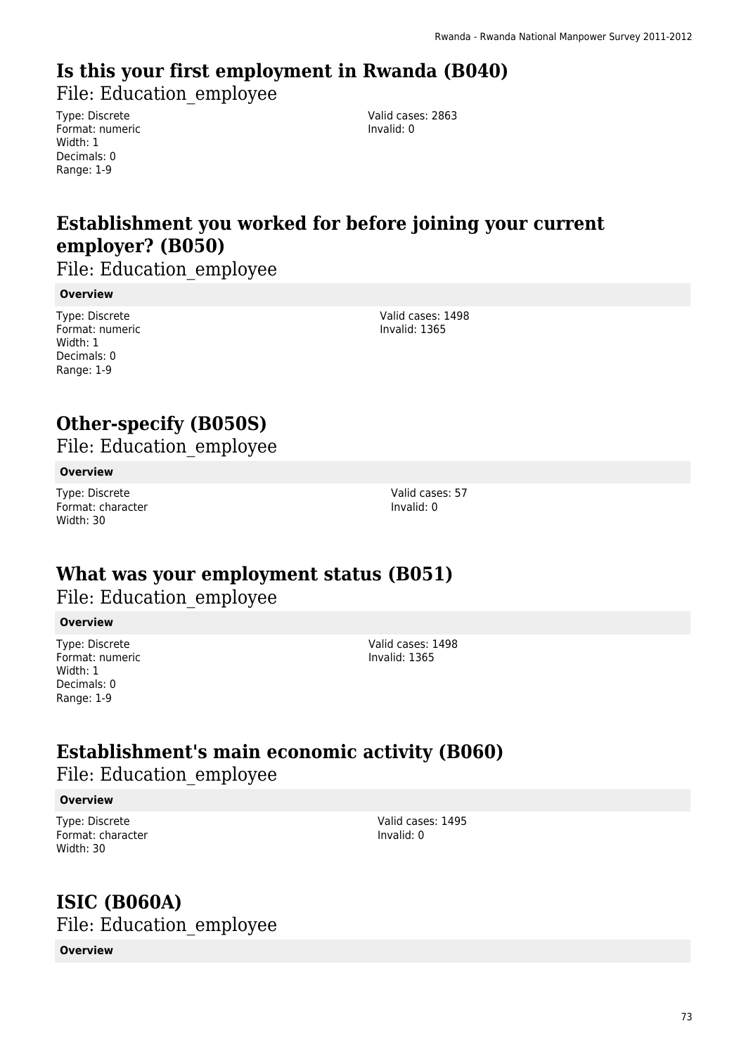## Is this your first employment in Rwanda (B040)

File: Education_employee

Type: Discrete
Format: numeric
Width: 1
Decimals: 0
Range: 1-9

Valid cases: 2863
Invalid: 0

## Establishment you worked for before joining your current employer? (B050)

File: Education_employee

**Overview**

Type: Discrete
Format: numeric
Width: 1
Decimals: 0
Range: 1-9

Valid cases: 1498
Invalid: 1365

## Other-specify (B050S)

File: Education_employee

**Overview**

Type: Discrete
Format: character
Width: 30

Valid cases: 57
Invalid: 0

## What was your employment status (B051)

File: Education_employee

**Overview**

Type: Discrete
Format: numeric
Width: 1
Decimals: 0
Range: 1-9

Valid cases: 1498
Invalid: 1365

## Establishment's main economic activity (B060)

File: Education_employee

**Overview**

Type: Discrete
Format: character
Width: 30

Valid cases: 1495
Invalid: 0

## ISIC (B060A)

File: Education_employee

**Overview**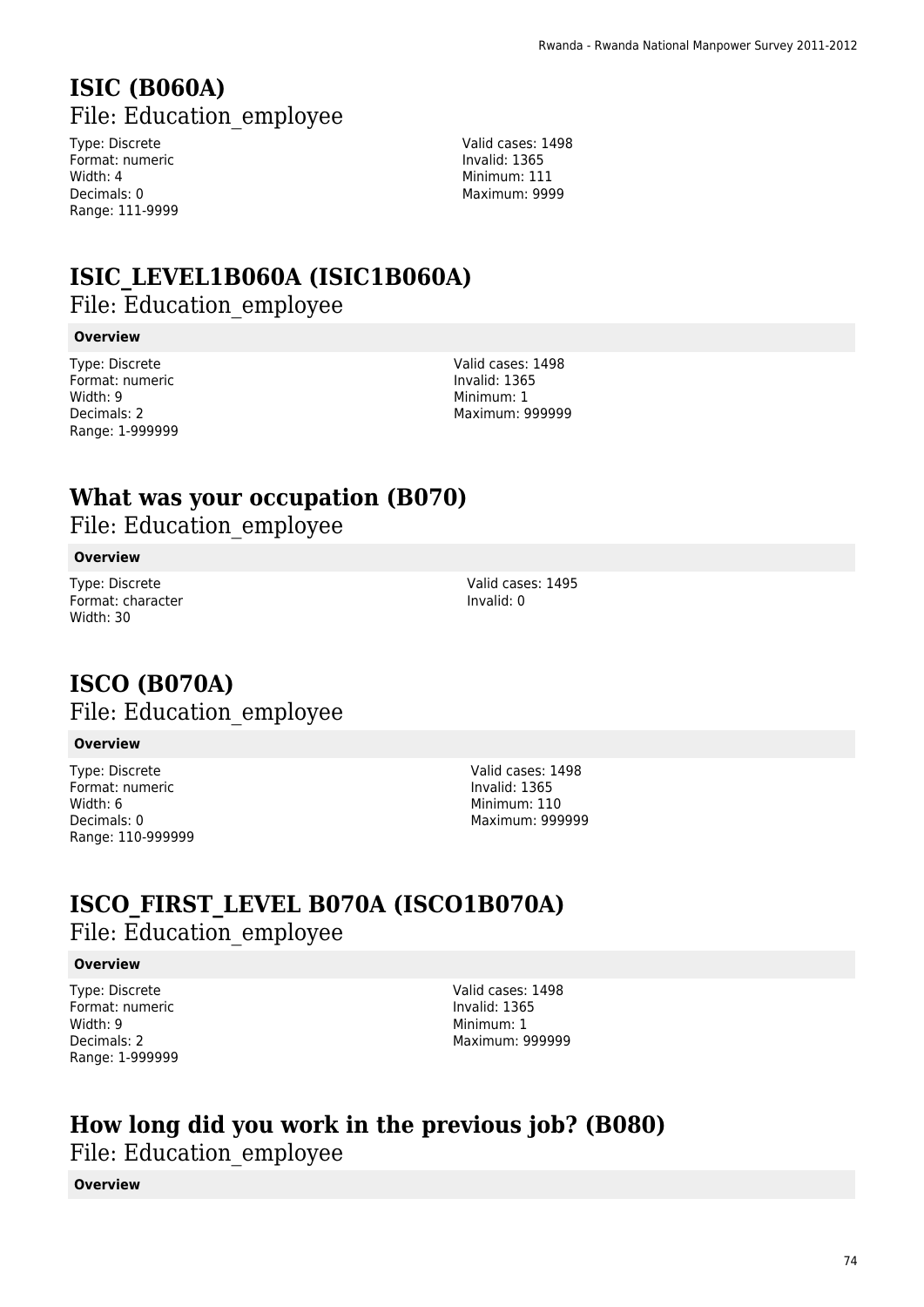# ISIC (B060A)

File: Education_employee

Type: Discrete
Format: numeric
Width: 4
Decimals: 0
Range: 111-9999

Valid cases: 1498
Invalid: 1365
Minimum: 111
Maximum: 9999

# ISIC_LEVEL1B060A (ISIC1B060A)

File: Education_employee

**Overview**

Type: Discrete
Format: numeric
Width: 9
Decimals: 2
Range: 1-999999

Valid cases: 1498
Invalid: 1365
Minimum: 1
Maximum: 999999

# What was your occupation (B070)

File: Education_employee

**Overview**

Type: Discrete
Format: character
Width: 30

Valid cases: 1495
Invalid: 0

# ISCO (B070A)

File: Education_employee

**Overview**

Type: Discrete
Format: numeric
Width: 6
Decimals: 0
Range: 110-999999

Valid cases: 1498
Invalid: 1365
Minimum: 110
Maximum: 999999

# ISCO_FIRST_LEVEL B070A (ISCO1B070A)

File: Education_employee

**Overview**

Type: Discrete
Format: numeric
Width: 9
Decimals: 2
Range: 1-999999

Valid cases: 1498
Invalid: 1365
Minimum: 1
Maximum: 999999

# How long did you work in the previous job? (B080)

File: Education_employee

**Overview**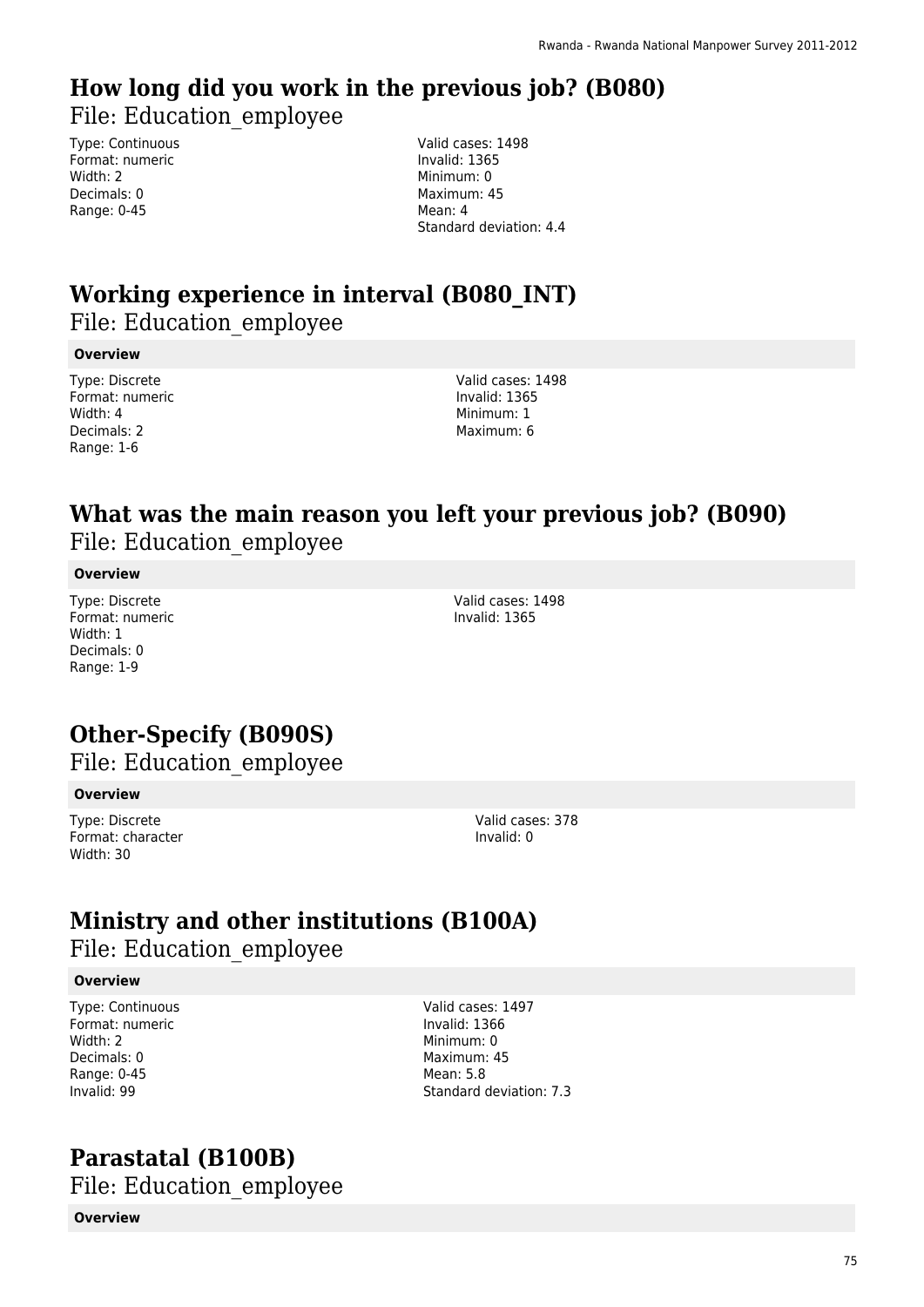## How long did you work in the previous job? (B080)

File: Education_employee

Type: Continuous
Format: numeric
Width: 2
Decimals: 0
Range: 0-45

Valid cases: 1498
Invalid: 1365
Minimum: 0
Maximum: 45
Mean: 4
Standard deviation: 4.4

## Working experience in interval (B080_INT)

File: Education_employee

**Overview**

Type: Discrete
Format: numeric
Width: 4
Decimals: 2
Range: 1-6

Valid cases: 1498
Invalid: 1365
Minimum: 1
Maximum: 6

## What was the main reason you left your previous job? (B090)

File: Education_employee

**Overview**

Type: Discrete
Format: numeric
Width: 1
Decimals: 0
Range: 1-9

Valid cases: 1498
Invalid: 1365

## Other-Specify (B090S)

File: Education_employee

**Overview**

Type: Discrete
Format: character
Width: 30

Valid cases: 378
Invalid: 0

## Ministry and other institutions (B100A)

File: Education_employee

**Overview**

Type: Continuous
Format: numeric
Width: 2
Decimals: 0
Range: 0-45
Invalid: 99

Valid cases: 1497
Invalid: 1366
Minimum: 0
Maximum: 45
Mean: 5.8
Standard deviation: 7.3

## Parastatal (B100B)

File: Education_employee

**Overview**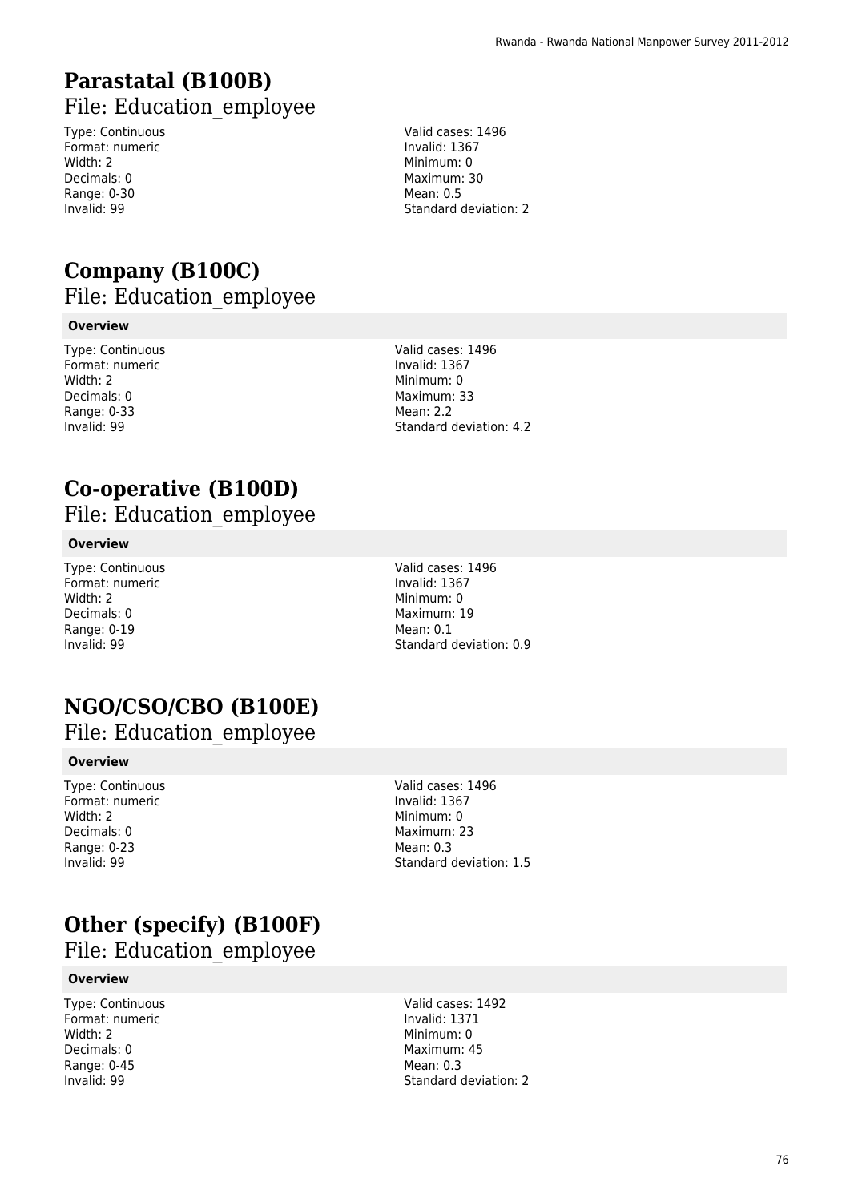# Parastatal (B100B)

## File: Education_employee

Type: Continuous
Format: numeric
Width: 2
Decimals: 0
Range: 0-30
Invalid: 99

Valid cases: 1496
Invalid: 1367
Minimum: 0
Maximum: 30
Mean: 0.5
Standard deviation: 2

# Company (B100C)

## File: Education_employee

**Overview**

Type: Continuous
Format: numeric
Width: 2
Decimals: 0
Range: 0-33
Invalid: 99

Valid cases: 1496
Invalid: 1367
Minimum: 0
Maximum: 33
Mean: 2.2
Standard deviation: 4.2

# Co-operative (B100D)

## File: Education_employee

**Overview**

Type: Continuous
Format: numeric
Width: 2
Decimals: 0
Range: 0-19
Invalid: 99

Valid cases: 1496
Invalid: 1367
Minimum: 0
Maximum: 19
Mean: 0.1
Standard deviation: 0.9

# NGO/CSO/CBO (B100E)

## File: Education_employee

**Overview**

Type: Continuous
Format: numeric
Width: 2
Decimals: 0
Range: 0-23
Invalid: 99

Valid cases: 1496
Invalid: 1367
Minimum: 0
Maximum: 23
Mean: 0.3
Standard deviation: 1.5

# Other (specify) (B100F)

## File: Education_employee

**Overview**

Type: Continuous
Format: numeric
Width: 2
Decimals: 0
Range: 0-45
Invalid: 99

Valid cases: 1492
Invalid: 1371
Minimum: 0
Maximum: 45
Mean: 0.3
Standard deviation: 2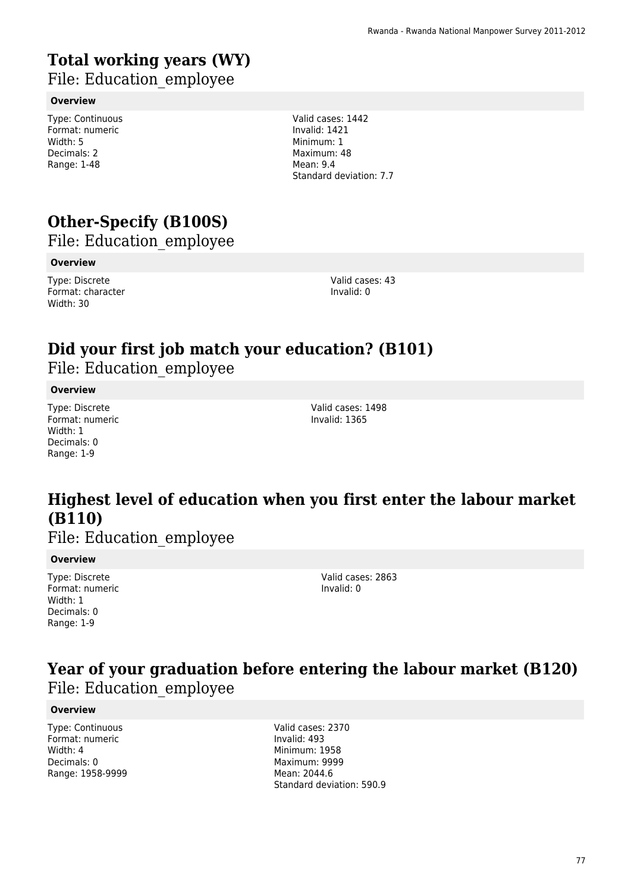# Total working years (WY)

File: Education_employee

**Overview**

Type: Continuous
Format: numeric
Width: 5
Decimals: 2
Range: 1-48

Valid cases: 1442
Invalid: 1421
Minimum: 1
Maximum: 48
Mean: 9.4
Standard deviation: 7.7

# Other-Specify (B100S)

File: Education_employee

**Overview**

Type: Discrete
Format: character
Width: 30

Valid cases: 43
Invalid: 0

# Did your first job match your education? (B101)

File: Education_employee

**Overview**

Type: Discrete
Format: numeric
Width: 1
Decimals: 0
Range: 1-9

Valid cases: 1498
Invalid: 1365

# Highest level of education when you first enter the labour market (B110)

File: Education_employee

**Overview**

Type: Discrete
Format: numeric
Width: 1
Decimals: 0
Range: 1-9

Valid cases: 2863
Invalid: 0

# Year of your graduation before entering the labour market (B120)

File: Education_employee

**Overview**

Type: Continuous
Format: numeric
Width: 4
Decimals: 0
Range: 1958-9999

Valid cases: 2370
Invalid: 493
Minimum: 1958
Maximum: 9999
Mean: 2044.6
Standard deviation: 590.9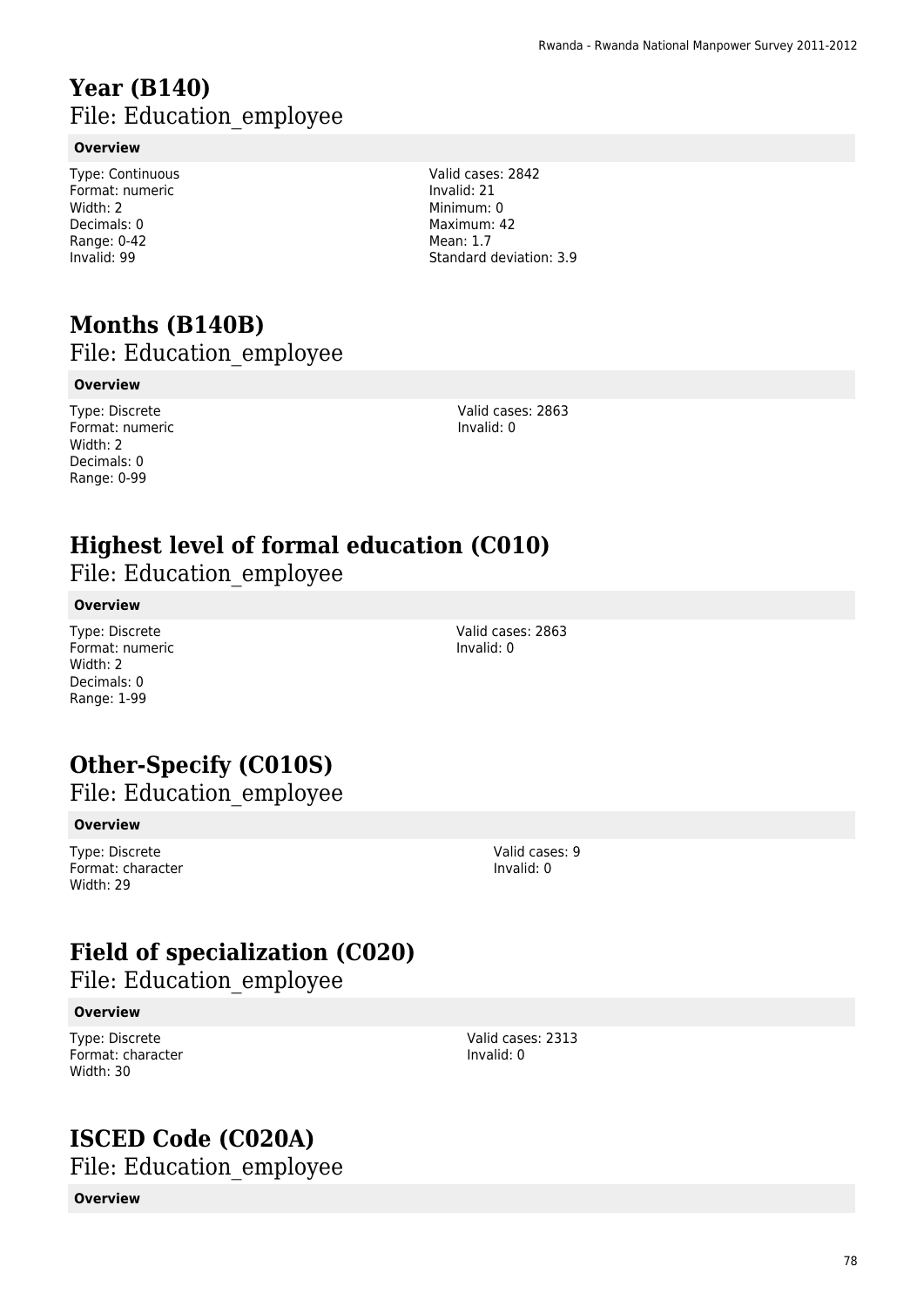# Year (B140)

File: Education_employee

**Overview**

Type: Continuous
Format: numeric
Width: 2
Decimals: 0
Range: 0-42
Invalid: 99

Valid cases: 2842
Invalid: 21
Minimum: 0
Maximum: 42
Mean: 1.7
Standard deviation: 3.9

# Months (B140B)

File: Education_employee

**Overview**

Type: Discrete
Format: numeric
Width: 2
Decimals: 0
Range: 0-99

Valid cases: 2863
Invalid: 0

# Highest level of formal education (C010)

File: Education_employee

**Overview**

Type: Discrete
Format: numeric
Width: 2
Decimals: 0
Range: 1-99

Valid cases: 2863
Invalid: 0

# Other-Specify (C010S)

File: Education_employee

**Overview**

Type: Discrete
Format: character
Width: 29

Valid cases: 9
Invalid: 0

# Field of specialization (C020)

File: Education_employee

**Overview**

Type: Discrete
Format: character
Width: 30

Valid cases: 2313
Invalid: 0

# ISCED Code (C020A)

File: Education_employee

**Overview**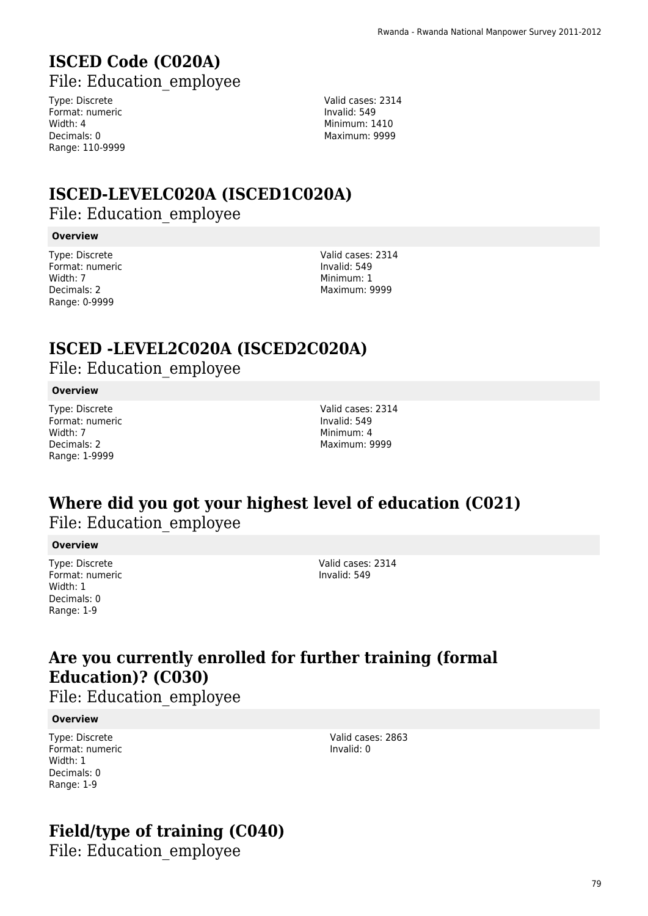# ISCED Code (C020A)

File: Education_employee

Type: Discrete
Format: numeric
Width: 4
Decimals: 0
Range: 110-9999

Valid cases: 2314
Invalid: 549
Minimum: 1410
Maximum: 9999

# ISCED-LEVELC020A (ISCED1C020A)

File: Education_employee

**Overview**

Type: Discrete
Format: numeric
Width: 7
Decimals: 2
Range: 0-9999

Valid cases: 2314
Invalid: 549
Minimum: 1
Maximum: 9999

# ISCED -LEVEL2C020A (ISCED2C020A)

File: Education_employee

**Overview**

Type: Discrete
Format: numeric
Width: 7
Decimals: 2
Range: 1-9999

Valid cases: 2314
Invalid: 549
Minimum: 4
Maximum: 9999

# Where did you got your highest level of education (C021)

File: Education_employee

**Overview**

Type: Discrete
Format: numeric
Width: 1
Decimals: 0
Range: 1-9

Valid cases: 2314
Invalid: 549

# Are you currently enrolled for further training (formal Education)? (C030)

File: Education_employee

**Overview**

Type: Discrete
Format: numeric
Width: 1
Decimals: 0
Range: 1-9

Valid cases: 2863
Invalid: 0

# Field/type of training (C040)

File: Education_employee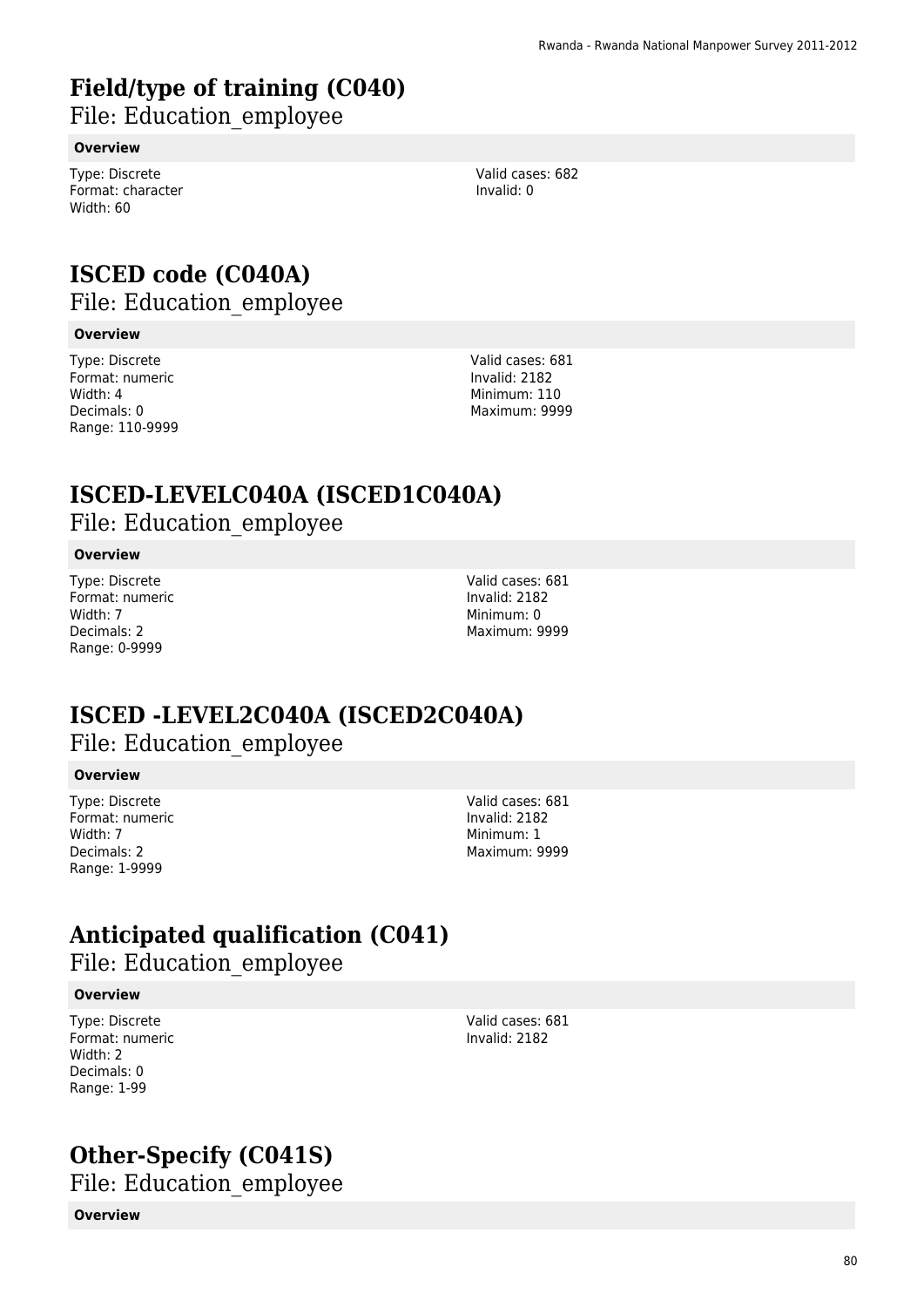# Field/type of training (C040)

File: Education_employee

**Overview**

Type: Discrete
Format: character
Width: 60

Valid cases: 682
Invalid: 0

# ISCED code (C040A)

File: Education_employee

**Overview**

Type: Discrete
Format: numeric
Width: 4
Decimals: 0
Range: 110-9999

Valid cases: 681
Invalid: 2182
Minimum: 110
Maximum: 9999

# ISCED-LEVELC040A (ISCED1C040A)

File: Education_employee

**Overview**

Type: Discrete
Format: numeric
Width: 7
Decimals: 2
Range: 0-9999

Valid cases: 681
Invalid: 2182
Minimum: 0
Maximum: 9999

# ISCED -LEVEL2C040A (ISCED2C040A)

File: Education_employee

**Overview**

Type: Discrete
Format: numeric
Width: 7
Decimals: 2
Range: 1-9999

Valid cases: 681
Invalid: 2182
Minimum: 1
Maximum: 9999

# Anticipated qualification (C041)

File: Education_employee

**Overview**

Type: Discrete
Format: numeric
Width: 2
Decimals: 0
Range: 1-99

Valid cases: 681
Invalid: 2182

# Other-Specify (C041S)

File: Education_employee

**Overview**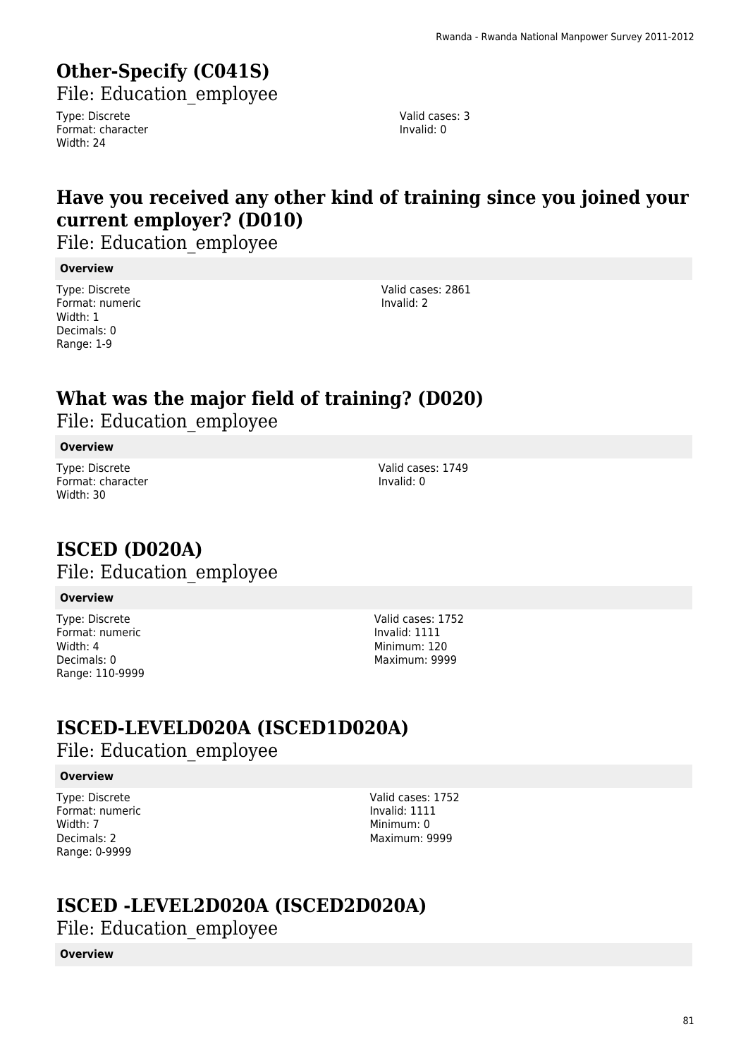## Other-Specify (C041S)

File: Education_employee

Type: Discrete
Format: character
Width: 24

Valid cases: 3
Invalid: 0

## Have you received any other kind of training since you joined your current employer? (D010)

File: Education_employee

**Overview**

Type: Discrete
Format: numeric
Width: 1
Decimals: 0
Range: 1-9

Valid cases: 2861
Invalid: 2

## What was the major field of training? (D020)

File: Education_employee

**Overview**

Type: Discrete
Format: character
Width: 30

Valid cases: 1749
Invalid: 0

## ISCED (D020A)

File: Education_employee

**Overview**

Type: Discrete
Format: numeric
Width: 4
Decimals: 0
Range: 110-9999

Valid cases: 1752
Invalid: 1111
Minimum: 120
Maximum: 9999

## ISCED-LEVELD020A (ISCED1D020A)

File: Education_employee

**Overview**

Type: Discrete
Format: numeric
Width: 7
Decimals: 2
Range: 0-9999

Valid cases: 1752
Invalid: 1111
Minimum: 0
Maximum: 9999

## ISCED -LEVEL2D020A (ISCED2D020A)

File: Education_employee

**Overview**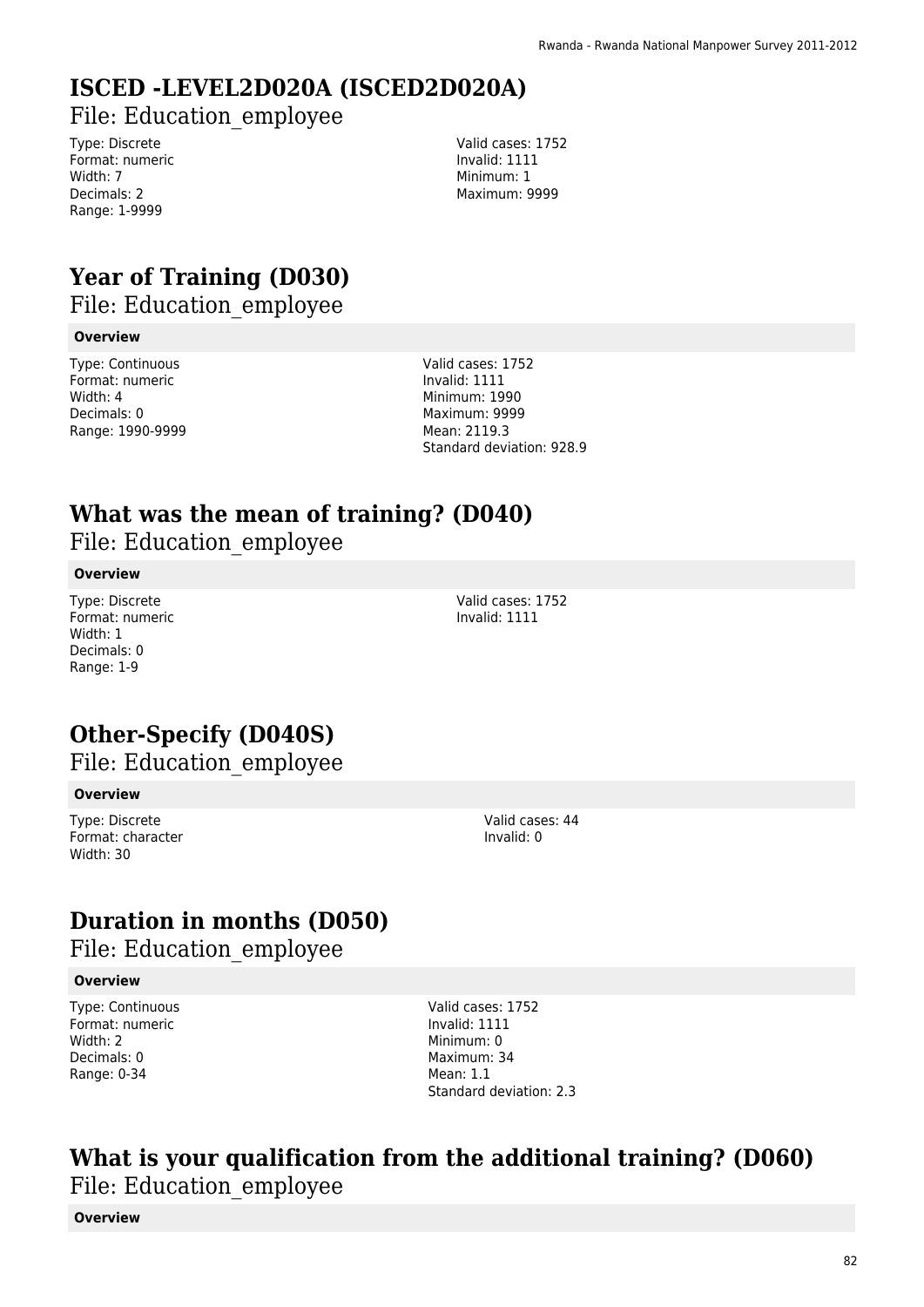# ISCED -LEVEL2D020A (ISCED2D020A)

File: Education_employee

Type: Discrete
Format: numeric
Width: 7
Decimals: 2
Range: 1-9999

Valid cases: 1752
Invalid: 1111
Minimum: 1
Maximum: 9999

# Year of Training (D030)

File: Education_employee

**Overview**

Type: Continuous
Format: numeric
Width: 4
Decimals: 0
Range: 1990-9999

Valid cases: 1752
Invalid: 1111
Minimum: 1990
Maximum: 9999
Mean: 2119.3
Standard deviation: 928.9

# What was the mean of training? (D040)

File: Education_employee

**Overview**

Type: Discrete
Format: numeric
Width: 1
Decimals: 0
Range: 1-9

Valid cases: 1752
Invalid: 1111

# Other-Specify (D040S)

File: Education_employee

**Overview**

Type: Discrete
Format: character
Width: 30

Valid cases: 44
Invalid: 0

# Duration in months (D050)

File: Education_employee

**Overview**

Type: Continuous
Format: numeric
Width: 2
Decimals: 0
Range: 0-34

Valid cases: 1752
Invalid: 1111
Minimum: 0
Maximum: 34
Mean: 1.1
Standard deviation: 2.3

# What is your qualification from the additional training? (D060)

File: Education_employee

**Overview**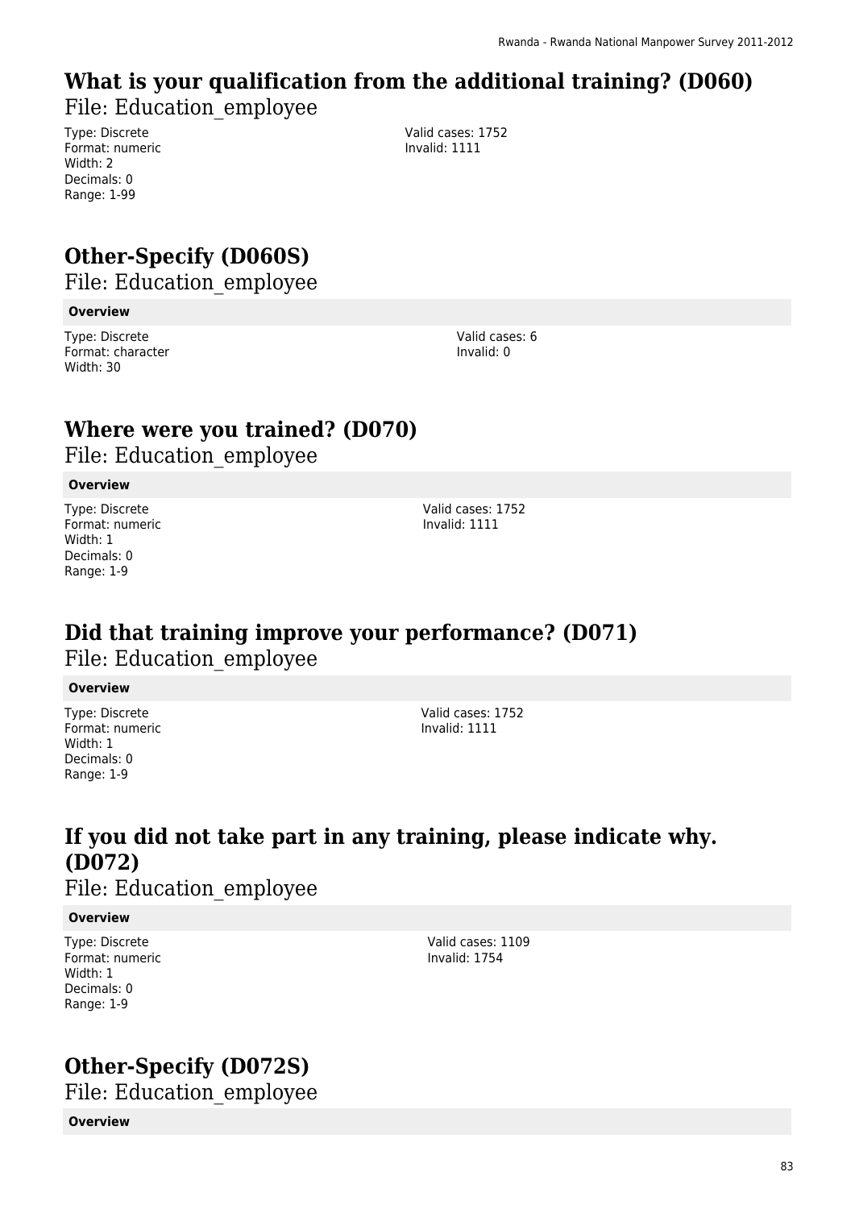## What is your qualification from the additional training? (D060)

File: Education_employee

Type: Discrete
Format: numeric
Width: 2
Decimals: 0
Range: 1-99

Valid cases: 1752
Invalid: 1111

## Other-Specify (D060S)

File: Education_employee

**Overview**

Type: Discrete
Format: character
Width: 30

Valid cases: 6
Invalid: 0

## Where were you trained? (D070)

File: Education_employee

**Overview**

Type: Discrete
Format: numeric
Width: 1
Decimals: 0
Range: 1-9

Valid cases: 1752
Invalid: 1111

## Did that training improve your performance? (D071)

File: Education_employee

**Overview**

Type: Discrete
Format: numeric
Width: 1
Decimals: 0
Range: 1-9

Valid cases: 1752
Invalid: 1111

## If you did not take part in any training, please indicate why. (D072)

File: Education_employee

**Overview**

Type: Discrete
Format: numeric
Width: 1
Decimals: 0
Range: 1-9

Valid cases: 1109
Invalid: 1754

## Other-Specify (D072S)

File: Education_employee

**Overview**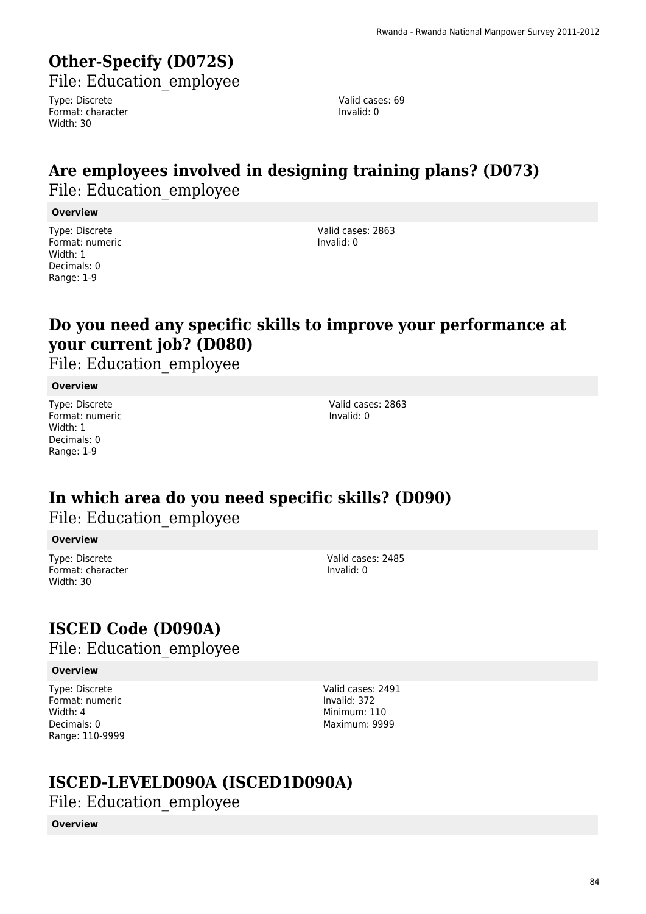## Other-Specify (D072S)

File: Education_employee

Type: Discrete
Format: character
Width: 30

Valid cases: 69
Invalid: 0

## Are employees involved in designing training plans? (D073)

File: Education_employee

**Overview**

Type: Discrete
Format: numeric
Width: 1
Decimals: 0
Range: 1-9

Valid cases: 2863
Invalid: 0

## Do you need any specific skills to improve your performance at your current job? (D080)

File: Education_employee

**Overview**

Type: Discrete
Format: numeric
Width: 1
Decimals: 0
Range: 1-9

Valid cases: 2863
Invalid: 0

## In which area do you need specific skills? (D090)

File: Education_employee

**Overview**

Type: Discrete
Format: character
Width: 30

Valid cases: 2485
Invalid: 0

## ISCED Code (D090A)

File: Education_employee

**Overview**

Type: Discrete
Format: numeric
Width: 4
Decimals: 0
Range: 110-9999

Valid cases: 2491
Invalid: 372
Minimum: 110
Maximum: 9999

## ISCED-LEVELD090A (ISCED1D090A)

File: Education_employee

**Overview**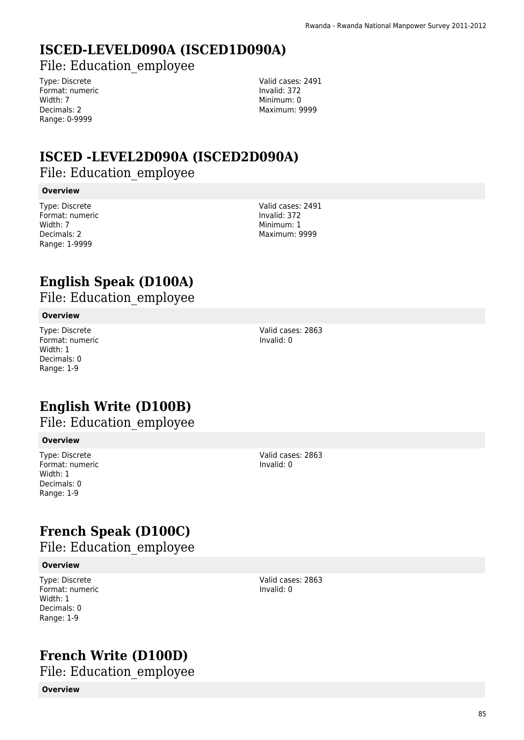## ISCED-LEVELD090A (ISCED1D090A)

File: Education_employee

Type: Discrete
Format: numeric
Width: 7
Decimals: 2
Range: 0-9999

Valid cases: 2491
Invalid: 372
Minimum: 0
Maximum: 9999

## ISCED -LEVEL2D090A (ISCED2D090A)

File: Education_employee

**Overview**

Type: Discrete
Format: numeric
Width: 7
Decimals: 2
Range: 1-9999

Valid cases: 2491
Invalid: 372
Minimum: 1
Maximum: 9999

## English Speak (D100A)

File: Education_employee

**Overview**

Type: Discrete
Format: numeric
Width: 1
Decimals: 0
Range: 1-9

Valid cases: 2863
Invalid: 0

## English Write (D100B)

File: Education_employee

**Overview**

Type: Discrete
Format: numeric
Width: 1
Decimals: 0
Range: 1-9

Valid cases: 2863
Invalid: 0

## French Speak (D100C)

File: Education_employee

**Overview**

Type: Discrete
Format: numeric
Width: 1
Decimals: 0
Range: 1-9

Valid cases: 2863
Invalid: 0

## French Write (D100D)

File: Education_employee

**Overview**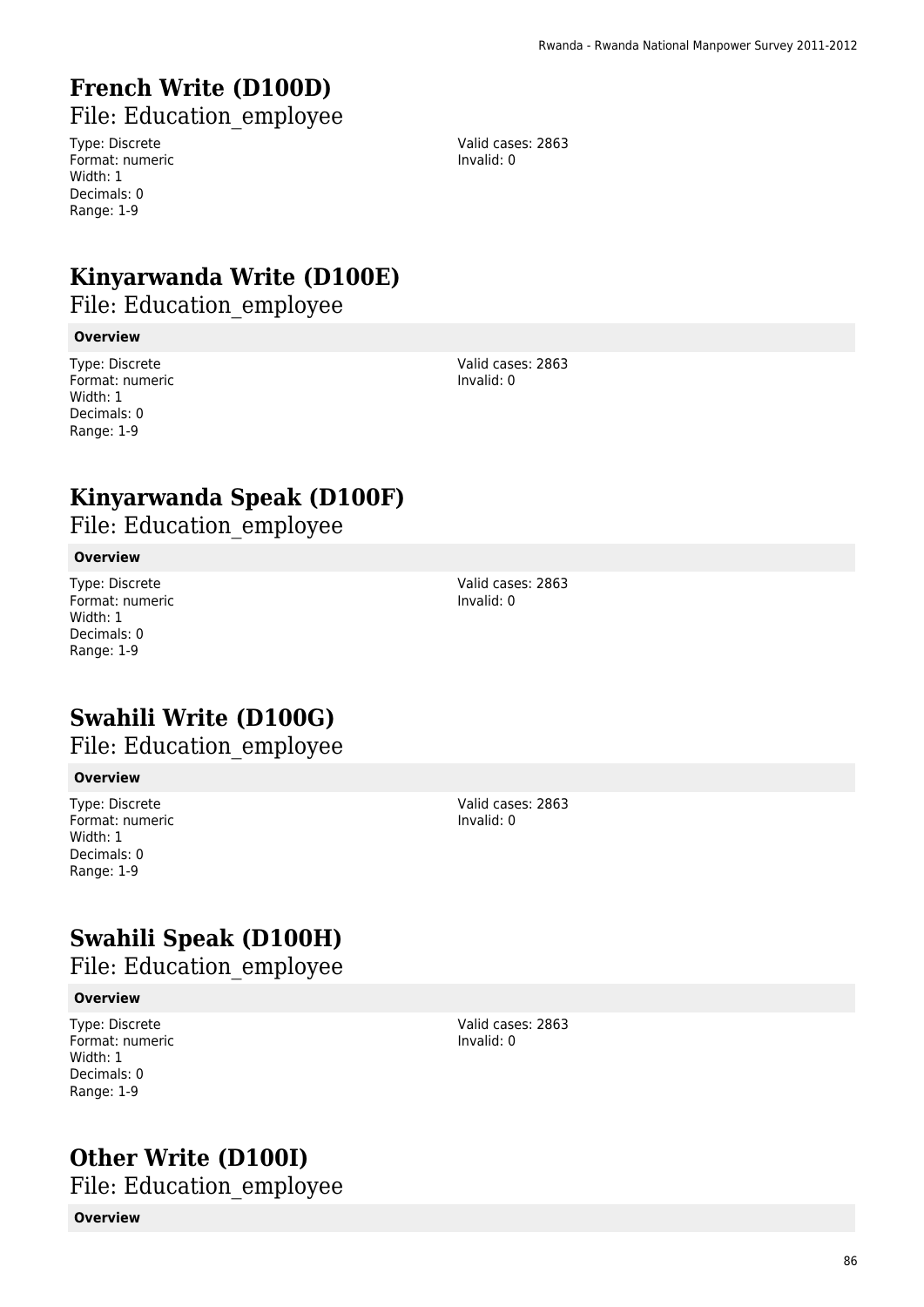# French Write (D100D)

File: Education_employee

Type: Discrete
Format: numeric
Width: 1
Decimals: 0
Range: 1-9

Valid cases: 2863
Invalid: 0

# Kinyarwanda Write (D100E)

File: Education_employee

**Overview**

Type: Discrete
Format: numeric
Width: 1
Decimals: 0
Range: 1-9

Valid cases: 2863
Invalid: 0

# Kinyarwanda Speak (D100F)

File: Education_employee

**Overview**

Type: Discrete
Format: numeric
Width: 1
Decimals: 0
Range: 1-9

Valid cases: 2863
Invalid: 0

# Swahili Write (D100G)

File: Education_employee

**Overview**

Type: Discrete
Format: numeric
Width: 1
Decimals: 0
Range: 1-9

Valid cases: 2863
Invalid: 0

# Swahili Speak (D100H)

File: Education_employee

**Overview**

Type: Discrete
Format: numeric
Width: 1
Decimals: 0
Range: 1-9

Valid cases: 2863
Invalid: 0

# Other Write (D100I)

File: Education_employee

**Overview**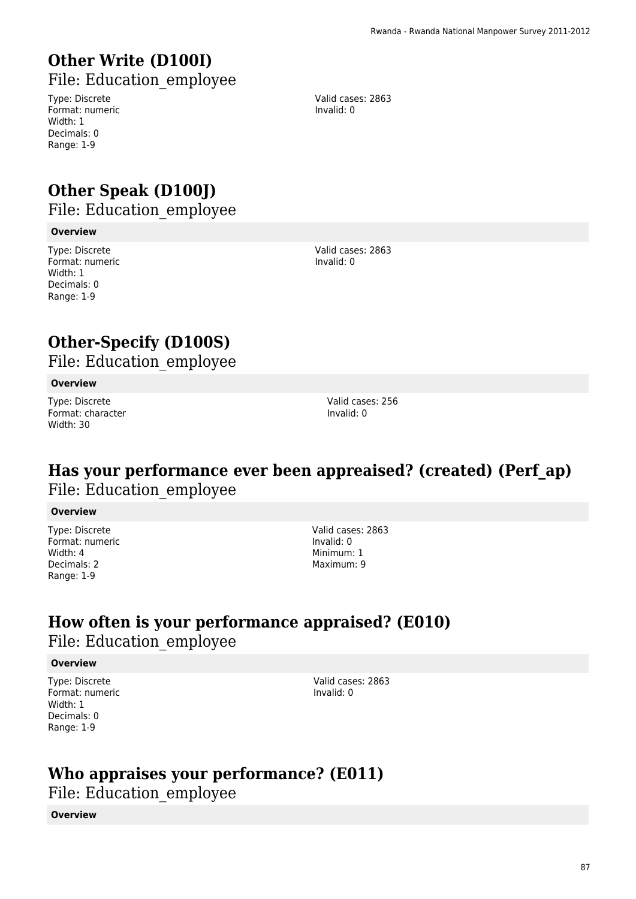## Other Write (D100I)

File: Education_employee

Type: Discrete
Format: numeric
Width: 1
Decimals: 0
Range: 1-9

Valid cases: 2863
Invalid: 0

## Other Speak (D100J)

File: Education_employee

**Overview**

Type: Discrete
Format: numeric
Width: 1
Decimals: 0
Range: 1-9

Valid cases: 2863
Invalid: 0

## Other-Specify (D100S)

File: Education_employee

**Overview**

Type: Discrete
Format: character
Width: 30

Valid cases: 256
Invalid: 0

## Has your performance ever been appreaised? (created) (Perf_ap)

File: Education_employee

**Overview**

Type: Discrete
Format: numeric
Width: 4
Decimals: 2
Range: 1-9

Valid cases: 2863
Invalid: 0
Minimum: 1
Maximum: 9

## How often is your performance appraised? (E010)

File: Education_employee

**Overview**

Type: Discrete
Format: numeric
Width: 1
Decimals: 0
Range: 1-9

Valid cases: 2863
Invalid: 0

## Who appraises your performance? (E011)

File: Education_employee

**Overview**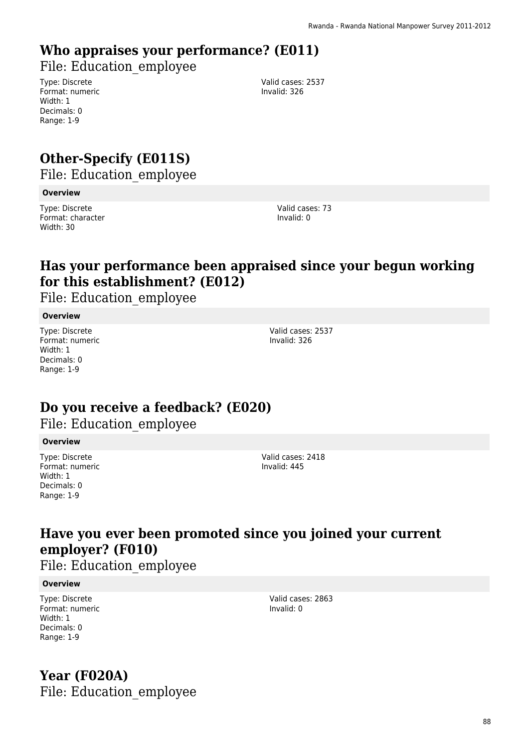## Who appraises your performance? (E011)

File: Education_employee

Type: Discrete
Format: numeric
Width: 1
Decimals: 0
Range: 1-9

Valid cases: 2537
Invalid: 326

## Other-Specify (E011S)

File: Education_employee

**Overview**

Type: Discrete
Format: character
Width: 30

Valid cases: 73
Invalid: 0

## Has your performance been appraised since your begun working for this establishment? (E012)

File: Education_employee

**Overview**

Type: Discrete
Format: numeric
Width: 1
Decimals: 0
Range: 1-9

Valid cases: 2537
Invalid: 326

## Do you receive a feedback? (E020)

File: Education_employee

**Overview**

Type: Discrete
Format: numeric
Width: 1
Decimals: 0
Range: 1-9

Valid cases: 2418
Invalid: 445

## Have you ever been promoted since you joined your current employer? (F010)

File: Education_employee

**Overview**

Type: Discrete
Format: numeric
Width: 1
Decimals: 0
Range: 1-9

Valid cases: 2863
Invalid: 0

## Year (F020A)

File: Education_employee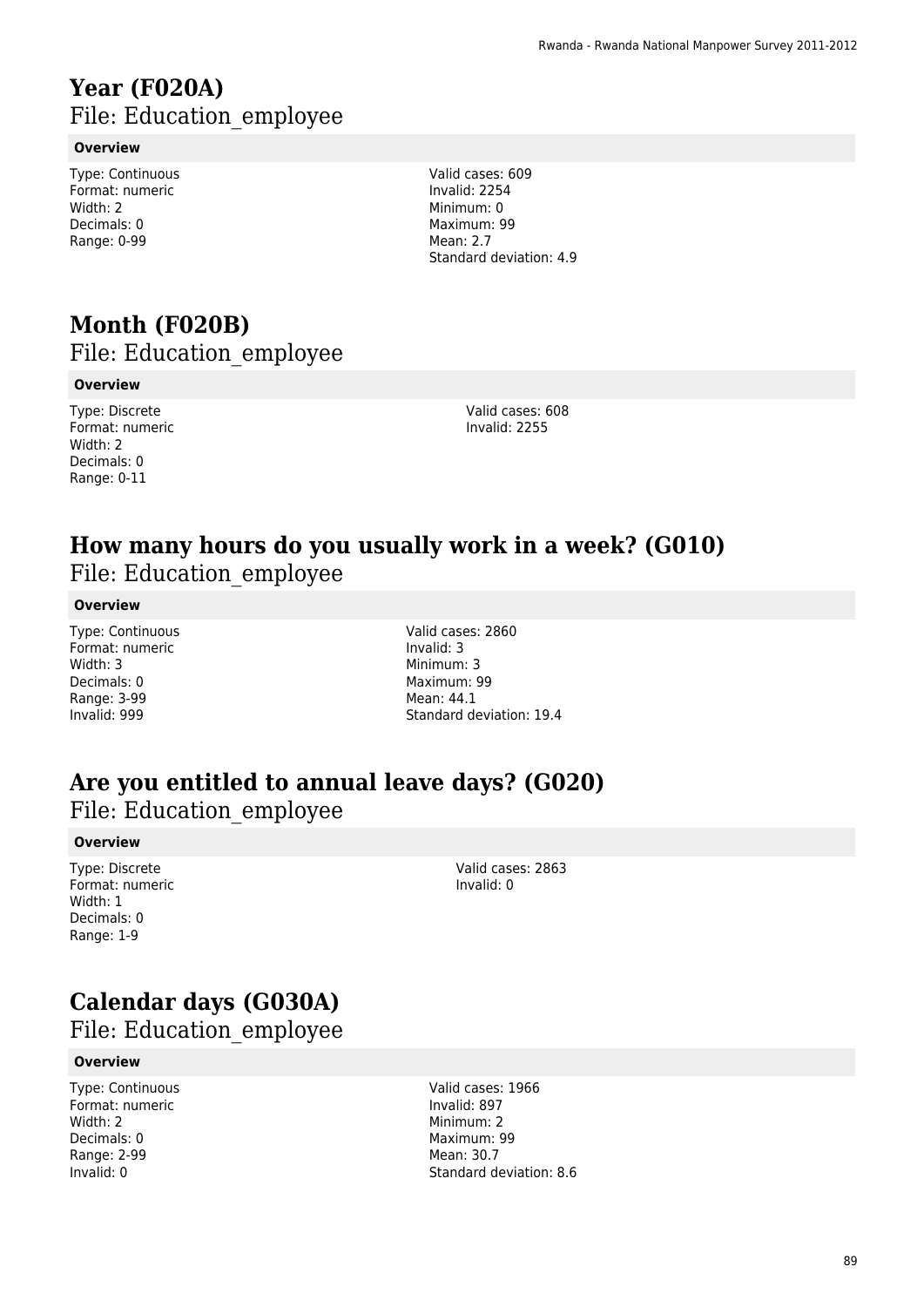# Year (F020A)

## File: Education_employee

**Overview**

Type: Continuous
Format: numeric
Width: 2
Decimals: 0
Range: 0-99

Valid cases: 609
Invalid: 2254
Minimum: 0
Maximum: 99
Mean: 2.7
Standard deviation: 4.9

# Month (F020B)

## File: Education_employee

**Overview**

Type: Discrete
Format: numeric
Width: 2
Decimals: 0
Range: 0-11

Valid cases: 608
Invalid: 2255

# How many hours do you usually work in a week? (G010)

## File: Education_employee

**Overview**

Type: Continuous
Format: numeric
Width: 3
Decimals: 0
Range: 3-99
Invalid: 999

Valid cases: 2860
Invalid: 3
Minimum: 3
Maximum: 99
Mean: 44.1
Standard deviation: 19.4

# Are you entitled to annual leave days? (G020)

## File: Education_employee

**Overview**

Type: Discrete
Format: numeric
Width: 1
Decimals: 0
Range: 1-9

Valid cases: 2863
Invalid: 0

# Calendar days (G030A)

## File: Education_employee

**Overview**

Type: Continuous
Format: numeric
Width: 2
Decimals: 0
Range: 2-99
Invalid: 0

Valid cases: 1966
Invalid: 897
Minimum: 2
Maximum: 99
Mean: 30.7
Standard deviation: 8.6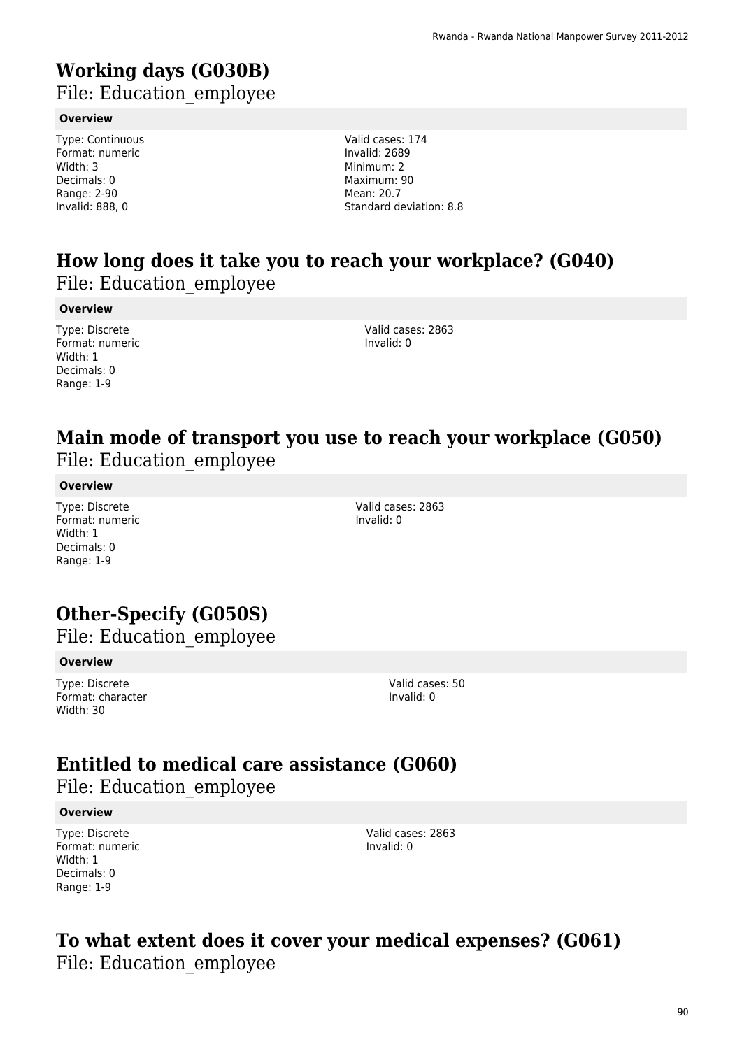# Working days (G030B)

File: Education_employee

**Overview**

Type: Continuous
Format: numeric
Width: 3
Decimals: 0
Range: 2-90
Invalid: 888, 0

Valid cases: 174
Invalid: 2689
Minimum: 2
Maximum: 90
Mean: 20.7
Standard deviation: 8.8

# How long does it take you to reach your workplace? (G040)

File: Education_employee

**Overview**

Type: Discrete
Format: numeric
Width: 1
Decimals: 0
Range: 1-9

Valid cases: 2863
Invalid: 0

# Main mode of transport you use to reach your workplace (G050)

File: Education_employee

**Overview**

Type: Discrete
Format: numeric
Width: 1
Decimals: 0
Range: 1-9

Valid cases: 2863
Invalid: 0

# Other-Specify (G050S)

File: Education_employee

**Overview**

Type: Discrete
Format: character
Width: 30

Valid cases: 50
Invalid: 0

# Entitled to medical care assistance (G060)

File: Education_employee

**Overview**

Type: Discrete
Format: numeric
Width: 1
Decimals: 0
Range: 1-9

Valid cases: 2863
Invalid: 0

# To what extent does it cover your medical expenses? (G061)

File: Education_employee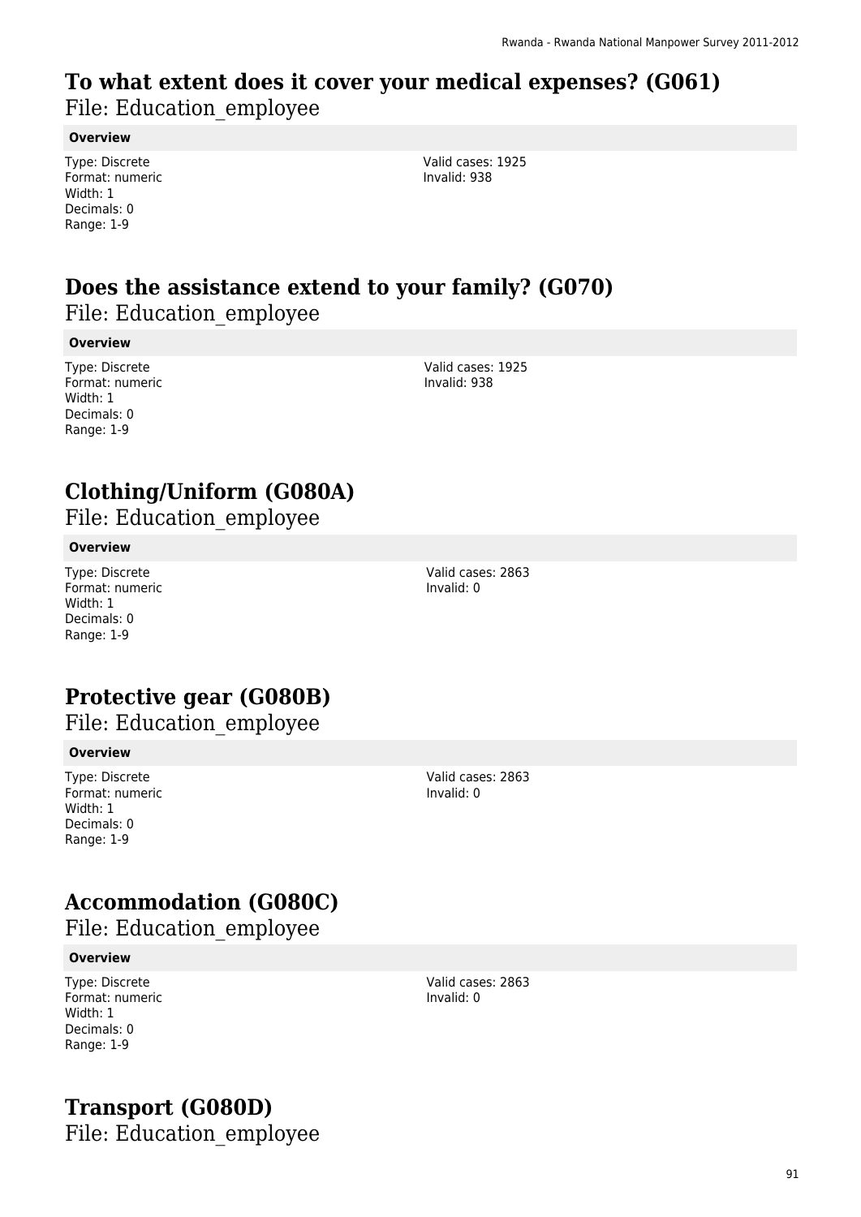## To what extent does it cover your medical expenses? (G061)

File: Education_employee

**Overview**

Type: Discrete
Format: numeric
Width: 1
Decimals: 0
Range: 1-9

Valid cases: 1925
Invalid: 938

## Does the assistance extend to your family? (G070)

File: Education_employee

**Overview**

Type: Discrete
Format: numeric
Width: 1
Decimals: 0
Range: 1-9

Valid cases: 1925
Invalid: 938

## Clothing/Uniform (G080A)

File: Education_employee

**Overview**

Type: Discrete
Format: numeric
Width: 1
Decimals: 0
Range: 1-9

Valid cases: 2863
Invalid: 0

## Protective gear (G080B)

File: Education_employee

**Overview**

Type: Discrete
Format: numeric
Width: 1
Decimals: 0
Range: 1-9

Valid cases: 2863
Invalid: 0

## Accommodation (G080C)

File: Education_employee

**Overview**

Type: Discrete
Format: numeric
Width: 1
Decimals: 0
Range: 1-9

Valid cases: 2863
Invalid: 0

## Transport (G080D)

File: Education_employee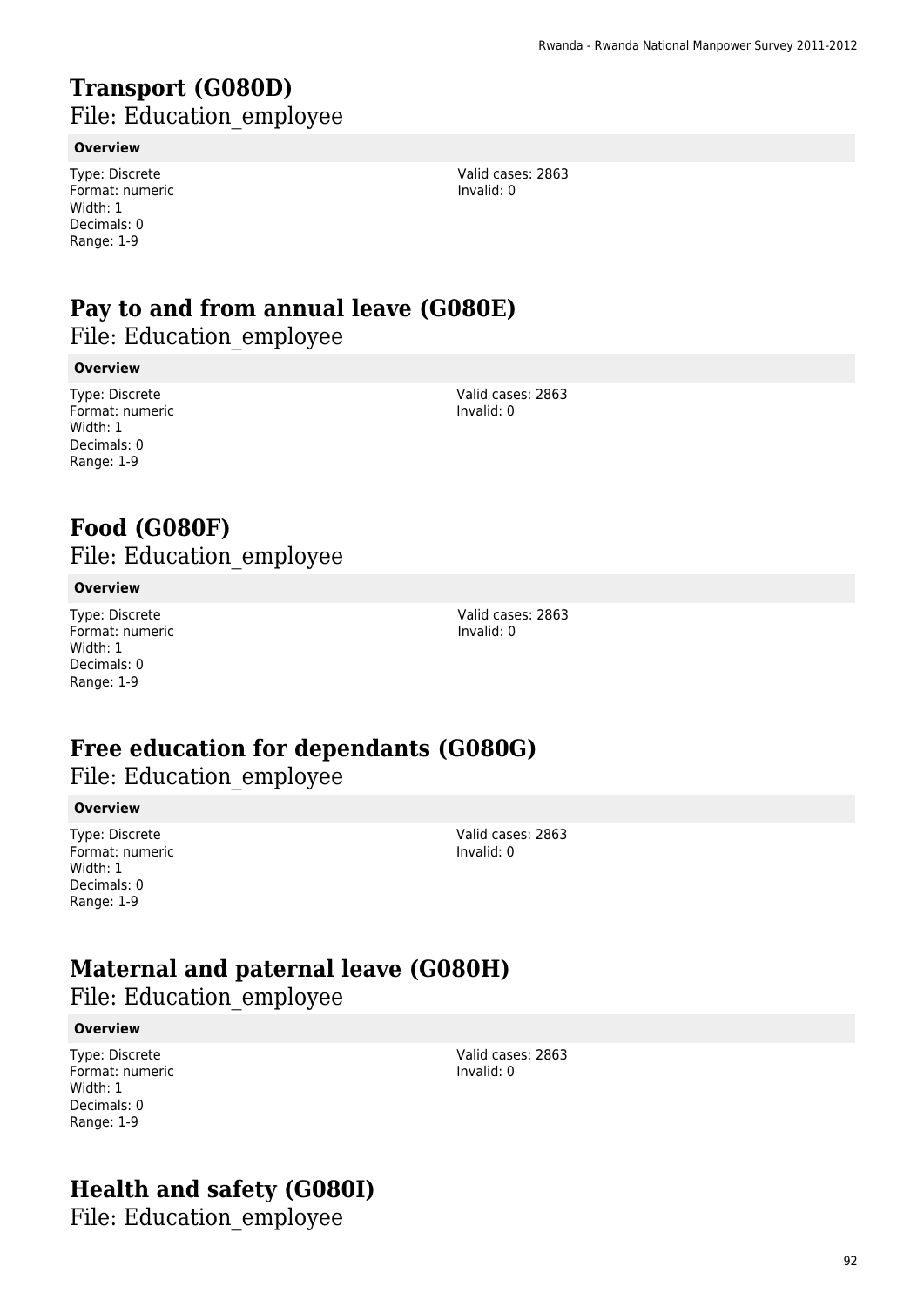# Transport (G080D)

File: Education_employee

**Overview**

Type: Discrete
Format: numeric
Width: 1
Decimals: 0
Range: 1-9

Valid cases: 2863
Invalid: 0

# Pay to and from annual leave (G080E)

File: Education_employee

**Overview**

Type: Discrete
Format: numeric
Width: 1
Decimals: 0
Range: 1-9

Valid cases: 2863
Invalid: 0

# Food (G080F)

File: Education_employee

**Overview**

Type: Discrete
Format: numeric
Width: 1
Decimals: 0
Range: 1-9

Valid cases: 2863
Invalid: 0

# Free education for dependants (G080G)

File: Education_employee

**Overview**

Type: Discrete
Format: numeric
Width: 1
Decimals: 0
Range: 1-9

Valid cases: 2863
Invalid: 0

# Maternal and paternal leave (G080H)

File: Education_employee

**Overview**

Type: Discrete
Format: numeric
Width: 1
Decimals: 0
Range: 1-9

Valid cases: 2863
Invalid: 0

# Health and safety (G080I)

File: Education_employee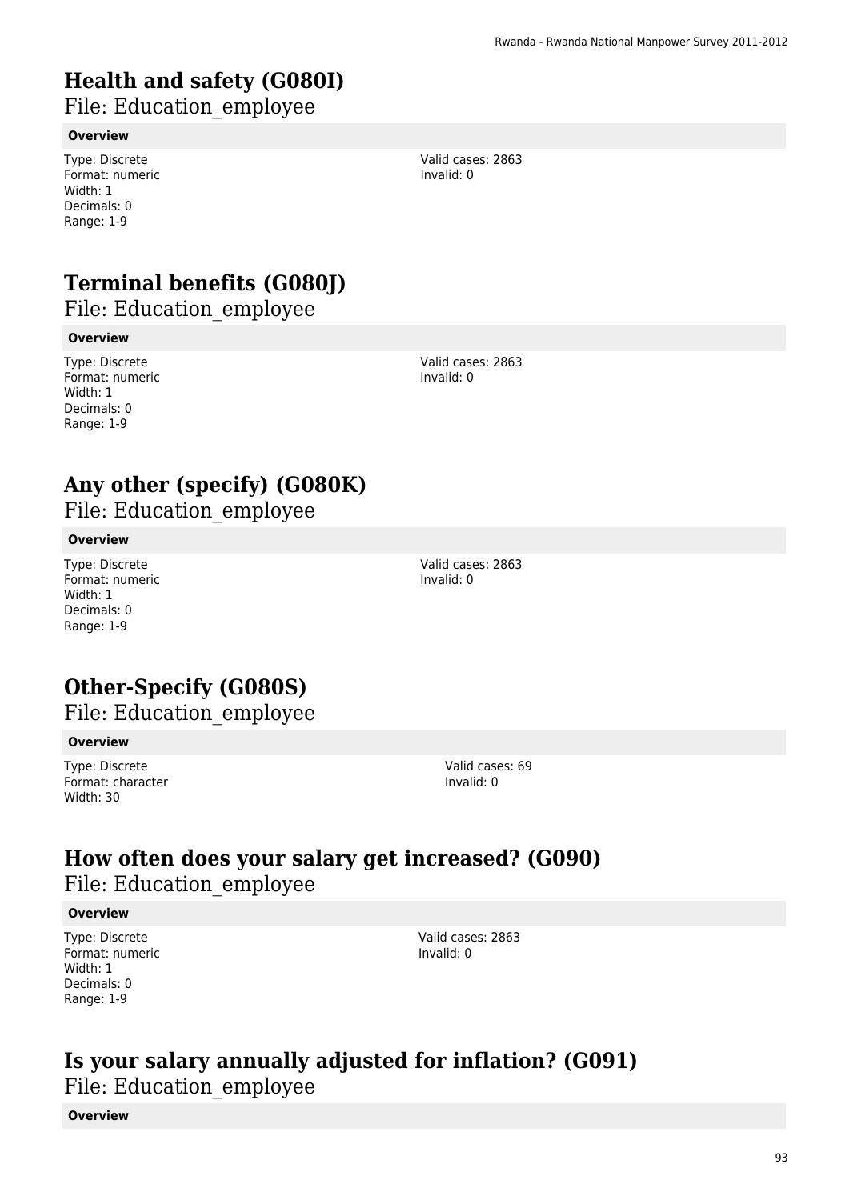# Health and safety (G080I)

File: Education_employee

**Overview**

Type: Discrete
Format: numeric
Width: 1
Decimals: 0
Range: 1-9

Valid cases: 2863
Invalid: 0

# Terminal benefits (G080J)

File: Education_employee

**Overview**

Type: Discrete
Format: numeric
Width: 1
Decimals: 0
Range: 1-9

Valid cases: 2863
Invalid: 0

# Any other (specify) (G080K)

File: Education_employee

**Overview**

Type: Discrete
Format: numeric
Width: 1
Decimals: 0
Range: 1-9

Valid cases: 2863
Invalid: 0

# Other-Specify (G080S)

File: Education_employee

**Overview**

Type: Discrete
Format: character
Width: 30

Valid cases: 69
Invalid: 0

# How often does your salary get increased? (G090)

File: Education_employee

**Overview**

Type: Discrete
Format: numeric
Width: 1
Decimals: 0
Range: 1-9

Valid cases: 2863
Invalid: 0

# Is your salary annually adjusted for inflation? (G091)

File: Education_employee

**Overview**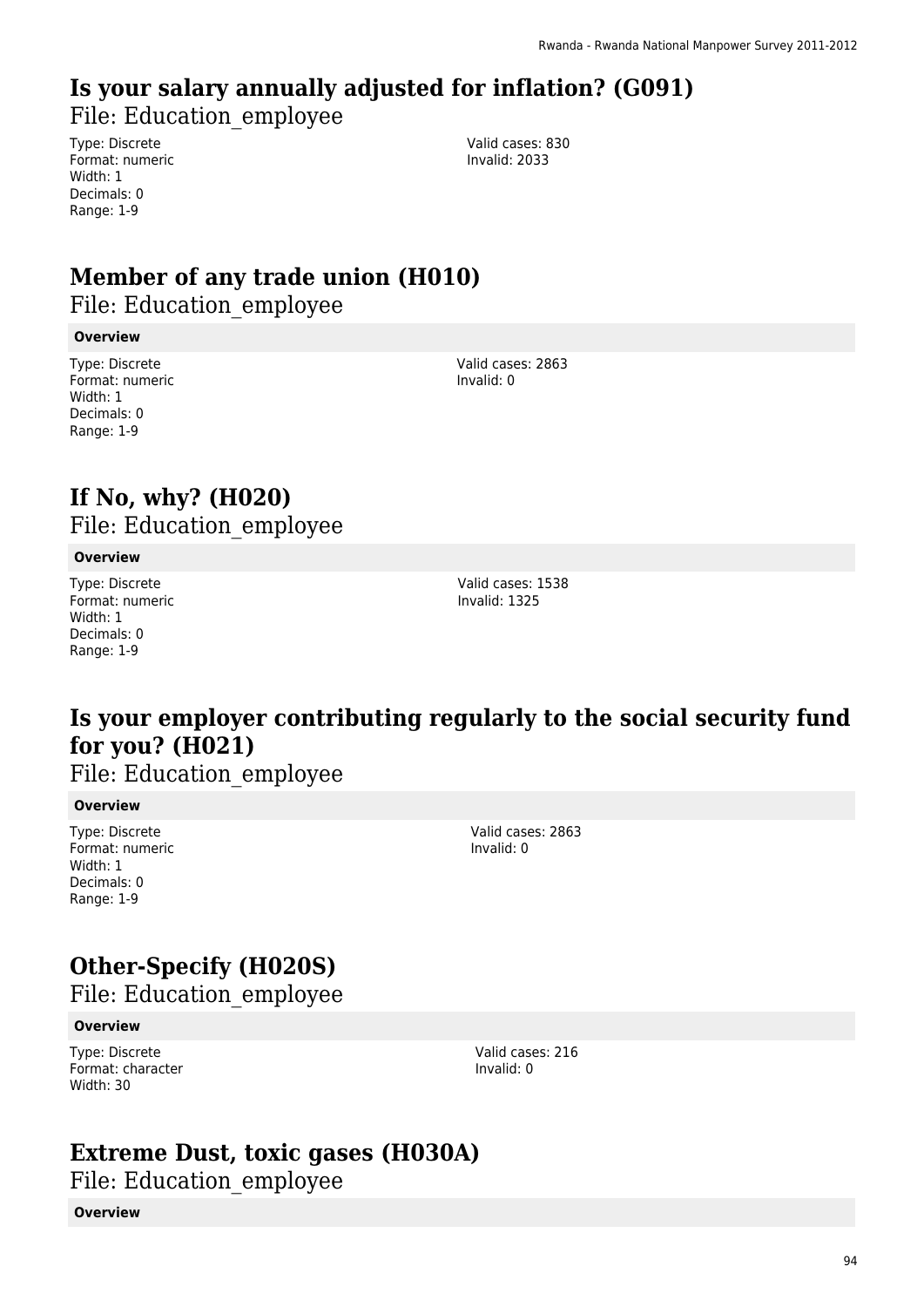## Is your salary annually adjusted for inflation? (G091)

File: Education_employee

Type: Discrete
Format: numeric
Width: 1
Decimals: 0
Range: 1-9

Valid cases: 830
Invalid: 2033

## Member of any trade union (H010)

File: Education_employee

**Overview**

Type: Discrete
Format: numeric
Width: 1
Decimals: 0
Range: 1-9

Valid cases: 2863
Invalid: 0

## If No, why? (H020)

File: Education_employee

**Overview**

Type: Discrete
Format: numeric
Width: 1
Decimals: 0
Range: 1-9

Valid cases: 1538
Invalid: 1325

## Is your employer contributing regularly to the social security fund for you? (H021)

File: Education_employee

**Overview**

Type: Discrete
Format: numeric
Width: 1
Decimals: 0
Range: 1-9

Valid cases: 2863
Invalid: 0

## Other-Specify (H020S)

File: Education_employee

**Overview**

Type: Discrete
Format: character
Width: 30

Valid cases: 216
Invalid: 0

## Extreme Dust, toxic gases (H030A)

File: Education_employee

**Overview**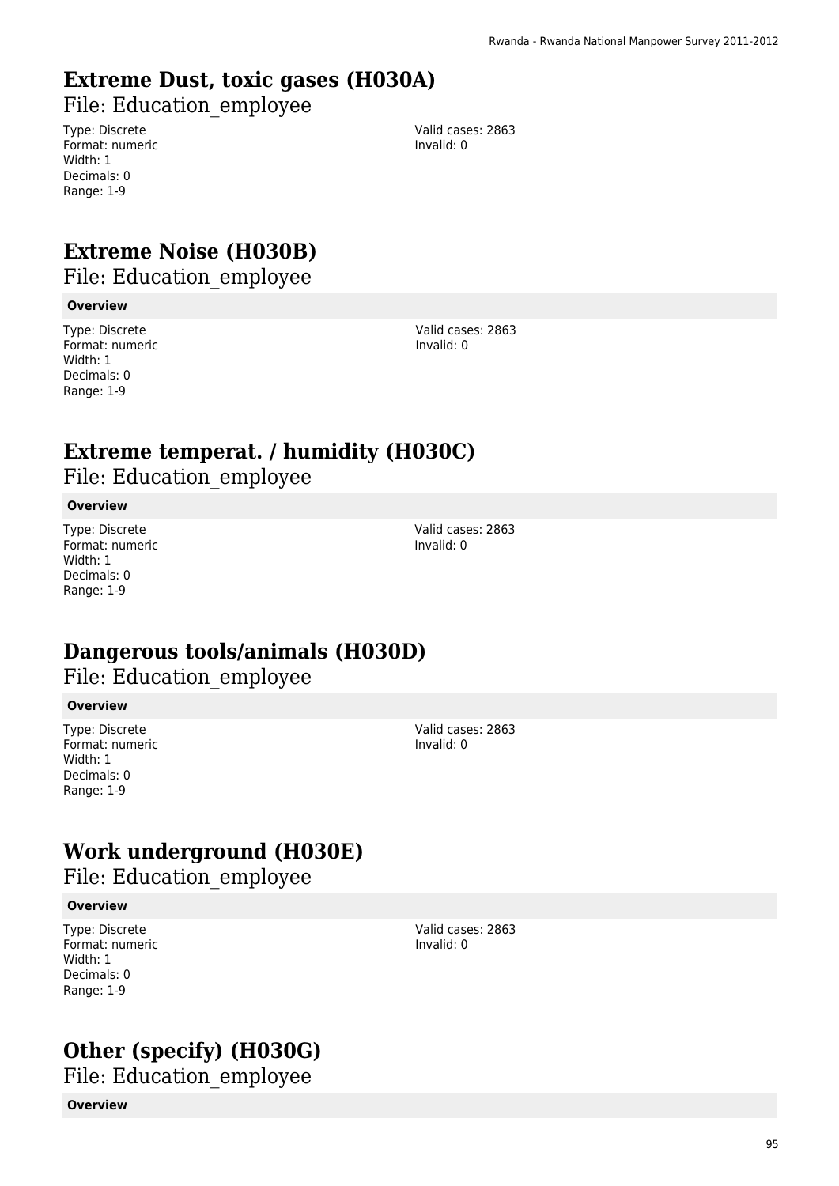# Extreme Dust, toxic gases (H030A)

File: Education_employee

Type: Discrete
Format: numeric
Width: 1
Decimals: 0
Range: 1-9

Valid cases: 2863
Invalid: 0

# Extreme Noise (H030B)

File: Education_employee

**Overview**

Type: Discrete
Format: numeric
Width: 1
Decimals: 0
Range: 1-9

Valid cases: 2863
Invalid: 0

# Extreme temperat. / humidity (H030C)

File: Education_employee

**Overview**

Type: Discrete
Format: numeric
Width: 1
Decimals: 0
Range: 1-9

Valid cases: 2863
Invalid: 0

# Dangerous tools/animals (H030D)

File: Education_employee

**Overview**

Type: Discrete
Format: numeric
Width: 1
Decimals: 0
Range: 1-9

Valid cases: 2863
Invalid: 0

# Work underground (H030E)

File: Education_employee

**Overview**

Type: Discrete
Format: numeric
Width: 1
Decimals: 0
Range: 1-9

Valid cases: 2863
Invalid: 0

# Other (specify) (H030G)

File: Education_employee

**Overview**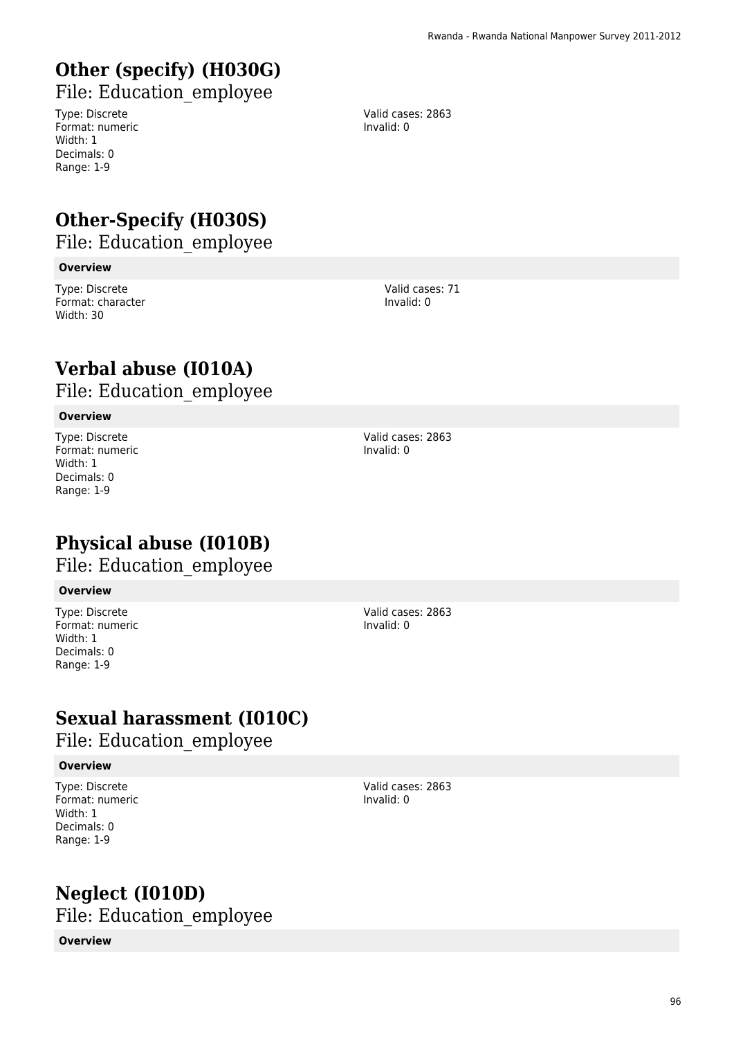## Other (specify) (H030G)

File: Education_employee

Type: Discrete
Format: numeric
Width: 1
Decimals: 0
Range: 1-9

Valid cases: 2863
Invalid: 0

## Other-Specify (H030S)

File: Education_employee

**Overview**

Type: Discrete
Format: character
Width: 30

Valid cases: 71
Invalid: 0

## Verbal abuse (I010A)

File: Education_employee

**Overview**

Type: Discrete
Format: numeric
Width: 1
Decimals: 0
Range: 1-9

Valid cases: 2863
Invalid: 0

## Physical abuse (I010B)

File: Education_employee

**Overview**

Type: Discrete
Format: numeric
Width: 1
Decimals: 0
Range: 1-9

Valid cases: 2863
Invalid: 0

## Sexual harassment (I010C)

File: Education_employee

**Overview**

Type: Discrete
Format: numeric
Width: 1
Decimals: 0
Range: 1-9

Valid cases: 2863
Invalid: 0

## Neglect (I010D)

File: Education_employee

**Overview**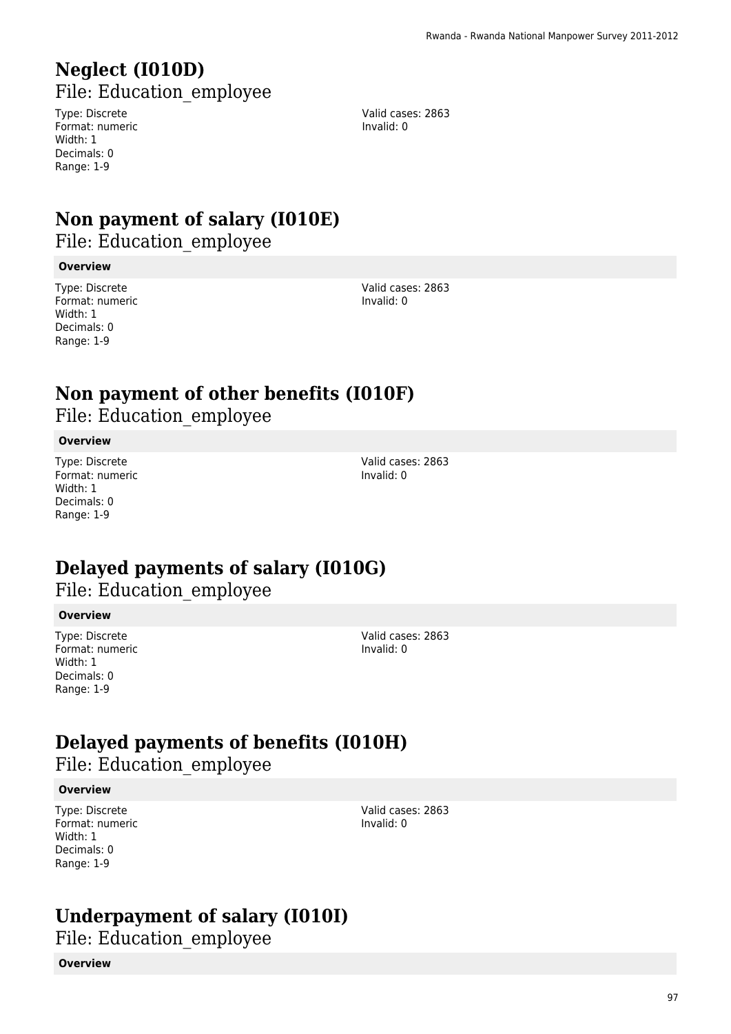# Neglect (I010D)

## File: Education_employee

Type: Discrete
Format: numeric
Width: 1
Decimals: 0
Range: 1-9

Valid cases: 2863
Invalid: 0

# Non payment of salary (I010E)

## File: Education_employee

**Overview**

Type: Discrete
Format: numeric
Width: 1
Decimals: 0
Range: 1-9

Valid cases: 2863
Invalid: 0

# Non payment of other benefits (I010F)

## File: Education_employee

**Overview**

Type: Discrete
Format: numeric
Width: 1
Decimals: 0
Range: 1-9

Valid cases: 2863
Invalid: 0

# Delayed payments of salary (I010G)

## File: Education_employee

**Overview**

Type: Discrete
Format: numeric
Width: 1
Decimals: 0
Range: 1-9

Valid cases: 2863
Invalid: 0

# Delayed payments of benefits (I010H)

## File: Education_employee

**Overview**

Type: Discrete
Format: numeric
Width: 1
Decimals: 0
Range: 1-9

Valid cases: 2863
Invalid: 0

# Underpayment of salary (I010I)

## File: Education_employee

**Overview**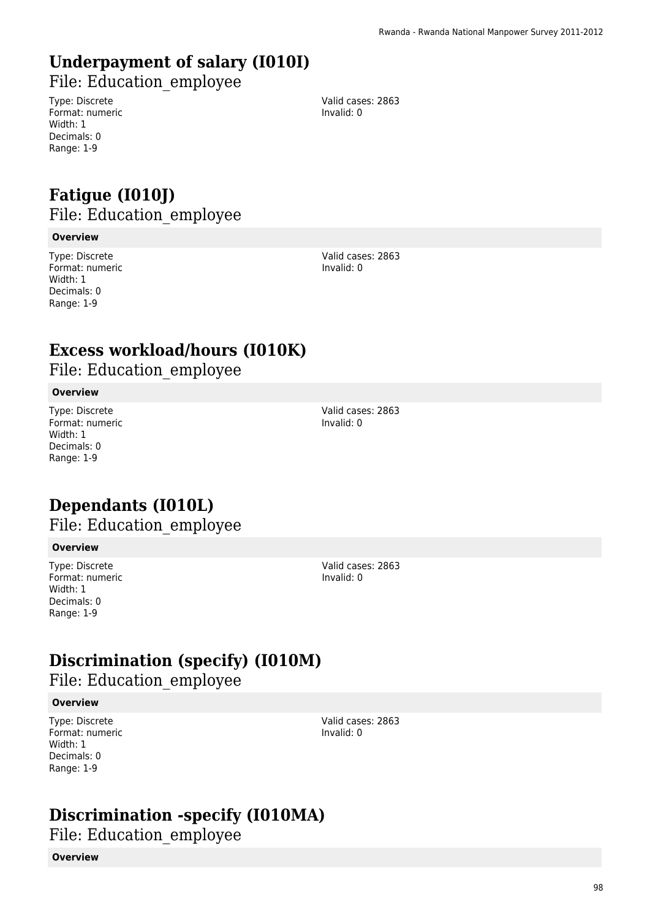## Underpayment of salary (I010I)

File: Education_employee

Type: Discrete
Format: numeric
Width: 1
Decimals: 0
Range: 1-9

Valid cases: 2863
Invalid: 0

## Fatigue (I010J)

File: Education_employee

**Overview**

Type: Discrete
Format: numeric
Width: 1
Decimals: 0
Range: 1-9

Valid cases: 2863
Invalid: 0

## Excess workload/hours (I010K)

File: Education_employee

**Overview**

Type: Discrete
Format: numeric
Width: 1
Decimals: 0
Range: 1-9

Valid cases: 2863
Invalid: 0

## Dependants (I010L)

File: Education_employee

**Overview**

Type: Discrete
Format: numeric
Width: 1
Decimals: 0
Range: 1-9

Valid cases: 2863
Invalid: 0

## Discrimination (specify) (I010M)

File: Education_employee

**Overview**

Type: Discrete
Format: numeric
Width: 1
Decimals: 0
Range: 1-9

Valid cases: 2863
Invalid: 0

## Discrimination -specify (I010MA)

File: Education_employee

**Overview**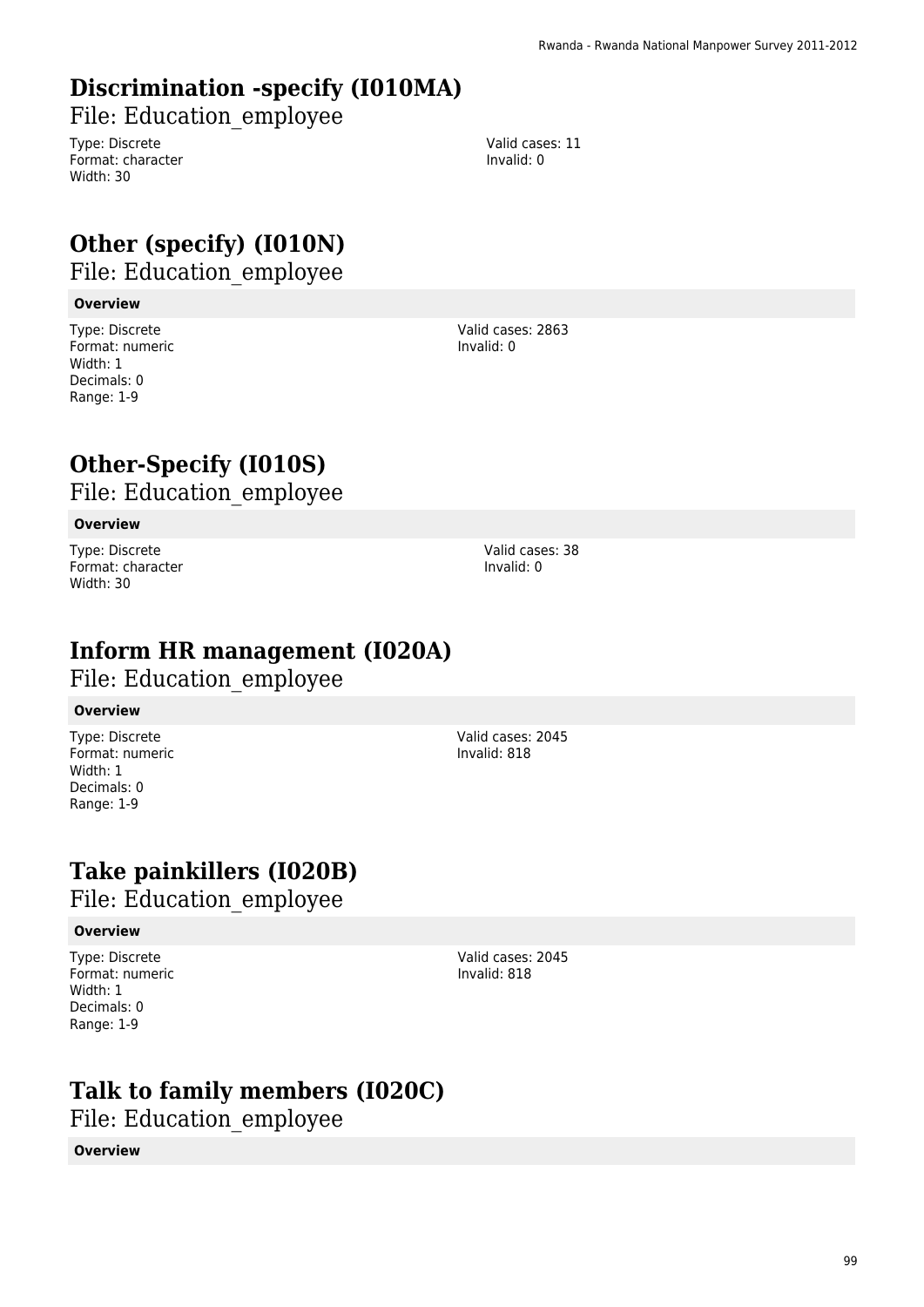# Discrimination -specify (I010MA)

File: Education_employee

Type: Discrete
Format: character
Width: 30

Valid cases: 11
Invalid: 0

# Other (specify) (I010N)

File: Education_employee

**Overview**

Type: Discrete
Format: numeric
Width: 1
Decimals: 0
Range: 1-9

Valid cases: 2863
Invalid: 0

# Other-Specify (I010S)

File: Education_employee

**Overview**

Type: Discrete
Format: character
Width: 30

Valid cases: 38
Invalid: 0

# Inform HR management (I020A)

File: Education_employee

**Overview**

Type: Discrete
Format: numeric
Width: 1
Decimals: 0
Range: 1-9

Valid cases: 2045
Invalid: 818

# Take painkillers (I020B)

File: Education_employee

**Overview**

Type: Discrete
Format: numeric
Width: 1
Decimals: 0
Range: 1-9

Valid cases: 2045
Invalid: 818

# Talk to family members (I020C)

File: Education_employee

**Overview**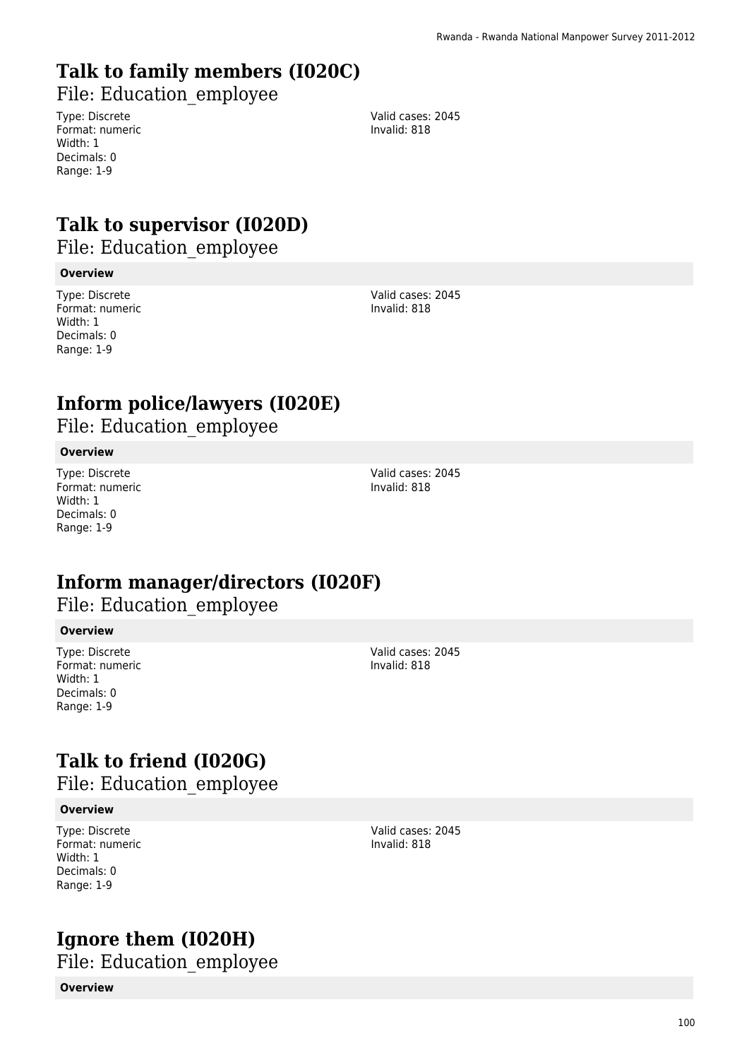## Talk to family members (I020C)

File: Education_employee

Type: Discrete
Format: numeric
Width: 1
Decimals: 0
Range: 1-9

Valid cases: 2045
Invalid: 818

## Talk to supervisor (I020D)

File: Education_employee

**Overview**

Type: Discrete
Format: numeric
Width: 1
Decimals: 0
Range: 1-9

Valid cases: 2045
Invalid: 818

## Inform police/lawyers (I020E)

File: Education_employee

**Overview**

Type: Discrete
Format: numeric
Width: 1
Decimals: 0
Range: 1-9

Valid cases: 2045
Invalid: 818

## Inform manager/directors (I020F)

File: Education_employee

**Overview**

Type: Discrete
Format: numeric
Width: 1
Decimals: 0
Range: 1-9

Valid cases: 2045
Invalid: 818

## Talk to friend (I020G)

File: Education_employee

**Overview**

Type: Discrete
Format: numeric
Width: 1
Decimals: 0
Range: 1-9

Valid cases: 2045
Invalid: 818

## Ignore them (I020H)

File: Education_employee

**Overview**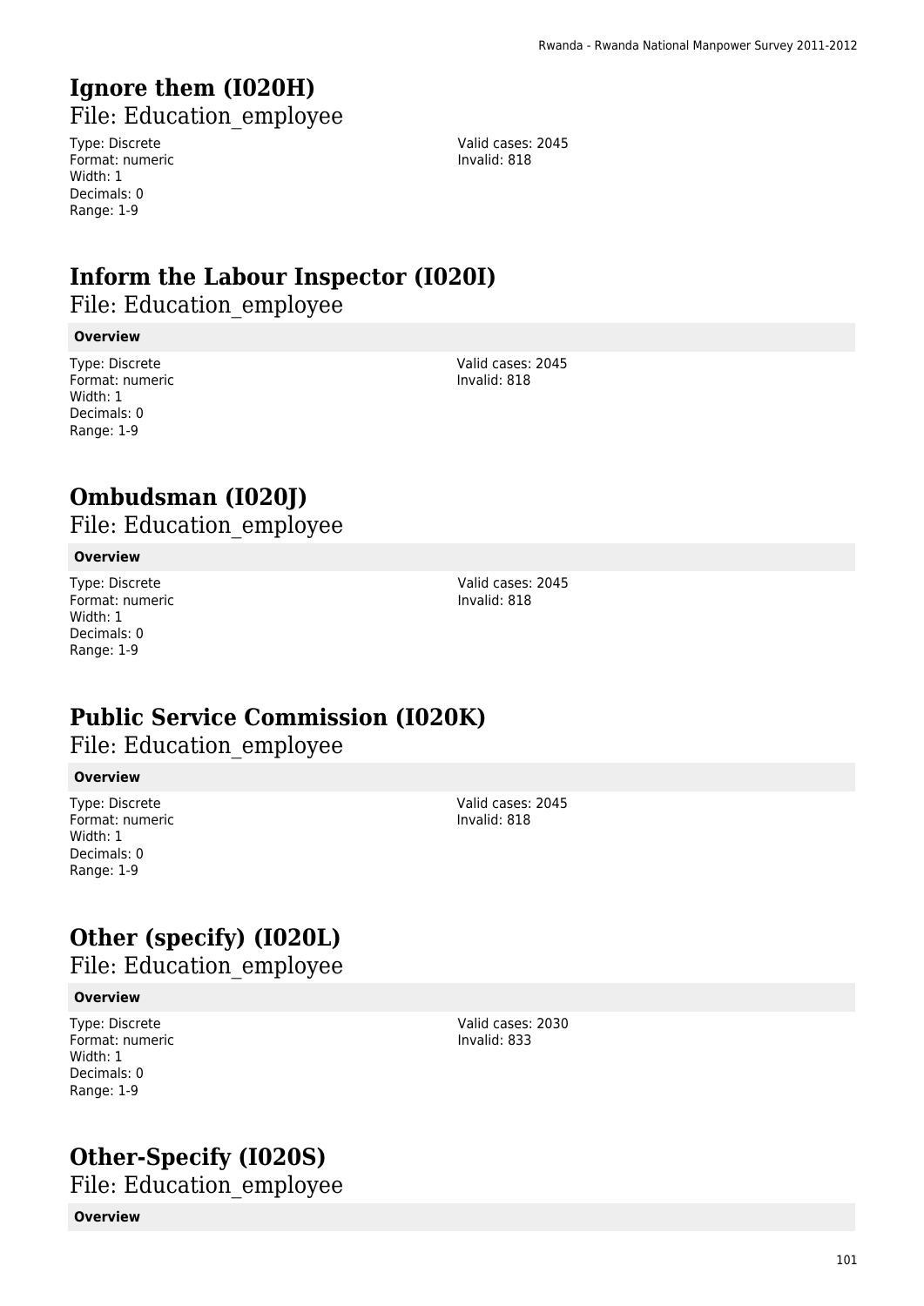# Ignore them (I020H)

## File: Education_employee

Type: Discrete
Format: numeric
Width: 1
Decimals: 0
Range: 1-9

Valid cases: 2045
Invalid: 818

# Inform the Labour Inspector (I020I)

## File: Education_employee

**Overview**

Type: Discrete
Format: numeric
Width: 1
Decimals: 0
Range: 1-9

Valid cases: 2045
Invalid: 818

# Ombudsman (I020J)

## File: Education_employee

**Overview**

Type: Discrete
Format: numeric
Width: 1
Decimals: 0
Range: 1-9

Valid cases: 2045
Invalid: 818

# Public Service Commission (I020K)

## File: Education_employee

**Overview**

Type: Discrete
Format: numeric
Width: 1
Decimals: 0
Range: 1-9

Valid cases: 2045
Invalid: 818

# Other (specify) (I020L)

## File: Education_employee

**Overview**

Type: Discrete
Format: numeric
Width: 1
Decimals: 0
Range: 1-9

Valid cases: 2030
Invalid: 833

# Other-Specify (I020S)

## File: Education_employee

**Overview**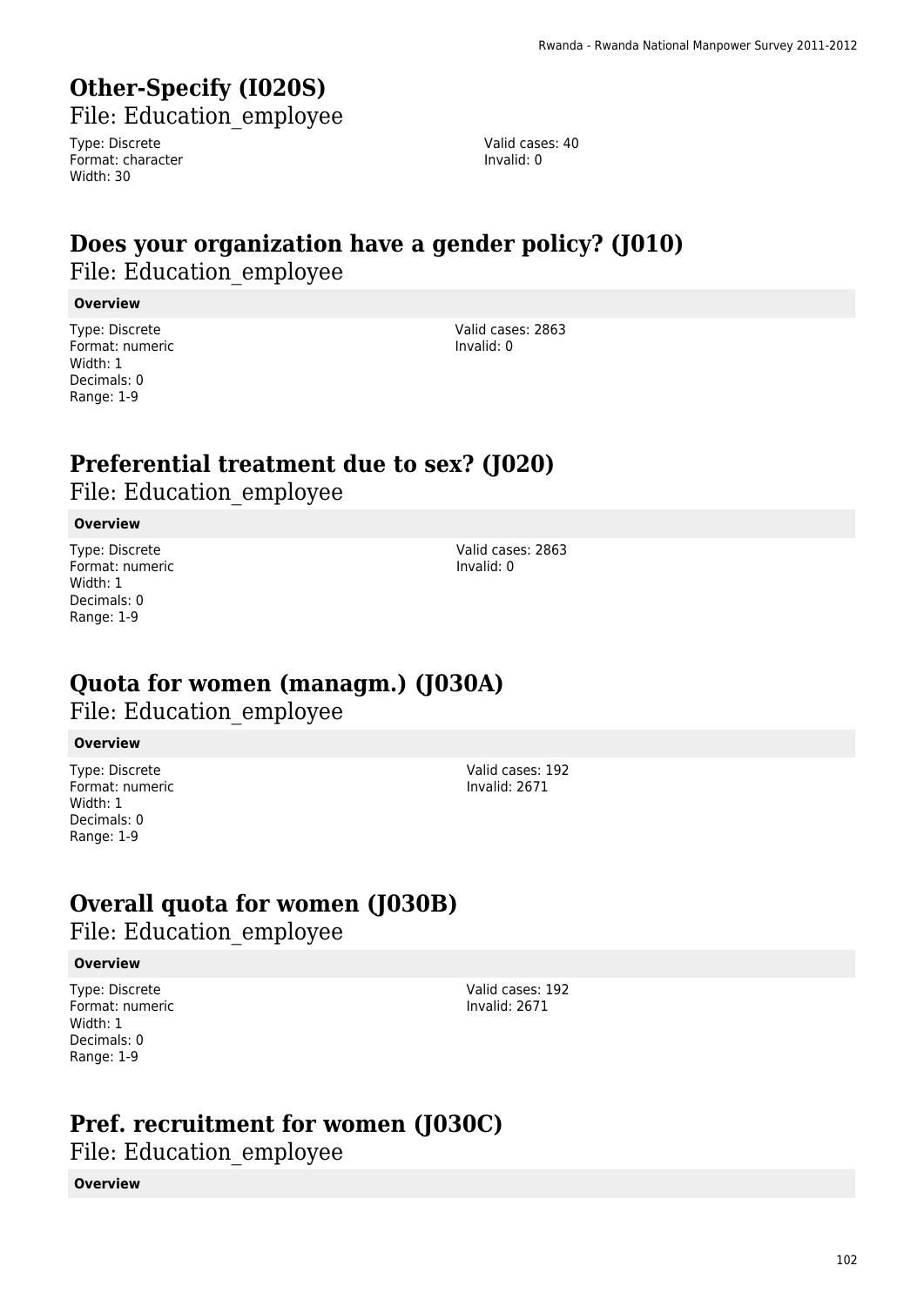# Other-Specify (I020S)

File: Education_employee

Type: Discrete
Format: character
Width: 30

Valid cases: 40
Invalid: 0

# Does your organization have a gender policy? (J010)

File: Education_employee

**Overview**

Type: Discrete
Format: numeric
Width: 1
Decimals: 0
Range: 1-9

Valid cases: 2863
Invalid: 0

# Preferential treatment due to sex? (J020)

File: Education_employee

**Overview**

Type: Discrete
Format: numeric
Width: 1
Decimals: 0
Range: 1-9

Valid cases: 2863
Invalid: 0

# Quota for women (managm.) (J030A)

File: Education_employee

**Overview**

Type: Discrete
Format: numeric
Width: 1
Decimals: 0
Range: 1-9

Valid cases: 192
Invalid: 2671

# Overall quota for women (J030B)

File: Education_employee

**Overview**

Type: Discrete
Format: numeric
Width: 1
Decimals: 0
Range: 1-9

Valid cases: 192
Invalid: 2671

# Pref. recruitment for women (J030C)

File: Education_employee

**Overview**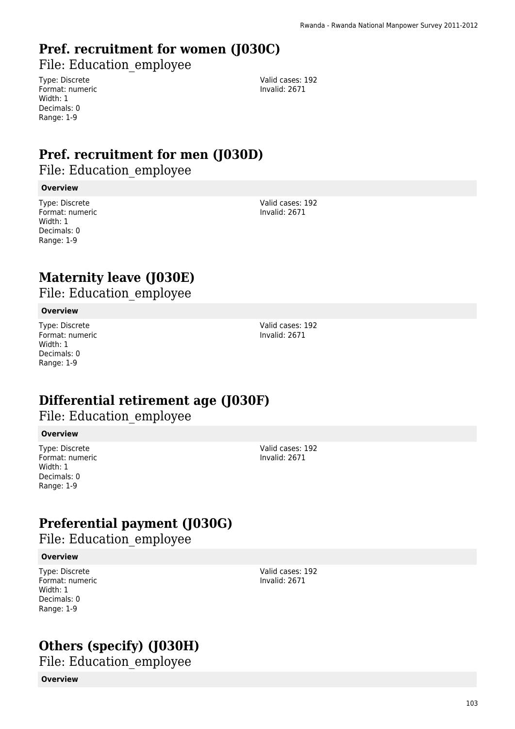## Pref. recruitment for women (J030C)

File: Education_employee

Type: Discrete
Format: numeric
Width: 1
Decimals: 0
Range: 1-9

Valid cases: 192
Invalid: 2671

## Pref. recruitment for men (J030D)

File: Education_employee

**Overview**

Type: Discrete
Format: numeric
Width: 1
Decimals: 0
Range: 1-9

Valid cases: 192
Invalid: 2671

## Maternity leave (J030E)

File: Education_employee

**Overview**

Type: Discrete
Format: numeric
Width: 1
Decimals: 0
Range: 1-9

Valid cases: 192
Invalid: 2671

## Differential retirement age (J030F)

File: Education_employee

**Overview**

Type: Discrete
Format: numeric
Width: 1
Decimals: 0
Range: 1-9

Valid cases: 192
Invalid: 2671

## Preferential payment (J030G)

File: Education_employee

**Overview**

Type: Discrete
Format: numeric
Width: 1
Decimals: 0
Range: 1-9

Valid cases: 192
Invalid: 2671

## Others (specify) (J030H)

File: Education_employee

**Overview**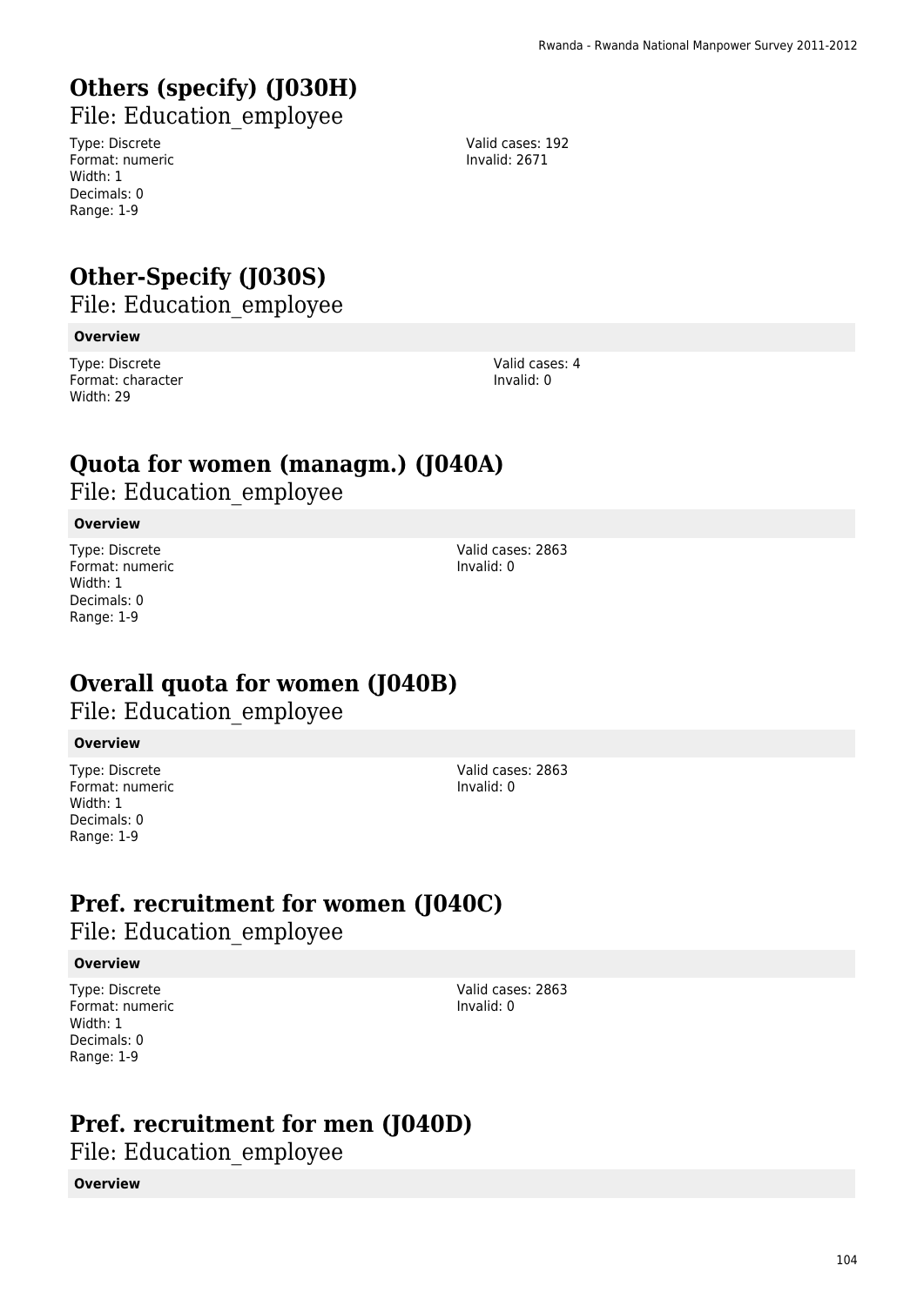## Others (specify) (J030H)

File: Education_employee

Type: Discrete
Format: numeric
Width: 1
Decimals: 0
Range: 1-9

Valid cases: 192
Invalid: 2671

## Other-Specify (J030S)

File: Education_employee

**Overview**

Type: Discrete
Format: character
Width: 29

Valid cases: 4
Invalid: 0

## Quota for women (managm.) (J040A)

File: Education_employee

**Overview**

Type: Discrete
Format: numeric
Width: 1
Decimals: 0
Range: 1-9

Valid cases: 2863
Invalid: 0

## Overall quota for women (J040B)

File: Education_employee

**Overview**

Type: Discrete
Format: numeric
Width: 1
Decimals: 0
Range: 1-9

Valid cases: 2863
Invalid: 0

## Pref. recruitment for women (J040C)

File: Education_employee

**Overview**

Type: Discrete
Format: numeric
Width: 1
Decimals: 0
Range: 1-9

Valid cases: 2863
Invalid: 0

## Pref. recruitment for men (J040D)

File: Education_employee

**Overview**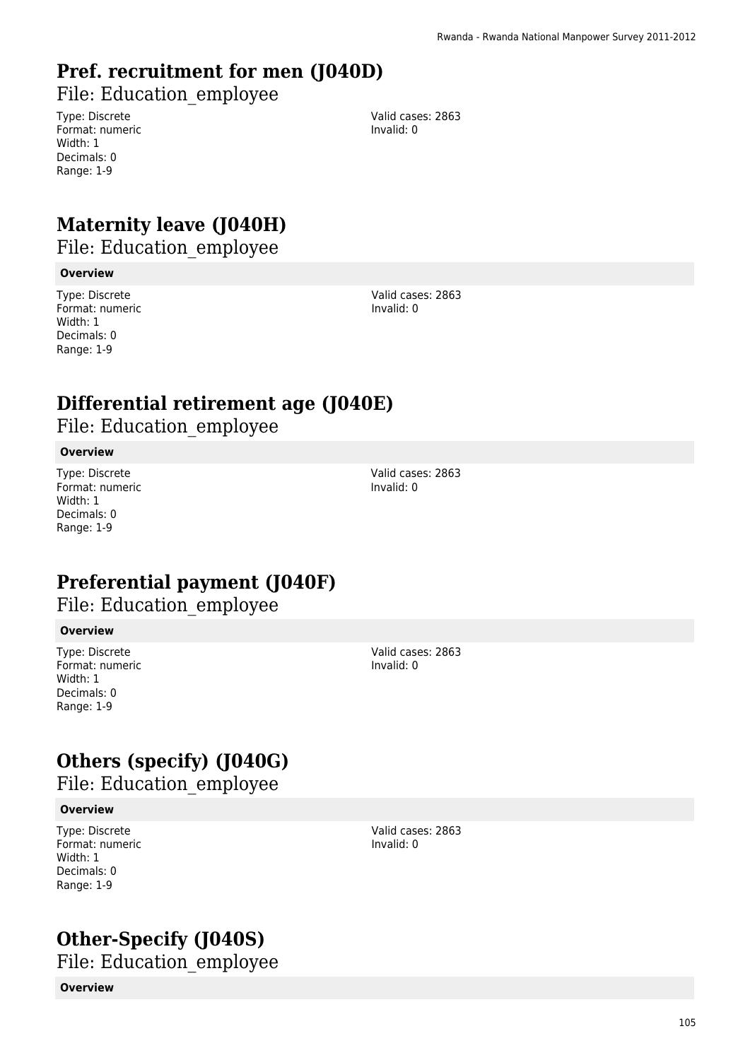# Pref. recruitment for men (J040D)

## File: Education_employee

Type: Discrete
Format: numeric
Width: 1
Decimals: 0
Range: 1-9

Valid cases: 2863
Invalid: 0

# Maternity leave (J040H)

## File: Education_employee

**Overview**

Type: Discrete
Format: numeric
Width: 1
Decimals: 0
Range: 1-9

Valid cases: 2863
Invalid: 0

# Differential retirement age (J040E)

## File: Education_employee

**Overview**

Type: Discrete
Format: numeric
Width: 1
Decimals: 0
Range: 1-9

Valid cases: 2863
Invalid: 0

# Preferential payment (J040F)

## File: Education_employee

**Overview**

Type: Discrete
Format: numeric
Width: 1
Decimals: 0
Range: 1-9

Valid cases: 2863
Invalid: 0

# Others (specify) (J040G)

## File: Education_employee

**Overview**

Type: Discrete
Format: numeric
Width: 1
Decimals: 0
Range: 1-9

Valid cases: 2863
Invalid: 0

# Other-Specify (J040S)

## File: Education_employee

**Overview**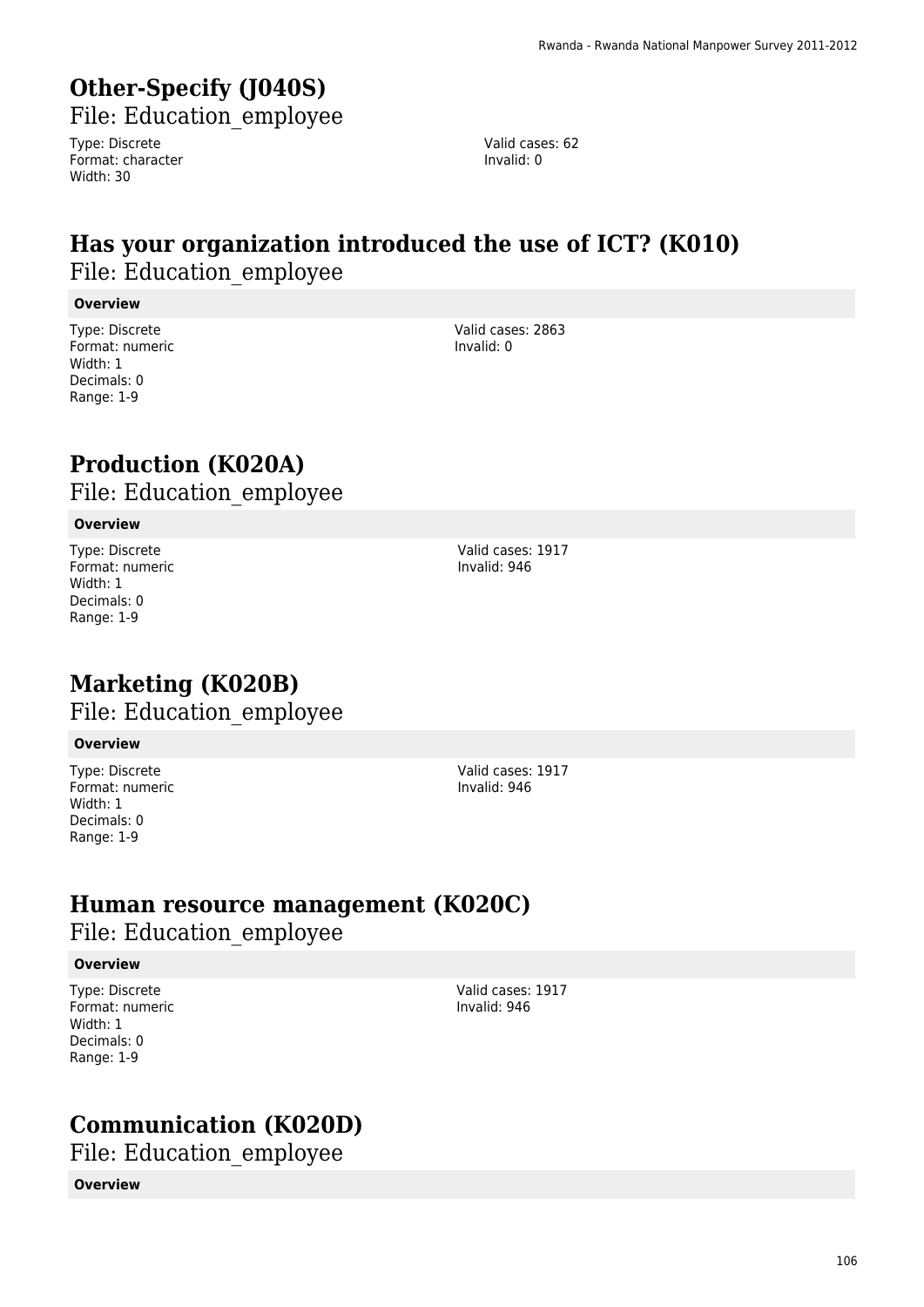## Other-Specify (J040S)

File: Education_employee

Type: Discrete
Format: character
Width: 30

Valid cases: 62
Invalid: 0

## Has your organization introduced the use of ICT? (K010)

File: Education_employee

**Overview**

Type: Discrete
Format: numeric
Width: 1
Decimals: 0
Range: 1-9

Valid cases: 2863
Invalid: 0

## Production (K020A)

File: Education_employee

**Overview**

Type: Discrete
Format: numeric
Width: 1
Decimals: 0
Range: 1-9

Valid cases: 1917
Invalid: 946

## Marketing (K020B)

File: Education_employee

**Overview**

Type: Discrete
Format: numeric
Width: 1
Decimals: 0
Range: 1-9

Valid cases: 1917
Invalid: 946

## Human resource management (K020C)

File: Education_employee

**Overview**

Type: Discrete
Format: numeric
Width: 1
Decimals: 0
Range: 1-9

Valid cases: 1917
Invalid: 946

## Communication (K020D)

File: Education_employee

**Overview**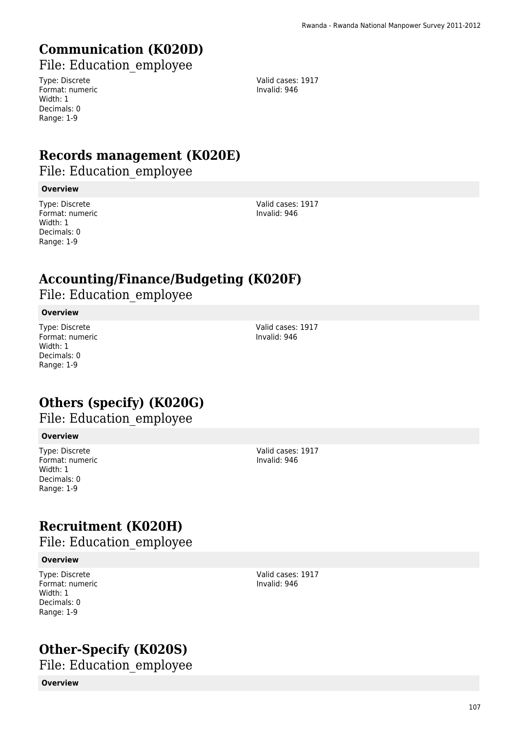## Communication (K020D)

File: Education_employee

Type: Discrete
Format: numeric
Width: 1
Decimals: 0
Range: 1-9

Valid cases: 1917
Invalid: 946

## Records management (K020E)

File: Education_employee

**Overview**

Type: Discrete
Format: numeric
Width: 1
Decimals: 0
Range: 1-9

Valid cases: 1917
Invalid: 946

## Accounting/Finance/Budgeting (K020F)

File: Education_employee

**Overview**

Type: Discrete
Format: numeric
Width: 1
Decimals: 0
Range: 1-9

Valid cases: 1917
Invalid: 946

## Others (specify) (K020G)

File: Education_employee

**Overview**

Type: Discrete
Format: numeric
Width: 1
Decimals: 0
Range: 1-9

Valid cases: 1917
Invalid: 946

## Recruitment (K020H)

File: Education_employee

**Overview**

Type: Discrete
Format: numeric
Width: 1
Decimals: 0
Range: 1-9

Valid cases: 1917
Invalid: 946

## Other-Specify (K020S)

File: Education_employee

**Overview**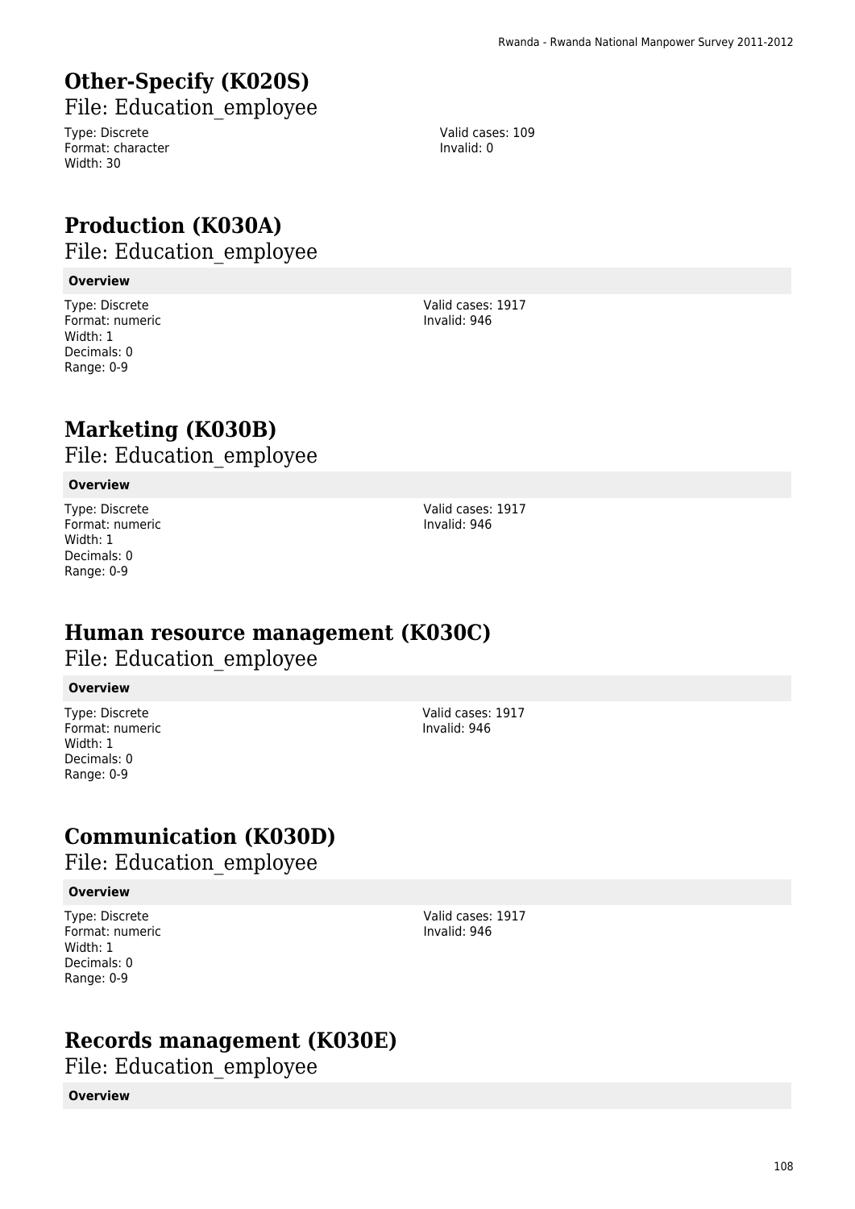# Other-Specify (K020S)

File: Education_employee

Type: Discrete
Format: character
Width: 30

Valid cases: 109
Invalid: 0

# Production (K030A)

File: Education_employee

**Overview**

Type: Discrete
Format: numeric
Width: 1
Decimals: 0
Range: 0-9

Valid cases: 1917
Invalid: 946

# Marketing (K030B)

File: Education_employee

**Overview**

Type: Discrete
Format: numeric
Width: 1
Decimals: 0
Range: 0-9

Valid cases: 1917
Invalid: 946

# Human resource management (K030C)

File: Education_employee

**Overview**

Type: Discrete
Format: numeric
Width: 1
Decimals: 0
Range: 0-9

Valid cases: 1917
Invalid: 946

# Communication (K030D)

File: Education_employee

**Overview**

Type: Discrete
Format: numeric
Width: 1
Decimals: 0
Range: 0-9

Valid cases: 1917
Invalid: 946

# Records management (K030E)

File: Education_employee

**Overview**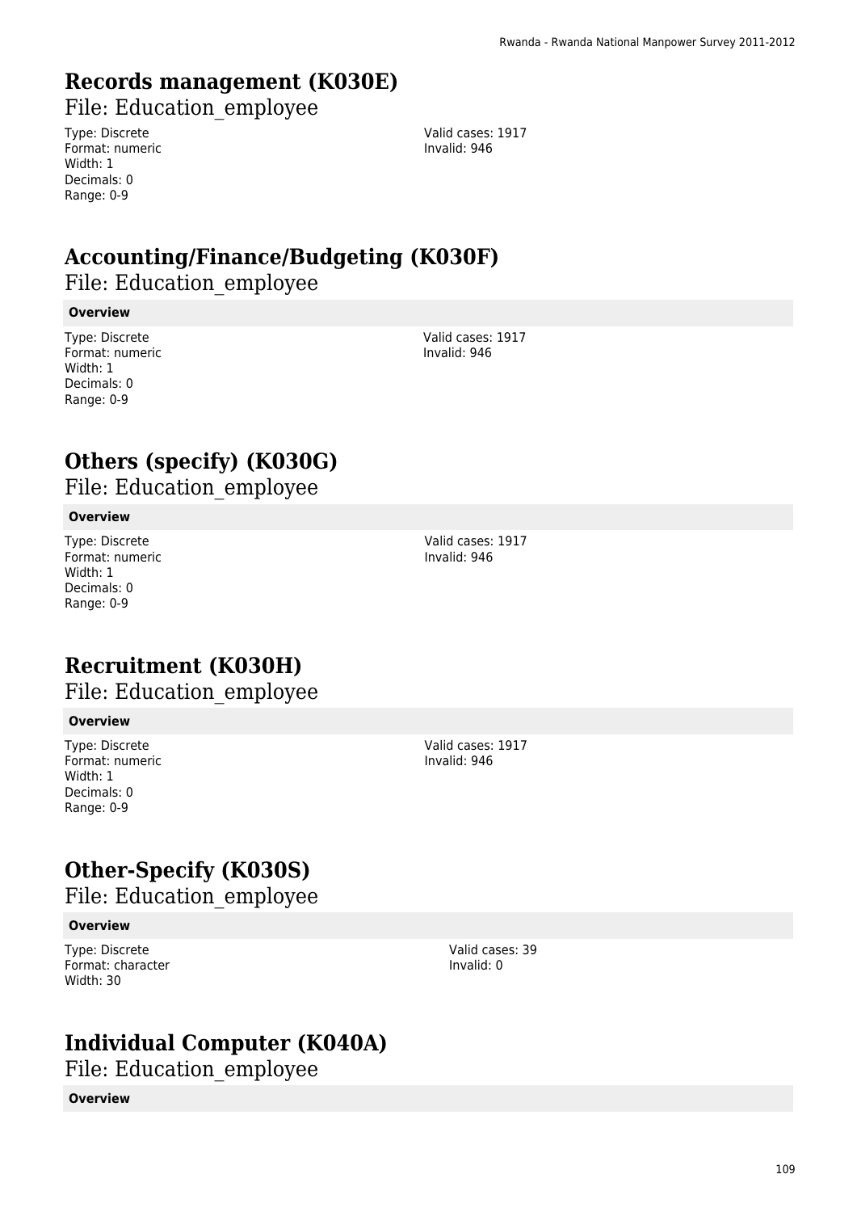## Records management (K030E)

File: Education_employee

Type: Discrete
Format: numeric
Width: 1
Decimals: 0
Range: 0-9

Valid cases: 1917
Invalid: 946

## Accounting/Finance/Budgeting (K030F)

File: Education_employee

**Overview**

Type: Discrete
Format: numeric
Width: 1
Decimals: 0
Range: 0-9

Valid cases: 1917
Invalid: 946

## Others (specify) (K030G)

File: Education_employee

**Overview**

Type: Discrete
Format: numeric
Width: 1
Decimals: 0
Range: 0-9

Valid cases: 1917
Invalid: 946

## Recruitment (K030H)

File: Education_employee

**Overview**

Type: Discrete
Format: numeric
Width: 1
Decimals: 0
Range: 0-9

Valid cases: 1917
Invalid: 946

## Other-Specify (K030S)

File: Education_employee

**Overview**

Type: Discrete
Format: character
Width: 30

Valid cases: 39
Invalid: 0

## Individual Computer (K040A)

File: Education_employee

**Overview**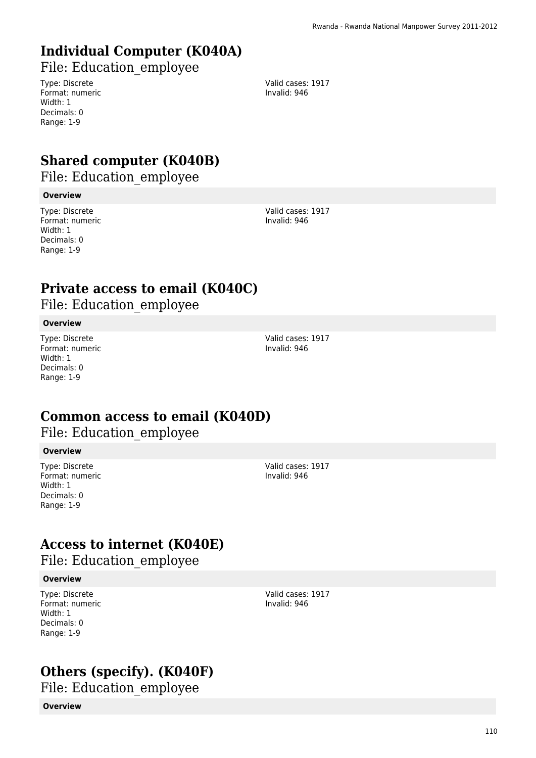# Individual Computer (K040A)

File: Education_employee

Type: Discrete
Format: numeric
Width: 1
Decimals: 0
Range: 1-9

Valid cases: 1917
Invalid: 946

# Shared computer (K040B)

File: Education_employee

**Overview**

Type: Discrete
Format: numeric
Width: 1
Decimals: 0
Range: 1-9

Valid cases: 1917
Invalid: 946

# Private access to email (K040C)

File: Education_employee

**Overview**

Type: Discrete
Format: numeric
Width: 1
Decimals: 0
Range: 1-9

Valid cases: 1917
Invalid: 946

# Common access to email (K040D)

File: Education_employee

**Overview**

Type: Discrete
Format: numeric
Width: 1
Decimals: 0
Range: 1-9

Valid cases: 1917
Invalid: 946

# Access to internet (K040E)

File: Education_employee

**Overview**

Type: Discrete
Format: numeric
Width: 1
Decimals: 0
Range: 1-9

Valid cases: 1917
Invalid: 946

# Others (specify). (K040F)

File: Education_employee

**Overview**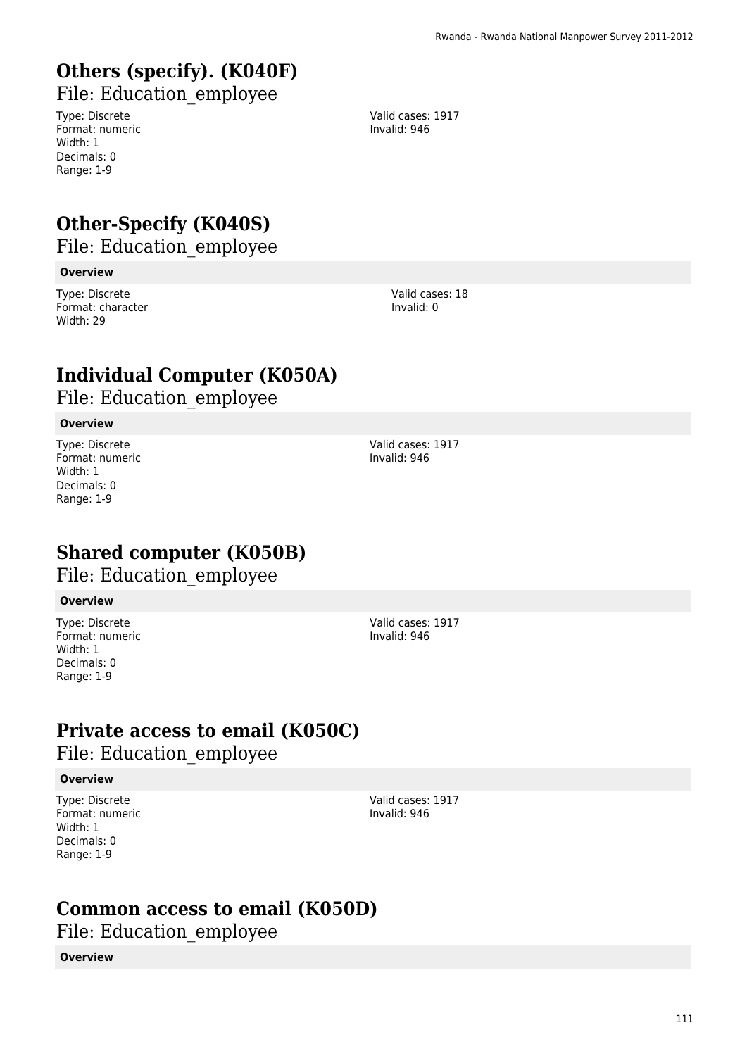## Others (specify). (K040F)

File: Education_employee

Type: Discrete
Format: numeric
Width: 1
Decimals: 0
Range: 1-9

Valid cases: 1917
Invalid: 946

## Other-Specify (K040S)

File: Education_employee

**Overview**

Type: Discrete
Format: character
Width: 29

Valid cases: 18
Invalid: 0

## Individual Computer (K050A)

File: Education_employee

**Overview**

Type: Discrete
Format: numeric
Width: 1
Decimals: 0
Range: 1-9

Valid cases: 1917
Invalid: 946

## Shared computer (K050B)

File: Education_employee

**Overview**

Type: Discrete
Format: numeric
Width: 1
Decimals: 0
Range: 1-9

Valid cases: 1917
Invalid: 946

## Private access to email (K050C)

File: Education_employee

**Overview**

Type: Discrete
Format: numeric
Width: 1
Decimals: 0
Range: 1-9

Valid cases: 1917
Invalid: 946

## Common access to email (K050D)

File: Education_employee

**Overview**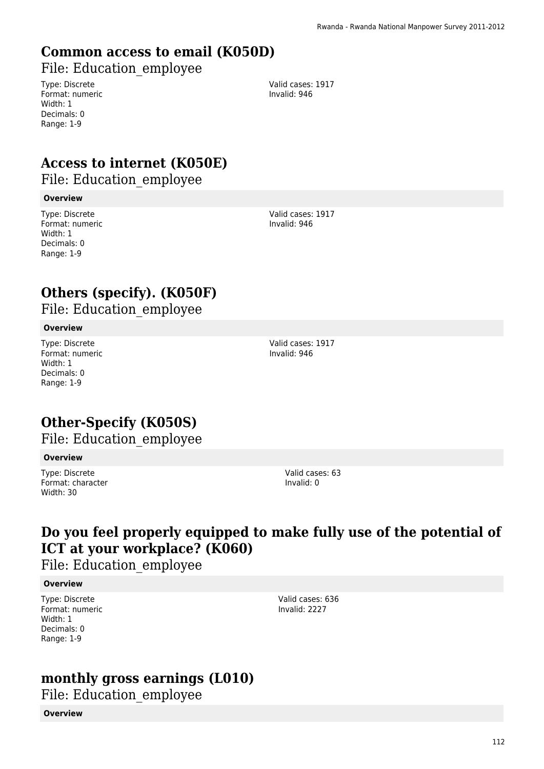## Common access to email (K050D)

File: Education_employee

Type: Discrete
Format: numeric
Width: 1
Decimals: 0
Range: 1-9

Valid cases: 1917
Invalid: 946

## Access to internet (K050E)

File: Education_employee

**Overview**

Type: Discrete
Format: numeric
Width: 1
Decimals: 0
Range: 1-9

Valid cases: 1917
Invalid: 946

## Others (specify). (K050F)

File: Education_employee

**Overview**

Type: Discrete
Format: numeric
Width: 1
Decimals: 0
Range: 1-9

Valid cases: 1917
Invalid: 946

## Other-Specify (K050S)

File: Education_employee

**Overview**

Type: Discrete
Format: character
Width: 30

Valid cases: 63
Invalid: 0

## Do you feel properly equipped to make fully use of the potential of ICT at your workplace? (K060)

File: Education_employee

**Overview**

Type: Discrete
Format: numeric
Width: 1
Decimals: 0
Range: 1-9

Valid cases: 636
Invalid: 2227

## monthly gross earnings (L010)

File: Education_employee

**Overview**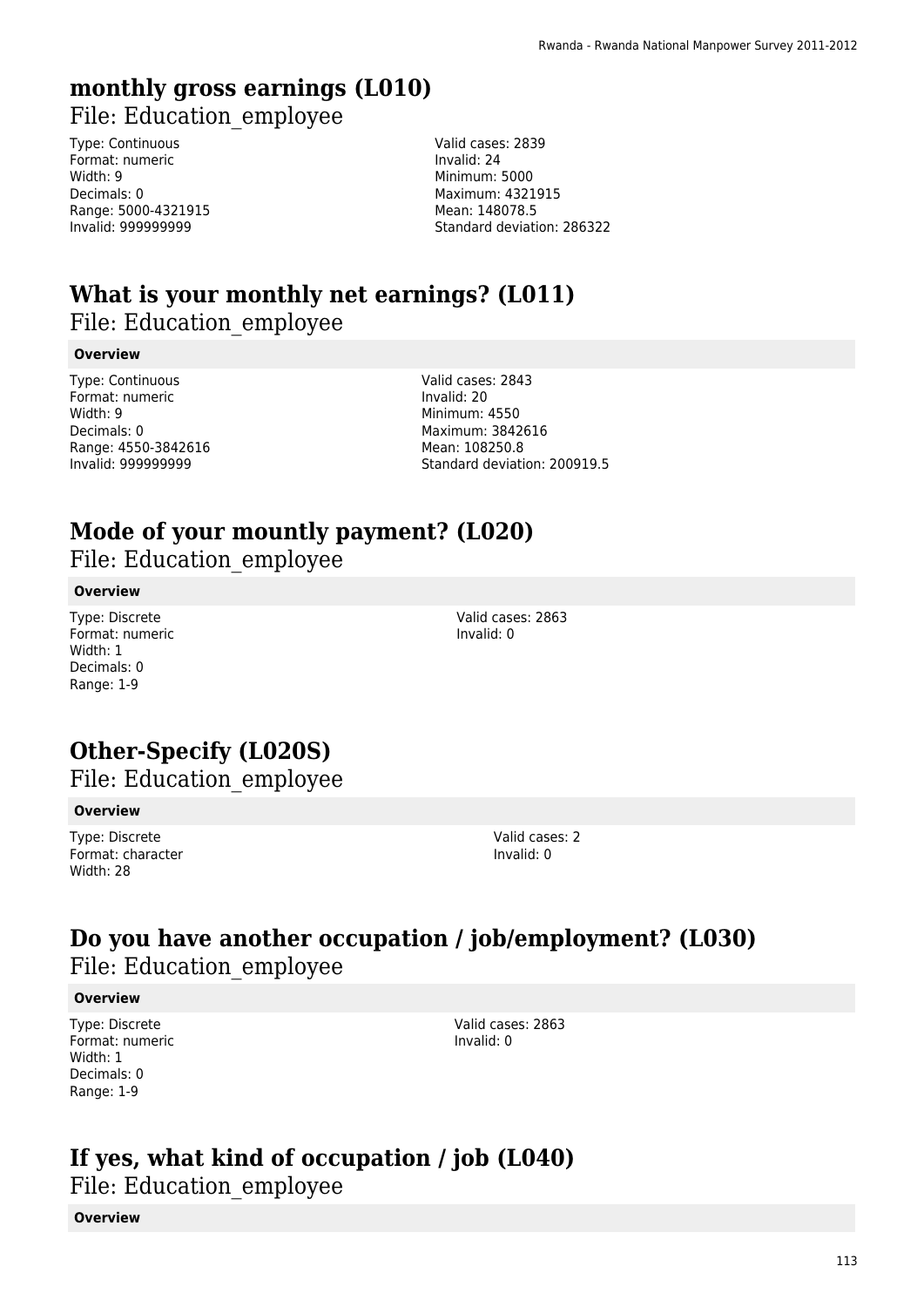# monthly gross earnings (L010)

File: Education_employee

Type: Continuous
Format: numeric
Width: 9
Decimals: 0
Range: 5000-4321915
Invalid: 999999999

Valid cases: 2839
Invalid: 24
Minimum: 5000
Maximum: 4321915
Mean: 148078.5
Standard deviation: 286322

# What is your monthly net earnings? (L011)

File: Education_employee

**Overview**

Type: Continuous
Format: numeric
Width: 9
Decimals: 0
Range: 4550-3842616
Invalid: 999999999

Valid cases: 2843
Invalid: 20
Minimum: 4550
Maximum: 3842616
Mean: 108250.8
Standard deviation: 200919.5

# Mode of your mountly payment? (L020)

File: Education_employee

**Overview**

Type: Discrete
Format: numeric
Width: 1
Decimals: 0
Range: 1-9

Valid cases: 2863
Invalid: 0

# Other-Specify (L020S)

File: Education_employee

**Overview**

Type: Discrete
Format: character
Width: 28

Valid cases: 2
Invalid: 0

# Do you have another occupation / job/employment? (L030)

File: Education_employee

**Overview**

Type: Discrete
Format: numeric
Width: 1
Decimals: 0
Range: 1-9

Valid cases: 2863
Invalid: 0

# If yes, what kind of occupation / job (L040)

File: Education_employee

**Overview**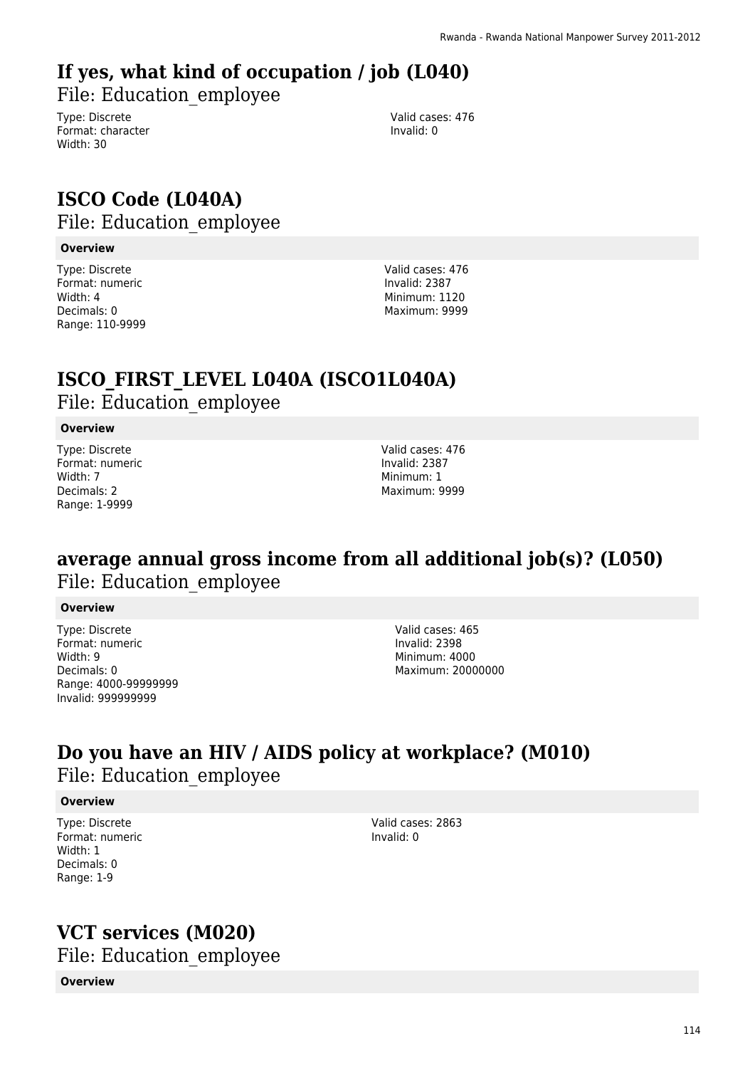# If yes, what kind of occupation / job (L040)

File: Education_employee

Type: Discrete
Format: character
Width: 30

Valid cases: 476
Invalid: 0

# ISCO Code (L040A)

File: Education_employee

**Overview**

Type: Discrete
Format: numeric
Width: 4
Decimals: 0
Range: 110-9999

Valid cases: 476
Invalid: 2387
Minimum: 1120
Maximum: 9999

# ISCO_FIRST_LEVEL L040A (ISCO1L040A)

File: Education_employee

**Overview**

Type: Discrete
Format: numeric
Width: 7
Decimals: 2
Range: 1-9999

Valid cases: 476
Invalid: 2387
Minimum: 1
Maximum: 9999

# average annual gross income from all additional job(s)? (L050)

File: Education_employee

**Overview**

Type: Discrete
Format: numeric
Width: 9
Decimals: 0
Range: 4000-99999999
Invalid: 999999999

Valid cases: 465
Invalid: 2398
Minimum: 4000
Maximum: 20000000

# Do you have an HIV / AIDS policy at workplace? (M010)

File: Education_employee

**Overview**

Type: Discrete
Format: numeric
Width: 1
Decimals: 0
Range: 1-9

Valid cases: 2863
Invalid: 0

# VCT services (M020)

File: Education_employee

**Overview**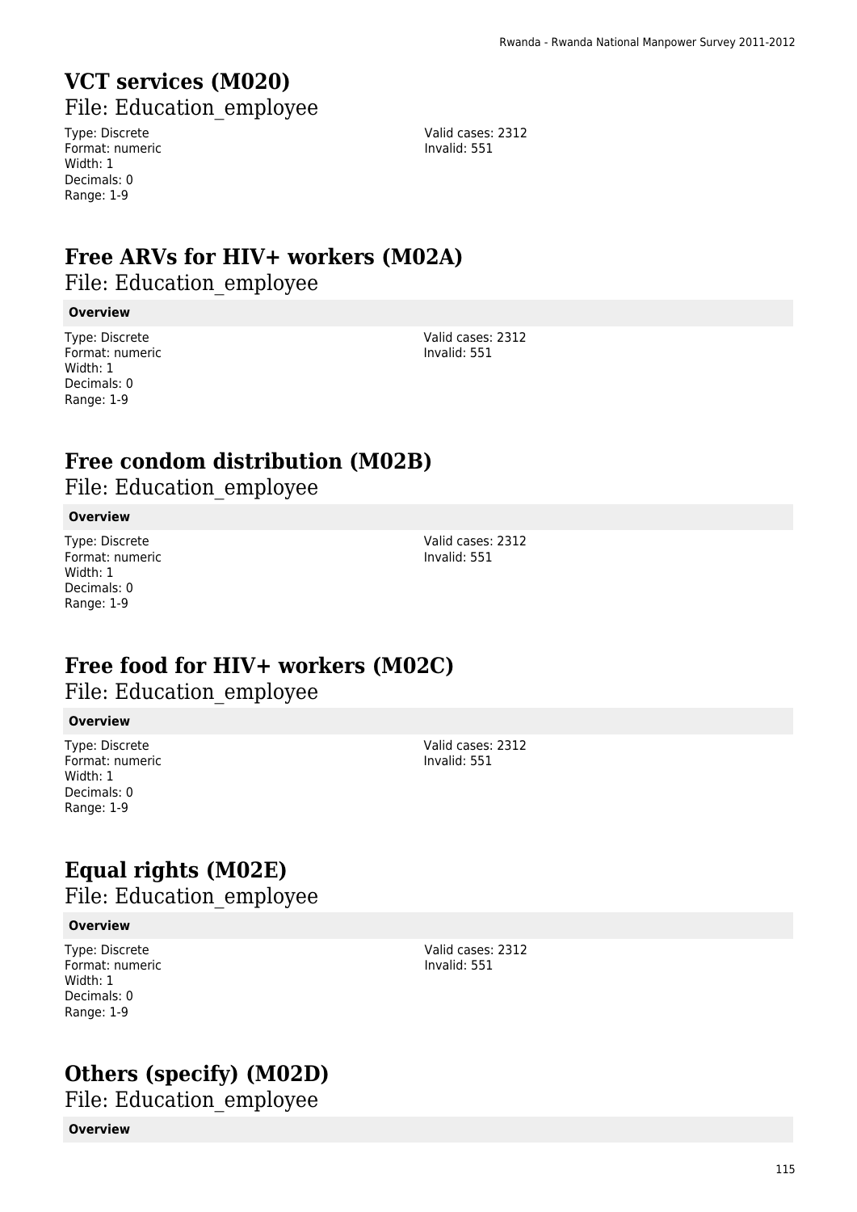# VCT services (M020)

File: Education_employee

Type: Discrete
Format: numeric
Width: 1
Decimals: 0
Range: 1-9

Valid cases: 2312
Invalid: 551

# Free ARVs for HIV+ workers (M02A)

File: Education_employee

**Overview**

Type: Discrete
Format: numeric
Width: 1
Decimals: 0
Range: 1-9

Valid cases: 2312
Invalid: 551

# Free condom distribution (M02B)

File: Education_employee

**Overview**

Type: Discrete
Format: numeric
Width: 1
Decimals: 0
Range: 1-9

Valid cases: 2312
Invalid: 551

# Free food for HIV+ workers (M02C)

File: Education_employee

**Overview**

Type: Discrete
Format: numeric
Width: 1
Decimals: 0
Range: 1-9

Valid cases: 2312
Invalid: 551

# Equal rights (M02E)

File: Education_employee

**Overview**

Type: Discrete
Format: numeric
Width: 1
Decimals: 0
Range: 1-9

Valid cases: 2312
Invalid: 551

# Others (specify) (M02D)

File: Education_employee

**Overview**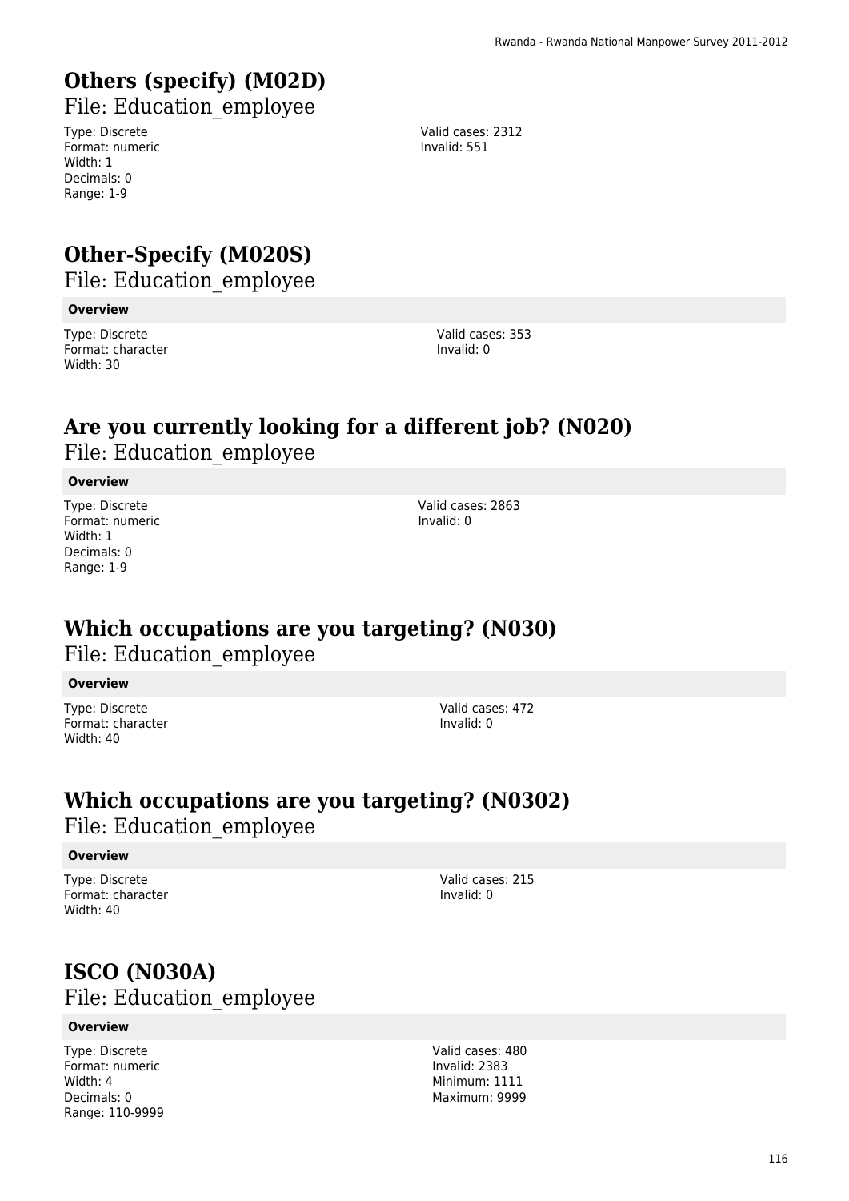## Others (specify) (M02D)

File: Education_employee

Type: Discrete
Format: numeric
Width: 1
Decimals: 0
Range: 1-9

Valid cases: 2312
Invalid: 551

## Other-Specify (M020S)

File: Education_employee

**Overview**

Type: Discrete
Format: character
Width: 30

Valid cases: 353
Invalid: 0

## Are you currently looking for a different job? (N020)

File: Education_employee

**Overview**

Type: Discrete
Format: numeric
Width: 1
Decimals: 0
Range: 1-9

Valid cases: 2863
Invalid: 0

## Which occupations are you targeting? (N030)

File: Education_employee

**Overview**

Type: Discrete
Format: character
Width: 40

Valid cases: 472
Invalid: 0

## Which occupations are you targeting? (N0302)

File: Education_employee

**Overview**

Type: Discrete
Format: character
Width: 40

Valid cases: 215
Invalid: 0

## ISCO (N030A)

File: Education_employee

**Overview**

Type: Discrete
Format: numeric
Width: 4
Decimals: 0
Range: 110-9999

Valid cases: 480
Invalid: 2383
Minimum: 1111
Maximum: 9999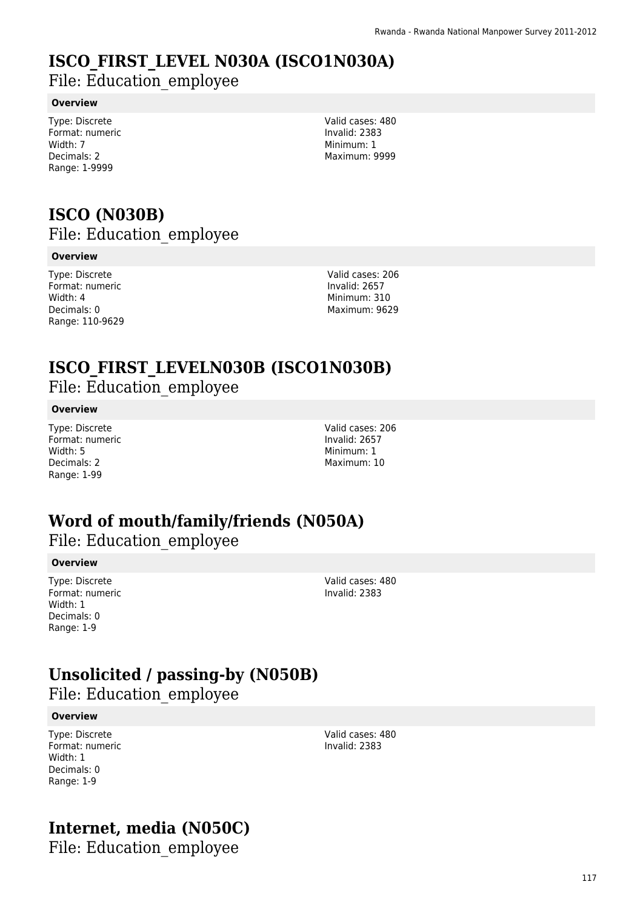# ISCO_FIRST_LEVEL N030A (ISCO1N030A)

File: Education_employee

**Overview**

Type: Discrete
Format: numeric
Width: 7
Decimals: 2
Range: 1-9999

Valid cases: 480
Invalid: 2383
Minimum: 1
Maximum: 9999

# ISCO (N030B)

File: Education_employee

**Overview**

Type: Discrete
Format: numeric
Width: 4
Decimals: 0
Range: 110-9629

Valid cases: 206
Invalid: 2657
Minimum: 310
Maximum: 9629

# ISCO_FIRST_LEVELN030B (ISCO1N030B)

File: Education_employee

**Overview**

Type: Discrete
Format: numeric
Width: 5
Decimals: 2
Range: 1-99

Valid cases: 206
Invalid: 2657
Minimum: 1
Maximum: 10

# Word of mouth/family/friends (N050A)

File: Education_employee

**Overview**

Type: Discrete
Format: numeric
Width: 1
Decimals: 0
Range: 1-9

Valid cases: 480
Invalid: 2383

# Unsolicited / passing-by (N050B)

File: Education_employee

**Overview**

Type: Discrete
Format: numeric
Width: 1
Decimals: 0
Range: 1-9

Valid cases: 480
Invalid: 2383

# Internet, media (N050C)

File: Education_employee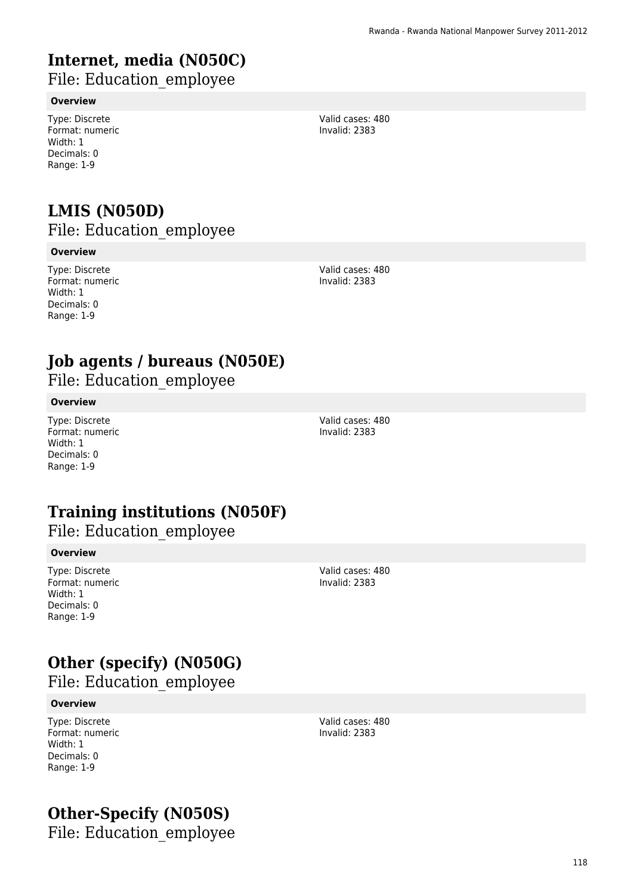## Internet, media (N050C)

File: Education_employee

**Overview**

Type: Discrete
Format: numeric
Width: 1
Decimals: 0
Range: 1-9

Valid cases: 480
Invalid: 2383

## LMIS (N050D)

File: Education_employee

**Overview**

Type: Discrete
Format: numeric
Width: 1
Decimals: 0
Range: 1-9

Valid cases: 480
Invalid: 2383

## Job agents / bureaus (N050E)

File: Education_employee

**Overview**

Type: Discrete
Format: numeric
Width: 1
Decimals: 0
Range: 1-9

Valid cases: 480
Invalid: 2383

## Training institutions (N050F)

File: Education_employee

**Overview**

Type: Discrete
Format: numeric
Width: 1
Decimals: 0
Range: 1-9

Valid cases: 480
Invalid: 2383

## Other (specify) (N050G)

File: Education_employee

**Overview**

Type: Discrete
Format: numeric
Width: 1
Decimals: 0
Range: 1-9

Valid cases: 480
Invalid: 2383

## Other-Specify (N050S)

File: Education_employee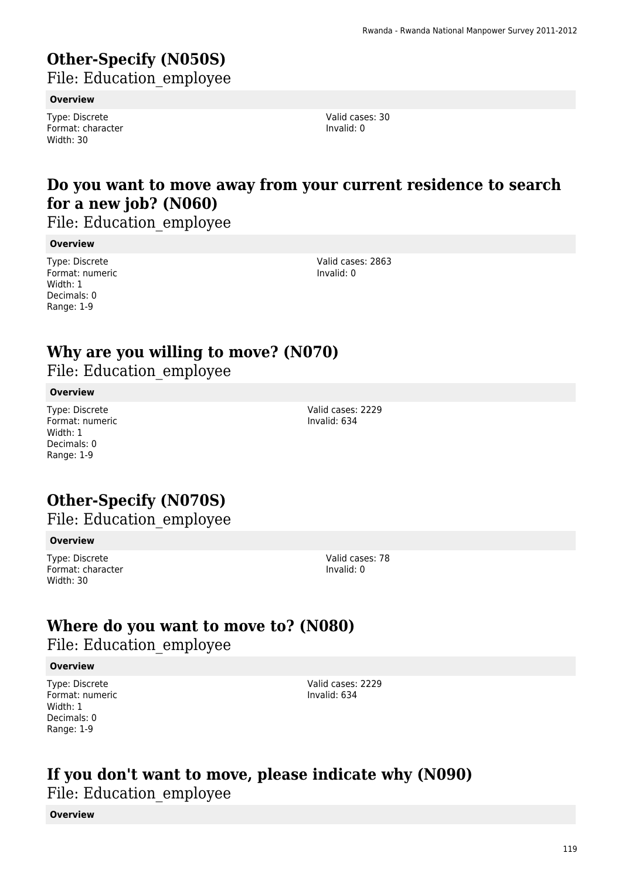## Other-Specify (N050S)

File: Education_employee

**Overview**

Type: Discrete
Format: character
Width: 30

Valid cases: 30
Invalid: 0

## Do you want to move away from your current residence to search for a new job? (N060)

File: Education_employee

**Overview**

Type: Discrete
Format: numeric
Width: 1
Decimals: 0
Range: 1-9

Valid cases: 2863
Invalid: 0

## Why are you willing to move? (N070)

File: Education_employee

**Overview**

Type: Discrete
Format: numeric
Width: 1
Decimals: 0
Range: 1-9

Valid cases: 2229
Invalid: 634

## Other-Specify (N070S)

File: Education_employee

**Overview**

Type: Discrete
Format: character
Width: 30

Valid cases: 78
Invalid: 0

## Where do you want to move to? (N080)

File: Education_employee

**Overview**

Type: Discrete
Format: numeric
Width: 1
Decimals: 0
Range: 1-9

Valid cases: 2229
Invalid: 634

## If you don't want to move, please indicate why (N090)

File: Education_employee

**Overview**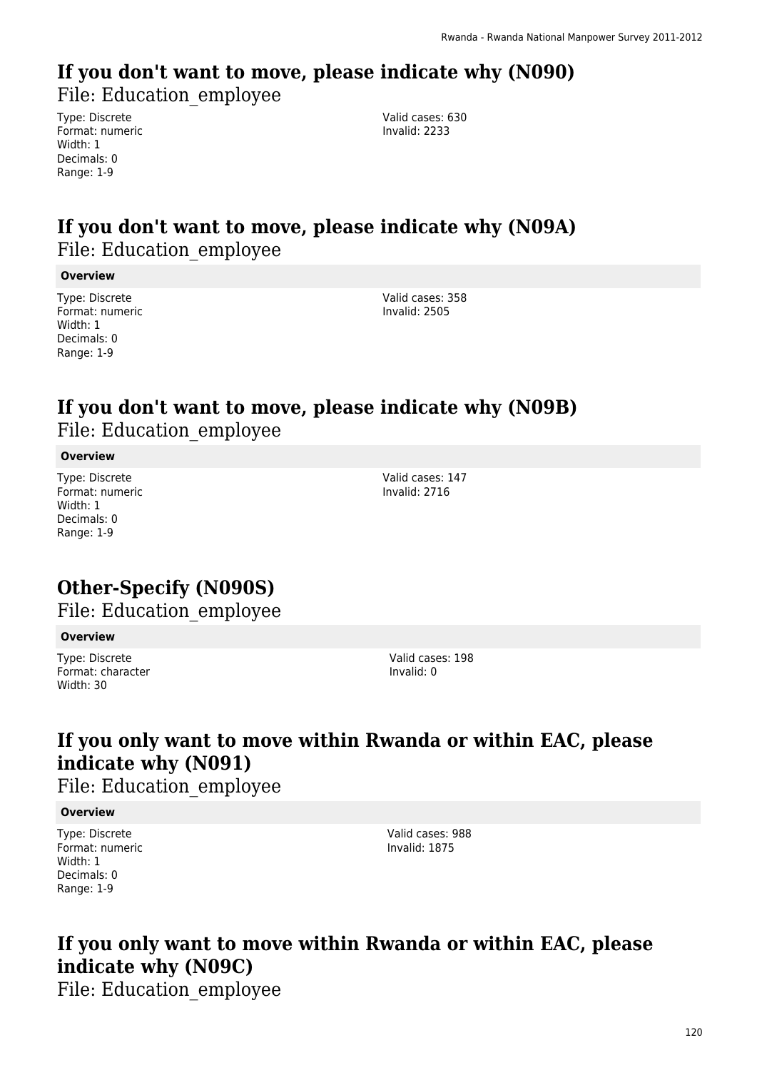## If you don't want to move, please indicate why (N090)

File: Education_employee

Type: Discrete
Format: numeric
Width: 1
Decimals: 0
Range: 1-9

Valid cases: 630
Invalid: 2233

## If you don't want to move, please indicate why (N09A)

File: Education_employee

**Overview**

Type: Discrete
Format: numeric
Width: 1
Decimals: 0
Range: 1-9

Valid cases: 358
Invalid: 2505

## If you don't want to move, please indicate why (N09B)

File: Education_employee

**Overview**

Type: Discrete
Format: numeric
Width: 1
Decimals: 0
Range: 1-9

Valid cases: 147
Invalid: 2716

## Other-Specify (N090S)

File: Education_employee

**Overview**

Type: Discrete
Format: character
Width: 30

Valid cases: 198
Invalid: 0

## If you only want to move within Rwanda or within EAC, please indicate why (N091)

File: Education_employee

**Overview**

Type: Discrete
Format: numeric
Width: 1
Decimals: 0
Range: 1-9

Valid cases: 988
Invalid: 1875

## If you only want to move within Rwanda or within EAC, please indicate why (N09C)

File: Education_employee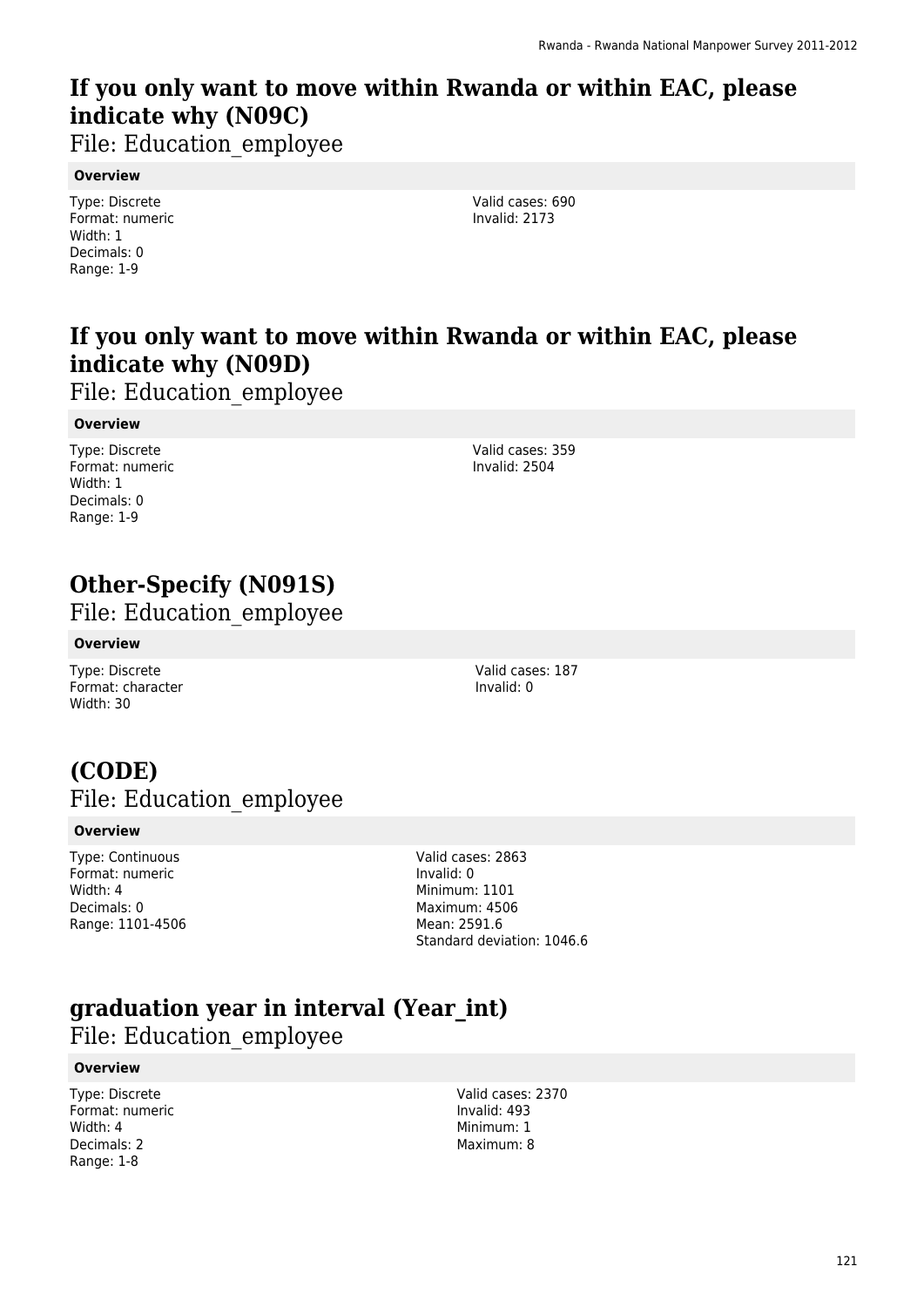## If you only want to move within Rwanda or within EAC, please indicate why (N09C)

File: Education_employee

**Overview**

Type: Discrete
Format: numeric
Width: 1
Decimals: 0
Range: 1-9

Valid cases: 690
Invalid: 2173

## If you only want to move within Rwanda or within EAC, please indicate why (N09D)

File: Education_employee

**Overview**

Type: Discrete
Format: numeric
Width: 1
Decimals: 0
Range: 1-9

Valid cases: 359
Invalid: 2504

## Other-Specify (N091S)

File: Education_employee

**Overview**

Type: Discrete
Format: character
Width: 30

Valid cases: 187
Invalid: 0

## (CODE)

File: Education_employee

**Overview**

Type: Continuous
Format: numeric
Width: 4
Decimals: 0
Range: 1101-4506

Valid cases: 2863
Invalid: 0
Minimum: 1101
Maximum: 4506
Mean: 2591.6
Standard deviation: 1046.6

## graduation year in interval (Year_int)

File: Education_employee

**Overview**

Type: Discrete
Format: numeric
Width: 4
Decimals: 2
Range: 1-8

Valid cases: 2370
Invalid: 493
Minimum: 1
Maximum: 8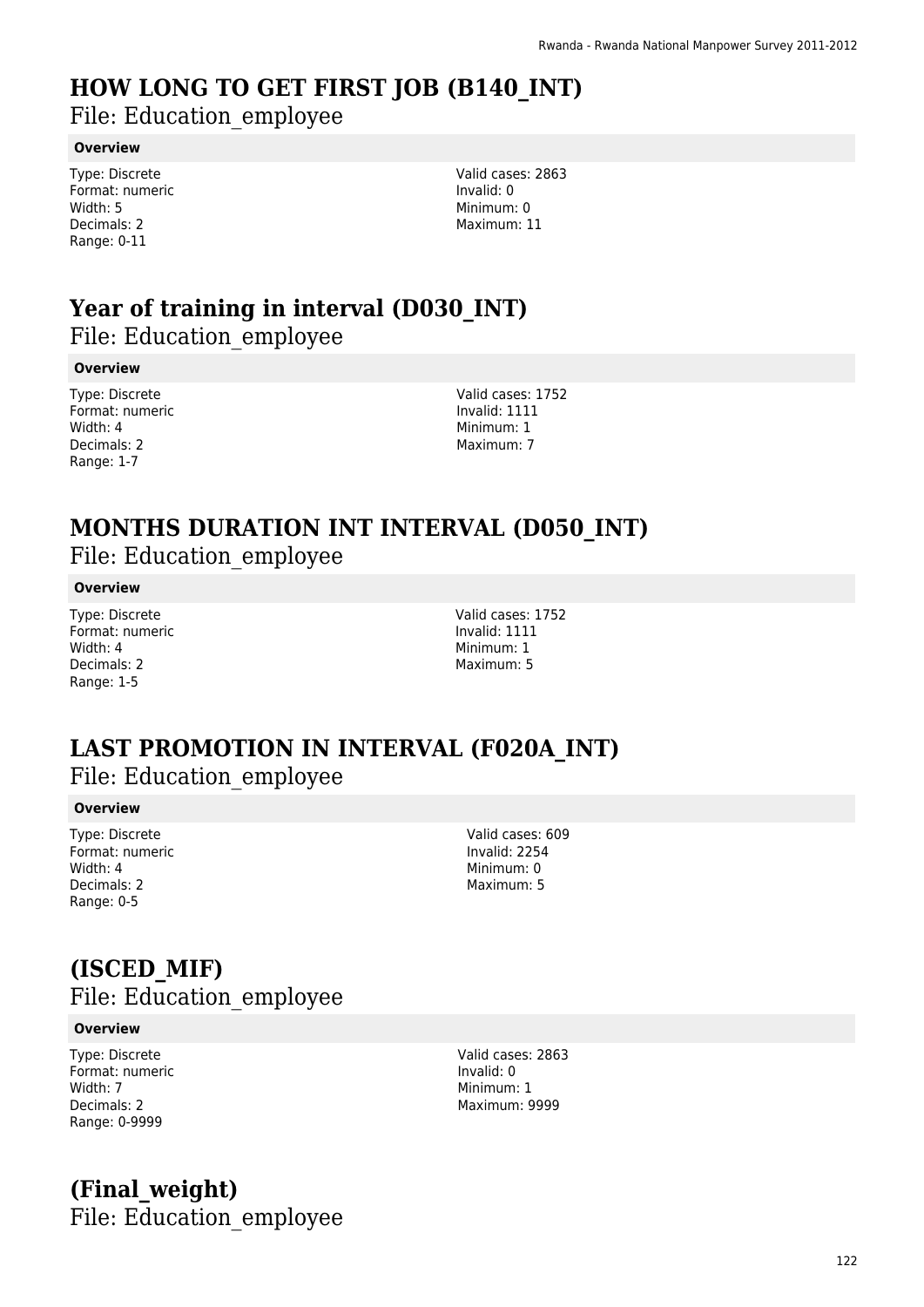# HOW LONG TO GET FIRST JOB (B140_INT)

File: Education_employee

**Overview**

Type: Discrete
Format: numeric
Width: 5
Decimals: 2
Range: 0-11

Valid cases: 2863
Invalid: 0
Minimum: 0
Maximum: 11

# Year of training in interval (D030_INT)

File: Education_employee

**Overview**

Type: Discrete
Format: numeric
Width: 4
Decimals: 2
Range: 1-7

Valid cases: 1752
Invalid: 1111
Minimum: 1
Maximum: 7

# MONTHS DURATION INT INTERVAL (D050_INT)

File: Education_employee

**Overview**

Type: Discrete
Format: numeric
Width: 4
Decimals: 2
Range: 1-5

Valid cases: 1752
Invalid: 1111
Minimum: 1
Maximum: 5

# LAST PROMOTION IN INTERVAL (F020A_INT)

File: Education_employee

**Overview**

Type: Discrete
Format: numeric
Width: 4
Decimals: 2
Range: 0-5

Valid cases: 609
Invalid: 2254
Minimum: 0
Maximum: 5

# (ISCED_MIF)

File: Education_employee

**Overview**

Type: Discrete
Format: numeric
Width: 7
Decimals: 2
Range: 0-9999

Valid cases: 2863
Invalid: 0
Minimum: 1
Maximum: 9999

# (Final_weight)

File: Education_employee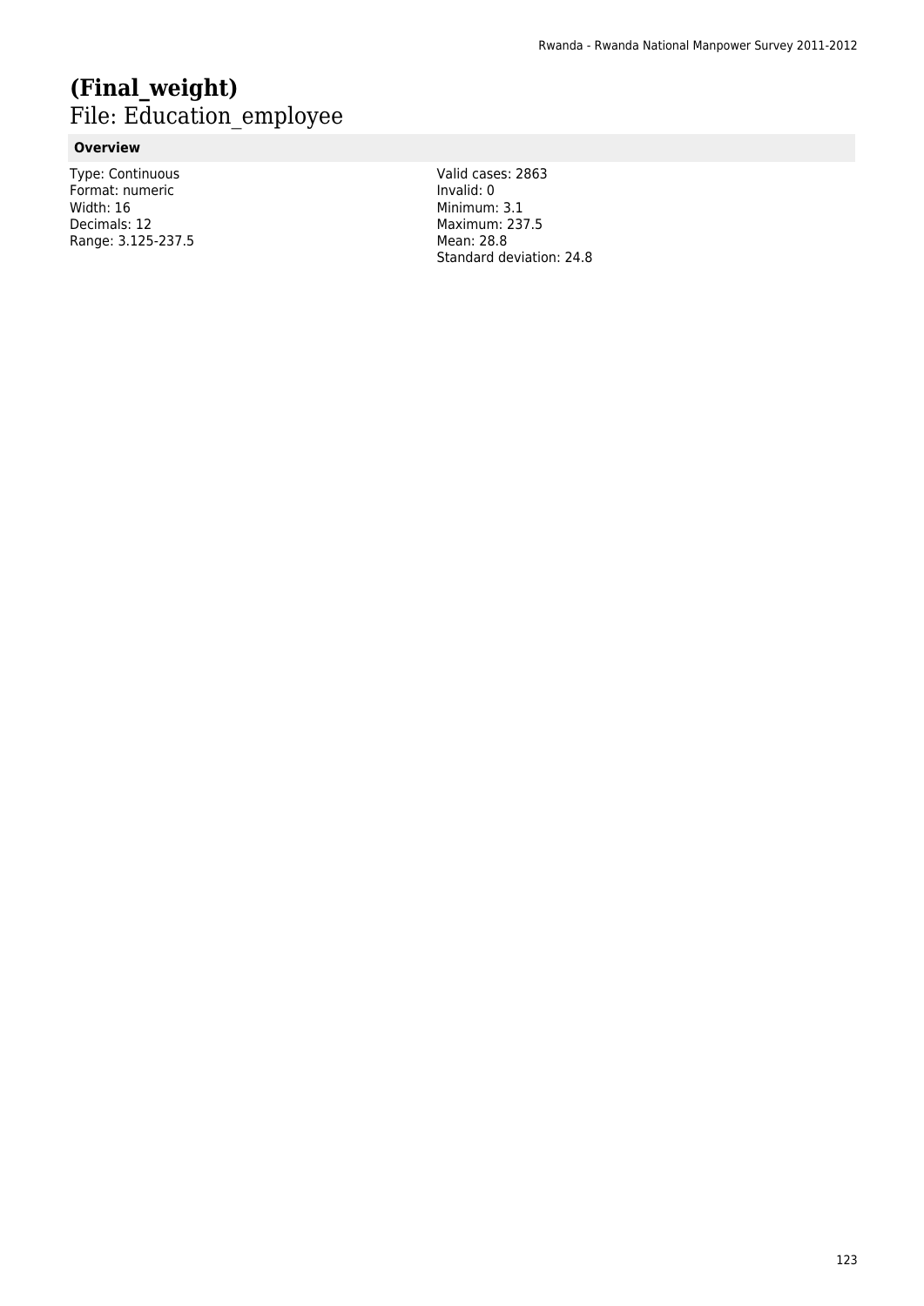# (Final_weight)

File: Education_employee

**Overview**

Type: Continuous
Format: numeric
Width: 16
Decimals: 12
Range: 3.125-237.5

Valid cases: 2863
Invalid: 0
Minimum: 3.1
Maximum: 237.5
Mean: 28.8
Standard deviation: 24.8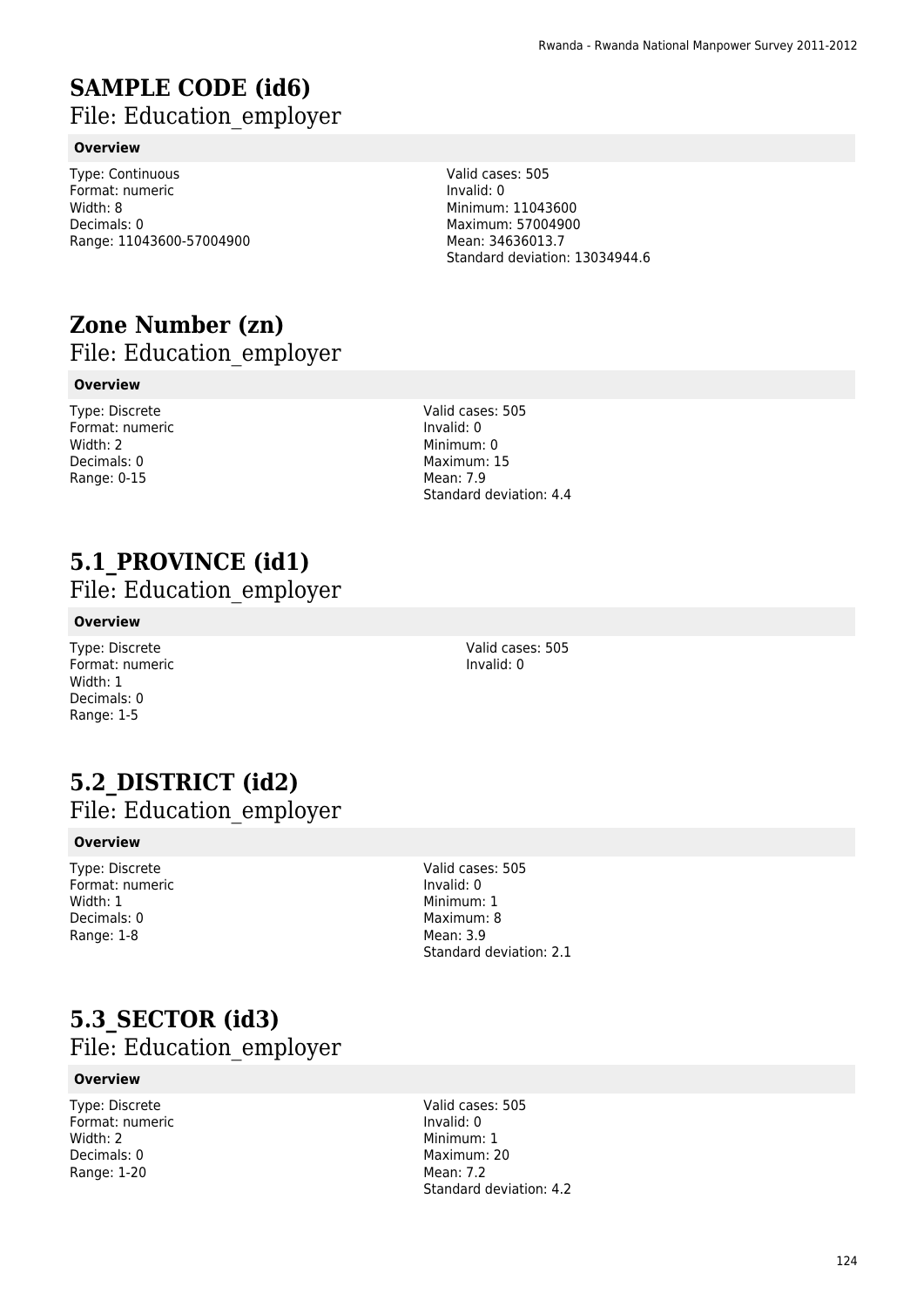# SAMPLE CODE (id6)

File: Education_employer

**Overview**

Type: Continuous
Format: numeric
Width: 8
Decimals: 0
Range: 11043600-57004900

Valid cases: 505
Invalid: 0
Minimum: 11043600
Maximum: 57004900
Mean: 34636013.7
Standard deviation: 13034944.6

# Zone Number (zn)

File: Education_employer

**Overview**

Type: Discrete
Format: numeric
Width: 2
Decimals: 0
Range: 0-15

Valid cases: 505
Invalid: 0
Minimum: 0
Maximum: 15
Mean: 7.9
Standard deviation: 4.4

# 5.1_PROVINCE (id1)

File: Education_employer

**Overview**

Type: Discrete
Format: numeric
Width: 1
Decimals: 0
Range: 1-5

Valid cases: 505
Invalid: 0

# 5.2_DISTRICT (id2)

File: Education_employer

**Overview**

Type: Discrete
Format: numeric
Width: 1
Decimals: 0
Range: 1-8

Valid cases: 505
Invalid: 0
Minimum: 1
Maximum: 8
Mean: 3.9
Standard deviation: 2.1

# 5.3_SECTOR (id3)

File: Education_employer

**Overview**

Type: Discrete
Format: numeric
Width: 2
Decimals: 0
Range: 1-20

Valid cases: 505
Invalid: 0
Minimum: 1
Maximum: 20
Mean: 7.2
Standard deviation: 4.2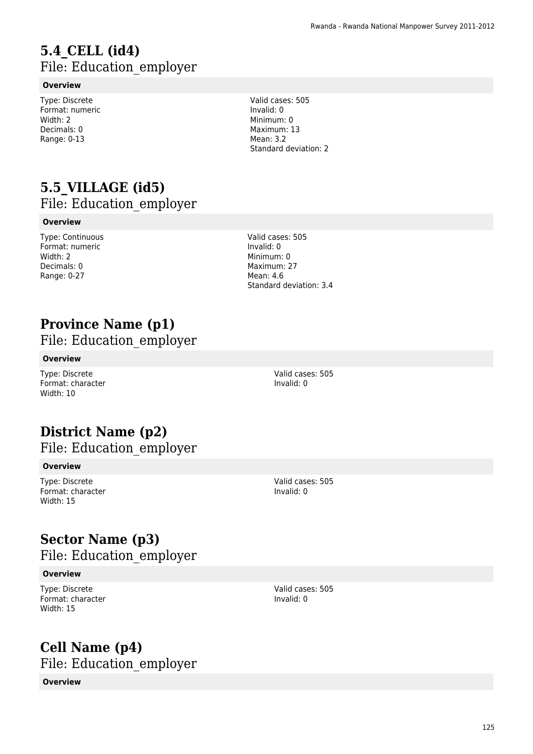# 5.4_CELL (id4)

File: Education_employer

**Overview**

Type: Discrete
Format: numeric
Width: 2
Decimals: 0
Range: 0-13

Valid cases: 505
Invalid: 0
Minimum: 0
Maximum: 13
Mean: 3.2
Standard deviation: 2

# 5.5_VILLAGE (id5)

File: Education_employer

**Overview**

Type: Continuous
Format: numeric
Width: 2
Decimals: 0
Range: 0-27

Valid cases: 505
Invalid: 0
Minimum: 0
Maximum: 27
Mean: 4.6
Standard deviation: 3.4

# Province Name (p1)

File: Education_employer

**Overview**

Type: Discrete
Format: character
Width: 10

Valid cases: 505
Invalid: 0

# District Name (p2)

File: Education_employer

**Overview**

Type: Discrete
Format: character
Width: 15

Valid cases: 505
Invalid: 0

# Sector Name (p3)

File: Education_employer

**Overview**

Type: Discrete
Format: character
Width: 15

Valid cases: 505
Invalid: 0

# Cell Name (p4)

File: Education_employer

**Overview**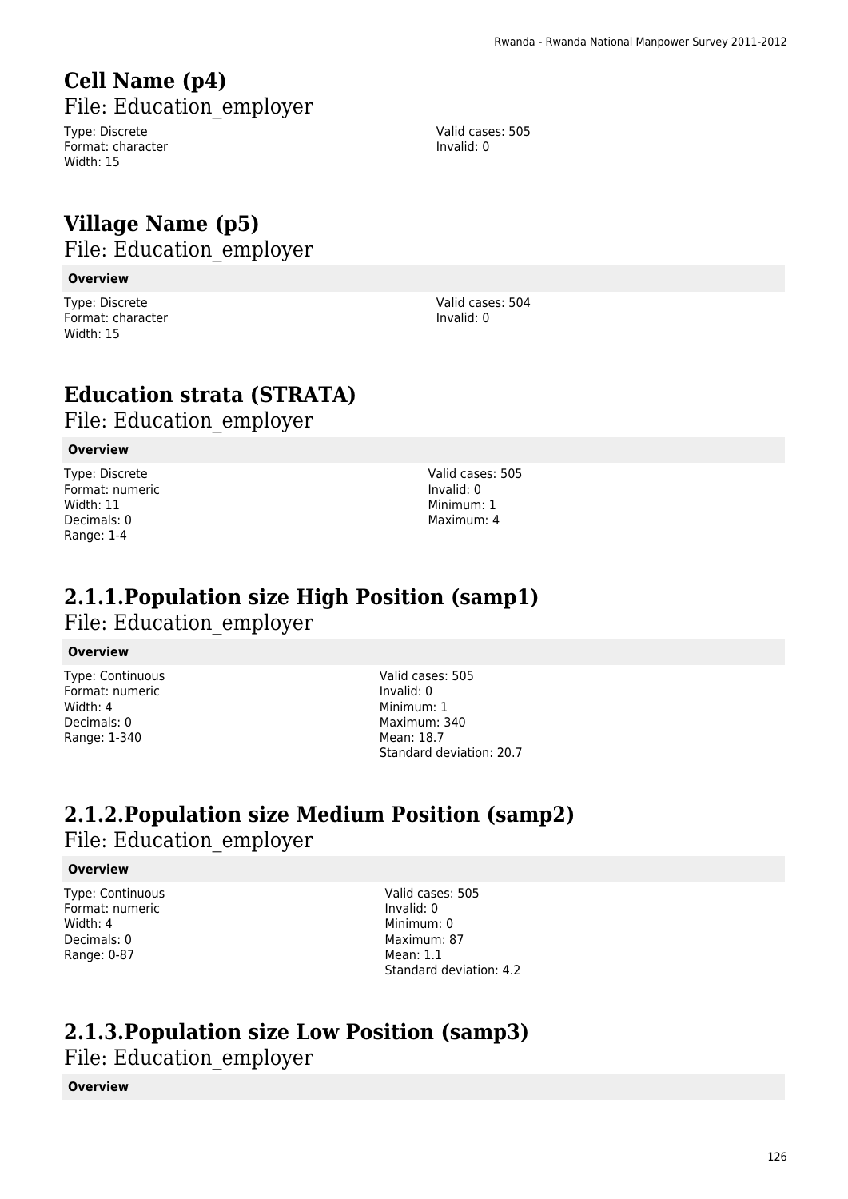# Cell Name (p4)

File: Education_employer

Type: Discrete
Format: character
Width: 15

Valid cases: 505
Invalid: 0

# Village Name (p5)

File: Education_employer

**Overview**

Type: Discrete
Format: character
Width: 15

Valid cases: 504
Invalid: 0

# Education strata (STRATA)

File: Education_employer

**Overview**

Type: Discrete
Format: numeric
Width: 11
Decimals: 0
Range: 1-4

Valid cases: 505
Invalid: 0
Minimum: 1
Maximum: 4

# 2.1.1.Population size High Position (samp1)

File: Education_employer

**Overview**

Type: Continuous
Format: numeric
Width: 4
Decimals: 0
Range: 1-340

Valid cases: 505
Invalid: 0
Minimum: 1
Maximum: 340
Mean: 18.7
Standard deviation: 20.7

# 2.1.2.Population size Medium Position (samp2)

File: Education_employer

**Overview**

Type: Continuous
Format: numeric
Width: 4
Decimals: 0
Range: 0-87

Valid cases: 505
Invalid: 0
Minimum: 0
Maximum: 87
Mean: 1.1
Standard deviation: 4.2

# 2.1.3.Population size Low Position (samp3)

File: Education_employer

**Overview**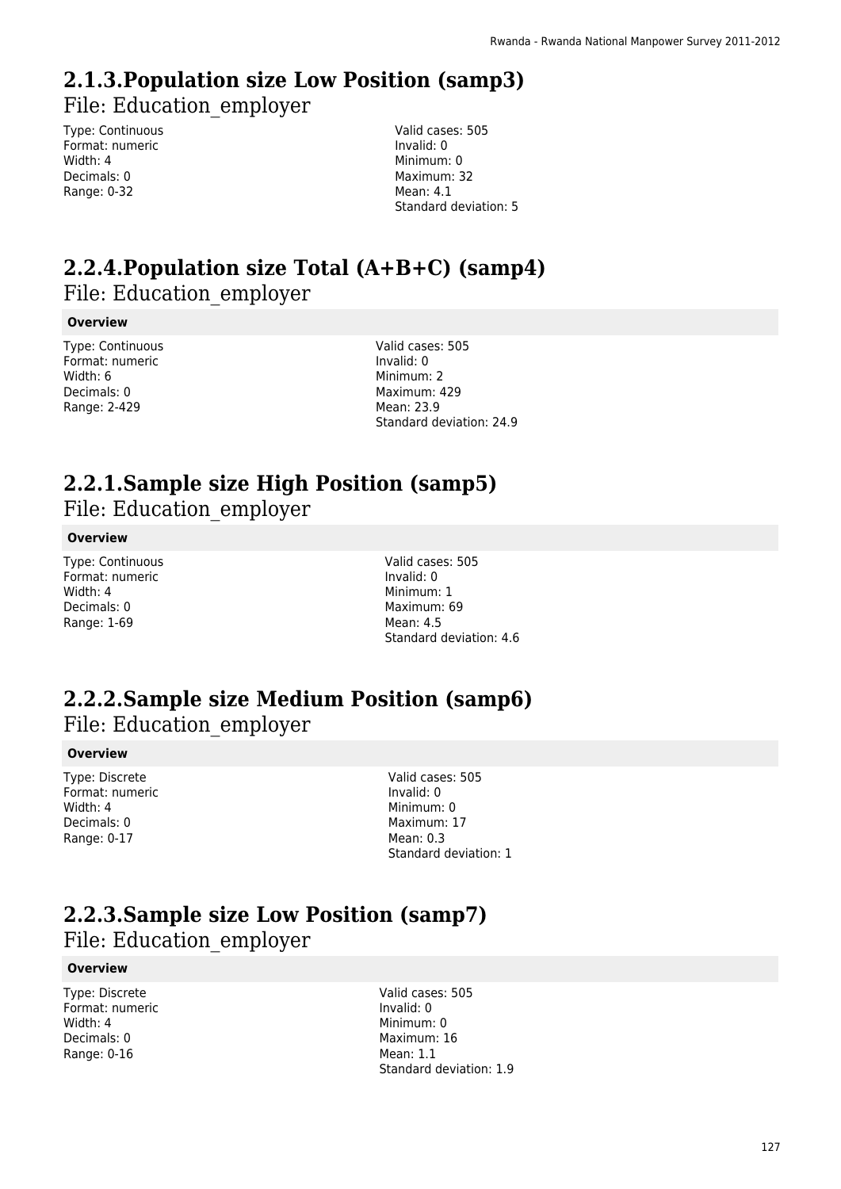## 2.1.3.Population size Low Position (samp3)

File: Education_employer

Type: Continuous
Format: numeric
Width: 4
Decimals: 0
Range: 0-32

Valid cases: 505
Invalid: 0
Minimum: 0
Maximum: 32
Mean: 4.1
Standard deviation: 5

## 2.2.4.Population size Total (A+B+C) (samp4)

File: Education_employer

**Overview**

Type: Continuous
Format: numeric
Width: 6
Decimals: 0
Range: 2-429

Valid cases: 505
Invalid: 0
Minimum: 2
Maximum: 429
Mean: 23.9
Standard deviation: 24.9

## 2.2.1.Sample size High Position (samp5)

File: Education_employer

**Overview**

Type: Continuous
Format: numeric
Width: 4
Decimals: 0
Range: 1-69

Valid cases: 505
Invalid: 0
Minimum: 1
Maximum: 69
Mean: 4.5
Standard deviation: 4.6

## 2.2.2.Sample size Medium Position (samp6)

File: Education_employer

**Overview**

Type: Discrete
Format: numeric
Width: 4
Decimals: 0
Range: 0-17

Valid cases: 505
Invalid: 0
Minimum: 0
Maximum: 17
Mean: 0.3
Standard deviation: 1

## 2.2.3.Sample size Low Position (samp7)

File: Education_employer

**Overview**

Type: Discrete
Format: numeric
Width: 4
Decimals: 0
Range: 0-16

Valid cases: 505
Invalid: 0
Minimum: 0
Maximum: 16
Mean: 1.1
Standard deviation: 1.9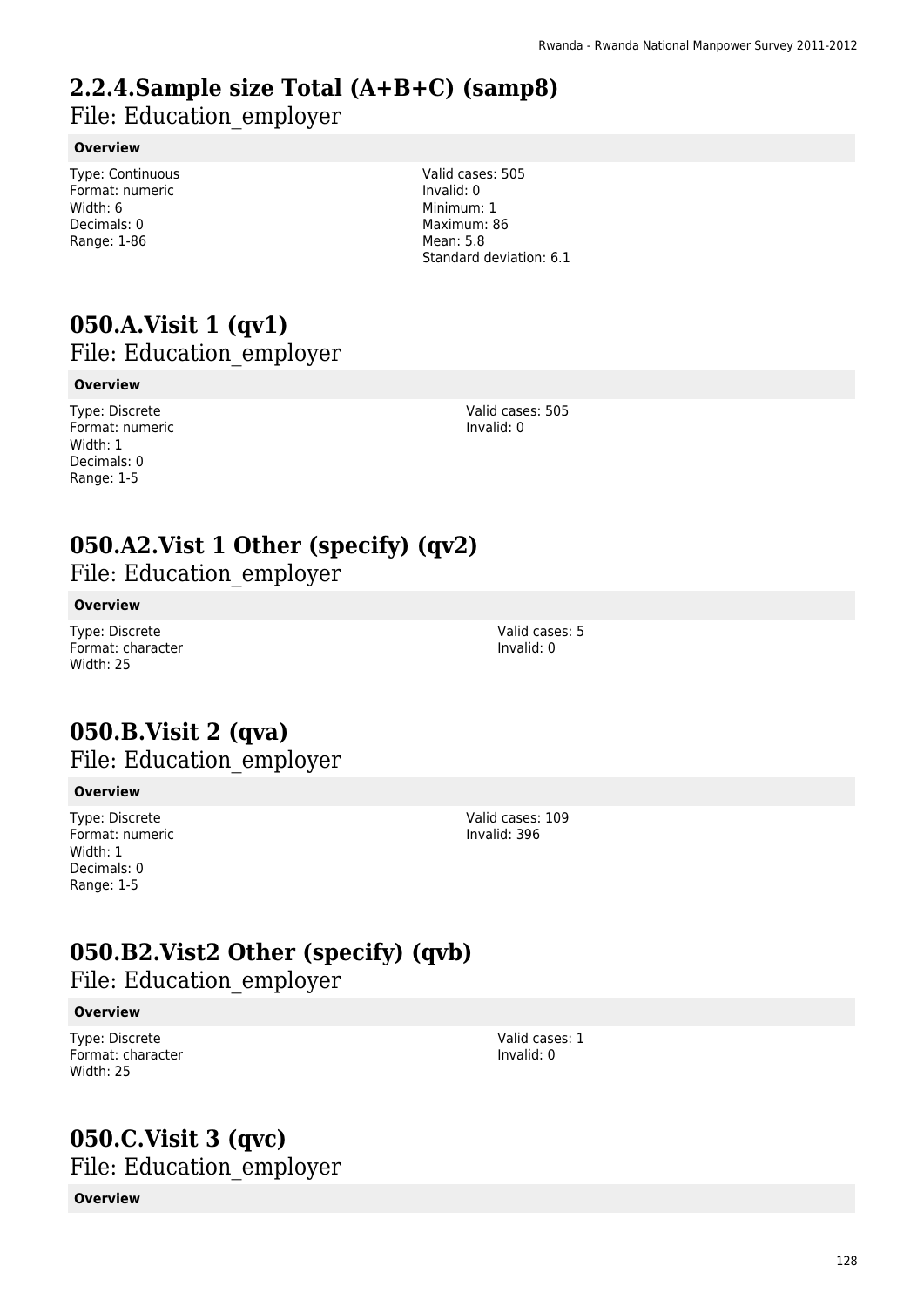# 2.2.4.Sample size Total (A+B+C) (samp8)

File: Education_employer

**Overview**

Type: Continuous
Format: numeric
Width: 6
Decimals: 0
Range: 1-86

Valid cases: 505
Invalid: 0
Minimum: 1
Maximum: 86
Mean: 5.8
Standard deviation: 6.1

# 050.A.Visit 1 (qv1)

File: Education_employer

**Overview**

Type: Discrete
Format: numeric
Width: 1
Decimals: 0
Range: 1-5

Valid cases: 505
Invalid: 0

# 050.A2.Vist 1 Other (specify) (qv2)

File: Education_employer

**Overview**

Type: Discrete
Format: character
Width: 25

Valid cases: 5
Invalid: 0

# 050.B.Visit 2 (qva)

File: Education_employer

**Overview**

Type: Discrete
Format: numeric
Width: 1
Decimals: 0
Range: 1-5

Valid cases: 109
Invalid: 396

# 050.B2.Vist2 Other (specify) (qvb)

File: Education_employer

**Overview**

Type: Discrete
Format: character
Width: 25

Valid cases: 1
Invalid: 0

# 050.C.Visit 3 (qvc)

File: Education_employer

**Overview**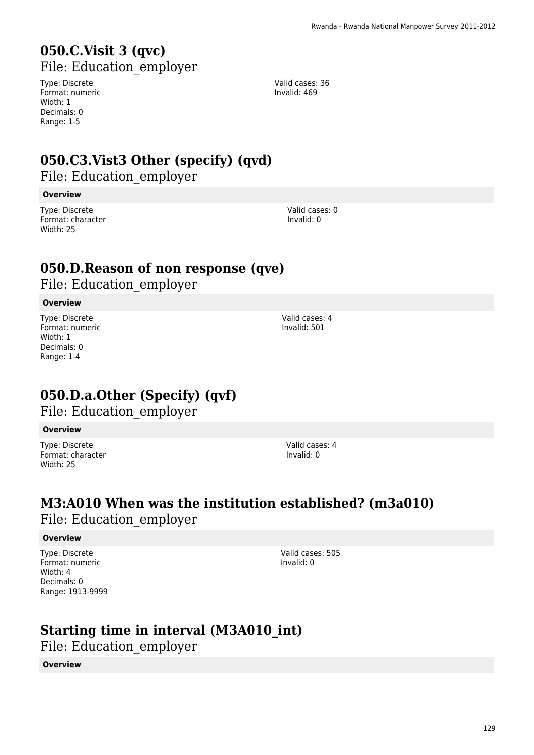## 050.C.Visit 3 (qvc)

File: Education_employer

Type: Discrete
Format: numeric
Width: 1
Decimals: 0
Range: 1-5

Valid cases: 36
Invalid: 469

## 050.C3.Vist3 Other (specify) (qvd)

File: Education_employer

**Overview**

Type: Discrete
Format: character
Width: 25

Valid cases: 0
Invalid: 0

## 050.D.Reason of non response (qve)

File: Education_employer

**Overview**

Type: Discrete
Format: numeric
Width: 1
Decimals: 0
Range: 1-4

Valid cases: 4
Invalid: 501

## 050.D.a.Other (Specify) (qvf)

File: Education_employer

**Overview**

Type: Discrete
Format: character
Width: 25

Valid cases: 4
Invalid: 0

## M3:A010 When was the institution established? (m3a010)

File: Education_employer

**Overview**

Type: Discrete
Format: numeric
Width: 4
Decimals: 0
Range: 1913-9999

Valid cases: 505
Invalid: 0

## Starting time in interval (M3A010_int)

File: Education_employer

**Overview**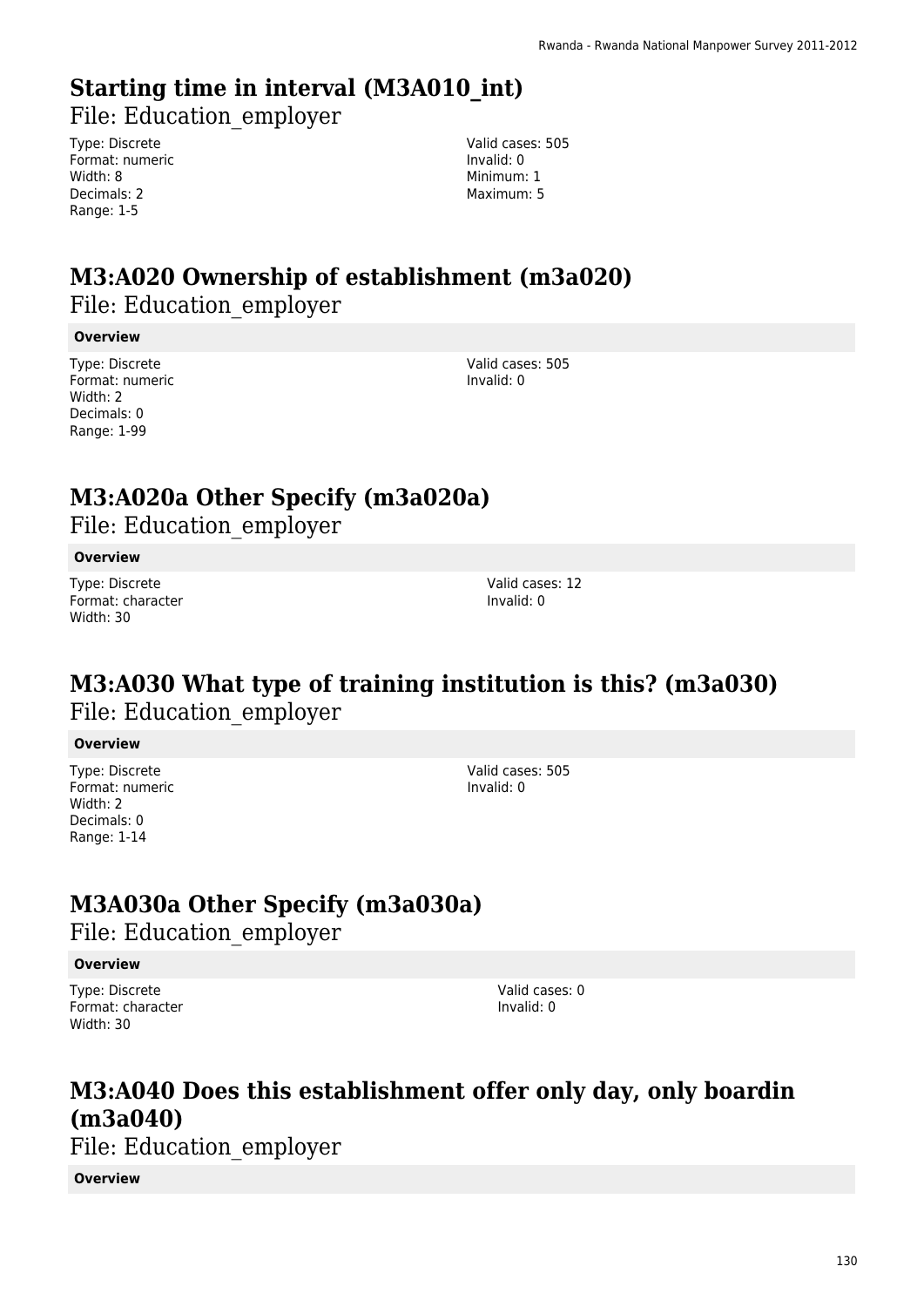## Starting time in interval (M3A010_int)

File: Education_employer

Type: Discrete
Format: numeric
Width: 8
Decimals: 2
Range: 1-5

Valid cases: 505
Invalid: 0
Minimum: 1
Maximum: 5

## M3:A020 Ownership of establishment (m3a020)

File: Education_employer

**Overview**

Type: Discrete
Format: numeric
Width: 2
Decimals: 0
Range: 1-99

Valid cases: 505
Invalid: 0

## M3:A020a Other Specify (m3a020a)

File: Education_employer

**Overview**

Type: Discrete
Format: character
Width: 30

Valid cases: 12
Invalid: 0

## M3:A030 What type of training institution is this? (m3a030)

File: Education_employer

**Overview**

Type: Discrete
Format: numeric
Width: 2
Decimals: 0
Range: 1-14

Valid cases: 505
Invalid: 0

## M3A030a Other Specify (m3a030a)

File: Education_employer

**Overview**

Type: Discrete
Format: character
Width: 30

Valid cases: 0
Invalid: 0

## M3:A040 Does this establishment offer only day, only boardin (m3a040)

File: Education_employer

**Overview**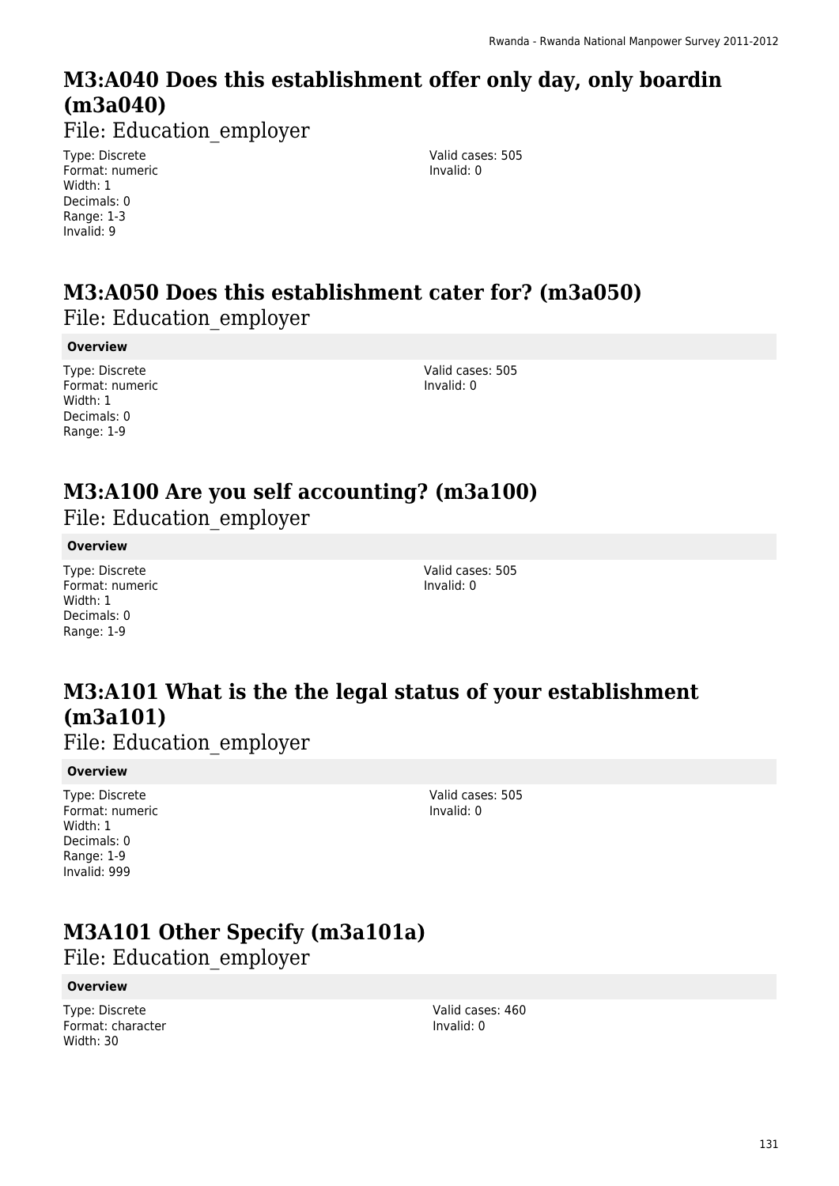# M3:A040 Does this establishment offer only day, only boardin (m3a040)

File: Education_employer

Type: Discrete
Format: numeric
Width: 1
Decimals: 0
Range: 1-3
Invalid: 9

Valid cases: 505
Invalid: 0

# M3:A050 Does this establishment cater for? (m3a050)

File: Education_employer

**Overview**

Type: Discrete
Format: numeric
Width: 1
Decimals: 0
Range: 1-9

Valid cases: 505
Invalid: 0

# M3:A100 Are you self accounting? (m3a100)

File: Education_employer

**Overview**

Type: Discrete
Format: numeric
Width: 1
Decimals: 0
Range: 1-9

Valid cases: 505
Invalid: 0

# M3:A101 What is the the legal status of your establishment (m3a101)

File: Education_employer

**Overview**

Type: Discrete
Format: numeric
Width: 1
Decimals: 0
Range: 1-9
Invalid: 999

Valid cases: 505
Invalid: 0

# M3A101 Other Specify (m3a101a)

File: Education_employer

**Overview**

Type: Discrete
Format: character
Width: 30

Valid cases: 460
Invalid: 0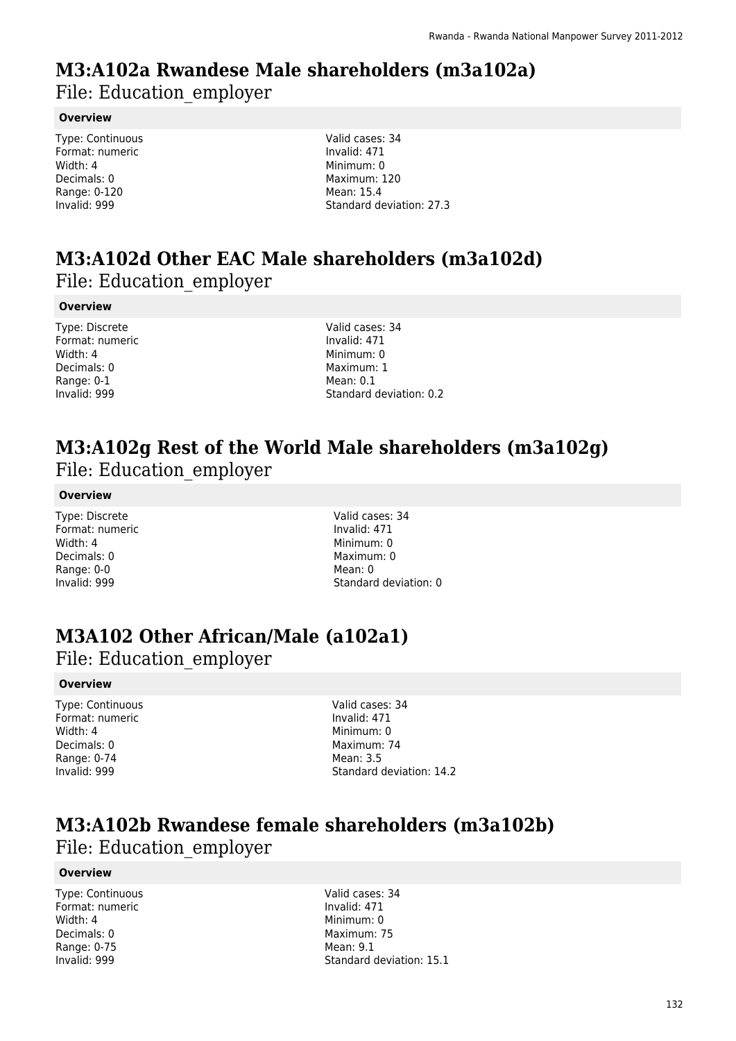# M3:A102a Rwandese Male shareholders (m3a102a)

File: Education_employer

**Overview**

Type: Continuous
Format: numeric
Width: 4
Decimals: 0
Range: 0-120
Invalid: 999

Valid cases: 34
Invalid: 471
Minimum: 0
Maximum: 120
Mean: 15.4
Standard deviation: 27.3

# M3:A102d Other EAC Male shareholders (m3a102d)

File: Education_employer

**Overview**

Type: Discrete
Format: numeric
Width: 4
Decimals: 0
Range: 0-1
Invalid: 999

Valid cases: 34
Invalid: 471
Minimum: 0
Maximum: 1
Mean: 0.1
Standard deviation: 0.2

# M3:A102g Rest of the World Male shareholders (m3a102g)

File: Education_employer

**Overview**

Type: Discrete
Format: numeric
Width: 4
Decimals: 0
Range: 0-0
Invalid: 999

Valid cases: 34
Invalid: 471
Minimum: 0
Maximum: 0
Mean: 0
Standard deviation: 0

# M3A102 Other African/Male (a102a1)

File: Education_employer

**Overview**

Type: Continuous
Format: numeric
Width: 4
Decimals: 0
Range: 0-74
Invalid: 999

Valid cases: 34
Invalid: 471
Minimum: 0
Maximum: 74
Mean: 3.5
Standard deviation: 14.2

# M3:A102b Rwandese female shareholders (m3a102b)

File: Education_employer

**Overview**

Type: Continuous
Format: numeric
Width: 4
Decimals: 0
Range: 0-75
Invalid: 999

Valid cases: 34
Invalid: 471
Minimum: 0
Maximum: 75
Mean: 9.1
Standard deviation: 15.1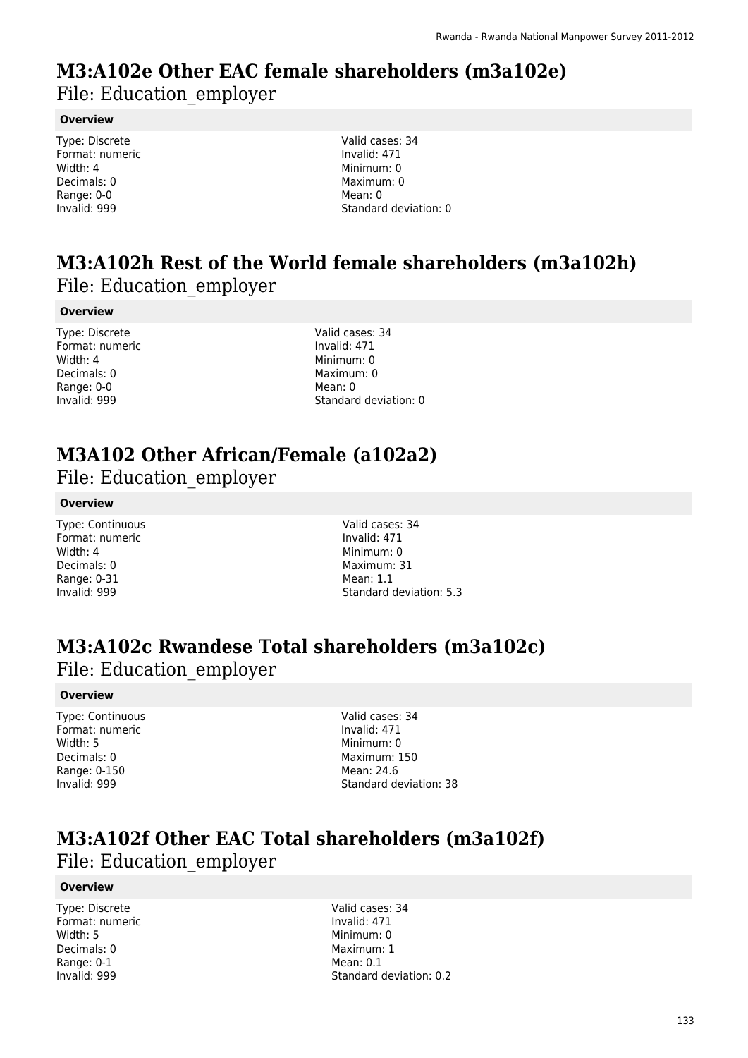# M3:A102e Other EAC female shareholders (m3a102e)

File: Education_employer

**Overview**

Type: Discrete
Format: numeric
Width: 4
Decimals: 0
Range: 0-0
Invalid: 999

Valid cases: 34
Invalid: 471
Minimum: 0
Maximum: 0
Mean: 0
Standard deviation: 0

# M3:A102h Rest of the World female shareholders (m3a102h)

File: Education_employer

**Overview**

Type: Discrete
Format: numeric
Width: 4
Decimals: 0
Range: 0-0
Invalid: 999

Valid cases: 34
Invalid: 471
Minimum: 0
Maximum: 0
Mean: 0
Standard deviation: 0

# M3A102 Other African/Female (a102a2)

File: Education_employer

**Overview**

Type: Continuous
Format: numeric
Width: 4
Decimals: 0
Range: 0-31
Invalid: 999

Valid cases: 34
Invalid: 471
Minimum: 0
Maximum: 31
Mean: 1.1
Standard deviation: 5.3

# M3:A102c Rwandese Total shareholders (m3a102c)

File: Education_employer

**Overview**

Type: Continuous
Format: numeric
Width: 5
Decimals: 0
Range: 0-150
Invalid: 999

Valid cases: 34
Invalid: 471
Minimum: 0
Maximum: 150
Mean: 24.6
Standard deviation: 38

# M3:A102f Other EAC Total shareholders (m3a102f)

File: Education_employer

**Overview**

Type: Discrete
Format: numeric
Width: 5
Decimals: 0
Range: 0-1
Invalid: 999

Valid cases: 34
Invalid: 471
Minimum: 0
Maximum: 1
Mean: 0.1
Standard deviation: 0.2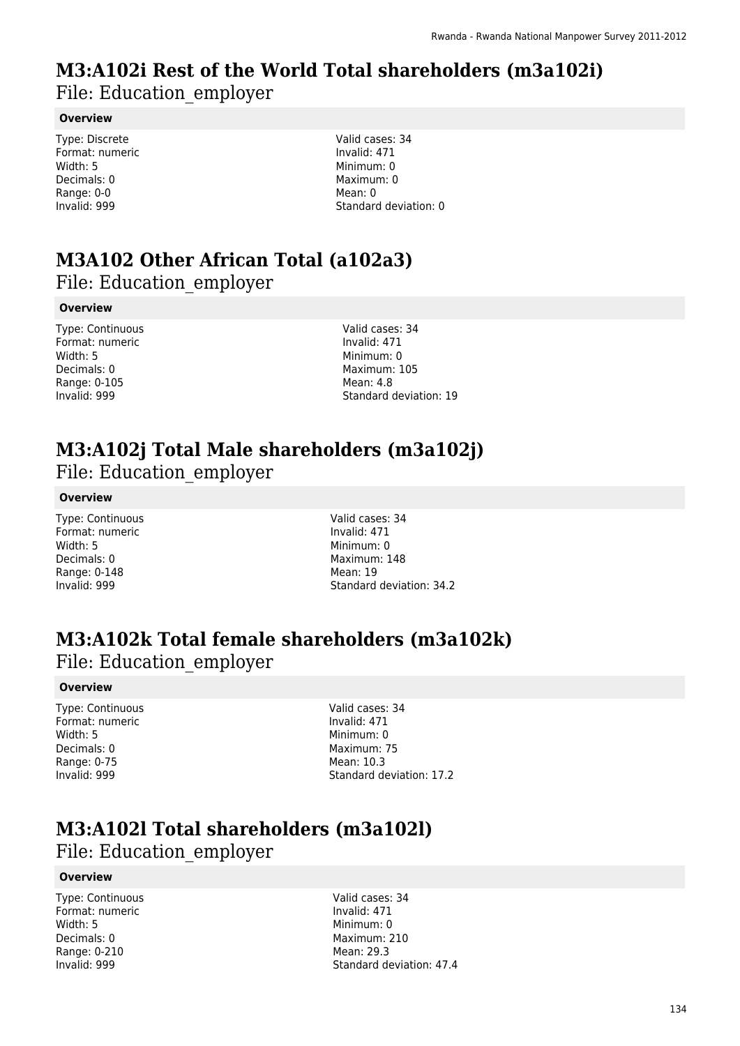# M3:A102i Rest of the World Total shareholders (m3a102i)

File: Education_employer

**Overview**

Type: Discrete
Format: numeric
Width: 5
Decimals: 0
Range: 0-0
Invalid: 999

Valid cases: 34
Invalid: 471
Minimum: 0
Maximum: 0
Mean: 0
Standard deviation: 0

# M3A102 Other African Total (a102a3)

File: Education_employer

**Overview**

Type: Continuous
Format: numeric
Width: 5
Decimals: 0
Range: 0-105
Invalid: 999

Valid cases: 34
Invalid: 471
Minimum: 0
Maximum: 105
Mean: 4.8
Standard deviation: 19

# M3:A102j Total Male shareholders (m3a102j)

File: Education_employer

**Overview**

Type: Continuous
Format: numeric
Width: 5
Decimals: 0
Range: 0-148
Invalid: 999

Valid cases: 34
Invalid: 471
Minimum: 0
Maximum: 148
Mean: 19
Standard deviation: 34.2

# M3:A102k Total female shareholders (m3a102k)

File: Education_employer

**Overview**

Type: Continuous
Format: numeric
Width: 5
Decimals: 0
Range: 0-75
Invalid: 999

Valid cases: 34
Invalid: 471
Minimum: 0
Maximum: 75
Mean: 10.3
Standard deviation: 17.2

# M3:A102l Total shareholders (m3a102l)

File: Education_employer

**Overview**

Type: Continuous
Format: numeric
Width: 5
Decimals: 0
Range: 0-210
Invalid: 999

Valid cases: 34
Invalid: 471
Minimum: 0
Maximum: 210
Mean: 29.3
Standard deviation: 47.4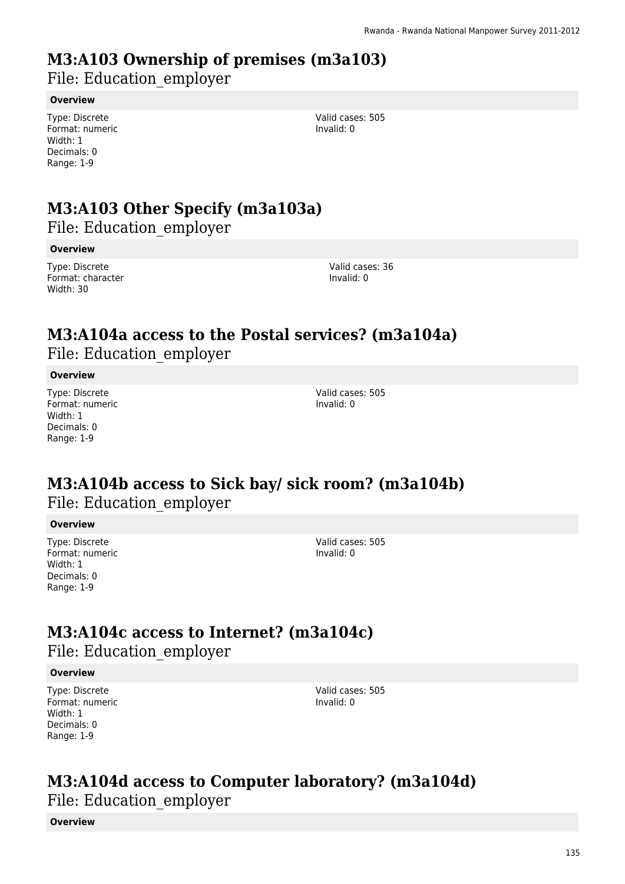# M3:A103 Ownership of premises (m3a103)

File: Education_employer

**Overview**

Type: Discrete
Format: numeric
Width: 1
Decimals: 0
Range: 1-9

Valid cases: 505
Invalid: 0

# M3:A103 Other Specify (m3a103a)

File: Education_employer

**Overview**

Type: Discrete
Format: character
Width: 30

Valid cases: 36
Invalid: 0

# M3:A104a access to the Postal services? (m3a104a)

File: Education_employer

**Overview**

Type: Discrete
Format: numeric
Width: 1
Decimals: 0
Range: 1-9

Valid cases: 505
Invalid: 0

# M3:A104b access to Sick bay/ sick room? (m3a104b)

File: Education_employer

**Overview**

Type: Discrete
Format: numeric
Width: 1
Decimals: 0
Range: 1-9

Valid cases: 505
Invalid: 0

# M3:A104c access to Internet? (m3a104c)

File: Education_employer

**Overview**

Type: Discrete
Format: numeric
Width: 1
Decimals: 0
Range: 1-9

Valid cases: 505
Invalid: 0

# M3:A104d access to Computer laboratory? (m3a104d)

File: Education_employer

**Overview**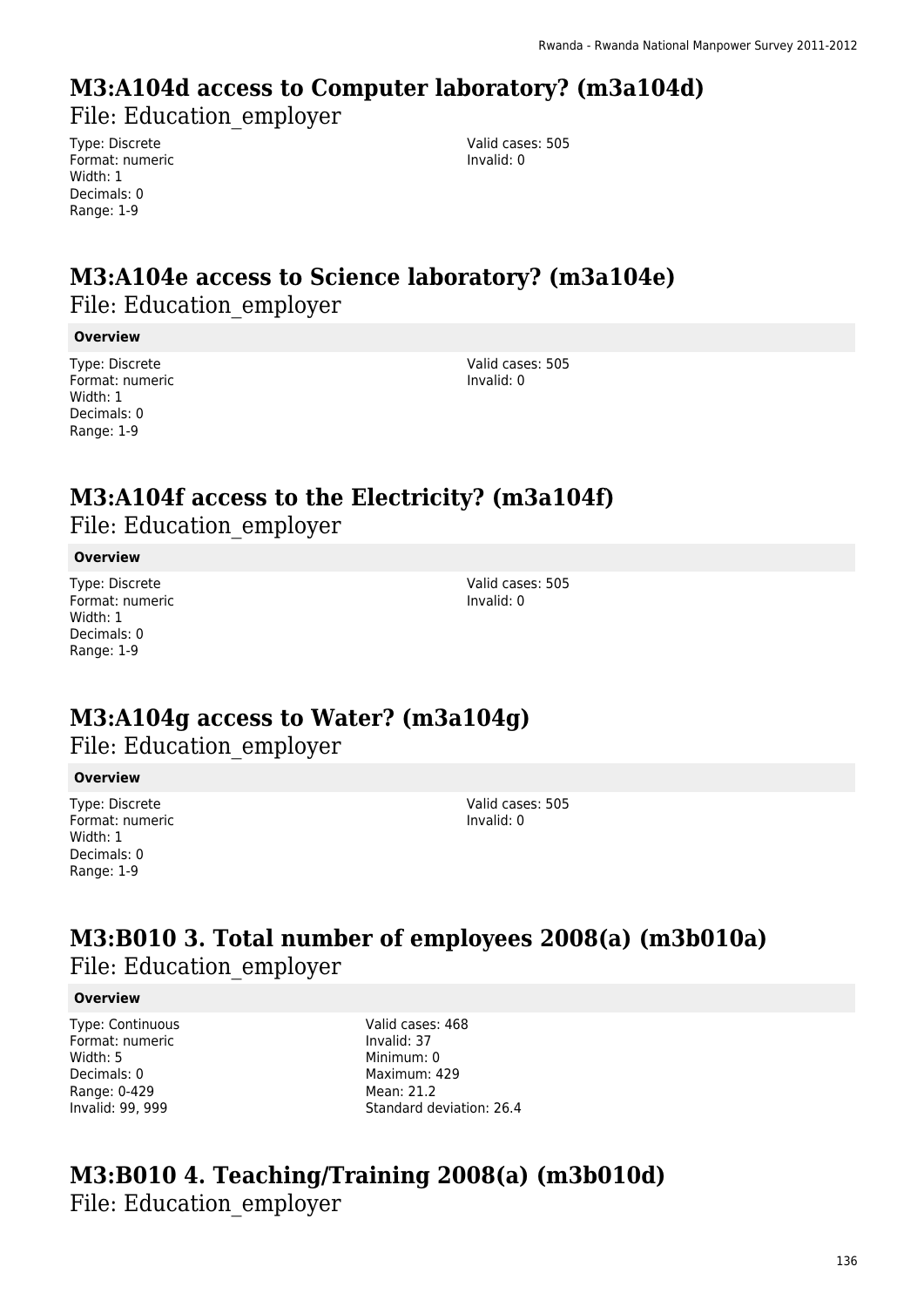# M3:A104d access to Computer laboratory? (m3a104d)

File: Education_employer

Type: Discrete
Format: numeric
Width: 1
Decimals: 0
Range: 1-9

Valid cases: 505
Invalid: 0

# M3:A104e access to Science laboratory? (m3a104e)

File: Education_employer

**Overview**

Type: Discrete
Format: numeric
Width: 1
Decimals: 0
Range: 1-9

Valid cases: 505
Invalid: 0

# M3:A104f access to the Electricity? (m3a104f)

File: Education_employer

**Overview**

Type: Discrete
Format: numeric
Width: 1
Decimals: 0
Range: 1-9

Valid cases: 505
Invalid: 0

# M3:A104g access to Water? (m3a104g)

File: Education_employer

**Overview**

Type: Discrete
Format: numeric
Width: 1
Decimals: 0
Range: 1-9

Valid cases: 505
Invalid: 0

# M3:B010 3. Total number of employees 2008(a) (m3b010a)

File: Education_employer

**Overview**

Type: Continuous
Format: numeric
Width: 5
Decimals: 0
Range: 0-429
Invalid: 99, 999

Valid cases: 468
Invalid: 37
Minimum: 0
Maximum: 429
Mean: 21.2
Standard deviation: 26.4

# M3:B010 4. Teaching/Training 2008(a) (m3b010d)

File: Education_employer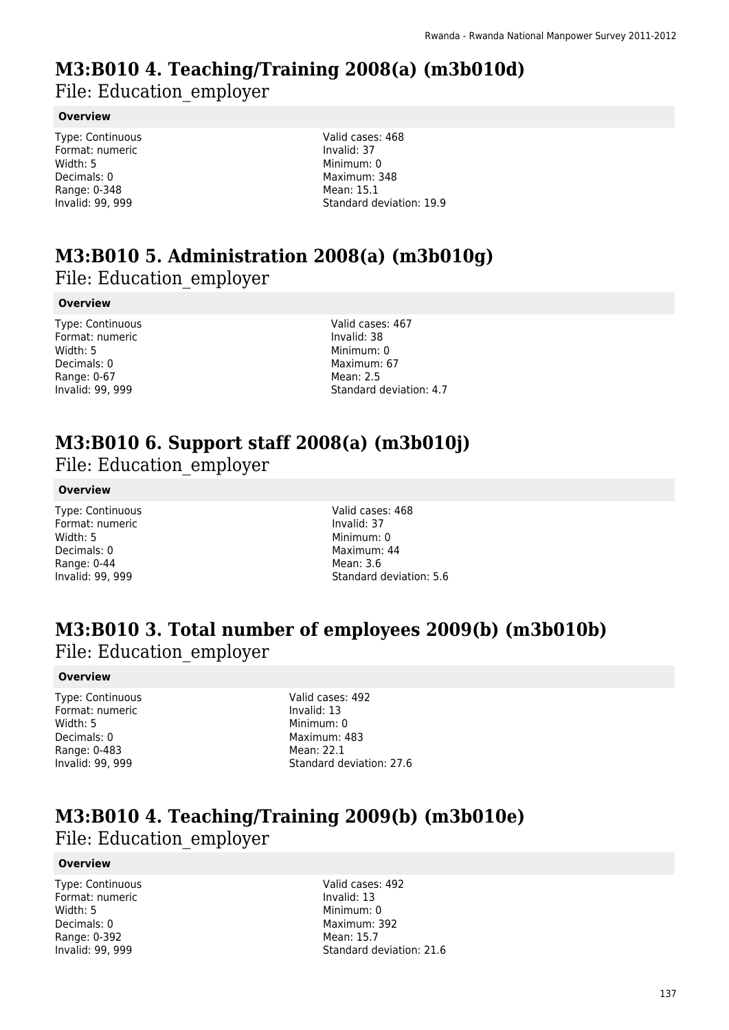# M3:B010 4. Teaching/Training 2008(a) (m3b010d)

File: Education_employer

**Overview**

Type: Continuous
Format: numeric
Width: 5
Decimals: 0
Range: 0-348
Invalid: 99, 999

Valid cases: 468
Invalid: 37
Minimum: 0
Maximum: 348
Mean: 15.1
Standard deviation: 19.9

# M3:B010 5. Administration 2008(a) (m3b010g)

File: Education_employer

**Overview**

Type: Continuous
Format: numeric
Width: 5
Decimals: 0
Range: 0-67
Invalid: 99, 999

Valid cases: 467
Invalid: 38
Minimum: 0
Maximum: 67
Mean: 2.5
Standard deviation: 4.7

# M3:B010 6. Support staff 2008(a) (m3b010j)

File: Education_employer

**Overview**

Type: Continuous
Format: numeric
Width: 5
Decimals: 0
Range: 0-44
Invalid: 99, 999

Valid cases: 468
Invalid: 37
Minimum: 0
Maximum: 44
Mean: 3.6
Standard deviation: 5.6

# M3:B010 3. Total number of employees 2009(b) (m3b010b)

File: Education_employer

**Overview**

Type: Continuous
Format: numeric
Width: 5
Decimals: 0
Range: 0-483
Invalid: 99, 999

Valid cases: 492
Invalid: 13
Minimum: 0
Maximum: 483
Mean: 22.1
Standard deviation: 27.6

# M3:B010 4. Teaching/Training 2009(b) (m3b010e)

File: Education_employer

**Overview**

Type: Continuous
Format: numeric
Width: 5
Decimals: 0
Range: 0-392
Invalid: 99, 999

Valid cases: 492
Invalid: 13
Minimum: 0
Maximum: 392
Mean: 15.7
Standard deviation: 21.6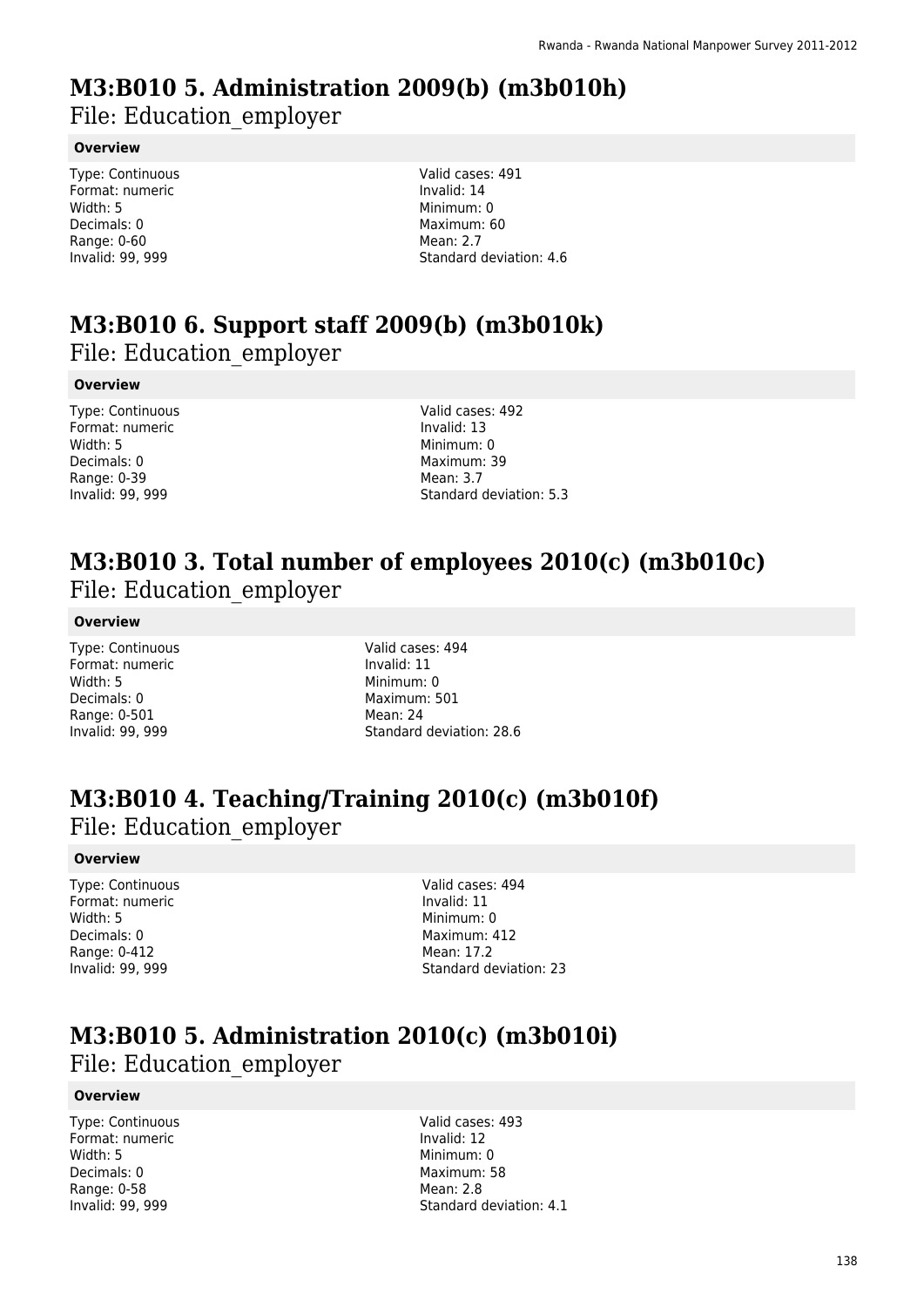# M3:B010 5. Administration 2009(b) (m3b010h)

File: Education_employer

**Overview**

Type: Continuous
Format: numeric
Width: 5
Decimals: 0
Range: 0-60
Invalid: 99, 999

Valid cases: 491
Invalid: 14
Minimum: 0
Maximum: 60
Mean: 2.7
Standard deviation: 4.6

# M3:B010 6. Support staff 2009(b) (m3b010k)

File: Education_employer

**Overview**

Type: Continuous
Format: numeric
Width: 5
Decimals: 0
Range: 0-39
Invalid: 99, 999

Valid cases: 492
Invalid: 13
Minimum: 0
Maximum: 39
Mean: 3.7
Standard deviation: 5.3

# M3:B010 3. Total number of employees 2010(c) (m3b010c)

File: Education_employer

**Overview**

Type: Continuous
Format: numeric
Width: 5
Decimals: 0
Range: 0-501
Invalid: 99, 999

Valid cases: 494
Invalid: 11
Minimum: 0
Maximum: 501
Mean: 24
Standard deviation: 28.6

# M3:B010 4. Teaching/Training 2010(c) (m3b010f)

File: Education_employer

**Overview**

Type: Continuous
Format: numeric
Width: 5
Decimals: 0
Range: 0-412
Invalid: 99, 999

Valid cases: 494
Invalid: 11
Minimum: 0
Maximum: 412
Mean: 17.2
Standard deviation: 23

# M3:B010 5. Administration 2010(c) (m3b010i)

File: Education_employer

**Overview**

Type: Continuous
Format: numeric
Width: 5
Decimals: 0
Range: 0-58
Invalid: 99, 999

Valid cases: 493
Invalid: 12
Minimum: 0
Maximum: 58
Mean: 2.8
Standard deviation: 4.1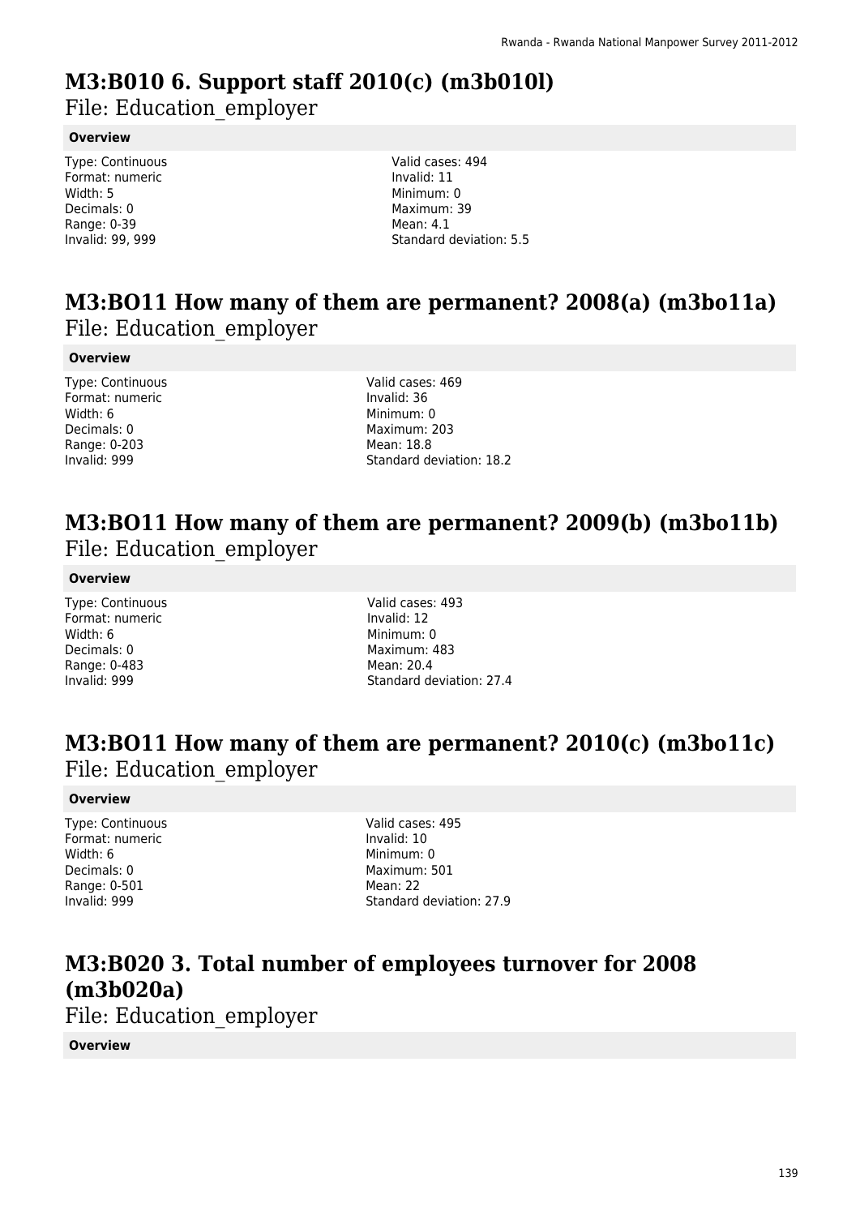# M3:B010 6. Support staff 2010(c) (m3b010l)

File: Education_employer

**Overview**

Type: Continuous
Format: numeric
Width: 5
Decimals: 0
Range: 0-39
Invalid: 99, 999

Valid cases: 494
Invalid: 11
Minimum: 0
Maximum: 39
Mean: 4.1
Standard deviation: 5.5

# M3:BO11 How many of them are permanent? 2008(a) (m3bo11a)

File: Education_employer

**Overview**

Type: Continuous
Format: numeric
Width: 6
Decimals: 0
Range: 0-203
Invalid: 999

Valid cases: 469
Invalid: 36
Minimum: 0
Maximum: 203
Mean: 18.8
Standard deviation: 18.2

# M3:BO11 How many of them are permanent? 2009(b) (m3bo11b)

File: Education_employer

**Overview**

Type: Continuous
Format: numeric
Width: 6
Decimals: 0
Range: 0-483
Invalid: 999

Valid cases: 493
Invalid: 12
Minimum: 0
Maximum: 483
Mean: 20.4
Standard deviation: 27.4

# M3:BO11 How many of them are permanent? 2010(c) (m3bo11c)

File: Education_employer

**Overview**

Type: Continuous
Format: numeric
Width: 6
Decimals: 0
Range: 0-501
Invalid: 999

Valid cases: 495
Invalid: 10
Minimum: 0
Maximum: 501
Mean: 22
Standard deviation: 27.9

# M3:B020 3. Total number of employees turnover for 2008 (m3b020a)

File: Education_employer

**Overview**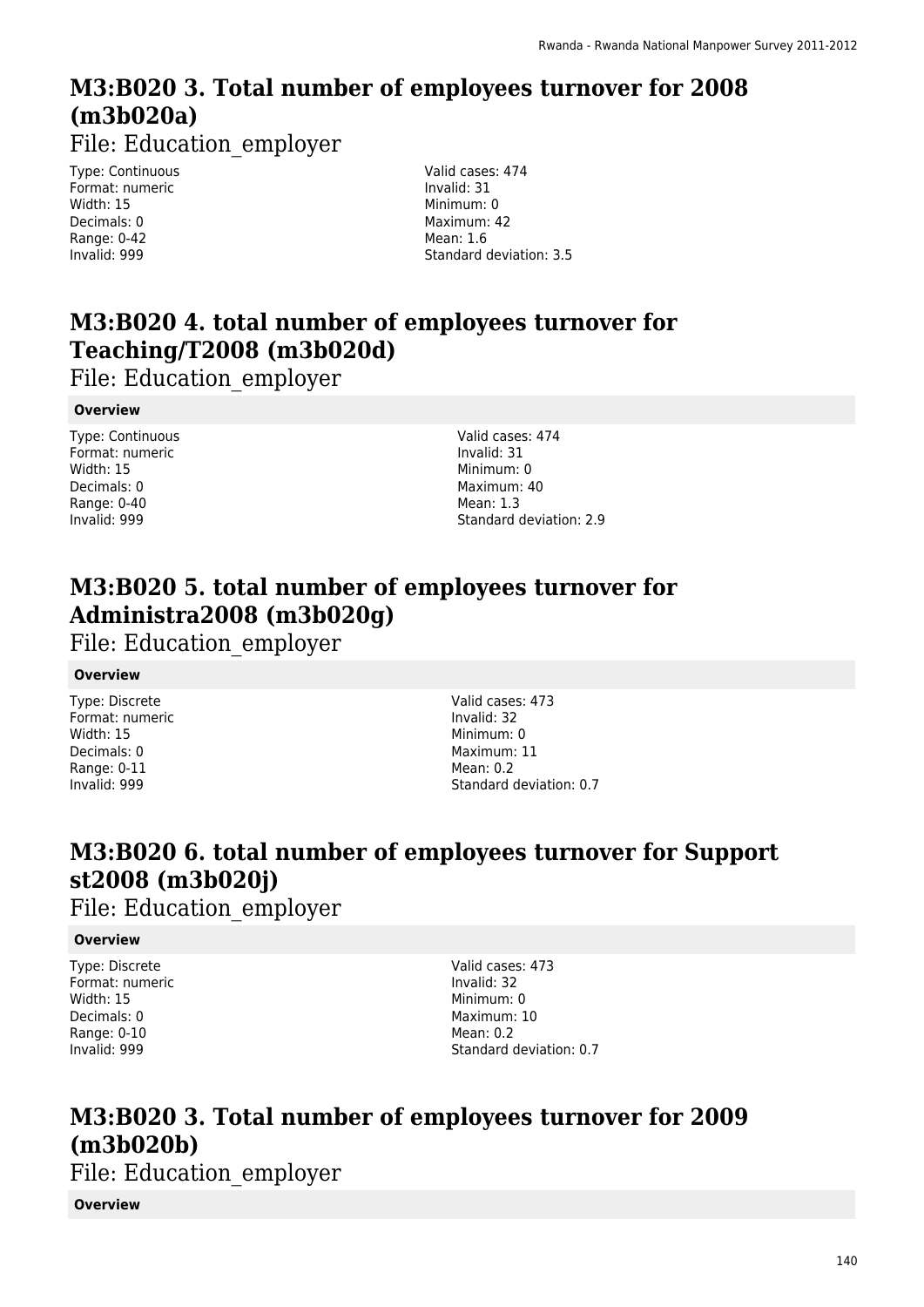# M3:B020 3. Total number of employees turnover for 2008 (m3b020a)

File: Education_employer

Type: Continuous
Format: numeric
Width: 15
Decimals: 0
Range: 0-42
Invalid: 999

Valid cases: 474
Invalid: 31
Minimum: 0
Maximum: 42
Mean: 1.6
Standard deviation: 3.5

# M3:B020 4. total number of employees turnover for Teaching/T2008 (m3b020d)

File: Education_employer

**Overview**

Type: Continuous
Format: numeric
Width: 15
Decimals: 0
Range: 0-40
Invalid: 999

Valid cases: 474
Invalid: 31
Minimum: 0
Maximum: 40
Mean: 1.3
Standard deviation: 2.9

# M3:B020 5. total number of employees turnover for Administra2008 (m3b020g)

File: Education_employer

**Overview**

Type: Discrete
Format: numeric
Width: 15
Decimals: 0
Range: 0-11
Invalid: 999

Valid cases: 473
Invalid: 32
Minimum: 0
Maximum: 11
Mean: 0.2
Standard deviation: 0.7

# M3:B020 6. total number of employees turnover for Support st2008 (m3b020j)

File: Education_employer

**Overview**

Type: Discrete
Format: numeric
Width: 15
Decimals: 0
Range: 0-10
Invalid: 999

Valid cases: 473
Invalid: 32
Minimum: 0
Maximum: 10
Mean: 0.2
Standard deviation: 0.7

# M3:B020 3. Total number of employees turnover for 2009 (m3b020b)

File: Education_employer

**Overview**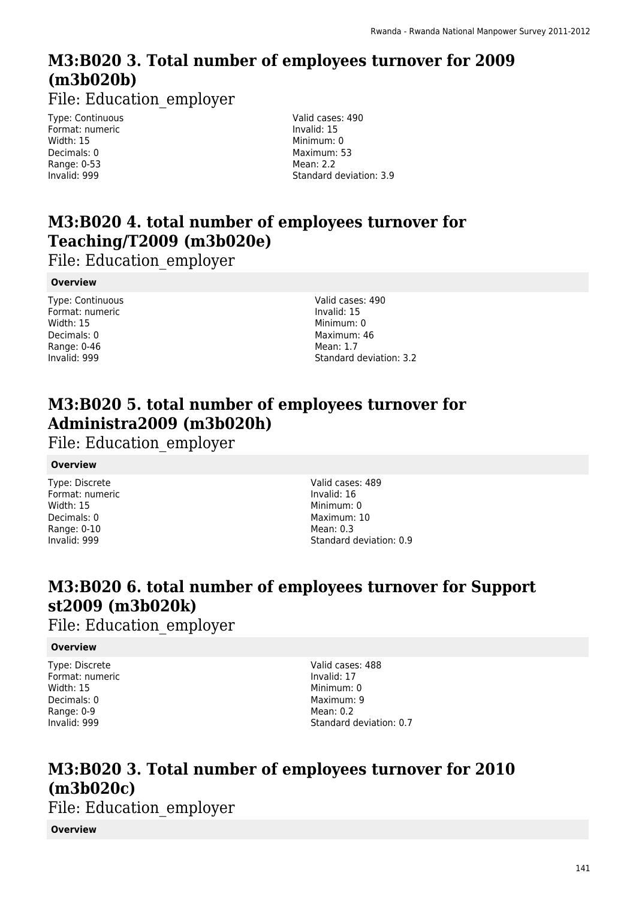# M3:B020 3. Total number of employees turnover for 2009 (m3b020b)

File: Education_employer

Type: Continuous
Format: numeric
Width: 15
Decimals: 0
Range: 0-53
Invalid: 999

Valid cases: 490
Invalid: 15
Minimum: 0
Maximum: 53
Mean: 2.2
Standard deviation: 3.9

# M3:B020 4. total number of employees turnover for Teaching/T2009 (m3b020e)

File: Education_employer

**Overview**

Type: Continuous
Format: numeric
Width: 15
Decimals: 0
Range: 0-46
Invalid: 999

Valid cases: 490
Invalid: 15
Minimum: 0
Maximum: 46
Mean: 1.7
Standard deviation: 3.2

# M3:B020 5. total number of employees turnover for Administra2009 (m3b020h)

File: Education_employer

**Overview**

Type: Discrete
Format: numeric
Width: 15
Decimals: 0
Range: 0-10
Invalid: 999

Valid cases: 489
Invalid: 16
Minimum: 0
Maximum: 10
Mean: 0.3
Standard deviation: 0.9

# M3:B020 6. total number of employees turnover for Support st2009 (m3b020k)

File: Education_employer

**Overview**

Type: Discrete
Format: numeric
Width: 15
Decimals: 0
Range: 0-9
Invalid: 999

Valid cases: 488
Invalid: 17
Minimum: 0
Maximum: 9
Mean: 0.2
Standard deviation: 0.7

# M3:B020 3. Total number of employees turnover for 2010 (m3b020c)

File: Education_employer

**Overview**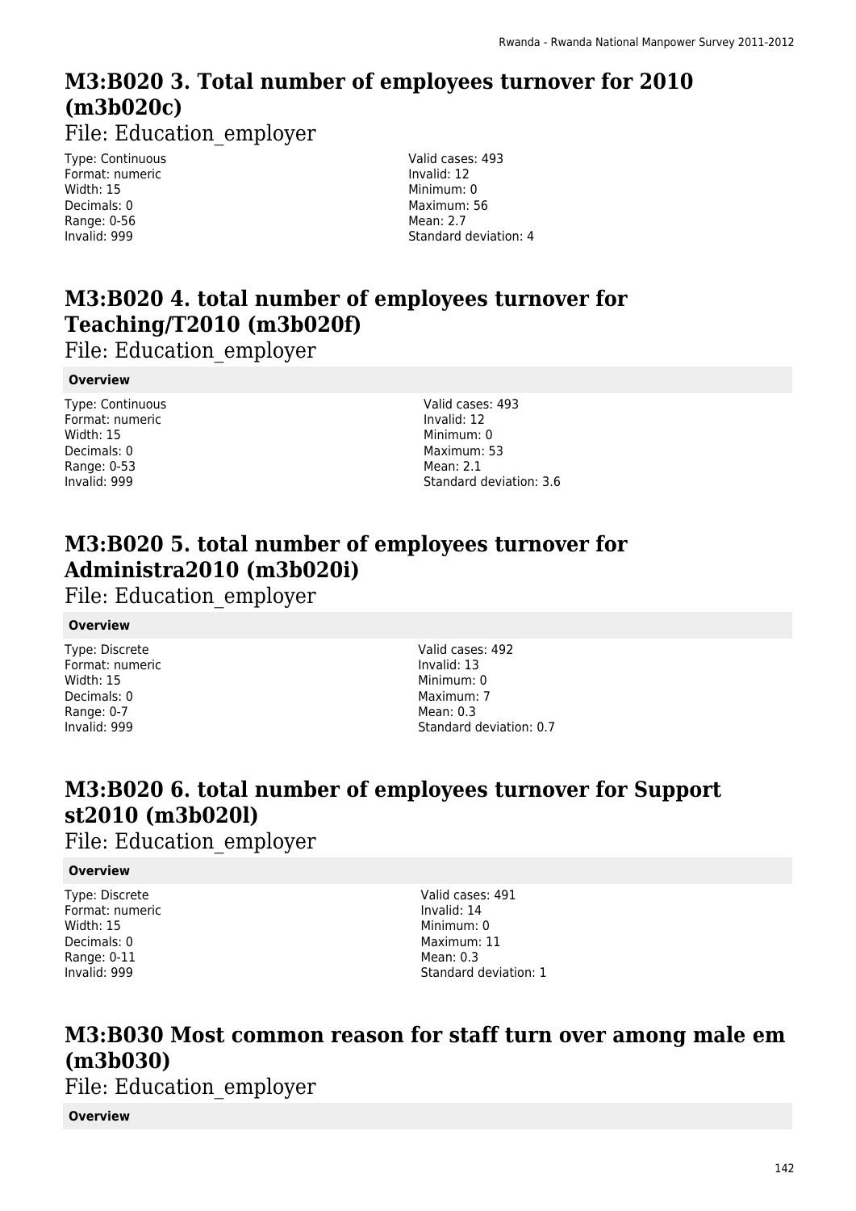## M3:B020 3. Total number of employees turnover for 2010 (m3b020c)

File: Education_employer

Type: Continuous
Format: numeric
Width: 15
Decimals: 0
Range: 0-56
Invalid: 999

Valid cases: 493
Invalid: 12
Minimum: 0
Maximum: 56
Mean: 2.7
Standard deviation: 4

## M3:B020 4. total number of employees turnover for Teaching/T2010 (m3b020f)

File: Education_employer

**Overview**

Type: Continuous
Format: numeric
Width: 15
Decimals: 0
Range: 0-53
Invalid: 999

Valid cases: 493
Invalid: 12
Minimum: 0
Maximum: 53
Mean: 2.1
Standard deviation: 3.6

## M3:B020 5. total number of employees turnover for Administra2010 (m3b020i)

File: Education_employer

**Overview**

Type: Discrete
Format: numeric
Width: 15
Decimals: 0
Range: 0-7
Invalid: 999

Valid cases: 492
Invalid: 13
Minimum: 0
Maximum: 7
Mean: 0.3
Standard deviation: 0.7

## M3:B020 6. total number of employees turnover for Support st2010 (m3b020l)

File: Education_employer

**Overview**

Type: Discrete
Format: numeric
Width: 15
Decimals: 0
Range: 0-11
Invalid: 999

Valid cases: 491
Invalid: 14
Minimum: 0
Maximum: 11
Mean: 0.3
Standard deviation: 1

## M3:B030 Most common reason for staff turn over among male em (m3b030)

File: Education_employer

**Overview**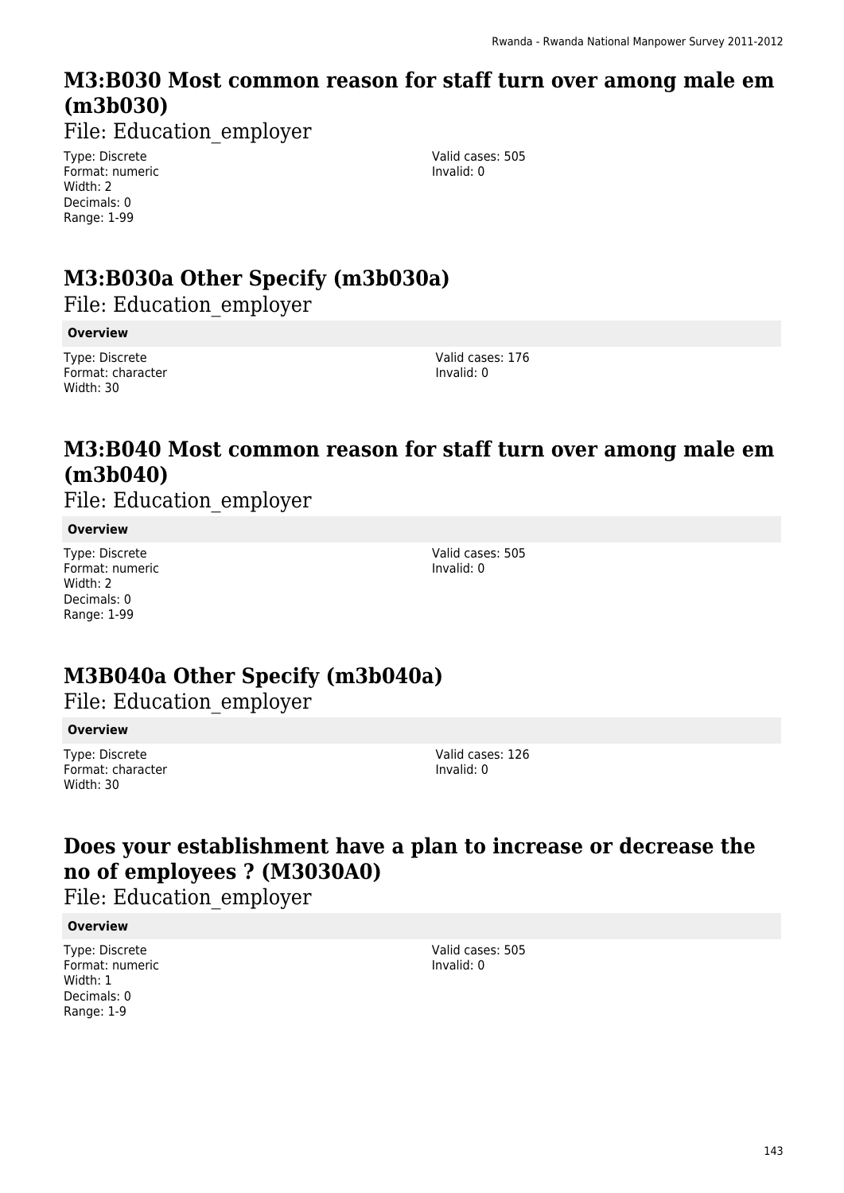## M3:B030 Most common reason for staff turn over among male em (m3b030)

File: Education_employer

Type: Discrete
Format: numeric
Width: 2
Decimals: 0
Range: 1-99

Valid cases: 505
Invalid: 0

## M3:B030a Other Specify (m3b030a)

File: Education_employer

**Overview**

Type: Discrete
Format: character
Width: 30

Valid cases: 176
Invalid: 0

## M3:B040 Most common reason for staff turn over among male em (m3b040)

File: Education_employer

**Overview**

Type: Discrete
Format: numeric
Width: 2
Decimals: 0
Range: 1-99

Valid cases: 505
Invalid: 0

## M3B040a Other Specify (m3b040a)

File: Education_employer

**Overview**

Type: Discrete
Format: character
Width: 30

Valid cases: 126
Invalid: 0

## Does your establishment have a plan to increase or decrease the no of employees ? (M3030A0)

File: Education_employer

**Overview**

Type: Discrete
Format: numeric
Width: 1
Decimals: 0
Range: 1-9

Valid cases: 505
Invalid: 0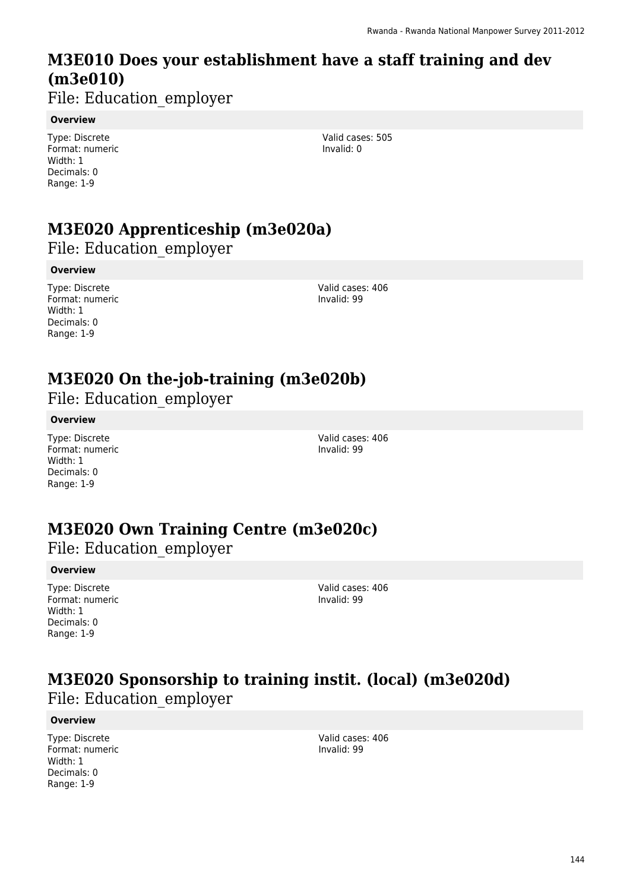## M3E010 Does your establishment have a staff training and dev (m3e010)

File: Education_employer

**Overview**

Type: Discrete
Format: numeric
Width: 1
Decimals: 0
Range: 1-9

Valid cases: 505
Invalid: 0

## M3E020 Apprenticeship (m3e020a)

File: Education_employer

**Overview**

Type: Discrete
Format: numeric
Width: 1
Decimals: 0
Range: 1-9

Valid cases: 406
Invalid: 99

## M3E020 On the-job-training (m3e020b)

File: Education_employer

**Overview**

Type: Discrete
Format: numeric
Width: 1
Decimals: 0
Range: 1-9

Valid cases: 406
Invalid: 99

## M3E020 Own Training Centre (m3e020c)

File: Education_employer

**Overview**

Type: Discrete
Format: numeric
Width: 1
Decimals: 0
Range: 1-9

Valid cases: 406
Invalid: 99

## M3E020 Sponsorship to training instit. (local) (m3e020d)

File: Education_employer

**Overview**

Type: Discrete
Format: numeric
Width: 1
Decimals: 0
Range: 1-9

Valid cases: 406
Invalid: 99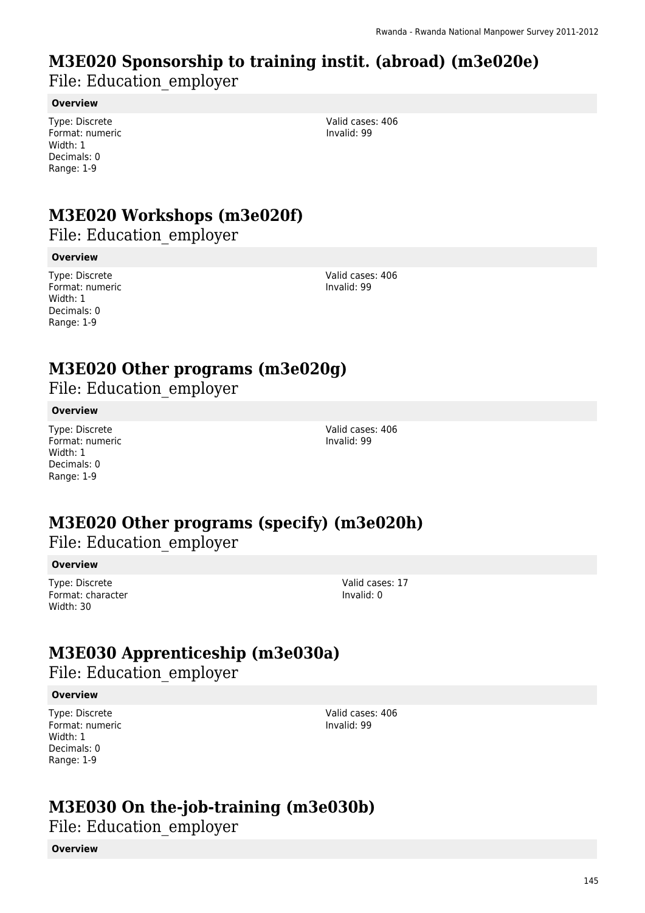# M3E020 Sponsorship to training instit. (abroad) (m3e020e)

File: Education_employer

**Overview**

Type: Discrete
Format: numeric
Width: 1
Decimals: 0
Range: 1-9

Valid cases: 406
Invalid: 99

# M3E020 Workshops (m3e020f)

File: Education_employer

**Overview**

Type: Discrete
Format: numeric
Width: 1
Decimals: 0
Range: 1-9

Valid cases: 406
Invalid: 99

# M3E020 Other programs (m3e020g)

File: Education_employer

**Overview**

Type: Discrete
Format: numeric
Width: 1
Decimals: 0
Range: 1-9

Valid cases: 406
Invalid: 99

# M3E020 Other programs (specify) (m3e020h)

File: Education_employer

**Overview**

Type: Discrete
Format: character
Width: 30

Valid cases: 17
Invalid: 0

# M3E030 Apprenticeship (m3e030a)

File: Education_employer

**Overview**

Type: Discrete
Format: numeric
Width: 1
Decimals: 0
Range: 1-9

Valid cases: 406
Invalid: 99

# M3E030 On the-job-training (m3e030b)

File: Education_employer

**Overview**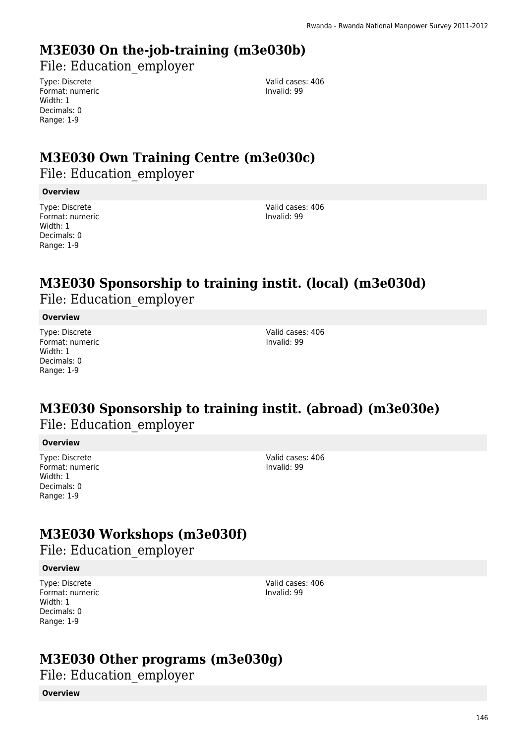# M3E030 On the-job-training (m3e030b)

File: Education_employer

Type: Discrete
Format: numeric
Width: 1
Decimals: 0
Range: 1-9

Valid cases: 406
Invalid: 99

# M3E030 Own Training Centre (m3e030c)

File: Education_employer

**Overview**

Type: Discrete
Format: numeric
Width: 1
Decimals: 0
Range: 1-9

Valid cases: 406
Invalid: 99

# M3E030 Sponsorship to training instit. (local) (m3e030d)

File: Education_employer

**Overview**

Type: Discrete
Format: numeric
Width: 1
Decimals: 0
Range: 1-9

Valid cases: 406
Invalid: 99

# M3E030 Sponsorship to training instit. (abroad) (m3e030e)

File: Education_employer

**Overview**

Type: Discrete
Format: numeric
Width: 1
Decimals: 0
Range: 1-9

Valid cases: 406
Invalid: 99

# M3E030 Workshops (m3e030f)

File: Education_employer

**Overview**

Type: Discrete
Format: numeric
Width: 1
Decimals: 0
Range: 1-9

Valid cases: 406
Invalid: 99

# M3E030 Other programs (m3e030g)

File: Education_employer

**Overview**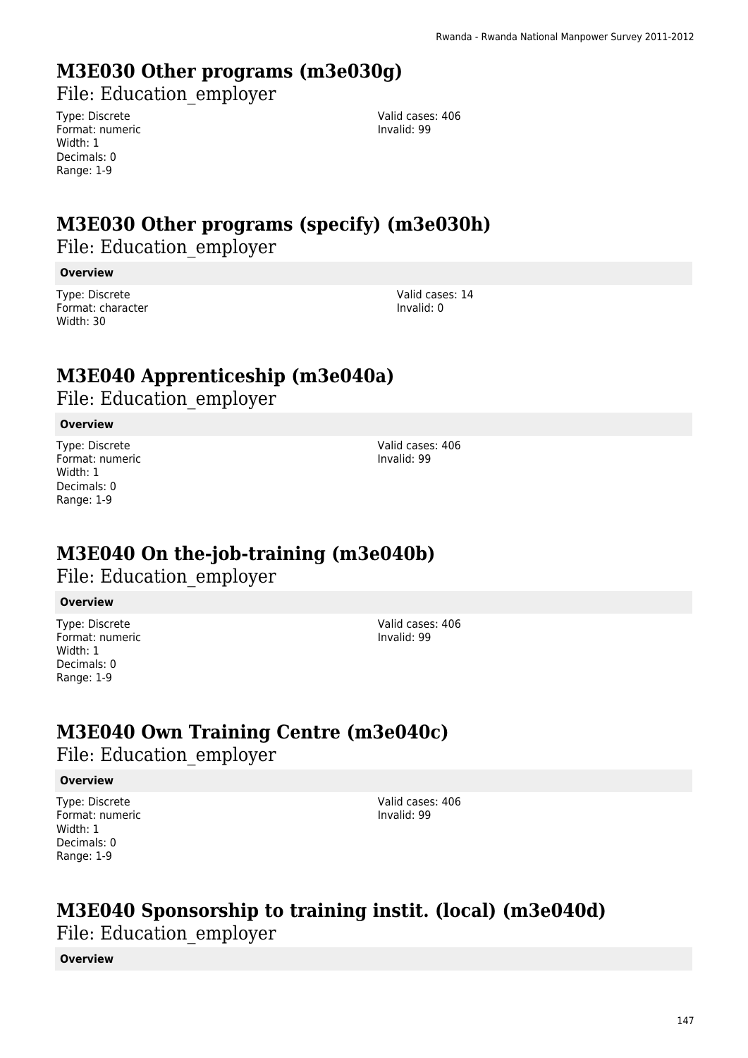# M3E030 Other programs (m3e030g)

File: Education_employer

Type: Discrete
Format: numeric
Width: 1
Decimals: 0
Range: 1-9

Valid cases: 406
Invalid: 99

# M3E030 Other programs (specify) (m3e030h)

File: Education_employer

**Overview**

Type: Discrete
Format: character
Width: 30

Valid cases: 14
Invalid: 0

# M3E040 Apprenticeship (m3e040a)

File: Education_employer

**Overview**

Type: Discrete
Format: numeric
Width: 1
Decimals: 0
Range: 1-9

Valid cases: 406
Invalid: 99

# M3E040 On the-job-training (m3e040b)

File: Education_employer

**Overview**

Type: Discrete
Format: numeric
Width: 1
Decimals: 0
Range: 1-9

Valid cases: 406
Invalid: 99

# M3E040 Own Training Centre (m3e040c)

File: Education_employer

**Overview**

Type: Discrete
Format: numeric
Width: 1
Decimals: 0
Range: 1-9

Valid cases: 406
Invalid: 99

# M3E040 Sponsorship to training instit. (local) (m3e040d)

File: Education_employer

**Overview**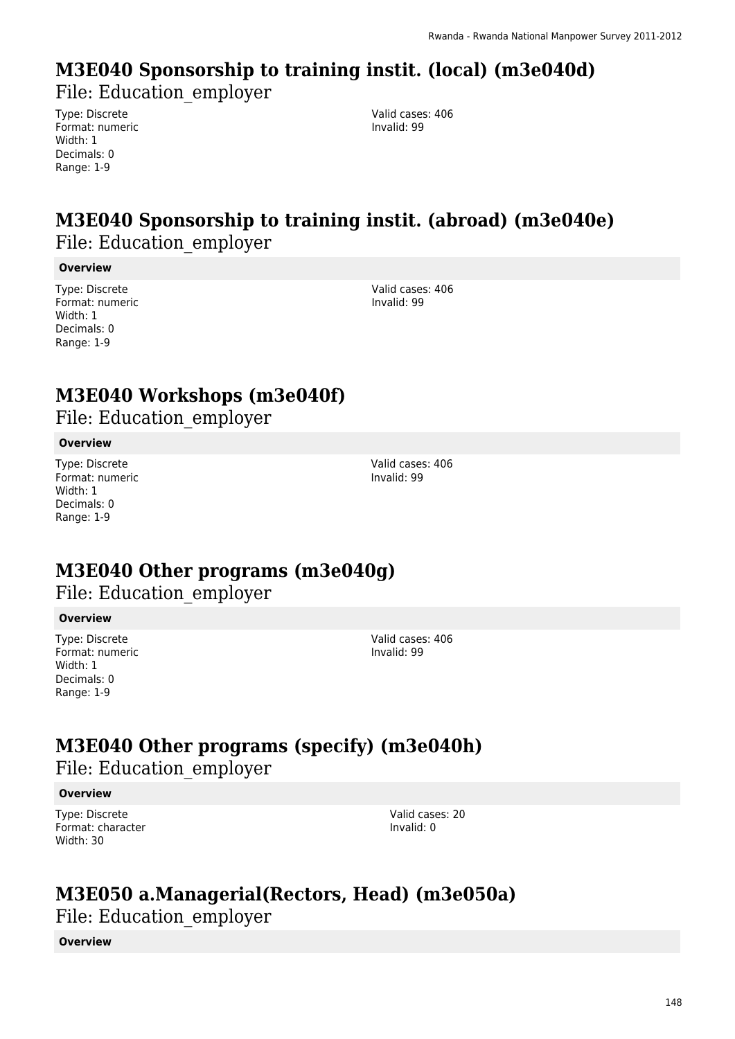## M3E040 Sponsorship to training instit. (local) (m3e040d)

File: Education_employer

Type: Discrete
Format: numeric
Width: 1
Decimals: 0
Range: 1-9

Valid cases: 406
Invalid: 99

## M3E040 Sponsorship to training instit. (abroad) (m3e040e)

File: Education_employer

**Overview**

Type: Discrete
Format: numeric
Width: 1
Decimals: 0
Range: 1-9

Valid cases: 406
Invalid: 99

## M3E040 Workshops (m3e040f)

File: Education_employer

**Overview**

Type: Discrete
Format: numeric
Width: 1
Decimals: 0
Range: 1-9

Valid cases: 406
Invalid: 99

## M3E040 Other programs (m3e040g)

File: Education_employer

**Overview**

Type: Discrete
Format: numeric
Width: 1
Decimals: 0
Range: 1-9

Valid cases: 406
Invalid: 99

## M3E040 Other programs (specify) (m3e040h)

File: Education_employer

**Overview**

Type: Discrete
Format: character
Width: 30

Valid cases: 20
Invalid: 0

## M3E050 a.Managerial(Rectors, Head) (m3e050a)

File: Education_employer

**Overview**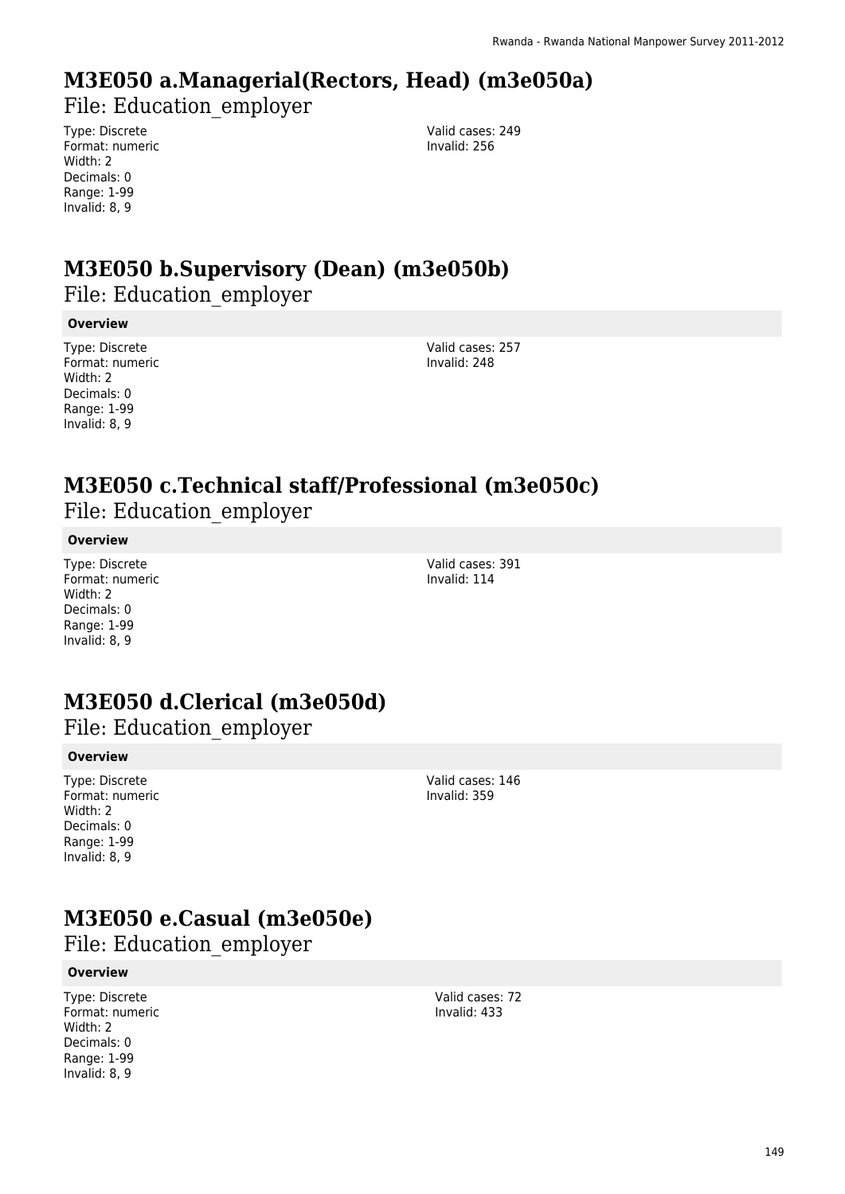# M3E050 a.Managerial(Rectors, Head) (m3e050a)

File: Education_employer

Type: Discrete
Format: numeric
Width: 2
Decimals: 0
Range: 1-99
Invalid: 8, 9

Valid cases: 249
Invalid: 256

# M3E050 b.Supervisory (Dean) (m3e050b)

File: Education_employer

**Overview**

Type: Discrete
Format: numeric
Width: 2
Decimals: 0
Range: 1-99
Invalid: 8, 9

Valid cases: 257
Invalid: 248

# M3E050 c.Technical staff/Professional (m3e050c)

File: Education_employer

**Overview**

Type: Discrete
Format: numeric
Width: 2
Decimals: 0
Range: 1-99
Invalid: 8, 9

Valid cases: 391
Invalid: 114

# M3E050 d.Clerical (m3e050d)

File: Education_employer

**Overview**

Type: Discrete
Format: numeric
Width: 2
Decimals: 0
Range: 1-99
Invalid: 8, 9

Valid cases: 146
Invalid: 359

# M3E050 e.Casual (m3e050e)

File: Education_employer

**Overview**

Type: Discrete
Format: numeric
Width: 2
Decimals: 0
Range: 1-99
Invalid: 8, 9

Valid cases: 72
Invalid: 433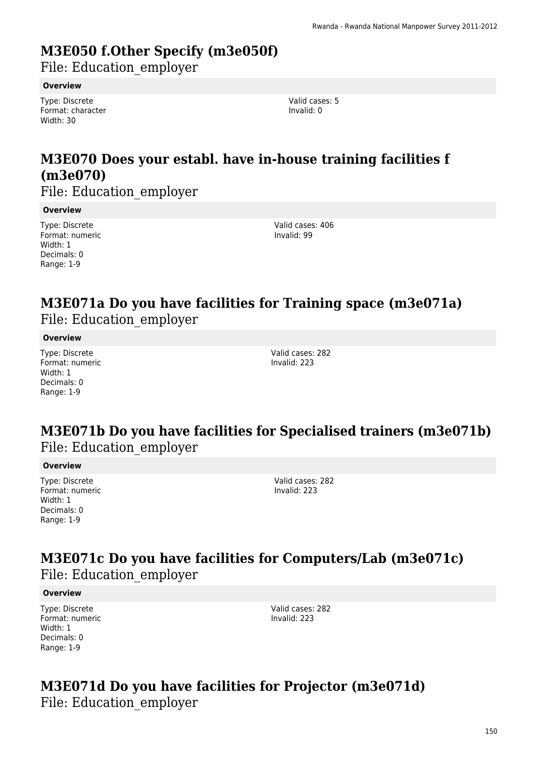# M3E050 f.Other Specify (m3e050f)

File: Education_employer

**Overview**

Type: Discrete
Format: character
Width: 30

Valid cases: 5
Invalid: 0

# M3E070 Does your establ. have in-house training facilities f (m3e070)

File: Education_employer

**Overview**

Type: Discrete
Format: numeric
Width: 1
Decimals: 0
Range: 1-9

Valid cases: 406
Invalid: 99

# M3E071a Do you have facilities for Training space (m3e071a)

File: Education_employer

**Overview**

Type: Discrete
Format: numeric
Width: 1
Decimals: 0
Range: 1-9

Valid cases: 282
Invalid: 223

# M3E071b Do you have facilities for Specialised trainers (m3e071b)

File: Education_employer

**Overview**

Type: Discrete
Format: numeric
Width: 1
Decimals: 0
Range: 1-9

Valid cases: 282
Invalid: 223

# M3E071c Do you have facilities for Computers/Lab (m3e071c)

File: Education_employer

**Overview**

Type: Discrete
Format: numeric
Width: 1
Decimals: 0
Range: 1-9

Valid cases: 282
Invalid: 223

# M3E071d Do you have facilities for Projector (m3e071d)

File: Education_employer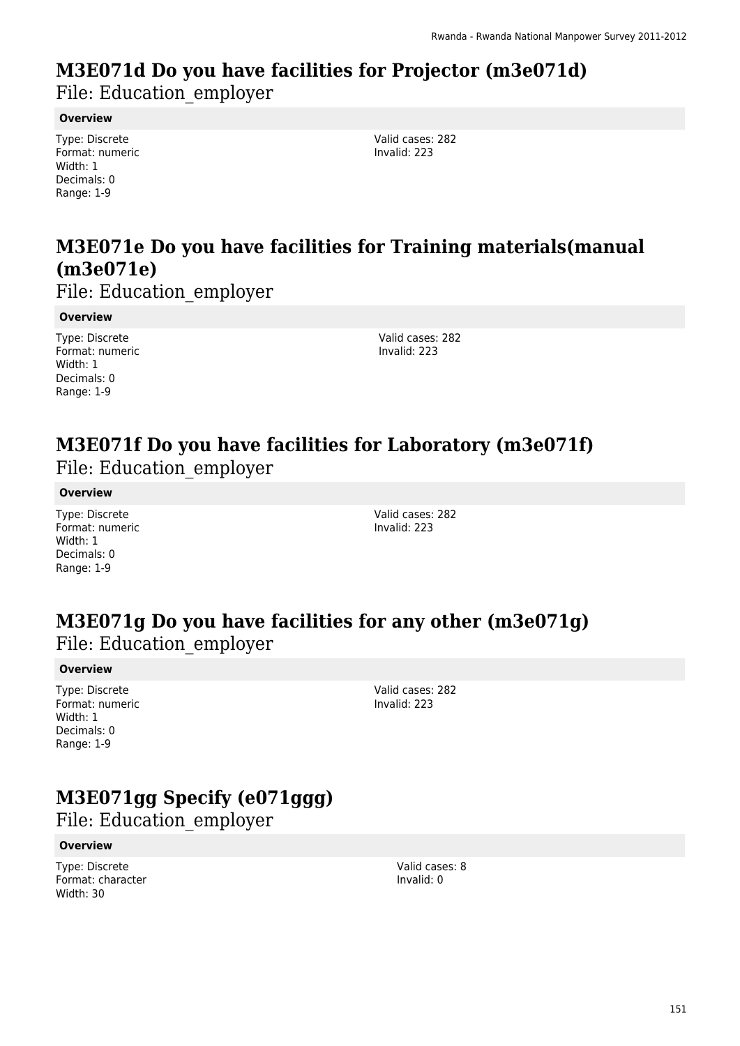## M3E071d Do you have facilities for Projector (m3e071d)

File: Education_employer

**Overview**

Type: Discrete
Format: numeric
Width: 1
Decimals: 0
Range: 1-9

Valid cases: 282
Invalid: 223

## M3E071e Do you have facilities for Training materials(manual (m3e071e)

File: Education_employer

**Overview**

Type: Discrete
Format: numeric
Width: 1
Decimals: 0
Range: 1-9

Valid cases: 282
Invalid: 223

## M3E071f Do you have facilities for Laboratory (m3e071f)

File: Education_employer

**Overview**

Type: Discrete
Format: numeric
Width: 1
Decimals: 0
Range: 1-9

Valid cases: 282
Invalid: 223

## M3E071g Do you have facilities for any other (m3e071g)

File: Education_employer

**Overview**

Type: Discrete
Format: numeric
Width: 1
Decimals: 0
Range: 1-9

Valid cases: 282
Invalid: 223

## M3E071gg Specify (e071ggg)

File: Education_employer

**Overview**

Type: Discrete
Format: character
Width: 30

Valid cases: 8
Invalid: 0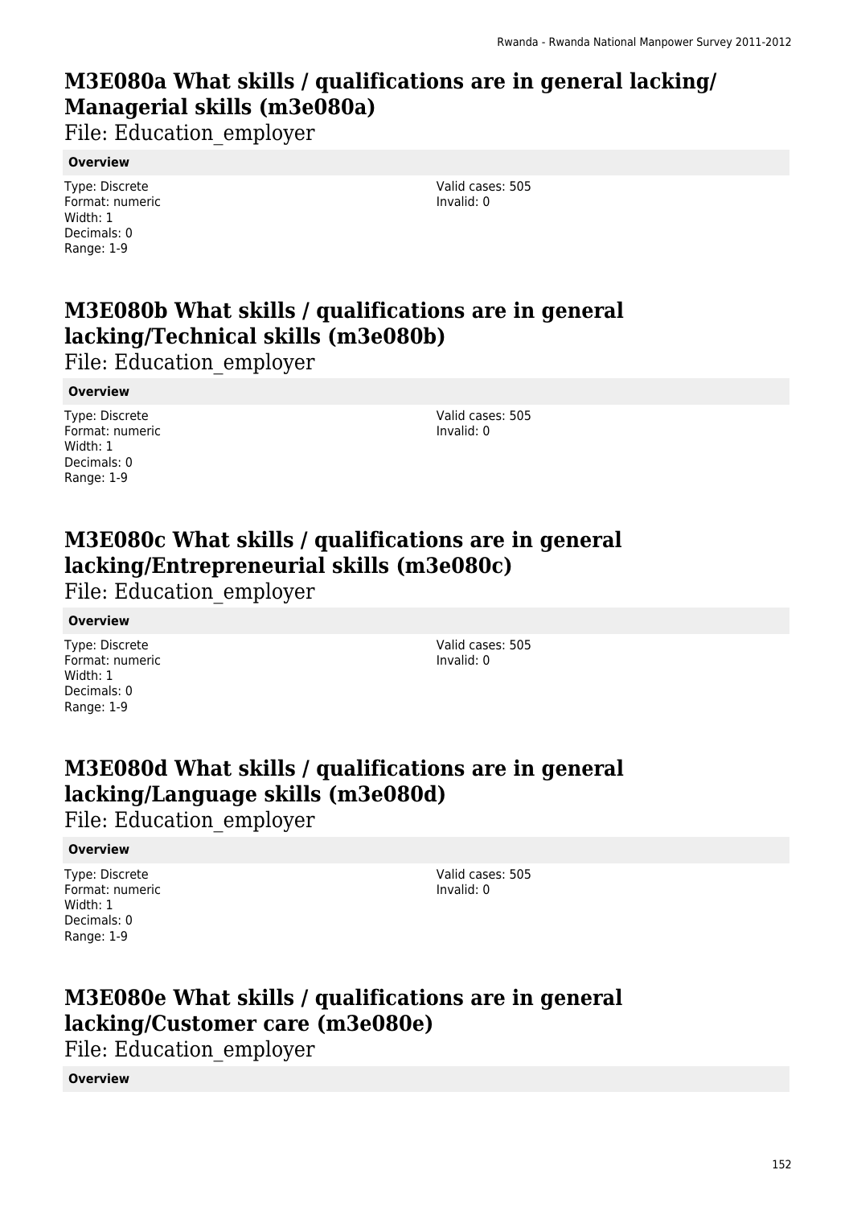# M3E080a What skills / qualifications are in general lacking/ Managerial skills (m3e080a)

File: Education_employer

**Overview**

Type: Discrete
Format: numeric
Width: 1
Decimals: 0
Range: 1-9

Valid cases: 505
Invalid: 0

# M3E080b What skills / qualifications are in general lacking/Technical skills (m3e080b)

File: Education_employer

**Overview**

Type: Discrete
Format: numeric
Width: 1
Decimals: 0
Range: 1-9

Valid cases: 505
Invalid: 0

# M3E080c What skills / qualifications are in general lacking/Entrepreneurial skills (m3e080c)

File: Education_employer

**Overview**

Type: Discrete
Format: numeric
Width: 1
Decimals: 0
Range: 1-9

Valid cases: 505
Invalid: 0

# M3E080d What skills / qualifications are in general lacking/Language skills (m3e080d)

File: Education_employer

**Overview**

Type: Discrete
Format: numeric
Width: 1
Decimals: 0
Range: 1-9

Valid cases: 505
Invalid: 0

# M3E080e What skills / qualifications are in general lacking/Customer care (m3e080e)

File: Education_employer

**Overview**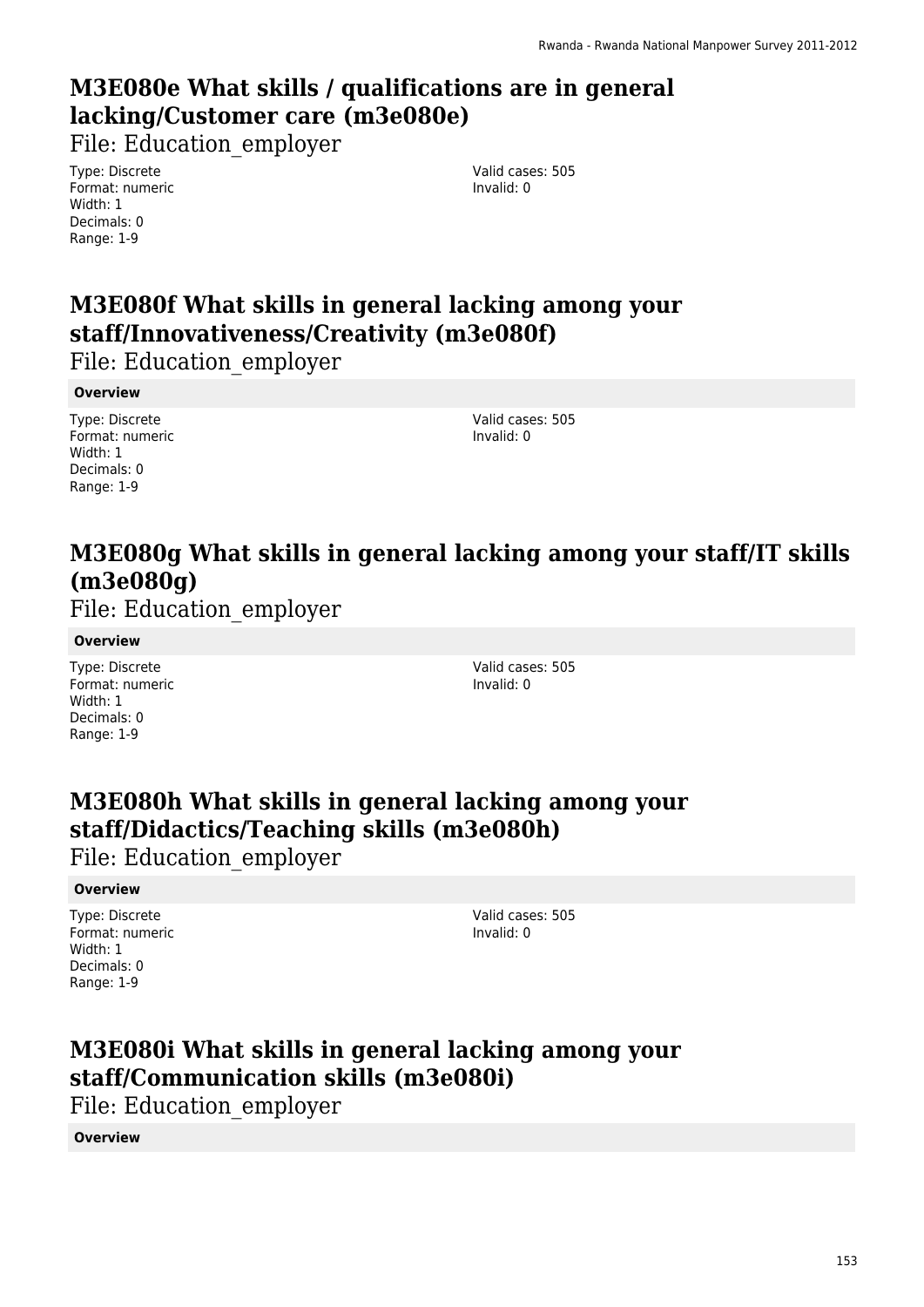## M3E080e What skills / qualifications are in general lacking/Customer care (m3e080e)

File: Education_employer

Type: Discrete
Format: numeric
Width: 1
Decimals: 0
Range: 1-9

Valid cases: 505
Invalid: 0

## M3E080f What skills in general lacking among your staff/Innovativeness/Creativity (m3e080f)

File: Education_employer

**Overview**

Type: Discrete
Format: numeric
Width: 1
Decimals: 0
Range: 1-9

Valid cases: 505
Invalid: 0

## M3E080g What skills in general lacking among your staff/IT skills (m3e080g)

File: Education_employer

**Overview**

Type: Discrete
Format: numeric
Width: 1
Decimals: 0
Range: 1-9

Valid cases: 505
Invalid: 0

## M3E080h What skills in general lacking among your staff/Didactics/Teaching skills (m3e080h)

File: Education_employer

**Overview**

Type: Discrete
Format: numeric
Width: 1
Decimals: 0
Range: 1-9

Valid cases: 505
Invalid: 0

## M3E080i What skills in general lacking among your staff/Communication skills (m3e080i)

File: Education_employer

**Overview**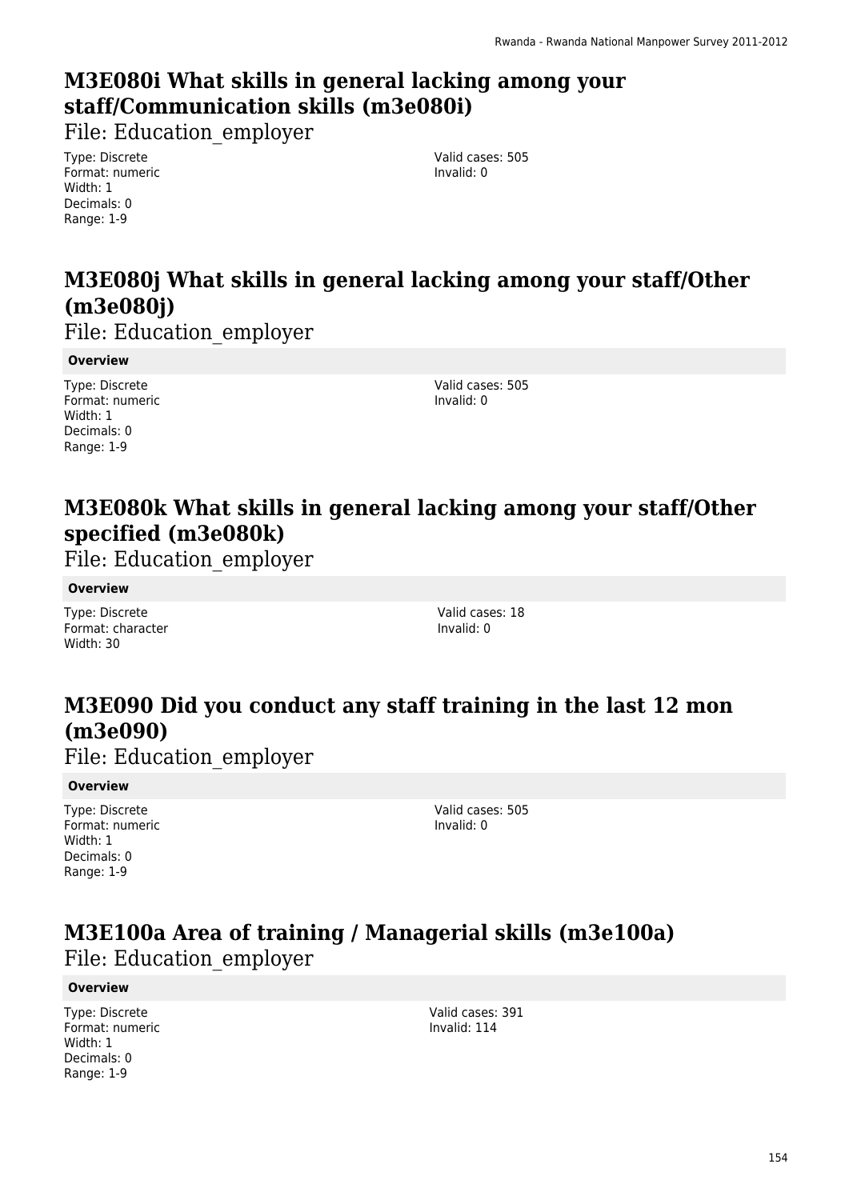## M3E080i What skills in general lacking among your staff/Communication skills (m3e080i)

File: Education_employer

Type: Discrete
Format: numeric
Width: 1
Decimals: 0
Range: 1-9

Valid cases: 505
Invalid: 0

## M3E080j What skills in general lacking among your staff/Other (m3e080j)

File: Education_employer

**Overview**

Type: Discrete
Format: numeric
Width: 1
Decimals: 0
Range: 1-9

Valid cases: 505
Invalid: 0

## M3E080k What skills in general lacking among your staff/Other specified (m3e080k)

File: Education_employer

**Overview**

Type: Discrete
Format: character
Width: 30

Valid cases: 18
Invalid: 0

## M3E090 Did you conduct any staff training in the last 12 mon (m3e090)

File: Education_employer

**Overview**

Type: Discrete
Format: numeric
Width: 1
Decimals: 0
Range: 1-9

Valid cases: 505
Invalid: 0

## M3E100a Area of training / Managerial skills (m3e100a)

File: Education_employer

**Overview**

Type: Discrete
Format: numeric
Width: 1
Decimals: 0
Range: 1-9

Valid cases: 391
Invalid: 114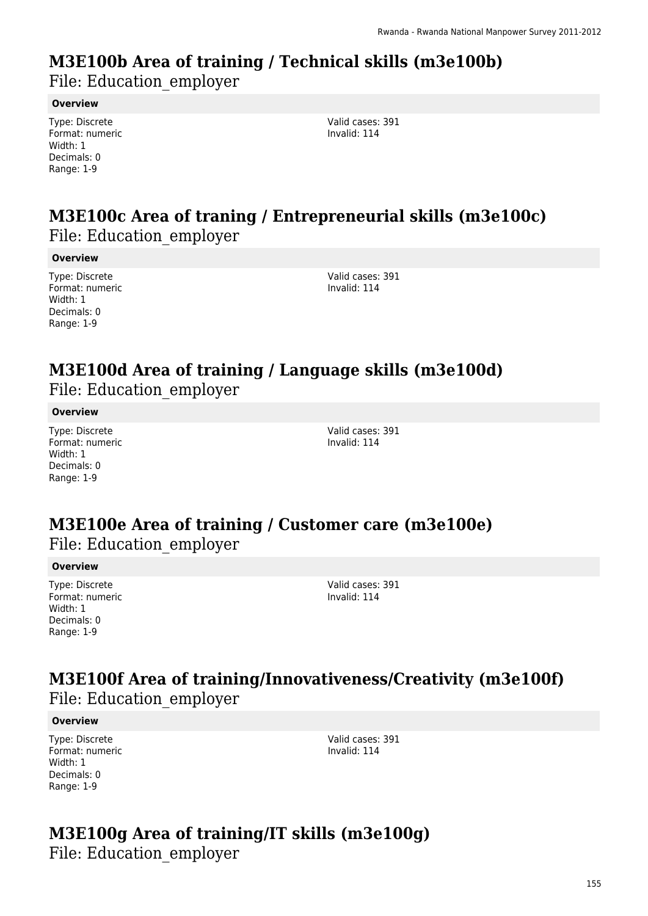# M3E100b Area of training / Technical skills (m3e100b)

File: Education_employer

**Overview**

Type: Discrete
Format: numeric
Width: 1
Decimals: 0
Range: 1-9

Valid cases: 391
Invalid: 114

# M3E100c Area of traning / Entrepreneurial skills (m3e100c)

File: Education_employer

**Overview**

Type: Discrete
Format: numeric
Width: 1
Decimals: 0
Range: 1-9

Valid cases: 391
Invalid: 114

# M3E100d Area of training / Language skills (m3e100d)

File: Education_employer

**Overview**

Type: Discrete
Format: numeric
Width: 1
Decimals: 0
Range: 1-9

Valid cases: 391
Invalid: 114

# M3E100e Area of training / Customer care (m3e100e)

File: Education_employer

**Overview**

Type: Discrete
Format: numeric
Width: 1
Decimals: 0
Range: 1-9

Valid cases: 391
Invalid: 114

# M3E100f Area of training/Innovativeness/Creativity (m3e100f)

File: Education_employer

**Overview**

Type: Discrete
Format: numeric
Width: 1
Decimals: 0
Range: 1-9

Valid cases: 391
Invalid: 114

# M3E100g Area of training/IT skills (m3e100g)

File: Education_employer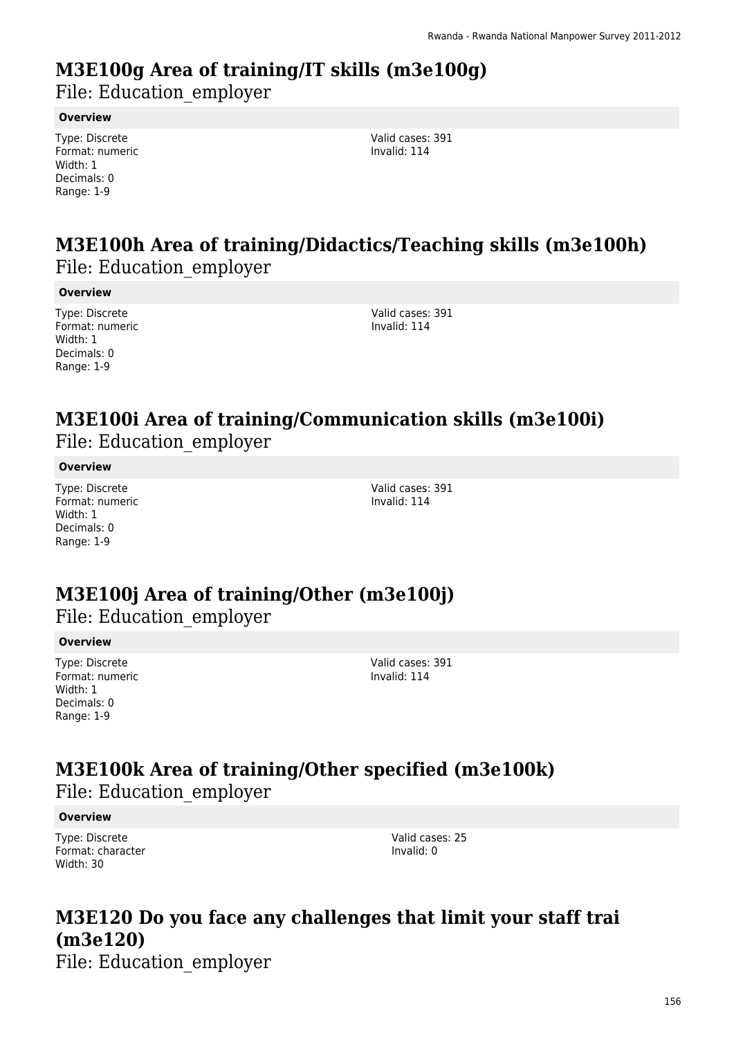## M3E100g Area of training/IT skills (m3e100g)

File: Education_employer

**Overview**

Type: Discrete
Format: numeric
Width: 1
Decimals: 0
Range: 1-9

Valid cases: 391
Invalid: 114

## M3E100h Area of training/Didactics/Teaching skills (m3e100h)

File: Education_employer

**Overview**

Type: Discrete
Format: numeric
Width: 1
Decimals: 0
Range: 1-9

Valid cases: 391
Invalid: 114

## M3E100i Area of training/Communication skills (m3e100i)

File: Education_employer

**Overview**

Type: Discrete
Format: numeric
Width: 1
Decimals: 0
Range: 1-9

Valid cases: 391
Invalid: 114

## M3E100j Area of training/Other (m3e100j)

File: Education_employer

**Overview**

Type: Discrete
Format: numeric
Width: 1
Decimals: 0
Range: 1-9

Valid cases: 391
Invalid: 114

## M3E100k Area of training/Other specified (m3e100k)

File: Education_employer

**Overview**

Type: Discrete
Format: character
Width: 30

Valid cases: 25
Invalid: 0

## M3E120 Do you face any challenges that limit your staff trai (m3e120)

File: Education_employer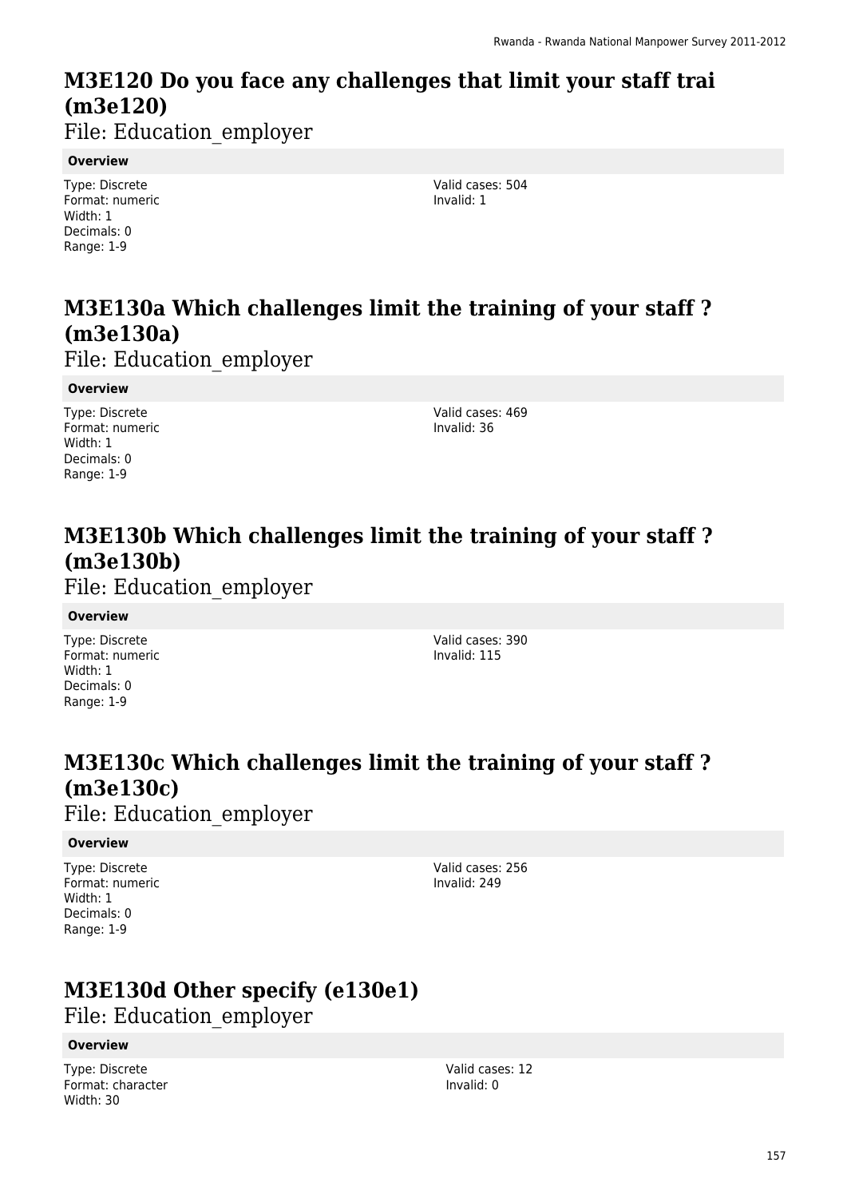# M3E120 Do you face any challenges that limit your staff trai (m3e120)

File: Education_employer

**Overview**

Type: Discrete
Format: numeric
Width: 1
Decimals: 0
Range: 1-9

Valid cases: 504
Invalid: 1

# M3E130a Which challenges limit the training of your staff ? (m3e130a)

File: Education_employer

**Overview**

Type: Discrete
Format: numeric
Width: 1
Decimals: 0
Range: 1-9

Valid cases: 469
Invalid: 36

# M3E130b Which challenges limit the training of your staff ? (m3e130b)

File: Education_employer

**Overview**

Type: Discrete
Format: numeric
Width: 1
Decimals: 0
Range: 1-9

Valid cases: 390
Invalid: 115

# M3E130c Which challenges limit the training of your staff ? (m3e130c)

File: Education_employer

**Overview**

Type: Discrete
Format: numeric
Width: 1
Decimals: 0
Range: 1-9

Valid cases: 256
Invalid: 249

# M3E130d Other specify (e130e1)

File: Education_employer

**Overview**

Type: Discrete
Format: character
Width: 30

Valid cases: 12
Invalid: 0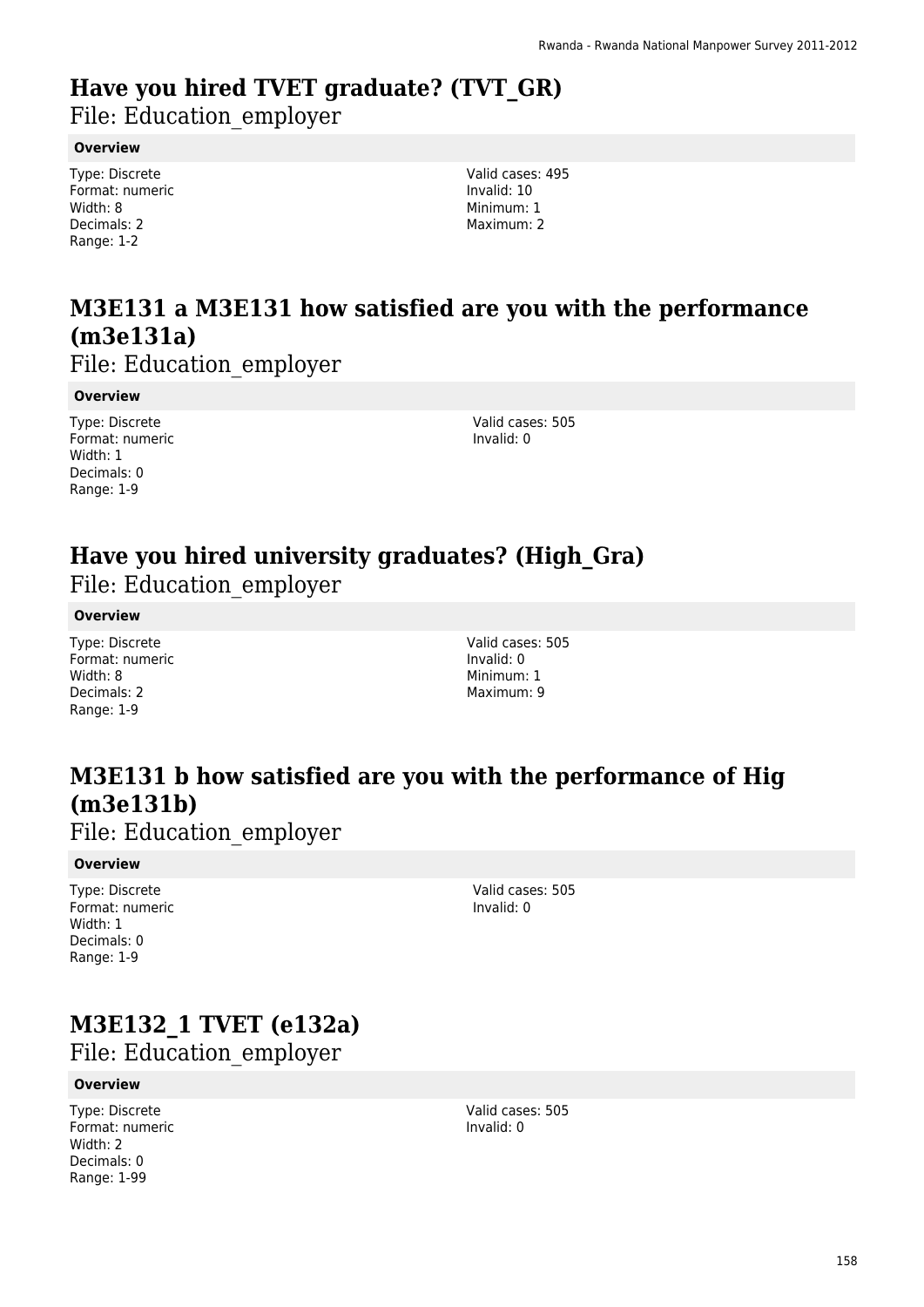# Have you hired TVET graduate? (TVT_GR)

File: Education_employer

**Overview**

Type: Discrete
Format: numeric
Width: 8
Decimals: 2
Range: 1-2

Valid cases: 495
Invalid: 10
Minimum: 1
Maximum: 2

# M3E131 a M3E131 how satisfied are you with the performance (m3e131a)

File: Education_employer

**Overview**

Type: Discrete
Format: numeric
Width: 1
Decimals: 0
Range: 1-9

Valid cases: 505
Invalid: 0

# Have you hired university graduates? (High_Gra)

File: Education_employer

**Overview**

Type: Discrete
Format: numeric
Width: 8
Decimals: 2
Range: 1-9

Valid cases: 505
Invalid: 0
Minimum: 1
Maximum: 9

# M3E131 b how satisfied are you with the performance of Hig (m3e131b)

File: Education_employer

**Overview**

Type: Discrete
Format: numeric
Width: 1
Decimals: 0
Range: 1-9

Valid cases: 505
Invalid: 0

# M3E132_1 TVET (e132a)

File: Education_employer

**Overview**

Type: Discrete
Format: numeric
Width: 2
Decimals: 0
Range: 1-99

Valid cases: 505
Invalid: 0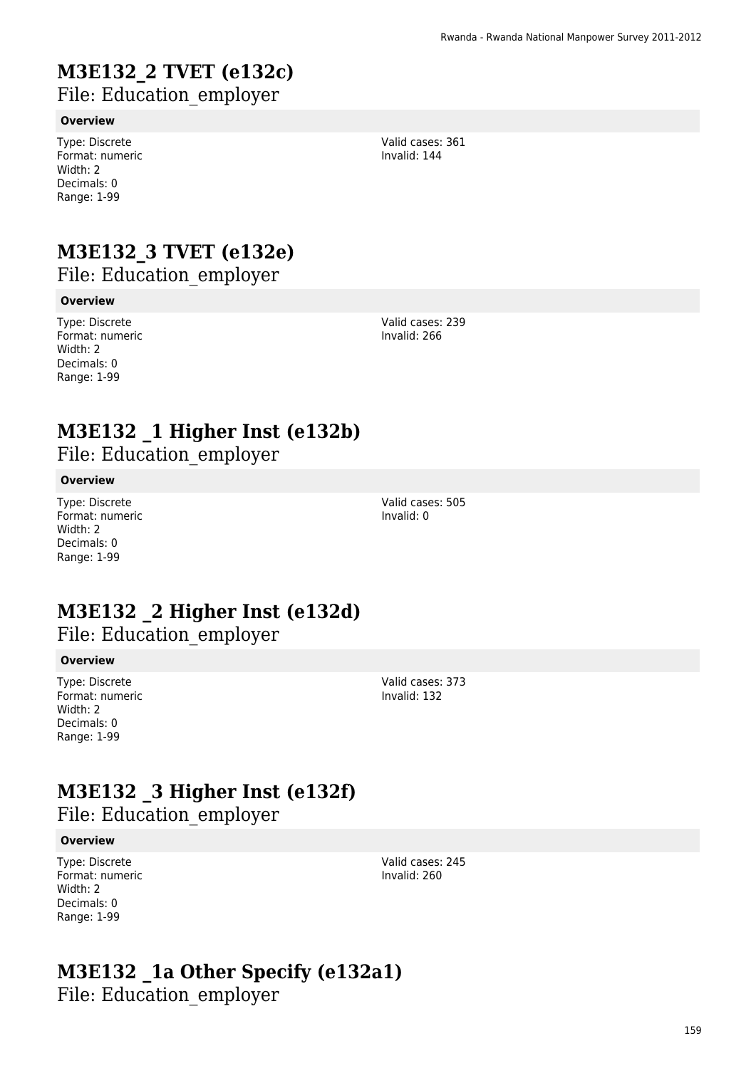# M3E132_2 TVET (e132c)

File: Education_employer

### Overview

Type: Discrete
Format: numeric
Width: 2
Decimals: 0
Range: 1-99

Valid cases: 361
Invalid: 144

# M3E132_3 TVET (e132e)

File: Education_employer

### Overview

Type: Discrete
Format: numeric
Width: 2
Decimals: 0
Range: 1-99

Valid cases: 239
Invalid: 266

# M3E132 _1 Higher Inst (e132b)

File: Education_employer

### Overview

Type: Discrete
Format: numeric
Width: 2
Decimals: 0
Range: 1-99

Valid cases: 505
Invalid: 0

# M3E132 _2 Higher Inst (e132d)

File: Education_employer

### Overview

Type: Discrete
Format: numeric
Width: 2
Decimals: 0
Range: 1-99

Valid cases: 373
Invalid: 132

# M3E132 _3 Higher Inst (e132f)

File: Education_employer

### Overview

Type: Discrete
Format: numeric
Width: 2
Decimals: 0
Range: 1-99

Valid cases: 245
Invalid: 260

# M3E132 _1a Other Specify (e132a1)

File: Education_employer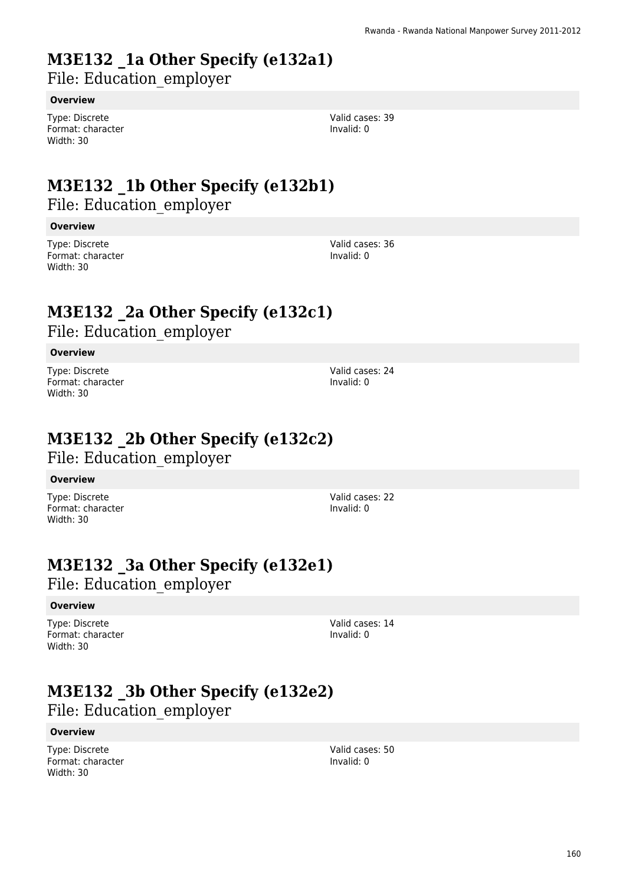# M3E132 _1a Other Specify (e132a1)

File: Education_employer

**Overview**

Type: Discrete
Format: character
Width: 30

Valid cases: 39
Invalid: 0

# M3E132 _1b Other Specify (e132b1)

File: Education_employer

**Overview**

Type: Discrete
Format: character
Width: 30

Valid cases: 36
Invalid: 0

# M3E132 _2a Other Specify (e132c1)

File: Education_employer

**Overview**

Type: Discrete
Format: character
Width: 30

Valid cases: 24
Invalid: 0

# M3E132 _2b Other Specify (e132c2)

File: Education_employer

**Overview**

Type: Discrete
Format: character
Width: 30

Valid cases: 22
Invalid: 0

# M3E132 _3a Other Specify (e132e1)

File: Education_employer

**Overview**

Type: Discrete
Format: character
Width: 30

Valid cases: 14
Invalid: 0

# M3E132 _3b Other Specify (e132e2)

File: Education_employer

**Overview**

Type: Discrete
Format: character
Width: 30

Valid cases: 50
Invalid: 0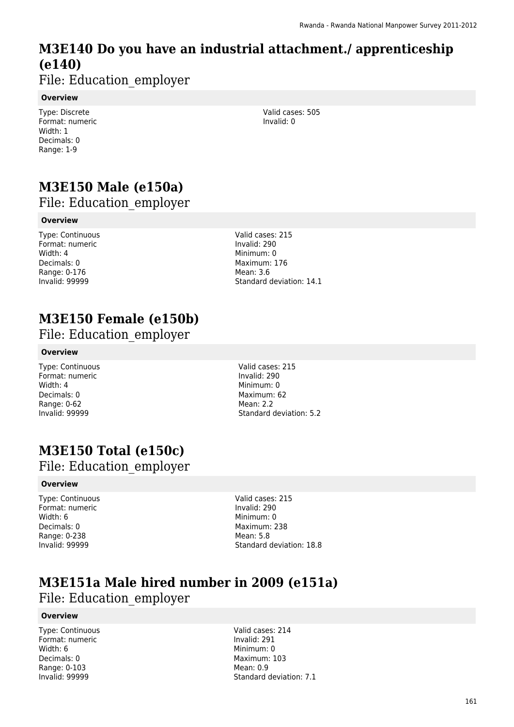# M3E140 Do you have an industrial attachment./ apprenticeship (e140)

File: Education_employer

**Overview**

Type: Discrete
Format: numeric
Width: 1
Decimals: 0
Range: 1-9

Valid cases: 505
Invalid: 0

# M3E150 Male (e150a)

File: Education_employer

**Overview**

Type: Continuous
Format: numeric
Width: 4
Decimals: 0
Range: 0-176
Invalid: 99999

Valid cases: 215
Invalid: 290
Minimum: 0
Maximum: 176
Mean: 3.6
Standard deviation: 14.1

# M3E150 Female (e150b)

File: Education_employer

**Overview**

Type: Continuous
Format: numeric
Width: 4
Decimals: 0
Range: 0-62
Invalid: 99999

Valid cases: 215
Invalid: 290
Minimum: 0
Maximum: 62
Mean: 2.2
Standard deviation: 5.2

# M3E150 Total (e150c)

File: Education_employer

**Overview**

Type: Continuous
Format: numeric
Width: 6
Decimals: 0
Range: 0-238
Invalid: 99999

Valid cases: 215
Invalid: 290
Minimum: 0
Maximum: 238
Mean: 5.8
Standard deviation: 18.8

# M3E151a Male hired number in 2009 (e151a)

File: Education_employer

**Overview**

Type: Continuous
Format: numeric
Width: 6
Decimals: 0
Range: 0-103
Invalid: 99999

Valid cases: 214
Invalid: 291
Minimum: 0
Maximum: 103
Mean: 0.9
Standard deviation: 7.1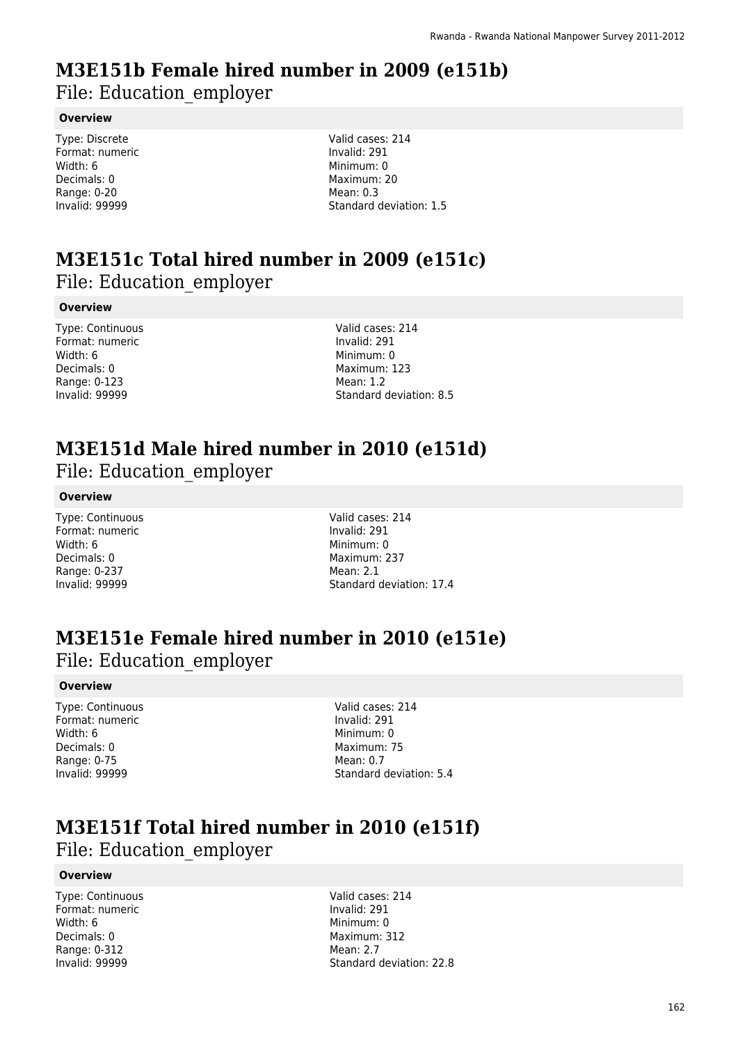# M3E151b Female hired number in 2009 (e151b)

File: Education_employer

**Overview**

Type: Discrete
Format: numeric
Width: 6
Decimals: 0
Range: 0-20
Invalid: 99999

Valid cases: 214
Invalid: 291
Minimum: 0
Maximum: 20
Mean: 0.3
Standard deviation: 1.5

# M3E151c Total hired number in 2009 (e151c)

File: Education_employer

**Overview**

Type: Continuous
Format: numeric
Width: 6
Decimals: 0
Range: 0-123
Invalid: 99999

Valid cases: 214
Invalid: 291
Minimum: 0
Maximum: 123
Mean: 1.2
Standard deviation: 8.5

# M3E151d Male hired number in 2010 (e151d)

File: Education_employer

**Overview**

Type: Continuous
Format: numeric
Width: 6
Decimals: 0
Range: 0-237
Invalid: 99999

Valid cases: 214
Invalid: 291
Minimum: 0
Maximum: 237
Mean: 2.1
Standard deviation: 17.4

# M3E151e Female hired number in 2010 (e151e)

File: Education_employer

**Overview**

Type: Continuous
Format: numeric
Width: 6
Decimals: 0
Range: 0-75
Invalid: 99999

Valid cases: 214
Invalid: 291
Minimum: 0
Maximum: 75
Mean: 0.7
Standard deviation: 5.4

# M3E151f Total hired number in 2010 (e151f)

File: Education_employer

**Overview**

Type: Continuous
Format: numeric
Width: 6
Decimals: 0
Range: 0-312
Invalid: 99999

Valid cases: 214
Invalid: 291
Minimum: 0
Maximum: 312
Mean: 2.7
Standard deviation: 22.8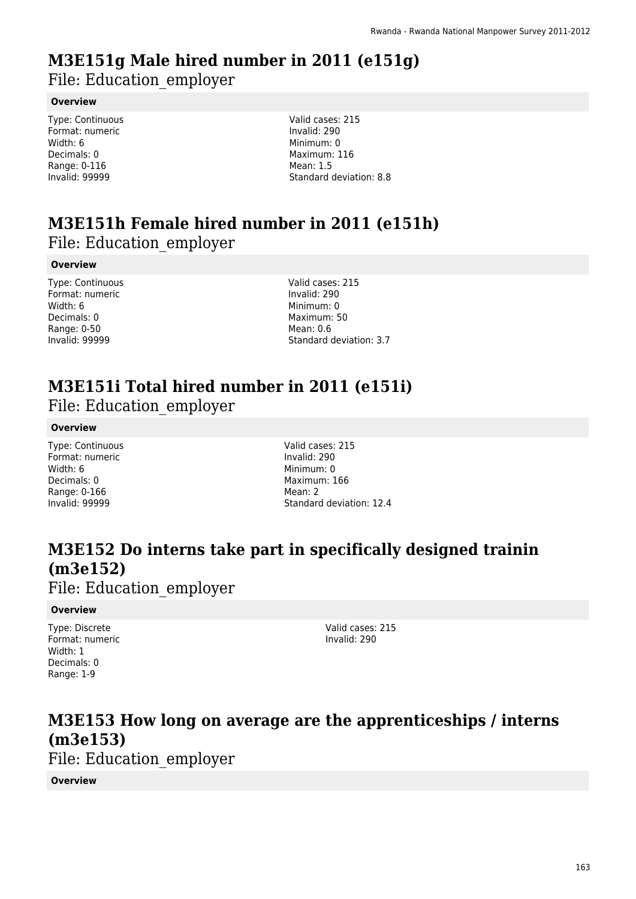## M3E151g Male hired number in 2011 (e151g)

File: Education_employer

**Overview**

Type: Continuous
Format: numeric
Width: 6
Decimals: 0
Range: 0-116
Invalid: 99999

Valid cases: 215
Invalid: 290
Minimum: 0
Maximum: 116
Mean: 1.5
Standard deviation: 8.8

## M3E151h Female hired number in 2011 (e151h)

File: Education_employer

**Overview**

Type: Continuous
Format: numeric
Width: 6
Decimals: 0
Range: 0-50
Invalid: 99999

Valid cases: 215
Invalid: 290
Minimum: 0
Maximum: 50
Mean: 0.6
Standard deviation: 3.7

## M3E151i Total hired number in 2011 (e151i)

File: Education_employer

**Overview**

Type: Continuous
Format: numeric
Width: 6
Decimals: 0
Range: 0-166
Invalid: 99999

Valid cases: 215
Invalid: 290
Minimum: 0
Maximum: 166
Mean: 2
Standard deviation: 12.4

## M3E152 Do interns take part in specifically designed trainin (m3e152)

File: Education_employer

**Overview**

Type: Discrete
Format: numeric
Width: 1
Decimals: 0
Range: 1-9

Valid cases: 215
Invalid: 290

## M3E153 How long on average are the apprenticeships / interns (m3e153)

File: Education_employer

**Overview**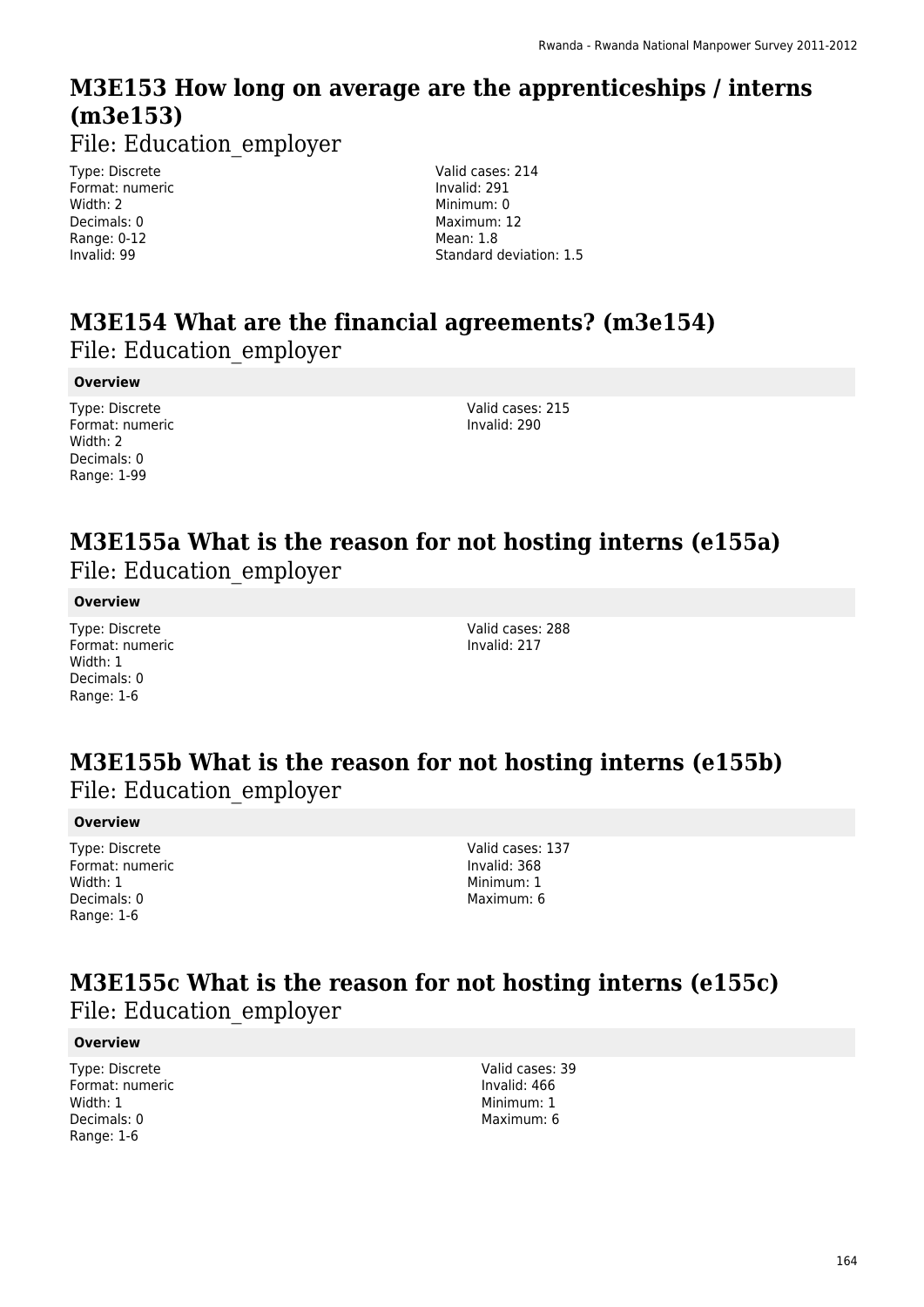## M3E153 How long on average are the apprenticeships / interns (m3e153)

File: Education_employer

Type: Discrete
Format: numeric
Width: 2
Decimals: 0
Range: 0-12
Invalid: 99

Valid cases: 214
Invalid: 291
Minimum: 0
Maximum: 12
Mean: 1.8
Standard deviation: 1.5

## M3E154 What are the financial agreements? (m3e154)

File: Education_employer

**Overview**

Type: Discrete
Format: numeric
Width: 2
Decimals: 0
Range: 1-99

Valid cases: 215
Invalid: 290

## M3E155a What is the reason for not hosting interns (e155a)

File: Education_employer

**Overview**

Type: Discrete
Format: numeric
Width: 1
Decimals: 0
Range: 1-6

Valid cases: 288
Invalid: 217

## M3E155b What is the reason for not hosting interns (e155b)

File: Education_employer

**Overview**

Type: Discrete
Format: numeric
Width: 1
Decimals: 0
Range: 1-6

Valid cases: 137
Invalid: 368
Minimum: 1
Maximum: 6

## M3E155c What is the reason for not hosting interns (e155c)

File: Education_employer

**Overview**

Type: Discrete
Format: numeric
Width: 1
Decimals: 0
Range: 1-6

Valid cases: 39
Invalid: 466
Minimum: 1
Maximum: 6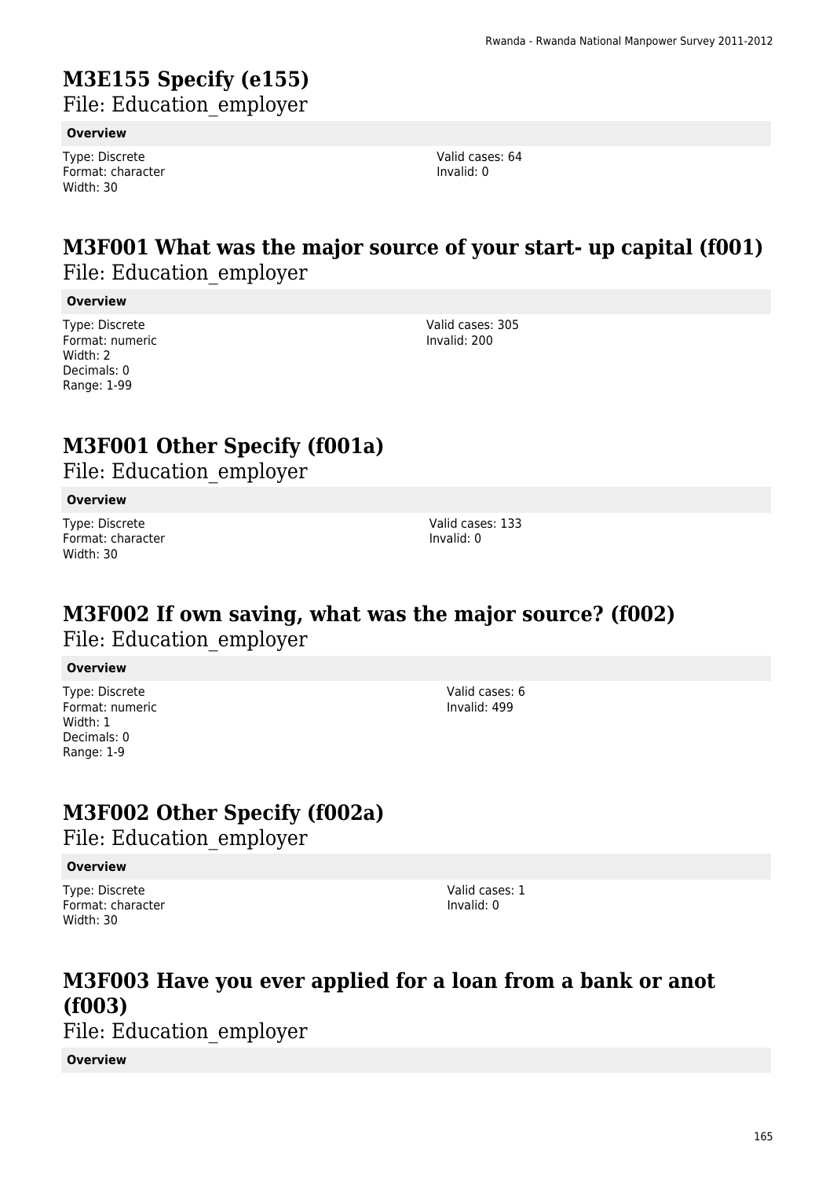## M3E155 Specify (e155)

File: Education_employer

**Overview**

Type: Discrete
Format: character
Width: 30

Valid cases: 64
Invalid: 0

## M3F001 What was the major source of your start- up capital (f001)

File: Education_employer

**Overview**

Type: Discrete
Format: numeric
Width: 2
Decimals: 0
Range: 1-99

Valid cases: 305
Invalid: 200

## M3F001 Other Specify (f001a)

File: Education_employer

**Overview**

Type: Discrete
Format: character
Width: 30

Valid cases: 133
Invalid: 0

## M3F002 If own saving, what was the major source? (f002)

File: Education_employer

**Overview**

Type: Discrete
Format: numeric
Width: 1
Decimals: 0
Range: 1-9

Valid cases: 6
Invalid: 499

## M3F002 Other Specify (f002a)

File: Education_employer

**Overview**

Type: Discrete
Format: character
Width: 30

Valid cases: 1
Invalid: 0

## M3F003 Have you ever applied for a loan from a bank or anot (f003)

File: Education_employer

**Overview**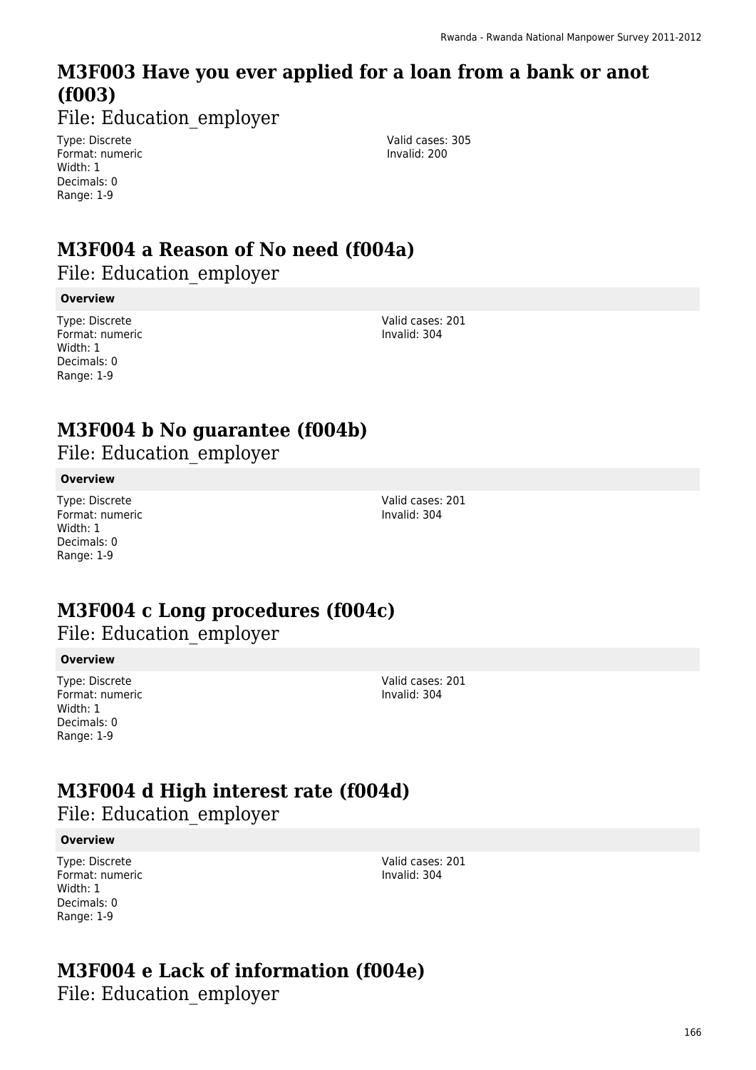## M3F003 Have you ever applied for a loan from a bank or anot (f003)

File: Education_employer

Type: Discrete
Format: numeric
Width: 1
Decimals: 0
Range: 1-9

Valid cases: 305
Invalid: 200

## M3F004 a Reason of No need (f004a)

File: Education_employer

**Overview**

Type: Discrete
Format: numeric
Width: 1
Decimals: 0
Range: 1-9

Valid cases: 201
Invalid: 304

## M3F004 b No guarantee (f004b)

File: Education_employer

**Overview**

Type: Discrete
Format: numeric
Width: 1
Decimals: 0
Range: 1-9

Valid cases: 201
Invalid: 304

## M3F004 c Long procedures (f004c)

File: Education_employer

**Overview**

Type: Discrete
Format: numeric
Width: 1
Decimals: 0
Range: 1-9

Valid cases: 201
Invalid: 304

## M3F004 d High interest rate (f004d)

File: Education_employer

**Overview**

Type: Discrete
Format: numeric
Width: 1
Decimals: 0
Range: 1-9

Valid cases: 201
Invalid: 304

## M3F004 e Lack of information (f004e)

File: Education_employer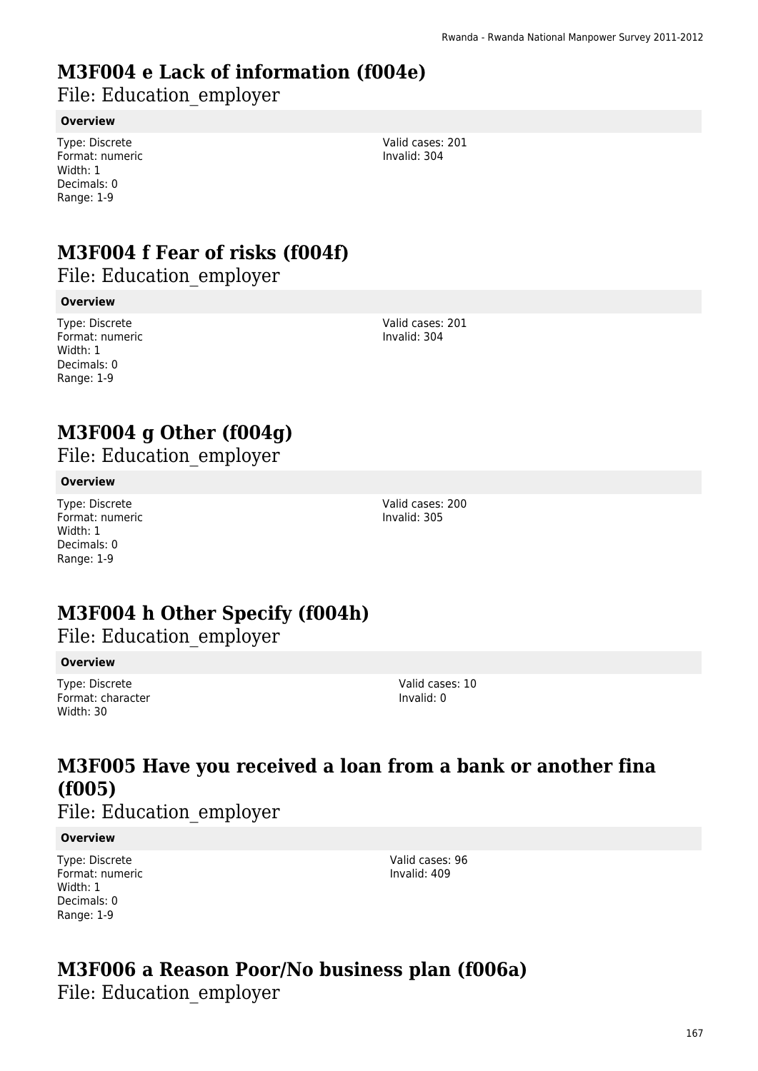# M3F004 e Lack of information (f004e)

File: Education_employer

**Overview**

Type: Discrete
Format: numeric
Width: 1
Decimals: 0
Range: 1-9

Valid cases: 201
Invalid: 304

# M3F004 f Fear of risks (f004f)

File: Education_employer

**Overview**

Type: Discrete
Format: numeric
Width: 1
Decimals: 0
Range: 1-9

Valid cases: 201
Invalid: 304

# M3F004 g Other (f004g)

File: Education_employer

**Overview**

Type: Discrete
Format: numeric
Width: 1
Decimals: 0
Range: 1-9

Valid cases: 200
Invalid: 305

# M3F004 h Other Specify (f004h)

File: Education_employer

**Overview**

Type: Discrete
Format: character
Width: 30

Valid cases: 10
Invalid: 0

# M3F005 Have you received a loan from a bank or another fina (f005)

File: Education_employer

**Overview**

Type: Discrete
Format: numeric
Width: 1
Decimals: 0
Range: 1-9

Valid cases: 96
Invalid: 409

# M3F006 a Reason Poor/No business plan (f006a)

File: Education_employer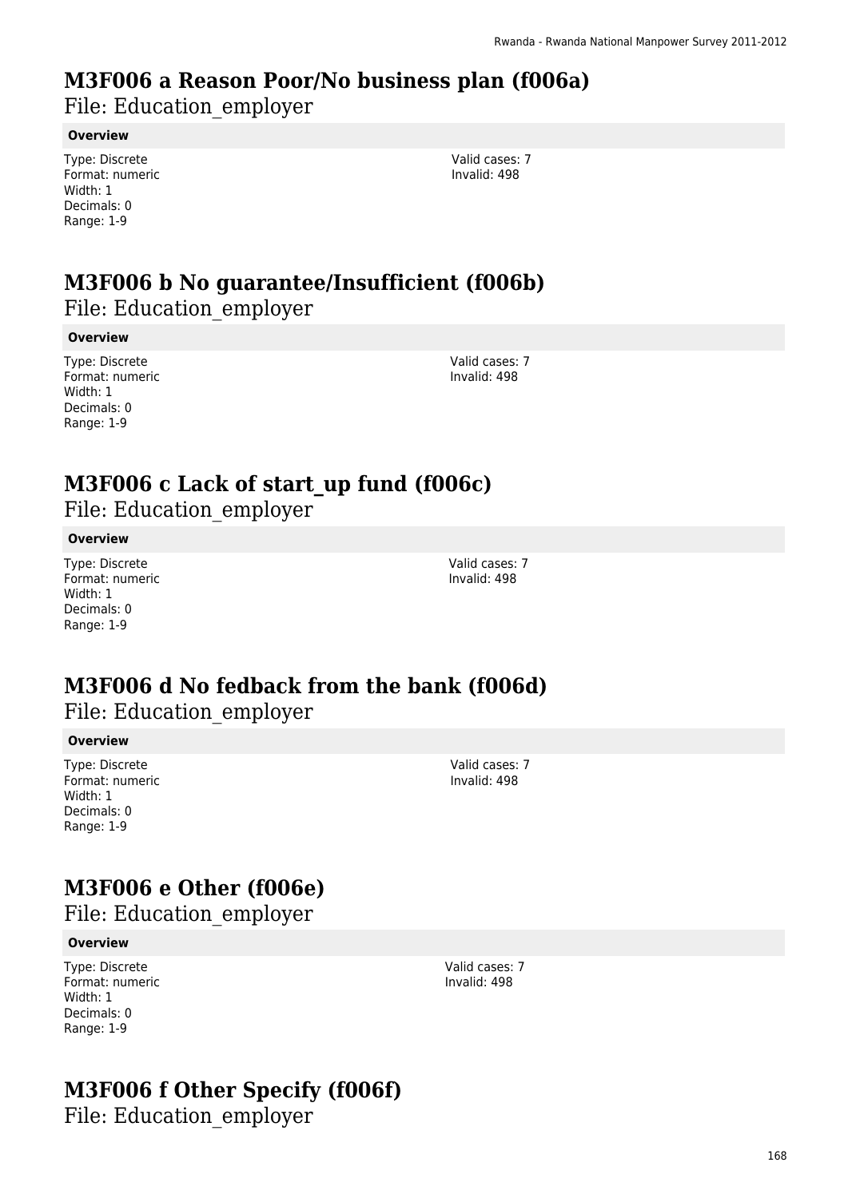# M3F006 a Reason Poor/No business plan (f006a)

File: Education_employer

**Overview**

Type: Discrete
Format: numeric
Width: 1
Decimals: 0
Range: 1-9

Valid cases: 7
Invalid: 498

# M3F006 b No guarantee/Insufficient (f006b)

File: Education_employer

**Overview**

Type: Discrete
Format: numeric
Width: 1
Decimals: 0
Range: 1-9

Valid cases: 7
Invalid: 498

# M3F006 c Lack of start_up fund (f006c)

File: Education_employer

**Overview**

Type: Discrete
Format: numeric
Width: 1
Decimals: 0
Range: 1-9

Valid cases: 7
Invalid: 498

# M3F006 d No fedback from the bank (f006d)

File: Education_employer

**Overview**

Type: Discrete
Format: numeric
Width: 1
Decimals: 0
Range: 1-9

Valid cases: 7
Invalid: 498

# M3F006 e Other (f006e)

File: Education_employer

**Overview**

Type: Discrete
Format: numeric
Width: 1
Decimals: 0
Range: 1-9

Valid cases: 7
Invalid: 498

# M3F006 f Other Specify (f006f)

File: Education_employer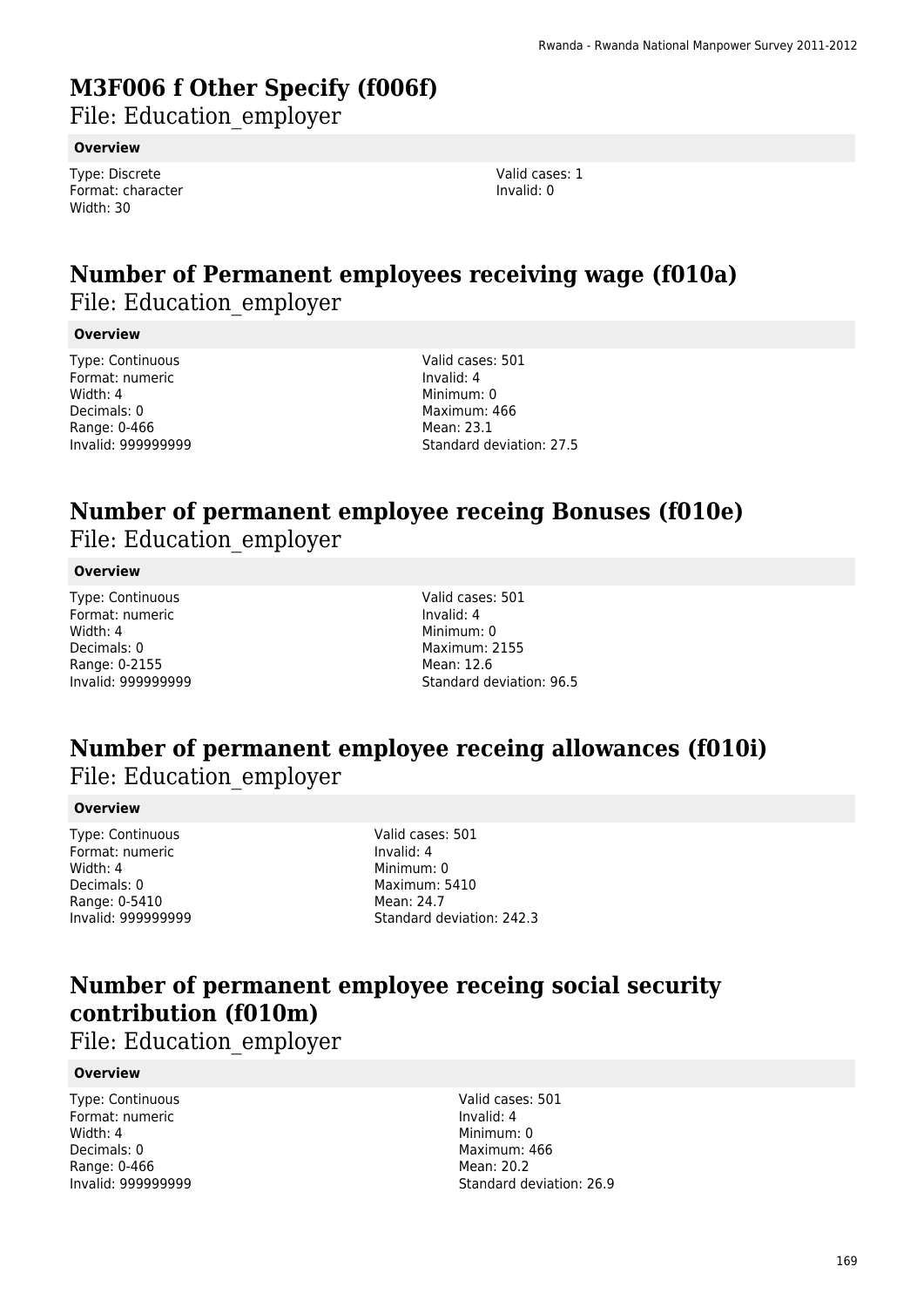# M3F006 f Other Specify (f006f)

File: Education_employer

**Overview**

Type: Discrete
Format: character
Width: 30

Valid cases: 1
Invalid: 0

# Number of Permanent employees receiving wage (f010a)

File: Education_employer

**Overview**

Type: Continuous
Format: numeric
Width: 4
Decimals: 0
Range: 0-466
Invalid: 999999999

Valid cases: 501
Invalid: 4
Minimum: 0
Maximum: 466
Mean: 23.1
Standard deviation: 27.5

# Number of permanent employee receing Bonuses (f010e)

File: Education_employer

**Overview**

Type: Continuous
Format: numeric
Width: 4
Decimals: 0
Range: 0-2155
Invalid: 999999999

Valid cases: 501
Invalid: 4
Minimum: 0
Maximum: 2155
Mean: 12.6
Standard deviation: 96.5

# Number of permanent employee receing allowances (f010i)

File: Education_employer

**Overview**

Type: Continuous
Format: numeric
Width: 4
Decimals: 0
Range: 0-5410
Invalid: 999999999

Valid cases: 501
Invalid: 4
Minimum: 0
Maximum: 5410
Mean: 24.7
Standard deviation: 242.3

# Number of permanent employee receing social security contribution (f010m)

File: Education_employer

**Overview**

Type: Continuous
Format: numeric
Width: 4
Decimals: 0
Range: 0-466
Invalid: 999999999

Valid cases: 501
Invalid: 4
Minimum: 0
Maximum: 466
Mean: 20.2
Standard deviation: 26.9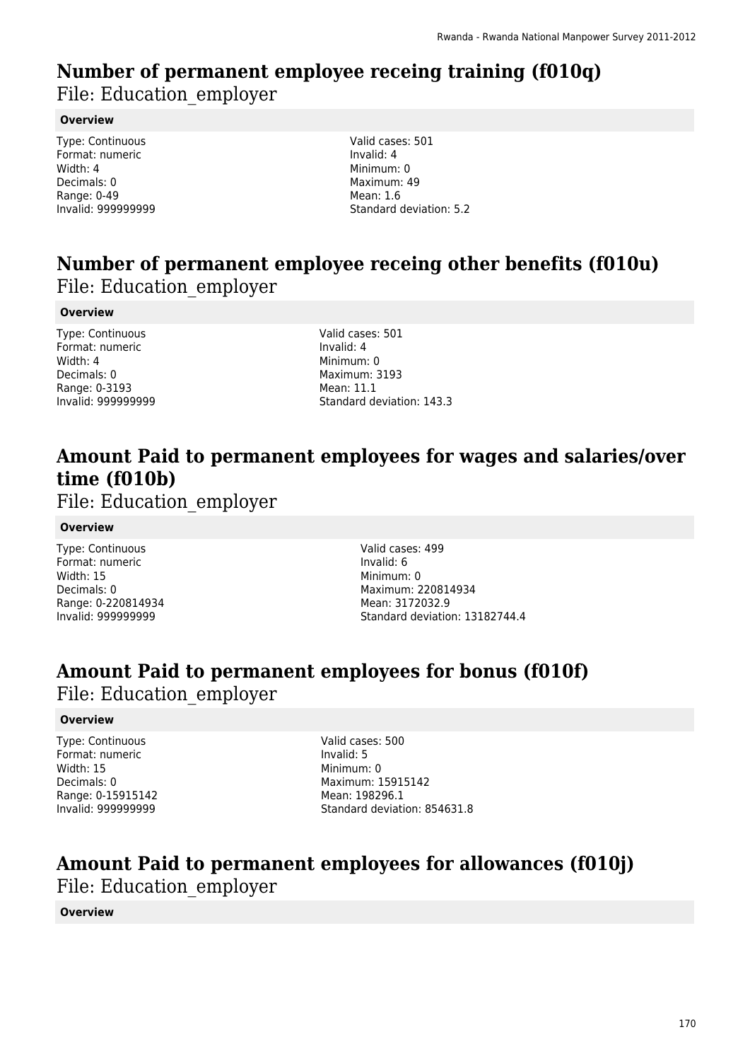# Number of permanent employee receing training (f010q)

File: Education_employer

**Overview**

Type: Continuous
Format: numeric
Width: 4
Decimals: 0
Range: 0-49
Invalid: 999999999

Valid cases: 501
Invalid: 4
Minimum: 0
Maximum: 49
Mean: 1.6
Standard deviation: 5.2

# Number of permanent employee receing other benefits (f010u)

File: Education_employer

**Overview**

Type: Continuous
Format: numeric
Width: 4
Decimals: 0
Range: 0-3193
Invalid: 999999999

Valid cases: 501
Invalid: 4
Minimum: 0
Maximum: 3193
Mean: 11.1
Standard deviation: 143.3

# Amount Paid to permanent employees for wages and salaries/over time (f010b)

File: Education_employer

**Overview**

Type: Continuous
Format: numeric
Width: 15
Decimals: 0
Range: 0-220814934
Invalid: 999999999

Valid cases: 499
Invalid: 6
Minimum: 0
Maximum: 220814934
Mean: 3172032.9
Standard deviation: 13182744.4

# Amount Paid to permanent employees for bonus (f010f)

File: Education_employer

**Overview**

Type: Continuous
Format: numeric
Width: 15
Decimals: 0
Range: 0-15915142
Invalid: 999999999

Valid cases: 500
Invalid: 5
Minimum: 0
Maximum: 15915142
Mean: 198296.1
Standard deviation: 854631.8

# Amount Paid to permanent employees for allowances (f010j)

File: Education_employer

**Overview**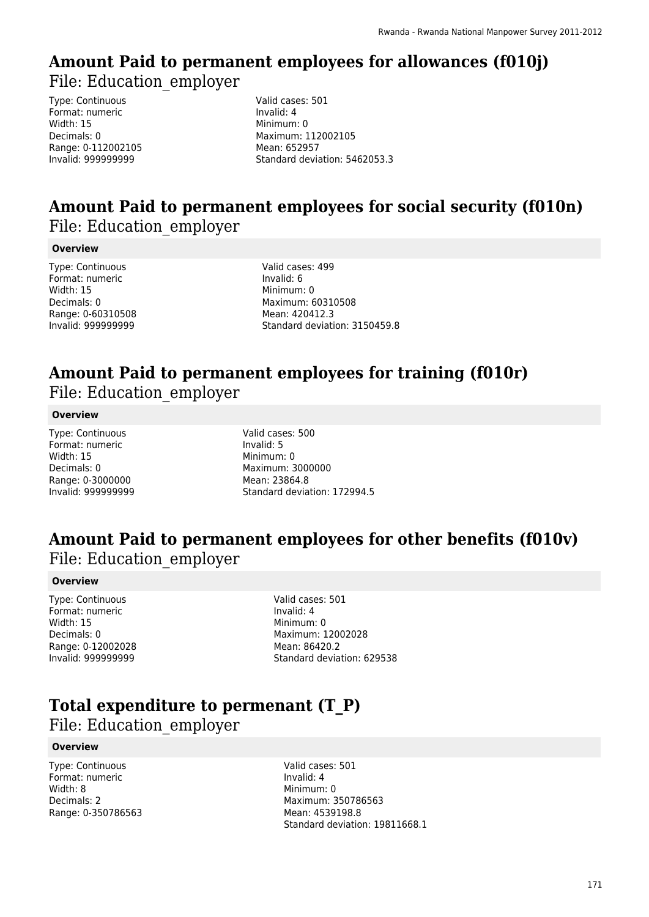## Amount Paid to permanent employees for allowances (f010j)

File: Education_employer

Type: Continuous
Format: numeric
Width: 15
Decimals: 0
Range: 0-112002105
Invalid: 999999999

Valid cases: 501
Invalid: 4
Minimum: 0
Maximum: 112002105
Mean: 652957
Standard deviation: 5462053.3

## Amount Paid to permanent employees for social security (f010n)

File: Education_employer

**Overview**

Type: Continuous
Format: numeric
Width: 15
Decimals: 0
Range: 0-60310508
Invalid: 999999999

Valid cases: 499
Invalid: 6
Minimum: 0
Maximum: 60310508
Mean: 420412.3
Standard deviation: 3150459.8

## Amount Paid to permanent employees for training (f010r)

File: Education_employer

**Overview**

Type: Continuous
Format: numeric
Width: 15
Decimals: 0
Range: 0-3000000
Invalid: 999999999

Valid cases: 500
Invalid: 5
Minimum: 0
Maximum: 3000000
Mean: 23864.8
Standard deviation: 172994.5

## Amount Paid to permanent employees for other benefits (f010v)

File: Education_employer

**Overview**

Type: Continuous
Format: numeric
Width: 15
Decimals: 0
Range: 0-12002028
Invalid: 999999999

Valid cases: 501
Invalid: 4
Minimum: 0
Maximum: 12002028
Mean: 86420.2
Standard deviation: 629538

## Total expenditure to permenant (T_P)

File: Education_employer

**Overview**

Type: Continuous
Format: numeric
Width: 8
Decimals: 2
Range: 0-350786563

Valid cases: 501
Invalid: 4
Minimum: 0
Maximum: 350786563
Mean: 4539198.8
Standard deviation: 19811668.1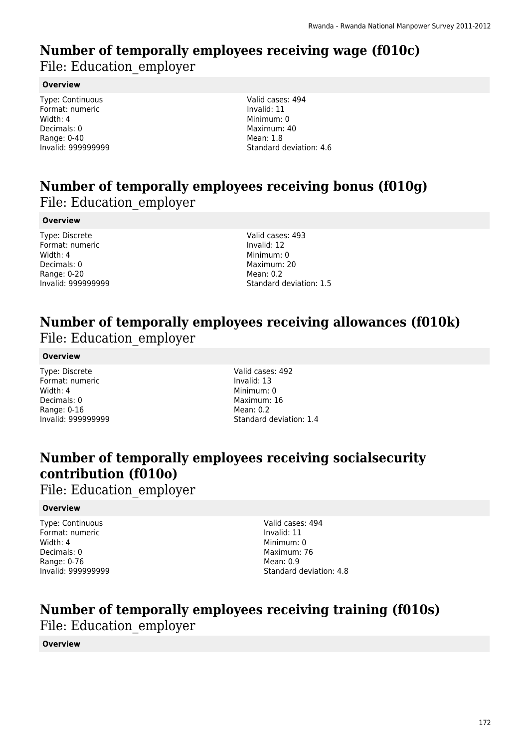# Number of temporally employees receiving wage (f010c)

File: Education_employer

**Overview**

Type: Continuous
Format: numeric
Width: 4
Decimals: 0
Range: 0-40
Invalid: 999999999

Valid cases: 494
Invalid: 11
Minimum: 0
Maximum: 40
Mean: 1.8
Standard deviation: 4.6

# Number of temporally employees receiving bonus (f010g)

File: Education_employer

**Overview**

Type: Discrete
Format: numeric
Width: 4
Decimals: 0
Range: 0-20
Invalid: 999999999

Valid cases: 493
Invalid: 12
Minimum: 0
Maximum: 20
Mean: 0.2
Standard deviation: 1.5

# Number of temporally employees receiving allowances (f010k)

File: Education_employer

**Overview**

Type: Discrete
Format: numeric
Width: 4
Decimals: 0
Range: 0-16
Invalid: 999999999

Valid cases: 492
Invalid: 13
Minimum: 0
Maximum: 16
Mean: 0.2
Standard deviation: 1.4

# Number of temporally employees receiving socialsecurity contribution (f010o)

File: Education_employer

**Overview**

Type: Continuous
Format: numeric
Width: 4
Decimals: 0
Range: 0-76
Invalid: 999999999

Valid cases: 494
Invalid: 11
Minimum: 0
Maximum: 76
Mean: 0.9
Standard deviation: 4.8

# Number of temporally employees receiving training (f010s)

File: Education_employer

**Overview**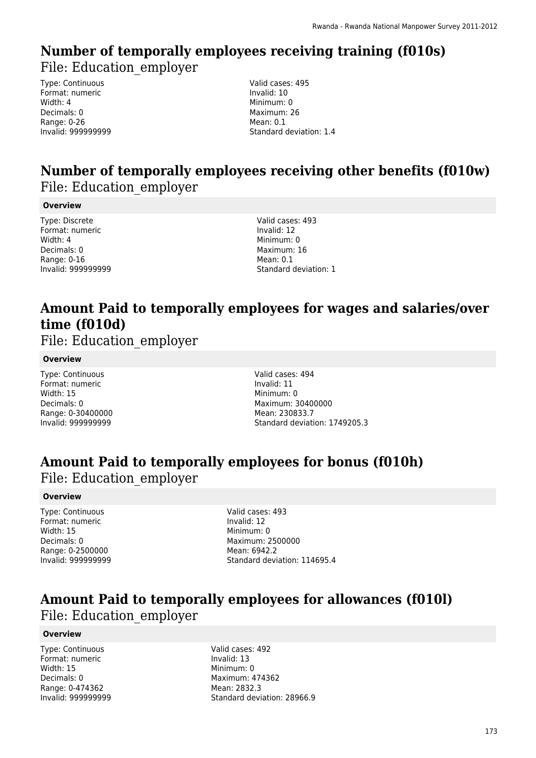## Number of temporally employees receiving training (f010s)

File: Education_employer

Type: Continuous
Format: numeric
Width: 4
Decimals: 0
Range: 0-26
Invalid: 999999999

Valid cases: 495
Invalid: 10
Minimum: 0
Maximum: 26
Mean: 0.1
Standard deviation: 1.4

## Number of temporally employees receiving other benefits (f010w)

File: Education_employer

**Overview**

Type: Discrete
Format: numeric
Width: 4
Decimals: 0
Range: 0-16
Invalid: 999999999

Valid cases: 493
Invalid: 12
Minimum: 0
Maximum: 16
Mean: 0.1
Standard deviation: 1

## Amount Paid to temporally employees for wages and salaries/over time (f010d)

File: Education_employer

**Overview**

Type: Continuous
Format: numeric
Width: 15
Decimals: 0
Range: 0-30400000
Invalid: 999999999

Valid cases: 494
Invalid: 11
Minimum: 0
Maximum: 30400000
Mean: 230833.7
Standard deviation: 1749205.3

## Amount Paid to temporally employees for bonus (f010h)

File: Education_employer

**Overview**

Type: Continuous
Format: numeric
Width: 15
Decimals: 0
Range: 0-2500000
Invalid: 999999999

Valid cases: 493
Invalid: 12
Minimum: 0
Maximum: 2500000
Mean: 6942.2
Standard deviation: 114695.4

## Amount Paid to temporally employees for allowances (f010l)

File: Education_employer

**Overview**

Type: Continuous
Format: numeric
Width: 15
Decimals: 0
Range: 0-474362
Invalid: 999999999

Valid cases: 492
Invalid: 13
Minimum: 0
Maximum: 474362
Mean: 2832.3
Standard deviation: 28966.9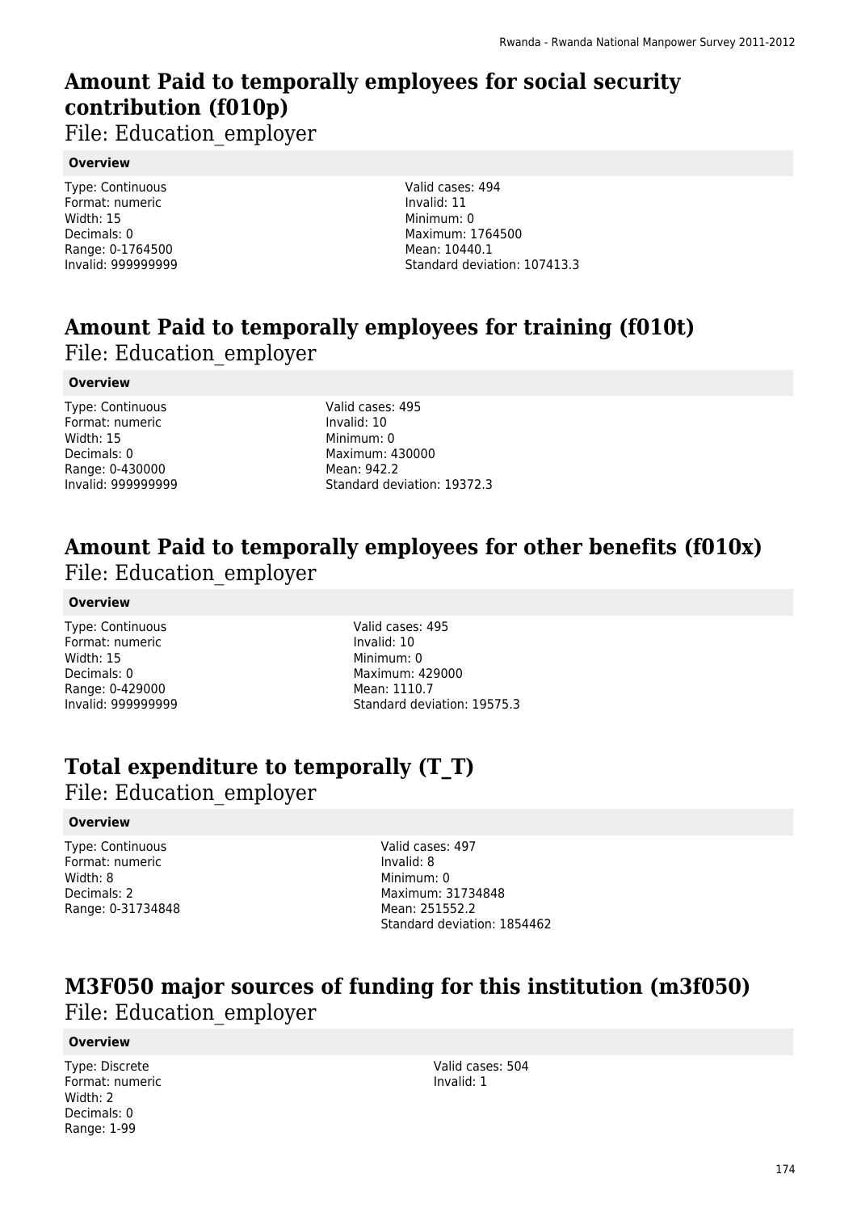# Amount Paid to temporally employees for social security contribution (f010p)

File: Education_employer

**Overview**

Type: Continuous
Format: numeric
Width: 15
Decimals: 0
Range: 0-1764500
Invalid: 999999999

Valid cases: 494
Invalid: 11
Minimum: 0
Maximum: 1764500
Mean: 10440.1
Standard deviation: 107413.3

# Amount Paid to temporally employees for training (f010t)

File: Education_employer

**Overview**

Type: Continuous
Format: numeric
Width: 15
Decimals: 0
Range: 0-430000
Invalid: 999999999

Valid cases: 495
Invalid: 10
Minimum: 0
Maximum: 430000
Mean: 942.2
Standard deviation: 19372.3

# Amount Paid to temporally employees for other benefits (f010x)

File: Education_employer

**Overview**

Type: Continuous
Format: numeric
Width: 15
Decimals: 0
Range: 0-429000
Invalid: 999999999

Valid cases: 495
Invalid: 10
Minimum: 0
Maximum: 429000
Mean: 1110.7
Standard deviation: 19575.3

# Total expenditure to temporally (T_T)

File: Education_employer

**Overview**

Type: Continuous
Format: numeric
Width: 8
Decimals: 2
Range: 0-31734848

Valid cases: 497
Invalid: 8
Minimum: 0
Maximum: 31734848
Mean: 251552.2
Standard deviation: 1854462

# M3F050 major sources of funding for this institution (m3f050)

File: Education_employer

**Overview**

Type: Discrete
Format: numeric
Width: 2
Decimals: 0
Range: 1-99

Valid cases: 504
Invalid: 1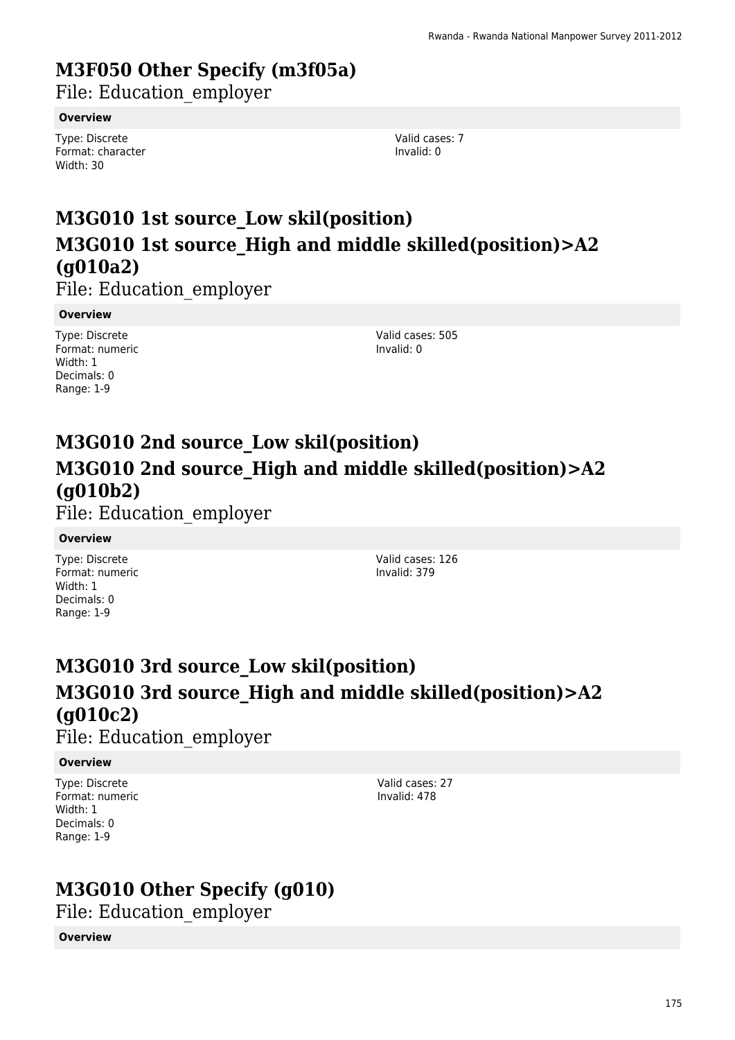# M3F050 Other Specify (m3f05a)

File: Education_employer

**Overview**

Type: Discrete
Format: character
Width: 30

Valid cases: 7
Invalid: 0

# M3G010 1st source_Low skil(position) M3G010 1st source_High and middle skilled(position)>A2 (g010a2)

File: Education_employer

**Overview**

Type: Discrete
Format: numeric
Width: 1
Decimals: 0
Range: 1-9

Valid cases: 505
Invalid: 0

# M3G010 2nd source_Low skil(position) M3G010 2nd source_High and middle skilled(position)>A2 (g010b2)

File: Education_employer

**Overview**

Type: Discrete
Format: numeric
Width: 1
Decimals: 0
Range: 1-9

Valid cases: 126
Invalid: 379

# M3G010 3rd source_Low skil(position) M3G010 3rd source_High and middle skilled(position)>A2 (g010c2)

File: Education_employer

**Overview**

Type: Discrete
Format: numeric
Width: 1
Decimals: 0
Range: 1-9

Valid cases: 27
Invalid: 478

# M3G010 Other Specify (g010)

File: Education_employer

**Overview**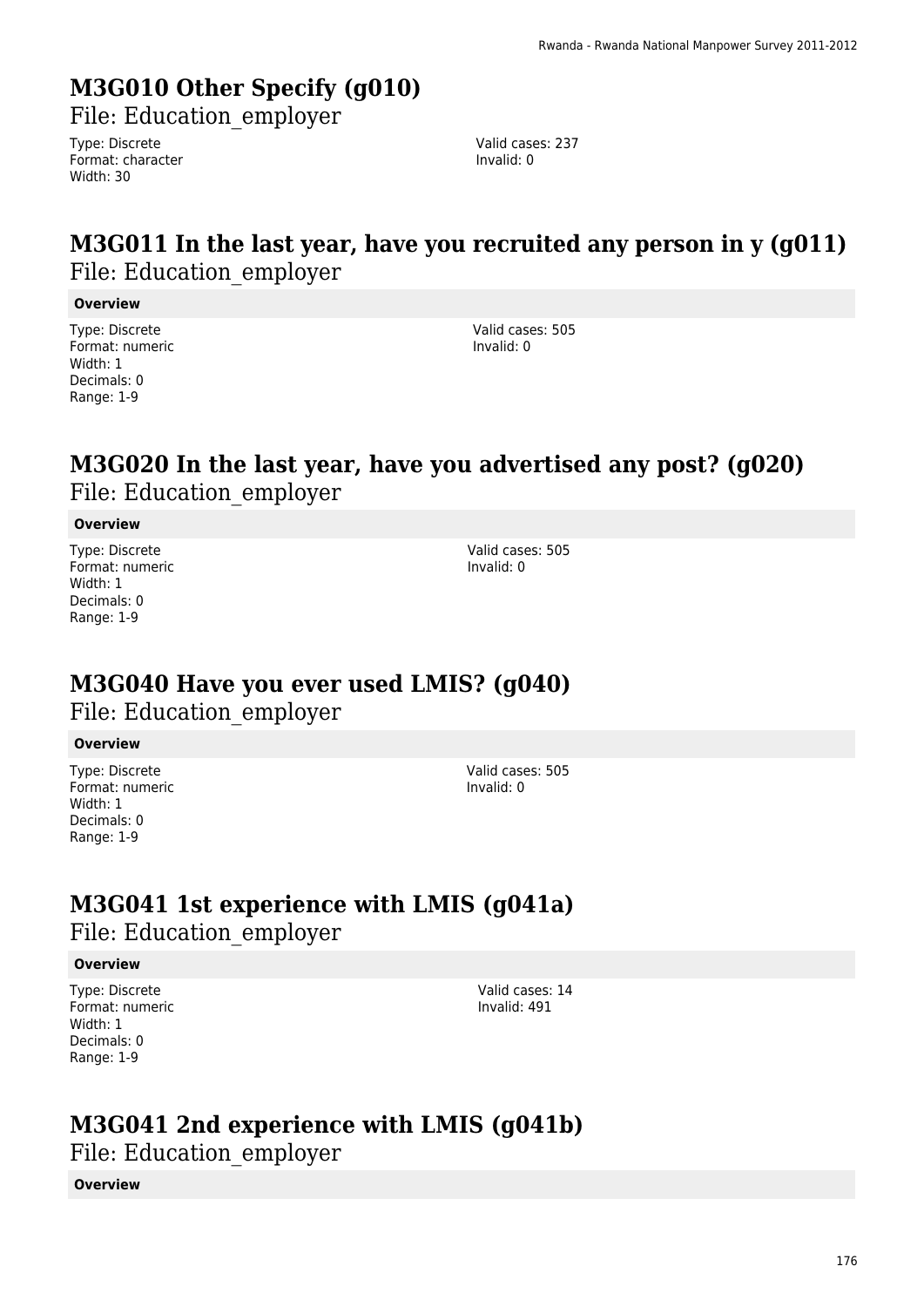# M3G010 Other Specify (g010)

File: Education_employer

Type: Discrete
Format: character
Width: 30

Valid cases: 237
Invalid: 0

# M3G011 In the last year, have you recruited any person in y (g011)

File: Education_employer

**Overview**

Type: Discrete
Format: numeric
Width: 1
Decimals: 0
Range: 1-9

Valid cases: 505
Invalid: 0

# M3G020 In the last year, have you advertised any post? (g020)

File: Education_employer

**Overview**

Type: Discrete
Format: numeric
Width: 1
Decimals: 0
Range: 1-9

Valid cases: 505
Invalid: 0

# M3G040 Have you ever used LMIS? (g040)

File: Education_employer

**Overview**

Type: Discrete
Format: numeric
Width: 1
Decimals: 0
Range: 1-9

Valid cases: 505
Invalid: 0

# M3G041 1st experience with LMIS (g041a)

File: Education_employer

**Overview**

Type: Discrete
Format: numeric
Width: 1
Decimals: 0
Range: 1-9

Valid cases: 14
Invalid: 491

# M3G041 2nd experience with LMIS (g041b)

File: Education_employer

**Overview**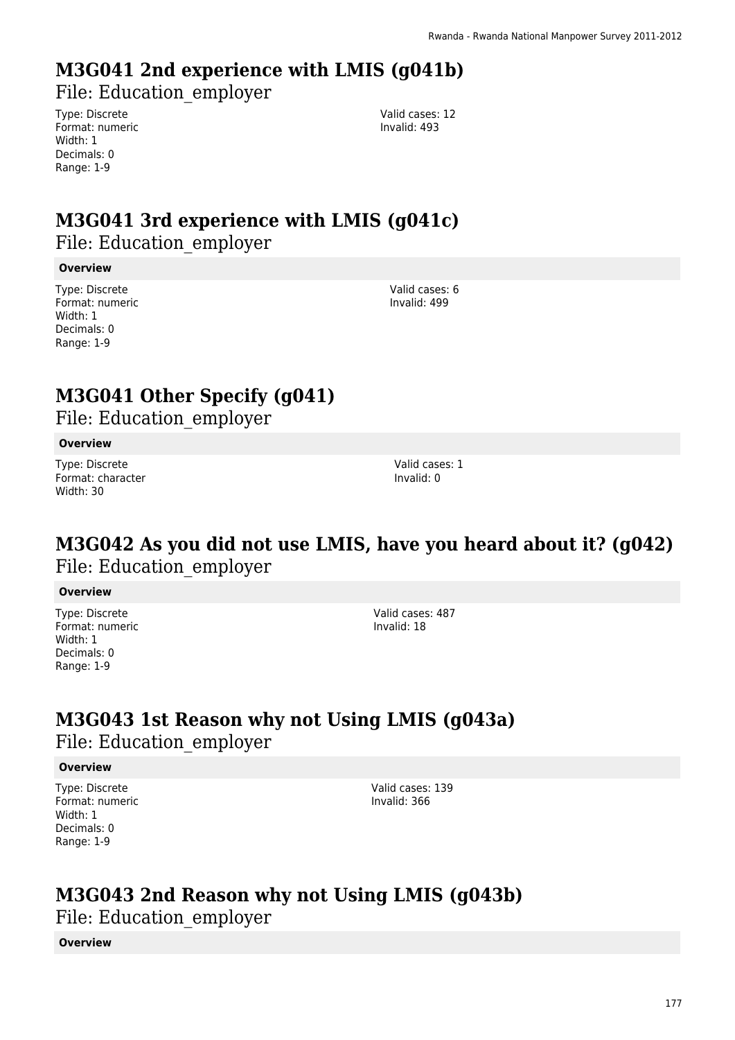# M3G041 2nd experience with LMIS (g041b)

File: Education_employer

Type: Discrete
Format: numeric
Width: 1
Decimals: 0
Range: 1-9

Valid cases: 12
Invalid: 493

# M3G041 3rd experience with LMIS (g041c)

File: Education_employer

**Overview**

Type: Discrete
Format: numeric
Width: 1
Decimals: 0
Range: 1-9

Valid cases: 6
Invalid: 499

# M3G041 Other Specify (g041)

File: Education_employer

**Overview**

Type: Discrete
Format: character
Width: 30

Valid cases: 1
Invalid: 0

# M3G042 As you did not use LMIS, have you heard about it? (g042)

File: Education_employer

**Overview**

Type: Discrete
Format: numeric
Width: 1
Decimals: 0
Range: 1-9

Valid cases: 487
Invalid: 18

# M3G043 1st Reason why not Using LMIS (g043a)

File: Education_employer

**Overview**

Type: Discrete
Format: numeric
Width: 1
Decimals: 0
Range: 1-9

Valid cases: 139
Invalid: 366

# M3G043 2nd Reason why not Using LMIS (g043b)

File: Education_employer

**Overview**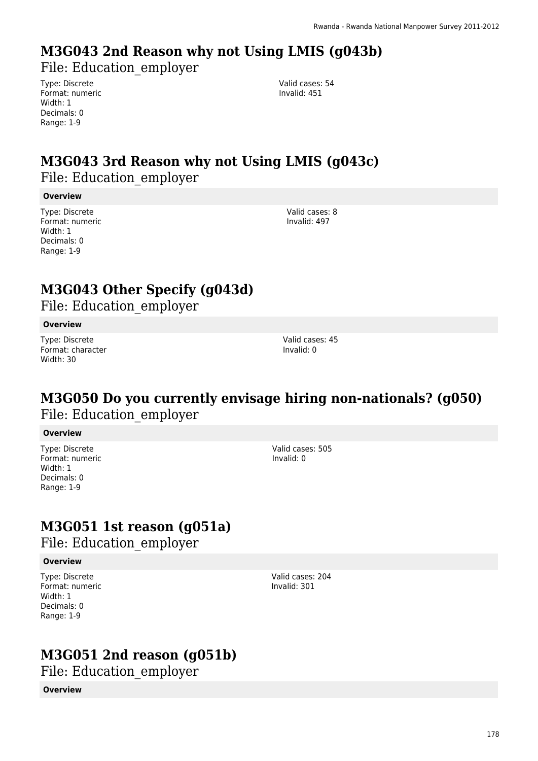## M3G043 2nd Reason why not Using LMIS (g043b)

File: Education_employer

Type: Discrete
Format: numeric
Width: 1
Decimals: 0
Range: 1-9

Valid cases: 54
Invalid: 451

## M3G043 3rd Reason why not Using LMIS (g043c)

File: Education_employer

**Overview**

Type: Discrete
Format: numeric
Width: 1
Decimals: 0
Range: 1-9

Valid cases: 8
Invalid: 497

## M3G043 Other Specify (g043d)

File: Education_employer

**Overview**

Type: Discrete
Format: character
Width: 30

Valid cases: 45
Invalid: 0

## M3G050 Do you currently envisage hiring non-nationals? (g050)

File: Education_employer

**Overview**

Type: Discrete
Format: numeric
Width: 1
Decimals: 0
Range: 1-9

Valid cases: 505
Invalid: 0

## M3G051 1st reason (g051a)

File: Education_employer

**Overview**

Type: Discrete
Format: numeric
Width: 1
Decimals: 0
Range: 1-9

Valid cases: 204
Invalid: 301

## M3G051 2nd reason (g051b)

File: Education_employer

**Overview**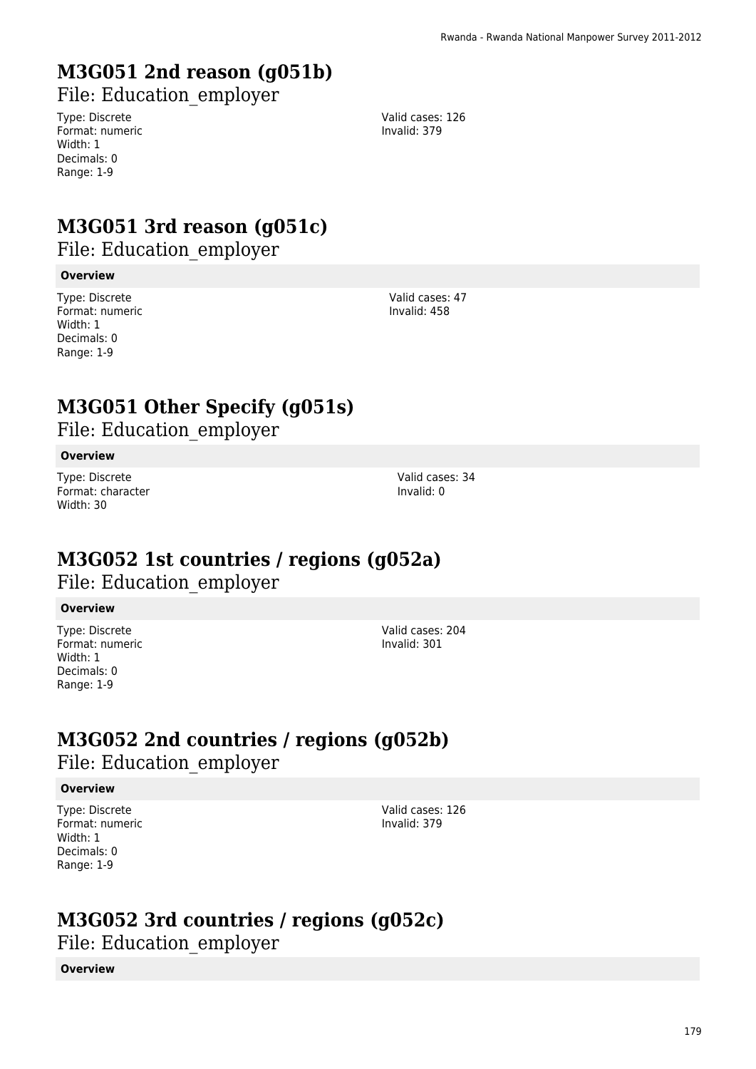# M3G051 2nd reason (g051b)

File: Education_employer

Type: Discrete
Format: numeric
Width: 1
Decimals: 0
Range: 1-9

Valid cases: 126
Invalid: 379

# M3G051 3rd reason (g051c)

File: Education_employer

**Overview**

Type: Discrete
Format: numeric
Width: 1
Decimals: 0
Range: 1-9

Valid cases: 47
Invalid: 458

# M3G051 Other Specify (g051s)

File: Education_employer

**Overview**

Type: Discrete
Format: character
Width: 30

Valid cases: 34
Invalid: 0

# M3G052 1st countries / regions (g052a)

File: Education_employer

**Overview**

Type: Discrete
Format: numeric
Width: 1
Decimals: 0
Range: 1-9

Valid cases: 204
Invalid: 301

# M3G052 2nd countries / regions (g052b)

File: Education_employer

**Overview**

Type: Discrete
Format: numeric
Width: 1
Decimals: 0
Range: 1-9

Valid cases: 126
Invalid: 379

# M3G052 3rd countries / regions (g052c)

File: Education_employer

**Overview**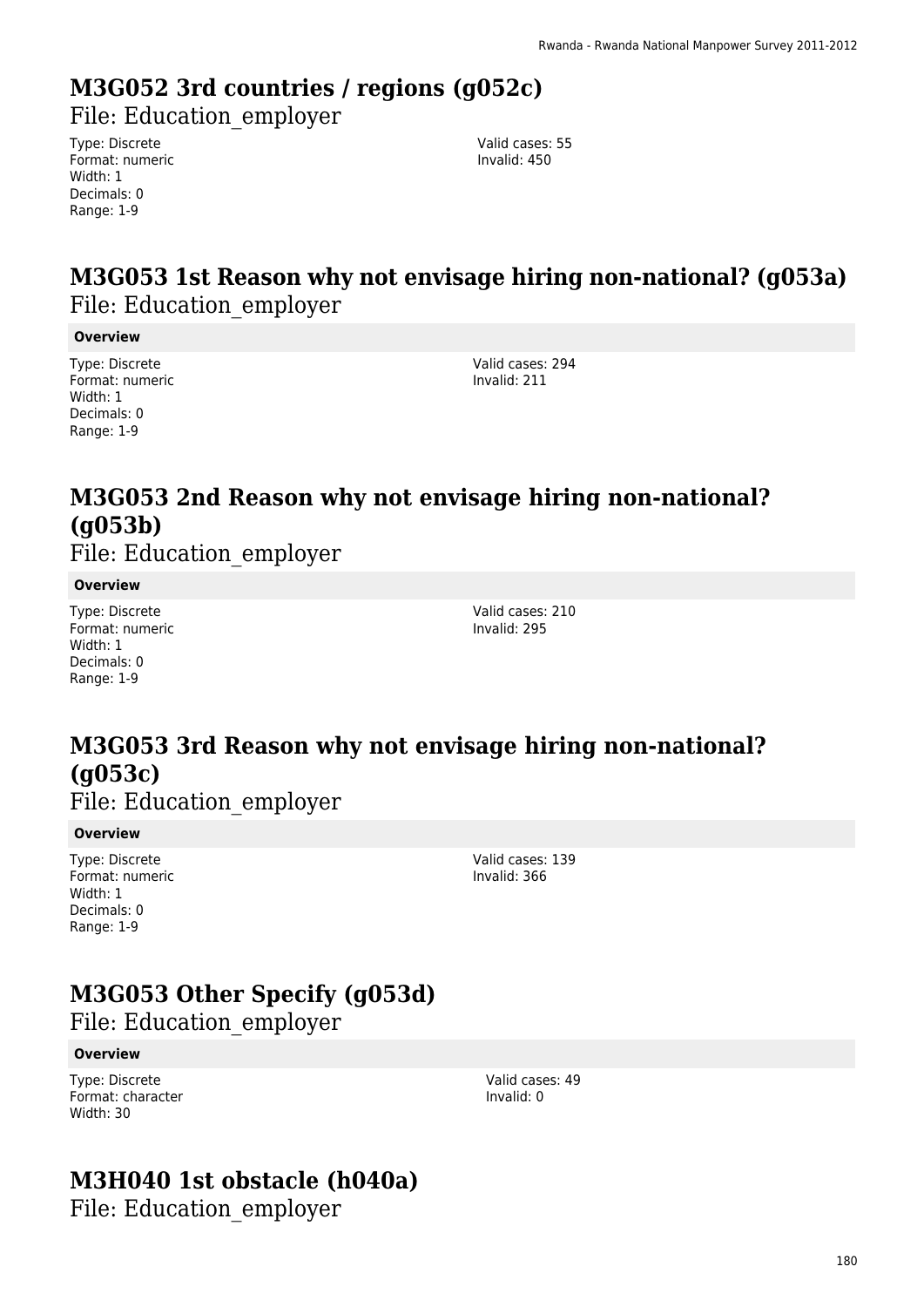## M3G052 3rd countries / regions (g052c)

File: Education_employer

Type: Discrete
Format: numeric
Width: 1
Decimals: 0
Range: 1-9

Valid cases: 55
Invalid: 450

## M3G053 1st Reason why not envisage hiring non-national? (g053a)

File: Education_employer

**Overview**

Type: Discrete
Format: numeric
Width: 1
Decimals: 0
Range: 1-9

Valid cases: 294
Invalid: 211

## M3G053 2nd Reason why not envisage hiring non-national? (g053b)

File: Education_employer

**Overview**

Type: Discrete
Format: numeric
Width: 1
Decimals: 0
Range: 1-9

Valid cases: 210
Invalid: 295

## M3G053 3rd Reason why not envisage hiring non-national? (g053c)

File: Education_employer

**Overview**

Type: Discrete
Format: numeric
Width: 1
Decimals: 0
Range: 1-9

Valid cases: 139
Invalid: 366

## M3G053 Other Specify (g053d)

File: Education_employer

**Overview**

Type: Discrete
Format: character
Width: 30

Valid cases: 49
Invalid: 0

## M3H040 1st obstacle (h040a)

File: Education_employer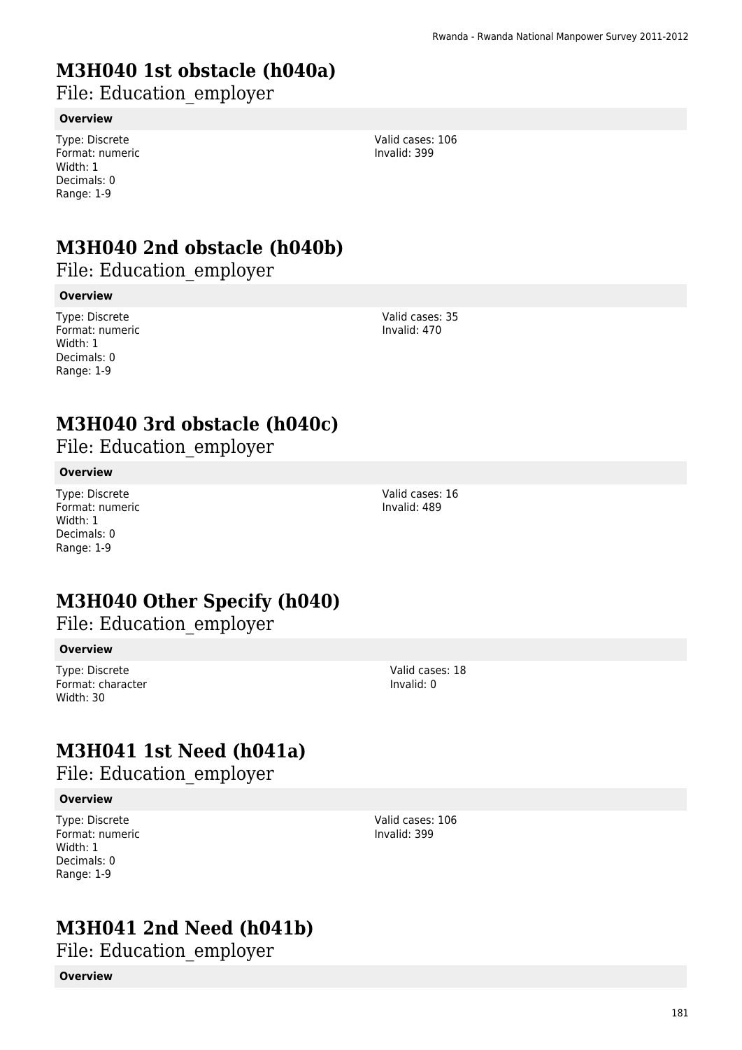# M3H040 1st obstacle (h040a)

File: Education_employer

**Overview**

Type: Discrete
Format: numeric
Width: 1
Decimals: 0
Range: 1-9

Valid cases: 106
Invalid: 399

# M3H040 2nd obstacle (h040b)

File: Education_employer

**Overview**

Type: Discrete
Format: numeric
Width: 1
Decimals: 0
Range: 1-9

Valid cases: 35
Invalid: 470

# M3H040 3rd obstacle (h040c)

File: Education_employer

**Overview**

Type: Discrete
Format: numeric
Width: 1
Decimals: 0
Range: 1-9

Valid cases: 16
Invalid: 489

# M3H040 Other Specify (h040)

File: Education_employer

**Overview**

Type: Discrete
Format: character
Width: 30

Valid cases: 18
Invalid: 0

# M3H041 1st Need (h041a)

File: Education_employer

**Overview**

Type: Discrete
Format: numeric
Width: 1
Decimals: 0
Range: 1-9

Valid cases: 106
Invalid: 399

# M3H041 2nd Need (h041b)

File: Education_employer

**Overview**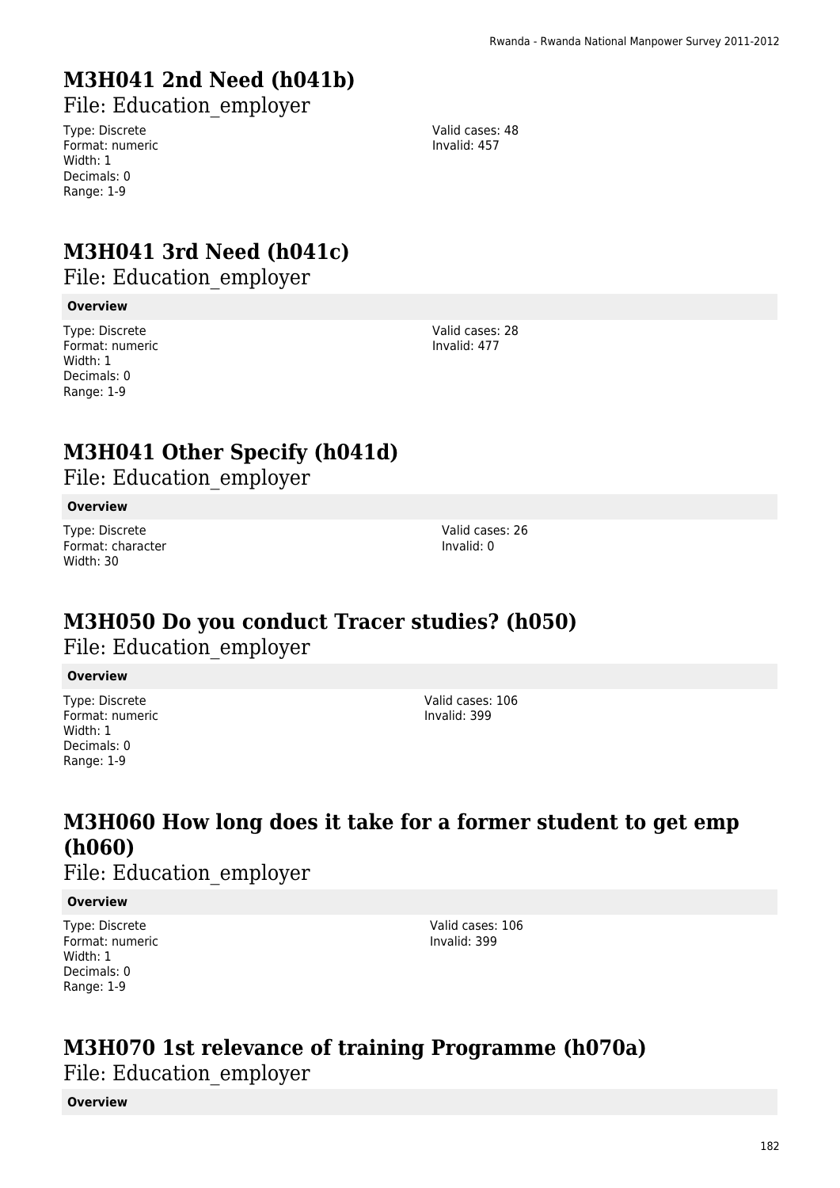# M3H041 2nd Need (h041b)

File: Education_employer

Type: Discrete
Format: numeric
Width: 1
Decimals: 0
Range: 1-9

Valid cases: 48
Invalid: 457

# M3H041 3rd Need (h041c)

File: Education_employer

**Overview**

Type: Discrete
Format: numeric
Width: 1
Decimals: 0
Range: 1-9

Valid cases: 28
Invalid: 477

# M3H041 Other Specify (h041d)

File: Education_employer

**Overview**

Type: Discrete
Format: character
Width: 30

Valid cases: 26
Invalid: 0

# M3H050 Do you conduct Tracer studies? (h050)

File: Education_employer

**Overview**

Type: Discrete
Format: numeric
Width: 1
Decimals: 0
Range: 1-9

Valid cases: 106
Invalid: 399

# M3H060 How long does it take for a former student to get emp (h060)

File: Education_employer

**Overview**

Type: Discrete
Format: numeric
Width: 1
Decimals: 0
Range: 1-9

Valid cases: 106
Invalid: 399

# M3H070 1st relevance of training Programme (h070a)

File: Education_employer

**Overview**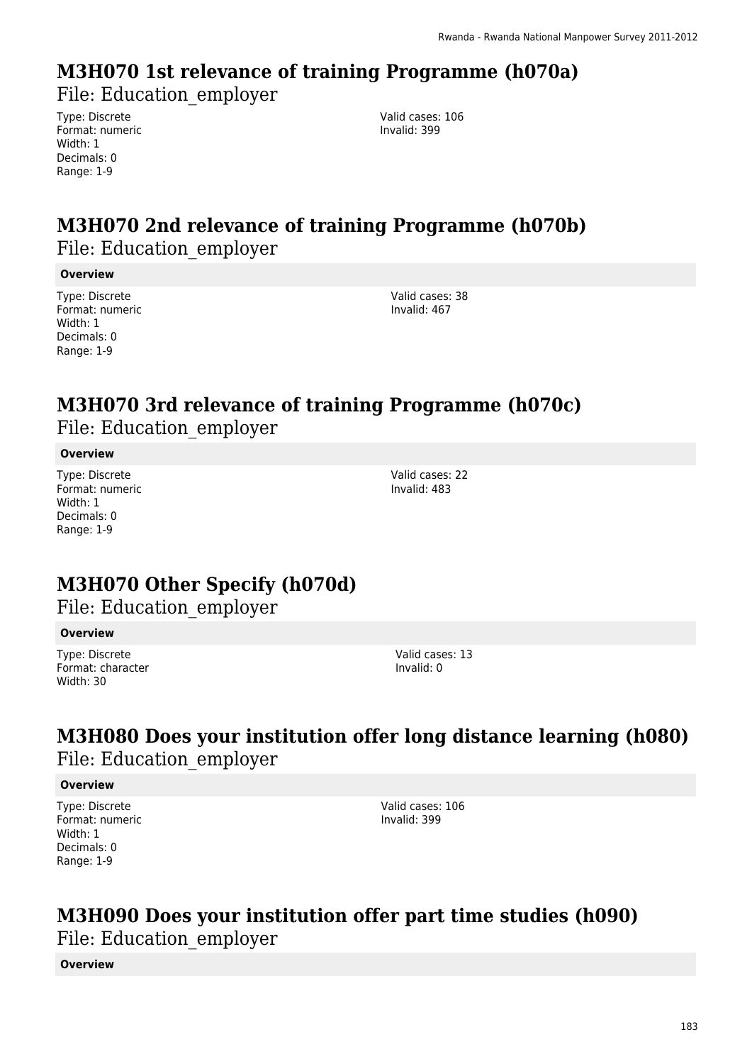## M3H070 1st relevance of training Programme (h070a)

File: Education_employer

Type: Discrete
Format: numeric
Width: 1
Decimals: 0
Range: 1-9

Valid cases: 106
Invalid: 399

## M3H070 2nd relevance of training Programme (h070b)

File: Education_employer

**Overview**

Type: Discrete
Format: numeric
Width: 1
Decimals: 0
Range: 1-9

Valid cases: 38
Invalid: 467

## M3H070 3rd relevance of training Programme (h070c)

File: Education_employer

**Overview**

Type: Discrete
Format: numeric
Width: 1
Decimals: 0
Range: 1-9

Valid cases: 22
Invalid: 483

## M3H070 Other Specify (h070d)

File: Education_employer

**Overview**

Type: Discrete
Format: character
Width: 30

Valid cases: 13
Invalid: 0

## M3H080 Does your institution offer long distance learning (h080)

File: Education_employer

**Overview**

Type: Discrete
Format: numeric
Width: 1
Decimals: 0
Range: 1-9

Valid cases: 106
Invalid: 399

## M3H090 Does your institution offer part time studies (h090)

File: Education_employer

**Overview**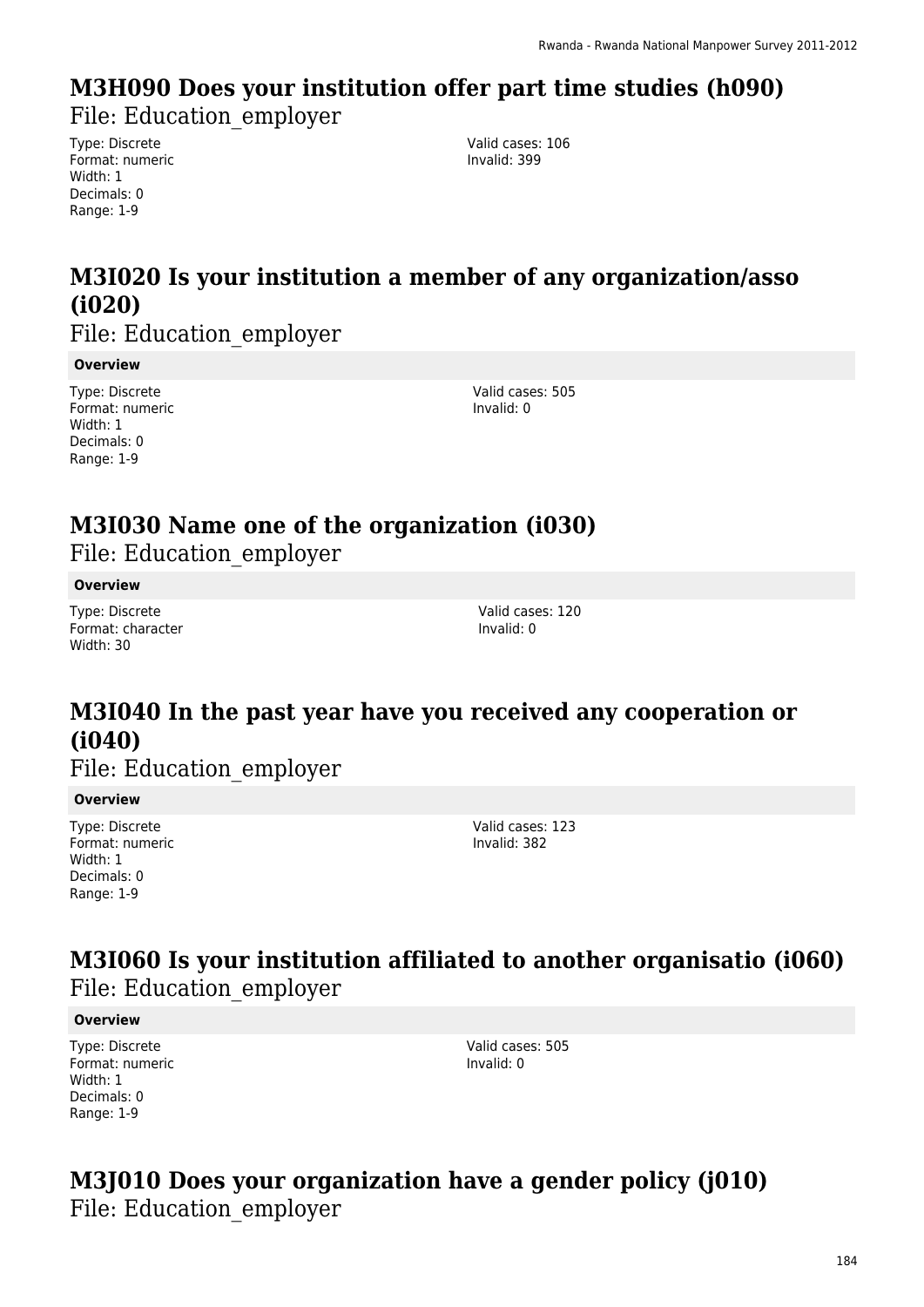## M3H090 Does your institution offer part time studies (h090)

File: Education_employer

Type: Discrete
Format: numeric
Width: 1
Decimals: 0
Range: 1-9

Valid cases: 106
Invalid: 399

## M3I020 Is your institution a member of any organization/asso (i020)

File: Education_employer

**Overview**

Type: Discrete
Format: numeric
Width: 1
Decimals: 0
Range: 1-9

Valid cases: 505
Invalid: 0

## M3I030 Name one of the organization (i030)

File: Education_employer

**Overview**

Type: Discrete
Format: character
Width: 30

Valid cases: 120
Invalid: 0

## M3I040 In the past year have you received any cooperation or (i040)

File: Education_employer

**Overview**

Type: Discrete
Format: numeric
Width: 1
Decimals: 0
Range: 1-9

Valid cases: 123
Invalid: 382

## M3I060 Is your institution affiliated to another organisatio (i060)

File: Education_employer

**Overview**

Type: Discrete
Format: numeric
Width: 1
Decimals: 0
Range: 1-9

Valid cases: 505
Invalid: 0

## M3J010 Does your organization have a gender policy (j010)

File: Education_employer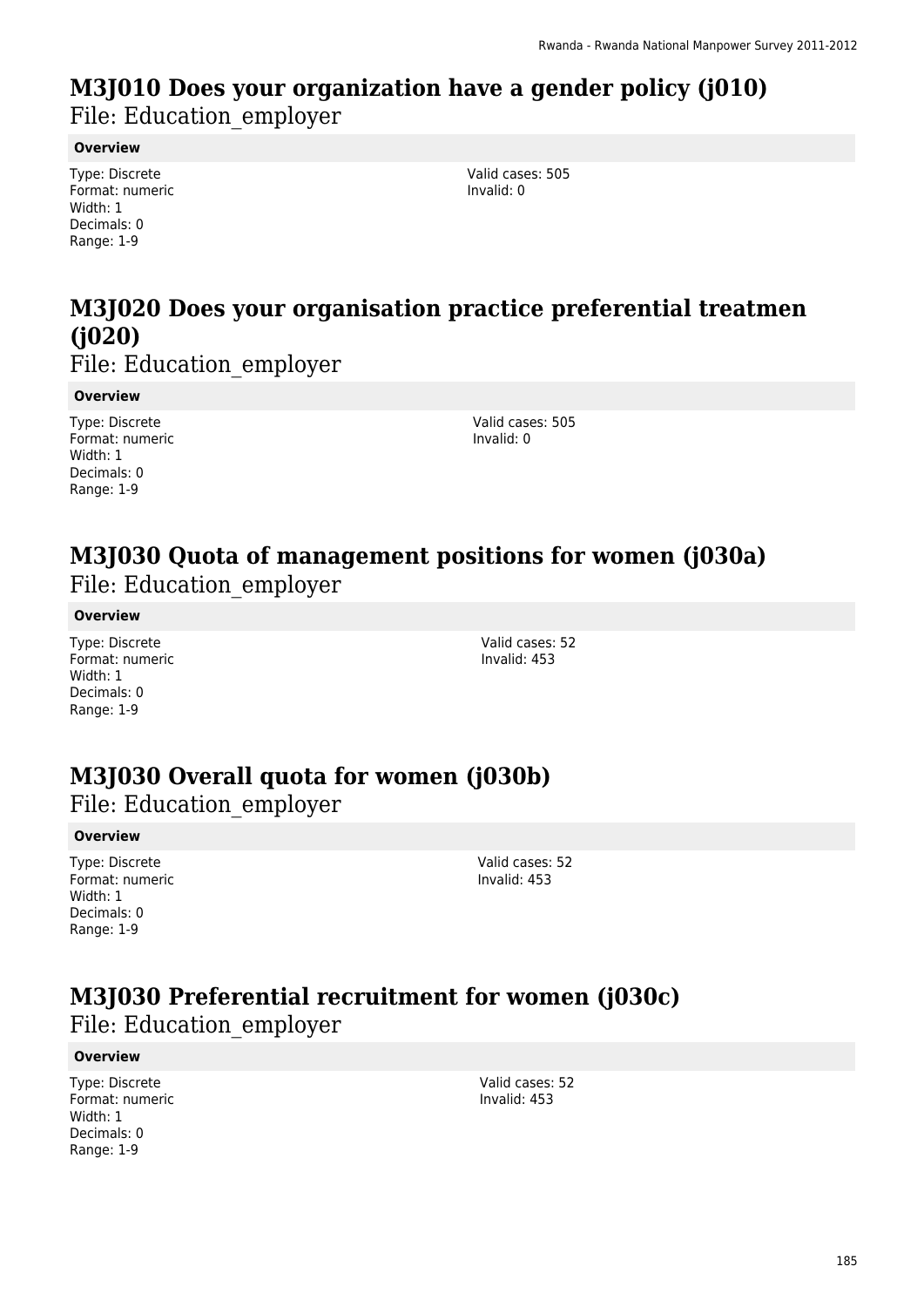# M3J010 Does your organization have a gender policy (j010)

File: Education_employer

**Overview**

Type: Discrete
Format: numeric
Width: 1
Decimals: 0
Range: 1-9

Valid cases: 505
Invalid: 0

# M3J020 Does your organisation practice preferential treatmen (j020)

File: Education_employer

**Overview**

Type: Discrete
Format: numeric
Width: 1
Decimals: 0
Range: 1-9

Valid cases: 505
Invalid: 0

# M3J030 Quota of management positions for women (j030a)

File: Education_employer

**Overview**

Type: Discrete
Format: numeric
Width: 1
Decimals: 0
Range: 1-9

Valid cases: 52
Invalid: 453

# M3J030 Overall quota for women (j030b)

File: Education_employer

**Overview**

Type: Discrete
Format: numeric
Width: 1
Decimals: 0
Range: 1-9

Valid cases: 52
Invalid: 453

# M3J030 Preferential recruitment for women (j030c)

File: Education_employer

**Overview**

Type: Discrete
Format: numeric
Width: 1
Decimals: 0
Range: 1-9

Valid cases: 52
Invalid: 453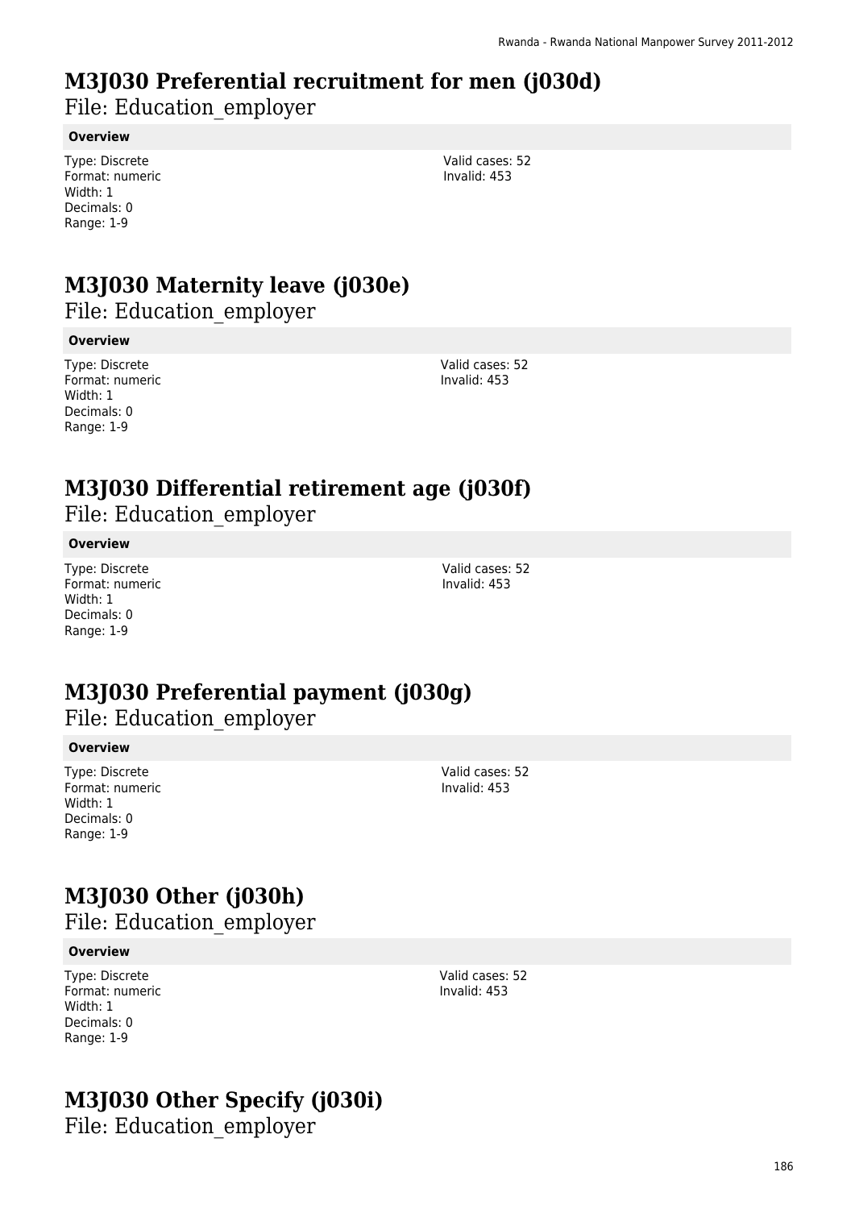# M3J030 Preferential recruitment for men (j030d)

File: Education_employer

**Overview**

Type: Discrete
Format: numeric
Width: 1
Decimals: 0
Range: 1-9

Valid cases: 52
Invalid: 453

# M3J030 Maternity leave (j030e)

File: Education_employer

**Overview**

Type: Discrete
Format: numeric
Width: 1
Decimals: 0
Range: 1-9

Valid cases: 52
Invalid: 453

# M3J030 Differential retirement age (j030f)

File: Education_employer

**Overview**

Type: Discrete
Format: numeric
Width: 1
Decimals: 0
Range: 1-9

Valid cases: 52
Invalid: 453

# M3J030 Preferential payment (j030g)

File: Education_employer

**Overview**

Type: Discrete
Format: numeric
Width: 1
Decimals: 0
Range: 1-9

Valid cases: 52
Invalid: 453

# M3J030 Other (j030h)

File: Education_employer

**Overview**

Type: Discrete
Format: numeric
Width: 1
Decimals: 0
Range: 1-9

Valid cases: 52
Invalid: 453

# M3J030 Other Specify (j030i)

File: Education_employer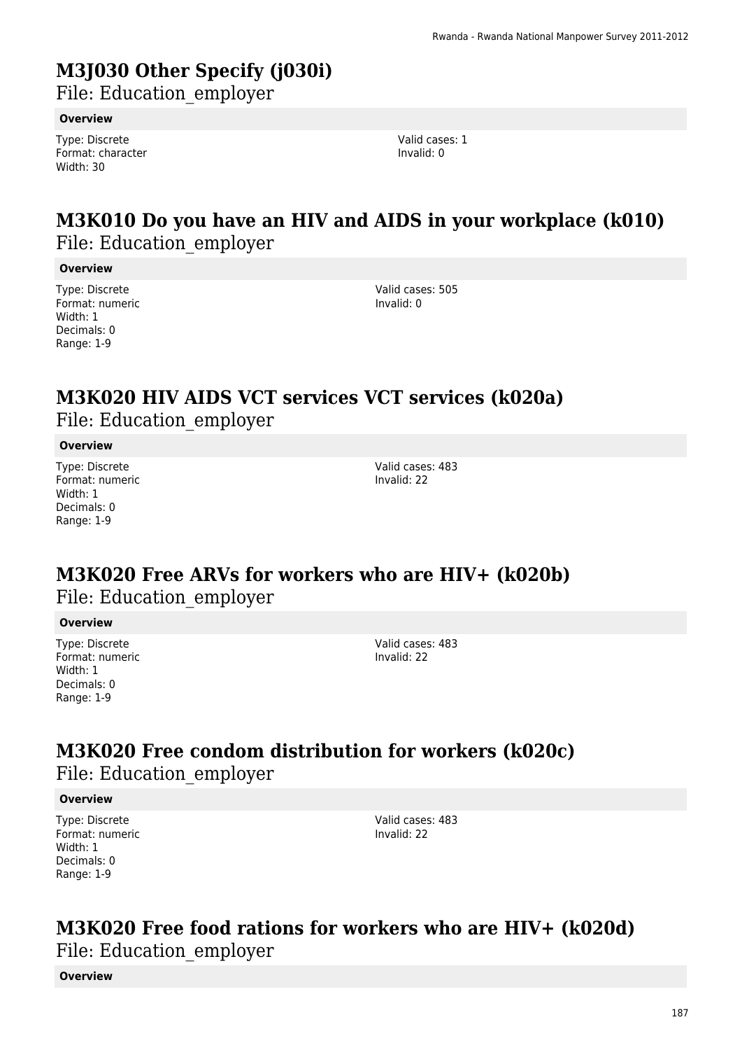# M3J030 Other Specify (j030i)

File: Education_employer

**Overview**

Type: Discrete
Format: character
Width: 30

Valid cases: 1
Invalid: 0

# M3K010 Do you have an HIV and AIDS in your workplace (k010)

File: Education_employer

**Overview**

Type: Discrete
Format: numeric
Width: 1
Decimals: 0
Range: 1-9

Valid cases: 505
Invalid: 0

# M3K020 HIV AIDS VCT services VCT services (k020a)

File: Education_employer

**Overview**

Type: Discrete
Format: numeric
Width: 1
Decimals: 0
Range: 1-9

Valid cases: 483
Invalid: 22

# M3K020 Free ARVs for workers who are HIV+ (k020b)

File: Education_employer

**Overview**

Type: Discrete
Format: numeric
Width: 1
Decimals: 0
Range: 1-9

Valid cases: 483
Invalid: 22

# M3K020 Free condom distribution for workers (k020c)

File: Education_employer

**Overview**

Type: Discrete
Format: numeric
Width: 1
Decimals: 0
Range: 1-9

Valid cases: 483
Invalid: 22

# M3K020 Free food rations for workers who are HIV+ (k020d)

File: Education_employer

**Overview**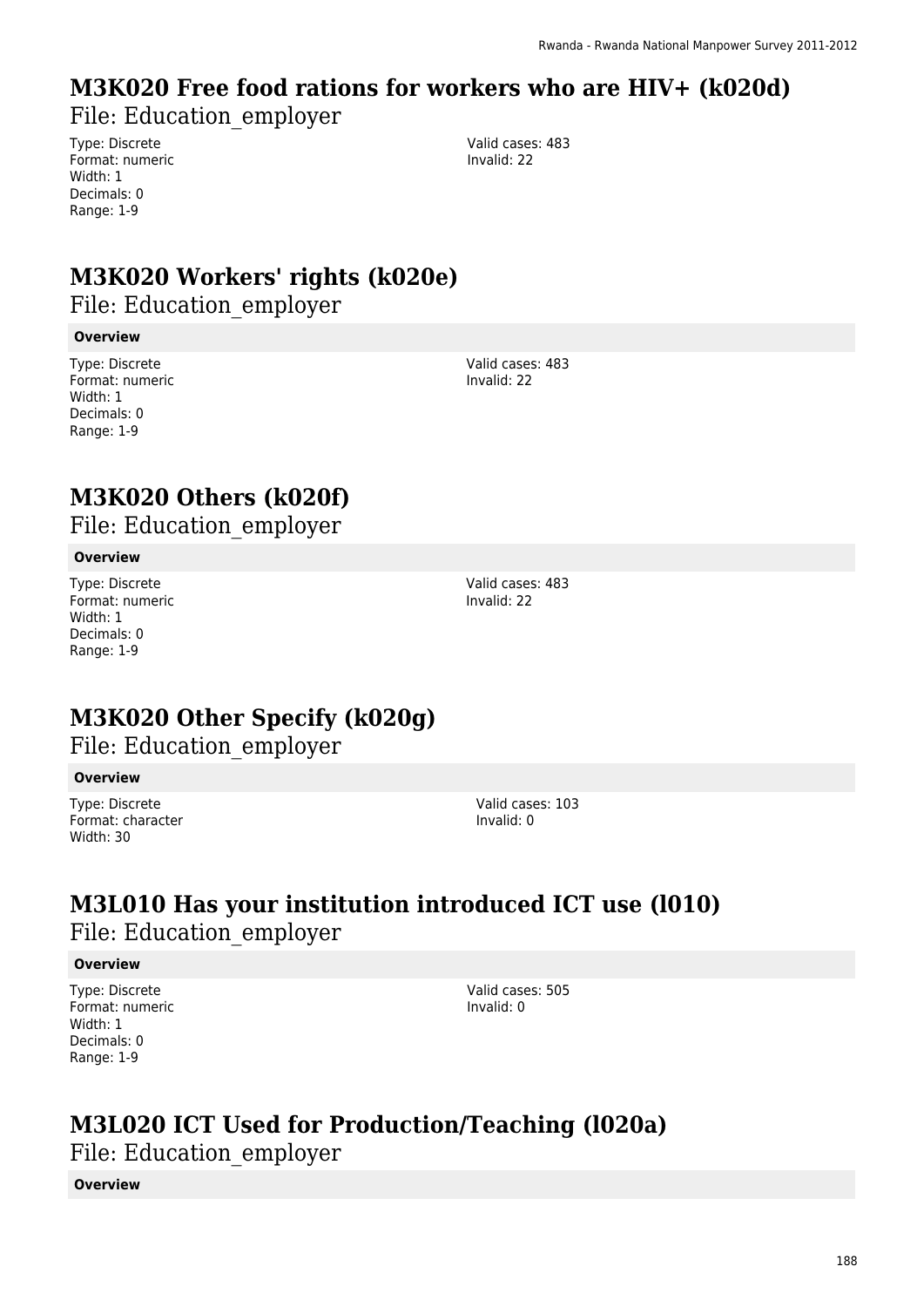# M3K020 Free food rations for workers who are HIV+ (k020d)

File: Education_employer

Type: Discrete
Format: numeric
Width: 1
Decimals: 0
Range: 1-9

Valid cases: 483
Invalid: 22

# M3K020 Workers' rights (k020e)

File: Education_employer

**Overview**

Type: Discrete
Format: numeric
Width: 1
Decimals: 0
Range: 1-9

Valid cases: 483
Invalid: 22

# M3K020 Others (k020f)

File: Education_employer

**Overview**

Type: Discrete
Format: numeric
Width: 1
Decimals: 0
Range: 1-9

Valid cases: 483
Invalid: 22

# M3K020 Other Specify (k020g)

File: Education_employer

**Overview**

Type: Discrete
Format: character
Width: 30

Valid cases: 103
Invalid: 0

# M3L010 Has your institution introduced ICT use (l010)

File: Education_employer

**Overview**

Type: Discrete
Format: numeric
Width: 1
Decimals: 0
Range: 1-9

Valid cases: 505
Invalid: 0

# M3L020 ICT Used for Production/Teaching (l020a)

File: Education_employer

**Overview**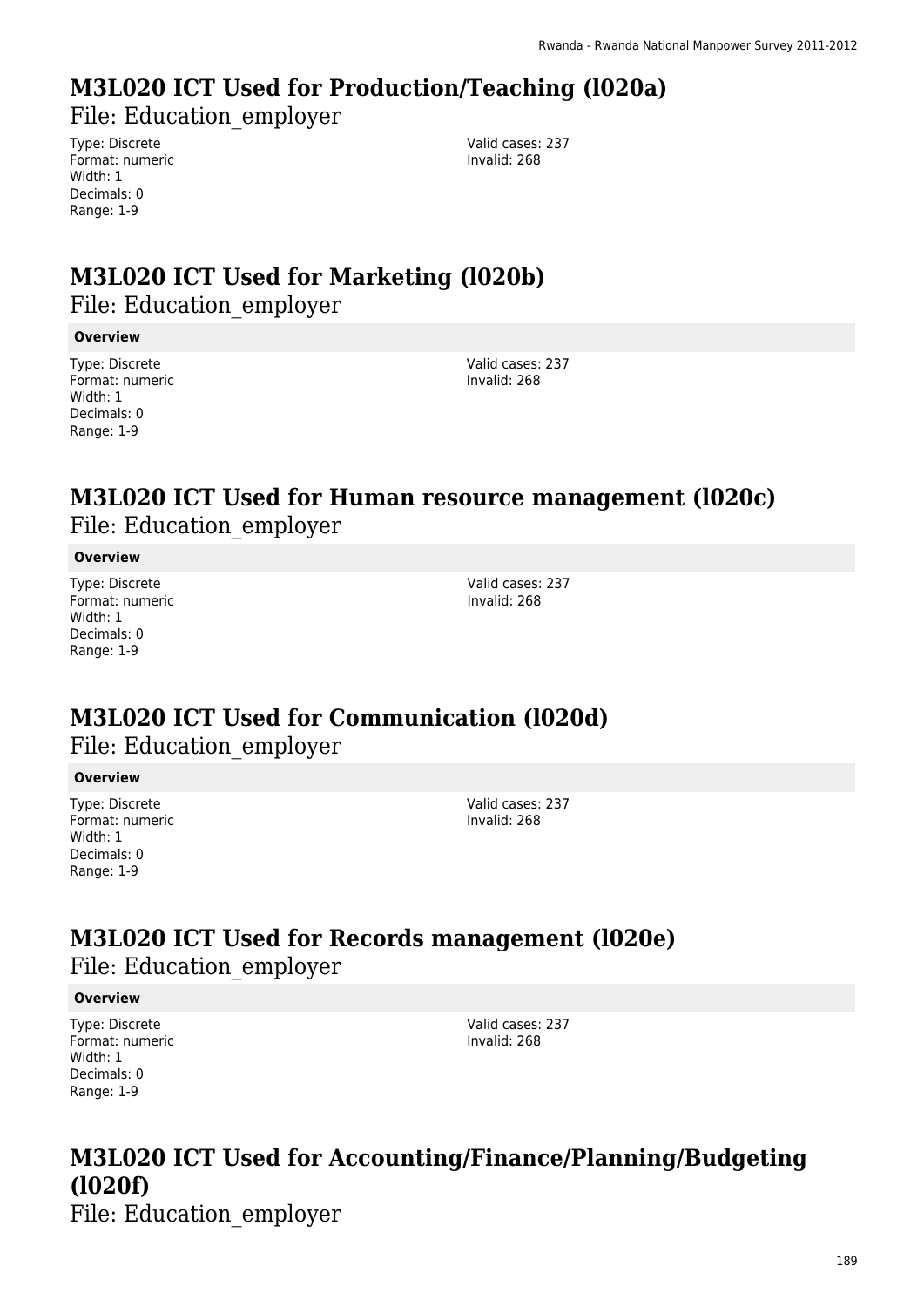## M3L020 ICT Used for Production/Teaching (l020a)

File: Education_employer

Type: Discrete
Format: numeric
Width: 1
Decimals: 0
Range: 1-9

Valid cases: 237
Invalid: 268

## M3L020 ICT Used for Marketing (l020b)

File: Education_employer

**Overview**

Type: Discrete
Format: numeric
Width: 1
Decimals: 0
Range: 1-9

Valid cases: 237
Invalid: 268

## M3L020 ICT Used for Human resource management (l020c)

File: Education_employer

**Overview**

Type: Discrete
Format: numeric
Width: 1
Decimals: 0
Range: 1-9

Valid cases: 237
Invalid: 268

## M3L020 ICT Used for Communication (l020d)

File: Education_employer

**Overview**

Type: Discrete
Format: numeric
Width: 1
Decimals: 0
Range: 1-9

Valid cases: 237
Invalid: 268

## M3L020 ICT Used for Records management (l020e)

File: Education_employer

**Overview**

Type: Discrete
Format: numeric
Width: 1
Decimals: 0
Range: 1-9

Valid cases: 237
Invalid: 268

## M3L020 ICT Used for Accounting/Finance/Planning/Budgeting (l020f)

File: Education_employer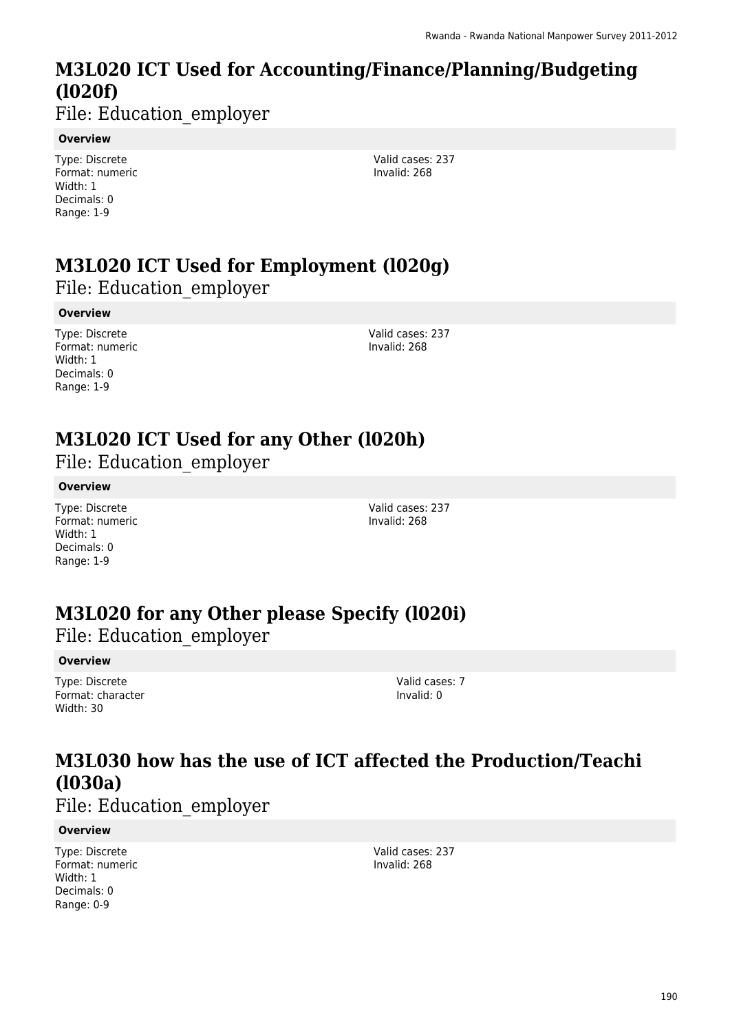# M3L020 ICT Used for Accounting/Finance/Planning/Budgeting (l020f)

File: Education_employer

**Overview**

Type: Discrete
Format: numeric
Width: 1
Decimals: 0
Range: 1-9

Valid cases: 237
Invalid: 268

# M3L020 ICT Used for Employment (l020g)

File: Education_employer

**Overview**

Type: Discrete
Format: numeric
Width: 1
Decimals: 0
Range: 1-9

Valid cases: 237
Invalid: 268

# M3L020 ICT Used for any Other (l020h)

File: Education_employer

**Overview**

Type: Discrete
Format: numeric
Width: 1
Decimals: 0
Range: 1-9

Valid cases: 237
Invalid: 268

# M3L020 for any Other please Specify (l020i)

File: Education_employer

**Overview**

Type: Discrete
Format: character
Width: 30

Valid cases: 7
Invalid: 0

# M3L030 how has the use of ICT affected the Production/Teachi (l030a)

File: Education_employer

**Overview**

Type: Discrete
Format: numeric
Width: 1
Decimals: 0
Range: 0-9

Valid cases: 237
Invalid: 268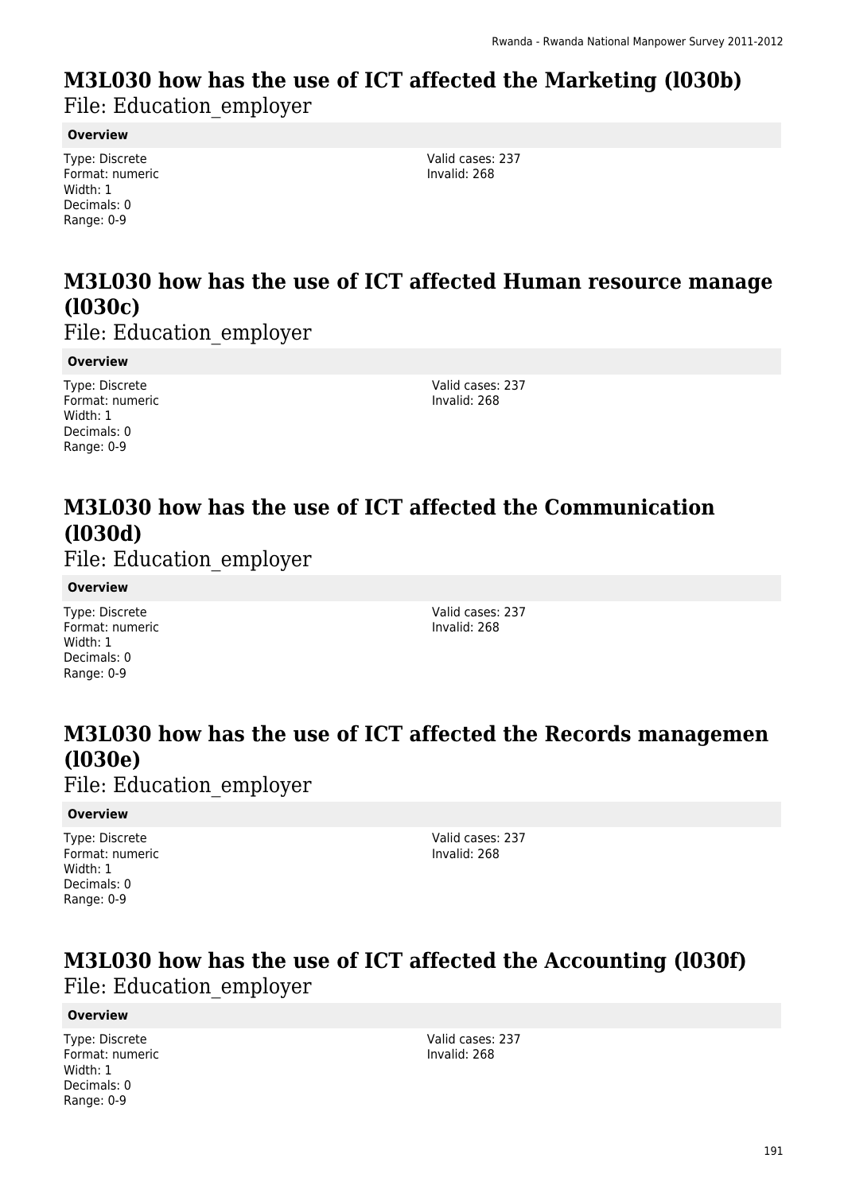## M3L030 how has the use of ICT affected the Marketing (l030b)

File: Education_employer

**Overview**

Type: Discrete
Format: numeric
Width: 1
Decimals: 0
Range: 0-9

Valid cases: 237
Invalid: 268

## M3L030 how has the use of ICT affected Human resource manage (l030c)

File: Education_employer

**Overview**

Type: Discrete
Format: numeric
Width: 1
Decimals: 0
Range: 0-9

Valid cases: 237
Invalid: 268

## M3L030 how has the use of ICT affected the Communication (l030d)

File: Education_employer

**Overview**

Type: Discrete
Format: numeric
Width: 1
Decimals: 0
Range: 0-9

Valid cases: 237
Invalid: 268

## M3L030 how has the use of ICT affected the Records managemen (l030e)

File: Education_employer

**Overview**

Type: Discrete
Format: numeric
Width: 1
Decimals: 0
Range: 0-9

Valid cases: 237
Invalid: 268

## M3L030 how has the use of ICT affected the Accounting (l030f)

File: Education_employer

**Overview**

Type: Discrete
Format: numeric
Width: 1
Decimals: 0
Range: 0-9

Valid cases: 237
Invalid: 268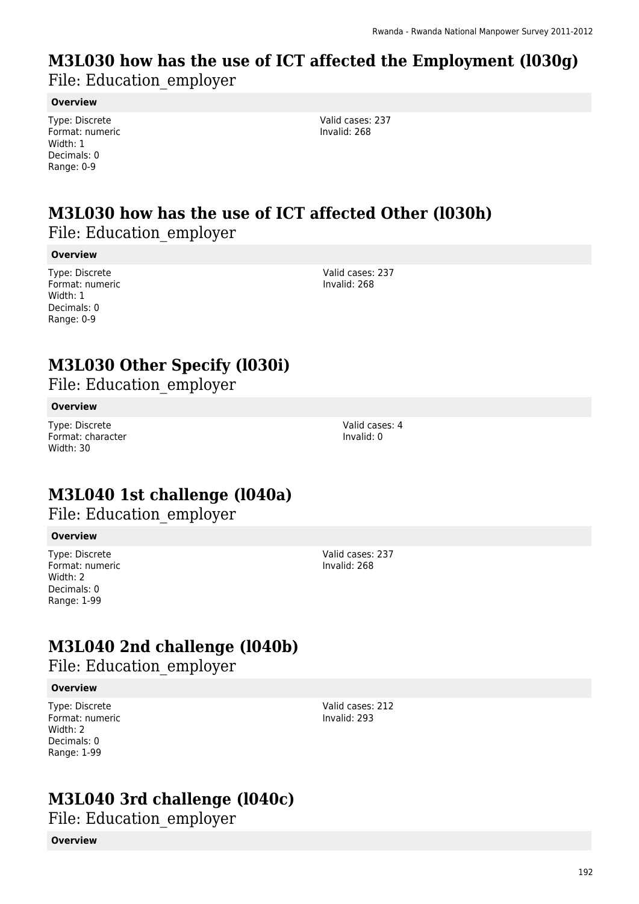## M3L030 how has the use of ICT affected the Employment (l030g)

File: Education_employer

**Overview**

Type: Discrete
Format: numeric
Width: 1
Decimals: 0
Range: 0-9

Valid cases: 237
Invalid: 268

## M3L030 how has the use of ICT affected Other (l030h)

File: Education_employer

**Overview**

Type: Discrete
Format: numeric
Width: 1
Decimals: 0
Range: 0-9

Valid cases: 237
Invalid: 268

## M3L030 Other Specify (l030i)

File: Education_employer

**Overview**

Type: Discrete
Format: character
Width: 30

Valid cases: 4
Invalid: 0

## M3L040 1st challenge (l040a)

File: Education_employer

**Overview**

Type: Discrete
Format: numeric
Width: 2
Decimals: 0
Range: 1-99

Valid cases: 237
Invalid: 268

## M3L040 2nd challenge (l040b)

File: Education_employer

**Overview**

Type: Discrete
Format: numeric
Width: 2
Decimals: 0
Range: 1-99

Valid cases: 212
Invalid: 293

## M3L040 3rd challenge (l040c)

File: Education_employer

**Overview**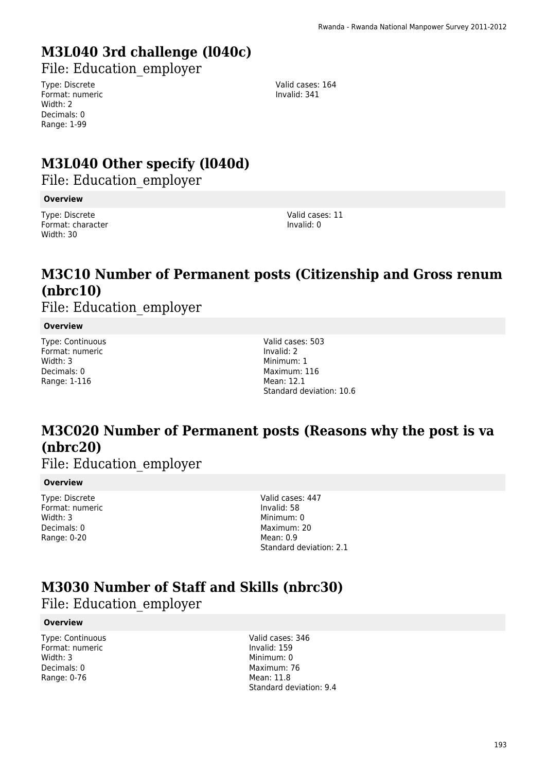## M3L040 3rd challenge (l040c)

File: Education_employer

Type: Discrete
Format: numeric
Width: 2
Decimals: 0
Range: 1-99

Valid cases: 164
Invalid: 341

## M3L040 Other specify (l040d)

File: Education_employer

**Overview**

Type: Discrete
Format: character
Width: 30

Valid cases: 11
Invalid: 0

## M3C10 Number of Permanent posts (Citizenship and Gross renum (nbrc10)

File: Education_employer

**Overview**

Type: Continuous
Format: numeric
Width: 3
Decimals: 0
Range: 1-116

Valid cases: 503
Invalid: 2
Minimum: 1
Maximum: 116
Mean: 12.1
Standard deviation: 10.6

## M3C020 Number of Permanent posts (Reasons why the post is va (nbrc20)

File: Education_employer

**Overview**

Type: Discrete
Format: numeric
Width: 3
Decimals: 0
Range: 0-20

Valid cases: 447
Invalid: 58
Minimum: 0
Maximum: 20
Mean: 0.9
Standard deviation: 2.1

## M3030 Number of Staff and Skills (nbrc30)

File: Education_employer

**Overview**

Type: Continuous
Format: numeric
Width: 3
Decimals: 0
Range: 0-76

Valid cases: 346
Invalid: 159
Minimum: 0
Maximum: 76
Mean: 11.8
Standard deviation: 9.4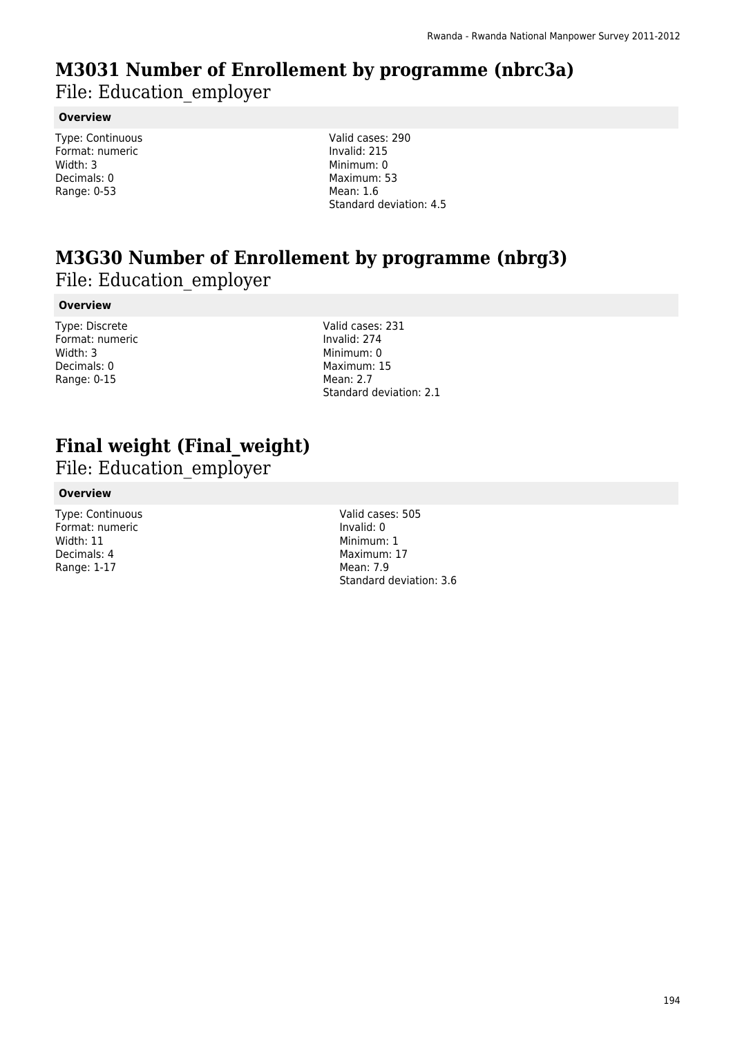# M3031 Number of Enrollement by programme (nbrc3a)

File: Education_employer

**Overview**

Type: Continuous
Format: numeric
Width: 3
Decimals: 0
Range: 0-53

Valid cases: 290
Invalid: 215
Minimum: 0
Maximum: 53
Mean: 1.6
Standard deviation: 4.5

# M3G30 Number of Enrollement by programme (nbrg3)

File: Education_employer

**Overview**

Type: Discrete
Format: numeric
Width: 3
Decimals: 0
Range: 0-15

Valid cases: 231
Invalid: 274
Minimum: 0
Maximum: 15
Mean: 2.7
Standard deviation: 2.1

# Final weight (Final_weight)

File: Education_employer

**Overview**

Type: Continuous
Format: numeric
Width: 11
Decimals: 4
Range: 1-17

Valid cases: 505
Invalid: 0
Minimum: 1
Maximum: 17
Mean: 7.9
Standard deviation: 3.6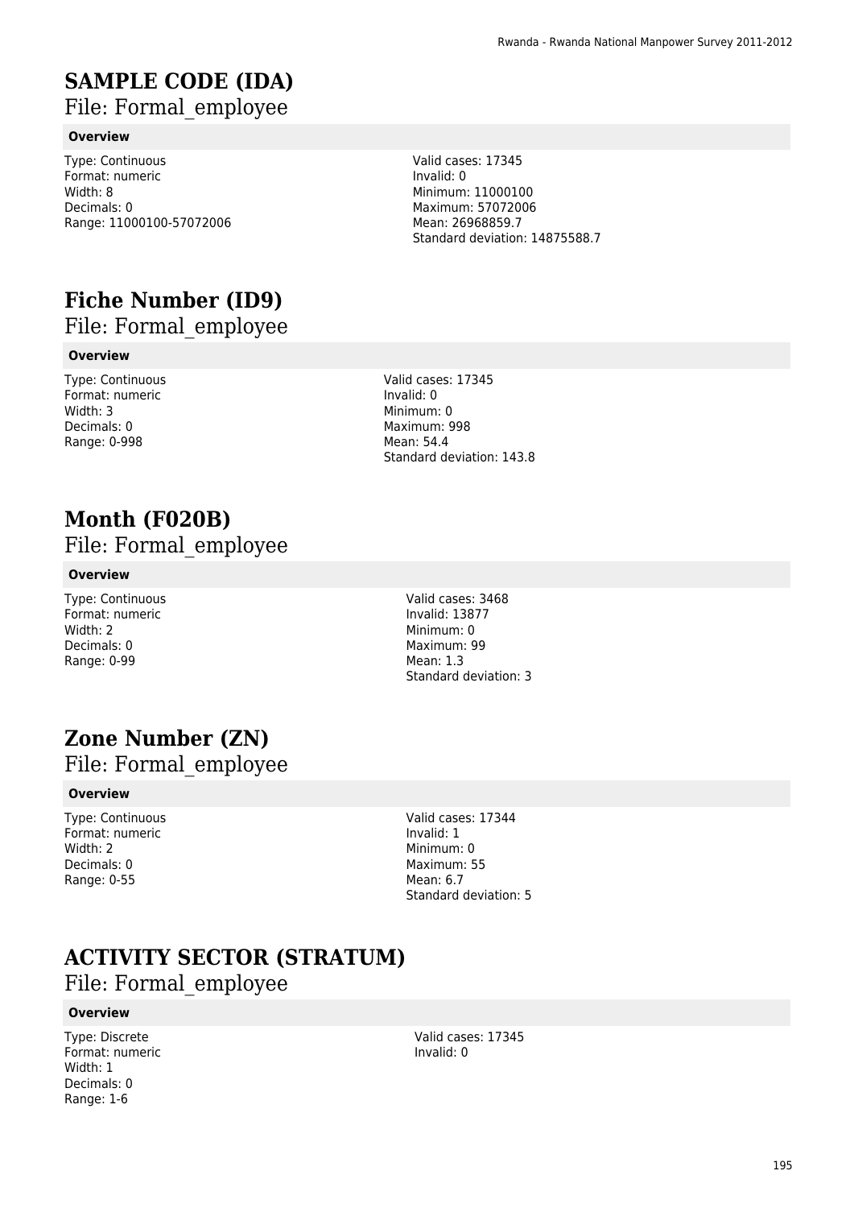# SAMPLE CODE (IDA)

File: Formal_employee

**Overview**

Type: Continuous
Format: numeric
Width: 8
Decimals: 0
Range: 11000100-57072006

Valid cases: 17345
Invalid: 0
Minimum: 11000100
Maximum: 57072006
Mean: 26968859.7
Standard deviation: 14875588.7

# Fiche Number (ID9)

File: Formal_employee

**Overview**

Type: Continuous
Format: numeric
Width: 3
Decimals: 0
Range: 0-998

Valid cases: 17345
Invalid: 0
Minimum: 0
Maximum: 998
Mean: 54.4
Standard deviation: 143.8

# Month (F020B)

File: Formal_employee

**Overview**

Type: Continuous
Format: numeric
Width: 2
Decimals: 0
Range: 0-99

Valid cases: 3468
Invalid: 13877
Minimum: 0
Maximum: 99
Mean: 1.3
Standard deviation: 3

# Zone Number (ZN)

File: Formal_employee

**Overview**

Type: Continuous
Format: numeric
Width: 2
Decimals: 0
Range: 0-55

Valid cases: 17344
Invalid: 1
Minimum: 0
Maximum: 55
Mean: 6.7
Standard deviation: 5

# ACTIVITY SECTOR (STRATUM)

File: Formal_employee

**Overview**

Type: Discrete
Format: numeric
Width: 1
Decimals: 0
Range: 1-6

Valid cases: 17345
Invalid: 0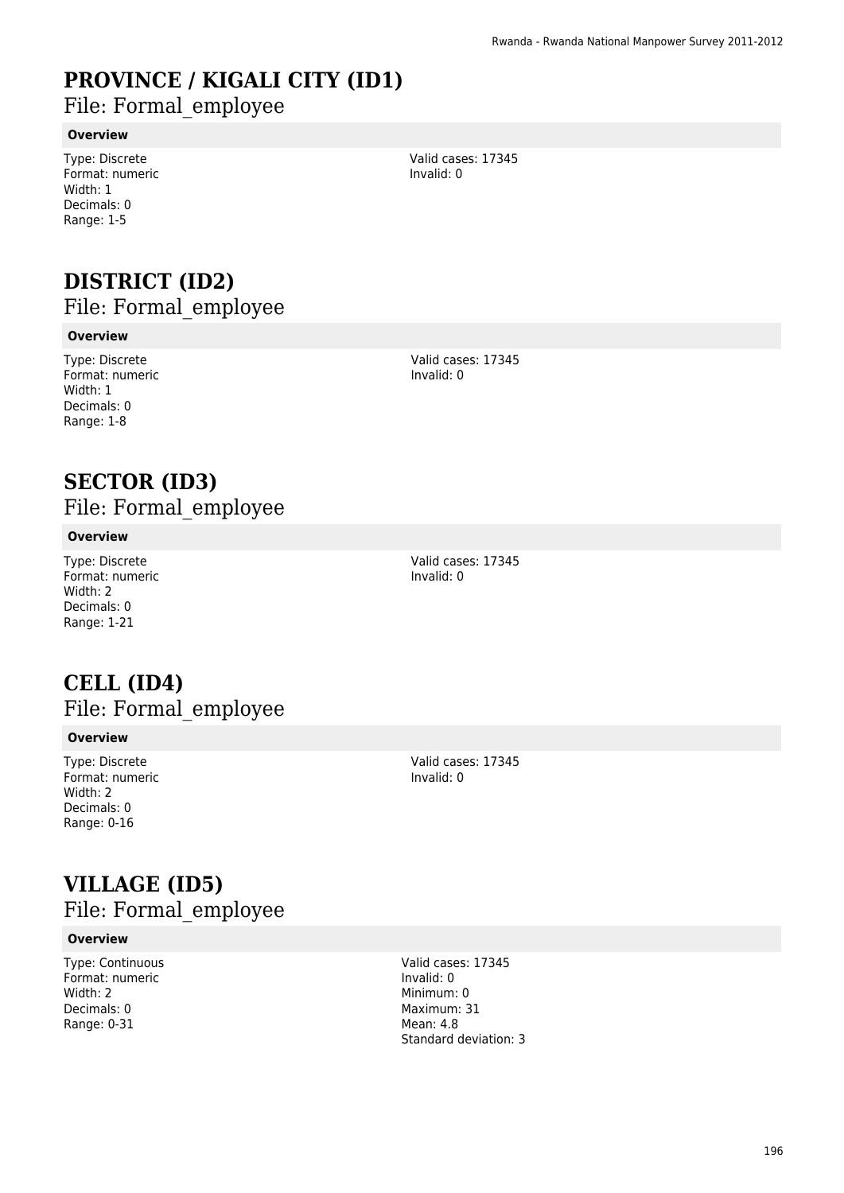# PROVINCE / KIGALI CITY (ID1)

File: Formal_employee

**Overview**

Type: Discrete
Format: numeric
Width: 1
Decimals: 0
Range: 1-5

Valid cases: 17345
Invalid: 0

# DISTRICT (ID2)

File: Formal_employee

**Overview**

Type: Discrete
Format: numeric
Width: 1
Decimals: 0
Range: 1-8

Valid cases: 17345
Invalid: 0

# SECTOR (ID3)

File: Formal_employee

**Overview**

Type: Discrete
Format: numeric
Width: 2
Decimals: 0
Range: 1-21

Valid cases: 17345
Invalid: 0

# CELL (ID4)

File: Formal_employee

**Overview**

Type: Discrete
Format: numeric
Width: 2
Decimals: 0
Range: 0-16

Valid cases: 17345
Invalid: 0

# VILLAGE (ID5)

File: Formal_employee

**Overview**

Type: Continuous
Format: numeric
Width: 2
Decimals: 0
Range: 0-31

Valid cases: 17345
Invalid: 0
Minimum: 0
Maximum: 31
Mean: 4.8
Standard deviation: 3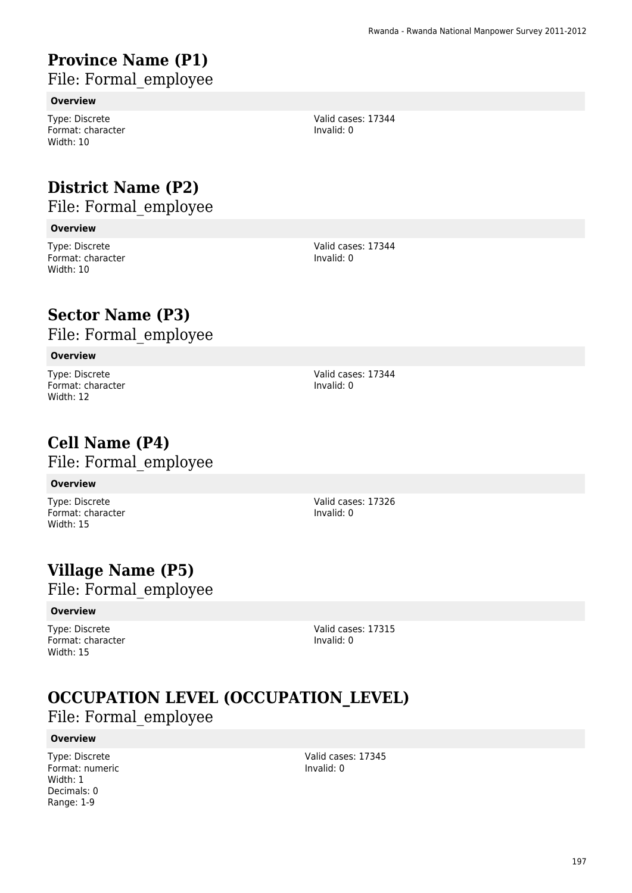# Province Name (P1)

File: Formal_employee

**Overview**

Type: Discrete
Format: character
Width: 10

Valid cases: 17344
Invalid: 0

# District Name (P2)

File: Formal_employee

**Overview**

Type: Discrete
Format: character
Width: 10

Valid cases: 17344
Invalid: 0

# Sector Name (P3)

File: Formal_employee

**Overview**

Type: Discrete
Format: character
Width: 12

Valid cases: 17344
Invalid: 0

# Cell Name (P4)

File: Formal_employee

**Overview**

Type: Discrete
Format: character
Width: 15

Valid cases: 17326
Invalid: 0

# Village Name (P5)

File: Formal_employee

**Overview**

Type: Discrete
Format: character
Width: 15

Valid cases: 17315
Invalid: 0

# OCCUPATION LEVEL (OCCUPATION_LEVEL)

File: Formal_employee

**Overview**

Type: Discrete
Format: numeric
Width: 1
Decimals: 0
Range: 1-9

Valid cases: 17345
Invalid: 0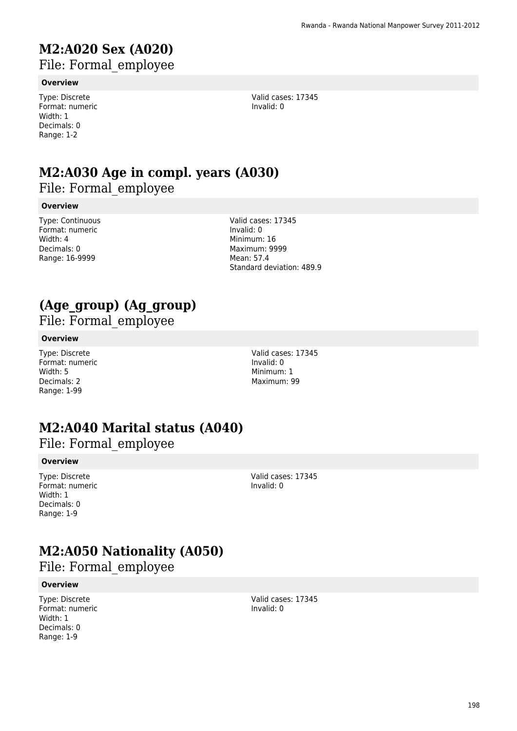# M2:A020 Sex (A020)

File: Formal_employee

**Overview**

Type: Discrete
Format: numeric
Width: 1
Decimals: 0
Range: 1-2

Valid cases: 17345
Invalid: 0

# M2:A030 Age in compl. years (A030)

File: Formal_employee

**Overview**

Type: Continuous
Format: numeric
Width: 4
Decimals: 0
Range: 16-9999

Valid cases: 17345
Invalid: 0
Minimum: 16
Maximum: 9999
Mean: 57.4
Standard deviation: 489.9

# (Age_group) (Ag_group)

File: Formal_employee

**Overview**

Type: Discrete
Format: numeric
Width: 5
Decimals: 2
Range: 1-99

Valid cases: 17345
Invalid: 0
Minimum: 1
Maximum: 99

# M2:A040 Marital status (A040)

File: Formal_employee

**Overview**

Type: Discrete
Format: numeric
Width: 1
Decimals: 0
Range: 1-9

Valid cases: 17345
Invalid: 0

# M2:A050 Nationality (A050)

File: Formal_employee

**Overview**

Type: Discrete
Format: numeric
Width: 1
Decimals: 0
Range: 1-9

Valid cases: 17345
Invalid: 0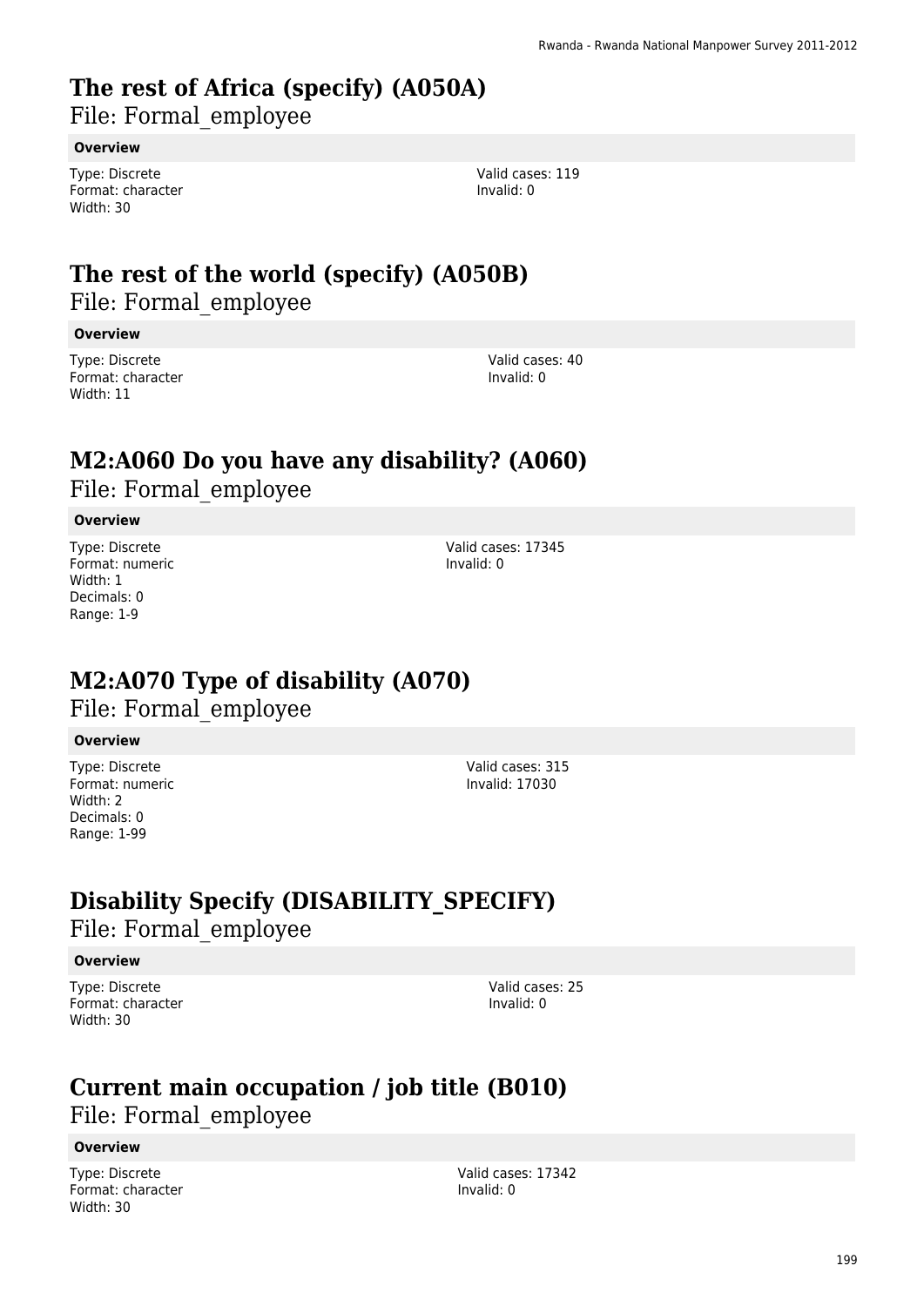# The rest of Africa (specify) (A050A)

File: Formal_employee

**Overview**

Type: Discrete
Format: character
Width: 30

Valid cases: 119
Invalid: 0

# The rest of the world (specify) (A050B)

File: Formal_employee

**Overview**

Type: Discrete
Format: character
Width: 11

Valid cases: 40
Invalid: 0

# M2:A060 Do you have any disability? (A060)

File: Formal_employee

**Overview**

Type: Discrete
Format: numeric
Width: 1
Decimals: 0
Range: 1-9

Valid cases: 17345
Invalid: 0

# M2:A070 Type of disability (A070)

File: Formal_employee

**Overview**

Type: Discrete
Format: numeric
Width: 2
Decimals: 0
Range: 1-99

Valid cases: 315
Invalid: 17030

# Disability Specify (DISABILITY_SPECIFY)

File: Formal_employee

**Overview**

Type: Discrete
Format: character
Width: 30

Valid cases: 25
Invalid: 0

# Current main occupation / job title (B010)

File: Formal_employee

**Overview**

Type: Discrete
Format: character
Width: 30

Valid cases: 17342
Invalid: 0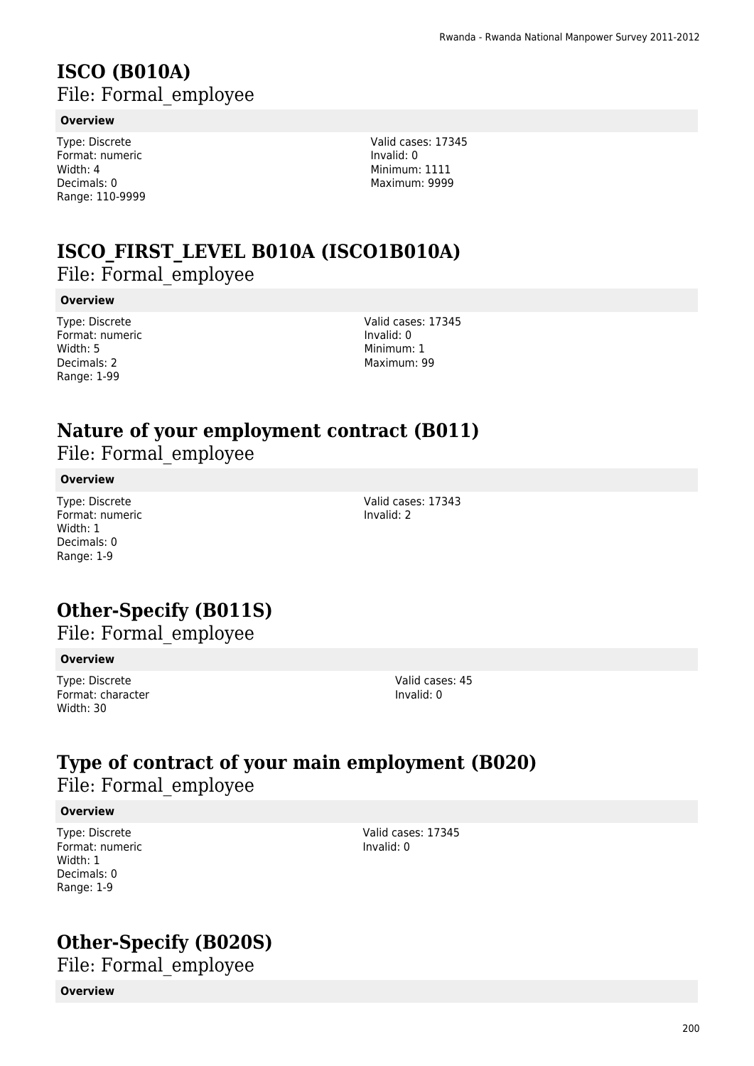# ISCO (B010A)

File: Formal_employee

**Overview**

Type: Discrete
Format: numeric
Width: 4
Decimals: 0
Range: 110-9999

Valid cases: 17345
Invalid: 0
Minimum: 1111
Maximum: 9999

# ISCO_FIRST_LEVEL B010A (ISCO1B010A)

File: Formal_employee

**Overview**

Type: Discrete
Format: numeric
Width: 5
Decimals: 2
Range: 1-99

Valid cases: 17345
Invalid: 0
Minimum: 1
Maximum: 99

# Nature of your employment contract (B011)

File: Formal_employee

**Overview**

Type: Discrete
Format: numeric
Width: 1
Decimals: 0
Range: 1-9

Valid cases: 17343
Invalid: 2

# Other-Specify (B011S)

File: Formal_employee

**Overview**

Type: Discrete
Format: character
Width: 30

Valid cases: 45
Invalid: 0

# Type of contract of your main employment (B020)

File: Formal_employee

**Overview**

Type: Discrete
Format: numeric
Width: 1
Decimals: 0
Range: 1-9

Valid cases: 17345
Invalid: 0

# Other-Specify (B020S)

File: Formal_employee

**Overview**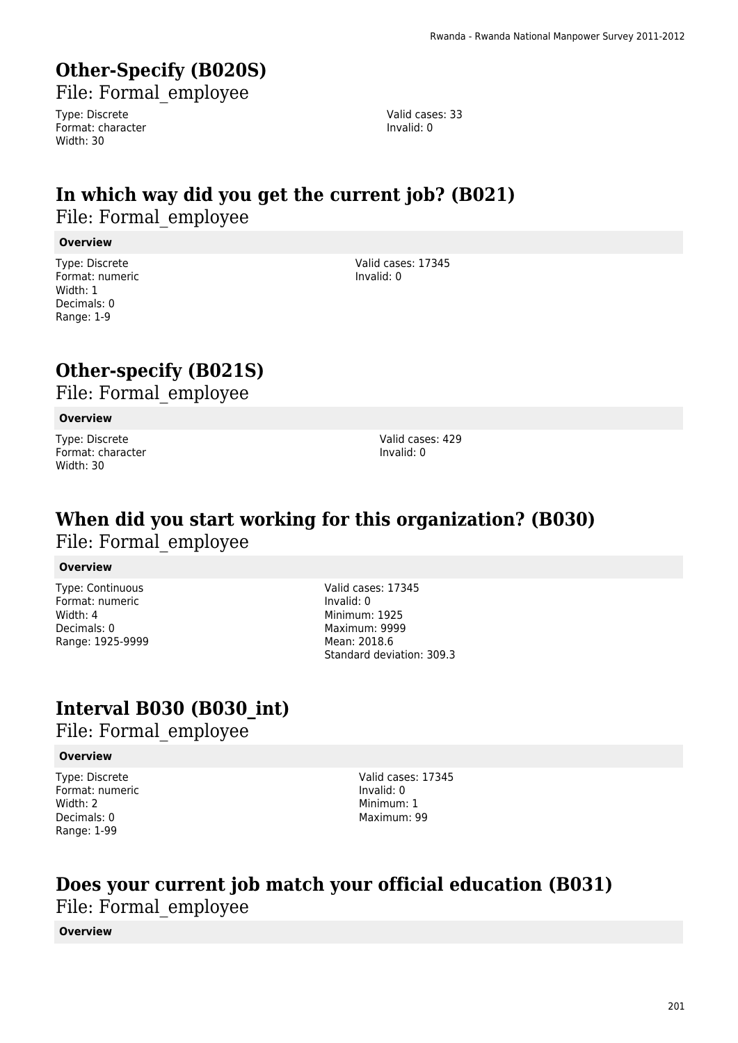# Other-Specify (B020S)

File: Formal_employee

Type: Discrete
Format: character
Width: 30

Valid cases: 33
Invalid: 0

# In which way did you get the current job? (B021)

File: Formal_employee

**Overview**

Type: Discrete
Format: numeric
Width: 1
Decimals: 0
Range: 1-9

Valid cases: 17345
Invalid: 0

# Other-specify (B021S)

File: Formal_employee

**Overview**

Type: Discrete
Format: character
Width: 30

Valid cases: 429
Invalid: 0

# When did you start working for this organization? (B030)

File: Formal_employee

**Overview**

Type: Continuous
Format: numeric
Width: 4
Decimals: 0
Range: 1925-9999

Valid cases: 17345
Invalid: 0
Minimum: 1925
Maximum: 9999
Mean: 2018.6
Standard deviation: 309.3

# Interval B030 (B030_int)

File: Formal_employee

**Overview**

Type: Discrete
Format: numeric
Width: 2
Decimals: 0
Range: 1-99

Valid cases: 17345
Invalid: 0
Minimum: 1
Maximum: 99

# Does your current job match your official education (B031)

File: Formal_employee

**Overview**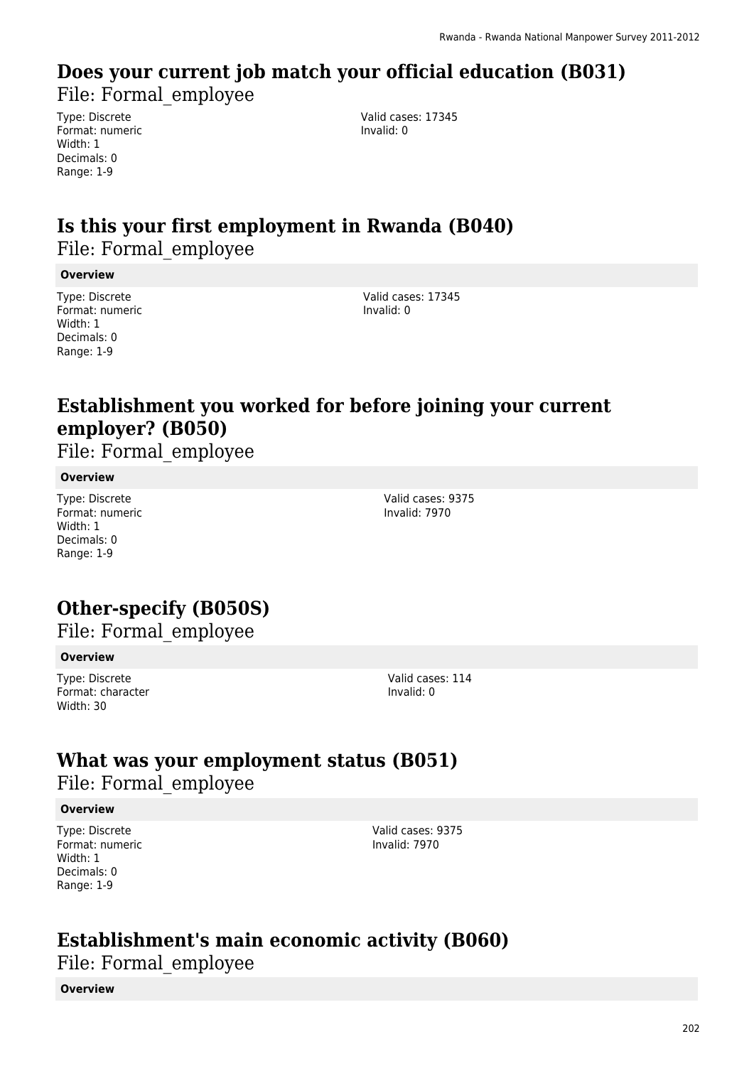## Does your current job match your official education (B031)

File: Formal_employee

Type: Discrete
Format: numeric
Width: 1
Decimals: 0
Range: 1-9

Valid cases: 17345
Invalid: 0

## Is this your first employment in Rwanda (B040)

File: Formal_employee

**Overview**

Type: Discrete
Format: numeric
Width: 1
Decimals: 0
Range: 1-9

Valid cases: 17345
Invalid: 0

## Establishment you worked for before joining your current employer? (B050)

File: Formal_employee

**Overview**

Type: Discrete
Format: numeric
Width: 1
Decimals: 0
Range: 1-9

Valid cases: 9375
Invalid: 7970

## Other-specify (B050S)

File: Formal_employee

**Overview**

Type: Discrete
Format: character
Width: 30

Valid cases: 114
Invalid: 0

## What was your employment status (B051)

File: Formal_employee

**Overview**

Type: Discrete
Format: numeric
Width: 1
Decimals: 0
Range: 1-9

Valid cases: 9375
Invalid: 7970

## Establishment's main economic activity (B060)

File: Formal_employee

**Overview**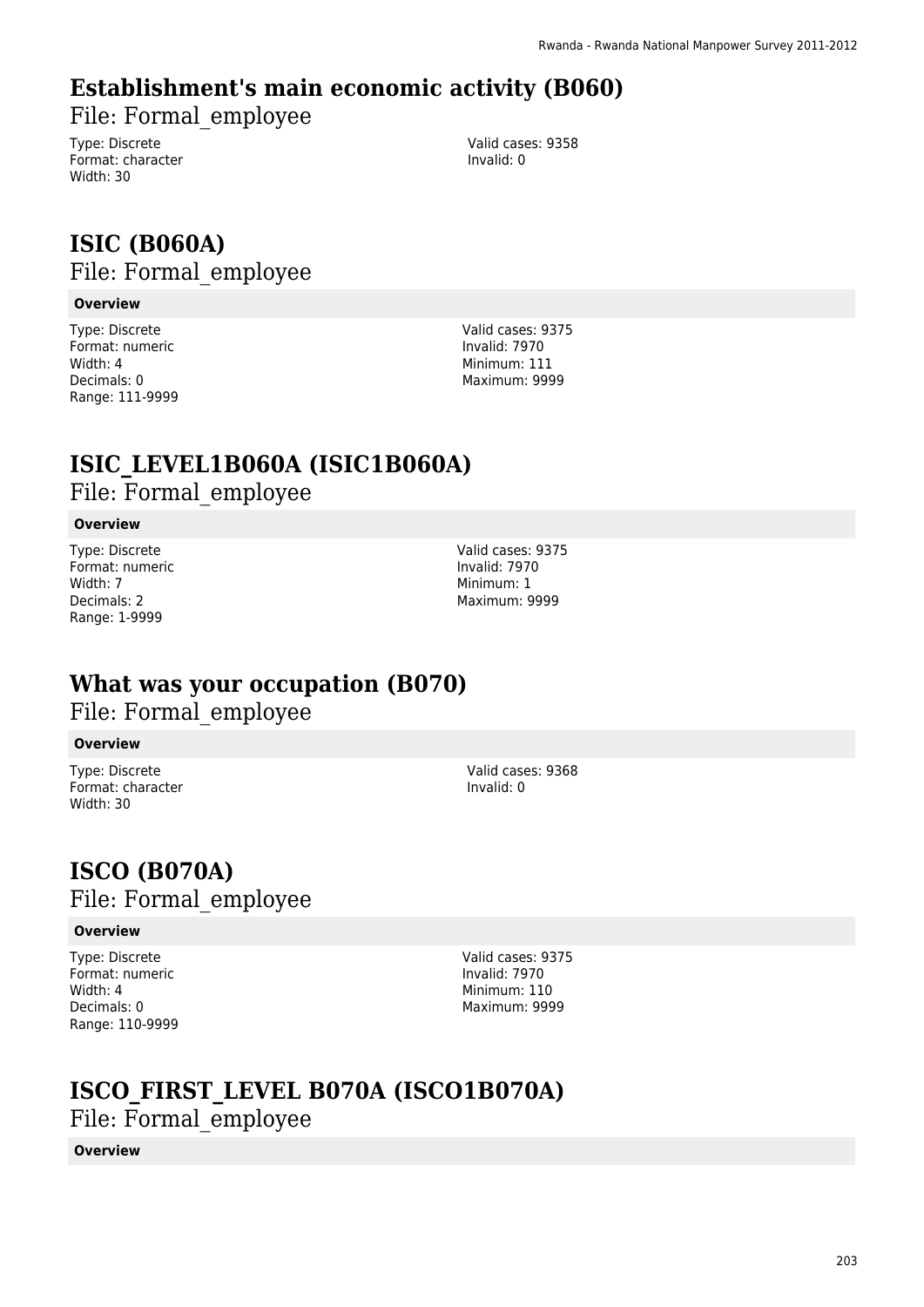## Establishment's main economic activity (B060)

File: Formal_employee

Type: Discrete
Format: character
Width: 30

Valid cases: 9358
Invalid: 0

## ISIC (B060A)

File: Formal_employee

**Overview**

Type: Discrete
Format: numeric
Width: 4
Decimals: 0
Range: 111-9999

Valid cases: 9375
Invalid: 7970
Minimum: 111
Maximum: 9999

## ISIC_LEVEL1B060A (ISIC1B060A)

File: Formal_employee

**Overview**

Type: Discrete
Format: numeric
Width: 7
Decimals: 2
Range: 1-9999

Valid cases: 9375
Invalid: 7970
Minimum: 1
Maximum: 9999

## What was your occupation (B070)

File: Formal_employee

**Overview**

Type: Discrete
Format: character
Width: 30

Valid cases: 9368
Invalid: 0

## ISCO (B070A)

File: Formal_employee

**Overview**

Type: Discrete
Format: numeric
Width: 4
Decimals: 0
Range: 110-9999

Valid cases: 9375
Invalid: 7970
Minimum: 110
Maximum: 9999

## ISCO_FIRST_LEVEL B070A (ISCO1B070A)

File: Formal_employee

**Overview**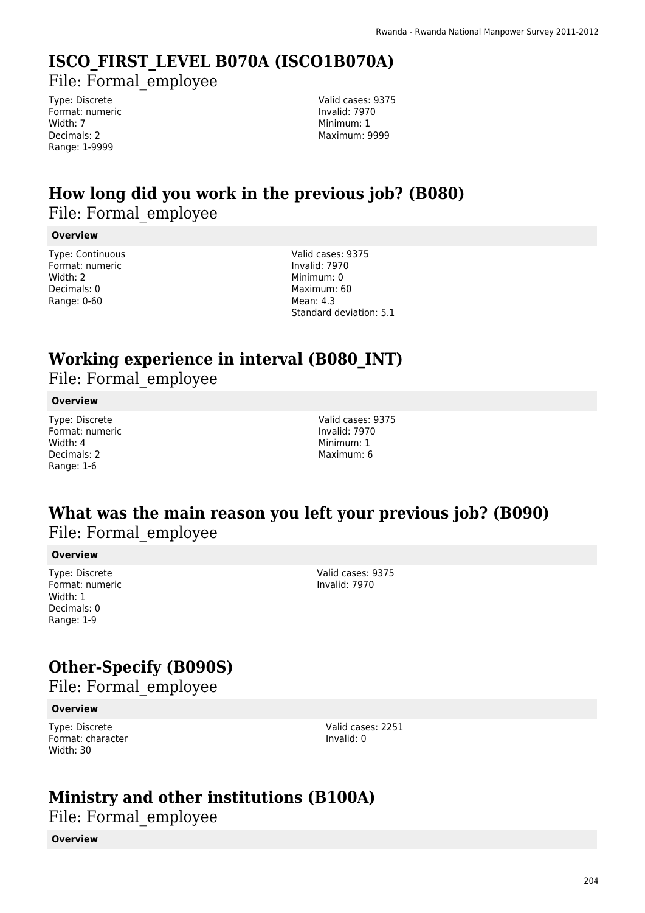## ISCO_FIRST_LEVEL B070A (ISCO1B070A)

File: Formal_employee

Type: Discrete
Format: numeric
Width: 7
Decimals: 2
Range: 1-9999

Valid cases: 9375
Invalid: 7970
Minimum: 1
Maximum: 9999

## How long did you work in the previous job? (B080)

File: Formal_employee

**Overview**

Type: Continuous
Format: numeric
Width: 2
Decimals: 0
Range: 0-60

Valid cases: 9375
Invalid: 7970
Minimum: 0
Maximum: 60
Mean: 4.3
Standard deviation: 5.1

## Working experience in interval (B080_INT)

File: Formal_employee

**Overview**

Type: Discrete
Format: numeric
Width: 4
Decimals: 2
Range: 1-6

Valid cases: 9375
Invalid: 7970
Minimum: 1
Maximum: 6

## What was the main reason you left your previous job? (B090)

File: Formal_employee

**Overview**

Type: Discrete
Format: numeric
Width: 1
Decimals: 0
Range: 1-9

Valid cases: 9375
Invalid: 7970

## Other-Specify (B090S)

File: Formal_employee

**Overview**

Type: Discrete
Format: character
Width: 30

Valid cases: 2251
Invalid: 0

## Ministry and other institutions (B100A)

File: Formal_employee

**Overview**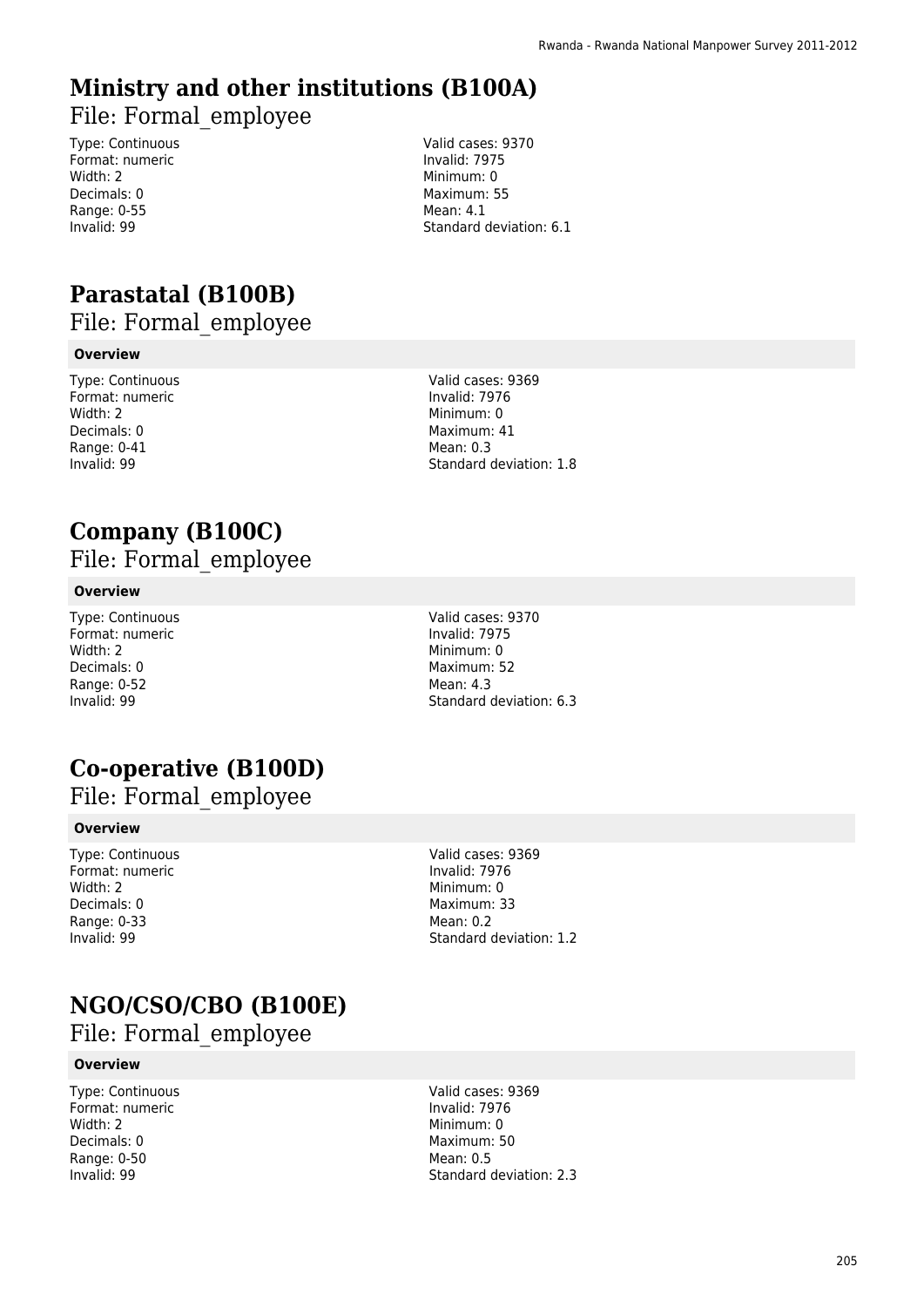## Ministry and other institutions (B100A)

File: Formal_employee

Type: Continuous
Format: numeric
Width: 2
Decimals: 0
Range: 0-55
Invalid: 99

Valid cases: 9370
Invalid: 7975
Minimum: 0
Maximum: 55
Mean: 4.1
Standard deviation: 6.1

## Parastatal (B100B)

File: Formal_employee

**Overview**

Type: Continuous
Format: numeric
Width: 2
Decimals: 0
Range: 0-41
Invalid: 99

Valid cases: 9369
Invalid: 7976
Minimum: 0
Maximum: 41
Mean: 0.3
Standard deviation: 1.8

## Company (B100C)

File: Formal_employee

**Overview**

Type: Continuous
Format: numeric
Width: 2
Decimals: 0
Range: 0-52
Invalid: 99

Valid cases: 9370
Invalid: 7975
Minimum: 0
Maximum: 52
Mean: 4.3
Standard deviation: 6.3

## Co-operative (B100D)

File: Formal_employee

**Overview**

Type: Continuous
Format: numeric
Width: 2
Decimals: 0
Range: 0-33
Invalid: 99

Valid cases: 9369
Invalid: 7976
Minimum: 0
Maximum: 33
Mean: 0.2
Standard deviation: 1.2

## NGO/CSO/CBO (B100E)

File: Formal_employee

**Overview**

Type: Continuous
Format: numeric
Width: 2
Decimals: 0
Range: 0-50
Invalid: 99

Valid cases: 9369
Invalid: 7976
Minimum: 0
Maximum: 50
Mean: 0.5
Standard deviation: 2.3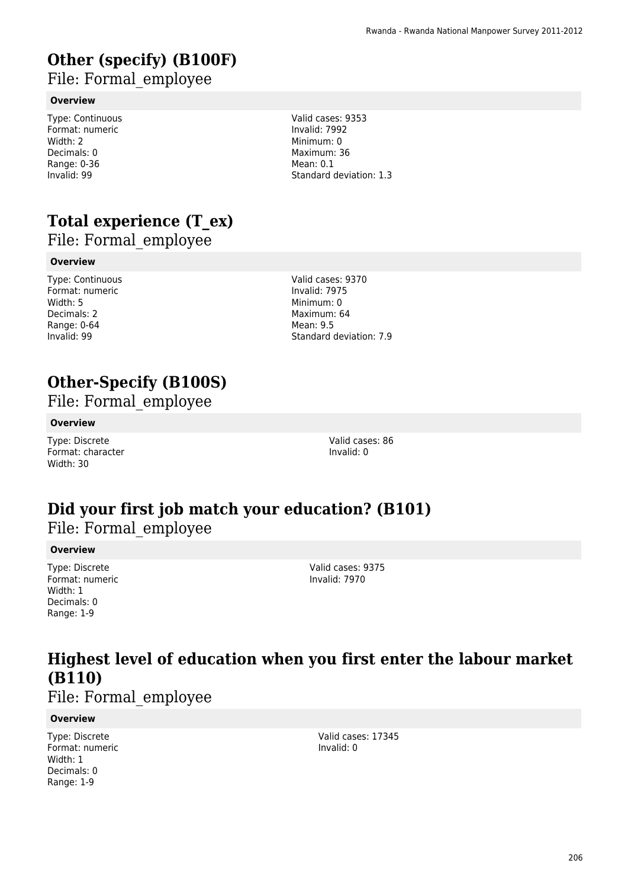# Other (specify) (B100F)

File: Formal_employee

**Overview**

Type: Continuous
Format: numeric
Width: 2
Decimals: 0
Range: 0-36
Invalid: 99

Valid cases: 9353
Invalid: 7992
Minimum: 0
Maximum: 36
Mean: 0.1
Standard deviation: 1.3

# Total experience (T_ex)

File: Formal_employee

**Overview**

Type: Continuous
Format: numeric
Width: 5
Decimals: 2
Range: 0-64
Invalid: 99

Valid cases: 9370
Invalid: 7975
Minimum: 0
Maximum: 64
Mean: 9.5
Standard deviation: 7.9

# Other-Specify (B100S)

File: Formal_employee

**Overview**

Type: Discrete
Format: character
Width: 30

Valid cases: 86
Invalid: 0

# Did your first job match your education? (B101)

File: Formal_employee

**Overview**

Type: Discrete
Format: numeric
Width: 1
Decimals: 0
Range: 1-9

Valid cases: 9375
Invalid: 7970

# Highest level of education when you first enter the labour market (B110)

File: Formal_employee

**Overview**

Type: Discrete
Format: numeric
Width: 1
Decimals: 0
Range: 1-9

Valid cases: 17345
Invalid: 0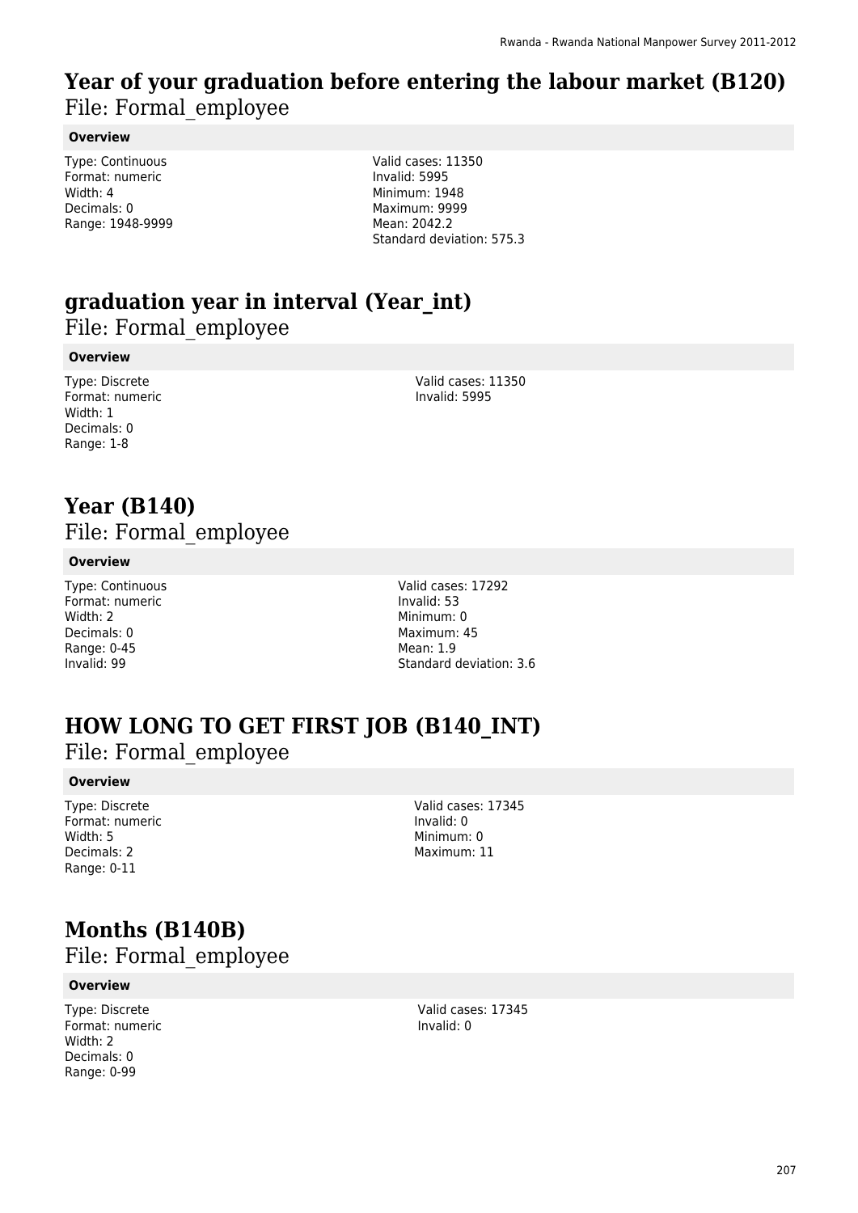# Year of your graduation before entering the labour market (B120)

File: Formal_employee

**Overview**

Type: Continuous
Format: numeric
Width: 4
Decimals: 0
Range: 1948-9999

Valid cases: 11350
Invalid: 5995
Minimum: 1948
Maximum: 9999
Mean: 2042.2
Standard deviation: 575.3

# graduation year in interval (Year_int)

File: Formal_employee

**Overview**

Type: Discrete
Format: numeric
Width: 1
Decimals: 0
Range: 1-8

Valid cases: 11350
Invalid: 5995

# Year (B140)

File: Formal_employee

**Overview**

Type: Continuous
Format: numeric
Width: 2
Decimals: 0
Range: 0-45
Invalid: 99

Valid cases: 17292
Invalid: 53
Minimum: 0
Maximum: 45
Mean: 1.9
Standard deviation: 3.6

# HOW LONG TO GET FIRST JOB (B140_INT)

File: Formal_employee

**Overview**

Type: Discrete
Format: numeric
Width: 5
Decimals: 2
Range: 0-11

Valid cases: 17345
Invalid: 0
Minimum: 0
Maximum: 11

# Months (B140B)

File: Formal_employee

**Overview**

Type: Discrete
Format: numeric
Width: 2
Decimals: 0
Range: 0-99

Valid cases: 17345
Invalid: 0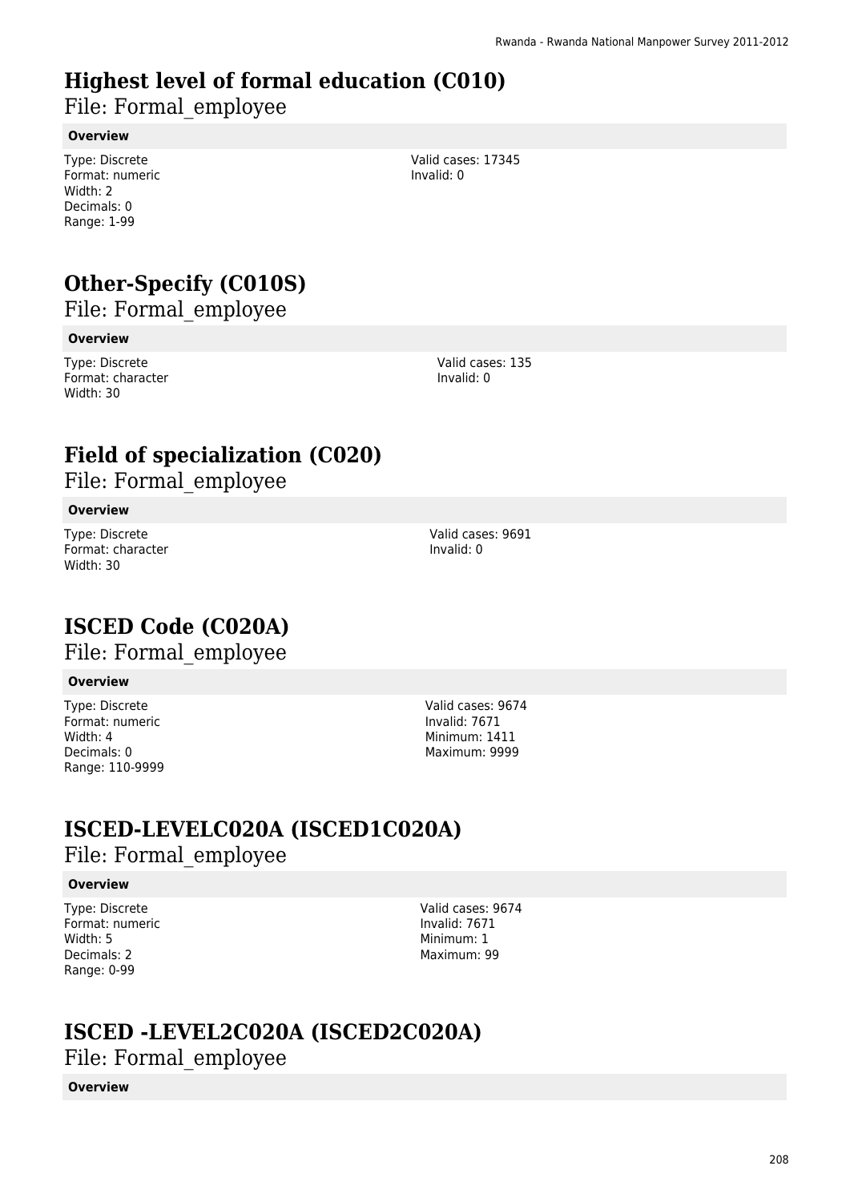## Highest level of formal education (C010)

File: Formal_employee

**Overview**

Type: Discrete
Format: numeric
Width: 2
Decimals: 0
Range: 1-99

Valid cases: 17345
Invalid: 0

## Other-Specify (C010S)

File: Formal_employee

**Overview**

Type: Discrete
Format: character
Width: 30

Valid cases: 135
Invalid: 0

## Field of specialization (C020)

File: Formal_employee

**Overview**

Type: Discrete
Format: character
Width: 30

Valid cases: 9691
Invalid: 0

## ISCED Code (C020A)

File: Formal_employee

**Overview**

Type: Discrete
Format: numeric
Width: 4
Decimals: 0
Range: 110-9999

Valid cases: 9674
Invalid: 7671
Minimum: 1411
Maximum: 9999

## ISCED-LEVELC020A (ISCED1C020A)

File: Formal_employee

**Overview**

Type: Discrete
Format: numeric
Width: 5
Decimals: 2
Range: 0-99

Valid cases: 9674
Invalid: 7671
Minimum: 1
Maximum: 99

## ISCED -LEVEL2C020A (ISCED2C020A)

File: Formal_employee

**Overview**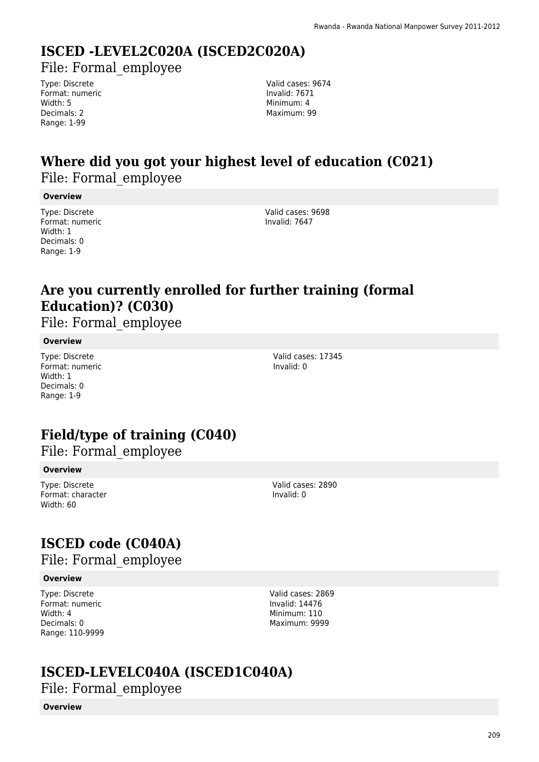# ISCED -LEVEL2C020A (ISCED2C020A)

File: Formal_employee

Type: Discrete
Format: numeric
Width: 5
Decimals: 2
Range: 1-99

Valid cases: 9674
Invalid: 7671
Minimum: 4
Maximum: 99

# Where did you got your highest level of education (C021)

File: Formal_employee

**Overview**

Type: Discrete
Format: numeric
Width: 1
Decimals: 0
Range: 1-9

Valid cases: 9698
Invalid: 7647

# Are you currently enrolled for further training (formal Education)? (C030)

File: Formal_employee

**Overview**

Type: Discrete
Format: numeric
Width: 1
Decimals: 0
Range: 1-9

Valid cases: 17345
Invalid: 0

# Field/type of training (C040)

File: Formal_employee

**Overview**

Type: Discrete
Format: character
Width: 60

Valid cases: 2890
Invalid: 0

# ISCED code (C040A)

File: Formal_employee

**Overview**

Type: Discrete
Format: numeric
Width: 4
Decimals: 0
Range: 110-9999

Valid cases: 2869
Invalid: 14476
Minimum: 110
Maximum: 9999

# ISCED-LEVELC040A (ISCED1C040A)

File: Formal_employee

**Overview**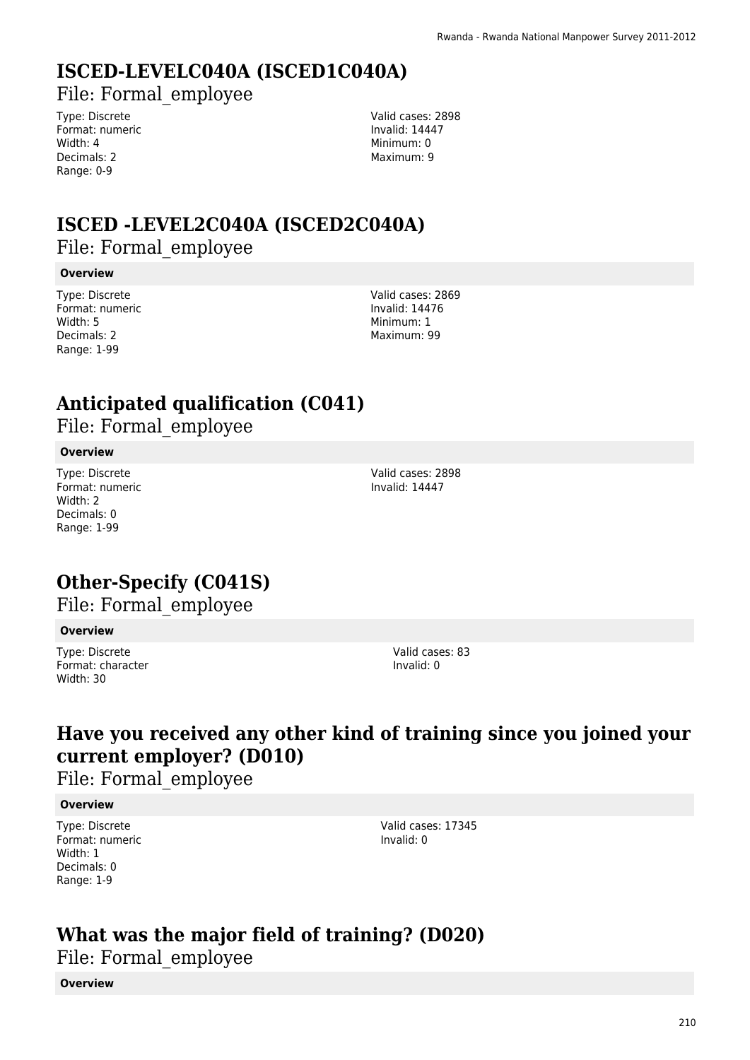## ISCED-LEVELC040A (ISCED1C040A)

File: Formal_employee

Type: Discrete
Format: numeric
Width: 4
Decimals: 2
Range: 0-9

Valid cases: 2898
Invalid: 14447
Minimum: 0
Maximum: 9

## ISCED -LEVEL2C040A (ISCED2C040A)

File: Formal_employee

**Overview**

Type: Discrete
Format: numeric
Width: 5
Decimals: 2
Range: 1-99

Valid cases: 2869
Invalid: 14476
Minimum: 1
Maximum: 99

## Anticipated qualification (C041)

File: Formal_employee

**Overview**

Type: Discrete
Format: numeric
Width: 2
Decimals: 0
Range: 1-99

Valid cases: 2898
Invalid: 14447

## Other-Specify (C041S)

File: Formal_employee

**Overview**

Type: Discrete
Format: character
Width: 30

Valid cases: 83
Invalid: 0

## Have you received any other kind of training since you joined your current employer? (D010)

File: Formal_employee

**Overview**

Type: Discrete
Format: numeric
Width: 1
Decimals: 0
Range: 1-9

Valid cases: 17345
Invalid: 0

## What was the major field of training? (D020)

File: Formal_employee

**Overview**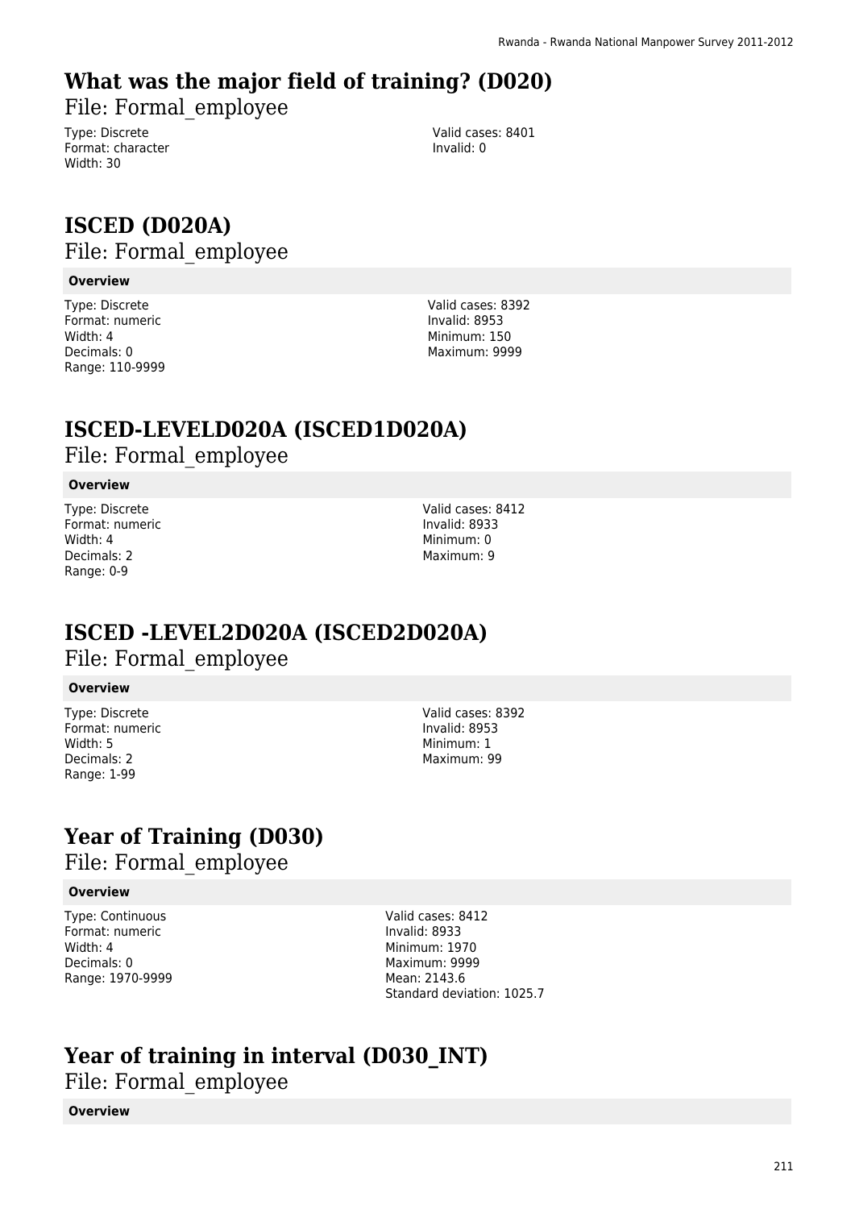# What was the major field of training? (D020)

File: Formal_employee

Type: Discrete
Format: character
Width: 30

Valid cases: 8401
Invalid: 0

# ISCED (D020A)

File: Formal_employee

**Overview**

Type: Discrete
Format: numeric
Width: 4
Decimals: 0
Range: 110-9999

Valid cases: 8392
Invalid: 8953
Minimum: 150
Maximum: 9999

# ISCED-LEVELD020A (ISCED1D020A)

File: Formal_employee

**Overview**

Type: Discrete
Format: numeric
Width: 4
Decimals: 2
Range: 0-9

Valid cases: 8412
Invalid: 8933
Minimum: 0
Maximum: 9

# ISCED -LEVEL2D020A (ISCED2D020A)

File: Formal_employee

**Overview**

Type: Discrete
Format: numeric
Width: 5
Decimals: 2
Range: 1-99

Valid cases: 8392
Invalid: 8953
Minimum: 1
Maximum: 99

# Year of Training (D030)

File: Formal_employee

**Overview**

Type: Continuous
Format: numeric
Width: 4
Decimals: 0
Range: 1970-9999

Valid cases: 8412
Invalid: 8933
Minimum: 1970
Maximum: 9999
Mean: 2143.6
Standard deviation: 1025.7

# Year of training in interval (D030_INT)

File: Formal_employee

**Overview**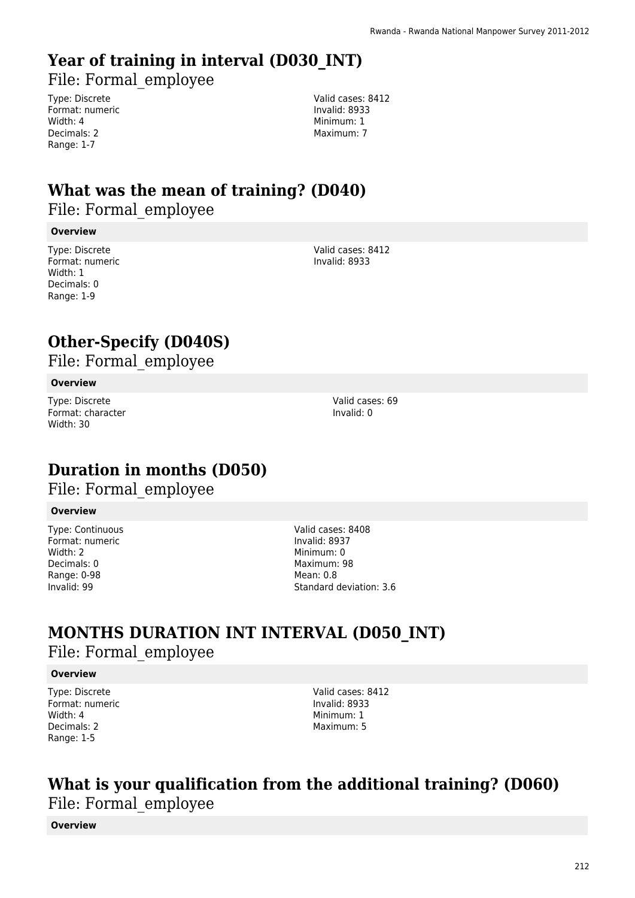# Year of training in interval (D030_INT)

File: Formal_employee

Type: Discrete
Format: numeric
Width: 4
Decimals: 2
Range: 1-7

Valid cases: 8412
Invalid: 8933
Minimum: 1
Maximum: 7

# What was the mean of training? (D040)

File: Formal_employee

**Overview**

Type: Discrete
Format: numeric
Width: 1
Decimals: 0
Range: 1-9

Valid cases: 8412
Invalid: 8933

# Other-Specify (D040S)

File: Formal_employee

**Overview**

Type: Discrete
Format: character
Width: 30

Valid cases: 69
Invalid: 0

# Duration in months (D050)

File: Formal_employee

**Overview**

Type: Continuous
Format: numeric
Width: 2
Decimals: 0
Range: 0-98
Invalid: 99

Valid cases: 8408
Invalid: 8937
Minimum: 0
Maximum: 98
Mean: 0.8
Standard deviation: 3.6

# MONTHS DURATION INT INTERVAL (D050_INT)

File: Formal_employee

**Overview**

Type: Discrete
Format: numeric
Width: 4
Decimals: 2
Range: 1-5

Valid cases: 8412
Invalid: 8933
Minimum: 1
Maximum: 5

# What is your qualification from the additional training? (D060)

File: Formal_employee

**Overview**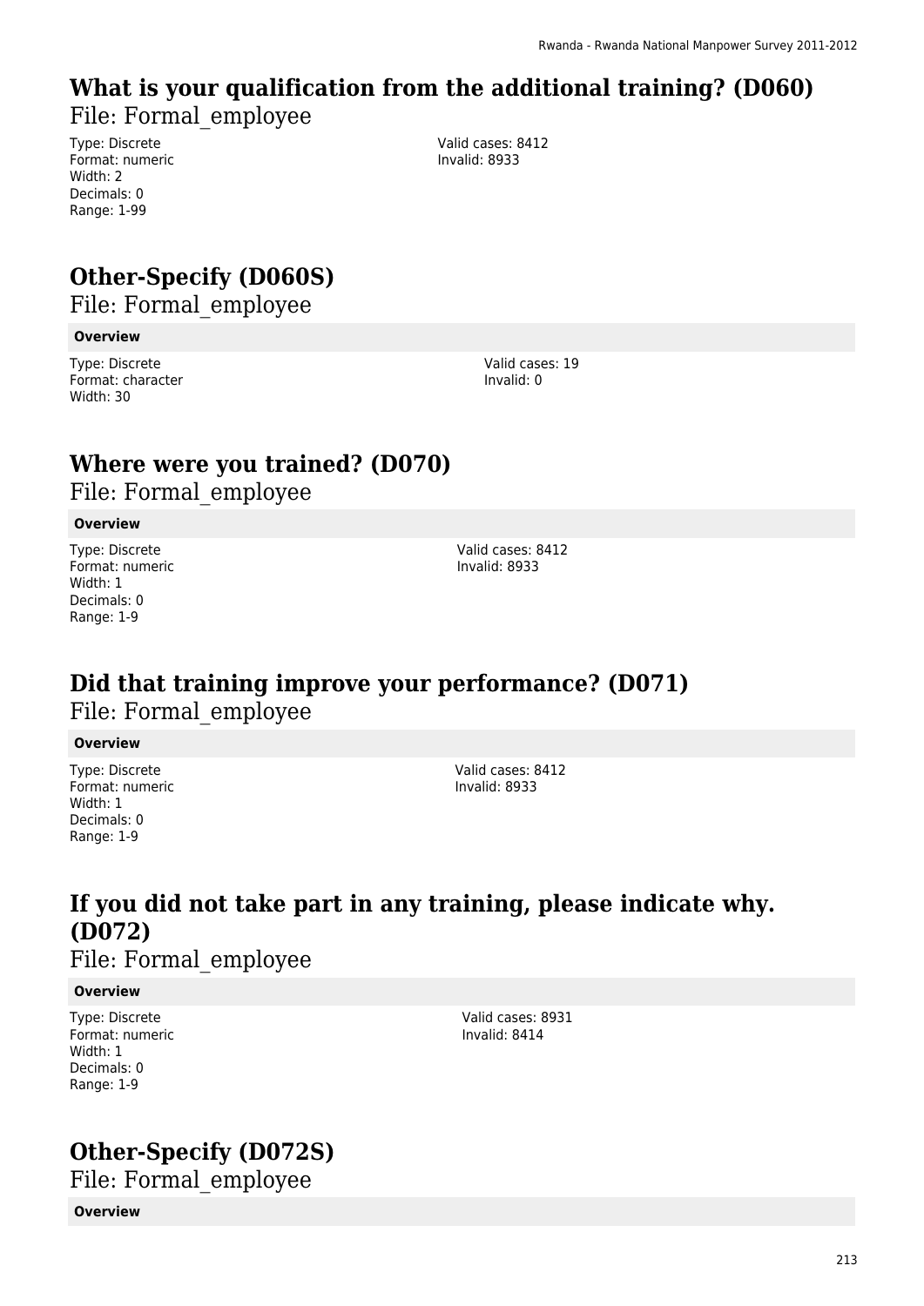## What is your qualification from the additional training? (D060)

File: Formal_employee

Type: Discrete
Format: numeric
Width: 2
Decimals: 0
Range: 1-99

Valid cases: 8412
Invalid: 8933

## Other-Specify (D060S)

File: Formal_employee

**Overview**

Type: Discrete
Format: character
Width: 30

Valid cases: 19
Invalid: 0

## Where were you trained? (D070)

File: Formal_employee

**Overview**

Type: Discrete
Format: numeric
Width: 1
Decimals: 0
Range: 1-9

Valid cases: 8412
Invalid: 8933

## Did that training improve your performance? (D071)

File: Formal_employee

**Overview**

Type: Discrete
Format: numeric
Width: 1
Decimals: 0
Range: 1-9

Valid cases: 8412
Invalid: 8933

## If you did not take part in any training, please indicate why. (D072)

File: Formal_employee

**Overview**

Type: Discrete
Format: numeric
Width: 1
Decimals: 0
Range: 1-9

Valid cases: 8931
Invalid: 8414

## Other-Specify (D072S)

File: Formal_employee

**Overview**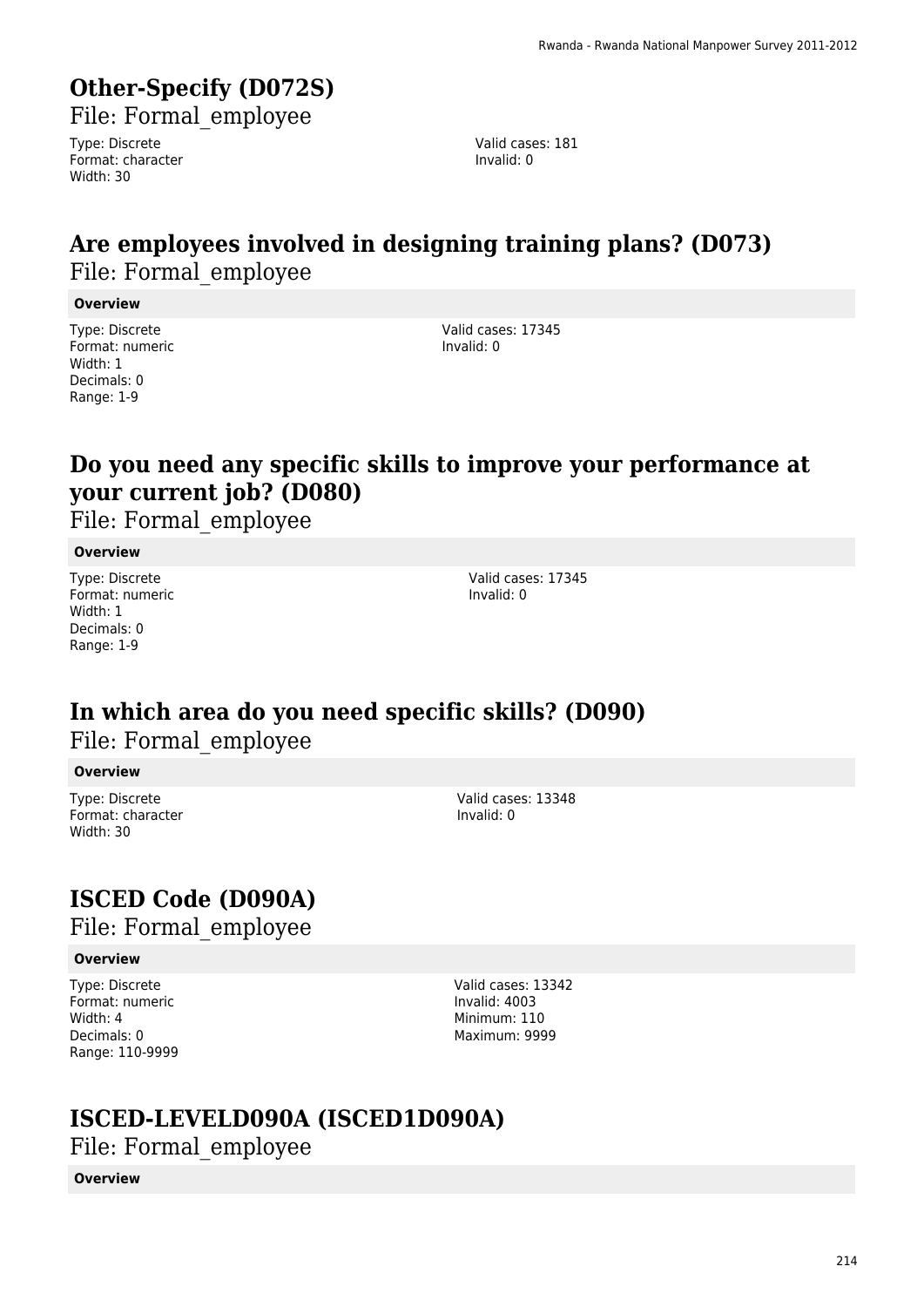# Other-Specify (D072S)

File: Formal_employee

Type: Discrete
Format: character
Width: 30

Valid cases: 181
Invalid: 0

# Are employees involved in designing training plans? (D073)

File: Formal_employee

**Overview**

Type: Discrete
Format: numeric
Width: 1
Decimals: 0
Range: 1-9

Valid cases: 17345
Invalid: 0

# Do you need any specific skills to improve your performance at your current job? (D080)

File: Formal_employee

**Overview**

Type: Discrete
Format: numeric
Width: 1
Decimals: 0
Range: 1-9

Valid cases: 17345
Invalid: 0

# In which area do you need specific skills? (D090)

File: Formal_employee

**Overview**

Type: Discrete
Format: character
Width: 30

Valid cases: 13348
Invalid: 0

# ISCED Code (D090A)

File: Formal_employee

**Overview**

Type: Discrete
Format: numeric
Width: 4
Decimals: 0
Range: 110-9999

Valid cases: 13342
Invalid: 4003
Minimum: 110
Maximum: 9999

# ISCED-LEVELD090A (ISCED1D090A)

File: Formal_employee

**Overview**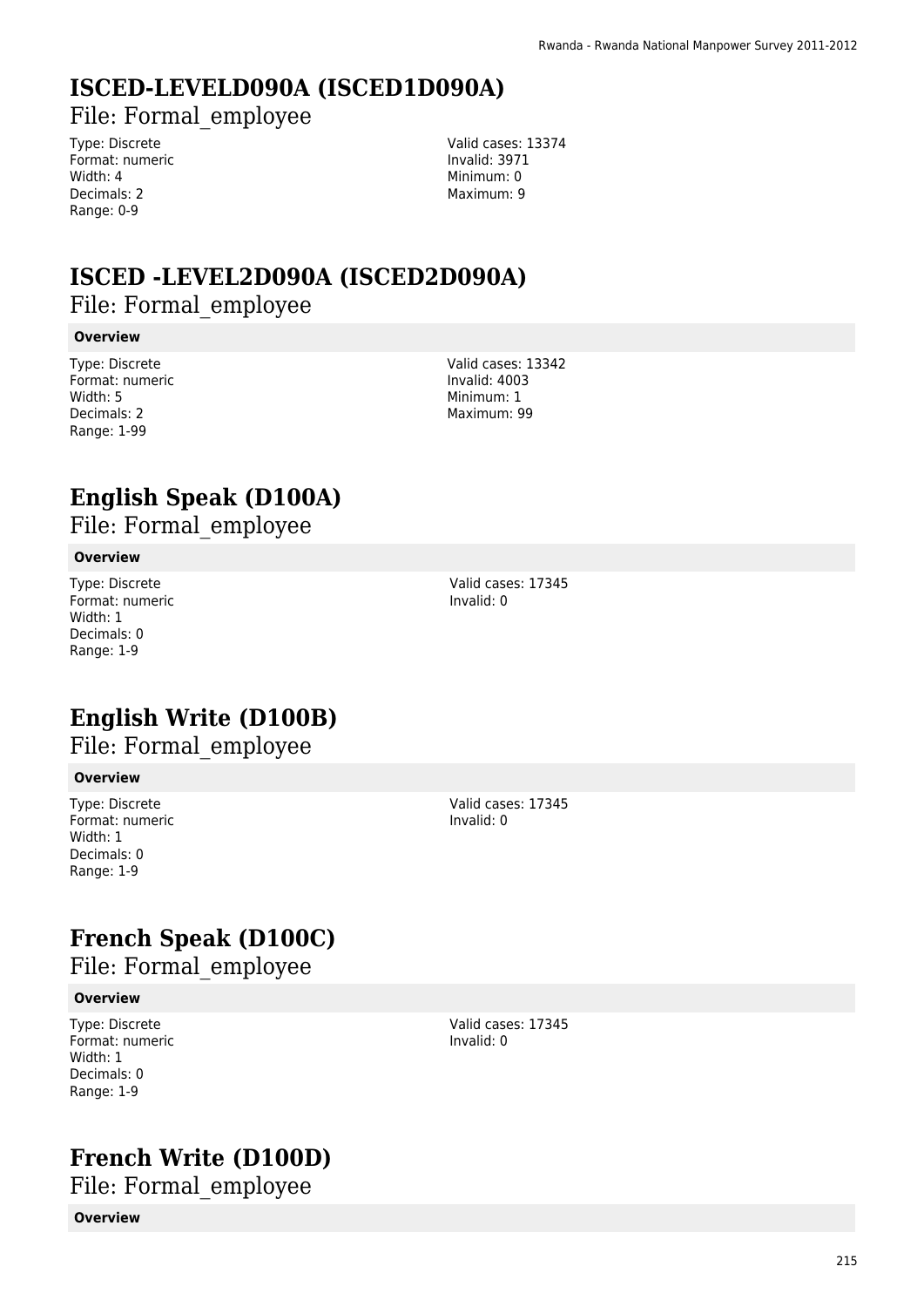# ISCED-LEVELD090A (ISCED1D090A)

File: Formal_employee

Type: Discrete
Format: numeric
Width: 4
Decimals: 2
Range: 0-9

Valid cases: 13374
Invalid: 3971
Minimum: 0
Maximum: 9

# ISCED -LEVEL2D090A (ISCED2D090A)

File: Formal_employee

**Overview**

Type: Discrete
Format: numeric
Width: 5
Decimals: 2
Range: 1-99

Valid cases: 13342
Invalid: 4003
Minimum: 1
Maximum: 99

# English Speak (D100A)

File: Formal_employee

**Overview**

Type: Discrete
Format: numeric
Width: 1
Decimals: 0
Range: 1-9

Valid cases: 17345
Invalid: 0

# English Write (D100B)

File: Formal_employee

**Overview**

Type: Discrete
Format: numeric
Width: 1
Decimals: 0
Range: 1-9

Valid cases: 17345
Invalid: 0

# French Speak (D100C)

File: Formal_employee

**Overview**

Type: Discrete
Format: numeric
Width: 1
Decimals: 0
Range: 1-9

Valid cases: 17345
Invalid: 0

# French Write (D100D)

File: Formal_employee

**Overview**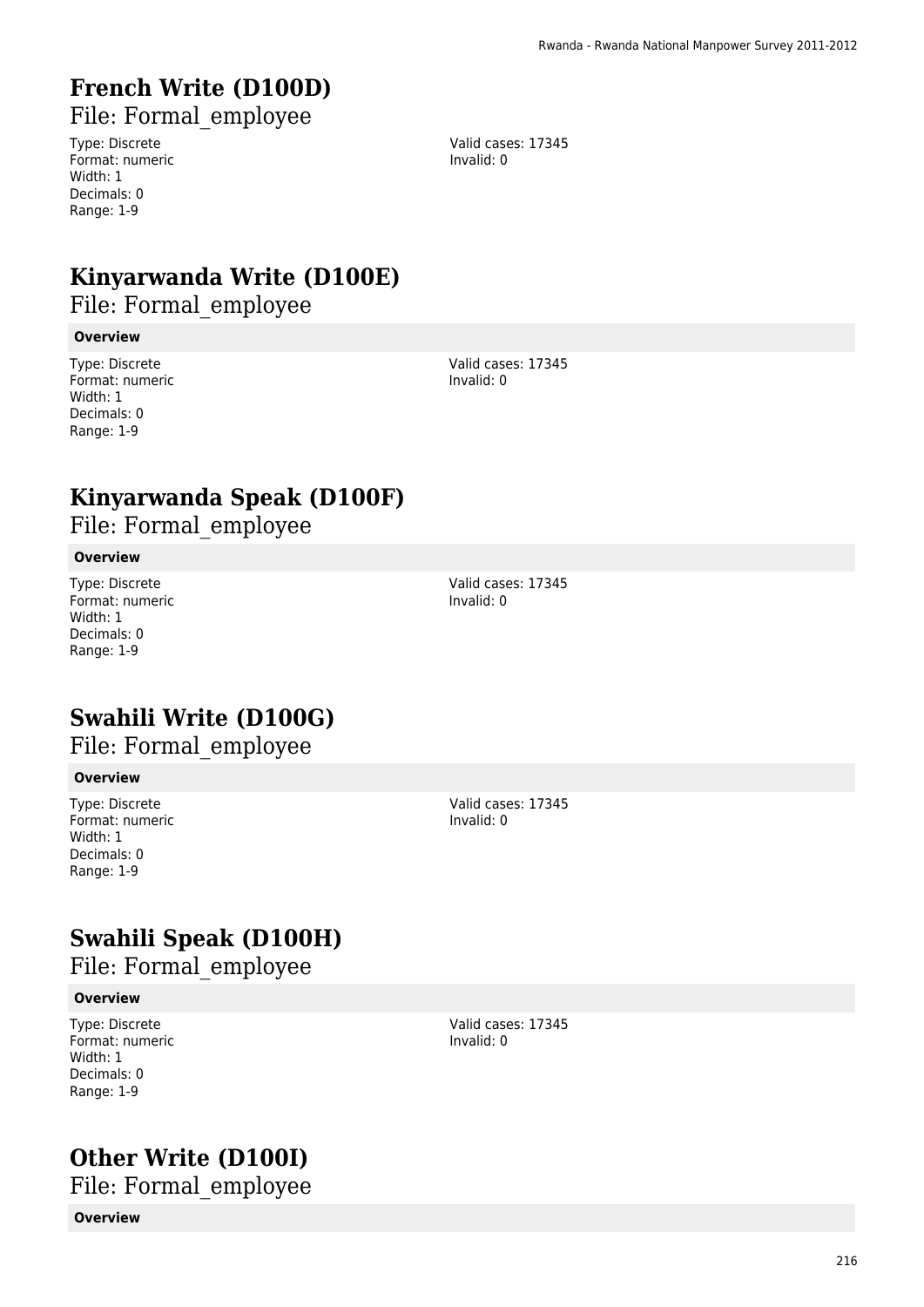# French Write (D100D)

File: Formal_employee

Type: Discrete
Format: numeric
Width: 1
Decimals: 0
Range: 1-9

Valid cases: 17345
Invalid: 0

# Kinyarwanda Write (D100E)

File: Formal_employee

**Overview**

Type: Discrete
Format: numeric
Width: 1
Decimals: 0
Range: 1-9

Valid cases: 17345
Invalid: 0

# Kinyarwanda Speak (D100F)

File: Formal_employee

**Overview**

Type: Discrete
Format: numeric
Width: 1
Decimals: 0
Range: 1-9

Valid cases: 17345
Invalid: 0

# Swahili Write (D100G)

File: Formal_employee

**Overview**

Type: Discrete
Format: numeric
Width: 1
Decimals: 0
Range: 1-9

Valid cases: 17345
Invalid: 0

# Swahili Speak (D100H)

File: Formal_employee

**Overview**

Type: Discrete
Format: numeric
Width: 1
Decimals: 0
Range: 1-9

Valid cases: 17345
Invalid: 0

# Other Write (D100I)

File: Formal_employee

**Overview**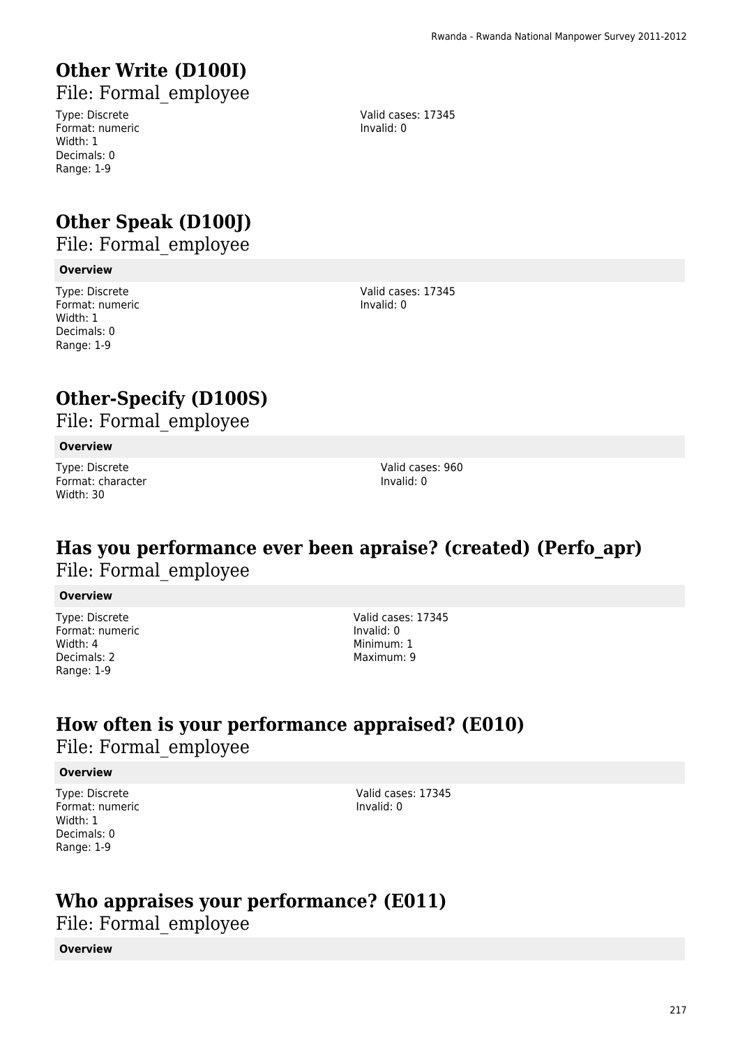## Other Write (D100I)

File: Formal_employee

Type: Discrete
Format: numeric
Width: 1
Decimals: 0
Range: 1-9

Valid cases: 17345
Invalid: 0

## Other Speak (D100J)

File: Formal_employee

**Overview**

Type: Discrete
Format: numeric
Width: 1
Decimals: 0
Range: 1-9

Valid cases: 17345
Invalid: 0

## Other-Specify (D100S)

File: Formal_employee

**Overview**

Type: Discrete
Format: character
Width: 30

Valid cases: 960
Invalid: 0

## Has you performance ever been apraise? (created) (Perfo_apr)

File: Formal_employee

**Overview**

Type: Discrete
Format: numeric
Width: 4
Decimals: 2
Range: 1-9

Valid cases: 17345
Invalid: 0
Minimum: 1
Maximum: 9

## How often is your performance appraised? (E010)

File: Formal_employee

**Overview**

Type: Discrete
Format: numeric
Width: 1
Decimals: 0
Range: 1-9

Valid cases: 17345
Invalid: 0

## Who appraises your performance? (E011)

File: Formal_employee

**Overview**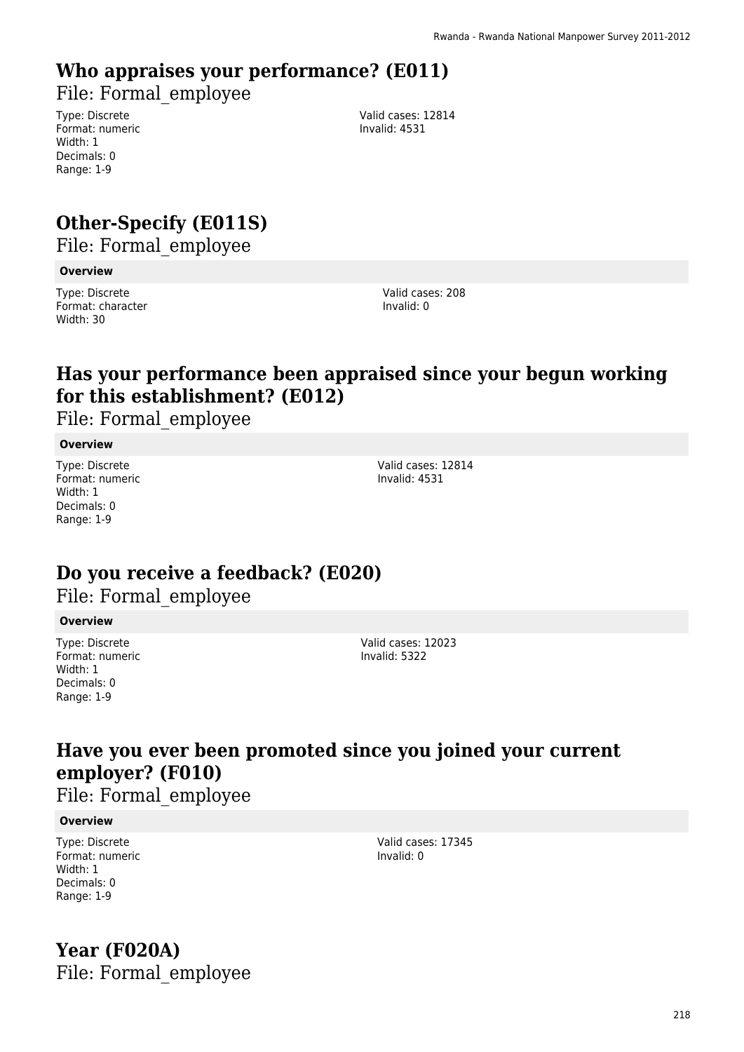## Who appraises your performance? (E011)

File: Formal_employee

Type: Discrete
Format: numeric
Width: 1
Decimals: 0
Range: 1-9

Valid cases: 12814
Invalid: 4531

## Other-Specify (E011S)

File: Formal_employee

**Overview**

Type: Discrete
Format: character
Width: 30

Valid cases: 208
Invalid: 0

## Has your performance been appraised since your begun working for this establishment? (E012)

File: Formal_employee

**Overview**

Type: Discrete
Format: numeric
Width: 1
Decimals: 0
Range: 1-9

Valid cases: 12814
Invalid: 4531

## Do you receive a feedback? (E020)

File: Formal_employee

**Overview**

Type: Discrete
Format: numeric
Width: 1
Decimals: 0
Range: 1-9

Valid cases: 12023
Invalid: 5322

## Have you ever been promoted since you joined your current employer? (F010)

File: Formal_employee

**Overview**

Type: Discrete
Format: numeric
Width: 1
Decimals: 0
Range: 1-9

Valid cases: 17345
Invalid: 0

## Year (F020A)

File: Formal_employee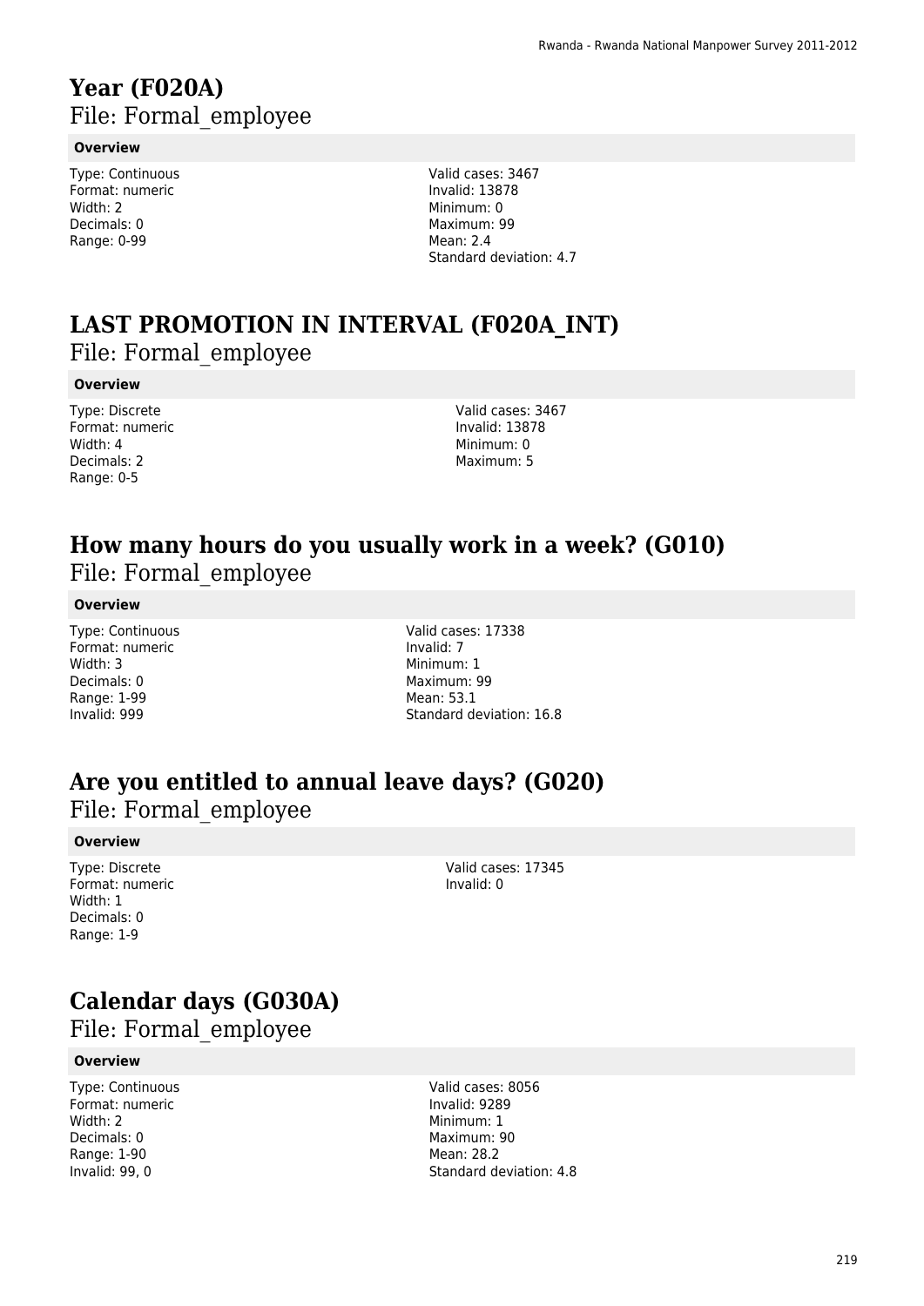# Year (F020A)

## File: Formal_employee

### Overview

Type: Continuous
Format: numeric
Width: 2
Decimals: 0
Range: 0-99

Valid cases: 3467
Invalid: 13878
Minimum: 0
Maximum: 99
Mean: 2.4
Standard deviation: 4.7

# LAST PROMOTION IN INTERVAL (F020A_INT)

## File: Formal_employee

### Overview

Type: Discrete
Format: numeric
Width: 4
Decimals: 2
Range: 0-5

Valid cases: 3467
Invalid: 13878
Minimum: 0
Maximum: 5

# How many hours do you usually work in a week? (G010)

## File: Formal_employee

### Overview

Type: Continuous
Format: numeric
Width: 3
Decimals: 0
Range: 1-99
Invalid: 999

Valid cases: 17338
Invalid: 7
Minimum: 1
Maximum: 99
Mean: 53.1
Standard deviation: 16.8

# Are you entitled to annual leave days? (G020)

## File: Formal_employee

### Overview

Type: Discrete
Format: numeric
Width: 1
Decimals: 0
Range: 1-9

Valid cases: 17345
Invalid: 0

# Calendar days (G030A)

## File: Formal_employee

### Overview

Type: Continuous
Format: numeric
Width: 2
Decimals: 0
Range: 1-90
Invalid: 99, 0

Valid cases: 8056
Invalid: 9289
Minimum: 1
Maximum: 90
Mean: 28.2
Standard deviation: 4.8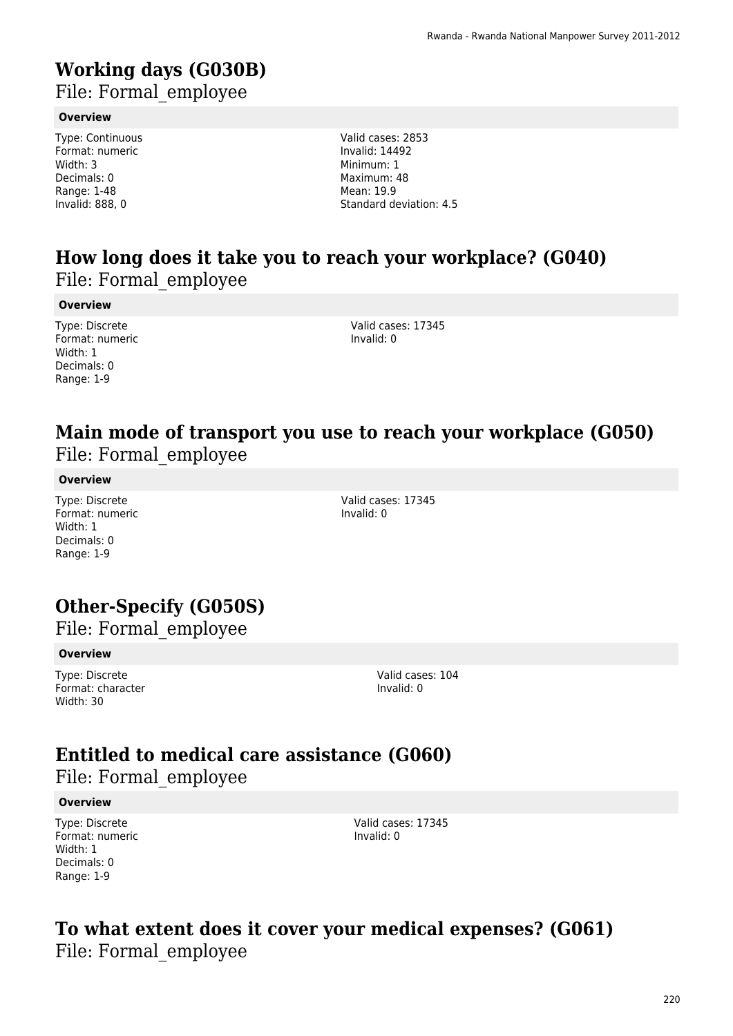## Working days (G030B)

File: Formal_employee

**Overview**

Type: Continuous
Format: numeric
Width: 3
Decimals: 0
Range: 1-48
Invalid: 888, 0

Valid cases: 2853
Invalid: 14492
Minimum: 1
Maximum: 48
Mean: 19.9
Standard deviation: 4.5

## How long does it take you to reach your workplace? (G040)

File: Formal_employee

**Overview**

Type: Discrete
Format: numeric
Width: 1
Decimals: 0
Range: 1-9

Valid cases: 17345
Invalid: 0

## Main mode of transport you use to reach your workplace (G050)

File: Formal_employee

**Overview**

Type: Discrete
Format: numeric
Width: 1
Decimals: 0
Range: 1-9

Valid cases: 17345
Invalid: 0

## Other-Specify (G050S)

File: Formal_employee

**Overview**

Type: Discrete
Format: character
Width: 30

Valid cases: 104
Invalid: 0

## Entitled to medical care assistance (G060)

File: Formal_employee

**Overview**

Type: Discrete
Format: numeric
Width: 1
Decimals: 0
Range: 1-9

Valid cases: 17345
Invalid: 0

## To what extent does it cover your medical expenses? (G061)

File: Formal_employee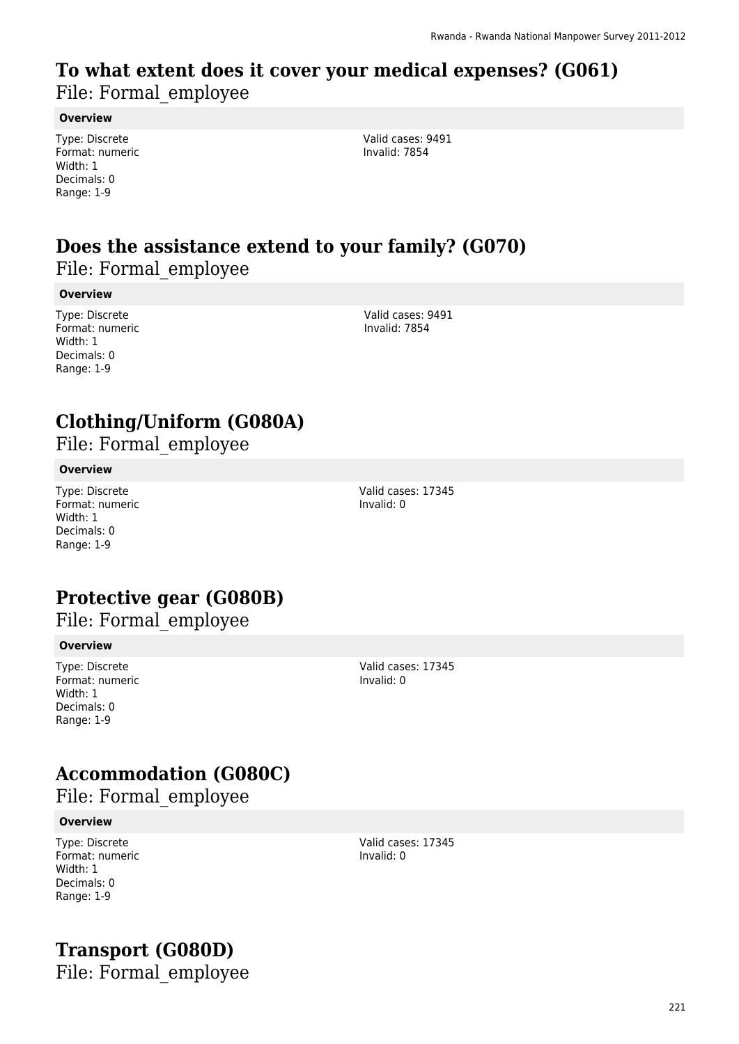## To what extent does it cover your medical expenses? (G061)

File: Formal_employee

**Overview**

Type: Discrete
Format: numeric
Width: 1
Decimals: 0
Range: 1-9

Valid cases: 9491
Invalid: 7854

## Does the assistance extend to your family? (G070)

File: Formal_employee

**Overview**

Type: Discrete
Format: numeric
Width: 1
Decimals: 0
Range: 1-9

Valid cases: 9491
Invalid: 7854

## Clothing/Uniform (G080A)

File: Formal_employee

**Overview**

Type: Discrete
Format: numeric
Width: 1
Decimals: 0
Range: 1-9

Valid cases: 17345
Invalid: 0

## Protective gear (G080B)

File: Formal_employee

**Overview**

Type: Discrete
Format: numeric
Width: 1
Decimals: 0
Range: 1-9

Valid cases: 17345
Invalid: 0

## Accommodation (G080C)

File: Formal_employee

**Overview**

Type: Discrete
Format: numeric
Width: 1
Decimals: 0
Range: 1-9

Valid cases: 17345
Invalid: 0

## Transport (G080D)

File: Formal_employee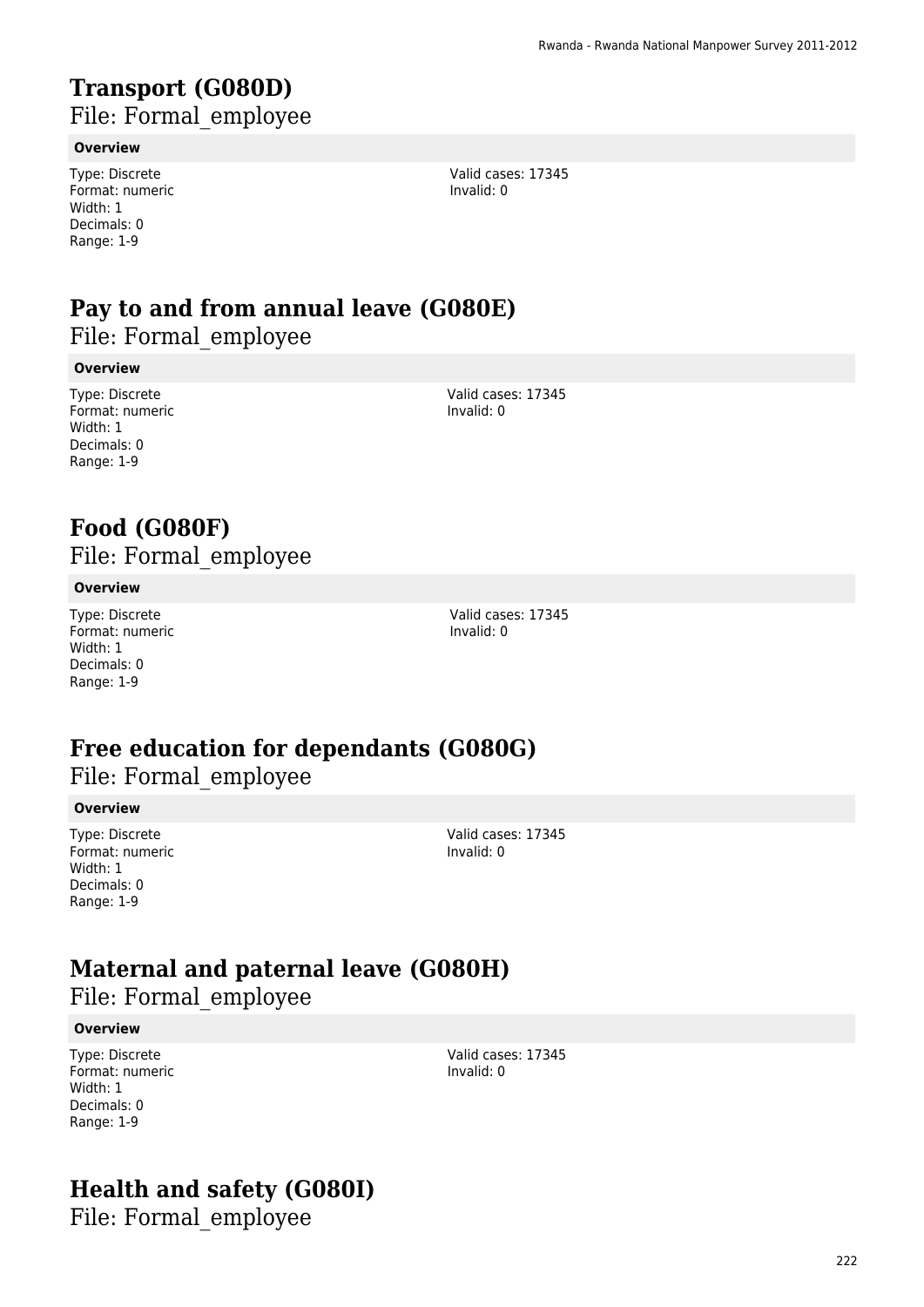# Transport (G080D)

File: Formal_employee

**Overview**

Type: Discrete
Format: numeric
Width: 1
Decimals: 0
Range: 1-9

Valid cases: 17345
Invalid: 0

# Pay to and from annual leave (G080E)

File: Formal_employee

**Overview**

Type: Discrete
Format: numeric
Width: 1
Decimals: 0
Range: 1-9

Valid cases: 17345
Invalid: 0

# Food (G080F)

File: Formal_employee

**Overview**

Type: Discrete
Format: numeric
Width: 1
Decimals: 0
Range: 1-9

Valid cases: 17345
Invalid: 0

# Free education for dependants (G080G)

File: Formal_employee

**Overview**

Type: Discrete
Format: numeric
Width: 1
Decimals: 0
Range: 1-9

Valid cases: 17345
Invalid: 0

# Maternal and paternal leave (G080H)

File: Formal_employee

**Overview**

Type: Discrete
Format: numeric
Width: 1
Decimals: 0
Range: 1-9

Valid cases: 17345
Invalid: 0

# Health and safety (G080I)

File: Formal_employee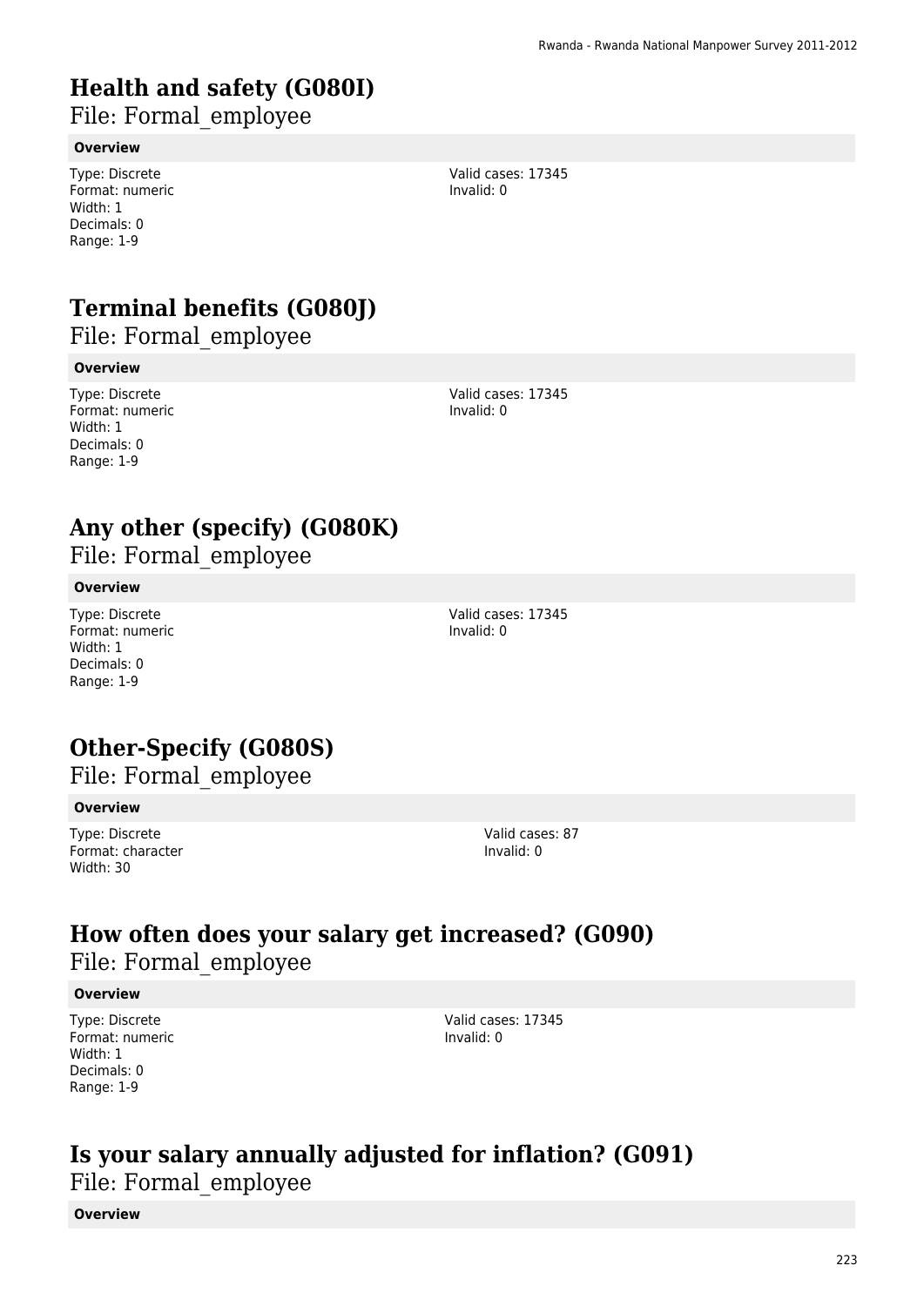# Health and safety (G080I)

File: Formal_employee

**Overview**

Type: Discrete
Format: numeric
Width: 1
Decimals: 0
Range: 1-9

Valid cases: 17345
Invalid: 0

# Terminal benefits (G080J)

File: Formal_employee

**Overview**

Type: Discrete
Format: numeric
Width: 1
Decimals: 0
Range: 1-9

Valid cases: 17345
Invalid: 0

# Any other (specify) (G080K)

File: Formal_employee

**Overview**

Type: Discrete
Format: numeric
Width: 1
Decimals: 0
Range: 1-9

Valid cases: 17345
Invalid: 0

# Other-Specify (G080S)

File: Formal_employee

**Overview**

Type: Discrete
Format: character
Width: 30

Valid cases: 87
Invalid: 0

# How often does your salary get increased? (G090)

File: Formal_employee

**Overview**

Type: Discrete
Format: numeric
Width: 1
Decimals: 0
Range: 1-9

Valid cases: 17345
Invalid: 0

# Is your salary annually adjusted for inflation? (G091)

File: Formal_employee

**Overview**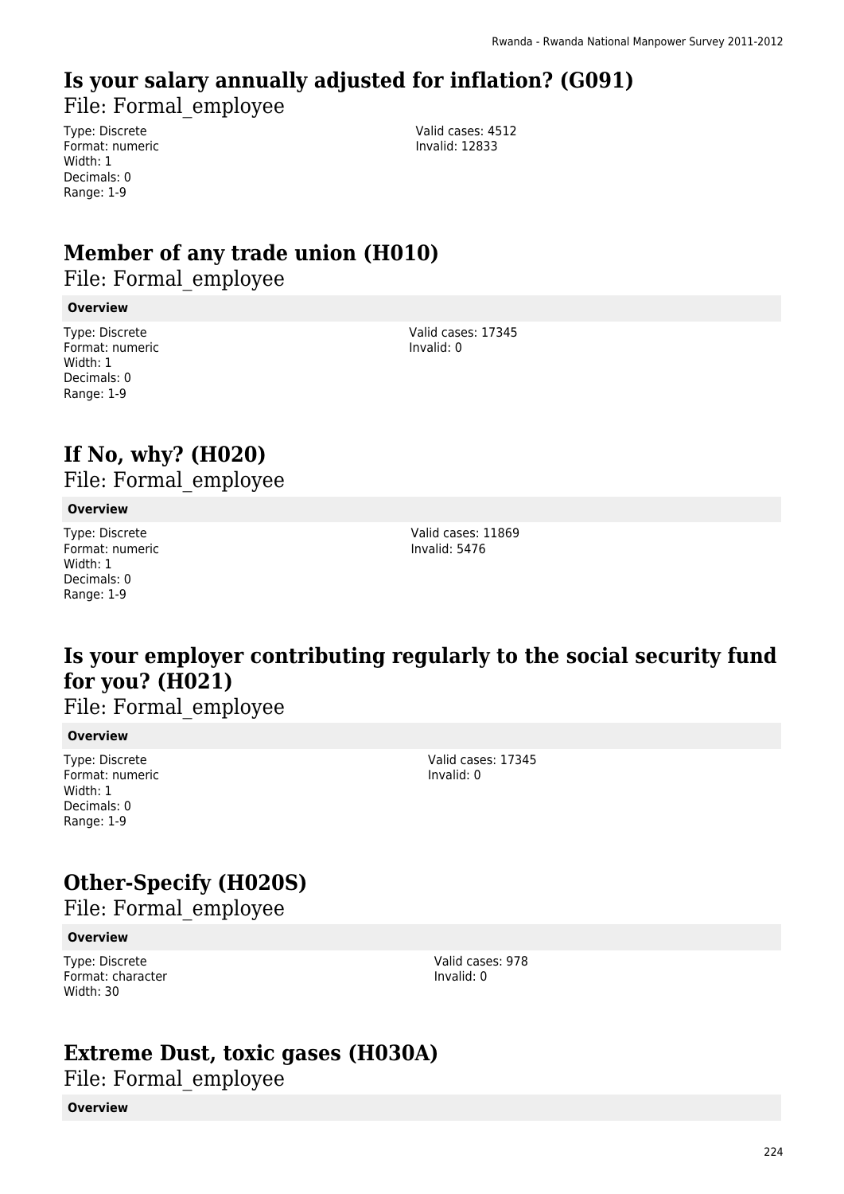# Is your salary annually adjusted for inflation? (G091)

File: Formal_employee

Type: Discrete
Format: numeric
Width: 1
Decimals: 0
Range: 1-9

Valid cases: 4512
Invalid: 12833

# Member of any trade union (H010)

File: Formal_employee

**Overview**

Type: Discrete
Format: numeric
Width: 1
Decimals: 0
Range: 1-9

Valid cases: 17345
Invalid: 0

# If No, why? (H020)

File: Formal_employee

**Overview**

Type: Discrete
Format: numeric
Width: 1
Decimals: 0
Range: 1-9

Valid cases: 11869
Invalid: 5476

# Is your employer contributing regularly to the social security fund for you? (H021)

File: Formal_employee

**Overview**

Type: Discrete
Format: numeric
Width: 1
Decimals: 0
Range: 1-9

Valid cases: 17345
Invalid: 0

# Other-Specify (H020S)

File: Formal_employee

**Overview**

Type: Discrete
Format: character
Width: 30

Valid cases: 978
Invalid: 0

# Extreme Dust, toxic gases (H030A)

File: Formal_employee

**Overview**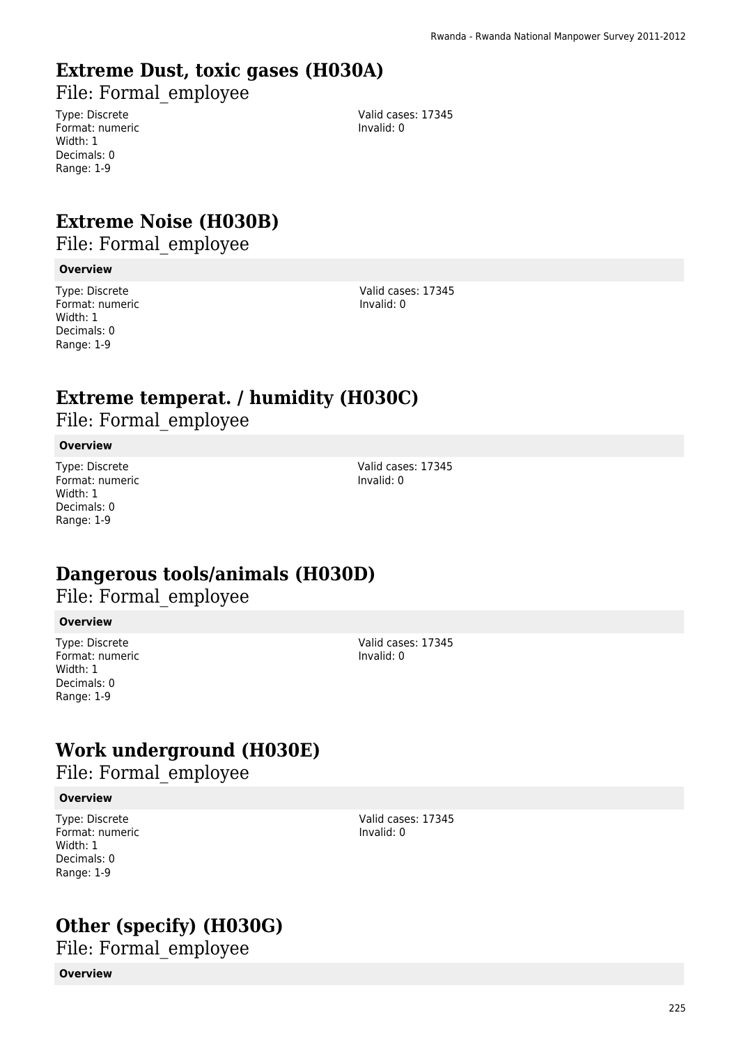# Extreme Dust, toxic gases (H030A)

File: Formal_employee

Type: Discrete
Format: numeric
Width: 1
Decimals: 0
Range: 1-9

Valid cases: 17345
Invalid: 0

# Extreme Noise (H030B)

File: Formal_employee

**Overview**

Type: Discrete
Format: numeric
Width: 1
Decimals: 0
Range: 1-9

Valid cases: 17345
Invalid: 0

# Extreme temperat. / humidity (H030C)

File: Formal_employee

**Overview**

Type: Discrete
Format: numeric
Width: 1
Decimals: 0
Range: 1-9

Valid cases: 17345
Invalid: 0

# Dangerous tools/animals (H030D)

File: Formal_employee

**Overview**

Type: Discrete
Format: numeric
Width: 1
Decimals: 0
Range: 1-9

Valid cases: 17345
Invalid: 0

# Work underground (H030E)

File: Formal_employee

**Overview**

Type: Discrete
Format: numeric
Width: 1
Decimals: 0
Range: 1-9

Valid cases: 17345
Invalid: 0

# Other (specify) (H030G)

File: Formal_employee

**Overview**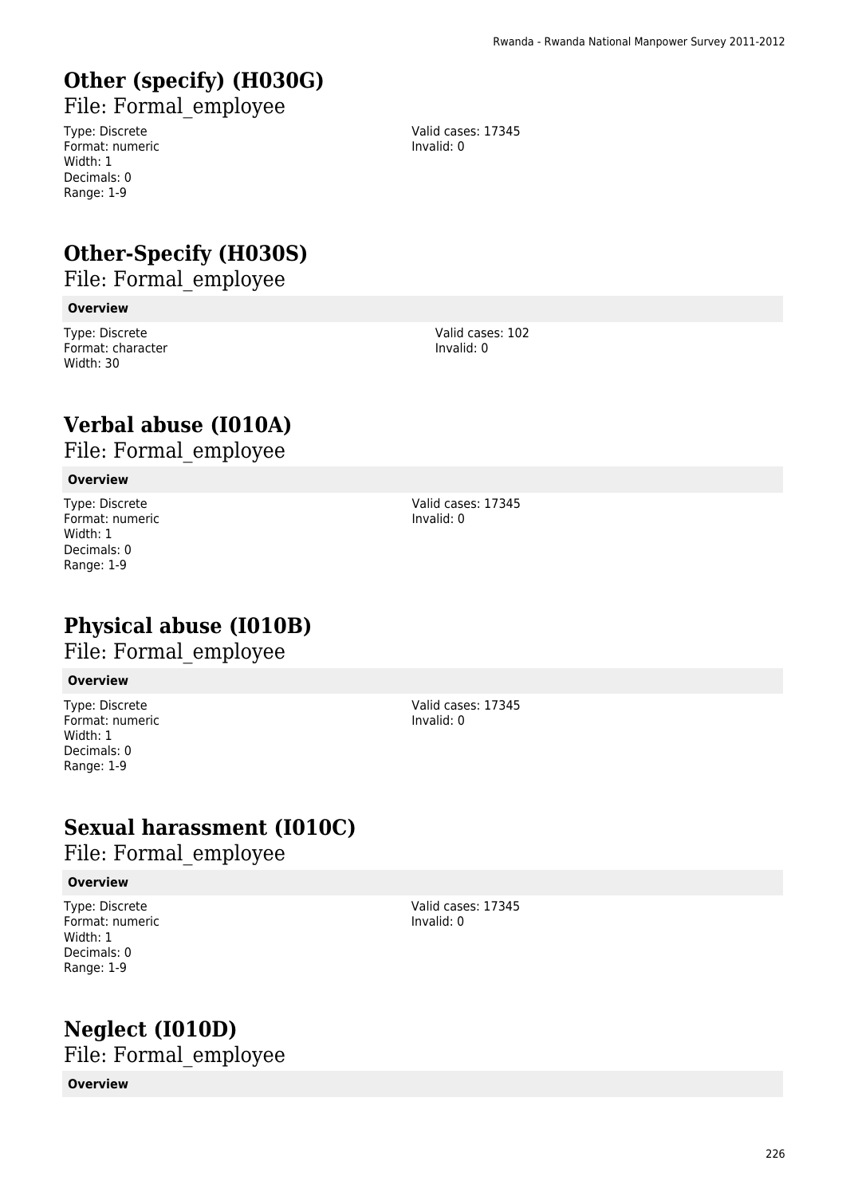# Other (specify) (H030G)

File: Formal_employee

Type: Discrete
Format: numeric
Width: 1
Decimals: 0
Range: 1-9

Valid cases: 17345
Invalid: 0

# Other-Specify (H030S)

File: Formal_employee

**Overview**

Type: Discrete
Format: character
Width: 30

Valid cases: 102
Invalid: 0

# Verbal abuse (I010A)

File: Formal_employee

**Overview**

Type: Discrete
Format: numeric
Width: 1
Decimals: 0
Range: 1-9

Valid cases: 17345
Invalid: 0

# Physical abuse (I010B)

File: Formal_employee

**Overview**

Type: Discrete
Format: numeric
Width: 1
Decimals: 0
Range: 1-9

Valid cases: 17345
Invalid: 0

# Sexual harassment (I010C)

File: Formal_employee

**Overview**

Type: Discrete
Format: numeric
Width: 1
Decimals: 0
Range: 1-9

Valid cases: 17345
Invalid: 0

# Neglect (I010D)

File: Formal_employee

**Overview**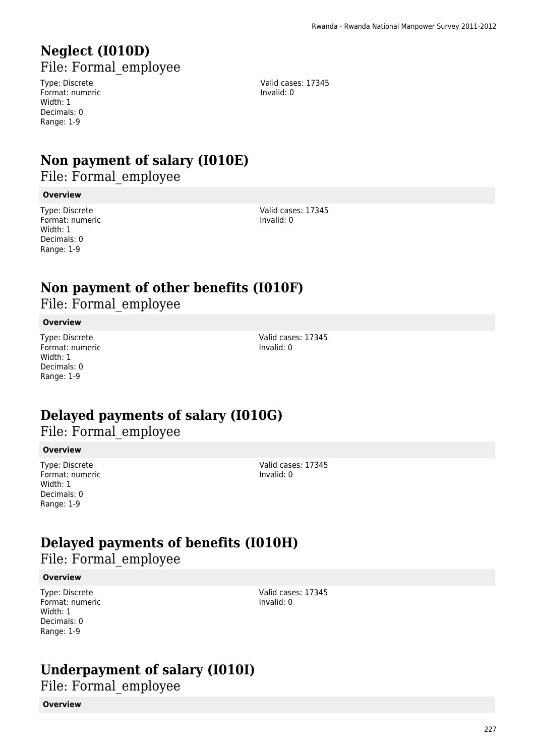# Neglect (I010D)

File: Formal_employee

Type: Discrete
Format: numeric
Width: 1
Decimals: 0
Range: 1-9

Valid cases: 17345
Invalid: 0

# Non payment of salary (I010E)

File: Formal_employee

**Overview**

Type: Discrete
Format: numeric
Width: 1
Decimals: 0
Range: 1-9

Valid cases: 17345
Invalid: 0

# Non payment of other benefits (I010F)

File: Formal_employee

**Overview**

Type: Discrete
Format: numeric
Width: 1
Decimals: 0
Range: 1-9

Valid cases: 17345
Invalid: 0

# Delayed payments of salary (I010G)

File: Formal_employee

**Overview**

Type: Discrete
Format: numeric
Width: 1
Decimals: 0
Range: 1-9

Valid cases: 17345
Invalid: 0

# Delayed payments of benefits (I010H)

File: Formal_employee

**Overview**

Type: Discrete
Format: numeric
Width: 1
Decimals: 0
Range: 1-9

Valid cases: 17345
Invalid: 0

# Underpayment of salary (I010I)

File: Formal_employee

**Overview**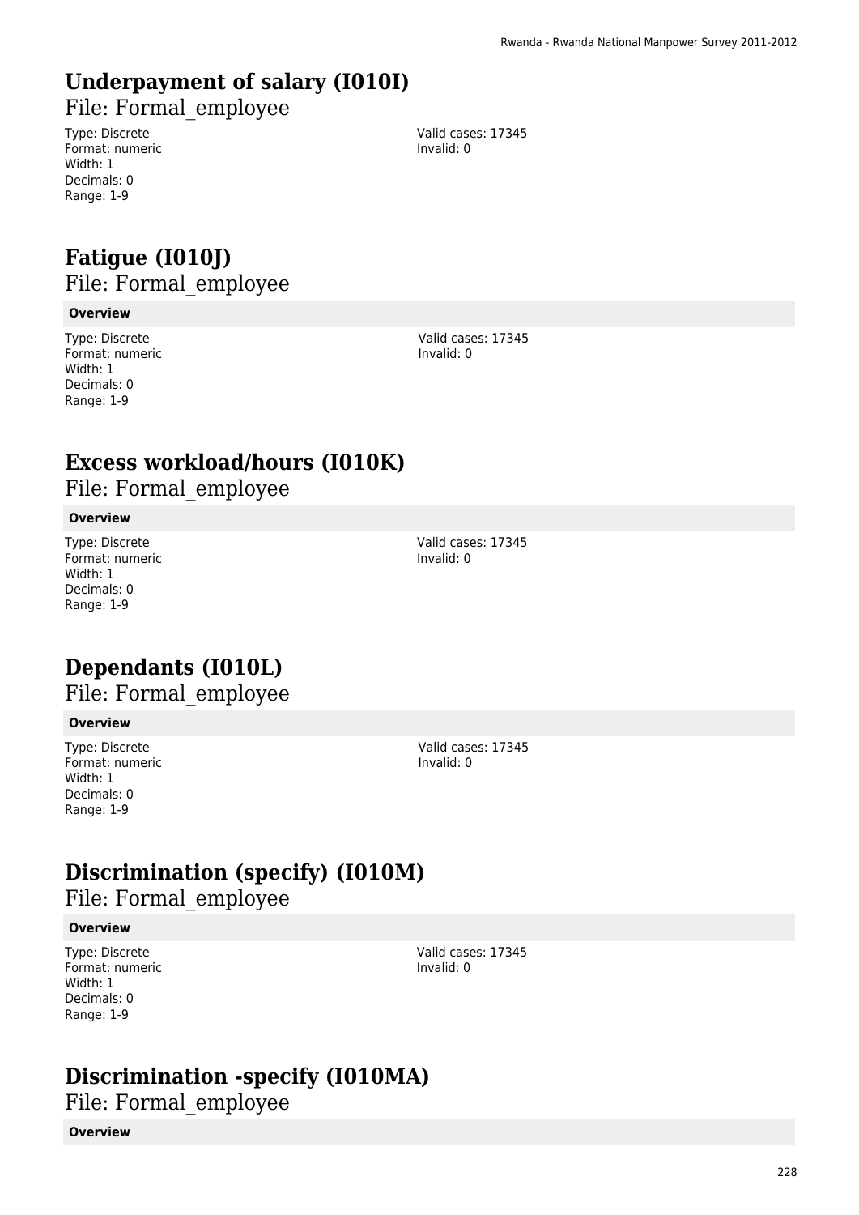# Underpayment of salary (I010I)

File: Formal_employee

Type: Discrete
Format: numeric
Width: 1
Decimals: 0
Range: 1-9

Valid cases: 17345
Invalid: 0

# Fatigue (I010J)

File: Formal_employee

**Overview**

Type: Discrete
Format: numeric
Width: 1
Decimals: 0
Range: 1-9

Valid cases: 17345
Invalid: 0

# Excess workload/hours (I010K)

File: Formal_employee

**Overview**

Type: Discrete
Format: numeric
Width: 1
Decimals: 0
Range: 1-9

Valid cases: 17345
Invalid: 0

# Dependants (I010L)

File: Formal_employee

**Overview**

Type: Discrete
Format: numeric
Width: 1
Decimals: 0
Range: 1-9

Valid cases: 17345
Invalid: 0

# Discrimination (specify) (I010M)

File: Formal_employee

**Overview**

Type: Discrete
Format: numeric
Width: 1
Decimals: 0
Range: 1-9

Valid cases: 17345
Invalid: 0

# Discrimination -specify (I010MA)

File: Formal_employee

**Overview**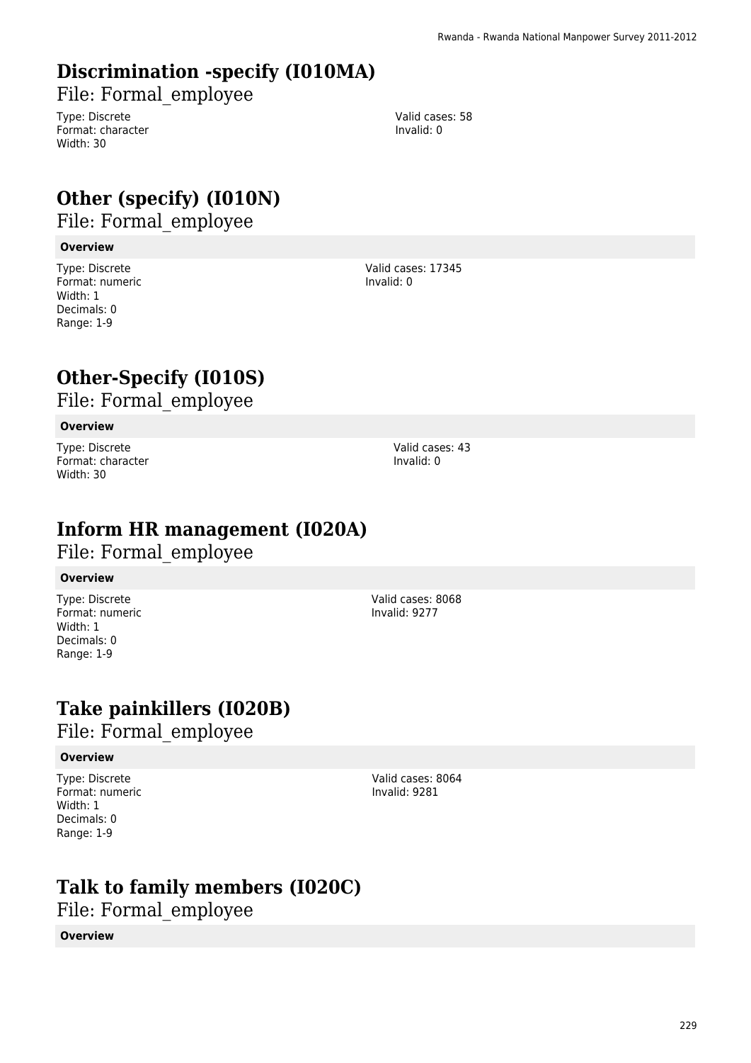# Discrimination -specify (I010MA)

File: Formal_employee

Type: Discrete
Format: character
Width: 30

Valid cases: 58
Invalid: 0

# Other (specify) (I010N)

File: Formal_employee

**Overview**

Type: Discrete
Format: numeric
Width: 1
Decimals: 0
Range: 1-9

Valid cases: 17345
Invalid: 0

# Other-Specify (I010S)

File: Formal_employee

**Overview**

Type: Discrete
Format: character
Width: 30

Valid cases: 43
Invalid: 0

# Inform HR management (I020A)

File: Formal_employee

**Overview**

Type: Discrete
Format: numeric
Width: 1
Decimals: 0
Range: 1-9

Valid cases: 8068
Invalid: 9277

# Take painkillers (I020B)

File: Formal_employee

**Overview**

Type: Discrete
Format: numeric
Width: 1
Decimals: 0
Range: 1-9

Valid cases: 8064
Invalid: 9281

# Talk to family members (I020C)

File: Formal_employee

**Overview**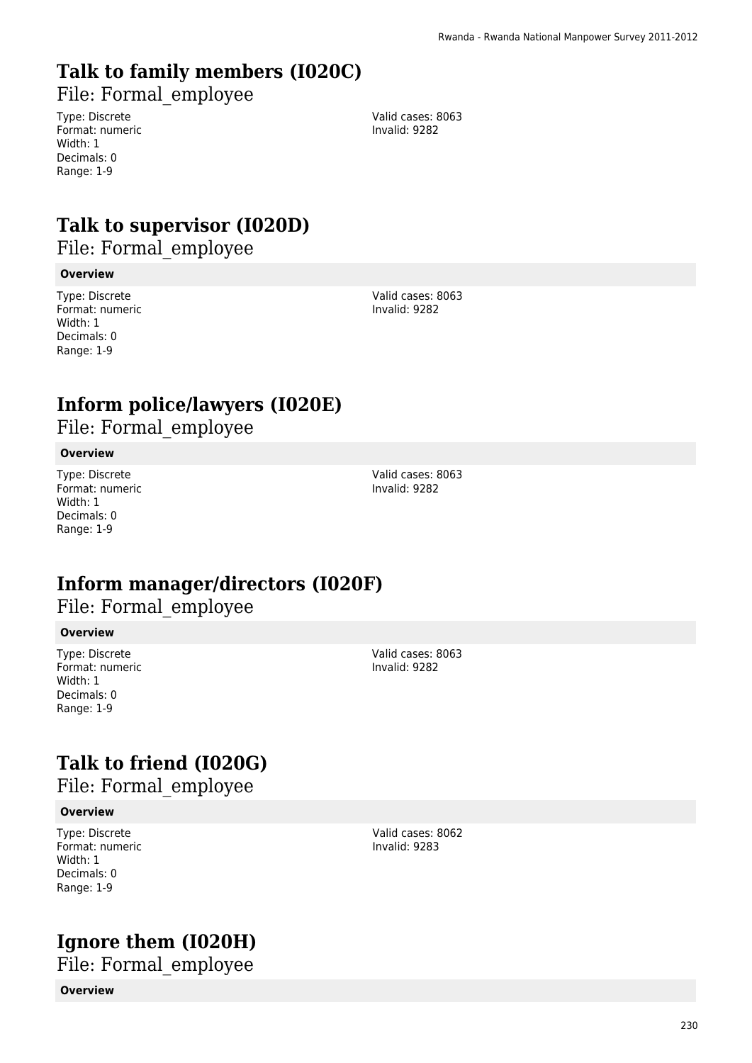## Talk to family members (I020C)

File: Formal_employee

Type: Discrete
Format: numeric
Width: 1
Decimals: 0
Range: 1-9

Valid cases: 8063
Invalid: 9282

## Talk to supervisor (I020D)

File: Formal_employee

**Overview**

Type: Discrete
Format: numeric
Width: 1
Decimals: 0
Range: 1-9

Valid cases: 8063
Invalid: 9282

## Inform police/lawyers (I020E)

File: Formal_employee

**Overview**

Type: Discrete
Format: numeric
Width: 1
Decimals: 0
Range: 1-9

Valid cases: 8063
Invalid: 9282

## Inform manager/directors (I020F)

File: Formal_employee

**Overview**

Type: Discrete
Format: numeric
Width: 1
Decimals: 0
Range: 1-9

Valid cases: 8063
Invalid: 9282

## Talk to friend (I020G)

File: Formal_employee

**Overview**

Type: Discrete
Format: numeric
Width: 1
Decimals: 0
Range: 1-9

Valid cases: 8062
Invalid: 9283

## Ignore them (I020H)

File: Formal_employee

**Overview**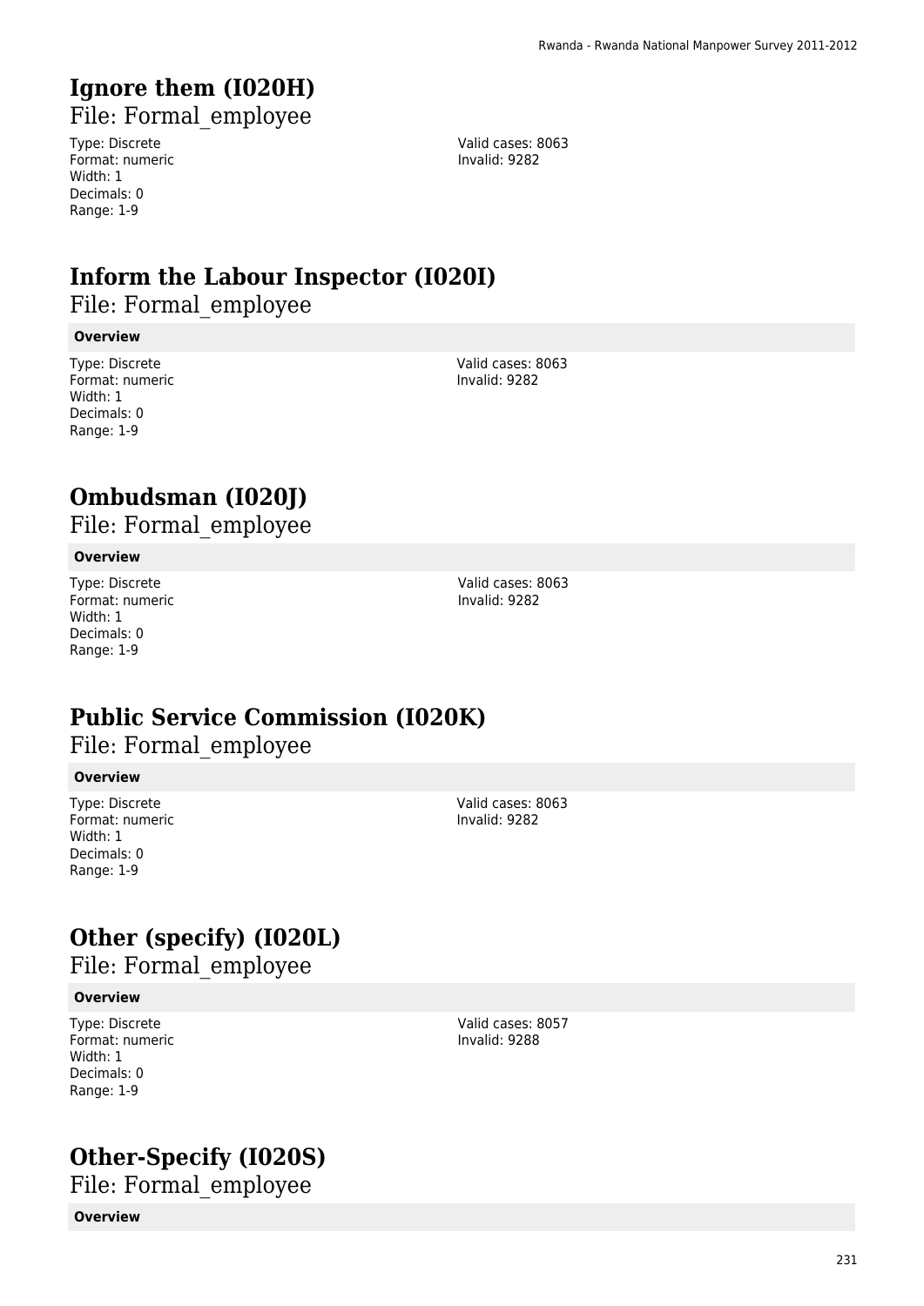# Ignore them (I020H)

File: Formal_employee

Type: Discrete
Format: numeric
Width: 1
Decimals: 0
Range: 1-9

Valid cases: 8063
Invalid: 9282

# Inform the Labour Inspector (I020I)

File: Formal_employee

**Overview**

Type: Discrete
Format: numeric
Width: 1
Decimals: 0
Range: 1-9

Valid cases: 8063
Invalid: 9282

# Ombudsman (I020J)

File: Formal_employee

**Overview**

Type: Discrete
Format: numeric
Width: 1
Decimals: 0
Range: 1-9

Valid cases: 8063
Invalid: 9282

# Public Service Commission (I020K)

File: Formal_employee

**Overview**

Type: Discrete
Format: numeric
Width: 1
Decimals: 0
Range: 1-9

Valid cases: 8063
Invalid: 9282

# Other (specify) (I020L)

File: Formal_employee

**Overview**

Type: Discrete
Format: numeric
Width: 1
Decimals: 0
Range: 1-9

Valid cases: 8057
Invalid: 9288

# Other-Specify (I020S)

File: Formal_employee

**Overview**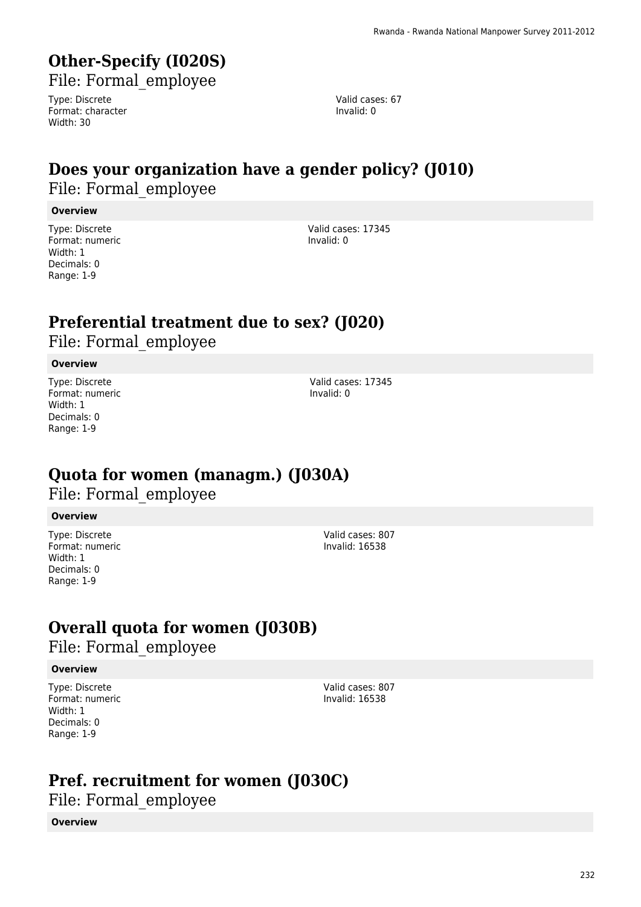# Other-Specify (I020S)

File: Formal_employee

Type: Discrete
Format: character
Width: 30

Valid cases: 67
Invalid: 0

# Does your organization have a gender policy? (J010)

File: Formal_employee

**Overview**

Type: Discrete
Format: numeric
Width: 1
Decimals: 0
Range: 1-9

Valid cases: 17345
Invalid: 0

# Preferential treatment due to sex? (J020)

File: Formal_employee

**Overview**

Type: Discrete
Format: numeric
Width: 1
Decimals: 0
Range: 1-9

Valid cases: 17345
Invalid: 0

# Quota for women (managm.) (J030A)

File: Formal_employee

**Overview**

Type: Discrete
Format: numeric
Width: 1
Decimals: 0
Range: 1-9

Valid cases: 807
Invalid: 16538

# Overall quota for women (J030B)

File: Formal_employee

**Overview**

Type: Discrete
Format: numeric
Width: 1
Decimals: 0
Range: 1-9

Valid cases: 807
Invalid: 16538

# Pref. recruitment for women (J030C)

File: Formal_employee

**Overview**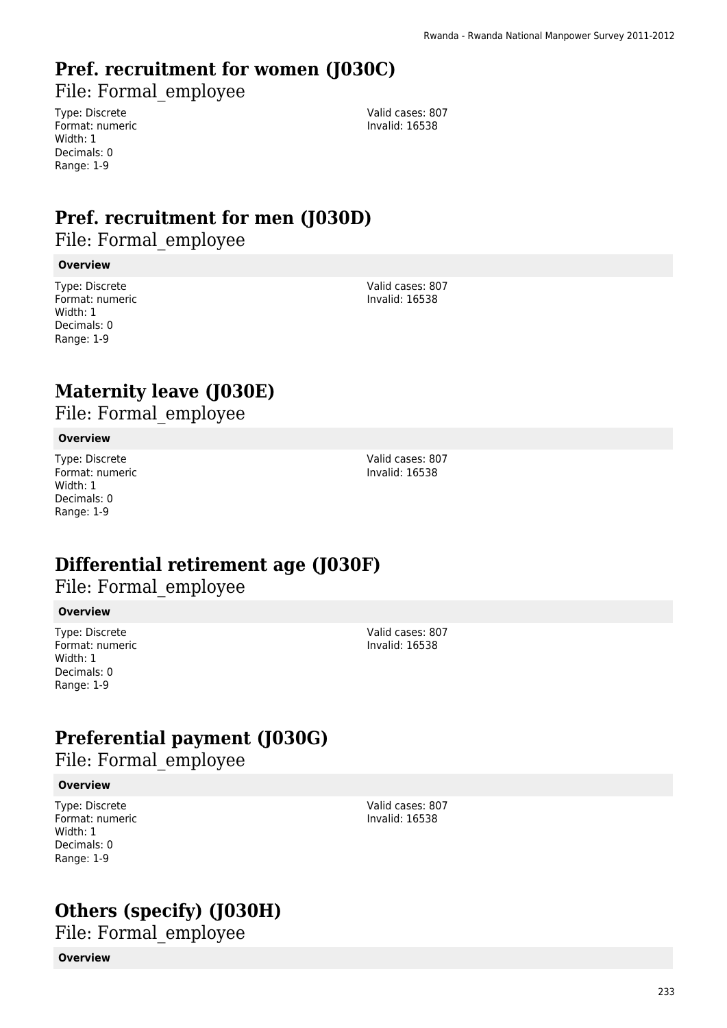# Pref. recruitment for women (J030C)

File: Formal_employee

Type: Discrete
Format: numeric
Width: 1
Decimals: 0
Range: 1-9

Valid cases: 807
Invalid: 16538

# Pref. recruitment for men (J030D)

File: Formal_employee

**Overview**

Type: Discrete
Format: numeric
Width: 1
Decimals: 0
Range: 1-9

Valid cases: 807
Invalid: 16538

# Maternity leave (J030E)

File: Formal_employee

**Overview**

Type: Discrete
Format: numeric
Width: 1
Decimals: 0
Range: 1-9

Valid cases: 807
Invalid: 16538

# Differential retirement age (J030F)

File: Formal_employee

**Overview**

Type: Discrete
Format: numeric
Width: 1
Decimals: 0
Range: 1-9

Valid cases: 807
Invalid: 16538

# Preferential payment (J030G)

File: Formal_employee

**Overview**

Type: Discrete
Format: numeric
Width: 1
Decimals: 0
Range: 1-9

Valid cases: 807
Invalid: 16538

# Others (specify) (J030H)

File: Formal_employee

**Overview**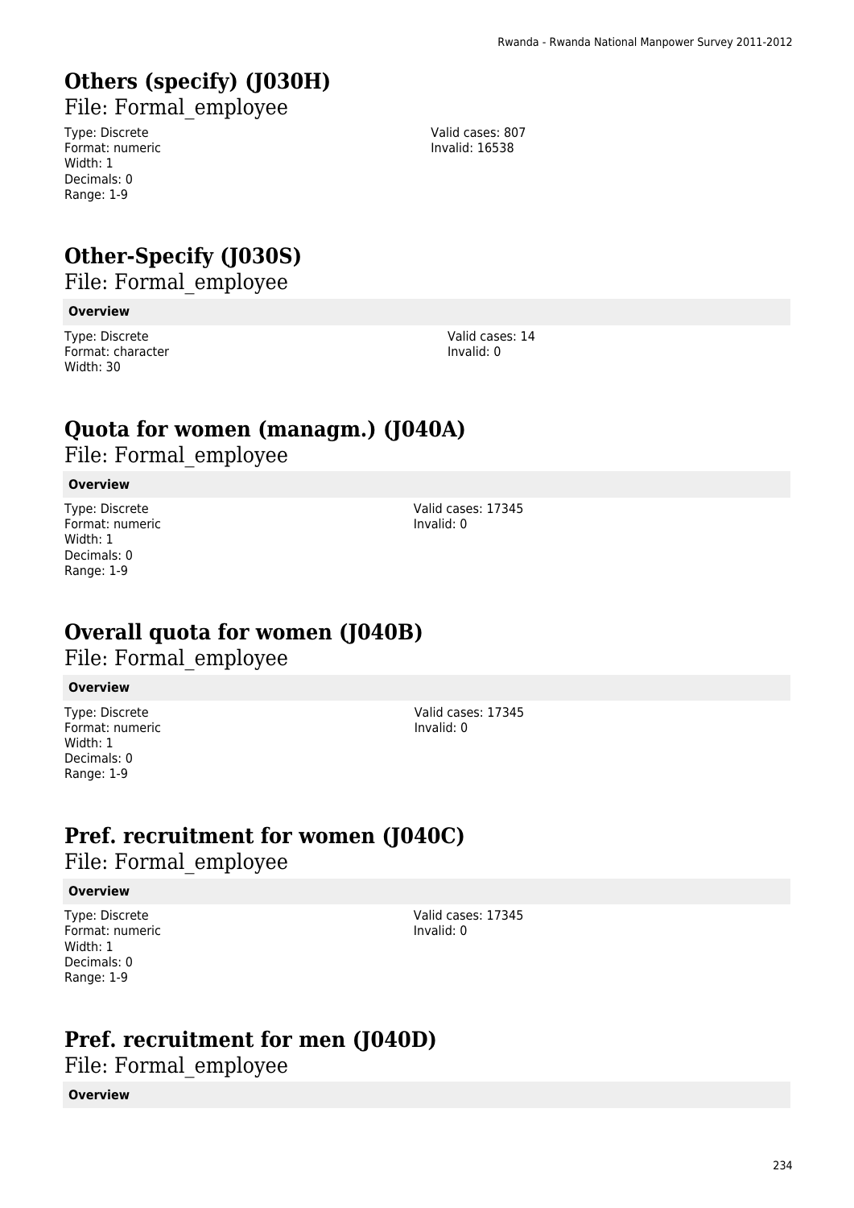# Others (specify) (J030H)

File: Formal_employee

Type: Discrete
Format: numeric
Width: 1
Decimals: 0
Range: 1-9

Valid cases: 807
Invalid: 16538

# Other-Specify (J030S)

File: Formal_employee

**Overview**

Type: Discrete
Format: character
Width: 30

Valid cases: 14
Invalid: 0

# Quota for women (managm.) (J040A)

File: Formal_employee

**Overview**

Type: Discrete
Format: numeric
Width: 1
Decimals: 0
Range: 1-9

Valid cases: 17345
Invalid: 0

# Overall quota for women (J040B)

File: Formal_employee

**Overview**

Type: Discrete
Format: numeric
Width: 1
Decimals: 0
Range: 1-9

Valid cases: 17345
Invalid: 0

# Pref. recruitment for women (J040C)

File: Formal_employee

**Overview**

Type: Discrete
Format: numeric
Width: 1
Decimals: 0
Range: 1-9

Valid cases: 17345
Invalid: 0

# Pref. recruitment for men (J040D)

File: Formal_employee

**Overview**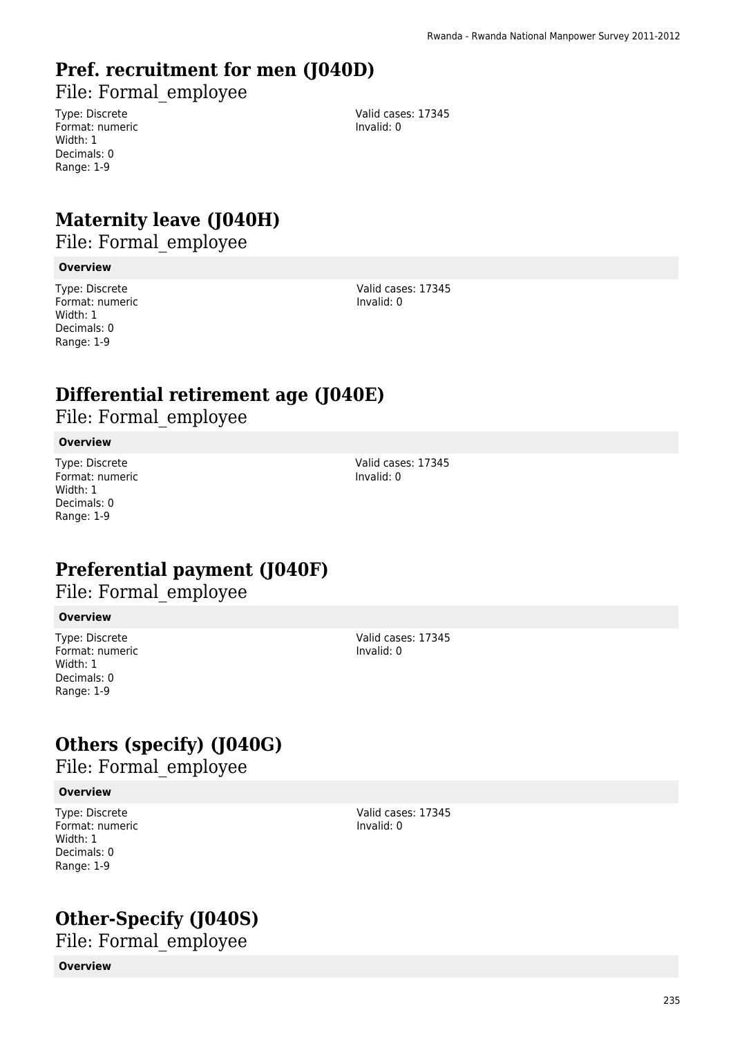# Pref. recruitment for men (J040D)

File: Formal_employee

Type: Discrete
Format: numeric
Width: 1
Decimals: 0
Range: 1-9

Valid cases: 17345
Invalid: 0

# Maternity leave (J040H)

File: Formal_employee

**Overview**

Type: Discrete
Format: numeric
Width: 1
Decimals: 0
Range: 1-9

Valid cases: 17345
Invalid: 0

# Differential retirement age (J040E)

File: Formal_employee

**Overview**

Type: Discrete
Format: numeric
Width: 1
Decimals: 0
Range: 1-9

Valid cases: 17345
Invalid: 0

# Preferential payment (J040F)

File: Formal_employee

**Overview**

Type: Discrete
Format: numeric
Width: 1
Decimals: 0
Range: 1-9

Valid cases: 17345
Invalid: 0

# Others (specify) (J040G)

File: Formal_employee

**Overview**

Type: Discrete
Format: numeric
Width: 1
Decimals: 0
Range: 1-9

Valid cases: 17345
Invalid: 0

# Other-Specify (J040S)

File: Formal_employee

**Overview**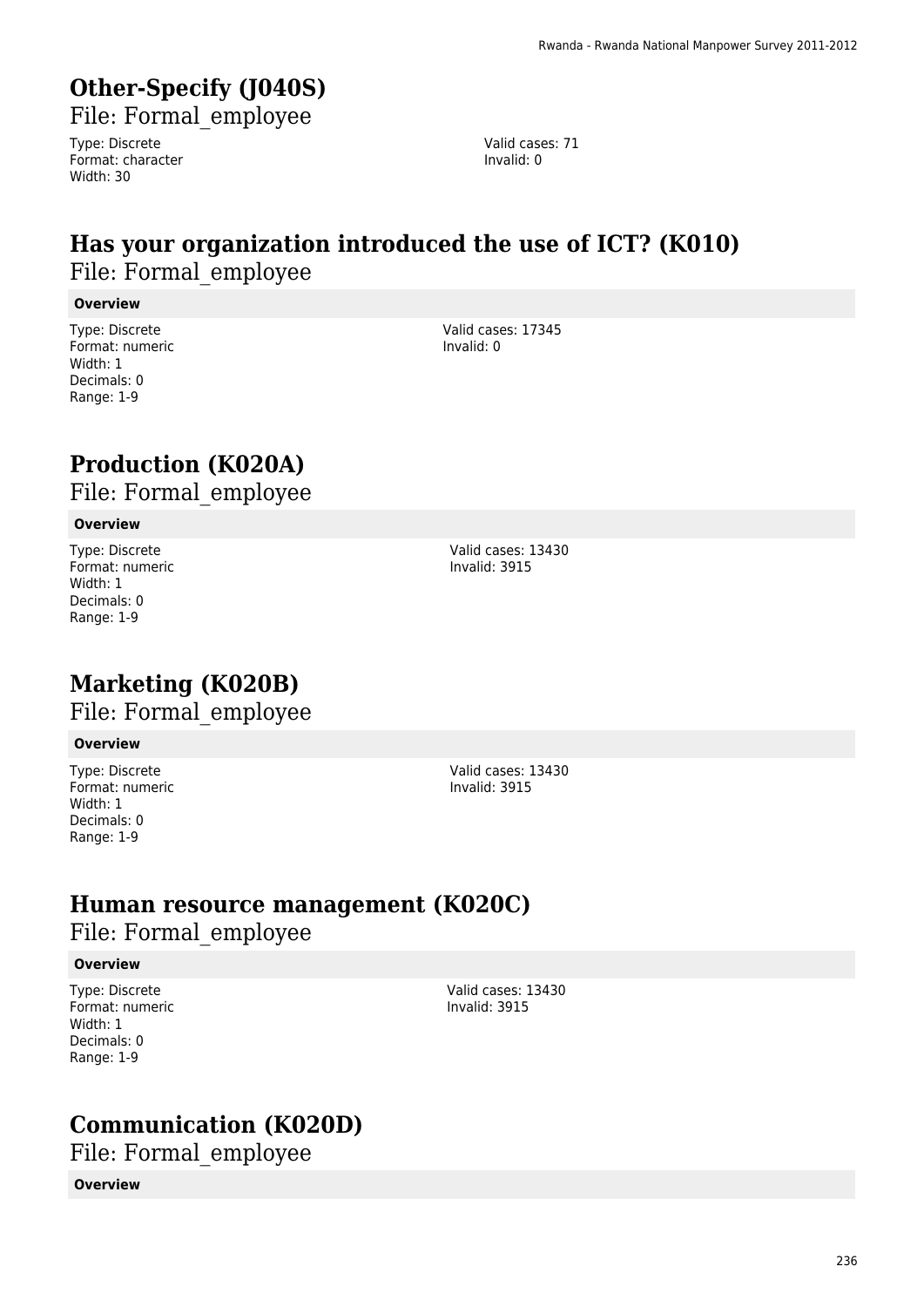## Other-Specify (J040S)

File: Formal_employee

Type: Discrete
Format: character
Width: 30

Valid cases: 71
Invalid: 0

## Has your organization introduced the use of ICT? (K010)

File: Formal_employee

**Overview**

Type: Discrete
Format: numeric
Width: 1
Decimals: 0
Range: 1-9

Valid cases: 17345
Invalid: 0

## Production (K020A)

File: Formal_employee

**Overview**

Type: Discrete
Format: numeric
Width: 1
Decimals: 0
Range: 1-9

Valid cases: 13430
Invalid: 3915

## Marketing (K020B)

File: Formal_employee

**Overview**

Type: Discrete
Format: numeric
Width: 1
Decimals: 0
Range: 1-9

Valid cases: 13430
Invalid: 3915

## Human resource management (K020C)

File: Formal_employee

**Overview**

Type: Discrete
Format: numeric
Width: 1
Decimals: 0
Range: 1-9

Valid cases: 13430
Invalid: 3915

## Communication (K020D)

File: Formal_employee

**Overview**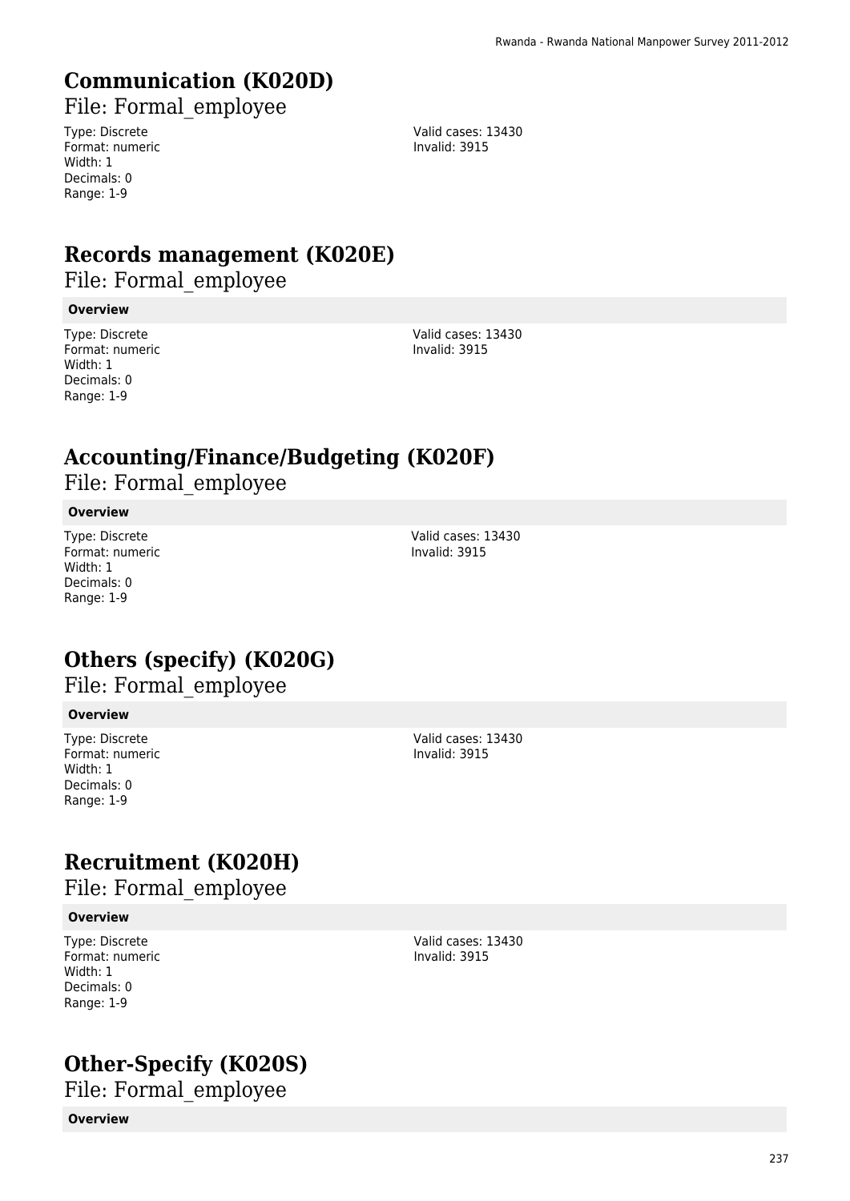# Communication (K020D)

File: Formal_employee

Type: Discrete
Format: numeric
Width: 1
Decimals: 0
Range: 1-9

Valid cases: 13430
Invalid: 3915

# Records management (K020E)

File: Formal_employee

**Overview**

Type: Discrete
Format: numeric
Width: 1
Decimals: 0
Range: 1-9

Valid cases: 13430
Invalid: 3915

# Accounting/Finance/Budgeting (K020F)

File: Formal_employee

**Overview**

Type: Discrete
Format: numeric
Width: 1
Decimals: 0
Range: 1-9

Valid cases: 13430
Invalid: 3915

# Others (specify) (K020G)

File: Formal_employee

**Overview**

Type: Discrete
Format: numeric
Width: 1
Decimals: 0
Range: 1-9

Valid cases: 13430
Invalid: 3915

# Recruitment (K020H)

File: Formal_employee

**Overview**

Type: Discrete
Format: numeric
Width: 1
Decimals: 0
Range: 1-9

Valid cases: 13430
Invalid: 3915

# Other-Specify (K020S)

File: Formal_employee

**Overview**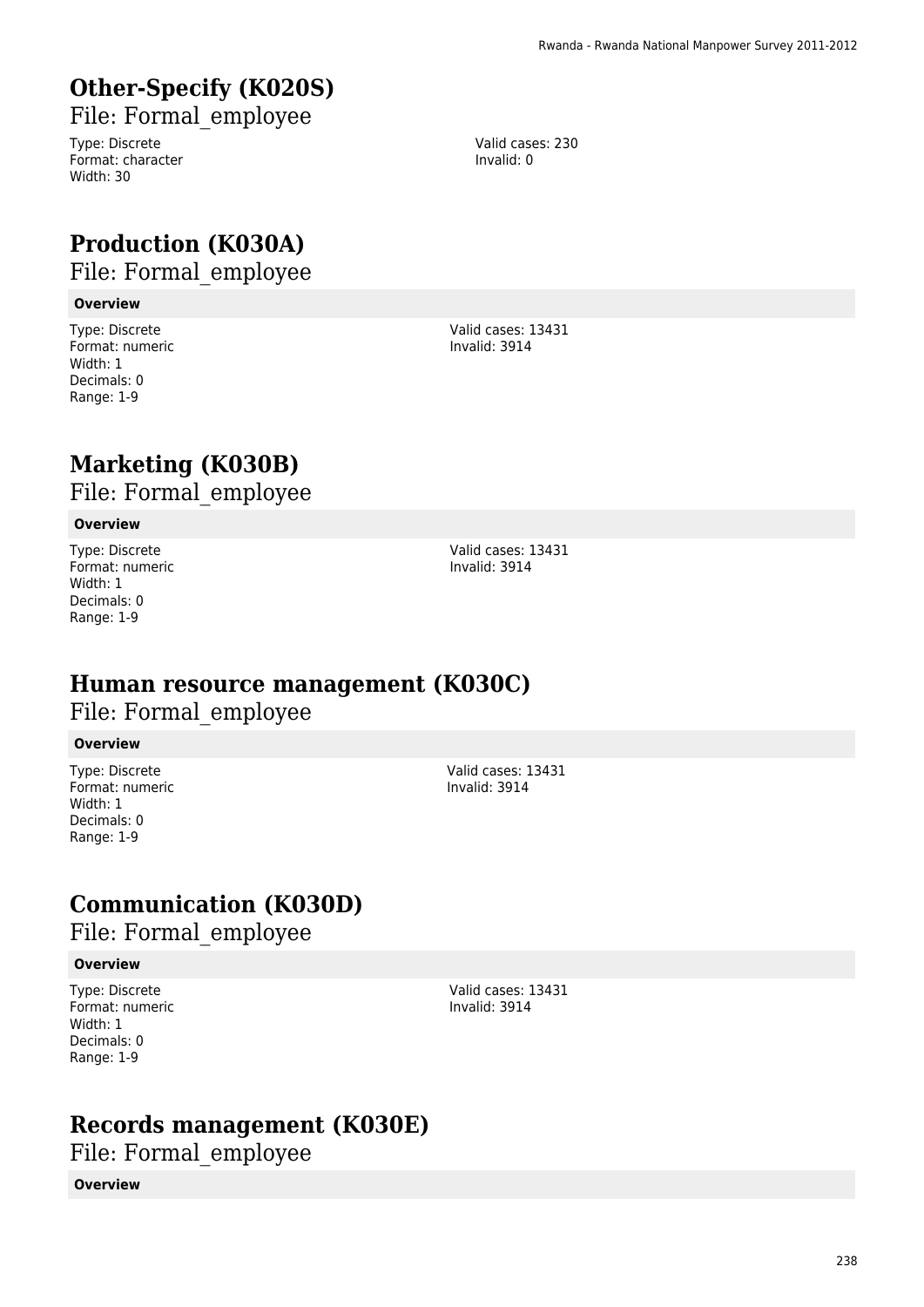## Other-Specify (K020S)

File: Formal_employee

Type: Discrete
Format: character
Width: 30

Valid cases: 230
Invalid: 0

## Production (K030A)

File: Formal_employee

**Overview**

Type: Discrete
Format: numeric
Width: 1
Decimals: 0
Range: 1-9

Valid cases: 13431
Invalid: 3914

## Marketing (K030B)

File: Formal_employee

**Overview**

Type: Discrete
Format: numeric
Width: 1
Decimals: 0
Range: 1-9

Valid cases: 13431
Invalid: 3914

## Human resource management (K030C)

File: Formal_employee

**Overview**

Type: Discrete
Format: numeric
Width: 1
Decimals: 0
Range: 1-9

Valid cases: 13431
Invalid: 3914

## Communication (K030D)

File: Formal_employee

**Overview**

Type: Discrete
Format: numeric
Width: 1
Decimals: 0
Range: 1-9

Valid cases: 13431
Invalid: 3914

## Records management (K030E)

File: Formal_employee

**Overview**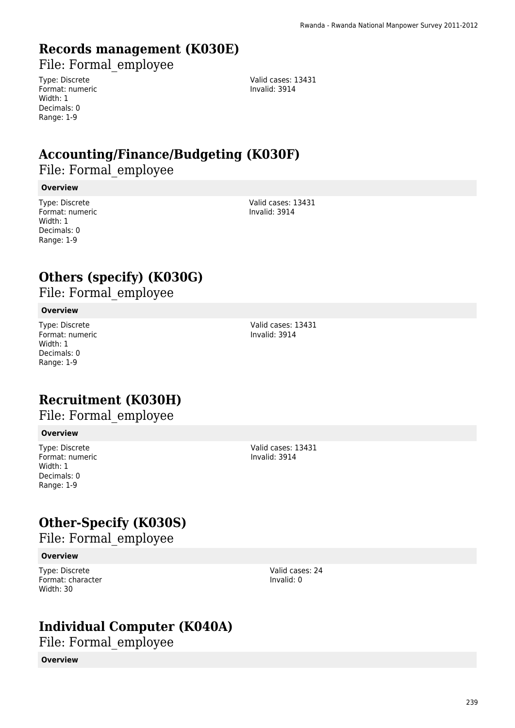## Records management (K030E)

File: Formal_employee

Type: Discrete
Format: numeric
Width: 1
Decimals: 0
Range: 1-9

Valid cases: 13431
Invalid: 3914

## Accounting/Finance/Budgeting (K030F)

File: Formal_employee

**Overview**

Type: Discrete
Format: numeric
Width: 1
Decimals: 0
Range: 1-9

Valid cases: 13431
Invalid: 3914

## Others (specify) (K030G)

File: Formal_employee

**Overview**

Type: Discrete
Format: numeric
Width: 1
Decimals: 0
Range: 1-9

Valid cases: 13431
Invalid: 3914

## Recruitment (K030H)

File: Formal_employee

**Overview**

Type: Discrete
Format: numeric
Width: 1
Decimals: 0
Range: 1-9

Valid cases: 13431
Invalid: 3914

## Other-Specify (K030S)

File: Formal_employee

**Overview**

Type: Discrete
Format: character
Width: 30

Valid cases: 24
Invalid: 0

## Individual Computer (K040A)

File: Formal_employee

**Overview**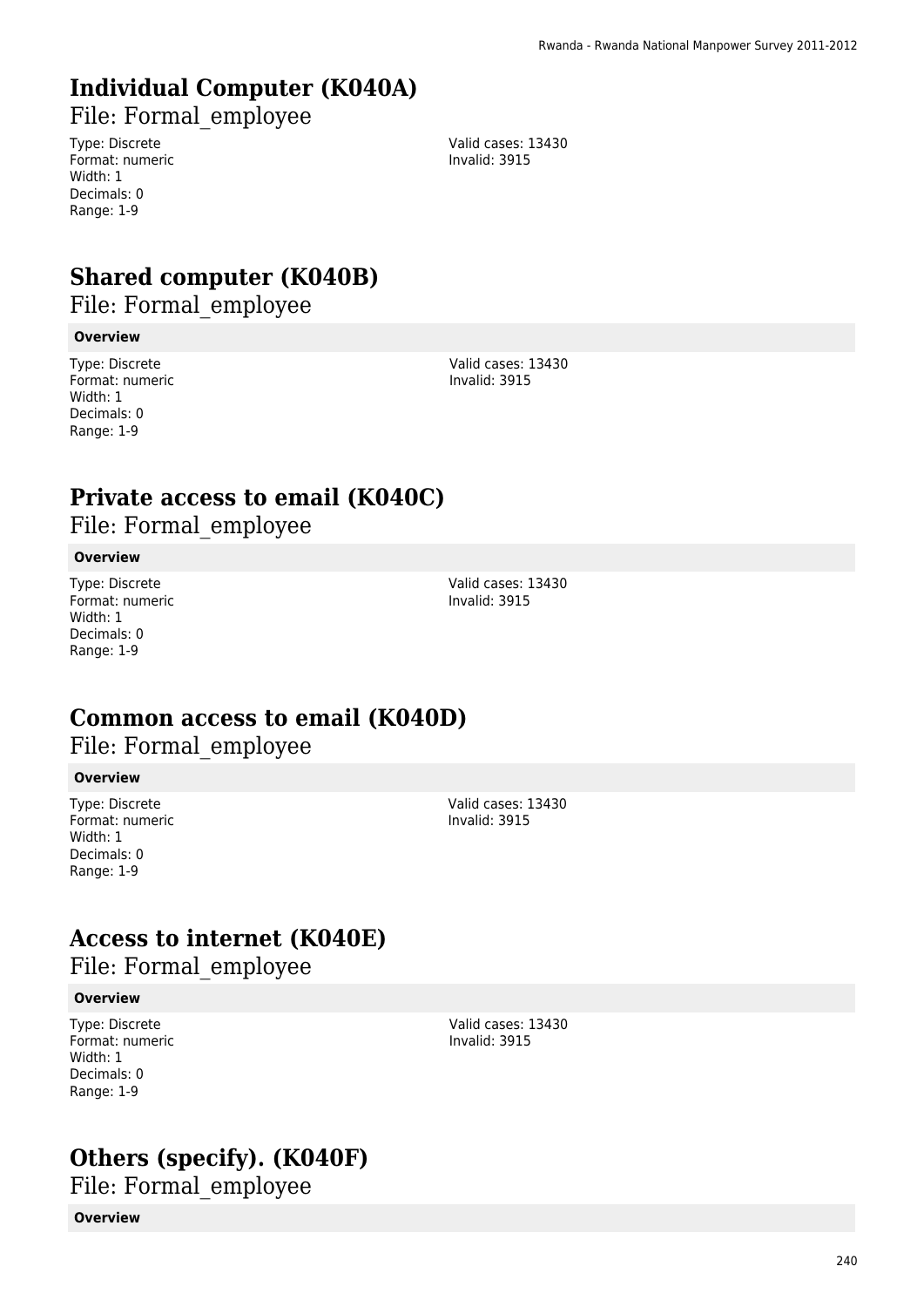# Individual Computer (K040A)

File: Formal_employee

Type: Discrete
Format: numeric
Width: 1
Decimals: 0
Range: 1-9

Valid cases: 13430
Invalid: 3915

# Shared computer (K040B)

File: Formal_employee

**Overview**

Type: Discrete
Format: numeric
Width: 1
Decimals: 0
Range: 1-9

Valid cases: 13430
Invalid: 3915

# Private access to email (K040C)

File: Formal_employee

**Overview**

Type: Discrete
Format: numeric
Width: 1
Decimals: 0
Range: 1-9

Valid cases: 13430
Invalid: 3915

# Common access to email (K040D)

File: Formal_employee

**Overview**

Type: Discrete
Format: numeric
Width: 1
Decimals: 0
Range: 1-9

Valid cases: 13430
Invalid: 3915

# Access to internet (K040E)

File: Formal_employee

**Overview**

Type: Discrete
Format: numeric
Width: 1
Decimals: 0
Range: 1-9

Valid cases: 13430
Invalid: 3915

# Others (specify). (K040F)

File: Formal_employee

**Overview**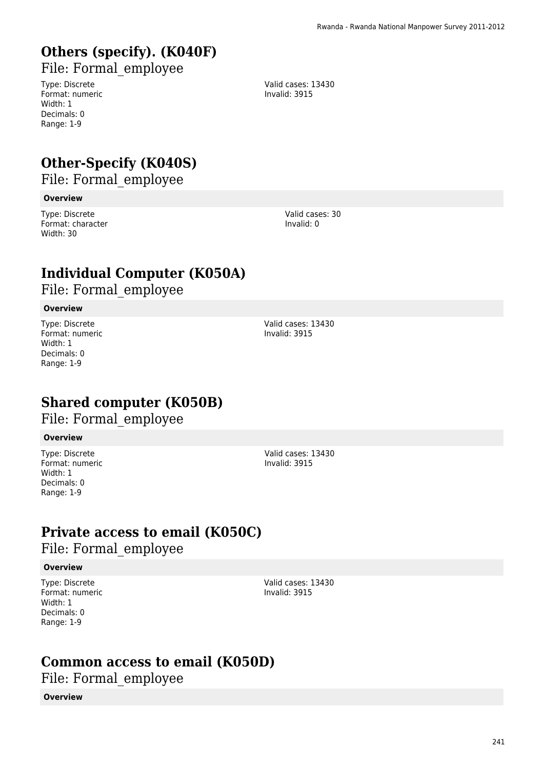# Others (specify). (K040F)

File: Formal_employee

Type: Discrete
Format: numeric
Width: 1
Decimals: 0
Range: 1-9

Valid cases: 13430
Invalid: 3915

# Other-Specify (K040S)

File: Formal_employee

**Overview**

Type: Discrete
Format: character
Width: 30

Valid cases: 30
Invalid: 0

# Individual Computer (K050A)

File: Formal_employee

**Overview**

Type: Discrete
Format: numeric
Width: 1
Decimals: 0
Range: 1-9

Valid cases: 13430
Invalid: 3915

# Shared computer (K050B)

File: Formal_employee

**Overview**

Type: Discrete
Format: numeric
Width: 1
Decimals: 0
Range: 1-9

Valid cases: 13430
Invalid: 3915

# Private access to email (K050C)

File: Formal_employee

**Overview**

Type: Discrete
Format: numeric
Width: 1
Decimals: 0
Range: 1-9

Valid cases: 13430
Invalid: 3915

# Common access to email (K050D)

File: Formal_employee

**Overview**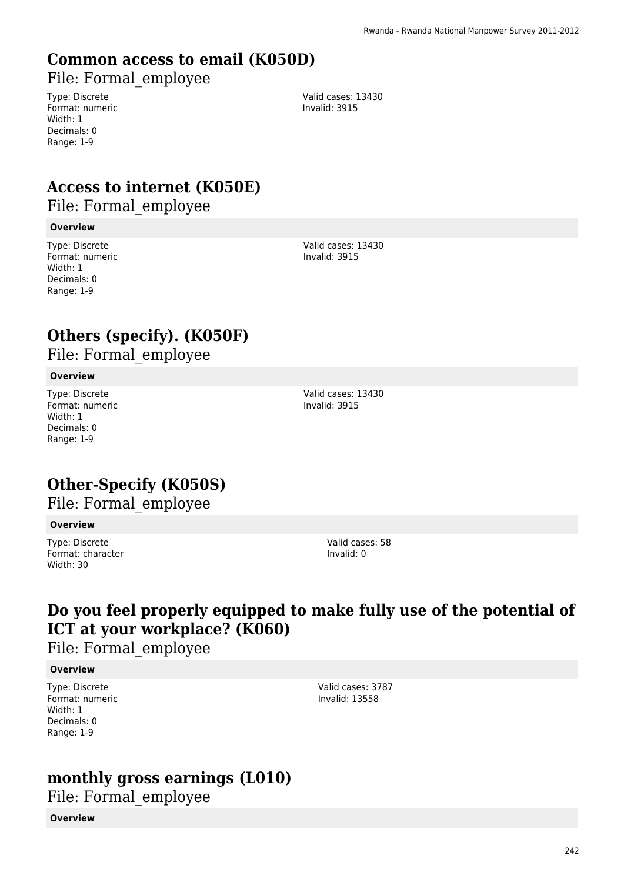## Common access to email (K050D)

File: Formal_employee

Type: Discrete
Format: numeric
Width: 1
Decimals: 0
Range: 1-9

Valid cases: 13430
Invalid: 3915

## Access to internet (K050E)

File: Formal_employee

**Overview**

Type: Discrete
Format: numeric
Width: 1
Decimals: 0
Range: 1-9

Valid cases: 13430
Invalid: 3915

## Others (specify). (K050F)

File: Formal_employee

**Overview**

Type: Discrete
Format: numeric
Width: 1
Decimals: 0
Range: 1-9

Valid cases: 13430
Invalid: 3915

## Other-Specify (K050S)

File: Formal_employee

**Overview**

Type: Discrete
Format: character
Width: 30

Valid cases: 58
Invalid: 0

## Do you feel properly equipped to make fully use of the potential of ICT at your workplace? (K060)

File: Formal_employee

**Overview**

Type: Discrete
Format: numeric
Width: 1
Decimals: 0
Range: 1-9

Valid cases: 3787
Invalid: 13558

## monthly gross earnings (L010)

File: Formal_employee

**Overview**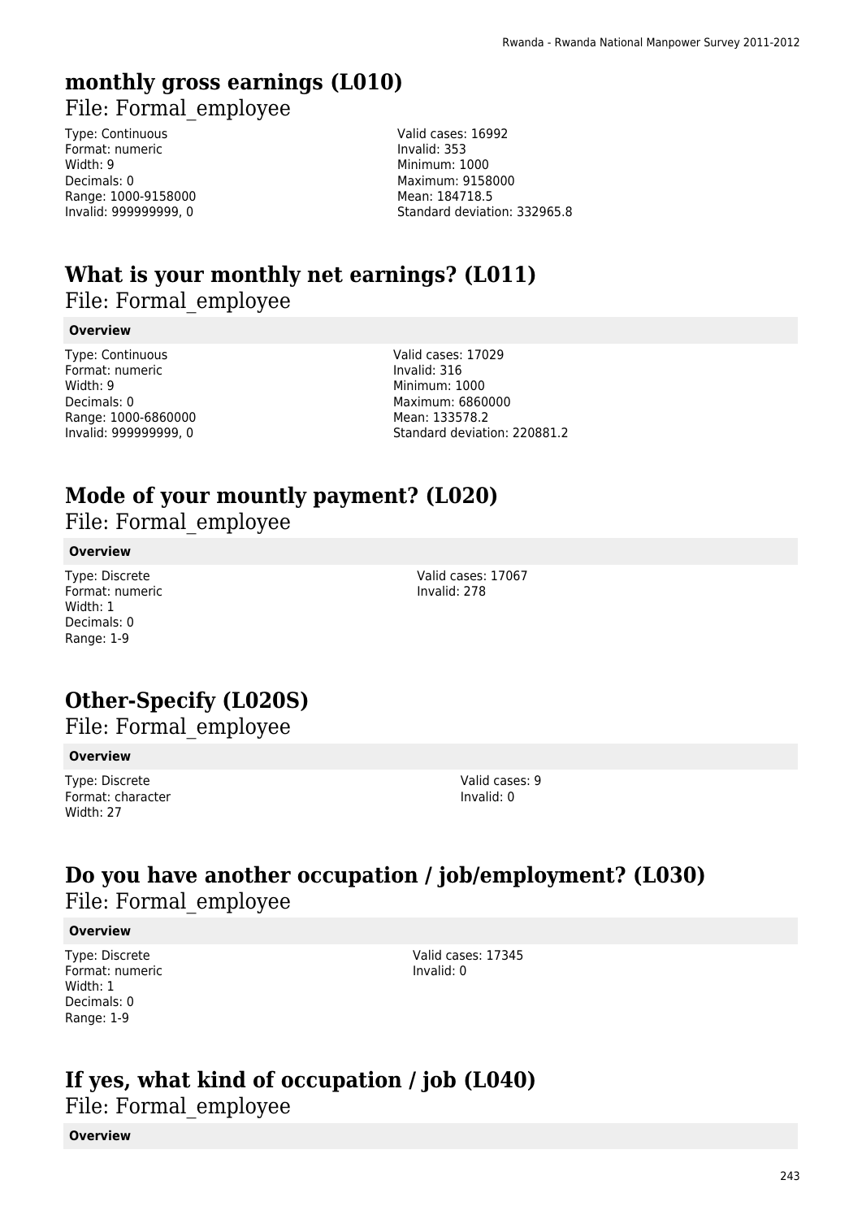## monthly gross earnings (L010)

File: Formal_employee

Type: Continuous
Format: numeric
Width: 9
Decimals: 0
Range: 1000-9158000
Invalid: 999999999, 0

Valid cases: 16992
Invalid: 353
Minimum: 1000
Maximum: 9158000
Mean: 184718.5
Standard deviation: 332965.8

## What is your monthly net earnings? (L011)

File: Formal_employee

**Overview**

Type: Continuous
Format: numeric
Width: 9
Decimals: 0
Range: 1000-6860000
Invalid: 999999999, 0

Valid cases: 17029
Invalid: 316
Minimum: 1000
Maximum: 6860000
Mean: 133578.2
Standard deviation: 220881.2

## Mode of your mountly payment? (L020)

File: Formal_employee

**Overview**

Type: Discrete
Format: numeric
Width: 1
Decimals: 0
Range: 1-9

Valid cases: 17067
Invalid: 278

## Other-Specify (L020S)

File: Formal_employee

**Overview**

Type: Discrete
Format: character
Width: 27

Valid cases: 9
Invalid: 0

## Do you have another occupation / job/employment? (L030)

File: Formal_employee

**Overview**

Type: Discrete
Format: numeric
Width: 1
Decimals: 0
Range: 1-9

Valid cases: 17345
Invalid: 0

## If yes, what kind of occupation / job (L040)

File: Formal_employee

**Overview**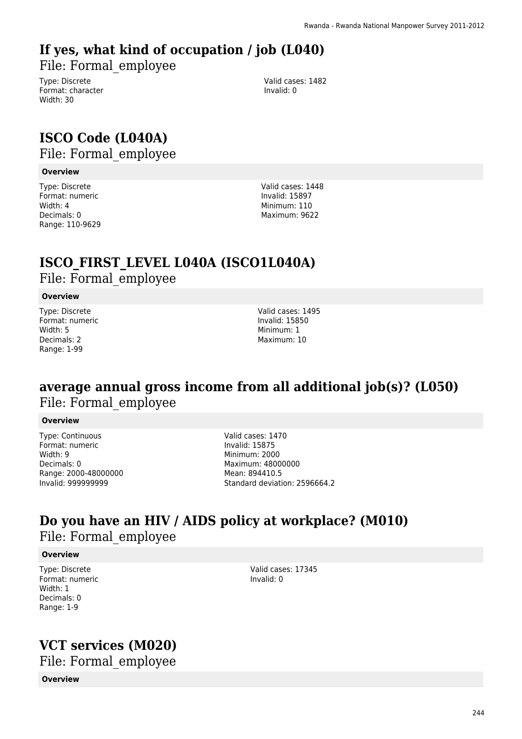# If yes, what kind of occupation / job (L040)

File: Formal_employee

Type: Discrete
Format: character
Width: 30

Valid cases: 1482
Invalid: 0

# ISCO Code (L040A)

File: Formal_employee

**Overview**

Type: Discrete
Format: numeric
Width: 4
Decimals: 0
Range: 110-9629

Valid cases: 1448
Invalid: 15897
Minimum: 110
Maximum: 9622

# ISCO_FIRST_LEVEL L040A (ISCO1L040A)

File: Formal_employee

**Overview**

Type: Discrete
Format: numeric
Width: 5
Decimals: 2
Range: 1-99

Valid cases: 1495
Invalid: 15850
Minimum: 1
Maximum: 10

# average annual gross income from all additional job(s)? (L050)

File: Formal_employee

**Overview**

Type: Continuous
Format: numeric
Width: 9
Decimals: 0
Range: 2000-48000000
Invalid: 999999999

Valid cases: 1470
Invalid: 15875
Minimum: 2000
Maximum: 48000000
Mean: 894410.5
Standard deviation: 2596664.2

# Do you have an HIV / AIDS policy at workplace? (M010)

File: Formal_employee

**Overview**

Type: Discrete
Format: numeric
Width: 1
Decimals: 0
Range: 1-9

Valid cases: 17345
Invalid: 0

# VCT services (M020)

File: Formal_employee

**Overview**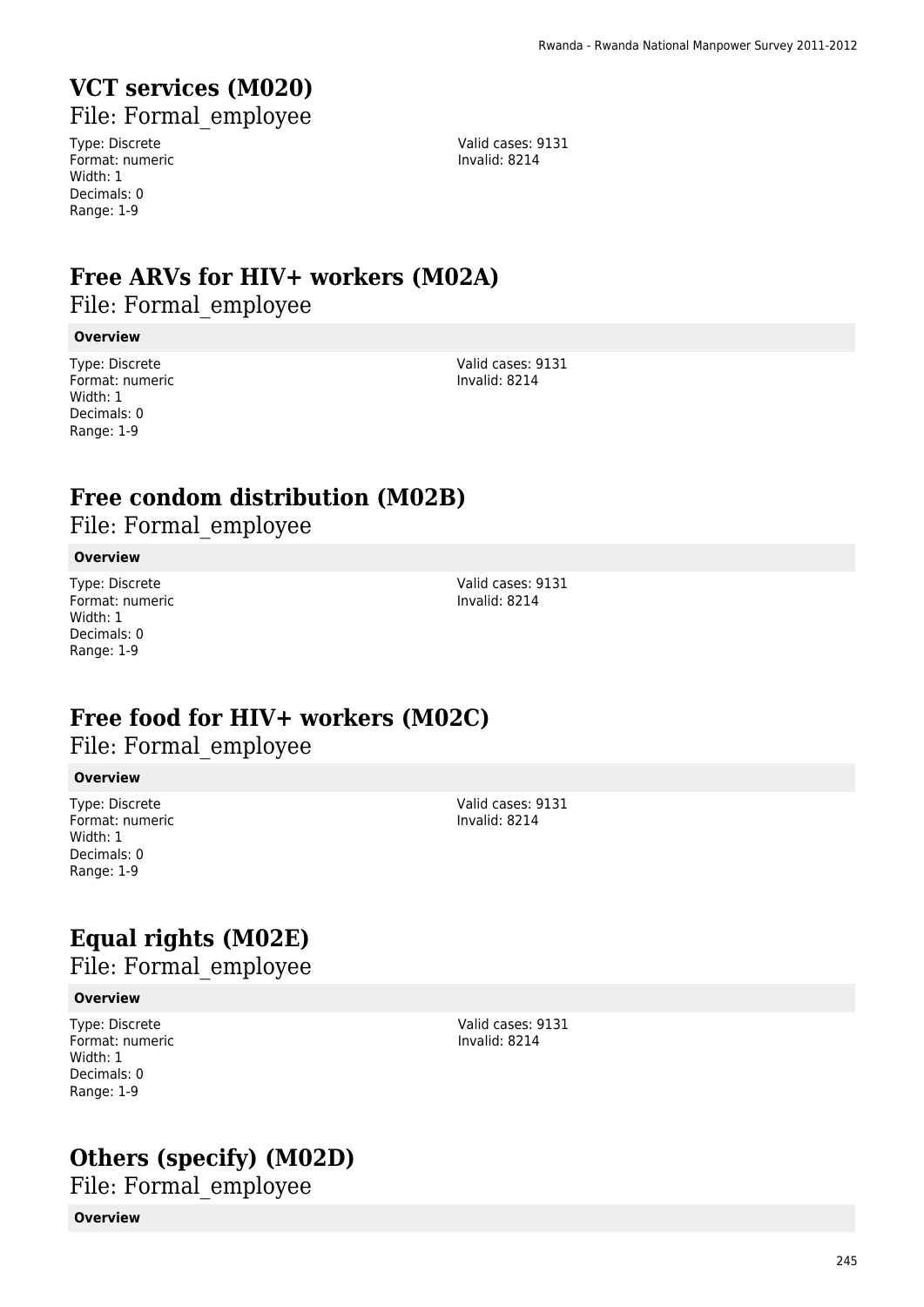## VCT services (M020)

File: Formal_employee

Type: Discrete
Format: numeric
Width: 1
Decimals: 0
Range: 1-9

Valid cases: 9131
Invalid: 8214

## Free ARVs for HIV+ workers (M02A)

File: Formal_employee

**Overview**

Type: Discrete
Format: numeric
Width: 1
Decimals: 0
Range: 1-9

Valid cases: 9131
Invalid: 8214

## Free condom distribution (M02B)

File: Formal_employee

**Overview**

Type: Discrete
Format: numeric
Width: 1
Decimals: 0
Range: 1-9

Valid cases: 9131
Invalid: 8214

## Free food for HIV+ workers (M02C)

File: Formal_employee

**Overview**

Type: Discrete
Format: numeric
Width: 1
Decimals: 0
Range: 1-9

Valid cases: 9131
Invalid: 8214

## Equal rights (M02E)

File: Formal_employee

**Overview**

Type: Discrete
Format: numeric
Width: 1
Decimals: 0
Range: 1-9

Valid cases: 9131
Invalid: 8214

## Others (specify) (M02D)

File: Formal_employee

**Overview**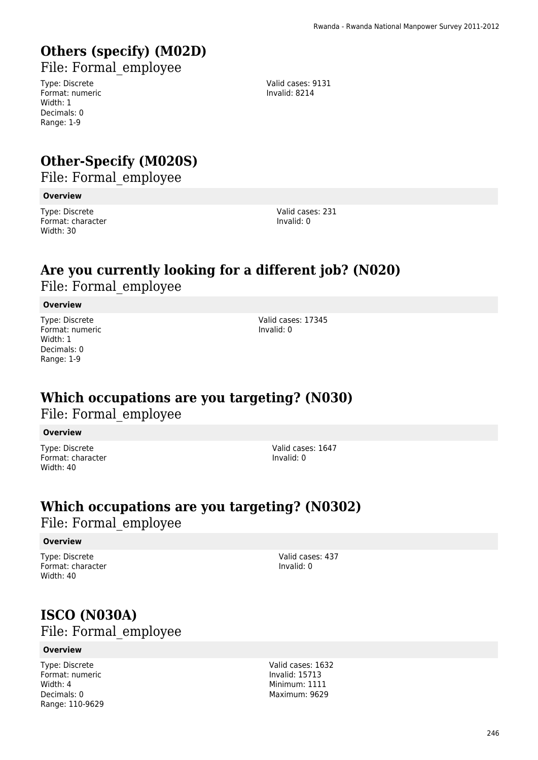## Others (specify) (M02D)

File: Formal_employee

Type: Discrete
Format: numeric
Width: 1
Decimals: 0
Range: 1-9

Valid cases: 9131
Invalid: 8214

## Other-Specify (M020S)

File: Formal_employee

**Overview**

Type: Discrete
Format: character
Width: 30

Valid cases: 231
Invalid: 0

## Are you currently looking for a different job? (N020)

File: Formal_employee

**Overview**

Type: Discrete
Format: numeric
Width: 1
Decimals: 0
Range: 1-9

Valid cases: 17345
Invalid: 0

## Which occupations are you targeting? (N030)

File: Formal_employee

**Overview**

Type: Discrete
Format: character
Width: 40

Valid cases: 1647
Invalid: 0

## Which occupations are you targeting? (N0302)

File: Formal_employee

**Overview**

Type: Discrete
Format: character
Width: 40

Valid cases: 437
Invalid: 0

## ISCO (N030A)

File: Formal_employee

**Overview**

Type: Discrete
Format: numeric
Width: 4
Decimals: 0
Range: 110-9629

Valid cases: 1632
Invalid: 15713
Minimum: 1111
Maximum: 9629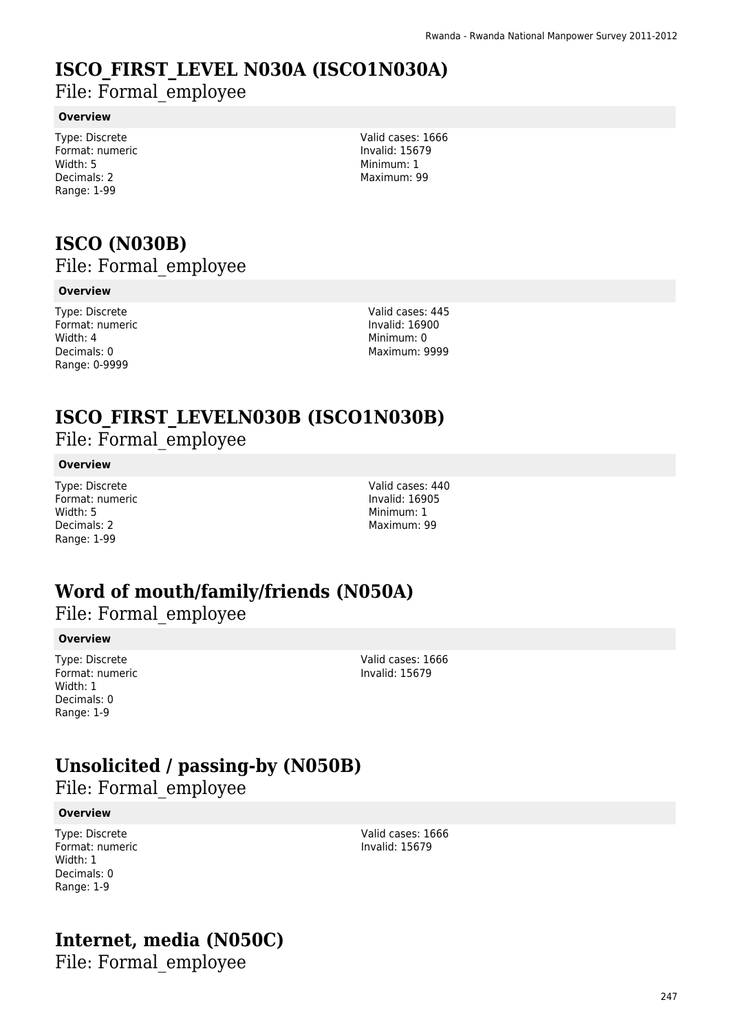# ISCO_FIRST_LEVEL N030A (ISCO1N030A)

File: Formal_employee

**Overview**

Type: Discrete
Format: numeric
Width: 5
Decimals: 2
Range: 1-99

Valid cases: 1666
Invalid: 15679
Minimum: 1
Maximum: 99

# ISCO (N030B)

File: Formal_employee

**Overview**

Type: Discrete
Format: numeric
Width: 4
Decimals: 0
Range: 0-9999

Valid cases: 445
Invalid: 16900
Minimum: 0
Maximum: 9999

# ISCO_FIRST_LEVELN030B (ISCO1N030B)

File: Formal_employee

**Overview**

Type: Discrete
Format: numeric
Width: 5
Decimals: 2
Range: 1-99

Valid cases: 440
Invalid: 16905
Minimum: 1
Maximum: 99

# Word of mouth/family/friends (N050A)

File: Formal_employee

**Overview**

Type: Discrete
Format: numeric
Width: 1
Decimals: 0
Range: 1-9

Valid cases: 1666
Invalid: 15679

# Unsolicited / passing-by (N050B)

File: Formal_employee

**Overview**

Type: Discrete
Format: numeric
Width: 1
Decimals: 0
Range: 1-9

Valid cases: 1666
Invalid: 15679

# Internet, media (N050C)

File: Formal_employee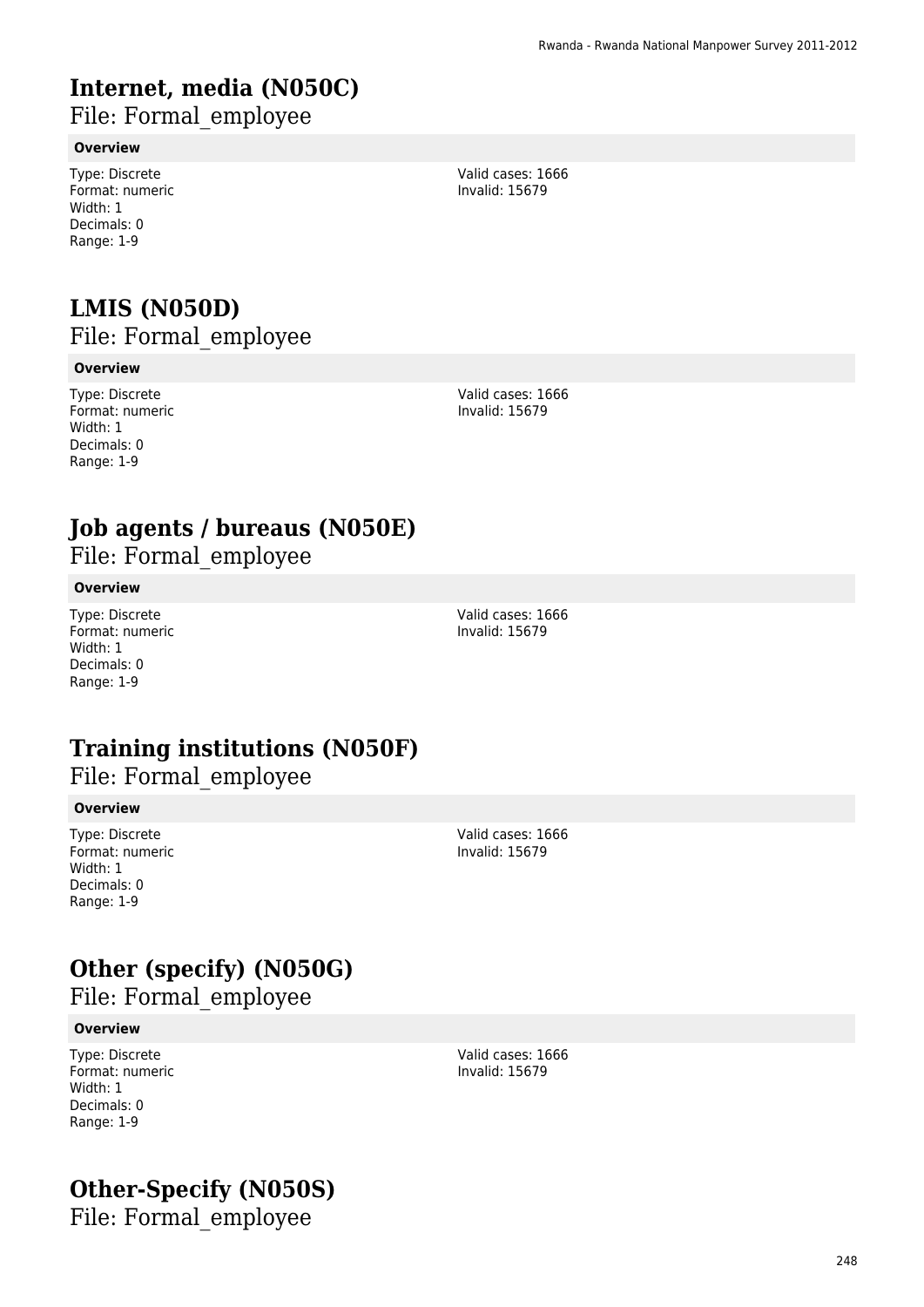# Internet, media (N050C)

File: Formal_employee

**Overview**

Type: Discrete
Format: numeric
Width: 1
Decimals: 0
Range: 1-9

Valid cases: 1666
Invalid: 15679

# LMIS (N050D)

File: Formal_employee

**Overview**

Type: Discrete
Format: numeric
Width: 1
Decimals: 0
Range: 1-9

Valid cases: 1666
Invalid: 15679

# Job agents / bureaus (N050E)

File: Formal_employee

**Overview**

Type: Discrete
Format: numeric
Width: 1
Decimals: 0
Range: 1-9

Valid cases: 1666
Invalid: 15679

# Training institutions (N050F)

File: Formal_employee

**Overview**

Type: Discrete
Format: numeric
Width: 1
Decimals: 0
Range: 1-9

Valid cases: 1666
Invalid: 15679

# Other (specify) (N050G)

File: Formal_employee

**Overview**

Type: Discrete
Format: numeric
Width: 1
Decimals: 0
Range: 1-9

Valid cases: 1666
Invalid: 15679

# Other-Specify (N050S)

File: Formal_employee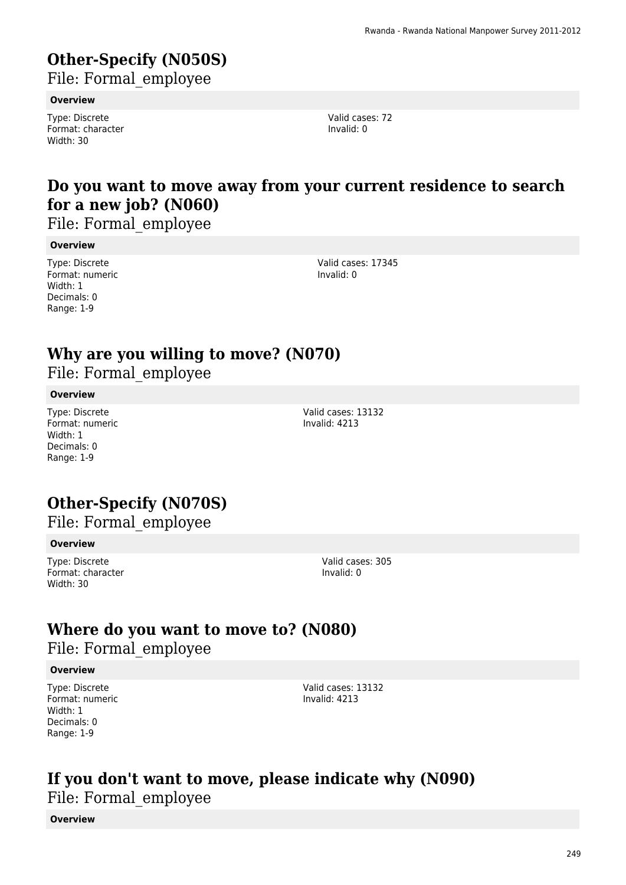# Other-Specify (N050S)

File: Formal_employee

**Overview**

Type: Discrete
Format: character
Width: 30

Valid cases: 72
Invalid: 0

# Do you want to move away from your current residence to search for a new job? (N060)

File: Formal_employee

**Overview**

Type: Discrete
Format: numeric
Width: 1
Decimals: 0
Range: 1-9

Valid cases: 17345
Invalid: 0

# Why are you willing to move? (N070)

File: Formal_employee

**Overview**

Type: Discrete
Format: numeric
Width: 1
Decimals: 0
Range: 1-9

Valid cases: 13132
Invalid: 4213

# Other-Specify (N070S)

File: Formal_employee

**Overview**

Type: Discrete
Format: character
Width: 30

Valid cases: 305
Invalid: 0

# Where do you want to move to? (N080)

File: Formal_employee

**Overview**

Type: Discrete
Format: numeric
Width: 1
Decimals: 0
Range: 1-9

Valid cases: 13132
Invalid: 4213

# If you don't want to move, please indicate why (N090)

File: Formal_employee

**Overview**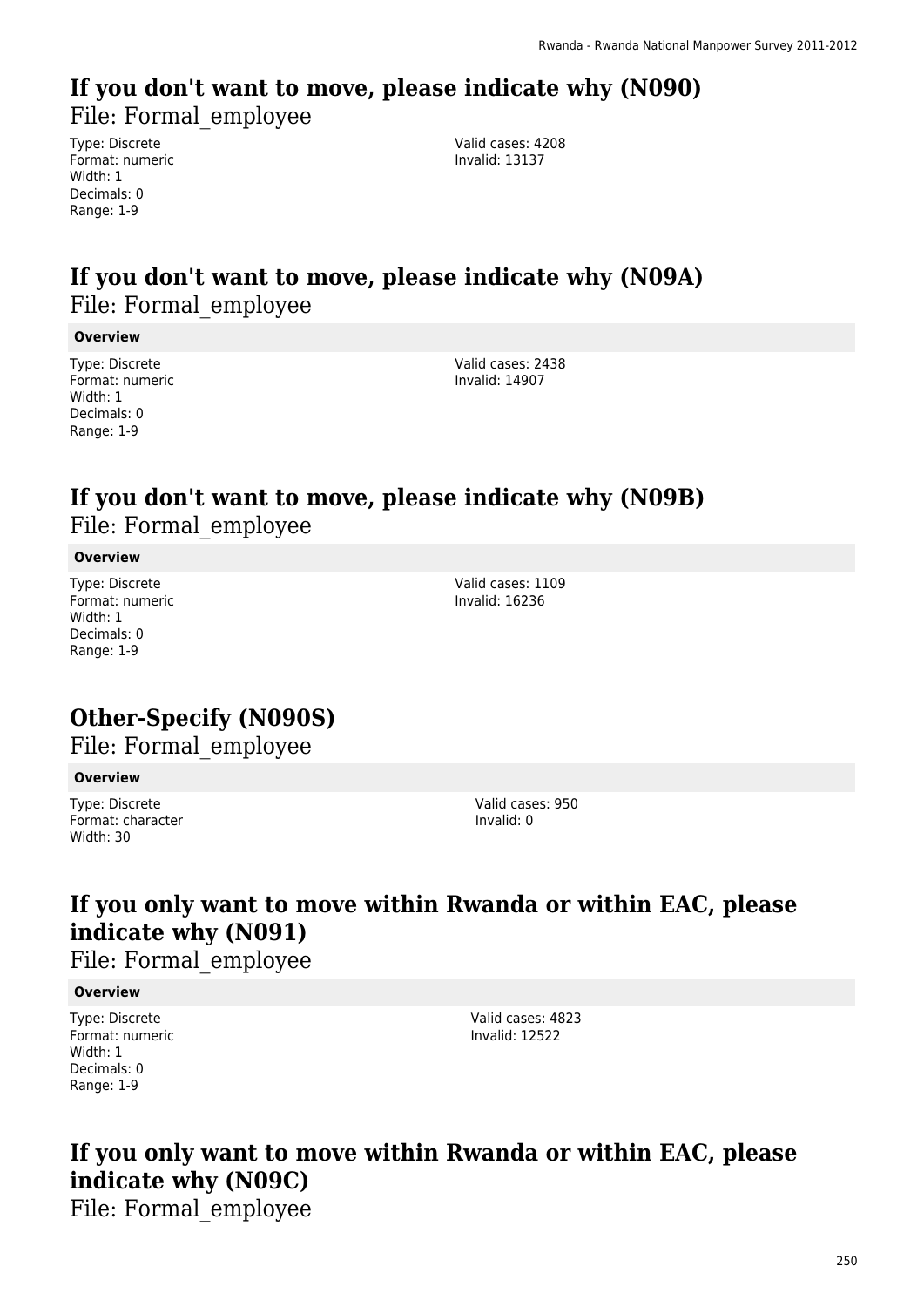# If you don't want to move, please indicate why (N090)

File: Formal_employee

Type: Discrete
Format: numeric
Width: 1
Decimals: 0
Range: 1-9

Valid cases: 4208
Invalid: 13137

# If you don't want to move, please indicate why (N09A)

File: Formal_employee

**Overview**

Type: Discrete
Format: numeric
Width: 1
Decimals: 0
Range: 1-9

Valid cases: 2438
Invalid: 14907

# If you don't want to move, please indicate why (N09B)

File: Formal_employee

**Overview**

Type: Discrete
Format: numeric
Width: 1
Decimals: 0
Range: 1-9

Valid cases: 1109
Invalid: 16236

# Other-Specify (N090S)

File: Formal_employee

**Overview**

Type: Discrete
Format: character
Width: 30

Valid cases: 950
Invalid: 0

# If you only want to move within Rwanda or within EAC, please indicate why (N091)

File: Formal_employee

**Overview**

Type: Discrete
Format: numeric
Width: 1
Decimals: 0
Range: 1-9

Valid cases: 4823
Invalid: 12522

# If you only want to move within Rwanda or within EAC, please indicate why (N09C)

File: Formal_employee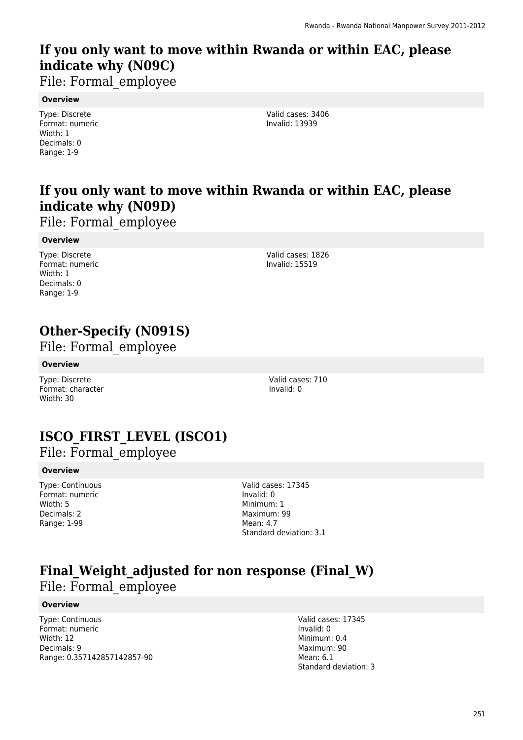# If you only want to move within Rwanda or within EAC, please indicate why (N09C)

File: Formal_employee

**Overview**

Type: Discrete
Format: numeric
Width: 1
Decimals: 0
Range: 1-9

Valid cases: 3406
Invalid: 13939

# If you only want to move within Rwanda or within EAC, please indicate why (N09D)

File: Formal_employee

**Overview**

Type: Discrete
Format: numeric
Width: 1
Decimals: 0
Range: 1-9

Valid cases: 1826
Invalid: 15519

# Other-Specify (N091S)

File: Formal_employee

**Overview**

Type: Discrete
Format: character
Width: 30

Valid cases: 710
Invalid: 0

# ISCO_FIRST_LEVEL (ISCO1)

File: Formal_employee

**Overview**

Type: Continuous
Format: numeric
Width: 5
Decimals: 2
Range: 1-99

Valid cases: 17345
Invalid: 0
Minimum: 1
Maximum: 99
Mean: 4.7
Standard deviation: 3.1

# Final_Weight_adjusted for non response (Final_W)

File: Formal_employee

**Overview**

Type: Continuous
Format: numeric
Width: 12
Decimals: 9
Range: 0.357142857142857-90

Valid cases: 17345
Invalid: 0
Minimum: 0.4
Maximum: 90
Mean: 6.1
Standard deviation: 3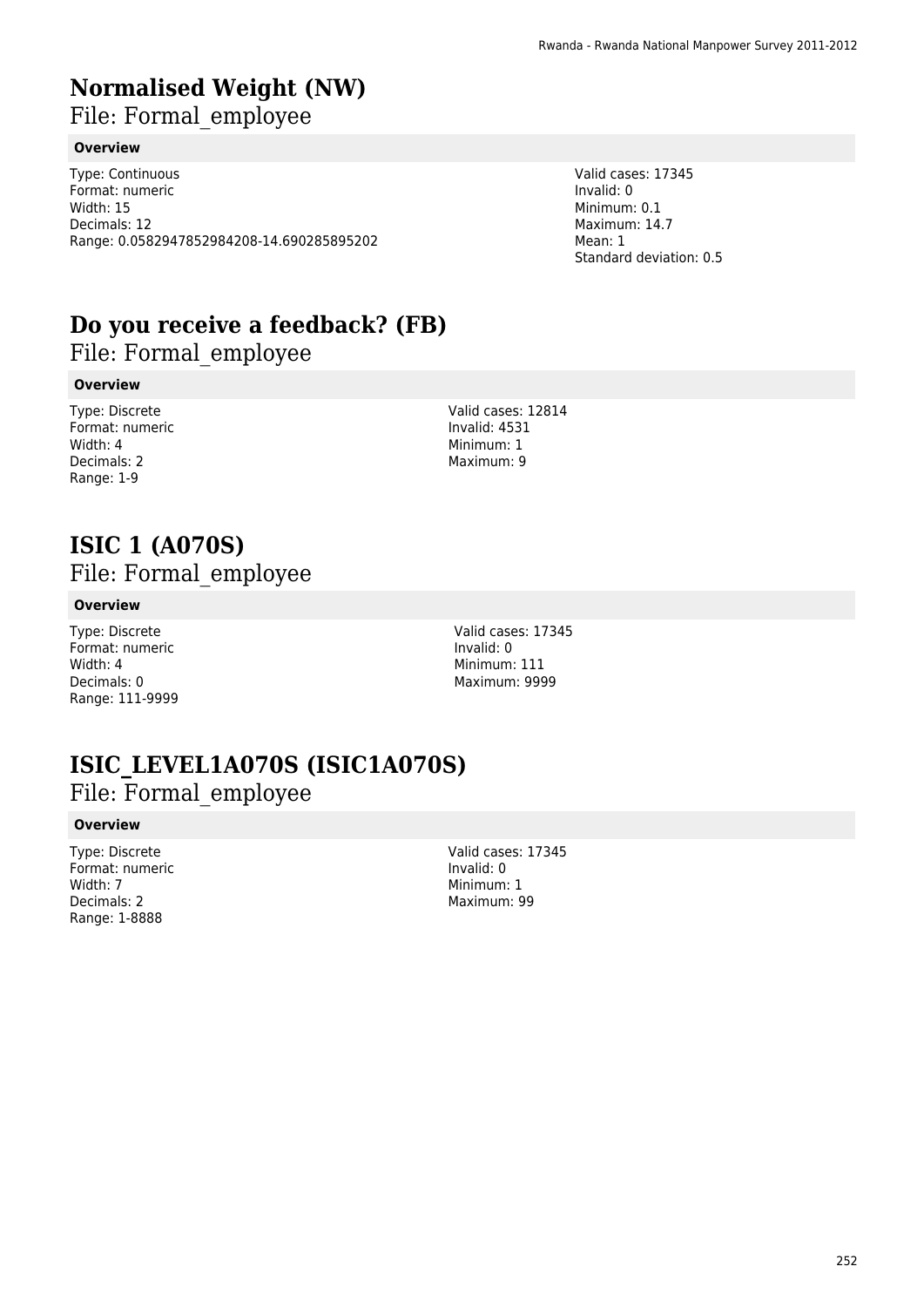# Normalised Weight (NW)

File: Formal_employee

**Overview**

Type: Continuous
Format: numeric
Width: 15
Decimals: 12
Range: 0.0582947852984208-14.690285895202

Valid cases: 17345
Invalid: 0
Minimum: 0.1
Maximum: 14.7
Mean: 1
Standard deviation: 0.5

# Do you receive a feedback? (FB)

File: Formal_employee

**Overview**

Type: Discrete
Format: numeric
Width: 4
Decimals: 2
Range: 1-9

Valid cases: 12814
Invalid: 4531
Minimum: 1
Maximum: 9

# ISIC 1 (A070S)

File: Formal_employee

**Overview**

Type: Discrete
Format: numeric
Width: 4
Decimals: 0
Range: 111-9999

Valid cases: 17345
Invalid: 0
Minimum: 111
Maximum: 9999

# ISIC_LEVEL1A070S (ISIC1A070S)

File: Formal_employee

**Overview**

Type: Discrete
Format: numeric
Width: 7
Decimals: 2
Range: 1-8888

Valid cases: 17345
Invalid: 0
Minimum: 1
Maximum: 99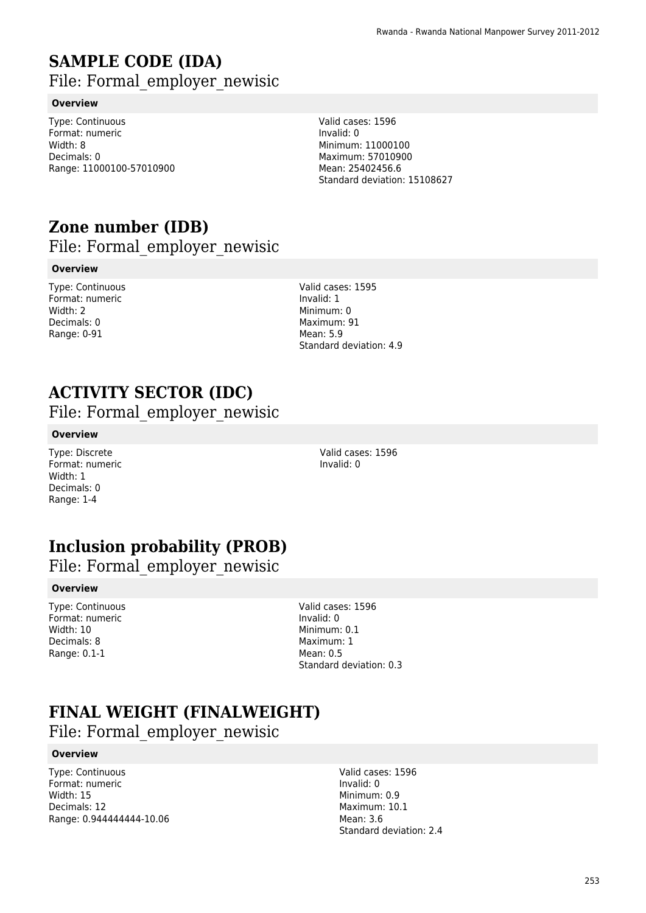# SAMPLE CODE (IDA)

File: Formal_employer_newisic

**Overview**

Type: Continuous
Format: numeric
Width: 8
Decimals: 0
Range: 11000100-57010900

Valid cases: 1596
Invalid: 0
Minimum: 11000100
Maximum: 57010900
Mean: 25402456.6
Standard deviation: 15108627

# Zone number (IDB)

File: Formal_employer_newisic

**Overview**

Type: Continuous
Format: numeric
Width: 2
Decimals: 0
Range: 0-91

Valid cases: 1595
Invalid: 1
Minimum: 0
Maximum: 91
Mean: 5.9
Standard deviation: 4.9

# ACTIVITY SECTOR (IDC)

File: Formal_employer_newisic

**Overview**

Type: Discrete
Format: numeric
Width: 1
Decimals: 0
Range: 1-4

Valid cases: 1596
Invalid: 0

# Inclusion probability (PROB)

File: Formal_employer_newisic

**Overview**

Type: Continuous
Format: numeric
Width: 10
Decimals: 8
Range: 0.1-1

Valid cases: 1596
Invalid: 0
Minimum: 0.1
Maximum: 1
Mean: 0.5
Standard deviation: 0.3

# FINAL WEIGHT (FINALWEIGHT)

File: Formal_employer_newisic

**Overview**

Type: Continuous
Format: numeric
Width: 15
Decimals: 12
Range: 0.944444444-10.06

Valid cases: 1596
Invalid: 0
Minimum: 0.9
Maximum: 10.1
Mean: 3.6
Standard deviation: 2.4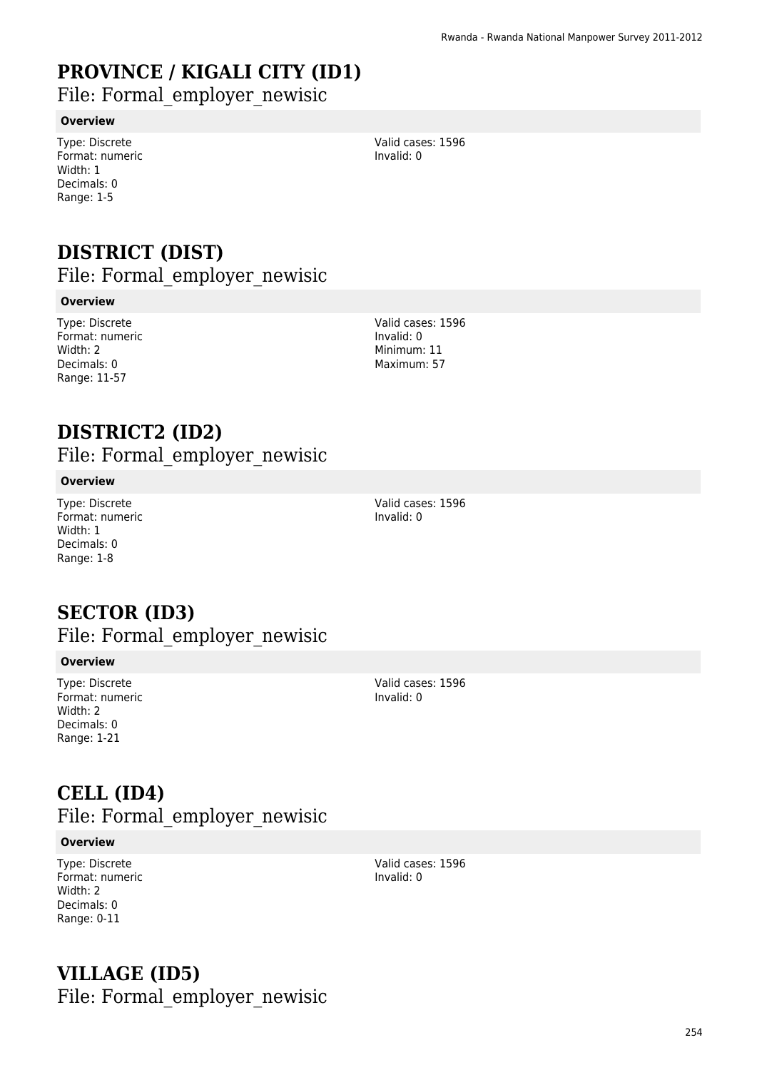# PROVINCE / KIGALI CITY (ID1)

File: Formal_employer_newisic

**Overview**

Type: Discrete
Format: numeric
Width: 1
Decimals: 0
Range: 1-5

Valid cases: 1596
Invalid: 0

# DISTRICT (DIST)

File: Formal_employer_newisic

**Overview**

Type: Discrete
Format: numeric
Width: 2
Decimals: 0
Range: 11-57

Valid cases: 1596
Invalid: 0
Minimum: 11
Maximum: 57

# DISTRICT2 (ID2)

File: Formal_employer_newisic

**Overview**

Type: Discrete
Format: numeric
Width: 1
Decimals: 0
Range: 1-8

Valid cases: 1596
Invalid: 0

# SECTOR (ID3)

File: Formal_employer_newisic

**Overview**

Type: Discrete
Format: numeric
Width: 2
Decimals: 0
Range: 1-21

Valid cases: 1596
Invalid: 0

# CELL (ID4)

File: Formal_employer_newisic

**Overview**

Type: Discrete
Format: numeric
Width: 2
Decimals: 0
Range: 0-11

Valid cases: 1596
Invalid: 0

# VILLAGE (ID5)

File: Formal_employer_newisic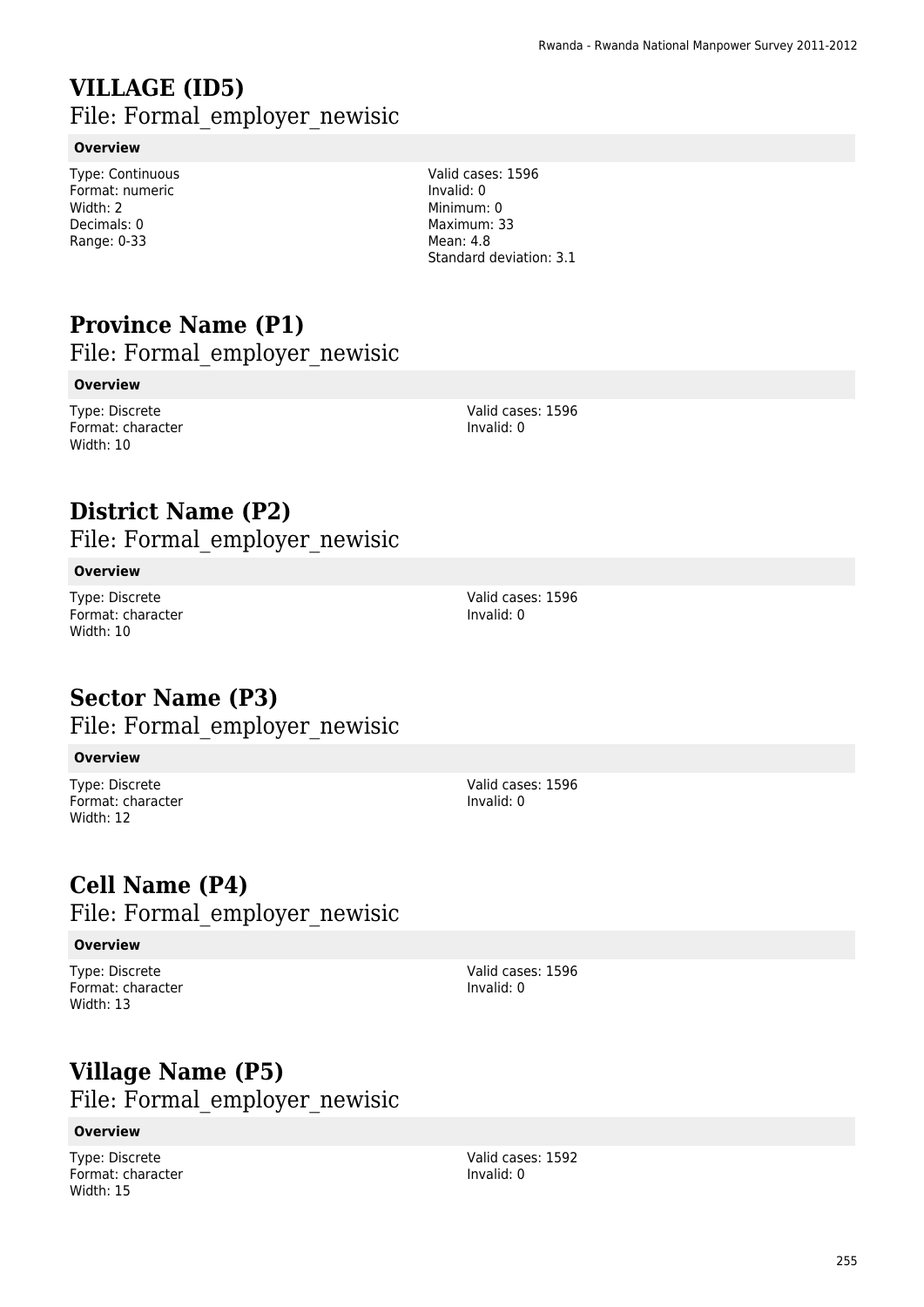# VILLAGE (ID5)

File: Formal_employer_newisic

**Overview**

Type: Continuous
Format: numeric
Width: 2
Decimals: 0
Range: 0-33

Valid cases: 1596
Invalid: 0
Minimum: 0
Maximum: 33
Mean: 4.8
Standard deviation: 3.1

# Province Name (P1)

File: Formal_employer_newisic

**Overview**

Type: Discrete
Format: character
Width: 10

Valid cases: 1596
Invalid: 0

# District Name (P2)

File: Formal_employer_newisic

**Overview**

Type: Discrete
Format: character
Width: 10

Valid cases: 1596
Invalid: 0

# Sector Name (P3)

File: Formal_employer_newisic

**Overview**

Type: Discrete
Format: character
Width: 12

Valid cases: 1596
Invalid: 0

# Cell Name (P4)

File: Formal_employer_newisic

**Overview**

Type: Discrete
Format: character
Width: 13

Valid cases: 1596
Invalid: 0

# Village Name (P5)

File: Formal_employer_newisic

**Overview**

Type: Discrete
Format: character
Width: 15

Valid cases: 1592
Invalid: 0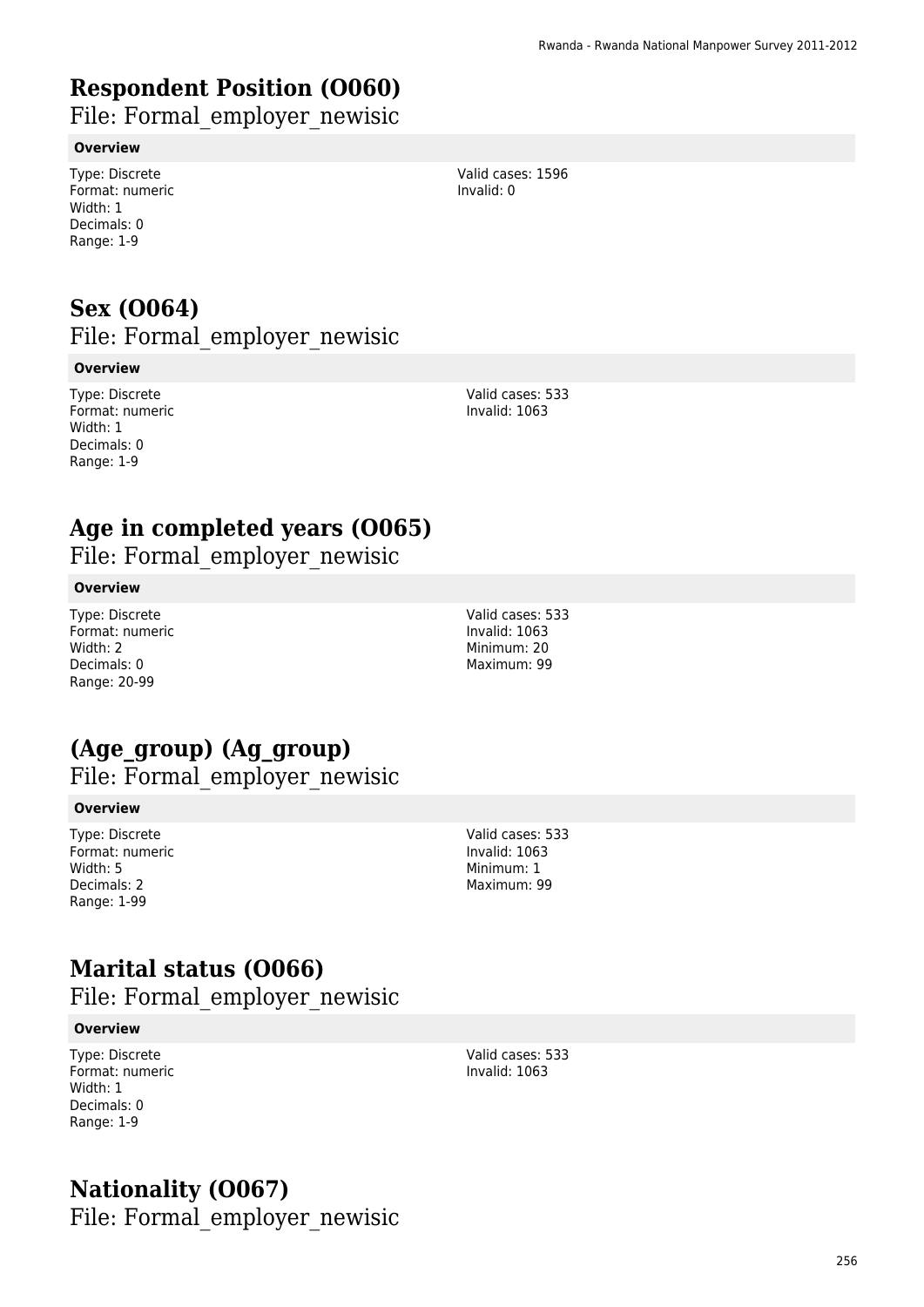# Respondent Position (O060)

File: Formal_employer_newisic

**Overview**

Type: Discrete
Format: numeric
Width: 1
Decimals: 0
Range: 1-9

Valid cases: 1596
Invalid: 0

# Sex (O064)

File: Formal_employer_newisic

**Overview**

Type: Discrete
Format: numeric
Width: 1
Decimals: 0
Range: 1-9

Valid cases: 533
Invalid: 1063

# Age in completed years (O065)

File: Formal_employer_newisic

**Overview**

Type: Discrete
Format: numeric
Width: 2
Decimals: 0
Range: 20-99

Valid cases: 533
Invalid: 1063
Minimum: 20
Maximum: 99

# (Age_group) (Ag_group)

File: Formal_employer_newisic

**Overview**

Type: Discrete
Format: numeric
Width: 5
Decimals: 2
Range: 1-99

Valid cases: 533
Invalid: 1063
Minimum: 1
Maximum: 99

# Marital status (O066)

File: Formal_employer_newisic

**Overview**

Type: Discrete
Format: numeric
Width: 1
Decimals: 0
Range: 1-9

Valid cases: 533
Invalid: 1063

# Nationality (O067)

File: Formal_employer_newisic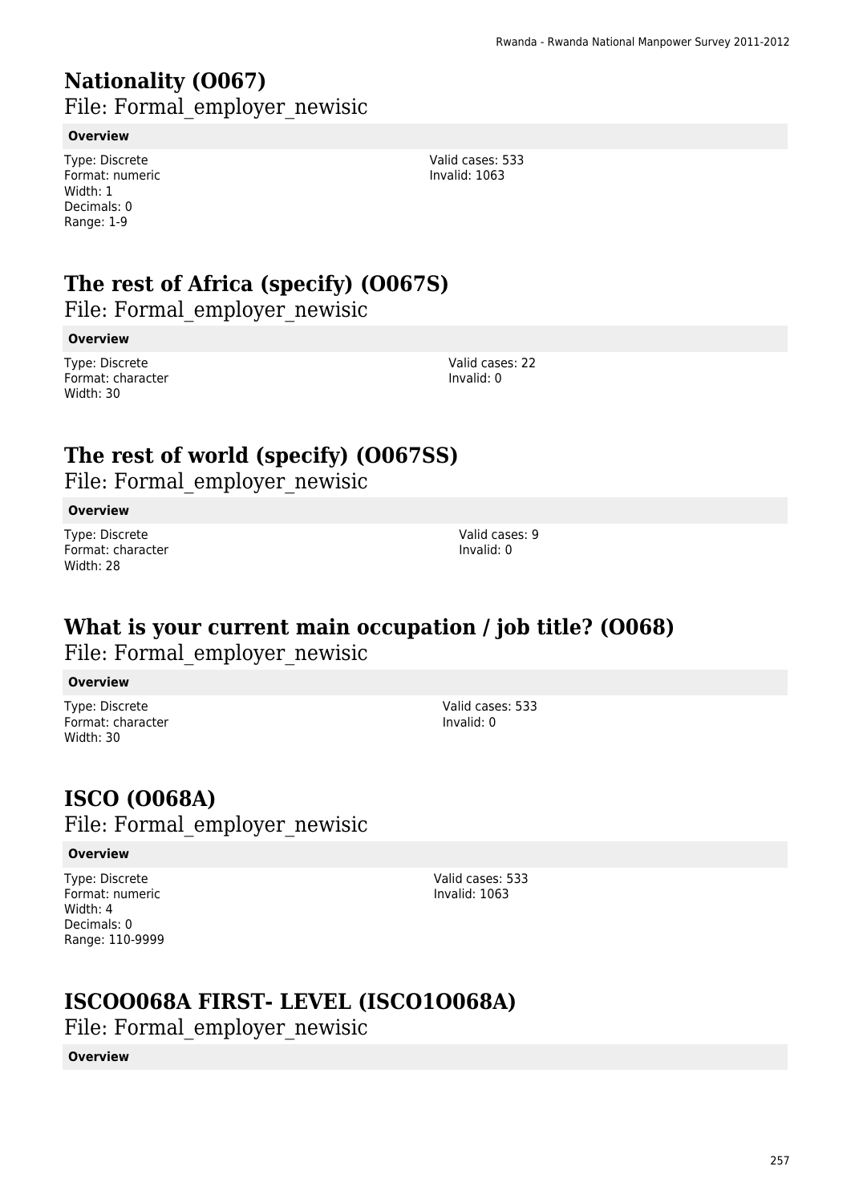# Nationality (O067)

File: Formal_employer_newisic

**Overview**

Type: Discrete
Format: numeric
Width: 1
Decimals: 0
Range: 1-9

Valid cases: 533
Invalid: 1063

# The rest of Africa (specify) (O067S)

File: Formal_employer_newisic

**Overview**

Type: Discrete
Format: character
Width: 30

Valid cases: 22
Invalid: 0

# The rest of world (specify) (O067SS)

File: Formal_employer_newisic

**Overview**

Type: Discrete
Format: character
Width: 28

Valid cases: 9
Invalid: 0

# What is your current main occupation / job title? (O068)

File: Formal_employer_newisic

**Overview**

Type: Discrete
Format: character
Width: 30

Valid cases: 533
Invalid: 0

# ISCO (O068A)

File: Formal_employer_newisic

**Overview**

Type: Discrete
Format: numeric
Width: 4
Decimals: 0
Range: 110-9999

Valid cases: 533
Invalid: 1063

# ISCOO068A FIRST- LEVEL (ISCO1O068A)

File: Formal_employer_newisic

**Overview**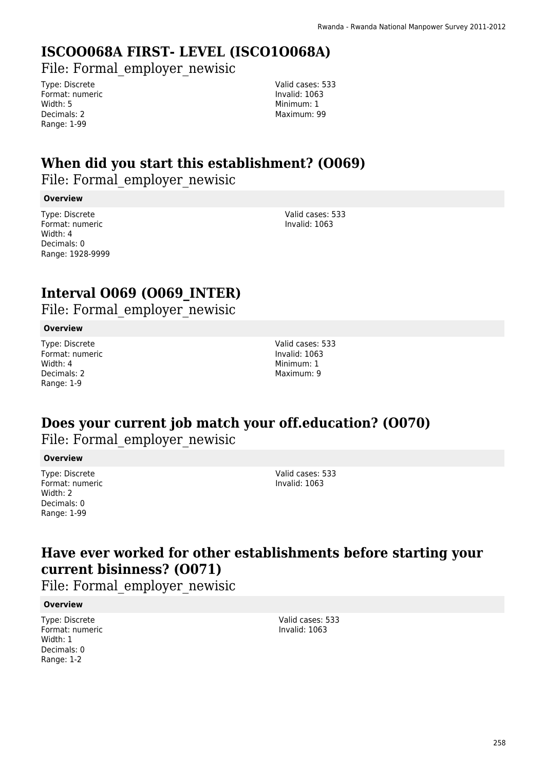## ISCOO068A FIRST- LEVEL (ISCO1O068A)

File: Formal_employer_newisic

Type: Discrete
Format: numeric
Width: 5
Decimals: 2
Range: 1-99

Valid cases: 533
Invalid: 1063
Minimum: 1
Maximum: 99

## When did you start this establishment? (O069)

File: Formal_employer_newisic

**Overview**

Type: Discrete
Format: numeric
Width: 4
Decimals: 0
Range: 1928-9999

Valid cases: 533
Invalid: 1063

## Interval O069 (O069_INTER)

File: Formal_employer_newisic

**Overview**

Type: Discrete
Format: numeric
Width: 4
Decimals: 2
Range: 1-9

Valid cases: 533
Invalid: 1063
Minimum: 1
Maximum: 9

## Does your current job match your off.education? (O070)

File: Formal_employer_newisic

**Overview**

Type: Discrete
Format: numeric
Width: 2
Decimals: 0
Range: 1-99

Valid cases: 533
Invalid: 1063

## Have ever worked for other establishments before starting your current bisinness? (O071)

File: Formal_employer_newisic

**Overview**

Type: Discrete
Format: numeric
Width: 1
Decimals: 0
Range: 1-2

Valid cases: 533
Invalid: 1063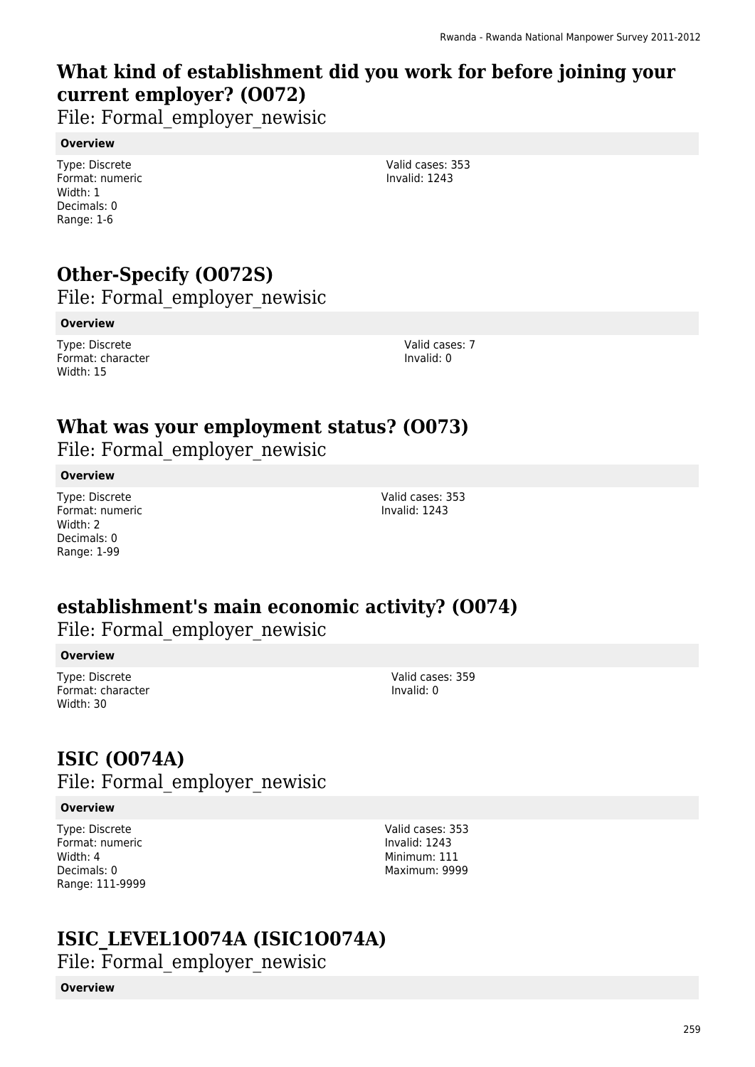## What kind of establishment did you work for before joining your current employer? (O072)

File: Formal_employer_newisic

**Overview**

Type: Discrete
Format: numeric
Width: 1
Decimals: 0
Range: 1-6

Valid cases: 353
Invalid: 1243

## Other-Specify (O072S)

File: Formal_employer_newisic

**Overview**

Type: Discrete
Format: character
Width: 15

Valid cases: 7
Invalid: 0

## What was your employment status? (O073)

File: Formal_employer_newisic

**Overview**

Type: Discrete
Format: numeric
Width: 2
Decimals: 0
Range: 1-99

Valid cases: 353
Invalid: 1243

## establishment's main economic activity? (O074)

File: Formal_employer_newisic

**Overview**

Type: Discrete
Format: character
Width: 30

Valid cases: 359
Invalid: 0

## ISIC (O074A)

File: Formal_employer_newisic

**Overview**

Type: Discrete
Format: numeric
Width: 4
Decimals: 0
Range: 111-9999

Valid cases: 353
Invalid: 1243
Minimum: 111
Maximum: 9999

## ISIC_LEVEL1O074A (ISIC1O074A)

File: Formal_employer_newisic

**Overview**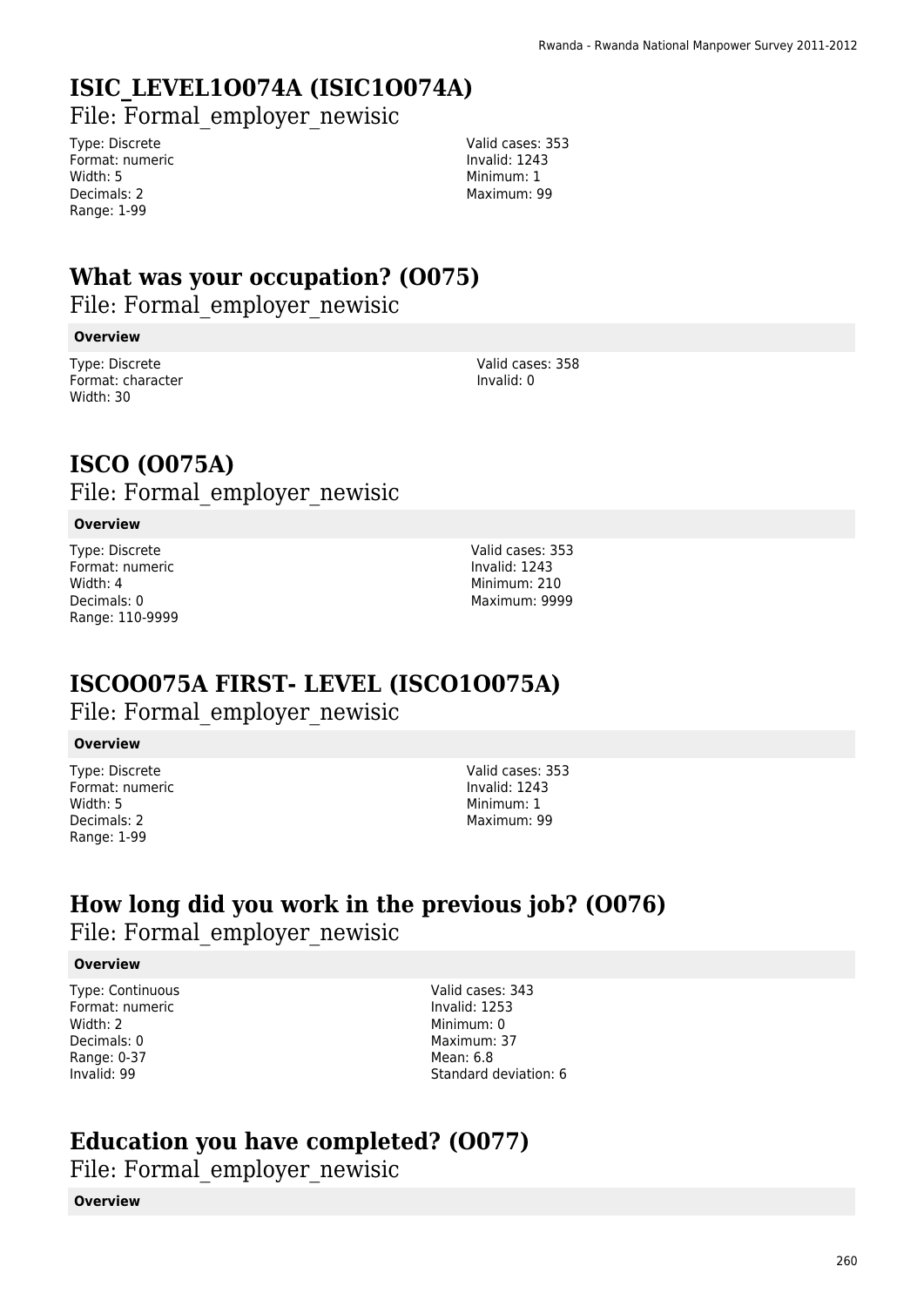## ISIC_LEVEL1O074A (ISIC1O074A)

File: Formal_employer_newisic

Type: Discrete
Format: numeric
Width: 5
Decimals: 2
Range: 1-99

Valid cases: 353
Invalid: 1243
Minimum: 1
Maximum: 99

## What was your occupation? (O075)

File: Formal_employer_newisic

**Overview**

Type: Discrete
Format: character
Width: 30

Valid cases: 358
Invalid: 0

## ISCO (O075A)

File: Formal_employer_newisic

**Overview**

Type: Discrete
Format: numeric
Width: 4
Decimals: 0
Range: 110-9999

Valid cases: 353
Invalid: 1243
Minimum: 210
Maximum: 9999

## ISCOO075A FIRST- LEVEL (ISCO1O075A)

File: Formal_employer_newisic

**Overview**

Type: Discrete
Format: numeric
Width: 5
Decimals: 2
Range: 1-99

Valid cases: 353
Invalid: 1243
Minimum: 1
Maximum: 99

## How long did you work in the previous job? (O076)

File: Formal_employer_newisic

**Overview**

Type: Continuous
Format: numeric
Width: 2
Decimals: 0
Range: 0-37
Invalid: 99

Valid cases: 343
Invalid: 1253
Minimum: 0
Maximum: 37
Mean: 6.8
Standard deviation: 6

## Education you have completed? (O077)

File: Formal_employer_newisic

**Overview**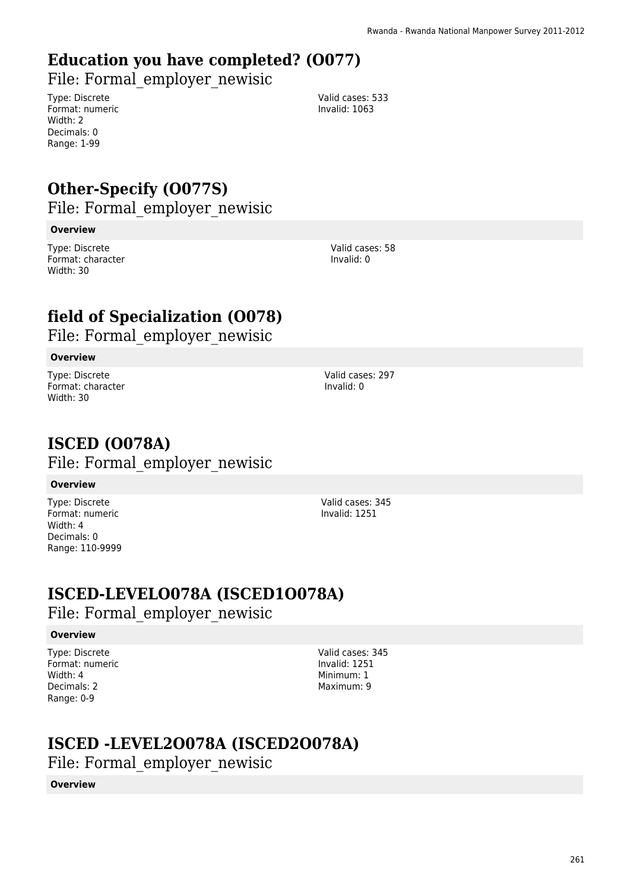# Education you have completed? (O077)

File: Formal_employer_newisic

Type: Discrete
Format: numeric
Width: 2
Decimals: 0
Range: 1-99

Valid cases: 533
Invalid: 1063

# Other-Specify (O077S)

File: Formal_employer_newisic

**Overview**

Type: Discrete
Format: character
Width: 30

Valid cases: 58
Invalid: 0

# field of Specialization (O078)

File: Formal_employer_newisic

**Overview**

Type: Discrete
Format: character
Width: 30

Valid cases: 297
Invalid: 0

# ISCED (O078A)

File: Formal_employer_newisic

**Overview**

Type: Discrete
Format: numeric
Width: 4
Decimals: 0
Range: 110-9999

Valid cases: 345
Invalid: 1251

# ISCED-LEVELO078A (ISCED1O078A)

File: Formal_employer_newisic

**Overview**

Type: Discrete
Format: numeric
Width: 4
Decimals: 2
Range: 0-9

Valid cases: 345
Invalid: 1251
Minimum: 1
Maximum: 9

# ISCED -LEVEL2O078A (ISCED2O078A)

File: Formal_employer_newisic

**Overview**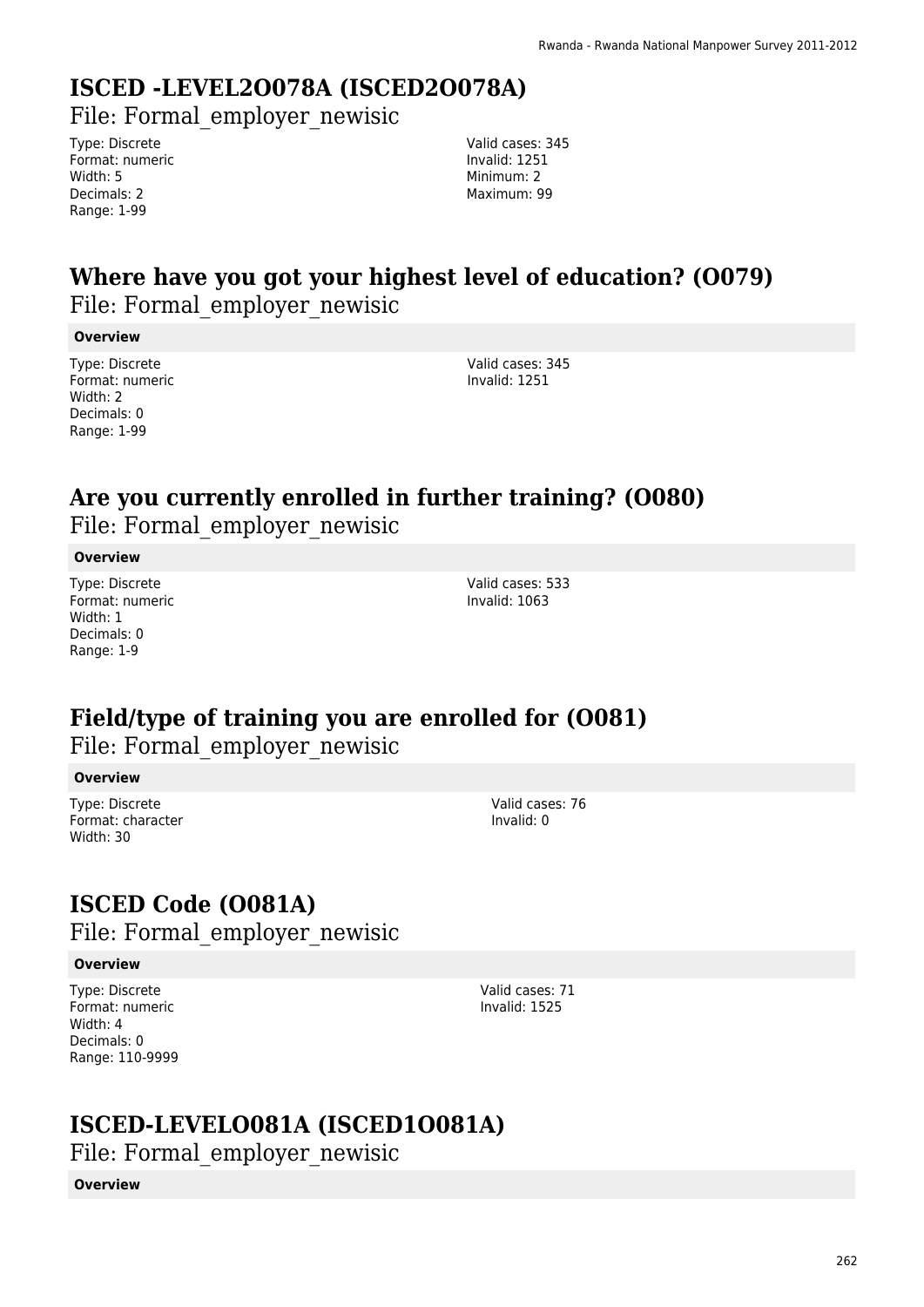## ISCED -LEVEL2O078A (ISCED2O078A)

File: Formal_employer_newisic

Type: Discrete
Format: numeric
Width: 5
Decimals: 2
Range: 1-99

Valid cases: 345
Invalid: 1251
Minimum: 2
Maximum: 99

## Where have you got your highest level of education? (O079)

File: Formal_employer_newisic

**Overview**

Type: Discrete
Format: numeric
Width: 2
Decimals: 0
Range: 1-99

Valid cases: 345
Invalid: 1251

## Are you currently enrolled in further training? (O080)

File: Formal_employer_newisic

**Overview**

Type: Discrete
Format: numeric
Width: 1
Decimals: 0
Range: 1-9

Valid cases: 533
Invalid: 1063

## Field/type of training you are enrolled for (O081)

File: Formal_employer_newisic

**Overview**

Type: Discrete
Format: character
Width: 30

Valid cases: 76
Invalid: 0

## ISCED Code (O081A)

File: Formal_employer_newisic

**Overview**

Type: Discrete
Format: numeric
Width: 4
Decimals: 0
Range: 110-9999

Valid cases: 71
Invalid: 1525

## ISCED-LEVELO081A (ISCED1O081A)

File: Formal_employer_newisic

**Overview**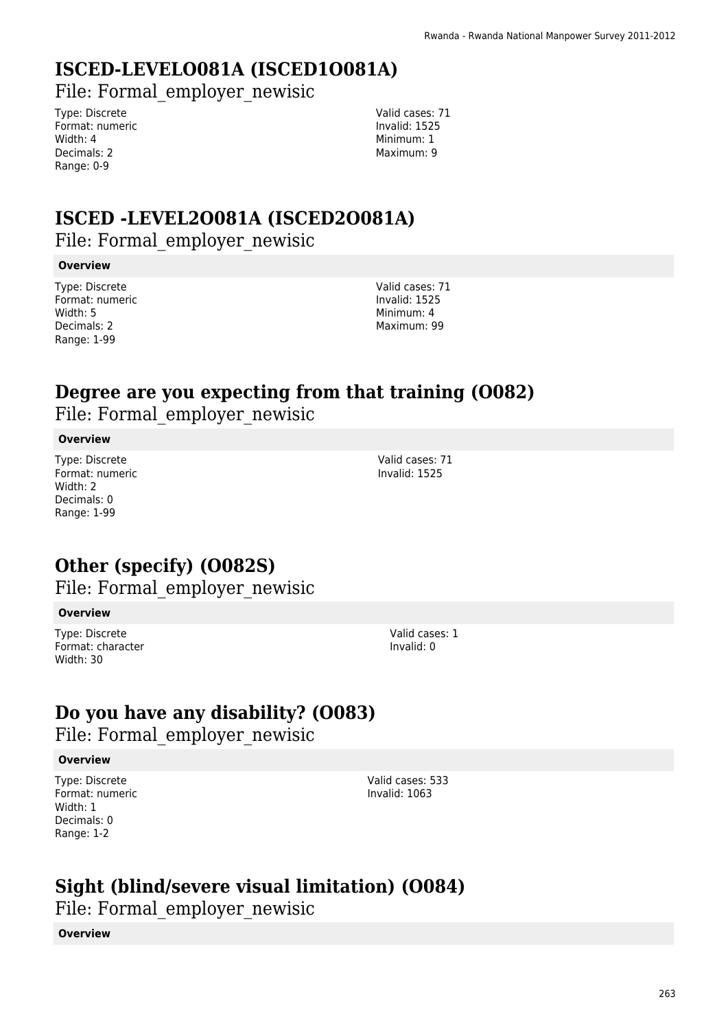## ISCED-LEVELO081A (ISCED1O081A)

File: Formal_employer_newisic

Type: Discrete
Format: numeric
Width: 4
Decimals: 2
Range: 0-9

Valid cases: 71
Invalid: 1525
Minimum: 1
Maximum: 9

## ISCED -LEVEL2O081A (ISCED2O081A)

File: Formal_employer_newisic

**Overview**

Type: Discrete
Format: numeric
Width: 5
Decimals: 2
Range: 1-99

Valid cases: 71
Invalid: 1525
Minimum: 4
Maximum: 99

## Degree are you expecting from that training (O082)

File: Formal_employer_newisic

**Overview**

Type: Discrete
Format: numeric
Width: 2
Decimals: 0
Range: 1-99

Valid cases: 71
Invalid: 1525

## Other (specify) (O082S)

File: Formal_employer_newisic

**Overview**

Type: Discrete
Format: character
Width: 30

Valid cases: 1
Invalid: 0

## Do you have any disability? (O083)

File: Formal_employer_newisic

**Overview**

Type: Discrete
Format: numeric
Width: 1
Decimals: 0
Range: 1-2

Valid cases: 533
Invalid: 1063

## Sight (blind/severe visual limitation) (O084)

File: Formal_employer_newisic

**Overview**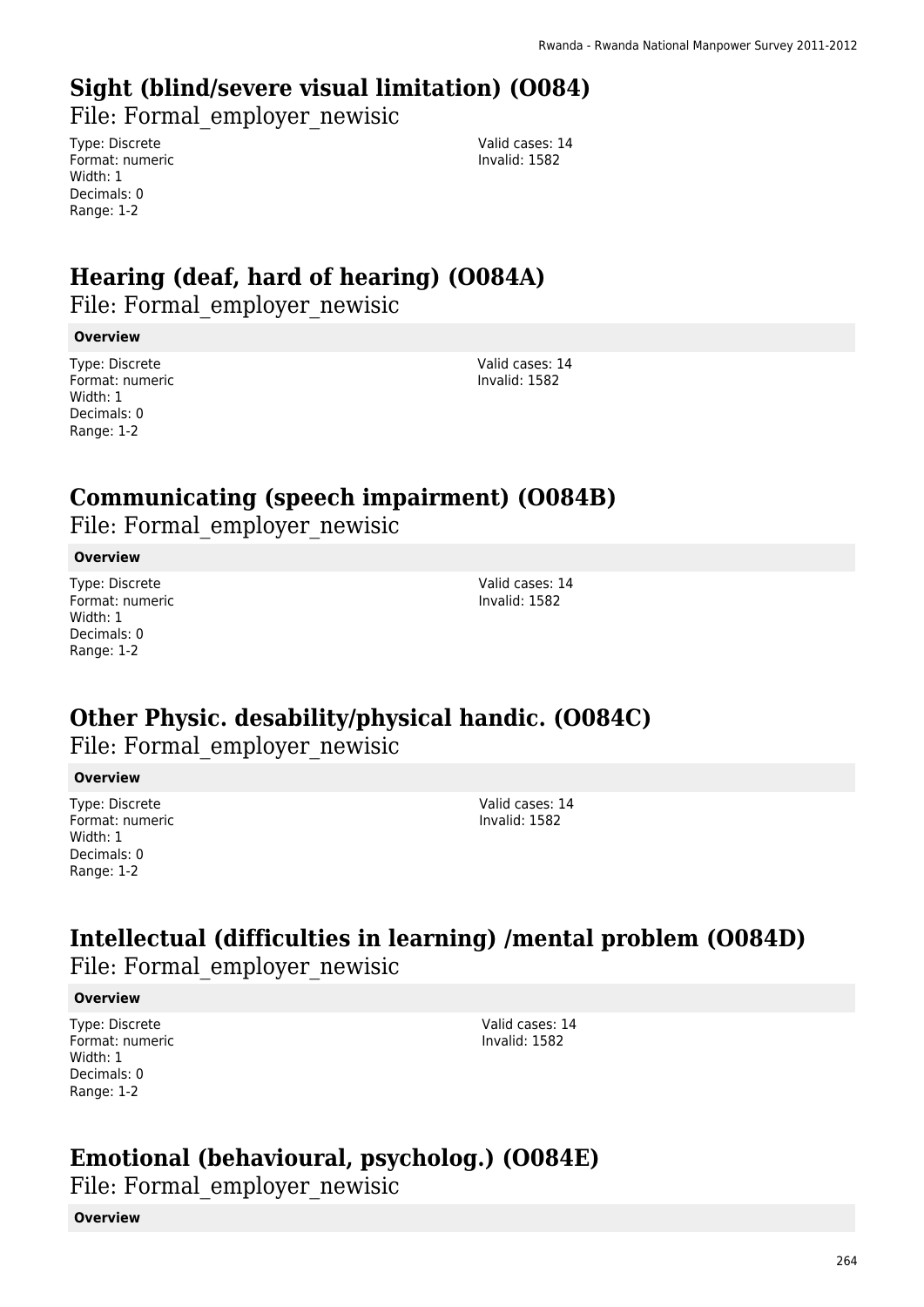## Sight (blind/severe visual limitation) (O084)

File: Formal_employer_newisic

Type: Discrete
Format: numeric
Width: 1
Decimals: 0
Range: 1-2

Valid cases: 14
Invalid: 1582

## Hearing (deaf, hard of hearing) (O084A)

File: Formal_employer_newisic

**Overview**

Type: Discrete
Format: numeric
Width: 1
Decimals: 0
Range: 1-2

Valid cases: 14
Invalid: 1582

## Communicating (speech impairment) (O084B)

File: Formal_employer_newisic

**Overview**

Type: Discrete
Format: numeric
Width: 1
Decimals: 0
Range: 1-2

Valid cases: 14
Invalid: 1582

## Other Physic. desability/physical handic. (O084C)

File: Formal_employer_newisic

**Overview**

Type: Discrete
Format: numeric
Width: 1
Decimals: 0
Range: 1-2

Valid cases: 14
Invalid: 1582

## Intellectual (difficulties in learning) /mental problem (O084D)

File: Formal_employer_newisic

**Overview**

Type: Discrete
Format: numeric
Width: 1
Decimals: 0
Range: 1-2

Valid cases: 14
Invalid: 1582

## Emotional (behavioural, psycholog.) (O084E)

File: Formal_employer_newisic

**Overview**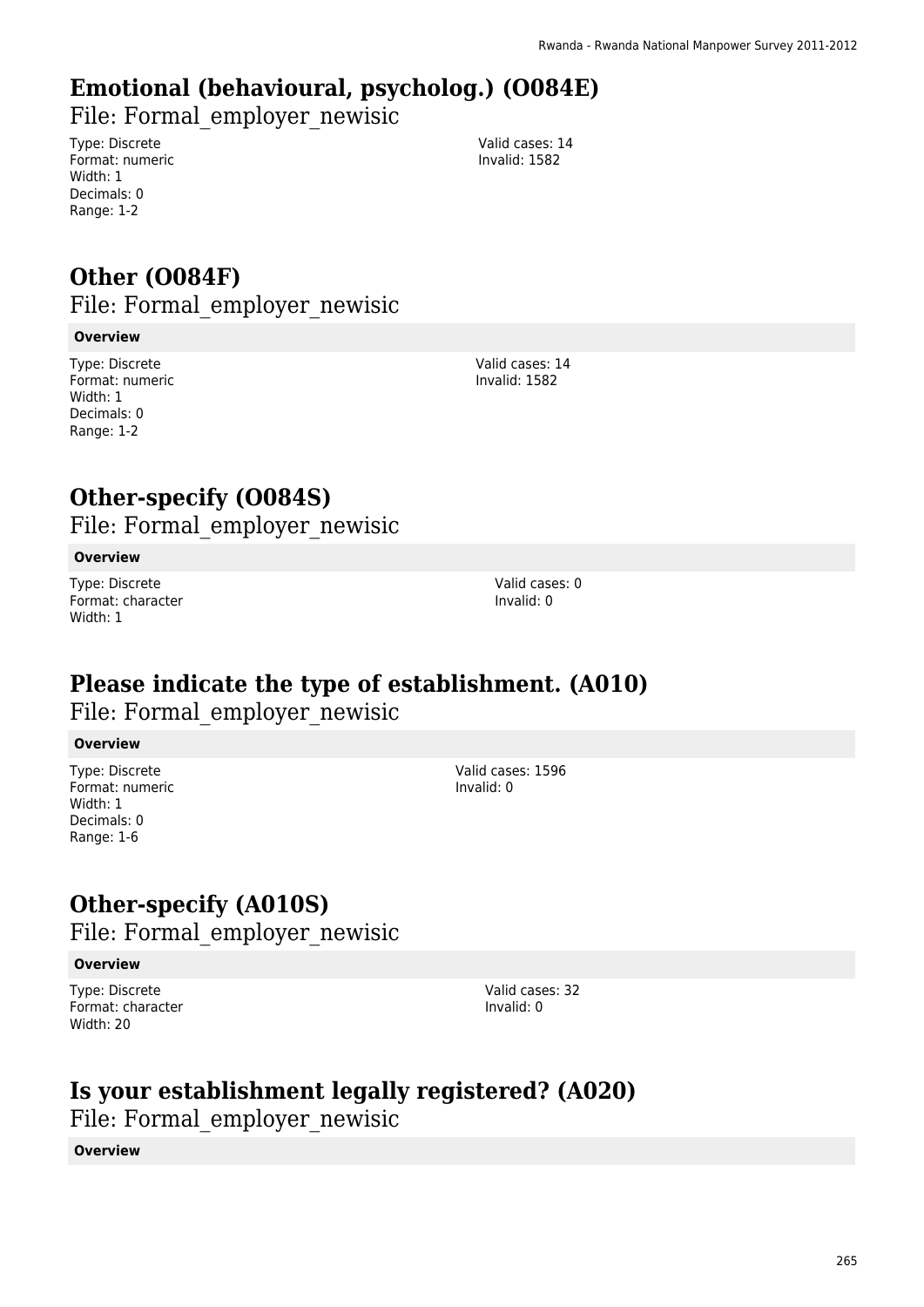# Emotional (behavioural, psycholog.) (O084E)

File: Formal_employer_newisic

Type: Discrete
Format: numeric
Width: 1
Decimals: 0
Range: 1-2

Valid cases: 14
Invalid: 1582

# Other (O084F)

File: Formal_employer_newisic

**Overview**

Type: Discrete
Format: numeric
Width: 1
Decimals: 0
Range: 1-2

Valid cases: 14
Invalid: 1582

# Other-specify (O084S)

File: Formal_employer_newisic

**Overview**

Type: Discrete
Format: character
Width: 1

Valid cases: 0
Invalid: 0

# Please indicate the type of establishment. (A010)

File: Formal_employer_newisic

**Overview**

Type: Discrete
Format: numeric
Width: 1
Decimals: 0
Range: 1-6

Valid cases: 1596
Invalid: 0

# Other-specify (A010S)

File: Formal_employer_newisic

**Overview**

Type: Discrete
Format: character
Width: 20

Valid cases: 32
Invalid: 0

# Is your establishment legally registered? (A020)

File: Formal_employer_newisic

**Overview**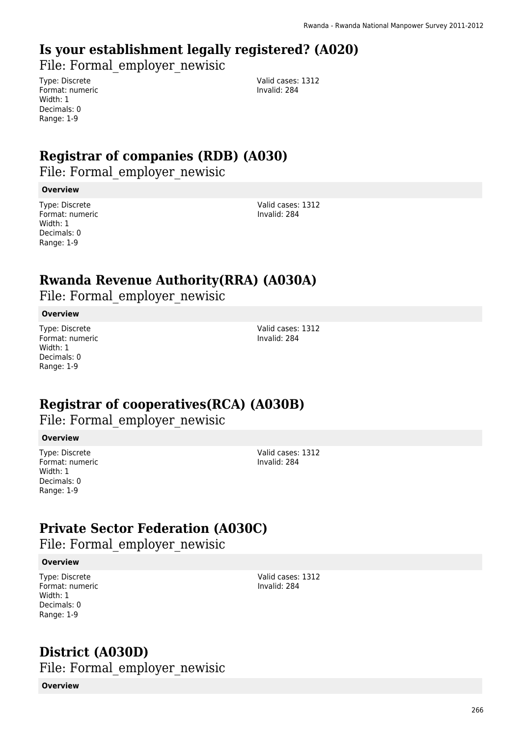## Is your establishment legally registered? (A020)

File: Formal_employer_newisic

Type: Discrete
Format: numeric
Width: 1
Decimals: 0
Range: 1-9

Valid cases: 1312
Invalid: 284

## Registrar of companies (RDB) (A030)

File: Formal_employer_newisic

**Overview**

Type: Discrete
Format: numeric
Width: 1
Decimals: 0
Range: 1-9

Valid cases: 1312
Invalid: 284

## Rwanda Revenue Authority(RRA) (A030A)

File: Formal_employer_newisic

**Overview**

Type: Discrete
Format: numeric
Width: 1
Decimals: 0
Range: 1-9

Valid cases: 1312
Invalid: 284

## Registrar of cooperatives(RCA) (A030B)

File: Formal_employer_newisic

**Overview**

Type: Discrete
Format: numeric
Width: 1
Decimals: 0
Range: 1-9

Valid cases: 1312
Invalid: 284

## Private Sector Federation (A030C)

File: Formal_employer_newisic

**Overview**

Type: Discrete
Format: numeric
Width: 1
Decimals: 0
Range: 1-9

Valid cases: 1312
Invalid: 284

## District (A030D)

File: Formal_employer_newisic

**Overview**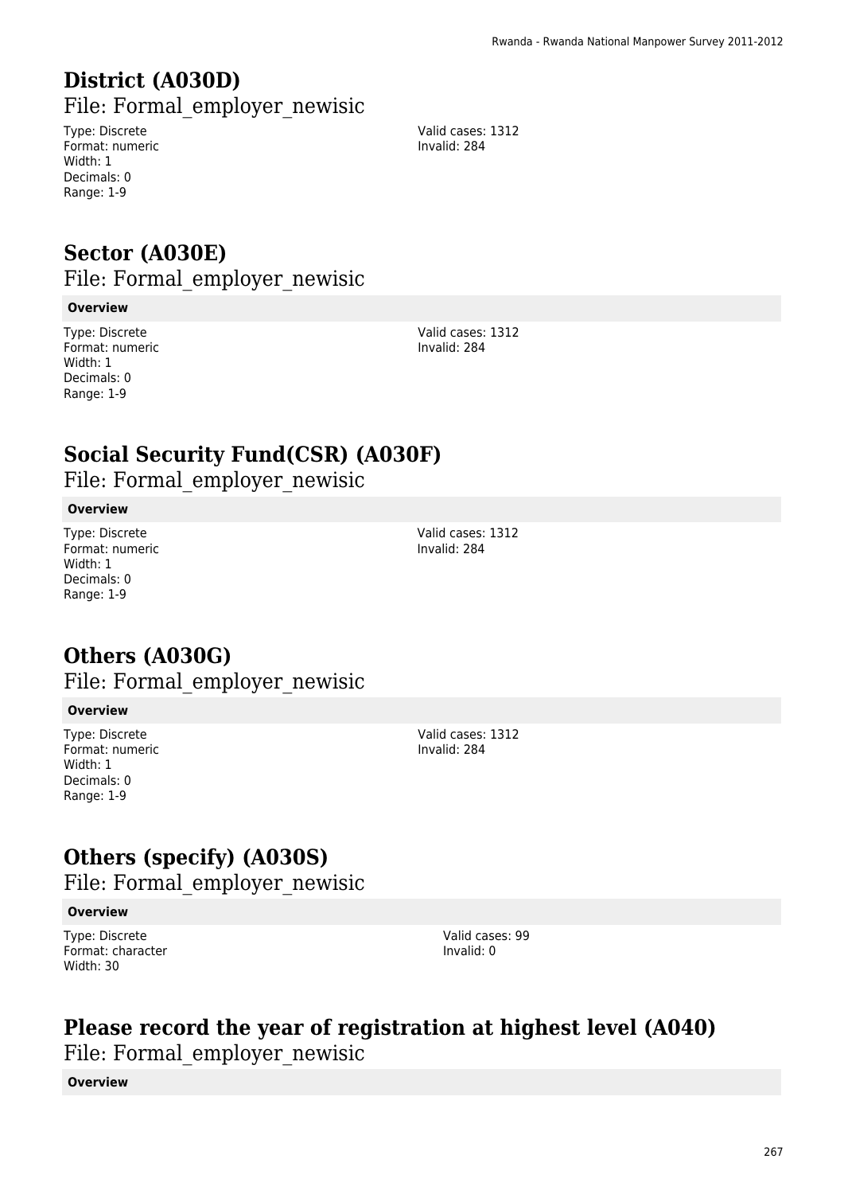# District (A030D)

File: Formal_employer_newisic

Type: Discrete
Format: numeric
Width: 1
Decimals: 0
Range: 1-9

Valid cases: 1312
Invalid: 284

# Sector (A030E)

File: Formal_employer_newisic

**Overview**

Type: Discrete
Format: numeric
Width: 1
Decimals: 0
Range: 1-9

Valid cases: 1312
Invalid: 284

# Social Security Fund(CSR) (A030F)

File: Formal_employer_newisic

**Overview**

Type: Discrete
Format: numeric
Width: 1
Decimals: 0
Range: 1-9

Valid cases: 1312
Invalid: 284

# Others (A030G)

File: Formal_employer_newisic

**Overview**

Type: Discrete
Format: numeric
Width: 1
Decimals: 0
Range: 1-9

Valid cases: 1312
Invalid: 284

# Others (specify) (A030S)

File: Formal_employer_newisic

**Overview**

Type: Discrete
Format: character
Width: 30

Valid cases: 99
Invalid: 0

# Please record the year of registration at highest level (A040)

File: Formal_employer_newisic

**Overview**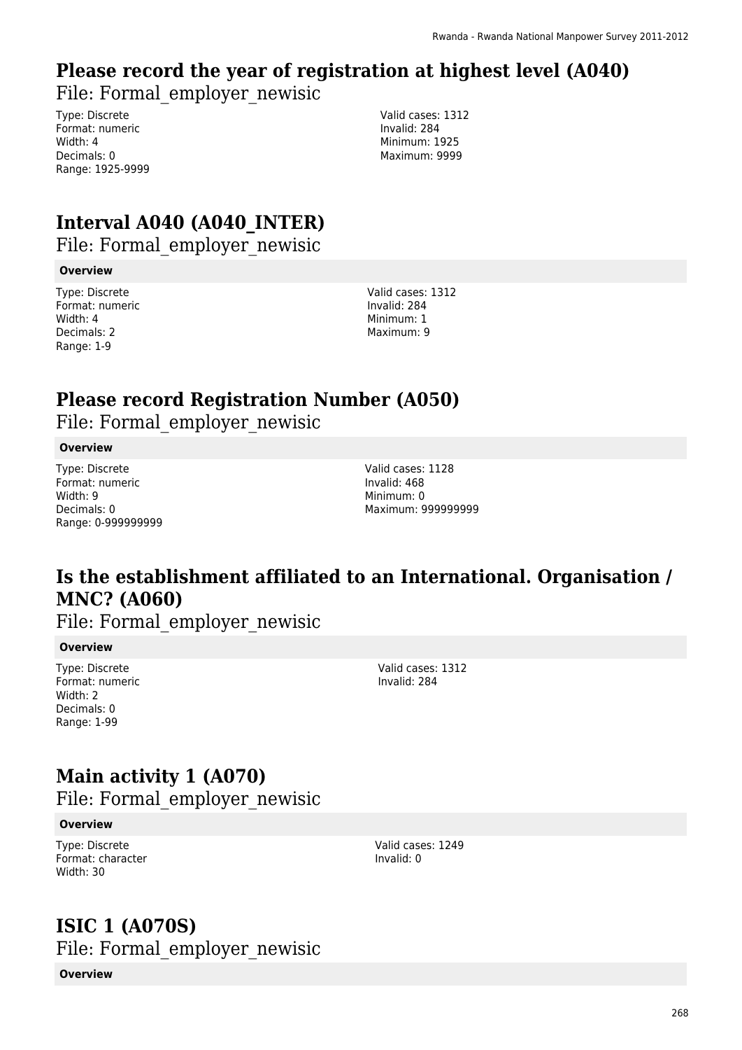## Please record the year of registration at highest level (A040)

File: Formal_employer_newisic

Type: Discrete
Format: numeric
Width: 4
Decimals: 0
Range: 1925-9999

Valid cases: 1312
Invalid: 284
Minimum: 1925
Maximum: 9999

## Interval A040 (A040_INTER)

File: Formal_employer_newisic

**Overview**

Type: Discrete
Format: numeric
Width: 4
Decimals: 2
Range: 1-9

Valid cases: 1312
Invalid: 284
Minimum: 1
Maximum: 9

## Please record Registration Number (A050)

File: Formal_employer_newisic

**Overview**

Type: Discrete
Format: numeric
Width: 9
Decimals: 0
Range: 0-999999999

Valid cases: 1128
Invalid: 468
Minimum: 0
Maximum: 999999999

## Is the establishment affiliated to an International. Organisation / MNC? (A060)

File: Formal_employer_newisic

**Overview**

Type: Discrete
Format: numeric
Width: 2
Decimals: 0
Range: 1-99

Valid cases: 1312
Invalid: 284

## Main activity 1 (A070)

File: Formal_employer_newisic

**Overview**

Type: Discrete
Format: character
Width: 30

Valid cases: 1249
Invalid: 0

## ISIC 1 (A070S)

File: Formal_employer_newisic

**Overview**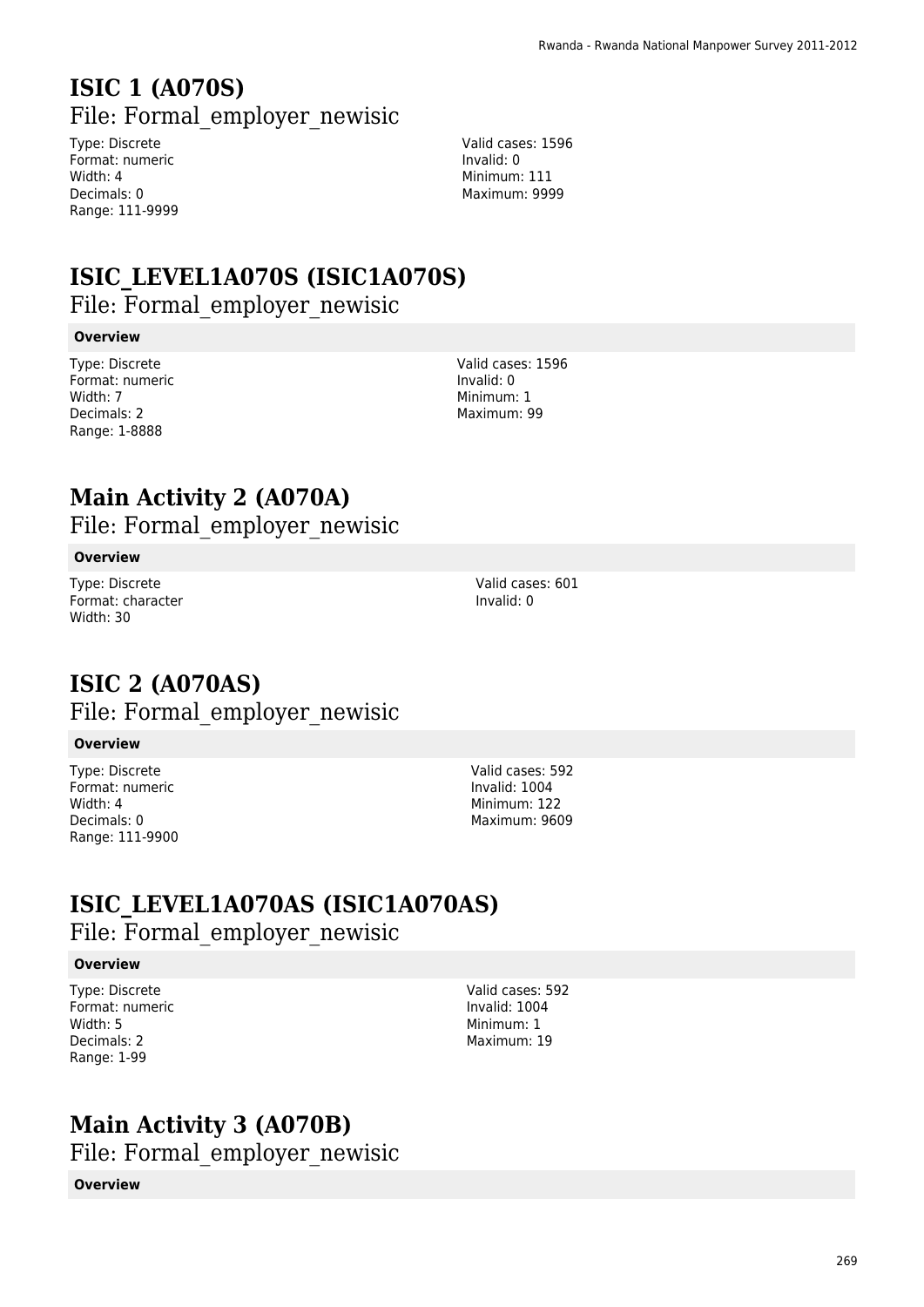# ISIC 1 (A070S)

File: Formal_employer_newisic

Type: Discrete
Format: numeric
Width: 4
Decimals: 0
Range: 111-9999

Valid cases: 1596
Invalid: 0
Minimum: 111
Maximum: 9999

# ISIC_LEVEL1A070S (ISIC1A070S)

File: Formal_employer_newisic

**Overview**

Type: Discrete
Format: numeric
Width: 7
Decimals: 2
Range: 1-8888

Valid cases: 1596
Invalid: 0
Minimum: 1
Maximum: 99

# Main Activity 2 (A070A)

File: Formal_employer_newisic

**Overview**

Type: Discrete
Format: character
Width: 30

Valid cases: 601
Invalid: 0

# ISIC 2 (A070AS)

File: Formal_employer_newisic

**Overview**

Type: Discrete
Format: numeric
Width: 4
Decimals: 0
Range: 111-9900

Valid cases: 592
Invalid: 1004
Minimum: 122
Maximum: 9609

# ISIC_LEVEL1A070AS (ISIC1A070AS)

File: Formal_employer_newisic

**Overview**

Type: Discrete
Format: numeric
Width: 5
Decimals: 2
Range: 1-99

Valid cases: 592
Invalid: 1004
Minimum: 1
Maximum: 19

# Main Activity 3 (A070B)

File: Formal_employer_newisic

**Overview**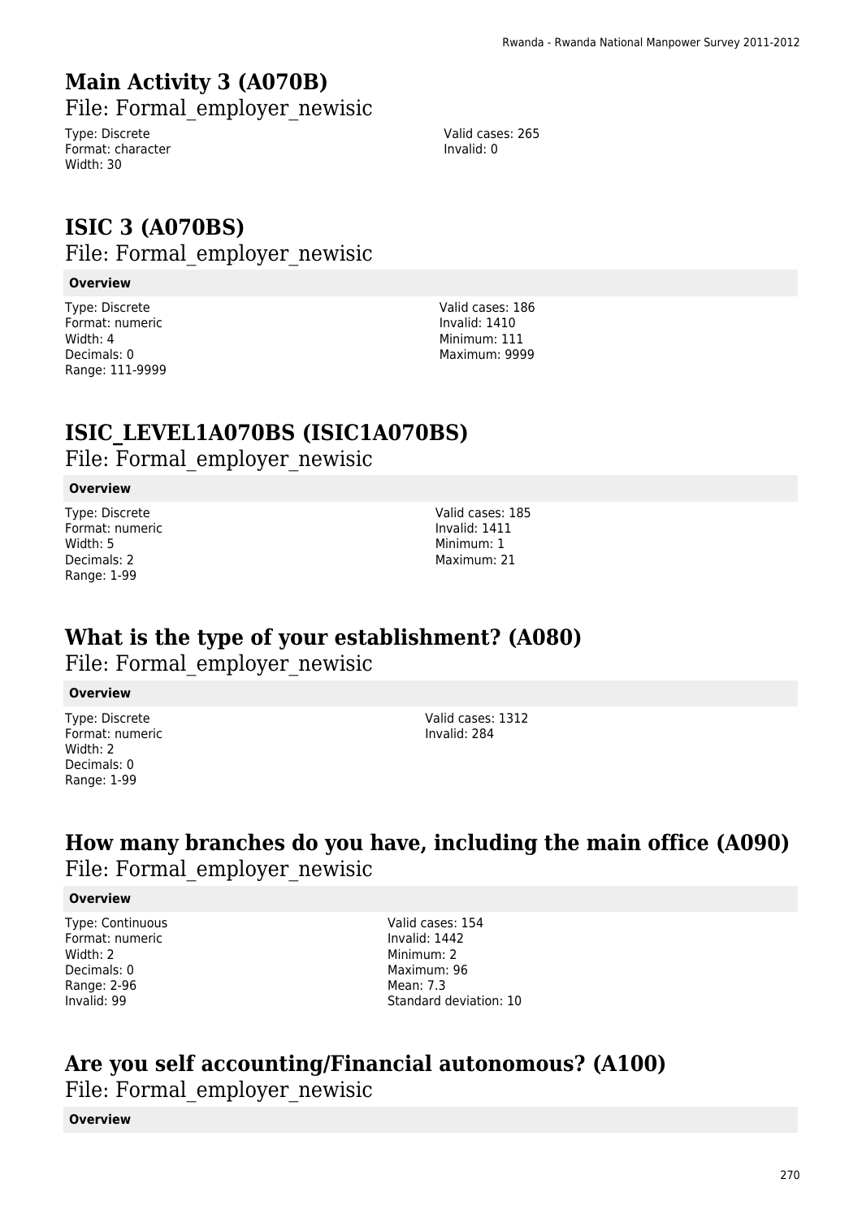## Main Activity 3 (A070B)

File: Formal_employer_newisic

Type: Discrete
Format: character
Width: 30

Valid cases: 265
Invalid: 0

## ISIC 3 (A070BS)

File: Formal_employer_newisic

**Overview**

Type: Discrete
Format: numeric
Width: 4
Decimals: 0
Range: 111-9999

Valid cases: 186
Invalid: 1410
Minimum: 111
Maximum: 9999

## ISIC_LEVEL1A070BS (ISIC1A070BS)

File: Formal_employer_newisic

**Overview**

Type: Discrete
Format: numeric
Width: 5
Decimals: 2
Range: 1-99

Valid cases: 185
Invalid: 1411
Minimum: 1
Maximum: 21

## What is the type of your establishment? (A080)

File: Formal_employer_newisic

**Overview**

Type: Discrete
Format: numeric
Width: 2
Decimals: 0
Range: 1-99

Valid cases: 1312
Invalid: 284

## How many branches do you have, including the main office (A090)

File: Formal_employer_newisic

**Overview**

Type: Continuous
Format: numeric
Width: 2
Decimals: 0
Range: 2-96
Invalid: 99

Valid cases: 154
Invalid: 1442
Minimum: 2
Maximum: 96
Mean: 7.3
Standard deviation: 10

## Are you self accounting/Financial autonomous? (A100)

File: Formal_employer_newisic

**Overview**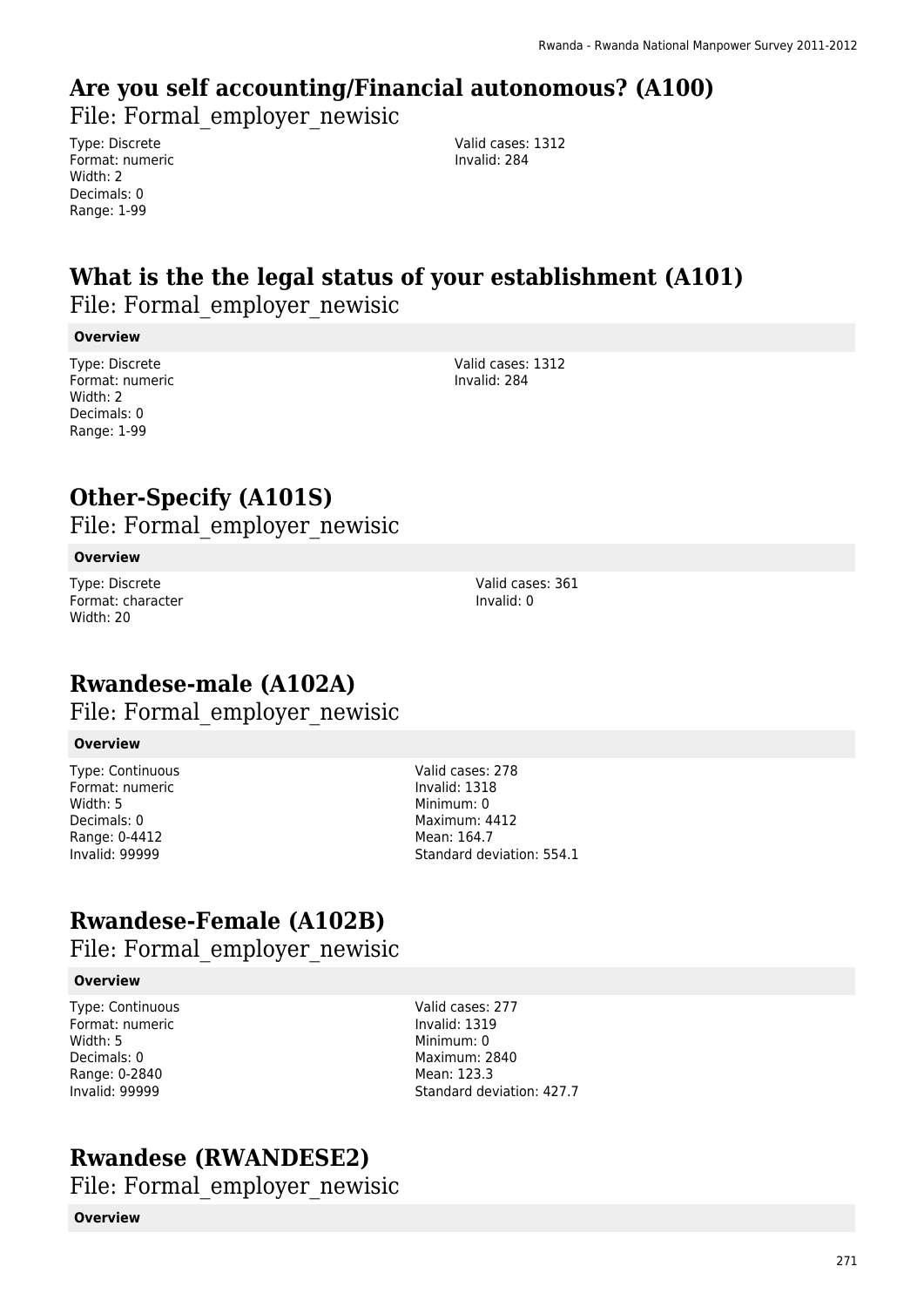## Are you self accounting/Financial autonomous? (A100)

File: Formal_employer_newisic

Type: Discrete
Format: numeric
Width: 2
Decimals: 0
Range: 1-99

Valid cases: 1312
Invalid: 284

## What is the the legal status of your establishment (A101)

File: Formal_employer_newisic

**Overview**

Type: Discrete
Format: numeric
Width: 2
Decimals: 0
Range: 1-99

Valid cases: 1312
Invalid: 284

## Other-Specify (A101S)

File: Formal_employer_newisic

**Overview**

Type: Discrete
Format: character
Width: 20

Valid cases: 361
Invalid: 0

## Rwandese-male (A102A)

File: Formal_employer_newisic

**Overview**

Type: Continuous
Format: numeric
Width: 5
Decimals: 0
Range: 0-4412
Invalid: 99999

Valid cases: 278
Invalid: 1318
Minimum: 0
Maximum: 4412
Mean: 164.7
Standard deviation: 554.1

## Rwandese-Female (A102B)

File: Formal_employer_newisic

**Overview**

Type: Continuous
Format: numeric
Width: 5
Decimals: 0
Range: 0-2840
Invalid: 99999

Valid cases: 277
Invalid: 1319
Minimum: 0
Maximum: 2840
Mean: 123.3
Standard deviation: 427.7

## Rwandese (RWANDESE2)

File: Formal_employer_newisic

**Overview**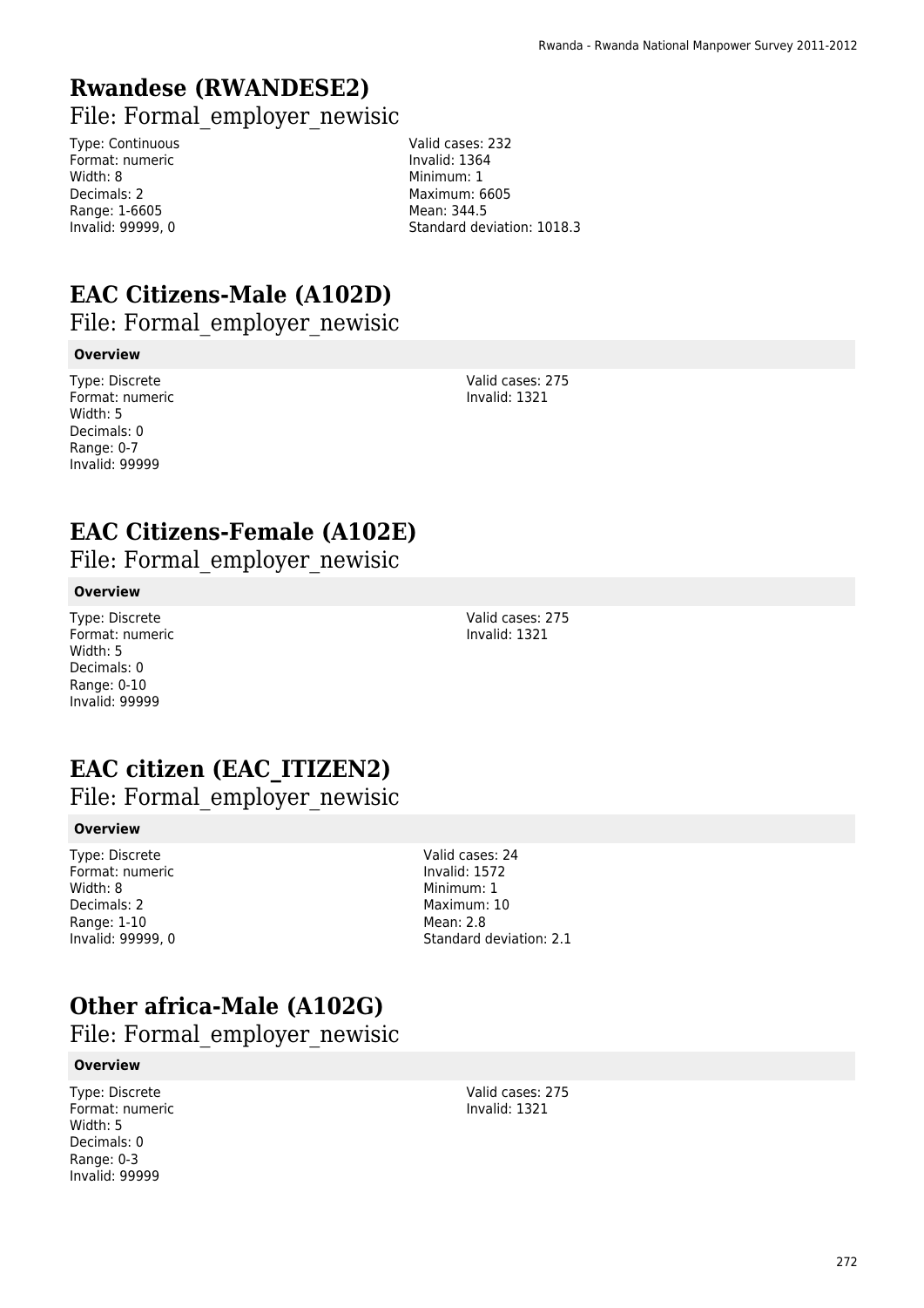# Rwandese (RWANDESE2)

## File: Formal_employer_newisic

Type: Continuous
Format: numeric
Width: 8
Decimals: 2
Range: 1-6605
Invalid: 99999, 0

Valid cases: 232
Invalid: 1364
Minimum: 1
Maximum: 6605
Mean: 344.5
Standard deviation: 1018.3

# EAC Citizens-Male (A102D)

## File: Formal_employer_newisic

**Overview**

Type: Discrete
Format: numeric
Width: 5
Decimals: 0
Range: 0-7
Invalid: 99999

Valid cases: 275
Invalid: 1321

# EAC Citizens-Female (A102E)

## File: Formal_employer_newisic

**Overview**

Type: Discrete
Format: numeric
Width: 5
Decimals: 0
Range: 0-10
Invalid: 99999

Valid cases: 275
Invalid: 1321

# EAC citizen (EAC_ITIZEN2)

## File: Formal_employer_newisic

**Overview**

Type: Discrete
Format: numeric
Width: 8
Decimals: 2
Range: 1-10
Invalid: 99999, 0

Valid cases: 24
Invalid: 1572
Minimum: 1
Maximum: 10
Mean: 2.8
Standard deviation: 2.1

# Other africa-Male (A102G)

## File: Formal_employer_newisic

**Overview**

Type: Discrete
Format: numeric
Width: 5
Decimals: 0
Range: 0-3
Invalid: 99999

Valid cases: 275
Invalid: 1321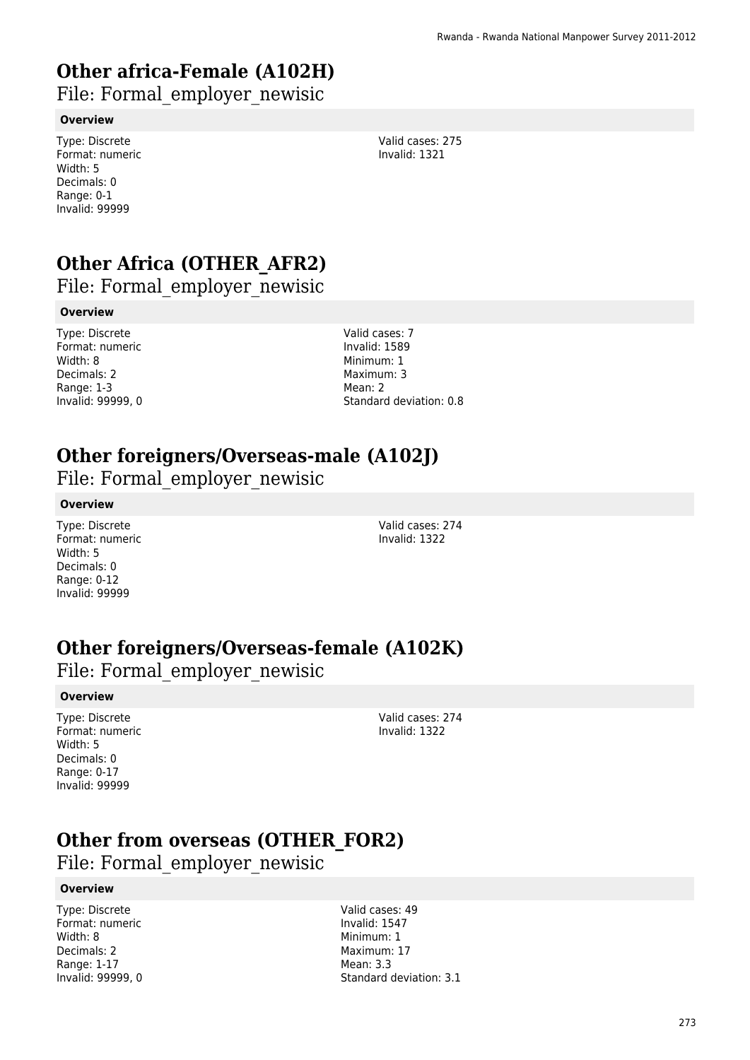# Other africa-Female (A102H)

File: Formal_employer_newisic

**Overview**

Type: Discrete
Format: numeric
Width: 5
Decimals: 0
Range: 0-1
Invalid: 99999

Valid cases: 275
Invalid: 1321

# Other Africa (OTHER_AFR2)

File: Formal_employer_newisic

**Overview**

Type: Discrete
Format: numeric
Width: 8
Decimals: 2
Range: 1-3
Invalid: 99999, 0

Valid cases: 7
Invalid: 1589
Minimum: 1
Maximum: 3
Mean: 2
Standard deviation: 0.8

# Other foreigners/Overseas-male (A102J)

File: Formal_employer_newisic

**Overview**

Type: Discrete
Format: numeric
Width: 5
Decimals: 0
Range: 0-12
Invalid: 99999

Valid cases: 274
Invalid: 1322

# Other foreigners/Overseas-female (A102K)

File: Formal_employer_newisic

**Overview**

Type: Discrete
Format: numeric
Width: 5
Decimals: 0
Range: 0-17
Invalid: 99999

Valid cases: 274
Invalid: 1322

# Other from overseas (OTHER_FOR2)

File: Formal_employer_newisic

**Overview**

Type: Discrete
Format: numeric
Width: 8
Decimals: 2
Range: 1-17
Invalid: 99999, 0

Valid cases: 49
Invalid: 1547
Minimum: 1
Maximum: 17
Mean: 3.3
Standard deviation: 3.1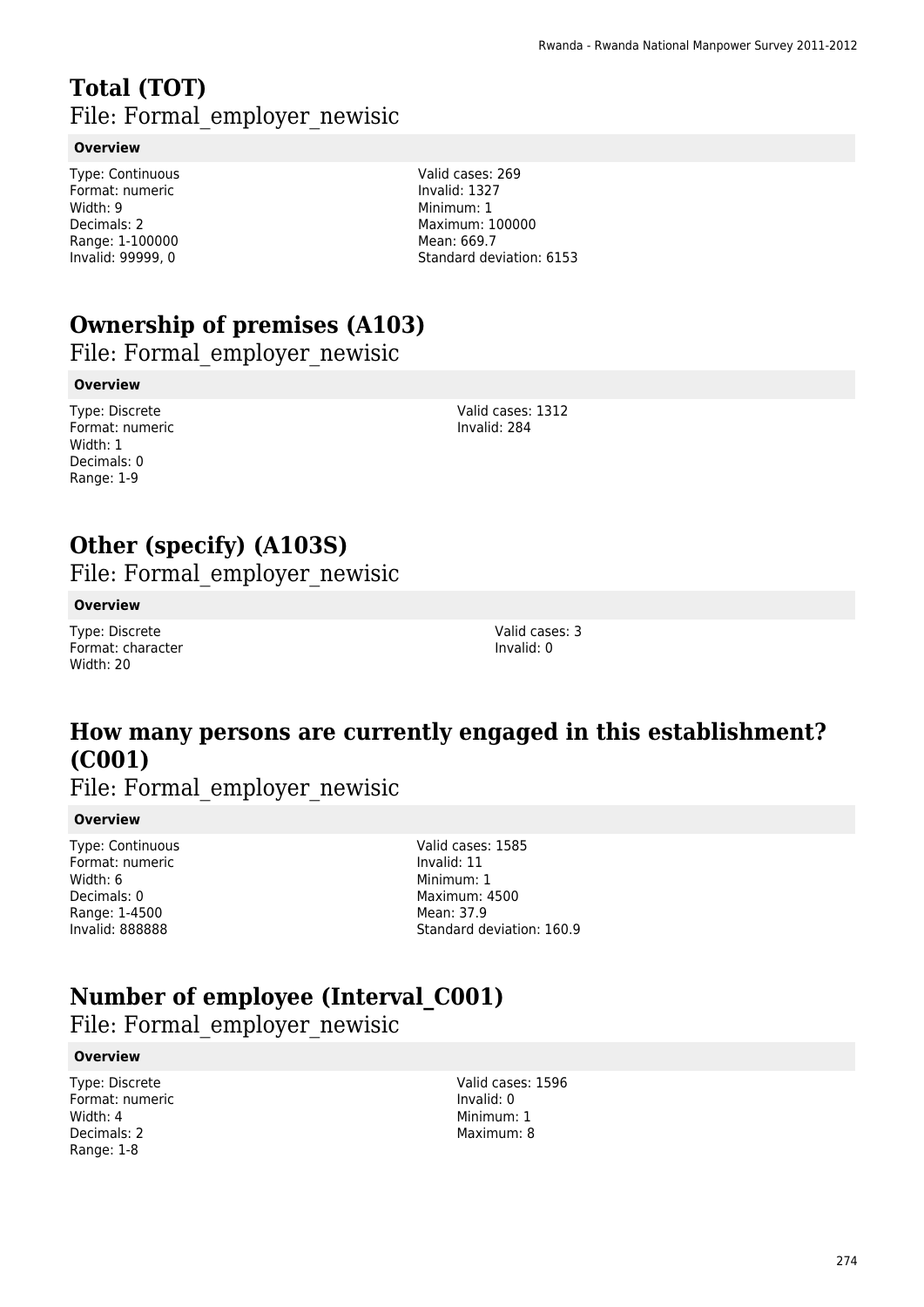# Total (TOT)

File: Formal_employer_newisic

**Overview**

Type: Continuous
Format: numeric
Width: 9
Decimals: 2
Range: 1-100000
Invalid: 99999, 0

Valid cases: 269
Invalid: 1327
Minimum: 1
Maximum: 100000
Mean: 669.7
Standard deviation: 6153

# Ownership of premises (A103)

File: Formal_employer_newisic

**Overview**

Type: Discrete
Format: numeric
Width: 1
Decimals: 0
Range: 1-9

Valid cases: 1312
Invalid: 284

# Other (specify) (A103S)

File: Formal_employer_newisic

**Overview**

Type: Discrete
Format: character
Width: 20

Valid cases: 3
Invalid: 0

# How many persons are currently engaged in this establishment? (C001)

File: Formal_employer_newisic

**Overview**

Type: Continuous
Format: numeric
Width: 6
Decimals: 0
Range: 1-4500
Invalid: 888888

Valid cases: 1585
Invalid: 11
Minimum: 1
Maximum: 4500
Mean: 37.9
Standard deviation: 160.9

# Number of employee (Interval_C001)

File: Formal_employer_newisic

**Overview**

Type: Discrete
Format: numeric
Width: 4
Decimals: 2
Range: 1-8

Valid cases: 1596
Invalid: 0
Minimum: 1
Maximum: 8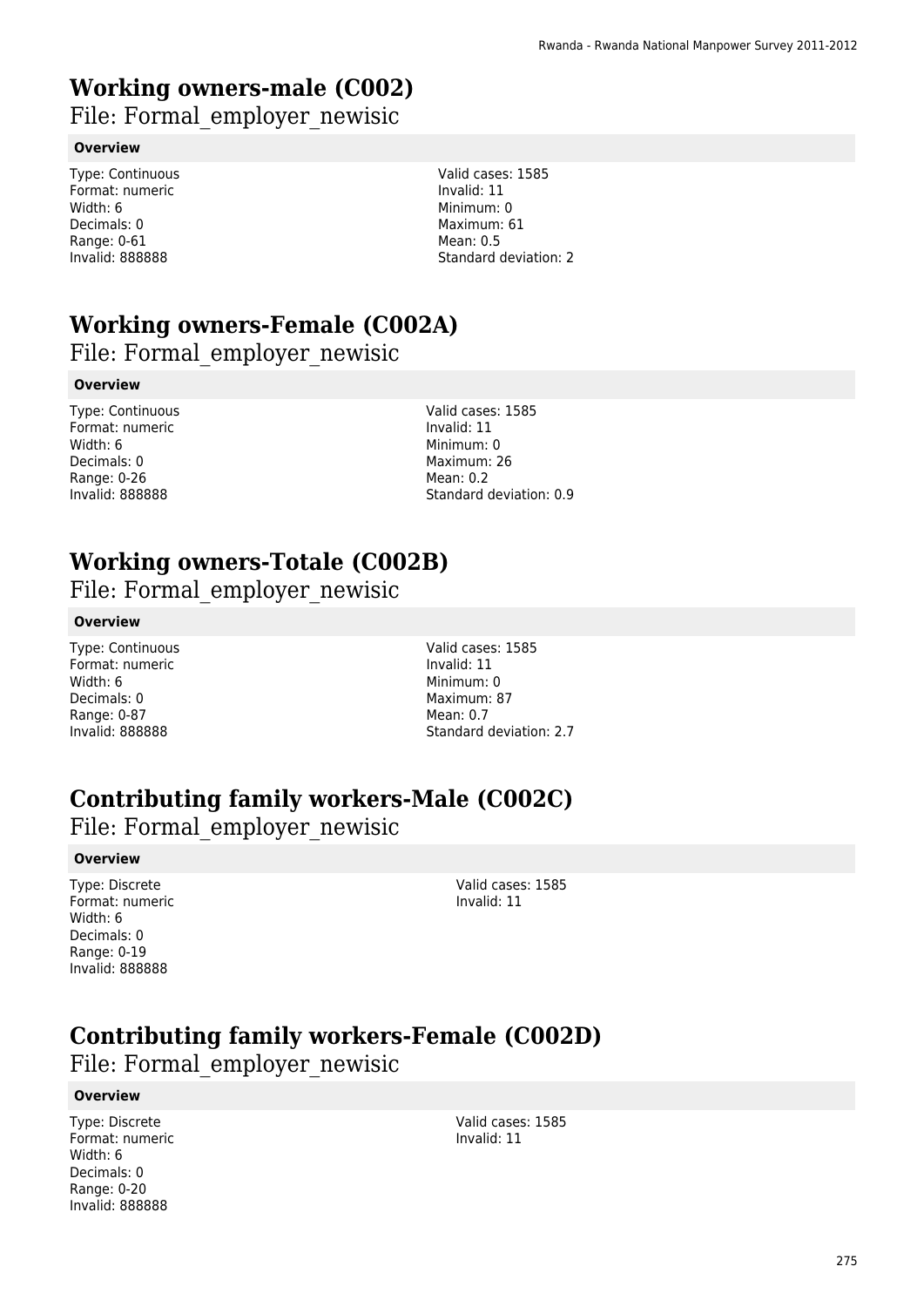# Working owners-male (C002)

File: Formal_employer_newisic

**Overview**

Type: Continuous
Format: numeric
Width: 6
Decimals: 0
Range: 0-61
Invalid: 888888

Valid cases: 1585
Invalid: 11
Minimum: 0
Maximum: 61
Mean: 0.5
Standard deviation: 2

# Working owners-Female (C002A)

File: Formal_employer_newisic

**Overview**

Type: Continuous
Format: numeric
Width: 6
Decimals: 0
Range: 0-26
Invalid: 888888

Valid cases: 1585
Invalid: 11
Minimum: 0
Maximum: 26
Mean: 0.2
Standard deviation: 0.9

# Working owners-Totale (C002B)

File: Formal_employer_newisic

**Overview**

Type: Continuous
Format: numeric
Width: 6
Decimals: 0
Range: 0-87
Invalid: 888888

Valid cases: 1585
Invalid: 11
Minimum: 0
Maximum: 87
Mean: 0.7
Standard deviation: 2.7

# Contributing family workers-Male (C002C)

File: Formal_employer_newisic

**Overview**

Type: Discrete
Format: numeric
Width: 6
Decimals: 0
Range: 0-19
Invalid: 888888

Valid cases: 1585
Invalid: 11

# Contributing family workers-Female (C002D)

File: Formal_employer_newisic

**Overview**

Type: Discrete
Format: numeric
Width: 6
Decimals: 0
Range: 0-20
Invalid: 888888

Valid cases: 1585
Invalid: 11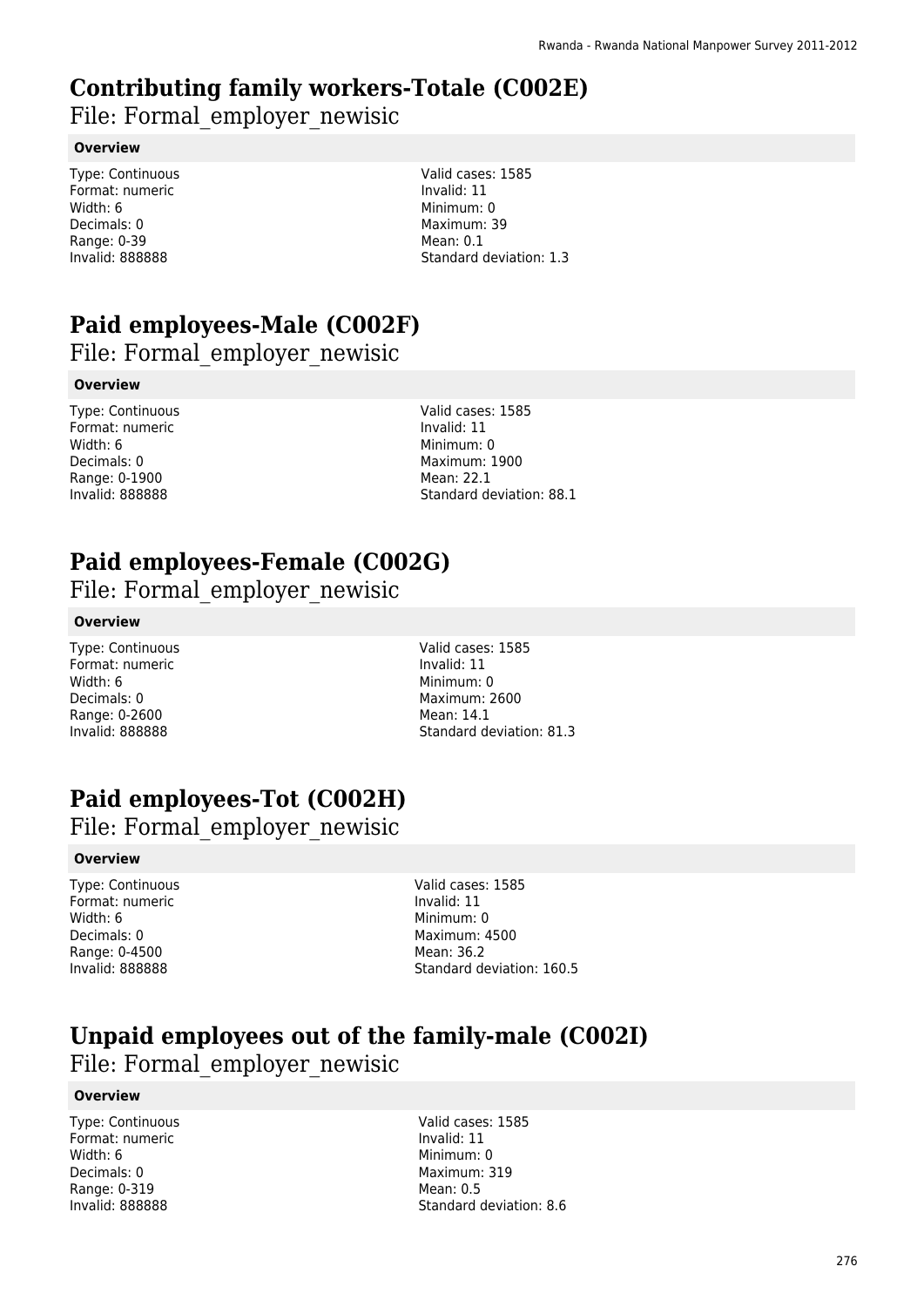# Contributing family workers-Totale (C002E)

File: Formal_employer_newisic

**Overview**

Type: Continuous
Format: numeric
Width: 6
Decimals: 0
Range: 0-39
Invalid: 888888

Valid cases: 1585
Invalid: 11
Minimum: 0
Maximum: 39
Mean: 0.1
Standard deviation: 1.3

# Paid employees-Male (C002F)

File: Formal_employer_newisic

**Overview**

Type: Continuous
Format: numeric
Width: 6
Decimals: 0
Range: 0-1900
Invalid: 888888

Valid cases: 1585
Invalid: 11
Minimum: 0
Maximum: 1900
Mean: 22.1
Standard deviation: 88.1

# Paid employees-Female (C002G)

File: Formal_employer_newisic

**Overview**

Type: Continuous
Format: numeric
Width: 6
Decimals: 0
Range: 0-2600
Invalid: 888888

Valid cases: 1585
Invalid: 11
Minimum: 0
Maximum: 2600
Mean: 14.1
Standard deviation: 81.3

# Paid employees-Tot (C002H)

File: Formal_employer_newisic

**Overview**

Type: Continuous
Format: numeric
Width: 6
Decimals: 0
Range: 0-4500
Invalid: 888888

Valid cases: 1585
Invalid: 11
Minimum: 0
Maximum: 4500
Mean: 36.2
Standard deviation: 160.5

# Unpaid employees out of the family-male (C002I)

File: Formal_employer_newisic

**Overview**

Type: Continuous
Format: numeric
Width: 6
Decimals: 0
Range: 0-319
Invalid: 888888

Valid cases: 1585
Invalid: 11
Minimum: 0
Maximum: 319
Mean: 0.5
Standard deviation: 8.6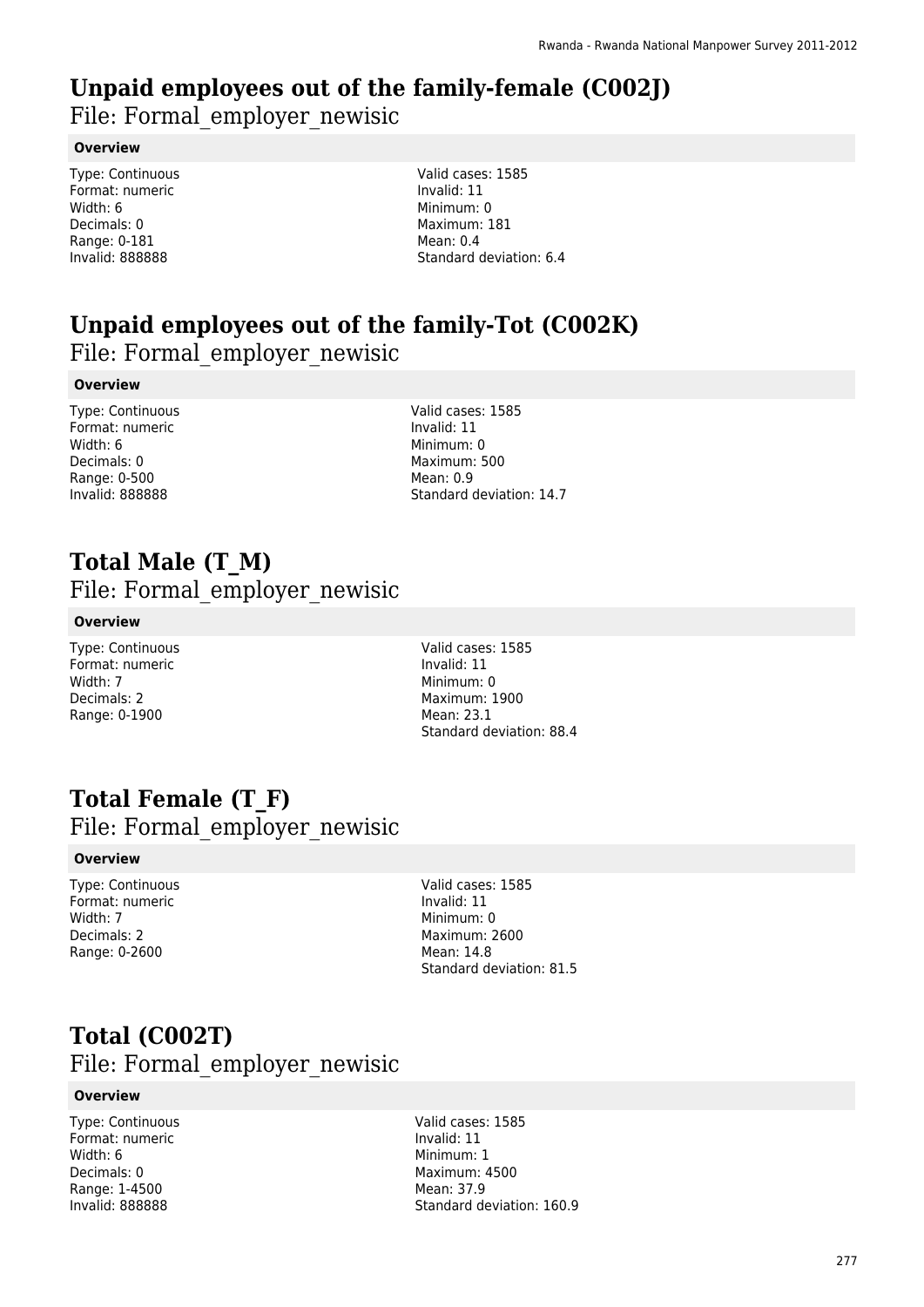# Unpaid employees out of the family-female (C002J)

File: Formal_employer_newisic

**Overview**

Type: Continuous
Format: numeric
Width: 6
Decimals: 0
Range: 0-181
Invalid: 888888

Valid cases: 1585
Invalid: 11
Minimum: 0
Maximum: 181
Mean: 0.4
Standard deviation: 6.4

# Unpaid employees out of the family-Tot (C002K)

File: Formal_employer_newisic

**Overview**

Type: Continuous
Format: numeric
Width: 6
Decimals: 0
Range: 0-500
Invalid: 888888

Valid cases: 1585
Invalid: 11
Minimum: 0
Maximum: 500
Mean: 0.9
Standard deviation: 14.7

# Total Male (T_M)

File: Formal_employer_newisic

**Overview**

Type: Continuous
Format: numeric
Width: 7
Decimals: 2
Range: 0-1900

Valid cases: 1585
Invalid: 11
Minimum: 0
Maximum: 1900
Mean: 23.1
Standard deviation: 88.4

# Total Female (T_F)

File: Formal_employer_newisic

**Overview**

Type: Continuous
Format: numeric
Width: 7
Decimals: 2
Range: 0-2600

Valid cases: 1585
Invalid: 11
Minimum: 0
Maximum: 2600
Mean: 14.8
Standard deviation: 81.5

# Total (C002T)

File: Formal_employer_newisic

**Overview**

Type: Continuous
Format: numeric
Width: 6
Decimals: 0
Range: 1-4500
Invalid: 888888

Valid cases: 1585
Invalid: 11
Minimum: 1
Maximum: 4500
Mean: 37.9
Standard deviation: 160.9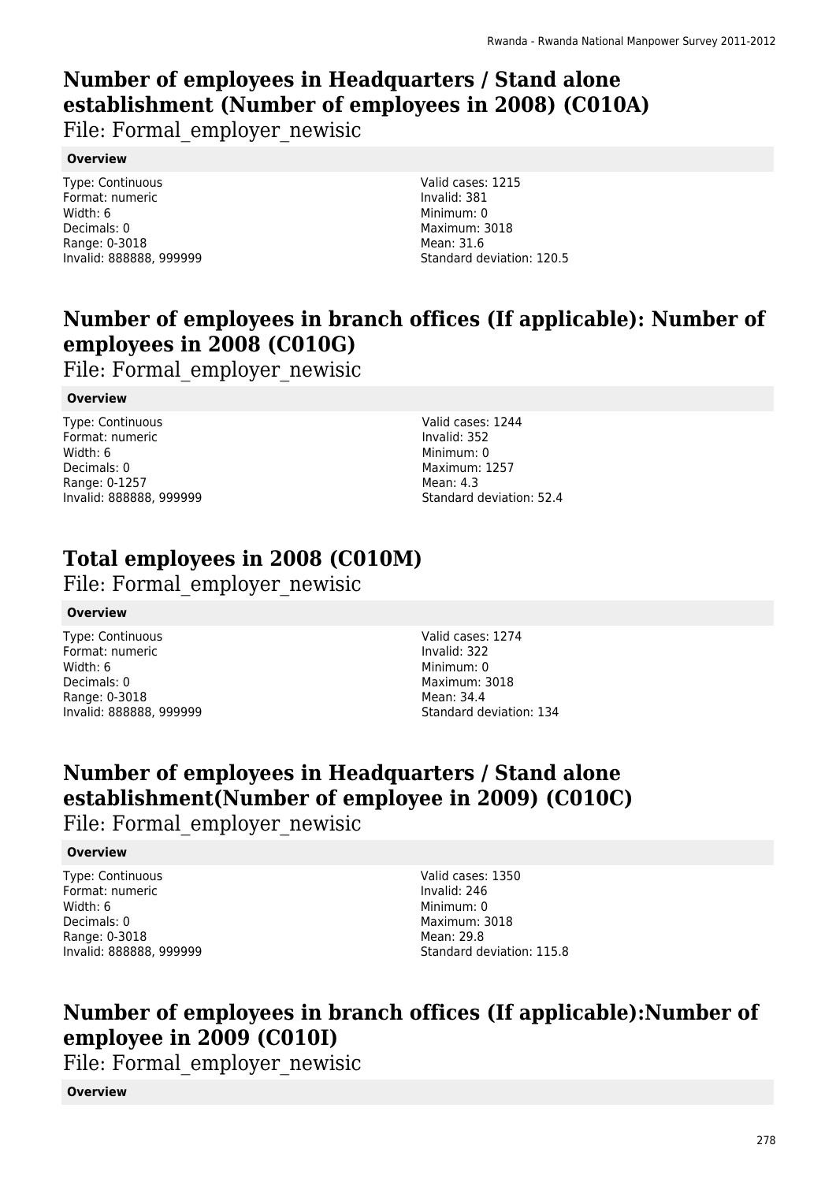## Number of employees in Headquarters / Stand alone establishment (Number of employees in 2008) (C010A)

File: Formal_employer_newisic

**Overview**

Type: Continuous
Format: numeric
Width: 6
Decimals: 0
Range: 0-3018
Invalid: 888888, 999999

Valid cases: 1215
Invalid: 381
Minimum: 0
Maximum: 3018
Mean: 31.6
Standard deviation: 120.5

## Number of employees in branch offices (If applicable): Number of employees in 2008 (C010G)

File: Formal_employer_newisic

**Overview**

Type: Continuous
Format: numeric
Width: 6
Decimals: 0
Range: 0-1257
Invalid: 888888, 999999

Valid cases: 1244
Invalid: 352
Minimum: 0
Maximum: 1257
Mean: 4.3
Standard deviation: 52.4

## Total employees in 2008 (C010M)

File: Formal_employer_newisic

**Overview**

Type: Continuous
Format: numeric
Width: 6
Decimals: 0
Range: 0-3018
Invalid: 888888, 999999

Valid cases: 1274
Invalid: 322
Minimum: 0
Maximum: 3018
Mean: 34.4
Standard deviation: 134

## Number of employees in Headquarters / Stand alone establishment(Number of employee in 2009) (C010C)

File: Formal_employer_newisic

**Overview**

Type: Continuous
Format: numeric
Width: 6
Decimals: 0
Range: 0-3018
Invalid: 888888, 999999

Valid cases: 1350
Invalid: 246
Minimum: 0
Maximum: 3018
Mean: 29.8
Standard deviation: 115.8

## Number of employees in branch offices (If applicable):Number of employee in 2009 (C010I)

File: Formal_employer_newisic

**Overview**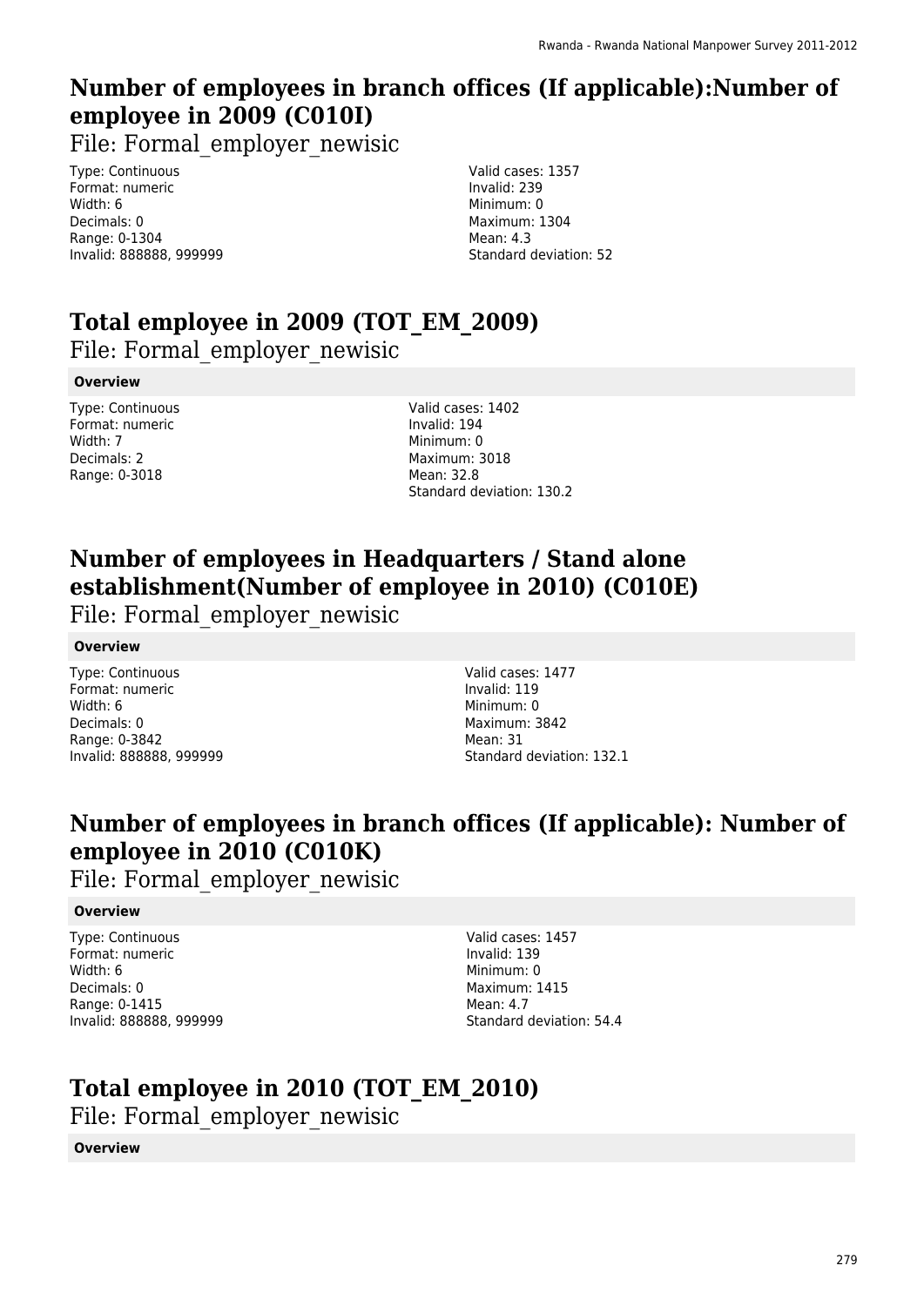## Number of employees in branch offices (If applicable):Number of employee in 2009 (C010I)

File: Formal_employer_newisic

Type: Continuous
Format: numeric
Width: 6
Decimals: 0
Range: 0-1304
Invalid: 888888, 999999

Valid cases: 1357
Invalid: 239
Minimum: 0
Maximum: 1304
Mean: 4.3
Standard deviation: 52

## Total employee in 2009 (TOT_EM_2009)

File: Formal_employer_newisic

**Overview**

Type: Continuous
Format: numeric
Width: 7
Decimals: 2
Range: 0-3018

Valid cases: 1402
Invalid: 194
Minimum: 0
Maximum: 3018
Mean: 32.8
Standard deviation: 130.2

## Number of employees in Headquarters / Stand alone establishment(Number of employee in 2010) (C010E)

File: Formal_employer_newisic

**Overview**

Type: Continuous
Format: numeric
Width: 6
Decimals: 0
Range: 0-3842
Invalid: 888888, 999999

Valid cases: 1477
Invalid: 119
Minimum: 0
Maximum: 3842
Mean: 31
Standard deviation: 132.1

## Number of employees in branch offices (If applicable): Number of employee in 2010 (C010K)

File: Formal_employer_newisic

**Overview**

Type: Continuous
Format: numeric
Width: 6
Decimals: 0
Range: 0-1415
Invalid: 888888, 999999

Valid cases: 1457
Invalid: 139
Minimum: 0
Maximum: 1415
Mean: 4.7
Standard deviation: 54.4

## Total employee in 2010 (TOT_EM_2010)

File: Formal_employer_newisic

**Overview**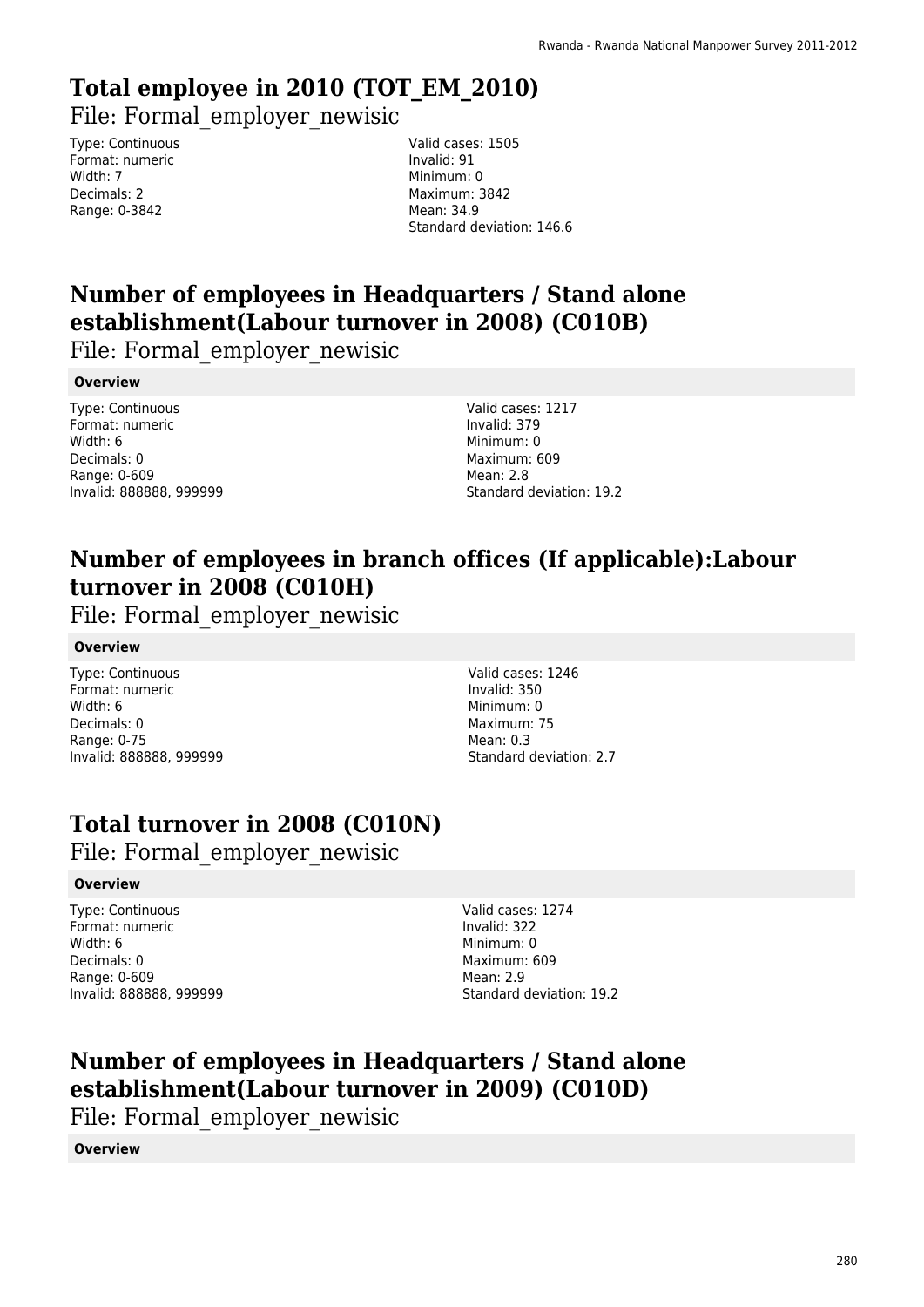# Total employee in 2010 (TOT_EM_2010)

File: Formal_employer_newisic

Type: Continuous
Format: numeric
Width: 7
Decimals: 2
Range: 0-3842

Valid cases: 1505
Invalid: 91
Minimum: 0
Maximum: 3842
Mean: 34.9
Standard deviation: 146.6

# Number of employees in Headquarters / Stand alone establishment(Labour turnover in 2008) (C010B)

File: Formal_employer_newisic

**Overview**

Type: Continuous
Format: numeric
Width: 6
Decimals: 0
Range: 0-609
Invalid: 888888, 999999

Valid cases: 1217
Invalid: 379
Minimum: 0
Maximum: 609
Mean: 2.8
Standard deviation: 19.2

# Number of employees in branch offices (If applicable):Labour turnover in 2008 (C010H)

File: Formal_employer_newisic

**Overview**

Type: Continuous
Format: numeric
Width: 6
Decimals: 0
Range: 0-75
Invalid: 888888, 999999

Valid cases: 1246
Invalid: 350
Minimum: 0
Maximum: 75
Mean: 0.3
Standard deviation: 2.7

# Total turnover in 2008 (C010N)

File: Formal_employer_newisic

**Overview**

Type: Continuous
Format: numeric
Width: 6
Decimals: 0
Range: 0-609
Invalid: 888888, 999999

Valid cases: 1274
Invalid: 322
Minimum: 0
Maximum: 609
Mean: 2.9
Standard deviation: 19.2

# Number of employees in Headquarters / Stand alone establishment(Labour turnover in 2009) (C010D)

File: Formal_employer_newisic

**Overview**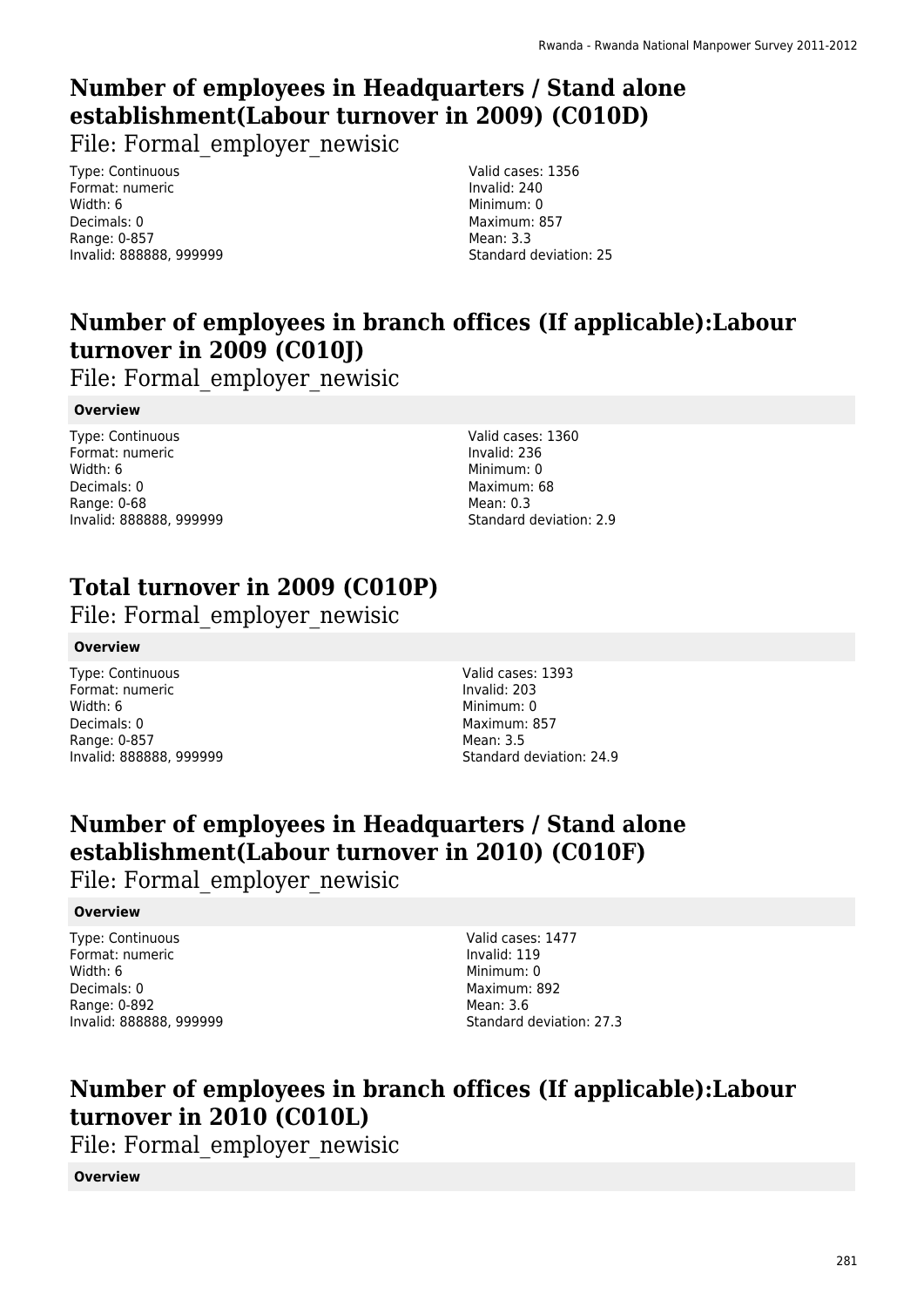# Number of employees in Headquarters / Stand alone establishment(Labour turnover in 2009) (C010D)

File: Formal_employer_newisic

Type: Continuous
Format: numeric
Width: 6
Decimals: 0
Range: 0-857
Invalid: 888888, 999999

Valid cases: 1356
Invalid: 240
Minimum: 0
Maximum: 857
Mean: 3.3
Standard deviation: 25

# Number of employees in branch offices (If applicable):Labour turnover in 2009 (C010J)

File: Formal_employer_newisic

**Overview**

Type: Continuous
Format: numeric
Width: 6
Decimals: 0
Range: 0-68
Invalid: 888888, 999999

Valid cases: 1360
Invalid: 236
Minimum: 0
Maximum: 68
Mean: 0.3
Standard deviation: 2.9

# Total turnover in 2009 (C010P)

File: Formal_employer_newisic

**Overview**

Type: Continuous
Format: numeric
Width: 6
Decimals: 0
Range: 0-857
Invalid: 888888, 999999

Valid cases: 1393
Invalid: 203
Minimum: 0
Maximum: 857
Mean: 3.5
Standard deviation: 24.9

# Number of employees in Headquarters / Stand alone establishment(Labour turnover in 2010) (C010F)

File: Formal_employer_newisic

**Overview**

Type: Continuous
Format: numeric
Width: 6
Decimals: 0
Range: 0-892
Invalid: 888888, 999999

Valid cases: 1477
Invalid: 119
Minimum: 0
Maximum: 892
Mean: 3.6
Standard deviation: 27.3

# Number of employees in branch offices (If applicable):Labour turnover in 2010 (C010L)

File: Formal_employer_newisic

**Overview**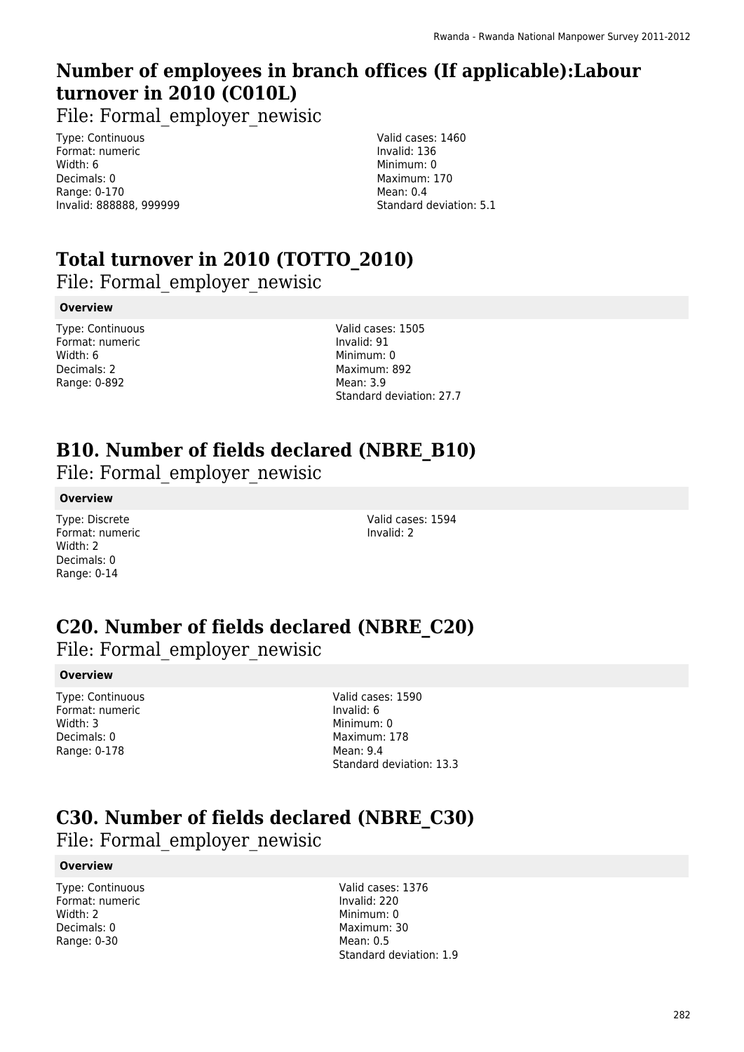## Number of employees in branch offices (If applicable):Labour turnover in 2010 (C010L)

File: Formal_employer_newisic

Type: Continuous
Format: numeric
Width: 6
Decimals: 0
Range: 0-170
Invalid: 888888, 999999

Valid cases: 1460
Invalid: 136
Minimum: 0
Maximum: 170
Mean: 0.4
Standard deviation: 5.1

## Total turnover in 2010 (TOTTO_2010)

File: Formal_employer_newisic

**Overview**

Type: Continuous
Format: numeric
Width: 6
Decimals: 2
Range: 0-892

Valid cases: 1505
Invalid: 91
Minimum: 0
Maximum: 892
Mean: 3.9
Standard deviation: 27.7

## B10. Number of fields declared (NBRE_B10)

File: Formal_employer_newisic

**Overview**

Type: Discrete
Format: numeric
Width: 2
Decimals: 0
Range: 0-14

Valid cases: 1594
Invalid: 2

## C20. Number of fields declared (NBRE_C20)

File: Formal_employer_newisic

**Overview**

Type: Continuous
Format: numeric
Width: 3
Decimals: 0
Range: 0-178

Valid cases: 1590
Invalid: 6
Minimum: 0
Maximum: 178
Mean: 9.4
Standard deviation: 13.3

## C30. Number of fields declared (NBRE_C30)

File: Formal_employer_newisic

**Overview**

Type: Continuous
Format: numeric
Width: 2
Decimals: 0
Range: 0-30

Valid cases: 1376
Invalid: 220
Minimum: 0
Maximum: 30
Mean: 0.5
Standard deviation: 1.9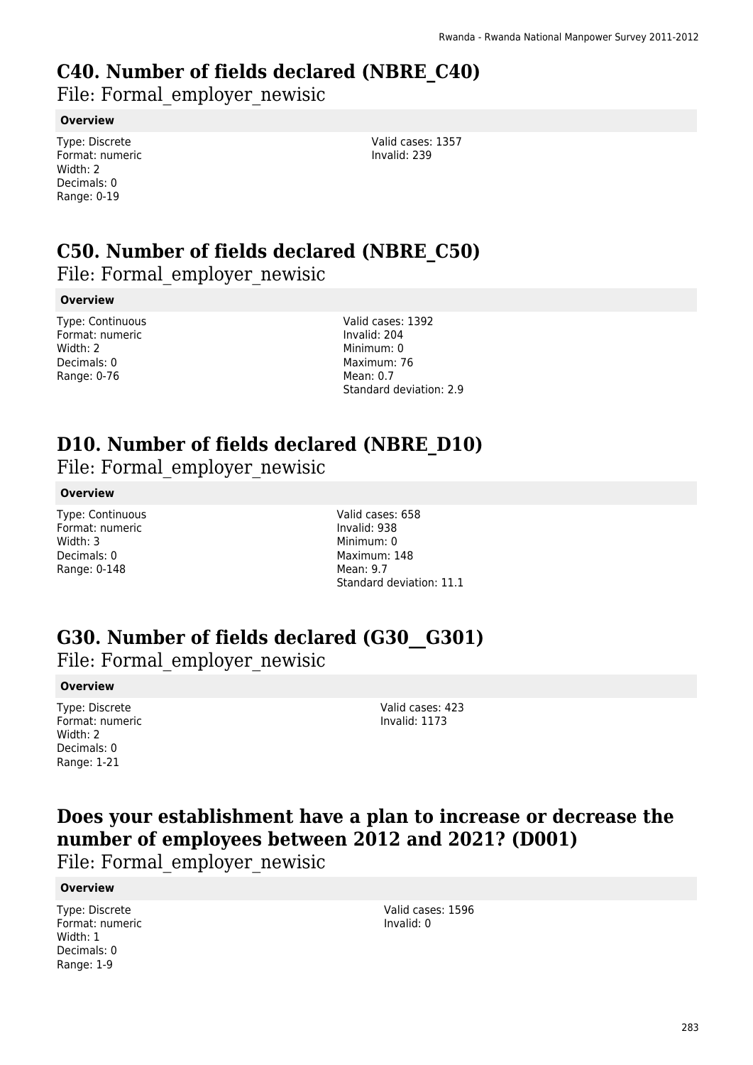# C40. Number of fields declared (NBRE_C40)

File: Formal_employer_newisic

**Overview**

Type: Discrete
Format: numeric
Width: 2
Decimals: 0
Range: 0-19

Valid cases: 1357
Invalid: 239

# C50. Number of fields declared (NBRE_C50)

File: Formal_employer_newisic

**Overview**

Type: Continuous
Format: numeric
Width: 2
Decimals: 0
Range: 0-76

Valid cases: 1392
Invalid: 204
Minimum: 0
Maximum: 76
Mean: 0.7
Standard deviation: 2.9

# D10. Number of fields declared (NBRE_D10)

File: Formal_employer_newisic

**Overview**

Type: Continuous
Format: numeric
Width: 3
Decimals: 0
Range: 0-148

Valid cases: 658
Invalid: 938
Minimum: 0
Maximum: 148
Mean: 9.7
Standard deviation: 11.1

# G30. Number of fields declared (G30__G301)

File: Formal_employer_newisic

**Overview**

Type: Discrete
Format: numeric
Width: 2
Decimals: 0
Range: 1-21

Valid cases: 423
Invalid: 1173

# Does your establishment have a plan to increase or decrease the number of employees between 2012 and 2021? (D001)

File: Formal_employer_newisic

**Overview**

Type: Discrete
Format: numeric
Width: 1
Decimals: 0
Range: 1-9

Valid cases: 1596
Invalid: 0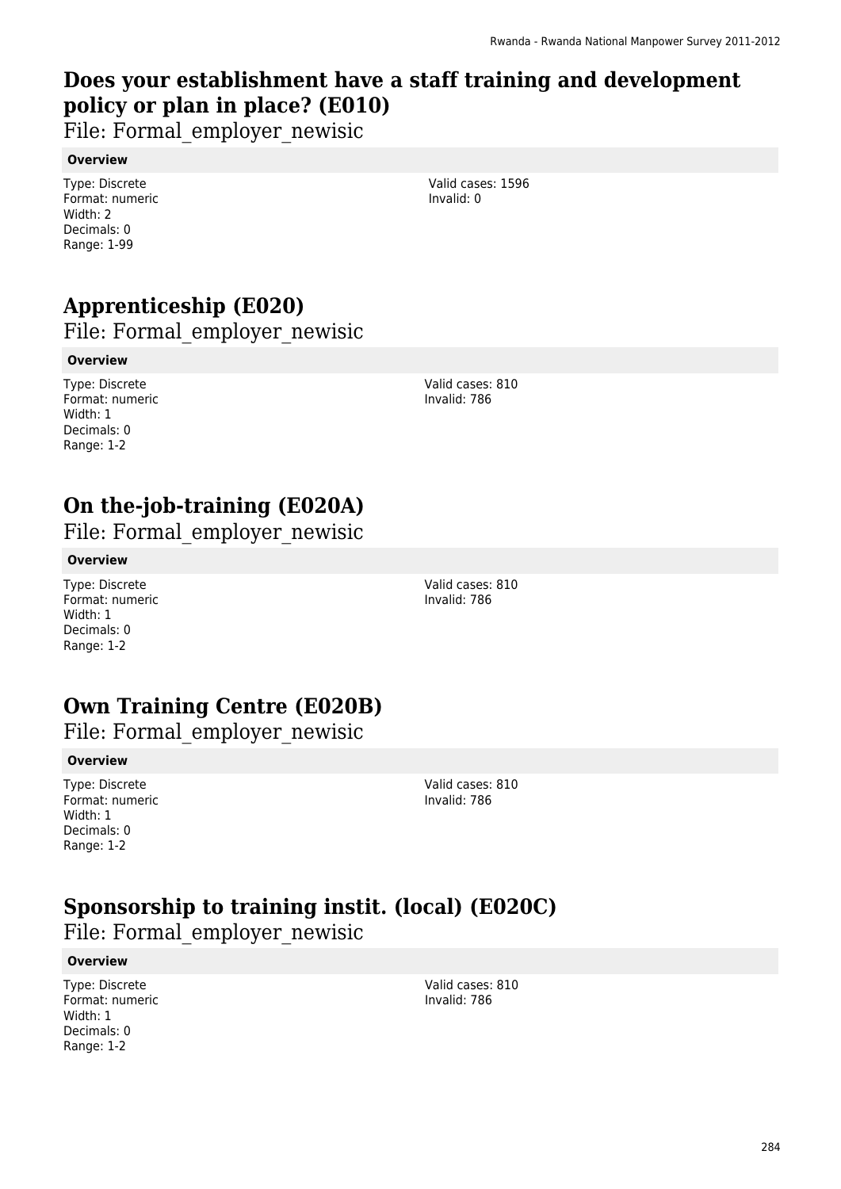## Does your establishment have a staff training and development policy or plan in place? (E010)

File: Formal_employer_newisic

**Overview**

Type: Discrete
Format: numeric
Width: 2
Decimals: 0
Range: 1-99

Valid cases: 1596
Invalid: 0

## Apprenticeship (E020)

File: Formal_employer_newisic

**Overview**

Type: Discrete
Format: numeric
Width: 1
Decimals: 0
Range: 1-2

Valid cases: 810
Invalid: 786

## On the-job-training (E020A)

File: Formal_employer_newisic

**Overview**

Type: Discrete
Format: numeric
Width: 1
Decimals: 0
Range: 1-2

Valid cases: 810
Invalid: 786

## Own Training Centre (E020B)

File: Formal_employer_newisic

**Overview**

Type: Discrete
Format: numeric
Width: 1
Decimals: 0
Range: 1-2

Valid cases: 810
Invalid: 786

## Sponsorship to training instit. (local) (E020C)

File: Formal_employer_newisic

**Overview**

Type: Discrete
Format: numeric
Width: 1
Decimals: 0
Range: 1-2

Valid cases: 810
Invalid: 786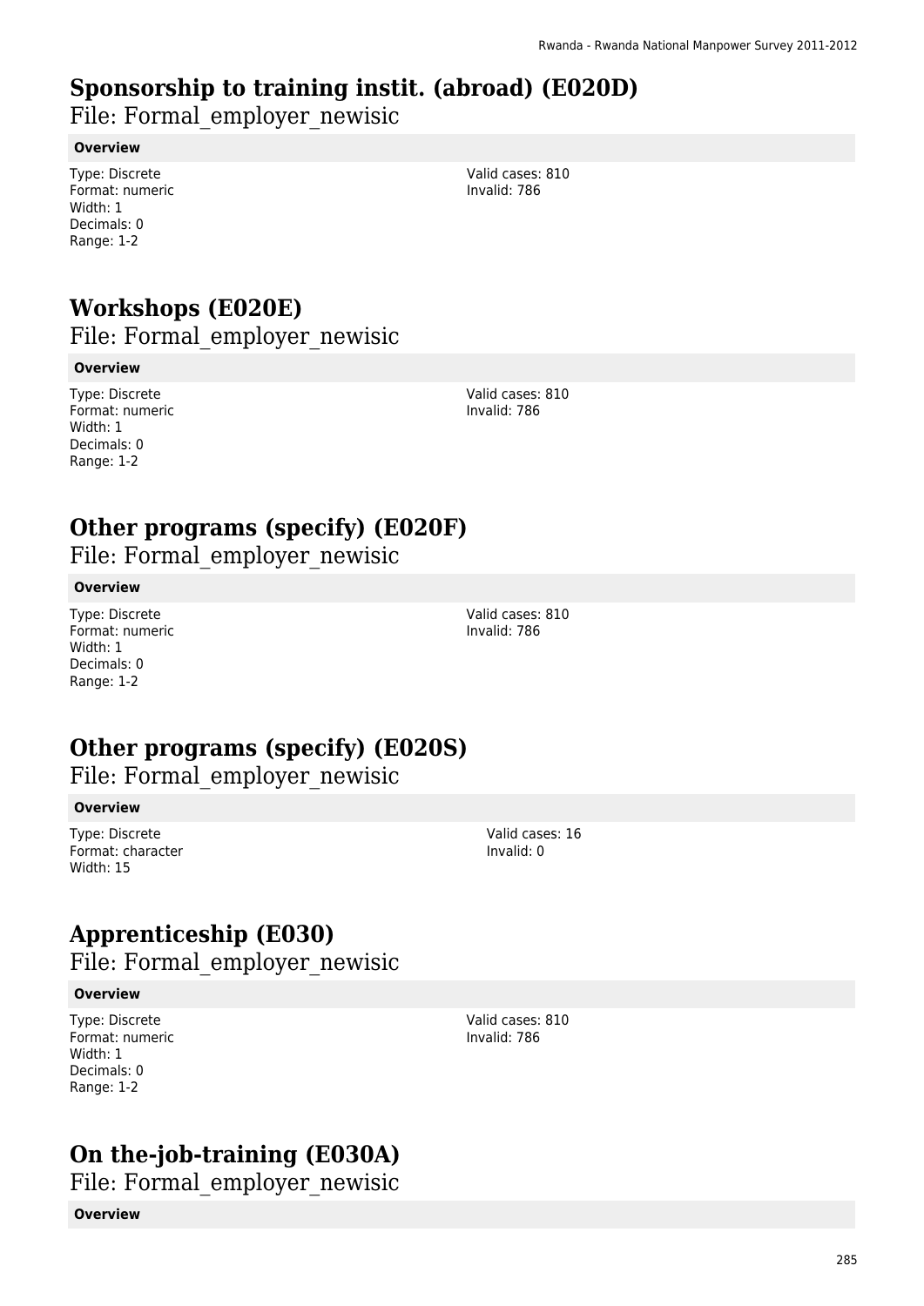# Sponsorship to training instit. (abroad) (E020D)

File: Formal_employer_newisic

**Overview**

Type: Discrete
Format: numeric
Width: 1
Decimals: 0
Range: 1-2

Valid cases: 810
Invalid: 786

# Workshops (E020E)

File: Formal_employer_newisic

**Overview**

Type: Discrete
Format: numeric
Width: 1
Decimals: 0
Range: 1-2

Valid cases: 810
Invalid: 786

# Other programs (specify) (E020F)

File: Formal_employer_newisic

**Overview**

Type: Discrete
Format: numeric
Width: 1
Decimals: 0
Range: 1-2

Valid cases: 810
Invalid: 786

# Other programs (specify) (E020S)

File: Formal_employer_newisic

**Overview**

Type: Discrete
Format: character
Width: 15

Valid cases: 16
Invalid: 0

# Apprenticeship (E030)

File: Formal_employer_newisic

**Overview**

Type: Discrete
Format: numeric
Width: 1
Decimals: 0
Range: 1-2

Valid cases: 810
Invalid: 786

# On the-job-training (E030A)

File: Formal_employer_newisic

**Overview**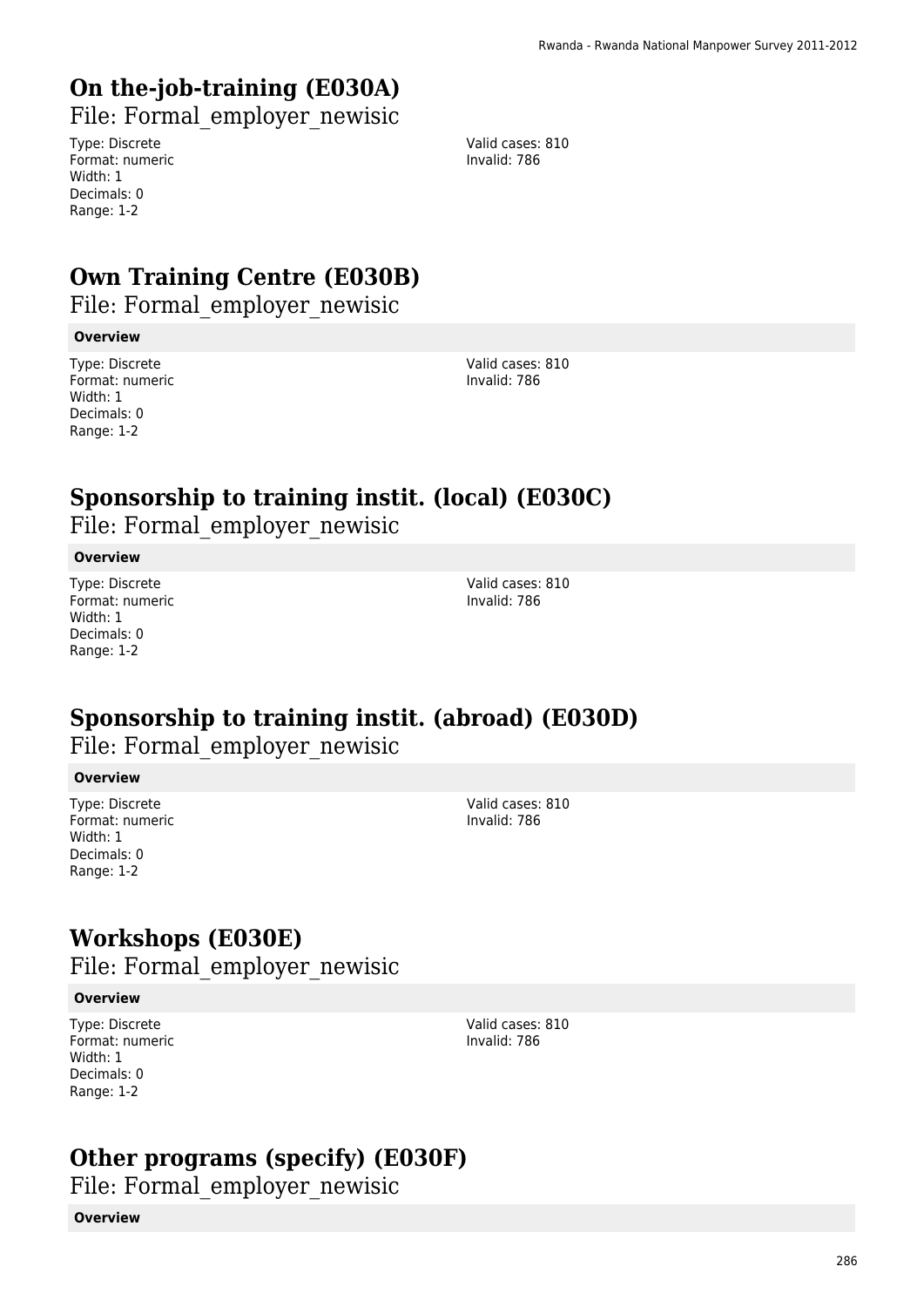# On the-job-training (E030A)

File: Formal_employer_newisic

Type: Discrete
Format: numeric
Width: 1
Decimals: 0
Range: 1-2

Valid cases: 810
Invalid: 786

# Own Training Centre (E030B)

File: Formal_employer_newisic

**Overview**

Type: Discrete
Format: numeric
Width: 1
Decimals: 0
Range: 1-2

Valid cases: 810
Invalid: 786

# Sponsorship to training instit. (local) (E030C)

File: Formal_employer_newisic

**Overview**

Type: Discrete
Format: numeric
Width: 1
Decimals: 0
Range: 1-2

Valid cases: 810
Invalid: 786

# Sponsorship to training instit. (abroad) (E030D)

File: Formal_employer_newisic

**Overview**

Type: Discrete
Format: numeric
Width: 1
Decimals: 0
Range: 1-2

Valid cases: 810
Invalid: 786

# Workshops (E030E)

File: Formal_employer_newisic

**Overview**

Type: Discrete
Format: numeric
Width: 1
Decimals: 0
Range: 1-2

Valid cases: 810
Invalid: 786

# Other programs (specify) (E030F)

File: Formal_employer_newisic

**Overview**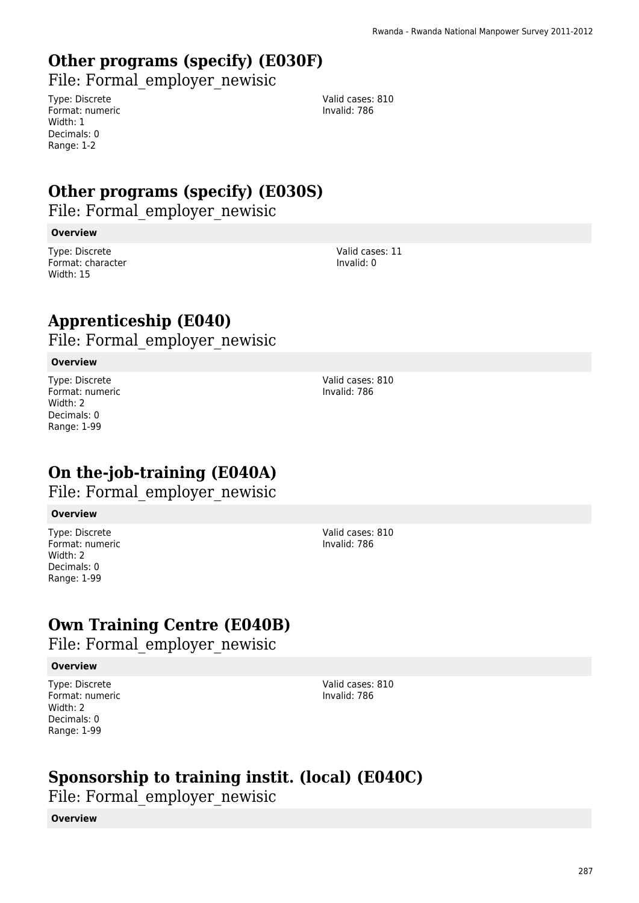## Other programs (specify) (E030F)

File: Formal_employer_newisic

Type: Discrete
Format: numeric
Width: 1
Decimals: 0
Range: 1-2

Valid cases: 810
Invalid: 786

## Other programs (specify) (E030S)

File: Formal_employer_newisic

**Overview**

Type: Discrete
Format: character
Width: 15

Valid cases: 11
Invalid: 0

## Apprenticeship (E040)

File: Formal_employer_newisic

**Overview**

Type: Discrete
Format: numeric
Width: 2
Decimals: 0
Range: 1-99

Valid cases: 810
Invalid: 786

## On the-job-training (E040A)

File: Formal_employer_newisic

**Overview**

Type: Discrete
Format: numeric
Width: 2
Decimals: 0
Range: 1-99

Valid cases: 810
Invalid: 786

## Own Training Centre (E040B)

File: Formal_employer_newisic

**Overview**

Type: Discrete
Format: numeric
Width: 2
Decimals: 0
Range: 1-99

Valid cases: 810
Invalid: 786

## Sponsorship to training instit. (local) (E040C)

File: Formal_employer_newisic

**Overview**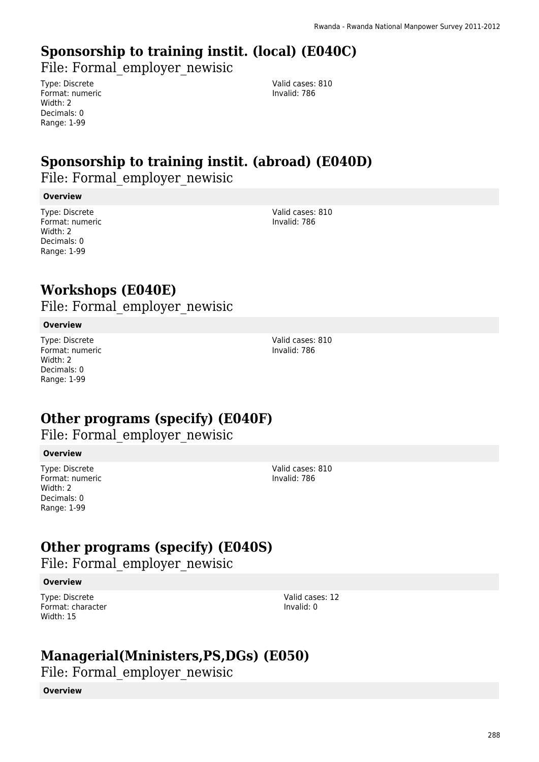## Sponsorship to training instit. (local) (E040C)

File: Formal_employer_newisic

Type: Discrete
Format: numeric
Width: 2
Decimals: 0
Range: 1-99

Valid cases: 810
Invalid: 786

## Sponsorship to training instit. (abroad) (E040D)

File: Formal_employer_newisic

**Overview**

Type: Discrete
Format: numeric
Width: 2
Decimals: 0
Range: 1-99

Valid cases: 810
Invalid: 786

## Workshops (E040E)

File: Formal_employer_newisic

**Overview**

Type: Discrete
Format: numeric
Width: 2
Decimals: 0
Range: 1-99

Valid cases: 810
Invalid: 786

## Other programs (specify) (E040F)

File: Formal_employer_newisic

**Overview**

Type: Discrete
Format: numeric
Width: 2
Decimals: 0
Range: 1-99

Valid cases: 810
Invalid: 786

## Other programs (specify) (E040S)

File: Formal_employer_newisic

**Overview**

Type: Discrete
Format: character
Width: 15

Valid cases: 12
Invalid: 0

## Managerial(Mninisters,PS,DGs) (E050)

File: Formal_employer_newisic

**Overview**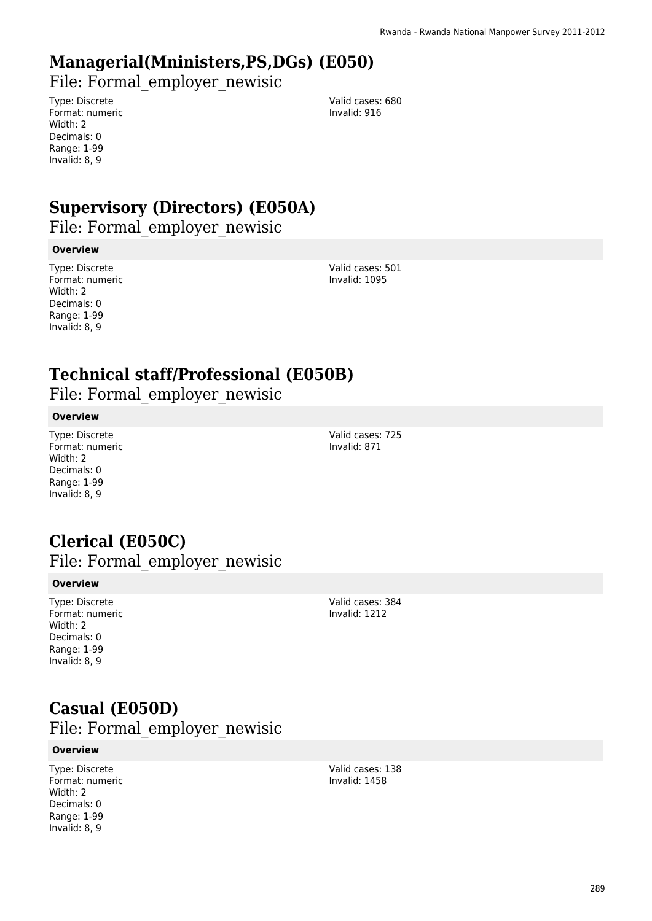# Managerial(Mninisters,PS,DGs) (E050)

File: Formal_employer_newisic

Type: Discrete
Format: numeric
Width: 2
Decimals: 0
Range: 1-99
Invalid: 8, 9

Valid cases: 680
Invalid: 916

# Supervisory (Directors) (E050A)

File: Formal_employer_newisic

**Overview**

Type: Discrete
Format: numeric
Width: 2
Decimals: 0
Range: 1-99
Invalid: 8, 9

Valid cases: 501
Invalid: 1095

# Technical staff/Professional (E050B)

File: Formal_employer_newisic

**Overview**

Type: Discrete
Format: numeric
Width: 2
Decimals: 0
Range: 1-99
Invalid: 8, 9

Valid cases: 725
Invalid: 871

# Clerical (E050C)

File: Formal_employer_newisic

**Overview**

Type: Discrete
Format: numeric
Width: 2
Decimals: 0
Range: 1-99
Invalid: 8, 9

Valid cases: 384
Invalid: 1212

# Casual (E050D)

File: Formal_employer_newisic

**Overview**

Type: Discrete
Format: numeric
Width: 2
Decimals: 0
Range: 1-99
Invalid: 8, 9

Valid cases: 138
Invalid: 1458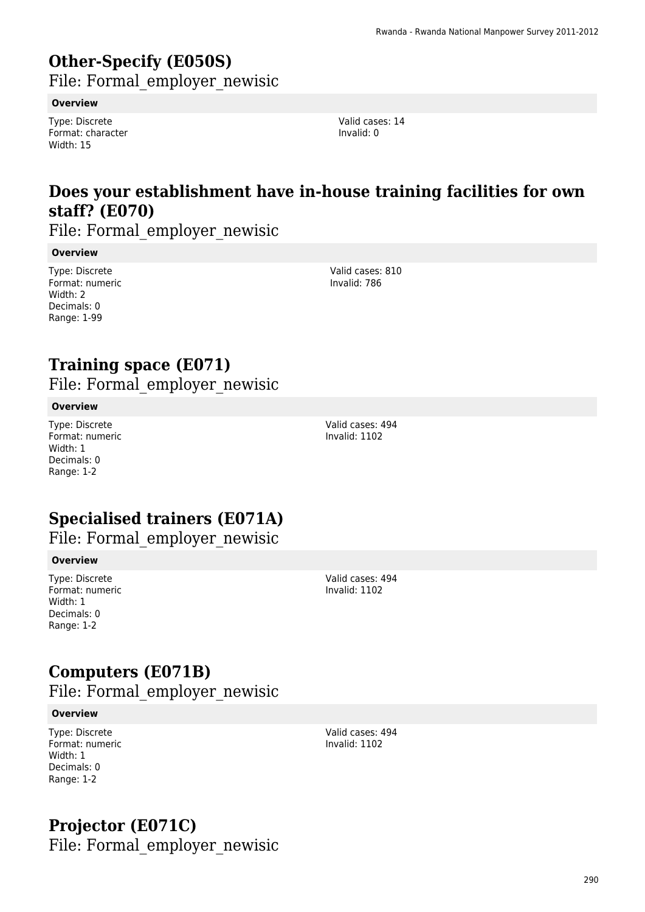## Other-Specify (E050S)

File: Formal_employer_newisic

**Overview**

Type: Discrete
Format: character
Width: 15

Valid cases: 14
Invalid: 0

## Does your establishment have in-house training facilities for own staff? (E070)

File: Formal_employer_newisic

**Overview**

Type: Discrete
Format: numeric
Width: 2
Decimals: 0
Range: 1-99

Valid cases: 810
Invalid: 786

## Training space (E071)

File: Formal_employer_newisic

**Overview**

Type: Discrete
Format: numeric
Width: 1
Decimals: 0
Range: 1-2

Valid cases: 494
Invalid: 1102

## Specialised trainers (E071A)

File: Formal_employer_newisic

**Overview**

Type: Discrete
Format: numeric
Width: 1
Decimals: 0
Range: 1-2

Valid cases: 494
Invalid: 1102

## Computers (E071B)

File: Formal_employer_newisic

**Overview**

Type: Discrete
Format: numeric
Width: 1
Decimals: 0
Range: 1-2

Valid cases: 494
Invalid: 1102

## Projector (E071C)

File: Formal_employer_newisic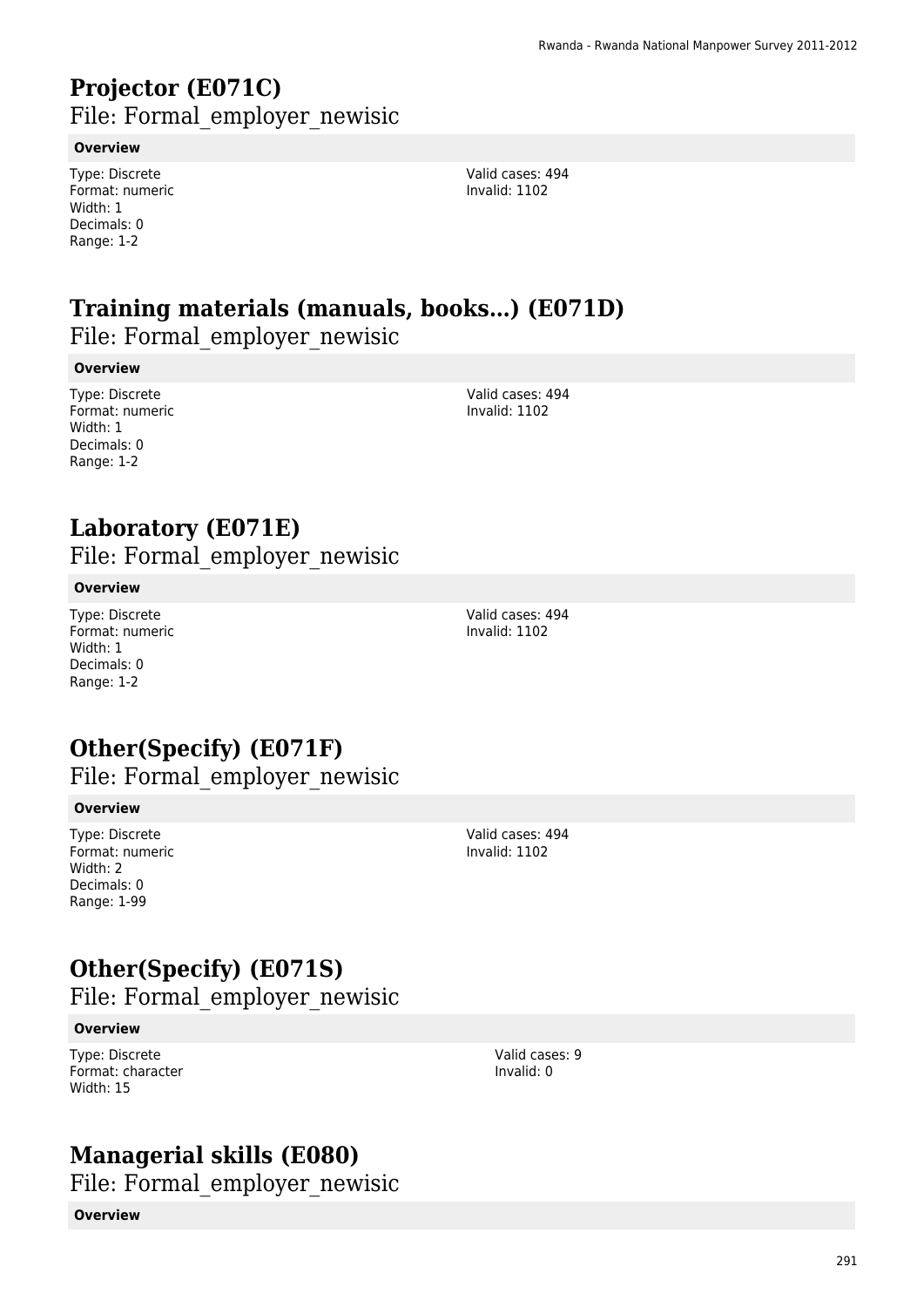# Projector (E071C)

File: Formal_employer_newisic

**Overview**

Type: Discrete
Format: numeric
Width: 1
Decimals: 0
Range: 1-2

Valid cases: 494
Invalid: 1102

# Training materials (manuals, books…) (E071D)

File: Formal_employer_newisic

**Overview**

Type: Discrete
Format: numeric
Width: 1
Decimals: 0
Range: 1-2

Valid cases: 494
Invalid: 1102

# Laboratory (E071E)

File: Formal_employer_newisic

**Overview**

Type: Discrete
Format: numeric
Width: 1
Decimals: 0
Range: 1-2

Valid cases: 494
Invalid: 1102

# Other(Specify) (E071F)

File: Formal_employer_newisic

**Overview**

Type: Discrete
Format: numeric
Width: 2
Decimals: 0
Range: 1-99

Valid cases: 494
Invalid: 1102

# Other(Specify) (E071S)

File: Formal_employer_newisic

**Overview**

Type: Discrete
Format: character
Width: 15

Valid cases: 9
Invalid: 0

# Managerial skills (E080)

File: Formal_employer_newisic

**Overview**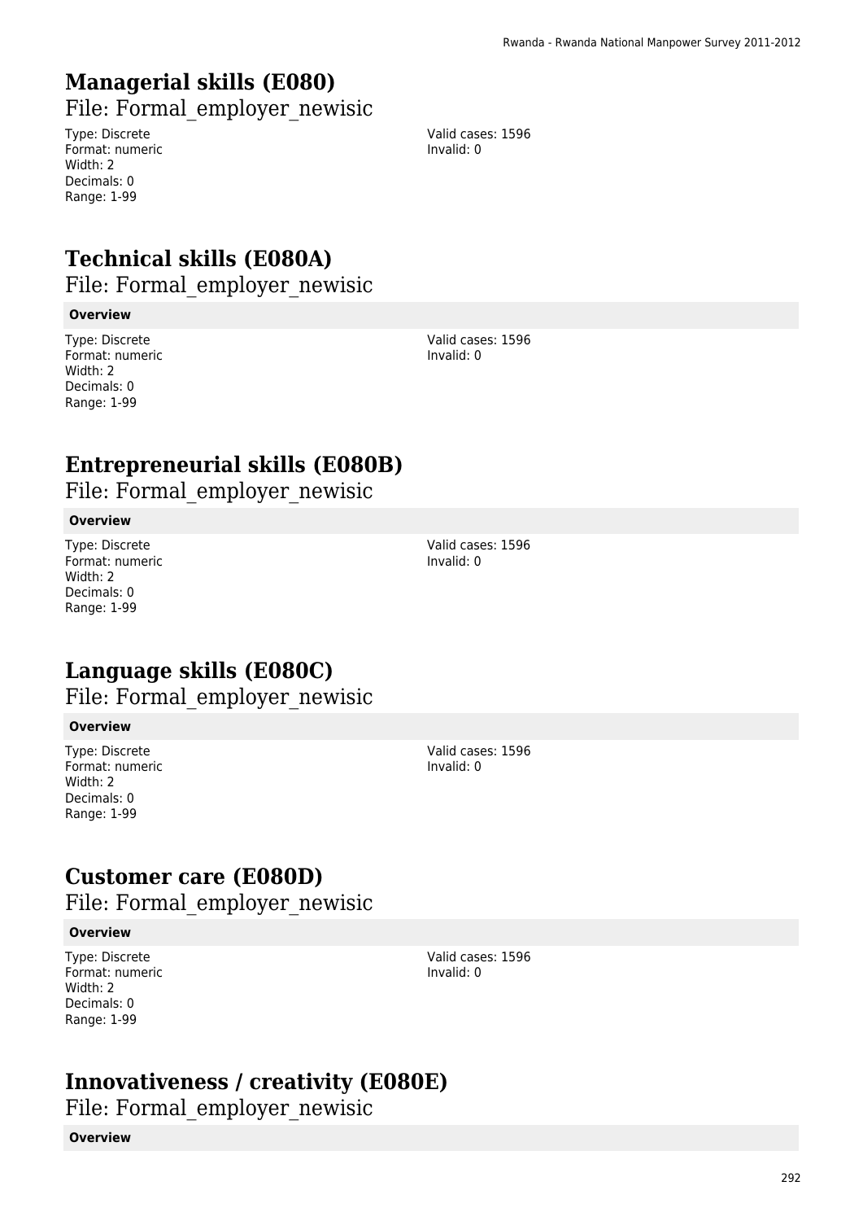# Managerial skills (E080)

File: Formal_employer_newisic

Type: Discrete
Format: numeric
Width: 2
Decimals: 0
Range: 1-99

Valid cases: 1596
Invalid: 0

# Technical skills (E080A)

File: Formal_employer_newisic

**Overview**

Type: Discrete
Format: numeric
Width: 2
Decimals: 0
Range: 1-99

Valid cases: 1596
Invalid: 0

# Entrepreneurial skills (E080B)

File: Formal_employer_newisic

**Overview**

Type: Discrete
Format: numeric
Width: 2
Decimals: 0
Range: 1-99

Valid cases: 1596
Invalid: 0

# Language skills (E080C)

File: Formal_employer_newisic

**Overview**

Type: Discrete
Format: numeric
Width: 2
Decimals: 0
Range: 1-99

Valid cases: 1596
Invalid: 0

# Customer care (E080D)

File: Formal_employer_newisic

**Overview**

Type: Discrete
Format: numeric
Width: 2
Decimals: 0
Range: 1-99

Valid cases: 1596
Invalid: 0

# Innovativeness / creativity (E080E)

File: Formal_employer_newisic

**Overview**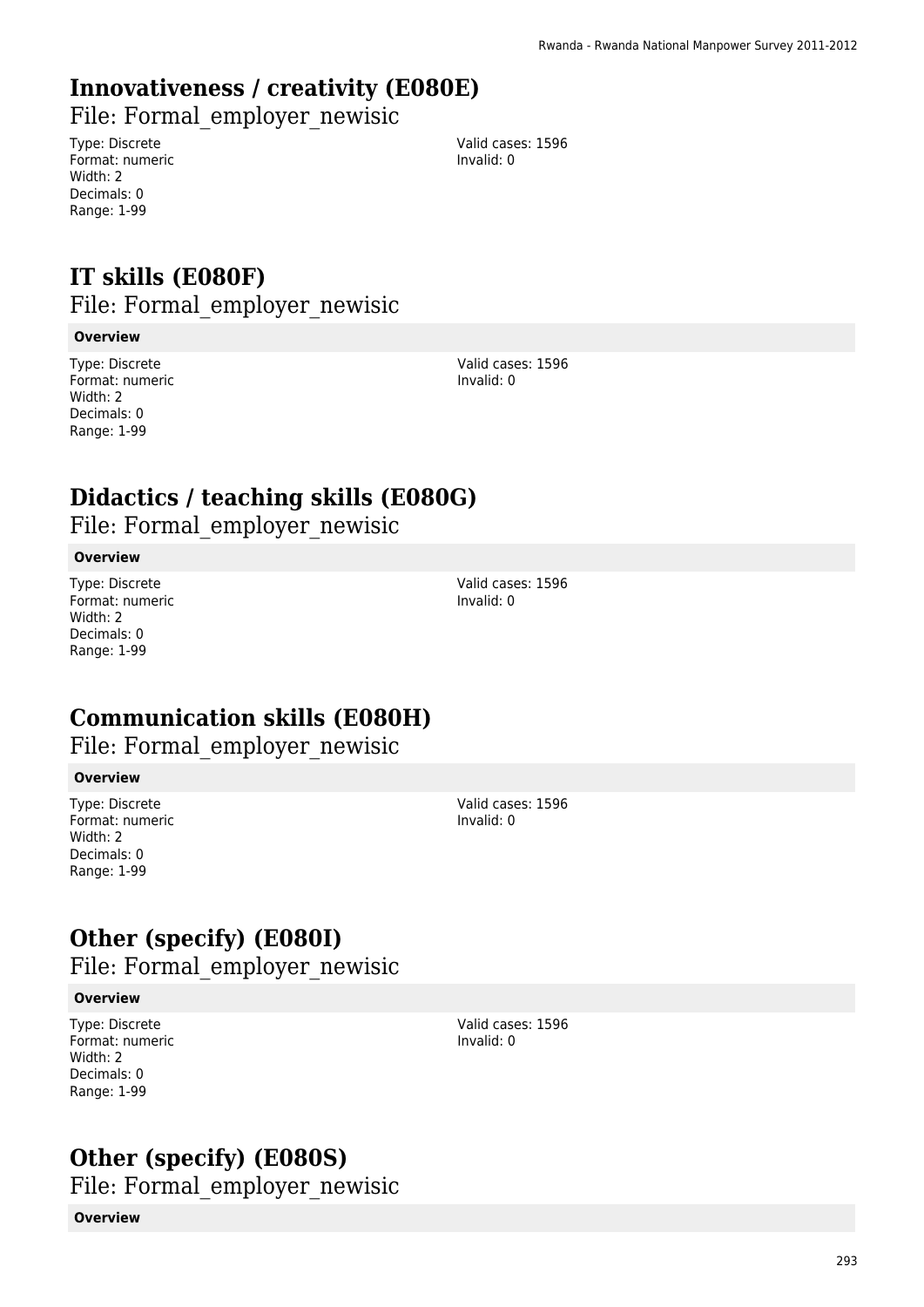## Innovativeness / creativity (E080E)

File: Formal_employer_newisic

Type: Discrete
Format: numeric
Width: 2
Decimals: 0
Range: 1-99

Valid cases: 1596
Invalid: 0

## IT skills (E080F)

File: Formal_employer_newisic

**Overview**

Type: Discrete
Format: numeric
Width: 2
Decimals: 0
Range: 1-99

Valid cases: 1596
Invalid: 0

## Didactics / teaching skills (E080G)

File: Formal_employer_newisic

**Overview**

Type: Discrete
Format: numeric
Width: 2
Decimals: 0
Range: 1-99

Valid cases: 1596
Invalid: 0

## Communication skills (E080H)

File: Formal_employer_newisic

**Overview**

Type: Discrete
Format: numeric
Width: 2
Decimals: 0
Range: 1-99

Valid cases: 1596
Invalid: 0

## Other (specify) (E080I)

File: Formal_employer_newisic

**Overview**

Type: Discrete
Format: numeric
Width: 2
Decimals: 0
Range: 1-99

Valid cases: 1596
Invalid: 0

## Other (specify) (E080S)

File: Formal_employer_newisic

**Overview**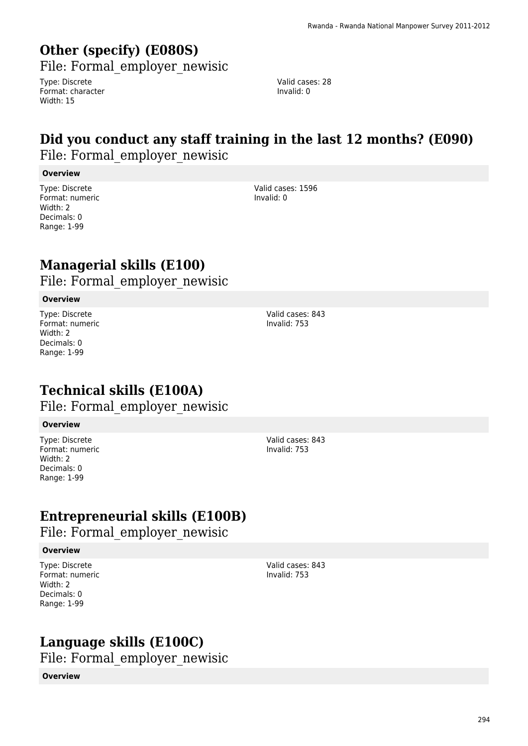# Other (specify) (E080S)

File: Formal_employer_newisic

Type: Discrete
Format: character
Width: 15

Valid cases: 28
Invalid: 0

# Did you conduct any staff training in the last 12 months? (E090)

File: Formal_employer_newisic

**Overview**

Type: Discrete
Format: numeric
Width: 2
Decimals: 0
Range: 1-99

Valid cases: 1596
Invalid: 0

# Managerial skills (E100)

File: Formal_employer_newisic

**Overview**

Type: Discrete
Format: numeric
Width: 2
Decimals: 0
Range: 1-99

Valid cases: 843
Invalid: 753

# Technical skills (E100A)

File: Formal_employer_newisic

**Overview**

Type: Discrete
Format: numeric
Width: 2
Decimals: 0
Range: 1-99

Valid cases: 843
Invalid: 753

# Entrepreneurial skills (E100B)

File: Formal_employer_newisic

**Overview**

Type: Discrete
Format: numeric
Width: 2
Decimals: 0
Range: 1-99

Valid cases: 843
Invalid: 753

# Language skills (E100C)

File: Formal_employer_newisic

**Overview**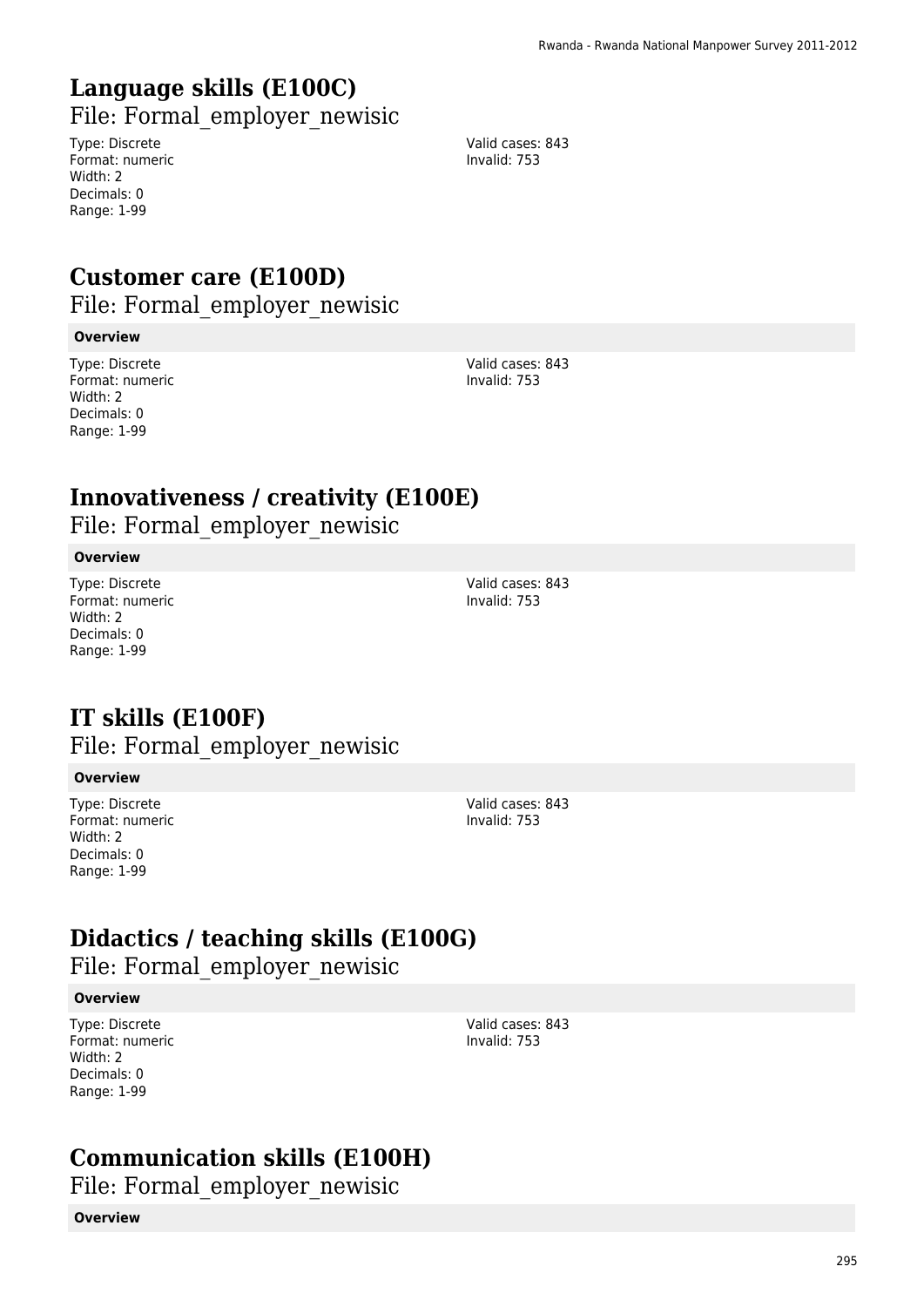# Language skills (E100C)

File: Formal_employer_newisic

Type: Discrete
Format: numeric
Width: 2
Decimals: 0
Range: 1-99

Valid cases: 843
Invalid: 753

# Customer care (E100D)

File: Formal_employer_newisic

**Overview**

Type: Discrete
Format: numeric
Width: 2
Decimals: 0
Range: 1-99

Valid cases: 843
Invalid: 753

# Innovativeness / creativity (E100E)

File: Formal_employer_newisic

**Overview**

Type: Discrete
Format: numeric
Width: 2
Decimals: 0
Range: 1-99

Valid cases: 843
Invalid: 753

# IT skills (E100F)

File: Formal_employer_newisic

**Overview**

Type: Discrete
Format: numeric
Width: 2
Decimals: 0
Range: 1-99

Valid cases: 843
Invalid: 753

# Didactics / teaching skills (E100G)

File: Formal_employer_newisic

**Overview**

Type: Discrete
Format: numeric
Width: 2
Decimals: 0
Range: 1-99

Valid cases: 843
Invalid: 753

# Communication skills (E100H)

File: Formal_employer_newisic

**Overview**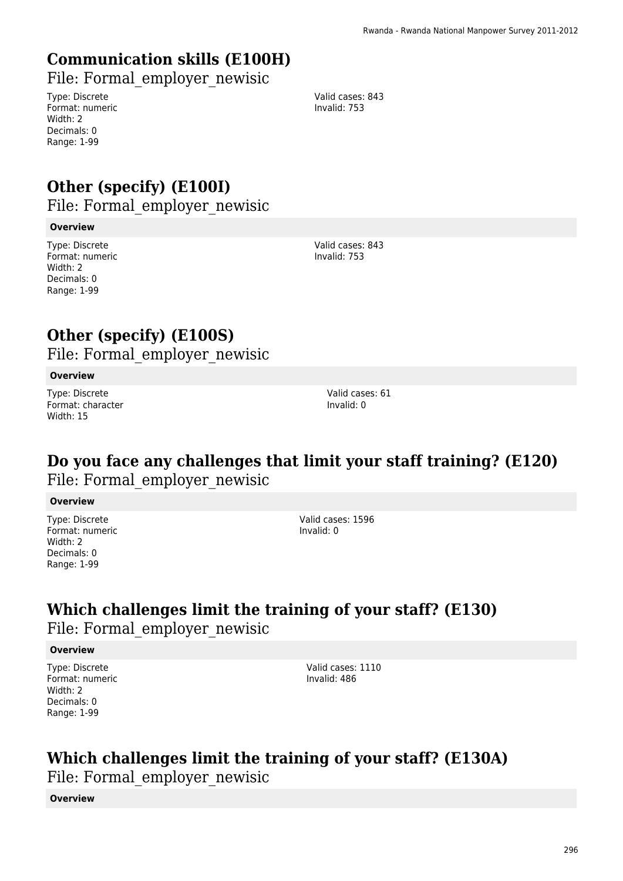## Communication skills (E100H)

File: Formal_employer_newisic

Type: Discrete
Format: numeric
Width: 2
Decimals: 0
Range: 1-99

Valid cases: 843
Invalid: 753

## Other (specify) (E100I)

File: Formal_employer_newisic

**Overview**

Type: Discrete
Format: numeric
Width: 2
Decimals: 0
Range: 1-99

Valid cases: 843
Invalid: 753

## Other (specify) (E100S)

File: Formal_employer_newisic

**Overview**

Type: Discrete
Format: character
Width: 15

Valid cases: 61
Invalid: 0

## Do you face any challenges that limit your staff training? (E120)

File: Formal_employer_newisic

**Overview**

Type: Discrete
Format: numeric
Width: 2
Decimals: 0
Range: 1-99

Valid cases: 1596
Invalid: 0

## Which challenges limit the training of your staff? (E130)

File: Formal_employer_newisic

**Overview**

Type: Discrete
Format: numeric
Width: 2
Decimals: 0
Range: 1-99

Valid cases: 1110
Invalid: 486

## Which challenges limit the training of your staff? (E130A)

File: Formal_employer_newisic

**Overview**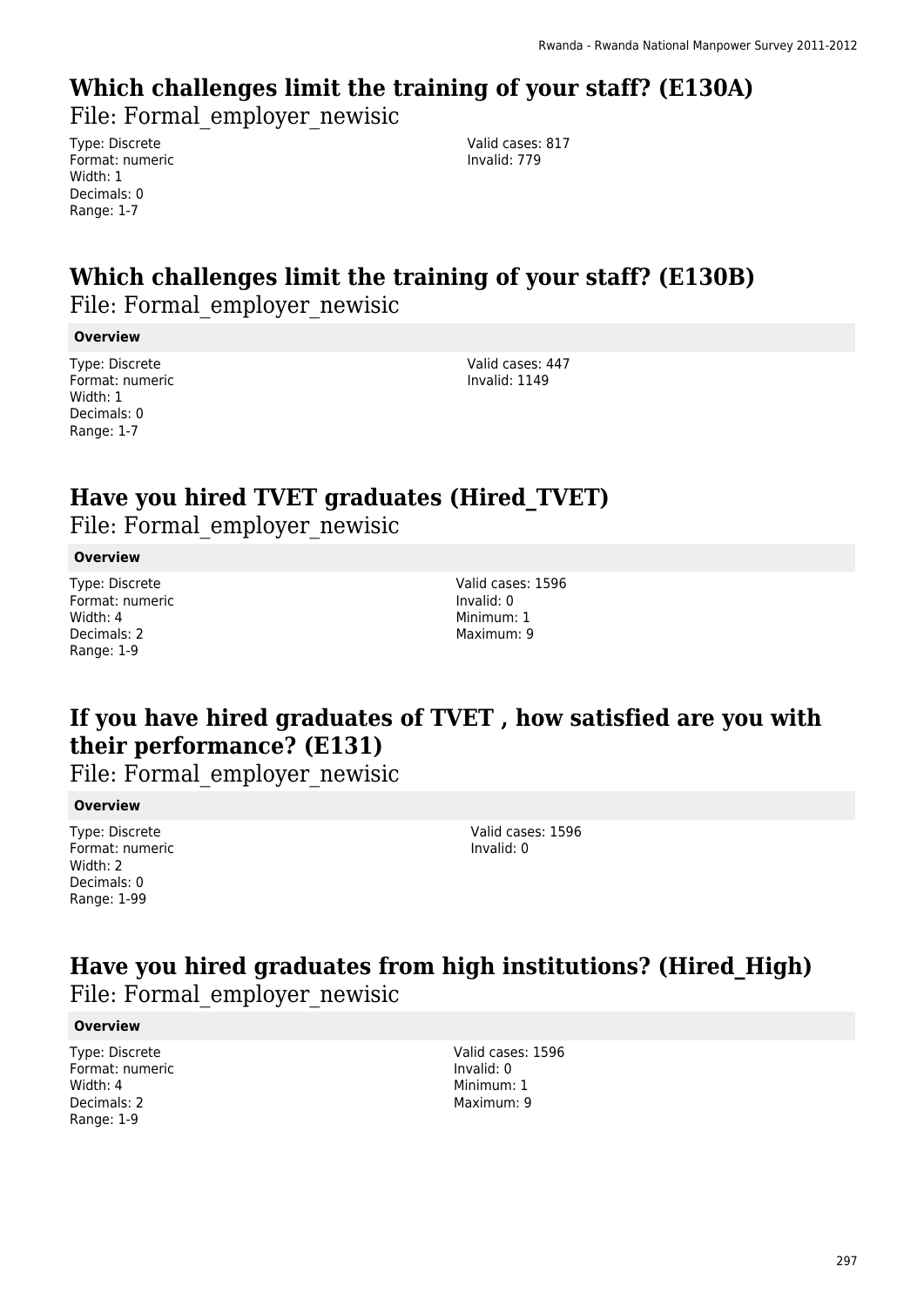## Which challenges limit the training of your staff? (E130A)

File: Formal_employer_newisic

Type: Discrete
Format: numeric
Width: 1
Decimals: 0
Range: 1-7

Valid cases: 817
Invalid: 779

## Which challenges limit the training of your staff? (E130B)

File: Formal_employer_newisic

**Overview**

Type: Discrete
Format: numeric
Width: 1
Decimals: 0
Range: 1-7

Valid cases: 447
Invalid: 1149

## Have you hired TVET graduates (Hired_TVET)

File: Formal_employer_newisic

**Overview**

Type: Discrete
Format: numeric
Width: 4
Decimals: 2
Range: 1-9

Valid cases: 1596
Invalid: 0
Minimum: 1
Maximum: 9

## If you have hired graduates of TVET , how satisfied are you with their performance? (E131)

File: Formal_employer_newisic

**Overview**

Type: Discrete
Format: numeric
Width: 2
Decimals: 0
Range: 1-99

Valid cases: 1596
Invalid: 0

## Have you hired graduates from high institutions? (Hired_High)

File: Formal_employer_newisic

**Overview**

Type: Discrete
Format: numeric
Width: 4
Decimals: 2
Range: 1-9

Valid cases: 1596
Invalid: 0
Minimum: 1
Maximum: 9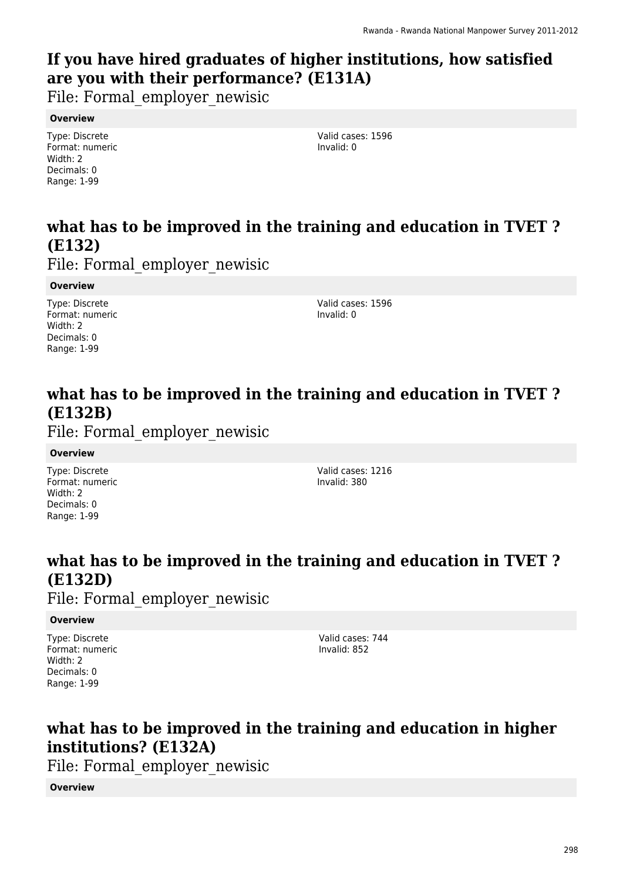## If you have hired graduates of higher institutions, how satisfied are you with their performance? (E131A)

File: Formal_employer_newisic

**Overview**

Type: Discrete
Format: numeric
Width: 2
Decimals: 0
Range: 1-99

Valid cases: 1596
Invalid: 0

## what has to be improved in the training and education in TVET ? (E132)

File: Formal_employer_newisic

**Overview**

Type: Discrete
Format: numeric
Width: 2
Decimals: 0
Range: 1-99

Valid cases: 1596
Invalid: 0

## what has to be improved in the training and education in TVET ? (E132B)

File: Formal_employer_newisic

**Overview**

Type: Discrete
Format: numeric
Width: 2
Decimals: 0
Range: 1-99

Valid cases: 1216
Invalid: 380

## what has to be improved in the training and education in TVET ? (E132D)

File: Formal_employer_newisic

**Overview**

Type: Discrete
Format: numeric
Width: 2
Decimals: 0
Range: 1-99

Valid cases: 744
Invalid: 852

## what has to be improved in the training and education in higher institutions? (E132A)

File: Formal_employer_newisic

**Overview**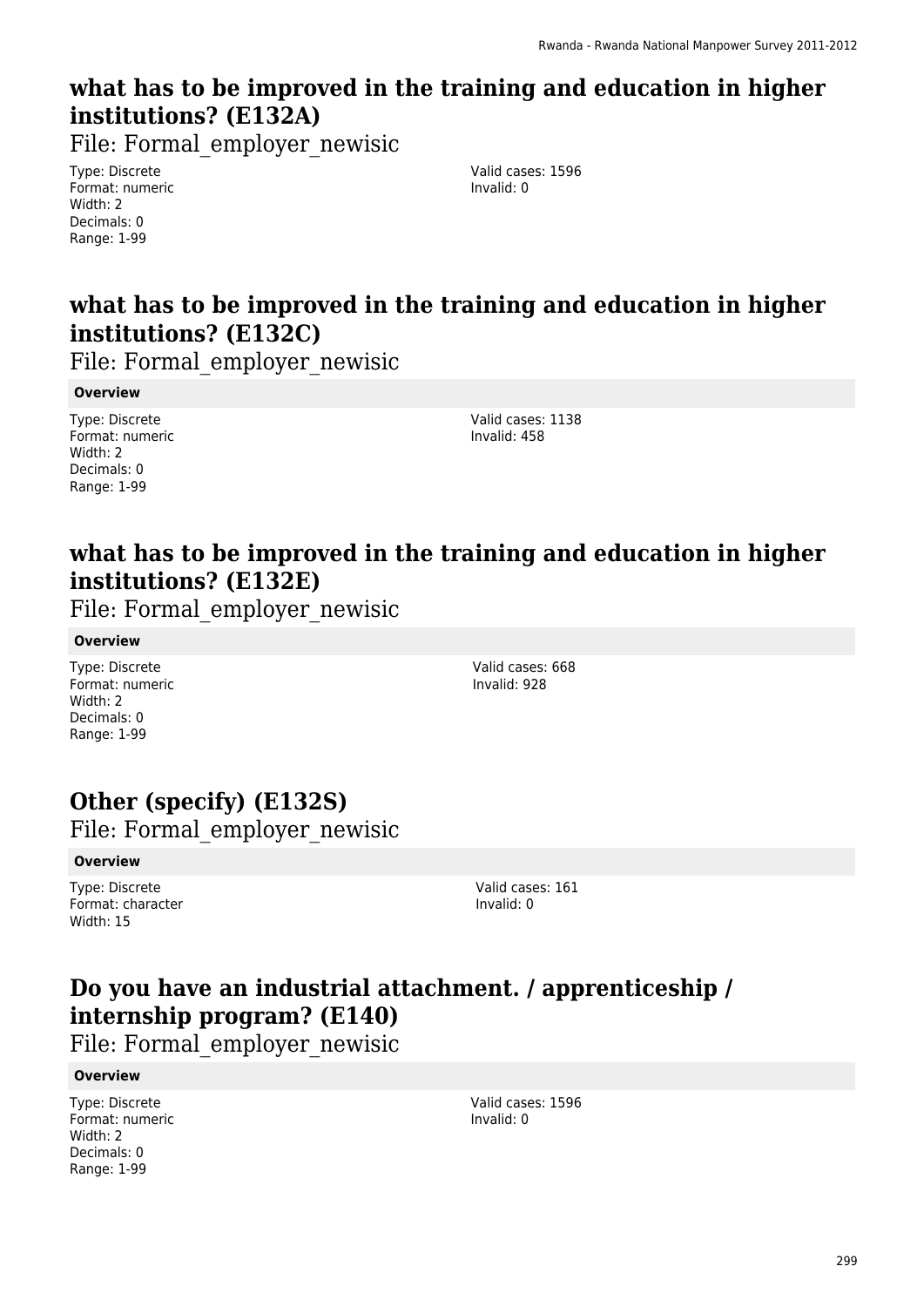## what has to be improved in the training and education in higher institutions? (E132A)

File: Formal_employer_newisic

Type: Discrete
Format: numeric
Width: 2
Decimals: 0
Range: 1-99

Valid cases: 1596
Invalid: 0

## what has to be improved in the training and education in higher institutions? (E132C)

File: Formal_employer_newisic

**Overview**

Type: Discrete
Format: numeric
Width: 2
Decimals: 0
Range: 1-99

Valid cases: 1138
Invalid: 458

## what has to be improved in the training and education in higher institutions? (E132E)

File: Formal_employer_newisic

**Overview**

Type: Discrete
Format: numeric
Width: 2
Decimals: 0
Range: 1-99

Valid cases: 668
Invalid: 928

## Other (specify) (E132S)

File: Formal_employer_newisic

**Overview**

Type: Discrete
Format: character
Width: 15

Valid cases: 161
Invalid: 0

## Do you have an industrial attachment. / apprenticeship / internship program? (E140)

File: Formal_employer_newisic

**Overview**

Type: Discrete
Format: numeric
Width: 2
Decimals: 0
Range: 1-99

Valid cases: 1596
Invalid: 0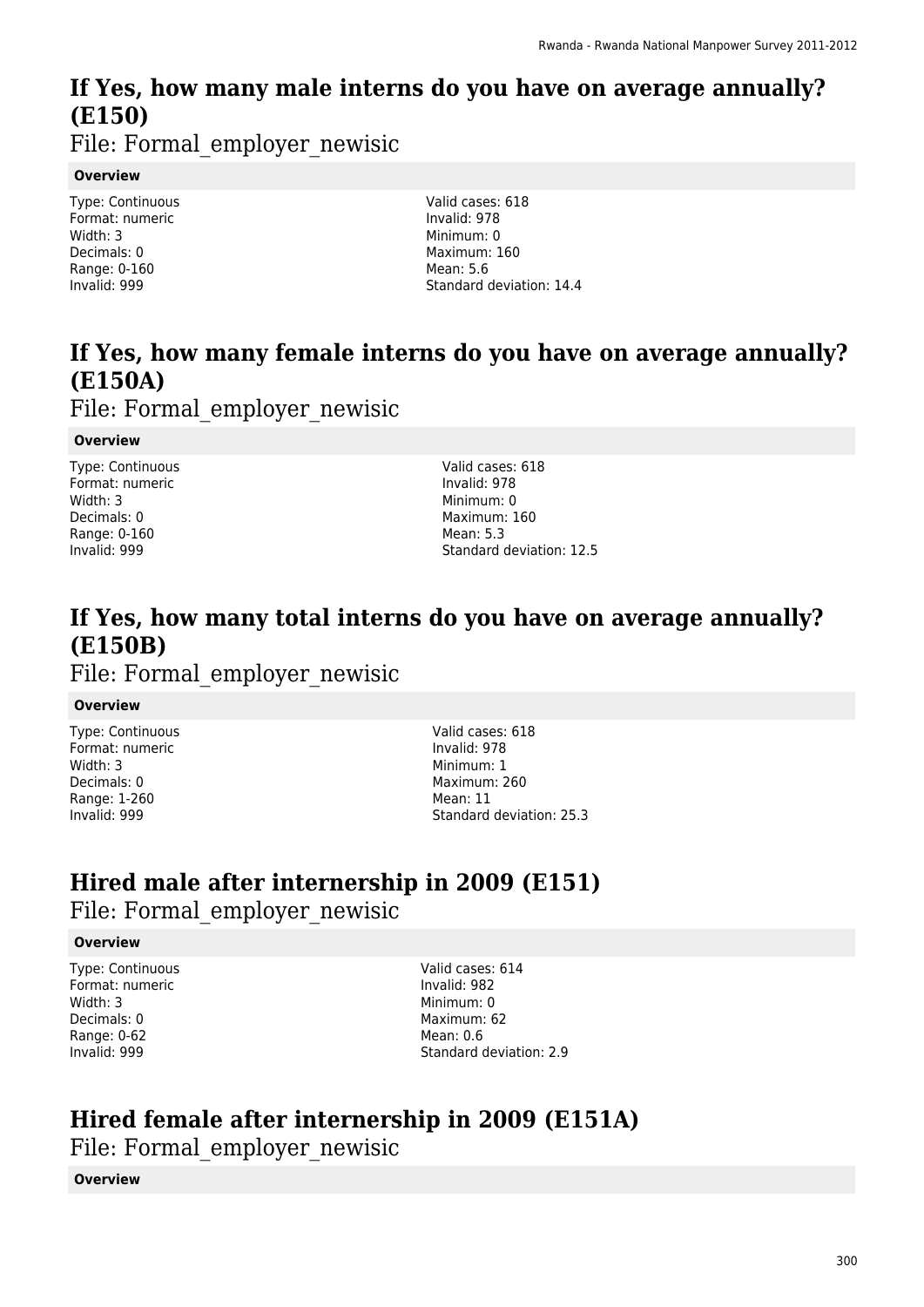## If Yes, how many male interns do you have on average annually? (E150)

File: Formal_employer_newisic

**Overview**

Type: Continuous
Format: numeric
Width: 3
Decimals: 0
Range: 0-160
Invalid: 999

Valid cases: 618
Invalid: 978
Minimum: 0
Maximum: 160
Mean: 5.6
Standard deviation: 14.4

## If Yes, how many female interns do you have on average annually? (E150A)

File: Formal_employer_newisic

**Overview**

Type: Continuous
Format: numeric
Width: 3
Decimals: 0
Range: 0-160
Invalid: 999

Valid cases: 618
Invalid: 978
Minimum: 0
Maximum: 160
Mean: 5.3
Standard deviation: 12.5

## If Yes, how many total interns do you have on average annually? (E150B)

File: Formal_employer_newisic

**Overview**

Type: Continuous
Format: numeric
Width: 3
Decimals: 0
Range: 1-260
Invalid: 999

Valid cases: 618
Invalid: 978
Minimum: 1
Maximum: 260
Mean: 11
Standard deviation: 25.3

## Hired male after internership in 2009 (E151)

File: Formal_employer_newisic

**Overview**

Type: Continuous
Format: numeric
Width: 3
Decimals: 0
Range: 0-62
Invalid: 999

Valid cases: 614
Invalid: 982
Minimum: 0
Maximum: 62
Mean: 0.6
Standard deviation: 2.9

## Hired female after internership in 2009 (E151A)

File: Formal_employer_newisic

**Overview**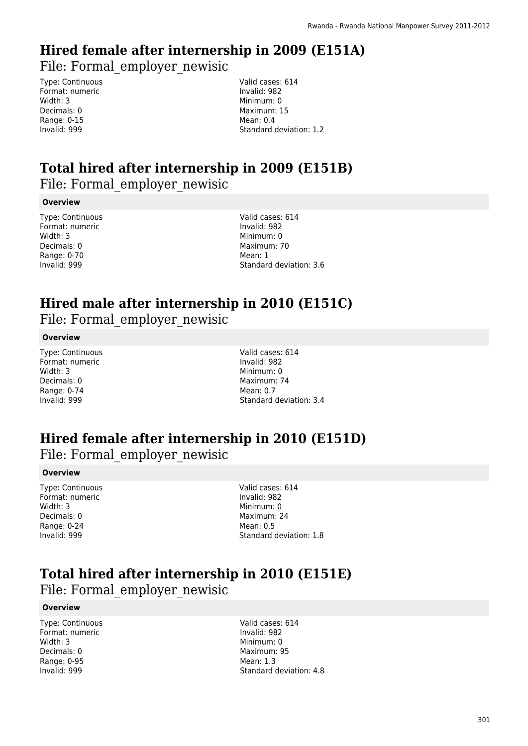# Hired female after internership in 2009 (E151A)

File: Formal_employer_newisic

Type: Continuous
Format: numeric
Width: 3
Decimals: 0
Range: 0-15
Invalid: 999

Valid cases: 614
Invalid: 982
Minimum: 0
Maximum: 15
Mean: 0.4
Standard deviation: 1.2

# Total hired after internership in 2009 (E151B)

File: Formal_employer_newisic

**Overview**

Type: Continuous
Format: numeric
Width: 3
Decimals: 0
Range: 0-70
Invalid: 999

Valid cases: 614
Invalid: 982
Minimum: 0
Maximum: 70
Mean: 1
Standard deviation: 3.6

# Hired male after internership in 2010 (E151C)

File: Formal_employer_newisic

**Overview**

Type: Continuous
Format: numeric
Width: 3
Decimals: 0
Range: 0-74
Invalid: 999

Valid cases: 614
Invalid: 982
Minimum: 0
Maximum: 74
Mean: 0.7
Standard deviation: 3.4

# Hired female after internership in 2010 (E151D)

File: Formal_employer_newisic

**Overview**

Type: Continuous
Format: numeric
Width: 3
Decimals: 0
Range: 0-24
Invalid: 999

Valid cases: 614
Invalid: 982
Minimum: 0
Maximum: 24
Mean: 0.5
Standard deviation: 1.8

# Total hired after internership in 2010 (E151E)

File: Formal_employer_newisic

**Overview**

Type: Continuous
Format: numeric
Width: 3
Decimals: 0
Range: 0-95
Invalid: 999

Valid cases: 614
Invalid: 982
Minimum: 0
Maximum: 95
Mean: 1.3
Standard deviation: 4.8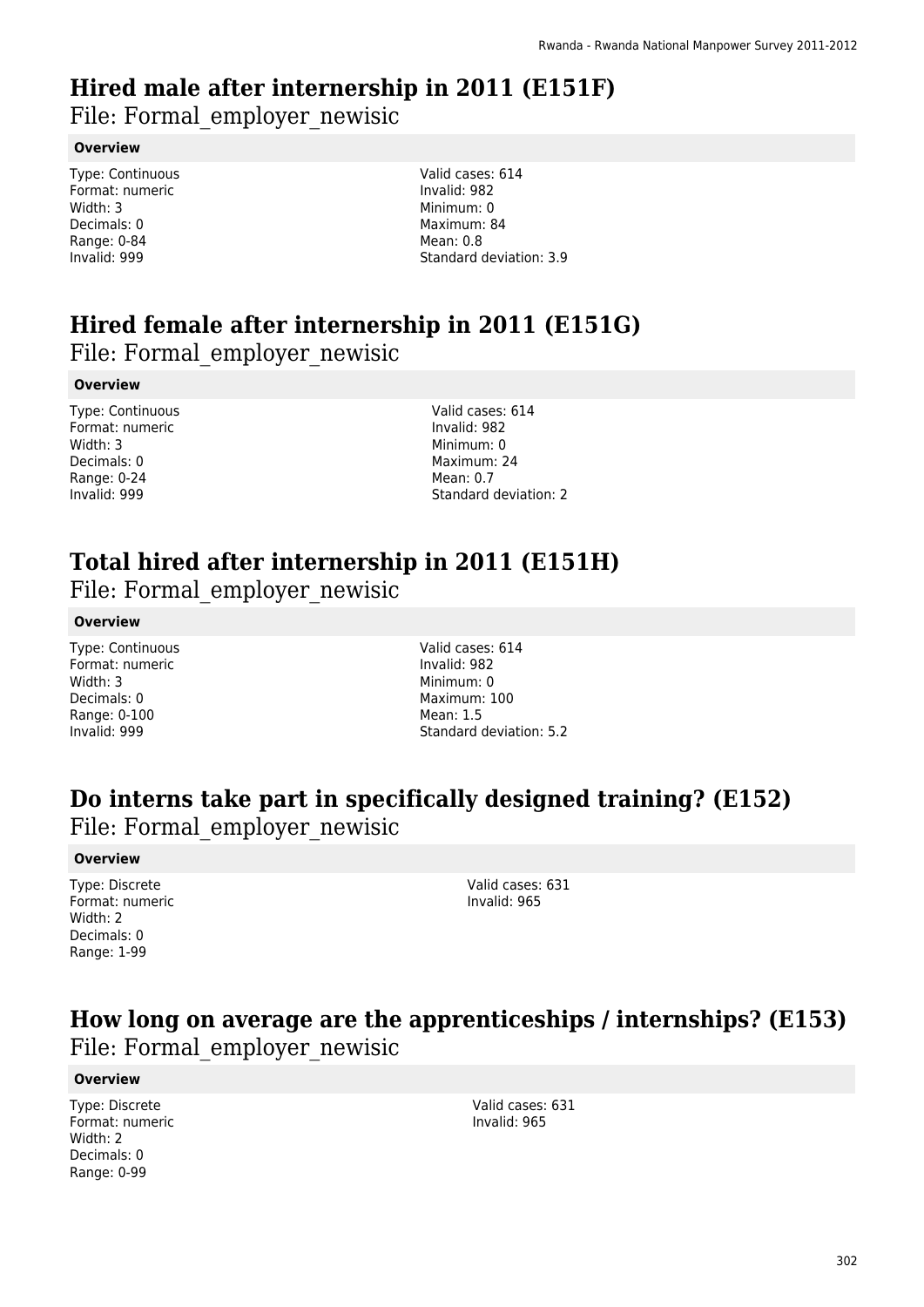# Hired male after internership in 2011 (E151F)

File: Formal_employer_newisic

**Overview**

Type: Continuous
Format: numeric
Width: 3
Decimals: 0
Range: 0-84
Invalid: 999

Valid cases: 614
Invalid: 982
Minimum: 0
Maximum: 84
Mean: 0.8
Standard deviation: 3.9

# Hired female after internership in 2011 (E151G)

File: Formal_employer_newisic

**Overview**

Type: Continuous
Format: numeric
Width: 3
Decimals: 0
Range: 0-24
Invalid: 999

Valid cases: 614
Invalid: 982
Minimum: 0
Maximum: 24
Mean: 0.7
Standard deviation: 2

# Total hired after internership in 2011 (E151H)

File: Formal_employer_newisic

**Overview**

Type: Continuous
Format: numeric
Width: 3
Decimals: 0
Range: 0-100
Invalid: 999

Valid cases: 614
Invalid: 982
Minimum: 0
Maximum: 100
Mean: 1.5
Standard deviation: 5.2

# Do interns take part in specifically designed training? (E152)

File: Formal_employer_newisic

**Overview**

Type: Discrete
Format: numeric
Width: 2
Decimals: 0
Range: 1-99

Valid cases: 631
Invalid: 965

# How long on average are the apprenticeships / internships? (E153)

File: Formal_employer_newisic

**Overview**

Type: Discrete
Format: numeric
Width: 2
Decimals: 0
Range: 0-99

Valid cases: 631
Invalid: 965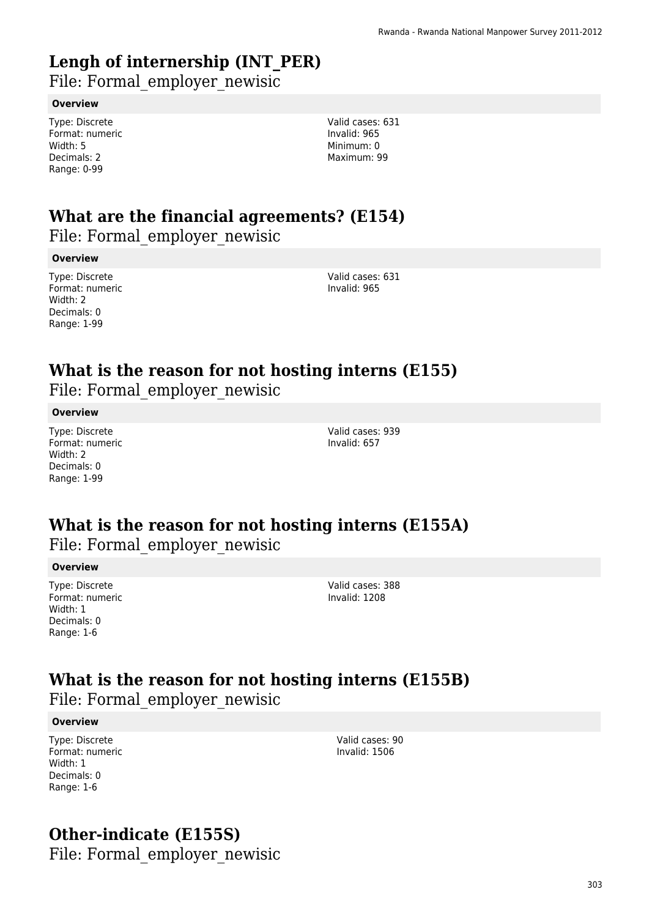# Lengh of internership (INT_PER)

File: Formal_employer_newisic

**Overview**

Type: Discrete
Format: numeric
Width: 5
Decimals: 2
Range: 0-99

Valid cases: 631
Invalid: 965
Minimum: 0
Maximum: 99

# What are the financial agreements? (E154)

File: Formal_employer_newisic

**Overview**

Type: Discrete
Format: numeric
Width: 2
Decimals: 0
Range: 1-99

Valid cases: 631
Invalid: 965

# What is the reason for not hosting interns (E155)

File: Formal_employer_newisic

**Overview**

Type: Discrete
Format: numeric
Width: 2
Decimals: 0
Range: 1-99

Valid cases: 939
Invalid: 657

# What is the reason for not hosting interns (E155A)

File: Formal_employer_newisic

**Overview**

Type: Discrete
Format: numeric
Width: 1
Decimals: 0
Range: 1-6

Valid cases: 388
Invalid: 1208

# What is the reason for not hosting interns (E155B)

File: Formal_employer_newisic

**Overview**

Type: Discrete
Format: numeric
Width: 1
Decimals: 0
Range: 1-6

Valid cases: 90
Invalid: 1506

# Other-indicate (E155S)

File: Formal_employer_newisic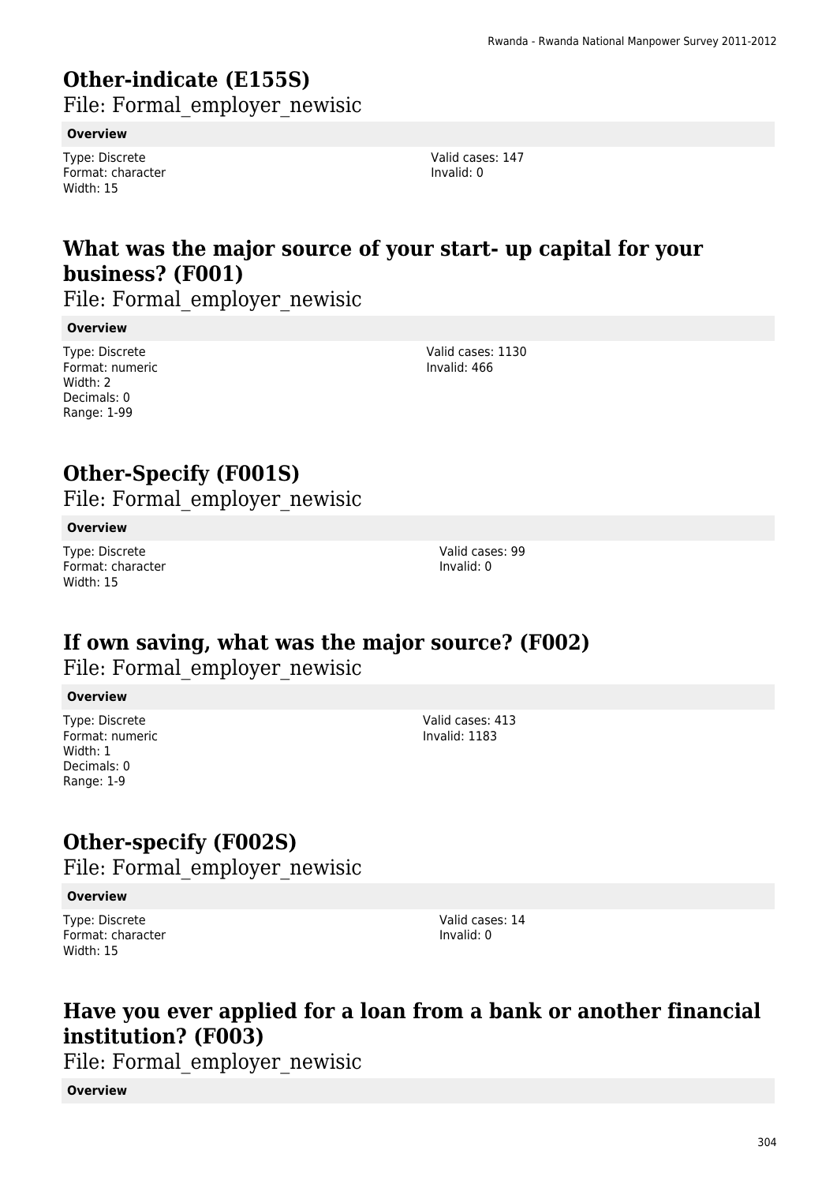# Other-indicate (E155S)

File: Formal_employer_newisic

**Overview**

Type: Discrete
Format: character
Width: 15

Valid cases: 147
Invalid: 0

# What was the major source of your start- up capital for your business? (F001)

File: Formal_employer_newisic

**Overview**

Type: Discrete
Format: numeric
Width: 2
Decimals: 0
Range: 1-99

Valid cases: 1130
Invalid: 466

# Other-Specify (F001S)

File: Formal_employer_newisic

**Overview**

Type: Discrete
Format: character
Width: 15

Valid cases: 99
Invalid: 0

# If own saving, what was the major source? (F002)

File: Formal_employer_newisic

**Overview**

Type: Discrete
Format: numeric
Width: 1
Decimals: 0
Range: 1-9

Valid cases: 413
Invalid: 1183

# Other-specify (F002S)

File: Formal_employer_newisic

**Overview**

Type: Discrete
Format: character
Width: 15

Valid cases: 14
Invalid: 0

# Have you ever applied for a loan from a bank or another financial institution? (F003)

File: Formal_employer_newisic

**Overview**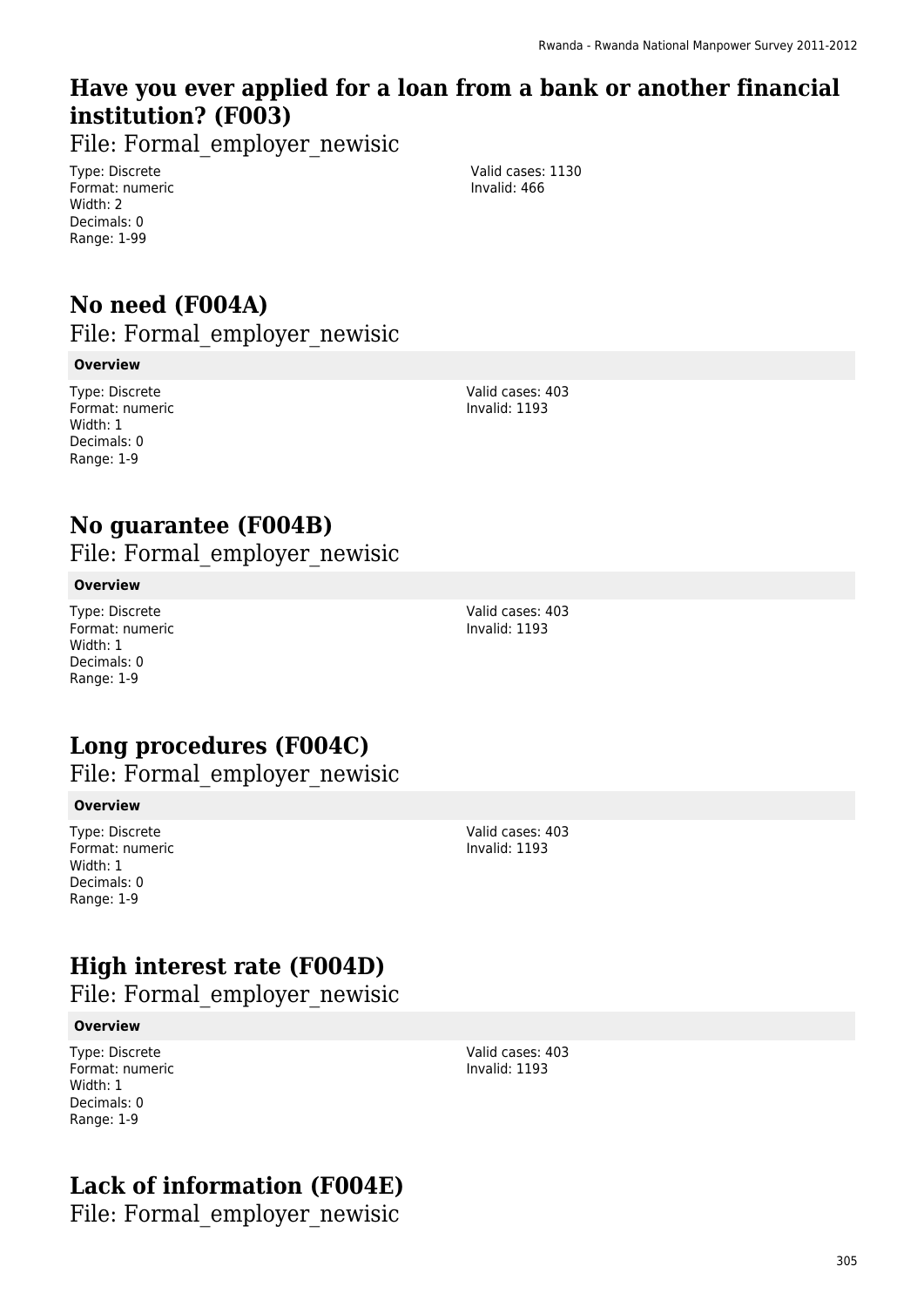## Have you ever applied for a loan from a bank or another financial institution? (F003)

File: Formal_employer_newisic

Type: Discrete
Format: numeric
Width: 2
Decimals: 0
Range: 1-99

Valid cases: 1130
Invalid: 466

## No need (F004A)

File: Formal_employer_newisic

**Overview**

Type: Discrete
Format: numeric
Width: 1
Decimals: 0
Range: 1-9

Valid cases: 403
Invalid: 1193

## No guarantee (F004B)

File: Formal_employer_newisic

**Overview**

Type: Discrete
Format: numeric
Width: 1
Decimals: 0
Range: 1-9

Valid cases: 403
Invalid: 1193

## Long procedures (F004C)

File: Formal_employer_newisic

**Overview**

Type: Discrete
Format: numeric
Width: 1
Decimals: 0
Range: 1-9

Valid cases: 403
Invalid: 1193

## High interest rate (F004D)

File: Formal_employer_newisic

**Overview**

Type: Discrete
Format: numeric
Width: 1
Decimals: 0
Range: 1-9

Valid cases: 403
Invalid: 1193

## Lack of information (F004E)

File: Formal_employer_newisic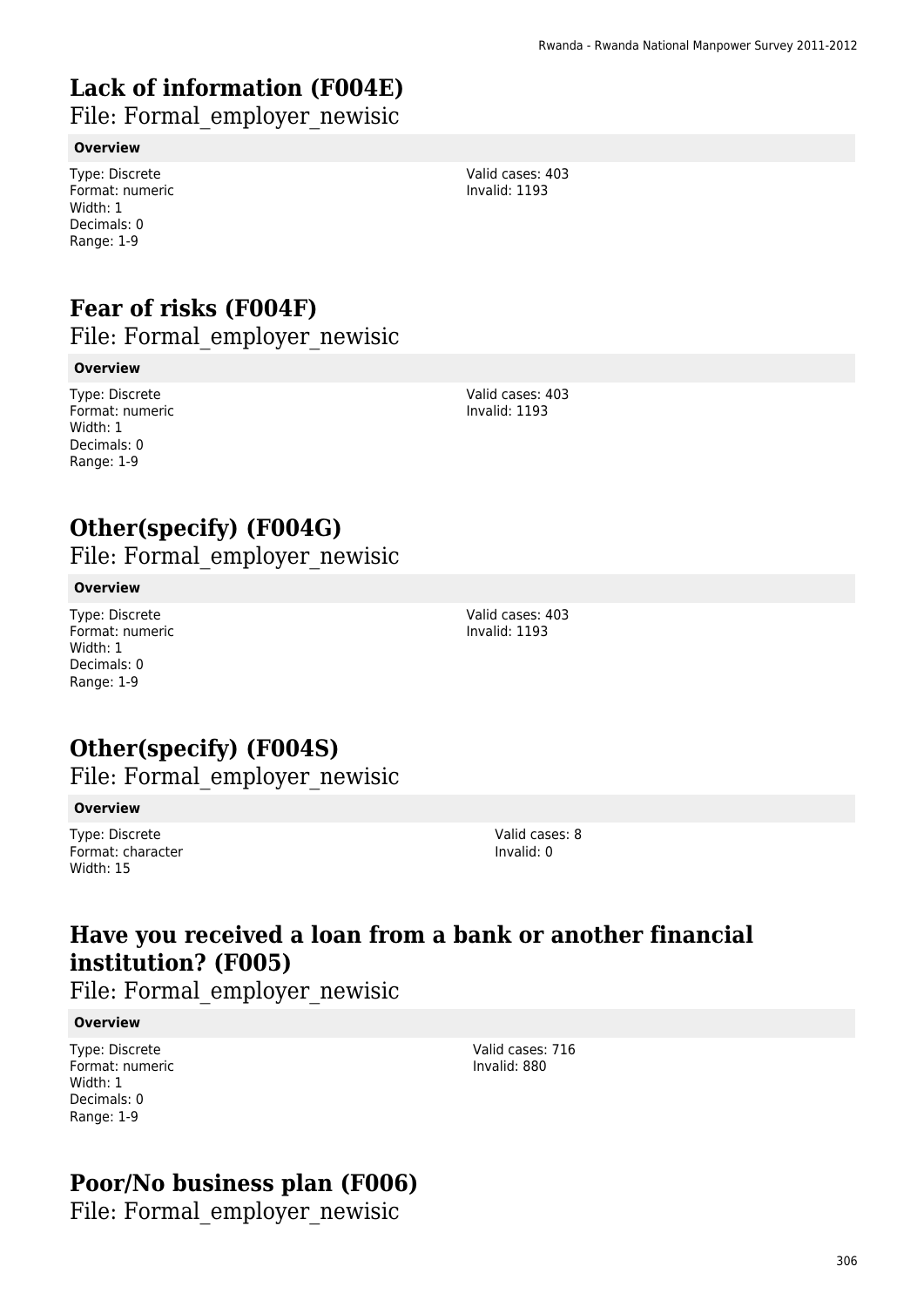# Lack of information (F004E)

File: Formal_employer_newisic

**Overview**

Type: Discrete
Format: numeric
Width: 1
Decimals: 0
Range: 1-9

Valid cases: 403
Invalid: 1193

# Fear of risks (F004F)

File: Formal_employer_newisic

**Overview**

Type: Discrete
Format: numeric
Width: 1
Decimals: 0
Range: 1-9

Valid cases: 403
Invalid: 1193

# Other(specify) (F004G)

File: Formal_employer_newisic

**Overview**

Type: Discrete
Format: numeric
Width: 1
Decimals: 0
Range: 1-9

Valid cases: 403
Invalid: 1193

# Other(specify) (F004S)

File: Formal_employer_newisic

**Overview**

Type: Discrete
Format: character
Width: 15

Valid cases: 8
Invalid: 0

# Have you received a loan from a bank or another financial institution? (F005)

File: Formal_employer_newisic

**Overview**

Type: Discrete
Format: numeric
Width: 1
Decimals: 0
Range: 1-9

Valid cases: 716
Invalid: 880

# Poor/No business plan (F006)

File: Formal_employer_newisic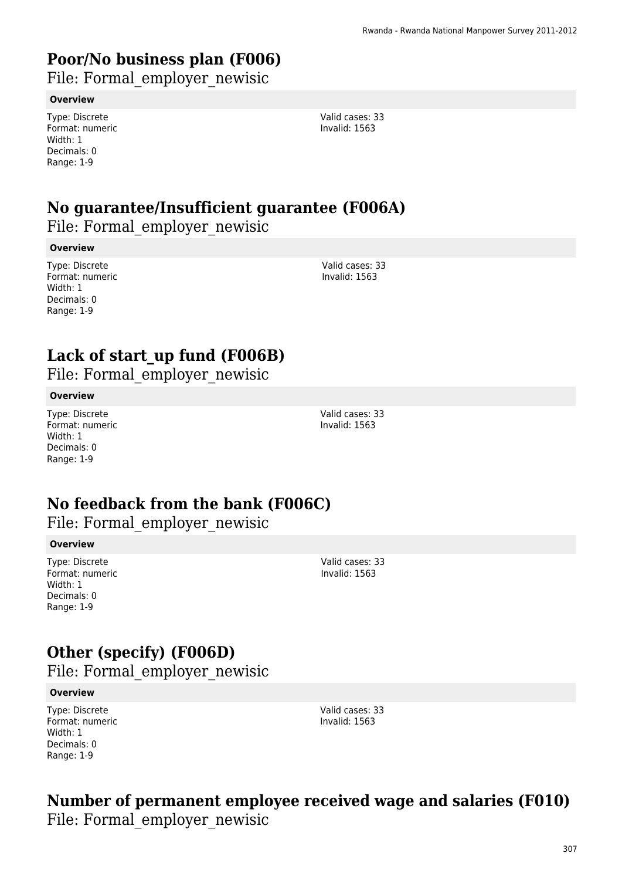# Poor/No business plan (F006)

File: Formal_employer_newisic

**Overview**

Type: Discrete
Format: numeric
Width: 1
Decimals: 0
Range: 1-9

Valid cases: 33
Invalid: 1563

# No guarantee/Insufficient guarantee (F006A)

File: Formal_employer_newisic

**Overview**

Type: Discrete
Format: numeric
Width: 1
Decimals: 0
Range: 1-9

Valid cases: 33
Invalid: 1563

# Lack of start_up fund (F006B)

File: Formal_employer_newisic

**Overview**

Type: Discrete
Format: numeric
Width: 1
Decimals: 0
Range: 1-9

Valid cases: 33
Invalid: 1563

# No feedback from the bank (F006C)

File: Formal_employer_newisic

**Overview**

Type: Discrete
Format: numeric
Width: 1
Decimals: 0
Range: 1-9

Valid cases: 33
Invalid: 1563

# Other (specify) (F006D)

File: Formal_employer_newisic

**Overview**

Type: Discrete
Format: numeric
Width: 1
Decimals: 0
Range: 1-9

Valid cases: 33
Invalid: 1563

# Number of permanent employee received wage and salaries (F010)

File: Formal_employer_newisic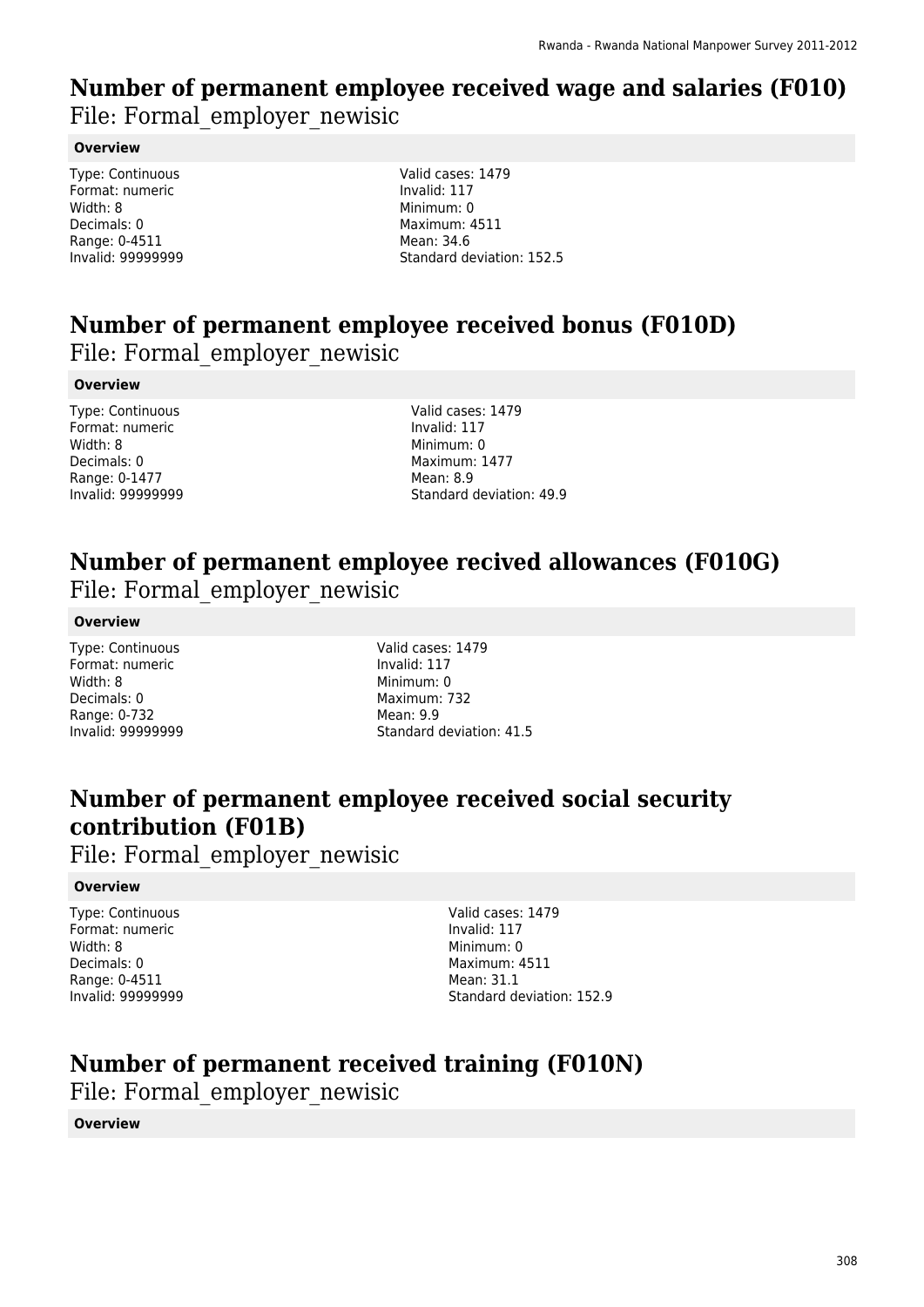# Number of permanent employee received wage and salaries (F010)

File: Formal_employer_newisic

**Overview**

Type: Continuous
Format: numeric
Width: 8
Decimals: 0
Range: 0-4511
Invalid: 99999999

Valid cases: 1479
Invalid: 117
Minimum: 0
Maximum: 4511
Mean: 34.6
Standard deviation: 152.5

# Number of permanent employee received bonus (F010D)

File: Formal_employer_newisic

**Overview**

Type: Continuous
Format: numeric
Width: 8
Decimals: 0
Range: 0-1477
Invalid: 99999999

Valid cases: 1479
Invalid: 117
Minimum: 0
Maximum: 1477
Mean: 8.9
Standard deviation: 49.9

# Number of permanent employee recived allowances (F010G)

File: Formal_employer_newisic

**Overview**

Type: Continuous
Format: numeric
Width: 8
Decimals: 0
Range: 0-732
Invalid: 99999999

Valid cases: 1479
Invalid: 117
Minimum: 0
Maximum: 732
Mean: 9.9
Standard deviation: 41.5

# Number of permanent employee received social security contribution (F01B)

File: Formal_employer_newisic

**Overview**

Type: Continuous
Format: numeric
Width: 8
Decimals: 0
Range: 0-4511
Invalid: 99999999

Valid cases: 1479
Invalid: 117
Minimum: 0
Maximum: 4511
Mean: 31.1
Standard deviation: 152.9

# Number of permanent received training (F010N)

File: Formal_employer_newisic

**Overview**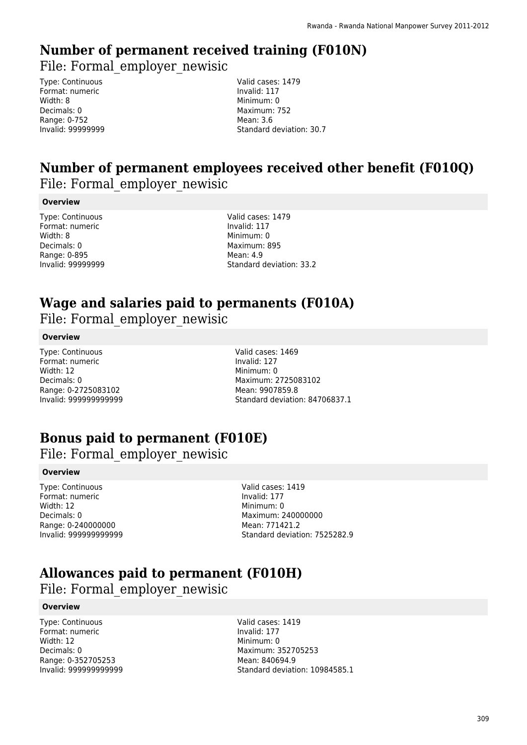# Number of permanent received training (F010N)

File: Formal_employer_newisic

Type: Continuous
Format: numeric
Width: 8
Decimals: 0
Range: 0-752
Invalid: 99999999

Valid cases: 1479
Invalid: 117
Minimum: 0
Maximum: 752
Mean: 3.6
Standard deviation: 30.7

# Number of permanent employees received other benefit (F010Q)

File: Formal_employer_newisic

**Overview**

Type: Continuous
Format: numeric
Width: 8
Decimals: 0
Range: 0-895
Invalid: 99999999

Valid cases: 1479
Invalid: 117
Minimum: 0
Maximum: 895
Mean: 4.9
Standard deviation: 33.2

# Wage and salaries paid to permanents (F010A)

File: Formal_employer_newisic

**Overview**

Type: Continuous
Format: numeric
Width: 12
Decimals: 0
Range: 0-2725083102
Invalid: 999999999999

Valid cases: 1469
Invalid: 127
Minimum: 0
Maximum: 2725083102
Mean: 9907859.8
Standard deviation: 84706837.1

# Bonus paid to permanent (F010E)

File: Formal_employer_newisic

**Overview**

Type: Continuous
Format: numeric
Width: 12
Decimals: 0
Range: 0-240000000
Invalid: 999999999999

Valid cases: 1419
Invalid: 177
Minimum: 0
Maximum: 240000000
Mean: 771421.2
Standard deviation: 7525282.9

# Allowances paid to permanent (F010H)

File: Formal_employer_newisic

**Overview**

Type: Continuous
Format: numeric
Width: 12
Decimals: 0
Range: 0-352705253
Invalid: 999999999999

Valid cases: 1419
Invalid: 177
Minimum: 0
Maximum: 352705253
Mean: 840694.9
Standard deviation: 10984585.1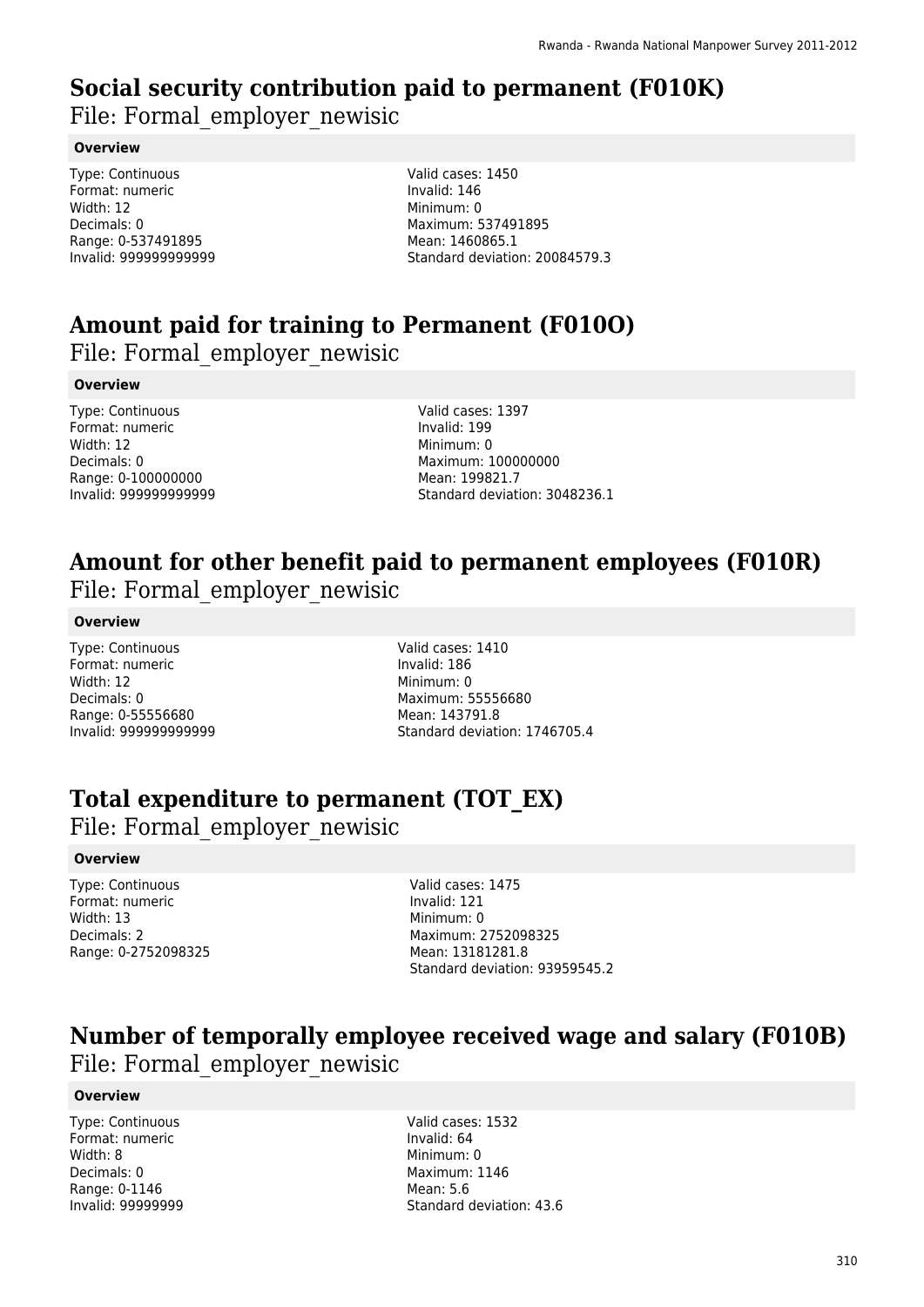# Social security contribution paid to permanent (F010K)

File: Formal_employer_newisic

**Overview**

Type: Continuous
Format: numeric
Width: 12
Decimals: 0
Range: 0-537491895
Invalid: 999999999999

Valid cases: 1450
Invalid: 146
Minimum: 0
Maximum: 537491895
Mean: 1460865.1
Standard deviation: 20084579.3

# Amount paid for training to Permanent (F010O)

File: Formal_employer_newisic

**Overview**

Type: Continuous
Format: numeric
Width: 12
Decimals: 0
Range: 0-100000000
Invalid: 999999999999

Valid cases: 1397
Invalid: 199
Minimum: 0
Maximum: 100000000
Mean: 199821.7
Standard deviation: 3048236.1

# Amount for other benefit paid to permanent employees (F010R)

File: Formal_employer_newisic

**Overview**

Type: Continuous
Format: numeric
Width: 12
Decimals: 0
Range: 0-55556680
Invalid: 999999999999

Valid cases: 1410
Invalid: 186
Minimum: 0
Maximum: 55556680
Mean: 143791.8
Standard deviation: 1746705.4

# Total expenditure to permanent (TOT_EX)

File: Formal_employer_newisic

**Overview**

Type: Continuous
Format: numeric
Width: 13
Decimals: 2
Range: 0-2752098325

Valid cases: 1475
Invalid: 121
Minimum: 0
Maximum: 2752098325
Mean: 13181281.8
Standard deviation: 93959545.2

# Number of temporally employee received wage and salary (F010B)

File: Formal_employer_newisic

**Overview**

Type: Continuous
Format: numeric
Width: 8
Decimals: 0
Range: 0-1146
Invalid: 99999999

Valid cases: 1532
Invalid: 64
Minimum: 0
Maximum: 1146
Mean: 5.6
Standard deviation: 43.6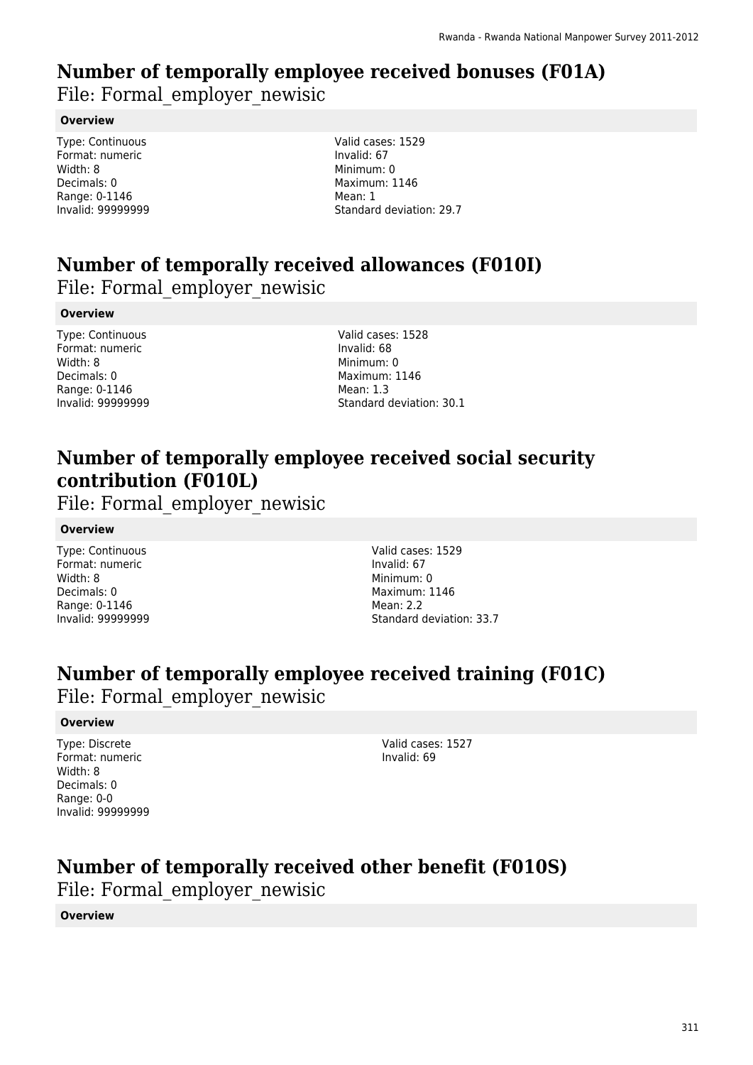# Number of temporally employee received bonuses (F01A)

File: Formal_employer_newisic

**Overview**

Type: Continuous
Format: numeric
Width: 8
Decimals: 0
Range: 0-1146
Invalid: 99999999

Valid cases: 1529
Invalid: 67
Minimum: 0
Maximum: 1146
Mean: 1
Standard deviation: 29.7

# Number of temporally received allowances (F010I)

File: Formal_employer_newisic

**Overview**

Type: Continuous
Format: numeric
Width: 8
Decimals: 0
Range: 0-1146
Invalid: 99999999

Valid cases: 1528
Invalid: 68
Minimum: 0
Maximum: 1146
Mean: 1.3
Standard deviation: 30.1

# Number of temporally employee received social security contribution (F010L)

File: Formal_employer_newisic

**Overview**

Type: Continuous
Format: numeric
Width: 8
Decimals: 0
Range: 0-1146
Invalid: 99999999

Valid cases: 1529
Invalid: 67
Minimum: 0
Maximum: 1146
Mean: 2.2
Standard deviation: 33.7

# Number of temporally employee received training (F01C)

File: Formal_employer_newisic

**Overview**

Type: Discrete
Format: numeric
Width: 8
Decimals: 0
Range: 0-0
Invalid: 99999999

Valid cases: 1527
Invalid: 69

# Number of temporally received other benefit (F010S)

File: Formal_employer_newisic

**Overview**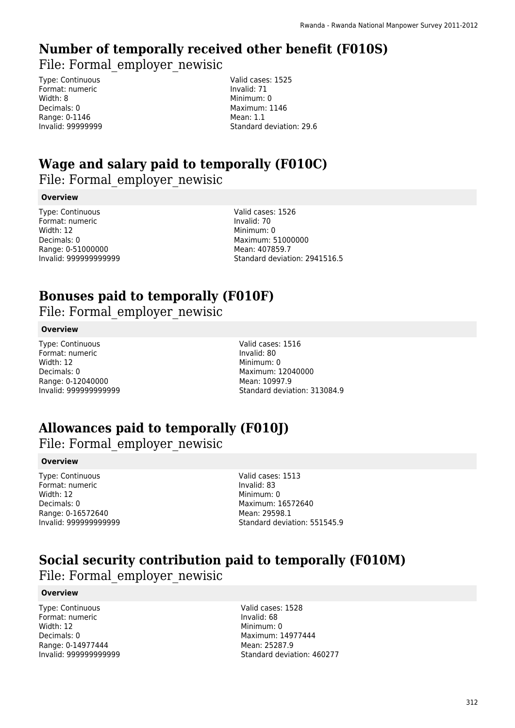## Number of temporally received other benefit (F010S)

File: Formal_employer_newisic

Type: Continuous
Format: numeric
Width: 8
Decimals: 0
Range: 0-1146
Invalid: 99999999

Valid cases: 1525
Invalid: 71
Minimum: 0
Maximum: 1146
Mean: 1.1
Standard deviation: 29.6

## Wage and salary paid to temporally (F010C)

File: Formal_employer_newisic

**Overview**

Type: Continuous
Format: numeric
Width: 12
Decimals: 0
Range: 0-51000000
Invalid: 999999999999

Valid cases: 1526
Invalid: 70
Minimum: 0
Maximum: 51000000
Mean: 407859.7
Standard deviation: 2941516.5

## Bonuses paid to temporally (F010F)

File: Formal_employer_newisic

**Overview**

Type: Continuous
Format: numeric
Width: 12
Decimals: 0
Range: 0-12040000
Invalid: 999999999999

Valid cases: 1516
Invalid: 80
Minimum: 0
Maximum: 12040000
Mean: 10997.9
Standard deviation: 313084.9

## Allowances paid to temporally (F010J)

File: Formal_employer_newisic

**Overview**

Type: Continuous
Format: numeric
Width: 12
Decimals: 0
Range: 0-16572640
Invalid: 999999999999

Valid cases: 1513
Invalid: 83
Minimum: 0
Maximum: 16572640
Mean: 29598.1
Standard deviation: 551545.9

## Social security contribution paid to temporally (F010M)

File: Formal_employer_newisic

**Overview**

Type: Continuous
Format: numeric
Width: 12
Decimals: 0
Range: 0-14977444
Invalid: 999999999999

Valid cases: 1528
Invalid: 68
Minimum: 0
Maximum: 14977444
Mean: 25287.9
Standard deviation: 460277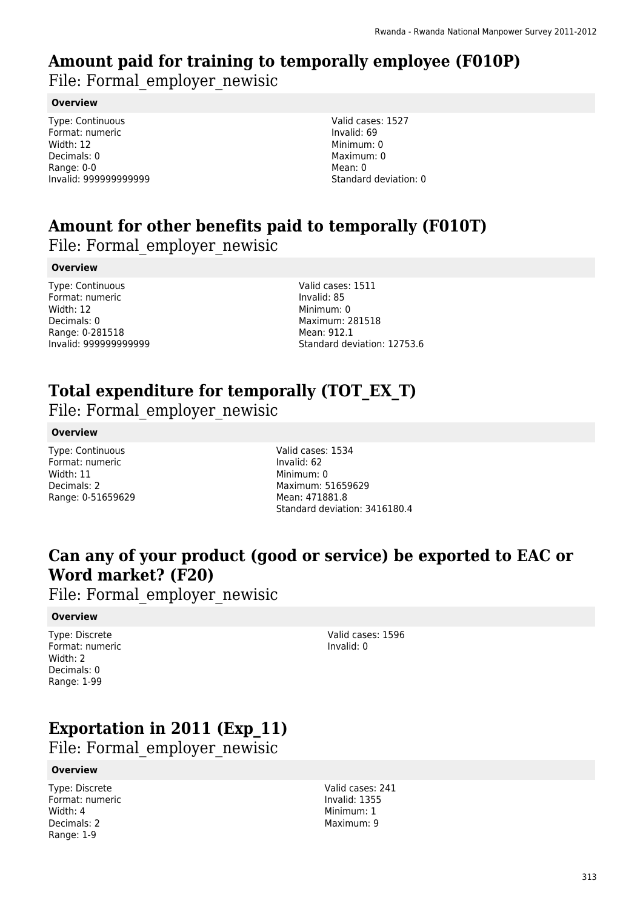# Amount paid for training to temporally employee (F010P)

File: Formal_employer_newisic

**Overview**

Type: Continuous
Format: numeric
Width: 12
Decimals: 0
Range: 0-0
Invalid: 999999999999

Valid cases: 1527
Invalid: 69
Minimum: 0
Maximum: 0
Mean: 0
Standard deviation: 0

# Amount for other benefits paid to temporally (F010T)

File: Formal_employer_newisic

**Overview**

Type: Continuous
Format: numeric
Width: 12
Decimals: 0
Range: 0-281518
Invalid: 999999999999

Valid cases: 1511
Invalid: 85
Minimum: 0
Maximum: 281518
Mean: 912.1
Standard deviation: 12753.6

# Total expenditure for temporally (TOT_EX_T)

File: Formal_employer_newisic

**Overview**

Type: Continuous
Format: numeric
Width: 11
Decimals: 2
Range: 0-51659629

Valid cases: 1534
Invalid: 62
Minimum: 0
Maximum: 51659629
Mean: 471881.8
Standard deviation: 3416180.4

# Can any of your product (good or service) be exported to EAC or Word market? (F20)

File: Formal_employer_newisic

**Overview**

Type: Discrete
Format: numeric
Width: 2
Decimals: 0
Range: 1-99

Valid cases: 1596
Invalid: 0

# Exportation in 2011 (Exp_11)

File: Formal_employer_newisic

**Overview**

Type: Discrete
Format: numeric
Width: 4
Decimals: 2
Range: 1-9

Valid cases: 241
Invalid: 1355
Minimum: 1
Maximum: 9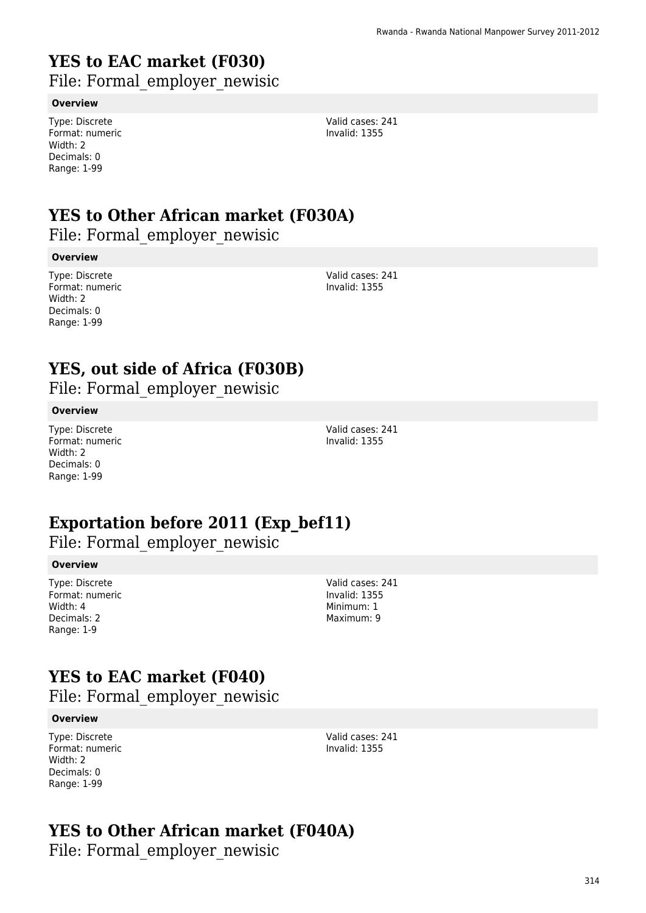# YES to EAC market (F030)

File: Formal_employer_newisic

**Overview**

Type: Discrete
Format: numeric
Width: 2
Decimals: 0
Range: 1-99

Valid cases: 241
Invalid: 1355

# YES to Other African market (F030A)

File: Formal_employer_newisic

**Overview**

Type: Discrete
Format: numeric
Width: 2
Decimals: 0
Range: 1-99

Valid cases: 241
Invalid: 1355

# YES, out side of Africa (F030B)

File: Formal_employer_newisic

**Overview**

Type: Discrete
Format: numeric
Width: 2
Decimals: 0
Range: 1-99

Valid cases: 241
Invalid: 1355

# Exportation before 2011 (Exp_bef11)

File: Formal_employer_newisic

**Overview**

Type: Discrete
Format: numeric
Width: 4
Decimals: 2
Range: 1-9

Valid cases: 241
Invalid: 1355
Minimum: 1
Maximum: 9

# YES to EAC market (F040)

File: Formal_employer_newisic

**Overview**

Type: Discrete
Format: numeric
Width: 2
Decimals: 0
Range: 1-99

Valid cases: 241
Invalid: 1355

# YES to Other African market (F040A)

File: Formal_employer_newisic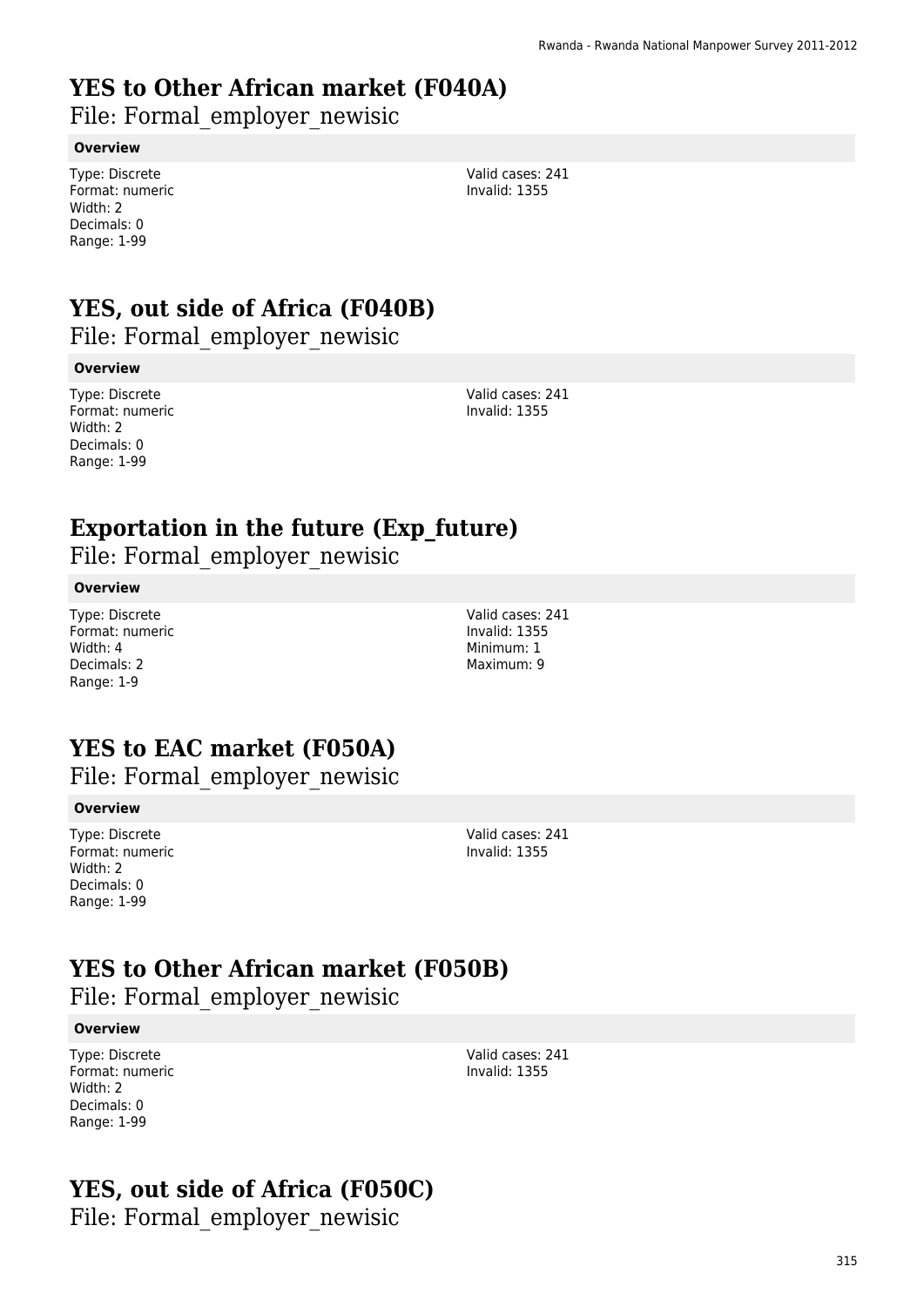# YES to Other African market (F040A)

File: Formal_employer_newisic

**Overview**

Type: Discrete
Format: numeric
Width: 2
Decimals: 0
Range: 1-99

Valid cases: 241
Invalid: 1355

# YES, out side of Africa (F040B)

File: Formal_employer_newisic

**Overview**

Type: Discrete
Format: numeric
Width: 2
Decimals: 0
Range: 1-99

Valid cases: 241
Invalid: 1355

# Exportation in the future (Exp_future)

File: Formal_employer_newisic

**Overview**

Type: Discrete
Format: numeric
Width: 4
Decimals: 2
Range: 1-9

Valid cases: 241
Invalid: 1355
Minimum: 1
Maximum: 9

# YES to EAC market (F050A)

File: Formal_employer_newisic

**Overview**

Type: Discrete
Format: numeric
Width: 2
Decimals: 0
Range: 1-99

Valid cases: 241
Invalid: 1355

# YES to Other African market (F050B)

File: Formal_employer_newisic

**Overview**

Type: Discrete
Format: numeric
Width: 2
Decimals: 0
Range: 1-99

Valid cases: 241
Invalid: 1355

# YES, out side of Africa (F050C)

File: Formal_employer_newisic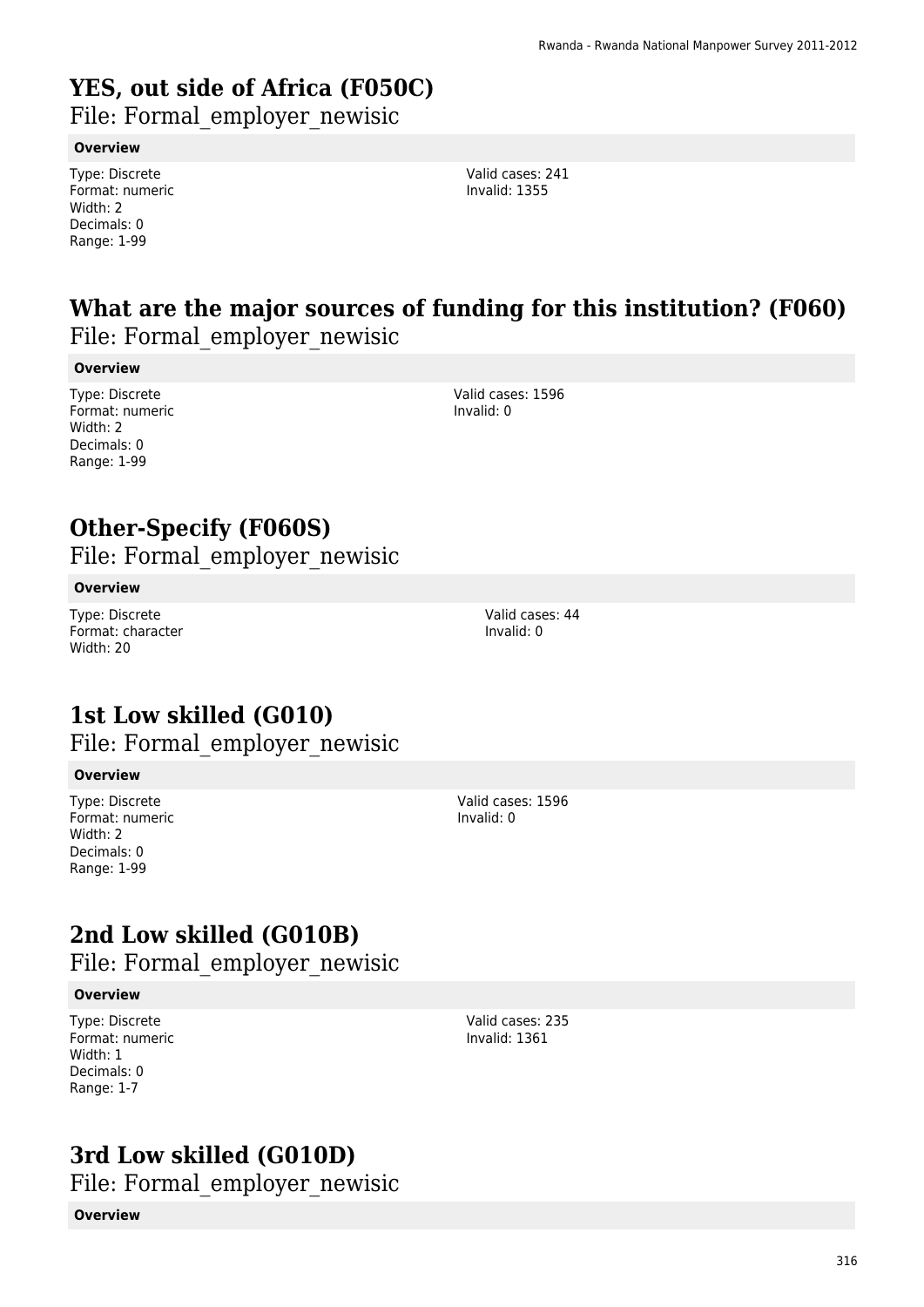# YES, out side of Africa (F050C)

File: Formal_employer_newisic

**Overview**

Type: Discrete
Format: numeric
Width: 2
Decimals: 0
Range: 1-99

Valid cases: 241
Invalid: 1355

# What are the major sources of funding for this institution? (F060)

File: Formal_employer_newisic

**Overview**

Type: Discrete
Format: numeric
Width: 2
Decimals: 0
Range: 1-99

Valid cases: 1596
Invalid: 0

# Other-Specify (F060S)

File: Formal_employer_newisic

**Overview**

Type: Discrete
Format: character
Width: 20

Valid cases: 44
Invalid: 0

# 1st Low skilled (G010)

File: Formal_employer_newisic

**Overview**

Type: Discrete
Format: numeric
Width: 2
Decimals: 0
Range: 1-99

Valid cases: 1596
Invalid: 0

# 2nd Low skilled (G010B)

File: Formal_employer_newisic

**Overview**

Type: Discrete
Format: numeric
Width: 1
Decimals: 0
Range: 1-7

Valid cases: 235
Invalid: 1361

# 3rd Low skilled (G010D)

File: Formal_employer_newisic

**Overview**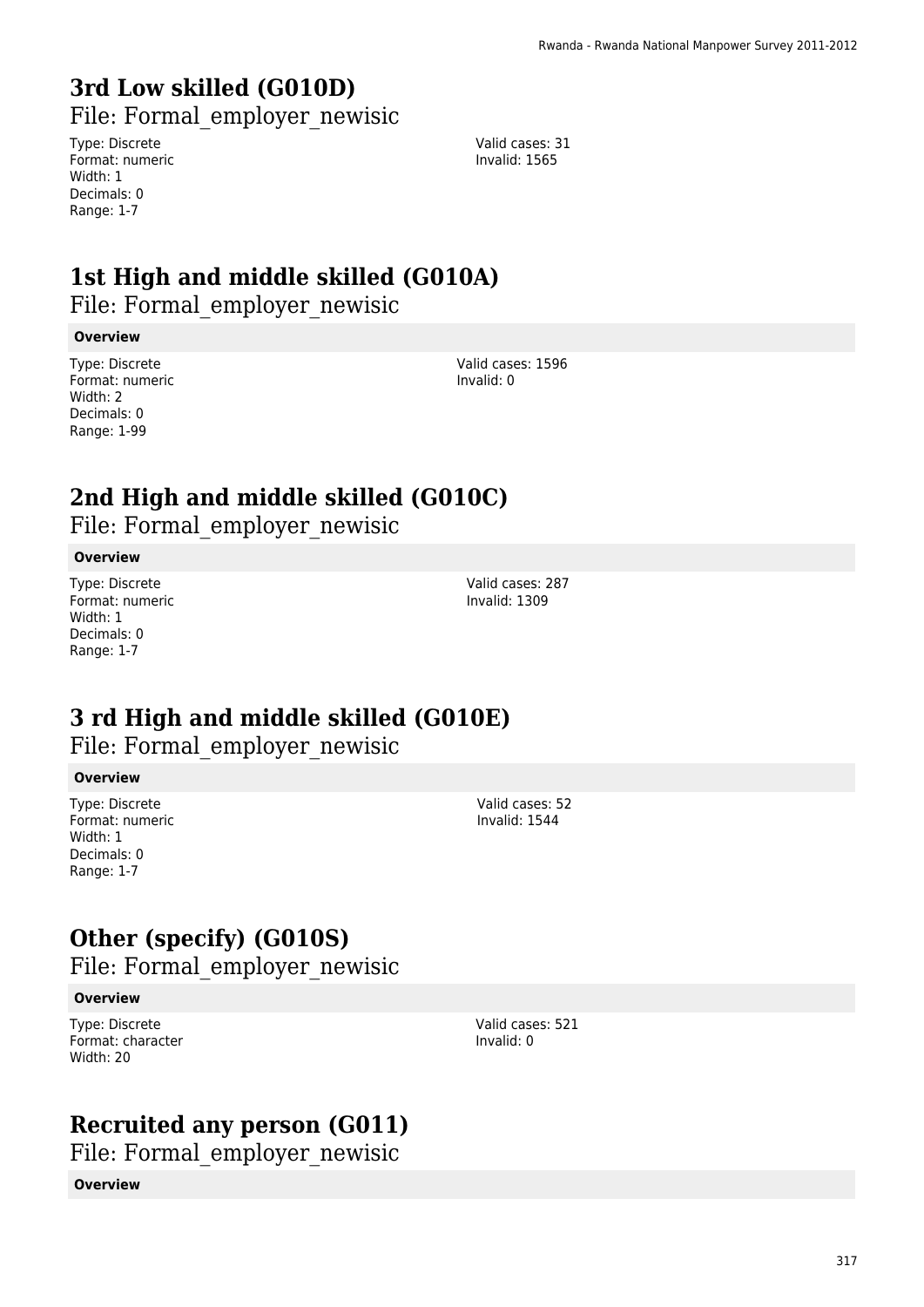# 3rd Low skilled (G010D)

File: Formal_employer_newisic

Type: Discrete
Format: numeric
Width: 1
Decimals: 0
Range: 1-7

Valid cases: 31
Invalid: 1565

# 1st High and middle skilled (G010A)

File: Formal_employer_newisic

**Overview**

Type: Discrete
Format: numeric
Width: 2
Decimals: 0
Range: 1-99

Valid cases: 1596
Invalid: 0

# 2nd High and middle skilled (G010C)

File: Formal_employer_newisic

**Overview**

Type: Discrete
Format: numeric
Width: 1
Decimals: 0
Range: 1-7

Valid cases: 287
Invalid: 1309

# 3 rd High and middle skilled (G010E)

File: Formal_employer_newisic

**Overview**

Type: Discrete
Format: numeric
Width: 1
Decimals: 0
Range: 1-7

Valid cases: 52
Invalid: 1544

# Other (specify) (G010S)

File: Formal_employer_newisic

**Overview**

Type: Discrete
Format: character
Width: 20

Valid cases: 521
Invalid: 0

# Recruited any person (G011)

File: Formal_employer_newisic

**Overview**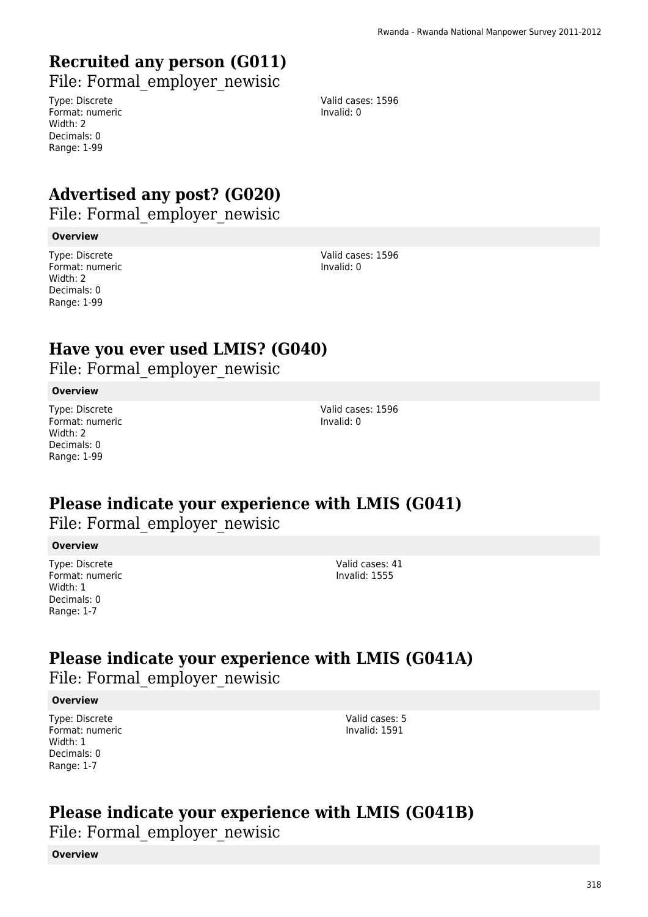## Recruited any person (G011)

File: Formal_employer_newisic

Type: Discrete
Format: numeric
Width: 2
Decimals: 0
Range: 1-99

Valid cases: 1596
Invalid: 0

## Advertised any post? (G020)

File: Formal_employer_newisic

**Overview**

Type: Discrete
Format: numeric
Width: 2
Decimals: 0
Range: 1-99

Valid cases: 1596
Invalid: 0

## Have you ever used LMIS? (G040)

File: Formal_employer_newisic

**Overview**

Type: Discrete
Format: numeric
Width: 2
Decimals: 0
Range: 1-99

Valid cases: 1596
Invalid: 0

## Please indicate your experience with LMIS (G041)

File: Formal_employer_newisic

**Overview**

Type: Discrete
Format: numeric
Width: 1
Decimals: 0
Range: 1-7

Valid cases: 41
Invalid: 1555

## Please indicate your experience with LMIS (G041A)

File: Formal_employer_newisic

**Overview**

Type: Discrete
Format: numeric
Width: 1
Decimals: 0
Range: 1-7

Valid cases: 5
Invalid: 1591

## Please indicate your experience with LMIS (G041B)

File: Formal_employer_newisic

**Overview**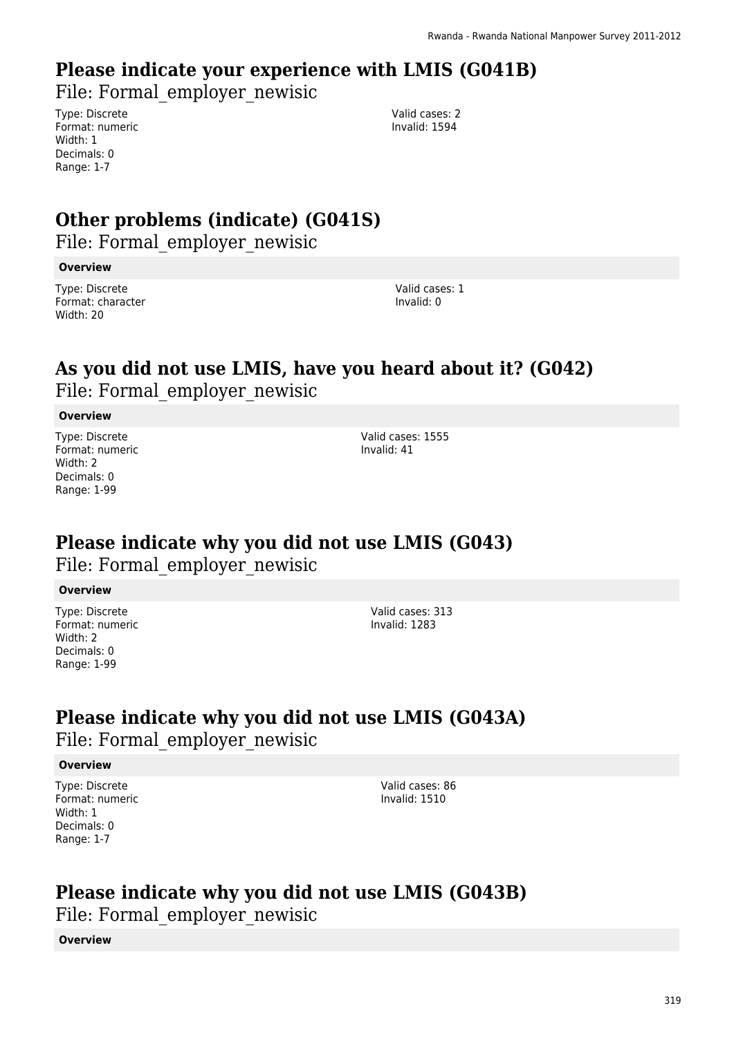## Please indicate your experience with LMIS (G041B)

File: Formal_employer_newisic

Type: Discrete
Format: numeric
Width: 1
Decimals: 0
Range: 1-7

Valid cases: 2
Invalid: 1594

## Other problems (indicate) (G041S)

File: Formal_employer_newisic

**Overview**

Type: Discrete
Format: character
Width: 20

Valid cases: 1
Invalid: 0

## As you did not use LMIS, have you heard about it? (G042)

File: Formal_employer_newisic

**Overview**

Type: Discrete
Format: numeric
Width: 2
Decimals: 0
Range: 1-99

Valid cases: 1555
Invalid: 41

## Please indicate why you did not use LMIS (G043)

File: Formal_employer_newisic

**Overview**

Type: Discrete
Format: numeric
Width: 2
Decimals: 0
Range: 1-99

Valid cases: 313
Invalid: 1283

## Please indicate why you did not use LMIS (G043A)

File: Formal_employer_newisic

**Overview**

Type: Discrete
Format: numeric
Width: 1
Decimals: 0
Range: 1-7

Valid cases: 86
Invalid: 1510

## Please indicate why you did not use LMIS (G043B)

File: Formal_employer_newisic

**Overview**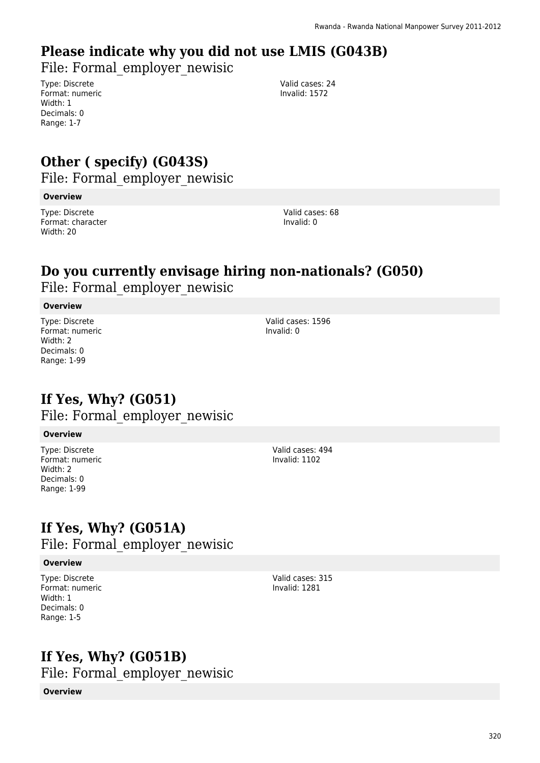# Please indicate why you did not use LMIS (G043B)

File: Formal_employer_newisic

Type: Discrete
Format: numeric
Width: 1
Decimals: 0
Range: 1-7

Valid cases: 24
Invalid: 1572

# Other ( specify) (G043S)

File: Formal_employer_newisic

**Overview**

Type: Discrete
Format: character
Width: 20

Valid cases: 68
Invalid: 0

# Do you currently envisage hiring non-nationals? (G050)

File: Formal_employer_newisic

**Overview**

Type: Discrete
Format: numeric
Width: 2
Decimals: 0
Range: 1-99

Valid cases: 1596
Invalid: 0

# If Yes, Why? (G051)

File: Formal_employer_newisic

**Overview**

Type: Discrete
Format: numeric
Width: 2
Decimals: 0
Range: 1-99

Valid cases: 494
Invalid: 1102

# If Yes, Why? (G051A)

File: Formal_employer_newisic

**Overview**

Type: Discrete
Format: numeric
Width: 1
Decimals: 0
Range: 1-5

Valid cases: 315
Invalid: 1281

# If Yes, Why? (G051B)

File: Formal_employer_newisic

**Overview**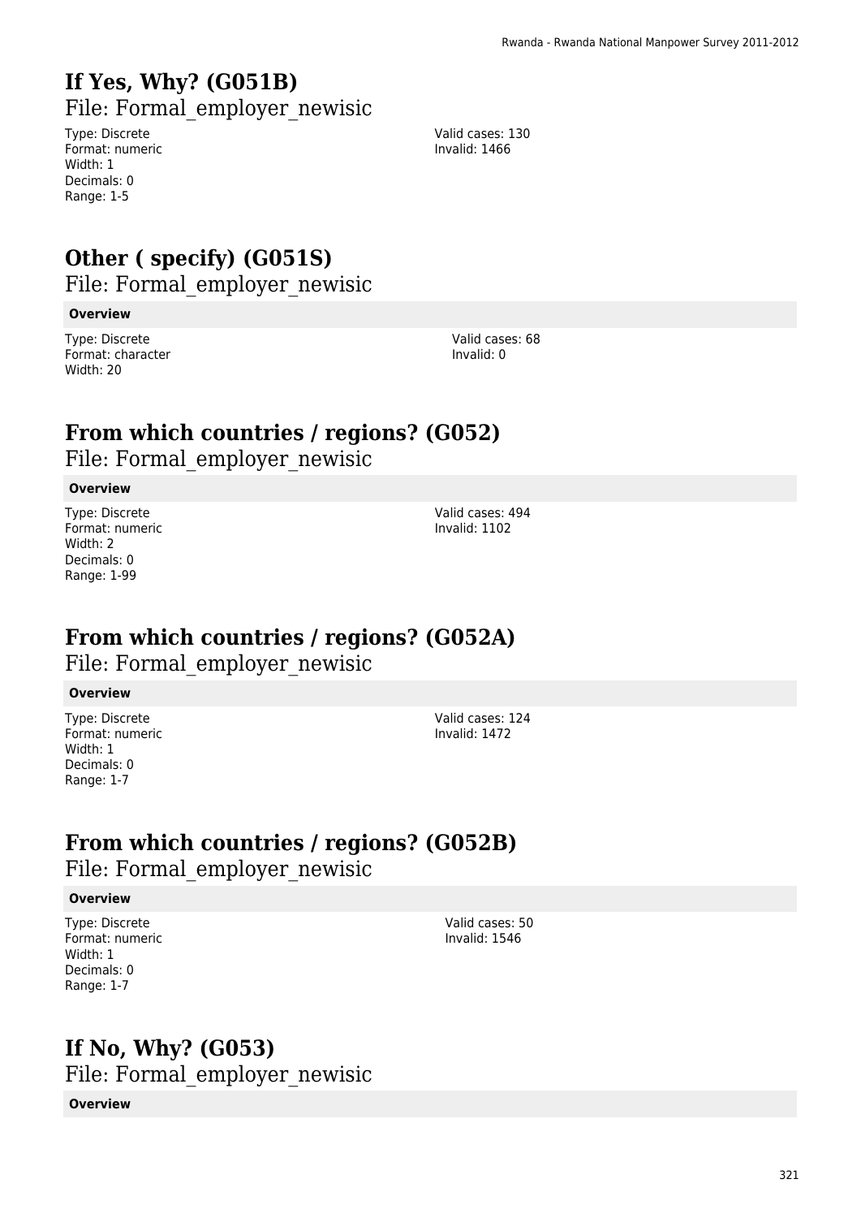# If Yes, Why? (G051B)

File: Formal_employer_newisic

Type: Discrete
Format: numeric
Width: 1
Decimals: 0
Range: 1-5

Valid cases: 130
Invalid: 1466

# Other ( specify) (G051S)

File: Formal_employer_newisic

**Overview**

Type: Discrete
Format: character
Width: 20

Valid cases: 68
Invalid: 0

# From which countries / regions? (G052)

File: Formal_employer_newisic

**Overview**

Type: Discrete
Format: numeric
Width: 2
Decimals: 0
Range: 1-99

Valid cases: 494
Invalid: 1102

# From which countries / regions? (G052A)

File: Formal_employer_newisic

**Overview**

Type: Discrete
Format: numeric
Width: 1
Decimals: 0
Range: 1-7

Valid cases: 124
Invalid: 1472

# From which countries / regions? (G052B)

File: Formal_employer_newisic

**Overview**

Type: Discrete
Format: numeric
Width: 1
Decimals: 0
Range: 1-7

Valid cases: 50
Invalid: 1546

# If No, Why? (G053)

File: Formal_employer_newisic

**Overview**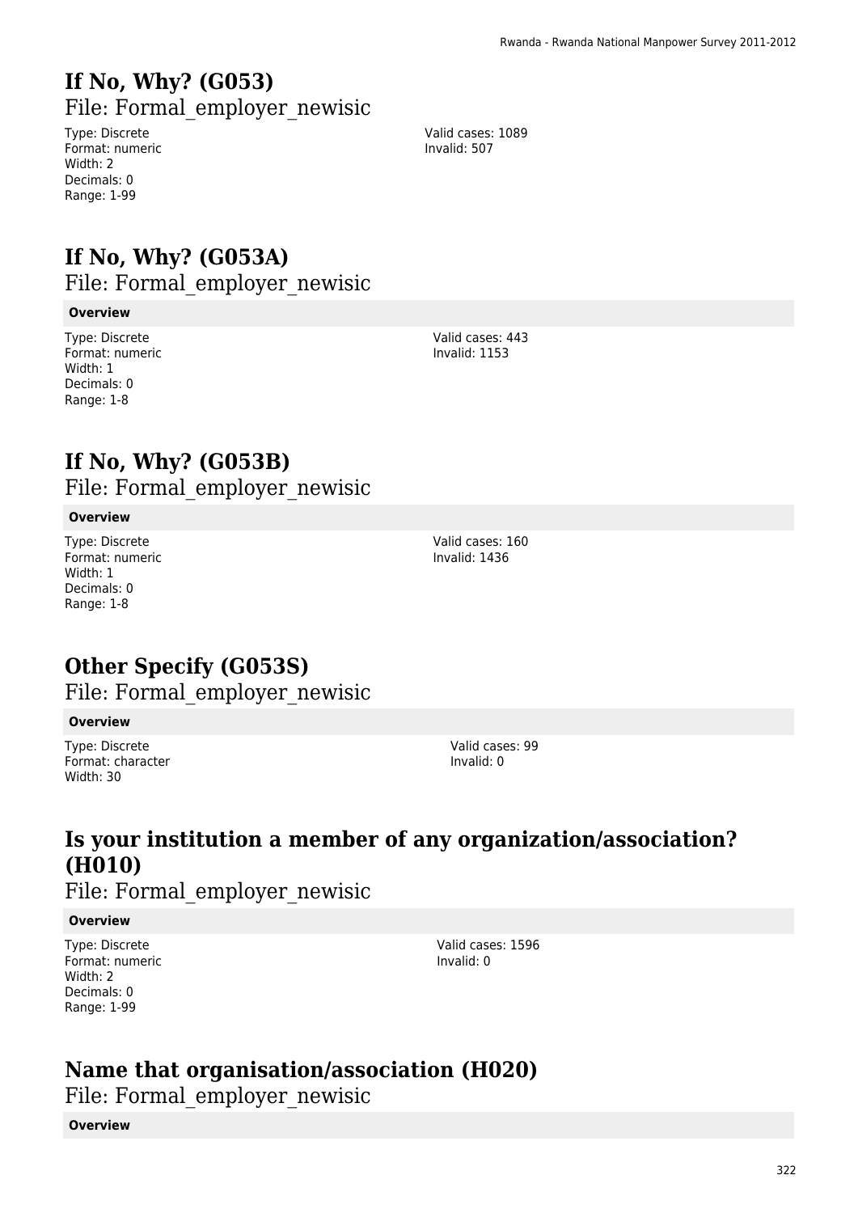# If No, Why? (G053)

File: Formal_employer_newisic

Type: Discrete
Format: numeric
Width: 2
Decimals: 0
Range: 1-99

Valid cases: 1089
Invalid: 507

# If No, Why? (G053A)

File: Formal_employer_newisic

**Overview**

Type: Discrete
Format: numeric
Width: 1
Decimals: 0
Range: 1-8

Valid cases: 443
Invalid: 1153

# If No, Why? (G053B)

File: Formal_employer_newisic

**Overview**

Type: Discrete
Format: numeric
Width: 1
Decimals: 0
Range: 1-8

Valid cases: 160
Invalid: 1436

# Other Specify (G053S)

File: Formal_employer_newisic

**Overview**

Type: Discrete
Format: character
Width: 30

Valid cases: 99
Invalid: 0

# Is your institution a member of any organization/association? (H010)

File: Formal_employer_newisic

**Overview**

Type: Discrete
Format: numeric
Width: 2
Decimals: 0
Range: 1-99

Valid cases: 1596
Invalid: 0

# Name that organisation/association (H020)

File: Formal_employer_newisic

**Overview**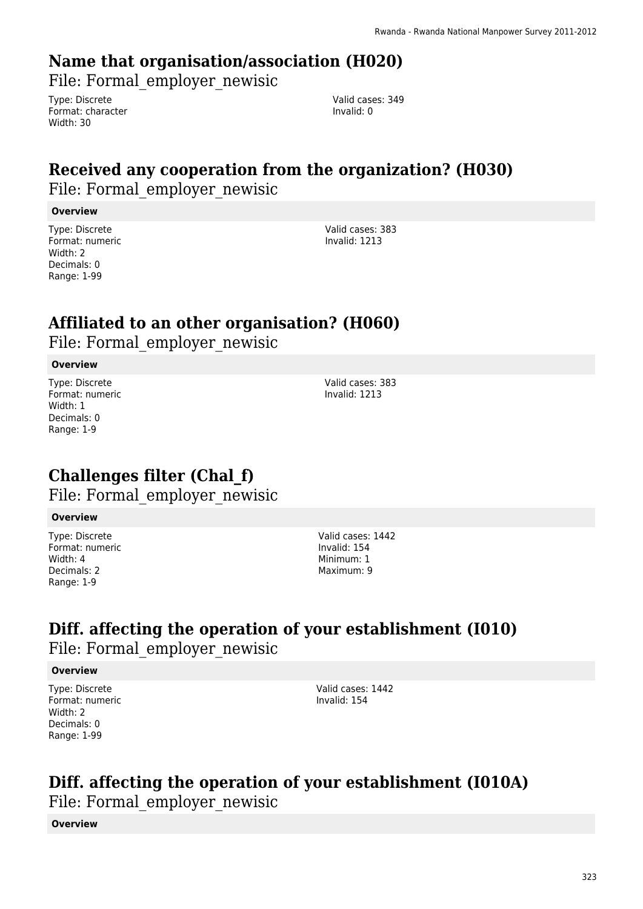## Name that organisation/association (H020)

File: Formal_employer_newisic

Type: Discrete
Format: character
Width: 30

Valid cases: 349
Invalid: 0

## Received any cooperation from the organization? (H030)

File: Formal_employer_newisic

**Overview**

Type: Discrete
Format: numeric
Width: 2
Decimals: 0
Range: 1-99

Valid cases: 383
Invalid: 1213

## Affiliated to an other organisation? (H060)

File: Formal_employer_newisic

**Overview**

Type: Discrete
Format: numeric
Width: 1
Decimals: 0
Range: 1-9

Valid cases: 383
Invalid: 1213

## Challenges filter (Chal_f)

File: Formal_employer_newisic

**Overview**

Type: Discrete
Format: numeric
Width: 4
Decimals: 2
Range: 1-9

Valid cases: 1442
Invalid: 154
Minimum: 1
Maximum: 9

## Diff. affecting the operation of your establishment (I010)

File: Formal_employer_newisic

**Overview**

Type: Discrete
Format: numeric
Width: 2
Decimals: 0
Range: 1-99

Valid cases: 1442
Invalid: 154

## Diff. affecting the operation of your establishment (I010A)

File: Formal_employer_newisic

**Overview**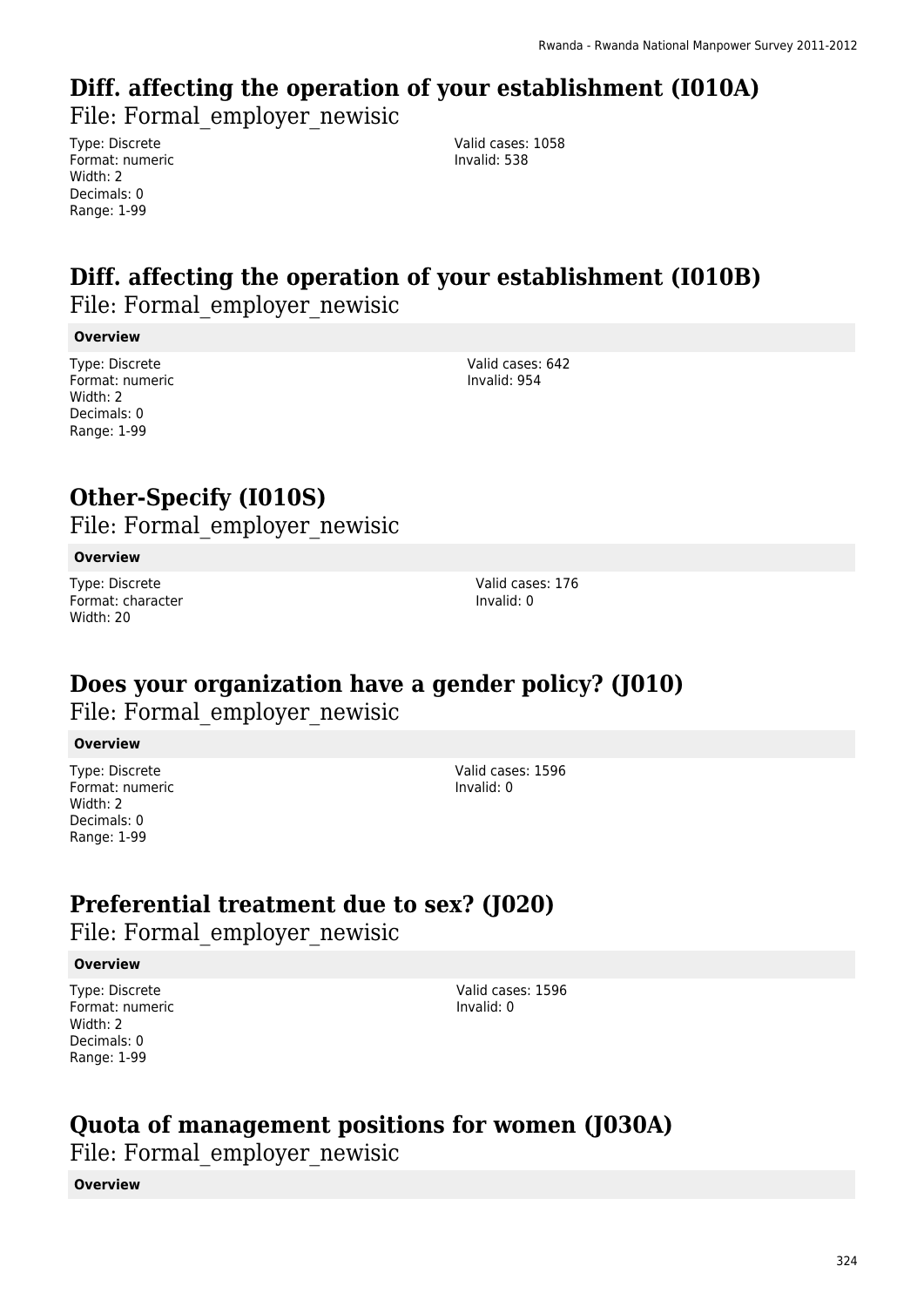## Diff. affecting the operation of your establishment (I010A)

File: Formal_employer_newisic

Type: Discrete
Format: numeric
Width: 2
Decimals: 0
Range: 1-99

Valid cases: 1058
Invalid: 538

## Diff. affecting the operation of your establishment (I010B)

File: Formal_employer_newisic

**Overview**

Type: Discrete
Format: numeric
Width: 2
Decimals: 0
Range: 1-99

Valid cases: 642
Invalid: 954

## Other-Specify (I010S)

File: Formal_employer_newisic

**Overview**

Type: Discrete
Format: character
Width: 20

Valid cases: 176
Invalid: 0

## Does your organization have a gender policy? (J010)

File: Formal_employer_newisic

**Overview**

Type: Discrete
Format: numeric
Width: 2
Decimals: 0
Range: 1-99

Valid cases: 1596
Invalid: 0

## Preferential treatment due to sex? (J020)

File: Formal_employer_newisic

**Overview**

Type: Discrete
Format: numeric
Width: 2
Decimals: 0
Range: 1-99

Valid cases: 1596
Invalid: 0

## Quota of management positions for women (J030A)

File: Formal_employer_newisic

**Overview**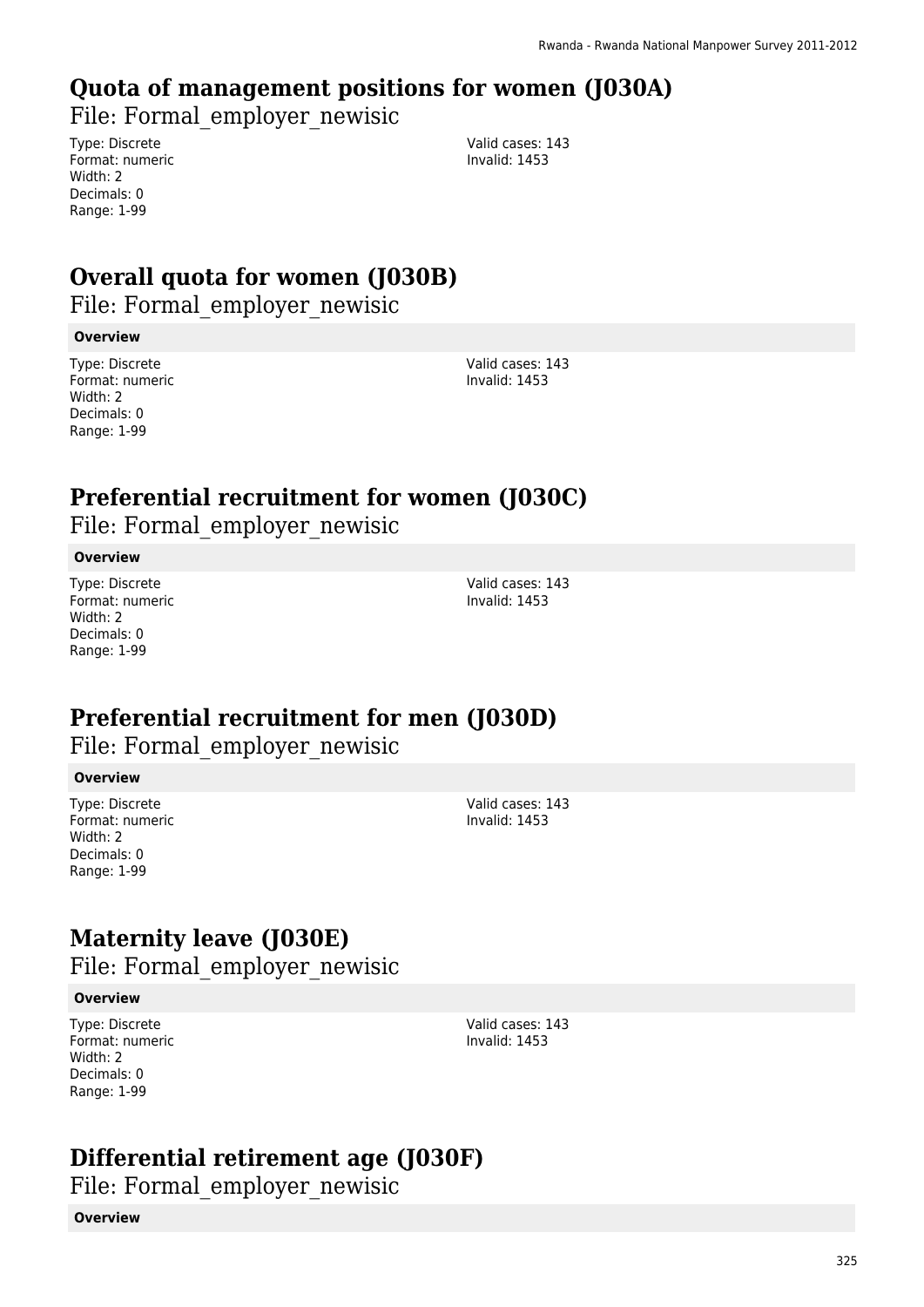## Quota of management positions for women (J030A)

File: Formal_employer_newisic

Type: Discrete
Format: numeric
Width: 2
Decimals: 0
Range: 1-99

Valid cases: 143
Invalid: 1453

## Overall quota for women (J030B)

File: Formal_employer_newisic

**Overview**

Type: Discrete
Format: numeric
Width: 2
Decimals: 0
Range: 1-99

Valid cases: 143
Invalid: 1453

## Preferential recruitment for women (J030C)

File: Formal_employer_newisic

**Overview**

Type: Discrete
Format: numeric
Width: 2
Decimals: 0
Range: 1-99

Valid cases: 143
Invalid: 1453

## Preferential recruitment for men (J030D)

File: Formal_employer_newisic

**Overview**

Type: Discrete
Format: numeric
Width: 2
Decimals: 0
Range: 1-99

Valid cases: 143
Invalid: 1453

## Maternity leave (J030E)

File: Formal_employer_newisic

**Overview**

Type: Discrete
Format: numeric
Width: 2
Decimals: 0
Range: 1-99

Valid cases: 143
Invalid: 1453

## Differential retirement age (J030F)

File: Formal_employer_newisic

**Overview**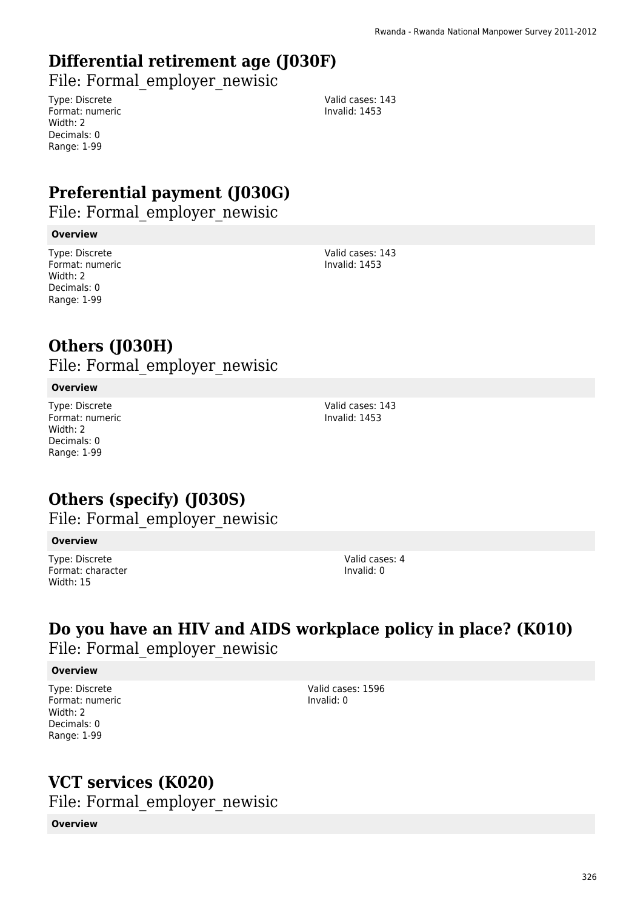# Differential retirement age (J030F)

File: Formal_employer_newisic

Type: Discrete
Format: numeric
Width: 2
Decimals: 0
Range: 1-99

Valid cases: 143
Invalid: 1453

# Preferential payment (J030G)

File: Formal_employer_newisic

**Overview**

Type: Discrete
Format: numeric
Width: 2
Decimals: 0
Range: 1-99

Valid cases: 143
Invalid: 1453

# Others (J030H)

File: Formal_employer_newisic

**Overview**

Type: Discrete
Format: numeric
Width: 2
Decimals: 0
Range: 1-99

Valid cases: 143
Invalid: 1453

# Others (specify) (J030S)

File: Formal_employer_newisic

**Overview**

Type: Discrete
Format: character
Width: 15

Valid cases: 4
Invalid: 0

# Do you have an HIV and AIDS workplace policy in place? (K010)

File: Formal_employer_newisic

**Overview**

Type: Discrete
Format: numeric
Width: 2
Decimals: 0
Range: 1-99

Valid cases: 1596
Invalid: 0

# VCT services (K020)

File: Formal_employer_newisic

**Overview**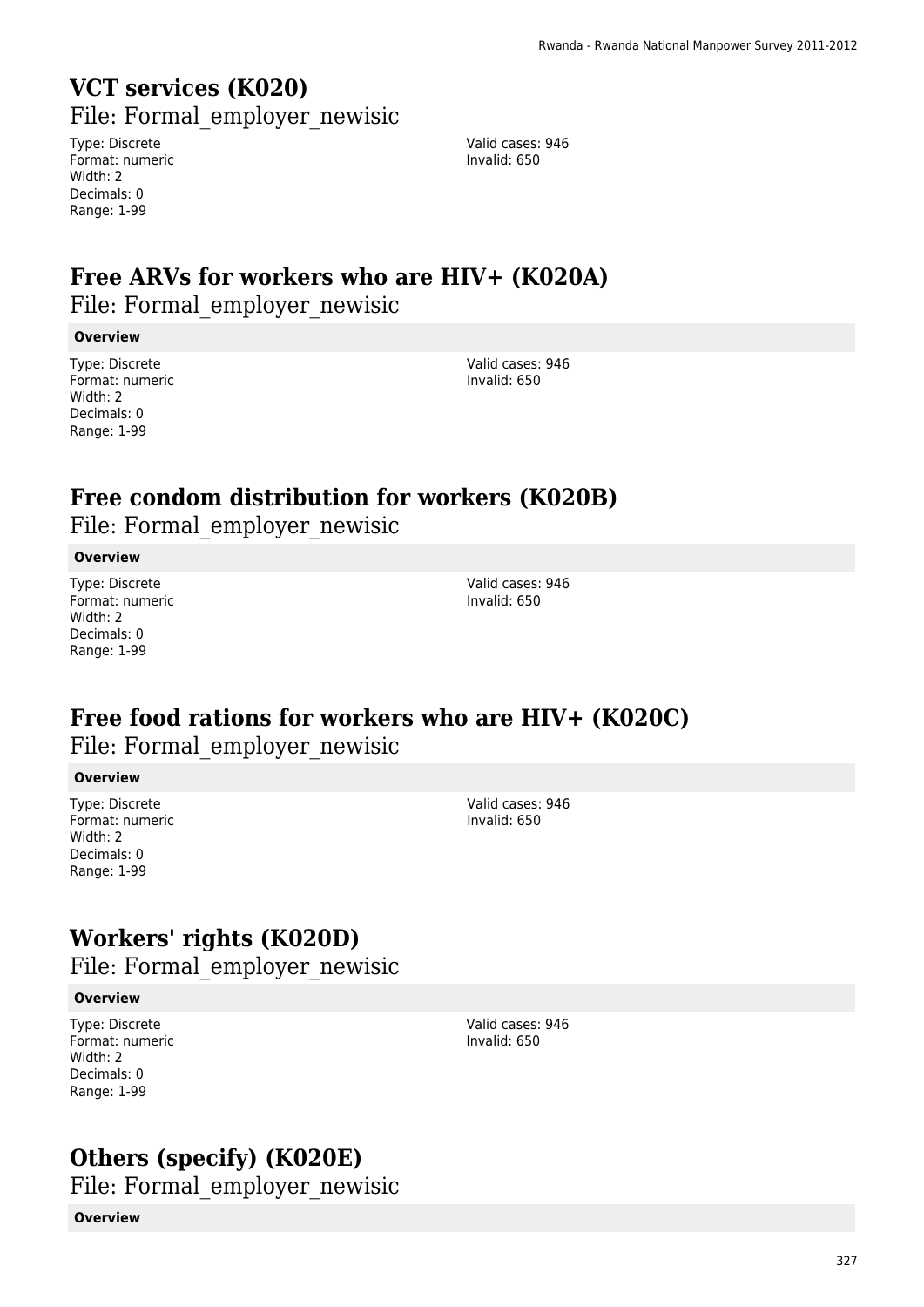## VCT services (K020)

File: Formal_employer_newisic

Type: Discrete
Format: numeric
Width: 2
Decimals: 0
Range: 1-99

Valid cases: 946
Invalid: 650

## Free ARVs for workers who are HIV+ (K020A)

File: Formal_employer_newisic

**Overview**

Type: Discrete
Format: numeric
Width: 2
Decimals: 0
Range: 1-99

Valid cases: 946
Invalid: 650

## Free condom distribution for workers (K020B)

File: Formal_employer_newisic

**Overview**

Type: Discrete
Format: numeric
Width: 2
Decimals: 0
Range: 1-99

Valid cases: 946
Invalid: 650

## Free food rations for workers who are HIV+ (K020C)

File: Formal_employer_newisic

**Overview**

Type: Discrete
Format: numeric
Width: 2
Decimals: 0
Range: 1-99

Valid cases: 946
Invalid: 650

## Workers' rights (K020D)

File: Formal_employer_newisic

**Overview**

Type: Discrete
Format: numeric
Width: 2
Decimals: 0
Range: 1-99

Valid cases: 946
Invalid: 650

## Others (specify) (K020E)

File: Formal_employer_newisic

**Overview**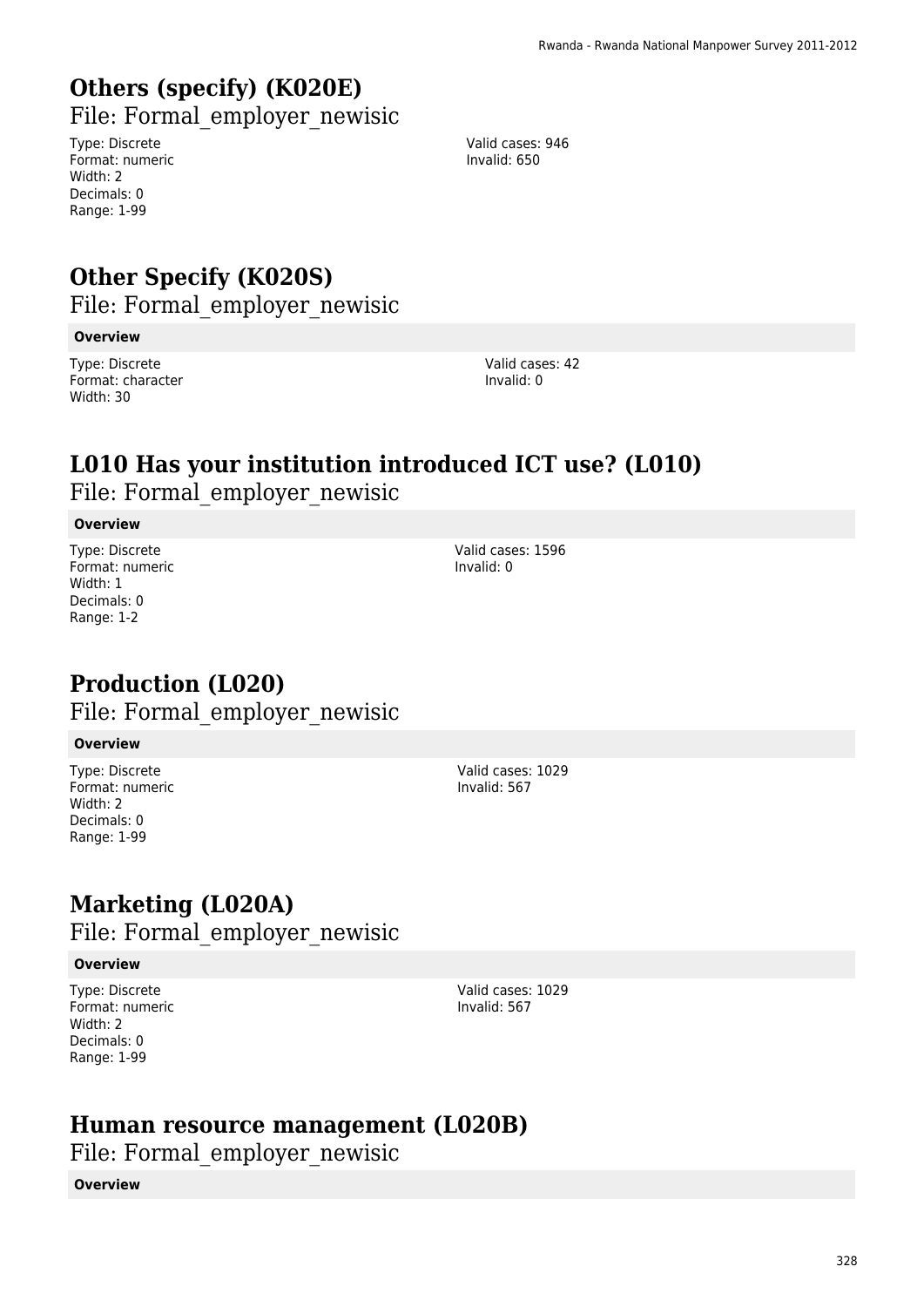# Others (specify) (K020E)

File: Formal_employer_newisic

Type: Discrete
Format: numeric
Width: 2
Decimals: 0
Range: 1-99

Valid cases: 946
Invalid: 650

# Other Specify (K020S)

File: Formal_employer_newisic

**Overview**

Type: Discrete
Format: character
Width: 30

Valid cases: 42
Invalid: 0

# L010 Has your institution introduced ICT use? (L010)

File: Formal_employer_newisic

**Overview**

Type: Discrete
Format: numeric
Width: 1
Decimals: 0
Range: 1-2

Valid cases: 1596
Invalid: 0

# Production (L020)

File: Formal_employer_newisic

**Overview**

Type: Discrete
Format: numeric
Width: 2
Decimals: 0
Range: 1-99

Valid cases: 1029
Invalid: 567

# Marketing (L020A)

File: Formal_employer_newisic

**Overview**

Type: Discrete
Format: numeric
Width: 2
Decimals: 0
Range: 1-99

Valid cases: 1029
Invalid: 567

# Human resource management (L020B)

File: Formal_employer_newisic

**Overview**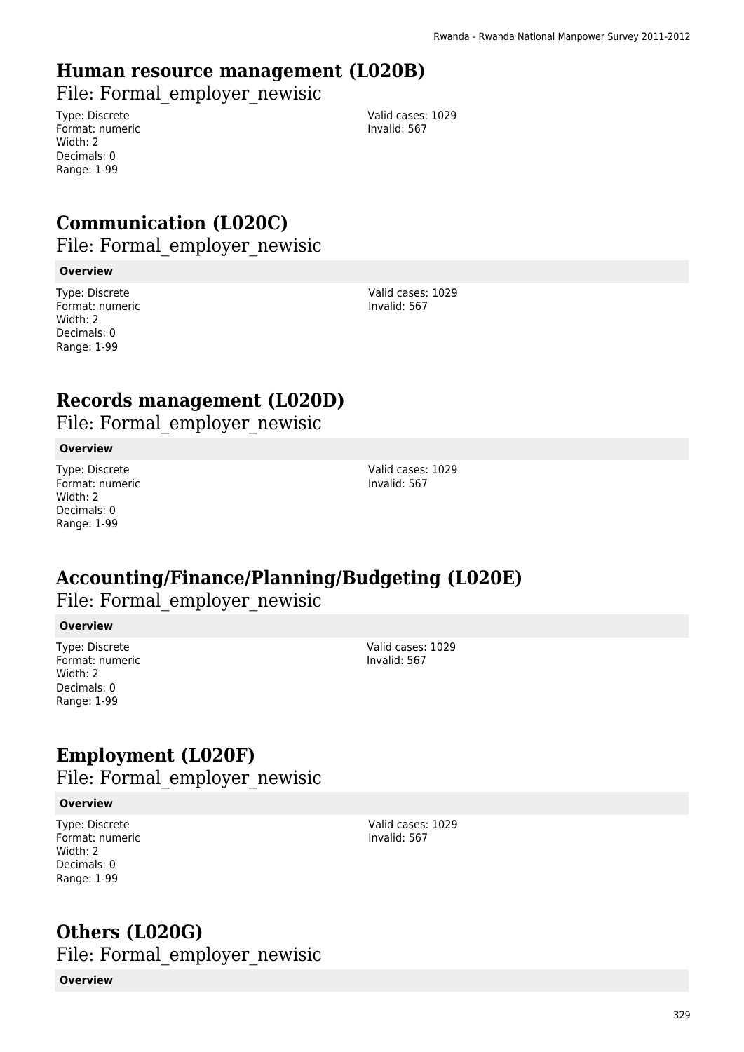# Human resource management (L020B)

File: Formal_employer_newisic

Type: Discrete
Format: numeric
Width: 2
Decimals: 0
Range: 1-99

Valid cases: 1029
Invalid: 567

# Communication (L020C)

File: Formal_employer_newisic

**Overview**

Type: Discrete
Format: numeric
Width: 2
Decimals: 0
Range: 1-99

Valid cases: 1029
Invalid: 567

# Records management (L020D)

File: Formal_employer_newisic

**Overview**

Type: Discrete
Format: numeric
Width: 2
Decimals: 0
Range: 1-99

Valid cases: 1029
Invalid: 567

# Accounting/Finance/Planning/Budgeting (L020E)

File: Formal_employer_newisic

**Overview**

Type: Discrete
Format: numeric
Width: 2
Decimals: 0
Range: 1-99

Valid cases: 1029
Invalid: 567

# Employment (L020F)

File: Formal_employer_newisic

**Overview**

Type: Discrete
Format: numeric
Width: 2
Decimals: 0
Range: 1-99

Valid cases: 1029
Invalid: 567

# Others (L020G)

File: Formal_employer_newisic

**Overview**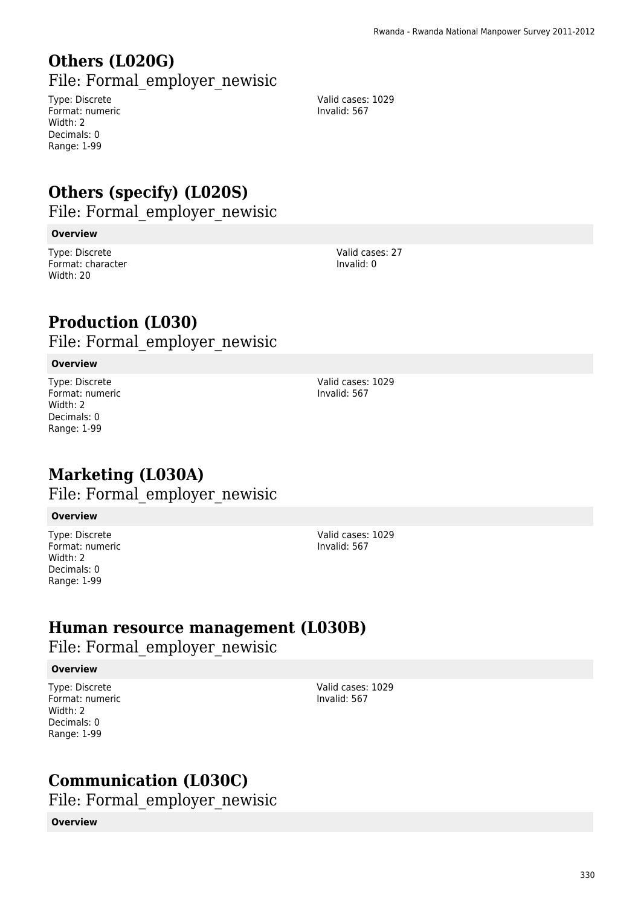# Others (L020G)

File: Formal_employer_newisic

Type: Discrete
Format: numeric
Width: 2
Decimals: 0
Range: 1-99

Valid cases: 1029
Invalid: 567

# Others (specify) (L020S)

File: Formal_employer_newisic

**Overview**

Type: Discrete
Format: character
Width: 20

Valid cases: 27
Invalid: 0

# Production (L030)

File: Formal_employer_newisic

**Overview**

Type: Discrete
Format: numeric
Width: 2
Decimals: 0
Range: 1-99

Valid cases: 1029
Invalid: 567

# Marketing (L030A)

File: Formal_employer_newisic

**Overview**

Type: Discrete
Format: numeric
Width: 2
Decimals: 0
Range: 1-99

Valid cases: 1029
Invalid: 567

# Human resource management (L030B)

File: Formal_employer_newisic

**Overview**

Type: Discrete
Format: numeric
Width: 2
Decimals: 0
Range: 1-99

Valid cases: 1029
Invalid: 567

# Communication (L030C)

File: Formal_employer_newisic

**Overview**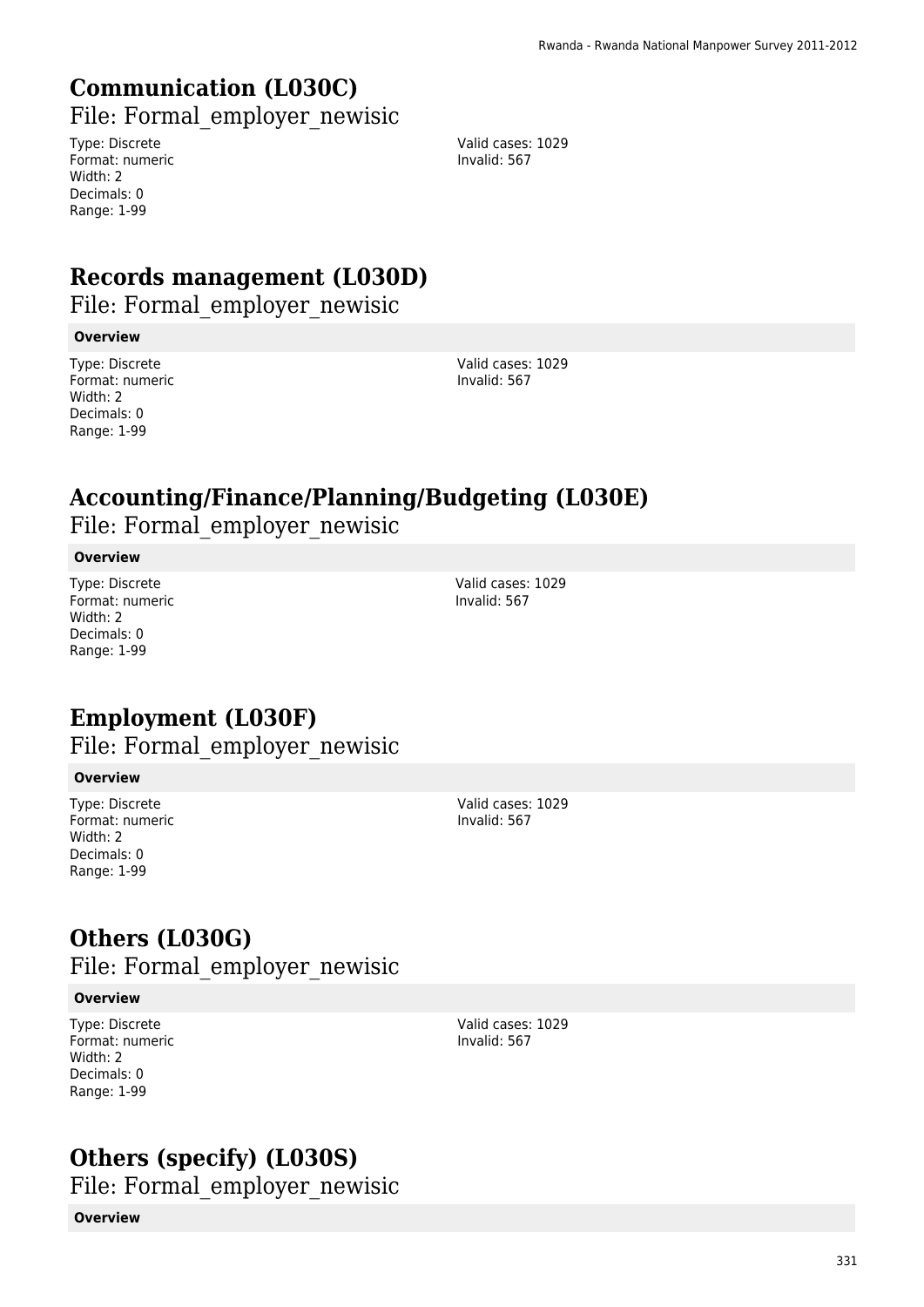## Communication (L030C)

File: Formal_employer_newisic

Type: Discrete
Format: numeric
Width: 2
Decimals: 0
Range: 1-99

Valid cases: 1029
Invalid: 567

## Records management (L030D)

File: Formal_employer_newisic

**Overview**

Type: Discrete
Format: numeric
Width: 2
Decimals: 0
Range: 1-99

Valid cases: 1029
Invalid: 567

## Accounting/Finance/Planning/Budgeting (L030E)

File: Formal_employer_newisic

**Overview**

Type: Discrete
Format: numeric
Width: 2
Decimals: 0
Range: 1-99

Valid cases: 1029
Invalid: 567

## Employment (L030F)

File: Formal_employer_newisic

**Overview**

Type: Discrete
Format: numeric
Width: 2
Decimals: 0
Range: 1-99

Valid cases: 1029
Invalid: 567

## Others (L030G)

File: Formal_employer_newisic

**Overview**

Type: Discrete
Format: numeric
Width: 2
Decimals: 0
Range: 1-99

Valid cases: 1029
Invalid: 567

## Others (specify) (L030S)

File: Formal_employer_newisic

**Overview**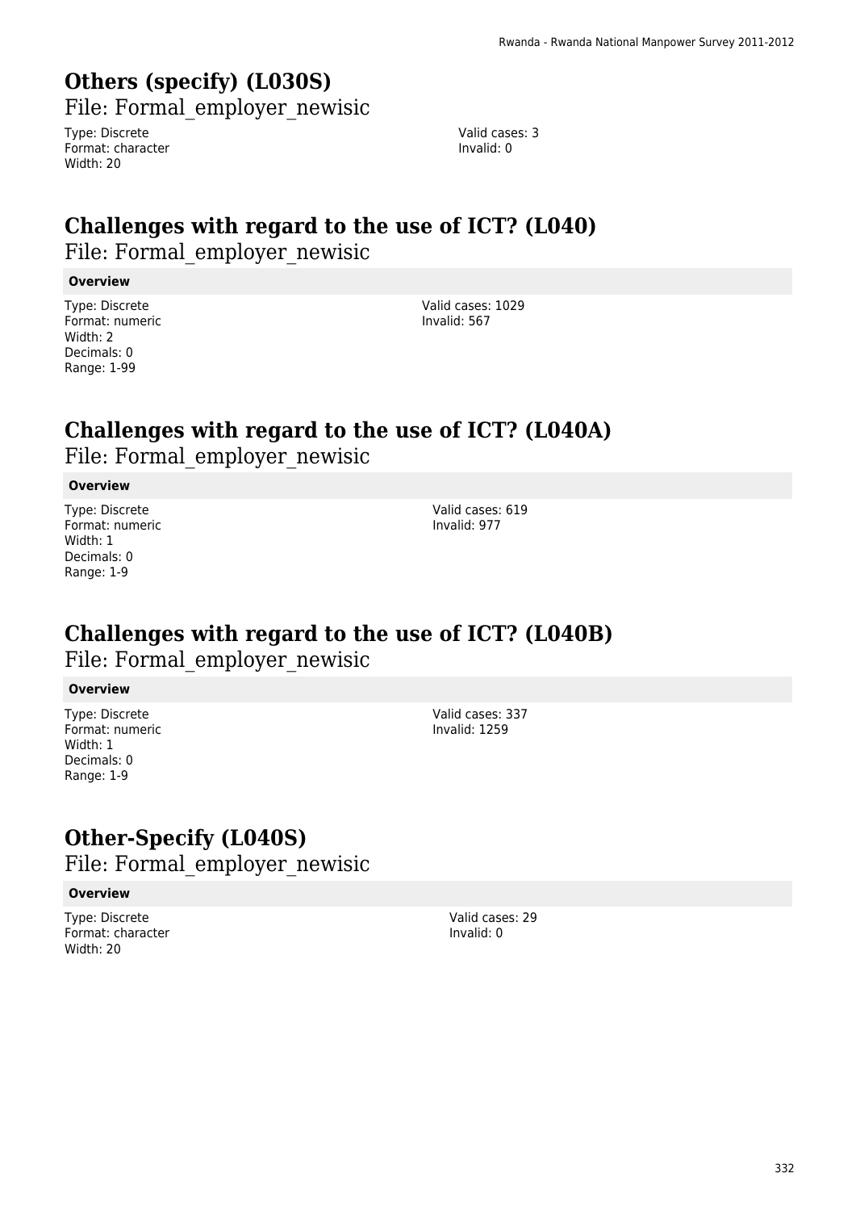# Others (specify) (L030S)

File: Formal_employer_newisic

Type: Discrete
Format: character
Width: 20

Valid cases: 3
Invalid: 0

# Challenges with regard to the use of ICT? (L040)

File: Formal_employer_newisic

**Overview**

Type: Discrete
Format: numeric
Width: 2
Decimals: 0
Range: 1-99

Valid cases: 1029
Invalid: 567

# Challenges with regard to the use of ICT? (L040A)

File: Formal_employer_newisic

**Overview**

Type: Discrete
Format: numeric
Width: 1
Decimals: 0
Range: 1-9

Valid cases: 619
Invalid: 977

# Challenges with regard to the use of ICT? (L040B)

File: Formal_employer_newisic

**Overview**

Type: Discrete
Format: numeric
Width: 1
Decimals: 0
Range: 1-9

Valid cases: 337
Invalid: 1259

# Other-Specify (L040S)

File: Formal_employer_newisic

**Overview**

Type: Discrete
Format: character
Width: 20

Valid cases: 29
Invalid: 0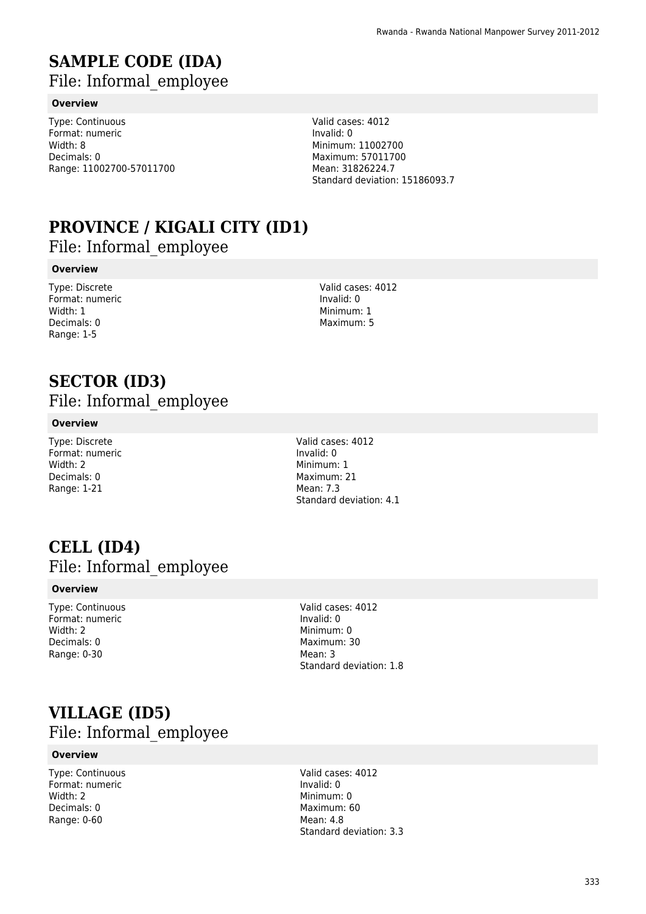# SAMPLE CODE (IDA)

File: Informal_employee

### Overview

Type: Continuous
Format: numeric
Width: 8
Decimals: 0
Range: 11002700-57011700

Valid cases: 4012
Invalid: 0
Minimum: 11002700
Maximum: 57011700
Mean: 31826224.7
Standard deviation: 15186093.7

# PROVINCE / KIGALI CITY (ID1)

File: Informal_employee

### Overview

Type: Discrete
Format: numeric
Width: 1
Decimals: 0
Range: 1-5

Valid cases: 4012
Invalid: 0
Minimum: 1
Maximum: 5

# SECTOR (ID3)

File: Informal_employee

### Overview

Type: Discrete
Format: numeric
Width: 2
Decimals: 0
Range: 1-21

Valid cases: 4012
Invalid: 0
Minimum: 1
Maximum: 21
Mean: 7.3
Standard deviation: 4.1

# CELL (ID4)

File: Informal_employee

### Overview

Type: Continuous
Format: numeric
Width: 2
Decimals: 0
Range: 0-30

Valid cases: 4012
Invalid: 0
Minimum: 0
Maximum: 30
Mean: 3
Standard deviation: 1.8

# VILLAGE (ID5)

File: Informal_employee

### Overview

Type: Continuous
Format: numeric
Width: 2
Decimals: 0
Range: 0-60

Valid cases: 4012
Invalid: 0
Minimum: 0
Maximum: 60
Mean: 4.8
Standard deviation: 3.3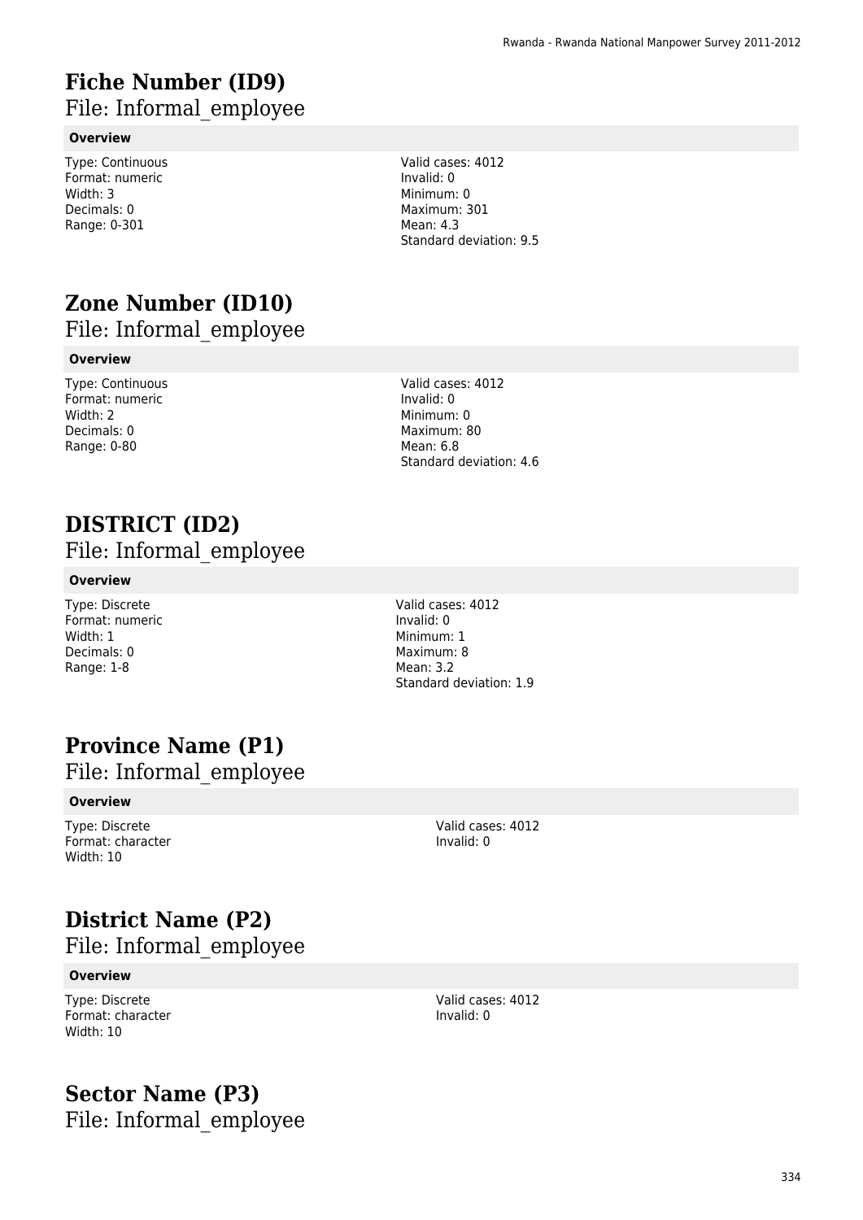# Fiche Number (ID9)

File: Informal_employee

**Overview**

Type: Continuous
Format: numeric
Width: 3
Decimals: 0
Range: 0-301

Valid cases: 4012
Invalid: 0
Minimum: 0
Maximum: 301
Mean: 4.3
Standard deviation: 9.5

# Zone Number (ID10)

File: Informal_employee

**Overview**

Type: Continuous
Format: numeric
Width: 2
Decimals: 0
Range: 0-80

Valid cases: 4012
Invalid: 0
Minimum: 0
Maximum: 80
Mean: 6.8
Standard deviation: 4.6

# DISTRICT (ID2)

File: Informal_employee

**Overview**

Type: Discrete
Format: numeric
Width: 1
Decimals: 0
Range: 1-8

Valid cases: 4012
Invalid: 0
Minimum: 1
Maximum: 8
Mean: 3.2
Standard deviation: 1.9

# Province Name (P1)

File: Informal_employee

**Overview**

Type: Discrete
Format: character
Width: 10

Valid cases: 4012
Invalid: 0

# District Name (P2)

File: Informal_employee

**Overview**

Type: Discrete
Format: character
Width: 10

Valid cases: 4012
Invalid: 0

# Sector Name (P3)

File: Informal_employee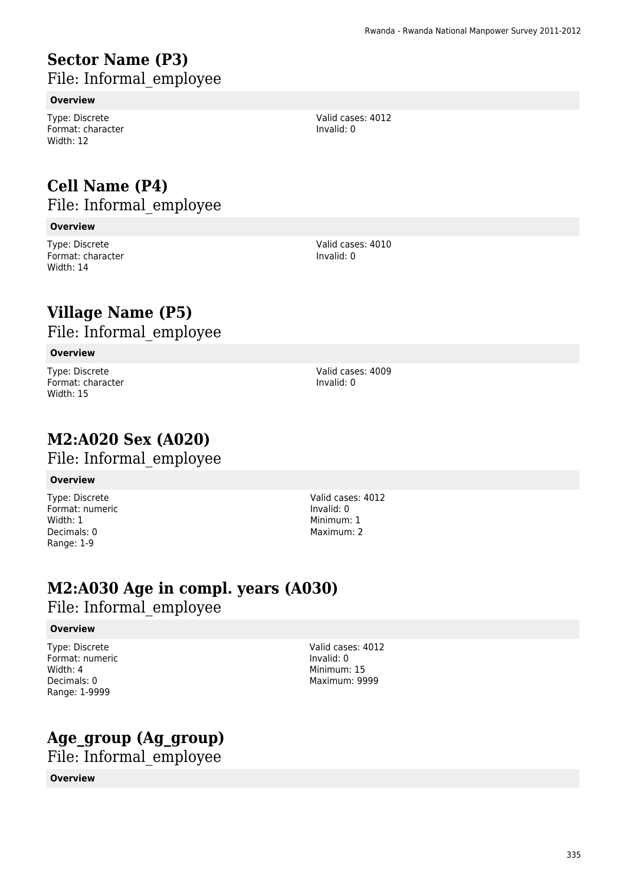# Sector Name (P3)

File: Informal_employee

**Overview**

Type: Discrete
Format: character
Width: 12

Valid cases: 4012
Invalid: 0

# Cell Name (P4)

File: Informal_employee

**Overview**

Type: Discrete
Format: character
Width: 14

Valid cases: 4010
Invalid: 0

# Village Name (P5)

File: Informal_employee

**Overview**

Type: Discrete
Format: character
Width: 15

Valid cases: 4009
Invalid: 0

# M2:A020 Sex (A020)

File: Informal_employee

**Overview**

Type: Discrete
Format: numeric
Width: 1
Decimals: 0
Range: 1-9

Valid cases: 4012
Invalid: 0
Minimum: 1
Maximum: 2

# M2:A030 Age in compl. years (A030)

File: Informal_employee

**Overview**

Type: Discrete
Format: numeric
Width: 4
Decimals: 0
Range: 1-9999

Valid cases: 4012
Invalid: 0
Minimum: 15
Maximum: 9999

# Age_group (Ag_group)

File: Informal_employee

**Overview**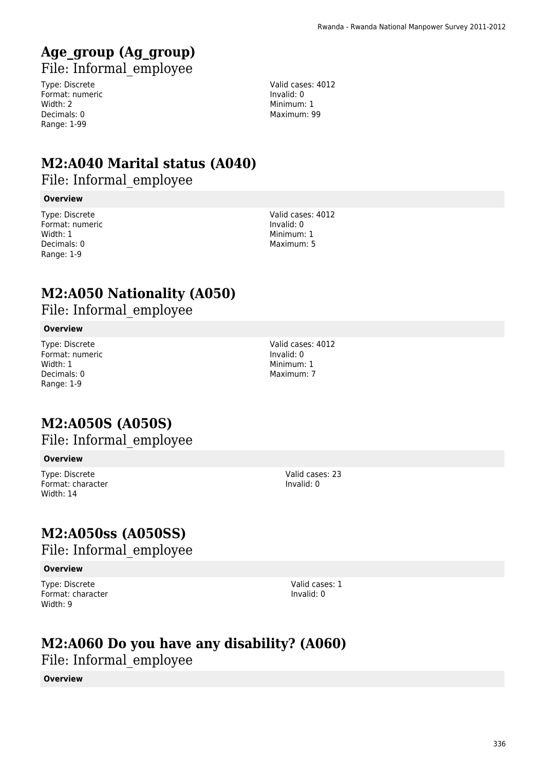## Age_group (Ag_group)

File: Informal_employee

Type: Discrete
Format: numeric
Width: 2
Decimals: 0
Range: 1-99

Valid cases: 4012
Invalid: 0
Minimum: 1
Maximum: 99

## M2:A040 Marital status (A040)

File: Informal_employee

**Overview**

Type: Discrete
Format: numeric
Width: 1
Decimals: 0
Range: 1-9

Valid cases: 4012
Invalid: 0
Minimum: 1
Maximum: 5

## M2:A050 Nationality (A050)

File: Informal_employee

**Overview**

Type: Discrete
Format: numeric
Width: 1
Decimals: 0
Range: 1-9

Valid cases: 4012
Invalid: 0
Minimum: 1
Maximum: 7

## M2:A050S (A050S)

File: Informal_employee

**Overview**

Type: Discrete
Format: character
Width: 14

Valid cases: 23
Invalid: 0

## M2:A050ss (A050SS)

File: Informal_employee

**Overview**

Type: Discrete
Format: character
Width: 9

Valid cases: 1
Invalid: 0

## M2:A060 Do you have any disability? (A060)

File: Informal_employee

**Overview**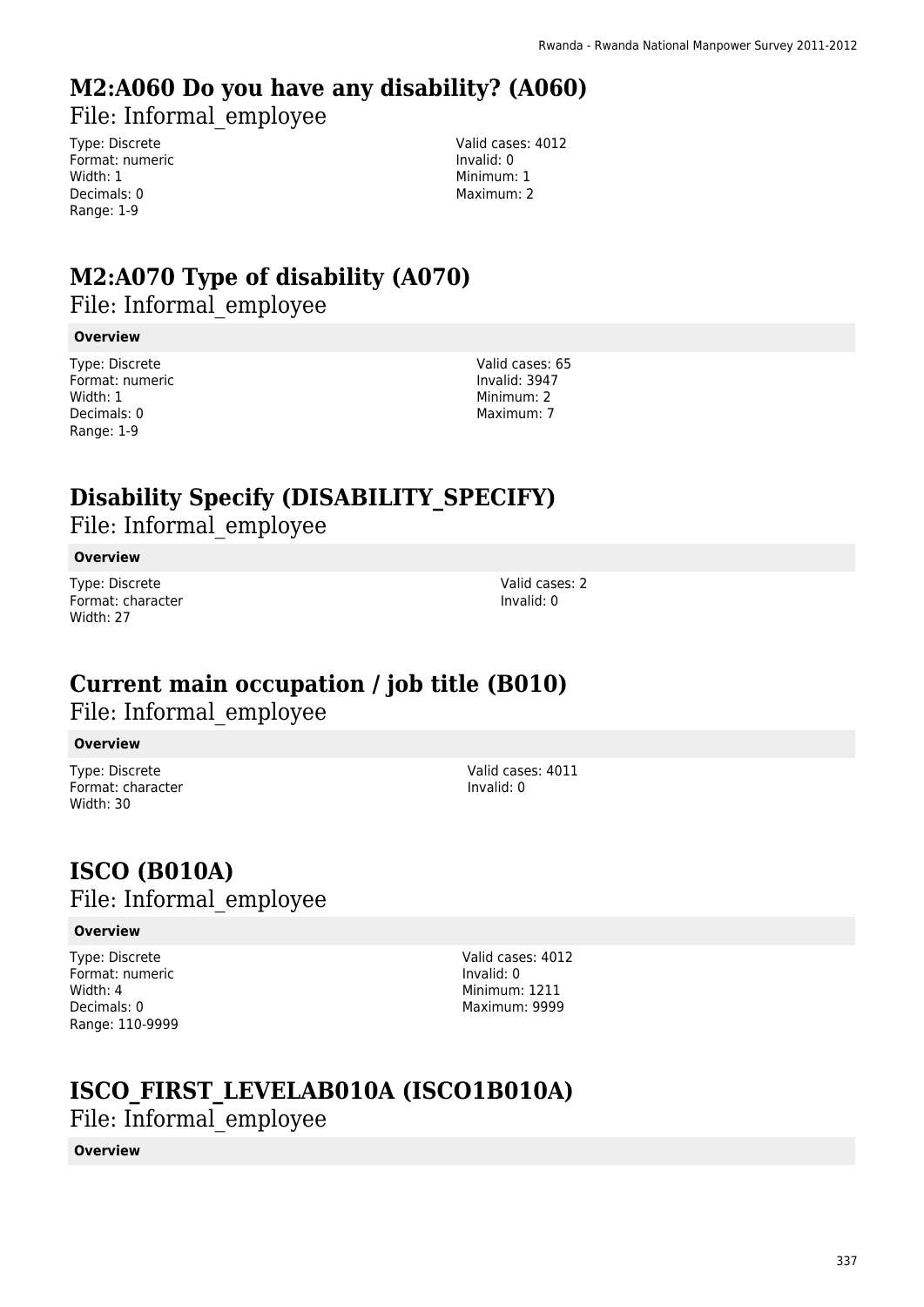## M2:A060 Do you have any disability? (A060)

File: Informal_employee

Type: Discrete
Format: numeric
Width: 1
Decimals: 0
Range: 1-9

Valid cases: 4012
Invalid: 0
Minimum: 1
Maximum: 2

## M2:A070 Type of disability (A070)

File: Informal_employee

**Overview**

Type: Discrete
Format: numeric
Width: 1
Decimals: 0
Range: 1-9

Valid cases: 65
Invalid: 3947
Minimum: 2
Maximum: 7

## Disability Specify (DISABILITY_SPECIFY)

File: Informal_employee

**Overview**

Type: Discrete
Format: character
Width: 27

Valid cases: 2
Invalid: 0

## Current main occupation / job title (B010)

File: Informal_employee

**Overview**

Type: Discrete
Format: character
Width: 30

Valid cases: 4011
Invalid: 0

## ISCO (B010A)

File: Informal_employee

**Overview**

Type: Discrete
Format: numeric
Width: 4
Decimals: 0
Range: 110-9999

Valid cases: 4012
Invalid: 0
Minimum: 1211
Maximum: 9999

## ISCO_FIRST_LEVELAB010A (ISCO1B010A)

File: Informal_employee

**Overview**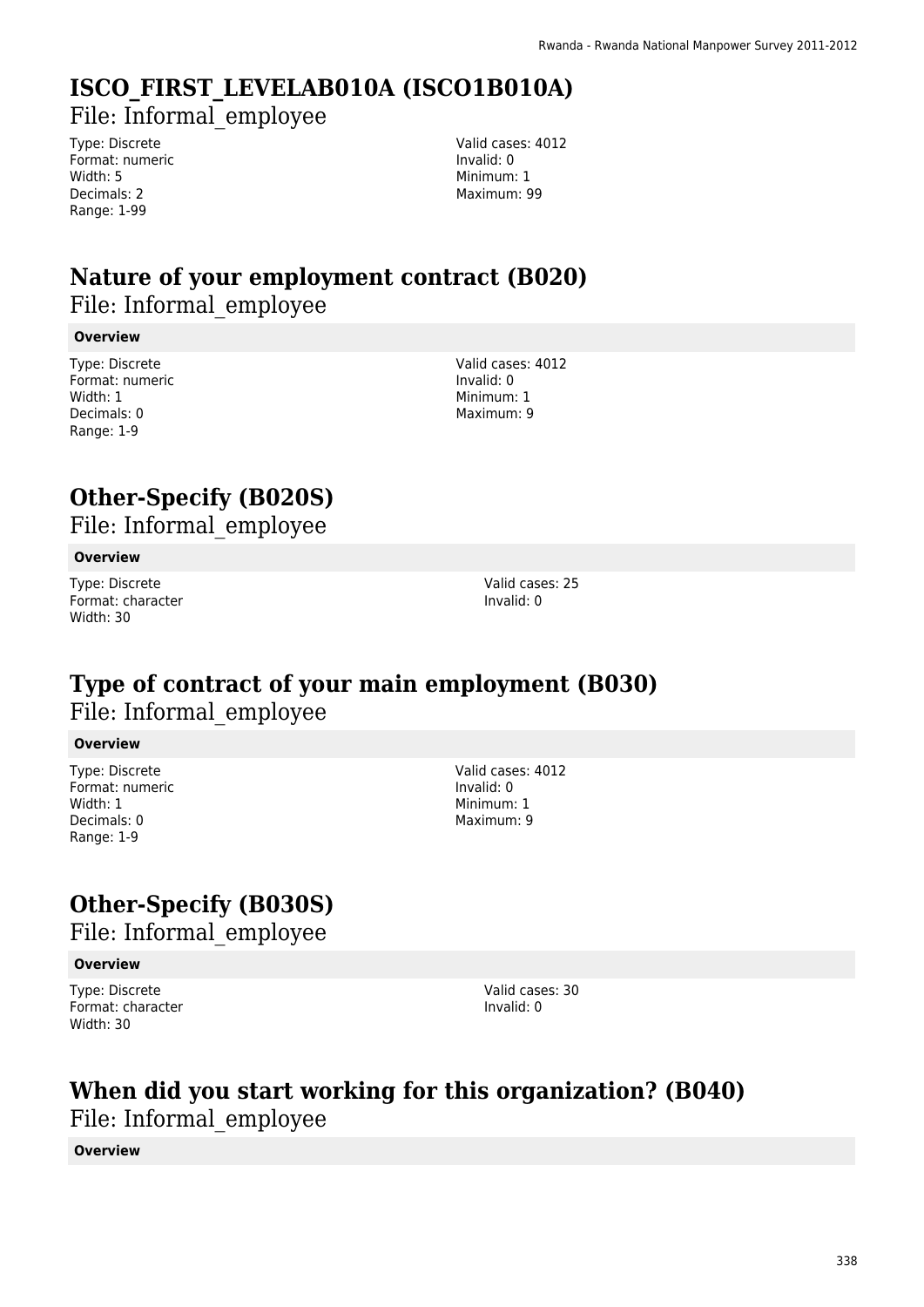# ISCO_FIRST_LEVELAB010A (ISCO1B010A)

File: Informal_employee

Type: Discrete
Format: numeric
Width: 5
Decimals: 2
Range: 1-99

Valid cases: 4012
Invalid: 0
Minimum: 1
Maximum: 99

# Nature of your employment contract (B020)

File: Informal_employee

**Overview**

Type: Discrete
Format: numeric
Width: 1
Decimals: 0
Range: 1-9

Valid cases: 4012
Invalid: 0
Minimum: 1
Maximum: 9

# Other-Specify (B020S)

File: Informal_employee

**Overview**

Type: Discrete
Format: character
Width: 30

Valid cases: 25
Invalid: 0

# Type of contract of your main employment (B030)

File: Informal_employee

**Overview**

Type: Discrete
Format: numeric
Width: 1
Decimals: 0
Range: 1-9

Valid cases: 4012
Invalid: 0
Minimum: 1
Maximum: 9

# Other-Specify (B030S)

File: Informal_employee

**Overview**

Type: Discrete
Format: character
Width: 30

Valid cases: 30
Invalid: 0

# When did you start working for this organization? (B040)

File: Informal_employee

**Overview**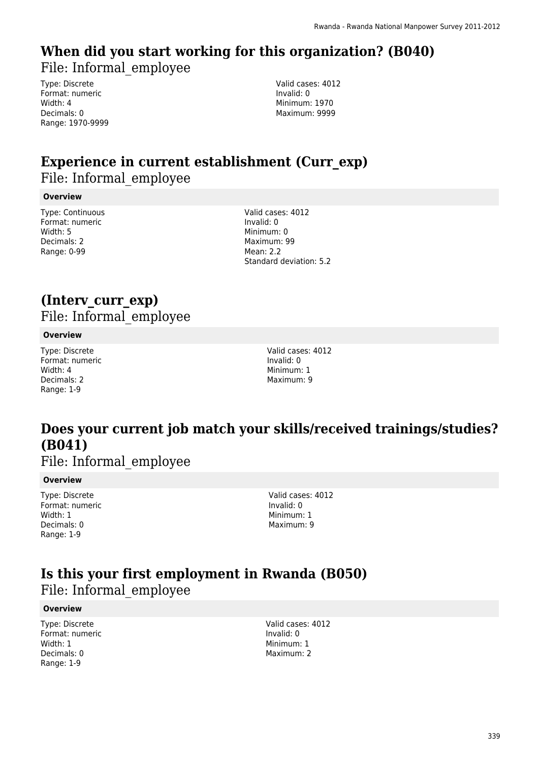## When did you start working for this organization? (B040)

File: Informal_employee

Type: Discrete
Format: numeric
Width: 4
Decimals: 0
Range: 1970-9999

Valid cases: 4012
Invalid: 0
Minimum: 1970
Maximum: 9999

## Experience in current establishment (Curr_exp)

File: Informal_employee

**Overview**

Type: Continuous
Format: numeric
Width: 5
Decimals: 2
Range: 0-99

Valid cases: 4012
Invalid: 0
Minimum: 0
Maximum: 99
Mean: 2.2
Standard deviation: 5.2

## (Interv_curr_exp)

File: Informal_employee

**Overview**

Type: Discrete
Format: numeric
Width: 4
Decimals: 2
Range: 1-9

Valid cases: 4012
Invalid: 0
Minimum: 1
Maximum: 9

## Does your current job match your skills/received trainings/studies? (B041)

File: Informal_employee

**Overview**

Type: Discrete
Format: numeric
Width: 1
Decimals: 0
Range: 1-9

Valid cases: 4012
Invalid: 0
Minimum: 1
Maximum: 9

## Is this your first employment in Rwanda (B050)

File: Informal_employee

**Overview**

Type: Discrete
Format: numeric
Width: 1
Decimals: 0
Range: 1-9

Valid cases: 4012
Invalid: 0
Minimum: 1
Maximum: 2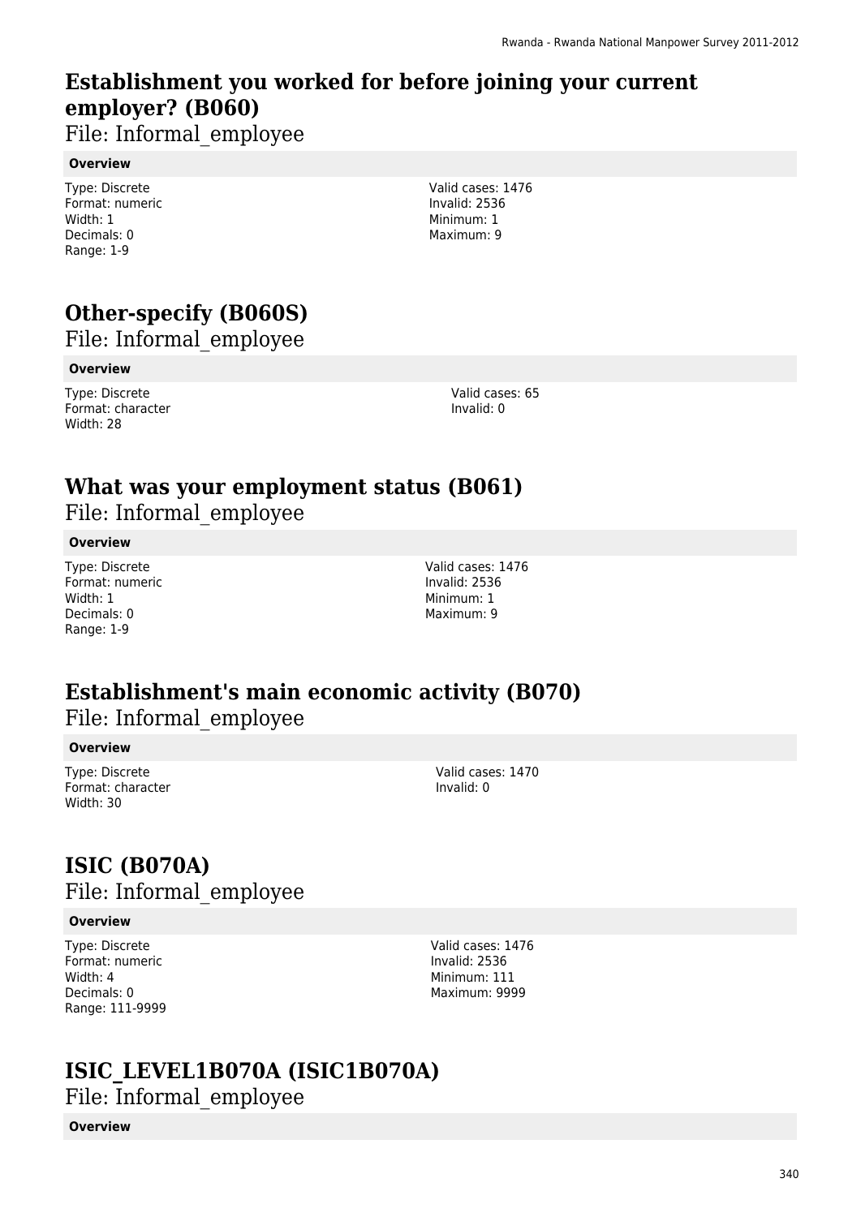## Establishment you worked for before joining your current employer? (B060)

File: Informal_employee

**Overview**

Type: Discrete
Format: numeric
Width: 1
Decimals: 0
Range: 1-9

Valid cases: 1476
Invalid: 2536
Minimum: 1
Maximum: 9

## Other-specify (B060S)

File: Informal_employee

**Overview**

Type: Discrete
Format: character
Width: 28

Valid cases: 65
Invalid: 0

## What was your employment status (B061)

File: Informal_employee

**Overview**

Type: Discrete
Format: numeric
Width: 1
Decimals: 0
Range: 1-9

Valid cases: 1476
Invalid: 2536
Minimum: 1
Maximum: 9

## Establishment's main economic activity (B070)

File: Informal_employee

**Overview**

Type: Discrete
Format: character
Width: 30

Valid cases: 1470
Invalid: 0

## ISIC (B070A)

File: Informal_employee

**Overview**

Type: Discrete
Format: numeric
Width: 4
Decimals: 0
Range: 111-9999

Valid cases: 1476
Invalid: 2536
Minimum: 111
Maximum: 9999

## ISIC_LEVEL1B070A (ISIC1B070A)

File: Informal_employee

**Overview**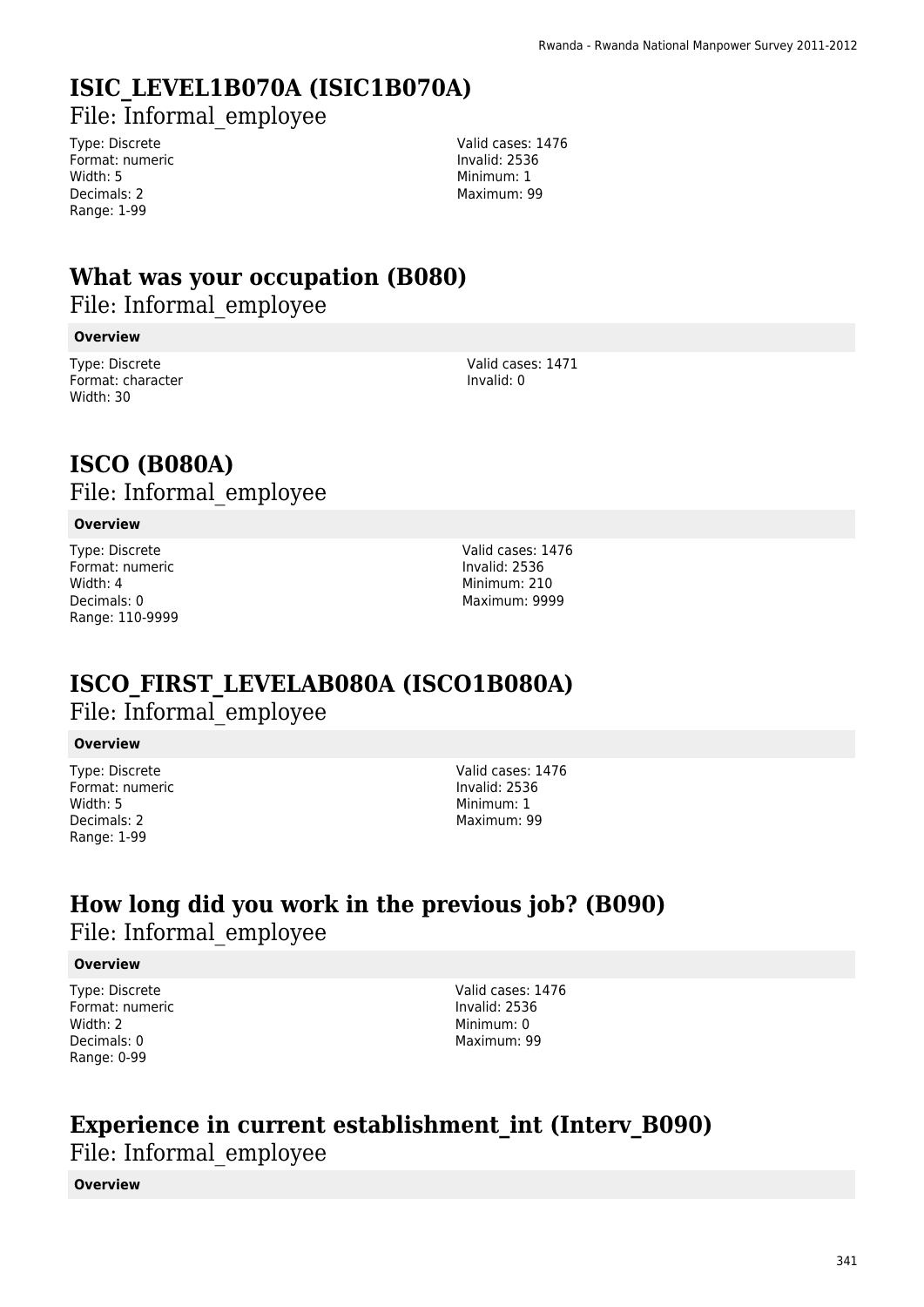## ISIC_LEVEL1B070A (ISIC1B070A)

File: Informal_employee

Type: Discrete
Format: numeric
Width: 5
Decimals: 2
Range: 1-99

Valid cases: 1476
Invalid: 2536
Minimum: 1
Maximum: 99

## What was your occupation (B080)

File: Informal_employee

**Overview**

Type: Discrete
Format: character
Width: 30

Valid cases: 1471
Invalid: 0

## ISCO (B080A)

File: Informal_employee

**Overview**

Type: Discrete
Format: numeric
Width: 4
Decimals: 0
Range: 110-9999

Valid cases: 1476
Invalid: 2536
Minimum: 210
Maximum: 9999

## ISCO_FIRST_LEVELAB080A (ISCO1B080A)

File: Informal_employee

**Overview**

Type: Discrete
Format: numeric
Width: 5
Decimals: 2
Range: 1-99

Valid cases: 1476
Invalid: 2536
Minimum: 1
Maximum: 99

## How long did you work in the previous job? (B090)

File: Informal_employee

**Overview**

Type: Discrete
Format: numeric
Width: 2
Decimals: 0
Range: 0-99

Valid cases: 1476
Invalid: 2536
Minimum: 0
Maximum: 99

## Experience in current establishment_int (Interv_B090)

File: Informal_employee

**Overview**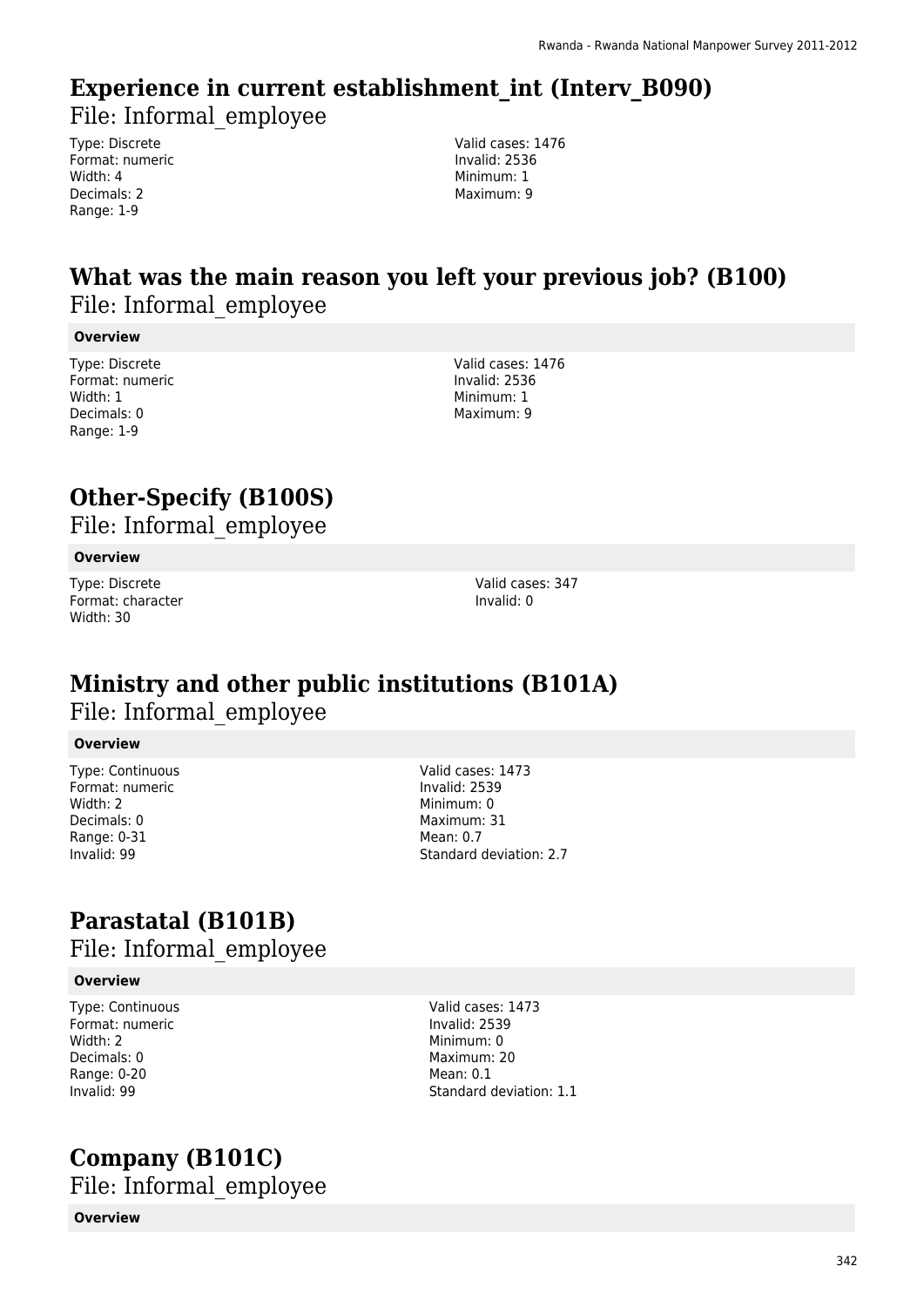## Experience in current establishment_int (Interv_B090)

File: Informal_employee

Type: Discrete
Format: numeric
Width: 4
Decimals: 2
Range: 1-9

Valid cases: 1476
Invalid: 2536
Minimum: 1
Maximum: 9

## What was the main reason you left your previous job? (B100)

File: Informal_employee

**Overview**

Type: Discrete
Format: numeric
Width: 1
Decimals: 0
Range: 1-9

Valid cases: 1476
Invalid: 2536
Minimum: 1
Maximum: 9

## Other-Specify (B100S)

File: Informal_employee

**Overview**

Type: Discrete
Format: character
Width: 30

Valid cases: 347
Invalid: 0

## Ministry and other public institutions (B101A)

File: Informal_employee

**Overview**

Type: Continuous
Format: numeric
Width: 2
Decimals: 0
Range: 0-31
Invalid: 99

Valid cases: 1473
Invalid: 2539
Minimum: 0
Maximum: 31
Mean: 0.7
Standard deviation: 2.7

## Parastatal (B101B)

File: Informal_employee

**Overview**

Type: Continuous
Format: numeric
Width: 2
Decimals: 0
Range: 0-20
Invalid: 99

Valid cases: 1473
Invalid: 2539
Minimum: 0
Maximum: 20
Mean: 0.1
Standard deviation: 1.1

## Company (B101C)

File: Informal_employee

**Overview**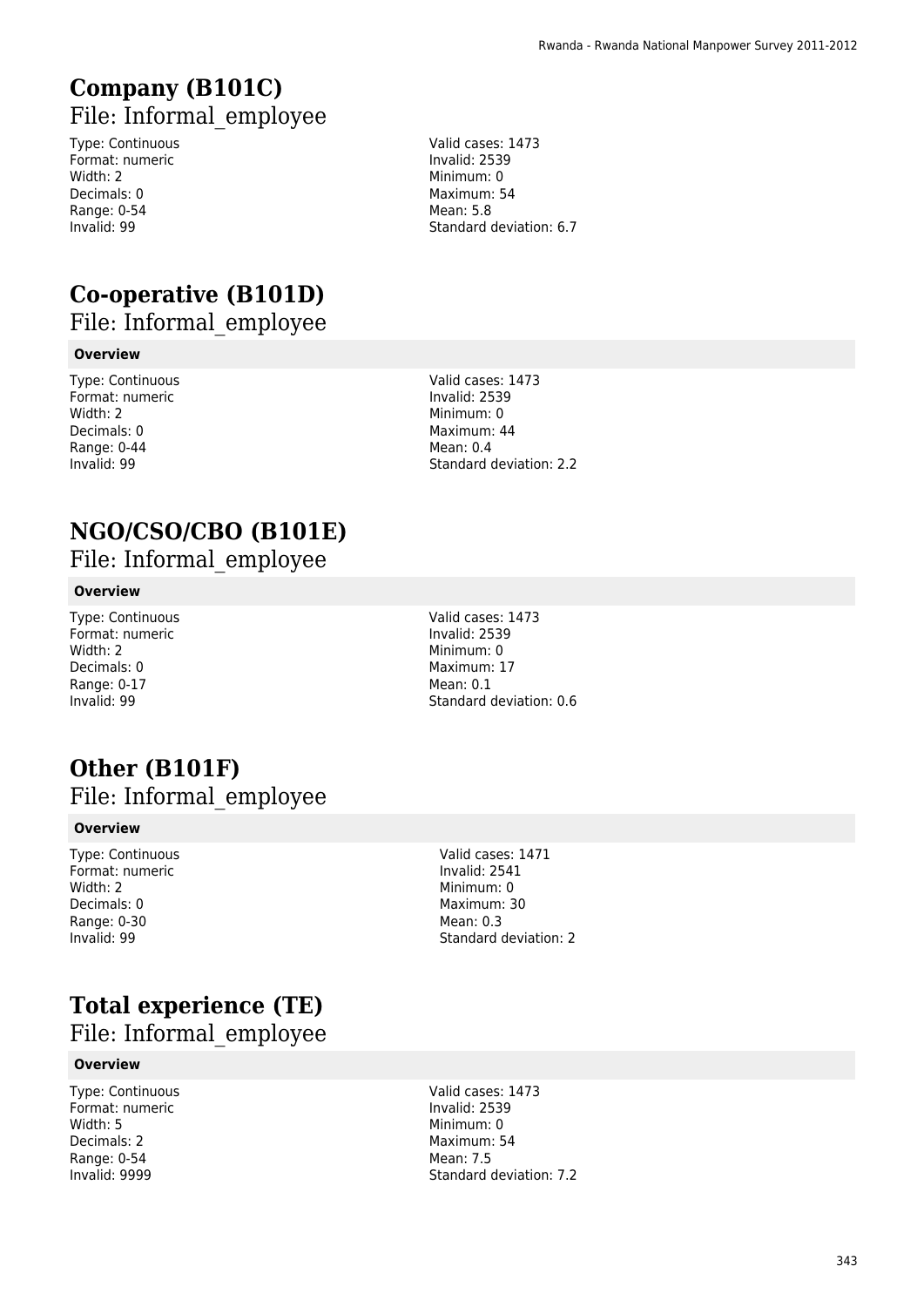# Company (B101C)

## File: Informal_employee

Type: Continuous
Format: numeric
Width: 2
Decimals: 0
Range: 0-54
Invalid: 99

Valid cases: 1473
Invalid: 2539
Minimum: 0
Maximum: 54
Mean: 5.8
Standard deviation: 6.7

# Co-operative (B101D)

## File: Informal_employee

**Overview**

Type: Continuous
Format: numeric
Width: 2
Decimals: 0
Range: 0-44
Invalid: 99

Valid cases: 1473
Invalid: 2539
Minimum: 0
Maximum: 44
Mean: 0.4
Standard deviation: 2.2

# NGO/CSO/CBO (B101E)

## File: Informal_employee

**Overview**

Type: Continuous
Format: numeric
Width: 2
Decimals: 0
Range: 0-17
Invalid: 99

Valid cases: 1473
Invalid: 2539
Minimum: 0
Maximum: 17
Mean: 0.1
Standard deviation: 0.6

# Other (B101F)

## File: Informal_employee

**Overview**

Type: Continuous
Format: numeric
Width: 2
Decimals: 0
Range: 0-30
Invalid: 99

Valid cases: 1471
Invalid: 2541
Minimum: 0
Maximum: 30
Mean: 0.3
Standard deviation: 2

# Total experience (TE)

## File: Informal_employee

**Overview**

Type: Continuous
Format: numeric
Width: 5
Decimals: 2
Range: 0-54
Invalid: 9999

Valid cases: 1473
Invalid: 2539
Minimum: 0
Maximum: 54
Mean: 7.5
Standard deviation: 7.2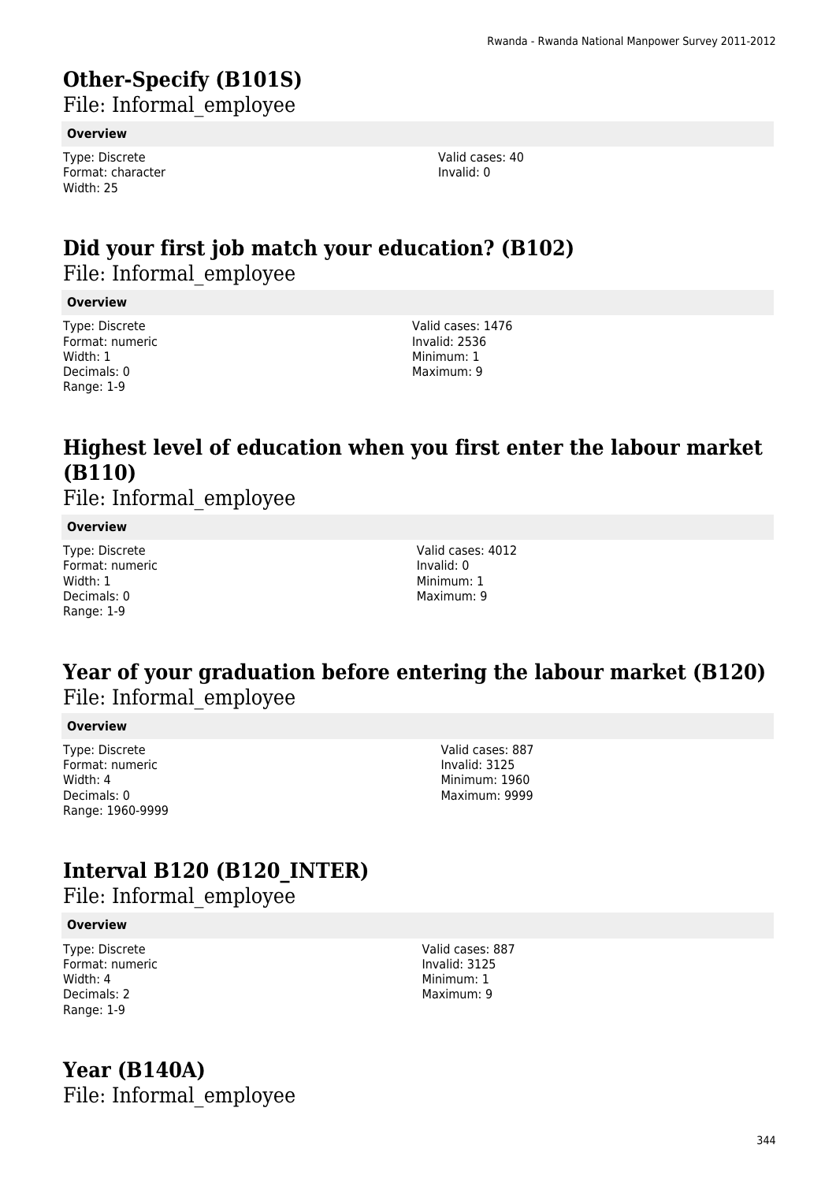# Other-Specify (B101S)

File: Informal_employee

**Overview**

Type: Discrete
Format: character
Width: 25

Valid cases: 40
Invalid: 0

# Did your first job match your education? (B102)

File: Informal_employee

**Overview**

Type: Discrete
Format: numeric
Width: 1
Decimals: 0
Range: 1-9

Valid cases: 1476
Invalid: 2536
Minimum: 1
Maximum: 9

# Highest level of education when you first enter the labour market (B110)

File: Informal_employee

**Overview**

Type: Discrete
Format: numeric
Width: 1
Decimals: 0
Range: 1-9

Valid cases: 4012
Invalid: 0
Minimum: 1
Maximum: 9

# Year of your graduation before entering the labour market (B120)

File: Informal_employee

**Overview**

Type: Discrete
Format: numeric
Width: 4
Decimals: 0
Range: 1960-9999

Valid cases: 887
Invalid: 3125
Minimum: 1960
Maximum: 9999

# Interval B120 (B120_INTER)

File: Informal_employee

**Overview**

Type: Discrete
Format: numeric
Width: 4
Decimals: 2
Range: 1-9

Valid cases: 887
Invalid: 3125
Minimum: 1
Maximum: 9

# Year (B140A)

File: Informal_employee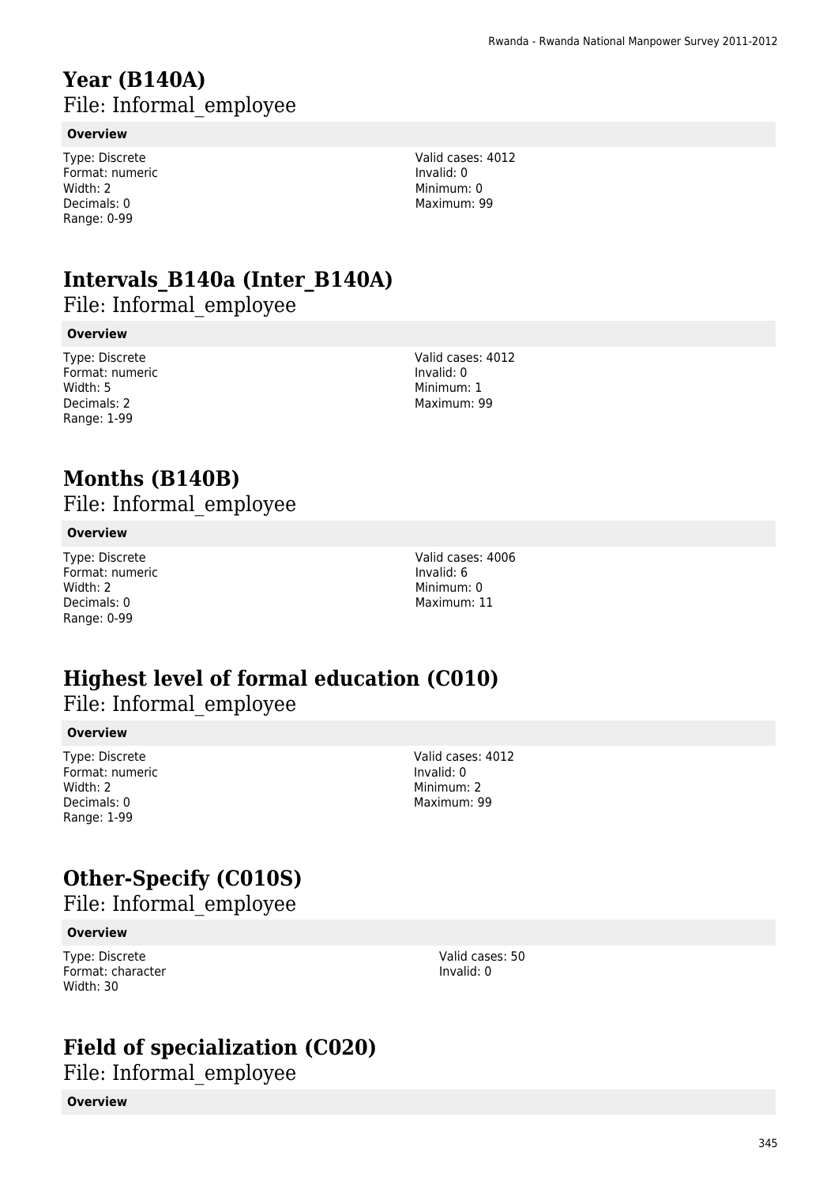# Year (B140A)

File: Informal_employee

**Overview**

Type: Discrete
Format: numeric
Width: 2
Decimals: 0
Range: 0-99

Valid cases: 4012
Invalid: 0
Minimum: 0
Maximum: 99

# Intervals_B140a (Inter_B140A)

File: Informal_employee

**Overview**

Type: Discrete
Format: numeric
Width: 5
Decimals: 2
Range: 1-99

Valid cases: 4012
Invalid: 0
Minimum: 1
Maximum: 99

# Months (B140B)

File: Informal_employee

**Overview**

Type: Discrete
Format: numeric
Width: 2
Decimals: 0
Range: 0-99

Valid cases: 4006
Invalid: 6
Minimum: 0
Maximum: 11

# Highest level of formal education (C010)

File: Informal_employee

**Overview**

Type: Discrete
Format: numeric
Width: 2
Decimals: 0
Range: 1-99

Valid cases: 4012
Invalid: 0
Minimum: 2
Maximum: 99

# Other-Specify (C010S)

File: Informal_employee

**Overview**

Type: Discrete
Format: character
Width: 30

Valid cases: 50
Invalid: 0

# Field of specialization (C020)

File: Informal_employee

**Overview**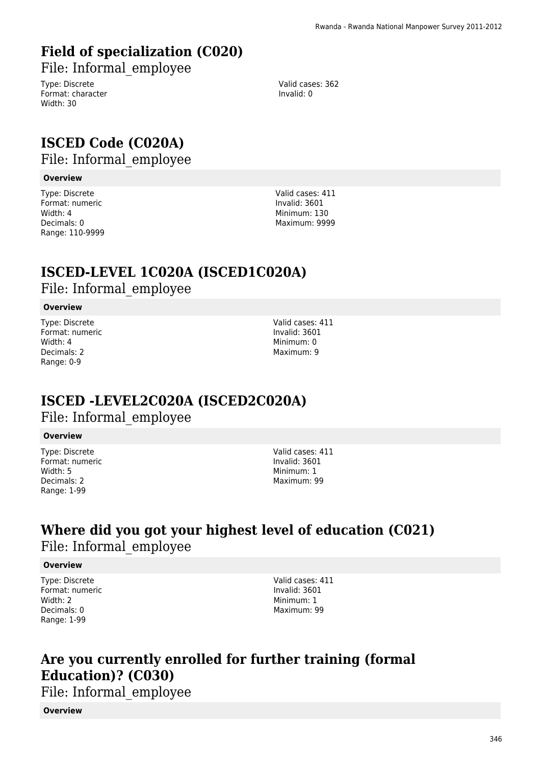## Field of specialization (C020)

File: Informal_employee

Type: Discrete
Format: character
Width: 30

Valid cases: 362
Invalid: 0

## ISCED Code (C020A)

File: Informal_employee

**Overview**

Type: Discrete
Format: numeric
Width: 4
Decimals: 0
Range: 110-9999

Valid cases: 411
Invalid: 3601
Minimum: 130
Maximum: 9999

## ISCED-LEVEL 1C020A (ISCED1C020A)

File: Informal_employee

**Overview**

Type: Discrete
Format: numeric
Width: 4
Decimals: 2
Range: 0-9

Valid cases: 411
Invalid: 3601
Minimum: 0
Maximum: 9

## ISCED -LEVEL2C020A (ISCED2C020A)

File: Informal_employee

**Overview**

Type: Discrete
Format: numeric
Width: 5
Decimals: 2
Range: 1-99

Valid cases: 411
Invalid: 3601
Minimum: 1
Maximum: 99

## Where did you got your highest level of education (C021)

File: Informal_employee

**Overview**

Type: Discrete
Format: numeric
Width: 2
Decimals: 0
Range: 1-99

Valid cases: 411
Invalid: 3601
Minimum: 1
Maximum: 99

## Are you currently enrolled for further training (formal Education)? (C030)

File: Informal_employee

**Overview**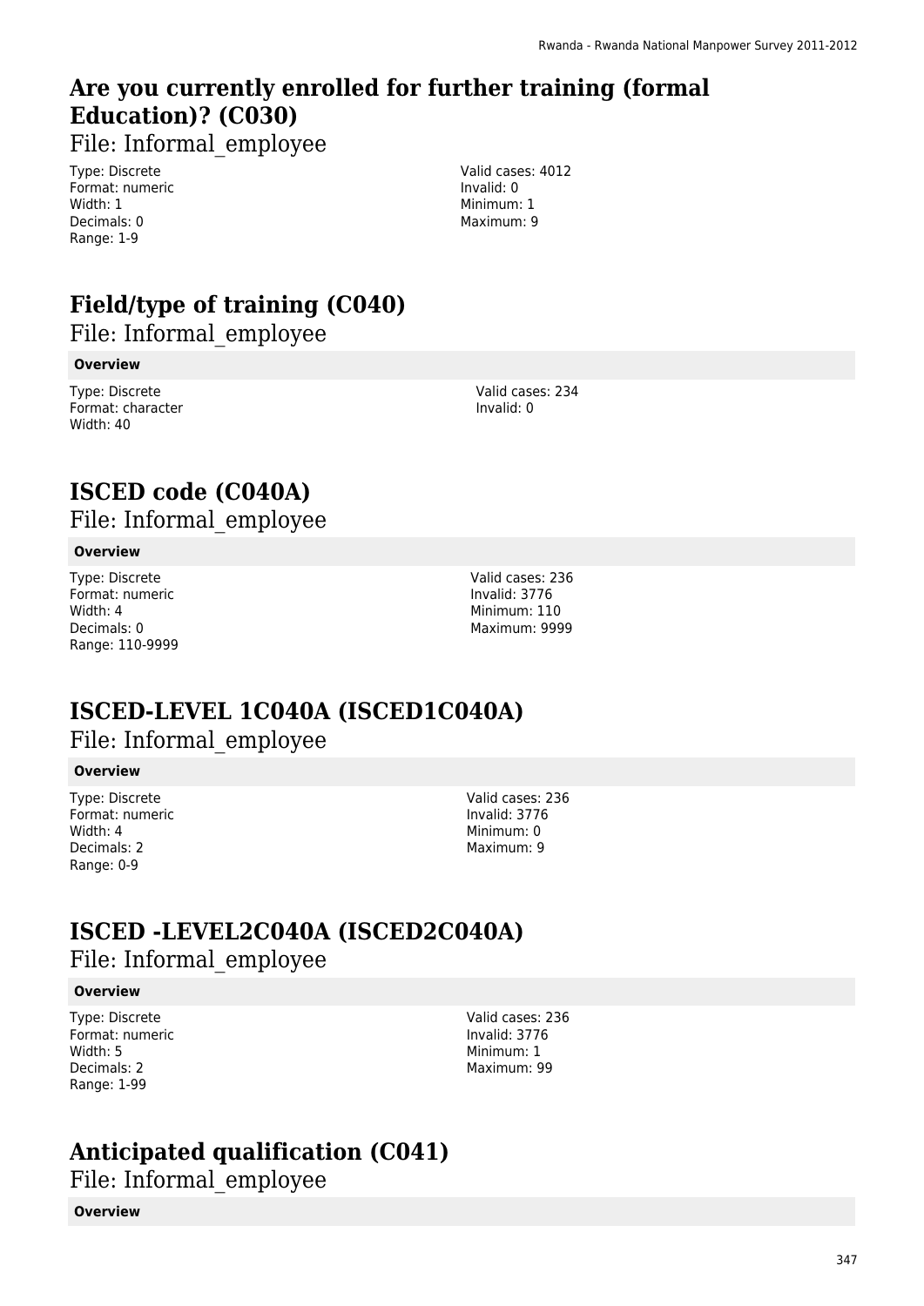## Are you currently enrolled for further training (formal Education)? (C030)

File: Informal_employee

Type: Discrete
Format: numeric
Width: 1
Decimals: 0
Range: 1-9

Valid cases: 4012
Invalid: 0
Minimum: 1
Maximum: 9

## Field/type of training (C040)

File: Informal_employee

**Overview**

Type: Discrete
Format: character
Width: 40

Valid cases: 234
Invalid: 0

## ISCED code (C040A)

File: Informal_employee

**Overview**

Type: Discrete
Format: numeric
Width: 4
Decimals: 0
Range: 110-9999

Valid cases: 236
Invalid: 3776
Minimum: 110
Maximum: 9999

## ISCED-LEVEL 1C040A (ISCED1C040A)

File: Informal_employee

**Overview**

Type: Discrete
Format: numeric
Width: 4
Decimals: 2
Range: 0-9

Valid cases: 236
Invalid: 3776
Minimum: 0
Maximum: 9

## ISCED -LEVEL2C040A (ISCED2C040A)

File: Informal_employee

**Overview**

Type: Discrete
Format: numeric
Width: 5
Decimals: 2
Range: 1-99

Valid cases: 236
Invalid: 3776
Minimum: 1
Maximum: 99

## Anticipated qualification (C041)

File: Informal_employee

**Overview**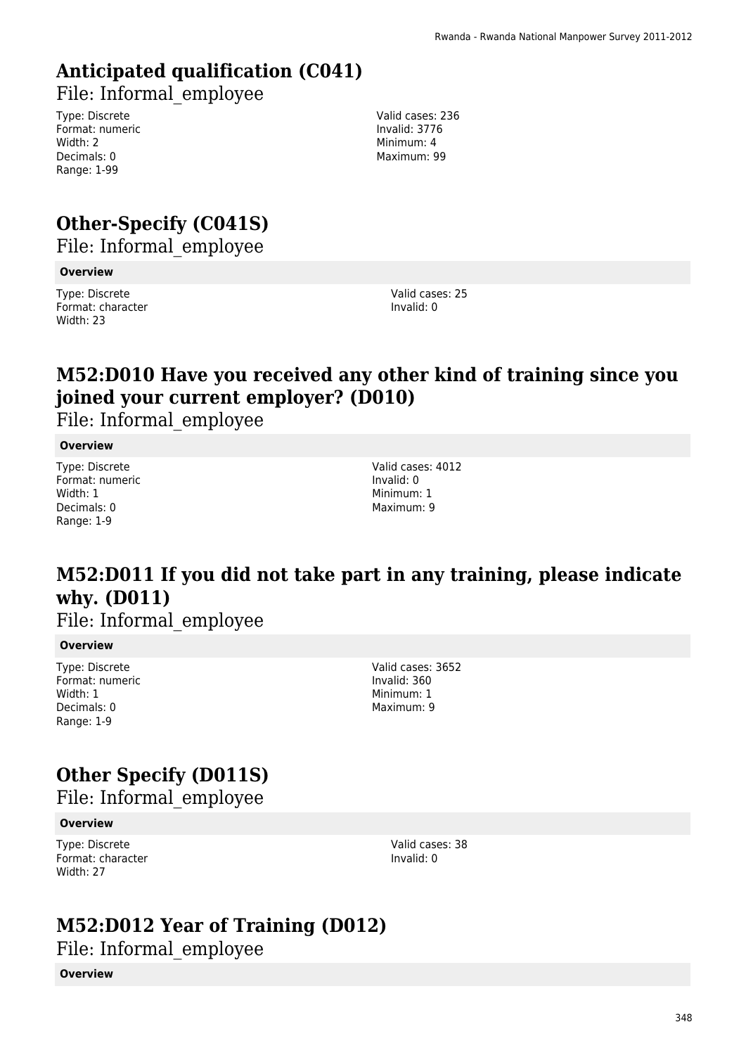# Anticipated qualification (C041)

File: Informal_employee

Type: Discrete
Format: numeric
Width: 2
Decimals: 0
Range: 1-99

Valid cases: 236
Invalid: 3776
Minimum: 4
Maximum: 99

# Other-Specify (C041S)

File: Informal_employee

**Overview**

Type: Discrete
Format: character
Width: 23

Valid cases: 25
Invalid: 0

# M52:D010 Have you received any other kind of training since you joined your current employer? (D010)

File: Informal_employee

**Overview**

Type: Discrete
Format: numeric
Width: 1
Decimals: 0
Range: 1-9

Valid cases: 4012
Invalid: 0
Minimum: 1
Maximum: 9

# M52:D011 If you did not take part in any training, please indicate why. (D011)

File: Informal_employee

**Overview**

Type: Discrete
Format: numeric
Width: 1
Decimals: 0
Range: 1-9

Valid cases: 3652
Invalid: 360
Minimum: 1
Maximum: 9

# Other Specify (D011S)

File: Informal_employee

**Overview**

Type: Discrete
Format: character
Width: 27

Valid cases: 38
Invalid: 0

# M52:D012 Year of Training (D012)

File: Informal_employee

**Overview**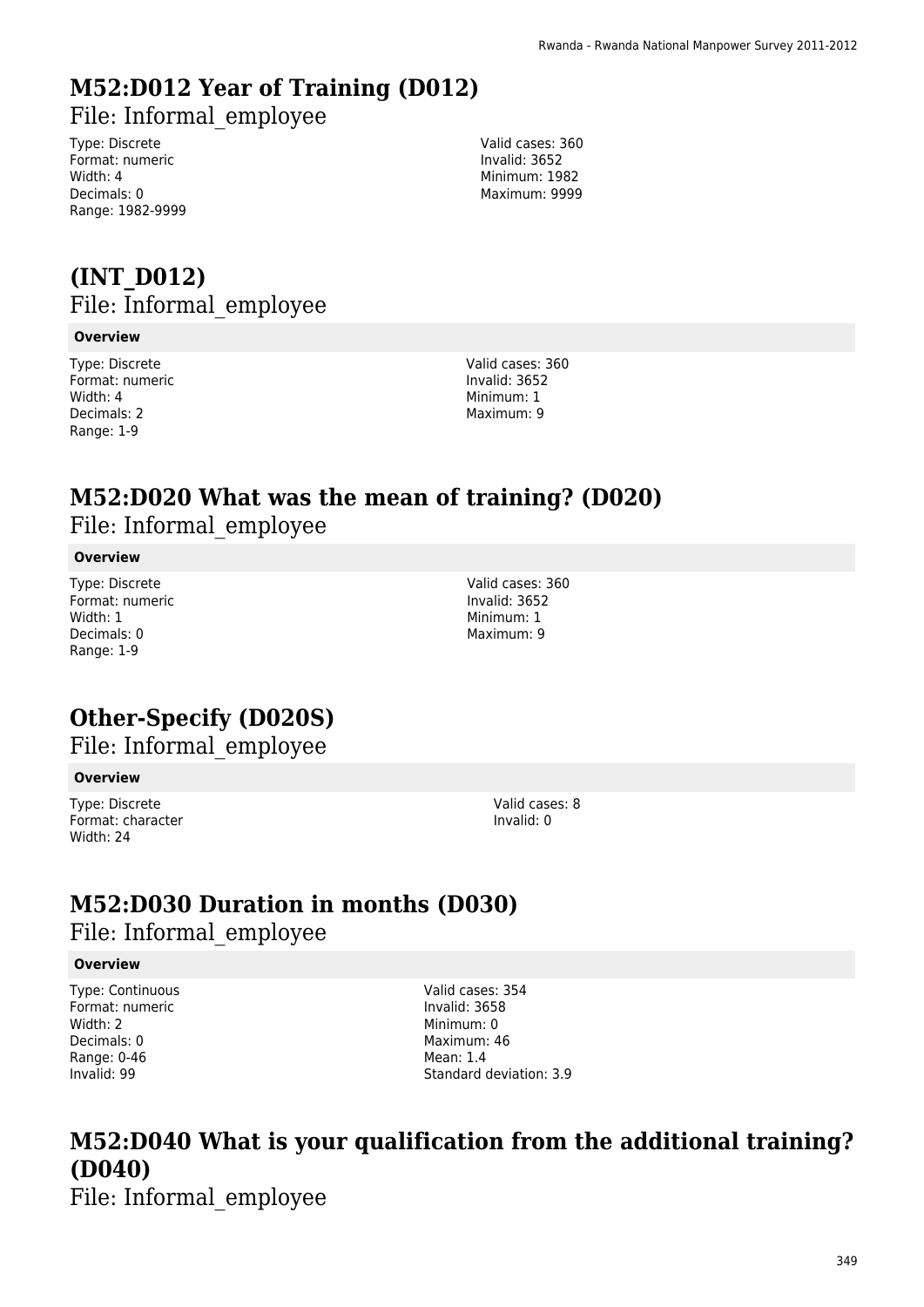# M52:D012 Year of Training (D012)

File: Informal_employee

Type: Discrete
Format: numeric
Width: 4
Decimals: 0
Range: 1982-9999

Valid cases: 360
Invalid: 3652
Minimum: 1982
Maximum: 9999

# (INT_D012)

File: Informal_employee

**Overview**

Type: Discrete
Format: numeric
Width: 4
Decimals: 2
Range: 1-9

Valid cases: 360
Invalid: 3652
Minimum: 1
Maximum: 9

# M52:D020 What was the mean of training? (D020)

File: Informal_employee

**Overview**

Type: Discrete
Format: numeric
Width: 1
Decimals: 0
Range: 1-9

Valid cases: 360
Invalid: 3652
Minimum: 1
Maximum: 9

# Other-Specify (D020S)

File: Informal_employee

**Overview**

Type: Discrete
Format: character
Width: 24

Valid cases: 8
Invalid: 0

# M52:D030 Duration in months (D030)

File: Informal_employee

**Overview**

Type: Continuous
Format: numeric
Width: 2
Decimals: 0
Range: 0-46
Invalid: 99

Valid cases: 354
Invalid: 3658
Minimum: 0
Maximum: 46
Mean: 1.4
Standard deviation: 3.9

# M52:D040 What is your qualification from the additional training? (D040)

File: Informal_employee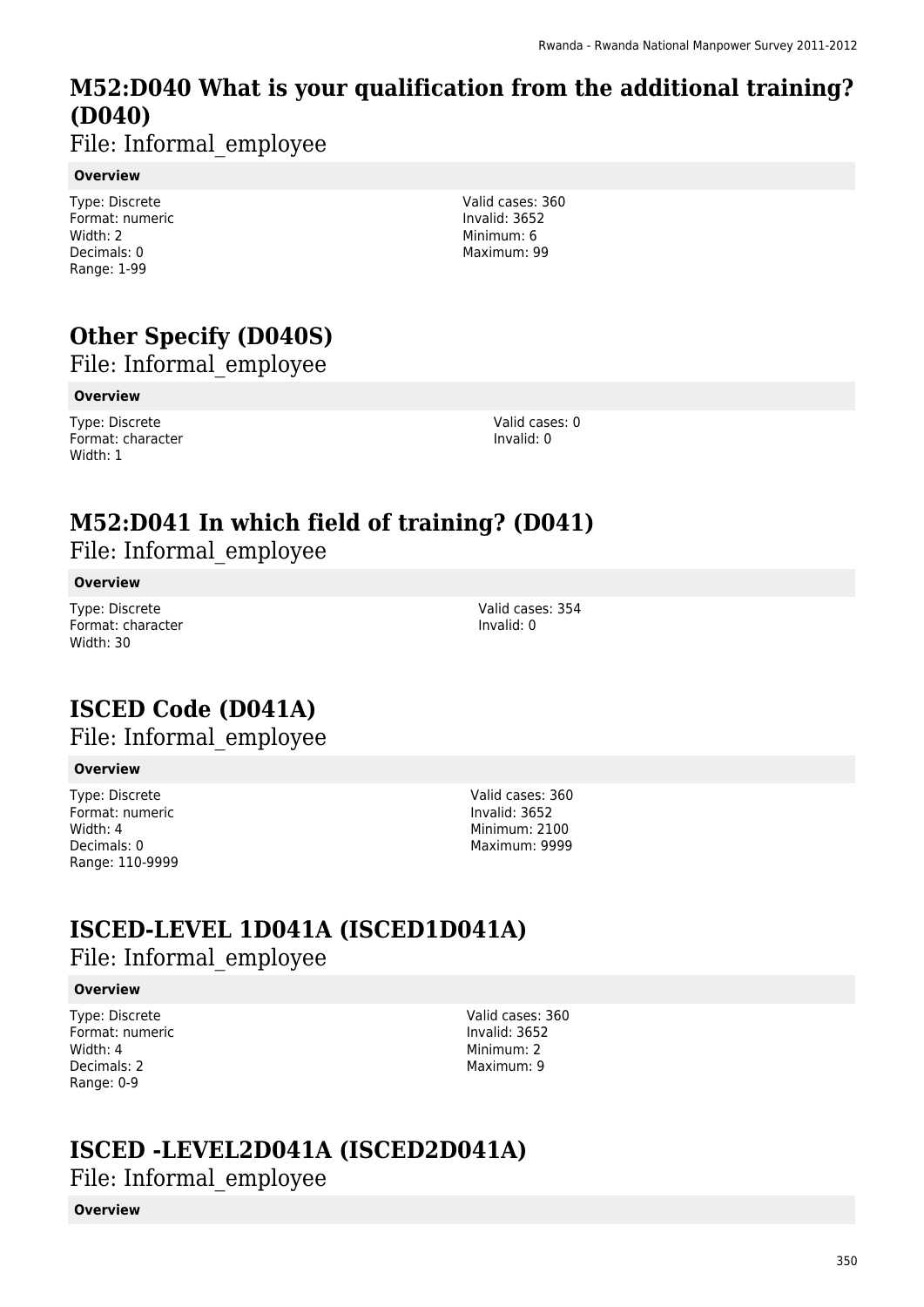## M52:D040 What is your qualification from the additional training? (D040)

File: Informal_employee

**Overview**

Type: Discrete
Format: numeric
Width: 2
Decimals: 0
Range: 1-99

Valid cases: 360
Invalid: 3652
Minimum: 6
Maximum: 99

## Other Specify (D040S)

File: Informal_employee

**Overview**

Type: Discrete
Format: character
Width: 1

Valid cases: 0
Invalid: 0

## M52:D041 In which field of training? (D041)

File: Informal_employee

**Overview**

Type: Discrete
Format: character
Width: 30

Valid cases: 354
Invalid: 0

## ISCED Code (D041A)

File: Informal_employee

**Overview**

Type: Discrete
Format: numeric
Width: 4
Decimals: 0
Range: 110-9999

Valid cases: 360
Invalid: 3652
Minimum: 2100
Maximum: 9999

## ISCED-LEVEL 1D041A (ISCED1D041A)

File: Informal_employee

**Overview**

Type: Discrete
Format: numeric
Width: 4
Decimals: 2
Range: 0-9

Valid cases: 360
Invalid: 3652
Minimum: 2
Maximum: 9

## ISCED -LEVEL2D041A (ISCED2D041A)

File: Informal_employee

**Overview**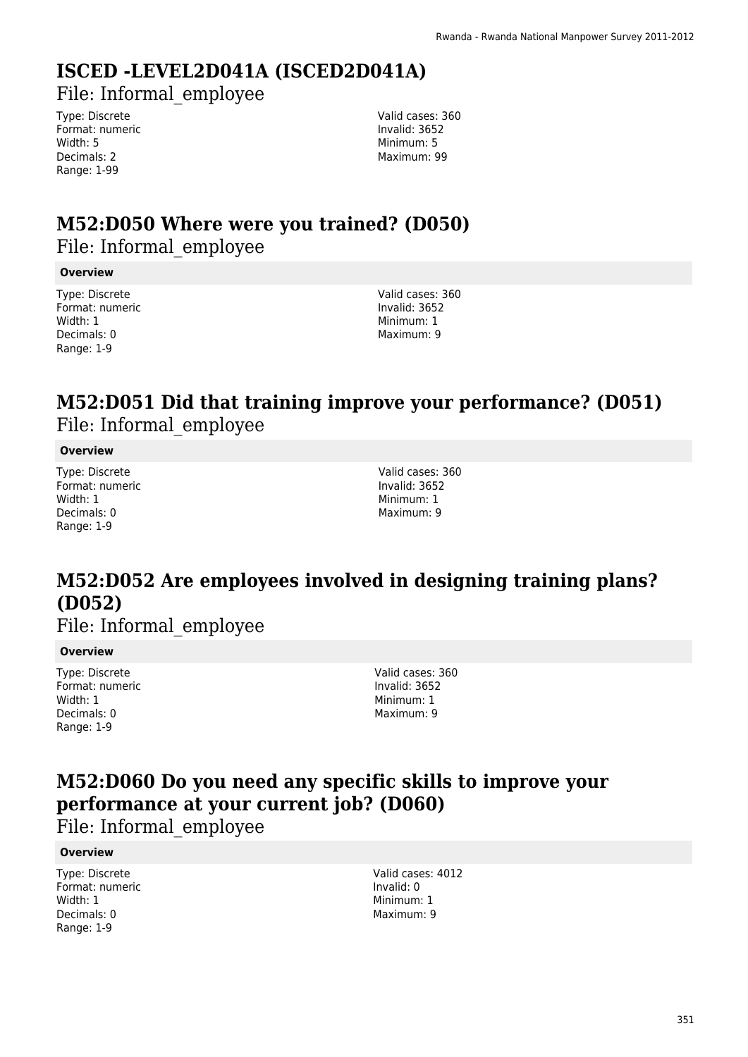# ISCED -LEVEL2D041A (ISCED2D041A)

File: Informal_employee

Type: Discrete
Format: numeric
Width: 5
Decimals: 2
Range: 1-99

Valid cases: 360
Invalid: 3652
Minimum: 5
Maximum: 99

# M52:D050 Where were you trained? (D050)

File: Informal_employee

**Overview**

Type: Discrete
Format: numeric
Width: 1
Decimals: 0
Range: 1-9

Valid cases: 360
Invalid: 3652
Minimum: 1
Maximum: 9

# M52:D051 Did that training improve your performance? (D051)

File: Informal_employee

**Overview**

Type: Discrete
Format: numeric
Width: 1
Decimals: 0
Range: 1-9

Valid cases: 360
Invalid: 3652
Minimum: 1
Maximum: 9

# M52:D052 Are employees involved in designing training plans? (D052)

File: Informal_employee

**Overview**

Type: Discrete
Format: numeric
Width: 1
Decimals: 0
Range: 1-9

Valid cases: 360
Invalid: 3652
Minimum: 1
Maximum: 9

# M52:D060 Do you need any specific skills to improve your performance at your current job? (D060)

File: Informal_employee

**Overview**

Type: Discrete
Format: numeric
Width: 1
Decimals: 0
Range: 1-9

Valid cases: 4012
Invalid: 0
Minimum: 1
Maximum: 9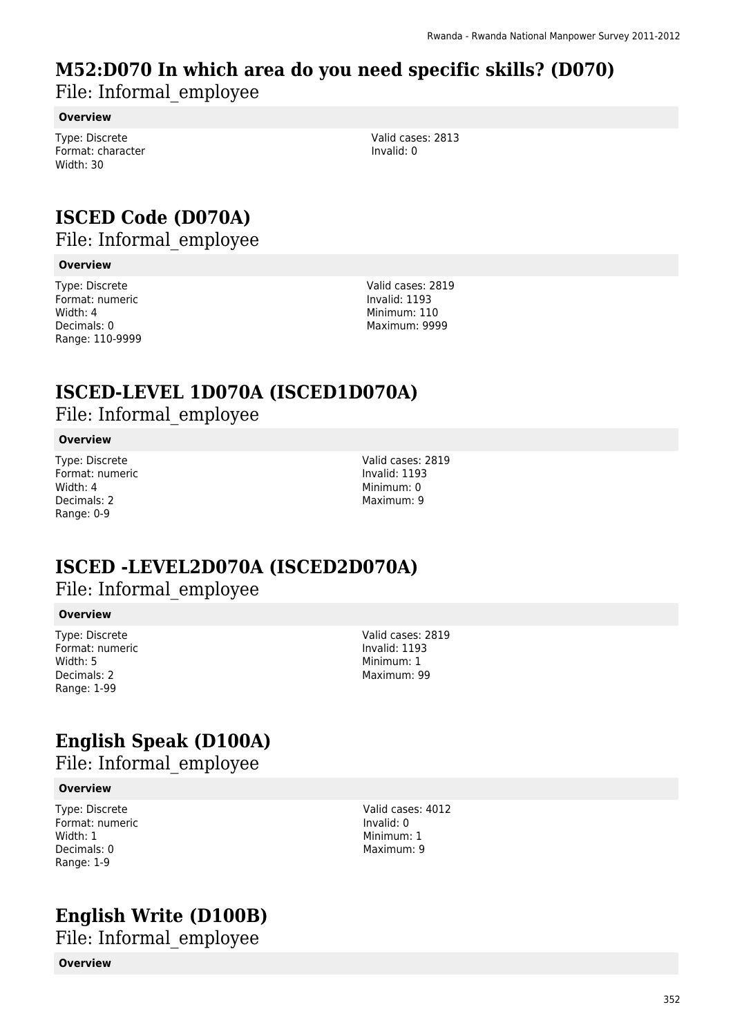## M52:D070 In which area do you need specific skills? (D070)

File: Informal_employee

**Overview**

Type: Discrete
Format: character
Width: 30

Valid cases: 2813
Invalid: 0

## ISCED Code (D070A)

File: Informal_employee

**Overview**

Type: Discrete
Format: numeric
Width: 4
Decimals: 0
Range: 110-9999

Valid cases: 2819
Invalid: 1193
Minimum: 110
Maximum: 9999

## ISCED-LEVEL 1D070A (ISCED1D070A)

File: Informal_employee

**Overview**

Type: Discrete
Format: numeric
Width: 4
Decimals: 2
Range: 0-9

Valid cases: 2819
Invalid: 1193
Minimum: 0
Maximum: 9

## ISCED -LEVEL2D070A (ISCED2D070A)

File: Informal_employee

**Overview**

Type: Discrete
Format: numeric
Width: 5
Decimals: 2
Range: 1-99

Valid cases: 2819
Invalid: 1193
Minimum: 1
Maximum: 99

## English Speak (D100A)

File: Informal_employee

**Overview**

Type: Discrete
Format: numeric
Width: 1
Decimals: 0
Range: 1-9

Valid cases: 4012
Invalid: 0
Minimum: 1
Maximum: 9

## English Write (D100B)

File: Informal_employee

**Overview**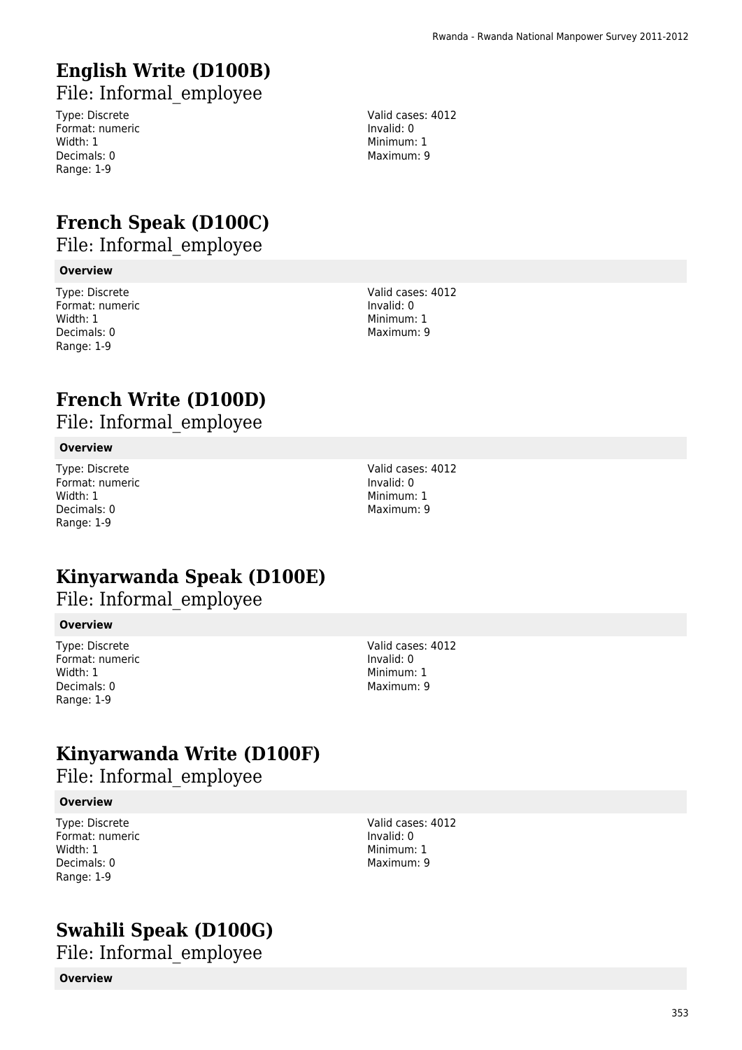## English Write (D100B)

File: Informal_employee

Type: Discrete
Format: numeric
Width: 1
Decimals: 0
Range: 1-9

Valid cases: 4012
Invalid: 0
Minimum: 1
Maximum: 9

## French Speak (D100C)

File: Informal_employee

**Overview**

Type: Discrete
Format: numeric
Width: 1
Decimals: 0
Range: 1-9

Valid cases: 4012
Invalid: 0
Minimum: 1
Maximum: 9

## French Write (D100D)

File: Informal_employee

**Overview**

Type: Discrete
Format: numeric
Width: 1
Decimals: 0
Range: 1-9

Valid cases: 4012
Invalid: 0
Minimum: 1
Maximum: 9

## Kinyarwanda Speak (D100E)

File: Informal_employee

**Overview**

Type: Discrete
Format: numeric
Width: 1
Decimals: 0
Range: 1-9

Valid cases: 4012
Invalid: 0
Minimum: 1
Maximum: 9

## Kinyarwanda Write (D100F)

File: Informal_employee

**Overview**

Type: Discrete
Format: numeric
Width: 1
Decimals: 0
Range: 1-9

Valid cases: 4012
Invalid: 0
Minimum: 1
Maximum: 9

## Swahili Speak (D100G)

File: Informal_employee

**Overview**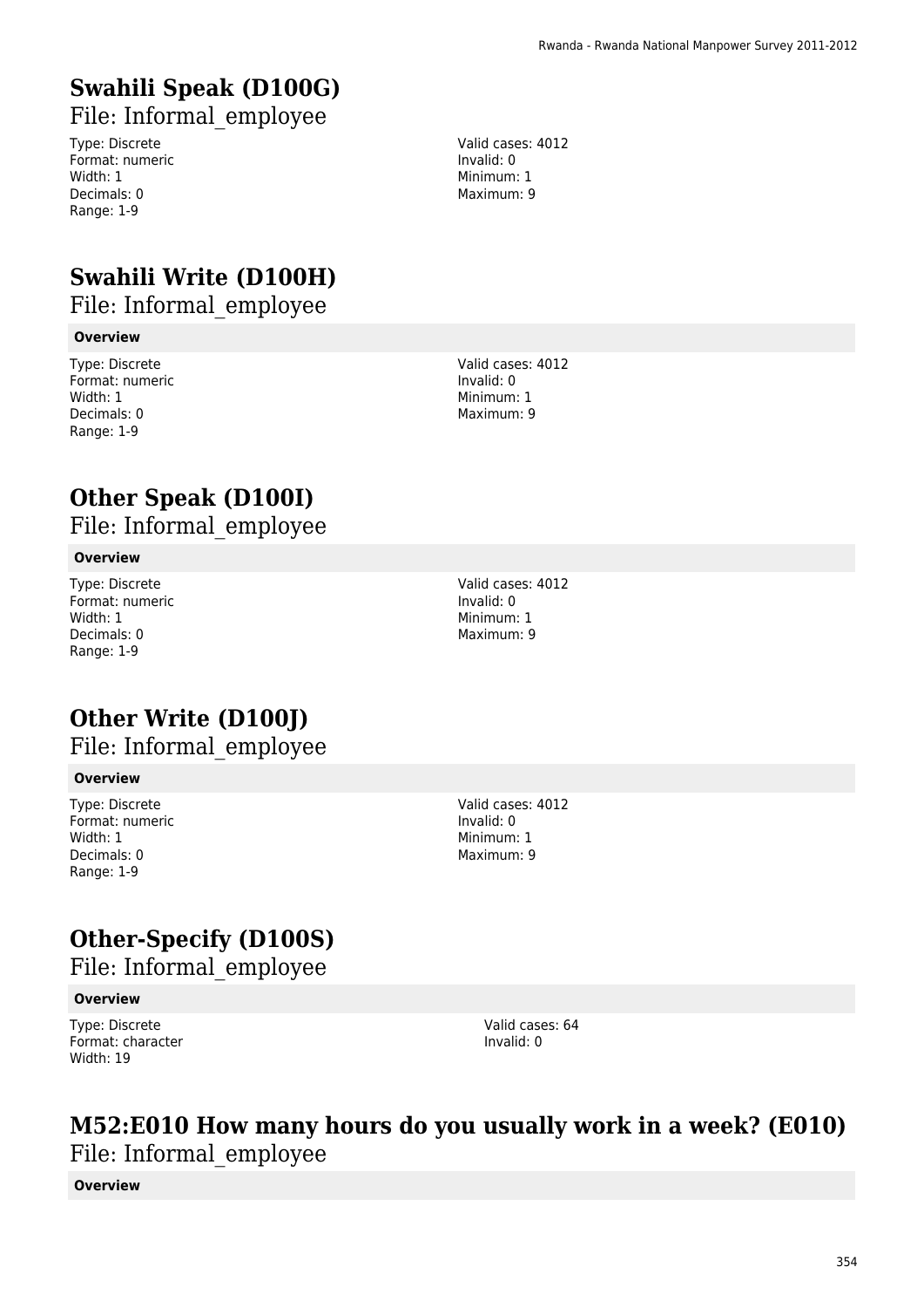# Swahili Speak (D100G)

File: Informal_employee

Type: Discrete
Format: numeric
Width: 1
Decimals: 0
Range: 1-9

Valid cases: 4012
Invalid: 0
Minimum: 1
Maximum: 9

# Swahili Write (D100H)

File: Informal_employee

**Overview**

Type: Discrete
Format: numeric
Width: 1
Decimals: 0
Range: 1-9

Valid cases: 4012
Invalid: 0
Minimum: 1
Maximum: 9

# Other Speak (D100I)

File: Informal_employee

**Overview**

Type: Discrete
Format: numeric
Width: 1
Decimals: 0
Range: 1-9

Valid cases: 4012
Invalid: 0
Minimum: 1
Maximum: 9

# Other Write (D100J)

File: Informal_employee

**Overview**

Type: Discrete
Format: numeric
Width: 1
Decimals: 0
Range: 1-9

Valid cases: 4012
Invalid: 0
Minimum: 1
Maximum: 9

# Other-Specify (D100S)

File: Informal_employee

**Overview**

Type: Discrete
Format: character
Width: 19

Valid cases: 64
Invalid: 0

# M52:E010 How many hours do you usually work in a week? (E010)

File: Informal_employee

**Overview**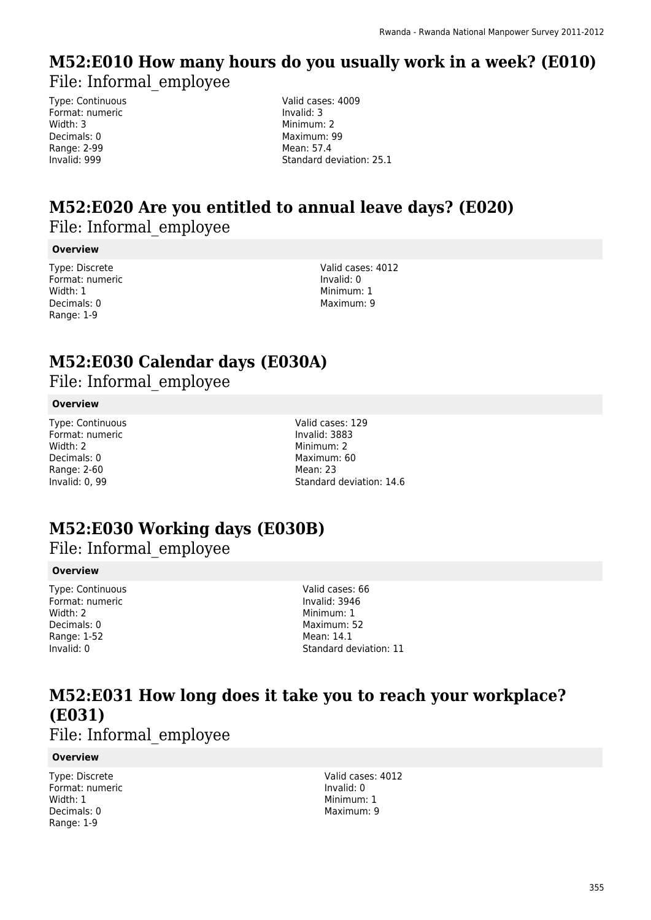## M52:E010 How many hours do you usually work in a week? (E010)

File: Informal_employee

Type: Continuous
Format: numeric
Width: 3
Decimals: 0
Range: 2-99
Invalid: 999

Valid cases: 4009
Invalid: 3
Minimum: 2
Maximum: 99
Mean: 57.4
Standard deviation: 25.1

## M52:E020 Are you entitled to annual leave days? (E020)

File: Informal_employee

**Overview**

Type: Discrete
Format: numeric
Width: 1
Decimals: 0
Range: 1-9

Valid cases: 4012
Invalid: 0
Minimum: 1
Maximum: 9

## M52:E030 Calendar days (E030A)

File: Informal_employee

**Overview**

Type: Continuous
Format: numeric
Width: 2
Decimals: 0
Range: 2-60
Invalid: 0, 99

Valid cases: 129
Invalid: 3883
Minimum: 2
Maximum: 60
Mean: 23
Standard deviation: 14.6

## M52:E030 Working days (E030B)

File: Informal_employee

**Overview**

Type: Continuous
Format: numeric
Width: 2
Decimals: 0
Range: 1-52
Invalid: 0

Valid cases: 66
Invalid: 3946
Minimum: 1
Maximum: 52
Mean: 14.1
Standard deviation: 11

## M52:E031 How long does it take you to reach your workplace? (E031)

File: Informal_employee

**Overview**

Type: Discrete
Format: numeric
Width: 1
Decimals: 0
Range: 1-9

Valid cases: 4012
Invalid: 0
Minimum: 1
Maximum: 9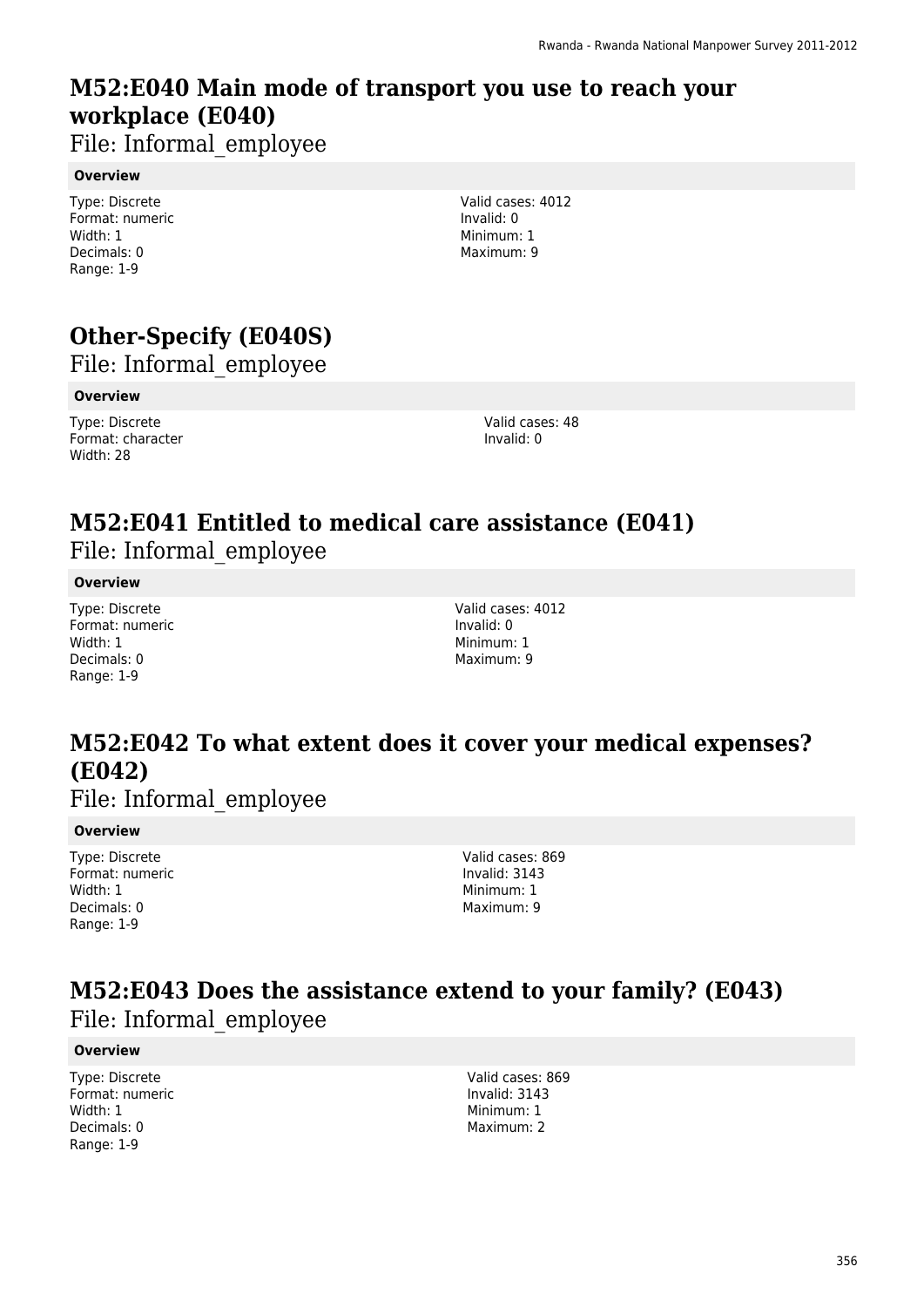## M52:E040 Main mode of transport you use to reach your workplace (E040)

File: Informal_employee

**Overview**

Type: Discrete
Format: numeric
Width: 1
Decimals: 0
Range: 1-9

Valid cases: 4012
Invalid: 0
Minimum: 1
Maximum: 9

## Other-Specify (E040S)

File: Informal_employee

**Overview**

Type: Discrete
Format: character
Width: 28

Valid cases: 48
Invalid: 0

## M52:E041 Entitled to medical care assistance (E041)

File: Informal_employee

**Overview**

Type: Discrete
Format: numeric
Width: 1
Decimals: 0
Range: 1-9

Valid cases: 4012
Invalid: 0
Minimum: 1
Maximum: 9

## M52:E042 To what extent does it cover your medical expenses? (E042)

File: Informal_employee

**Overview**

Type: Discrete
Format: numeric
Width: 1
Decimals: 0
Range: 1-9

Valid cases: 869
Invalid: 3143
Minimum: 1
Maximum: 9

## M52:E043 Does the assistance extend to your family? (E043)

File: Informal_employee

**Overview**

Type: Discrete
Format: numeric
Width: 1
Decimals: 0
Range: 1-9

Valid cases: 869
Invalid: 3143
Minimum: 1
Maximum: 2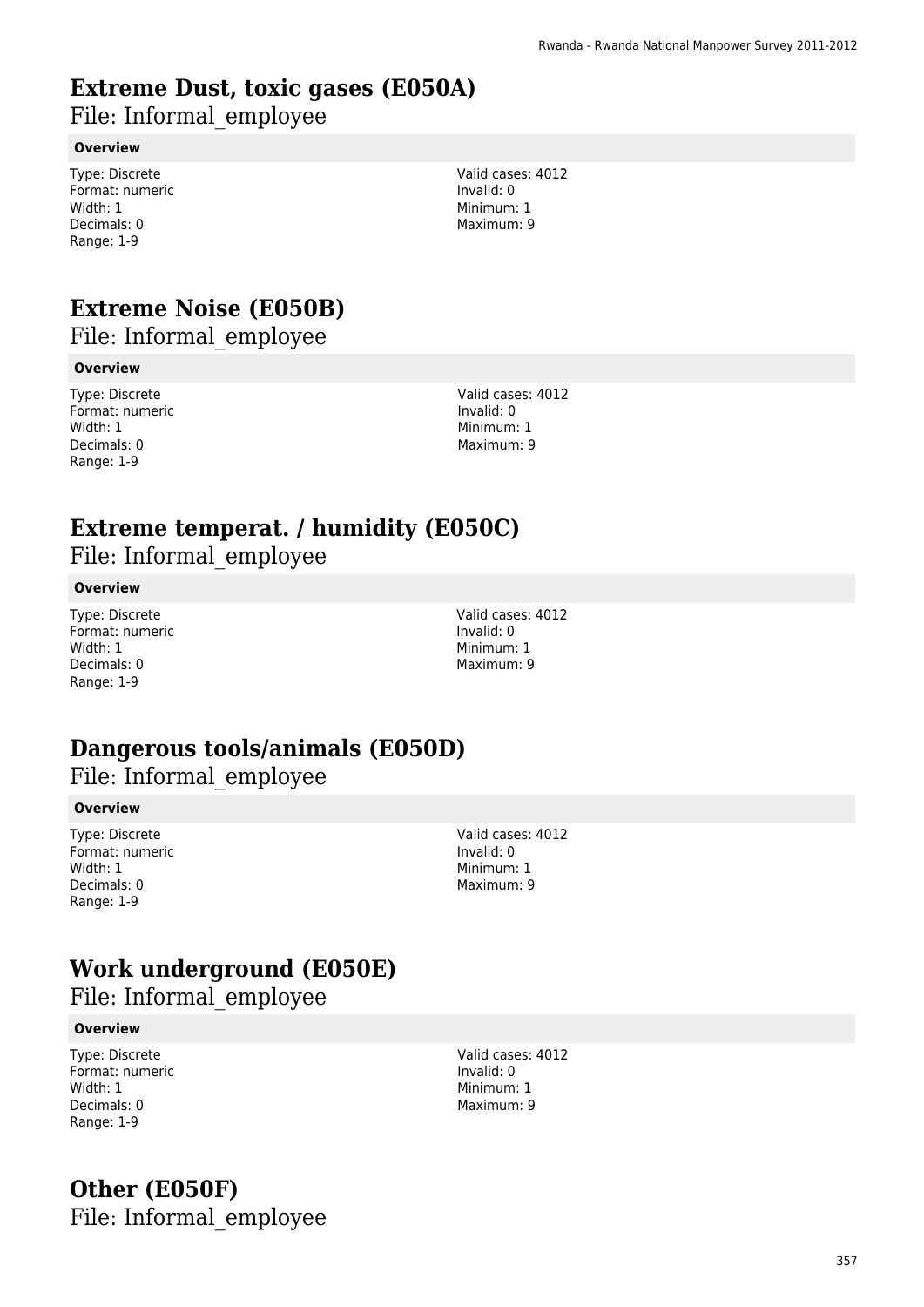# Extreme Dust, toxic gases (E050A)

File: Informal_employee

**Overview**

Type: Discrete
Format: numeric
Width: 1
Decimals: 0
Range: 1-9

Valid cases: 4012
Invalid: 0
Minimum: 1
Maximum: 9

# Extreme Noise (E050B)

File: Informal_employee

**Overview**

Type: Discrete
Format: numeric
Width: 1
Decimals: 0
Range: 1-9

Valid cases: 4012
Invalid: 0
Minimum: 1
Maximum: 9

# Extreme temperat. / humidity (E050C)

File: Informal_employee

**Overview**

Type: Discrete
Format: numeric
Width: 1
Decimals: 0
Range: 1-9

Valid cases: 4012
Invalid: 0
Minimum: 1
Maximum: 9

# Dangerous tools/animals (E050D)

File: Informal_employee

**Overview**

Type: Discrete
Format: numeric
Width: 1
Decimals: 0
Range: 1-9

Valid cases: 4012
Invalid: 0
Minimum: 1
Maximum: 9

# Work underground (E050E)

File: Informal_employee

**Overview**

Type: Discrete
Format: numeric
Width: 1
Decimals: 0
Range: 1-9

Valid cases: 4012
Invalid: 0
Minimum: 1
Maximum: 9

# Other (E050F)

File: Informal_employee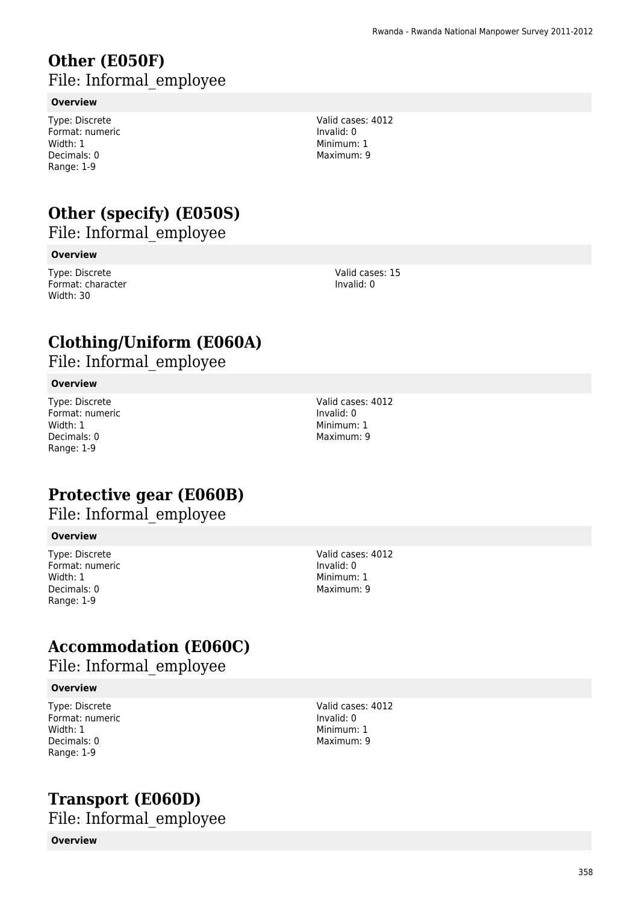# Other (E050F)

File: Informal_employee

**Overview**

Type: Discrete
Format: numeric
Width: 1
Decimals: 0
Range: 1-9

Valid cases: 4012
Invalid: 0
Minimum: 1
Maximum: 9

# Other (specify) (E050S)

File: Informal_employee

**Overview**

Type: Discrete
Format: character
Width: 30

Valid cases: 15
Invalid: 0

# Clothing/Uniform (E060A)

File: Informal_employee

**Overview**

Type: Discrete
Format: numeric
Width: 1
Decimals: 0
Range: 1-9

Valid cases: 4012
Invalid: 0
Minimum: 1
Maximum: 9

# Protective gear (E060B)

File: Informal_employee

**Overview**

Type: Discrete
Format: numeric
Width: 1
Decimals: 0
Range: 1-9

Valid cases: 4012
Invalid: 0
Minimum: 1
Maximum: 9

# Accommodation (E060C)

File: Informal_employee

**Overview**

Type: Discrete
Format: numeric
Width: 1
Decimals: 0
Range: 1-9

Valid cases: 4012
Invalid: 0
Minimum: 1
Maximum: 9

# Transport (E060D)

File: Informal_employee

**Overview**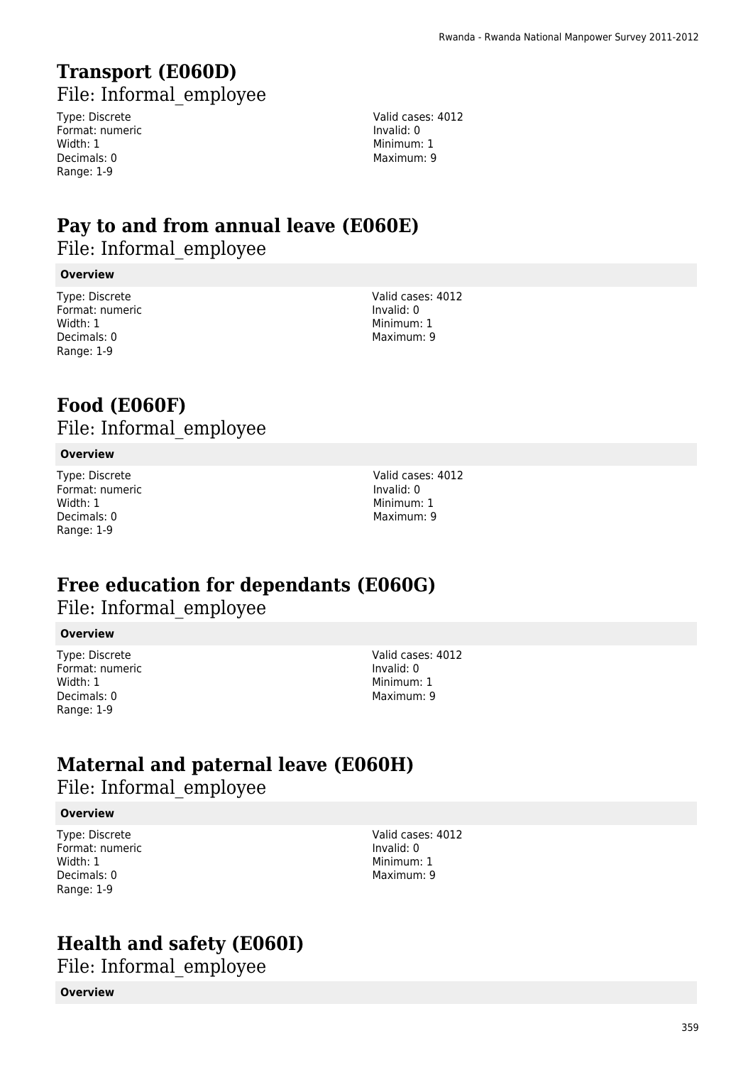## Transport (E060D)

File: Informal_employee

Type: Discrete
Format: numeric
Width: 1
Decimals: 0
Range: 1-9

Valid cases: 4012
Invalid: 0
Minimum: 1
Maximum: 9

## Pay to and from annual leave (E060E)

File: Informal_employee

**Overview**

Type: Discrete
Format: numeric
Width: 1
Decimals: 0
Range: 1-9

Valid cases: 4012
Invalid: 0
Minimum: 1
Maximum: 9

## Food (E060F)

File: Informal_employee

**Overview**

Type: Discrete
Format: numeric
Width: 1
Decimals: 0
Range: 1-9

Valid cases: 4012
Invalid: 0
Minimum: 1
Maximum: 9

## Free education for dependants (E060G)

File: Informal_employee

**Overview**

Type: Discrete
Format: numeric
Width: 1
Decimals: 0
Range: 1-9

Valid cases: 4012
Invalid: 0
Minimum: 1
Maximum: 9

## Maternal and paternal leave (E060H)

File: Informal_employee

**Overview**

Type: Discrete
Format: numeric
Width: 1
Decimals: 0
Range: 1-9

Valid cases: 4012
Invalid: 0
Minimum: 1
Maximum: 9

## Health and safety (E060I)

File: Informal_employee

**Overview**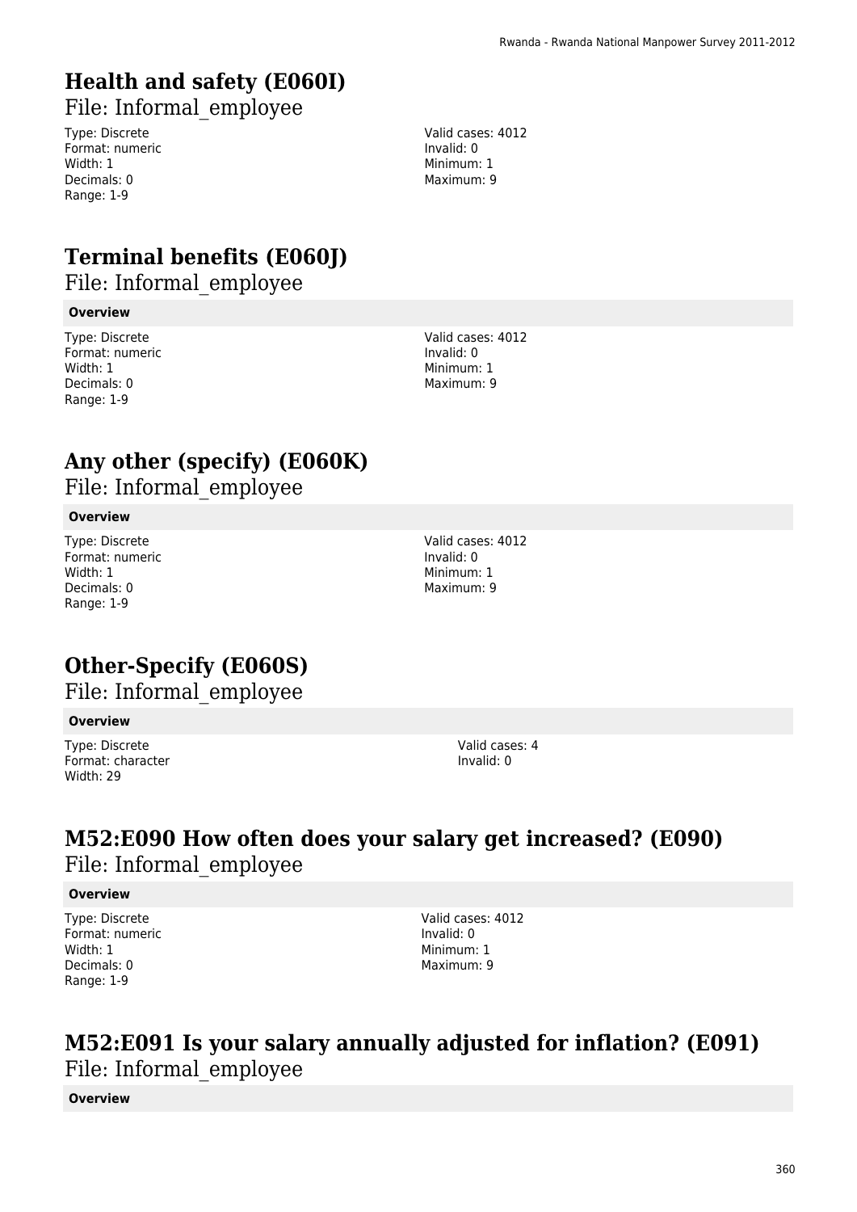# Health and safety (E060I)

File: Informal_employee

Type: Discrete
Format: numeric
Width: 1
Decimals: 0
Range: 1-9

Valid cases: 4012
Invalid: 0
Minimum: 1
Maximum: 9

# Terminal benefits (E060J)

File: Informal_employee

**Overview**

Type: Discrete
Format: numeric
Width: 1
Decimals: 0
Range: 1-9

Valid cases: 4012
Invalid: 0
Minimum: 1
Maximum: 9

# Any other (specify) (E060K)

File: Informal_employee

**Overview**

Type: Discrete
Format: numeric
Width: 1
Decimals: 0
Range: 1-9

Valid cases: 4012
Invalid: 0
Minimum: 1
Maximum: 9

# Other-Specify (E060S)

File: Informal_employee

**Overview**

Type: Discrete
Format: character
Width: 29

Valid cases: 4
Invalid: 0

# M52:E090 How often does your salary get increased? (E090)

File: Informal_employee

**Overview**

Type: Discrete
Format: numeric
Width: 1
Decimals: 0
Range: 1-9

Valid cases: 4012
Invalid: 0
Minimum: 1
Maximum: 9

# M52:E091 Is your salary annually adjusted for inflation? (E091)

File: Informal_employee

**Overview**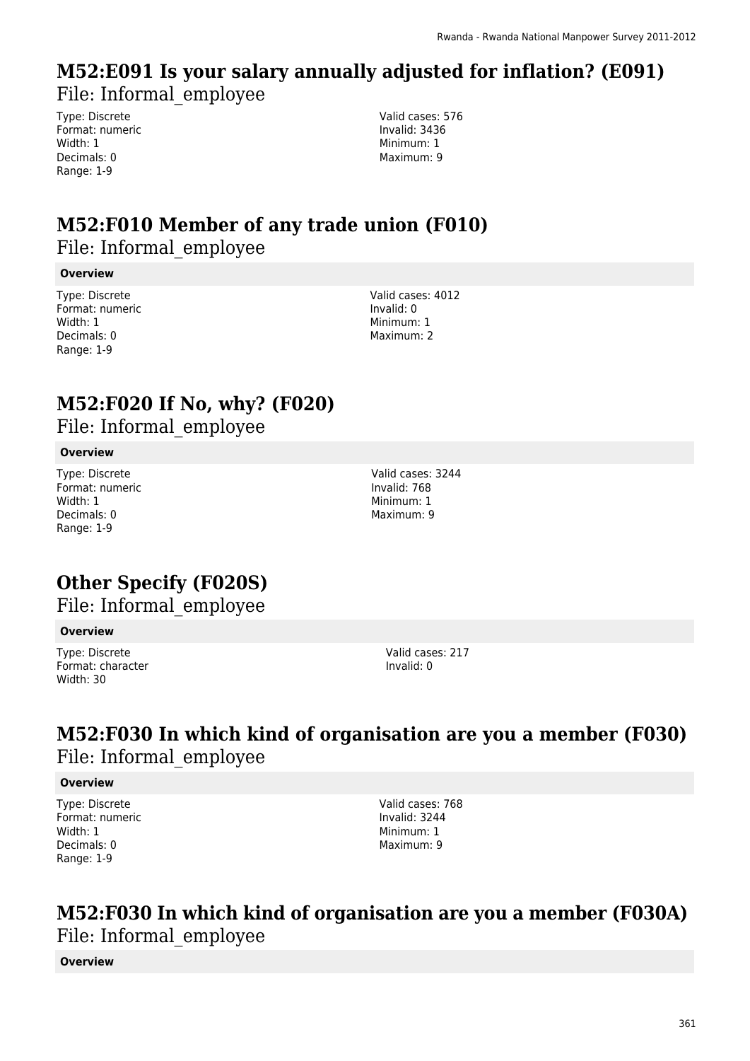# M52:E091 Is your salary annually adjusted for inflation? (E091)

File: Informal_employee

Type: Discrete
Format: numeric
Width: 1
Decimals: 0
Range: 1-9

Valid cases: 576
Invalid: 3436
Minimum: 1
Maximum: 9

# M52:F010 Member of any trade union (F010)

File: Informal_employee

**Overview**

Type: Discrete
Format: numeric
Width: 1
Decimals: 0
Range: 1-9

Valid cases: 4012
Invalid: 0
Minimum: 1
Maximum: 2

# M52:F020 If No, why? (F020)

File: Informal_employee

**Overview**

Type: Discrete
Format: numeric
Width: 1
Decimals: 0
Range: 1-9

Valid cases: 3244
Invalid: 768
Minimum: 1
Maximum: 9

# Other Specify (F020S)

File: Informal_employee

**Overview**

Type: Discrete
Format: character
Width: 30

Valid cases: 217
Invalid: 0

# M52:F030 In which kind of organisation are you a member (F030)

File: Informal_employee

**Overview**

Type: Discrete
Format: numeric
Width: 1
Decimals: 0
Range: 1-9

Valid cases: 768
Invalid: 3244
Minimum: 1
Maximum: 9

# M52:F030 In which kind of organisation are you a member (F030A)

File: Informal_employee

**Overview**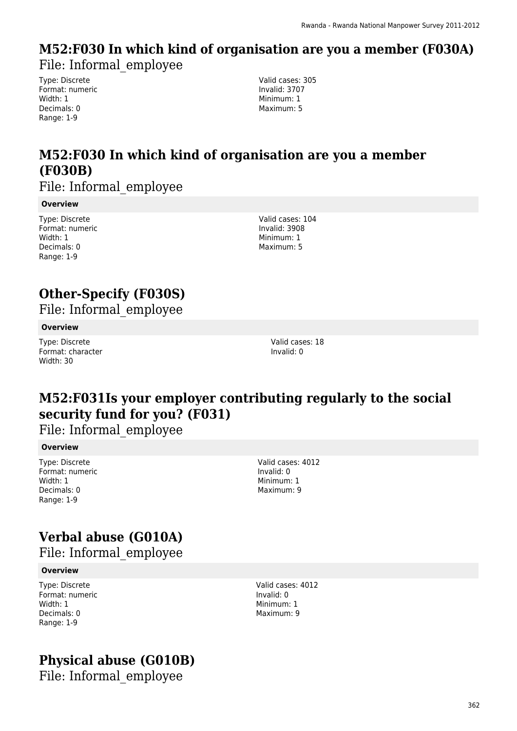## M52:F030 In which kind of organisation are you a member (F030A)

File: Informal_employee

Type: Discrete
Format: numeric
Width: 1
Decimals: 0
Range: 1-9

Valid cases: 305
Invalid: 3707
Minimum: 1
Maximum: 5

## M52:F030 In which kind of organisation are you a member (F030B)

File: Informal_employee

**Overview**

Type: Discrete
Format: numeric
Width: 1
Decimals: 0
Range: 1-9

Valid cases: 104
Invalid: 3908
Minimum: 1
Maximum: 5

## Other-Specify (F030S)

File: Informal_employee

**Overview**

Type: Discrete
Format: character
Width: 30

Valid cases: 18
Invalid: 0

## M52:F031Is your employer contributing regularly to the social security fund for you? (F031)

File: Informal_employee

**Overview**

Type: Discrete
Format: numeric
Width: 1
Decimals: 0
Range: 1-9

Valid cases: 4012
Invalid: 0
Minimum: 1
Maximum: 9

## Verbal abuse (G010A)

File: Informal_employee

**Overview**

Type: Discrete
Format: numeric
Width: 1
Decimals: 0
Range: 1-9

Valid cases: 4012
Invalid: 0
Minimum: 1
Maximum: 9

## Physical abuse (G010B)

File: Informal_employee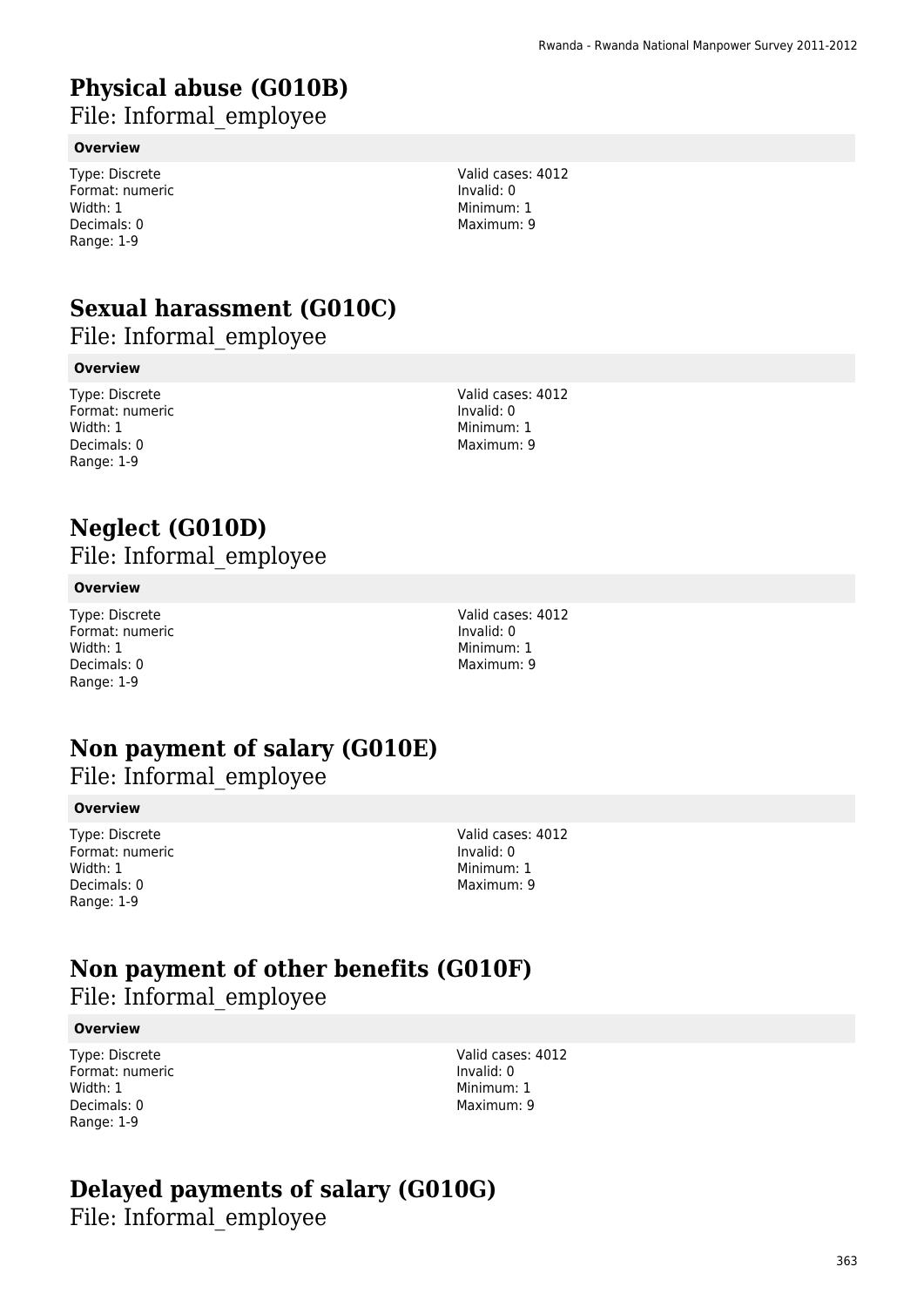# Physical abuse (G010B)

File: Informal_employee

### Overview

Type: Discrete
Format: numeric
Width: 1
Decimals: 0
Range: 1-9

Valid cases: 4012
Invalid: 0
Minimum: 1
Maximum: 9

# Sexual harassment (G010C)

File: Informal_employee

### Overview

Type: Discrete
Format: numeric
Width: 1
Decimals: 0
Range: 1-9

Valid cases: 4012
Invalid: 0
Minimum: 1
Maximum: 9

# Neglect (G010D)

File: Informal_employee

### Overview

Type: Discrete
Format: numeric
Width: 1
Decimals: 0
Range: 1-9

Valid cases: 4012
Invalid: 0
Minimum: 1
Maximum: 9

# Non payment of salary (G010E)

File: Informal_employee

### Overview

Type: Discrete
Format: numeric
Width: 1
Decimals: 0
Range: 1-9

Valid cases: 4012
Invalid: 0
Minimum: 1
Maximum: 9

# Non payment of other benefits (G010F)

File: Informal_employee

### Overview

Type: Discrete
Format: numeric
Width: 1
Decimals: 0
Range: 1-9

Valid cases: 4012
Invalid: 0
Minimum: 1
Maximum: 9

# Delayed payments of salary (G010G)

File: Informal_employee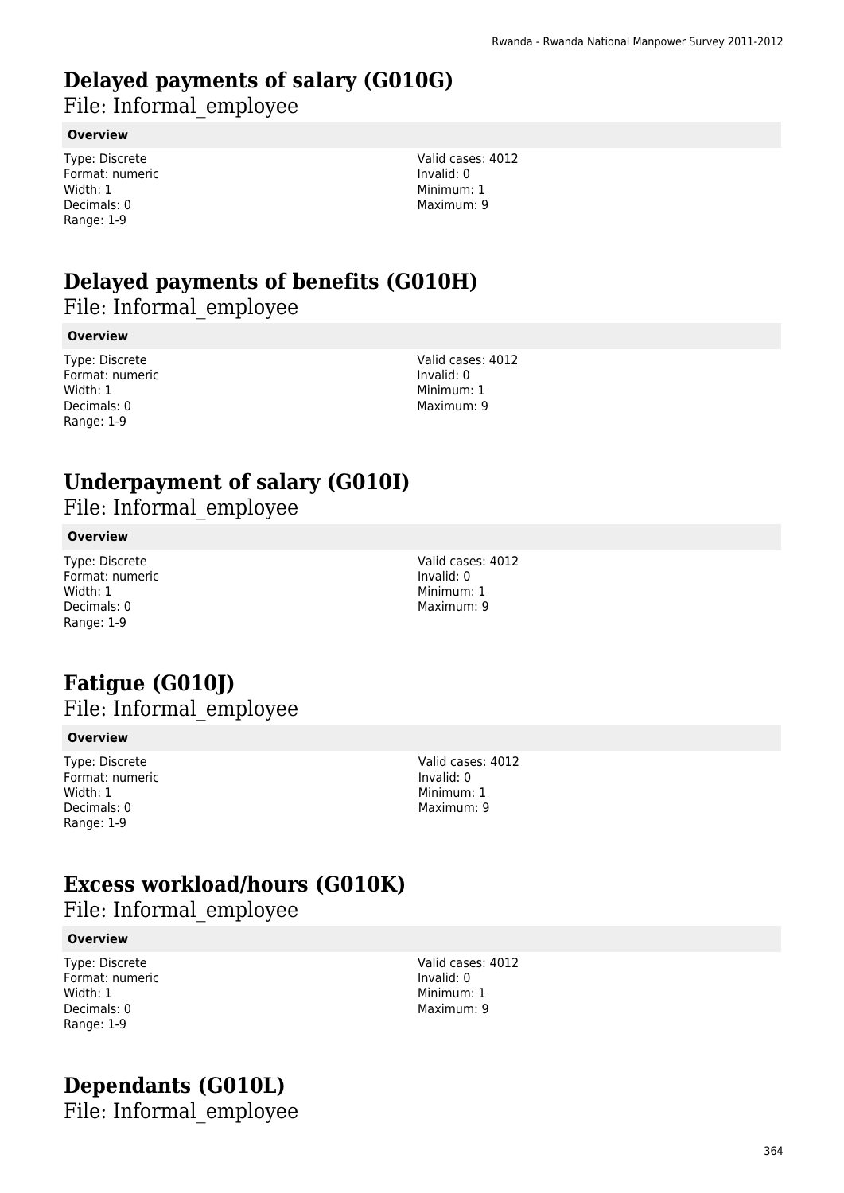# Delayed payments of salary (G010G)

File: Informal_employee

**Overview**

Type: Discrete
Format: numeric
Width: 1
Decimals: 0
Range: 1-9

Valid cases: 4012
Invalid: 0
Minimum: 1
Maximum: 9

# Delayed payments of benefits (G010H)

File: Informal_employee

**Overview**

Type: Discrete
Format: numeric
Width: 1
Decimals: 0
Range: 1-9

Valid cases: 4012
Invalid: 0
Minimum: 1
Maximum: 9

# Underpayment of salary (G010I)

File: Informal_employee

**Overview**

Type: Discrete
Format: numeric
Width: 1
Decimals: 0
Range: 1-9

Valid cases: 4012
Invalid: 0
Minimum: 1
Maximum: 9

# Fatigue (G010J)

File: Informal_employee

**Overview**

Type: Discrete
Format: numeric
Width: 1
Decimals: 0
Range: 1-9

Valid cases: 4012
Invalid: 0
Minimum: 1
Maximum: 9

# Excess workload/hours (G010K)

File: Informal_employee

**Overview**

Type: Discrete
Format: numeric
Width: 1
Decimals: 0
Range: 1-9

Valid cases: 4012
Invalid: 0
Minimum: 1
Maximum: 9

# Dependants (G010L)

File: Informal_employee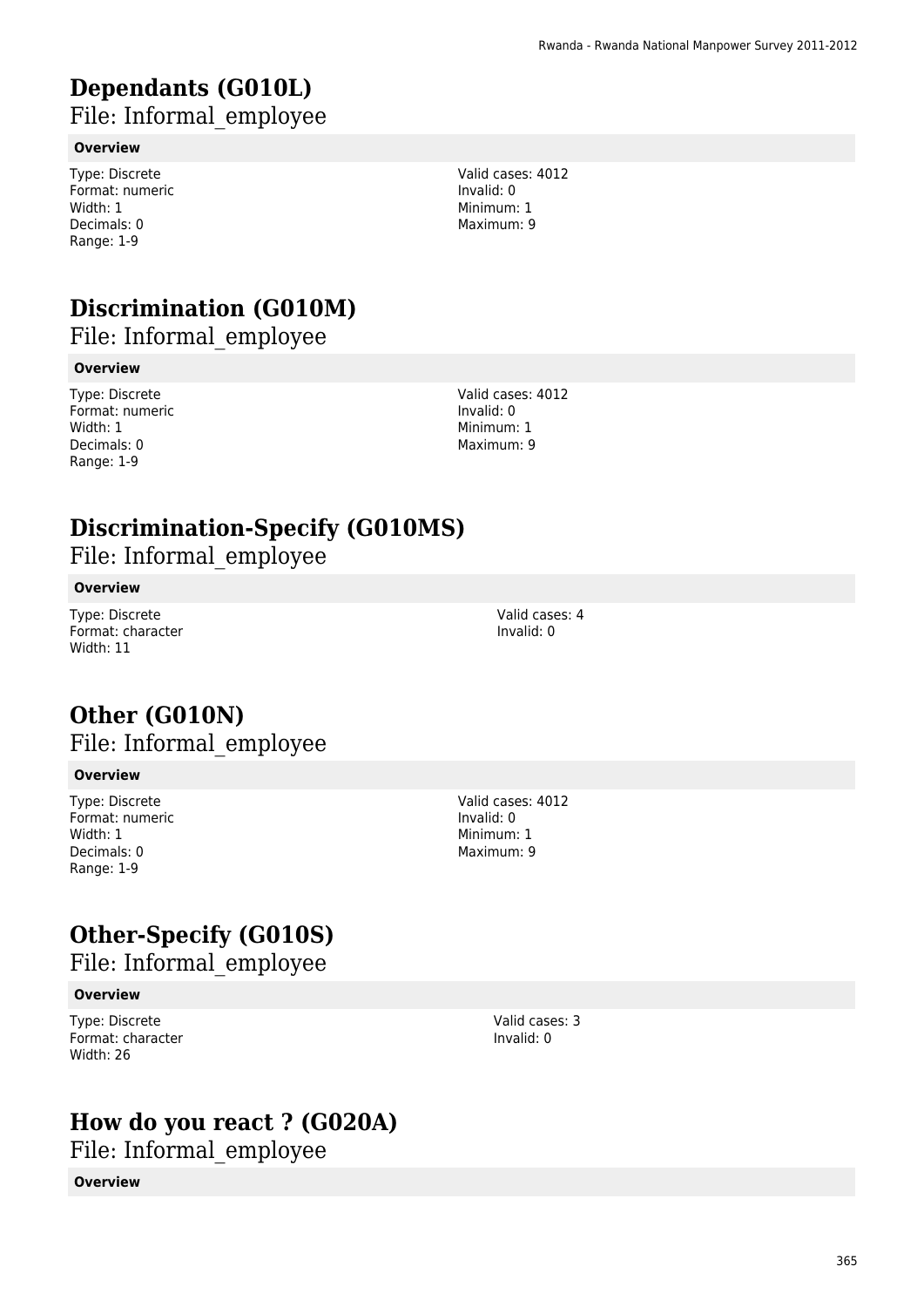# Dependants (G010L)

## File: Informal_employee

**Overview**

Type: Discrete
Format: numeric
Width: 1
Decimals: 0
Range: 1-9

Valid cases: 4012
Invalid: 0
Minimum: 1
Maximum: 9

# Discrimination (G010M)

## File: Informal_employee

**Overview**

Type: Discrete
Format: numeric
Width: 1
Decimals: 0
Range: 1-9

Valid cases: 4012
Invalid: 0
Minimum: 1
Maximum: 9

# Discrimination-Specify (G010MS)

## File: Informal_employee

**Overview**

Type: Discrete
Format: character
Width: 11

Valid cases: 4
Invalid: 0

# Other (G010N)

## File: Informal_employee

**Overview**

Type: Discrete
Format: numeric
Width: 1
Decimals: 0
Range: 1-9

Valid cases: 4012
Invalid: 0
Minimum: 1
Maximum: 9

# Other-Specify (G010S)

## File: Informal_employee

**Overview**

Type: Discrete
Format: character
Width: 26

Valid cases: 3
Invalid: 0

# How do you react ? (G020A)

## File: Informal_employee

**Overview**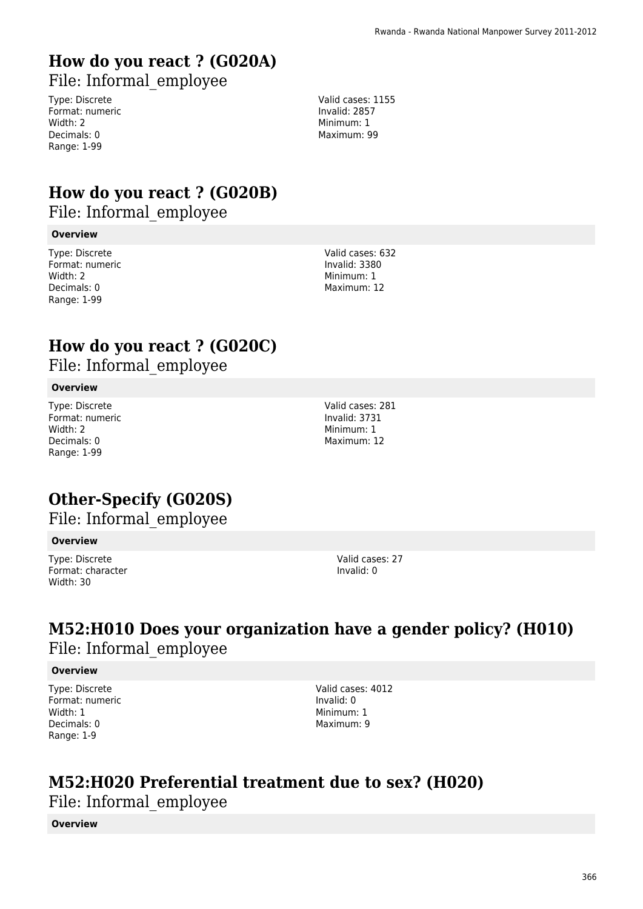# How do you react ? (G020A)

File: Informal_employee

Type: Discrete
Format: numeric
Width: 2
Decimals: 0
Range: 1-99

Valid cases: 1155
Invalid: 2857
Minimum: 1
Maximum: 99

# How do you react ? (G020B)

File: Informal_employee

**Overview**

Type: Discrete
Format: numeric
Width: 2
Decimals: 0
Range: 1-99

Valid cases: 632
Invalid: 3380
Minimum: 1
Maximum: 12

# How do you react ? (G020C)

File: Informal_employee

**Overview**

Type: Discrete
Format: numeric
Width: 2
Decimals: 0
Range: 1-99

Valid cases: 281
Invalid: 3731
Minimum: 1
Maximum: 12

# Other-Specify (G020S)

File: Informal_employee

**Overview**

Type: Discrete
Format: character
Width: 30

Valid cases: 27
Invalid: 0

# M52:H010 Does your organization have a gender policy? (H010)

File: Informal_employee

**Overview**

Type: Discrete
Format: numeric
Width: 1
Decimals: 0
Range: 1-9

Valid cases: 4012
Invalid: 0
Minimum: 1
Maximum: 9

# M52:H020 Preferential treatment due to sex? (H020)

File: Informal_employee

**Overview**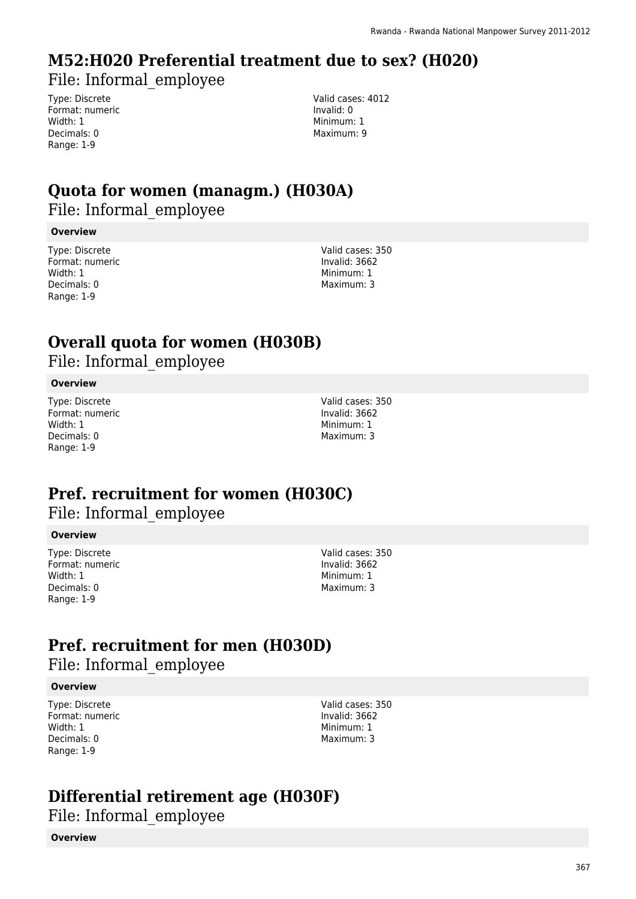## M52:H020 Preferential treatment due to sex? (H020)

File: Informal_employee

Type: Discrete
Format: numeric
Width: 1
Decimals: 0
Range: 1-9

Valid cases: 4012
Invalid: 0
Minimum: 1
Maximum: 9

## Quota for women (managm.) (H030A)

File: Informal_employee

**Overview**

Type: Discrete
Format: numeric
Width: 1
Decimals: 0
Range: 1-9

Valid cases: 350
Invalid: 3662
Minimum: 1
Maximum: 3

## Overall quota for women (H030B)

File: Informal_employee

**Overview**

Type: Discrete
Format: numeric
Width: 1
Decimals: 0
Range: 1-9

Valid cases: 350
Invalid: 3662
Minimum: 1
Maximum: 3

## Pref. recruitment for women (H030C)

File: Informal_employee

**Overview**

Type: Discrete
Format: numeric
Width: 1
Decimals: 0
Range: 1-9

Valid cases: 350
Invalid: 3662
Minimum: 1
Maximum: 3

## Pref. recruitment for men (H030D)

File: Informal_employee

**Overview**

Type: Discrete
Format: numeric
Width: 1
Decimals: 0
Range: 1-9

Valid cases: 350
Invalid: 3662
Minimum: 1
Maximum: 3

## Differential retirement age (H030F)

File: Informal_employee

**Overview**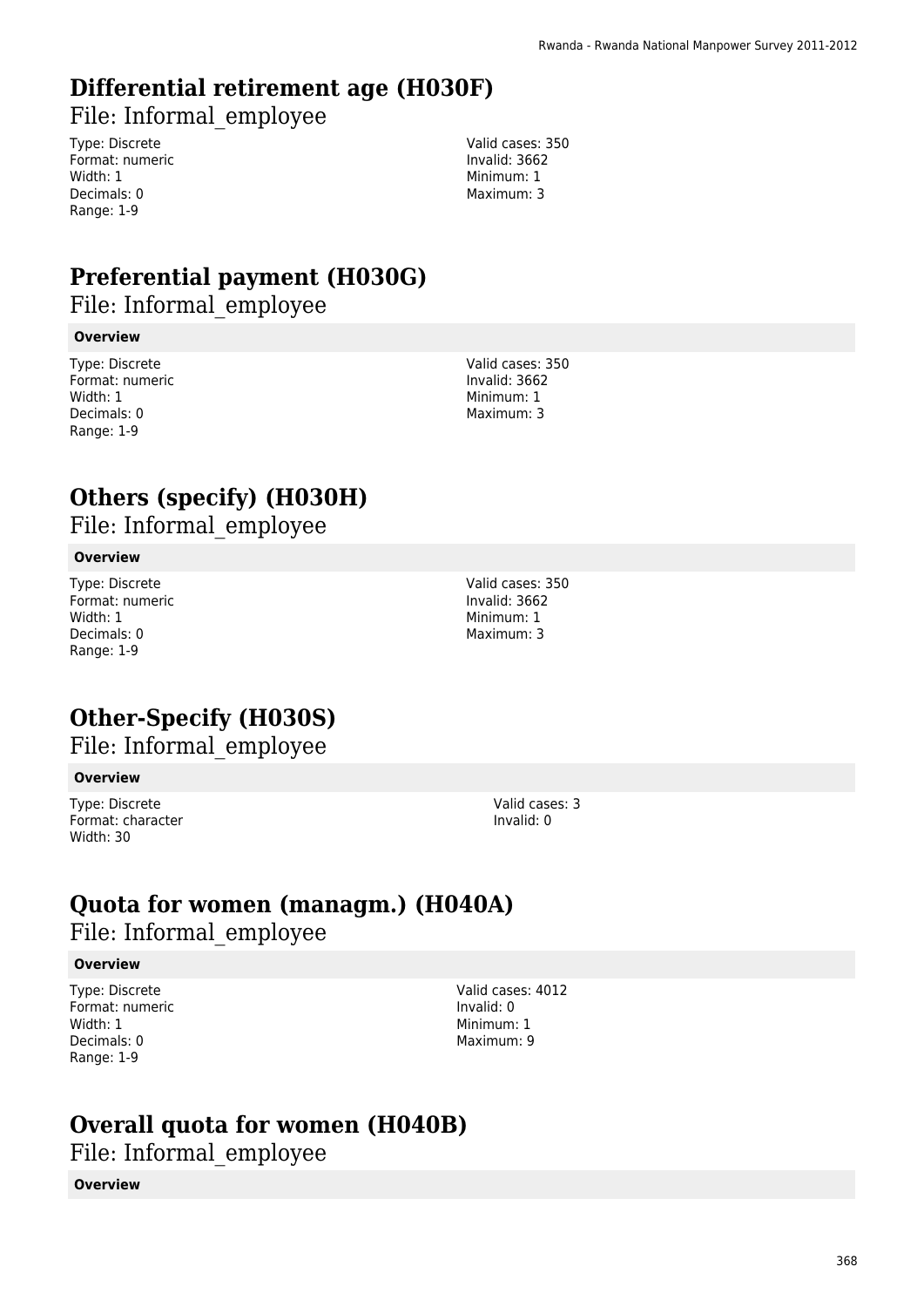# Differential retirement age (H030F)

File: Informal_employee

Type: Discrete
Format: numeric
Width: 1
Decimals: 0
Range: 1-9

Valid cases: 350
Invalid: 3662
Minimum: 1
Maximum: 3

# Preferential payment (H030G)

File: Informal_employee

**Overview**

Type: Discrete
Format: numeric
Width: 1
Decimals: 0
Range: 1-9

Valid cases: 350
Invalid: 3662
Minimum: 1
Maximum: 3

# Others (specify) (H030H)

File: Informal_employee

**Overview**

Type: Discrete
Format: numeric
Width: 1
Decimals: 0
Range: 1-9

Valid cases: 350
Invalid: 3662
Minimum: 1
Maximum: 3

# Other-Specify (H030S)

File: Informal_employee

**Overview**

Type: Discrete
Format: character
Width: 30

Valid cases: 3
Invalid: 0

# Quota for women (managm.) (H040A)

File: Informal_employee

**Overview**

Type: Discrete
Format: numeric
Width: 1
Decimals: 0
Range: 1-9

Valid cases: 4012
Invalid: 0
Minimum: 1
Maximum: 9

# Overall quota for women (H040B)

File: Informal_employee

**Overview**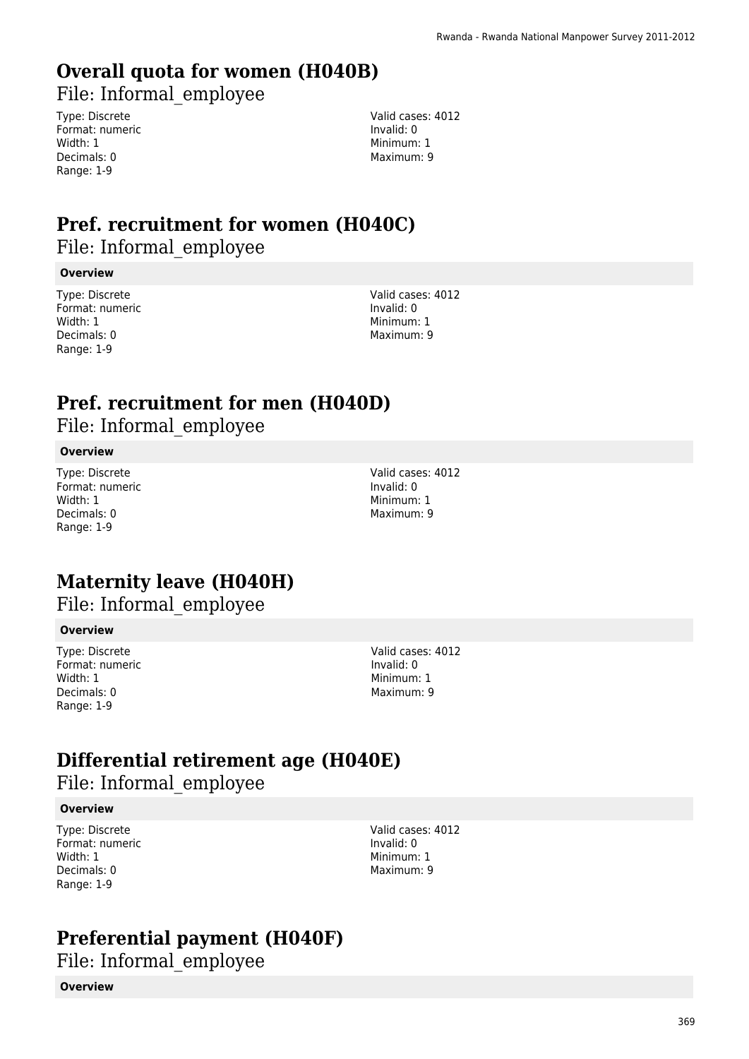## Overall quota for women (H040B)

File: Informal_employee

Type: Discrete
Format: numeric
Width: 1
Decimals: 0
Range: 1-9

Valid cases: 4012
Invalid: 0
Minimum: 1
Maximum: 9

## Pref. recruitment for women (H040C)

File: Informal_employee

**Overview**

Type: Discrete
Format: numeric
Width: 1
Decimals: 0
Range: 1-9

Valid cases: 4012
Invalid: 0
Minimum: 1
Maximum: 9

## Pref. recruitment for men (H040D)

File: Informal_employee

**Overview**

Type: Discrete
Format: numeric
Width: 1
Decimals: 0
Range: 1-9

Valid cases: 4012
Invalid: 0
Minimum: 1
Maximum: 9

## Maternity leave (H040H)

File: Informal_employee

**Overview**

Type: Discrete
Format: numeric
Width: 1
Decimals: 0
Range: 1-9

Valid cases: 4012
Invalid: 0
Minimum: 1
Maximum: 9

## Differential retirement age (H040E)

File: Informal_employee

**Overview**

Type: Discrete
Format: numeric
Width: 1
Decimals: 0
Range: 1-9

Valid cases: 4012
Invalid: 0
Minimum: 1
Maximum: 9

## Preferential payment (H040F)

File: Informal_employee

**Overview**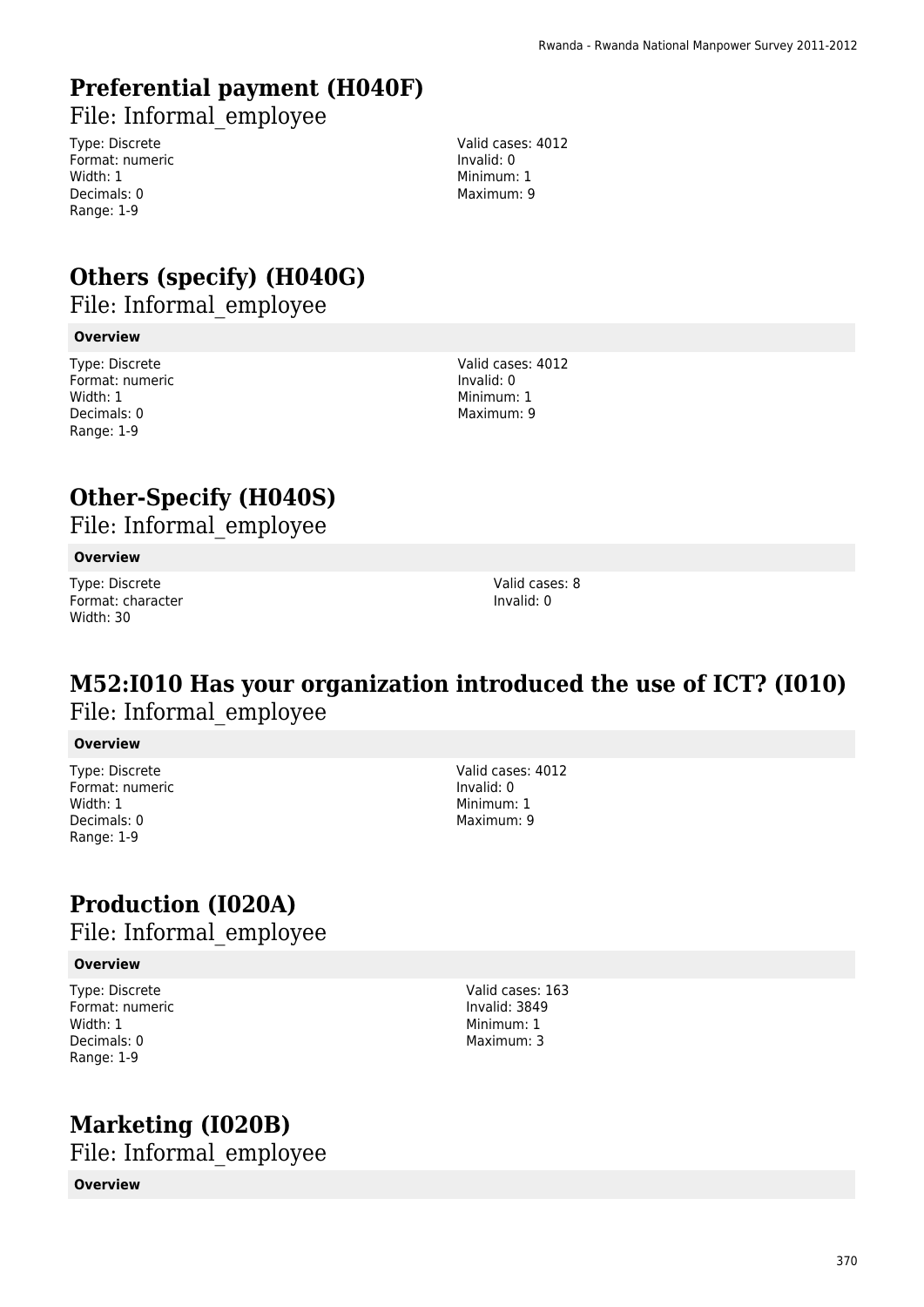# Preferential payment (H040F)

File: Informal_employee

Type: Discrete
Format: numeric
Width: 1
Decimals: 0
Range: 1-9

Valid cases: 4012
Invalid: 0
Minimum: 1
Maximum: 9

# Others (specify) (H040G)

File: Informal_employee

**Overview**

Type: Discrete
Format: numeric
Width: 1
Decimals: 0
Range: 1-9

Valid cases: 4012
Invalid: 0
Minimum: 1
Maximum: 9

# Other-Specify (H040S)

File: Informal_employee

**Overview**

Type: Discrete
Format: character
Width: 30

Valid cases: 8
Invalid: 0

# M52:I010 Has your organization introduced the use of ICT? (I010)

File: Informal_employee

**Overview**

Type: Discrete
Format: numeric
Width: 1
Decimals: 0
Range: 1-9

Valid cases: 4012
Invalid: 0
Minimum: 1
Maximum: 9

# Production (I020A)

File: Informal_employee

**Overview**

Type: Discrete
Format: numeric
Width: 1
Decimals: 0
Range: 1-9

Valid cases: 163
Invalid: 3849
Minimum: 1
Maximum: 3

# Marketing (I020B)

File: Informal_employee

**Overview**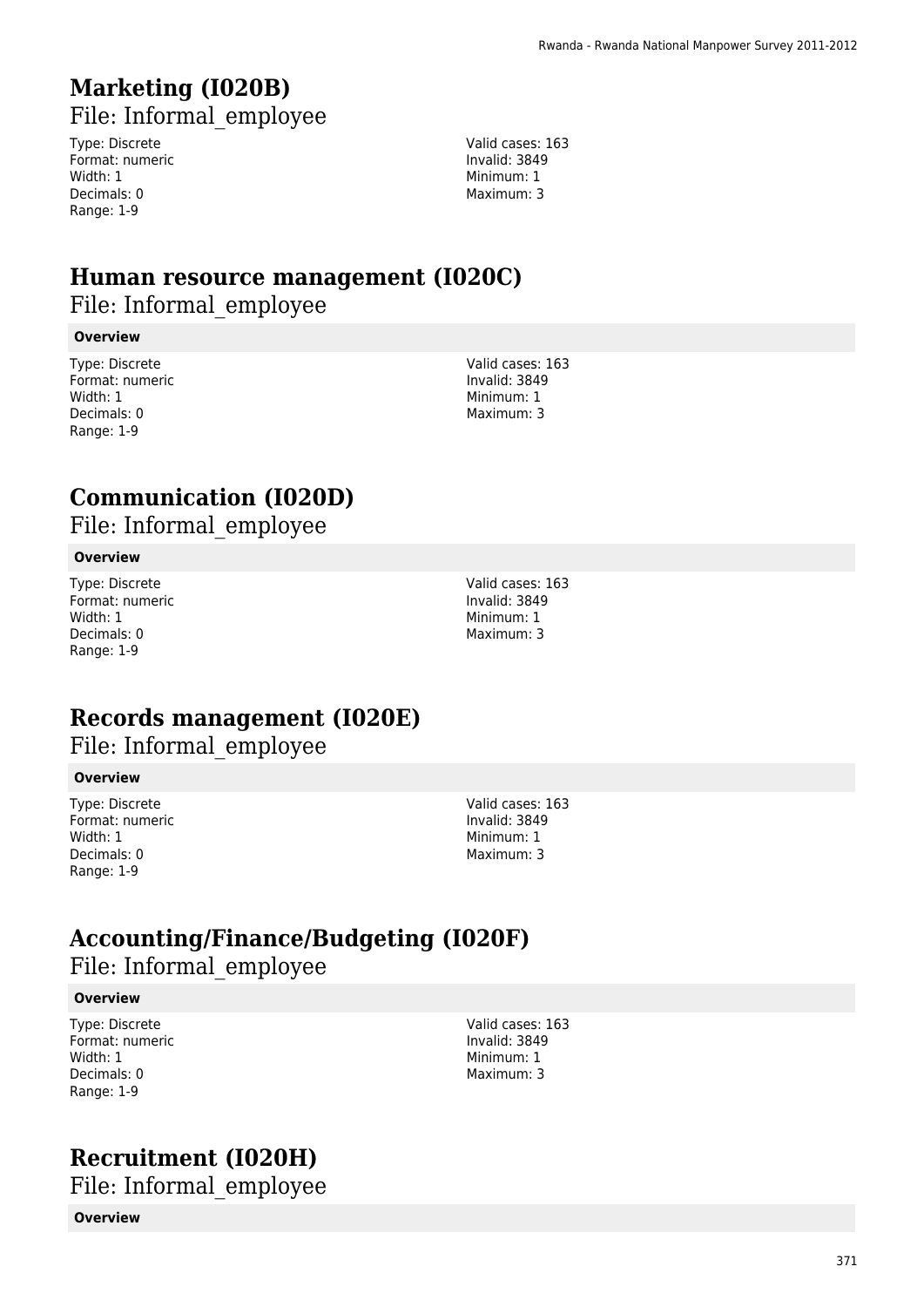# Marketing (I020B)

File: Informal_employee

Type: Discrete
Format: numeric
Width: 1
Decimals: 0
Range: 1-9

Valid cases: 163
Invalid: 3849
Minimum: 1
Maximum: 3

# Human resource management (I020C)

File: Informal_employee

**Overview**

Type: Discrete
Format: numeric
Width: 1
Decimals: 0
Range: 1-9

Valid cases: 163
Invalid: 3849
Minimum: 1
Maximum: 3

# Communication (I020D)

File: Informal_employee

**Overview**

Type: Discrete
Format: numeric
Width: 1
Decimals: 0
Range: 1-9

Valid cases: 163
Invalid: 3849
Minimum: 1
Maximum: 3

# Records management (I020E)

File: Informal_employee

**Overview**

Type: Discrete
Format: numeric
Width: 1
Decimals: 0
Range: 1-9

Valid cases: 163
Invalid: 3849
Minimum: 1
Maximum: 3

# Accounting/Finance/Budgeting (I020F)

File: Informal_employee

**Overview**

Type: Discrete
Format: numeric
Width: 1
Decimals: 0
Range: 1-9

Valid cases: 163
Invalid: 3849
Minimum: 1
Maximum: 3

# Recruitment (I020H)

File: Informal_employee

**Overview**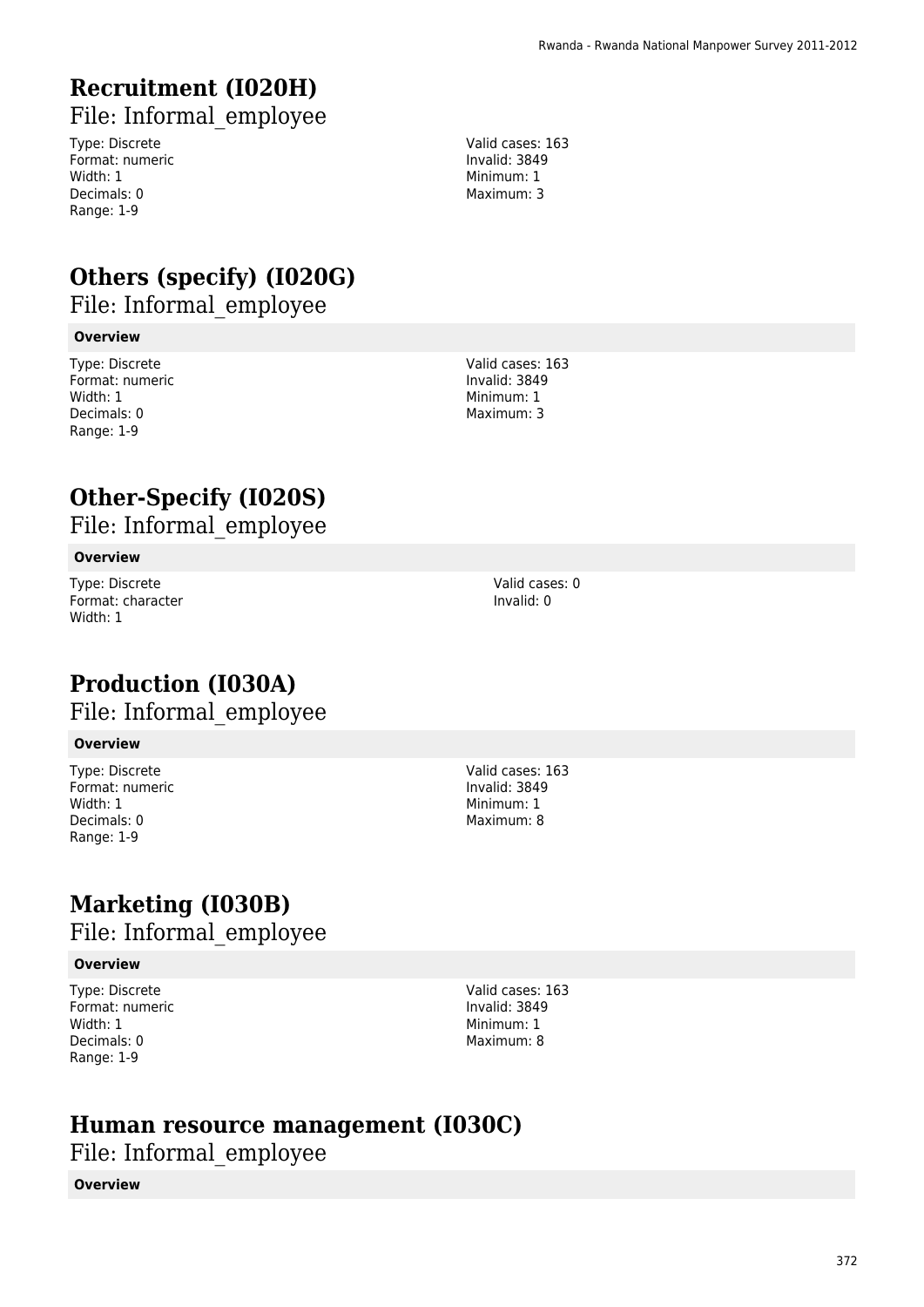# Recruitment (I020H)

File: Informal_employee

Type: Discrete
Format: numeric
Width: 1
Decimals: 0
Range: 1-9

Valid cases: 163
Invalid: 3849
Minimum: 1
Maximum: 3

# Others (specify) (I020G)

File: Informal_employee

**Overview**

Type: Discrete
Format: numeric
Width: 1
Decimals: 0
Range: 1-9

Valid cases: 163
Invalid: 3849
Minimum: 1
Maximum: 3

# Other-Specify (I020S)

File: Informal_employee

**Overview**

Type: Discrete
Format: character
Width: 1

Valid cases: 0
Invalid: 0

# Production (I030A)

File: Informal_employee

**Overview**

Type: Discrete
Format: numeric
Width: 1
Decimals: 0
Range: 1-9

Valid cases: 163
Invalid: 3849
Minimum: 1
Maximum: 8

# Marketing (I030B)

File: Informal_employee

**Overview**

Type: Discrete
Format: numeric
Width: 1
Decimals: 0
Range: 1-9

Valid cases: 163
Invalid: 3849
Minimum: 1
Maximum: 8

# Human resource management (I030C)

File: Informal_employee

**Overview**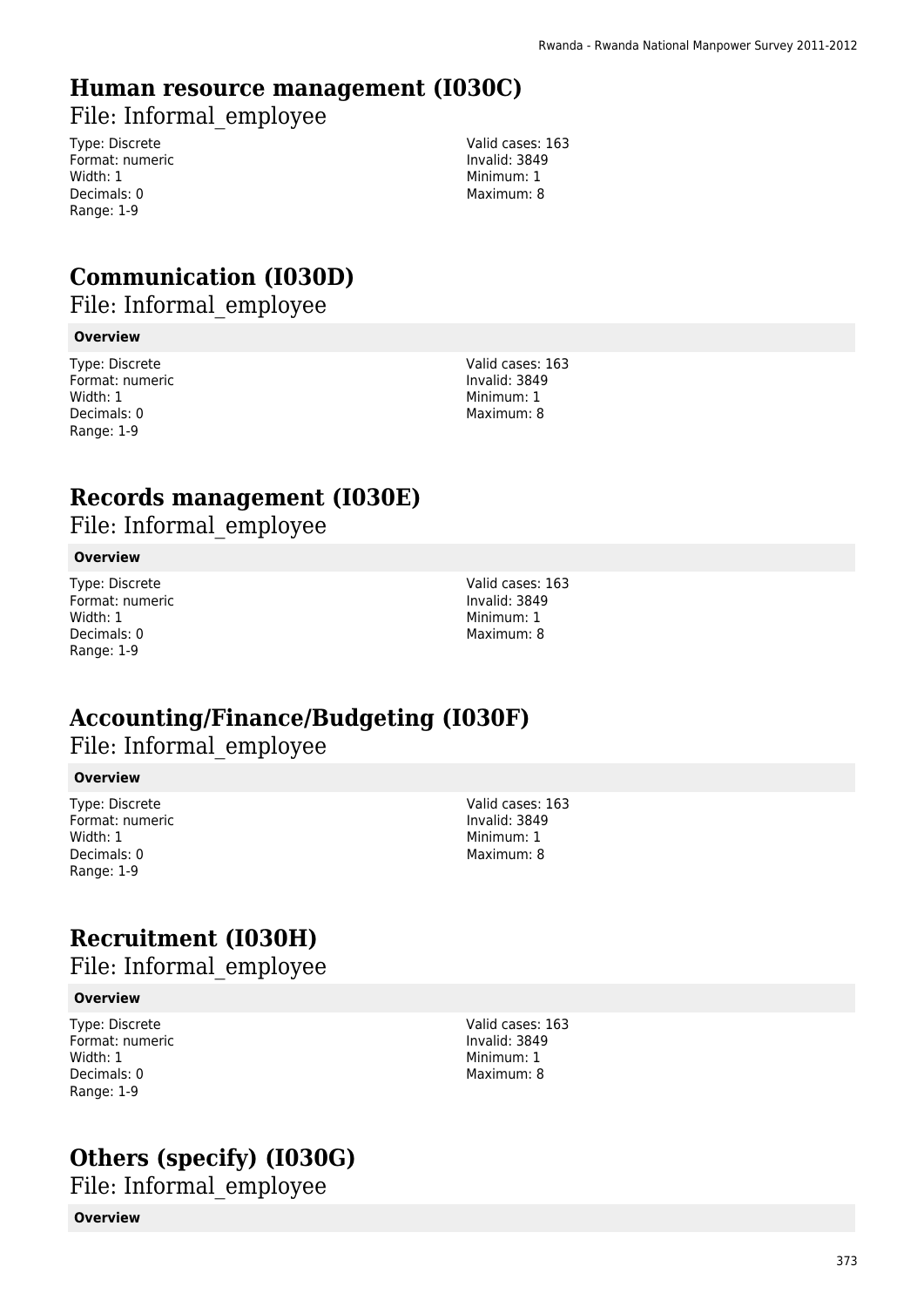# Human resource management (I030C)

File: Informal_employee

Type: Discrete
Format: numeric
Width: 1
Decimals: 0
Range: 1-9

Valid cases: 163
Invalid: 3849
Minimum: 1
Maximum: 8

# Communication (I030D)

File: Informal_employee

**Overview**

Type: Discrete
Format: numeric
Width: 1
Decimals: 0
Range: 1-9

Valid cases: 163
Invalid: 3849
Minimum: 1
Maximum: 8

# Records management (I030E)

File: Informal_employee

**Overview**

Type: Discrete
Format: numeric
Width: 1
Decimals: 0
Range: 1-9

Valid cases: 163
Invalid: 3849
Minimum: 1
Maximum: 8

# Accounting/Finance/Budgeting (I030F)

File: Informal_employee

**Overview**

Type: Discrete
Format: numeric
Width: 1
Decimals: 0
Range: 1-9

Valid cases: 163
Invalid: 3849
Minimum: 1
Maximum: 8

# Recruitment (I030H)

File: Informal_employee

**Overview**

Type: Discrete
Format: numeric
Width: 1
Decimals: 0
Range: 1-9

Valid cases: 163
Invalid: 3849
Minimum: 1
Maximum: 8

# Others (specify) (I030G)

File: Informal_employee

**Overview**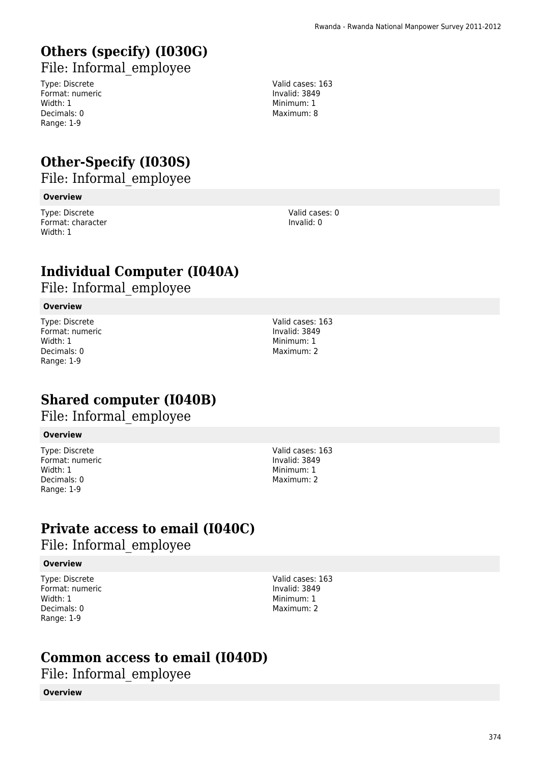# Others (specify) (I030G)

File: Informal_employee

Type: Discrete
Format: numeric
Width: 1
Decimals: 0
Range: 1-9

Valid cases: 163
Invalid: 3849
Minimum: 1
Maximum: 8

# Other-Specify (I030S)

File: Informal_employee

**Overview**

Type: Discrete
Format: character
Width: 1

Valid cases: 0
Invalid: 0

# Individual Computer (I040A)

File: Informal_employee

**Overview**

Type: Discrete
Format: numeric
Width: 1
Decimals: 0
Range: 1-9

Valid cases: 163
Invalid: 3849
Minimum: 1
Maximum: 2

# Shared computer (I040B)

File: Informal_employee

**Overview**

Type: Discrete
Format: numeric
Width: 1
Decimals: 0
Range: 1-9

Valid cases: 163
Invalid: 3849
Minimum: 1
Maximum: 2

# Private access to email (I040C)

File: Informal_employee

**Overview**

Type: Discrete
Format: numeric
Width: 1
Decimals: 0
Range: 1-9

Valid cases: 163
Invalid: 3849
Minimum: 1
Maximum: 2

# Common access to email (I040D)

File: Informal_employee

**Overview**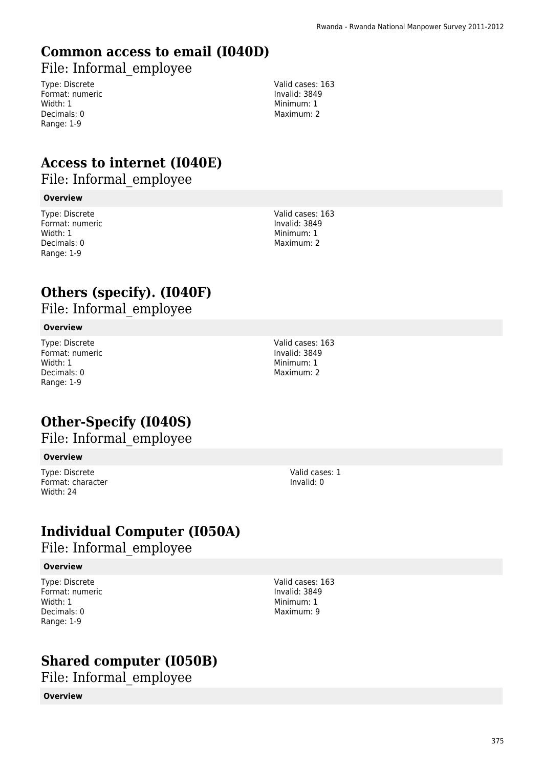# Common access to email (I040D)

File: Informal_employee

Type: Discrete
Format: numeric
Width: 1
Decimals: 0
Range: 1-9

Valid cases: 163
Invalid: 3849
Minimum: 1
Maximum: 2

# Access to internet (I040E)

File: Informal_employee

**Overview**

Type: Discrete
Format: numeric
Width: 1
Decimals: 0
Range: 1-9

Valid cases: 163
Invalid: 3849
Minimum: 1
Maximum: 2

# Others (specify). (I040F)

File: Informal_employee

**Overview**

Type: Discrete
Format: numeric
Width: 1
Decimals: 0
Range: 1-9

Valid cases: 163
Invalid: 3849
Minimum: 1
Maximum: 2

# Other-Specify (I040S)

File: Informal_employee

**Overview**

Type: Discrete
Format: character
Width: 24

Valid cases: 1
Invalid: 0

# Individual Computer (I050A)

File: Informal_employee

**Overview**

Type: Discrete
Format: numeric
Width: 1
Decimals: 0
Range: 1-9

Valid cases: 163
Invalid: 3849
Minimum: 1
Maximum: 9

# Shared computer (I050B)

File: Informal_employee

**Overview**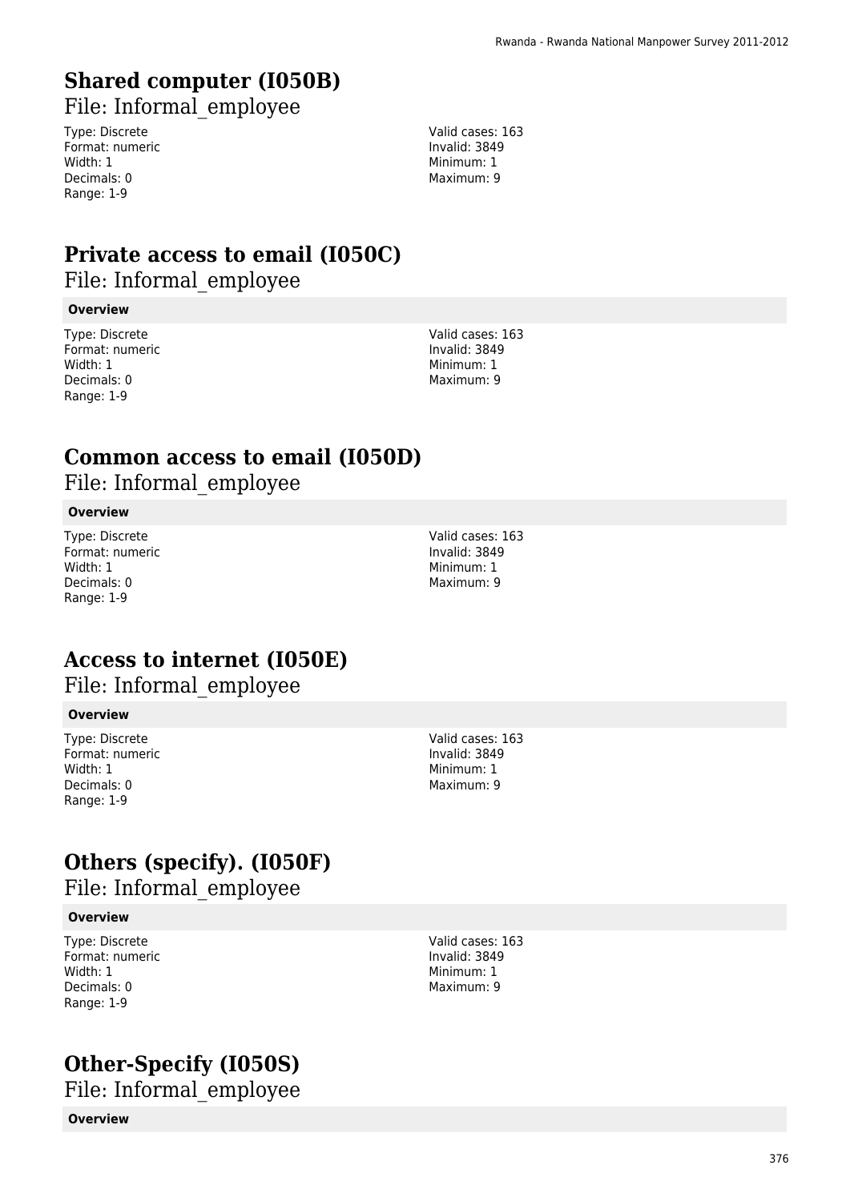## Shared computer (I050B)

File: Informal_employee

Type: Discrete
Format: numeric
Width: 1
Decimals: 0
Range: 1-9

Valid cases: 163
Invalid: 3849
Minimum: 1
Maximum: 9

## Private access to email (I050C)

File: Informal_employee

**Overview**

Type: Discrete
Format: numeric
Width: 1
Decimals: 0
Range: 1-9

Valid cases: 163
Invalid: 3849
Minimum: 1
Maximum: 9

## Common access to email (I050D)

File: Informal_employee

**Overview**

Type: Discrete
Format: numeric
Width: 1
Decimals: 0
Range: 1-9

Valid cases: 163
Invalid: 3849
Minimum: 1
Maximum: 9

## Access to internet (I050E)

File: Informal_employee

**Overview**

Type: Discrete
Format: numeric
Width: 1
Decimals: 0
Range: 1-9

Valid cases: 163
Invalid: 3849
Minimum: 1
Maximum: 9

## Others (specify). (I050F)

File: Informal_employee

**Overview**

Type: Discrete
Format: numeric
Width: 1
Decimals: 0
Range: 1-9

Valid cases: 163
Invalid: 3849
Minimum: 1
Maximum: 9

## Other-Specify (I050S)

File: Informal_employee

**Overview**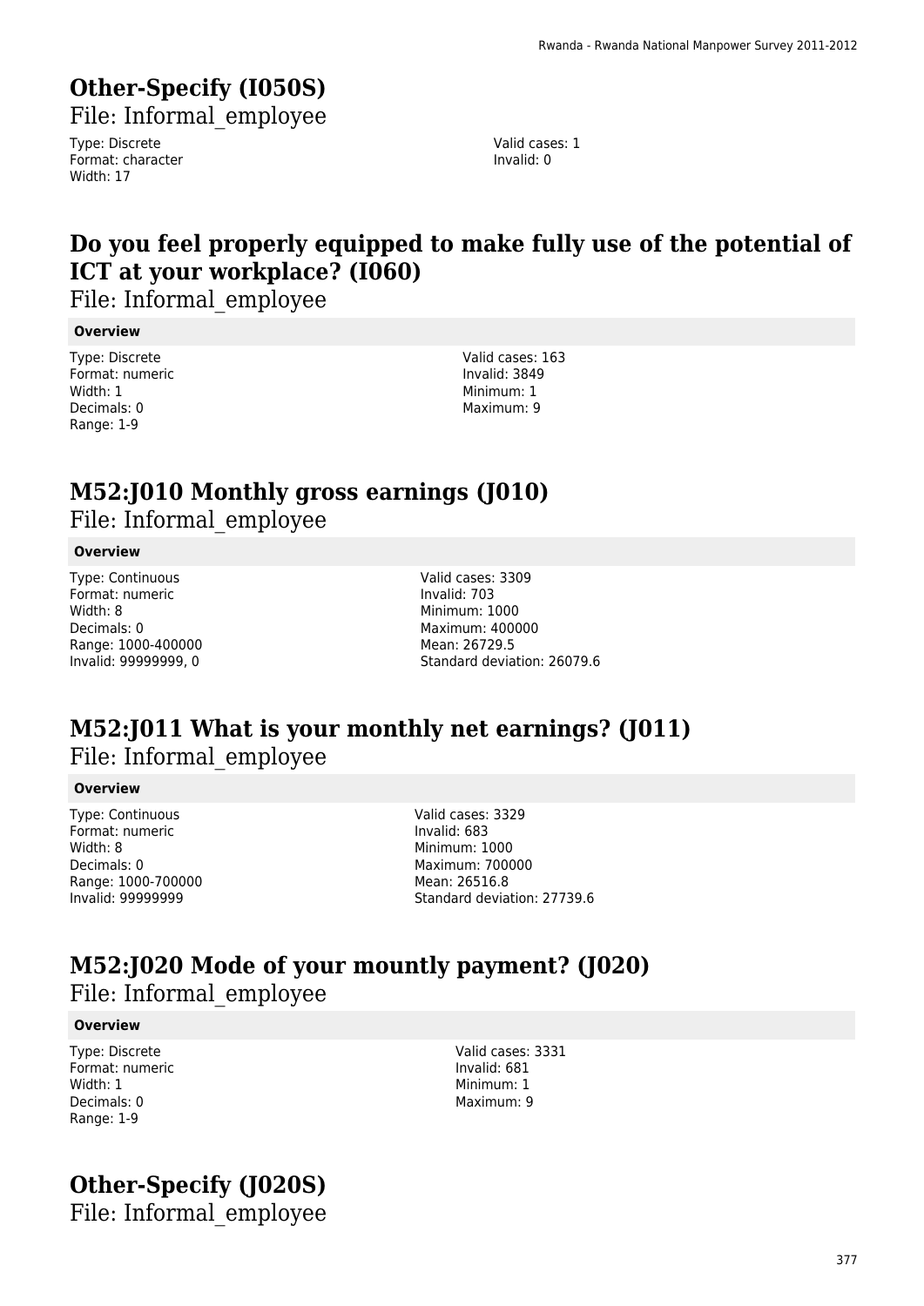# Other-Specify (I050S)

File: Informal_employee

Type: Discrete
Format: character
Width: 17

Valid cases: 1
Invalid: 0

# Do you feel properly equipped to make fully use of the potential of ICT at your workplace? (I060)

File: Informal_employee

**Overview**

Type: Discrete
Format: numeric
Width: 1
Decimals: 0
Range: 1-9

Valid cases: 163
Invalid: 3849
Minimum: 1
Maximum: 9

# M52:J010 Monthly gross earnings (J010)

File: Informal_employee

**Overview**

Type: Continuous
Format: numeric
Width: 8
Decimals: 0
Range: 1000-400000
Invalid: 99999999, 0

Valid cases: 3309
Invalid: 703
Minimum: 1000
Maximum: 400000
Mean: 26729.5
Standard deviation: 26079.6

# M52:J011 What is your monthly net earnings? (J011)

File: Informal_employee

**Overview**

Type: Continuous
Format: numeric
Width: 8
Decimals: 0
Range: 1000-700000
Invalid: 99999999

Valid cases: 3329
Invalid: 683
Minimum: 1000
Maximum: 700000
Mean: 26516.8
Standard deviation: 27739.6

# M52:J020 Mode of your mountly payment? (J020)

File: Informal_employee

**Overview**

Type: Discrete
Format: numeric
Width: 1
Decimals: 0
Range: 1-9

Valid cases: 3331
Invalid: 681
Minimum: 1
Maximum: 9

# Other-Specify (J020S)

File: Informal_employee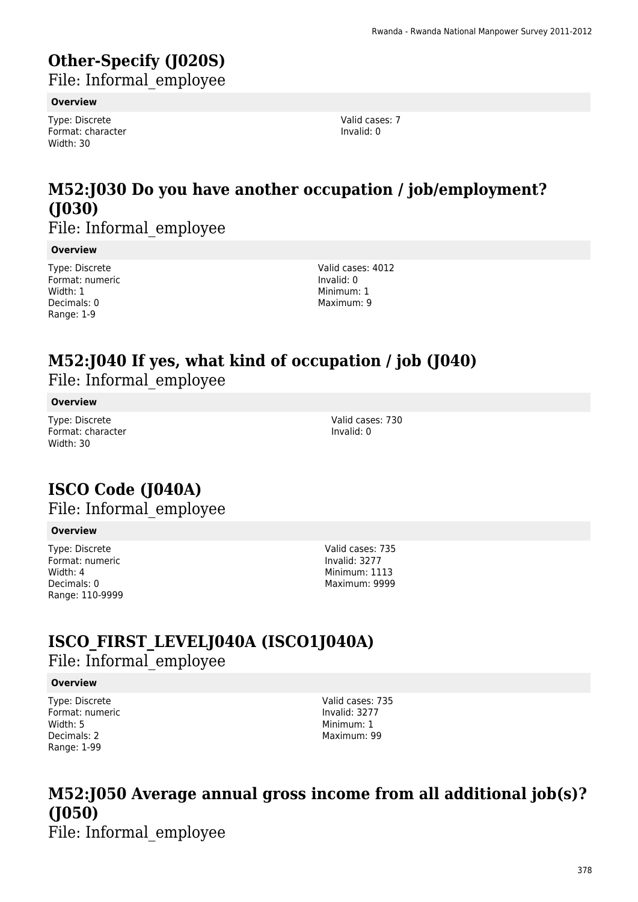# Other-Specify (J020S)

File: Informal_employee

**Overview**

Type: Discrete
Format: character
Width: 30

Valid cases: 7
Invalid: 0

# M52:J030 Do you have another occupation / job/employment? (J030)

File: Informal_employee

**Overview**

Type: Discrete
Format: numeric
Width: 1
Decimals: 0
Range: 1-9

Valid cases: 4012
Invalid: 0
Minimum: 1
Maximum: 9

# M52:J040 If yes, what kind of occupation / job (J040)

File: Informal_employee

**Overview**

Type: Discrete
Format: character
Width: 30

Valid cases: 730
Invalid: 0

# ISCO Code (J040A)

File: Informal_employee

**Overview**

Type: Discrete
Format: numeric
Width: 4
Decimals: 0
Range: 110-9999

Valid cases: 735
Invalid: 3277
Minimum: 1113
Maximum: 9999

# ISCO_FIRST_LEVELJ040A (ISCO1J040A)

File: Informal_employee

**Overview**

Type: Discrete
Format: numeric
Width: 5
Decimals: 2
Range: 1-99

Valid cases: 735
Invalid: 3277
Minimum: 1
Maximum: 99

# M52:J050 Average annual gross income from all additional job(s)? (J050)

File: Informal_employee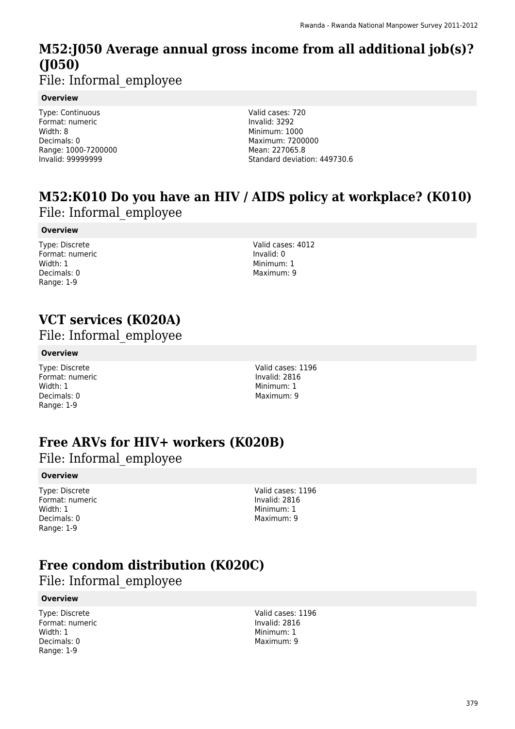## M52:J050 Average annual gross income from all additional job(s)? (J050)

File: Informal_employee

**Overview**

Type: Continuous
Format: numeric
Width: 8
Decimals: 0
Range: 1000-7200000
Invalid: 99999999

Valid cases: 720
Invalid: 3292
Minimum: 1000
Maximum: 7200000
Mean: 227065.8
Standard deviation: 449730.6

## M52:K010 Do you have an HIV / AIDS policy at workplace? (K010)

File: Informal_employee

**Overview**

Type: Discrete
Format: numeric
Width: 1
Decimals: 0
Range: 1-9

Valid cases: 4012
Invalid: 0
Minimum: 1
Maximum: 9

## VCT services (K020A)

File: Informal_employee

**Overview**

Type: Discrete
Format: numeric
Width: 1
Decimals: 0
Range: 1-9

Valid cases: 1196
Invalid: 2816
Minimum: 1
Maximum: 9

## Free ARVs for HIV+ workers (K020B)

File: Informal_employee

**Overview**

Type: Discrete
Format: numeric
Width: 1
Decimals: 0
Range: 1-9

Valid cases: 1196
Invalid: 2816
Minimum: 1
Maximum: 9

## Free condom distribution (K020C)

File: Informal_employee

**Overview**

Type: Discrete
Format: numeric
Width: 1
Decimals: 0
Range: 1-9

Valid cases: 1196
Invalid: 2816
Minimum: 1
Maximum: 9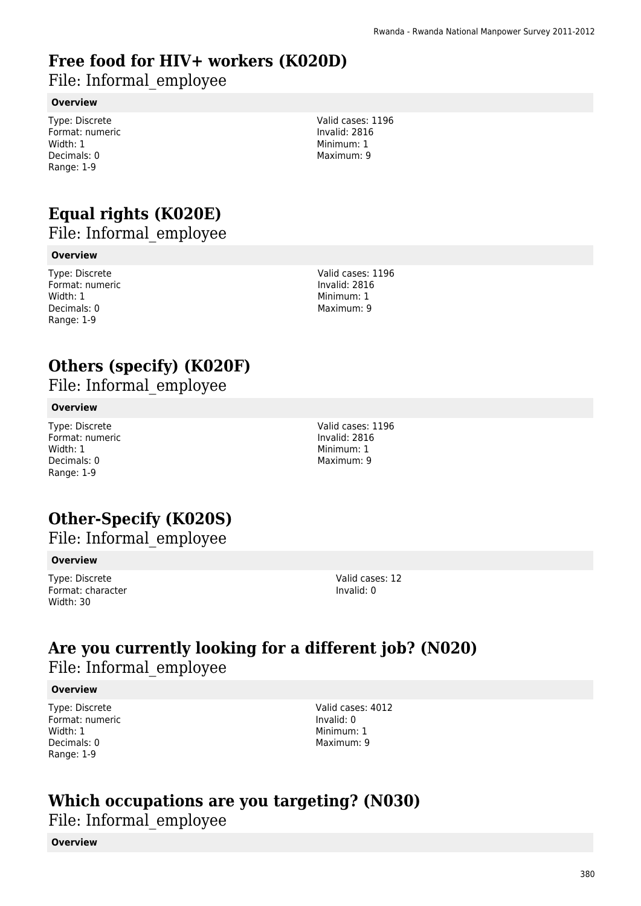# Free food for HIV+ workers (K020D)

File: Informal_employee

**Overview**

Type: Discrete
Format: numeric
Width: 1
Decimals: 0
Range: 1-9

Valid cases: 1196
Invalid: 2816
Minimum: 1
Maximum: 9

# Equal rights (K020E)

File: Informal_employee

**Overview**

Type: Discrete
Format: numeric
Width: 1
Decimals: 0
Range: 1-9

Valid cases: 1196
Invalid: 2816
Minimum: 1
Maximum: 9

# Others (specify) (K020F)

File: Informal_employee

**Overview**

Type: Discrete
Format: numeric
Width: 1
Decimals: 0
Range: 1-9

Valid cases: 1196
Invalid: 2816
Minimum: 1
Maximum: 9

# Other-Specify (K020S)

File: Informal_employee

**Overview**

Type: Discrete
Format: character
Width: 30

Valid cases: 12
Invalid: 0

# Are you currently looking for a different job? (N020)

File: Informal_employee

**Overview**

Type: Discrete
Format: numeric
Width: 1
Decimals: 0
Range: 1-9

Valid cases: 4012
Invalid: 0
Minimum: 1
Maximum: 9

# Which occupations are you targeting? (N030)

File: Informal_employee

**Overview**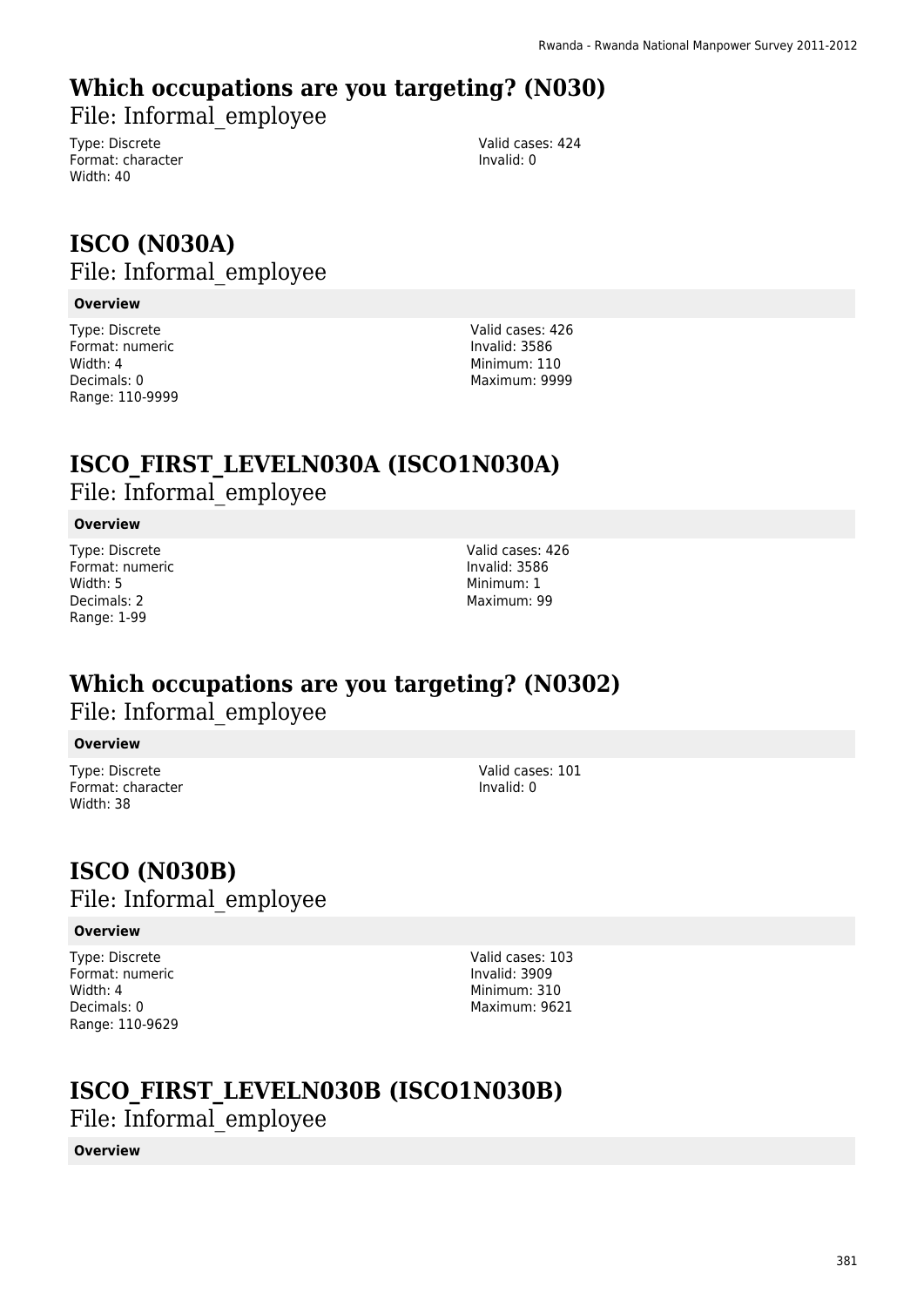## Which occupations are you targeting? (N030)

File: Informal_employee

Type: Discrete
Format: character
Width: 40

Valid cases: 424
Invalid: 0

## ISCO (N030A)

File: Informal_employee

**Overview**

Type: Discrete
Format: numeric
Width: 4
Decimals: 0
Range: 110-9999

Valid cases: 426
Invalid: 3586
Minimum: 110
Maximum: 9999

## ISCO_FIRST_LEVELN030A (ISCO1N030A)

File: Informal_employee

**Overview**

Type: Discrete
Format: numeric
Width: 5
Decimals: 2
Range: 1-99

Valid cases: 426
Invalid: 3586
Minimum: 1
Maximum: 99

## Which occupations are you targeting? (N0302)

File: Informal_employee

**Overview**

Type: Discrete
Format: character
Width: 38

Valid cases: 101
Invalid: 0

## ISCO (N030B)

File: Informal_employee

**Overview**

Type: Discrete
Format: numeric
Width: 4
Decimals: 0
Range: 110-9629

Valid cases: 103
Invalid: 3909
Minimum: 310
Maximum: 9621

## ISCO_FIRST_LEVELN030B (ISCO1N030B)

File: Informal_employee

**Overview**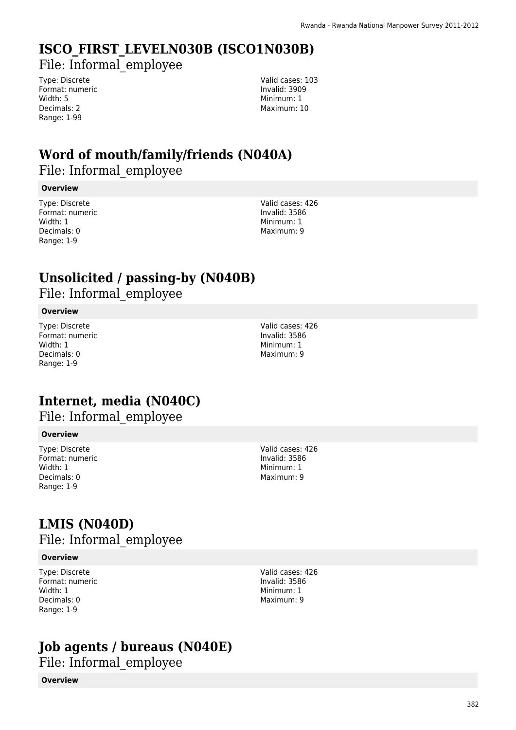# ISCO_FIRST_LEVELN030B (ISCO1N030B)

File: Informal_employee

Type: Discrete
Format: numeric
Width: 5
Decimals: 2
Range: 1-99

Valid cases: 103
Invalid: 3909
Minimum: 1
Maximum: 10

# Word of mouth/family/friends (N040A)

File: Informal_employee

**Overview**

Type: Discrete
Format: numeric
Width: 1
Decimals: 0
Range: 1-9

Valid cases: 426
Invalid: 3586
Minimum: 1
Maximum: 9

# Unsolicited / passing-by (N040B)

File: Informal_employee

**Overview**

Type: Discrete
Format: numeric
Width: 1
Decimals: 0
Range: 1-9

Valid cases: 426
Invalid: 3586
Minimum: 1
Maximum: 9

# Internet, media (N040C)

File: Informal_employee

**Overview**

Type: Discrete
Format: numeric
Width: 1
Decimals: 0
Range: 1-9

Valid cases: 426
Invalid: 3586
Minimum: 1
Maximum: 9

# LMIS (N040D)

File: Informal_employee

**Overview**

Type: Discrete
Format: numeric
Width: 1
Decimals: 0
Range: 1-9

Valid cases: 426
Invalid: 3586
Minimum: 1
Maximum: 9

# Job agents / bureaus (N040E)

File: Informal_employee

**Overview**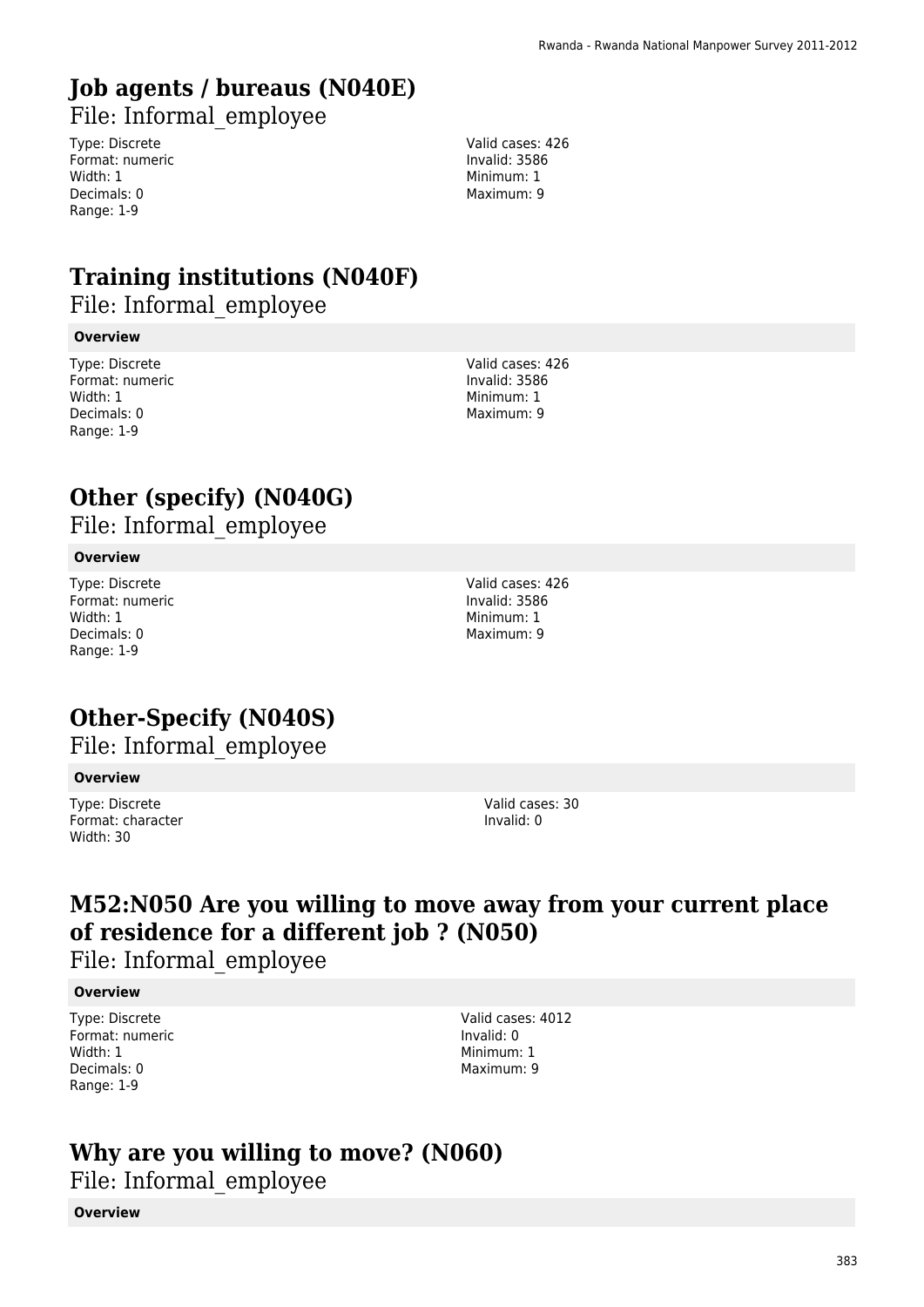## Job agents / bureaus (N040E)

File: Informal_employee

Type: Discrete
Format: numeric
Width: 1
Decimals: 0
Range: 1-9

Valid cases: 426
Invalid: 3586
Minimum: 1
Maximum: 9

## Training institutions (N040F)

File: Informal_employee

**Overview**

Type: Discrete
Format: numeric
Width: 1
Decimals: 0
Range: 1-9

Valid cases: 426
Invalid: 3586
Minimum: 1
Maximum: 9

## Other (specify) (N040G)

File: Informal_employee

**Overview**

Type: Discrete
Format: numeric
Width: 1
Decimals: 0
Range: 1-9

Valid cases: 426
Invalid: 3586
Minimum: 1
Maximum: 9

## Other-Specify (N040S)

File: Informal_employee

**Overview**

Type: Discrete
Format: character
Width: 30

Valid cases: 30
Invalid: 0

## M52:N050 Are you willing to move away from your current place of residence for a different job ? (N050)

File: Informal_employee

**Overview**

Type: Discrete
Format: numeric
Width: 1
Decimals: 0
Range: 1-9

Valid cases: 4012
Invalid: 0
Minimum: 1
Maximum: 9

## Why are you willing to move? (N060)

File: Informal_employee

**Overview**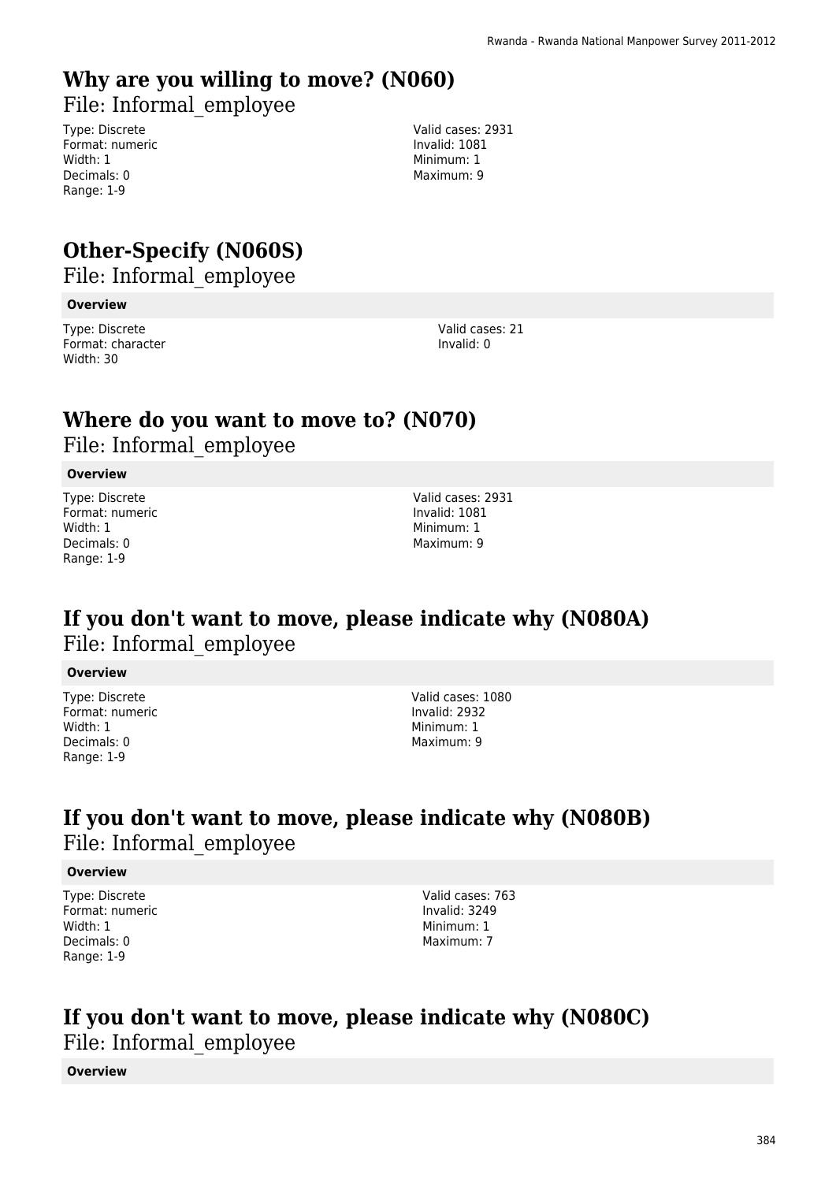## Why are you willing to move? (N060)

File: Informal_employee

Type: Discrete
Format: numeric
Width: 1
Decimals: 0
Range: 1-9

Valid cases: 2931
Invalid: 1081
Minimum: 1
Maximum: 9

## Other-Specify (N060S)

File: Informal_employee

**Overview**

Type: Discrete
Format: character
Width: 30

Valid cases: 21
Invalid: 0

## Where do you want to move to? (N070)

File: Informal_employee

**Overview**

Type: Discrete
Format: numeric
Width: 1
Decimals: 0
Range: 1-9

Valid cases: 2931
Invalid: 1081
Minimum: 1
Maximum: 9

## If you don't want to move, please indicate why (N080A)

File: Informal_employee

**Overview**

Type: Discrete
Format: numeric
Width: 1
Decimals: 0
Range: 1-9

Valid cases: 1080
Invalid: 2932
Minimum: 1
Maximum: 9

## If you don't want to move, please indicate why (N080B)

File: Informal_employee

**Overview**

Type: Discrete
Format: numeric
Width: 1
Decimals: 0
Range: 1-9

Valid cases: 763
Invalid: 3249
Minimum: 1
Maximum: 7

## If you don't want to move, please indicate why (N080C)

File: Informal_employee

**Overview**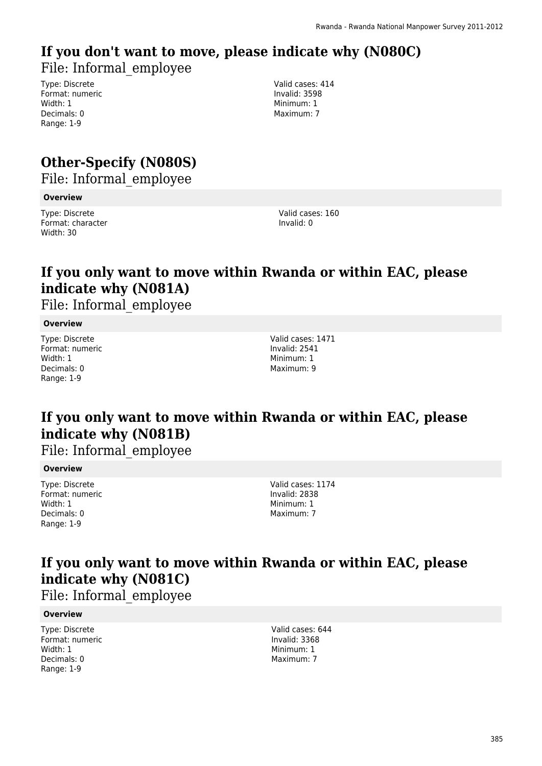# If you don't want to move, please indicate why (N080C)

File: Informal_employee

Type: Discrete
Format: numeric
Width: 1
Decimals: 0
Range: 1-9

Valid cases: 414
Invalid: 3598
Minimum: 1
Maximum: 7

# Other-Specify (N080S)

File: Informal_employee

**Overview**

Type: Discrete
Format: character
Width: 30

Valid cases: 160
Invalid: 0

# If you only want to move within Rwanda or within EAC, please indicate why (N081A)

File: Informal_employee

**Overview**

Type: Discrete
Format: numeric
Width: 1
Decimals: 0
Range: 1-9

Valid cases: 1471
Invalid: 2541
Minimum: 1
Maximum: 9

# If you only want to move within Rwanda or within EAC, please indicate why (N081B)

File: Informal_employee

**Overview**

Type: Discrete
Format: numeric
Width: 1
Decimals: 0
Range: 1-9

Valid cases: 1174
Invalid: 2838
Minimum: 1
Maximum: 7

# If you only want to move within Rwanda or within EAC, please indicate why (N081C)

File: Informal_employee

**Overview**

Type: Discrete
Format: numeric
Width: 1
Decimals: 0
Range: 1-9

Valid cases: 644
Invalid: 3368
Minimum: 1
Maximum: 7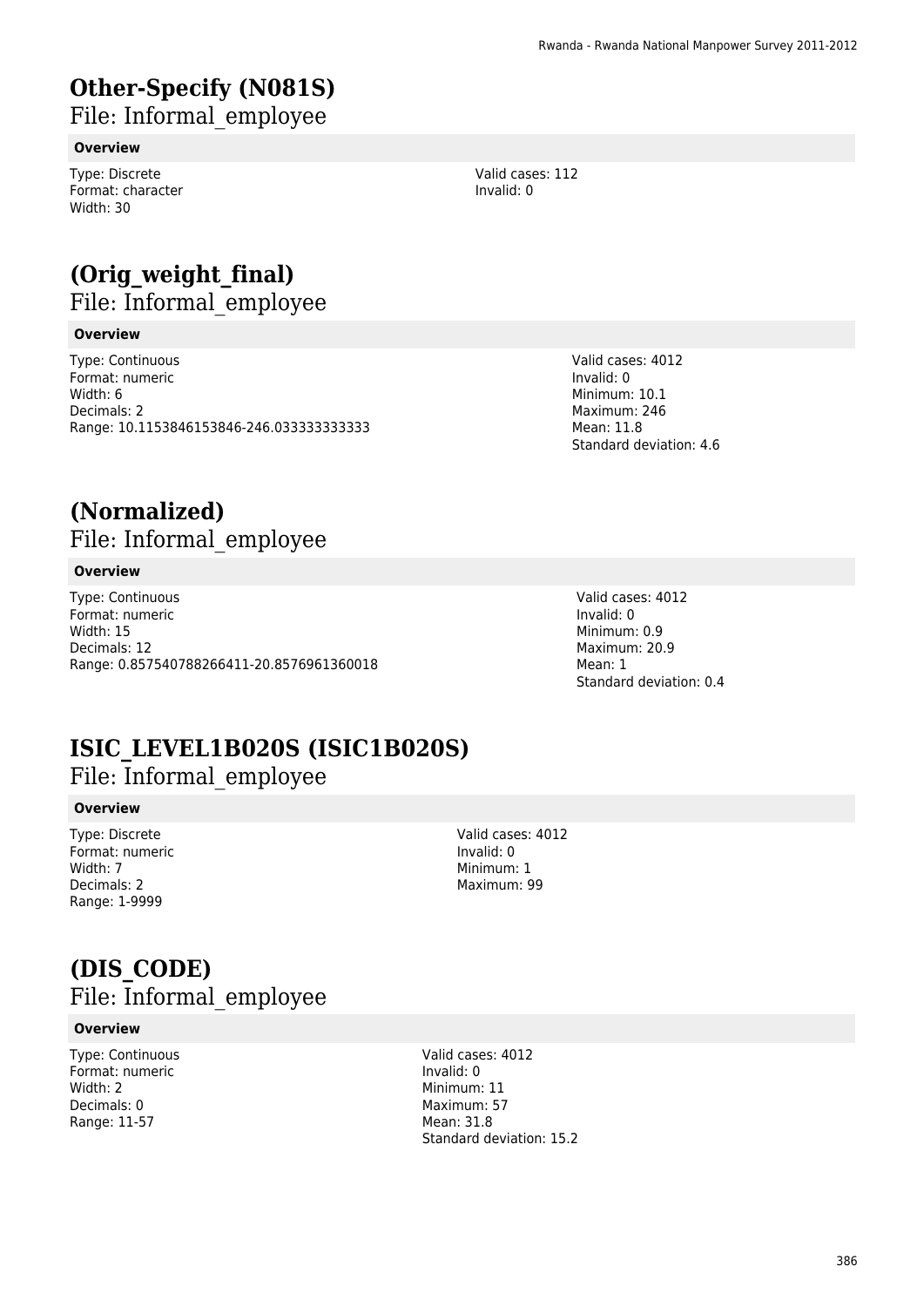# Other-Specify (N081S)

File: Informal_employee

**Overview**

Type: Discrete
Format: character
Width: 30

Valid cases: 112
Invalid: 0

# (Orig_weight_final)

File: Informal_employee

**Overview**

Type: Continuous
Format: numeric
Width: 6
Decimals: 2
Range: 10.1153846153846-246.033333333333

Valid cases: 4012
Invalid: 0
Minimum: 10.1
Maximum: 246
Mean: 11.8
Standard deviation: 4.6

# (Normalized)

File: Informal_employee

**Overview**

Type: Continuous
Format: numeric
Width: 15
Decimals: 12
Range: 0.857540788266411-20.8576961360018

Valid cases: 4012
Invalid: 0
Minimum: 0.9
Maximum: 20.9
Mean: 1
Standard deviation: 0.4

# ISIC_LEVEL1B020S (ISIC1B020S)

File: Informal_employee

**Overview**

Type: Discrete
Format: numeric
Width: 7
Decimals: 2
Range: 1-9999

Valid cases: 4012
Invalid: 0
Minimum: 1
Maximum: 99

# (DIS_CODE)

File: Informal_employee

**Overview**

Type: Continuous
Format: numeric
Width: 2
Decimals: 0
Range: 11-57

Valid cases: 4012
Invalid: 0
Minimum: 11
Maximum: 57
Mean: 31.8
Standard deviation: 15.2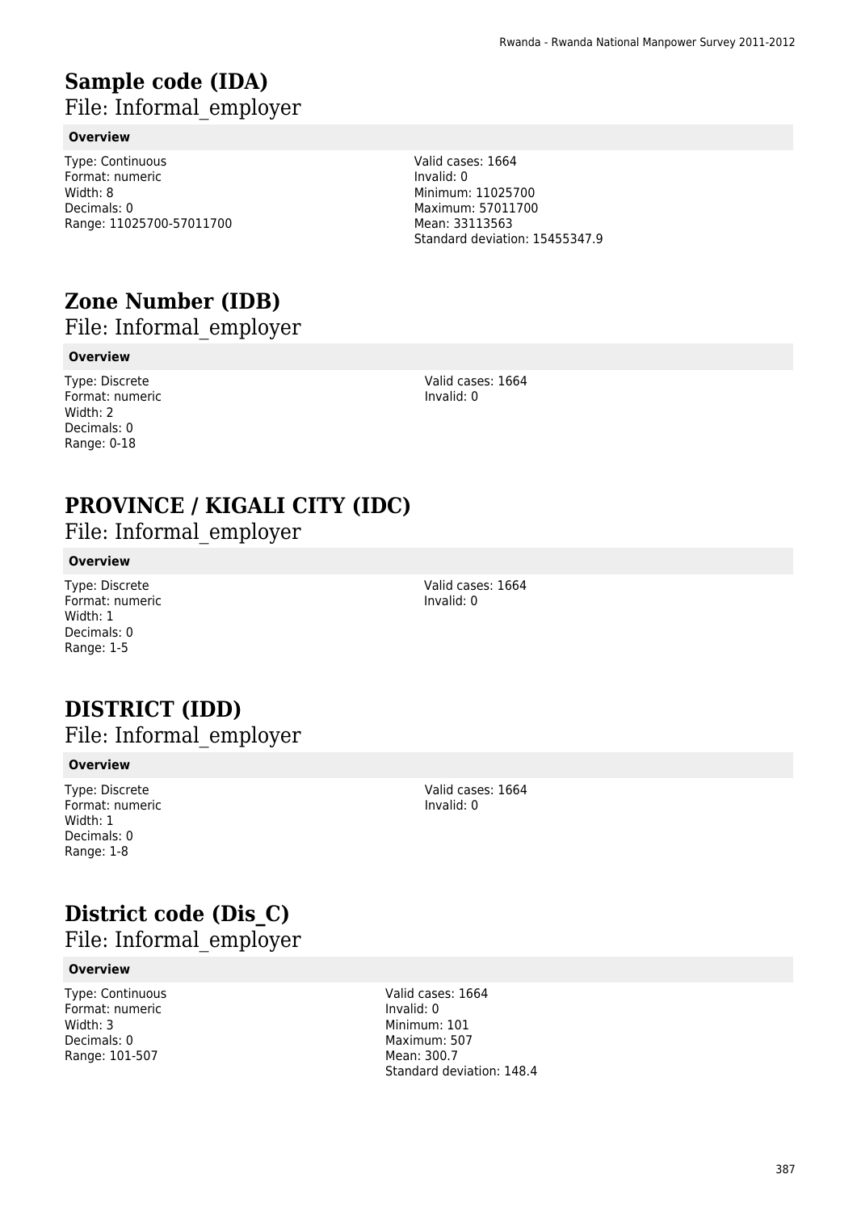# Sample code (IDA)

File: Informal_employer

**Overview**

Type: Continuous
Format: numeric
Width: 8
Decimals: 0
Range: 11025700-57011700

Valid cases: 1664
Invalid: 0
Minimum: 11025700
Maximum: 57011700
Mean: 33113563
Standard deviation: 15455347.9

# Zone Number (IDB)

File: Informal_employer

**Overview**

Type: Discrete
Format: numeric
Width: 2
Decimals: 0
Range: 0-18

Valid cases: 1664
Invalid: 0

# PROVINCE / KIGALI CITY (IDC)

File: Informal_employer

**Overview**

Type: Discrete
Format: numeric
Width: 1
Decimals: 0
Range: 1-5

Valid cases: 1664
Invalid: 0

# DISTRICT (IDD)

File: Informal_employer

**Overview**

Type: Discrete
Format: numeric
Width: 1
Decimals: 0
Range: 1-8

Valid cases: 1664
Invalid: 0

# District code (Dis_C)

File: Informal_employer

**Overview**

Type: Continuous
Format: numeric
Width: 3
Decimals: 0
Range: 101-507

Valid cases: 1664
Invalid: 0
Minimum: 101
Maximum: 507
Mean: 300.7
Standard deviation: 148.4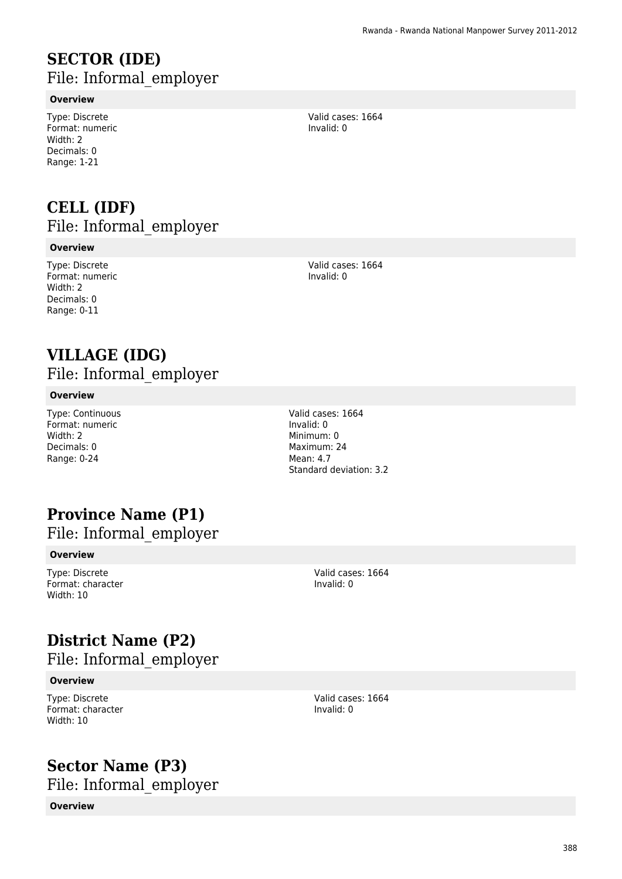# SECTOR (IDE)

## File: Informal_employer

**Overview**

Type: Discrete
Format: numeric
Width: 2
Decimals: 0
Range: 1-21

Valid cases: 1664
Invalid: 0

# CELL (IDF)

## File: Informal_employer

**Overview**

Type: Discrete
Format: numeric
Width: 2
Decimals: 0
Range: 0-11

Valid cases: 1664
Invalid: 0

# VILLAGE (IDG)

## File: Informal_employer

**Overview**

Type: Continuous
Format: numeric
Width: 2
Decimals: 0
Range: 0-24

Valid cases: 1664
Invalid: 0
Minimum: 0
Maximum: 24
Mean: 4.7
Standard deviation: 3.2

# Province Name (P1)

## File: Informal_employer

**Overview**

Type: Discrete
Format: character
Width: 10

Valid cases: 1664
Invalid: 0

# District Name (P2)

## File: Informal_employer

**Overview**

Type: Discrete
Format: character
Width: 10

Valid cases: 1664
Invalid: 0

# Sector Name (P3)

## File: Informal_employer

**Overview**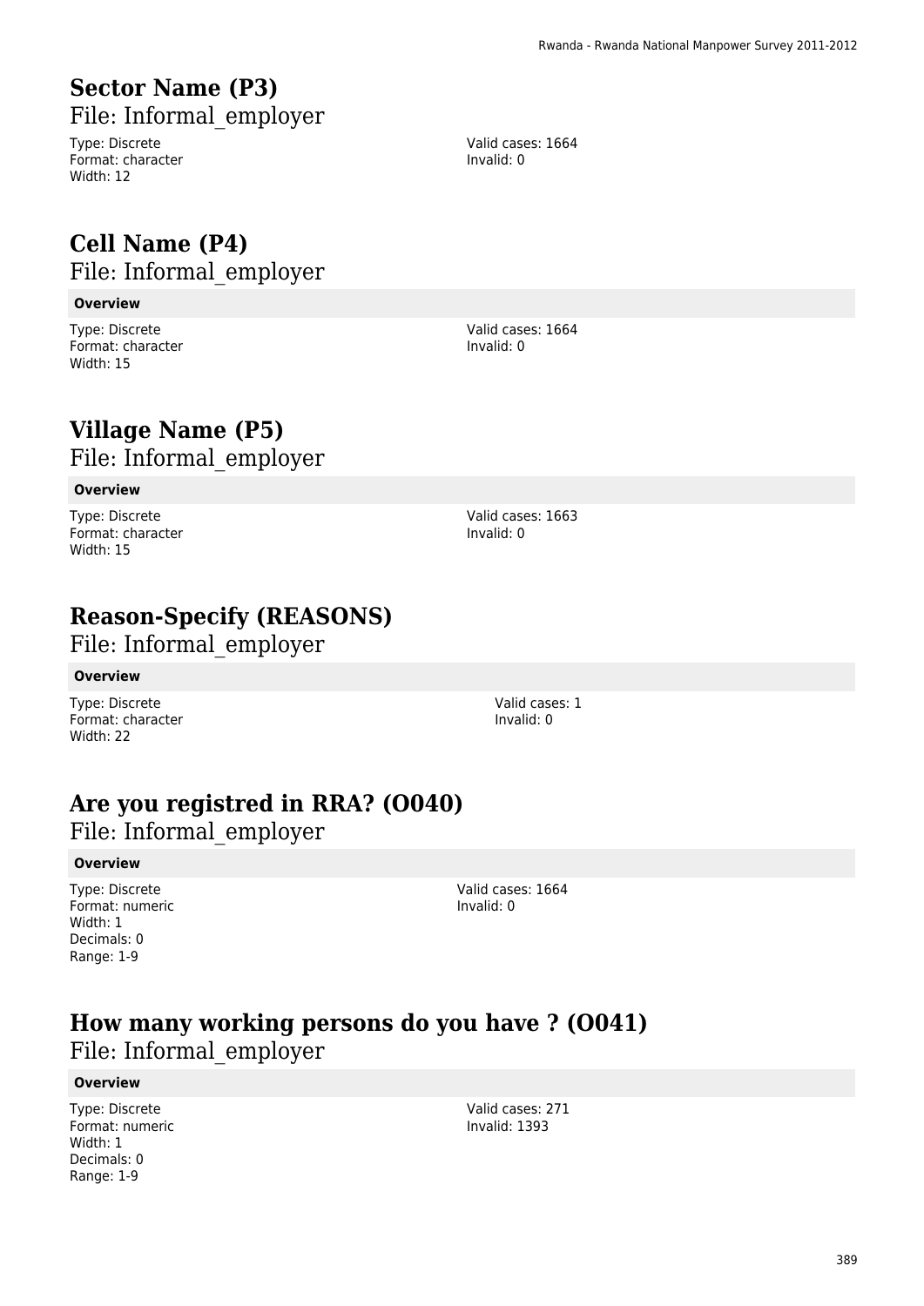## Sector Name (P3)

File: Informal_employer

Type: Discrete
Format: character
Width: 12

Valid cases: 1664
Invalid: 0

## Cell Name (P4)

File: Informal_employer

**Overview**

Type: Discrete
Format: character
Width: 15

Valid cases: 1664
Invalid: 0

## Village Name (P5)

File: Informal_employer

**Overview**

Type: Discrete
Format: character
Width: 15

Valid cases: 1663
Invalid: 0

## Reason-Specify (REASONS)

File: Informal_employer

**Overview**

Type: Discrete
Format: character
Width: 22

Valid cases: 1
Invalid: 0

## Are you registred in RRA? (O040)

File: Informal_employer

**Overview**

Type: Discrete
Format: numeric
Width: 1
Decimals: 0
Range: 1-9

Valid cases: 1664
Invalid: 0

## How many working persons do you have ? (O041)

File: Informal_employer

**Overview**

Type: Discrete
Format: numeric
Width: 1
Decimals: 0
Range: 1-9

Valid cases: 271
Invalid: 1393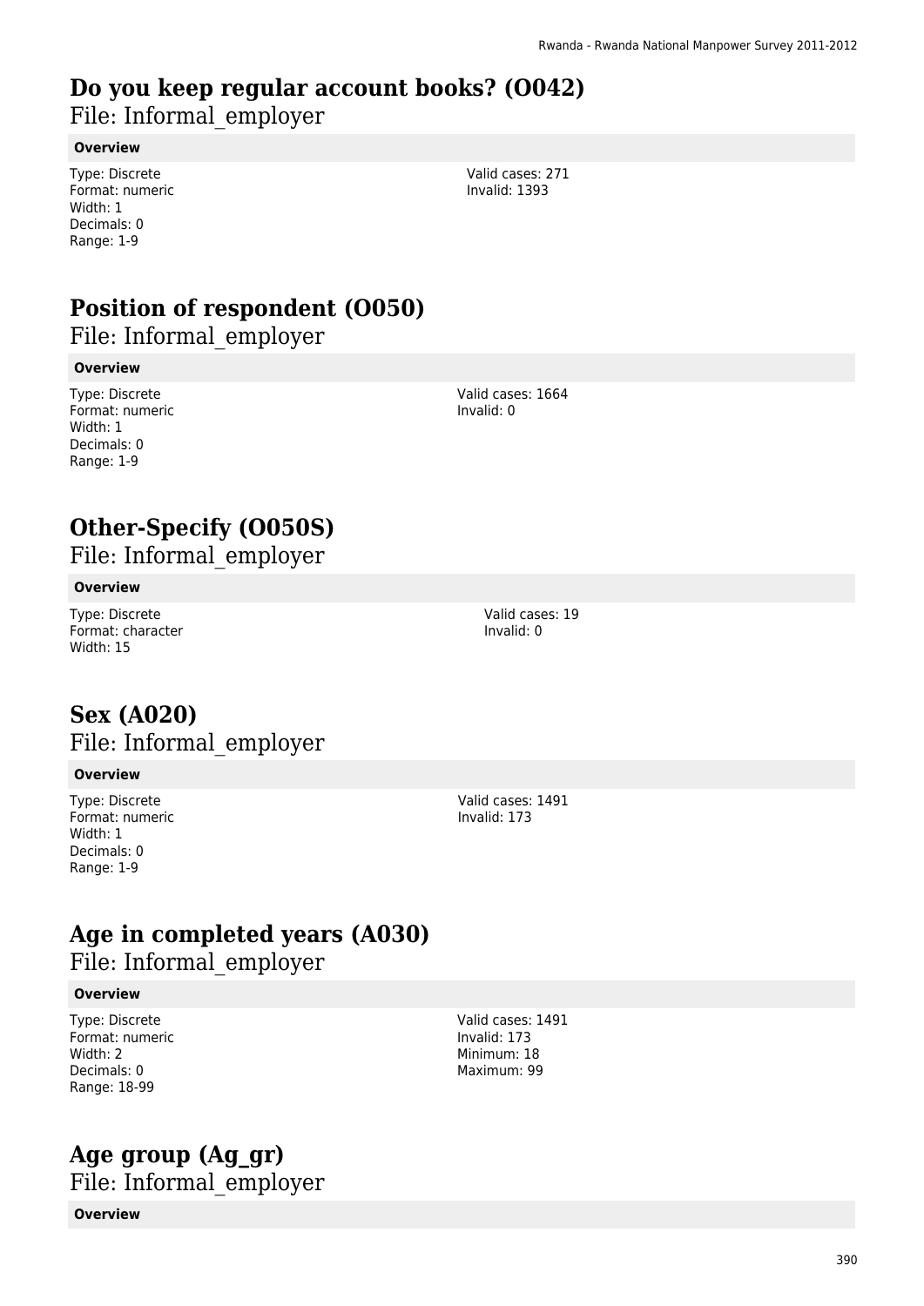# Do you keep regular account books? (O042)

File: Informal_employer

**Overview**

Type: Discrete
Format: numeric
Width: 1
Decimals: 0
Range: 1-9

Valid cases: 271
Invalid: 1393

# Position of respondent (O050)

File: Informal_employer

**Overview**

Type: Discrete
Format: numeric
Width: 1
Decimals: 0
Range: 1-9

Valid cases: 1664
Invalid: 0

# Other-Specify (O050S)

File: Informal_employer

**Overview**

Type: Discrete
Format: character
Width: 15

Valid cases: 19
Invalid: 0

# Sex (A020)

File: Informal_employer

**Overview**

Type: Discrete
Format: numeric
Width: 1
Decimals: 0
Range: 1-9

Valid cases: 1491
Invalid: 173

# Age in completed years (A030)

File: Informal_employer

**Overview**

Type: Discrete
Format: numeric
Width: 2
Decimals: 0
Range: 18-99

Valid cases: 1491
Invalid: 173
Minimum: 18
Maximum: 99

# Age group (Ag_gr)

File: Informal_employer

**Overview**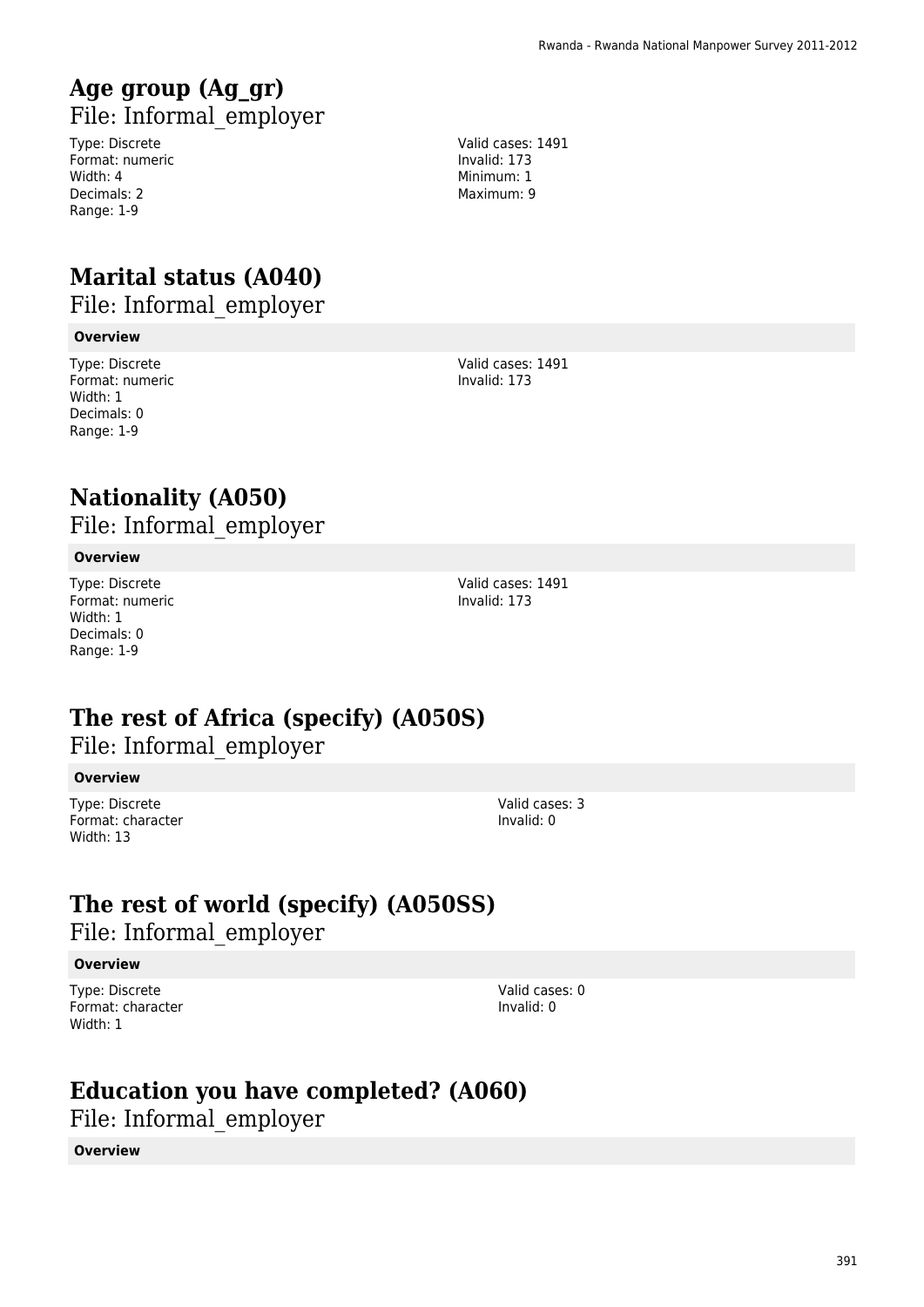# Age group (Ag_gr)

File: Informal_employer

Type: Discrete
Format: numeric
Width: 4
Decimals: 2
Range: 1-9

Valid cases: 1491
Invalid: 173
Minimum: 1
Maximum: 9

# Marital status (A040)

File: Informal_employer

**Overview**

Type: Discrete
Format: numeric
Width: 1
Decimals: 0
Range: 1-9

Valid cases: 1491
Invalid: 173

# Nationality (A050)

File: Informal_employer

**Overview**

Type: Discrete
Format: numeric
Width: 1
Decimals: 0
Range: 1-9

Valid cases: 1491
Invalid: 173

# The rest of Africa (specify) (A050S)

File: Informal_employer

**Overview**

Type: Discrete
Format: character
Width: 13

Valid cases: 3
Invalid: 0

# The rest of world (specify) (A050SS)

File: Informal_employer

**Overview**

Type: Discrete
Format: character
Width: 1

Valid cases: 0
Invalid: 0

# Education you have completed? (A060)

File: Informal_employer

**Overview**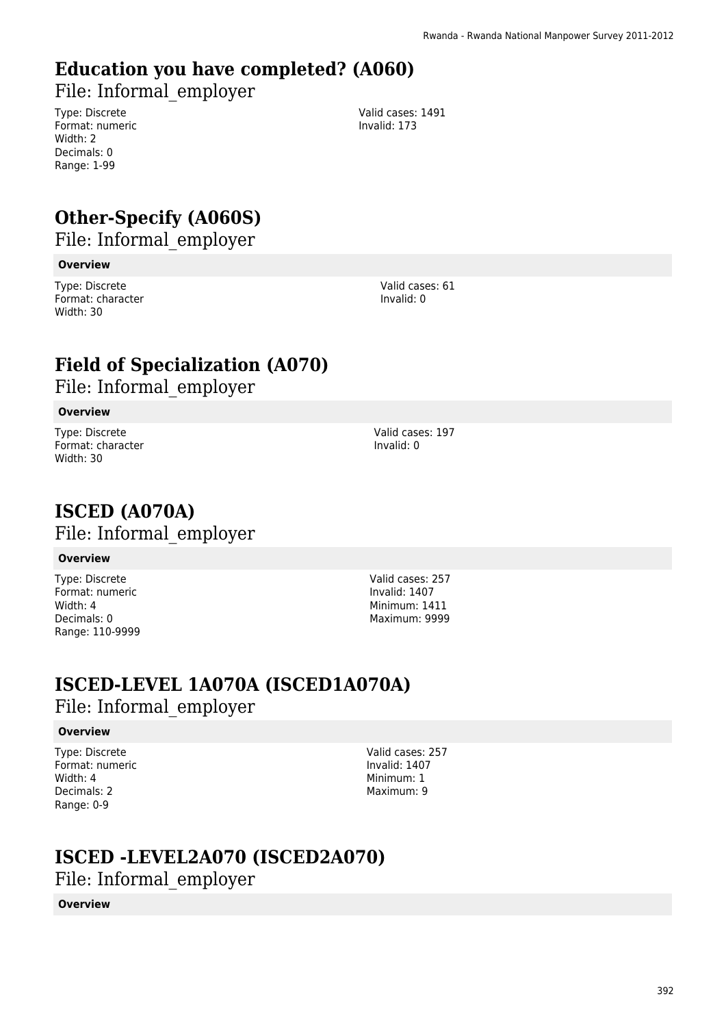## Education you have completed? (A060)

File: Informal_employer

Type: Discrete
Format: numeric
Width: 2
Decimals: 0
Range: 1-99

Valid cases: 1491
Invalid: 173

## Other-Specify (A060S)

File: Informal_employer

**Overview**

Type: Discrete
Format: character
Width: 30

Valid cases: 61
Invalid: 0

## Field of Specialization (A070)

File: Informal_employer

**Overview**

Type: Discrete
Format: character
Width: 30

Valid cases: 197
Invalid: 0

## ISCED (A070A)

File: Informal_employer

**Overview**

Type: Discrete
Format: numeric
Width: 4
Decimals: 0
Range: 110-9999

Valid cases: 257
Invalid: 1407
Minimum: 1411
Maximum: 9999

## ISCED-LEVEL 1A070A (ISCED1A070A)

File: Informal_employer

**Overview**

Type: Discrete
Format: numeric
Width: 4
Decimals: 2
Range: 0-9

Valid cases: 257
Invalid: 1407
Minimum: 1
Maximum: 9

## ISCED -LEVEL2A070 (ISCED2A070)

File: Informal_employer

**Overview**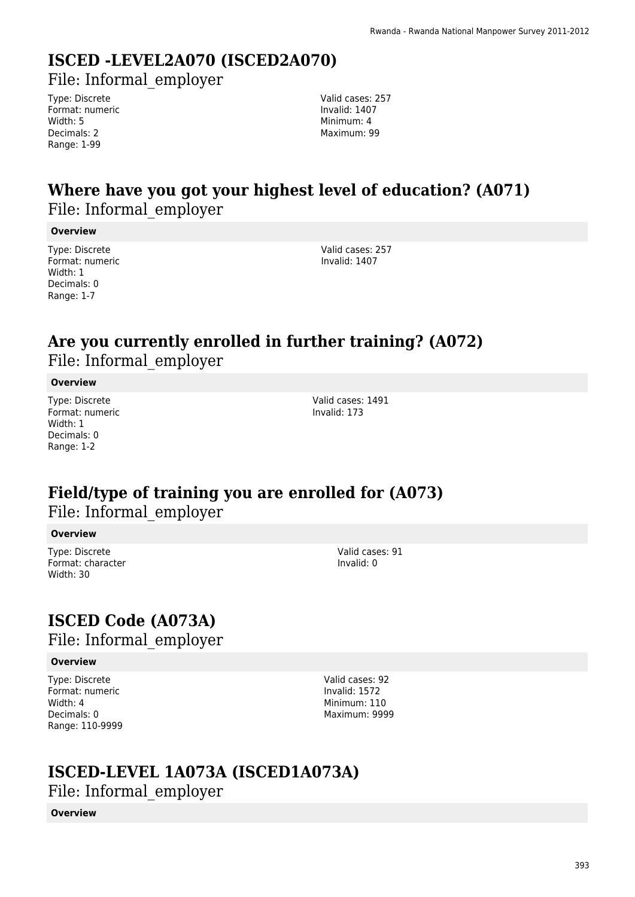# ISCED -LEVEL2A070 (ISCED2A070)

File: Informal_employer

Type: Discrete
Format: numeric
Width: 5
Decimals: 2
Range: 1-99

Valid cases: 257
Invalid: 1407
Minimum: 4
Maximum: 99

# Where have you got your highest level of education? (A071)

File: Informal_employer

**Overview**

Type: Discrete
Format: numeric
Width: 1
Decimals: 0
Range: 1-7

Valid cases: 257
Invalid: 1407

# Are you currently enrolled in further training? (A072)

File: Informal_employer

**Overview**

Type: Discrete
Format: numeric
Width: 1
Decimals: 0
Range: 1-2

Valid cases: 1491
Invalid: 173

# Field/type of training you are enrolled for (A073)

File: Informal_employer

**Overview**

Type: Discrete
Format: character
Width: 30

Valid cases: 91
Invalid: 0

# ISCED Code (A073A)

File: Informal_employer

**Overview**

Type: Discrete
Format: numeric
Width: 4
Decimals: 0
Range: 110-9999

Valid cases: 92
Invalid: 1572
Minimum: 110
Maximum: 9999

# ISCED-LEVEL 1A073A (ISCED1A073A)

File: Informal_employer

**Overview**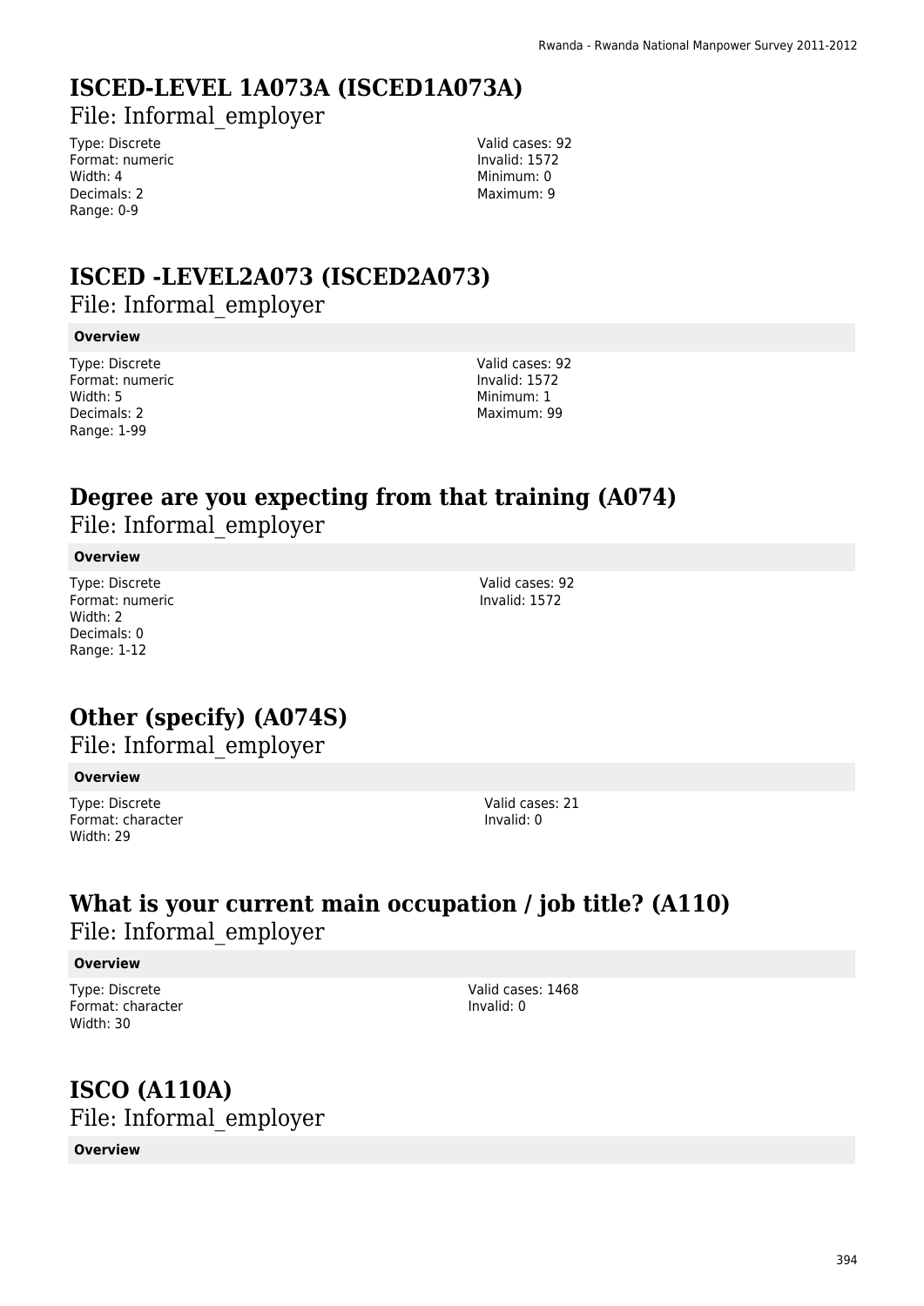## ISCED-LEVEL 1A073A (ISCED1A073A)

File: Informal_employer

Type: Discrete
Format: numeric
Width: 4
Decimals: 2
Range: 0-9

Valid cases: 92
Invalid: 1572
Minimum: 0
Maximum: 9

## ISCED -LEVEL2A073 (ISCED2A073)

File: Informal_employer

**Overview**

Type: Discrete
Format: numeric
Width: 5
Decimals: 2
Range: 1-99

Valid cases: 92
Invalid: 1572
Minimum: 1
Maximum: 99

## Degree are you expecting from that training (A074)

File: Informal_employer

**Overview**

Type: Discrete
Format: numeric
Width: 2
Decimals: 0
Range: 1-12

Valid cases: 92
Invalid: 1572

## Other (specify) (A074S)

File: Informal_employer

**Overview**

Type: Discrete
Format: character
Width: 29

Valid cases: 21
Invalid: 0

## What is your current main occupation / job title? (A110)

File: Informal_employer

**Overview**

Type: Discrete
Format: character
Width: 30

Valid cases: 1468
Invalid: 0

## ISCO (A110A)

File: Informal_employer

**Overview**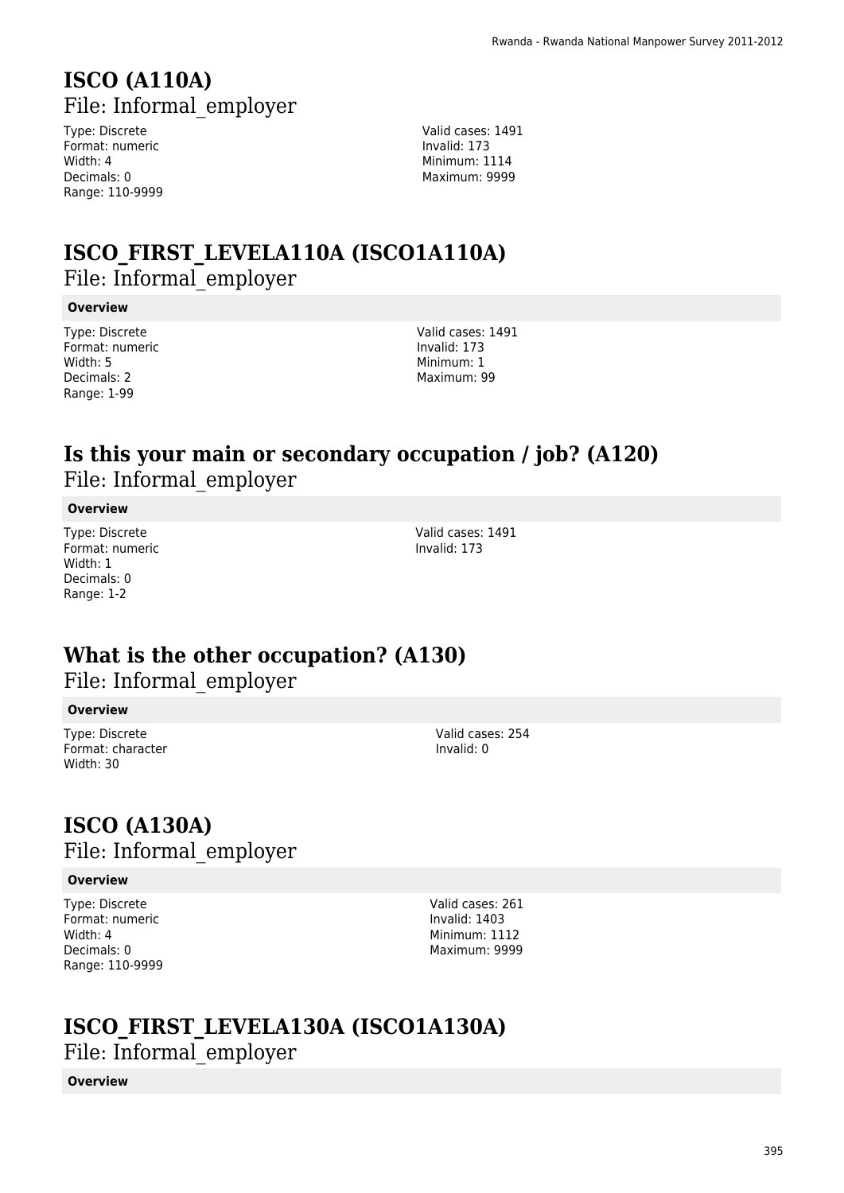# ISCO (A110A)

## File: Informal_employer

Type: Discrete
Format: numeric
Width: 4
Decimals: 0
Range: 110-9999

Valid cases: 1491
Invalid: 173
Minimum: 1114
Maximum: 9999

# ISCO_FIRST_LEVELA110A (ISCO1A110A)

## File: Informal_employer

**Overview**

Type: Discrete
Format: numeric
Width: 5
Decimals: 2
Range: 1-99

Valid cases: 1491
Invalid: 173
Minimum: 1
Maximum: 99

# Is this your main or secondary occupation / job? (A120)

## File: Informal_employer

**Overview**

Type: Discrete
Format: numeric
Width: 1
Decimals: 0
Range: 1-2

Valid cases: 1491
Invalid: 173

# What is the other occupation? (A130)

## File: Informal_employer

**Overview**

Type: Discrete
Format: character
Width: 30

Valid cases: 254
Invalid: 0

# ISCO (A130A)

## File: Informal_employer

**Overview**

Type: Discrete
Format: numeric
Width: 4
Decimals: 0
Range: 110-9999

Valid cases: 261
Invalid: 1403
Minimum: 1112
Maximum: 9999

# ISCO_FIRST_LEVELA130A (ISCO1A130A)

## File: Informal_employer

**Overview**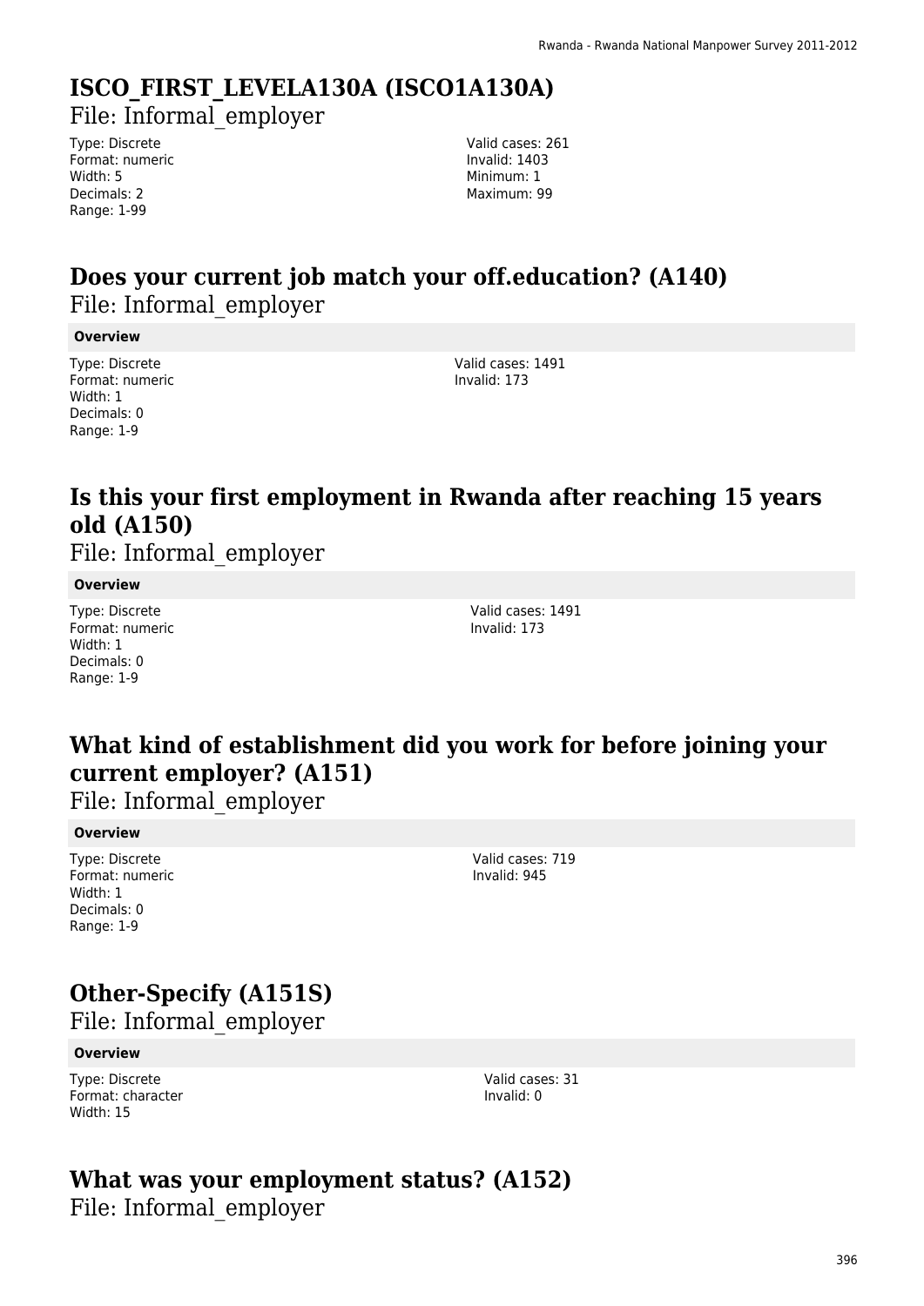# ISCO_FIRST_LEVELA130A (ISCO1A130A)

File: Informal_employer

Type: Discrete
Format: numeric
Width: 5
Decimals: 2
Range: 1-99

Valid cases: 261
Invalid: 1403
Minimum: 1
Maximum: 99

# Does your current job match your off.education? (A140)

File: Informal_employer

**Overview**

Type: Discrete
Format: numeric
Width: 1
Decimals: 0
Range: 1-9

Valid cases: 1491
Invalid: 173

# Is this your first employment in Rwanda after reaching 15 years old (A150)

File: Informal_employer

**Overview**

Type: Discrete
Format: numeric
Width: 1
Decimals: 0
Range: 1-9

Valid cases: 1491
Invalid: 173

# What kind of establishment did you work for before joining your current employer? (A151)

File: Informal_employer

**Overview**

Type: Discrete
Format: numeric
Width: 1
Decimals: 0
Range: 1-9

Valid cases: 719
Invalid: 945

# Other-Specify (A151S)

File: Informal_employer

**Overview**

Type: Discrete
Format: character
Width: 15

Valid cases: 31
Invalid: 0

# What was your employment status? (A152)

File: Informal_employer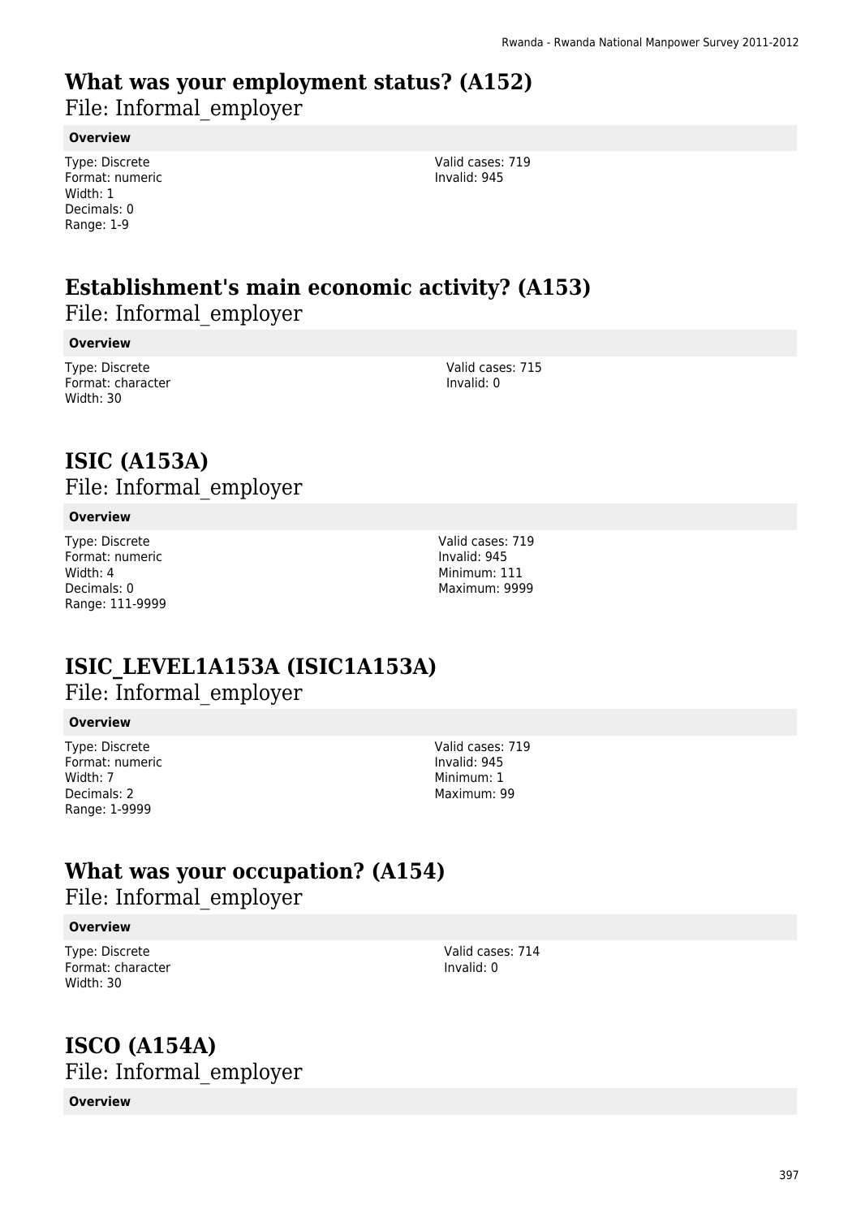# What was your employment status? (A152)

File: Informal_employer

**Overview**

Type: Discrete
Format: numeric
Width: 1
Decimals: 0
Range: 1-9

Valid cases: 719
Invalid: 945

# Establishment's main economic activity? (A153)

File: Informal_employer

**Overview**

Type: Discrete
Format: character
Width: 30

Valid cases: 715
Invalid: 0

# ISIC (A153A)

File: Informal_employer

**Overview**

Type: Discrete
Format: numeric
Width: 4
Decimals: 0
Range: 111-9999

Valid cases: 719
Invalid: 945
Minimum: 111
Maximum: 9999

# ISIC_LEVEL1A153A (ISIC1A153A)

File: Informal_employer

**Overview**

Type: Discrete
Format: numeric
Width: 7
Decimals: 2
Range: 1-9999

Valid cases: 719
Invalid: 945
Minimum: 1
Maximum: 99

# What was your occupation? (A154)

File: Informal_employer

**Overview**

Type: Discrete
Format: character
Width: 30

Valid cases: 714
Invalid: 0

# ISCO (A154A)

File: Informal_employer

**Overview**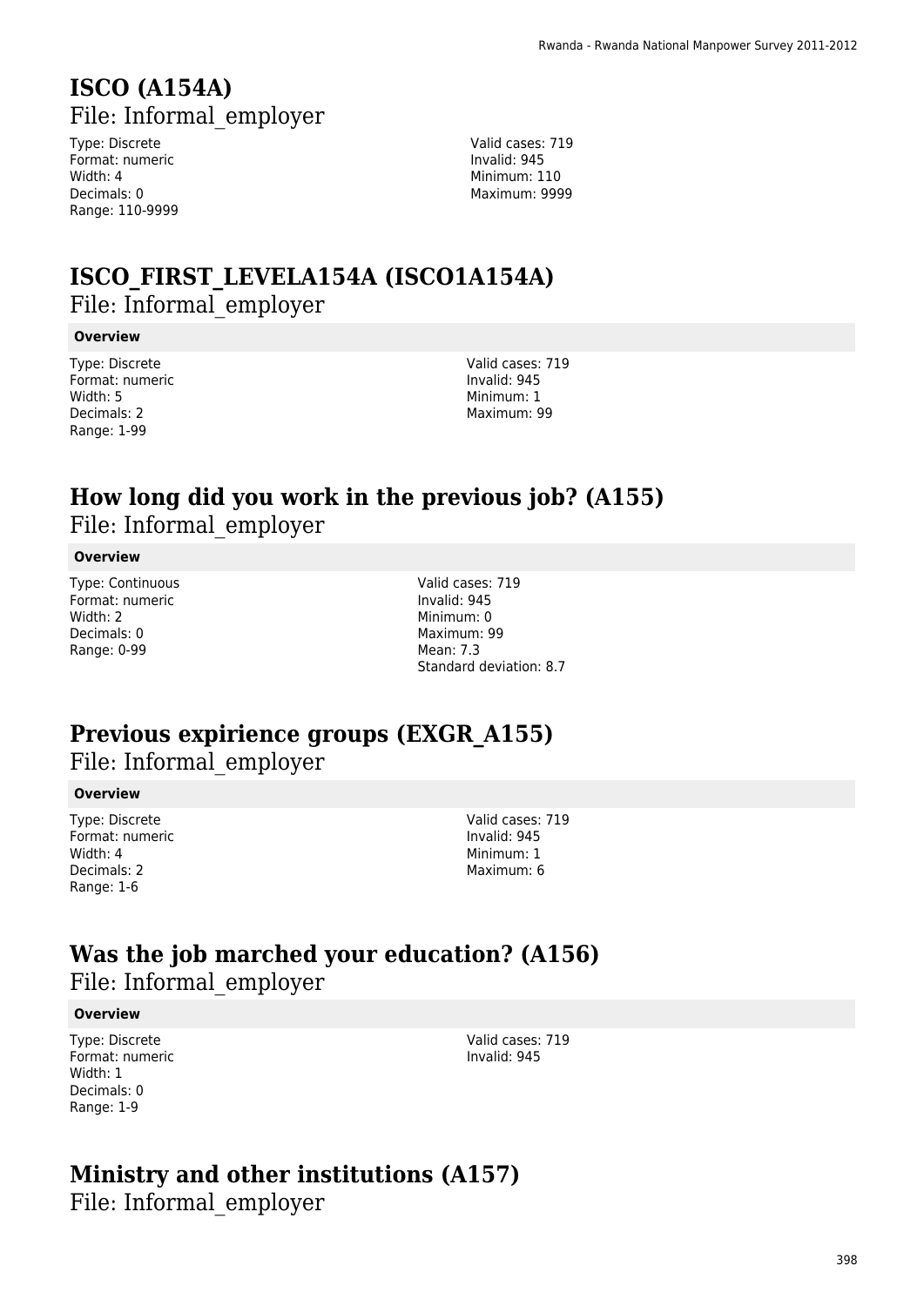## ISCO (A154A)

File: Informal_employer

Type: Discrete
Format: numeric
Width: 4
Decimals: 0
Range: 110-9999

Valid cases: 719
Invalid: 945
Minimum: 110
Maximum: 9999

## ISCO_FIRST_LEVELA154A (ISCO1A154A)

File: Informal_employer

**Overview**

Type: Discrete
Format: numeric
Width: 5
Decimals: 2
Range: 1-99

Valid cases: 719
Invalid: 945
Minimum: 1
Maximum: 99

## How long did you work in the previous job? (A155)

File: Informal_employer

**Overview**

Type: Continuous
Format: numeric
Width: 2
Decimals: 0
Range: 0-99

Valid cases: 719
Invalid: 945
Minimum: 0
Maximum: 99
Mean: 7.3
Standard deviation: 8.7

## Previous expirience groups (EXGR_A155)

File: Informal_employer

**Overview**

Type: Discrete
Format: numeric
Width: 4
Decimals: 2
Range: 1-6

Valid cases: 719
Invalid: 945
Minimum: 1
Maximum: 6

## Was the job marched your education? (A156)

File: Informal_employer

**Overview**

Type: Discrete
Format: numeric
Width: 1
Decimals: 0
Range: 1-9

Valid cases: 719
Invalid: 945

## Ministry and other institutions (A157)

File: Informal_employer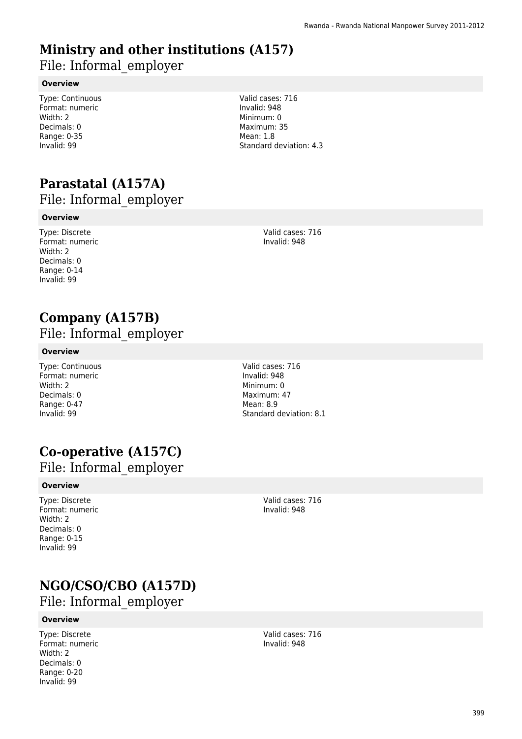# Ministry and other institutions (A157)

File: Informal_employer

**Overview**

Type: Continuous
Format: numeric
Width: 2
Decimals: 0
Range: 0-35
Invalid: 99

Valid cases: 716
Invalid: 948
Minimum: 0
Maximum: 35
Mean: 1.8
Standard deviation: 4.3

# Parastatal (A157A)

File: Informal_employer

**Overview**

Type: Discrete
Format: numeric
Width: 2
Decimals: 0
Range: 0-14
Invalid: 99

Valid cases: 716
Invalid: 948

# Company (A157B)

File: Informal_employer

**Overview**

Type: Continuous
Format: numeric
Width: 2
Decimals: 0
Range: 0-47
Invalid: 99

Valid cases: 716
Invalid: 948
Minimum: 0
Maximum: 47
Mean: 8.9
Standard deviation: 8.1

# Co-operative (A157C)

File: Informal_employer

**Overview**

Type: Discrete
Format: numeric
Width: 2
Decimals: 0
Range: 0-15
Invalid: 99

Valid cases: 716
Invalid: 948

# NGO/CSO/CBO (A157D)

File: Informal_employer

**Overview**

Type: Discrete
Format: numeric
Width: 2
Decimals: 0
Range: 0-20
Invalid: 99

Valid cases: 716
Invalid: 948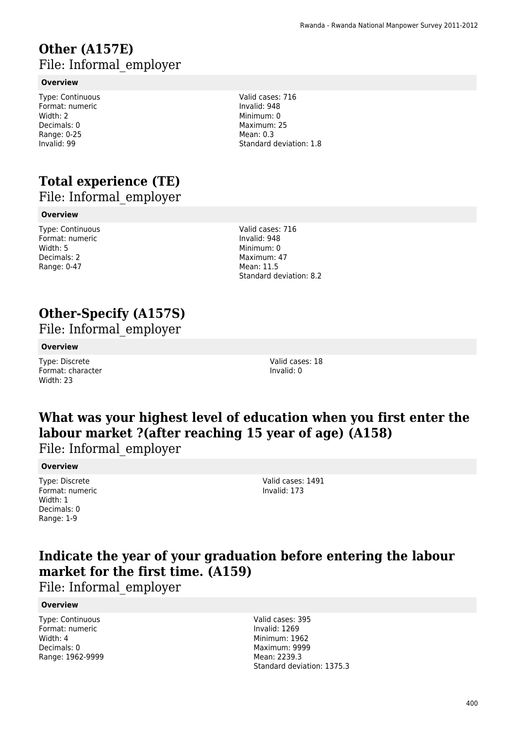# Other (A157E)

File: Informal_employer

**Overview**

Type: Continuous
Format: numeric
Width: 2
Decimals: 0
Range: 0-25
Invalid: 99

Valid cases: 716
Invalid: 948
Minimum: 0
Maximum: 25
Mean: 0.3
Standard deviation: 1.8

# Total experience (TE)

File: Informal_employer

**Overview**

Type: Continuous
Format: numeric
Width: 5
Decimals: 2
Range: 0-47

Valid cases: 716
Invalid: 948
Minimum: 0
Maximum: 47
Mean: 11.5
Standard deviation: 8.2

# Other-Specify (A157S)

File: Informal_employer

**Overview**

Type: Discrete
Format: character
Width: 23

Valid cases: 18
Invalid: 0

# What was your highest level of education when you first enter the labour market ?(after reaching 15 year of age) (A158)

File: Informal_employer

**Overview**

Type: Discrete
Format: numeric
Width: 1
Decimals: 0
Range: 1-9

Valid cases: 1491
Invalid: 173

# Indicate the year of your graduation before entering the labour market for the first time. (A159)

File: Informal_employer

**Overview**

Type: Continuous
Format: numeric
Width: 4
Decimals: 0
Range: 1962-9999

Valid cases: 395
Invalid: 1269
Minimum: 1962
Maximum: 9999
Mean: 2239.3
Standard deviation: 1375.3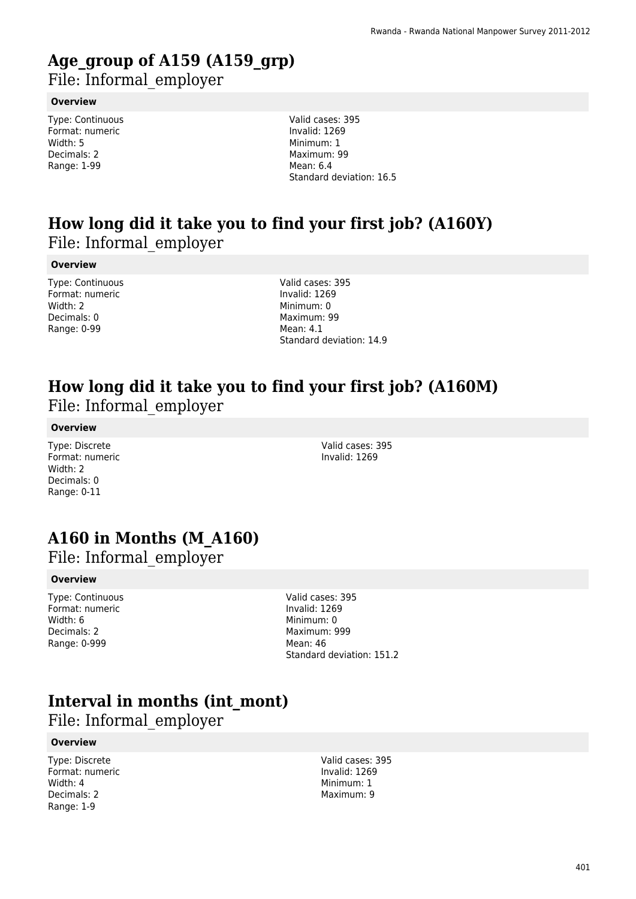# Age_group of A159 (A159_grp)

File: Informal_employer

**Overview**

Type: Continuous
Format: numeric
Width: 5
Decimals: 2
Range: 1-99

Valid cases: 395
Invalid: 1269
Minimum: 1
Maximum: 99
Mean: 6.4
Standard deviation: 16.5

# How long did it take you to find your first job? (A160Y)

File: Informal_employer

**Overview**

Type: Continuous
Format: numeric
Width: 2
Decimals: 0
Range: 0-99

Valid cases: 395
Invalid: 1269
Minimum: 0
Maximum: 99
Mean: 4.1
Standard deviation: 14.9

# How long did it take you to find your first job? (A160M)

File: Informal_employer

**Overview**

Type: Discrete
Format: numeric
Width: 2
Decimals: 0
Range: 0-11

Valid cases: 395
Invalid: 1269

# A160 in Months (M_A160)

File: Informal_employer

**Overview**

Type: Continuous
Format: numeric
Width: 6
Decimals: 2
Range: 0-999

Valid cases: 395
Invalid: 1269
Minimum: 0
Maximum: 999
Mean: 46
Standard deviation: 151.2

# Interval in months (int_mont)

File: Informal_employer

**Overview**

Type: Discrete
Format: numeric
Width: 4
Decimals: 2
Range: 1-9

Valid cases: 395
Invalid: 1269
Minimum: 1
Maximum: 9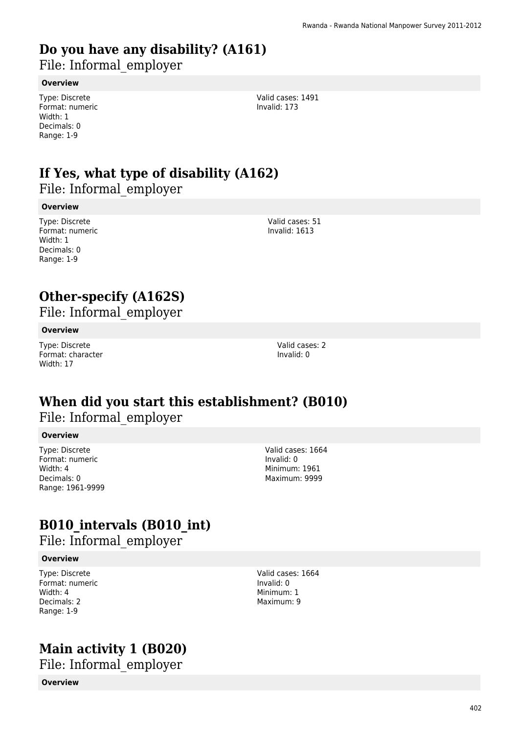# Do you have any disability? (A161)

File: Informal_employer

**Overview**

Type: Discrete
Format: numeric
Width: 1
Decimals: 0
Range: 1-9

Valid cases: 1491
Invalid: 173

# If Yes, what type of disability (A162)

File: Informal_employer

**Overview**

Type: Discrete
Format: numeric
Width: 1
Decimals: 0
Range: 1-9

Valid cases: 51
Invalid: 1613

# Other-specify (A162S)

File: Informal_employer

**Overview**

Type: Discrete
Format: character
Width: 17

Valid cases: 2
Invalid: 0

# When did you start this establishment? (B010)

File: Informal_employer

**Overview**

Type: Discrete
Format: numeric
Width: 4
Decimals: 0
Range: 1961-9999

Valid cases: 1664
Invalid: 0
Minimum: 1961
Maximum: 9999

# B010_intervals (B010_int)

File: Informal_employer

**Overview**

Type: Discrete
Format: numeric
Width: 4
Decimals: 2
Range: 1-9

Valid cases: 1664
Invalid: 0
Minimum: 1
Maximum: 9

# Main activity 1 (B020)

File: Informal_employer

**Overview**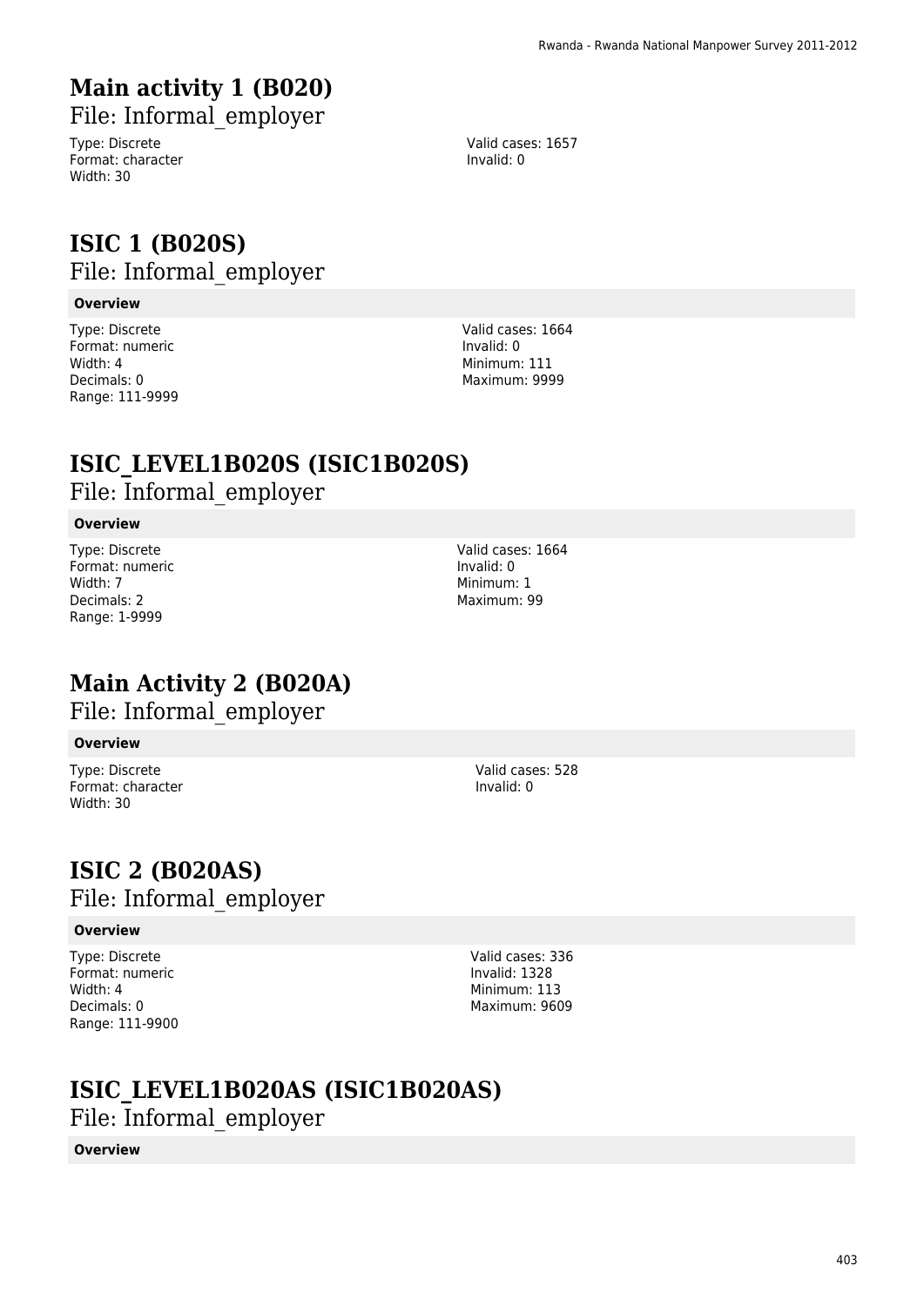# Main activity 1 (B020)

File: Informal_employer

Type: Discrete
Format: character
Width: 30

Valid cases: 1657
Invalid: 0

# ISIC 1 (B020S)

File: Informal_employer

**Overview**

Type: Discrete
Format: numeric
Width: 4
Decimals: 0
Range: 111-9999

Valid cases: 1664
Invalid: 0
Minimum: 111
Maximum: 9999

# ISIC_LEVEL1B020S (ISIC1B020S)

File: Informal_employer

**Overview**

Type: Discrete
Format: numeric
Width: 7
Decimals: 2
Range: 1-9999

Valid cases: 1664
Invalid: 0
Minimum: 1
Maximum: 99

# Main Activity 2 (B020A)

File: Informal_employer

**Overview**

Type: Discrete
Format: character
Width: 30

Valid cases: 528
Invalid: 0

# ISIC 2 (B020AS)

File: Informal_employer

**Overview**

Type: Discrete
Format: numeric
Width: 4
Decimals: 0
Range: 111-9900

Valid cases: 336
Invalid: 1328
Minimum: 113
Maximum: 9609

# ISIC_LEVEL1B020AS (ISIC1B020AS)

File: Informal_employer

**Overview**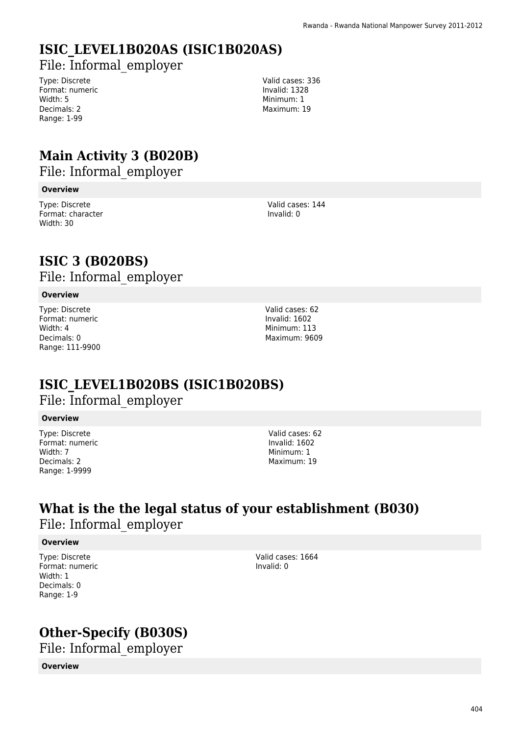# ISIC_LEVEL1B020AS (ISIC1B020AS)

File: Informal_employer

Type: Discrete
Format: numeric
Width: 5
Decimals: 2
Range: 1-99

Valid cases: 336
Invalid: 1328
Minimum: 1
Maximum: 19

# Main Activity 3 (B020B)

File: Informal_employer

**Overview**

Type: Discrete
Format: character
Width: 30

Valid cases: 144
Invalid: 0

# ISIC 3 (B020BS)

File: Informal_employer

**Overview**

Type: Discrete
Format: numeric
Width: 4
Decimals: 0
Range: 111-9900

Valid cases: 62
Invalid: 1602
Minimum: 113
Maximum: 9609

# ISIC_LEVEL1B020BS (ISIC1B020BS)

File: Informal_employer

**Overview**

Type: Discrete
Format: numeric
Width: 7
Decimals: 2
Range: 1-9999

Valid cases: 62
Invalid: 1602
Minimum: 1
Maximum: 19

# What is the the legal status of your establishment (B030)

File: Informal_employer

**Overview**

Type: Discrete
Format: numeric
Width: 1
Decimals: 0
Range: 1-9

Valid cases: 1664
Invalid: 0

# Other-Specify (B030S)

File: Informal_employer

**Overview**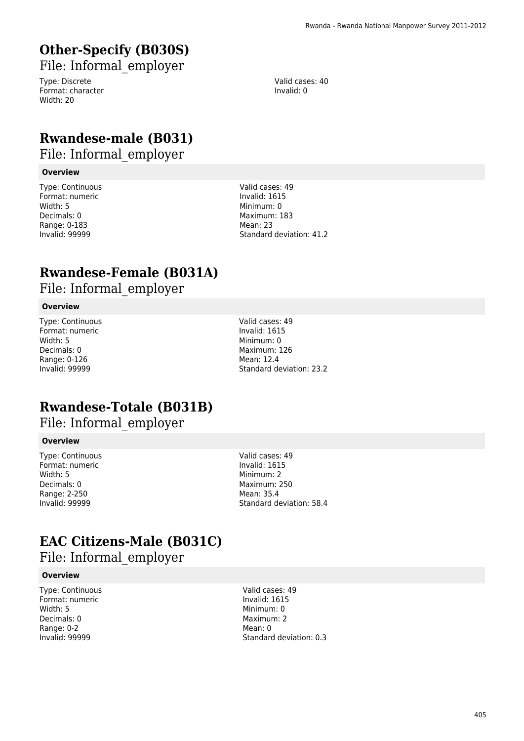# Other-Specify (B030S)

File: Informal_employer

Type: Discrete
Format: character
Width: 20

Valid cases: 40
Invalid: 0

# Rwandese-male (B031)

File: Informal_employer

**Overview**

Type: Continuous
Format: numeric
Width: 5
Decimals: 0
Range: 0-183
Invalid: 99999

Valid cases: 49
Invalid: 1615
Minimum: 0
Maximum: 183
Mean: 23
Standard deviation: 41.2

# Rwandese-Female (B031A)

File: Informal_employer

**Overview**

Type: Continuous
Format: numeric
Width: 5
Decimals: 0
Range: 0-126
Invalid: 99999

Valid cases: 49
Invalid: 1615
Minimum: 0
Maximum: 126
Mean: 12.4
Standard deviation: 23.2

# Rwandese-Totale (B031B)

File: Informal_employer

**Overview**

Type: Continuous
Format: numeric
Width: 5
Decimals: 0
Range: 2-250
Invalid: 99999

Valid cases: 49
Invalid: 1615
Minimum: 2
Maximum: 250
Mean: 35.4
Standard deviation: 58.4

# EAC Citizens-Male (B031C)

File: Informal_employer

**Overview**

Type: Continuous
Format: numeric
Width: 5
Decimals: 0
Range: 0-2
Invalid: 99999

Valid cases: 49
Invalid: 1615
Minimum: 0
Maximum: 2
Mean: 0
Standard deviation: 0.3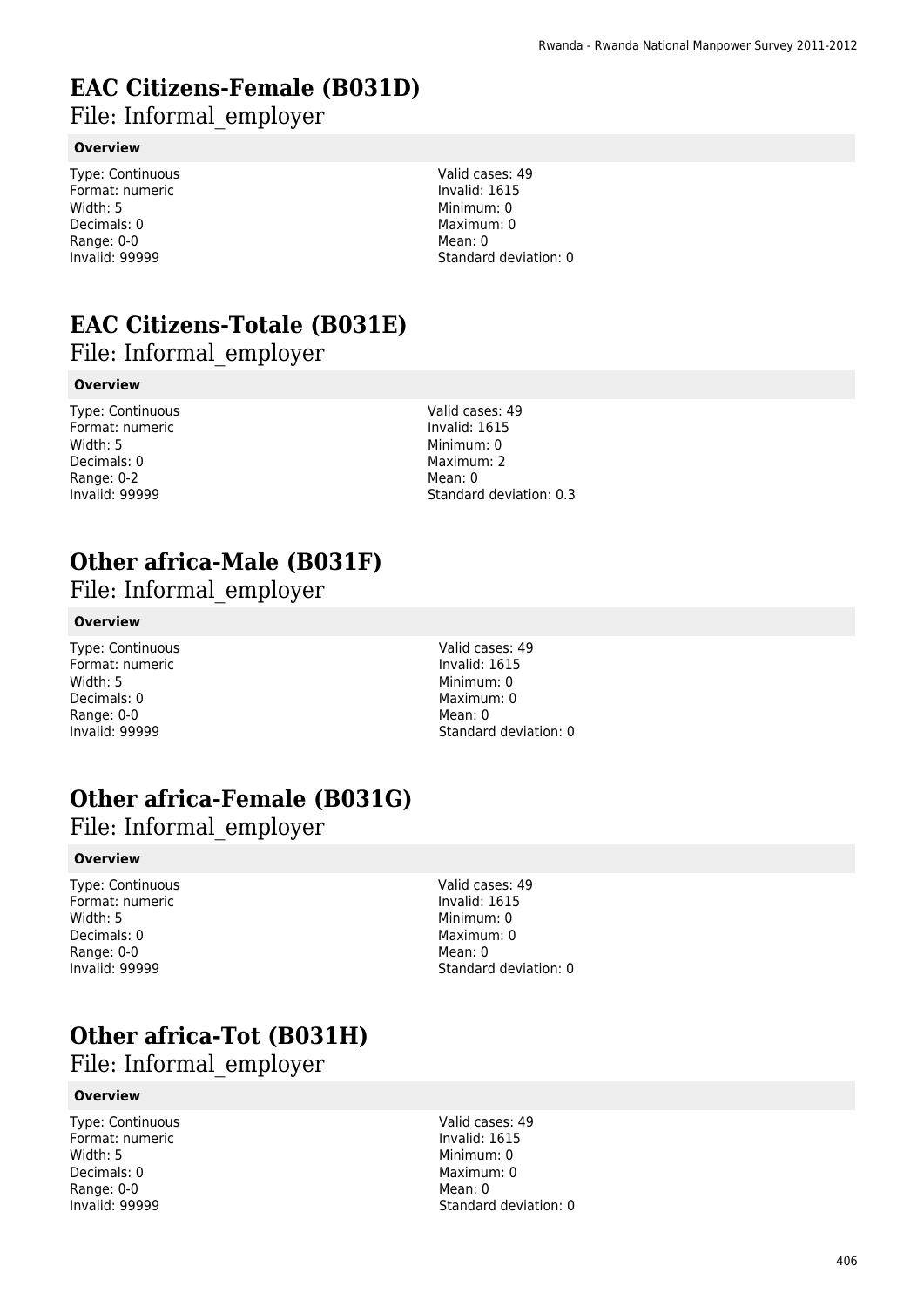# EAC Citizens-Female (B031D)

## File: Informal_employer

### Overview

Type: Continuous
Format: numeric
Width: 5
Decimals: 0
Range: 0-0
Invalid: 99999

Valid cases: 49
Invalid: 1615
Minimum: 0
Maximum: 0
Mean: 0
Standard deviation: 0

# EAC Citizens-Totale (B031E)

## File: Informal_employer

### Overview

Type: Continuous
Format: numeric
Width: 5
Decimals: 0
Range: 0-2
Invalid: 99999

Valid cases: 49
Invalid: 1615
Minimum: 0
Maximum: 2
Mean: 0
Standard deviation: 0.3

# Other africa-Male (B031F)

## File: Informal_employer

### Overview

Type: Continuous
Format: numeric
Width: 5
Decimals: 0
Range: 0-0
Invalid: 99999

Valid cases: 49
Invalid: 1615
Minimum: 0
Maximum: 0
Mean: 0
Standard deviation: 0

# Other africa-Female (B031G)

## File: Informal_employer

### Overview

Type: Continuous
Format: numeric
Width: 5
Decimals: 0
Range: 0-0
Invalid: 99999

Valid cases: 49
Invalid: 1615
Minimum: 0
Maximum: 0
Mean: 0
Standard deviation: 0

# Other africa-Tot (B031H)

## File: Informal_employer

### Overview

Type: Continuous
Format: numeric
Width: 5
Decimals: 0
Range: 0-0
Invalid: 99999

Valid cases: 49
Invalid: 1615
Minimum: 0
Maximum: 0
Mean: 0
Standard deviation: 0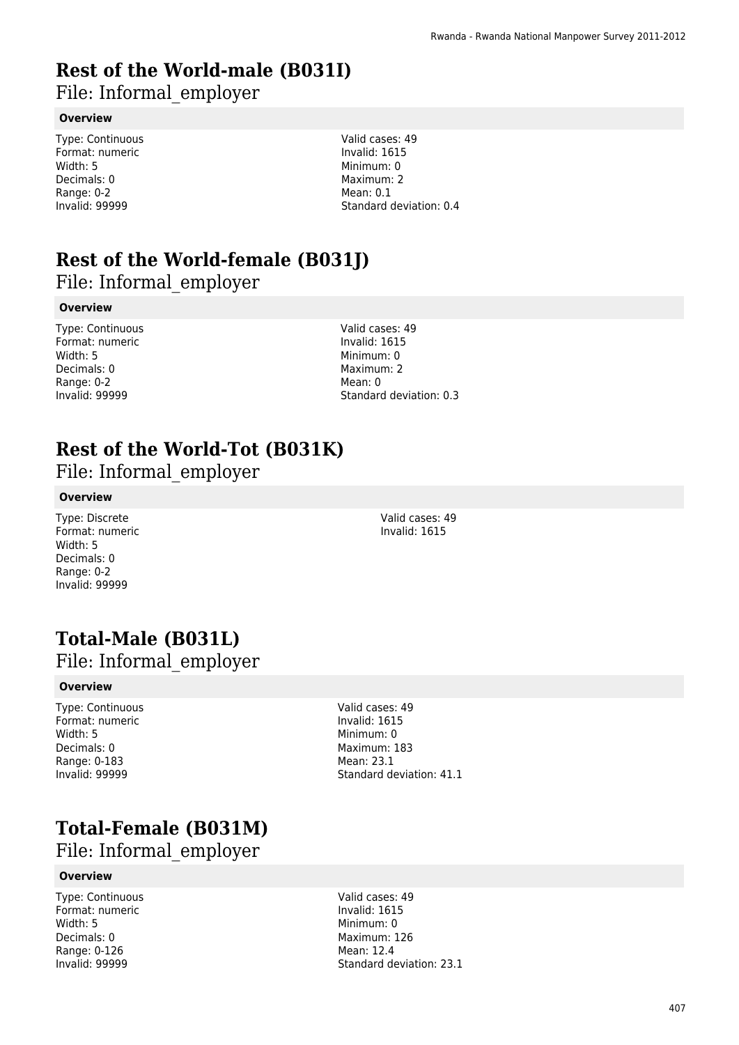# Rest of the World-male (B031I)

File: Informal_employer

**Overview**

Type: Continuous
Format: numeric
Width: 5
Decimals: 0
Range: 0-2
Invalid: 99999

Valid cases: 49
Invalid: 1615
Minimum: 0
Maximum: 2
Mean: 0.1
Standard deviation: 0.4

# Rest of the World-female (B031J)

File: Informal_employer

**Overview**

Type: Continuous
Format: numeric
Width: 5
Decimals: 0
Range: 0-2
Invalid: 99999

Valid cases: 49
Invalid: 1615
Minimum: 0
Maximum: 2
Mean: 0
Standard deviation: 0.3

# Rest of the World-Tot (B031K)

File: Informal_employer

**Overview**

Type: Discrete
Format: numeric
Width: 5
Decimals: 0
Range: 0-2
Invalid: 99999

Valid cases: 49
Invalid: 1615

# Total-Male (B031L)

File: Informal_employer

**Overview**

Type: Continuous
Format: numeric
Width: 5
Decimals: 0
Range: 0-183
Invalid: 99999

Valid cases: 49
Invalid: 1615
Minimum: 0
Maximum: 183
Mean: 23.1
Standard deviation: 41.1

# Total-Female (B031M)

File: Informal_employer

**Overview**

Type: Continuous
Format: numeric
Width: 5
Decimals: 0
Range: 0-126
Invalid: 99999

Valid cases: 49
Invalid: 1615
Minimum: 0
Maximum: 126
Mean: 12.4
Standard deviation: 23.1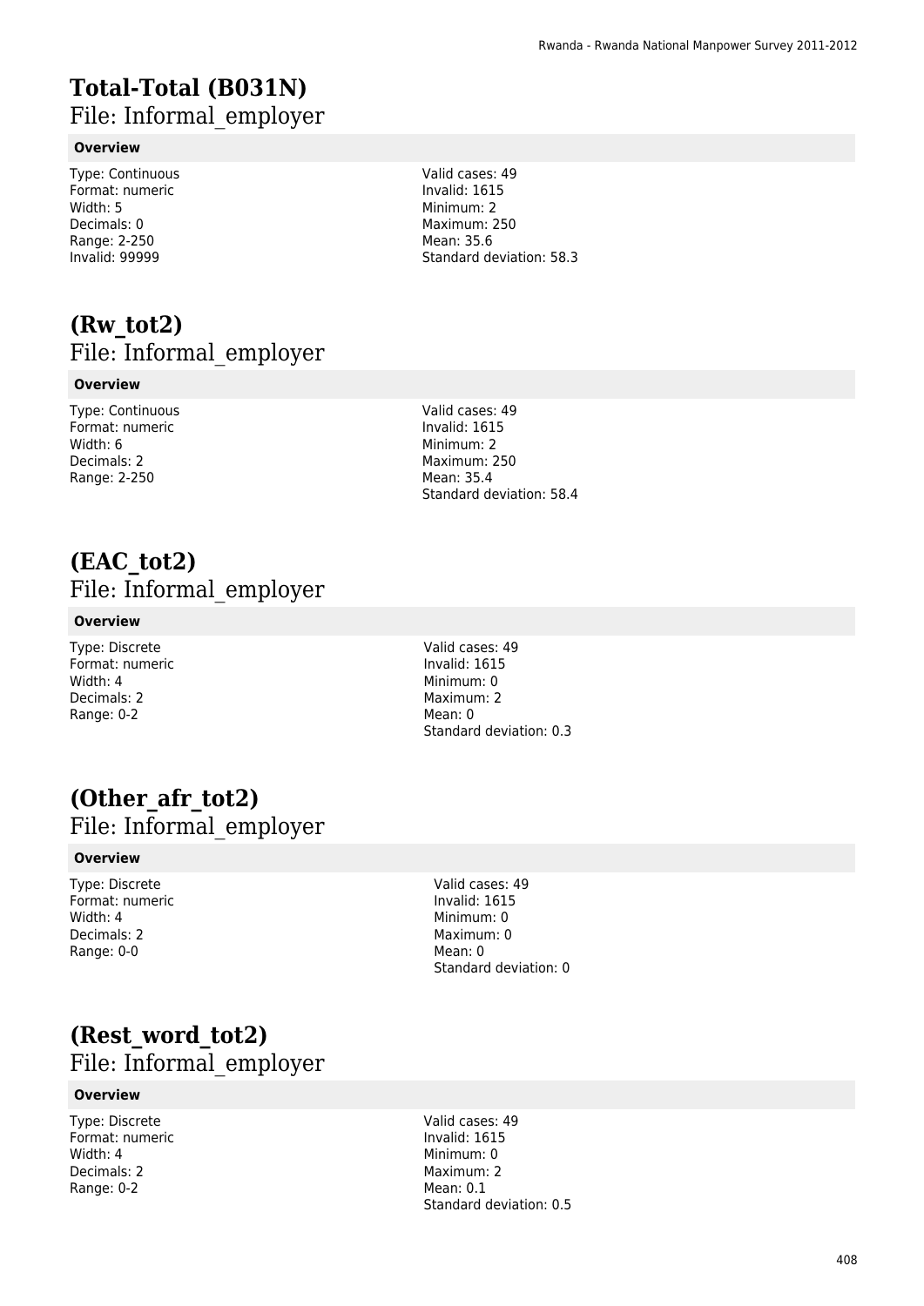# Total-Total (B031N)

File: Informal_employer

**Overview**

Type: Continuous
Format: numeric
Width: 5
Decimals: 0
Range: 2-250
Invalid: 99999

Valid cases: 49
Invalid: 1615
Minimum: 2
Maximum: 250
Mean: 35.6
Standard deviation: 58.3

# (Rw_tot2)

File: Informal_employer

**Overview**

Type: Continuous
Format: numeric
Width: 6
Decimals: 2
Range: 2-250

Valid cases: 49
Invalid: 1615
Minimum: 2
Maximum: 250
Mean: 35.4
Standard deviation: 58.4

# (EAC_tot2)

File: Informal_employer

**Overview**

Type: Discrete
Format: numeric
Width: 4
Decimals: 2
Range: 0-2

Valid cases: 49
Invalid: 1615
Minimum: 0
Maximum: 2
Mean: 0
Standard deviation: 0.3

# (Other_afr_tot2)

File: Informal_employer

**Overview**

Type: Discrete
Format: numeric
Width: 4
Decimals: 2
Range: 0-0

Valid cases: 49
Invalid: 1615
Minimum: 0
Maximum: 0
Mean: 0
Standard deviation: 0

# (Rest_word_tot2)

File: Informal_employer

**Overview**

Type: Discrete
Format: numeric
Width: 4
Decimals: 2
Range: 0-2

Valid cases: 49
Invalid: 1615
Minimum: 0
Maximum: 2
Mean: 0.1
Standard deviation: 0.5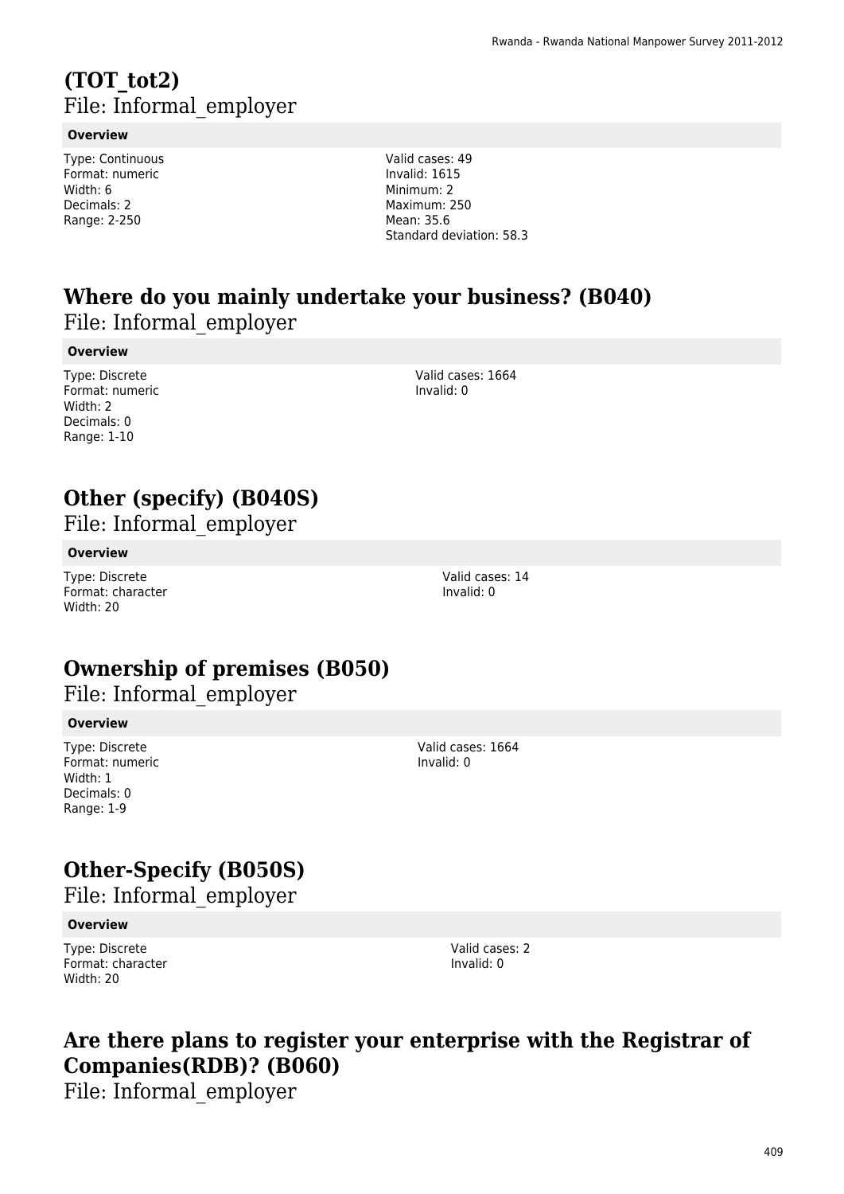## (TOT_tot2)
File: Informal_employer

**Overview**

Type: Continuous
Format: numeric
Width: 6
Decimals: 2
Range: 2-250

Valid cases: 49
Invalid: 1615
Minimum: 2
Maximum: 250
Mean: 35.6
Standard deviation: 58.3

## Where do you mainly undertake your business? (B040)
File: Informal_employer

**Overview**

Type: Discrete
Format: numeric
Width: 2
Decimals: 0
Range: 1-10

Valid cases: 1664
Invalid: 0

## Other (specify) (B040S)
File: Informal_employer

**Overview**

Type: Discrete
Format: character
Width: 20

Valid cases: 14
Invalid: 0

## Ownership of premises (B050)
File: Informal_employer

**Overview**

Type: Discrete
Format: numeric
Width: 1
Decimals: 0
Range: 1-9

Valid cases: 1664
Invalid: 0

## Other-Specify (B050S)
File: Informal_employer

**Overview**

Type: Discrete
Format: character
Width: 20

Valid cases: 2
Invalid: 0

## Are there plans to register your enterprise with the Registrar of Companies(RDB)? (B060)
File: Informal_employer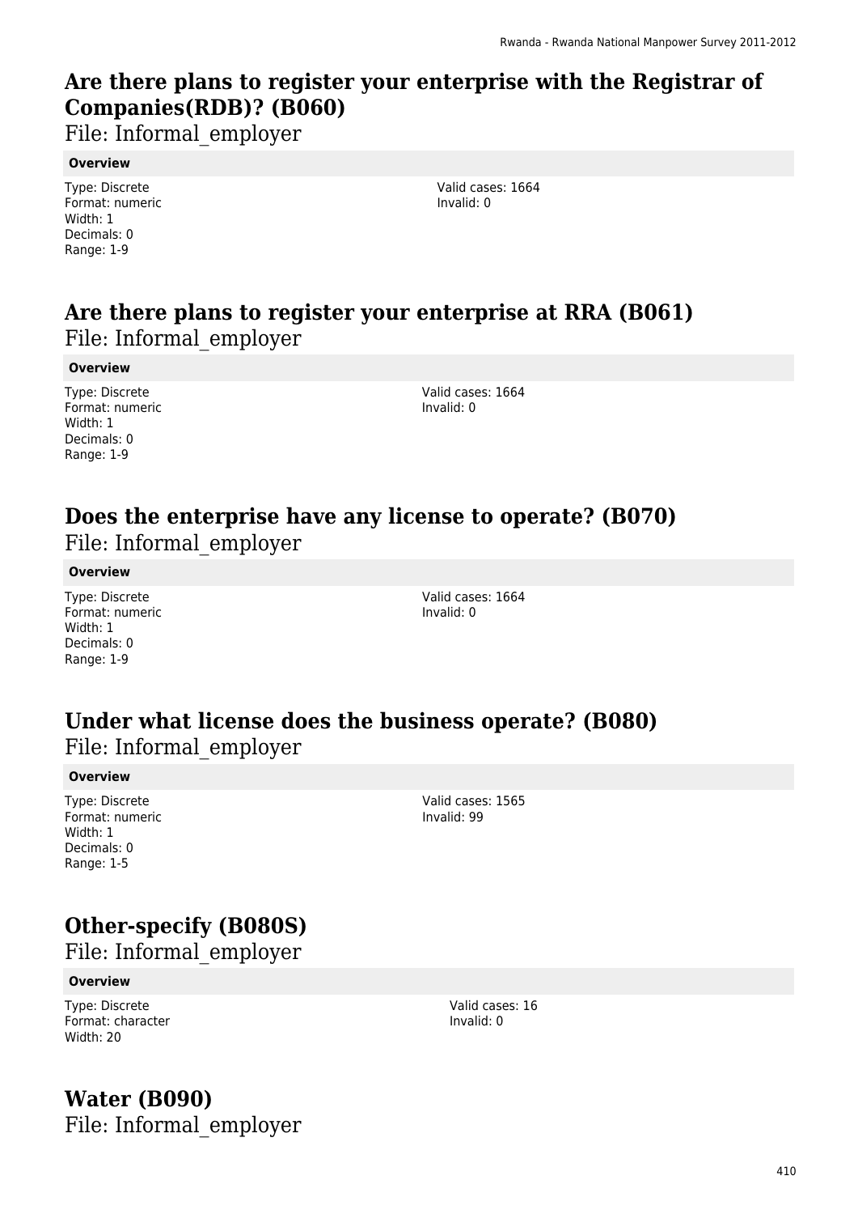# Are there plans to register your enterprise with the Registrar of Companies(RDB)? (B060)

File: Informal_employer

**Overview**

Type: Discrete
Format: numeric
Width: 1
Decimals: 0
Range: 1-9

Valid cases: 1664
Invalid: 0

# Are there plans to register your enterprise at RRA (B061)

File: Informal_employer

**Overview**

Type: Discrete
Format: numeric
Width: 1
Decimals: 0
Range: 1-9

Valid cases: 1664
Invalid: 0

# Does the enterprise have any license to operate? (B070)

File: Informal_employer

**Overview**

Type: Discrete
Format: numeric
Width: 1
Decimals: 0
Range: 1-9

Valid cases: 1664
Invalid: 0

# Under what license does the business operate? (B080)

File: Informal_employer

**Overview**

Type: Discrete
Format: numeric
Width: 1
Decimals: 0
Range: 1-5

Valid cases: 1565
Invalid: 99

# Other-specify (B080S)

File: Informal_employer

**Overview**

Type: Discrete
Format: character
Width: 20

Valid cases: 16
Invalid: 0

# Water (B090)

File: Informal_employer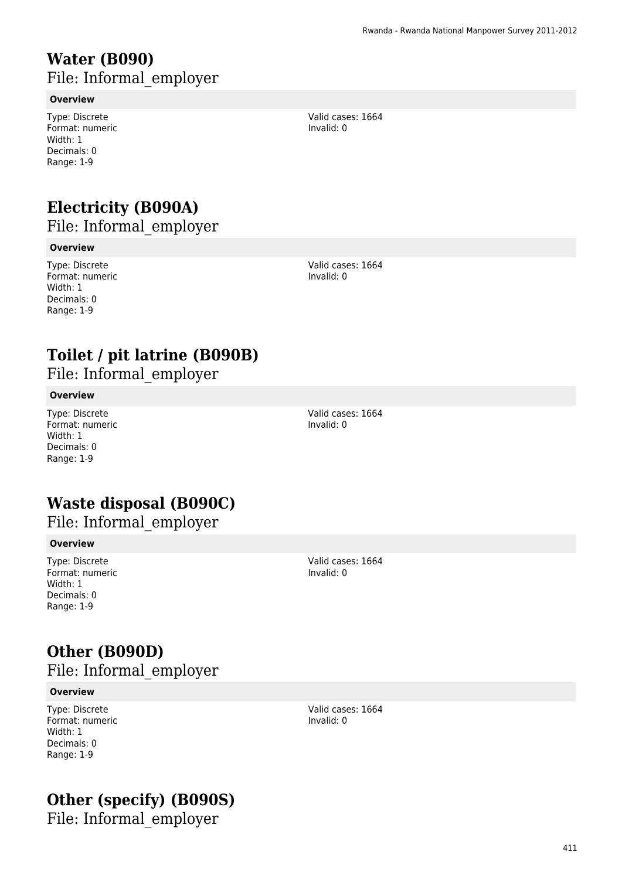# Water (B090)

File: Informal_employer

**Overview**

Type: Discrete
Format: numeric
Width: 1
Decimals: 0
Range: 1-9

Valid cases: 1664
Invalid: 0

# Electricity (B090A)

File: Informal_employer

**Overview**

Type: Discrete
Format: numeric
Width: 1
Decimals: 0
Range: 1-9

Valid cases: 1664
Invalid: 0

# Toilet / pit latrine (B090B)

File: Informal_employer

**Overview**

Type: Discrete
Format: numeric
Width: 1
Decimals: 0
Range: 1-9

Valid cases: 1664
Invalid: 0

# Waste disposal (B090C)

File: Informal_employer

**Overview**

Type: Discrete
Format: numeric
Width: 1
Decimals: 0
Range: 1-9

Valid cases: 1664
Invalid: 0

# Other (B090D)

File: Informal_employer

**Overview**

Type: Discrete
Format: numeric
Width: 1
Decimals: 0
Range: 1-9

Valid cases: 1664
Invalid: 0

# Other (specify) (B090S)

File: Informal_employer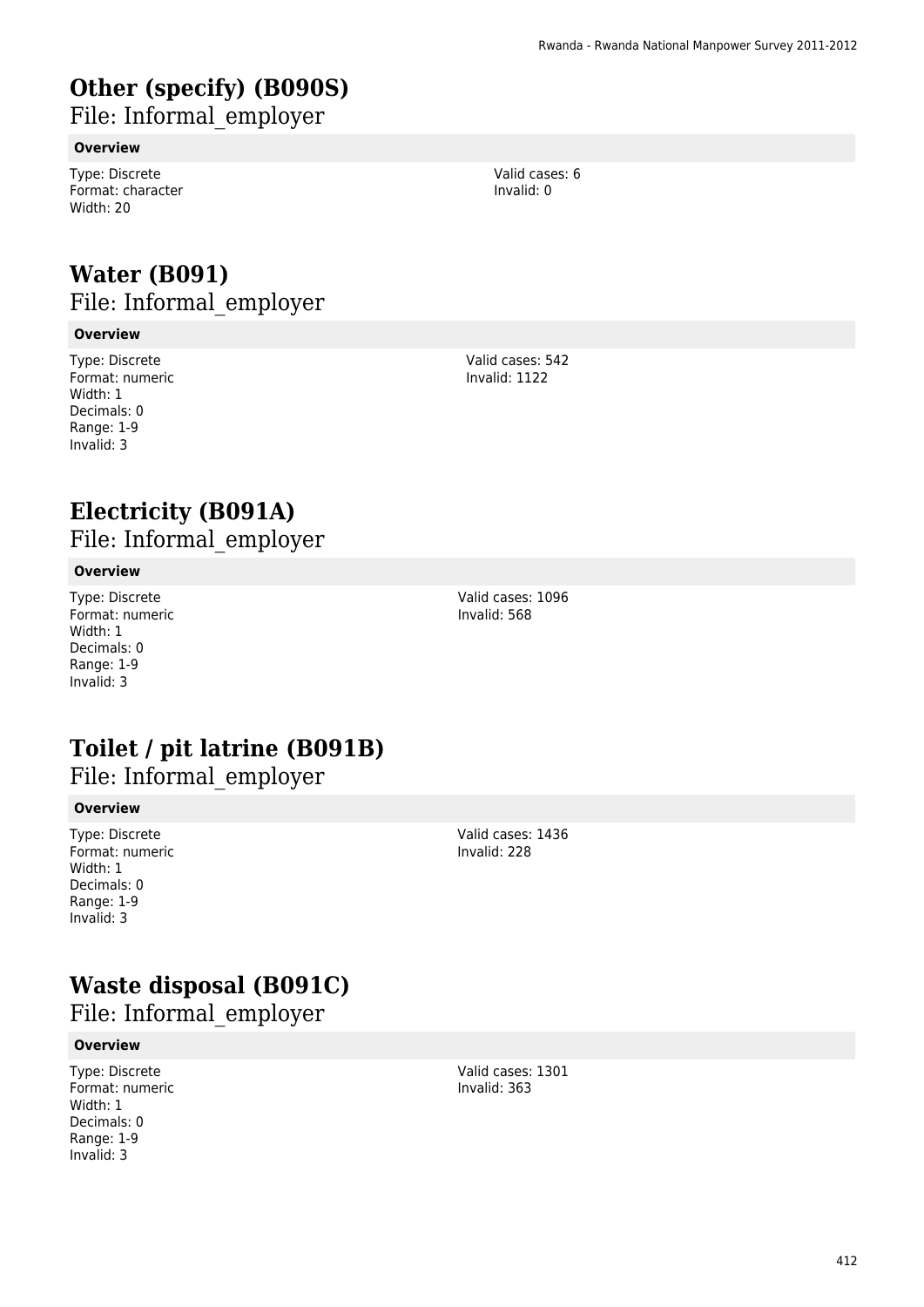# Other (specify) (B090S)

File: Informal_employer

**Overview**

Type: Discrete
Format: character
Width: 20

Valid cases: 6
Invalid: 0

# Water (B091)

File: Informal_employer

**Overview**

Type: Discrete
Format: numeric
Width: 1
Decimals: 0
Range: 1-9
Invalid: 3

Valid cases: 542
Invalid: 1122

# Electricity (B091A)

File: Informal_employer

**Overview**

Type: Discrete
Format: numeric
Width: 1
Decimals: 0
Range: 1-9
Invalid: 3

Valid cases: 1096
Invalid: 568

# Toilet / pit latrine (B091B)

File: Informal_employer

**Overview**

Type: Discrete
Format: numeric
Width: 1
Decimals: 0
Range: 1-9
Invalid: 3

Valid cases: 1436
Invalid: 228

# Waste disposal (B091C)

File: Informal_employer

**Overview**

Type: Discrete
Format: numeric
Width: 1
Decimals: 0
Range: 1-9
Invalid: 3

Valid cases: 1301
Invalid: 363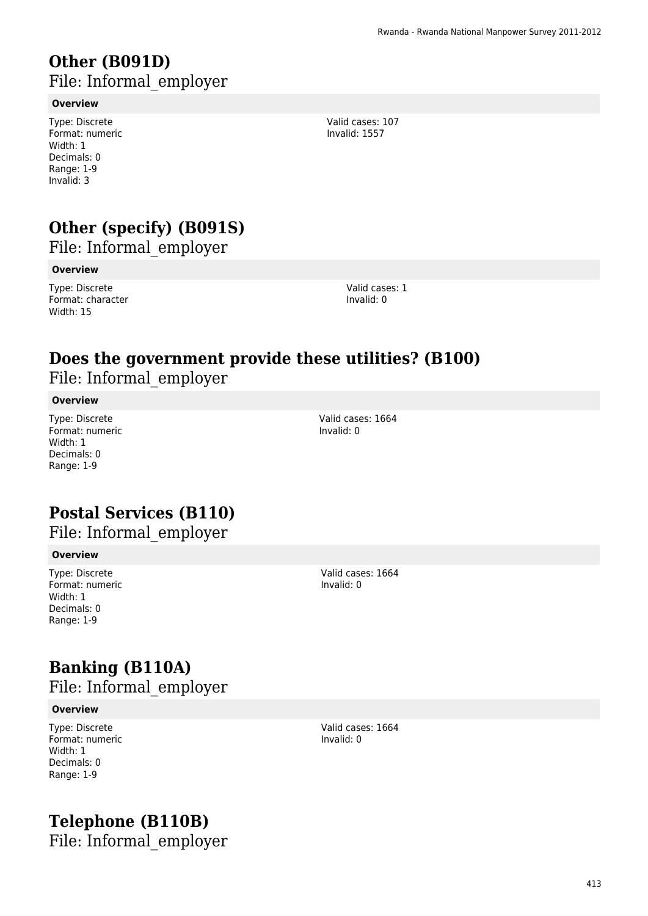# Other (B091D)

File: Informal_employer

**Overview**

Type: Discrete
Format: numeric
Width: 1
Decimals: 0
Range: 1-9
Invalid: 3

Valid cases: 107
Invalid: 1557

# Other (specify) (B091S)

File: Informal_employer

**Overview**

Type: Discrete
Format: character
Width: 15

Valid cases: 1
Invalid: 0

# Does the government provide these utilities? (B100)

File: Informal_employer

**Overview**

Type: Discrete
Format: numeric
Width: 1
Decimals: 0
Range: 1-9

Valid cases: 1664
Invalid: 0

# Postal Services (B110)

File: Informal_employer

**Overview**

Type: Discrete
Format: numeric
Width: 1
Decimals: 0
Range: 1-9

Valid cases: 1664
Invalid: 0

# Banking (B110A)

File: Informal_employer

**Overview**

Type: Discrete
Format: numeric
Width: 1
Decimals: 0
Range: 1-9

Valid cases: 1664
Invalid: 0

# Telephone (B110B)

File: Informal_employer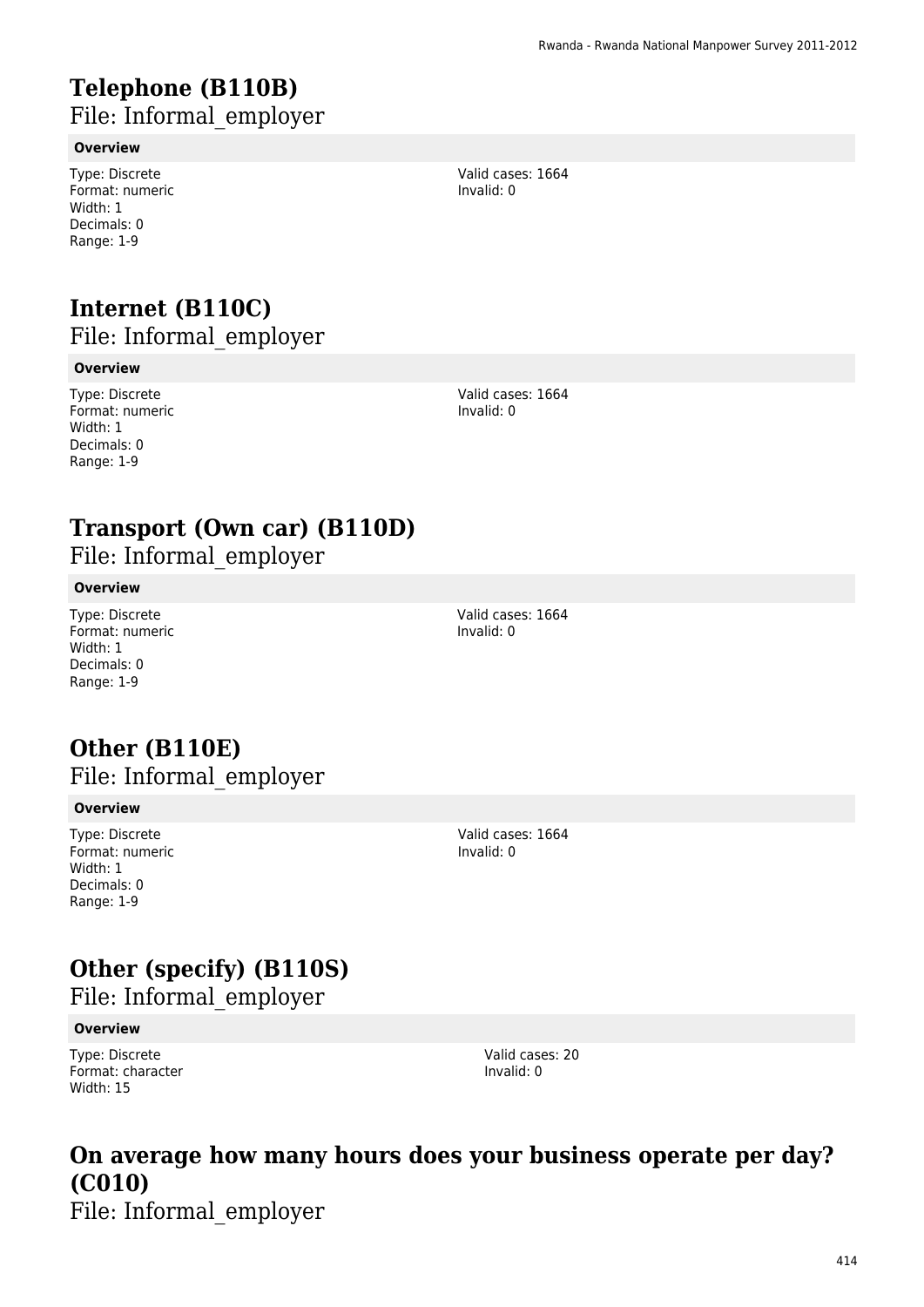# Telephone (B110B)

File: Informal_employer

**Overview**

Type: Discrete
Format: numeric
Width: 1
Decimals: 0
Range: 1-9

Valid cases: 1664
Invalid: 0

# Internet (B110C)

File: Informal_employer

**Overview**

Type: Discrete
Format: numeric
Width: 1
Decimals: 0
Range: 1-9

Valid cases: 1664
Invalid: 0

# Transport (Own car) (B110D)

File: Informal_employer

**Overview**

Type: Discrete
Format: numeric
Width: 1
Decimals: 0
Range: 1-9

Valid cases: 1664
Invalid: 0

# Other (B110E)

File: Informal_employer

**Overview**

Type: Discrete
Format: numeric
Width: 1
Decimals: 0
Range: 1-9

Valid cases: 1664
Invalid: 0

# Other (specify) (B110S)

File: Informal_employer

**Overview**

Type: Discrete
Format: character
Width: 15

Valid cases: 20
Invalid: 0

# On average how many hours does your business operate per day? (C010)

File: Informal_employer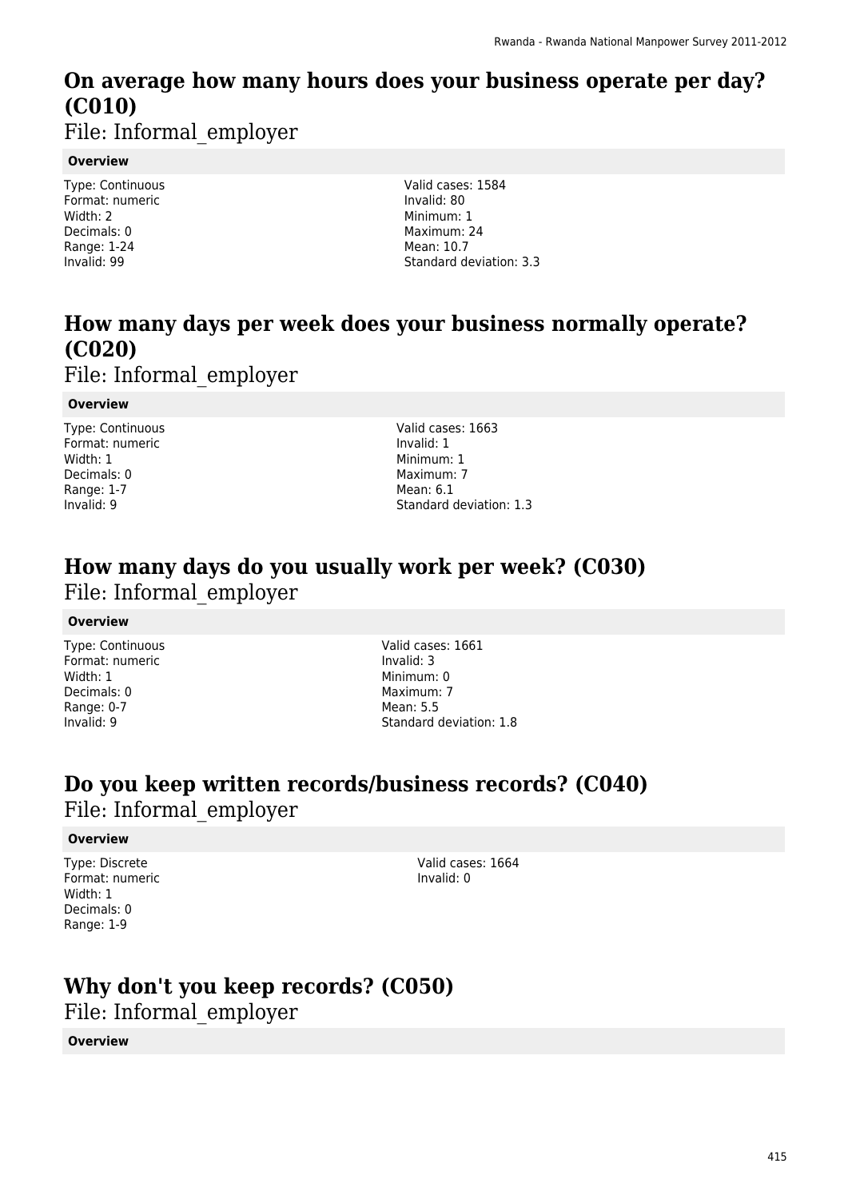## On average how many hours does your business operate per day? (C010)

File: Informal_employer

**Overview**

Type: Continuous
Format: numeric
Width: 2
Decimals: 0
Range: 1-24
Invalid: 99

Valid cases: 1584
Invalid: 80
Minimum: 1
Maximum: 24
Mean: 10.7
Standard deviation: 3.3

## How many days per week does your business normally operate? (C020)

File: Informal_employer

**Overview**

Type: Continuous
Format: numeric
Width: 1
Decimals: 0
Range: 1-7
Invalid: 9

Valid cases: 1663
Invalid: 1
Minimum: 1
Maximum: 7
Mean: 6.1
Standard deviation: 1.3

## How many days do you usually work per week? (C030)

File: Informal_employer

**Overview**

Type: Continuous
Format: numeric
Width: 1
Decimals: 0
Range: 0-7
Invalid: 9

Valid cases: 1661
Invalid: 3
Minimum: 0
Maximum: 7
Mean: 5.5
Standard deviation: 1.8

## Do you keep written records/business records? (C040)

File: Informal_employer

**Overview**

Type: Discrete
Format: numeric
Width: 1
Decimals: 0
Range: 1-9

Valid cases: 1664
Invalid: 0

## Why don't you keep records? (C050)

File: Informal_employer

**Overview**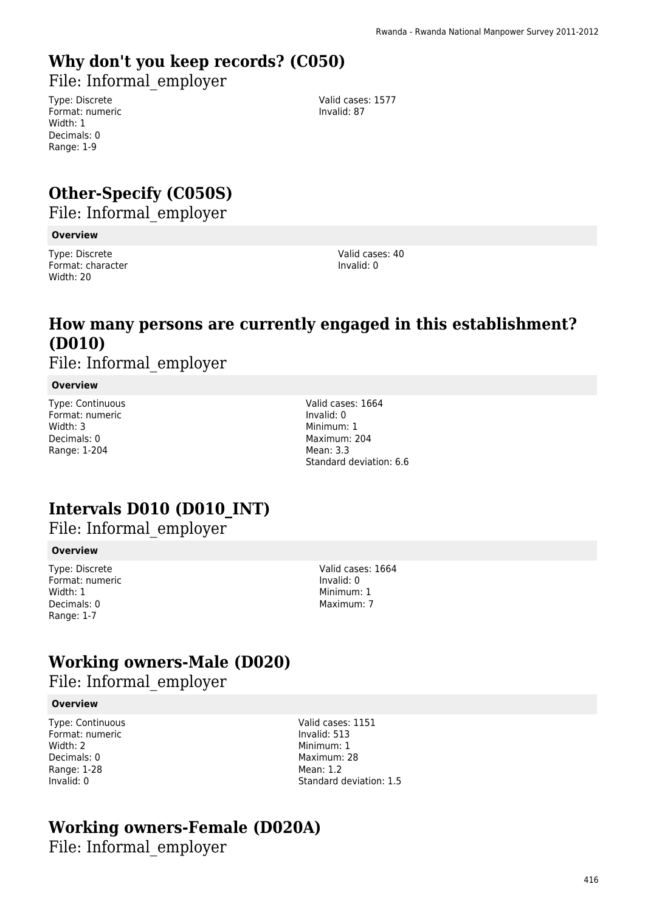# Why don't you keep records? (C050)

File: Informal_employer

Type: Discrete
Format: numeric
Width: 1
Decimals: 0
Range: 1-9

Valid cases: 1577
Invalid: 87

# Other-Specify (C050S)

File: Informal_employer

**Overview**

Type: Discrete
Format: character
Width: 20

Valid cases: 40
Invalid: 0

# How many persons are currently engaged in this establishment? (D010)

File: Informal_employer

**Overview**

Type: Continuous
Format: numeric
Width: 3
Decimals: 0
Range: 1-204

Valid cases: 1664
Invalid: 0
Minimum: 1
Maximum: 204
Mean: 3.3
Standard deviation: 6.6

# Intervals D010 (D010_INT)

File: Informal_employer

**Overview**

Type: Discrete
Format: numeric
Width: 1
Decimals: 0
Range: 1-7

Valid cases: 1664
Invalid: 0
Minimum: 1
Maximum: 7

# Working owners-Male (D020)

File: Informal_employer

**Overview**

Type: Continuous
Format: numeric
Width: 2
Decimals: 0
Range: 1-28
Invalid: 0

Valid cases: 1151
Invalid: 513
Minimum: 1
Maximum: 28
Mean: 1.2
Standard deviation: 1.5

# Working owners-Female (D020A)

File: Informal_employer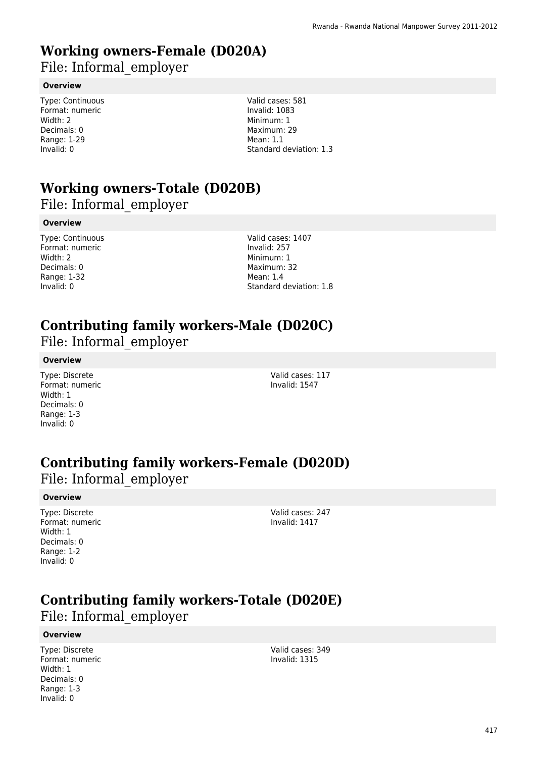# Working owners-Female (D020A)

File: Informal_employer

### Overview

Type: Continuous
Format: numeric
Width: 2
Decimals: 0
Range: 1-29
Invalid: 0

Valid cases: 581
Invalid: 1083
Minimum: 1
Maximum: 29
Mean: 1.1
Standard deviation: 1.3

# Working owners-Totale (D020B)

File: Informal_employer

### Overview

Type: Continuous
Format: numeric
Width: 2
Decimals: 0
Range: 1-32
Invalid: 0

Valid cases: 1407
Invalid: 257
Minimum: 1
Maximum: 32
Mean: 1.4
Standard deviation: 1.8

# Contributing family workers-Male (D020C)

File: Informal_employer

### Overview

Type: Discrete
Format: numeric
Width: 1
Decimals: 0
Range: 1-3
Invalid: 0

Valid cases: 117
Invalid: 1547

# Contributing family workers-Female (D020D)

File: Informal_employer

### Overview

Type: Discrete
Format: numeric
Width: 1
Decimals: 0
Range: 1-2
Invalid: 0

Valid cases: 247
Invalid: 1417

# Contributing family workers-Totale (D020E)

File: Informal_employer

### Overview

Type: Discrete
Format: numeric
Width: 1
Decimals: 0
Range: 1-3
Invalid: 0

Valid cases: 349
Invalid: 1315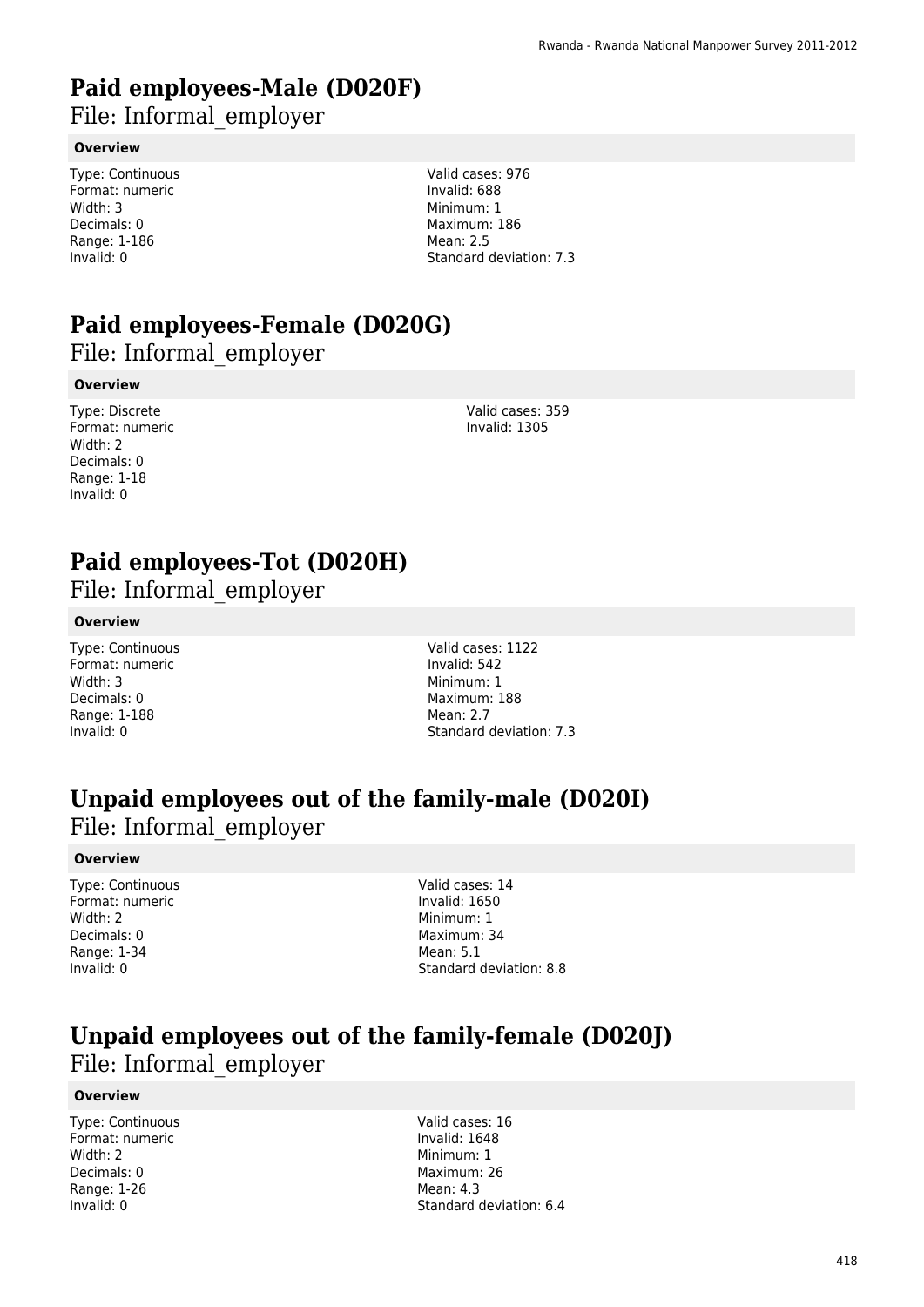# Paid employees-Male (D020F)

File: Informal_employer

**Overview**

Type: Continuous
Format: numeric
Width: 3
Decimals: 0
Range: 1-186
Invalid: 0

Valid cases: 976
Invalid: 688
Minimum: 1
Maximum: 186
Mean: 2.5
Standard deviation: 7.3

# Paid employees-Female (D020G)

File: Informal_employer

**Overview**

Type: Discrete
Format: numeric
Width: 2
Decimals: 0
Range: 1-18
Invalid: 0

Valid cases: 359
Invalid: 1305

# Paid employees-Tot (D020H)

File: Informal_employer

**Overview**

Type: Continuous
Format: numeric
Width: 3
Decimals: 0
Range: 1-188
Invalid: 0

Valid cases: 1122
Invalid: 542
Minimum: 1
Maximum: 188
Mean: 2.7
Standard deviation: 7.3

# Unpaid employees out of the family-male (D020I)

File: Informal_employer

**Overview**

Type: Continuous
Format: numeric
Width: 2
Decimals: 0
Range: 1-34
Invalid: 0

Valid cases: 14
Invalid: 1650
Minimum: 1
Maximum: 34
Mean: 5.1
Standard deviation: 8.8

# Unpaid employees out of the family-female (D020J)

File: Informal_employer

**Overview**

Type: Continuous
Format: numeric
Width: 2
Decimals: 0
Range: 1-26
Invalid: 0

Valid cases: 16
Invalid: 1648
Minimum: 1
Maximum: 26
Mean: 4.3
Standard deviation: 6.4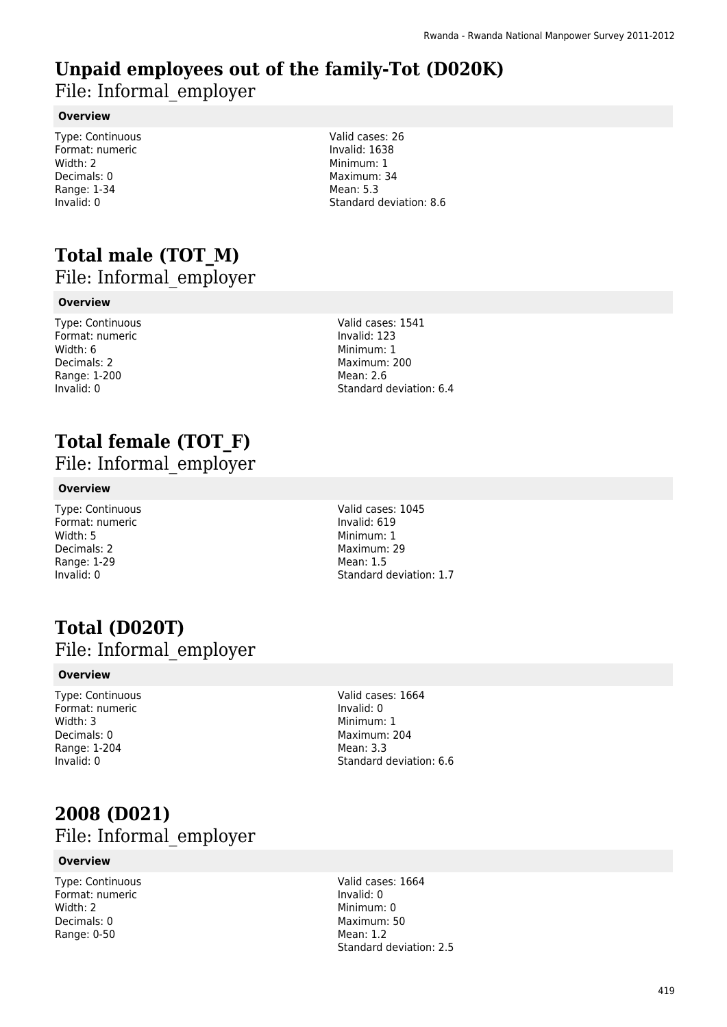# Unpaid employees out of the family-Tot (D020K)

File: Informal_employer

**Overview**

Type: Continuous
Format: numeric
Width: 2
Decimals: 0
Range: 1-34
Invalid: 0

Valid cases: 26
Invalid: 1638
Minimum: 1
Maximum: 34
Mean: 5.3
Standard deviation: 8.6

# Total male (TOT_M)

File: Informal_employer

**Overview**

Type: Continuous
Format: numeric
Width: 6
Decimals: 2
Range: 1-200
Invalid: 0

Valid cases: 1541
Invalid: 123
Minimum: 1
Maximum: 200
Mean: 2.6
Standard deviation: 6.4

# Total female (TOT_F)

File: Informal_employer

**Overview**

Type: Continuous
Format: numeric
Width: 5
Decimals: 2
Range: 1-29
Invalid: 0

Valid cases: 1045
Invalid: 619
Minimum: 1
Maximum: 29
Mean: 1.5
Standard deviation: 1.7

# Total (D020T)

File: Informal_employer

**Overview**

Type: Continuous
Format: numeric
Width: 3
Decimals: 0
Range: 1-204
Invalid: 0

Valid cases: 1664
Invalid: 0
Minimum: 1
Maximum: 204
Mean: 3.3
Standard deviation: 6.6

# 2008 (D021)

File: Informal_employer

**Overview**

Type: Continuous
Format: numeric
Width: 2
Decimals: 0
Range: 0-50

Valid cases: 1664
Invalid: 0
Minimum: 0
Maximum: 50
Mean: 1.2
Standard deviation: 2.5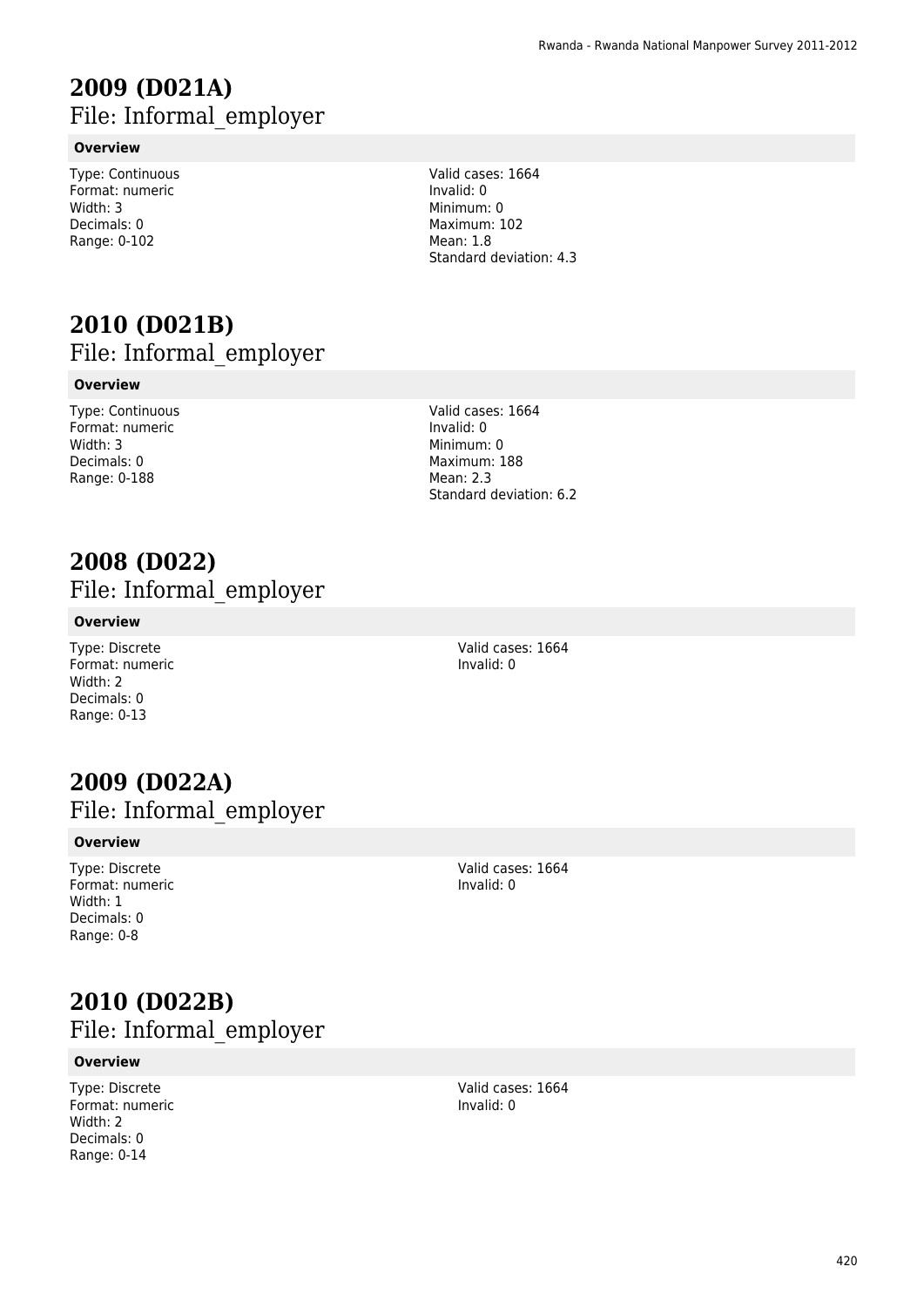# 2009 (D021A)
## File: Informal_employer

**Overview**

Type: Continuous
Format: numeric
Width: 3
Decimals: 0
Range: 0-102

Valid cases: 1664
Invalid: 0
Minimum: 0
Maximum: 102
Mean: 1.8
Standard deviation: 4.3

# 2010 (D021B)
## File: Informal_employer

**Overview**

Type: Continuous
Format: numeric
Width: 3
Decimals: 0
Range: 0-188

Valid cases: 1664
Invalid: 0
Minimum: 0
Maximum: 188
Mean: 2.3
Standard deviation: 6.2

# 2008 (D022)
## File: Informal_employer

**Overview**

Type: Discrete
Format: numeric
Width: 2
Decimals: 0
Range: 0-13

Valid cases: 1664
Invalid: 0

# 2009 (D022A)
## File: Informal_employer

**Overview**

Type: Discrete
Format: numeric
Width: 1
Decimals: 0
Range: 0-8

Valid cases: 1664
Invalid: 0

# 2010 (D022B)
## File: Informal_employer

**Overview**

Type: Discrete
Format: numeric
Width: 2
Decimals: 0
Range: 0-14

Valid cases: 1664
Invalid: 0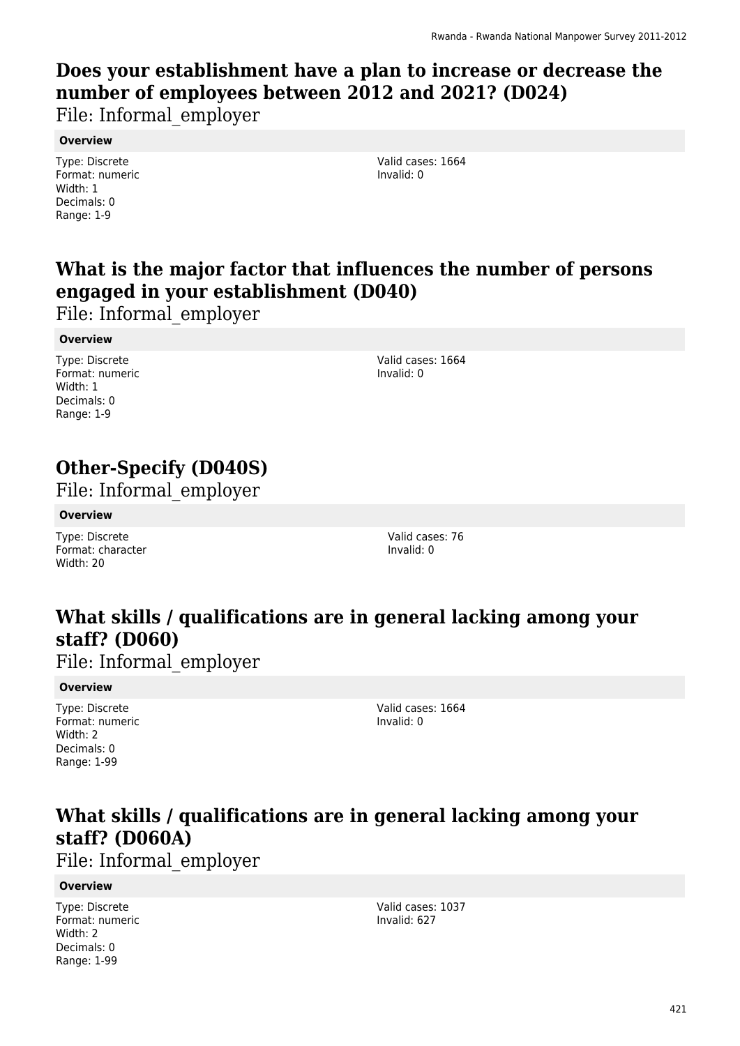# Does your establishment have a plan to increase or decrease the number of employees between 2012 and 2021? (D024)

File: Informal_employer

**Overview**

Type: Discrete
Format: numeric
Width: 1
Decimals: 0
Range: 1-9

Valid cases: 1664
Invalid: 0

# What is the major factor that influences the number of persons engaged in your establishment (D040)

File: Informal_employer

**Overview**

Type: Discrete
Format: numeric
Width: 1
Decimals: 0
Range: 1-9

Valid cases: 1664
Invalid: 0

# Other-Specify (D040S)

File: Informal_employer

**Overview**

Type: Discrete
Format: character
Width: 20

Valid cases: 76
Invalid: 0

# What skills / qualifications are in general lacking among your staff? (D060)

File: Informal_employer

**Overview**

Type: Discrete
Format: numeric
Width: 2
Decimals: 0
Range: 1-99

Valid cases: 1664
Invalid: 0

# What skills / qualifications are in general lacking among your staff? (D060A)

File: Informal_employer

**Overview**

Type: Discrete
Format: numeric
Width: 2
Decimals: 0
Range: 1-99

Valid cases: 1037
Invalid: 627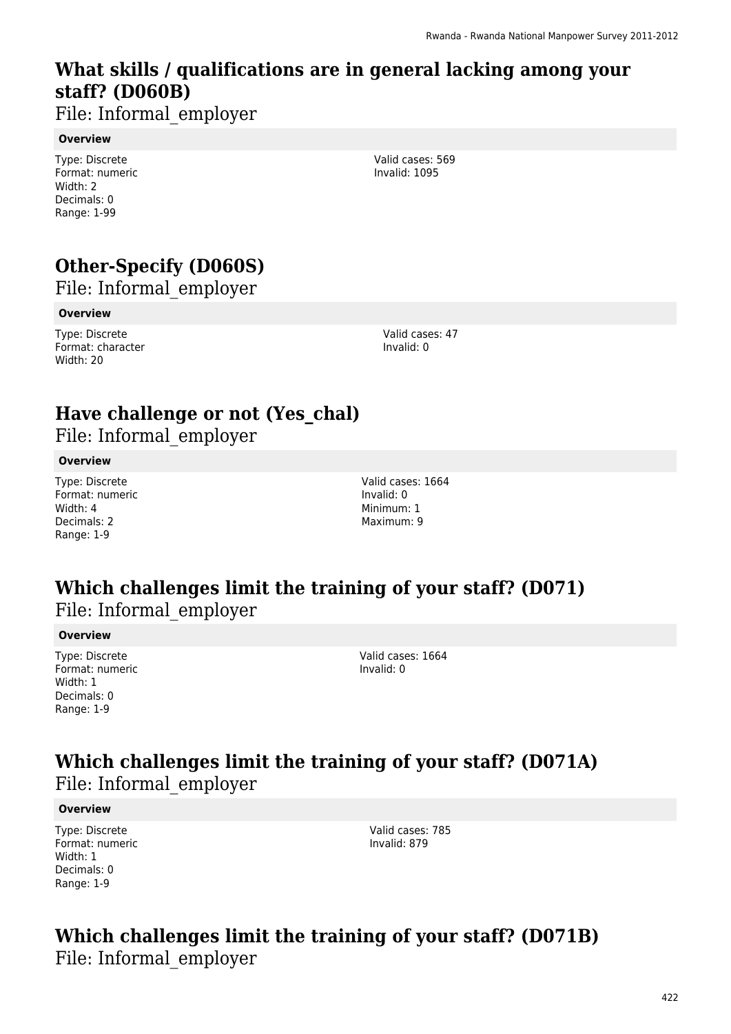## What skills / qualifications are in general lacking among your staff? (D060B)

File: Informal_employer

**Overview**

Type: Discrete
Format: numeric
Width: 2
Decimals: 0
Range: 1-99

Valid cases: 569
Invalid: 1095

## Other-Specify (D060S)

File: Informal_employer

**Overview**

Type: Discrete
Format: character
Width: 20

Valid cases: 47
Invalid: 0

## Have challenge or not (Yes_chal)

File: Informal_employer

**Overview**

Type: Discrete
Format: numeric
Width: 4
Decimals: 2
Range: 1-9

Valid cases: 1664
Invalid: 0
Minimum: 1
Maximum: 9

## Which challenges limit the training of your staff? (D071)

File: Informal_employer

**Overview**

Type: Discrete
Format: numeric
Width: 1
Decimals: 0
Range: 1-9

Valid cases: 1664
Invalid: 0

## Which challenges limit the training of your staff? (D071A)

File: Informal_employer

**Overview**

Type: Discrete
Format: numeric
Width: 1
Decimals: 0
Range: 1-9

Valid cases: 785
Invalid: 879

## Which challenges limit the training of your staff? (D071B)

File: Informal_employer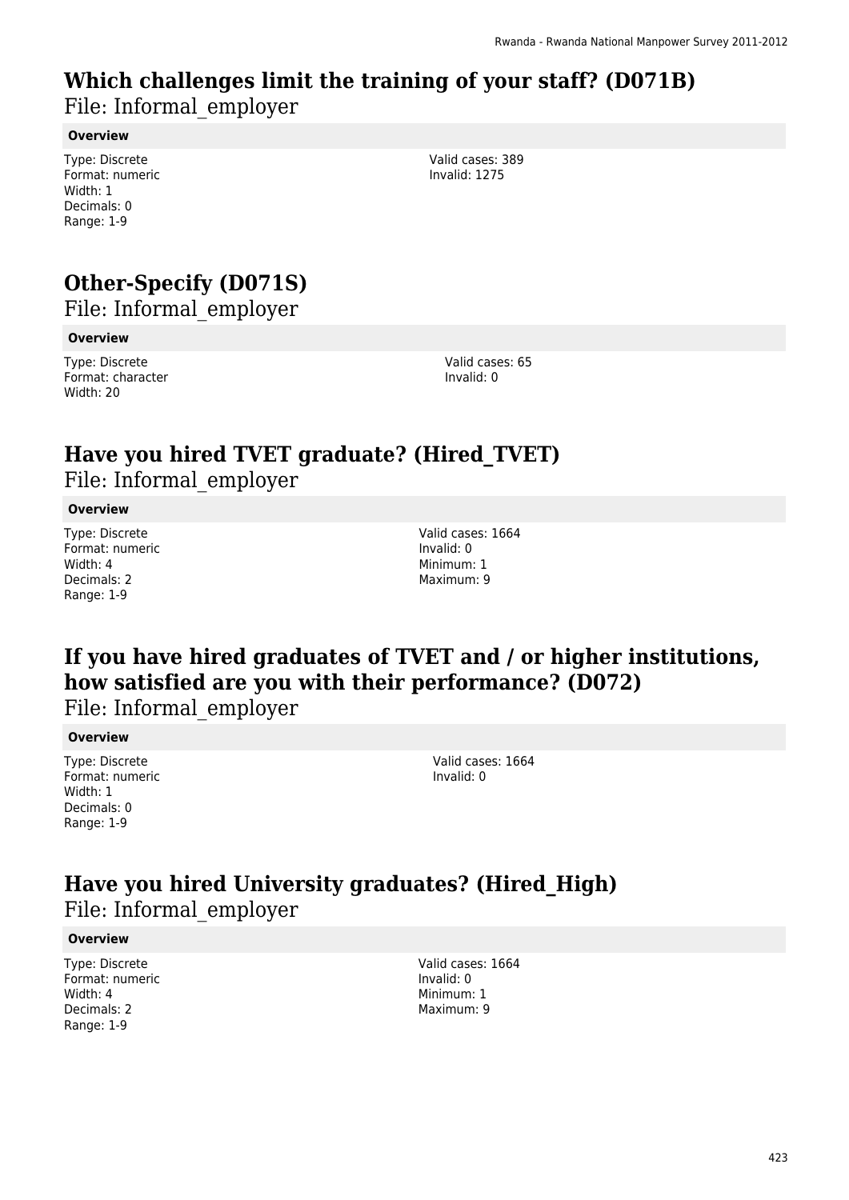# Which challenges limit the training of your staff? (D071B)

File: Informal_employer

**Overview**

Type: Discrete
Format: numeric
Width: 1
Decimals: 0
Range: 1-9

Valid cases: 389
Invalid: 1275

# Other-Specify (D071S)

File: Informal_employer

**Overview**

Type: Discrete
Format: character
Width: 20

Valid cases: 65
Invalid: 0

# Have you hired TVET graduate? (Hired_TVET)

File: Informal_employer

**Overview**

Type: Discrete
Format: numeric
Width: 4
Decimals: 2
Range: 1-9

Valid cases: 1664
Invalid: 0
Minimum: 1
Maximum: 9

# If you have hired graduates of TVET and / or higher institutions, how satisfied are you with their performance? (D072)

File: Informal_employer

**Overview**

Type: Discrete
Format: numeric
Width: 1
Decimals: 0
Range: 1-9

Valid cases: 1664
Invalid: 0

# Have you hired University graduates? (Hired_High)

File: Informal_employer

**Overview**

Type: Discrete
Format: numeric
Width: 4
Decimals: 2
Range: 1-9

Valid cases: 1664
Invalid: 0
Minimum: 1
Maximum: 9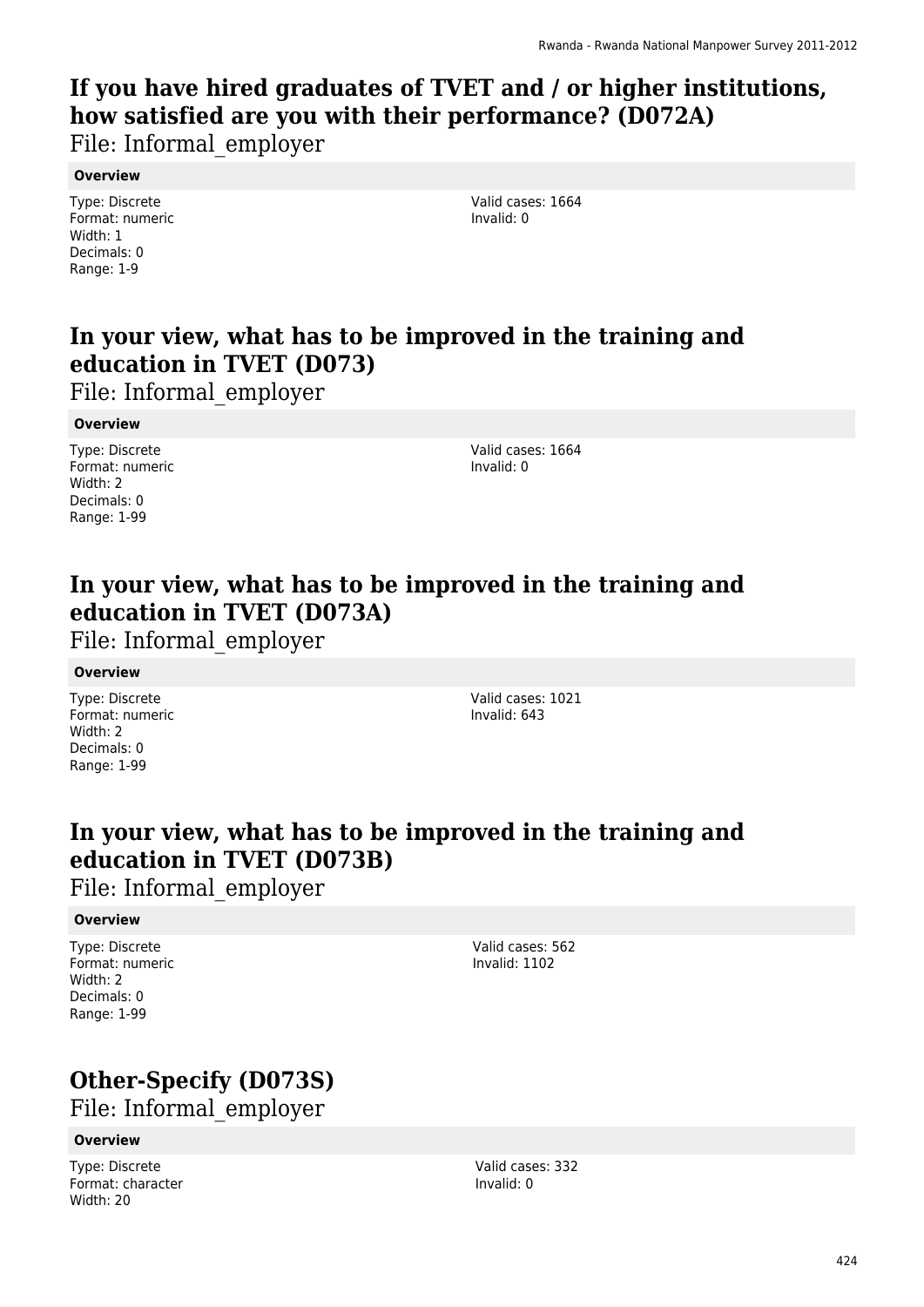## If you have hired graduates of TVET and / or higher institutions, how satisfied are you with their performance? (D072A)

File: Informal_employer

**Overview**

Type: Discrete
Format: numeric
Width: 1
Decimals: 0
Range: 1-9

Valid cases: 1664
Invalid: 0

## In your view, what has to be improved in the training and education in TVET (D073)

File: Informal_employer

**Overview**

Type: Discrete
Format: numeric
Width: 2
Decimals: 0
Range: 1-99

Valid cases: 1664
Invalid: 0

## In your view, what has to be improved in the training and education in TVET (D073A)

File: Informal_employer

**Overview**

Type: Discrete
Format: numeric
Width: 2
Decimals: 0
Range: 1-99

Valid cases: 1021
Invalid: 643

## In your view, what has to be improved in the training and education in TVET (D073B)

File: Informal_employer

**Overview**

Type: Discrete
Format: numeric
Width: 2
Decimals: 0
Range: 1-99

Valid cases: 562
Invalid: 1102

## Other-Specify (D073S)

File: Informal_employer

**Overview**

Type: Discrete
Format: character
Width: 20

Valid cases: 332
Invalid: 0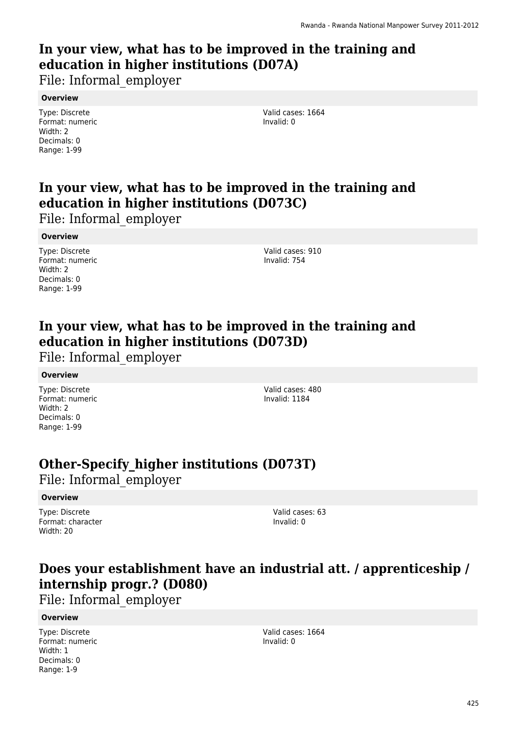## In your view, what has to be improved in the training and education in higher institutions (D07A)

File: Informal_employer

**Overview**

Type: Discrete
Format: numeric
Width: 2
Decimals: 0
Range: 1-99

Valid cases: 1664
Invalid: 0

## In your view, what has to be improved in the training and education in higher institutions (D073C)

File: Informal_employer

**Overview**

Type: Discrete
Format: numeric
Width: 2
Decimals: 0
Range: 1-99

Valid cases: 910
Invalid: 754

## In your view, what has to be improved in the training and education in higher institutions (D073D)

File: Informal_employer

**Overview**

Type: Discrete
Format: numeric
Width: 2
Decimals: 0
Range: 1-99

Valid cases: 480
Invalid: 1184

## Other-Specify_higher institutions (D073T)

File: Informal_employer

**Overview**

Type: Discrete
Format: character
Width: 20

Valid cases: 63
Invalid: 0

## Does your establishment have an industrial att. / apprenticeship / internship progr.? (D080)

File: Informal_employer

**Overview**

Type: Discrete
Format: numeric
Width: 1
Decimals: 0
Range: 1-9

Valid cases: 1664
Invalid: 0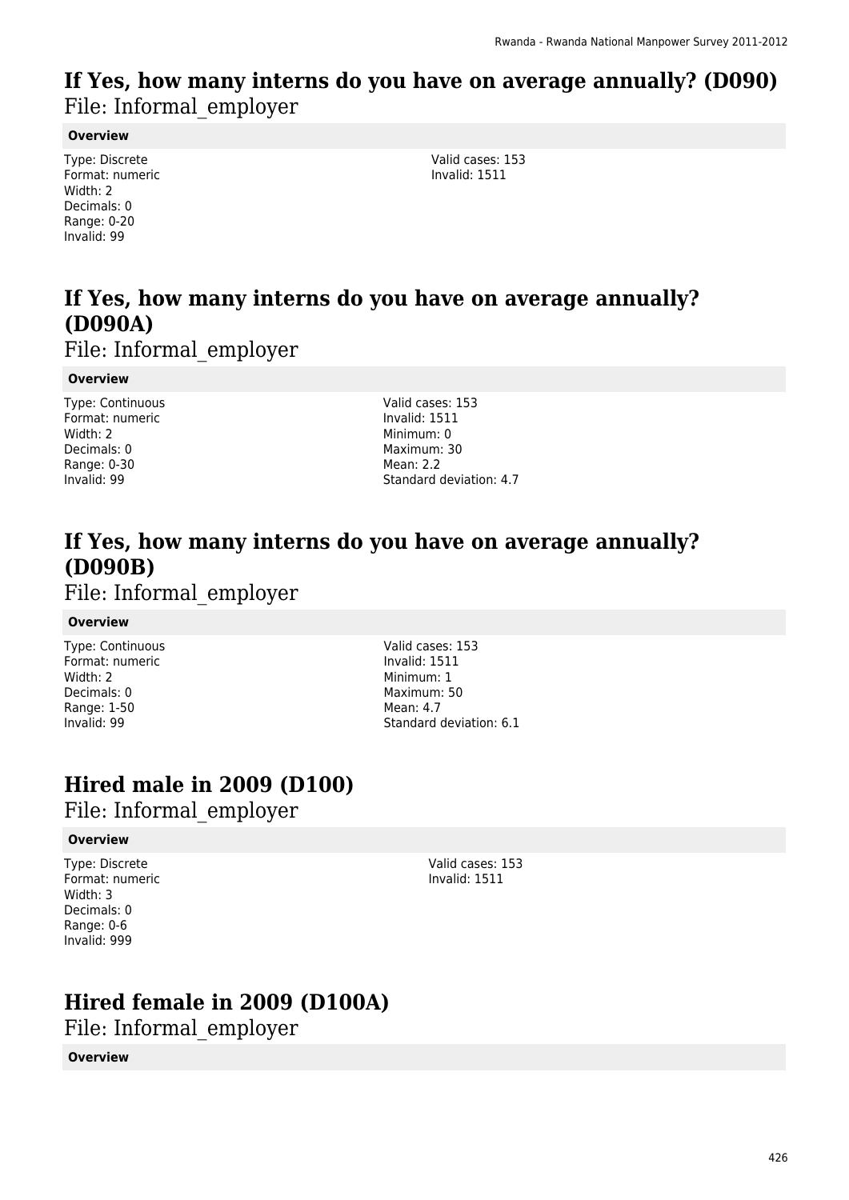## If Yes, how many interns do you have on average annually? (D090)

File: Informal_employer

**Overview**

Type: Discrete
Format: numeric
Width: 2
Decimals: 0
Range: 0-20
Invalid: 99

Valid cases: 153
Invalid: 1511

## If Yes, how many interns do you have on average annually? (D090A)

File: Informal_employer

**Overview**

Type: Continuous
Format: numeric
Width: 2
Decimals: 0
Range: 0-30
Invalid: 99

Valid cases: 153
Invalid: 1511
Minimum: 0
Maximum: 30
Mean: 2.2
Standard deviation: 4.7

## If Yes, how many interns do you have on average annually? (D090B)

File: Informal_employer

**Overview**

Type: Continuous
Format: numeric
Width: 2
Decimals: 0
Range: 1-50
Invalid: 99

Valid cases: 153
Invalid: 1511
Minimum: 1
Maximum: 50
Mean: 4.7
Standard deviation: 6.1

## Hired male in 2009 (D100)

File: Informal_employer

**Overview**

Type: Discrete
Format: numeric
Width: 3
Decimals: 0
Range: 0-6
Invalid: 999

Valid cases: 153
Invalid: 1511

## Hired female in 2009 (D100A)

File: Informal_employer

**Overview**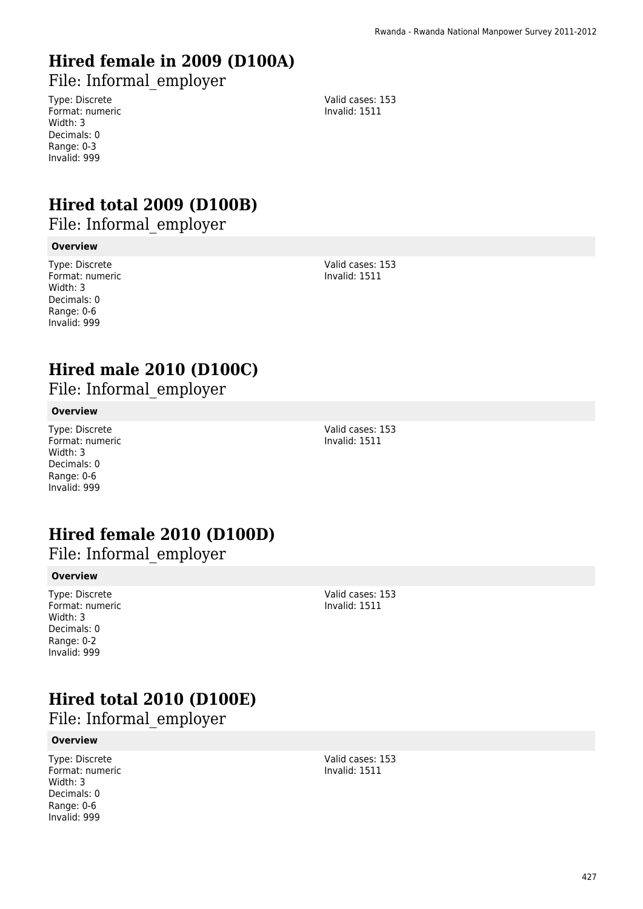# Hired female in 2009 (D100A)

## File: Informal_employer

Type: Discrete
Format: numeric
Width: 3
Decimals: 0
Range: 0-3
Invalid: 999

Valid cases: 153
Invalid: 1511

# Hired total 2009 (D100B)

## File: Informal_employer

**Overview**

Type: Discrete
Format: numeric
Width: 3
Decimals: 0
Range: 0-6
Invalid: 999

Valid cases: 153
Invalid: 1511

# Hired male 2010 (D100C)

## File: Informal_employer

**Overview**

Type: Discrete
Format: numeric
Width: 3
Decimals: 0
Range: 0-6
Invalid: 999

Valid cases: 153
Invalid: 1511

# Hired female 2010 (D100D)

## File: Informal_employer

**Overview**

Type: Discrete
Format: numeric
Width: 3
Decimals: 0
Range: 0-2
Invalid: 999

Valid cases: 153
Invalid: 1511

# Hired total 2010 (D100E)

## File: Informal_employer

**Overview**

Type: Discrete
Format: numeric
Width: 3
Decimals: 0
Range: 0-6
Invalid: 999

Valid cases: 153
Invalid: 1511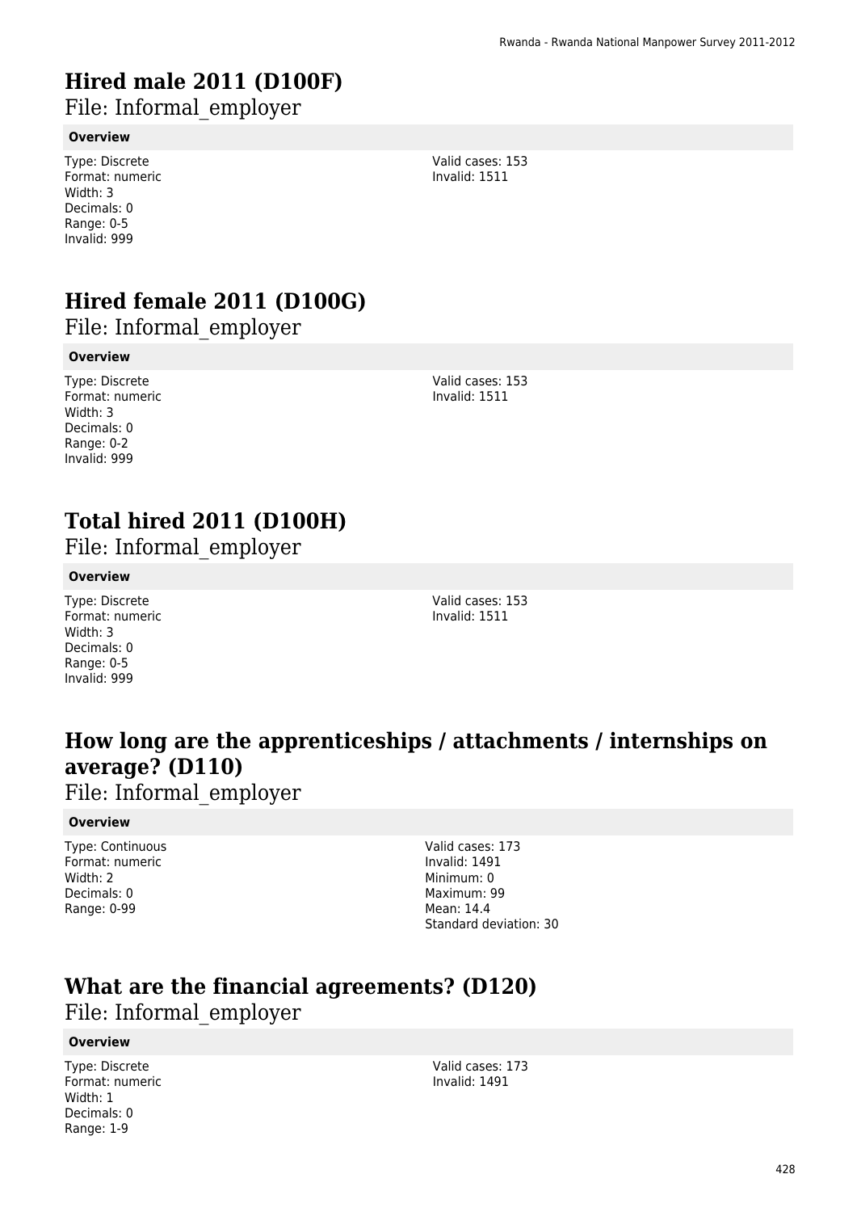# Hired male 2011 (D100F)

File: Informal_employer

**Overview**

Type: Discrete
Format: numeric
Width: 3
Decimals: 0
Range: 0-5
Invalid: 999

Valid cases: 153
Invalid: 1511

# Hired female 2011 (D100G)

File: Informal_employer

**Overview**

Type: Discrete
Format: numeric
Width: 3
Decimals: 0
Range: 0-2
Invalid: 999

Valid cases: 153
Invalid: 1511

# Total hired 2011 (D100H)

File: Informal_employer

**Overview**

Type: Discrete
Format: numeric
Width: 3
Decimals: 0
Range: 0-5
Invalid: 999

Valid cases: 153
Invalid: 1511

# How long are the apprenticeships / attachments / internships on average? (D110)

File: Informal_employer

**Overview**

Type: Continuous
Format: numeric
Width: 2
Decimals: 0
Range: 0-99

Valid cases: 173
Invalid: 1491
Minimum: 0
Maximum: 99
Mean: 14.4
Standard deviation: 30

# What are the financial agreements? (D120)

File: Informal_employer

**Overview**

Type: Discrete
Format: numeric
Width: 1
Decimals: 0
Range: 1-9

Valid cases: 173
Invalid: 1491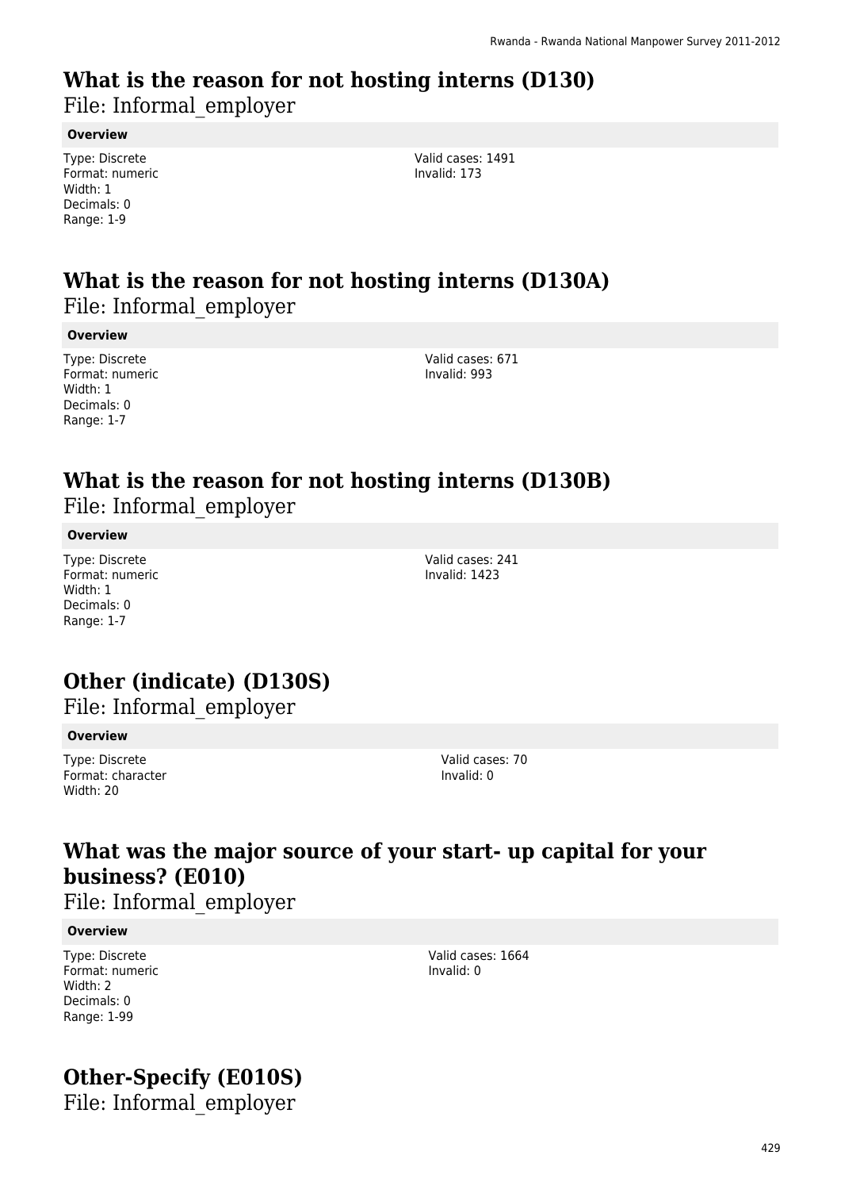# What is the reason for not hosting interns (D130)

File: Informal_employer

**Overview**

Type: Discrete
Format: numeric
Width: 1
Decimals: 0
Range: 1-9

Valid cases: 1491
Invalid: 173

# What is the reason for not hosting interns (D130A)

File: Informal_employer

**Overview**

Type: Discrete
Format: numeric
Width: 1
Decimals: 0
Range: 1-7

Valid cases: 671
Invalid: 993

# What is the reason for not hosting interns (D130B)

File: Informal_employer

**Overview**

Type: Discrete
Format: numeric
Width: 1
Decimals: 0
Range: 1-7

Valid cases: 241
Invalid: 1423

# Other (indicate) (D130S)

File: Informal_employer

**Overview**

Type: Discrete
Format: character
Width: 20

Valid cases: 70
Invalid: 0

# What was the major source of your start- up capital for your business? (E010)

File: Informal_employer

**Overview**

Type: Discrete
Format: numeric
Width: 2
Decimals: 0
Range: 1-99

Valid cases: 1664
Invalid: 0

# Other-Specify (E010S)

File: Informal_employer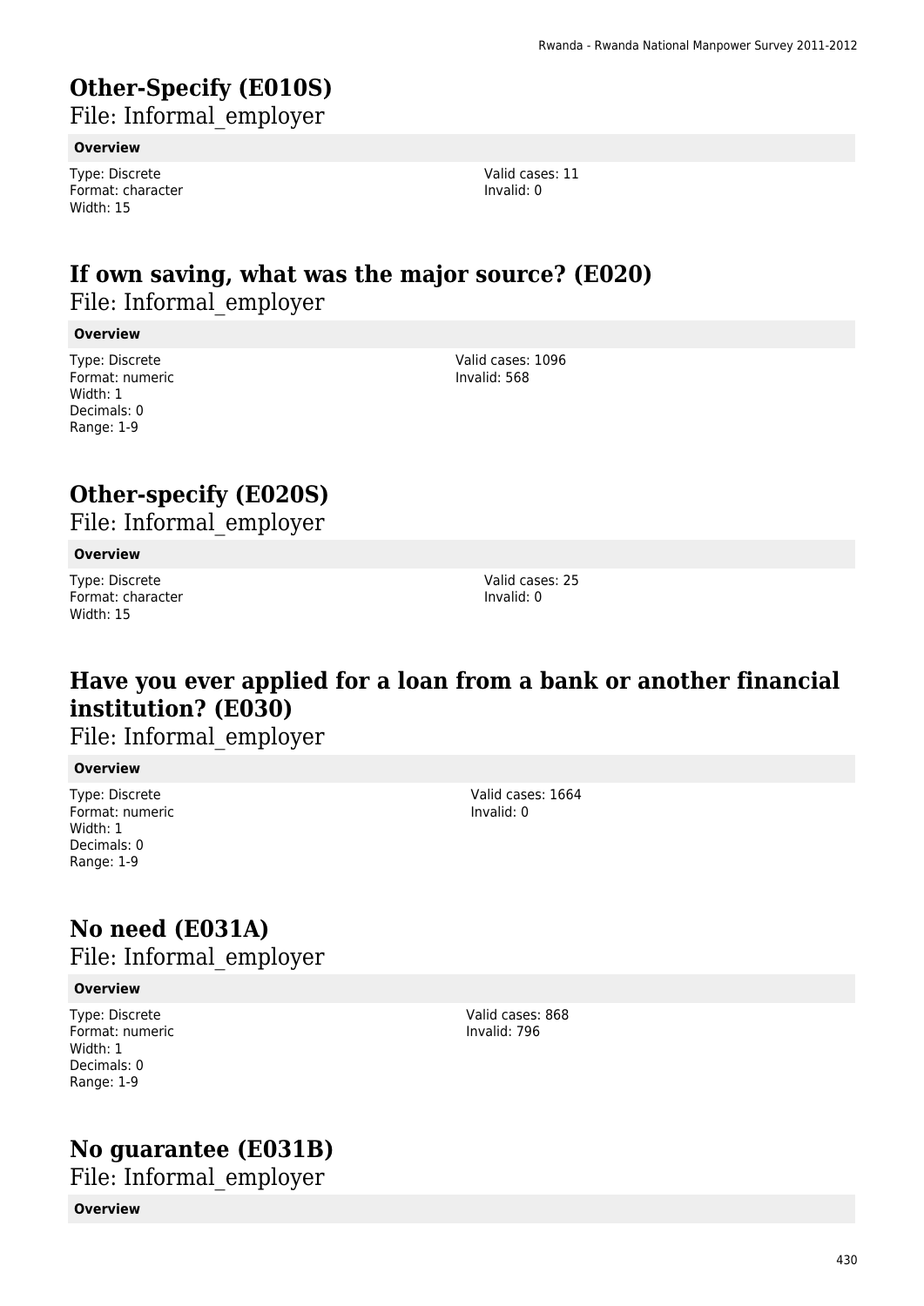# Other-Specify (E010S)

File: Informal_employer

**Overview**

Type: Discrete
Format: character
Width: 15

Valid cases: 11
Invalid: 0

# If own saving, what was the major source? (E020)

File: Informal_employer

**Overview**

Type: Discrete
Format: numeric
Width: 1
Decimals: 0
Range: 1-9

Valid cases: 1096
Invalid: 568

# Other-specify (E020S)

File: Informal_employer

**Overview**

Type: Discrete
Format: character
Width: 15

Valid cases: 25
Invalid: 0

# Have you ever applied for a loan from a bank or another financial institution? (E030)

File: Informal_employer

**Overview**

Type: Discrete
Format: numeric
Width: 1
Decimals: 0
Range: 1-9

Valid cases: 1664
Invalid: 0

# No need (E031A)

File: Informal_employer

**Overview**

Type: Discrete
Format: numeric
Width: 1
Decimals: 0
Range: 1-9

Valid cases: 868
Invalid: 796

# No guarantee (E031B)

File: Informal_employer

**Overview**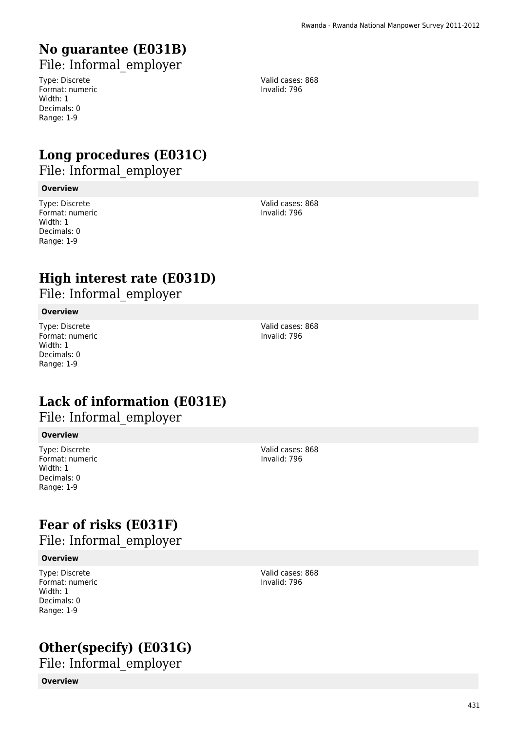# No guarantee (E031B)

File: Informal_employer

Type: Discrete
Format: numeric
Width: 1
Decimals: 0
Range: 1-9

Valid cases: 868
Invalid: 796

# Long procedures (E031C)

File: Informal_employer

**Overview**

Type: Discrete
Format: numeric
Width: 1
Decimals: 0
Range: 1-9

Valid cases: 868
Invalid: 796

# High interest rate (E031D)

File: Informal_employer

**Overview**

Type: Discrete
Format: numeric
Width: 1
Decimals: 0
Range: 1-9

Valid cases: 868
Invalid: 796

# Lack of information (E031E)

File: Informal_employer

**Overview**

Type: Discrete
Format: numeric
Width: 1
Decimals: 0
Range: 1-9

Valid cases: 868
Invalid: 796

# Fear of risks (E031F)

File: Informal_employer

**Overview**

Type: Discrete
Format: numeric
Width: 1
Decimals: 0
Range: 1-9

Valid cases: 868
Invalid: 796

# Other(specify) (E031G)

File: Informal_employer

**Overview**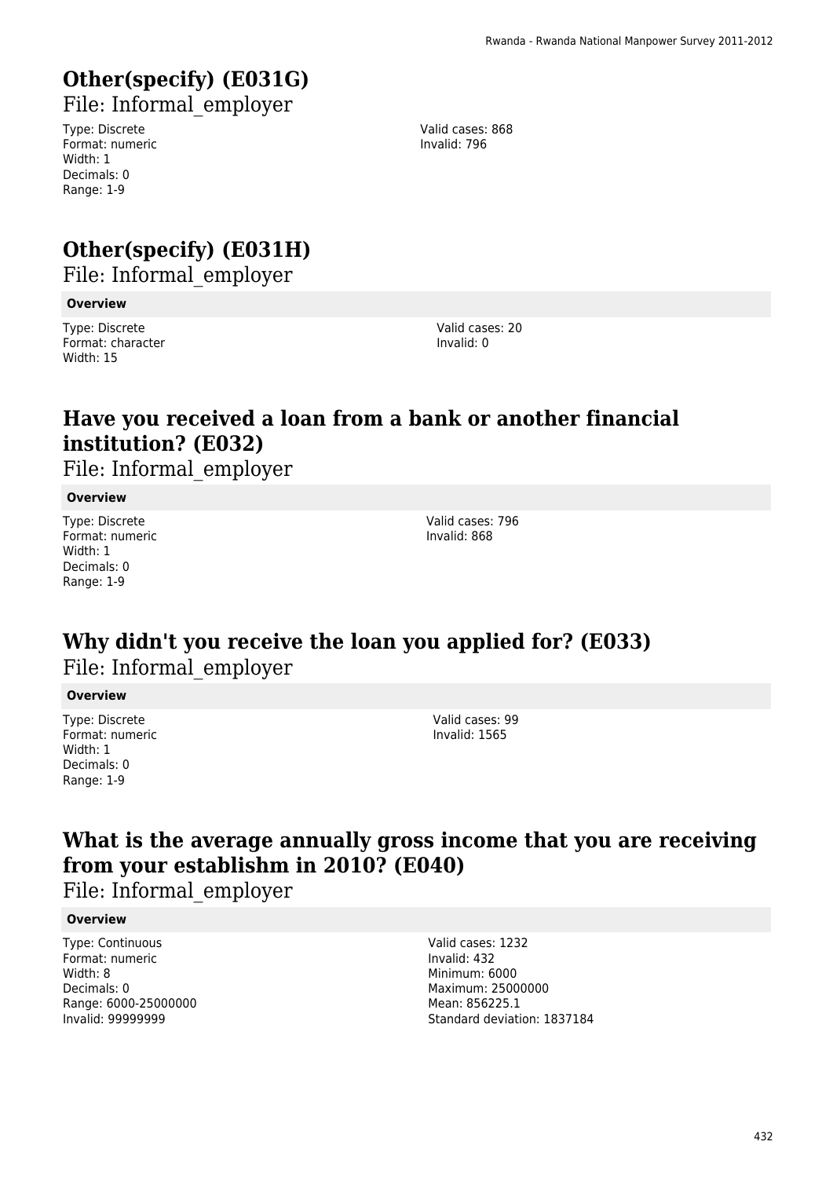## Other(specify) (E031G)

File: Informal_employer

Type: Discrete
Format: numeric
Width: 1
Decimals: 0
Range: 1-9

Valid cases: 868
Invalid: 796

## Other(specify) (E031H)

File: Informal_employer

**Overview**

Type: Discrete
Format: character
Width: 15

Valid cases: 20
Invalid: 0

## Have you received a loan from a bank or another financial institution? (E032)

File: Informal_employer

**Overview**

Type: Discrete
Format: numeric
Width: 1
Decimals: 0
Range: 1-9

Valid cases: 796
Invalid: 868

## Why didn't you receive the loan you applied for? (E033)

File: Informal_employer

**Overview**

Type: Discrete
Format: numeric
Width: 1
Decimals: 0
Range: 1-9

Valid cases: 99
Invalid: 1565

## What is the average annually gross income that you are receiving from your establishm in 2010? (E040)

File: Informal_employer

**Overview**

Type: Continuous
Format: numeric
Width: 8
Decimals: 0
Range: 6000-25000000
Invalid: 99999999

Valid cases: 1232
Invalid: 432
Minimum: 6000
Maximum: 25000000
Mean: 856225.1
Standard deviation: 1837184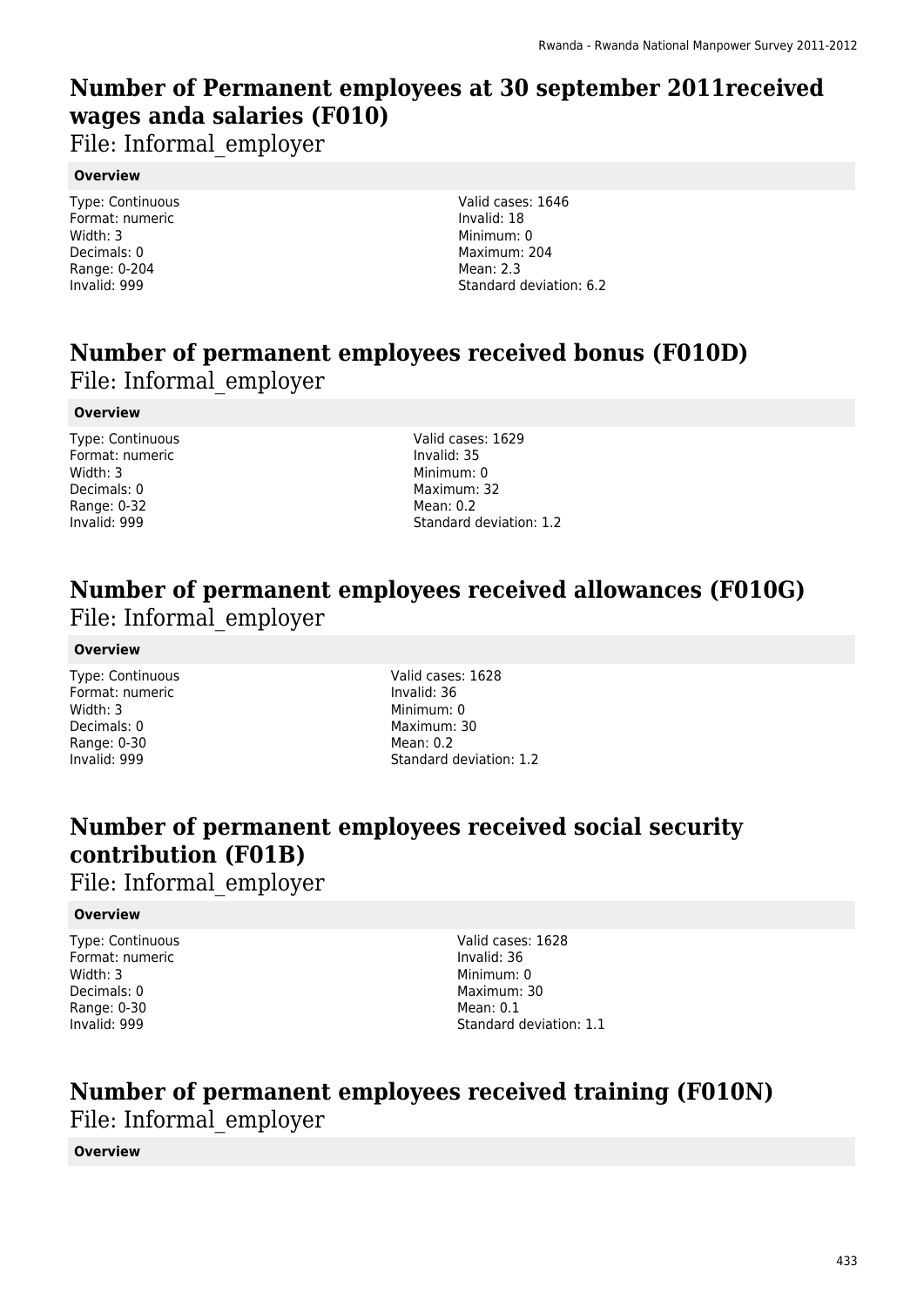# Number of Permanent employees at 30 september 2011received wages anda salaries (F010)

File: Informal_employer

**Overview**

Type: Continuous
Format: numeric
Width: 3
Decimals: 0
Range: 0-204
Invalid: 999

Valid cases: 1646
Invalid: 18
Minimum: 0
Maximum: 204
Mean: 2.3
Standard deviation: 6.2

# Number of permanent employees received bonus (F010D)

File: Informal_employer

**Overview**

Type: Continuous
Format: numeric
Width: 3
Decimals: 0
Range: 0-32
Invalid: 999

Valid cases: 1629
Invalid: 35
Minimum: 0
Maximum: 32
Mean: 0.2
Standard deviation: 1.2

# Number of permanent employees received allowances (F010G)

File: Informal_employer

**Overview**

Type: Continuous
Format: numeric
Width: 3
Decimals: 0
Range: 0-30
Invalid: 999

Valid cases: 1628
Invalid: 36
Minimum: 0
Maximum: 30
Mean: 0.2
Standard deviation: 1.2

# Number of permanent employees received social security contribution (F01B)

File: Informal_employer

**Overview**

Type: Continuous
Format: numeric
Width: 3
Decimals: 0
Range: 0-30
Invalid: 999

Valid cases: 1628
Invalid: 36
Minimum: 0
Maximum: 30
Mean: 0.1
Standard deviation: 1.1

# Number of permanent employees received training (F010N)

File: Informal_employer

**Overview**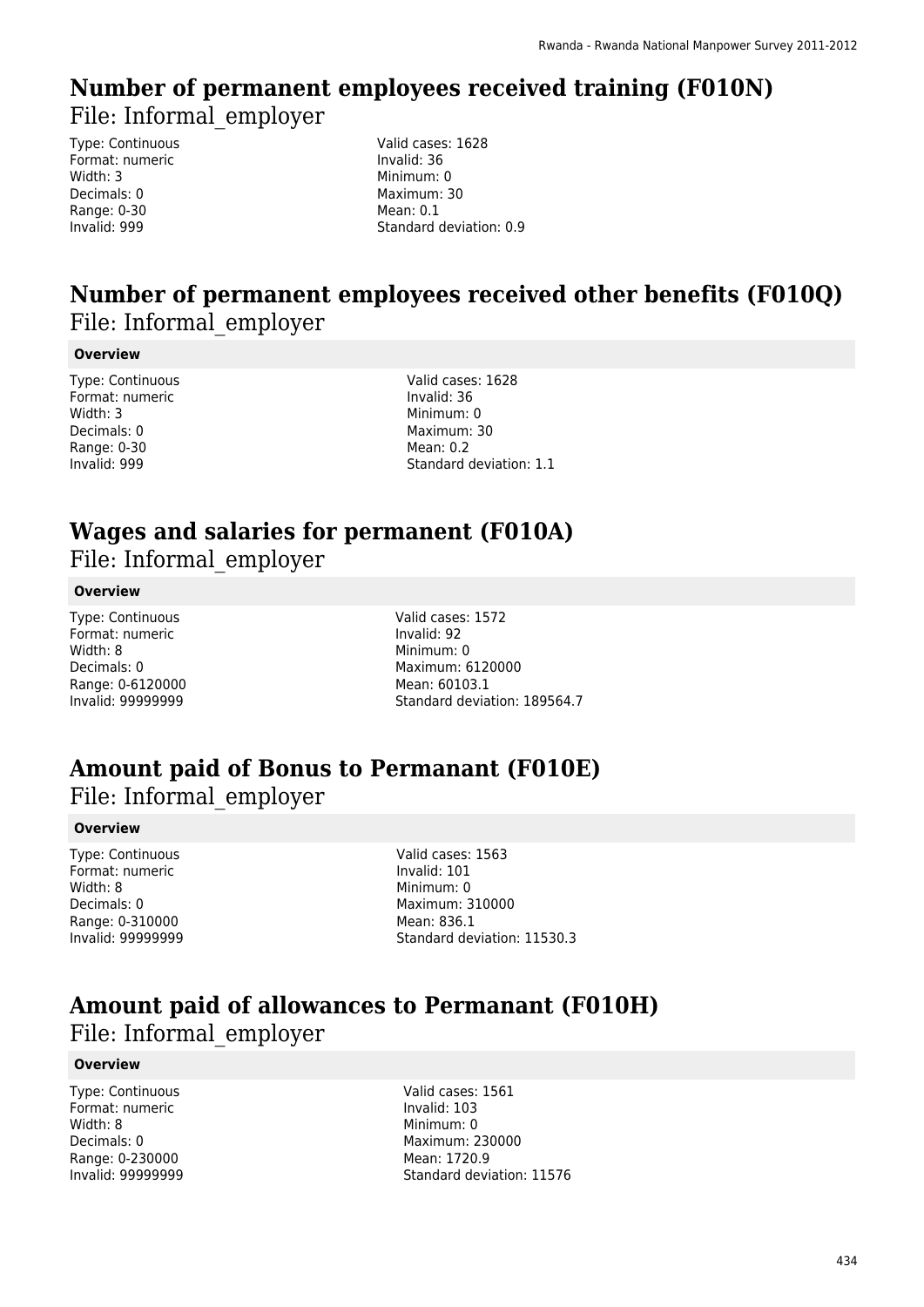# Number of permanent employees received training (F010N)

File: Informal_employer

Type: Continuous
Format: numeric
Width: 3
Decimals: 0
Range: 0-30
Invalid: 999

Valid cases: 1628
Invalid: 36
Minimum: 0
Maximum: 30
Mean: 0.1
Standard deviation: 0.9

# Number of permanent employees received other benefits (F010Q)

File: Informal_employer

**Overview**

Type: Continuous
Format: numeric
Width: 3
Decimals: 0
Range: 0-30
Invalid: 999

Valid cases: 1628
Invalid: 36
Minimum: 0
Maximum: 30
Mean: 0.2
Standard deviation: 1.1

# Wages and salaries for permanent (F010A)

File: Informal_employer

**Overview**

Type: Continuous
Format: numeric
Width: 8
Decimals: 0
Range: 0-6120000
Invalid: 99999999

Valid cases: 1572
Invalid: 92
Minimum: 0
Maximum: 6120000
Mean: 60103.1
Standard deviation: 189564.7

# Amount paid of Bonus to Permanant (F010E)

File: Informal_employer

**Overview**

Type: Continuous
Format: numeric
Width: 8
Decimals: 0
Range: 0-310000
Invalid: 99999999

Valid cases: 1563
Invalid: 101
Minimum: 0
Maximum: 310000
Mean: 836.1
Standard deviation: 11530.3

# Amount paid of allowances to Permanant (F010H)

File: Informal_employer

**Overview**

Type: Continuous
Format: numeric
Width: 8
Decimals: 0
Range: 0-230000
Invalid: 99999999

Valid cases: 1561
Invalid: 103
Minimum: 0
Maximum: 230000
Mean: 1720.9
Standard deviation: 11576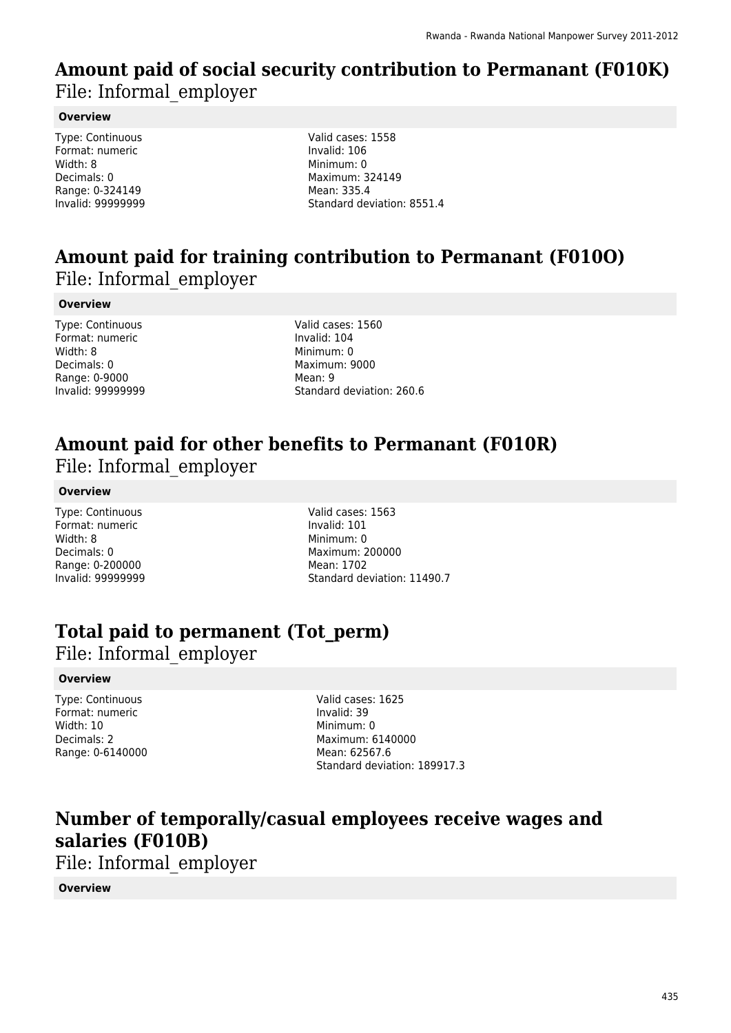## Amount paid of social security contribution to Permanant (F010K)

File: Informal_employer

**Overview**

Type: Continuous
Format: numeric
Width: 8
Decimals: 0
Range: 0-324149
Invalid: 99999999

Valid cases: 1558
Invalid: 106
Minimum: 0
Maximum: 324149
Mean: 335.4
Standard deviation: 8551.4

## Amount paid for training contribution to Permanant (F010O)

File: Informal_employer

**Overview**

Type: Continuous
Format: numeric
Width: 8
Decimals: 0
Range: 0-9000
Invalid: 99999999

Valid cases: 1560
Invalid: 104
Minimum: 0
Maximum: 9000
Mean: 9
Standard deviation: 260.6

## Amount paid for other benefits to Permanant (F010R)

File: Informal_employer

**Overview**

Type: Continuous
Format: numeric
Width: 8
Decimals: 0
Range: 0-200000
Invalid: 99999999

Valid cases: 1563
Invalid: 101
Minimum: 0
Maximum: 200000
Mean: 1702
Standard deviation: 11490.7

## Total paid to permanent (Tot_perm)

File: Informal_employer

**Overview**

Type: Continuous
Format: numeric
Width: 10
Decimals: 2
Range: 0-6140000

Valid cases: 1625
Invalid: 39
Minimum: 0
Maximum: 6140000
Mean: 62567.6
Standard deviation: 189917.3

## Number of temporally/casual employees receive wages and salaries (F010B)

File: Informal_employer

**Overview**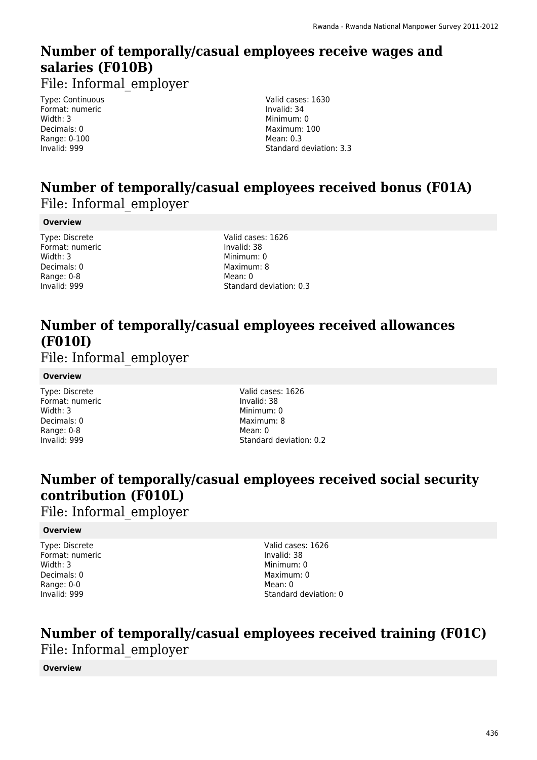## Number of temporally/casual employees receive wages and salaries (F010B)

File: Informal_employer

Type: Continuous
Format: numeric
Width: 3
Decimals: 0
Range: 0-100
Invalid: 999

Valid cases: 1630
Invalid: 34
Minimum: 0
Maximum: 100
Mean: 0.3
Standard deviation: 3.3

## Number of temporally/casual employees received bonus (F01A)

File: Informal_employer

**Overview**

Type: Discrete
Format: numeric
Width: 3
Decimals: 0
Range: 0-8
Invalid: 999

Valid cases: 1626
Invalid: 38
Minimum: 0
Maximum: 8
Mean: 0
Standard deviation: 0.3

## Number of temporally/casual employees received allowances (F010I)

File: Informal_employer

**Overview**

Type: Discrete
Format: numeric
Width: 3
Decimals: 0
Range: 0-8
Invalid: 999

Valid cases: 1626
Invalid: 38
Minimum: 0
Maximum: 8
Mean: 0
Standard deviation: 0.2

## Number of temporally/casual employees received social security contribution (F010L)

File: Informal_employer

**Overview**

Type: Discrete
Format: numeric
Width: 3
Decimals: 0
Range: 0-0
Invalid: 999

Valid cases: 1626
Invalid: 38
Minimum: 0
Maximum: 0
Mean: 0
Standard deviation: 0

## Number of temporally/casual employees received training (F01C)

File: Informal_employer

**Overview**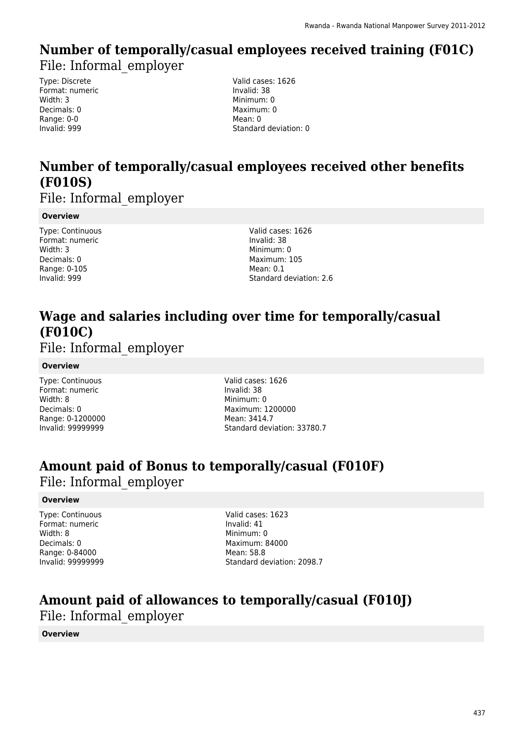# Number of temporally/casual employees received training (F01C)

File: Informal_employer

Type: Discrete
Format: numeric
Width: 3
Decimals: 0
Range: 0-0
Invalid: 999

Valid cases: 1626
Invalid: 38
Minimum: 0
Maximum: 0
Mean: 0
Standard deviation: 0

# Number of temporally/casual employees received other benefits (F010S)

File: Informal_employer

**Overview**

Type: Continuous
Format: numeric
Width: 3
Decimals: 0
Range: 0-105
Invalid: 999

Valid cases: 1626
Invalid: 38
Minimum: 0
Maximum: 105
Mean: 0.1
Standard deviation: 2.6

# Wage and salaries including over time for temporally/casual (F010C)

File: Informal_employer

**Overview**

Type: Continuous
Format: numeric
Width: 8
Decimals: 0
Range: 0-1200000
Invalid: 99999999

Valid cases: 1626
Invalid: 38
Minimum: 0
Maximum: 1200000
Mean: 3414.7
Standard deviation: 33780.7

# Amount paid of Bonus to temporally/casual (F010F)

File: Informal_employer

**Overview**

Type: Continuous
Format: numeric
Width: 8
Decimals: 0
Range: 0-84000
Invalid: 99999999

Valid cases: 1623
Invalid: 41
Minimum: 0
Maximum: 84000
Mean: 58.8
Standard deviation: 2098.7

# Amount paid of allowances to temporally/casual (F010J)

File: Informal_employer

**Overview**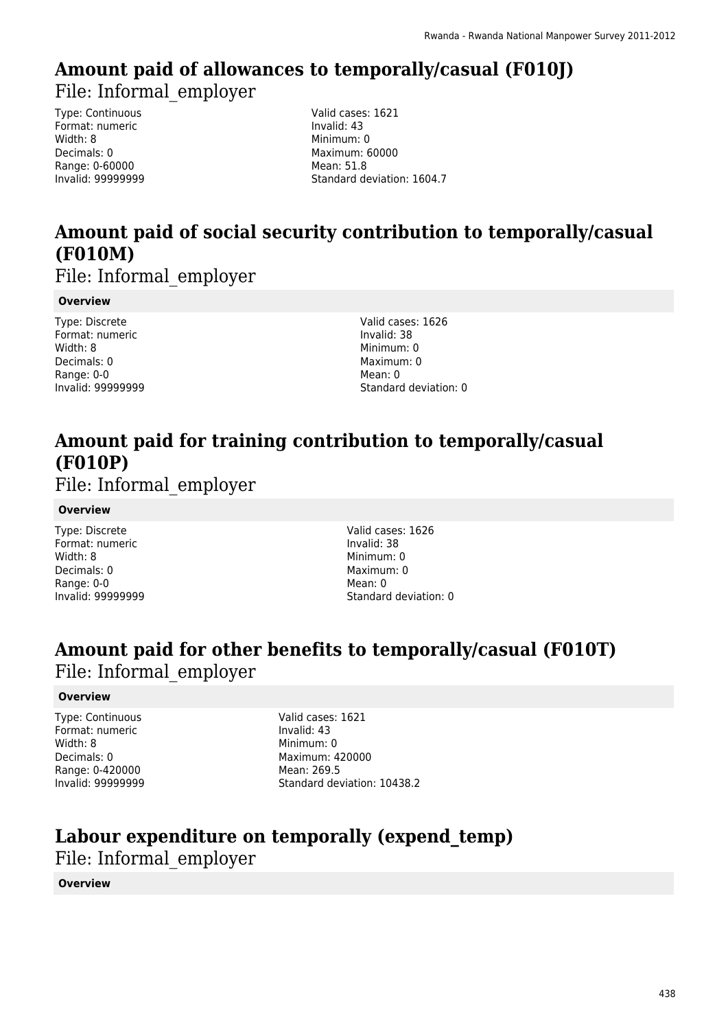# Amount paid of allowances to temporally/casual (F010J)

File: Informal_employer

Type: Continuous
Format: numeric
Width: 8
Decimals: 0
Range: 0-60000
Invalid: 99999999

Valid cases: 1621
Invalid: 43
Minimum: 0
Maximum: 60000
Mean: 51.8
Standard deviation: 1604.7

# Amount paid of social security contribution to temporally/casual (F010M)

File: Informal_employer

**Overview**

Type: Discrete
Format: numeric
Width: 8
Decimals: 0
Range: 0-0
Invalid: 99999999

Valid cases: 1626
Invalid: 38
Minimum: 0
Maximum: 0
Mean: 0
Standard deviation: 0

# Amount paid for training contribution to temporally/casual (F010P)

File: Informal_employer

**Overview**

Type: Discrete
Format: numeric
Width: 8
Decimals: 0
Range: 0-0
Invalid: 99999999

Valid cases: 1626
Invalid: 38
Minimum: 0
Maximum: 0
Mean: 0
Standard deviation: 0

# Amount paid for other benefits to temporally/casual (F010T)

File: Informal_employer

**Overview**

Type: Continuous
Format: numeric
Width: 8
Decimals: 0
Range: 0-420000
Invalid: 99999999

Valid cases: 1621
Invalid: 43
Minimum: 0
Maximum: 420000
Mean: 269.5
Standard deviation: 10438.2

# Labour expenditure on temporally (expend_temp)

File: Informal_employer

**Overview**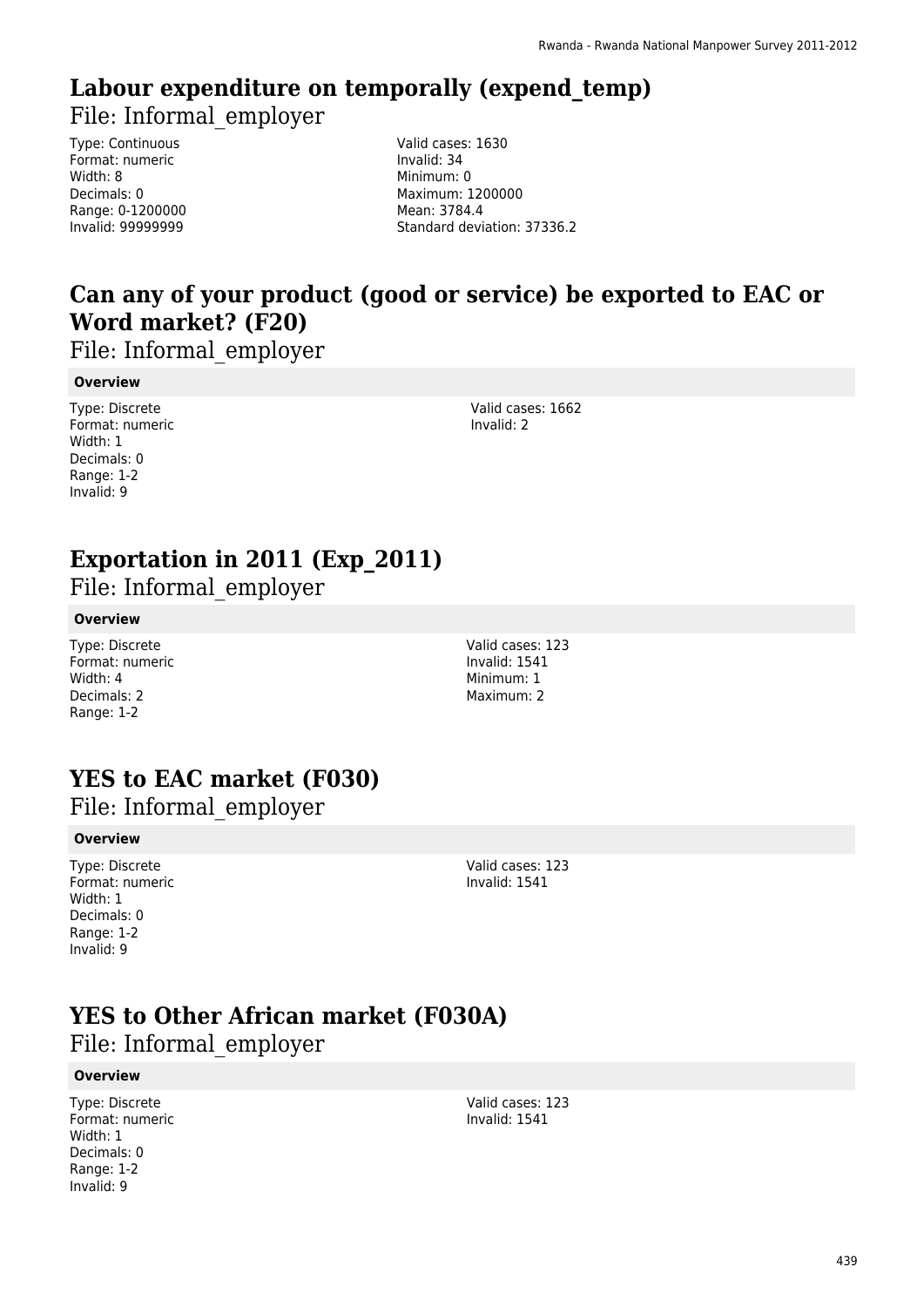## Labour expenditure on temporally (expend_temp)

File: Informal_employer

Type: Continuous
Format: numeric
Width: 8
Decimals: 0
Range: 0-1200000
Invalid: 99999999

Valid cases: 1630
Invalid: 34
Minimum: 0
Maximum: 1200000
Mean: 3784.4
Standard deviation: 37336.2

## Can any of your product (good or service) be exported to EAC or Word market? (F20)

File: Informal_employer

**Overview**

Type: Discrete
Format: numeric
Width: 1
Decimals: 0
Range: 1-2
Invalid: 9

Valid cases: 1662
Invalid: 2

## Exportation in 2011 (Exp_2011)

File: Informal_employer

**Overview**

Type: Discrete
Format: numeric
Width: 4
Decimals: 2
Range: 1-2

Valid cases: 123
Invalid: 1541
Minimum: 1
Maximum: 2

## YES to EAC market (F030)

File: Informal_employer

**Overview**

Type: Discrete
Format: numeric
Width: 1
Decimals: 0
Range: 1-2
Invalid: 9

Valid cases: 123
Invalid: 1541

## YES to Other African market (F030A)

File: Informal_employer

**Overview**

Type: Discrete
Format: numeric
Width: 1
Decimals: 0
Range: 1-2
Invalid: 9

Valid cases: 123
Invalid: 1541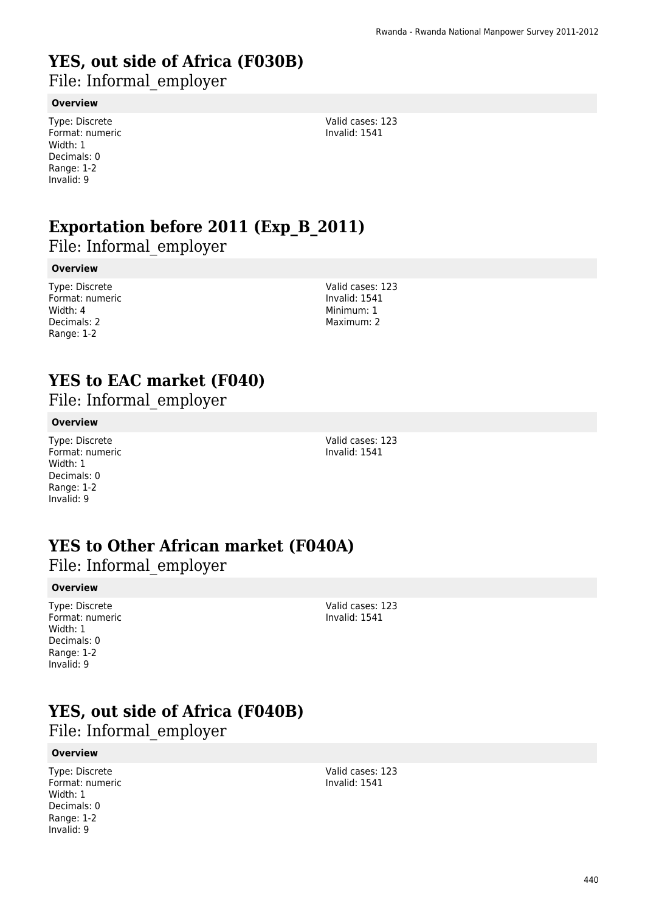# YES, out side of Africa (F030B)

File: Informal_employer

**Overview**

Type: Discrete
Format: numeric
Width: 1
Decimals: 0
Range: 1-2
Invalid: 9

Valid cases: 123
Invalid: 1541

# Exportation before 2011 (Exp_B_2011)

File: Informal_employer

**Overview**

Type: Discrete
Format: numeric
Width: 4
Decimals: 2
Range: 1-2

Valid cases: 123
Invalid: 1541
Minimum: 1
Maximum: 2

# YES to EAC market (F040)

File: Informal_employer

**Overview**

Type: Discrete
Format: numeric
Width: 1
Decimals: 0
Range: 1-2
Invalid: 9

Valid cases: 123
Invalid: 1541

# YES to Other African market (F040A)

File: Informal_employer

**Overview**

Type: Discrete
Format: numeric
Width: 1
Decimals: 0
Range: 1-2
Invalid: 9

Valid cases: 123
Invalid: 1541

# YES, out side of Africa (F040B)

File: Informal_employer

**Overview**

Type: Discrete
Format: numeric
Width: 1
Decimals: 0
Range: 1-2
Invalid: 9

Valid cases: 123
Invalid: 1541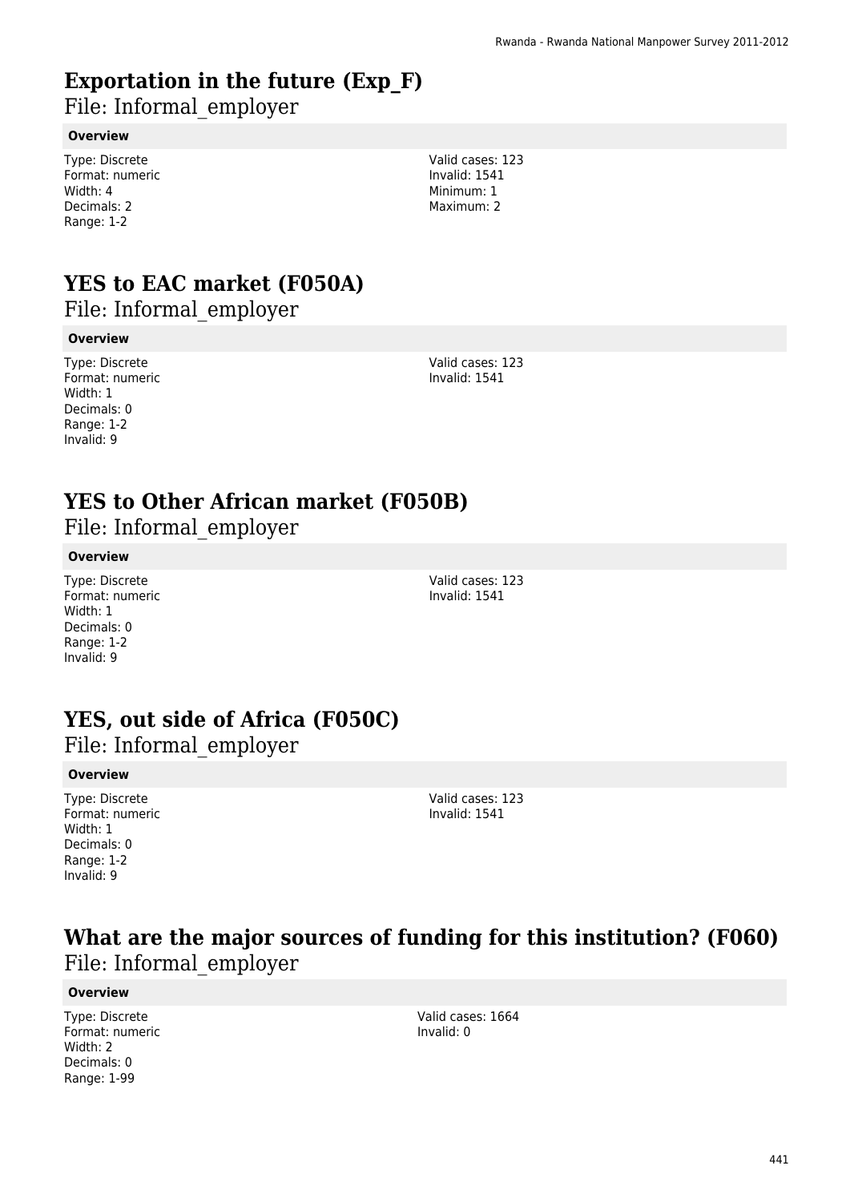# Exportation in the future (Exp_F)

File: Informal_employer

**Overview**

Type: Discrete
Format: numeric
Width: 4
Decimals: 2
Range: 1-2

Valid cases: 123
Invalid: 1541
Minimum: 1
Maximum: 2

# YES to EAC market (F050A)

File: Informal_employer

**Overview**

Type: Discrete
Format: numeric
Width: 1
Decimals: 0
Range: 1-2
Invalid: 9

Valid cases: 123
Invalid: 1541

# YES to Other African market (F050B)

File: Informal_employer

**Overview**

Type: Discrete
Format: numeric
Width: 1
Decimals: 0
Range: 1-2
Invalid: 9

Valid cases: 123
Invalid: 1541

# YES, out side of Africa (F050C)

File: Informal_employer

**Overview**

Type: Discrete
Format: numeric
Width: 1
Decimals: 0
Range: 1-2
Invalid: 9

Valid cases: 123
Invalid: 1541

# What are the major sources of funding for this institution? (F060)

File: Informal_employer

**Overview**

Type: Discrete
Format: numeric
Width: 2
Decimals: 0
Range: 1-99

Valid cases: 1664
Invalid: 0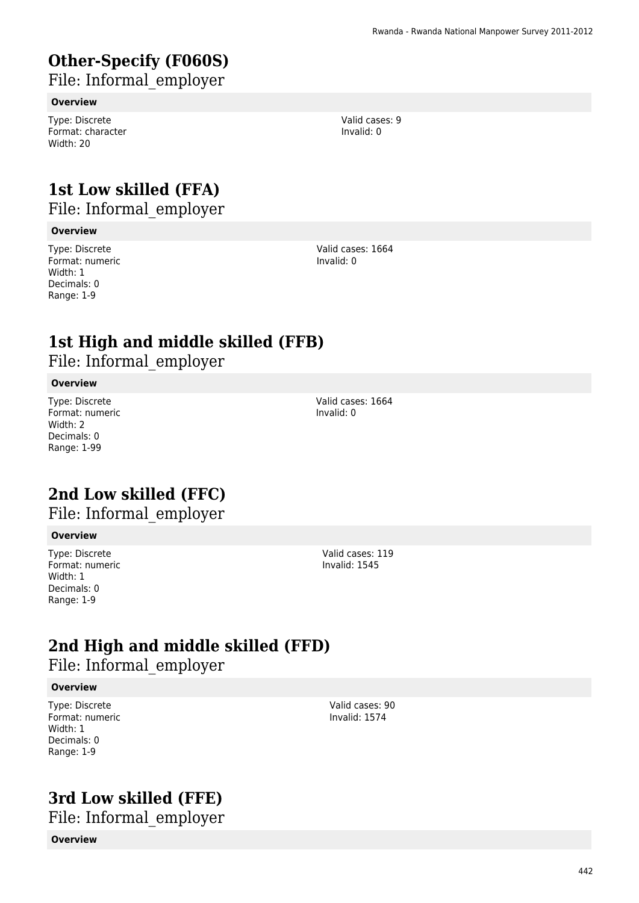## Other-Specify (F060S)

File: Informal_employer

**Overview**

Type: Discrete
Format: character
Width: 20

Valid cases: 9
Invalid: 0

## 1st Low skilled (FFA)

File: Informal_employer

**Overview**

Type: Discrete
Format: numeric
Width: 1
Decimals: 0
Range: 1-9

Valid cases: 1664
Invalid: 0

## 1st High and middle skilled (FFB)

File: Informal_employer

**Overview**

Type: Discrete
Format: numeric
Width: 2
Decimals: 0
Range: 1-99

Valid cases: 1664
Invalid: 0

## 2nd Low skilled (FFC)

File: Informal_employer

**Overview**

Type: Discrete
Format: numeric
Width: 1
Decimals: 0
Range: 1-9

Valid cases: 119
Invalid: 1545

## 2nd High and middle skilled (FFD)

File: Informal_employer

**Overview**

Type: Discrete
Format: numeric
Width: 1
Decimals: 0
Range: 1-9

Valid cases: 90
Invalid: 1574

## 3rd Low skilled (FFE)

File: Informal_employer

**Overview**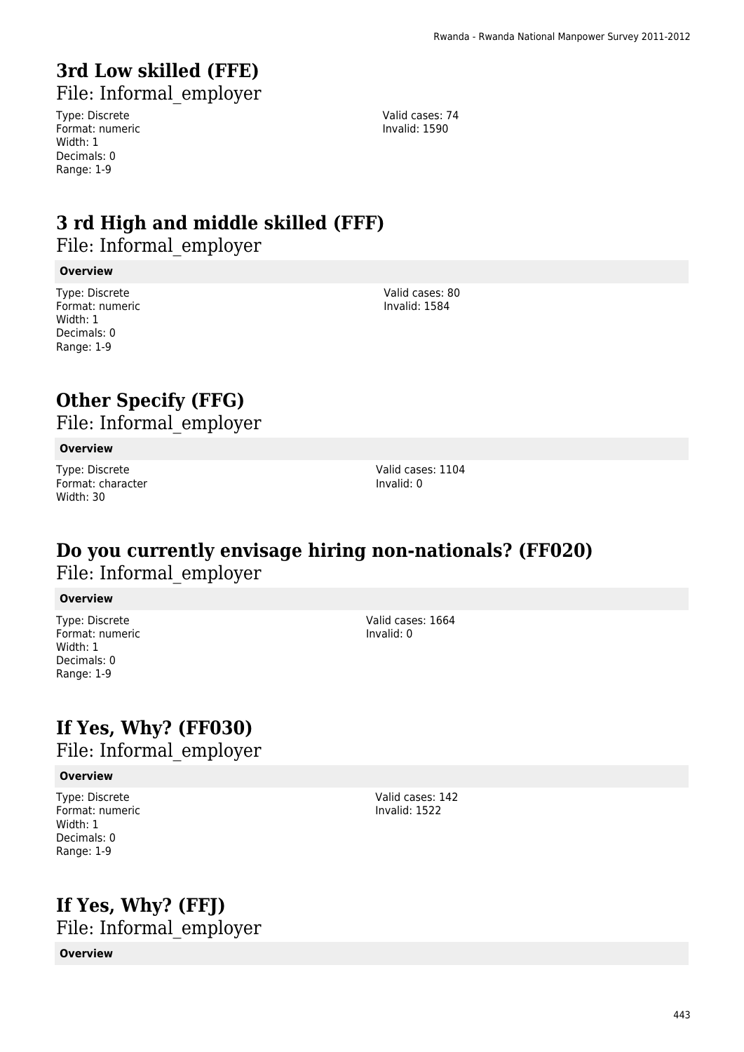# 3rd Low skilled (FFE)

File: Informal_employer

Type: Discrete
Format: numeric
Width: 1
Decimals: 0
Range: 1-9

Valid cases: 74
Invalid: 1590

# 3 rd High and middle skilled (FFF)

File: Informal_employer

**Overview**

Type: Discrete
Format: numeric
Width: 1
Decimals: 0
Range: 1-9

Valid cases: 80
Invalid: 1584

# Other Specify (FFG)

File: Informal_employer

**Overview**

Type: Discrete
Format: character
Width: 30

Valid cases: 1104
Invalid: 0

# Do you currently envisage hiring non-nationals? (FF020)

File: Informal_employer

**Overview**

Type: Discrete
Format: numeric
Width: 1
Decimals: 0
Range: 1-9

Valid cases: 1664
Invalid: 0

# If Yes, Why? (FF030)

File: Informal_employer

**Overview**

Type: Discrete
Format: numeric
Width: 1
Decimals: 0
Range: 1-9

Valid cases: 142
Invalid: 1522

# If Yes, Why? (FFJ)

File: Informal_employer

**Overview**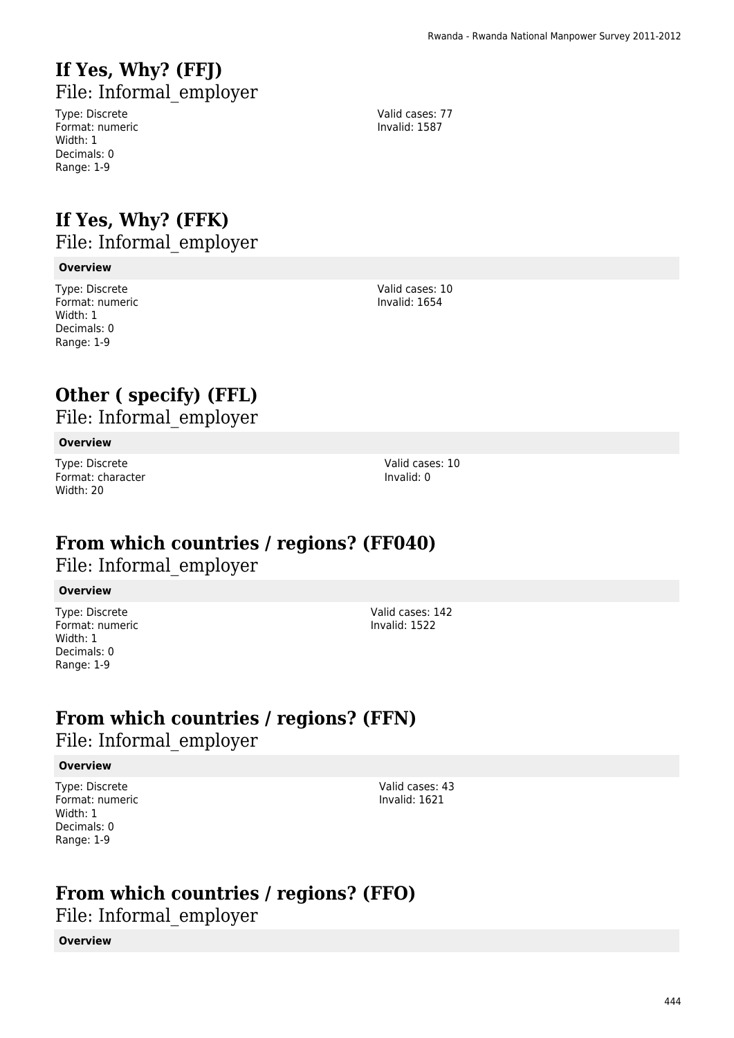# If Yes, Why? (FFJ)

File: Informal_employer

Type: Discrete
Format: numeric
Width: 1
Decimals: 0
Range: 1-9

Valid cases: 77
Invalid: 1587

# If Yes, Why? (FFK)

File: Informal_employer

**Overview**

Type: Discrete
Format: numeric
Width: 1
Decimals: 0
Range: 1-9

Valid cases: 10
Invalid: 1654

# Other ( specify) (FFL)

File: Informal_employer

**Overview**

Type: Discrete
Format: character
Width: 20

Valid cases: 10
Invalid: 0

# From which countries / regions? (FF040)

File: Informal_employer

**Overview**

Type: Discrete
Format: numeric
Width: 1
Decimals: 0
Range: 1-9

Valid cases: 142
Invalid: 1522

# From which countries / regions? (FFN)

File: Informal_employer

**Overview**

Type: Discrete
Format: numeric
Width: 1
Decimals: 0
Range: 1-9

Valid cases: 43
Invalid: 1621

# From which countries / regions? (FFO)

File: Informal_employer

**Overview**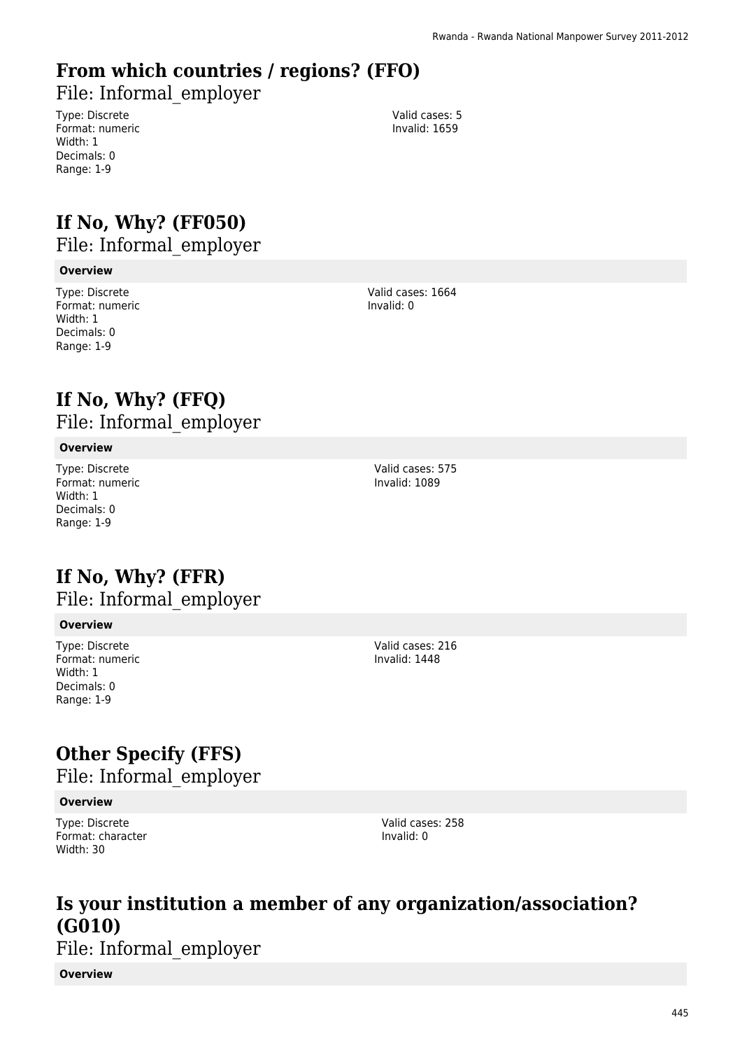## From which countries / regions? (FFO)

File: Informal_employer

Type: Discrete
Format: numeric
Width: 1
Decimals: 0
Range: 1-9

Valid cases: 5
Invalid: 1659

## If No, Why? (FF050)

File: Informal_employer

**Overview**

Type: Discrete
Format: numeric
Width: 1
Decimals: 0
Range: 1-9

Valid cases: 1664
Invalid: 0

## If No, Why? (FFQ)

File: Informal_employer

**Overview**

Type: Discrete
Format: numeric
Width: 1
Decimals: 0
Range: 1-9

Valid cases: 575
Invalid: 1089

## If No, Why? (FFR)

File: Informal_employer

**Overview**

Type: Discrete
Format: numeric
Width: 1
Decimals: 0
Range: 1-9

Valid cases: 216
Invalid: 1448

## Other Specify (FFS)

File: Informal_employer

**Overview**

Type: Discrete
Format: character
Width: 30

Valid cases: 258
Invalid: 0

## Is your institution a member of any organization/association? (G010)

File: Informal_employer

**Overview**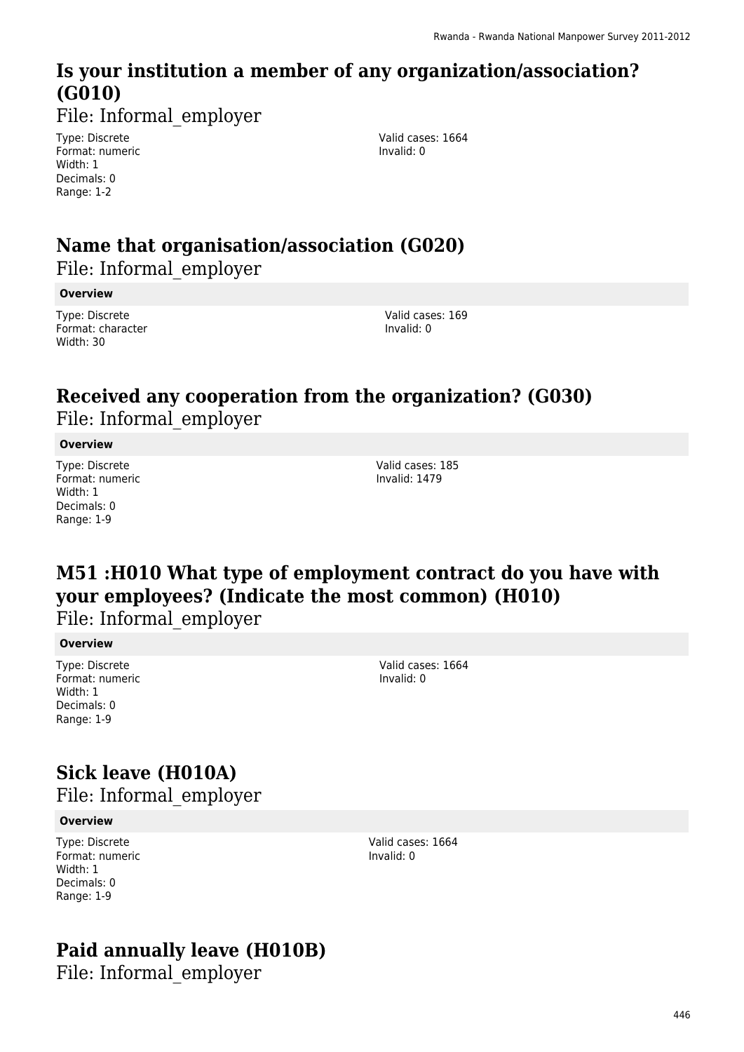## Is your institution a member of any organization/association? (G010)

File: Informal_employer

Type: Discrete
Format: numeric
Width: 1
Decimals: 0
Range: 1-2

Valid cases: 1664
Invalid: 0

## Name that organisation/association (G020)

File: Informal_employer

**Overview**

Type: Discrete
Format: character
Width: 30

Valid cases: 169
Invalid: 0

## Received any cooperation from the organization? (G030)

File: Informal_employer

**Overview**

Type: Discrete
Format: numeric
Width: 1
Decimals: 0
Range: 1-9

Valid cases: 185
Invalid: 1479

## M51 :H010 What type of employment contract do you have with your employees? (Indicate the most common) (H010)

File: Informal_employer

**Overview**

Type: Discrete
Format: numeric
Width: 1
Decimals: 0
Range: 1-9

Valid cases: 1664
Invalid: 0

## Sick leave (H010A)

File: Informal_employer

**Overview**

Type: Discrete
Format: numeric
Width: 1
Decimals: 0
Range: 1-9

Valid cases: 1664
Invalid: 0

## Paid annually leave (H010B)

File: Informal_employer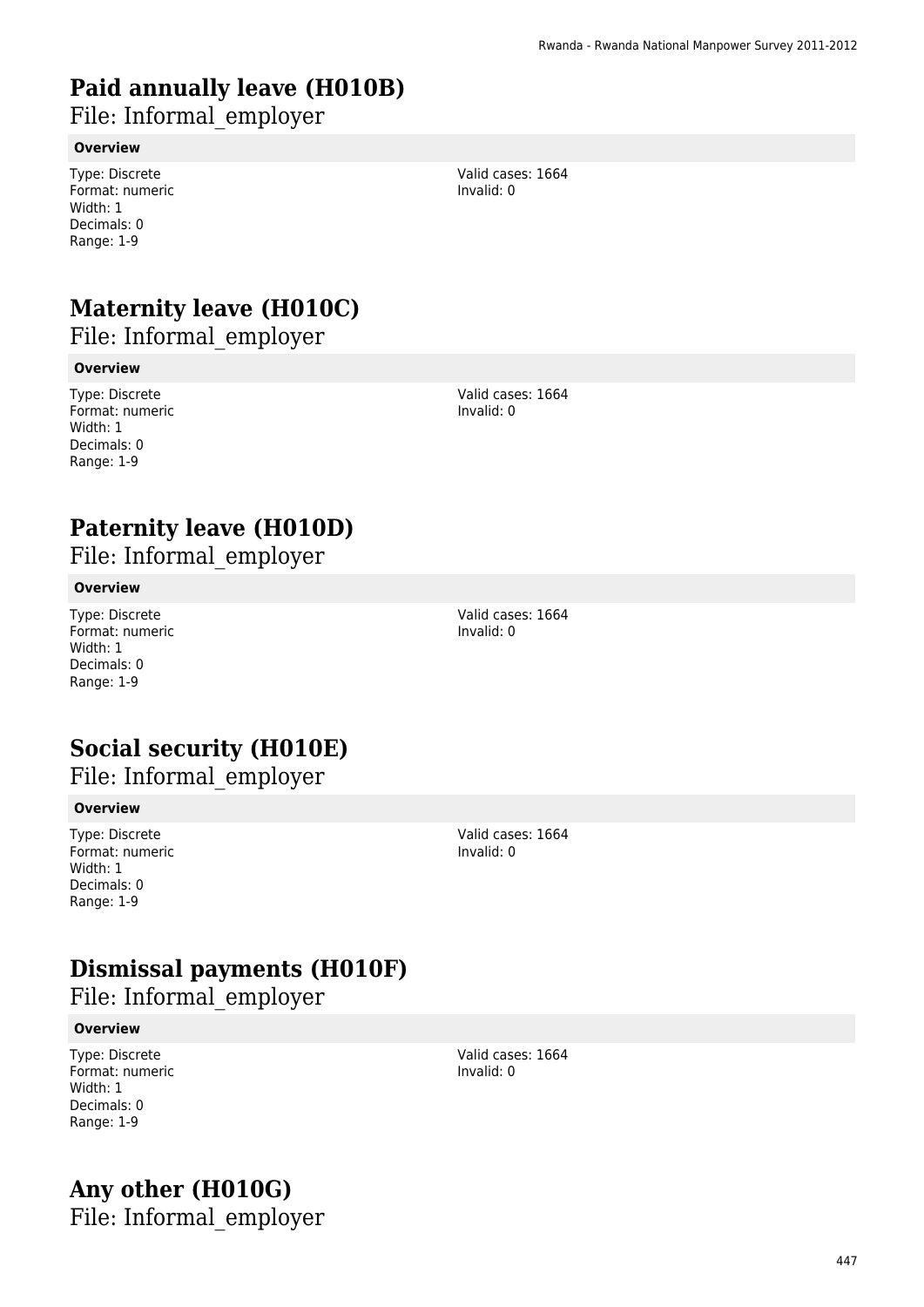# Paid annually leave (H010B)

File: Informal_employer

**Overview**

Type: Discrete
Format: numeric
Width: 1
Decimals: 0
Range: 1-9

Valid cases: 1664
Invalid: 0

# Maternity leave (H010C)

File: Informal_employer

**Overview**

Type: Discrete
Format: numeric
Width: 1
Decimals: 0
Range: 1-9

Valid cases: 1664
Invalid: 0

# Paternity leave (H010D)

File: Informal_employer

**Overview**

Type: Discrete
Format: numeric
Width: 1
Decimals: 0
Range: 1-9

Valid cases: 1664
Invalid: 0

# Social security (H010E)

File: Informal_employer

**Overview**

Type: Discrete
Format: numeric
Width: 1
Decimals: 0
Range: 1-9

Valid cases: 1664
Invalid: 0

# Dismissal payments (H010F)

File: Informal_employer

**Overview**

Type: Discrete
Format: numeric
Width: 1
Decimals: 0
Range: 1-9

Valid cases: 1664
Invalid: 0

# Any other (H010G)

File: Informal_employer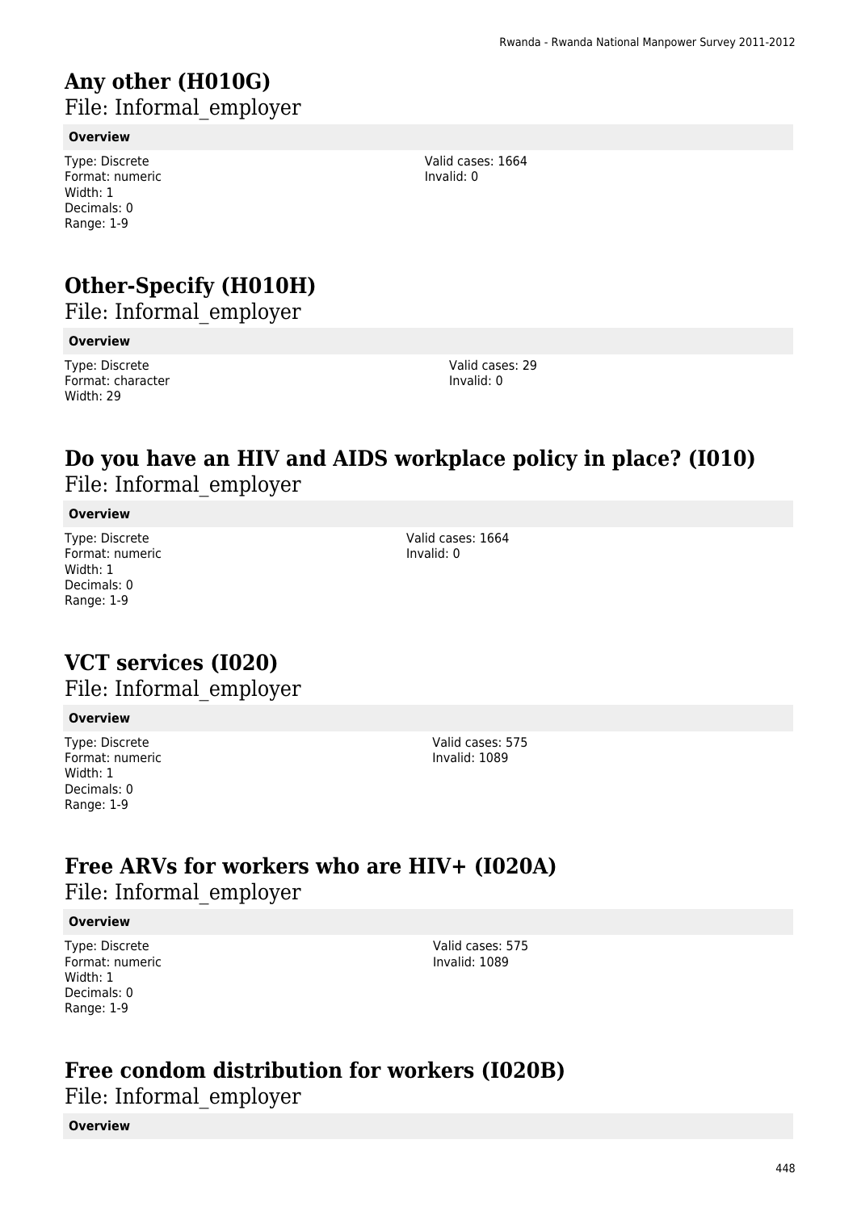# Any other (H010G)

File: Informal_employer

**Overview**

Type: Discrete
Format: numeric
Width: 1
Decimals: 0
Range: 1-9

Valid cases: 1664
Invalid: 0

# Other-Specify (H010H)

File: Informal_employer

**Overview**

Type: Discrete
Format: character
Width: 29

Valid cases: 29
Invalid: 0

# Do you have an HIV and AIDS workplace policy in place? (I010)

File: Informal_employer

**Overview**

Type: Discrete
Format: numeric
Width: 1
Decimals: 0
Range: 1-9

Valid cases: 1664
Invalid: 0

# VCT services (I020)

File: Informal_employer

**Overview**

Type: Discrete
Format: numeric
Width: 1
Decimals: 0
Range: 1-9

Valid cases: 575
Invalid: 1089

# Free ARVs for workers who are HIV+ (I020A)

File: Informal_employer

**Overview**

Type: Discrete
Format: numeric
Width: 1
Decimals: 0
Range: 1-9

Valid cases: 575
Invalid: 1089

# Free condom distribution for workers (I020B)

File: Informal_employer

**Overview**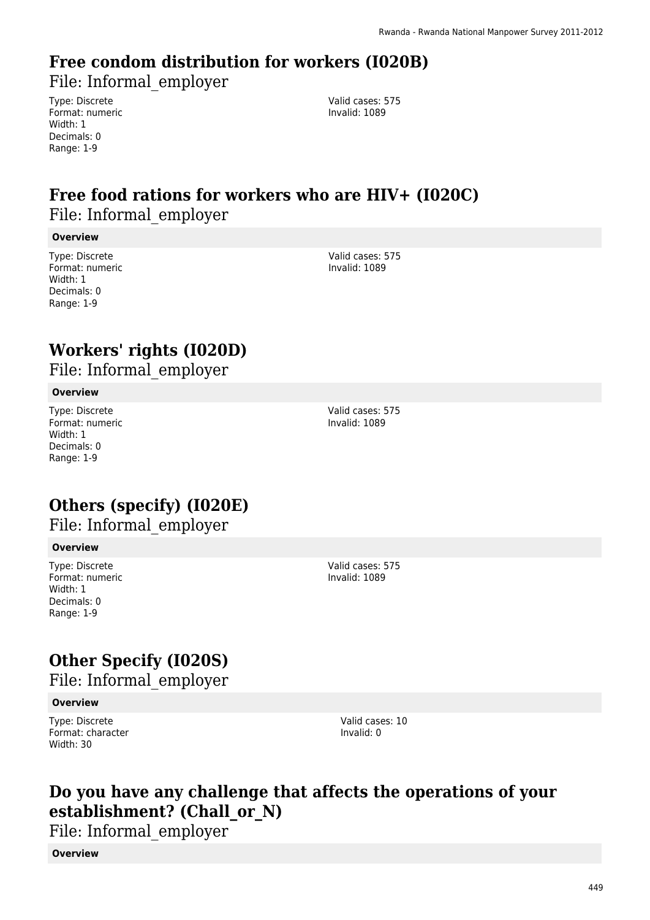## Free condom distribution for workers (I020B)

File: Informal_employer

Type: Discrete
Format: numeric
Width: 1
Decimals: 0
Range: 1-9

Valid cases: 575
Invalid: 1089

## Free food rations for workers who are HIV+ (I020C)

File: Informal_employer

**Overview**

Type: Discrete
Format: numeric
Width: 1
Decimals: 0
Range: 1-9

Valid cases: 575
Invalid: 1089

## Workers' rights (I020D)

File: Informal_employer

**Overview**

Type: Discrete
Format: numeric
Width: 1
Decimals: 0
Range: 1-9

Valid cases: 575
Invalid: 1089

## Others (specify) (I020E)

File: Informal_employer

**Overview**

Type: Discrete
Format: numeric
Width: 1
Decimals: 0
Range: 1-9

Valid cases: 575
Invalid: 1089

## Other Specify (I020S)

File: Informal_employer

**Overview**

Type: Discrete
Format: character
Width: 30

Valid cases: 10
Invalid: 0

## Do you have any challenge that affects the operations of your establishment? (Chall_or_N)

File: Informal_employer

**Overview**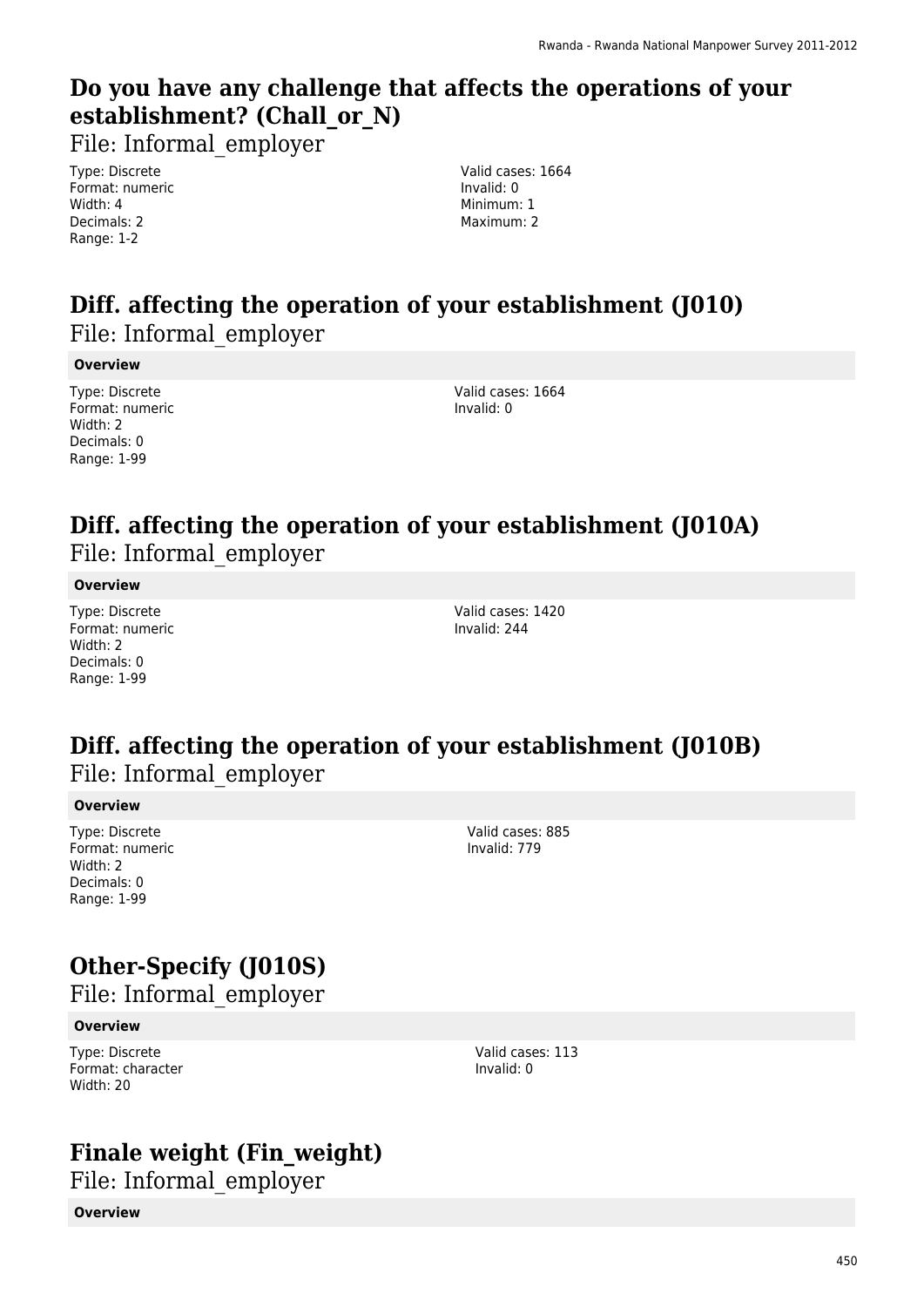## Do you have any challenge that affects the operations of your establishment? (Chall_or_N)

File: Informal_employer

Type: Discrete
Format: numeric
Width: 4
Decimals: 2
Range: 1-2

Valid cases: 1664
Invalid: 0
Minimum: 1
Maximum: 2

## Diff. affecting the operation of your establishment (J010)

File: Informal_employer

**Overview**

Type: Discrete
Format: numeric
Width: 2
Decimals: 0
Range: 1-99

Valid cases: 1664
Invalid: 0

## Diff. affecting the operation of your establishment (J010A)

File: Informal_employer

**Overview**

Type: Discrete
Format: numeric
Width: 2
Decimals: 0
Range: 1-99

Valid cases: 1420
Invalid: 244

## Diff. affecting the operation of your establishment (J010B)

File: Informal_employer

**Overview**

Type: Discrete
Format: numeric
Width: 2
Decimals: 0
Range: 1-99

Valid cases: 885
Invalid: 779

## Other-Specify (J010S)

File: Informal_employer

**Overview**

Type: Discrete
Format: character
Width: 20

Valid cases: 113
Invalid: 0

## Finale weight (Fin_weight)

File: Informal_employer

**Overview**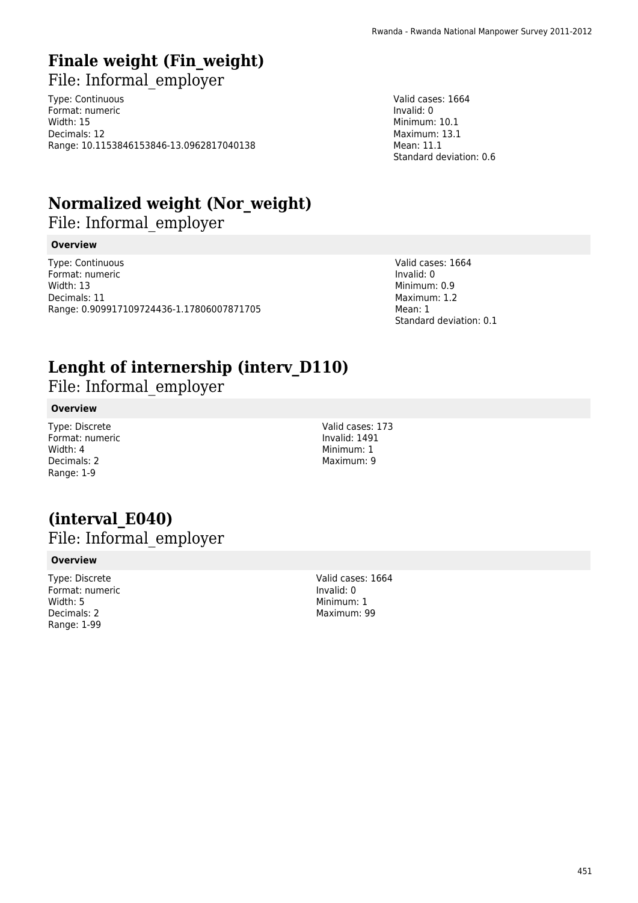# Finale weight (Fin_weight)

File: Informal_employer

Type: Continuous
Format: numeric
Width: 15
Decimals: 12
Range: 10.1153846153846-13.0962817040138

Valid cases: 1664
Invalid: 0
Minimum: 10.1
Maximum: 13.1
Mean: 11.1
Standard deviation: 0.6

# Normalized weight (Nor_weight)

File: Informal_employer

**Overview**

Type: Continuous
Format: numeric
Width: 13
Decimals: 11
Range: 0.909917109724436-1.17806007871705

Valid cases: 1664
Invalid: 0
Minimum: 0.9
Maximum: 1.2
Mean: 1
Standard deviation: 0.1

# Lenght of internership (interv_D110)

File: Informal_employer

**Overview**

Type: Discrete
Format: numeric
Width: 4
Decimals: 2
Range: 1-9

Valid cases: 173
Invalid: 1491
Minimum: 1
Maximum: 9

# (interval_E040)

File: Informal_employer

**Overview**

Type: Discrete
Format: numeric
Width: 5
Decimals: 2
Range: 1-99

Valid cases: 1664
Invalid: 0
Minimum: 1
Maximum: 99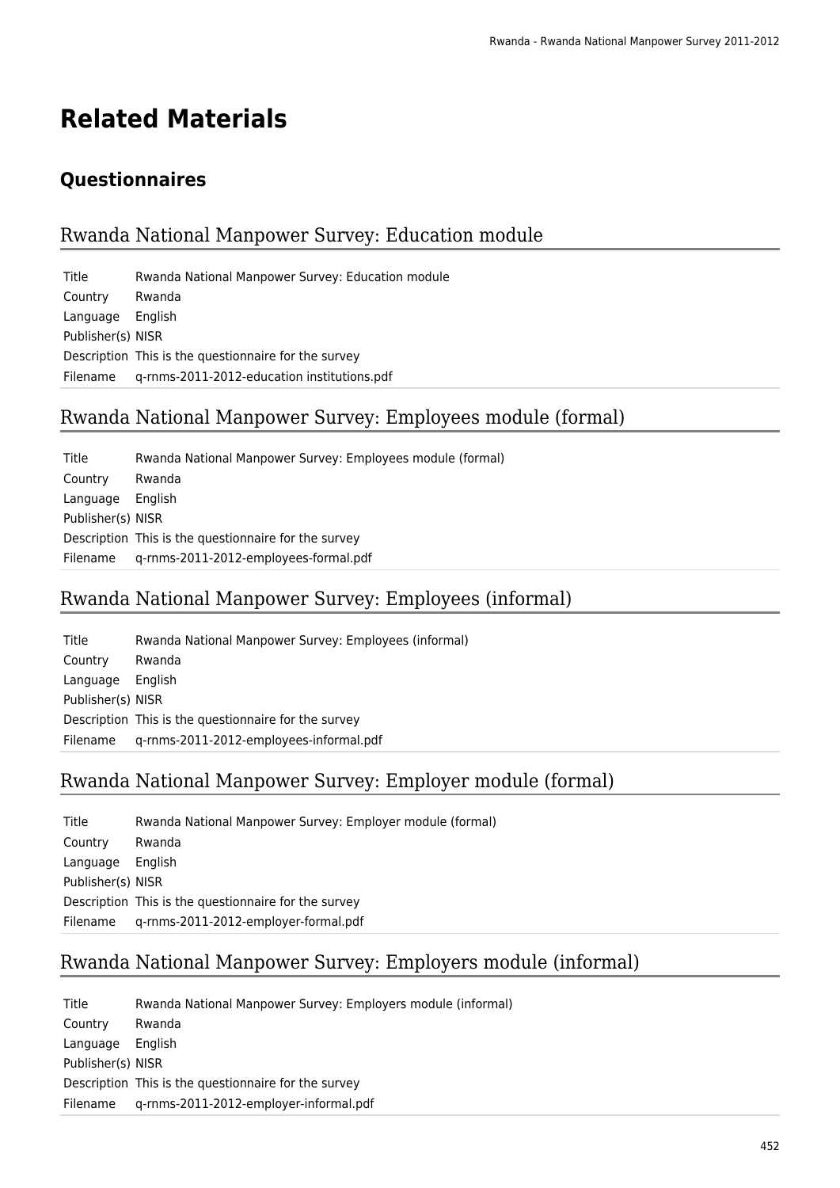# Related Materials

## Questionnaires

### Rwanda National Manpower Survey: Education module

| | |
|---|---|
| Title | Rwanda National Manpower Survey: Education module |
| Country | Rwanda |
| Language | English |
| Publisher(s) | NISR |
| Description | This is the questionnaire for the survey |
| Filename | q-rnms-2011-2012-education institutions.pdf |

### Rwanda National Manpower Survey: Employees module (formal)

| | |
|---|---|
| Title | Rwanda National Manpower Survey: Employees module (formal) |
| Country | Rwanda |
| Language | English |
| Publisher(s) | NISR |
| Description | This is the questionnaire for the survey |
| Filename | q-rnms-2011-2012-employees-formal.pdf |

### Rwanda National Manpower Survey: Employees (informal)

| | |
|---|---|
| Title | Rwanda National Manpower Survey: Employees (informal) |
| Country | Rwanda |
| Language | English |
| Publisher(s) | NISR |
| Description | This is the questionnaire for the survey |
| Filename | q-rnms-2011-2012-employees-informal.pdf |

### Rwanda National Manpower Survey: Employer module (formal)

| | |
|---|---|
| Title | Rwanda National Manpower Survey: Employer module (formal) |
| Country | Rwanda |
| Language | English |
| Publisher(s) | NISR |
| Description | This is the questionnaire for the survey |
| Filename | q-rnms-2011-2012-employer-formal.pdf |

### Rwanda National Manpower Survey: Employers module (informal)

| | |
|---|---|
| Title | Rwanda National Manpower Survey: Employers module (informal) |
| Country | Rwanda |
| Language | English |
| Publisher(s) | NISR |
| Description | This is the questionnaire for the survey |
| Filename | q-rnms-2011-2012-employer-informal.pdf |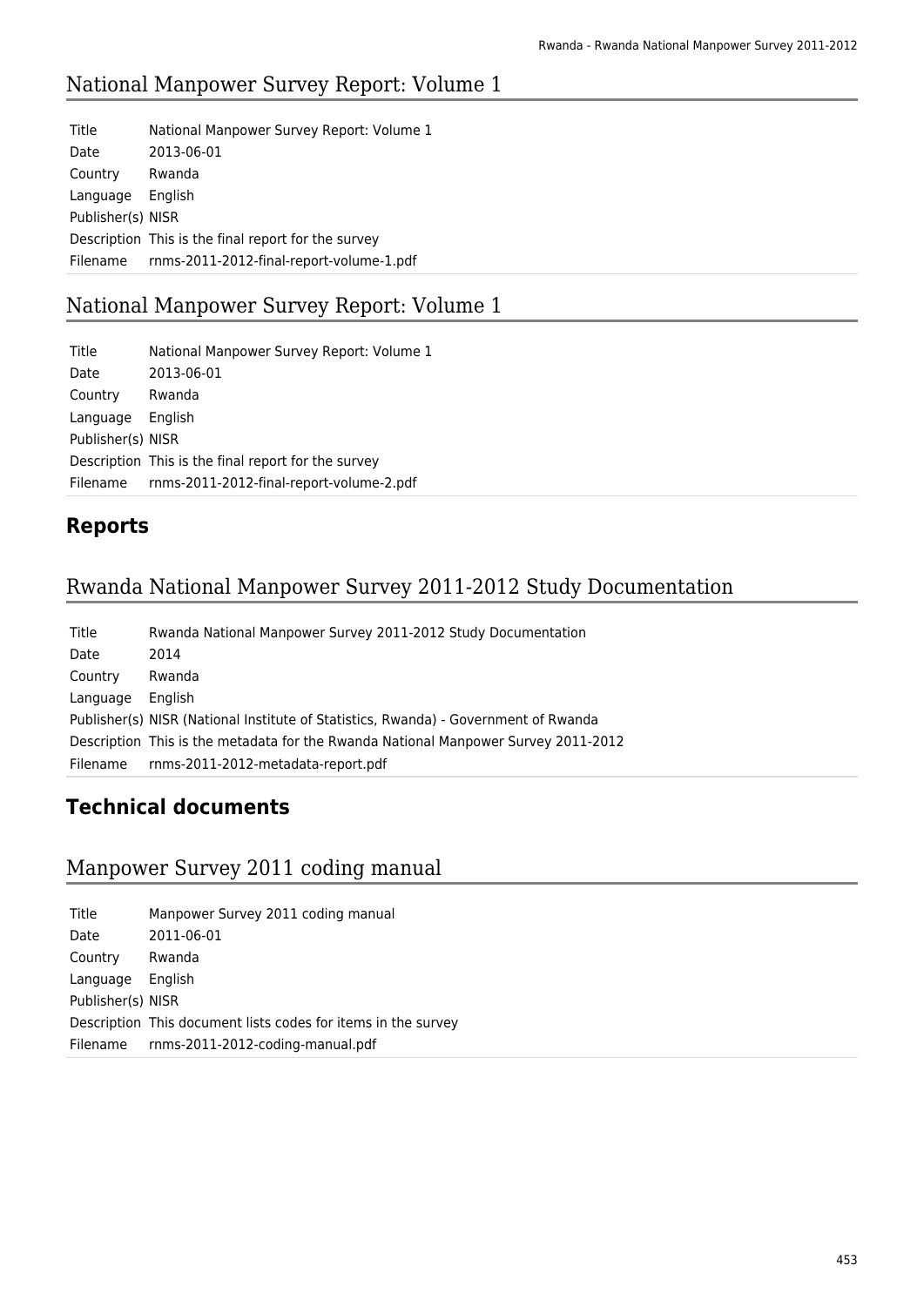## National Manpower Survey Report: Volume 1

| | |
|---|---|
| Title | National Manpower Survey Report: Volume 1 |
| Date | 2013-06-01 |
| Country | Rwanda |
| Language | English |
| Publisher(s) | NISR |
| Description | This is the final report for the survey |
| Filename | rnms-2011-2012-final-report-volume-1.pdf |

## National Manpower Survey Report: Volume 1

| | |
|---|---|
| Title | National Manpower Survey Report: Volume 1 |
| Date | 2013-06-01 |
| Country | Rwanda |
| Language | English |
| Publisher(s) | NISR |
| Description | This is the final report for the survey |
| Filename | rnms-2011-2012-final-report-volume-2.pdf |

# Reports

## Rwanda National Manpower Survey 2011-2012 Study Documentation

| | |
|---|---|
| Title | Rwanda National Manpower Survey 2011-2012 Study Documentation |
| Date | 2014 |
| Country | Rwanda |
| Language | English |
| Publisher(s) | NISR (National Institute of Statistics, Rwanda) - Government of Rwanda |
| Description | This is the metadata for the Rwanda National Manpower Survey 2011-2012 |
| Filename | rnms-2011-2012-metadata-report.pdf |

# Technical documents

## Manpower Survey 2011 coding manual

| | |
|---|---|
| Title | Manpower Survey 2011 coding manual |
| Date | 2011-06-01 |
| Country | Rwanda |
| Language | English |
| Publisher(s) | NISR |
| Description | This document lists codes for items in the survey |
| Filename | rnms-2011-2012-coding-manual.pdf |